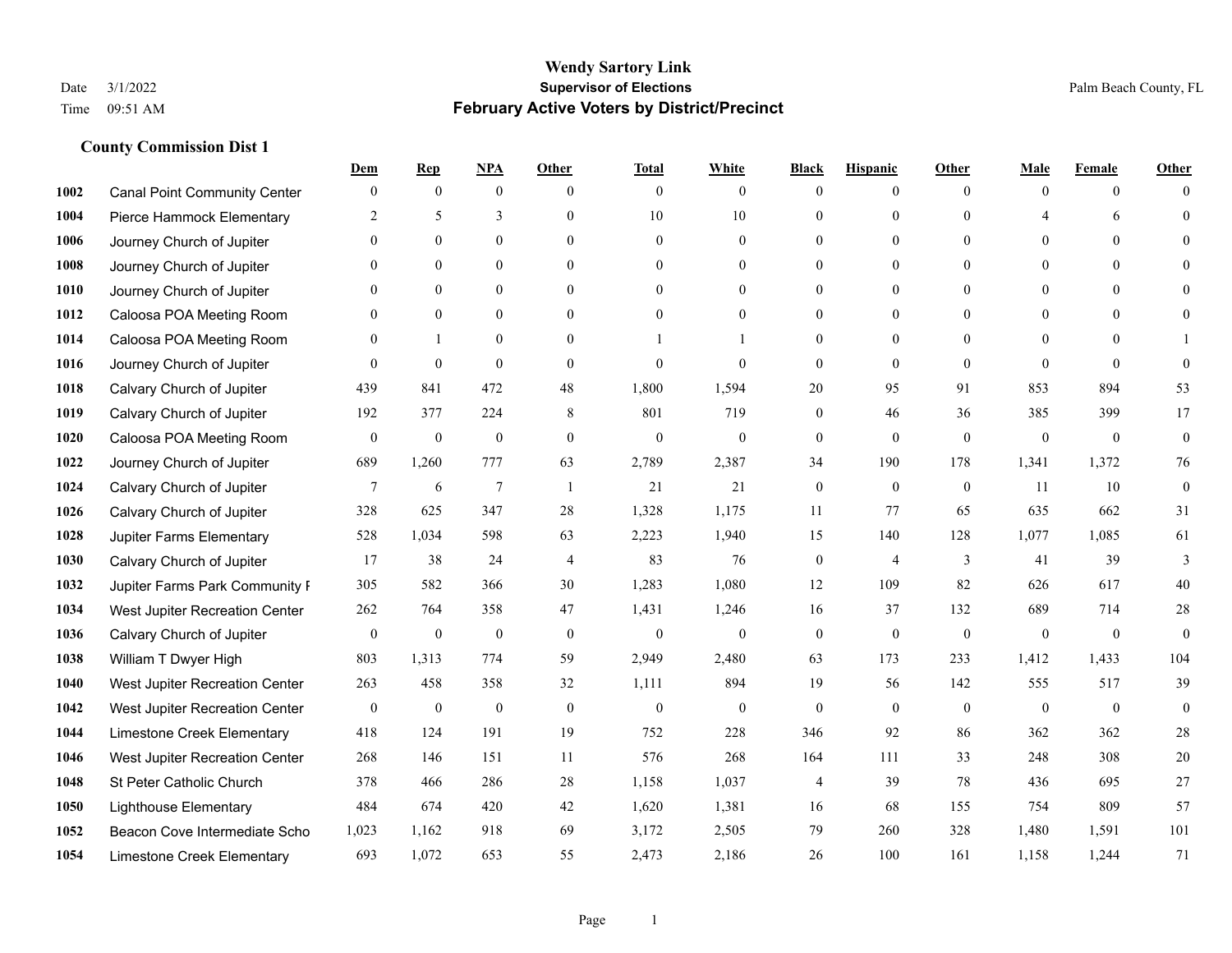# Wendy Sartory Link

Date 3/1/2022
Time 09:51 AM

**Supervisor of Elections**

**February Active Voters by District/Precinct**

Palm Beach County, FL

## County Commission Dist 1

| | | Dem | Rep | NPA | Other | Total | White | Black | Hispanic | Other | Male | Female | Other |
|---|---|---|---|---|---|---|---|---|---|---|---|---|---|
| 1002 | Canal Point Community Center | 0 | 0 | 0 | 0 | 0 | 0 | 0 | 0 | 0 | 0 | 0 | 0 |
| 1004 | Pierce Hammock Elementary | 2 | 5 | 3 | 0 | 10 | 10 | 0 | 0 | 0 | 4 | 6 | 0 |
| 1006 | Journey Church of Jupiter | 0 | 0 | 0 | 0 | 0 | 0 | 0 | 0 | 0 | 0 | 0 | 0 |
| 1008 | Journey Church of Jupiter | 0 | 0 | 0 | 0 | 0 | 0 | 0 | 0 | 0 | 0 | 0 | 0 |
| 1010 | Journey Church of Jupiter | 0 | 0 | 0 | 0 | 0 | 0 | 0 | 0 | 0 | 0 | 0 | 0 |
| 1012 | Caloosa POA Meeting Room | 0 | 0 | 0 | 0 | 0 | 0 | 0 | 0 | 0 | 0 | 0 | 0 |
| 1014 | Caloosa POA Meeting Room | 0 | 1 | 0 | 0 | 1 | 1 | 0 | 0 | 0 | 0 | 0 | 1 |
| 1016 | Journey Church of Jupiter | 0 | 0 | 0 | 0 | 0 | 0 | 0 | 0 | 0 | 0 | 0 | 0 |
| 1018 | Calvary Church of Jupiter | 439 | 841 | 472 | 48 | 1,800 | 1,594 | 20 | 95 | 91 | 853 | 894 | 53 |
| 1019 | Calvary Church of Jupiter | 192 | 377 | 224 | 8 | 801 | 719 | 0 | 46 | 36 | 385 | 399 | 17 |
| 1020 | Caloosa POA Meeting Room | 0 | 0 | 0 | 0 | 0 | 0 | 0 | 0 | 0 | 0 | 0 | 0 |
| 1022 | Journey Church of Jupiter | 689 | 1,260 | 777 | 63 | 2,789 | 2,387 | 34 | 190 | 178 | 1,341 | 1,372 | 76 |
| 1024 | Calvary Church of Jupiter | 7 | 6 | 7 | 1 | 21 | 21 | 0 | 0 | 0 | 11 | 10 | 0 |
| 1026 | Calvary Church of Jupiter | 328 | 625 | 347 | 28 | 1,328 | 1,175 | 11 | 77 | 65 | 635 | 662 | 31 |
| 1028 | Jupiter Farms Elementary | 528 | 1,034 | 598 | 63 | 2,223 | 1,940 | 15 | 140 | 128 | 1,077 | 1,085 | 61 |
| 1030 | Calvary Church of Jupiter | 17 | 38 | 24 | 4 | 83 | 76 | 0 | 4 | 3 | 41 | 39 | 3 |
| 1032 | Jupiter Farms Park Community F | 305 | 582 | 366 | 30 | 1,283 | 1,080 | 12 | 109 | 82 | 626 | 617 | 40 |
| 1034 | West Jupiter Recreation Center | 262 | 764 | 358 | 47 | 1,431 | 1,246 | 16 | 37 | 132 | 689 | 714 | 28 |
| 1036 | Calvary Church of Jupiter | 0 | 0 | 0 | 0 | 0 | 0 | 0 | 0 | 0 | 0 | 0 | 0 |
| 1038 | William T Dwyer High | 803 | 1,313 | 774 | 59 | 2,949 | 2,480 | 63 | 173 | 233 | 1,412 | 1,433 | 104 |
| 1040 | West Jupiter Recreation Center | 263 | 458 | 358 | 32 | 1,111 | 894 | 19 | 56 | 142 | 555 | 517 | 39 |
| 1042 | West Jupiter Recreation Center | 0 | 0 | 0 | 0 | 0 | 0 | 0 | 0 | 0 | 0 | 0 | 0 |
| 1044 | Limestone Creek Elementary | 418 | 124 | 191 | 19 | 752 | 228 | 346 | 92 | 86 | 362 | 362 | 28 |
| 1046 | West Jupiter Recreation Center | 268 | 146 | 151 | 11 | 576 | 268 | 164 | 111 | 33 | 248 | 308 | 20 |
| 1048 | St Peter Catholic Church | 378 | 466 | 286 | 28 | 1,158 | 1,037 | 4 | 39 | 78 | 436 | 695 | 27 |
| 1050 | Lighthouse Elementary | 484 | 674 | 420 | 42 | 1,620 | 1,381 | 16 | 68 | 155 | 754 | 809 | 57 |
| 1052 | Beacon Cove Intermediate Scho | 1,023 | 1,162 | 918 | 69 | 3,172 | 2,505 | 79 | 260 | 328 | 1,480 | 1,591 | 101 |
| 1054 | Limestone Creek Elementary | 693 | 1,072 | 653 | 55 | 2,473 | 2,186 | 26 | 100 | 161 | 1,158 | 1,244 | 71 |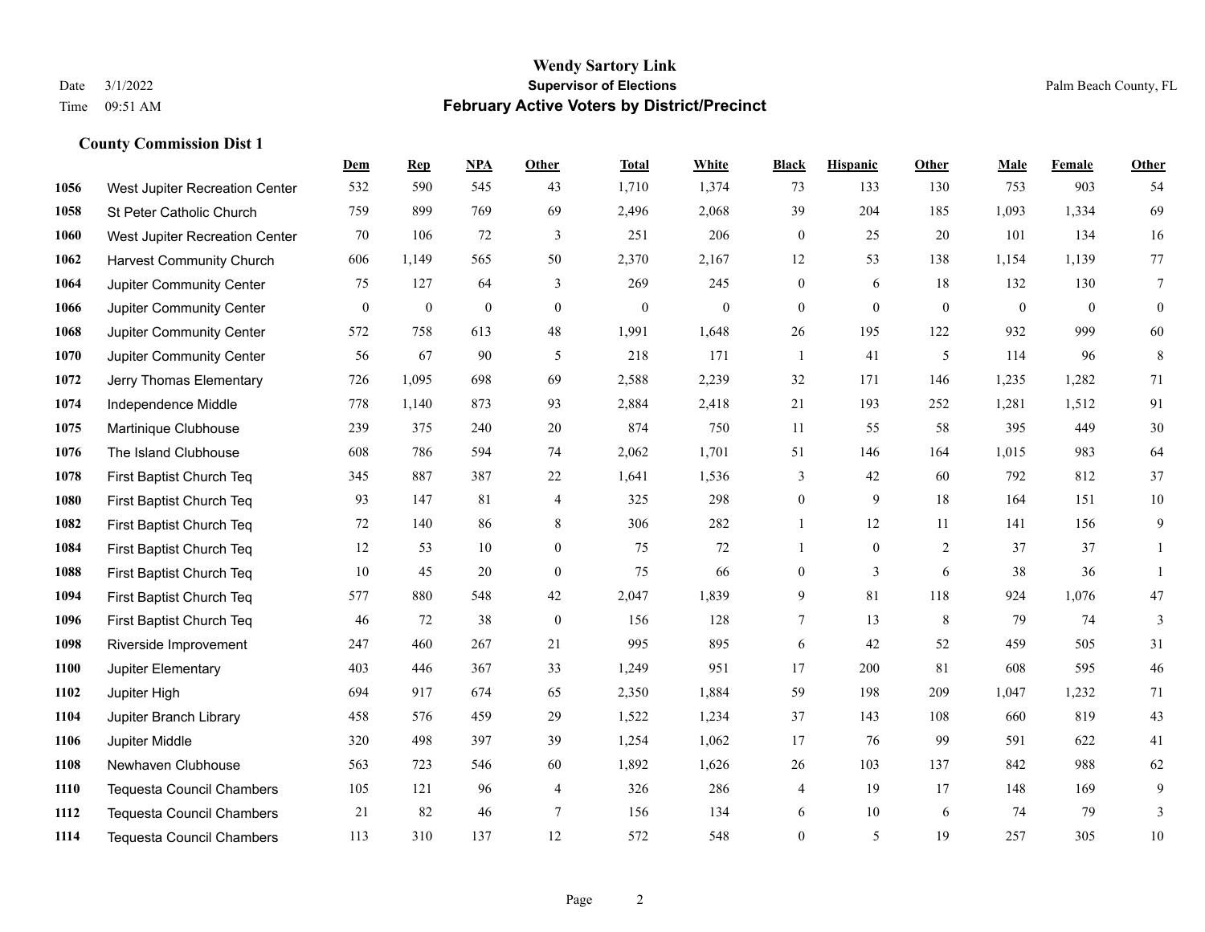# Wendy Sartory Link

## Supervisor of Elections

## February Active Voters by District/Precinct

Date 3/1/2022
Time 09:51 AM

Palm Beach County, FL

### County Commission Dist 1

| | | Dem | Rep | NPA | Other | Total | White | Black | Hispanic | Other | Male | Female | Other |
|---|---|---|---|---|---|---|---|---|---|---|---|---|---|
| 1056 | West Jupiter Recreation Center | 532 | 590 | 545 | 43 | 1,710 | 1,374 | 73 | 133 | 130 | 753 | 903 | 54 |
| 1058 | St Peter Catholic Church | 759 | 899 | 769 | 69 | 2,496 | 2,068 | 39 | 204 | 185 | 1,093 | 1,334 | 69 |
| 1060 | West Jupiter Recreation Center | 70 | 106 | 72 | 3 | 251 | 206 | 0 | 25 | 20 | 101 | 134 | 16 |
| 1062 | Harvest Community Church | 606 | 1,149 | 565 | 50 | 2,370 | 2,167 | 12 | 53 | 138 | 1,154 | 1,139 | 77 |
| 1064 | Jupiter Community Center | 75 | 127 | 64 | 3 | 269 | 245 | 0 | 6 | 18 | 132 | 130 | 7 |
| 1066 | Jupiter Community Center | 0 | 0 | 0 | 0 | 0 | 0 | 0 | 0 | 0 | 0 | 0 | 0 |
| 1068 | Jupiter Community Center | 572 | 758 | 613 | 48 | 1,991 | 1,648 | 26 | 195 | 122 | 932 | 999 | 60 |
| 1070 | Jupiter Community Center | 56 | 67 | 90 | 5 | 218 | 171 | 1 | 41 | 5 | 114 | 96 | 8 |
| 1072 | Jerry Thomas Elementary | 726 | 1,095 | 698 | 69 | 2,588 | 2,239 | 32 | 171 | 146 | 1,235 | 1,282 | 71 |
| 1074 | Independence Middle | 778 | 1,140 | 873 | 93 | 2,884 | 2,418 | 21 | 193 | 252 | 1,281 | 1,512 | 91 |
| 1075 | Martinique Clubhouse | 239 | 375 | 240 | 20 | 874 | 750 | 11 | 55 | 58 | 395 | 449 | 30 |
| 1076 | The Island Clubhouse | 608 | 786 | 594 | 74 | 2,062 | 1,701 | 51 | 146 | 164 | 1,015 | 983 | 64 |
| 1078 | First Baptist Church Teq | 345 | 887 | 387 | 22 | 1,641 | 1,536 | 3 | 42 | 60 | 792 | 812 | 37 |
| 1080 | First Baptist Church Teq | 93 | 147 | 81 | 4 | 325 | 298 | 0 | 9 | 18 | 164 | 151 | 10 |
| 1082 | First Baptist Church Teq | 72 | 140 | 86 | 8 | 306 | 282 | 1 | 12 | 11 | 141 | 156 | 9 |
| 1084 | First Baptist Church Teq | 12 | 53 | 10 | 0 | 75 | 72 | 1 | 0 | 2 | 37 | 37 | 1 |
| 1088 | First Baptist Church Teq | 10 | 45 | 20 | 0 | 75 | 66 | 0 | 3 | 6 | 38 | 36 | 1 |
| 1094 | First Baptist Church Teq | 577 | 880 | 548 | 42 | 2,047 | 1,839 | 9 | 81 | 118 | 924 | 1,076 | 47 |
| 1096 | First Baptist Church Teq | 46 | 72 | 38 | 0 | 156 | 128 | 7 | 13 | 8 | 79 | 74 | 3 |
| 1098 | Riverside Improvement | 247 | 460 | 267 | 21 | 995 | 895 | 6 | 42 | 52 | 459 | 505 | 31 |
| 1100 | Jupiter Elementary | 403 | 446 | 367 | 33 | 1,249 | 951 | 17 | 200 | 81 | 608 | 595 | 46 |
| 1102 | Jupiter High | 694 | 917 | 674 | 65 | 2,350 | 1,884 | 59 | 198 | 209 | 1,047 | 1,232 | 71 |
| 1104 | Jupiter Branch Library | 458 | 576 | 459 | 29 | 1,522 | 1,234 | 37 | 143 | 108 | 660 | 819 | 43 |
| 1106 | Jupiter Middle | 320 | 498 | 397 | 39 | 1,254 | 1,062 | 17 | 76 | 99 | 591 | 622 | 41 |
| 1108 | Newhaven Clubhouse | 563 | 723 | 546 | 60 | 1,892 | 1,626 | 26 | 103 | 137 | 842 | 988 | 62 |
| 1110 | Tequesta Council Chambers | 105 | 121 | 96 | 4 | 326 | 286 | 4 | 19 | 17 | 148 | 169 | 9 |
| 1112 | Tequesta Council Chambers | 21 | 82 | 46 | 7 | 156 | 134 | 6 | 10 | 6 | 74 | 79 | 3 |
| 1114 | Tequesta Council Chambers | 113 | 310 | 137 | 12 | 572 | 548 | 0 | 5 | 19 | 257 | 305 | 10 |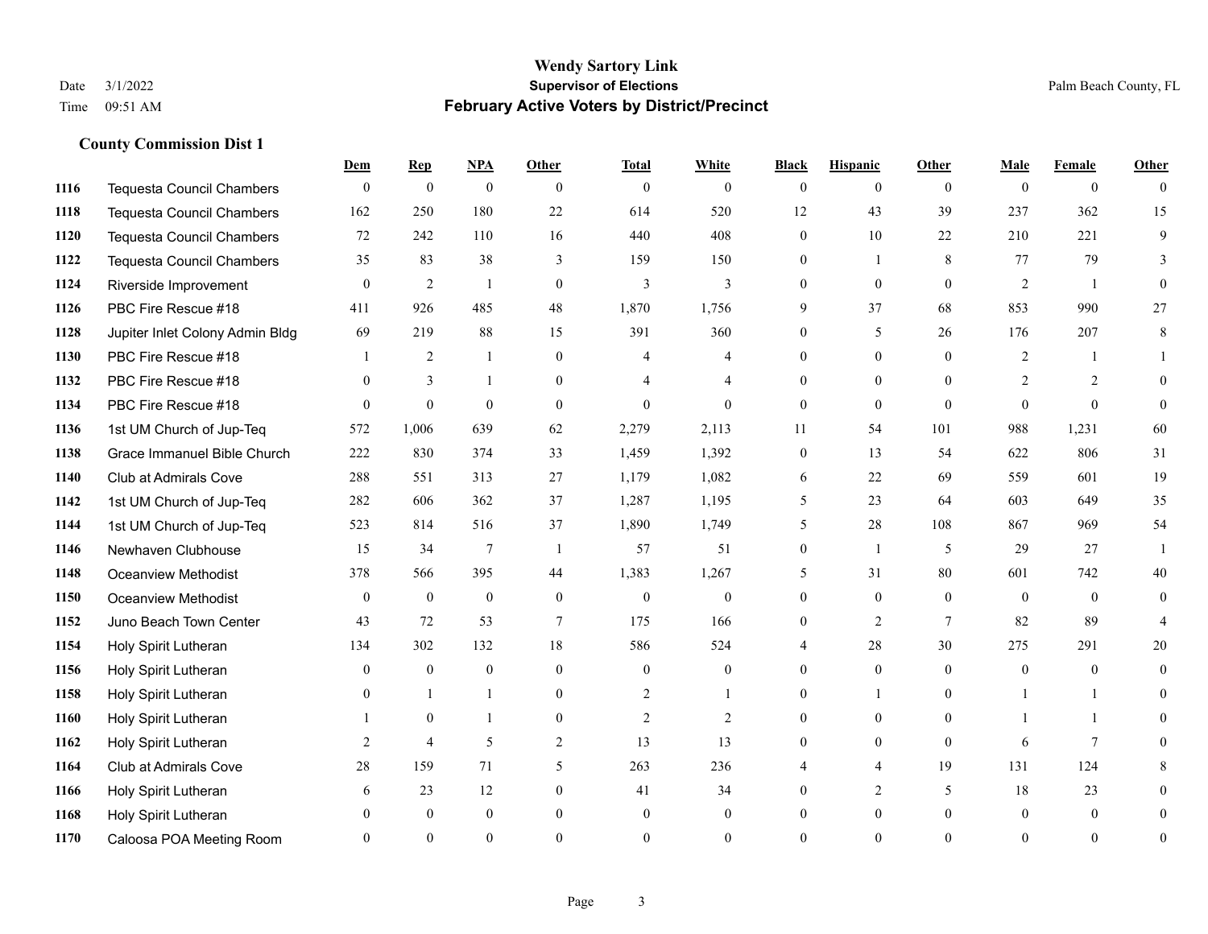# Wendy Sartory Link

## Supervisor of Elections

## February Active Voters by District/Precinct

Date 3/1/2022
Time 09:51 AM

Palm Beach County, FL

### County Commission Dist 1

| | | Dem | Rep | NPA | Other | Total | White | Black | Hispanic | Other | Male | Female | Other |
|---|---|---|---|---|---|---|---|---|---|---|---|---|---|
| 1116 | Tequesta Council Chambers | 0 | 0 | 0 | 0 | 0 | 0 | 0 | 0 | 0 | 0 | 0 | 0 |
| 1118 | Tequesta Council Chambers | 162 | 250 | 180 | 22 | 614 | 520 | 12 | 43 | 39 | 237 | 362 | 15 |
| 1120 | Tequesta Council Chambers | 72 | 242 | 110 | 16 | 440 | 408 | 0 | 10 | 22 | 210 | 221 | 9 |
| 1122 | Tequesta Council Chambers | 35 | 83 | 38 | 3 | 159 | 150 | 0 | 1 | 8 | 77 | 79 | 3 |
| 1124 | Riverside Improvement | 0 | 2 | 1 | 0 | 3 | 3 | 0 | 0 | 0 | 2 | 1 | 0 |
| 1126 | PBC Fire Rescue #18 | 411 | 926 | 485 | 48 | 1,870 | 1,756 | 9 | 37 | 68 | 853 | 990 | 27 |
| 1128 | Jupiter Inlet Colony Admin Bldg | 69 | 219 | 88 | 15 | 391 | 360 | 0 | 5 | 26 | 176 | 207 | 8 |
| 1130 | PBC Fire Rescue #18 | 1 | 2 | 1 | 0 | 4 | 4 | 0 | 0 | 0 | 2 | 1 | 1 |
| 1132 | PBC Fire Rescue #18 | 0 | 3 | 1 | 0 | 4 | 4 | 0 | 0 | 0 | 2 | 2 | 0 |
| 1134 | PBC Fire Rescue #18 | 0 | 0 | 0 | 0 | 0 | 0 | 0 | 0 | 0 | 0 | 0 | 0 |
| 1136 | 1st UM Church of Jup-Teq | 572 | 1,006 | 639 | 62 | 2,279 | 2,113 | 11 | 54 | 101 | 988 | 1,231 | 60 |
| 1138 | Grace Immanuel Bible Church | 222 | 830 | 374 | 33 | 1,459 | 1,392 | 0 | 13 | 54 | 622 | 806 | 31 |
| 1140 | Club at Admirals Cove | 288 | 551 | 313 | 27 | 1,179 | 1,082 | 6 | 22 | 69 | 559 | 601 | 19 |
| 1142 | 1st UM Church of Jup-Teq | 282 | 606 | 362 | 37 | 1,287 | 1,195 | 5 | 23 | 64 | 603 | 649 | 35 |
| 1144 | 1st UM Church of Jup-Teq | 523 | 814 | 516 | 37 | 1,890 | 1,749 | 5 | 28 | 108 | 867 | 969 | 54 |
| 1146 | Newhaven Clubhouse | 15 | 34 | 7 | 1 | 57 | 51 | 0 | 1 | 5 | 29 | 27 | 1 |
| 1148 | Oceanview Methodist | 378 | 566 | 395 | 44 | 1,383 | 1,267 | 5 | 31 | 80 | 601 | 742 | 40 |
| 1150 | Oceanview Methodist | 0 | 0 | 0 | 0 | 0 | 0 | 0 | 0 | 0 | 0 | 0 | 0 |
| 1152 | Juno Beach Town Center | 43 | 72 | 53 | 7 | 175 | 166 | 0 | 2 | 7 | 82 | 89 | 4 |
| 1154 | Holy Spirit Lutheran | 134 | 302 | 132 | 18 | 586 | 524 | 4 | 28 | 30 | 275 | 291 | 20 |
| 1156 | Holy Spirit Lutheran | 0 | 0 | 0 | 0 | 0 | 0 | 0 | 0 | 0 | 0 | 0 | 0 |
| 1158 | Holy Spirit Lutheran | 0 | 1 | 1 | 0 | 2 | 1 | 0 | 1 | 0 | 1 | 1 | 0 |
| 1160 | Holy Spirit Lutheran | 1 | 0 | 1 | 0 | 2 | 2 | 0 | 0 | 0 | 1 | 1 | 0 |
| 1162 | Holy Spirit Lutheran | 2 | 4 | 5 | 2 | 13 | 13 | 0 | 0 | 0 | 6 | 7 | 0 |
| 1164 | Club at Admirals Cove | 28 | 159 | 71 | 5 | 263 | 236 | 4 | 4 | 19 | 131 | 124 | 8 |
| 1166 | Holy Spirit Lutheran | 6 | 23 | 12 | 0 | 41 | 34 | 0 | 2 | 5 | 18 | 23 | 0 |
| 1168 | Holy Spirit Lutheran | 0 | 0 | 0 | 0 | 0 | 0 | 0 | 0 | 0 | 0 | 0 | 0 |
| 1170 | Caloosa POA Meeting Room | 0 | 0 | 0 | 0 | 0 | 0 | 0 | 0 | 0 | 0 | 0 | 0 |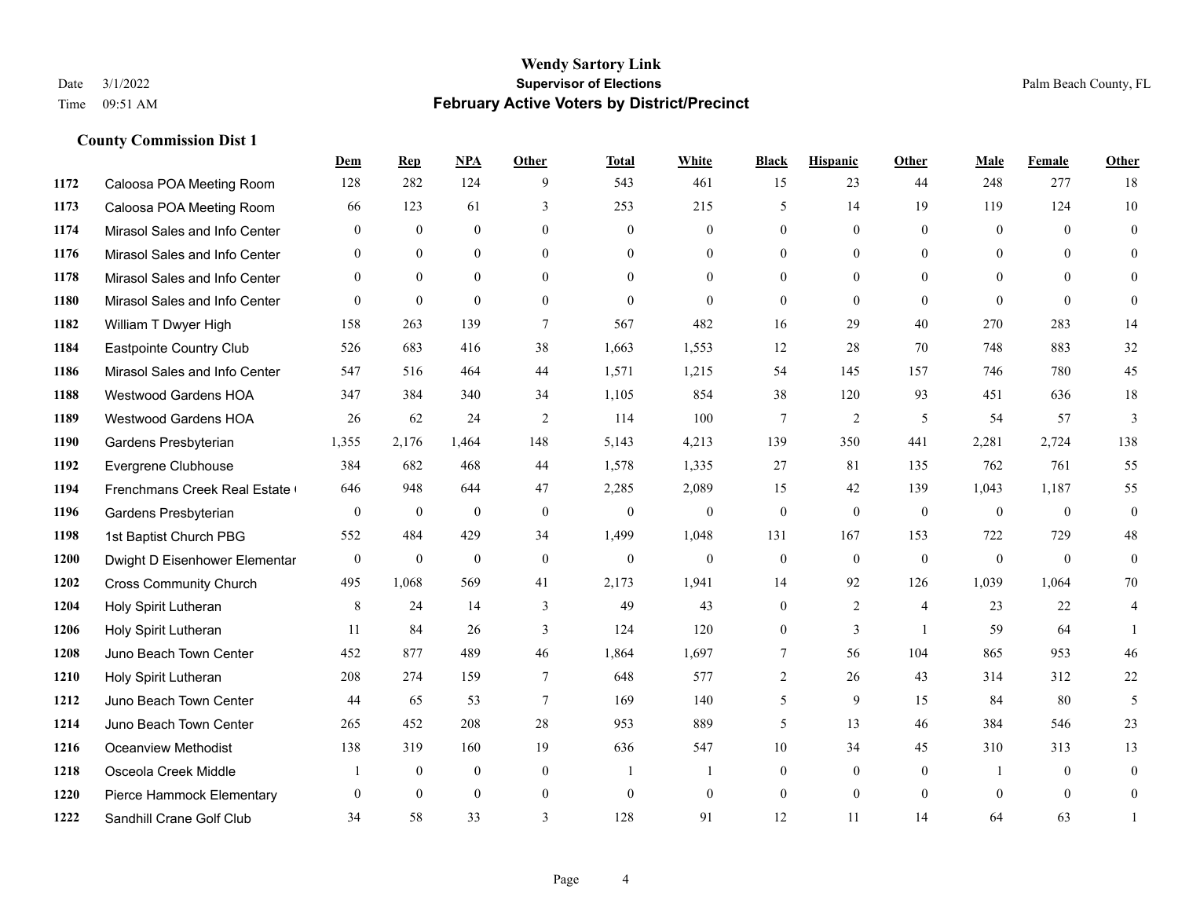# Wendy Sartory Link
## Supervisor of Elections
## February Active Voters by District/Precinct

Date 3/1/2022
Time 09:51 AM

Palm Beach County, FL

### County Commission Dist 1

| | | Dem | Rep | NPA | Other | Total | White | Black | Hispanic | Other | Male | Female | Other |
|---|---|---|---|---|---|---|---|---|---|---|---|---|---|
| 1172 | Caloosa POA Meeting Room | 128 | 282 | 124 | 9 | 543 | 461 | 15 | 23 | 44 | 248 | 277 | 18 |
| 1173 | Caloosa POA Meeting Room | 66 | 123 | 61 | 3 | 253 | 215 | 5 | 14 | 19 | 119 | 124 | 10 |
| 1174 | Mirasol Sales and Info Center | 0 | 0 | 0 | 0 | 0 | 0 | 0 | 0 | 0 | 0 | 0 | 0 |
| 1176 | Mirasol Sales and Info Center | 0 | 0 | 0 | 0 | 0 | 0 | 0 | 0 | 0 | 0 | 0 | 0 |
| 1178 | Mirasol Sales and Info Center | 0 | 0 | 0 | 0 | 0 | 0 | 0 | 0 | 0 | 0 | 0 | 0 |
| 1180 | Mirasol Sales and Info Center | 0 | 0 | 0 | 0 | 0 | 0 | 0 | 0 | 0 | 0 | 0 | 0 |
| 1182 | William T Dwyer High | 158 | 263 | 139 | 7 | 567 | 482 | 16 | 29 | 40 | 270 | 283 | 14 |
| 1184 | Eastpointe Country Club | 526 | 683 | 416 | 38 | 1,663 | 1,553 | 12 | 28 | 70 | 748 | 883 | 32 |
| 1186 | Mirasol Sales and Info Center | 547 | 516 | 464 | 44 | 1,571 | 1,215 | 54 | 145 | 157 | 746 | 780 | 45 |
| 1188 | Westwood Gardens HOA | 347 | 384 | 340 | 34 | 1,105 | 854 | 38 | 120 | 93 | 451 | 636 | 18 |
| 1189 | Westwood Gardens HOA | 26 | 62 | 24 | 2 | 114 | 100 | 7 | 2 | 5 | 54 | 57 | 3 |
| 1190 | Gardens Presbyterian | 1,355 | 2,176 | 1,464 | 148 | 5,143 | 4,213 | 139 | 350 | 441 | 2,281 | 2,724 | 138 |
| 1192 | Evergrene Clubhouse | 384 | 682 | 468 | 44 | 1,578 | 1,335 | 27 | 81 | 135 | 762 | 761 | 55 |
| 1194 | Frenchmans Creek Real Estate ( | 646 | 948 | 644 | 47 | 2,285 | 2,089 | 15 | 42 | 139 | 1,043 | 1,187 | 55 |
| 1196 | Gardens Presbyterian | 0 | 0 | 0 | 0 | 0 | 0 | 0 | 0 | 0 | 0 | 0 | 0 |
| 1198 | 1st Baptist Church PBG | 552 | 484 | 429 | 34 | 1,499 | 1,048 | 131 | 167 | 153 | 722 | 729 | 48 |
| 1200 | Dwight D Eisenhower Elementar | 0 | 0 | 0 | 0 | 0 | 0 | 0 | 0 | 0 | 0 | 0 | 0 |
| 1202 | Cross Community Church | 495 | 1,068 | 569 | 41 | 2,173 | 1,941 | 14 | 92 | 126 | 1,039 | 1,064 | 70 |
| 1204 | Holy Spirit Lutheran | 8 | 24 | 14 | 3 | 49 | 43 | 0 | 2 | 4 | 23 | 22 | 4 |
| 1206 | Holy Spirit Lutheran | 11 | 84 | 26 | 3 | 124 | 120 | 0 | 3 | 1 | 59 | 64 | 1 |
| 1208 | Juno Beach Town Center | 452 | 877 | 489 | 46 | 1,864 | 1,697 | 7 | 56 | 104 | 865 | 953 | 46 |
| 1210 | Holy Spirit Lutheran | 208 | 274 | 159 | 7 | 648 | 577 | 2 | 26 | 43 | 314 | 312 | 22 |
| 1212 | Juno Beach Town Center | 44 | 65 | 53 | 7 | 169 | 140 | 5 | 9 | 15 | 84 | 80 | 5 |
| 1214 | Juno Beach Town Center | 265 | 452 | 208 | 28 | 953 | 889 | 5 | 13 | 46 | 384 | 546 | 23 |
| 1216 | Oceanview Methodist | 138 | 319 | 160 | 19 | 636 | 547 | 10 | 34 | 45 | 310 | 313 | 13 |
| 1218 | Osceola Creek Middle | 1 | 0 | 0 | 0 | 1 | 1 | 0 | 0 | 0 | 1 | 0 | 0 |
| 1220 | Pierce Hammock Elementary | 0 | 0 | 0 | 0 | 0 | 0 | 0 | 0 | 0 | 0 | 0 | 0 |
| 1222 | Sandhill Crane Golf Club | 34 | 58 | 33 | 3 | 128 | 91 | 12 | 11 | 14 | 64 | 63 | 1 |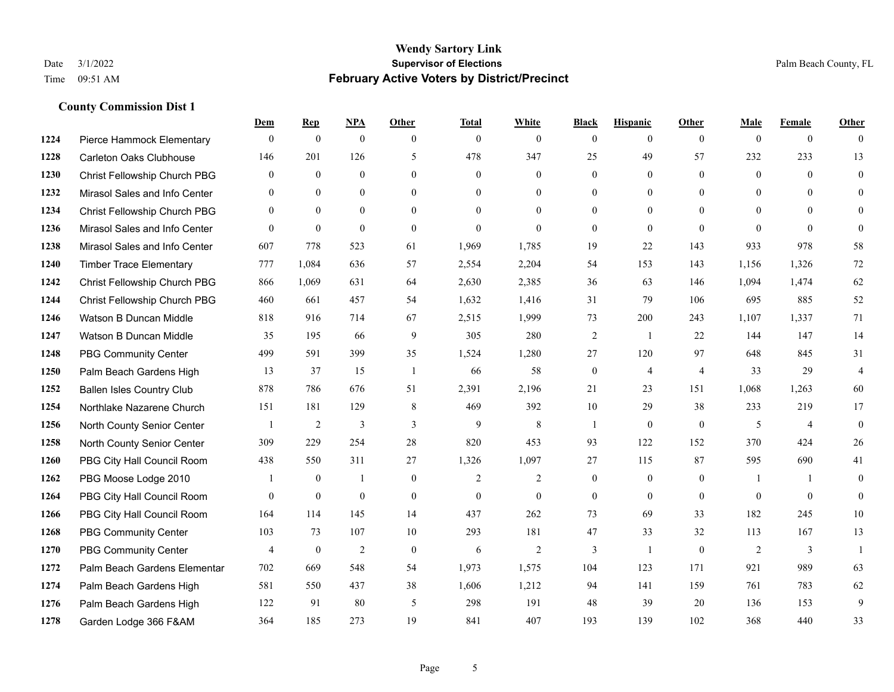# Wendy Sartory Link
## Supervisor of Elections
## February Active Voters by District/Precinct

Date 3/1/2022
Time 09:51 AM

Palm Beach County, FL

### County Commission Dist 1

| | | Dem | Rep | NPA | Other | Total | White | Black | Hispanic | Other | Male | Female | Other |
|---|---|---|---|---|---|---|---|---|---|---|---|---|---|
| 1224 | Pierce Hammock Elementary | 0 | 0 | 0 | 0 | 0 | 0 | 0 | 0 | 0 | 0 | 0 | 0 |
| 1228 | Carleton Oaks Clubhouse | 146 | 201 | 126 | 5 | 478 | 347 | 25 | 49 | 57 | 232 | 233 | 13 |
| 1230 | Christ Fellowship Church PBG | 0 | 0 | 0 | 0 | 0 | 0 | 0 | 0 | 0 | 0 | 0 | 0 |
| 1232 | Mirasol Sales and Info Center | 0 | 0 | 0 | 0 | 0 | 0 | 0 | 0 | 0 | 0 | 0 | 0 |
| 1234 | Christ Fellowship Church PBG | 0 | 0 | 0 | 0 | 0 | 0 | 0 | 0 | 0 | 0 | 0 | 0 |
| 1236 | Mirasol Sales and Info Center | 0 | 0 | 0 | 0 | 0 | 0 | 0 | 0 | 0 | 0 | 0 | 0 |
| 1238 | Mirasol Sales and Info Center | 607 | 778 | 523 | 61 | 1,969 | 1,785 | 19 | 22 | 143 | 933 | 978 | 58 |
| 1240 | Timber Trace Elementary | 777 | 1,084 | 636 | 57 | 2,554 | 2,204 | 54 | 153 | 143 | 1,156 | 1,326 | 72 |
| 1242 | Christ Fellowship Church PBG | 866 | 1,069 | 631 | 64 | 2,630 | 2,385 | 36 | 63 | 146 | 1,094 | 1,474 | 62 |
| 1244 | Christ Fellowship Church PBG | 460 | 661 | 457 | 54 | 1,632 | 1,416 | 31 | 79 | 106 | 695 | 885 | 52 |
| 1246 | Watson B Duncan Middle | 818 | 916 | 714 | 67 | 2,515 | 1,999 | 73 | 200 | 243 | 1,107 | 1,337 | 71 |
| 1247 | Watson B Duncan Middle | 35 | 195 | 66 | 9 | 305 | 280 | 2 | 1 | 22 | 144 | 147 | 14 |
| 1248 | PBG Community Center | 499 | 591 | 399 | 35 | 1,524 | 1,280 | 27 | 120 | 97 | 648 | 845 | 31 |
| 1250 | Palm Beach Gardens High | 13 | 37 | 15 | 1 | 66 | 58 | 0 | 4 | 4 | 33 | 29 | 4 |
| 1252 | Ballen Isles Country Club | 878 | 786 | 676 | 51 | 2,391 | 2,196 | 21 | 23 | 151 | 1,068 | 1,263 | 60 |
| 1254 | Northlake Nazarene Church | 151 | 181 | 129 | 8 | 469 | 392 | 10 | 29 | 38 | 233 | 219 | 17 |
| 1256 | North County Senior Center | 1 | 2 | 3 | 3 | 9 | 8 | 1 | 0 | 0 | 5 | 4 | 0 |
| 1258 | North County Senior Center | 309 | 229 | 254 | 28 | 820 | 453 | 93 | 122 | 152 | 370 | 424 | 26 |
| 1260 | PBG City Hall Council Room | 438 | 550 | 311 | 27 | 1,326 | 1,097 | 27 | 115 | 87 | 595 | 690 | 41 |
| 1262 | PBG Moose Lodge 2010 | 1 | 0 | 1 | 0 | 2 | 2 | 0 | 0 | 0 | 1 | 1 | 0 |
| 1264 | PBG City Hall Council Room | 0 | 0 | 0 | 0 | 0 | 0 | 0 | 0 | 0 | 0 | 0 | 0 |
| 1266 | PBG City Hall Council Room | 164 | 114 | 145 | 14 | 437 | 262 | 73 | 69 | 33 | 182 | 245 | 10 |
| 1268 | PBG Community Center | 103 | 73 | 107 | 10 | 293 | 181 | 47 | 33 | 32 | 113 | 167 | 13 |
| 1270 | PBG Community Center | 4 | 0 | 2 | 0 | 6 | 2 | 3 | 1 | 0 | 2 | 3 | 1 |
| 1272 | Palm Beach Gardens Elementar | 702 | 669 | 548 | 54 | 1,973 | 1,575 | 104 | 123 | 171 | 921 | 989 | 63 |
| 1274 | Palm Beach Gardens High | 581 | 550 | 437 | 38 | 1,606 | 1,212 | 94 | 141 | 159 | 761 | 783 | 62 |
| 1276 | Palm Beach Gardens High | 122 | 91 | 80 | 5 | 298 | 191 | 48 | 39 | 20 | 136 | 153 | 9 |
| 1278 | Garden Lodge 366 F&AM | 364 | 185 | 273 | 19 | 841 | 407 | 193 | 139 | 102 | 368 | 440 | 33 |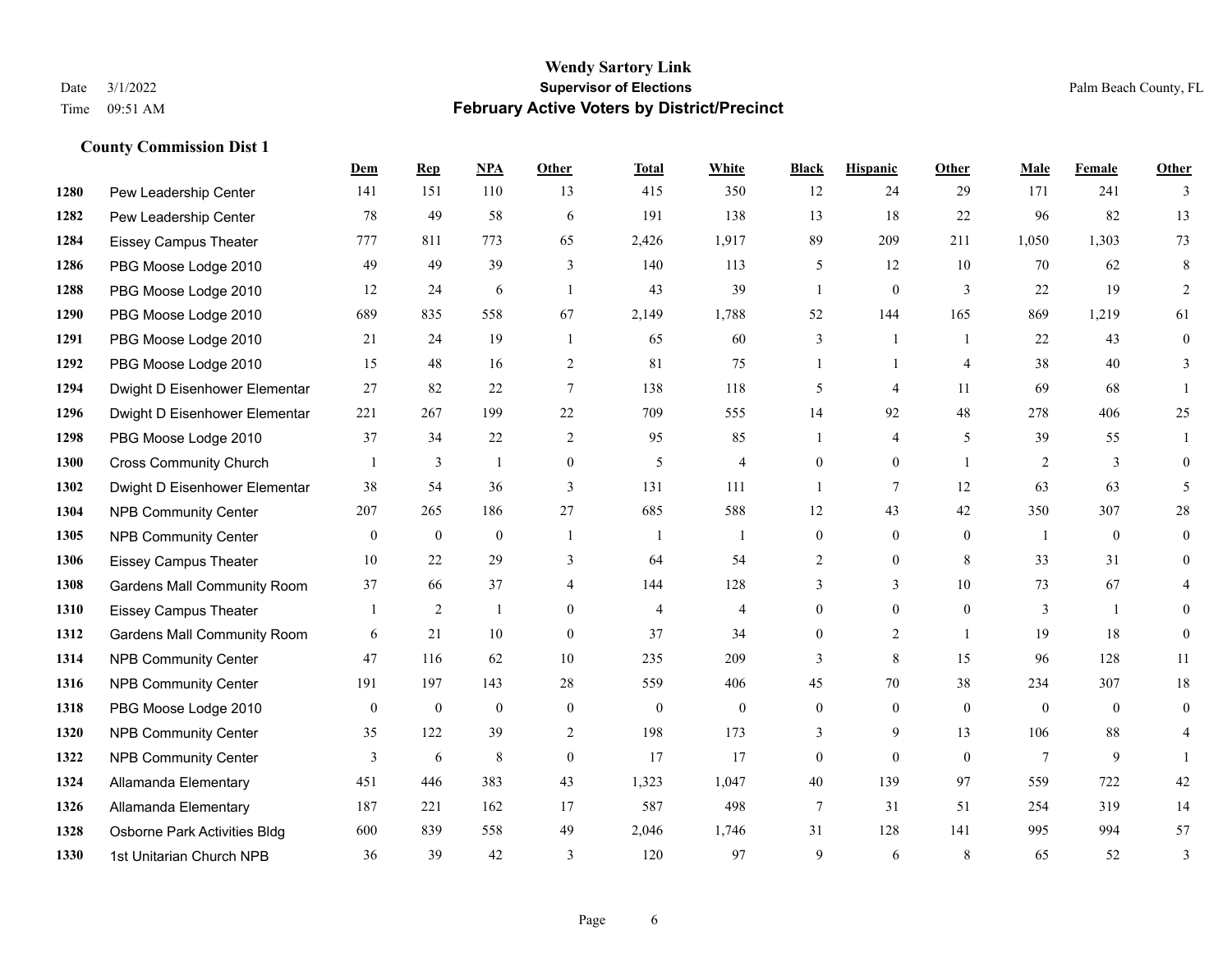# Wendy Sartory Link
## Supervisor of Elections
## February Active Voters by District/Precinct

Date 3/1/2022
Time 09:51 AM

Palm Beach County, FL

### County Commission Dist 1

| | | Dem | Rep | NPA | Other | Total | White | Black | Hispanic | Other | Male | Female | Other |
|---|---|---|---|---|---|---|---|---|---|---|---|---|---|
| 1280 | Pew Leadership Center | 141 | 151 | 110 | 13 | 415 | 350 | 12 | 24 | 29 | 171 | 241 | 3 |
| 1282 | Pew Leadership Center | 78 | 49 | 58 | 6 | 191 | 138 | 13 | 18 | 22 | 96 | 82 | 13 |
| 1284 | Eissey Campus Theater | 777 | 811 | 773 | 65 | 2,426 | 1,917 | 89 | 209 | 211 | 1,050 | 1,303 | 73 |
| 1286 | PBG Moose Lodge 2010 | 49 | 49 | 39 | 3 | 140 | 113 | 5 | 12 | 10 | 70 | 62 | 8 |
| 1288 | PBG Moose Lodge 2010 | 12 | 24 | 6 | 1 | 43 | 39 | 1 | 0 | 3 | 22 | 19 | 2 |
| 1290 | PBG Moose Lodge 2010 | 689 | 835 | 558 | 67 | 2,149 | 1,788 | 52 | 144 | 165 | 869 | 1,219 | 61 |
| 1291 | PBG Moose Lodge 2010 | 21 | 24 | 19 | 1 | 65 | 60 | 3 | 1 | 1 | 22 | 43 | 0 |
| 1292 | PBG Moose Lodge 2010 | 15 | 48 | 16 | 2 | 81 | 75 | 1 | 1 | 4 | 38 | 40 | 3 |
| 1294 | Dwight D Eisenhower Elementar | 27 | 82 | 22 | 7 | 138 | 118 | 5 | 4 | 11 | 69 | 68 | 1 |
| 1296 | Dwight D Eisenhower Elementar | 221 | 267 | 199 | 22 | 709 | 555 | 14 | 92 | 48 | 278 | 406 | 25 |
| 1298 | PBG Moose Lodge 2010 | 37 | 34 | 22 | 2 | 95 | 85 | 1 | 4 | 5 | 39 | 55 | 1 |
| 1300 | Cross Community Church | 1 | 3 | 1 | 0 | 5 | 4 | 0 | 0 | 1 | 2 | 3 | 0 |
| 1302 | Dwight D Eisenhower Elementar | 38 | 54 | 36 | 3 | 131 | 111 | 1 | 7 | 12 | 63 | 63 | 5 |
| 1304 | NPB Community Center | 207 | 265 | 186 | 27 | 685 | 588 | 12 | 43 | 42 | 350 | 307 | 28 |
| 1305 | NPB Community Center | 0 | 0 | 0 | 1 | 1 | 1 | 0 | 0 | 0 | 1 | 0 | 0 |
| 1306 | Eissey Campus Theater | 10 | 22 | 29 | 3 | 64 | 54 | 2 | 0 | 8 | 33 | 31 | 0 |
| 1308 | Gardens Mall Community Room | 37 | 66 | 37 | 4 | 144 | 128 | 3 | 3 | 10 | 73 | 67 | 4 |
| 1310 | Eissey Campus Theater | 1 | 2 | 1 | 0 | 4 | 4 | 0 | 0 | 0 | 3 | 1 | 0 |
| 1312 | Gardens Mall Community Room | 6 | 21 | 10 | 0 | 37 | 34 | 0 | 2 | 1 | 19 | 18 | 0 |
| 1314 | NPB Community Center | 47 | 116 | 62 | 10 | 235 | 209 | 3 | 8 | 15 | 96 | 128 | 11 |
| 1316 | NPB Community Center | 191 | 197 | 143 | 28 | 559 | 406 | 45 | 70 | 38 | 234 | 307 | 18 |
| 1318 | PBG Moose Lodge 2010 | 0 | 0 | 0 | 0 | 0 | 0 | 0 | 0 | 0 | 0 | 0 | 0 |
| 1320 | NPB Community Center | 35 | 122 | 39 | 2 | 198 | 173 | 3 | 9 | 13 | 106 | 88 | 4 |
| 1322 | NPB Community Center | 3 | 6 | 8 | 0 | 17 | 17 | 0 | 0 | 0 | 7 | 9 | 1 |
| 1324 | Allamanda Elementary | 451 | 446 | 383 | 43 | 1,323 | 1,047 | 40 | 139 | 97 | 559 | 722 | 42 |
| 1326 | Allamanda Elementary | 187 | 221 | 162 | 17 | 587 | 498 | 7 | 31 | 51 | 254 | 319 | 14 |
| 1328 | Osborne Park Activities Bldg | 600 | 839 | 558 | 49 | 2,046 | 1,746 | 31 | 128 | 141 | 995 | 994 | 57 |
| 1330 | 1st Unitarian Church NPB | 36 | 39 | 42 | 3 | 120 | 97 | 9 | 6 | 8 | 65 | 52 | 3 |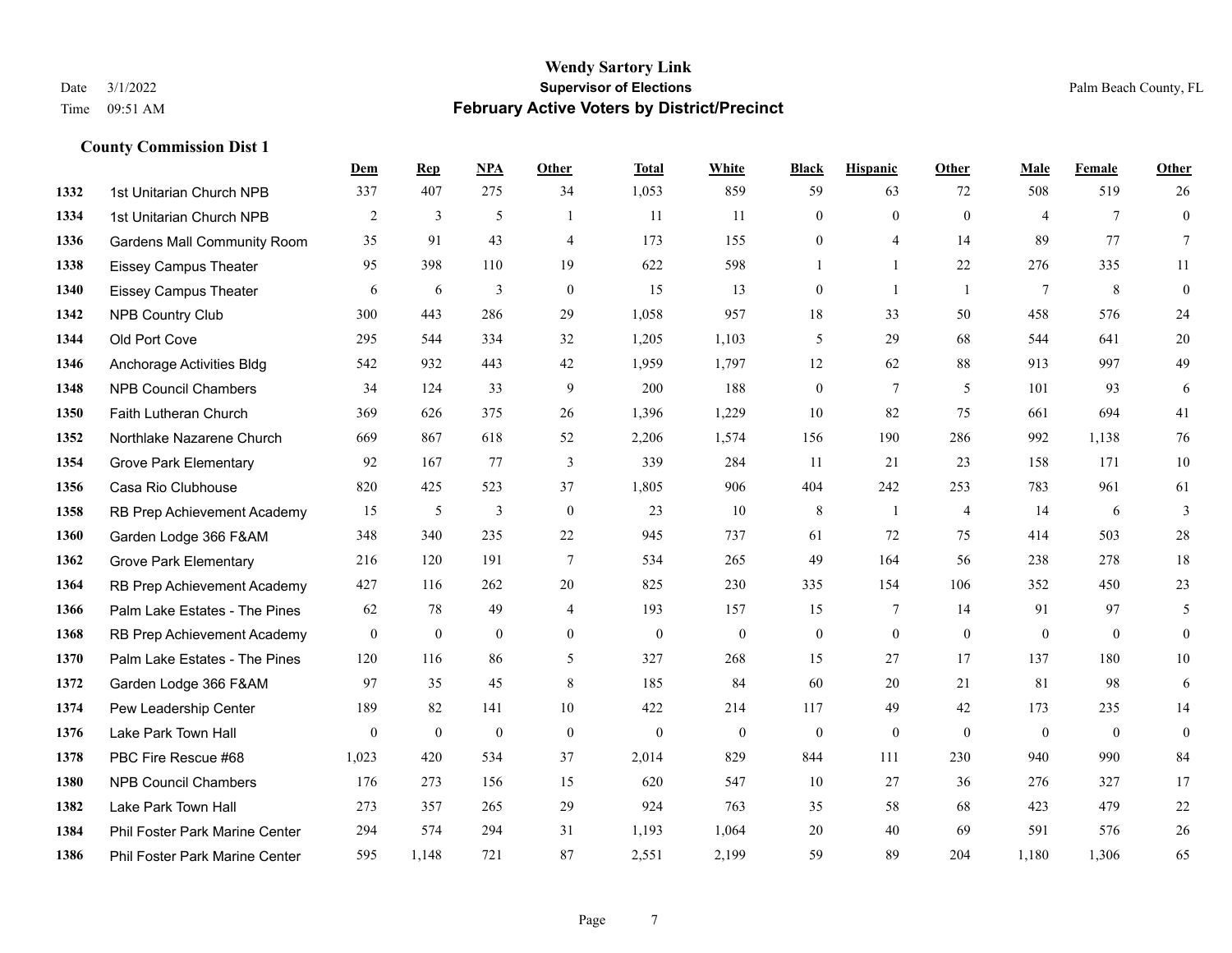# Wendy Sartory Link

Date 3/1/2022
Time 09:51 AM

**Supervisor of Elections**

**February Active Voters by District/Precinct**

Palm Beach County, FL

### County Commission Dist 1

| | | Dem | Rep | NPA | Other | Total | White | Black | Hispanic | Other | Male | Female | Other |
|---|---|---|---|---|---|---|---|---|---|---|---|---|---|
| 1332 | 1st Unitarian Church NPB | 337 | 407 | 275 | 34 | 1,053 | 859 | 59 | 63 | 72 | 508 | 519 | 26 |
| 1334 | 1st Unitarian Church NPB | 2 | 3 | 5 | 1 | 11 | 11 | 0 | 0 | 0 | 4 | 7 | 0 |
| 1336 | Gardens Mall Community Room | 35 | 91 | 43 | 4 | 173 | 155 | 0 | 4 | 14 | 89 | 77 | 7 |
| 1338 | Eissey Campus Theater | 95 | 398 | 110 | 19 | 622 | 598 | 1 | 1 | 22 | 276 | 335 | 11 |
| 1340 | Eissey Campus Theater | 6 | 6 | 3 | 0 | 15 | 13 | 0 | 1 | 1 | 7 | 8 | 0 |
| 1342 | NPB Country Club | 300 | 443 | 286 | 29 | 1,058 | 957 | 18 | 33 | 50 | 458 | 576 | 24 |
| 1344 | Old Port Cove | 295 | 544 | 334 | 32 | 1,205 | 1,103 | 5 | 29 | 68 | 544 | 641 | 20 |
| 1346 | Anchorage Activities Bldg | 542 | 932 | 443 | 42 | 1,959 | 1,797 | 12 | 62 | 88 | 913 | 997 | 49 |
| 1348 | NPB Council Chambers | 34 | 124 | 33 | 9 | 200 | 188 | 0 | 7 | 5 | 101 | 93 | 6 |
| 1350 | Faith Lutheran Church | 369 | 626 | 375 | 26 | 1,396 | 1,229 | 10 | 82 | 75 | 661 | 694 | 41 |
| 1352 | Northlake Nazarene Church | 669 | 867 | 618 | 52 | 2,206 | 1,574 | 156 | 190 | 286 | 992 | 1,138 | 76 |
| 1354 | Grove Park Elementary | 92 | 167 | 77 | 3 | 339 | 284 | 11 | 21 | 23 | 158 | 171 | 10 |
| 1356 | Casa Rio Clubhouse | 820 | 425 | 523 | 37 | 1,805 | 906 | 404 | 242 | 253 | 783 | 961 | 61 |
| 1358 | RB Prep Achievement Academy | 15 | 5 | 3 | 0 | 23 | 10 | 8 | 1 | 4 | 14 | 6 | 3 |
| 1360 | Garden Lodge 366 F&AM | 348 | 340 | 235 | 22 | 945 | 737 | 61 | 72 | 75 | 414 | 503 | 28 |
| 1362 | Grove Park Elementary | 216 | 120 | 191 | 7 | 534 | 265 | 49 | 164 | 56 | 238 | 278 | 18 |
| 1364 | RB Prep Achievement Academy | 427 | 116 | 262 | 20 | 825 | 230 | 335 | 154 | 106 | 352 | 450 | 23 |
| 1366 | Palm Lake Estates - The Pines | 62 | 78 | 49 | 4 | 193 | 157 | 15 | 7 | 14 | 91 | 97 | 5 |
| 1368 | RB Prep Achievement Academy | 0 | 0 | 0 | 0 | 0 | 0 | 0 | 0 | 0 | 0 | 0 | 0 |
| 1370 | Palm Lake Estates - The Pines | 120 | 116 | 86 | 5 | 327 | 268 | 15 | 27 | 17 | 137 | 180 | 10 |
| 1372 | Garden Lodge 366 F&AM | 97 | 35 | 45 | 8 | 185 | 84 | 60 | 20 | 21 | 81 | 98 | 6 |
| 1374 | Pew Leadership Center | 189 | 82 | 141 | 10 | 422 | 214 | 117 | 49 | 42 | 173 | 235 | 14 |
| 1376 | Lake Park Town Hall | 0 | 0 | 0 | 0 | 0 | 0 | 0 | 0 | 0 | 0 | 0 | 0 |
| 1378 | PBC Fire Rescue #68 | 1,023 | 420 | 534 | 37 | 2,014 | 829 | 844 | 111 | 230 | 940 | 990 | 84 |
| 1380 | NPB Council Chambers | 176 | 273 | 156 | 15 | 620 | 547 | 10 | 27 | 36 | 276 | 327 | 17 |
| 1382 | Lake Park Town Hall | 273 | 357 | 265 | 29 | 924 | 763 | 35 | 58 | 68 | 423 | 479 | 22 |
| 1384 | Phil Foster Park Marine Center | 294 | 574 | 294 | 31 | 1,193 | 1,064 | 20 | 40 | 69 | 591 | 576 | 26 |
| 1386 | Phil Foster Park Marine Center | 595 | 1,148 | 721 | 87 | 2,551 | 2,199 | 59 | 89 | 204 | 1,180 | 1,306 | 65 |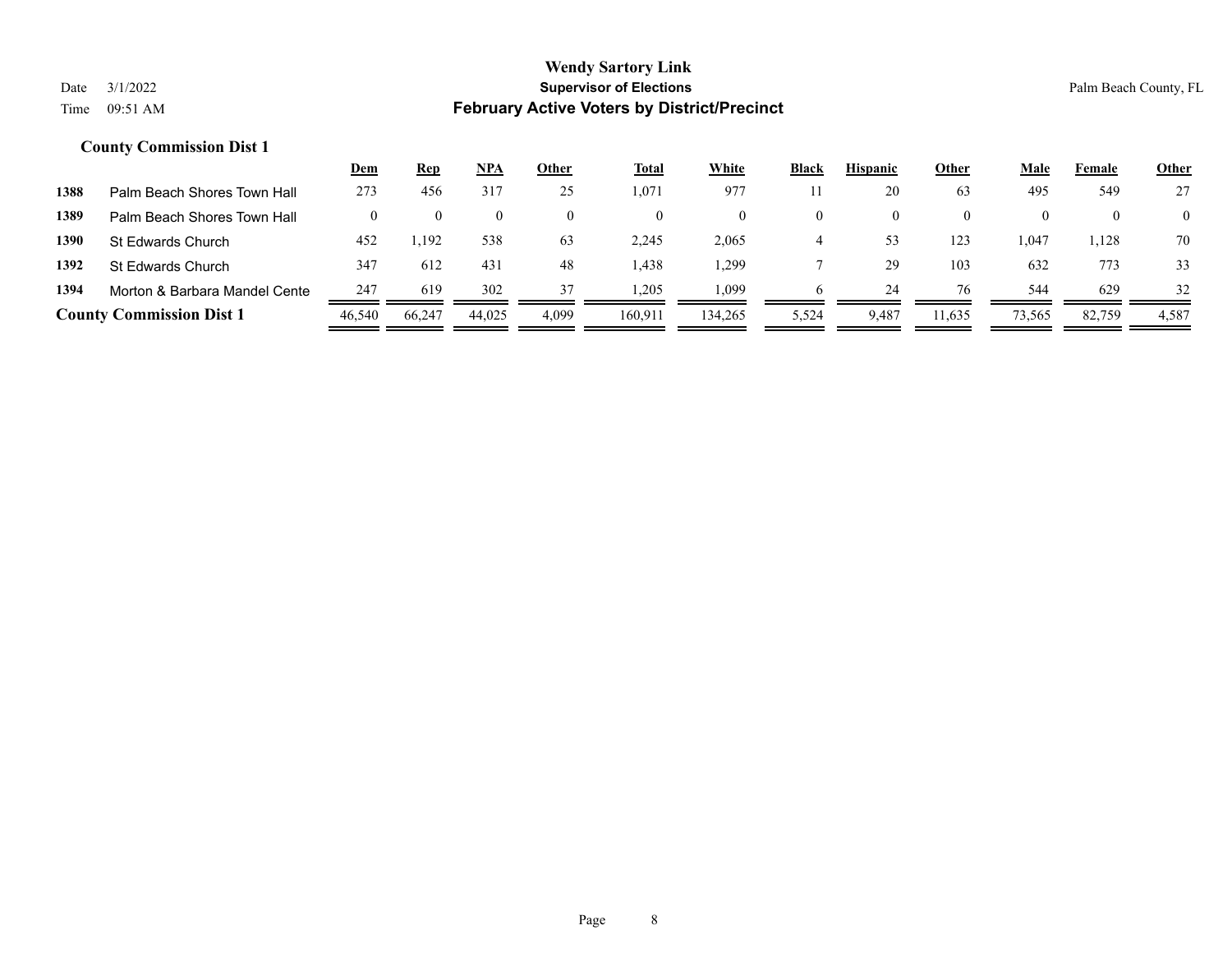**County Commission Dist 1**

| | | Dem | Rep | NPA | Other | Total | White | Black | Hispanic | Other | Male | Female | Other |
|---|---|---|---|---|---|---|---|---|---|---|---|---|---|
| 1388 | Palm Beach Shores Town Hall | 273 | 456 | 317 | 25 | 1,071 | 977 | 11 | 20 | 63 | 495 | 549 | 27 |
| 1389 | Palm Beach Shores Town Hall | 0 | 0 | 0 | 0 | 0 | 0 | 0 | 0 | 0 | 0 | 0 | 0 |
| 1390 | St Edwards Church | 452 | 1,192 | 538 | 63 | 2,245 | 2,065 | 4 | 53 | 123 | 1,047 | 1,128 | 70 |
| 1392 | St Edwards Church | 347 | 612 | 431 | 48 | 1,438 | 1,299 | 7 | 29 | 103 | 632 | 773 | 33 |
| 1394 | Morton & Barbara Mandel Cente | 247 | 619 | 302 | 37 | 1,205 | 1,099 | 6 | 24 | 76 | 544 | 629 | 32 |
| **County Commission Dist 1** | | 46,540 | 66,247 | 44,025 | 4,099 | 160,911 | 134,265 | 5,524 | 9,487 | 11,635 | 73,565 | 82,759 | 4,587 |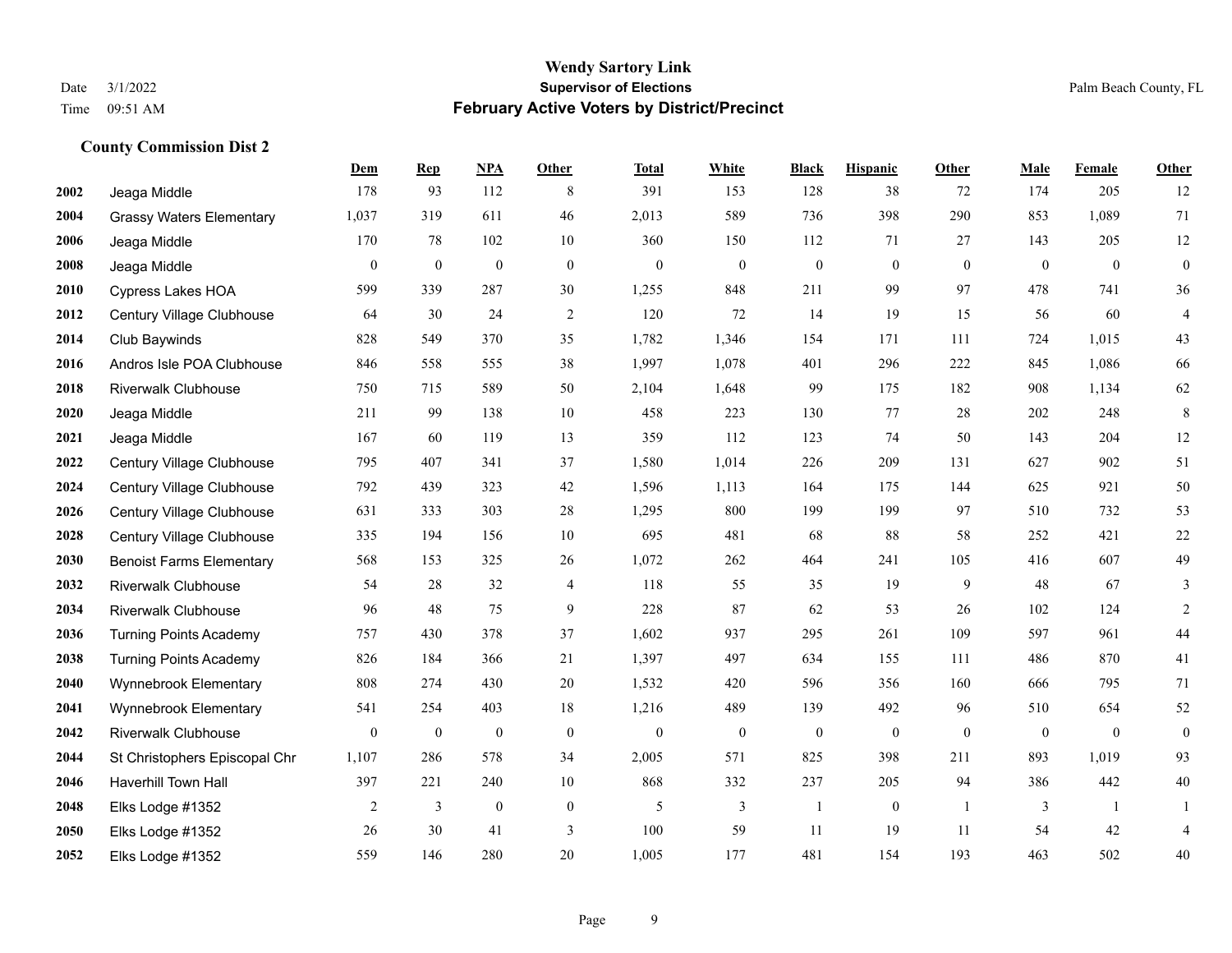**Wendy Sartory Link**
**Supervisor of Elections**
**February Active Voters by District/Precinct**

Date 3/1/2022
Time 09:51 AM

Palm Beach County, FL

### County Commission Dist 2

| | | Dem | Rep | NPA | Other | Total | White | Black | Hispanic | Other | Male | Female | Other |
|---|---|---|---|---|---|---|---|---|---|---|---|---|---|
| 2002 | Jeaga Middle | 178 | 93 | 112 | 8 | 391 | 153 | 128 | 38 | 72 | 174 | 205 | 12 |
| 2004 | Grassy Waters Elementary | 1,037 | 319 | 611 | 46 | 2,013 | 589 | 736 | 398 | 290 | 853 | 1,089 | 71 |
| 2006 | Jeaga Middle | 170 | 78 | 102 | 10 | 360 | 150 | 112 | 71 | 27 | 143 | 205 | 12 |
| 2008 | Jeaga Middle | 0 | 0 | 0 | 0 | 0 | 0 | 0 | 0 | 0 | 0 | 0 | 0 |
| 2010 | Cypress Lakes HOA | 599 | 339 | 287 | 30 | 1,255 | 848 | 211 | 99 | 97 | 478 | 741 | 36 |
| 2012 | Century Village Clubhouse | 64 | 30 | 24 | 2 | 120 | 72 | 14 | 19 | 15 | 56 | 60 | 4 |
| 2014 | Club Baywinds | 828 | 549 | 370 | 35 | 1,782 | 1,346 | 154 | 171 | 111 | 724 | 1,015 | 43 |
| 2016 | Andros Isle POA Clubhouse | 846 | 558 | 555 | 38 | 1,997 | 1,078 | 401 | 296 | 222 | 845 | 1,086 | 66 |
| 2018 | Riverwalk Clubhouse | 750 | 715 | 589 | 50 | 2,104 | 1,648 | 99 | 175 | 182 | 908 | 1,134 | 62 |
| 2020 | Jeaga Middle | 211 | 99 | 138 | 10 | 458 | 223 | 130 | 77 | 28 | 202 | 248 | 8 |
| 2021 | Jeaga Middle | 167 | 60 | 119 | 13 | 359 | 112 | 123 | 74 | 50 | 143 | 204 | 12 |
| 2022 | Century Village Clubhouse | 795 | 407 | 341 | 37 | 1,580 | 1,014 | 226 | 209 | 131 | 627 | 902 | 51 |
| 2024 | Century Village Clubhouse | 792 | 439 | 323 | 42 | 1,596 | 1,113 | 164 | 175 | 144 | 625 | 921 | 50 |
| 2026 | Century Village Clubhouse | 631 | 333 | 303 | 28 | 1,295 | 800 | 199 | 199 | 97 | 510 | 732 | 53 |
| 2028 | Century Village Clubhouse | 335 | 194 | 156 | 10 | 695 | 481 | 68 | 88 | 58 | 252 | 421 | 22 |
| 2030 | Benoist Farms Elementary | 568 | 153 | 325 | 26 | 1,072 | 262 | 464 | 241 | 105 | 416 | 607 | 49 |
| 2032 | Riverwalk Clubhouse | 54 | 28 | 32 | 4 | 118 | 55 | 35 | 19 | 9 | 48 | 67 | 3 |
| 2034 | Riverwalk Clubhouse | 96 | 48 | 75 | 9 | 228 | 87 | 62 | 53 | 26 | 102 | 124 | 2 |
| 2036 | Turning Points Academy | 757 | 430 | 378 | 37 | 1,602 | 937 | 295 | 261 | 109 | 597 | 961 | 44 |
| 2038 | Turning Points Academy | 826 | 184 | 366 | 21 | 1,397 | 497 | 634 | 155 | 111 | 486 | 870 | 41 |
| 2040 | Wynnebrook Elementary | 808 | 274 | 430 | 20 | 1,532 | 420 | 596 | 356 | 160 | 666 | 795 | 71 |
| 2041 | Wynnebrook Elementary | 541 | 254 | 403 | 18 | 1,216 | 489 | 139 | 492 | 96 | 510 | 654 | 52 |
| 2042 | Riverwalk Clubhouse | 0 | 0 | 0 | 0 | 0 | 0 | 0 | 0 | 0 | 0 | 0 | 0 |
| 2044 | St Christophers Episcopal Chr | 1,107 | 286 | 578 | 34 | 2,005 | 571 | 825 | 398 | 211 | 893 | 1,019 | 93 |
| 2046 | Haverhill Town Hall | 397 | 221 | 240 | 10 | 868 | 332 | 237 | 205 | 94 | 386 | 442 | 40 |
| 2048 | Elks Lodge #1352 | 2 | 3 | 0 | 0 | 5 | 3 | 1 | 0 | 1 | 3 | 1 | 1 |
| 2050 | Elks Lodge #1352 | 26 | 30 | 41 | 3 | 100 | 59 | 11 | 19 | 11 | 54 | 42 | 4 |
| 2052 | Elks Lodge #1352 | 559 | 146 | 280 | 20 | 1,005 | 177 | 481 | 154 | 193 | 463 | 502 | 40 |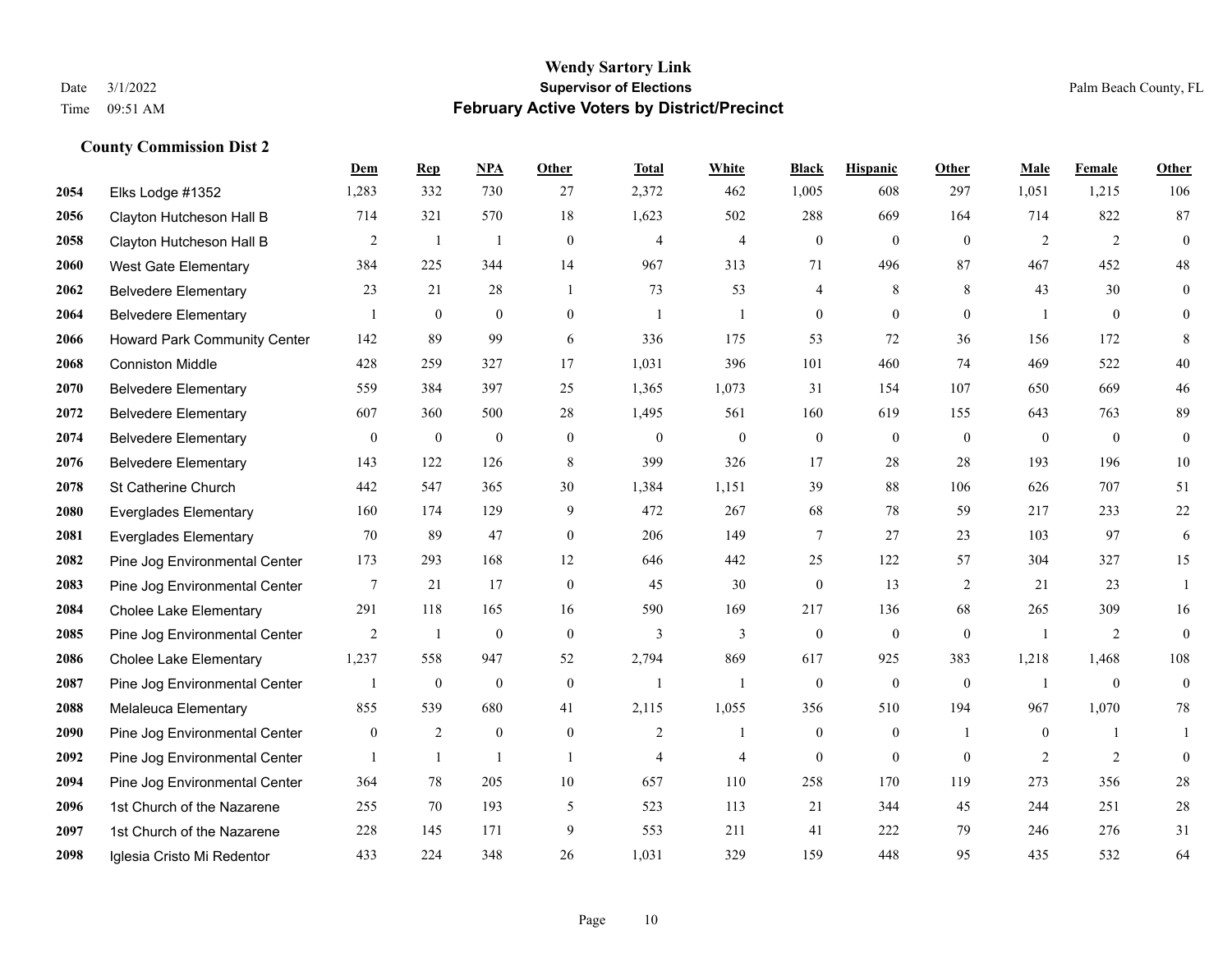# Wendy Sartory Link

**Supervisor of Elections**

**February Active Voters by District/Precinct**

Date 3/1/2022

Time 09:51 AM

Palm Beach County, FL

## County Commission Dist 2

| | | Dem | Rep | NPA | Other | Total | White | Black | Hispanic | Other | Male | Female | Other |
|---|---|---|---|---|---|---|---|---|---|---|---|---|---|
| 2054 | Elks Lodge #1352 | 1,283 | 332 | 730 | 27 | 2,372 | 462 | 1,005 | 608 | 297 | 1,051 | 1,215 | 106 |
| 2056 | Clayton Hutcheson Hall B | 714 | 321 | 570 | 18 | 1,623 | 502 | 288 | 669 | 164 | 714 | 822 | 87 |
| 2058 | Clayton Hutcheson Hall B | 2 | 1 | 1 | 0 | 4 | 4 | 0 | 0 | 0 | 2 | 2 | 0 |
| 2060 | West Gate Elementary | 384 | 225 | 344 | 14 | 967 | 313 | 71 | 496 | 87 | 467 | 452 | 48 |
| 2062 | Belvedere Elementary | 23 | 21 | 28 | 1 | 73 | 53 | 4 | 8 | 8 | 43 | 30 | 0 |
| 2064 | Belvedere Elementary | 1 | 0 | 0 | 0 | 1 | 1 | 0 | 0 | 0 | 1 | 0 | 0 |
| 2066 | Howard Park Community Center | 142 | 89 | 99 | 6 | 336 | 175 | 53 | 72 | 36 | 156 | 172 | 8 |
| 2068 | Conniston Middle | 428 | 259 | 327 | 17 | 1,031 | 396 | 101 | 460 | 74 | 469 | 522 | 40 |
| 2070 | Belvedere Elementary | 559 | 384 | 397 | 25 | 1,365 | 1,073 | 31 | 154 | 107 | 650 | 669 | 46 |
| 2072 | Belvedere Elementary | 607 | 360 | 500 | 28 | 1,495 | 561 | 160 | 619 | 155 | 643 | 763 | 89 |
| 2074 | Belvedere Elementary | 0 | 0 | 0 | 0 | 0 | 0 | 0 | 0 | 0 | 0 | 0 | 0 |
| 2076 | Belvedere Elementary | 143 | 122 | 126 | 8 | 399 | 326 | 17 | 28 | 28 | 193 | 196 | 10 |
| 2078 | St Catherine Church | 442 | 547 | 365 | 30 | 1,384 | 1,151 | 39 | 88 | 106 | 626 | 707 | 51 |
| 2080 | Everglades Elementary | 160 | 174 | 129 | 9 | 472 | 267 | 68 | 78 | 59 | 217 | 233 | 22 |
| 2081 | Everglades Elementary | 70 | 89 | 47 | 0 | 206 | 149 | 7 | 27 | 23 | 103 | 97 | 6 |
| 2082 | Pine Jog Environmental Center | 173 | 293 | 168 | 12 | 646 | 442 | 25 | 122 | 57 | 304 | 327 | 15 |
| 2083 | Pine Jog Environmental Center | 7 | 21 | 17 | 0 | 45 | 30 | 0 | 13 | 2 | 21 | 23 | 1 |
| 2084 | Cholee Lake Elementary | 291 | 118 | 165 | 16 | 590 | 169 | 217 | 136 | 68 | 265 | 309 | 16 |
| 2085 | Pine Jog Environmental Center | 2 | 1 | 0 | 0 | 3 | 3 | 0 | 0 | 0 | 1 | 2 | 0 |
| 2086 | Cholee Lake Elementary | 1,237 | 558 | 947 | 52 | 2,794 | 869 | 617 | 925 | 383 | 1,218 | 1,468 | 108 |
| 2087 | Pine Jog Environmental Center | 1 | 0 | 0 | 0 | 1 | 1 | 0 | 0 | 0 | 1 | 0 | 0 |
| 2088 | Melaleuca Elementary | 855 | 539 | 680 | 41 | 2,115 | 1,055 | 356 | 510 | 194 | 967 | 1,070 | 78 |
| 2090 | Pine Jog Environmental Center | 0 | 2 | 0 | 0 | 2 | 1 | 0 | 0 | 1 | 0 | 1 | 1 |
| 2092 | Pine Jog Environmental Center | 1 | 1 | 1 | 1 | 4 | 4 | 0 | 0 | 0 | 2 | 2 | 0 |
| 2094 | Pine Jog Environmental Center | 364 | 78 | 205 | 10 | 657 | 110 | 258 | 170 | 119 | 273 | 356 | 28 |
| 2096 | 1st Church of the Nazarene | 255 | 70 | 193 | 5 | 523 | 113 | 21 | 344 | 45 | 244 | 251 | 28 |
| 2097 | 1st Church of the Nazarene | 228 | 145 | 171 | 9 | 553 | 211 | 41 | 222 | 79 | 246 | 276 | 31 |
| 2098 | Iglesia Cristo Mi Redentor | 433 | 224 | 348 | 26 | 1,031 | 329 | 159 | 448 | 95 | 435 | 532 | 64 |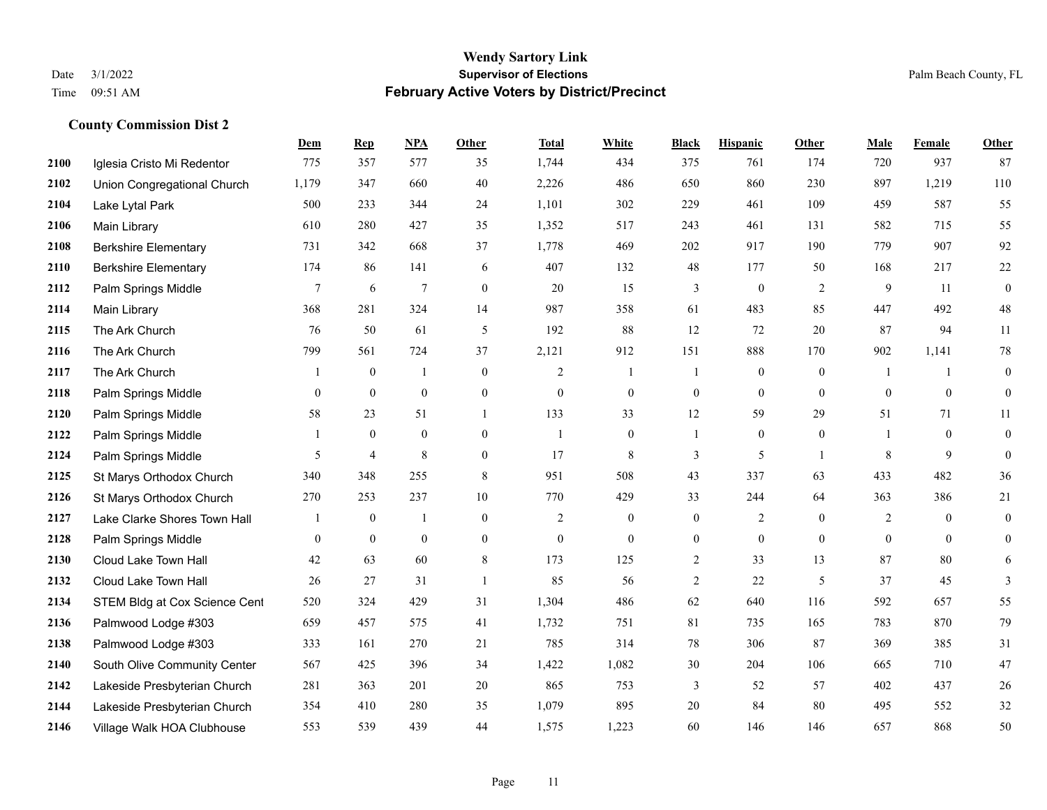# Wendy Sartory Link
## Supervisor of Elections
## February Active Voters by District/Precinct

Date 3/1/2022
Time 09:51 AM

Palm Beach County, FL

### County Commission Dist 2

| | | Dem | Rep | NPA | Other | Total | White | Black | Hispanic | Other | Male | Female | Other |
|---|---|---|---|---|---|---|---|---|---|---|---|---|---|
| 2100 | Iglesia Cristo Mi Redentor | 775 | 357 | 577 | 35 | 1,744 | 434 | 375 | 761 | 174 | 720 | 937 | 87 |
| 2102 | Union Congregational Church | 1,179 | 347 | 660 | 40 | 2,226 | 486 | 650 | 860 | 230 | 897 | 1,219 | 110 |
| 2104 | Lake Lytal Park | 500 | 233 | 344 | 24 | 1,101 | 302 | 229 | 461 | 109 | 459 | 587 | 55 |
| 2106 | Main Library | 610 | 280 | 427 | 35 | 1,352 | 517 | 243 | 461 | 131 | 582 | 715 | 55 |
| 2108 | Berkshire Elementary | 731 | 342 | 668 | 37 | 1,778 | 469 | 202 | 917 | 190 | 779 | 907 | 92 |
| 2110 | Berkshire Elementary | 174 | 86 | 141 | 6 | 407 | 132 | 48 | 177 | 50 | 168 | 217 | 22 |
| 2112 | Palm Springs Middle | 7 | 6 | 7 | 0 | 20 | 15 | 3 | 0 | 2 | 9 | 11 | 0 |
| 2114 | Main Library | 368 | 281 | 324 | 14 | 987 | 358 | 61 | 483 | 85 | 447 | 492 | 48 |
| 2115 | The Ark Church | 76 | 50 | 61 | 5 | 192 | 88 | 12 | 72 | 20 | 87 | 94 | 11 |
| 2116 | The Ark Church | 799 | 561 | 724 | 37 | 2,121 | 912 | 151 | 888 | 170 | 902 | 1,141 | 78 |
| 2117 | The Ark Church | 1 | 0 | 1 | 0 | 2 | 1 | 1 | 0 | 0 | 1 | 1 | 0 |
| 2118 | Palm Springs Middle | 0 | 0 | 0 | 0 | 0 | 0 | 0 | 0 | 0 | 0 | 0 | 0 |
| 2120 | Palm Springs Middle | 58 | 23 | 51 | 1 | 133 | 33 | 12 | 59 | 29 | 51 | 71 | 11 |
| 2122 | Palm Springs Middle | 1 | 0 | 0 | 0 | 1 | 0 | 1 | 0 | 0 | 1 | 0 | 0 |
| 2124 | Palm Springs Middle | 5 | 4 | 8 | 0 | 17 | 8 | 3 | 5 | 1 | 8 | 9 | 0 |
| 2125 | St Marys Orthodox Church | 340 | 348 | 255 | 8 | 951 | 508 | 43 | 337 | 63 | 433 | 482 | 36 |
| 2126 | St Marys Orthodox Church | 270 | 253 | 237 | 10 | 770 | 429 | 33 | 244 | 64 | 363 | 386 | 21 |
| 2127 | Lake Clarke Shores Town Hall | 1 | 0 | 1 | 0 | 2 | 0 | 0 | 2 | 0 | 2 | 0 | 0 |
| 2128 | Palm Springs Middle | 0 | 0 | 0 | 0 | 0 | 0 | 0 | 0 | 0 | 0 | 0 | 0 |
| 2130 | Cloud Lake Town Hall | 42 | 63 | 60 | 8 | 173 | 125 | 2 | 33 | 13 | 87 | 80 | 6 |
| 2132 | Cloud Lake Town Hall | 26 | 27 | 31 | 1 | 85 | 56 | 2 | 22 | 5 | 37 | 45 | 3 |
| 2134 | STEM Bldg at Cox Science Cent | 520 | 324 | 429 | 31 | 1,304 | 486 | 62 | 640 | 116 | 592 | 657 | 55 |
| 2136 | Palmwood Lodge #303 | 659 | 457 | 575 | 41 | 1,732 | 751 | 81 | 735 | 165 | 783 | 870 | 79 |
| 2138 | Palmwood Lodge #303 | 333 | 161 | 270 | 21 | 785 | 314 | 78 | 306 | 87 | 369 | 385 | 31 |
| 2140 | South Olive Community Center | 567 | 425 | 396 | 34 | 1,422 | 1,082 | 30 | 204 | 106 | 665 | 710 | 47 |
| 2142 | Lakeside Presbyterian Church | 281 | 363 | 201 | 20 | 865 | 753 | 3 | 52 | 57 | 402 | 437 | 26 |
| 2144 | Lakeside Presbyterian Church | 354 | 410 | 280 | 35 | 1,079 | 895 | 20 | 84 | 80 | 495 | 552 | 32 |
| 2146 | Village Walk HOA Clubhouse | 553 | 539 | 439 | 44 | 1,575 | 1,223 | 60 | 146 | 146 | 657 | 868 | 50 |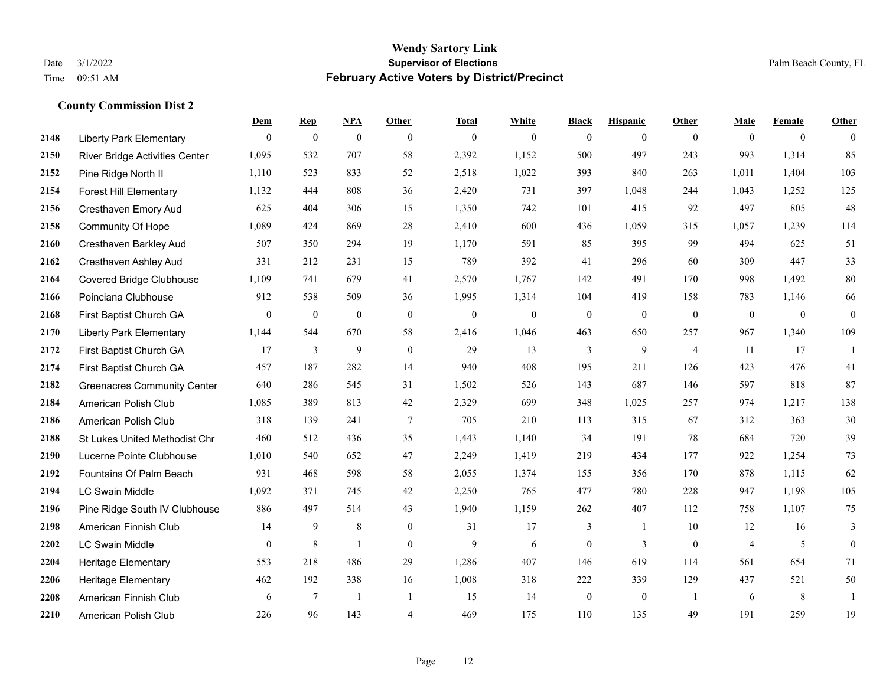# Wendy Sartory Link
## Supervisor of Elections
## February Active Voters by District/Precinct

Date 3/1/2022
Time 09:51 AM

Palm Beach County, FL

### County Commission Dist 2

| | | Dem | Rep | NPA | Other | Total | White | Black | Hispanic | Other | Male | Female | Other |
|---|---|---|---|---|---|---|---|---|---|---|---|---|---|
| 2148 | Liberty Park Elementary | 0 | 0 | 0 | 0 | 0 | 0 | 0 | 0 | 0 | 0 | 0 | 0 |
| 2150 | River Bridge Activities Center | 1,095 | 532 | 707 | 58 | 2,392 | 1,152 | 500 | 497 | 243 | 993 | 1,314 | 85 |
| 2152 | Pine Ridge North II | 1,110 | 523 | 833 | 52 | 2,518 | 1,022 | 393 | 840 | 263 | 1,011 | 1,404 | 103 |
| 2154 | Forest Hill Elementary | 1,132 | 444 | 808 | 36 | 2,420 | 731 | 397 | 1,048 | 244 | 1,043 | 1,252 | 125 |
| 2156 | Cresthaven Emory Aud | 625 | 404 | 306 | 15 | 1,350 | 742 | 101 | 415 | 92 | 497 | 805 | 48 |
| 2158 | Community Of Hope | 1,089 | 424 | 869 | 28 | 2,410 | 600 | 436 | 1,059 | 315 | 1,057 | 1,239 | 114 |
| 2160 | Cresthaven Barkley Aud | 507 | 350 | 294 | 19 | 1,170 | 591 | 85 | 395 | 99 | 494 | 625 | 51 |
| 2162 | Cresthaven Ashley Aud | 331 | 212 | 231 | 15 | 789 | 392 | 41 | 296 | 60 | 309 | 447 | 33 |
| 2164 | Covered Bridge Clubhouse | 1,109 | 741 | 679 | 41 | 2,570 | 1,767 | 142 | 491 | 170 | 998 | 1,492 | 80 |
| 2166 | Poinciana Clubhouse | 912 | 538 | 509 | 36 | 1,995 | 1,314 | 104 | 419 | 158 | 783 | 1,146 | 66 |
| 2168 | First Baptist Church GA | 0 | 0 | 0 | 0 | 0 | 0 | 0 | 0 | 0 | 0 | 0 | 0 |
| 2170 | Liberty Park Elementary | 1,144 | 544 | 670 | 58 | 2,416 | 1,046 | 463 | 650 | 257 | 967 | 1,340 | 109 |
| 2172 | First Baptist Church GA | 17 | 3 | 9 | 0 | 29 | 13 | 3 | 9 | 4 | 11 | 17 | 1 |
| 2174 | First Baptist Church GA | 457 | 187 | 282 | 14 | 940 | 408 | 195 | 211 | 126 | 423 | 476 | 41 |
| 2182 | Greenacres Community Center | 640 | 286 | 545 | 31 | 1,502 | 526 | 143 | 687 | 146 | 597 | 818 | 87 |
| 2184 | American Polish Club | 1,085 | 389 | 813 | 42 | 2,329 | 699 | 348 | 1,025 | 257 | 974 | 1,217 | 138 |
| 2186 | American Polish Club | 318 | 139 | 241 | 7 | 705 | 210 | 113 | 315 | 67 | 312 | 363 | 30 |
| 2188 | St Lukes United Methodist Chr | 460 | 512 | 436 | 35 | 1,443 | 1,140 | 34 | 191 | 78 | 684 | 720 | 39 |
| 2190 | Lucerne Pointe Clubhouse | 1,010 | 540 | 652 | 47 | 2,249 | 1,419 | 219 | 434 | 177 | 922 | 1,254 | 73 |
| 2192 | Fountains Of Palm Beach | 931 | 468 | 598 | 58 | 2,055 | 1,374 | 155 | 356 | 170 | 878 | 1,115 | 62 |
| 2194 | LC Swain Middle | 1,092 | 371 | 745 | 42 | 2,250 | 765 | 477 | 780 | 228 | 947 | 1,198 | 105 |
| 2196 | Pine Ridge South IV Clubhouse | 886 | 497 | 514 | 43 | 1,940 | 1,159 | 262 | 407 | 112 | 758 | 1,107 | 75 |
| 2198 | American Finnish Club | 14 | 9 | 8 | 0 | 31 | 17 | 3 | 1 | 10 | 12 | 16 | 3 |
| 2202 | LC Swain Middle | 0 | 8 | 1 | 0 | 9 | 6 | 0 | 3 | 0 | 4 | 5 | 0 |
| 2204 | Heritage Elementary | 553 | 218 | 486 | 29 | 1,286 | 407 | 146 | 619 | 114 | 561 | 654 | 71 |
| 2206 | Heritage Elementary | 462 | 192 | 338 | 16 | 1,008 | 318 | 222 | 339 | 129 | 437 | 521 | 50 |
| 2208 | American Finnish Club | 6 | 7 | 1 | 1 | 15 | 14 | 0 | 0 | 1 | 6 | 8 | 1 |
| 2210 | American Polish Club | 226 | 96 | 143 | 4 | 469 | 175 | 110 | 135 | 49 | 191 | 259 | 19 |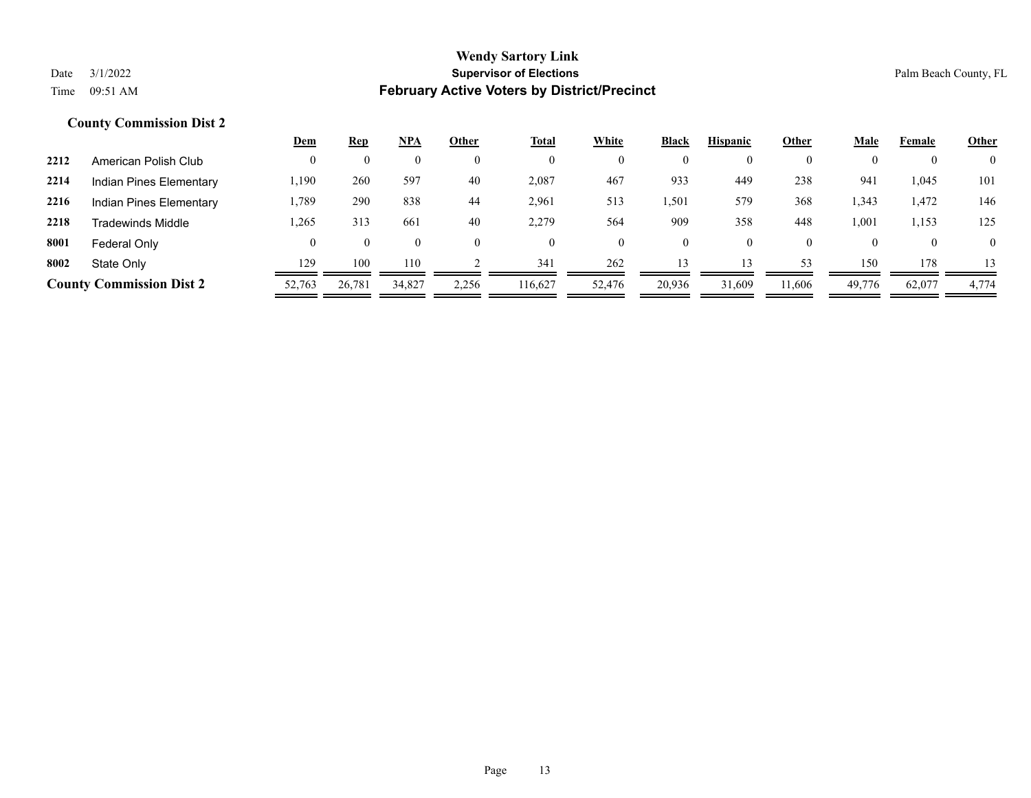# Wendy Sartory Link

## Supervisor of Elections

## February Active Voters by District/Precinct

Date 3/1/2022

Time 09:51 AM

Palm Beach County, FL

### County Commission Dist 2

| | | Dem | Rep | NPA | Other | Total | White | Black | Hispanic | Other | Male | Female | Other |
|---|---|---|---|---|---|---|---|---|---|---|---|---|---|
| 2212 | American Polish Club | 0 | 0 | 0 | 0 | 0 | 0 | 0 | 0 | 0 | 0 | 0 | 0 |
| 2214 | Indian Pines Elementary | 1,190 | 260 | 597 | 40 | 2,087 | 467 | 933 | 449 | 238 | 941 | 1,045 | 101 |
| 2216 | Indian Pines Elementary | 1,789 | 290 | 838 | 44 | 2,961 | 513 | 1,501 | 579 | 368 | 1,343 | 1,472 | 146 |
| 2218 | Tradewinds Middle | 1,265 | 313 | 661 | 40 | 2,279 | 564 | 909 | 358 | 448 | 1,001 | 1,153 | 125 |
| 8001 | Federal Only | 0 | 0 | 0 | 0 | 0 | 0 | 0 | 0 | 0 | 0 | 0 | 0 |
| 8002 | State Only | 129 | 100 | 110 | 2 | 341 | 262 | 13 | 13 | 53 | 150 | 178 | 13 |
| **County Commission Dist 2** | | 52,763 | 26,781 | 34,827 | 2,256 | 116,627 | 52,476 | 20,936 | 31,609 | 11,606 | 49,776 | 62,077 | 4,774 |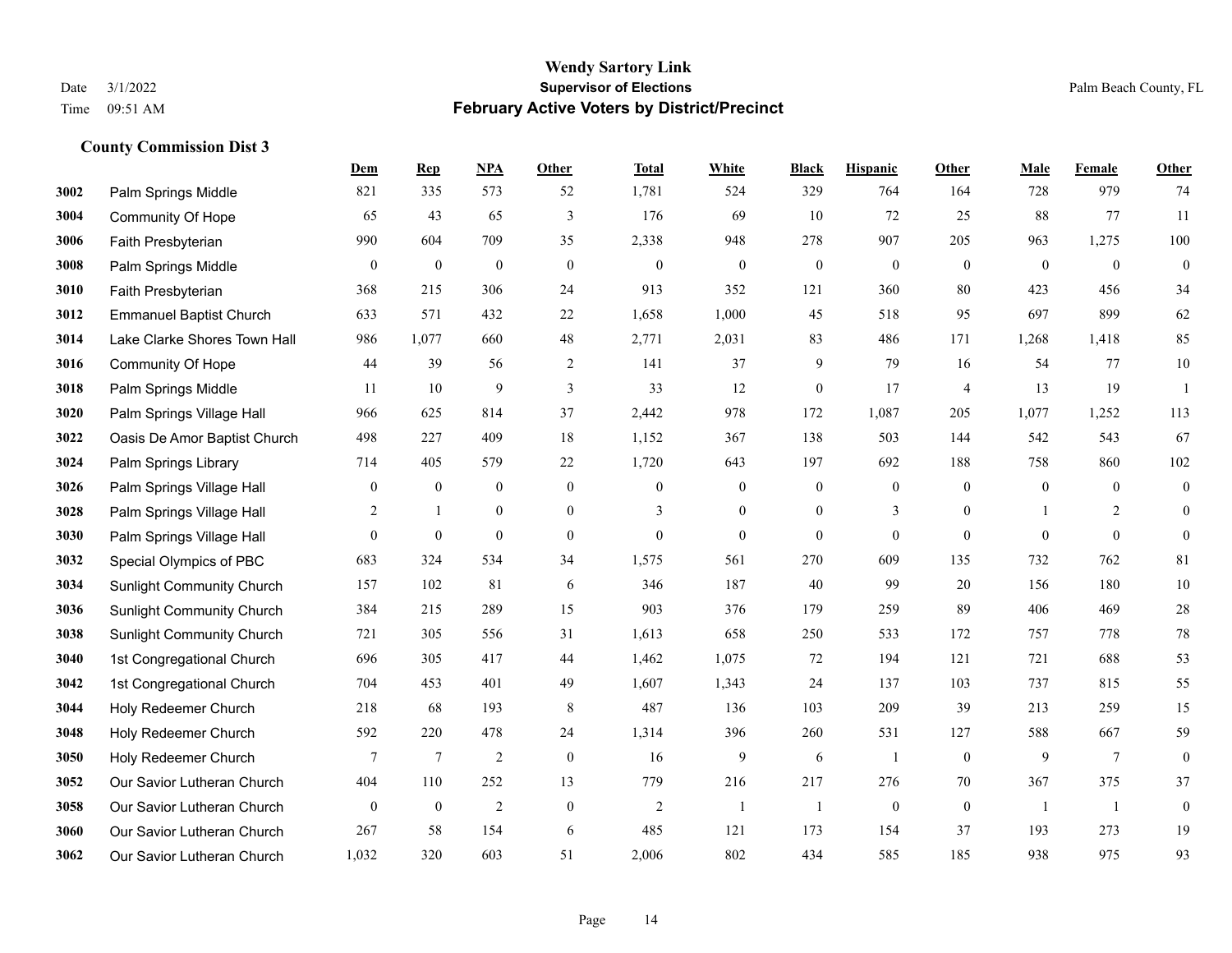# Wendy Sartory Link
## Supervisor of Elections
## February Active Voters by District/Precinct

Date 3/1/2022
Time 09:51 AM

Palm Beach County, FL

### County Commission Dist 3

| | | Dem | Rep | NPA | Other | Total | White | Black | Hispanic | Other | Male | Female | Other |
|---|---|---|---|---|---|---|---|---|---|---|---|---|---|
| 3002 | Palm Springs Middle | 821 | 335 | 573 | 52 | 1,781 | 524 | 329 | 764 | 164 | 728 | 979 | 74 |
| 3004 | Community Of Hope | 65 | 43 | 65 | 3 | 176 | 69 | 10 | 72 | 25 | 88 | 77 | 11 |
| 3006 | Faith Presbyterian | 990 | 604 | 709 | 35 | 2,338 | 948 | 278 | 907 | 205 | 963 | 1,275 | 100 |
| 3008 | Palm Springs Middle | 0 | 0 | 0 | 0 | 0 | 0 | 0 | 0 | 0 | 0 | 0 | 0 |
| 3010 | Faith Presbyterian | 368 | 215 | 306 | 24 | 913 | 352 | 121 | 360 | 80 | 423 | 456 | 34 |
| 3012 | Emmanuel Baptist Church | 633 | 571 | 432 | 22 | 1,658 | 1,000 | 45 | 518 | 95 | 697 | 899 | 62 |
| 3014 | Lake Clarke Shores Town Hall | 986 | 1,077 | 660 | 48 | 2,771 | 2,031 | 83 | 486 | 171 | 1,268 | 1,418 | 85 |
| 3016 | Community Of Hope | 44 | 39 | 56 | 2 | 141 | 37 | 9 | 79 | 16 | 54 | 77 | 10 |
| 3018 | Palm Springs Middle | 11 | 10 | 9 | 3 | 33 | 12 | 0 | 17 | 4 | 13 | 19 | 1 |
| 3020 | Palm Springs Village Hall | 966 | 625 | 814 | 37 | 2,442 | 978 | 172 | 1,087 | 205 | 1,077 | 1,252 | 113 |
| 3022 | Oasis De Amor Baptist Church | 498 | 227 | 409 | 18 | 1,152 | 367 | 138 | 503 | 144 | 542 | 543 | 67 |
| 3024 | Palm Springs Library | 714 | 405 | 579 | 22 | 1,720 | 643 | 197 | 692 | 188 | 758 | 860 | 102 |
| 3026 | Palm Springs Village Hall | 0 | 0 | 0 | 0 | 0 | 0 | 0 | 0 | 0 | 0 | 0 | 0 |
| 3028 | Palm Springs Village Hall | 2 | 1 | 0 | 0 | 3 | 0 | 0 | 3 | 0 | 1 | 2 | 0 |
| 3030 | Palm Springs Village Hall | 0 | 0 | 0 | 0 | 0 | 0 | 0 | 0 | 0 | 0 | 0 | 0 |
| 3032 | Special Olympics of PBC | 683 | 324 | 534 | 34 | 1,575 | 561 | 270 | 609 | 135 | 732 | 762 | 81 |
| 3034 | Sunlight Community Church | 157 | 102 | 81 | 6 | 346 | 187 | 40 | 99 | 20 | 156 | 180 | 10 |
| 3036 | Sunlight Community Church | 384 | 215 | 289 | 15 | 903 | 376 | 179 | 259 | 89 | 406 | 469 | 28 |
| 3038 | Sunlight Community Church | 721 | 305 | 556 | 31 | 1,613 | 658 | 250 | 533 | 172 | 757 | 778 | 78 |
| 3040 | 1st Congregational Church | 696 | 305 | 417 | 44 | 1,462 | 1,075 | 72 | 194 | 121 | 721 | 688 | 53 |
| 3042 | 1st Congregational Church | 704 | 453 | 401 | 49 | 1,607 | 1,343 | 24 | 137 | 103 | 737 | 815 | 55 |
| 3044 | Holy Redeemer Church | 218 | 68 | 193 | 8 | 487 | 136 | 103 | 209 | 39 | 213 | 259 | 15 |
| 3048 | Holy Redeemer Church | 592 | 220 | 478 | 24 | 1,314 | 396 | 260 | 531 | 127 | 588 | 667 | 59 |
| 3050 | Holy Redeemer Church | 7 | 7 | 2 | 0 | 16 | 9 | 6 | 1 | 0 | 9 | 7 | 0 |
| 3052 | Our Savior Lutheran Church | 404 | 110 | 252 | 13 | 779 | 216 | 217 | 276 | 70 | 367 | 375 | 37 |
| 3058 | Our Savior Lutheran Church | 0 | 0 | 2 | 0 | 2 | 1 | 1 | 0 | 0 | 1 | 1 | 0 |
| 3060 | Our Savior Lutheran Church | 267 | 58 | 154 | 6 | 485 | 121 | 173 | 154 | 37 | 193 | 273 | 19 |
| 3062 | Our Savior Lutheran Church | 1,032 | 320 | 603 | 51 | 2,006 | 802 | 434 | 585 | 185 | 938 | 975 | 93 |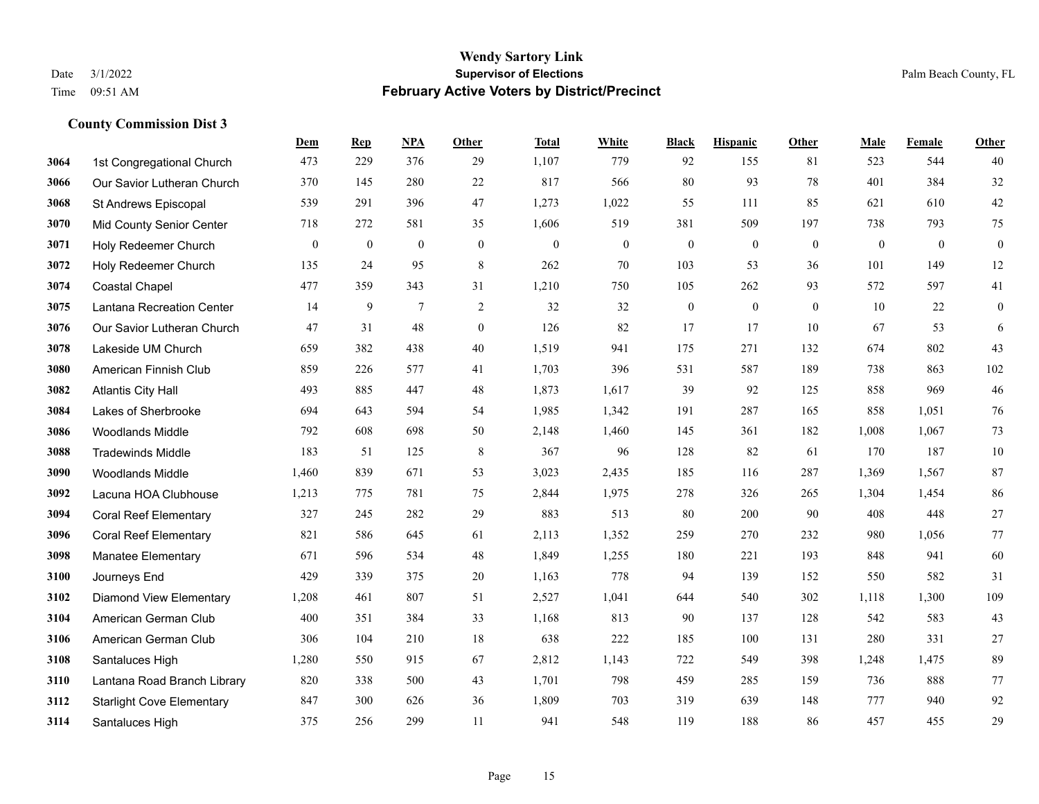# Wendy Sartory Link
## Supervisor of Elections
## February Active Voters by District/Precinct

Date 3/1/2022
Time 09:51 AM

Palm Beach County, FL

### County Commission Dist 3

| | | Dem | Rep | NPA | Other | Total | White | Black | Hispanic | Other | Male | Female | Other |
|---|---|---|---|---|---|---|---|---|---|---|---|---|---|
| 3064 | 1st Congregational Church | 473 | 229 | 376 | 29 | 1,107 | 779 | 92 | 155 | 81 | 523 | 544 | 40 |
| 3066 | Our Savior Lutheran Church | 370 | 145 | 280 | 22 | 817 | 566 | 80 | 93 | 78 | 401 | 384 | 32 |
| 3068 | St Andrews Episcopal | 539 | 291 | 396 | 47 | 1,273 | 1,022 | 55 | 111 | 85 | 621 | 610 | 42 |
| 3070 | Mid County Senior Center | 718 | 272 | 581 | 35 | 1,606 | 519 | 381 | 509 | 197 | 738 | 793 | 75 |
| 3071 | Holy Redeemer Church | 0 | 0 | 0 | 0 | 0 | 0 | 0 | 0 | 0 | 0 | 0 | 0 |
| 3072 | Holy Redeemer Church | 135 | 24 | 95 | 8 | 262 | 70 | 103 | 53 | 36 | 101 | 149 | 12 |
| 3074 | Coastal Chapel | 477 | 359 | 343 | 31 | 1,210 | 750 | 105 | 262 | 93 | 572 | 597 | 41 |
| 3075 | Lantana Recreation Center | 14 | 9 | 7 | 2 | 32 | 32 | 0 | 0 | 0 | 10 | 22 | 0 |
| 3076 | Our Savior Lutheran Church | 47 | 31 | 48 | 0 | 126 | 82 | 17 | 17 | 10 | 67 | 53 | 6 |
| 3078 | Lakeside UM Church | 659 | 382 | 438 | 40 | 1,519 | 941 | 175 | 271 | 132 | 674 | 802 | 43 |
| 3080 | American Finnish Club | 859 | 226 | 577 | 41 | 1,703 | 396 | 531 | 587 | 189 | 738 | 863 | 102 |
| 3082 | Atlantis City Hall | 493 | 885 | 447 | 48 | 1,873 | 1,617 | 39 | 92 | 125 | 858 | 969 | 46 |
| 3084 | Lakes of Sherbrooke | 694 | 643 | 594 | 54 | 1,985 | 1,342 | 191 | 287 | 165 | 858 | 1,051 | 76 |
| 3086 | Woodlands Middle | 792 | 608 | 698 | 50 | 2,148 | 1,460 | 145 | 361 | 182 | 1,008 | 1,067 | 73 |
| 3088 | Tradewinds Middle | 183 | 51 | 125 | 8 | 367 | 96 | 128 | 82 | 61 | 170 | 187 | 10 |
| 3090 | Woodlands Middle | 1,460 | 839 | 671 | 53 | 3,023 | 2,435 | 185 | 116 | 287 | 1,369 | 1,567 | 87 |
| 3092 | Lacuna HOA Clubhouse | 1,213 | 775 | 781 | 75 | 2,844 | 1,975 | 278 | 326 | 265 | 1,304 | 1,454 | 86 |
| 3094 | Coral Reef Elementary | 327 | 245 | 282 | 29 | 883 | 513 | 80 | 200 | 90 | 408 | 448 | 27 |
| 3096 | Coral Reef Elementary | 821 | 586 | 645 | 61 | 2,113 | 1,352 | 259 | 270 | 232 | 980 | 1,056 | 77 |
| 3098 | Manatee Elementary | 671 | 596 | 534 | 48 | 1,849 | 1,255 | 180 | 221 | 193 | 848 | 941 | 60 |
| 3100 | Journeys End | 429 | 339 | 375 | 20 | 1,163 | 778 | 94 | 139 | 152 | 550 | 582 | 31 |
| 3102 | Diamond View Elementary | 1,208 | 461 | 807 | 51 | 2,527 | 1,041 | 644 | 540 | 302 | 1,118 | 1,300 | 109 |
| 3104 | American German Club | 400 | 351 | 384 | 33 | 1,168 | 813 | 90 | 137 | 128 | 542 | 583 | 43 |
| 3106 | American German Club | 306 | 104 | 210 | 18 | 638 | 222 | 185 | 100 | 131 | 280 | 331 | 27 |
| 3108 | Santaluces High | 1,280 | 550 | 915 | 67 | 2,812 | 1,143 | 722 | 549 | 398 | 1,248 | 1,475 | 89 |
| 3110 | Lantana Road Branch Library | 820 | 338 | 500 | 43 | 1,701 | 798 | 459 | 285 | 159 | 736 | 888 | 77 |
| 3112 | Starlight Cove Elementary | 847 | 300 | 626 | 36 | 1,809 | 703 | 319 | 639 | 148 | 777 | 940 | 92 |
| 3114 | Santaluces High | 375 | 256 | 299 | 11 | 941 | 548 | 119 | 188 | 86 | 457 | 455 | 29 |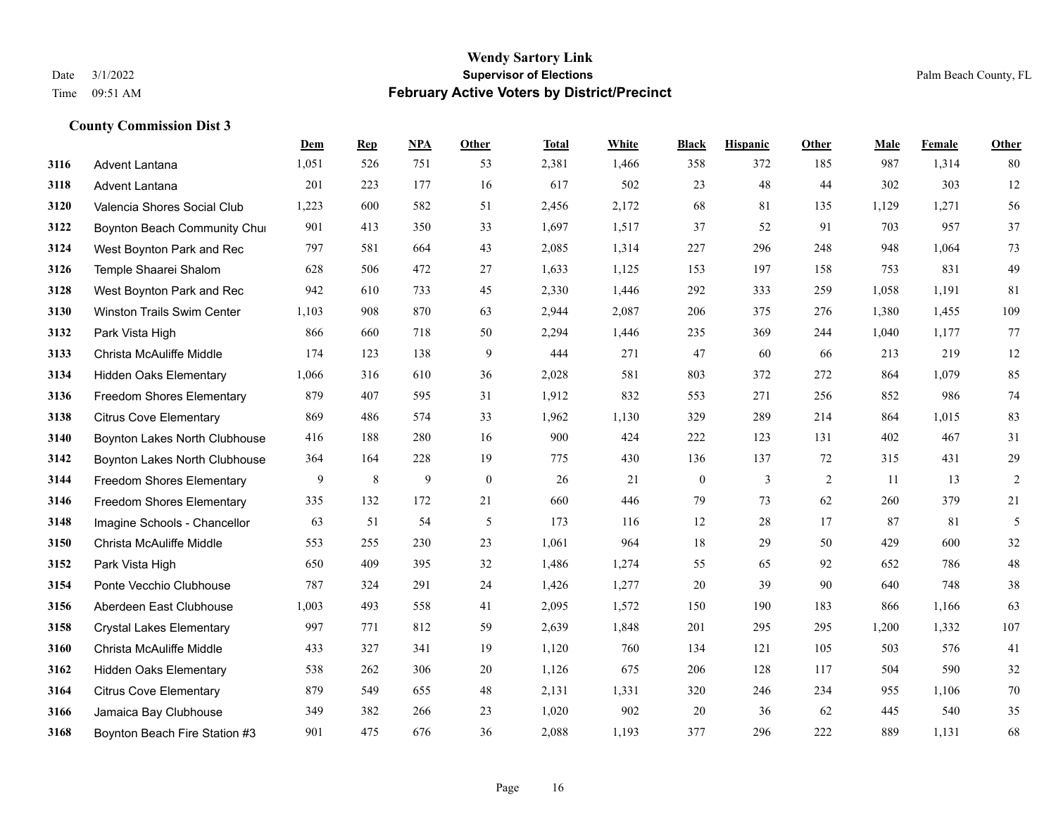# Wendy Sartory Link

## Supervisor of Elections

## February Active Voters by District/Precinct

Date 3/1/2022
Time 09:51 AM

Palm Beach County, FL

### County Commission Dist 3

| | | Dem | Rep | NPA | Other | Total | White | Black | Hispanic | Other | Male | Female | Other |
|---|---|---|---|---|---|---|---|---|---|---|---|---|---|
| 3116 | Advent Lantana | 1,051 | 526 | 751 | 53 | 2,381 | 1,466 | 358 | 372 | 185 | 987 | 1,314 | 80 |
| 3118 | Advent Lantana | 201 | 223 | 177 | 16 | 617 | 502 | 23 | 48 | 44 | 302 | 303 | 12 |
| 3120 | Valencia Shores Social Club | 1,223 | 600 | 582 | 51 | 2,456 | 2,172 | 68 | 81 | 135 | 1,129 | 1,271 | 56 |
| 3122 | Boynton Beach Community Chur | 901 | 413 | 350 | 33 | 1,697 | 1,517 | 37 | 52 | 91 | 703 | 957 | 37 |
| 3124 | West Boynton Park and Rec | 797 | 581 | 664 | 43 | 2,085 | 1,314 | 227 | 296 | 248 | 948 | 1,064 | 73 |
| 3126 | Temple Shaarei Shalom | 628 | 506 | 472 | 27 | 1,633 | 1,125 | 153 | 197 | 158 | 753 | 831 | 49 |
| 3128 | West Boynton Park and Rec | 942 | 610 | 733 | 45 | 2,330 | 1,446 | 292 | 333 | 259 | 1,058 | 1,191 | 81 |
| 3130 | Winston Trails Swim Center | 1,103 | 908 | 870 | 63 | 2,944 | 2,087 | 206 | 375 | 276 | 1,380 | 1,455 | 109 |
| 3132 | Park Vista High | 866 | 660 | 718 | 50 | 2,294 | 1,446 | 235 | 369 | 244 | 1,040 | 1,177 | 77 |
| 3133 | Christa McAuliffe Middle | 174 | 123 | 138 | 9 | 444 | 271 | 47 | 60 | 66 | 213 | 219 | 12 |
| 3134 | Hidden Oaks Elementary | 1,066 | 316 | 610 | 36 | 2,028 | 581 | 803 | 372 | 272 | 864 | 1,079 | 85 |
| 3136 | Freedom Shores Elementary | 879 | 407 | 595 | 31 | 1,912 | 832 | 553 | 271 | 256 | 852 | 986 | 74 |
| 3138 | Citrus Cove Elementary | 869 | 486 | 574 | 33 | 1,962 | 1,130 | 329 | 289 | 214 | 864 | 1,015 | 83 |
| 3140 | Boynton Lakes North Clubhouse | 416 | 188 | 280 | 16 | 900 | 424 | 222 | 123 | 131 | 402 | 467 | 31 |
| 3142 | Boynton Lakes North Clubhouse | 364 | 164 | 228 | 19 | 775 | 430 | 136 | 137 | 72 | 315 | 431 | 29 |
| 3144 | Freedom Shores Elementary | 9 | 8 | 9 | 0 | 26 | 21 | 0 | 3 | 2 | 11 | 13 | 2 |
| 3146 | Freedom Shores Elementary | 335 | 132 | 172 | 21 | 660 | 446 | 79 | 73 | 62 | 260 | 379 | 21 |
| 3148 | Imagine Schools - Chancellor | 63 | 51 | 54 | 5 | 173 | 116 | 12 | 28 | 17 | 87 | 81 | 5 |
| 3150 | Christa McAuliffe Middle | 553 | 255 | 230 | 23 | 1,061 | 964 | 18 | 29 | 50 | 429 | 600 | 32 |
| 3152 | Park Vista High | 650 | 409 | 395 | 32 | 1,486 | 1,274 | 55 | 65 | 92 | 652 | 786 | 48 |
| 3154 | Ponte Vecchio Clubhouse | 787 | 324 | 291 | 24 | 1,426 | 1,277 | 20 | 39 | 90 | 640 | 748 | 38 |
| 3156 | Aberdeen East Clubhouse | 1,003 | 493 | 558 | 41 | 2,095 | 1,572 | 150 | 190 | 183 | 866 | 1,166 | 63 |
| 3158 | Crystal Lakes Elementary | 997 | 771 | 812 | 59 | 2,639 | 1,848 | 201 | 295 | 295 | 1,200 | 1,332 | 107 |
| 3160 | Christa McAuliffe Middle | 433 | 327 | 341 | 19 | 1,120 | 760 | 134 | 121 | 105 | 503 | 576 | 41 |
| 3162 | Hidden Oaks Elementary | 538 | 262 | 306 | 20 | 1,126 | 675 | 206 | 128 | 117 | 504 | 590 | 32 |
| 3164 | Citrus Cove Elementary | 879 | 549 | 655 | 48 | 2,131 | 1,331 | 320 | 246 | 234 | 955 | 1,106 | 70 |
| 3166 | Jamaica Bay Clubhouse | 349 | 382 | 266 | 23 | 1,020 | 902 | 20 | 36 | 62 | 445 | 540 | 35 |
| 3168 | Boynton Beach Fire Station #3 | 901 | 475 | 676 | 36 | 2,088 | 1,193 | 377 | 296 | 222 | 889 | 1,131 | 68 |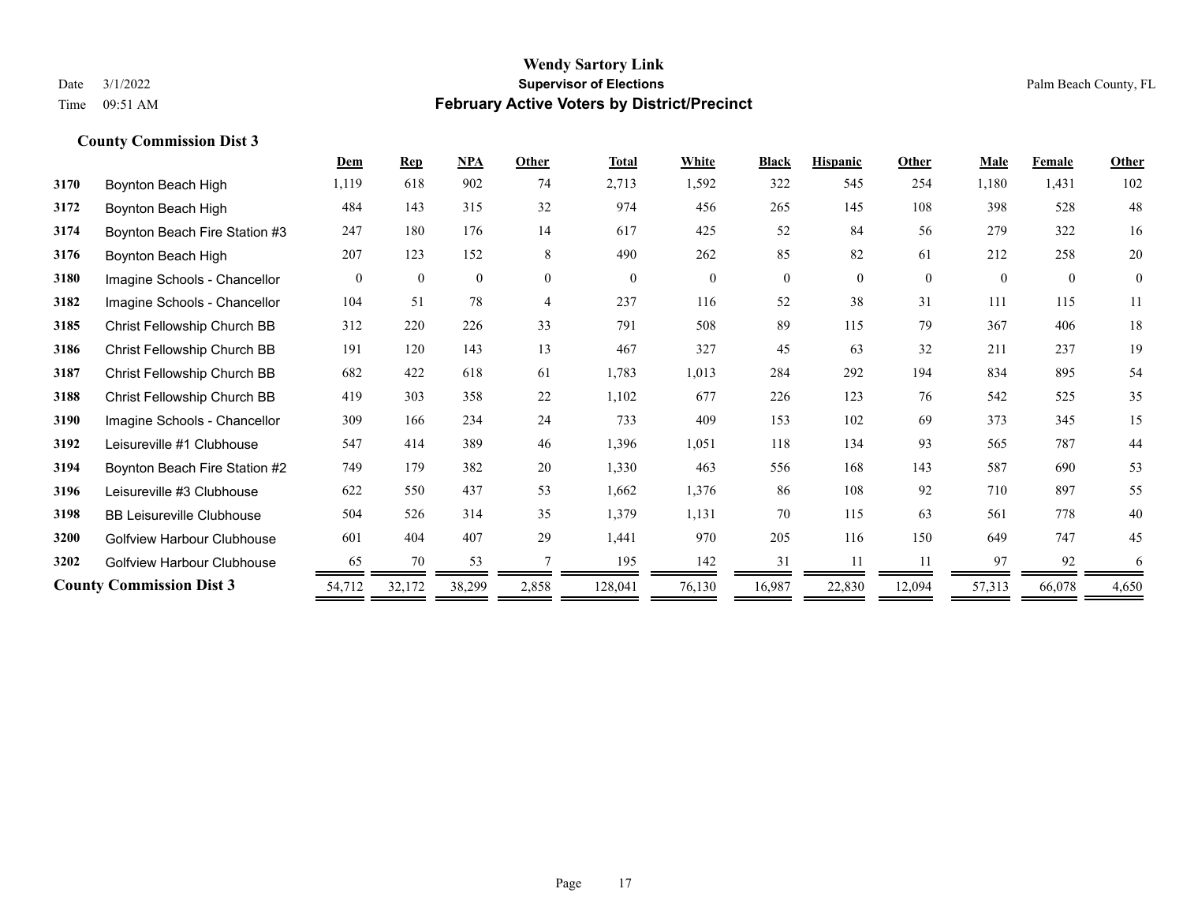**Wendy Sartory Link**
**Supervisor of Elections**
**February Active Voters by District/Precinct**

Date 3/1/2022
Time 09:51 AM

Palm Beach County, FL

### County Commission Dist 3

| | | Dem | Rep | NPA | Other | Total | White | Black | Hispanic | Other | Male | Female | Other |
|---|---|---|---|---|---|---|---|---|---|---|---|---|---|
| 3170 | Boynton Beach High | 1,119 | 618 | 902 | 74 | 2,713 | 1,592 | 322 | 545 | 254 | 1,180 | 1,431 | 102 |
| 3172 | Boynton Beach High | 484 | 143 | 315 | 32 | 974 | 456 | 265 | 145 | 108 | 398 | 528 | 48 |
| 3174 | Boynton Beach Fire Station #3 | 247 | 180 | 176 | 14 | 617 | 425 | 52 | 84 | 56 | 279 | 322 | 16 |
| 3176 | Boynton Beach High | 207 | 123 | 152 | 8 | 490 | 262 | 85 | 82 | 61 | 212 | 258 | 20 |
| 3180 | Imagine Schools - Chancellor | 0 | 0 | 0 | 0 | 0 | 0 | 0 | 0 | 0 | 0 | 0 | 0 |
| 3182 | Imagine Schools - Chancellor | 104 | 51 | 78 | 4 | 237 | 116 | 52 | 38 | 31 | 111 | 115 | 11 |
| 3185 | Christ Fellowship Church BB | 312 | 220 | 226 | 33 | 791 | 508 | 89 | 115 | 79 | 367 | 406 | 18 |
| 3186 | Christ Fellowship Church BB | 191 | 120 | 143 | 13 | 467 | 327 | 45 | 63 | 32 | 211 | 237 | 19 |
| 3187 | Christ Fellowship Church BB | 682 | 422 | 618 | 61 | 1,783 | 1,013 | 284 | 292 | 194 | 834 | 895 | 54 |
| 3188 | Christ Fellowship Church BB | 419 | 303 | 358 | 22 | 1,102 | 677 | 226 | 123 | 76 | 542 | 525 | 35 |
| 3190 | Imagine Schools - Chancellor | 309 | 166 | 234 | 24 | 733 | 409 | 153 | 102 | 69 | 373 | 345 | 15 |
| 3192 | Leisureville #1 Clubhouse | 547 | 414 | 389 | 46 | 1,396 | 1,051 | 118 | 134 | 93 | 565 | 787 | 44 |
| 3194 | Boynton Beach Fire Station #2 | 749 | 179 | 382 | 20 | 1,330 | 463 | 556 | 168 | 143 | 587 | 690 | 53 |
| 3196 | Leisureville #3 Clubhouse | 622 | 550 | 437 | 53 | 1,662 | 1,376 | 86 | 108 | 92 | 710 | 897 | 55 |
| 3198 | BB Leisureville Clubhouse | 504 | 526 | 314 | 35 | 1,379 | 1,131 | 70 | 115 | 63 | 561 | 778 | 40 |
| 3200 | Golfview Harbour Clubhouse | 601 | 404 | 407 | 29 | 1,441 | 970 | 205 | 116 | 150 | 649 | 747 | 45 |
| 3202 | Golfview Harbour Clubhouse | 65 | 70 | 53 | 7 | 195 | 142 | 31 | 11 | 11 | 97 | 92 | 6 |
| **County Commission Dist 3** | | 54,712 | 32,172 | 38,299 | 2,858 | 128,041 | 76,130 | 16,987 | 22,830 | 12,094 | 57,313 | 66,078 | 4,650 |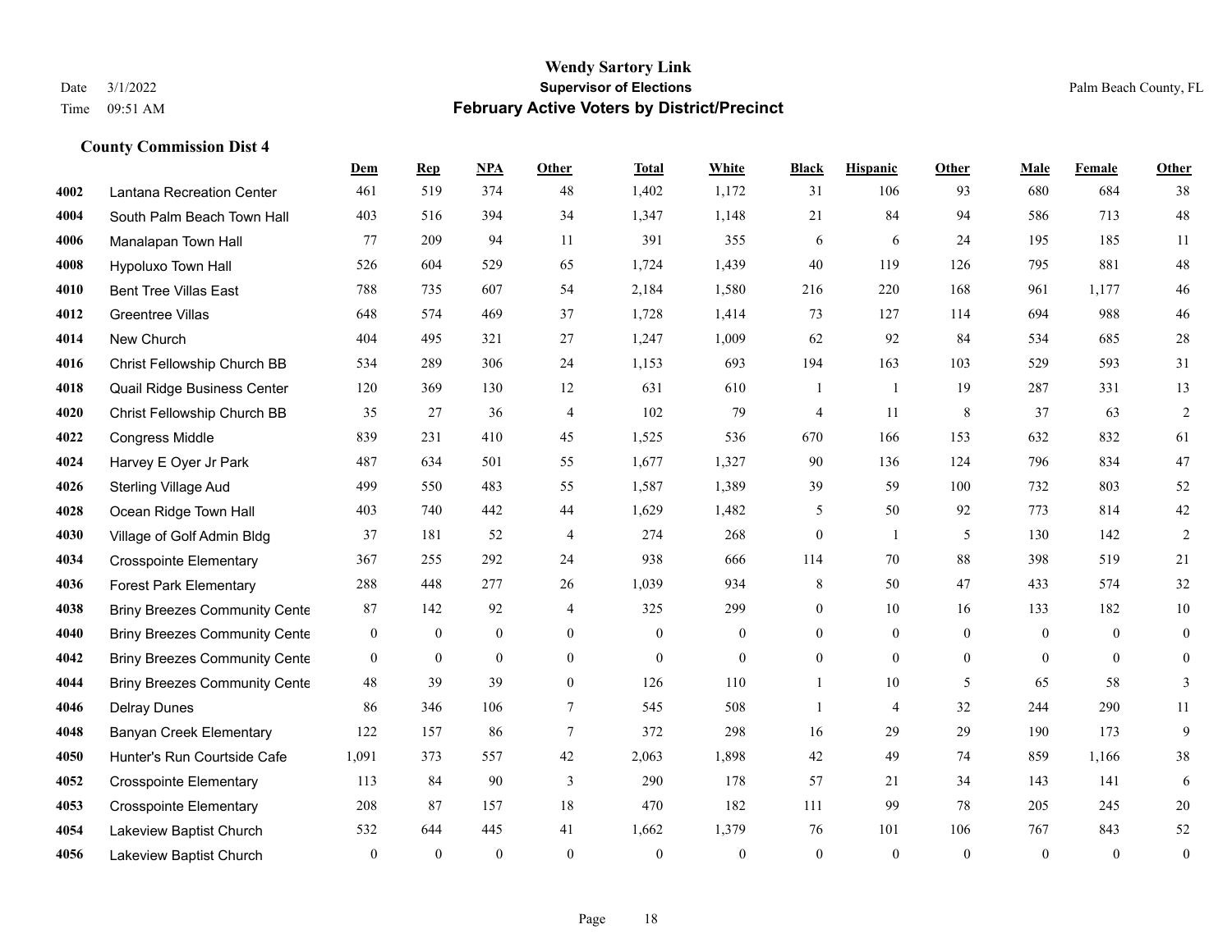**County Commission Dist 4**

| | | Dem | Rep | NPA | Other | Total | White | Black | Hispanic | Other | Male | Female | Other |
|---|---|---|---|---|---|---|---|---|---|---|---|---|---|
| 4002 | Lantana Recreation Center | 461 | 519 | 374 | 48 | 1,402 | 1,172 | 31 | 106 | 93 | 680 | 684 | 38 |
| 4004 | South Palm Beach Town Hall | 403 | 516 | 394 | 34 | 1,347 | 1,148 | 21 | 84 | 94 | 586 | 713 | 48 |
| 4006 | Manalapan Town Hall | 77 | 209 | 94 | 11 | 391 | 355 | 6 | 6 | 24 | 195 | 185 | 11 |
| 4008 | Hypoluxo Town Hall | 526 | 604 | 529 | 65 | 1,724 | 1,439 | 40 | 119 | 126 | 795 | 881 | 48 |
| 4010 | Bent Tree Villas East | 788 | 735 | 607 | 54 | 2,184 | 1,580 | 216 | 220 | 168 | 961 | 1,177 | 46 |
| 4012 | Greentree Villas | 648 | 574 | 469 | 37 | 1,728 | 1,414 | 73 | 127 | 114 | 694 | 988 | 46 |
| 4014 | New Church | 404 | 495 | 321 | 27 | 1,247 | 1,009 | 62 | 92 | 84 | 534 | 685 | 28 |
| 4016 | Christ Fellowship Church BB | 534 | 289 | 306 | 24 | 1,153 | 693 | 194 | 163 | 103 | 529 | 593 | 31 |
| 4018 | Quail Ridge Business Center | 120 | 369 | 130 | 12 | 631 | 610 | 1 | 1 | 19 | 287 | 331 | 13 |
| 4020 | Christ Fellowship Church BB | 35 | 27 | 36 | 4 | 102 | 79 | 4 | 11 | 8 | 37 | 63 | 2 |
| 4022 | Congress Middle | 839 | 231 | 410 | 45 | 1,525 | 536 | 670 | 166 | 153 | 632 | 832 | 61 |
| 4024 | Harvey E Oyer Jr Park | 487 | 634 | 501 | 55 | 1,677 | 1,327 | 90 | 136 | 124 | 796 | 834 | 47 |
| 4026 | Sterling Village Aud | 499 | 550 | 483 | 55 | 1,587 | 1,389 | 39 | 59 | 100 | 732 | 803 | 52 |
| 4028 | Ocean Ridge Town Hall | 403 | 740 | 442 | 44 | 1,629 | 1,482 | 5 | 50 | 92 | 773 | 814 | 42 |
| 4030 | Village of Golf Admin Bldg | 37 | 181 | 52 | 4 | 274 | 268 | 0 | 1 | 5 | 130 | 142 | 2 |
| 4034 | Crosspointe Elementary | 367 | 255 | 292 | 24 | 938 | 666 | 114 | 70 | 88 | 398 | 519 | 21 |
| 4036 | Forest Park Elementary | 288 | 448 | 277 | 26 | 1,039 | 934 | 8 | 50 | 47 | 433 | 574 | 32 |
| 4038 | Briny Breezes Community Cente | 87 | 142 | 92 | 4 | 325 | 299 | 0 | 10 | 16 | 133 | 182 | 10 |
| 4040 | Briny Breezes Community Cente | 0 | 0 | 0 | 0 | 0 | 0 | 0 | 0 | 0 | 0 | 0 | 0 |
| 4042 | Briny Breezes Community Cente | 0 | 0 | 0 | 0 | 0 | 0 | 0 | 0 | 0 | 0 | 0 | 0 |
| 4044 | Briny Breezes Community Cente | 48 | 39 | 39 | 0 | 126 | 110 | 1 | 10 | 5 | 65 | 58 | 3 |
| 4046 | Delray Dunes | 86 | 346 | 106 | 7 | 545 | 508 | 1 | 4 | 32 | 244 | 290 | 11 |
| 4048 | Banyan Creek Elementary | 122 | 157 | 86 | 7 | 372 | 298 | 16 | 29 | 29 | 190 | 173 | 9 |
| 4050 | Hunter's Run Courtside Cafe | 1,091 | 373 | 557 | 42 | 2,063 | 1,898 | 42 | 49 | 74 | 859 | 1,166 | 38 |
| 4052 | Crosspointe Elementary | 113 | 84 | 90 | 3 | 290 | 178 | 57 | 21 | 34 | 143 | 141 | 6 |
| 4053 | Crosspointe Elementary | 208 | 87 | 157 | 18 | 470 | 182 | 111 | 99 | 78 | 205 | 245 | 20 |
| 4054 | Lakeview Baptist Church | 532 | 644 | 445 | 41 | 1,662 | 1,379 | 76 | 101 | 106 | 767 | 843 | 52 |
| 4056 | Lakeview Baptist Church | 0 | 0 | 0 | 0 | 0 | 0 | 0 | 0 | 0 | 0 | 0 | 0 |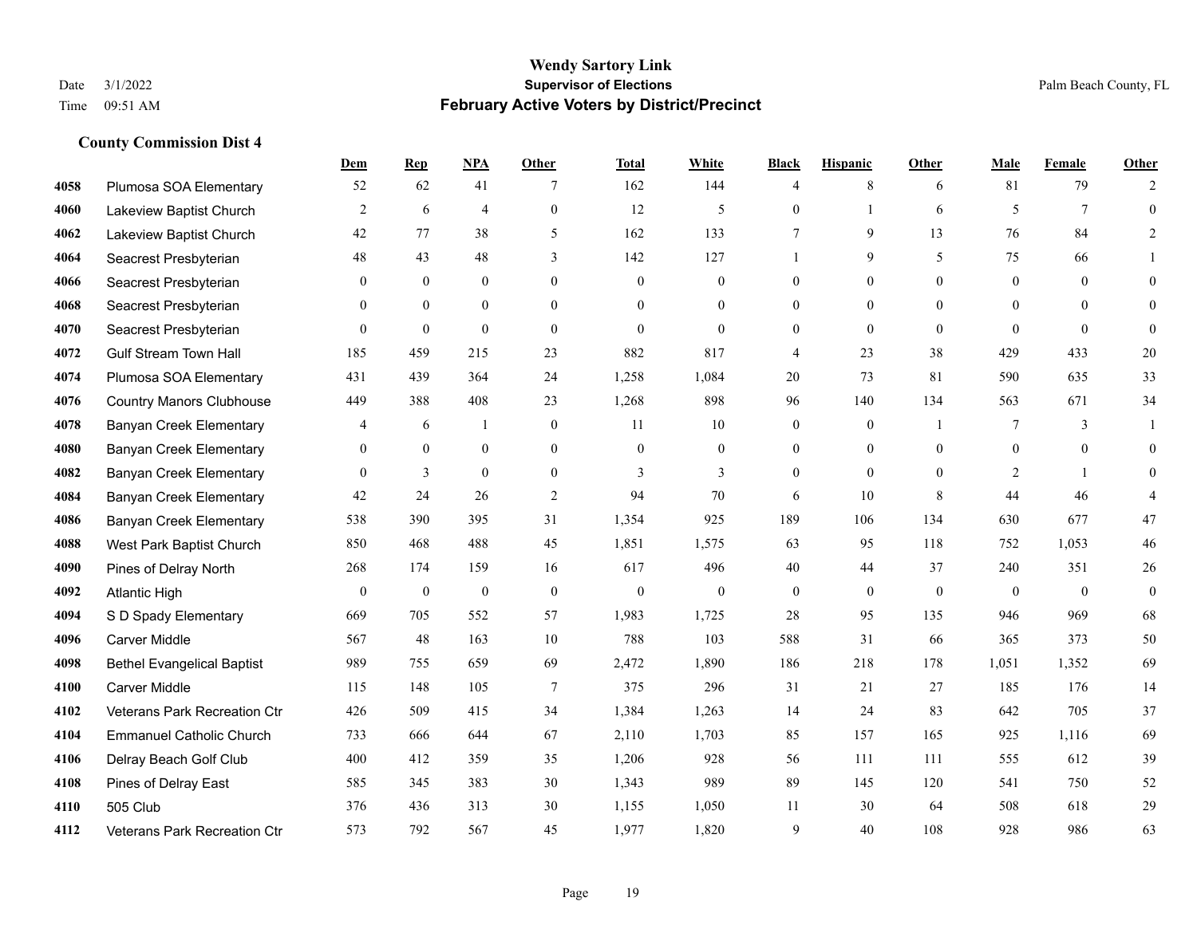**Wendy Sartory Link**
**Supervisor of Elections**
**February Active Voters by District/Precinct**

Date 3/1/2022
Time 09:51 AM

Palm Beach County, FL

### County Commission Dist 4

| | | Dem | Rep | NPA | Other | Total | White | Black | Hispanic | Other | Male | Female | Other |
|---|---|---|---|---|---|---|---|---|---|---|---|---|---|
| 4058 | Plumosa SOA Elementary | 52 | 62 | 41 | 7 | 162 | 144 | 4 | 8 | 6 | 81 | 79 | 2 |
| 4060 | Lakeview Baptist Church | 2 | 6 | 4 | 0 | 12 | 5 | 0 | 1 | 6 | 5 | 7 | 0 |
| 4062 | Lakeview Baptist Church | 42 | 77 | 38 | 5 | 162 | 133 | 7 | 9 | 13 | 76 | 84 | 2 |
| 4064 | Seacrest Presbyterian | 48 | 43 | 48 | 3 | 142 | 127 | 1 | 9 | 5 | 75 | 66 | 1 |
| 4066 | Seacrest Presbyterian | 0 | 0 | 0 | 0 | 0 | 0 | 0 | 0 | 0 | 0 | 0 | 0 |
| 4068 | Seacrest Presbyterian | 0 | 0 | 0 | 0 | 0 | 0 | 0 | 0 | 0 | 0 | 0 | 0 |
| 4070 | Seacrest Presbyterian | 0 | 0 | 0 | 0 | 0 | 0 | 0 | 0 | 0 | 0 | 0 | 0 |
| 4072 | Gulf Stream Town Hall | 185 | 459 | 215 | 23 | 882 | 817 | 4 | 23 | 38 | 429 | 433 | 20 |
| 4074 | Plumosa SOA Elementary | 431 | 439 | 364 | 24 | 1,258 | 1,084 | 20 | 73 | 81 | 590 | 635 | 33 |
| 4076 | Country Manors Clubhouse | 449 | 388 | 408 | 23 | 1,268 | 898 | 96 | 140 | 134 | 563 | 671 | 34 |
| 4078 | Banyan Creek Elementary | 4 | 6 | 1 | 0 | 11 | 10 | 0 | 0 | 1 | 7 | 3 | 1 |
| 4080 | Banyan Creek Elementary | 0 | 0 | 0 | 0 | 0 | 0 | 0 | 0 | 0 | 0 | 0 | 0 |
| 4082 | Banyan Creek Elementary | 0 | 3 | 0 | 0 | 3 | 3 | 0 | 0 | 0 | 2 | 1 | 0 |
| 4084 | Banyan Creek Elementary | 42 | 24 | 26 | 2 | 94 | 70 | 6 | 10 | 8 | 44 | 46 | 4 |
| 4086 | Banyan Creek Elementary | 538 | 390 | 395 | 31 | 1,354 | 925 | 189 | 106 | 134 | 630 | 677 | 47 |
| 4088 | West Park Baptist Church | 850 | 468 | 488 | 45 | 1,851 | 1,575 | 63 | 95 | 118 | 752 | 1,053 | 46 |
| 4090 | Pines of Delray North | 268 | 174 | 159 | 16 | 617 | 496 | 40 | 44 | 37 | 240 | 351 | 26 |
| 4092 | Atlantic High | 0 | 0 | 0 | 0 | 0 | 0 | 0 | 0 | 0 | 0 | 0 | 0 |
| 4094 | S D Spady Elementary | 669 | 705 | 552 | 57 | 1,983 | 1,725 | 28 | 95 | 135 | 946 | 969 | 68 |
| 4096 | Carver Middle | 567 | 48 | 163 | 10 | 788 | 103 | 588 | 31 | 66 | 365 | 373 | 50 |
| 4098 | Bethel Evangelical Baptist | 989 | 755 | 659 | 69 | 2,472 | 1,890 | 186 | 218 | 178 | 1,051 | 1,352 | 69 |
| 4100 | Carver Middle | 115 | 148 | 105 | 7 | 375 | 296 | 31 | 21 | 27 | 185 | 176 | 14 |
| 4102 | Veterans Park Recreation Ctr | 426 | 509 | 415 | 34 | 1,384 | 1,263 | 14 | 24 | 83 | 642 | 705 | 37 |
| 4104 | Emmanuel Catholic Church | 733 | 666 | 644 | 67 | 2,110 | 1,703 | 85 | 157 | 165 | 925 | 1,116 | 69 |
| 4106 | Delray Beach Golf Club | 400 | 412 | 359 | 35 | 1,206 | 928 | 56 | 111 | 111 | 555 | 612 | 39 |
| 4108 | Pines of Delray East | 585 | 345 | 383 | 30 | 1,343 | 989 | 89 | 145 | 120 | 541 | 750 | 52 |
| 4110 | 505 Club | 376 | 436 | 313 | 30 | 1,155 | 1,050 | 11 | 30 | 64 | 508 | 618 | 29 |
| 4112 | Veterans Park Recreation Ctr | 573 | 792 | 567 | 45 | 1,977 | 1,820 | 9 | 40 | 108 | 928 | 986 | 63 |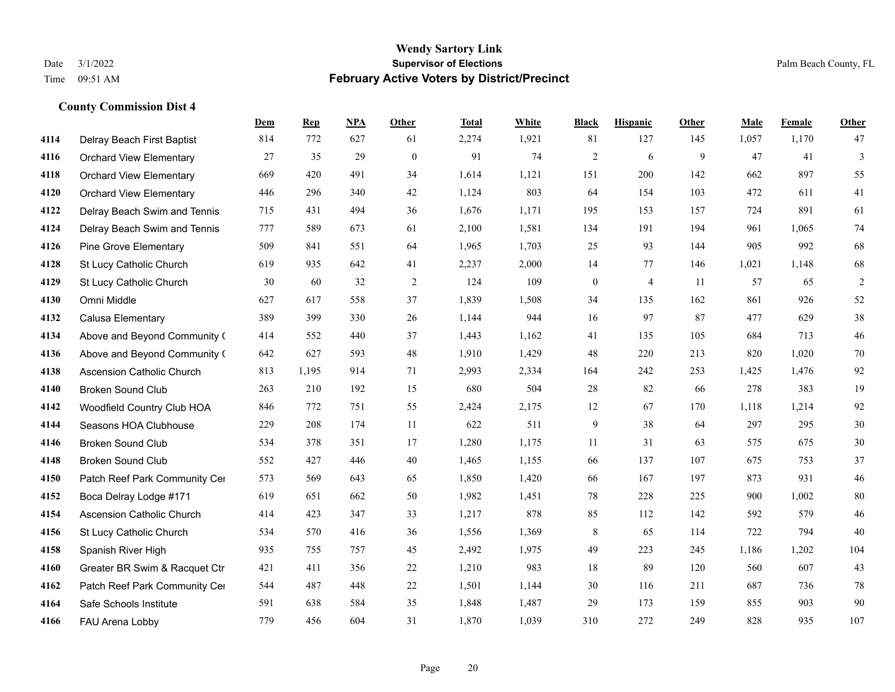# Wendy Sartory Link

**Supervisor of Elections**

**February Active Voters by District/Precinct**

Date 3/1/2022

Time 09:51 AM

Palm Beach County, FL

## County Commission Dist 4

| | | Dem | Rep | NPA | Other | Total | White | Black | Hispanic | Other | Male | Female | Other |
|---|---|---|---|---|---|---|---|---|---|---|---|---|---|
| 4114 | Delray Beach First Baptist | 814 | 772 | 627 | 61 | 2,274 | 1,921 | 81 | 127 | 145 | 1,057 | 1,170 | 47 |
| 4116 | Orchard View Elementary | 27 | 35 | 29 | 0 | 91 | 74 | 2 | 6 | 9 | 47 | 41 | 3 |
| 4118 | Orchard View Elementary | 669 | 420 | 491 | 34 | 1,614 | 1,121 | 151 | 200 | 142 | 662 | 897 | 55 |
| 4120 | Orchard View Elementary | 446 | 296 | 340 | 42 | 1,124 | 803 | 64 | 154 | 103 | 472 | 611 | 41 |
| 4122 | Delray Beach Swim and Tennis | 715 | 431 | 494 | 36 | 1,676 | 1,171 | 195 | 153 | 157 | 724 | 891 | 61 |
| 4124 | Delray Beach Swim and Tennis | 777 | 589 | 673 | 61 | 2,100 | 1,581 | 134 | 191 | 194 | 961 | 1,065 | 74 |
| 4126 | Pine Grove Elementary | 509 | 841 | 551 | 64 | 1,965 | 1,703 | 25 | 93 | 144 | 905 | 992 | 68 |
| 4128 | St Lucy Catholic Church | 619 | 935 | 642 | 41 | 2,237 | 2,000 | 14 | 77 | 146 | 1,021 | 1,148 | 68 |
| 4129 | St Lucy Catholic Church | 30 | 60 | 32 | 2 | 124 | 109 | 0 | 4 | 11 | 57 | 65 | 2 |
| 4130 | Omni Middle | 627 | 617 | 558 | 37 | 1,839 | 1,508 | 34 | 135 | 162 | 861 | 926 | 52 |
| 4132 | Calusa Elementary | 389 | 399 | 330 | 26 | 1,144 | 944 | 16 | 97 | 87 | 477 | 629 | 38 |
| 4134 | Above and Beyond Community ( | 414 | 552 | 440 | 37 | 1,443 | 1,162 | 41 | 135 | 105 | 684 | 713 | 46 |
| 4136 | Above and Beyond Community ( | 642 | 627 | 593 | 48 | 1,910 | 1,429 | 48 | 220 | 213 | 820 | 1,020 | 70 |
| 4138 | Ascension Catholic Church | 813 | 1,195 | 914 | 71 | 2,993 | 2,334 | 164 | 242 | 253 | 1,425 | 1,476 | 92 |
| 4140 | Broken Sound Club | 263 | 210 | 192 | 15 | 680 | 504 | 28 | 82 | 66 | 278 | 383 | 19 |
| 4142 | Woodfield Country Club HOA | 846 | 772 | 751 | 55 | 2,424 | 2,175 | 12 | 67 | 170 | 1,118 | 1,214 | 92 |
| 4144 | Seasons HOA Clubhouse | 229 | 208 | 174 | 11 | 622 | 511 | 9 | 38 | 64 | 297 | 295 | 30 |
| 4146 | Broken Sound Club | 534 | 378 | 351 | 17 | 1,280 | 1,175 | 11 | 31 | 63 | 575 | 675 | 30 |
| 4148 | Broken Sound Club | 552 | 427 | 446 | 40 | 1,465 | 1,155 | 66 | 137 | 107 | 675 | 753 | 37 |
| 4150 | Patch Reef Park Community Cer | 573 | 569 | 643 | 65 | 1,850 | 1,420 | 66 | 167 | 197 | 873 | 931 | 46 |
| 4152 | Boca Delray Lodge #171 | 619 | 651 | 662 | 50 | 1,982 | 1,451 | 78 | 228 | 225 | 900 | 1,002 | 80 |
| 4154 | Ascension Catholic Church | 414 | 423 | 347 | 33 | 1,217 | 878 | 85 | 112 | 142 | 592 | 579 | 46 |
| 4156 | St Lucy Catholic Church | 534 | 570 | 416 | 36 | 1,556 | 1,369 | 8 | 65 | 114 | 722 | 794 | 40 |
| 4158 | Spanish River High | 935 | 755 | 757 | 45 | 2,492 | 1,975 | 49 | 223 | 245 | 1,186 | 1,202 | 104 |
| 4160 | Greater BR Swim & Racquet Ctr | 421 | 411 | 356 | 22 | 1,210 | 983 | 18 | 89 | 120 | 560 | 607 | 43 |
| 4162 | Patch Reef Park Community Cer | 544 | 487 | 448 | 22 | 1,501 | 1,144 | 30 | 116 | 211 | 687 | 736 | 78 |
| 4164 | Safe Schools Institute | 591 | 638 | 584 | 35 | 1,848 | 1,487 | 29 | 173 | 159 | 855 | 903 | 90 |
| 4166 | FAU Arena Lobby | 779 | 456 | 604 | 31 | 1,870 | 1,039 | 310 | 272 | 249 | 828 | 935 | 107 |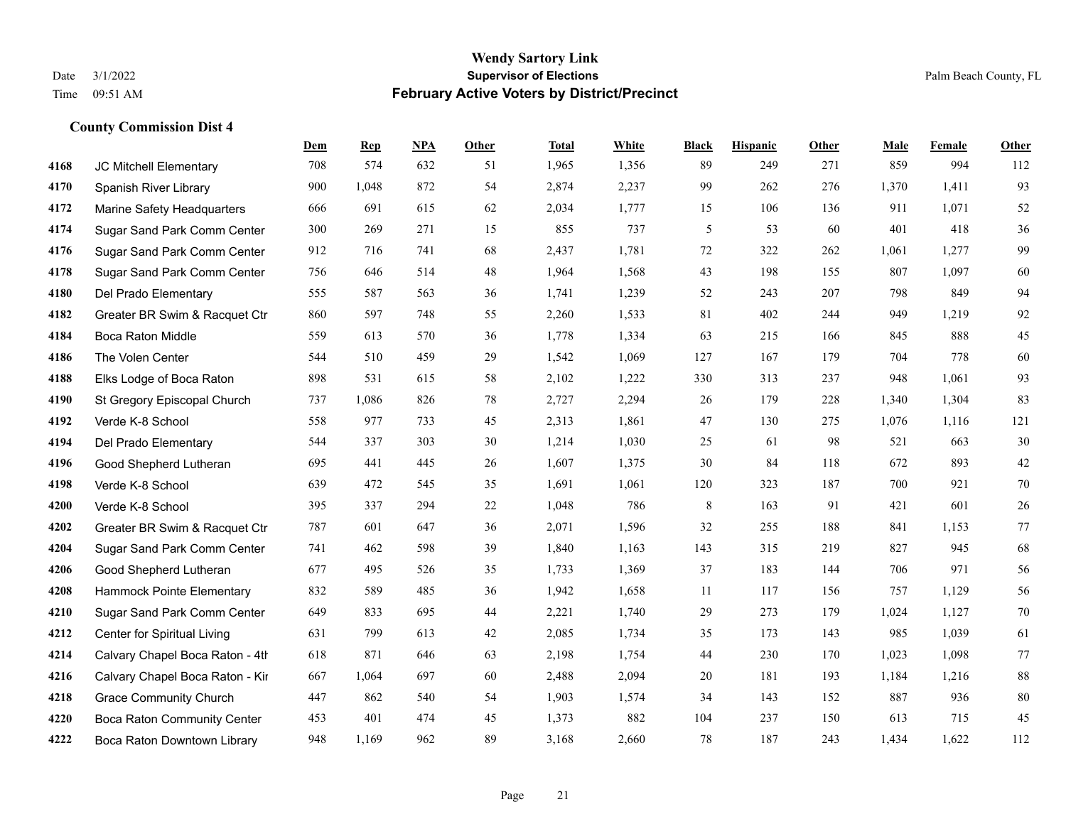Wendy Sartory Link
**Supervisor of Elections**
**February Active Voters by District/Precinct**

Date 3/1/2022
Time 09:51 AM

Palm Beach County, FL

### County Commission Dist 4

| | | Dem | Rep | NPA | Other | Total | White | Black | Hispanic | Other | Male | Female | Other |
|---|---|---|---|---|---|---|---|---|---|---|---|---|---|
| 4168 | JC Mitchell Elementary | 708 | 574 | 632 | 51 | 1,965 | 1,356 | 89 | 249 | 271 | 859 | 994 | 112 |
| 4170 | Spanish River Library | 900 | 1,048 | 872 | 54 | 2,874 | 2,237 | 99 | 262 | 276 | 1,370 | 1,411 | 93 |
| 4172 | Marine Safety Headquarters | 666 | 691 | 615 | 62 | 2,034 | 1,777 | 15 | 106 | 136 | 911 | 1,071 | 52 |
| 4174 | Sugar Sand Park Comm Center | 300 | 269 | 271 | 15 | 855 | 737 | 5 | 53 | 60 | 401 | 418 | 36 |
| 4176 | Sugar Sand Park Comm Center | 912 | 716 | 741 | 68 | 2,437 | 1,781 | 72 | 322 | 262 | 1,061 | 1,277 | 99 |
| 4178 | Sugar Sand Park Comm Center | 756 | 646 | 514 | 48 | 1,964 | 1,568 | 43 | 198 | 155 | 807 | 1,097 | 60 |
| 4180 | Del Prado Elementary | 555 | 587 | 563 | 36 | 1,741 | 1,239 | 52 | 243 | 207 | 798 | 849 | 94 |
| 4182 | Greater BR Swim & Racquet Ctr | 860 | 597 | 748 | 55 | 2,260 | 1,533 | 81 | 402 | 244 | 949 | 1,219 | 92 |
| 4184 | Boca Raton Middle | 559 | 613 | 570 | 36 | 1,778 | 1,334 | 63 | 215 | 166 | 845 | 888 | 45 |
| 4186 | The Volen Center | 544 | 510 | 459 | 29 | 1,542 | 1,069 | 127 | 167 | 179 | 704 | 778 | 60 |
| 4188 | Elks Lodge of Boca Raton | 898 | 531 | 615 | 58 | 2,102 | 1,222 | 330 | 313 | 237 | 948 | 1,061 | 93 |
| 4190 | St Gregory Episcopal Church | 737 | 1,086 | 826 | 78 | 2,727 | 2,294 | 26 | 179 | 228 | 1,340 | 1,304 | 83 |
| 4192 | Verde K-8 School | 558 | 977 | 733 | 45 | 2,313 | 1,861 | 47 | 130 | 275 | 1,076 | 1,116 | 121 |
| 4194 | Del Prado Elementary | 544 | 337 | 303 | 30 | 1,214 | 1,030 | 25 | 61 | 98 | 521 | 663 | 30 |
| 4196 | Good Shepherd Lutheran | 695 | 441 | 445 | 26 | 1,607 | 1,375 | 30 | 84 | 118 | 672 | 893 | 42 |
| 4198 | Verde K-8 School | 639 | 472 | 545 | 35 | 1,691 | 1,061 | 120 | 323 | 187 | 700 | 921 | 70 |
| 4200 | Verde K-8 School | 395 | 337 | 294 | 22 | 1,048 | 786 | 8 | 163 | 91 | 421 | 601 | 26 |
| 4202 | Greater BR Swim & Racquet Ctr | 787 | 601 | 647 | 36 | 2,071 | 1,596 | 32 | 255 | 188 | 841 | 1,153 | 77 |
| 4204 | Sugar Sand Park Comm Center | 741 | 462 | 598 | 39 | 1,840 | 1,163 | 143 | 315 | 219 | 827 | 945 | 68 |
| 4206 | Good Shepherd Lutheran | 677 | 495 | 526 | 35 | 1,733 | 1,369 | 37 | 183 | 144 | 706 | 971 | 56 |
| 4208 | Hammock Pointe Elementary | 832 | 589 | 485 | 36 | 1,942 | 1,658 | 11 | 117 | 156 | 757 | 1,129 | 56 |
| 4210 | Sugar Sand Park Comm Center | 649 | 833 | 695 | 44 | 2,221 | 1,740 | 29 | 273 | 179 | 1,024 | 1,127 | 70 |
| 4212 | Center for Spiritual Living | 631 | 799 | 613 | 42 | 2,085 | 1,734 | 35 | 173 | 143 | 985 | 1,039 | 61 |
| 4214 | Calvary Chapel Boca Raton - 4th | 618 | 871 | 646 | 63 | 2,198 | 1,754 | 44 | 230 | 170 | 1,023 | 1,098 | 77 |
| 4216 | Calvary Chapel Boca Raton - Kir | 667 | 1,064 | 697 | 60 | 2,488 | 2,094 | 20 | 181 | 193 | 1,184 | 1,216 | 88 |
| 4218 | Grace Community Church | 447 | 862 | 540 | 54 | 1,903 | 1,574 | 34 | 143 | 152 | 887 | 936 | 80 |
| 4220 | Boca Raton Community Center | 453 | 401 | 474 | 45 | 1,373 | 882 | 104 | 237 | 150 | 613 | 715 | 45 |
| 4222 | Boca Raton Downtown Library | 948 | 1,169 | 962 | 89 | 3,168 | 2,660 | 78 | 187 | 243 | 1,434 | 1,622 | 112 |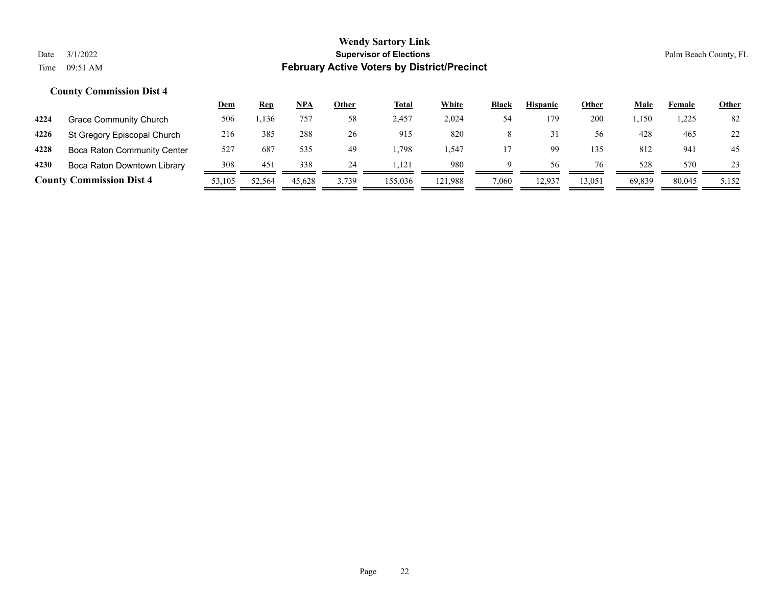# Wendy Sartory Link

**Supervisor of Elections**

**February Active Voters by District/Precinct**

Date 3/1/2022

Time 09:51 AM

Palm Beach County, FL

### County Commission Dist 4

| | | Dem | Rep | NPA | Other | Total | White | Black | Hispanic | Other | Male | Female | Other |
|---|---|---|---|---|---|---|---|---|---|---|---|---|---|
| 4224 | Grace Community Church | 506 | 1,136 | 757 | 58 | 2,457 | 2,024 | 54 | 179 | 200 | 1,150 | 1,225 | 82 |
| 4226 | St Gregory Episcopal Church | 216 | 385 | 288 | 26 | 915 | 820 | 8 | 31 | 56 | 428 | 465 | 22 |
| 4228 | Boca Raton Community Center | 527 | 687 | 535 | 49 | 1,798 | 1,547 | 17 | 99 | 135 | 812 | 941 | 45 |
| 4230 | Boca Raton Downtown Library | 308 | 451 | 338 | 24 | 1,121 | 980 | 9 | 56 | 76 | 528 | 570 | 23 |
| **County Commission Dist 4** | | 53,105 | 52,564 | 45,628 | 3,739 | 155,036 | 121,988 | 7,060 | 12,937 | 13,051 | 69,839 | 80,045 | 5,152 |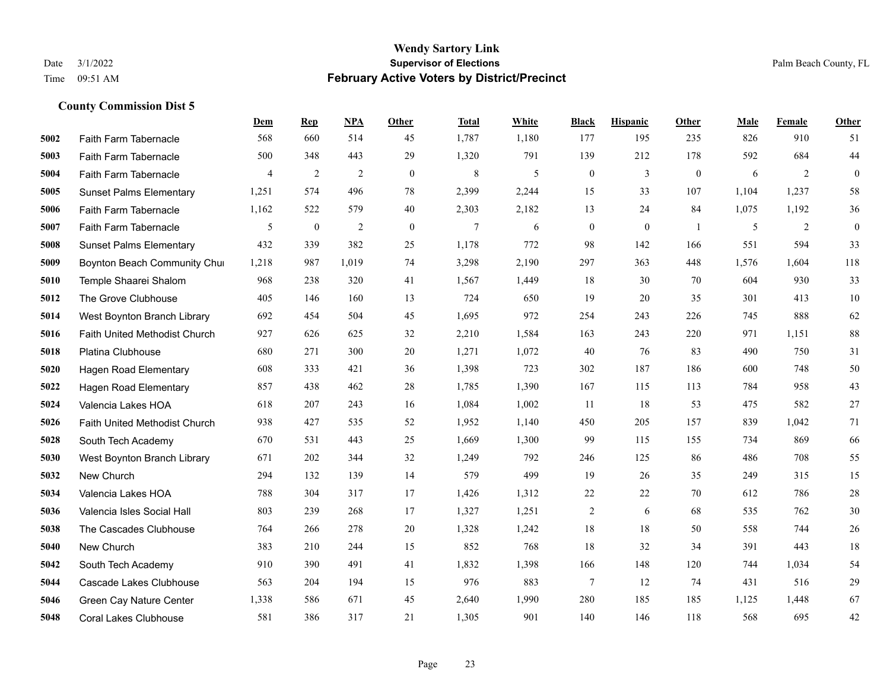# Wendy Sartory Link

**Supervisor of Elections**

Date 3/1/2022 Palm Beach County, FL

Time 09:51 AM

**February Active Voters by District/Precinct**

### County Commission Dist 5

| | | Dem | Rep | NPA | Other | Total | White | Black | Hispanic | Other | Male | Female | Other |
|---|---|---|---|---|---|---|---|---|---|---|---|---|---|
| 5002 | Faith Farm Tabernacle | 568 | 660 | 514 | 45 | 1,787 | 1,180 | 177 | 195 | 235 | 826 | 910 | 51 |
| 5003 | Faith Farm Tabernacle | 500 | 348 | 443 | 29 | 1,320 | 791 | 139 | 212 | 178 | 592 | 684 | 44 |
| 5004 | Faith Farm Tabernacle | 4 | 2 | 2 | 0 | 8 | 5 | 0 | 3 | 0 | 6 | 2 | 0 |
| 5005 | Sunset Palms Elementary | 1,251 | 574 | 496 | 78 | 2,399 | 2,244 | 15 | 33 | 107 | 1,104 | 1,237 | 58 |
| 5006 | Faith Farm Tabernacle | 1,162 | 522 | 579 | 40 | 2,303 | 2,182 | 13 | 24 | 84 | 1,075 | 1,192 | 36 |
| 5007 | Faith Farm Tabernacle | 5 | 0 | 2 | 0 | 7 | 6 | 0 | 0 | 1 | 5 | 2 | 0 |
| 5008 | Sunset Palms Elementary | 432 | 339 | 382 | 25 | 1,178 | 772 | 98 | 142 | 166 | 551 | 594 | 33 |
| 5009 | Boynton Beach Community Chu | 1,218 | 987 | 1,019 | 74 | 3,298 | 2,190 | 297 | 363 | 448 | 1,576 | 1,604 | 118 |
| 5010 | Temple Shaarei Shalom | 968 | 238 | 320 | 41 | 1,567 | 1,449 | 18 | 30 | 70 | 604 | 930 | 33 |
| 5012 | The Grove Clubhouse | 405 | 146 | 160 | 13 | 724 | 650 | 19 | 20 | 35 | 301 | 413 | 10 |
| 5014 | West Boynton Branch Library | 692 | 454 | 504 | 45 | 1,695 | 972 | 254 | 243 | 226 | 745 | 888 | 62 |
| 5016 | Faith United Methodist Church | 927 | 626 | 625 | 32 | 2,210 | 1,584 | 163 | 243 | 220 | 971 | 1,151 | 88 |
| 5018 | Platina Clubhouse | 680 | 271 | 300 | 20 | 1,271 | 1,072 | 40 | 76 | 83 | 490 | 750 | 31 |
| 5020 | Hagen Road Elementary | 608 | 333 | 421 | 36 | 1,398 | 723 | 302 | 187 | 186 | 600 | 748 | 50 |
| 5022 | Hagen Road Elementary | 857 | 438 | 462 | 28 | 1,785 | 1,390 | 167 | 115 | 113 | 784 | 958 | 43 |
| 5024 | Valencia Lakes HOA | 618 | 207 | 243 | 16 | 1,084 | 1,002 | 11 | 18 | 53 | 475 | 582 | 27 |
| 5026 | Faith United Methodist Church | 938 | 427 | 535 | 52 | 1,952 | 1,140 | 450 | 205 | 157 | 839 | 1,042 | 71 |
| 5028 | South Tech Academy | 670 | 531 | 443 | 25 | 1,669 | 1,300 | 99 | 115 | 155 | 734 | 869 | 66 |
| 5030 | West Boynton Branch Library | 671 | 202 | 344 | 32 | 1,249 | 792 | 246 | 125 | 86 | 486 | 708 | 55 |
| 5032 | New Church | 294 | 132 | 139 | 14 | 579 | 499 | 19 | 26 | 35 | 249 | 315 | 15 |
| 5034 | Valencia Lakes HOA | 788 | 304 | 317 | 17 | 1,426 | 1,312 | 22 | 22 | 70 | 612 | 786 | 28 |
| 5036 | Valencia Isles Social Hall | 803 | 239 | 268 | 17 | 1,327 | 1,251 | 2 | 6 | 68 | 535 | 762 | 30 |
| 5038 | The Cascades Clubhouse | 764 | 266 | 278 | 20 | 1,328 | 1,242 | 18 | 18 | 50 | 558 | 744 | 26 |
| 5040 | New Church | 383 | 210 | 244 | 15 | 852 | 768 | 18 | 32 | 34 | 391 | 443 | 18 |
| 5042 | South Tech Academy | 910 | 390 | 491 | 41 | 1,832 | 1,398 | 166 | 148 | 120 | 744 | 1,034 | 54 |
| 5044 | Cascade Lakes Clubhouse | 563 | 204 | 194 | 15 | 976 | 883 | 7 | 12 | 74 | 431 | 516 | 29 |
| 5046 | Green Cay Nature Center | 1,338 | 586 | 671 | 45 | 2,640 | 1,990 | 280 | 185 | 185 | 1,125 | 1,448 | 67 |
| 5048 | Coral Lakes Clubhouse | 581 | 386 | 317 | 21 | 1,305 | 901 | 140 | 146 | 118 | 568 | 695 | 42 |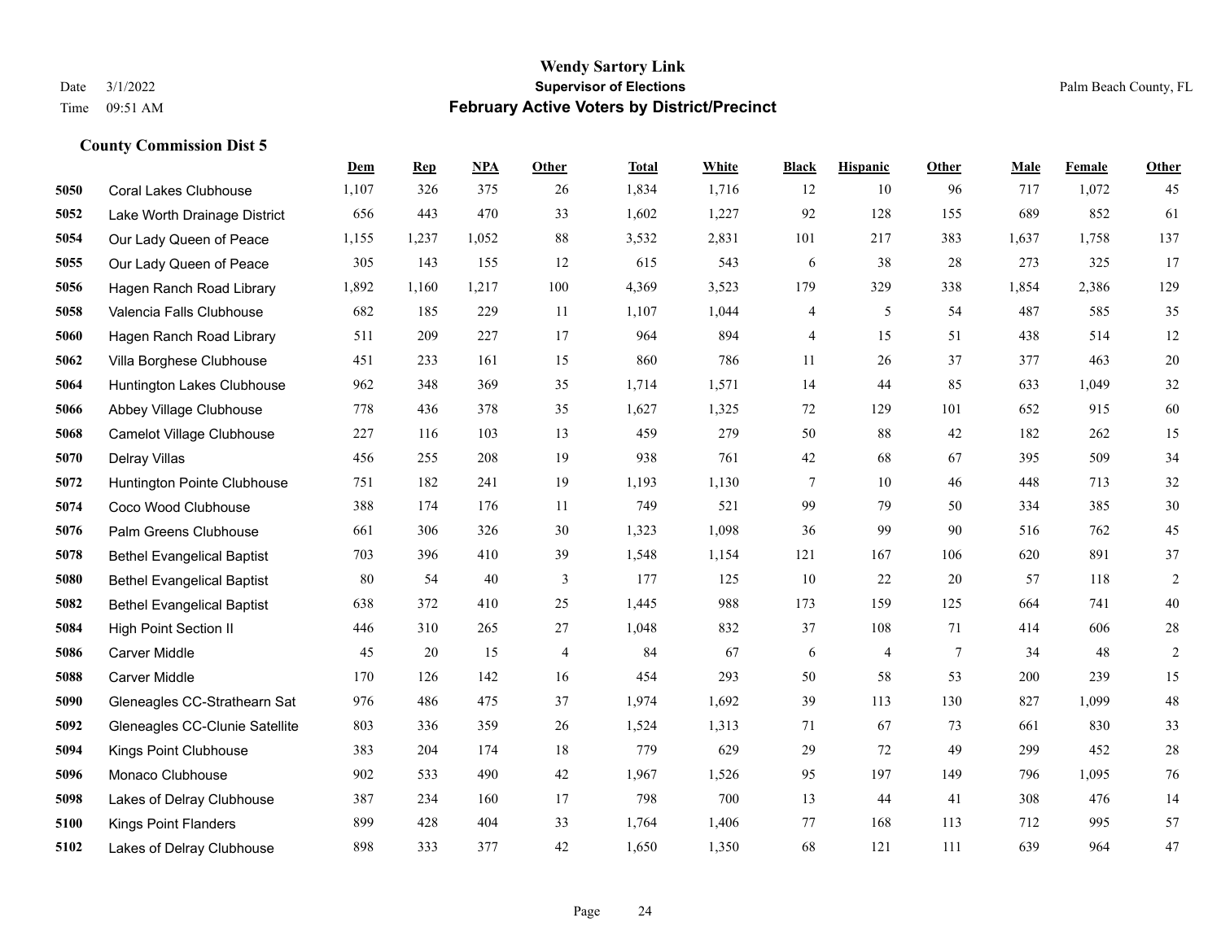**Wendy Sartory Link**
**Supervisor of Elections**
**February Active Voters by District/Precinct**

Date 3/1/2022
Time 09:51 AM

Palm Beach County, FL

## County Commission Dist 5

| | | Dem | Rep | NPA | Other | Total | White | Black | Hispanic | Other | Male | Female | Other |
|---|---|---|---|---|---|---|---|---|---|---|---|---|---|
| 5050 | Coral Lakes Clubhouse | 1,107 | 326 | 375 | 26 | 1,834 | 1,716 | 12 | 10 | 96 | 717 | 1,072 | 45 |
| 5052 | Lake Worth Drainage District | 656 | 443 | 470 | 33 | 1,602 | 1,227 | 92 | 128 | 155 | 689 | 852 | 61 |
| 5054 | Our Lady Queen of Peace | 1,155 | 1,237 | 1,052 | 88 | 3,532 | 2,831 | 101 | 217 | 383 | 1,637 | 1,758 | 137 |
| 5055 | Our Lady Queen of Peace | 305 | 143 | 155 | 12 | 615 | 543 | 6 | 38 | 28 | 273 | 325 | 17 |
| 5056 | Hagen Ranch Road Library | 1,892 | 1,160 | 1,217 | 100 | 4,369 | 3,523 | 179 | 329 | 338 | 1,854 | 2,386 | 129 |
| 5058 | Valencia Falls Clubhouse | 682 | 185 | 229 | 11 | 1,107 | 1,044 | 4 | 5 | 54 | 487 | 585 | 35 |
| 5060 | Hagen Ranch Road Library | 511 | 209 | 227 | 17 | 964 | 894 | 4 | 15 | 51 | 438 | 514 | 12 |
| 5062 | Villa Borghese Clubhouse | 451 | 233 | 161 | 15 | 860 | 786 | 11 | 26 | 37 | 377 | 463 | 20 |
| 5064 | Huntington Lakes Clubhouse | 962 | 348 | 369 | 35 | 1,714 | 1,571 | 14 | 44 | 85 | 633 | 1,049 | 32 |
| 5066 | Abbey Village Clubhouse | 778 | 436 | 378 | 35 | 1,627 | 1,325 | 72 | 129 | 101 | 652 | 915 | 60 |
| 5068 | Camelot Village Clubhouse | 227 | 116 | 103 | 13 | 459 | 279 | 50 | 88 | 42 | 182 | 262 | 15 |
| 5070 | Delray Villas | 456 | 255 | 208 | 19 | 938 | 761 | 42 | 68 | 67 | 395 | 509 | 34 |
| 5072 | Huntington Pointe Clubhouse | 751 | 182 | 241 | 19 | 1,193 | 1,130 | 7 | 10 | 46 | 448 | 713 | 32 |
| 5074 | Coco Wood Clubhouse | 388 | 174 | 176 | 11 | 749 | 521 | 99 | 79 | 50 | 334 | 385 | 30 |
| 5076 | Palm Greens Clubhouse | 661 | 306 | 326 | 30 | 1,323 | 1,098 | 36 | 99 | 90 | 516 | 762 | 45 |
| 5078 | Bethel Evangelical Baptist | 703 | 396 | 410 | 39 | 1,548 | 1,154 | 121 | 167 | 106 | 620 | 891 | 37 |
| 5080 | Bethel Evangelical Baptist | 80 | 54 | 40 | 3 | 177 | 125 | 10 | 22 | 20 | 57 | 118 | 2 |
| 5082 | Bethel Evangelical Baptist | 638 | 372 | 410 | 25 | 1,445 | 988 | 173 | 159 | 125 | 664 | 741 | 40 |
| 5084 | High Point Section II | 446 | 310 | 265 | 27 | 1,048 | 832 | 37 | 108 | 71 | 414 | 606 | 28 |
| 5086 | Carver Middle | 45 | 20 | 15 | 4 | 84 | 67 | 6 | 4 | 7 | 34 | 48 | 2 |
| 5088 | Carver Middle | 170 | 126 | 142 | 16 | 454 | 293 | 50 | 58 | 53 | 200 | 239 | 15 |
| 5090 | Gleneagles CC-Strathearn Sat | 976 | 486 | 475 | 37 | 1,974 | 1,692 | 39 | 113 | 130 | 827 | 1,099 | 48 |
| 5092 | Gleneagles CC-Clunie Satellite | 803 | 336 | 359 | 26 | 1,524 | 1,313 | 71 | 67 | 73 | 661 | 830 | 33 |
| 5094 | Kings Point Clubhouse | 383 | 204 | 174 | 18 | 779 | 629 | 29 | 72 | 49 | 299 | 452 | 28 |
| 5096 | Monaco Clubhouse | 902 | 533 | 490 | 42 | 1,967 | 1,526 | 95 | 197 | 149 | 796 | 1,095 | 76 |
| 5098 | Lakes of Delray Clubhouse | 387 | 234 | 160 | 17 | 798 | 700 | 13 | 44 | 41 | 308 | 476 | 14 |
| 5100 | Kings Point Flanders | 899 | 428 | 404 | 33 | 1,764 | 1,406 | 77 | 168 | 113 | 712 | 995 | 57 |
| 5102 | Lakes of Delray Clubhouse | 898 | 333 | 377 | 42 | 1,650 | 1,350 | 68 | 121 | 111 | 639 | 964 | 47 |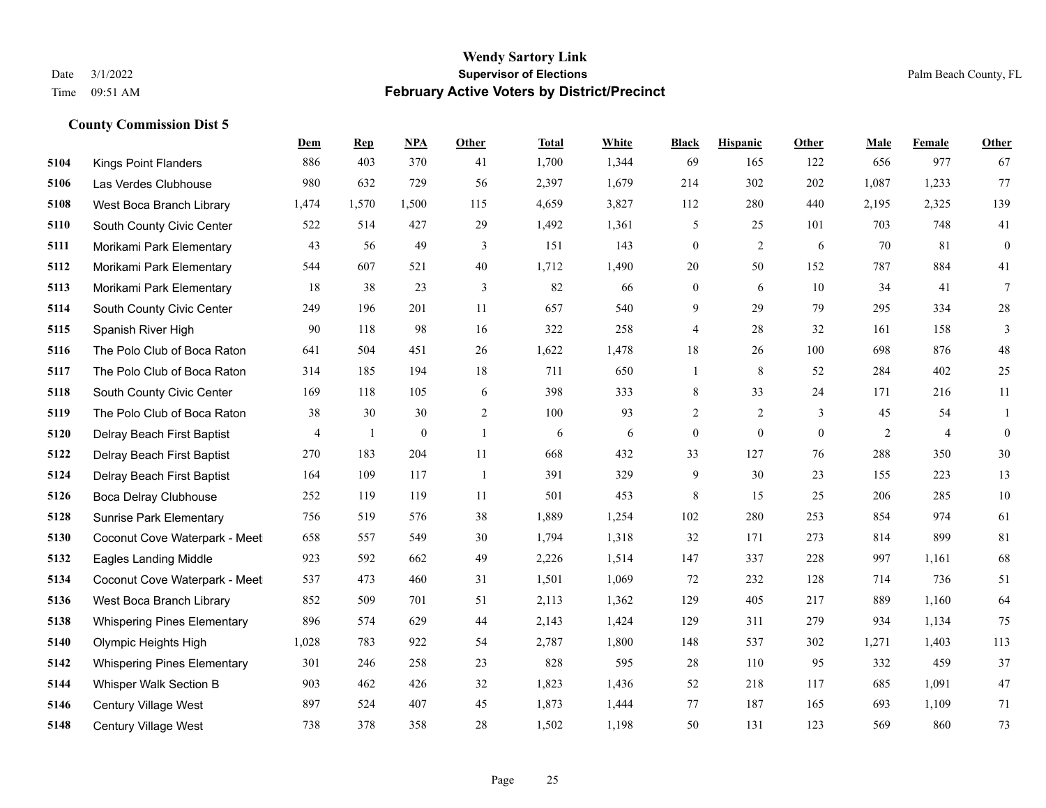# Wendy Sartory Link

## Supervisor of Elections

## February Active Voters by District/Precinct

Date 3/1/2022
Time 09:51 AM

Palm Beach County, FL

### County Commission Dist 5

| | | Dem | Rep | NPA | Other | Total | White | Black | Hispanic | Other | Male | Female | Other |
|---|---|---|---|---|---|---|---|---|---|---|---|---|---|
| 5104 | Kings Point Flanders | 886 | 403 | 370 | 41 | 1,700 | 1,344 | 69 | 165 | 122 | 656 | 977 | 67 |
| 5106 | Las Verdes Clubhouse | 980 | 632 | 729 | 56 | 2,397 | 1,679 | 214 | 302 | 202 | 1,087 | 1,233 | 77 |
| 5108 | West Boca Branch Library | 1,474 | 1,570 | 1,500 | 115 | 4,659 | 3,827 | 112 | 280 | 440 | 2,195 | 2,325 | 139 |
| 5110 | South County Civic Center | 522 | 514 | 427 | 29 | 1,492 | 1,361 | 5 | 25 | 101 | 703 | 748 | 41 |
| 5111 | Morikami Park Elementary | 43 | 56 | 49 | 3 | 151 | 143 | 0 | 2 | 6 | 70 | 81 | 0 |
| 5112 | Morikami Park Elementary | 544 | 607 | 521 | 40 | 1,712 | 1,490 | 20 | 50 | 152 | 787 | 884 | 41 |
| 5113 | Morikami Park Elementary | 18 | 38 | 23 | 3 | 82 | 66 | 0 | 6 | 10 | 34 | 41 | 7 |
| 5114 | South County Civic Center | 249 | 196 | 201 | 11 | 657 | 540 | 9 | 29 | 79 | 295 | 334 | 28 |
| 5115 | Spanish River High | 90 | 118 | 98 | 16 | 322 | 258 | 4 | 28 | 32 | 161 | 158 | 3 |
| 5116 | The Polo Club of Boca Raton | 641 | 504 | 451 | 26 | 1,622 | 1,478 | 18 | 26 | 100 | 698 | 876 | 48 |
| 5117 | The Polo Club of Boca Raton | 314 | 185 | 194 | 18 | 711 | 650 | 1 | 8 | 52 | 284 | 402 | 25 |
| 5118 | South County Civic Center | 169 | 118 | 105 | 6 | 398 | 333 | 8 | 33 | 24 | 171 | 216 | 11 |
| 5119 | The Polo Club of Boca Raton | 38 | 30 | 30 | 2 | 100 | 93 | 2 | 2 | 3 | 45 | 54 | 1 |
| 5120 | Delray Beach First Baptist | 4 | 1 | 0 | 1 | 6 | 6 | 0 | 0 | 0 | 2 | 4 | 0 |
| 5122 | Delray Beach First Baptist | 270 | 183 | 204 | 11 | 668 | 432 | 33 | 127 | 76 | 288 | 350 | 30 |
| 5124 | Delray Beach First Baptist | 164 | 109 | 117 | 1 | 391 | 329 | 9 | 30 | 23 | 155 | 223 | 13 |
| 5126 | Boca Delray Clubhouse | 252 | 119 | 119 | 11 | 501 | 453 | 8 | 15 | 25 | 206 | 285 | 10 |
| 5128 | Sunrise Park Elementary | 756 | 519 | 576 | 38 | 1,889 | 1,254 | 102 | 280 | 253 | 854 | 974 | 61 |
| 5130 | Coconut Cove Waterpark - Meet | 658 | 557 | 549 | 30 | 1,794 | 1,318 | 32 | 171 | 273 | 814 | 899 | 81 |
| 5132 | Eagles Landing Middle | 923 | 592 | 662 | 49 | 2,226 | 1,514 | 147 | 337 | 228 | 997 | 1,161 | 68 |
| 5134 | Coconut Cove Waterpark - Meet | 537 | 473 | 460 | 31 | 1,501 | 1,069 | 72 | 232 | 128 | 714 | 736 | 51 |
| 5136 | West Boca Branch Library | 852 | 509 | 701 | 51 | 2,113 | 1,362 | 129 | 405 | 217 | 889 | 1,160 | 64 |
| 5138 | Whispering Pines Elementary | 896 | 574 | 629 | 44 | 2,143 | 1,424 | 129 | 311 | 279 | 934 | 1,134 | 75 |
| 5140 | Olympic Heights High | 1,028 | 783 | 922 | 54 | 2,787 | 1,800 | 148 | 537 | 302 | 1,271 | 1,403 | 113 |
| 5142 | Whispering Pines Elementary | 301 | 246 | 258 | 23 | 828 | 595 | 28 | 110 | 95 | 332 | 459 | 37 |
| 5144 | Whisper Walk Section B | 903 | 462 | 426 | 32 | 1,823 | 1,436 | 52 | 218 | 117 | 685 | 1,091 | 47 |
| 5146 | Century Village West | 897 | 524 | 407 | 45 | 1,873 | 1,444 | 77 | 187 | 165 | 693 | 1,109 | 71 |
| 5148 | Century Village West | 738 | 378 | 358 | 28 | 1,502 | 1,198 | 50 | 131 | 123 | 569 | 860 | 73 |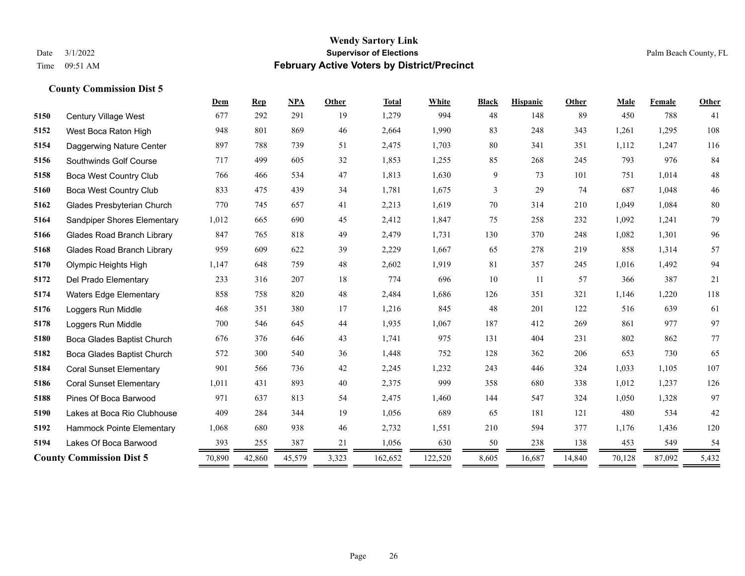# Wendy Sartory Link

**Supervisor of Elections**

**February Active Voters by District/Precinct**

Date 3/1/2022

Time 09:51 AM

Palm Beach County, FL

### County Commission Dist 5

| | | Dem | Rep | NPA | Other | Total | White | Black | Hispanic | Other | Male | Female | Other |
|---|---|---|---|---|---|---|---|---|---|---|---|---|---|
| 5150 | Century Village West | 677 | 292 | 291 | 19 | 1,279 | 994 | 48 | 148 | 89 | 450 | 788 | 41 |
| 5152 | West Boca Raton High | 948 | 801 | 869 | 46 | 2,664 | 1,990 | 83 | 248 | 343 | 1,261 | 1,295 | 108 |
| 5154 | Daggerwing Nature Center | 897 | 788 | 739 | 51 | 2,475 | 1,703 | 80 | 341 | 351 | 1,112 | 1,247 | 116 |
| 5156 | Southwinds Golf Course | 717 | 499 | 605 | 32 | 1,853 | 1,255 | 85 | 268 | 245 | 793 | 976 | 84 |
| 5158 | Boca West Country Club | 766 | 466 | 534 | 47 | 1,813 | 1,630 | 9 | 73 | 101 | 751 | 1,014 | 48 |
| 5160 | Boca West Country Club | 833 | 475 | 439 | 34 | 1,781 | 1,675 | 3 | 29 | 74 | 687 | 1,048 | 46 |
| 5162 | Glades Presbyterian Church | 770 | 745 | 657 | 41 | 2,213 | 1,619 | 70 | 314 | 210 | 1,049 | 1,084 | 80 |
| 5164 | Sandpiper Shores Elementary | 1,012 | 665 | 690 | 45 | 2,412 | 1,847 | 75 | 258 | 232 | 1,092 | 1,241 | 79 |
| 5166 | Glades Road Branch Library | 847 | 765 | 818 | 49 | 2,479 | 1,731 | 130 | 370 | 248 | 1,082 | 1,301 | 96 |
| 5168 | Glades Road Branch Library | 959 | 609 | 622 | 39 | 2,229 | 1,667 | 65 | 278 | 219 | 858 | 1,314 | 57 |
| 5170 | Olympic Heights High | 1,147 | 648 | 759 | 48 | 2,602 | 1,919 | 81 | 357 | 245 | 1,016 | 1,492 | 94 |
| 5172 | Del Prado Elementary | 233 | 316 | 207 | 18 | 774 | 696 | 10 | 11 | 57 | 366 | 387 | 21 |
| 5174 | Waters Edge Elementary | 858 | 758 | 820 | 48 | 2,484 | 1,686 | 126 | 351 | 321 | 1,146 | 1,220 | 118 |
| 5176 | Loggers Run Middle | 468 | 351 | 380 | 17 | 1,216 | 845 | 48 | 201 | 122 | 516 | 639 | 61 |
| 5178 | Loggers Run Middle | 700 | 546 | 645 | 44 | 1,935 | 1,067 | 187 | 412 | 269 | 861 | 977 | 97 |
| 5180 | Boca Glades Baptist Church | 676 | 376 | 646 | 43 | 1,741 | 975 | 131 | 404 | 231 | 802 | 862 | 77 |
| 5182 | Boca Glades Baptist Church | 572 | 300 | 540 | 36 | 1,448 | 752 | 128 | 362 | 206 | 653 | 730 | 65 |
| 5184 | Coral Sunset Elementary | 901 | 566 | 736 | 42 | 2,245 | 1,232 | 243 | 446 | 324 | 1,033 | 1,105 | 107 |
| 5186 | Coral Sunset Elementary | 1,011 | 431 | 893 | 40 | 2,375 | 999 | 358 | 680 | 338 | 1,012 | 1,237 | 126 |
| 5188 | Pines Of Boca Barwood | 971 | 637 | 813 | 54 | 2,475 | 1,460 | 144 | 547 | 324 | 1,050 | 1,328 | 97 |
| 5190 | Lakes at Boca Rio Clubhouse | 409 | 284 | 344 | 19 | 1,056 | 689 | 65 | 181 | 121 | 480 | 534 | 42 |
| 5192 | Hammock Pointe Elementary | 1,068 | 680 | 938 | 46 | 2,732 | 1,551 | 210 | 594 | 377 | 1,176 | 1,436 | 120 |
| 5194 | Lakes Of Boca Barwood | 393 | 255 | 387 | 21 | 1,056 | 630 | 50 | 238 | 138 | 453 | 549 | 54 |
| **County Commission Dist 5** | | 70,890 | 42,860 | 45,579 | 3,323 | 162,652 | 122,520 | 8,605 | 16,687 | 14,840 | 70,128 | 87,092 | 5,432 |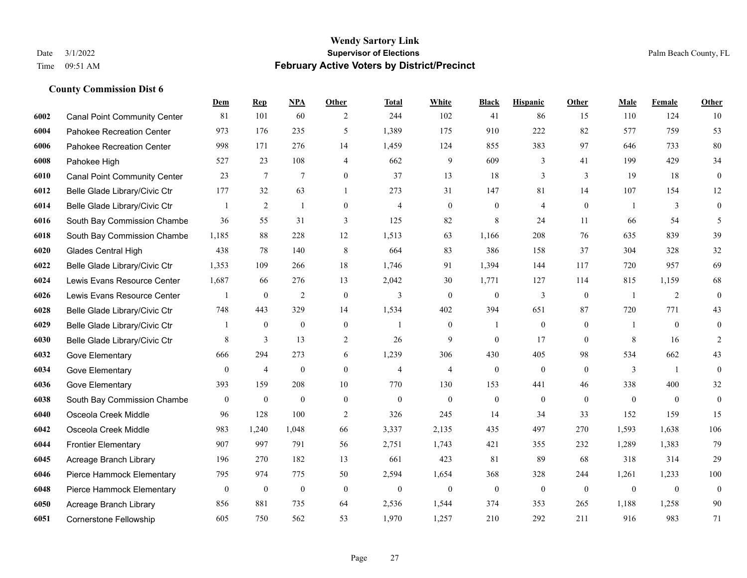# Wendy Sartory Link

**Supervisor of Elections**

**February Active Voters by District/Precinct**

Date 3/1/2022
Time 09:51 AM

Palm Beach County, FL

## County Commission Dist 6

| | | Dem | Rep | NPA | Other | Total | White | Black | Hispanic | Other | Male | Female | Other |
|---|---|---|---|---|---|---|---|---|---|---|---|---|---|
| 6002 | Canal Point Community Center | 81 | 101 | 60 | 2 | 244 | 102 | 41 | 86 | 15 | 110 | 124 | 10 |
| 6004 | Pahokee Recreation Center | 973 | 176 | 235 | 5 | 1,389 | 175 | 910 | 222 | 82 | 577 | 759 | 53 |
| 6006 | Pahokee Recreation Center | 998 | 171 | 276 | 14 | 1,459 | 124 | 855 | 383 | 97 | 646 | 733 | 80 |
| 6008 | Pahokee High | 527 | 23 | 108 | 4 | 662 | 9 | 609 | 3 | 41 | 199 | 429 | 34 |
| 6010 | Canal Point Community Center | 23 | 7 | 7 | 0 | 37 | 13 | 18 | 3 | 3 | 19 | 18 | 0 |
| 6012 | Belle Glade Library/Civic Ctr | 177 | 32 | 63 | 1 | 273 | 31 | 147 | 81 | 14 | 107 | 154 | 12 |
| 6014 | Belle Glade Library/Civic Ctr | 1 | 2 | 1 | 0 | 4 | 0 | 0 | 4 | 0 | 1 | 3 | 0 |
| 6016 | South Bay Commission Chambe | 36 | 55 | 31 | 3 | 125 | 82 | 8 | 24 | 11 | 66 | 54 | 5 |
| 6018 | South Bay Commission Chambe | 1,185 | 88 | 228 | 12 | 1,513 | 63 | 1,166 | 208 | 76 | 635 | 839 | 39 |
| 6020 | Glades Central High | 438 | 78 | 140 | 8 | 664 | 83 | 386 | 158 | 37 | 304 | 328 | 32 |
| 6022 | Belle Glade Library/Civic Ctr | 1,353 | 109 | 266 | 18 | 1,746 | 91 | 1,394 | 144 | 117 | 720 | 957 | 69 |
| 6024 | Lewis Evans Resource Center | 1,687 | 66 | 276 | 13 | 2,042 | 30 | 1,771 | 127 | 114 | 815 | 1,159 | 68 |
| 6026 | Lewis Evans Resource Center | 1 | 0 | 2 | 0 | 3 | 0 | 0 | 3 | 0 | 1 | 2 | 0 |
| 6028 | Belle Glade Library/Civic Ctr | 748 | 443 | 329 | 14 | 1,534 | 402 | 394 | 651 | 87 | 720 | 771 | 43 |
| 6029 | Belle Glade Library/Civic Ctr | 1 | 0 | 0 | 0 | 1 | 0 | 1 | 0 | 0 | 1 | 0 | 0 |
| 6030 | Belle Glade Library/Civic Ctr | 8 | 3 | 13 | 2 | 26 | 9 | 0 | 17 | 0 | 8 | 16 | 2 |
| 6032 | Gove Elementary | 666 | 294 | 273 | 6 | 1,239 | 306 | 430 | 405 | 98 | 534 | 662 | 43 |
| 6034 | Gove Elementary | 0 | 4 | 0 | 0 | 4 | 4 | 0 | 0 | 0 | 3 | 1 | 0 |
| 6036 | Gove Elementary | 393 | 159 | 208 | 10 | 770 | 130 | 153 | 441 | 46 | 338 | 400 | 32 |
| 6038 | South Bay Commission Chambe | 0 | 0 | 0 | 0 | 0 | 0 | 0 | 0 | 0 | 0 | 0 | 0 |
| 6040 | Osceola Creek Middle | 96 | 128 | 100 | 2 | 326 | 245 | 14 | 34 | 33 | 152 | 159 | 15 |
| 6042 | Osceola Creek Middle | 983 | 1,240 | 1,048 | 66 | 3,337 | 2,135 | 435 | 497 | 270 | 1,593 | 1,638 | 106 |
| 6044 | Frontier Elementary | 907 | 997 | 791 | 56 | 2,751 | 1,743 | 421 | 355 | 232 | 1,289 | 1,383 | 79 |
| 6045 | Acreage Branch Library | 196 | 270 | 182 | 13 | 661 | 423 | 81 | 89 | 68 | 318 | 314 | 29 |
| 6046 | Pierce Hammock Elementary | 795 | 974 | 775 | 50 | 2,594 | 1,654 | 368 | 328 | 244 | 1,261 | 1,233 | 100 |
| 6048 | Pierce Hammock Elementary | 0 | 0 | 0 | 0 | 0 | 0 | 0 | 0 | 0 | 0 | 0 | 0 |
| 6050 | Acreage Branch Library | 856 | 881 | 735 | 64 | 2,536 | 1,544 | 374 | 353 | 265 | 1,188 | 1,258 | 90 |
| 6051 | Cornerstone Fellowship | 605 | 750 | 562 | 53 | 1,970 | 1,257 | 210 | 292 | 211 | 916 | 983 | 71 |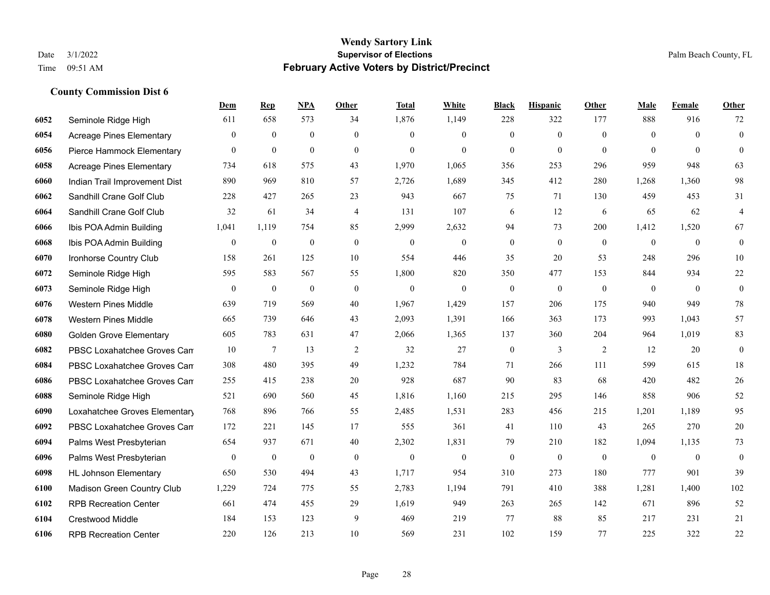**Wendy Sartory Link**
**Supervisor of Elections**
**February Active Voters by District/Precinct**

Date 3/1/2022
Time 09:51 AM

Palm Beach County, FL

### County Commission Dist 6

| | | Dem | Rep | NPA | Other | Total | White | Black | Hispanic | Other | Male | Female | Other |
|---|---|---|---|---|---|---|---|---|---|---|---|---|---|
| 6052 | Seminole Ridge High | 611 | 658 | 573 | 34 | 1,876 | 1,149 | 228 | 322 | 177 | 888 | 916 | 72 |
| 6054 | Acreage Pines Elementary | 0 | 0 | 0 | 0 | 0 | 0 | 0 | 0 | 0 | 0 | 0 | 0 |
| 6056 | Pierce Hammock Elementary | 0 | 0 | 0 | 0 | 0 | 0 | 0 | 0 | 0 | 0 | 0 | 0 |
| 6058 | Acreage Pines Elementary | 734 | 618 | 575 | 43 | 1,970 | 1,065 | 356 | 253 | 296 | 959 | 948 | 63 |
| 6060 | Indian Trail Improvement Dist | 890 | 969 | 810 | 57 | 2,726 | 1,689 | 345 | 412 | 280 | 1,268 | 1,360 | 98 |
| 6062 | Sandhill Crane Golf Club | 228 | 427 | 265 | 23 | 943 | 667 | 75 | 71 | 130 | 459 | 453 | 31 |
| 6064 | Sandhill Crane Golf Club | 32 | 61 | 34 | 4 | 131 | 107 | 6 | 12 | 6 | 65 | 62 | 4 |
| 6066 | Ibis POA Admin Building | 1,041 | 1,119 | 754 | 85 | 2,999 | 2,632 | 94 | 73 | 200 | 1,412 | 1,520 | 67 |
| 6068 | Ibis POA Admin Building | 0 | 0 | 0 | 0 | 0 | 0 | 0 | 0 | 0 | 0 | 0 | 0 |
| 6070 | Ironhorse Country Club | 158 | 261 | 125 | 10 | 554 | 446 | 35 | 20 | 53 | 248 | 296 | 10 |
| 6072 | Seminole Ridge High | 595 | 583 | 567 | 55 | 1,800 | 820 | 350 | 477 | 153 | 844 | 934 | 22 |
| 6073 | Seminole Ridge High | 0 | 0 | 0 | 0 | 0 | 0 | 0 | 0 | 0 | 0 | 0 | 0 |
| 6076 | Western Pines Middle | 639 | 719 | 569 | 40 | 1,967 | 1,429 | 157 | 206 | 175 | 940 | 949 | 78 |
| 6078 | Western Pines Middle | 665 | 739 | 646 | 43 | 2,093 | 1,391 | 166 | 363 | 173 | 993 | 1,043 | 57 |
| 6080 | Golden Grove Elementary | 605 | 783 | 631 | 47 | 2,066 | 1,365 | 137 | 360 | 204 | 964 | 1,019 | 83 |
| 6082 | PBSC Loxahatchee Groves Cam | 10 | 7 | 13 | 2 | 32 | 27 | 0 | 3 | 2 | 12 | 20 | 0 |
| 6084 | PBSC Loxahatchee Groves Cam | 308 | 480 | 395 | 49 | 1,232 | 784 | 71 | 266 | 111 | 599 | 615 | 18 |
| 6086 | PBSC Loxahatchee Groves Cam | 255 | 415 | 238 | 20 | 928 | 687 | 90 | 83 | 68 | 420 | 482 | 26 |
| 6088 | Seminole Ridge High | 521 | 690 | 560 | 45 | 1,816 | 1,160 | 215 | 295 | 146 | 858 | 906 | 52 |
| 6090 | Loxahatchee Groves Elementary | 768 | 896 | 766 | 55 | 2,485 | 1,531 | 283 | 456 | 215 | 1,201 | 1,189 | 95 |
| 6092 | PBSC Loxahatchee Groves Cam | 172 | 221 | 145 | 17 | 555 | 361 | 41 | 110 | 43 | 265 | 270 | 20 |
| 6094 | Palms West Presbyterian | 654 | 937 | 671 | 40 | 2,302 | 1,831 | 79 | 210 | 182 | 1,094 | 1,135 | 73 |
| 6096 | Palms West Presbyterian | 0 | 0 | 0 | 0 | 0 | 0 | 0 | 0 | 0 | 0 | 0 | 0 |
| 6098 | HL Johnson Elementary | 650 | 530 | 494 | 43 | 1,717 | 954 | 310 | 273 | 180 | 777 | 901 | 39 |
| 6100 | Madison Green Country Club | 1,229 | 724 | 775 | 55 | 2,783 | 1,194 | 791 | 410 | 388 | 1,281 | 1,400 | 102 |
| 6102 | RPB Recreation Center | 661 | 474 | 455 | 29 | 1,619 | 949 | 263 | 265 | 142 | 671 | 896 | 52 |
| 6104 | Crestwood Middle | 184 | 153 | 123 | 9 | 469 | 219 | 77 | 88 | 85 | 217 | 231 | 21 |
| 6106 | RPB Recreation Center | 220 | 126 | 213 | 10 | 569 | 231 | 102 | 159 | 77 | 225 | 322 | 22 |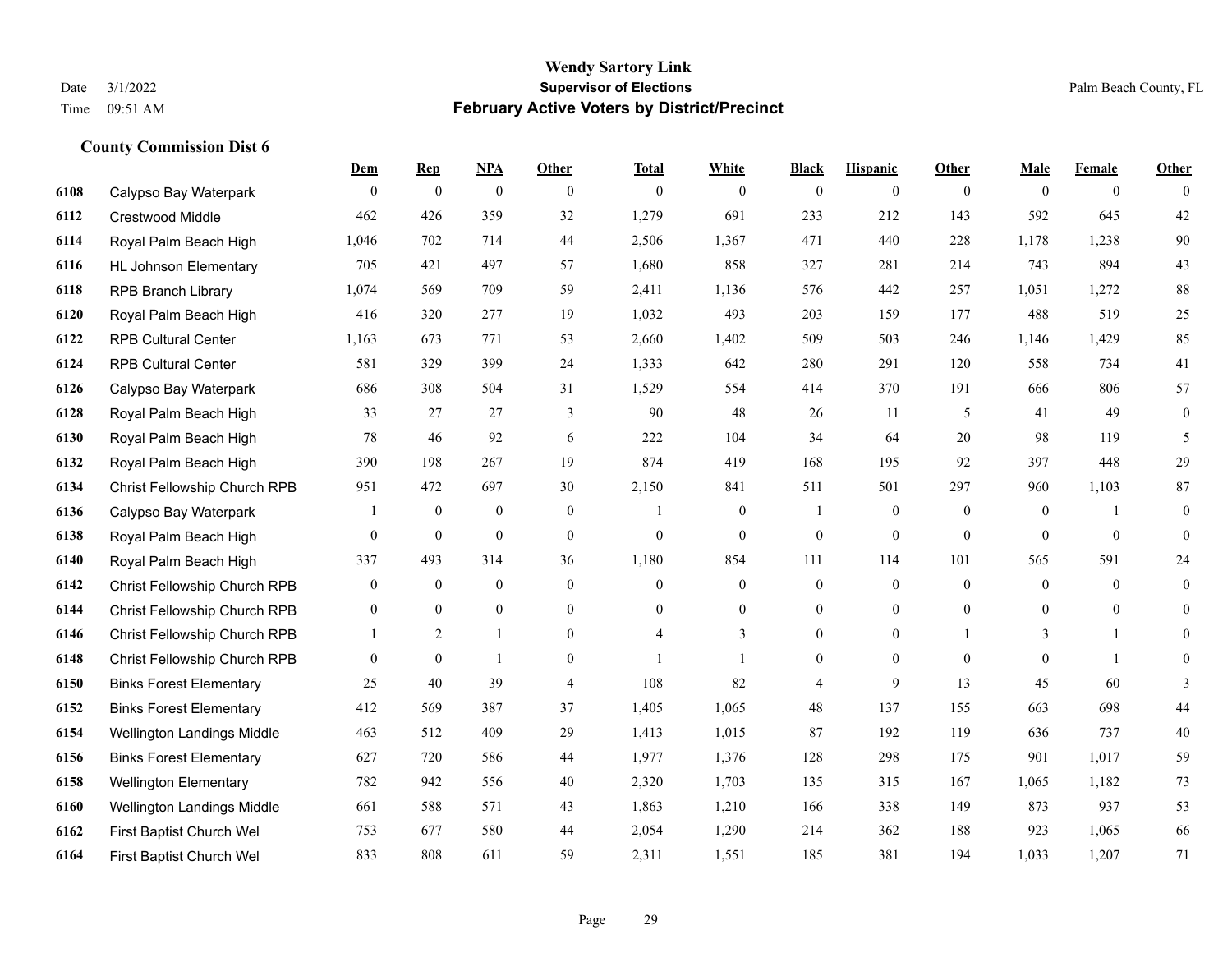# Wendy Sartory Link
## Supervisor of Elections
## February Active Voters by District/Precinct

Date 3/1/2022
Time 09:51 AM

Palm Beach County, FL

### County Commission Dist 6

| | | Dem | Rep | NPA | Other | Total | White | Black | Hispanic | Other | Male | Female | Other |
|---|---|---|---|---|---|---|---|---|---|---|---|---|---|
| 6108 | Calypso Bay Waterpark | 0 | 0 | 0 | 0 | 0 | 0 | 0 | 0 | 0 | 0 | 0 | 0 |
| 6112 | Crestwood Middle | 462 | 426 | 359 | 32 | 1,279 | 691 | 233 | 212 | 143 | 592 | 645 | 42 |
| 6114 | Royal Palm Beach High | 1,046 | 702 | 714 | 44 | 2,506 | 1,367 | 471 | 440 | 228 | 1,178 | 1,238 | 90 |
| 6116 | HL Johnson Elementary | 705 | 421 | 497 | 57 | 1,680 | 858 | 327 | 281 | 214 | 743 | 894 | 43 |
| 6118 | RPB Branch Library | 1,074 | 569 | 709 | 59 | 2,411 | 1,136 | 576 | 442 | 257 | 1,051 | 1,272 | 88 |
| 6120 | Royal Palm Beach High | 416 | 320 | 277 | 19 | 1,032 | 493 | 203 | 159 | 177 | 488 | 519 | 25 |
| 6122 | RPB Cultural Center | 1,163 | 673 | 771 | 53 | 2,660 | 1,402 | 509 | 503 | 246 | 1,146 | 1,429 | 85 |
| 6124 | RPB Cultural Center | 581 | 329 | 399 | 24 | 1,333 | 642 | 280 | 291 | 120 | 558 | 734 | 41 |
| 6126 | Calypso Bay Waterpark | 686 | 308 | 504 | 31 | 1,529 | 554 | 414 | 370 | 191 | 666 | 806 | 57 |
| 6128 | Royal Palm Beach High | 33 | 27 | 27 | 3 | 90 | 48 | 26 | 11 | 5 | 41 | 49 | 0 |
| 6130 | Royal Palm Beach High | 78 | 46 | 92 | 6 | 222 | 104 | 34 | 64 | 20 | 98 | 119 | 5 |
| 6132 | Royal Palm Beach High | 390 | 198 | 267 | 19 | 874 | 419 | 168 | 195 | 92 | 397 | 448 | 29 |
| 6134 | Christ Fellowship Church RPB | 951 | 472 | 697 | 30 | 2,150 | 841 | 511 | 501 | 297 | 960 | 1,103 | 87 |
| 6136 | Calypso Bay Waterpark | 1 | 0 | 0 | 0 | 1 | 0 | 1 | 0 | 0 | 0 | 1 | 0 |
| 6138 | Royal Palm Beach High | 0 | 0 | 0 | 0 | 0 | 0 | 0 | 0 | 0 | 0 | 0 | 0 |
| 6140 | Royal Palm Beach High | 337 | 493 | 314 | 36 | 1,180 | 854 | 111 | 114 | 101 | 565 | 591 | 24 |
| 6142 | Christ Fellowship Church RPB | 0 | 0 | 0 | 0 | 0 | 0 | 0 | 0 | 0 | 0 | 0 | 0 |
| 6144 | Christ Fellowship Church RPB | 0 | 0 | 0 | 0 | 0 | 0 | 0 | 0 | 0 | 0 | 0 | 0 |
| 6146 | Christ Fellowship Church RPB | 1 | 2 | 1 | 0 | 4 | 3 | 0 | 0 | 1 | 3 | 1 | 0 |
| 6148 | Christ Fellowship Church RPB | 0 | 0 | 1 | 0 | 1 | 1 | 0 | 0 | 0 | 0 | 1 | 0 |
| 6150 | Binks Forest Elementary | 25 | 40 | 39 | 4 | 108 | 82 | 4 | 9 | 13 | 45 | 60 | 3 |
| 6152 | Binks Forest Elementary | 412 | 569 | 387 | 37 | 1,405 | 1,065 | 48 | 137 | 155 | 663 | 698 | 44 |
| 6154 | Wellington Landings Middle | 463 | 512 | 409 | 29 | 1,413 | 1,015 | 87 | 192 | 119 | 636 | 737 | 40 |
| 6156 | Binks Forest Elementary | 627 | 720 | 586 | 44 | 1,977 | 1,376 | 128 | 298 | 175 | 901 | 1,017 | 59 |
| 6158 | Wellington Elementary | 782 | 942 | 556 | 40 | 2,320 | 1,703 | 135 | 315 | 167 | 1,065 | 1,182 | 73 |
| 6160 | Wellington Landings Middle | 661 | 588 | 571 | 43 | 1,863 | 1,210 | 166 | 338 | 149 | 873 | 937 | 53 |
| 6162 | First Baptist Church Wel | 753 | 677 | 580 | 44 | 2,054 | 1,290 | 214 | 362 | 188 | 923 | 1,065 | 66 |
| 6164 | First Baptist Church Wel | 833 | 808 | 611 | 59 | 2,311 | 1,551 | 185 | 381 | 194 | 1,033 | 1,207 | 71 |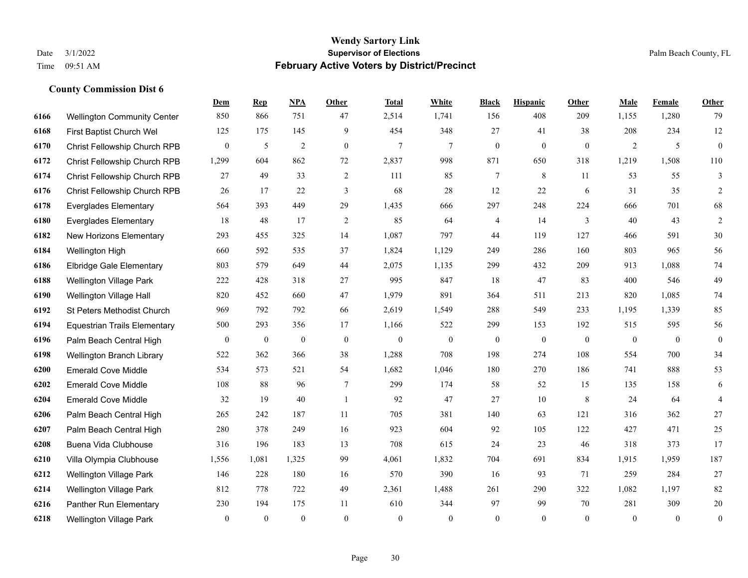# Wendy Sartory Link

**Supervisor of Elections**

**February Active Voters by District/Precinct**

Date 3/1/2022

Time 09:51 AM

Palm Beach County, FL

### County Commission Dist 6

| | | Dem | Rep | NPA | Other | Total | White | Black | Hispanic | Other | Male | Female | Other |
|---|---|---|---|---|---|---|---|---|---|---|---|---|---|
| 6166 | Wellington Community Center | 850 | 866 | 751 | 47 | 2,514 | 1,741 | 156 | 408 | 209 | 1,155 | 1,280 | 79 |
| 6168 | First Baptist Church Wel | 125 | 175 | 145 | 9 | 454 | 348 | 27 | 41 | 38 | 208 | 234 | 12 |
| 6170 | Christ Fellowship Church RPB | 0 | 5 | 2 | 0 | 7 | 7 | 0 | 0 | 0 | 2 | 5 | 0 |
| 6172 | Christ Fellowship Church RPB | 1,299 | 604 | 862 | 72 | 2,837 | 998 | 871 | 650 | 318 | 1,219 | 1,508 | 110 |
| 6174 | Christ Fellowship Church RPB | 27 | 49 | 33 | 2 | 111 | 85 | 7 | 8 | 11 | 53 | 55 | 3 |
| 6176 | Christ Fellowship Church RPB | 26 | 17 | 22 | 3 | 68 | 28 | 12 | 22 | 6 | 31 | 35 | 2 |
| 6178 | Everglades Elementary | 564 | 393 | 449 | 29 | 1,435 | 666 | 297 | 248 | 224 | 666 | 701 | 68 |
| 6180 | Everglades Elementary | 18 | 48 | 17 | 2 | 85 | 64 | 4 | 14 | 3 | 40 | 43 | 2 |
| 6182 | New Horizons Elementary | 293 | 455 | 325 | 14 | 1,087 | 797 | 44 | 119 | 127 | 466 | 591 | 30 |
| 6184 | Wellington High | 660 | 592 | 535 | 37 | 1,824 | 1,129 | 249 | 286 | 160 | 803 | 965 | 56 |
| 6186 | Elbridge Gale Elementary | 803 | 579 | 649 | 44 | 2,075 | 1,135 | 299 | 432 | 209 | 913 | 1,088 | 74 |
| 6188 | Wellington Village Park | 222 | 428 | 318 | 27 | 995 | 847 | 18 | 47 | 83 | 400 | 546 | 49 |
| 6190 | Wellington Village Hall | 820 | 452 | 660 | 47 | 1,979 | 891 | 364 | 511 | 213 | 820 | 1,085 | 74 |
| 6192 | St Peters Methodist Church | 969 | 792 | 792 | 66 | 2,619 | 1,549 | 288 | 549 | 233 | 1,195 | 1,339 | 85 |
| 6194 | Equestrian Trails Elementary | 500 | 293 | 356 | 17 | 1,166 | 522 | 299 | 153 | 192 | 515 | 595 | 56 |
| 6196 | Palm Beach Central High | 0 | 0 | 0 | 0 | 0 | 0 | 0 | 0 | 0 | 0 | 0 | 0 |
| 6198 | Wellington Branch Library | 522 | 362 | 366 | 38 | 1,288 | 708 | 198 | 274 | 108 | 554 | 700 | 34 |
| 6200 | Emerald Cove Middle | 534 | 573 | 521 | 54 | 1,682 | 1,046 | 180 | 270 | 186 | 741 | 888 | 53 |
| 6202 | Emerald Cove Middle | 108 | 88 | 96 | 7 | 299 | 174 | 58 | 52 | 15 | 135 | 158 | 6 |
| 6204 | Emerald Cove Middle | 32 | 19 | 40 | 1 | 92 | 47 | 27 | 10 | 8 | 24 | 64 | 4 |
| 6206 | Palm Beach Central High | 265 | 242 | 187 | 11 | 705 | 381 | 140 | 63 | 121 | 316 | 362 | 27 |
| 6207 | Palm Beach Central High | 280 | 378 | 249 | 16 | 923 | 604 | 92 | 105 | 122 | 427 | 471 | 25 |
| 6208 | Buena Vida Clubhouse | 316 | 196 | 183 | 13 | 708 | 615 | 24 | 23 | 46 | 318 | 373 | 17 |
| 6210 | Villa Olympia Clubhouse | 1,556 | 1,081 | 1,325 | 99 | 4,061 | 1,832 | 704 | 691 | 834 | 1,915 | 1,959 | 187 |
| 6212 | Wellington Village Park | 146 | 228 | 180 | 16 | 570 | 390 | 16 | 93 | 71 | 259 | 284 | 27 |
| 6214 | Wellington Village Park | 812 | 778 | 722 | 49 | 2,361 | 1,488 | 261 | 290 | 322 | 1,082 | 1,197 | 82 |
| 6216 | Panther Run Elementary | 230 | 194 | 175 | 11 | 610 | 344 | 97 | 99 | 70 | 281 | 309 | 20 |
| 6218 | Wellington Village Park | 0 | 0 | 0 | 0 | 0 | 0 | 0 | 0 | 0 | 0 | 0 | 0 |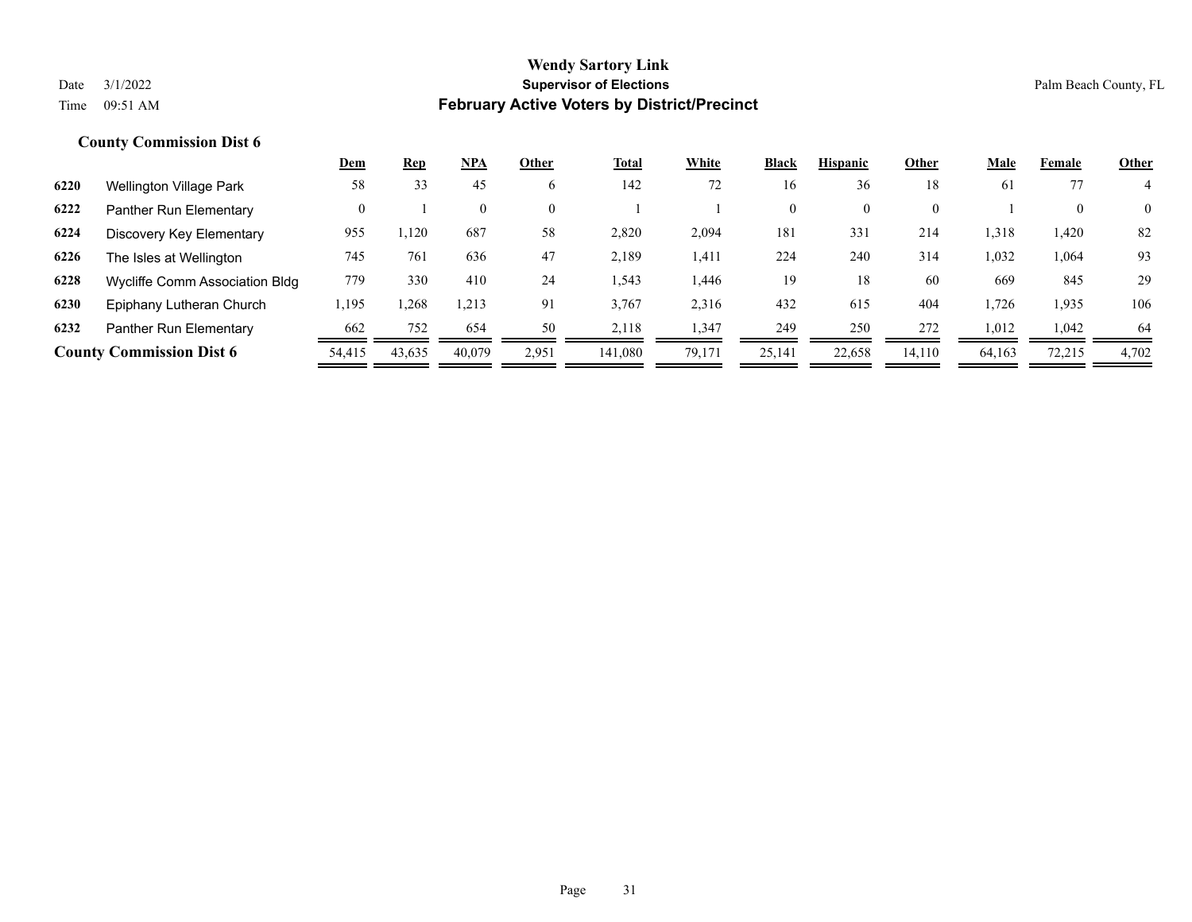**Wendy Sartory Link**

**Supervisor of Elections**

**February Active Voters by District/Precinct**

Date 3/1/2022

Time 09:51 AM

Palm Beach County, FL

### County Commission Dist 6

| | | Dem | Rep | NPA | Other | Total | White | Black | Hispanic | Other | Male | Female | Other |
|---|---|---|---|---|---|---|---|---|---|---|---|---|---|
| 6220 | Wellington Village Park | 58 | 33 | 45 | 6 | 142 | 72 | 16 | 36 | 18 | 61 | 77 | 4 |
| 6222 | Panther Run Elementary | 0 | 1 | 0 | 0 | 1 | 1 | 0 | 0 | 0 | 1 | 0 | 0 |
| 6224 | Discovery Key Elementary | 955 | 1,120 | 687 | 58 | 2,820 | 2,094 | 181 | 331 | 214 | 1,318 | 1,420 | 82 |
| 6226 | The Isles at Wellington | 745 | 761 | 636 | 47 | 2,189 | 1,411 | 224 | 240 | 314 | 1,032 | 1,064 | 93 |
| 6228 | Wycliffe Comm Association Bldg | 779 | 330 | 410 | 24 | 1,543 | 1,446 | 19 | 18 | 60 | 669 | 845 | 29 |
| 6230 | Epiphany Lutheran Church | 1,195 | 1,268 | 1,213 | 91 | 3,767 | 2,316 | 432 | 615 | 404 | 1,726 | 1,935 | 106 |
| 6232 | Panther Run Elementary | 662 | 752 | 654 | 50 | 2,118 | 1,347 | 249 | 250 | 272 | 1,012 | 1,042 | 64 |
| **County Commission Dist 6** | | 54,415 | 43,635 | 40,079 | 2,951 | 141,080 | 79,171 | 25,141 | 22,658 | 14,110 | 64,163 | 72,215 | 4,702 |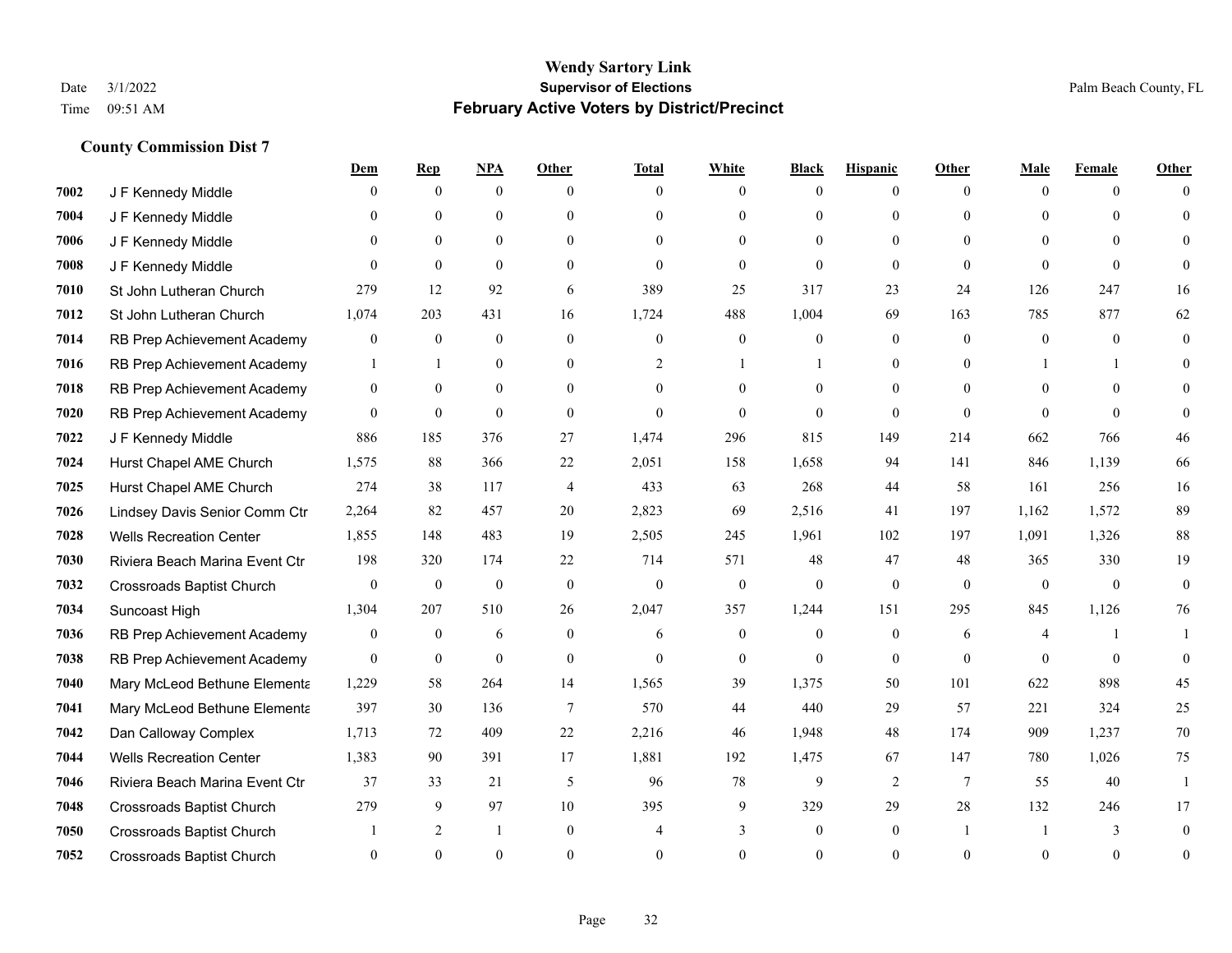**Wendy Sartory Link**
**Supervisor of Elections**
**February Active Voters by District/Precinct**

Date 3/1/2022
Time 09:51 AM

Palm Beach County, FL

### County Commission Dist 7

| | | Dem | Rep | NPA | Other | Total | White | Black | Hispanic | Other | Male | Female | Other |
|---|---|---|---|---|---|---|---|---|---|---|---|---|---|
| 7002 | J F Kennedy Middle | 0 | 0 | 0 | 0 | 0 | 0 | 0 | 0 | 0 | 0 | 0 | 0 |
| 7004 | J F Kennedy Middle | 0 | 0 | 0 | 0 | 0 | 0 | 0 | 0 | 0 | 0 | 0 | 0 |
| 7006 | J F Kennedy Middle | 0 | 0 | 0 | 0 | 0 | 0 | 0 | 0 | 0 | 0 | 0 | 0 |
| 7008 | J F Kennedy Middle | 0 | 0 | 0 | 0 | 0 | 0 | 0 | 0 | 0 | 0 | 0 | 0 |
| 7010 | St John Lutheran Church | 279 | 12 | 92 | 6 | 389 | 25 | 317 | 23 | 24 | 126 | 247 | 16 |
| 7012 | St John Lutheran Church | 1,074 | 203 | 431 | 16 | 1,724 | 488 | 1,004 | 69 | 163 | 785 | 877 | 62 |
| 7014 | RB Prep Achievement Academy | 0 | 0 | 0 | 0 | 0 | 0 | 0 | 0 | 0 | 0 | 0 | 0 |
| 7016 | RB Prep Achievement Academy | 1 | 1 | 0 | 0 | 2 | 1 | 1 | 0 | 0 | 1 | 1 | 0 |
| 7018 | RB Prep Achievement Academy | 0 | 0 | 0 | 0 | 0 | 0 | 0 | 0 | 0 | 0 | 0 | 0 |
| 7020 | RB Prep Achievement Academy | 0 | 0 | 0 | 0 | 0 | 0 | 0 | 0 | 0 | 0 | 0 | 0 |
| 7022 | J F Kennedy Middle | 886 | 185 | 376 | 27 | 1,474 | 296 | 815 | 149 | 214 | 662 | 766 | 46 |
| 7024 | Hurst Chapel AME Church | 1,575 | 88 | 366 | 22 | 2,051 | 158 | 1,658 | 94 | 141 | 846 | 1,139 | 66 |
| 7025 | Hurst Chapel AME Church | 274 | 38 | 117 | 4 | 433 | 63 | 268 | 44 | 58 | 161 | 256 | 16 |
| 7026 | Lindsey Davis Senior Comm Ctr | 2,264 | 82 | 457 | 20 | 2,823 | 69 | 2,516 | 41 | 197 | 1,162 | 1,572 | 89 |
| 7028 | Wells Recreation Center | 1,855 | 148 | 483 | 19 | 2,505 | 245 | 1,961 | 102 | 197 | 1,091 | 1,326 | 88 |
| 7030 | Riviera Beach Marina Event Ctr | 198 | 320 | 174 | 22 | 714 | 571 | 48 | 47 | 48 | 365 | 330 | 19 |
| 7032 | Crossroads Baptist Church | 0 | 0 | 0 | 0 | 0 | 0 | 0 | 0 | 0 | 0 | 0 | 0 |
| 7034 | Suncoast High | 1,304 | 207 | 510 | 26 | 2,047 | 357 | 1,244 | 151 | 295 | 845 | 1,126 | 76 |
| 7036 | RB Prep Achievement Academy | 0 | 0 | 6 | 0 | 6 | 0 | 0 | 0 | 6 | 4 | 1 | 1 |
| 7038 | RB Prep Achievement Academy | 0 | 0 | 0 | 0 | 0 | 0 | 0 | 0 | 0 | 0 | 0 | 0 |
| 7040 | Mary McLeod Bethune Elementa | 1,229 | 58 | 264 | 14 | 1,565 | 39 | 1,375 | 50 | 101 | 622 | 898 | 45 |
| 7041 | Mary McLeod Bethune Elementa | 397 | 30 | 136 | 7 | 570 | 44 | 440 | 29 | 57 | 221 | 324 | 25 |
| 7042 | Dan Calloway Complex | 1,713 | 72 | 409 | 22 | 2,216 | 46 | 1,948 | 48 | 174 | 909 | 1,237 | 70 |
| 7044 | Wells Recreation Center | 1,383 | 90 | 391 | 17 | 1,881 | 192 | 1,475 | 67 | 147 | 780 | 1,026 | 75 |
| 7046 | Riviera Beach Marina Event Ctr | 37 | 33 | 21 | 5 | 96 | 78 | 9 | 2 | 7 | 55 | 40 | 1 |
| 7048 | Crossroads Baptist Church | 279 | 9 | 97 | 10 | 395 | 9 | 329 | 29 | 28 | 132 | 246 | 17 |
| 7050 | Crossroads Baptist Church | 1 | 2 | 1 | 0 | 4 | 3 | 0 | 0 | 1 | 1 | 3 | 0 |
| 7052 | Crossroads Baptist Church | 0 | 0 | 0 | 0 | 0 | 0 | 0 | 0 | 0 | 0 | 0 | 0 |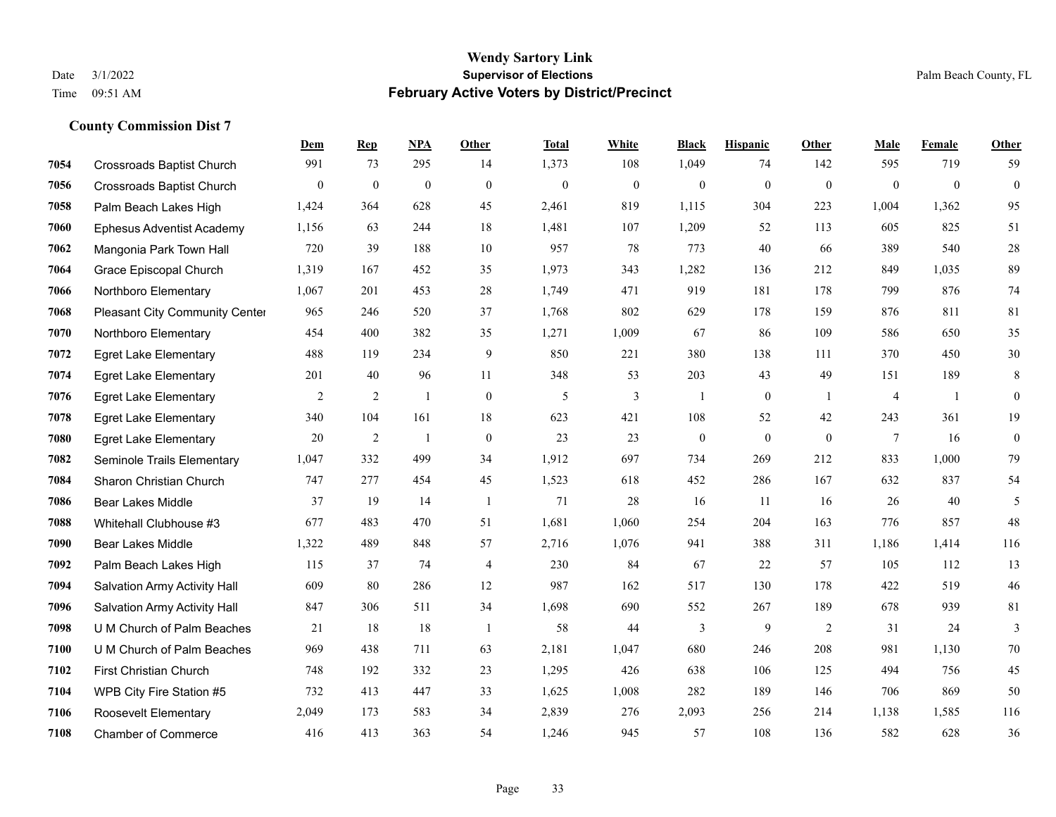# Wendy Sartory Link
## Supervisor of Elections
## February Active Voters by District/Precinct

Date 3/1/2022
Time 09:51 AM

Palm Beach County, FL

### County Commission Dist 7

| | | Dem | Rep | NPA | Other | Total | White | Black | Hispanic | Other | Male | Female | Other |
|---|---|---|---|---|---|---|---|---|---|---|---|---|---|
| 7054 | Crossroads Baptist Church | 991 | 73 | 295 | 14 | 1,373 | 108 | 1,049 | 74 | 142 | 595 | 719 | 59 |
| 7056 | Crossroads Baptist Church | 0 | 0 | 0 | 0 | 0 | 0 | 0 | 0 | 0 | 0 | 0 | 0 |
| 7058 | Palm Beach Lakes High | 1,424 | 364 | 628 | 45 | 2,461 | 819 | 1,115 | 304 | 223 | 1,004 | 1,362 | 95 |
| 7060 | Ephesus Adventist Academy | 1,156 | 63 | 244 | 18 | 1,481 | 107 | 1,209 | 52 | 113 | 605 | 825 | 51 |
| 7062 | Mangonia Park Town Hall | 720 | 39 | 188 | 10 | 957 | 78 | 773 | 40 | 66 | 389 | 540 | 28 |
| 7064 | Grace Episcopal Church | 1,319 | 167 | 452 | 35 | 1,973 | 343 | 1,282 | 136 | 212 | 849 | 1,035 | 89 |
| 7066 | Northboro Elementary | 1,067 | 201 | 453 | 28 | 1,749 | 471 | 919 | 181 | 178 | 799 | 876 | 74 |
| 7068 | Pleasant City Community Center | 965 | 246 | 520 | 37 | 1,768 | 802 | 629 | 178 | 159 | 876 | 811 | 81 |
| 7070 | Northboro Elementary | 454 | 400 | 382 | 35 | 1,271 | 1,009 | 67 | 86 | 109 | 586 | 650 | 35 |
| 7072 | Egret Lake Elementary | 488 | 119 | 234 | 9 | 850 | 221 | 380 | 138 | 111 | 370 | 450 | 30 |
| 7074 | Egret Lake Elementary | 201 | 40 | 96 | 11 | 348 | 53 | 203 | 43 | 49 | 151 | 189 | 8 |
| 7076 | Egret Lake Elementary | 2 | 2 | 1 | 0 | 5 | 3 | 1 | 0 | 1 | 4 | 1 | 0 |
| 7078 | Egret Lake Elementary | 340 | 104 | 161 | 18 | 623 | 421 | 108 | 52 | 42 | 243 | 361 | 19 |
| 7080 | Egret Lake Elementary | 20 | 2 | 1 | 0 | 23 | 23 | 0 | 0 | 0 | 7 | 16 | 0 |
| 7082 | Seminole Trails Elementary | 1,047 | 332 | 499 | 34 | 1,912 | 697 | 734 | 269 | 212 | 833 | 1,000 | 79 |
| 7084 | Sharon Christian Church | 747 | 277 | 454 | 45 | 1,523 | 618 | 452 | 286 | 167 | 632 | 837 | 54 |
| 7086 | Bear Lakes Middle | 37 | 19 | 14 | 1 | 71 | 28 | 16 | 11 | 16 | 26 | 40 | 5 |
| 7088 | Whitehall Clubhouse #3 | 677 | 483 | 470 | 51 | 1,681 | 1,060 | 254 | 204 | 163 | 776 | 857 | 48 |
| 7090 | Bear Lakes Middle | 1,322 | 489 | 848 | 57 | 2,716 | 1,076 | 941 | 388 | 311 | 1,186 | 1,414 | 116 |
| 7092 | Palm Beach Lakes High | 115 | 37 | 74 | 4 | 230 | 84 | 67 | 22 | 57 | 105 | 112 | 13 |
| 7094 | Salvation Army Activity Hall | 609 | 80 | 286 | 12 | 987 | 162 | 517 | 130 | 178 | 422 | 519 | 46 |
| 7096 | Salvation Army Activity Hall | 847 | 306 | 511 | 34 | 1,698 | 690 | 552 | 267 | 189 | 678 | 939 | 81 |
| 7098 | U M Church of Palm Beaches | 21 | 18 | 18 | 1 | 58 | 44 | 3 | 9 | 2 | 31 | 24 | 3 |
| 7100 | U M Church of Palm Beaches | 969 | 438 | 711 | 63 | 2,181 | 1,047 | 680 | 246 | 208 | 981 | 1,130 | 70 |
| 7102 | First Christian Church | 748 | 192 | 332 | 23 | 1,295 | 426 | 638 | 106 | 125 | 494 | 756 | 45 |
| 7104 | WPB City Fire Station #5 | 732 | 413 | 447 | 33 | 1,625 | 1,008 | 282 | 189 | 146 | 706 | 869 | 50 |
| 7106 | Roosevelt Elementary | 2,049 | 173 | 583 | 34 | 2,839 | 276 | 2,093 | 256 | 214 | 1,138 | 1,585 | 116 |
| 7108 | Chamber of Commerce | 416 | 413 | 363 | 54 | 1,246 | 945 | 57 | 108 | 136 | 582 | 628 | 36 |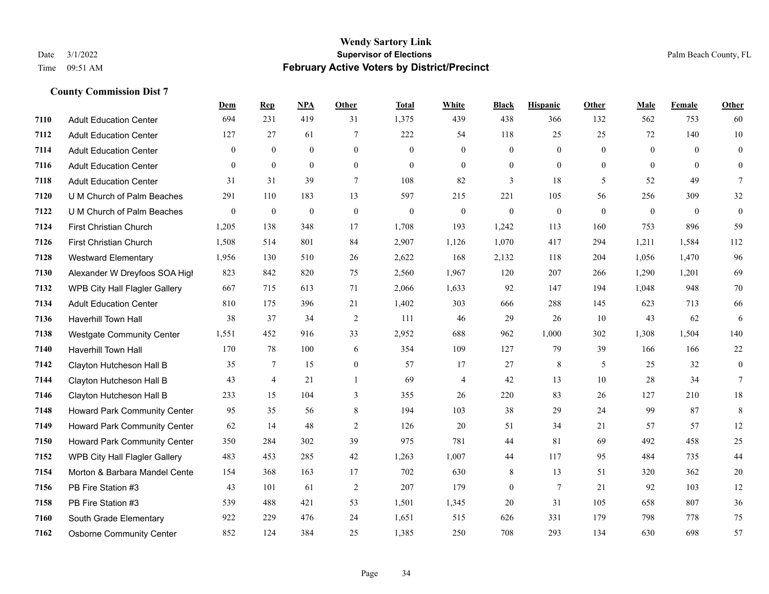# Wendy Sartory Link

**Supervisor of Elections**

**February Active Voters by District/Precinct**

Date 3/1/2022

Time 09:51 AM

Palm Beach County, FL

### County Commission Dist 7

| | | Dem | Rep | NPA | Other | Total | White | Black | Hispanic | Other | Male | Female | Other |
|---|---|---|---|---|---|---|---|---|---|---|---|---|---|
| 7110 | Adult Education Center | 694 | 231 | 419 | 31 | 1,375 | 439 | 438 | 366 | 132 | 562 | 753 | 60 |
| 7112 | Adult Education Center | 127 | 27 | 61 | 7 | 222 | 54 | 118 | 25 | 25 | 72 | 140 | 10 |
| 7114 | Adult Education Center | 0 | 0 | 0 | 0 | 0 | 0 | 0 | 0 | 0 | 0 | 0 | 0 |
| 7116 | Adult Education Center | 0 | 0 | 0 | 0 | 0 | 0 | 0 | 0 | 0 | 0 | 0 | 0 |
| 7118 | Adult Education Center | 31 | 31 | 39 | 7 | 108 | 82 | 3 | 18 | 5 | 52 | 49 | 7 |
| 7120 | U M Church of Palm Beaches | 291 | 110 | 183 | 13 | 597 | 215 | 221 | 105 | 56 | 256 | 309 | 32 |
| 7122 | U M Church of Palm Beaches | 0 | 0 | 0 | 0 | 0 | 0 | 0 | 0 | 0 | 0 | 0 | 0 |
| 7124 | First Christian Church | 1,205 | 138 | 348 | 17 | 1,708 | 193 | 1,242 | 113 | 160 | 753 | 896 | 59 |
| 7126 | First Christian Church | 1,508 | 514 | 801 | 84 | 2,907 | 1,126 | 1,070 | 417 | 294 | 1,211 | 1,584 | 112 |
| 7128 | Westward Elementary | 1,956 | 130 | 510 | 26 | 2,622 | 168 | 2,132 | 118 | 204 | 1,056 | 1,470 | 96 |
| 7130 | Alexander W Dreyfoos SOA High | 823 | 842 | 820 | 75 | 2,560 | 1,967 | 120 | 207 | 266 | 1,290 | 1,201 | 69 |
| 7132 | WPB City Hall Flagler Gallery | 667 | 715 | 613 | 71 | 2,066 | 1,633 | 92 | 147 | 194 | 1,048 | 948 | 70 |
| 7134 | Adult Education Center | 810 | 175 | 396 | 21 | 1,402 | 303 | 666 | 288 | 145 | 623 | 713 | 66 |
| 7136 | Haverhill Town Hall | 38 | 37 | 34 | 2 | 111 | 46 | 29 | 26 | 10 | 43 | 62 | 6 |
| 7138 | Westgate Community Center | 1,551 | 452 | 916 | 33 | 2,952 | 688 | 962 | 1,000 | 302 | 1,308 | 1,504 | 140 |
| 7140 | Haverhill Town Hall | 170 | 78 | 100 | 6 | 354 | 109 | 127 | 79 | 39 | 166 | 166 | 22 |
| 7142 | Clayton Hutcheson Hall B | 35 | 7 | 15 | 0 | 57 | 17 | 27 | 8 | 5 | 25 | 32 | 0 |
| 7144 | Clayton Hutcheson Hall B | 43 | 4 | 21 | 1 | 69 | 4 | 42 | 13 | 10 | 28 | 34 | 7 |
| 7146 | Clayton Hutcheson Hall B | 233 | 15 | 104 | 3 | 355 | 26 | 220 | 83 | 26 | 127 | 210 | 18 |
| 7148 | Howard Park Community Center | 95 | 35 | 56 | 8 | 194 | 103 | 38 | 29 | 24 | 99 | 87 | 8 |
| 7149 | Howard Park Community Center | 62 | 14 | 48 | 2 | 126 | 20 | 51 | 34 | 21 | 57 | 57 | 12 |
| 7150 | Howard Park Community Center | 350 | 284 | 302 | 39 | 975 | 781 | 44 | 81 | 69 | 492 | 458 | 25 |
| 7152 | WPB City Hall Flagler Gallery | 483 | 453 | 285 | 42 | 1,263 | 1,007 | 44 | 117 | 95 | 484 | 735 | 44 |
| 7154 | Morton & Barbara Mandel Cente | 154 | 368 | 163 | 17 | 702 | 630 | 8 | 13 | 51 | 320 | 362 | 20 |
| 7156 | PB Fire Station #3 | 43 | 101 | 61 | 2 | 207 | 179 | 0 | 7 | 21 | 92 | 103 | 12 |
| 7158 | PB Fire Station #3 | 539 | 488 | 421 | 53 | 1,501 | 1,345 | 20 | 31 | 105 | 658 | 807 | 36 |
| 7160 | South Grade Elementary | 922 | 229 | 476 | 24 | 1,651 | 515 | 626 | 331 | 179 | 798 | 778 | 75 |
| 7162 | Osborne Community Center | 852 | 124 | 384 | 25 | 1,385 | 250 | 708 | 293 | 134 | 630 | 698 | 57 |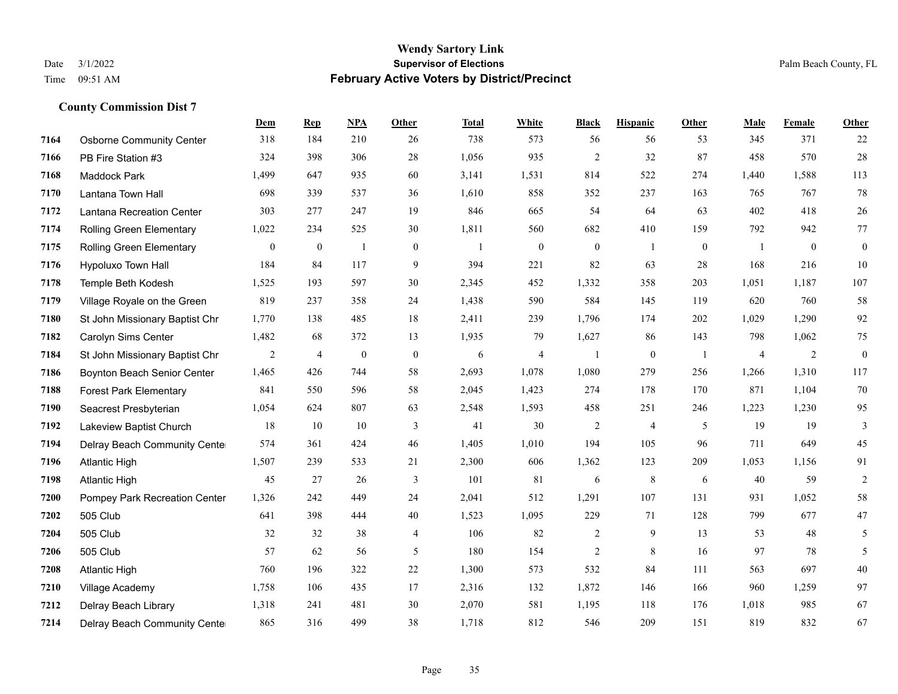# Wendy Sartory Link

**Supervisor of Elections**

**February Active Voters by District/Precinct**

Date 3/1/2022

Time 09:51 AM

Palm Beach County, FL

## County Commission Dist 7

| | | Dem | Rep | NPA | Other | Total | White | Black | Hispanic | Other | Male | Female | Other |
|---|---|---|---|---|---|---|---|---|---|---|---|---|---|
| 7164 | Osborne Community Center | 318 | 184 | 210 | 26 | 738 | 573 | 56 | 56 | 53 | 345 | 371 | 22 |
| 7166 | PB Fire Station #3 | 324 | 398 | 306 | 28 | 1,056 | 935 | 2 | 32 | 87 | 458 | 570 | 28 |
| 7168 | Maddock Park | 1,499 | 647 | 935 | 60 | 3,141 | 1,531 | 814 | 522 | 274 | 1,440 | 1,588 | 113 |
| 7170 | Lantana Town Hall | 698 | 339 | 537 | 36 | 1,610 | 858 | 352 | 237 | 163 | 765 | 767 | 78 |
| 7172 | Lantana Recreation Center | 303 | 277 | 247 | 19 | 846 | 665 | 54 | 64 | 63 | 402 | 418 | 26 |
| 7174 | Rolling Green Elementary | 1,022 | 234 | 525 | 30 | 1,811 | 560 | 682 | 410 | 159 | 792 | 942 | 77 |
| 7175 | Rolling Green Elementary | 0 | 0 | 1 | 0 | 1 | 0 | 0 | 1 | 0 | 1 | 0 | 0 |
| 7176 | Hypoluxo Town Hall | 184 | 84 | 117 | 9 | 394 | 221 | 82 | 63 | 28 | 168 | 216 | 10 |
| 7178 | Temple Beth Kodesh | 1,525 | 193 | 597 | 30 | 2,345 | 452 | 1,332 | 358 | 203 | 1,051 | 1,187 | 107 |
| 7179 | Village Royale on the Green | 819 | 237 | 358 | 24 | 1,438 | 590 | 584 | 145 | 119 | 620 | 760 | 58 |
| 7180 | St John Missionary Baptist Chr | 1,770 | 138 | 485 | 18 | 2,411 | 239 | 1,796 | 174 | 202 | 1,029 | 1,290 | 92 |
| 7182 | Carolyn Sims Center | 1,482 | 68 | 372 | 13 | 1,935 | 79 | 1,627 | 86 | 143 | 798 | 1,062 | 75 |
| 7184 | St John Missionary Baptist Chr | 2 | 4 | 0 | 0 | 6 | 4 | 1 | 0 | 1 | 4 | 2 | 0 |
| 7186 | Boynton Beach Senior Center | 1,465 | 426 | 744 | 58 | 2,693 | 1,078 | 1,080 | 279 | 256 | 1,266 | 1,310 | 117 |
| 7188 | Forest Park Elementary | 841 | 550 | 596 | 58 | 2,045 | 1,423 | 274 | 178 | 170 | 871 | 1,104 | 70 |
| 7190 | Seacrest Presbyterian | 1,054 | 624 | 807 | 63 | 2,548 | 1,593 | 458 | 251 | 246 | 1,223 | 1,230 | 95 |
| 7192 | Lakeview Baptist Church | 18 | 10 | 10 | 3 | 41 | 30 | 2 | 4 | 5 | 19 | 19 | 3 |
| 7194 | Delray Beach Community Center | 574 | 361 | 424 | 46 | 1,405 | 1,010 | 194 | 105 | 96 | 711 | 649 | 45 |
| 7196 | Atlantic High | 1,507 | 239 | 533 | 21 | 2,300 | 606 | 1,362 | 123 | 209 | 1,053 | 1,156 | 91 |
| 7198 | Atlantic High | 45 | 27 | 26 | 3 | 101 | 81 | 6 | 8 | 6 | 40 | 59 | 2 |
| 7200 | Pompey Park Recreation Center | 1,326 | 242 | 449 | 24 | 2,041 | 512 | 1,291 | 107 | 131 | 931 | 1,052 | 58 |
| 7202 | 505 Club | 641 | 398 | 444 | 40 | 1,523 | 1,095 | 229 | 71 | 128 | 799 | 677 | 47 |
| 7204 | 505 Club | 32 | 32 | 38 | 4 | 106 | 82 | 2 | 9 | 13 | 53 | 48 | 5 |
| 7206 | 505 Club | 57 | 62 | 56 | 5 | 180 | 154 | 2 | 8 | 16 | 97 | 78 | 5 |
| 7208 | Atlantic High | 760 | 196 | 322 | 22 | 1,300 | 573 | 532 | 84 | 111 | 563 | 697 | 40 |
| 7210 | Village Academy | 1,758 | 106 | 435 | 17 | 2,316 | 132 | 1,872 | 146 | 166 | 960 | 1,259 | 97 |
| 7212 | Delray Beach Library | 1,318 | 241 | 481 | 30 | 2,070 | 581 | 1,195 | 118 | 176 | 1,018 | 985 | 67 |
| 7214 | Delray Beach Community Center | 865 | 316 | 499 | 38 | 1,718 | 812 | 546 | 209 | 151 | 819 | 832 | 67 |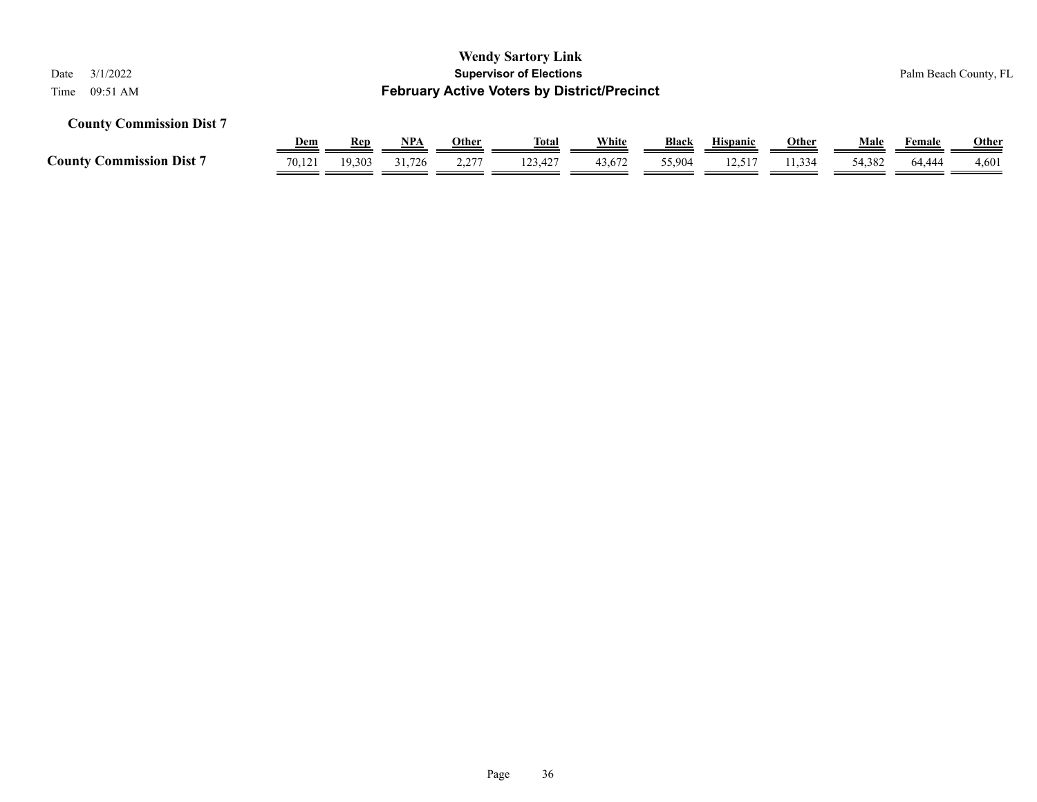Wendy Sartory Link
Supervisor of Elections
February Active Voters by District/Precinct

Date 3/1/2022
Time 09:51 AM

Palm Beach County, FL

### County Commission Dist 7

| | Dem | Rep | NPA | Other | Total | White | Black | Hispanic | Other | Male | Female | Other |
|---|---|---|---|---|---|---|---|---|---|---|---|---|
| **County Commission Dist 7** | 70,121 | 19,303 | 31,726 | 2,277 | 123,427 | 43,672 | 55,904 | 12,517 | 11,334 | 54,382 | 64,444 | 4,601 |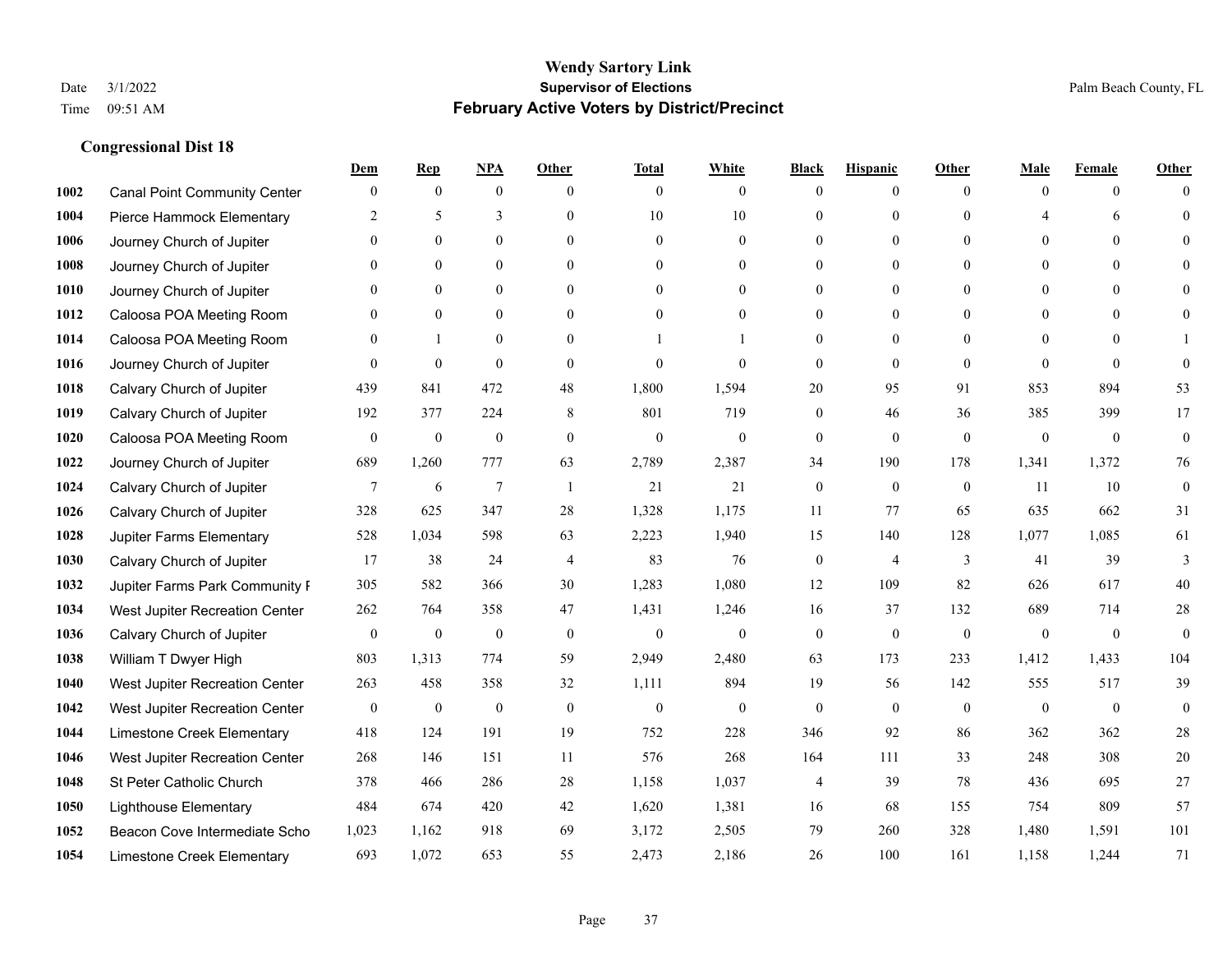Wendy Sartory Link
Date 3/1/2022 **Supervisor of Elections** Palm Beach County, FL
Time 09:51 AM **February Active Voters by District/Precinct**

### Congressional Dist 18

| | | Dem | Rep | NPA | Other | Total | White | Black | Hispanic | Other | Male | Female | Other |
|---|---|---|---|---|---|---|---|---|---|---|---|---|---|
| 1002 | Canal Point Community Center | 0 | 0 | 0 | 0 | 0 | 0 | 0 | 0 | 0 | 0 | 0 | 0 |
| 1004 | Pierce Hammock Elementary | 2 | 5 | 3 | 0 | 10 | 10 | 0 | 0 | 0 | 4 | 6 | 0 |
| 1006 | Journey Church of Jupiter | 0 | 0 | 0 | 0 | 0 | 0 | 0 | 0 | 0 | 0 | 0 | 0 |
| 1008 | Journey Church of Jupiter | 0 | 0 | 0 | 0 | 0 | 0 | 0 | 0 | 0 | 0 | 0 | 0 |
| 1010 | Journey Church of Jupiter | 0 | 0 | 0 | 0 | 0 | 0 | 0 | 0 | 0 | 0 | 0 | 0 |
| 1012 | Caloosa POA Meeting Room | 0 | 0 | 0 | 0 | 0 | 0 | 0 | 0 | 0 | 0 | 0 | 0 |
| 1014 | Caloosa POA Meeting Room | 0 | 1 | 0 | 0 | 1 | 1 | 0 | 0 | 0 | 0 | 0 | 1 |
| 1016 | Journey Church of Jupiter | 0 | 0 | 0 | 0 | 0 | 0 | 0 | 0 | 0 | 0 | 0 | 0 |
| 1018 | Calvary Church of Jupiter | 439 | 841 | 472 | 48 | 1,800 | 1,594 | 20 | 95 | 91 | 853 | 894 | 53 |
| 1019 | Calvary Church of Jupiter | 192 | 377 | 224 | 8 | 801 | 719 | 0 | 46 | 36 | 385 | 399 | 17 |
| 1020 | Caloosa POA Meeting Room | 0 | 0 | 0 | 0 | 0 | 0 | 0 | 0 | 0 | 0 | 0 | 0 |
| 1022 | Journey Church of Jupiter | 689 | 1,260 | 777 | 63 | 2,789 | 2,387 | 34 | 190 | 178 | 1,341 | 1,372 | 76 |
| 1024 | Calvary Church of Jupiter | 7 | 6 | 7 | 1 | 21 | 21 | 0 | 0 | 0 | 11 | 10 | 0 |
| 1026 | Calvary Church of Jupiter | 328 | 625 | 347 | 28 | 1,328 | 1,175 | 11 | 77 | 65 | 635 | 662 | 31 |
| 1028 | Jupiter Farms Elementary | 528 | 1,034 | 598 | 63 | 2,223 | 1,940 | 15 | 140 | 128 | 1,077 | 1,085 | 61 |
| 1030 | Calvary Church of Jupiter | 17 | 38 | 24 | 4 | 83 | 76 | 0 | 4 | 3 | 41 | 39 | 3 |
| 1032 | Jupiter Farms Park Community F | 305 | 582 | 366 | 30 | 1,283 | 1,080 | 12 | 109 | 82 | 626 | 617 | 40 |
| 1034 | West Jupiter Recreation Center | 262 | 764 | 358 | 47 | 1,431 | 1,246 | 16 | 37 | 132 | 689 | 714 | 28 |
| 1036 | Calvary Church of Jupiter | 0 | 0 | 0 | 0 | 0 | 0 | 0 | 0 | 0 | 0 | 0 | 0 |
| 1038 | William T Dwyer High | 803 | 1,313 | 774 | 59 | 2,949 | 2,480 | 63 | 173 | 233 | 1,412 | 1,433 | 104 |
| 1040 | West Jupiter Recreation Center | 263 | 458 | 358 | 32 | 1,111 | 894 | 19 | 56 | 142 | 555 | 517 | 39 |
| 1042 | West Jupiter Recreation Center | 0 | 0 | 0 | 0 | 0 | 0 | 0 | 0 | 0 | 0 | 0 | 0 |
| 1044 | Limestone Creek Elementary | 418 | 124 | 191 | 19 | 752 | 228 | 346 | 92 | 86 | 362 | 362 | 28 |
| 1046 | West Jupiter Recreation Center | 268 | 146 | 151 | 11 | 576 | 268 | 164 | 111 | 33 | 248 | 308 | 20 |
| 1048 | St Peter Catholic Church | 378 | 466 | 286 | 28 | 1,158 | 1,037 | 4 | 39 | 78 | 436 | 695 | 27 |
| 1050 | Lighthouse Elementary | 484 | 674 | 420 | 42 | 1,620 | 1,381 | 16 | 68 | 155 | 754 | 809 | 57 |
| 1052 | Beacon Cove Intermediate Scho | 1,023 | 1,162 | 918 | 69 | 3,172 | 2,505 | 79 | 260 | 328 | 1,480 | 1,591 | 101 |
| 1054 | Limestone Creek Elementary | 693 | 1,072 | 653 | 55 | 2,473 | 2,186 | 26 | 100 | 161 | 1,158 | 1,244 | 71 |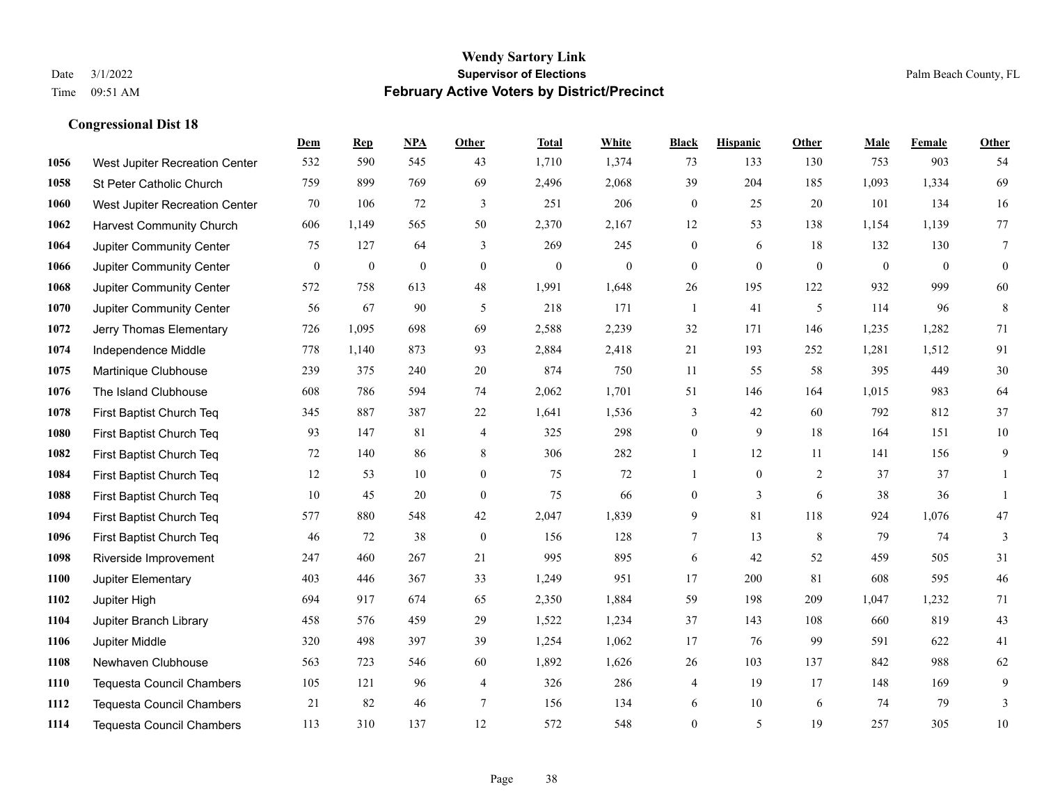# Wendy Sartory Link

## Supervisor of Elections

## February Active Voters by District/Precinct

Date 3/1/2022

Time 09:51 AM

Palm Beach County, FL

### Congressional Dist 18

| | | Dem | Rep | NPA | Other | Total | White | Black | Hispanic | Other | Male | Female | Other |
|---|---|---|---|---|---|---|---|---|---|---|---|---|---|
| 1056 | West Jupiter Recreation Center | 532 | 590 | 545 | 43 | 1,710 | 1,374 | 73 | 133 | 130 | 753 | 903 | 54 |
| 1058 | St Peter Catholic Church | 759 | 899 | 769 | 69 | 2,496 | 2,068 | 39 | 204 | 185 | 1,093 | 1,334 | 69 |
| 1060 | West Jupiter Recreation Center | 70 | 106 | 72 | 3 | 251 | 206 | 0 | 25 | 20 | 101 | 134 | 16 |
| 1062 | Harvest Community Church | 606 | 1,149 | 565 | 50 | 2,370 | 2,167 | 12 | 53 | 138 | 1,154 | 1,139 | 77 |
| 1064 | Jupiter Community Center | 75 | 127 | 64 | 3 | 269 | 245 | 0 | 6 | 18 | 132 | 130 | 7 |
| 1066 | Jupiter Community Center | 0 | 0 | 0 | 0 | 0 | 0 | 0 | 0 | 0 | 0 | 0 | 0 |
| 1068 | Jupiter Community Center | 572 | 758 | 613 | 48 | 1,991 | 1,648 | 26 | 195 | 122 | 932 | 999 | 60 |
| 1070 | Jupiter Community Center | 56 | 67 | 90 | 5 | 218 | 171 | 1 | 41 | 5 | 114 | 96 | 8 |
| 1072 | Jerry Thomas Elementary | 726 | 1,095 | 698 | 69 | 2,588 | 2,239 | 32 | 171 | 146 | 1,235 | 1,282 | 71 |
| 1074 | Independence Middle | 778 | 1,140 | 873 | 93 | 2,884 | 2,418 | 21 | 193 | 252 | 1,281 | 1,512 | 91 |
| 1075 | Martinique Clubhouse | 239 | 375 | 240 | 20 | 874 | 750 | 11 | 55 | 58 | 395 | 449 | 30 |
| 1076 | The Island Clubhouse | 608 | 786 | 594 | 74 | 2,062 | 1,701 | 51 | 146 | 164 | 1,015 | 983 | 64 |
| 1078 | First Baptist Church Teq | 345 | 887 | 387 | 22 | 1,641 | 1,536 | 3 | 42 | 60 | 792 | 812 | 37 |
| 1080 | First Baptist Church Teq | 93 | 147 | 81 | 4 | 325 | 298 | 0 | 9 | 18 | 164 | 151 | 10 |
| 1082 | First Baptist Church Teq | 72 | 140 | 86 | 8 | 306 | 282 | 1 | 12 | 11 | 141 | 156 | 9 |
| 1084 | First Baptist Church Teq | 12 | 53 | 10 | 0 | 75 | 72 | 1 | 0 | 2 | 37 | 37 | 1 |
| 1088 | First Baptist Church Teq | 10 | 45 | 20 | 0 | 75 | 66 | 0 | 3 | 6 | 38 | 36 | 1 |
| 1094 | First Baptist Church Teq | 577 | 880 | 548 | 42 | 2,047 | 1,839 | 9 | 81 | 118 | 924 | 1,076 | 47 |
| 1096 | First Baptist Church Teq | 46 | 72 | 38 | 0 | 156 | 128 | 7 | 13 | 8 | 79 | 74 | 3 |
| 1098 | Riverside Improvement | 247 | 460 | 267 | 21 | 995 | 895 | 6 | 42 | 52 | 459 | 505 | 31 |
| 1100 | Jupiter Elementary | 403 | 446 | 367 | 33 | 1,249 | 951 | 17 | 200 | 81 | 608 | 595 | 46 |
| 1102 | Jupiter High | 694 | 917 | 674 | 65 | 2,350 | 1,884 | 59 | 198 | 209 | 1,047 | 1,232 | 71 |
| 1104 | Jupiter Branch Library | 458 | 576 | 459 | 29 | 1,522 | 1,234 | 37 | 143 | 108 | 660 | 819 | 43 |
| 1106 | Jupiter Middle | 320 | 498 | 397 | 39 | 1,254 | 1,062 | 17 | 76 | 99 | 591 | 622 | 41 |
| 1108 | Newhaven Clubhouse | 563 | 723 | 546 | 60 | 1,892 | 1,626 | 26 | 103 | 137 | 842 | 988 | 62 |
| 1110 | Tequesta Council Chambers | 105 | 121 | 96 | 4 | 326 | 286 | 4 | 19 | 17 | 148 | 169 | 9 |
| 1112 | Tequesta Council Chambers | 21 | 82 | 46 | 7 | 156 | 134 | 6 | 10 | 6 | 74 | 79 | 3 |
| 1114 | Tequesta Council Chambers | 113 | 310 | 137 | 12 | 572 | 548 | 0 | 5 | 19 | 257 | 305 | 10 |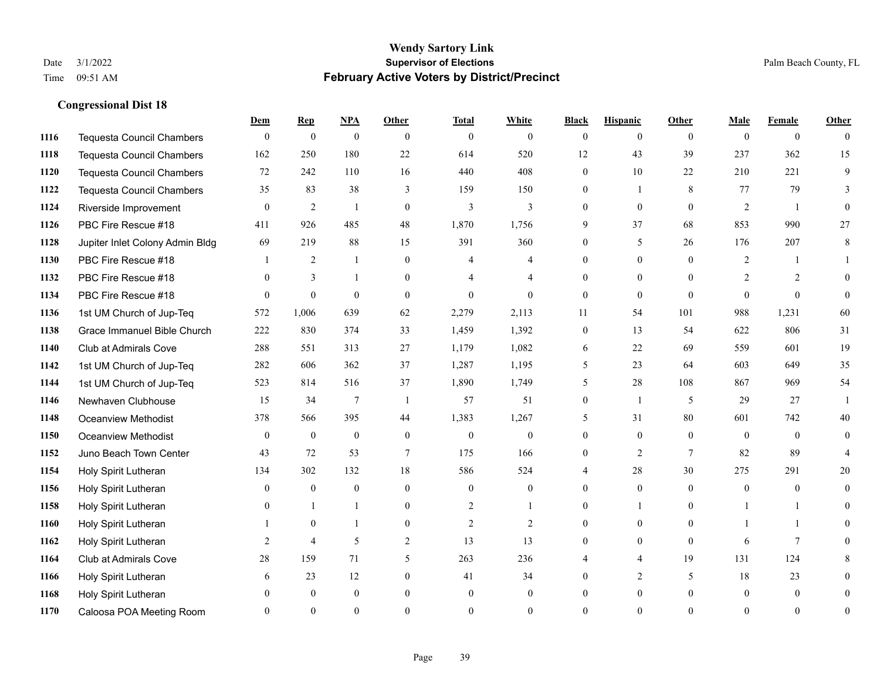# Wendy Sartory Link

## Supervisor of Elections

## February Active Voters by District/Precinct

Date 3/1/2022
Time 09:51 AM

Palm Beach County, FL

### Congressional Dist 18

| | | Dem | Rep | NPA | Other | Total | White | Black | Hispanic | Other | Male | Female | Other |
|---|---|---|---|---|---|---|---|---|---|---|---|---|---|
| 1116 | Tequesta Council Chambers | 0 | 0 | 0 | 0 | 0 | 0 | 0 | 0 | 0 | 0 | 0 | 0 |
| 1118 | Tequesta Council Chambers | 162 | 250 | 180 | 22 | 614 | 520 | 12 | 43 | 39 | 237 | 362 | 15 |
| 1120 | Tequesta Council Chambers | 72 | 242 | 110 | 16 | 440 | 408 | 0 | 10 | 22 | 210 | 221 | 9 |
| 1122 | Tequesta Council Chambers | 35 | 83 | 38 | 3 | 159 | 150 | 0 | 1 | 8 | 77 | 79 | 3 |
| 1124 | Riverside Improvement | 0 | 2 | 1 | 0 | 3 | 3 | 0 | 0 | 0 | 2 | 1 | 0 |
| 1126 | PBC Fire Rescue #18 | 411 | 926 | 485 | 48 | 1,870 | 1,756 | 9 | 37 | 68 | 853 | 990 | 27 |
| 1128 | Jupiter Inlet Colony Admin Bldg | 69 | 219 | 88 | 15 | 391 | 360 | 0 | 5 | 26 | 176 | 207 | 8 |
| 1130 | PBC Fire Rescue #18 | 1 | 2 | 1 | 0 | 4 | 4 | 0 | 0 | 0 | 2 | 1 | 1 |
| 1132 | PBC Fire Rescue #18 | 0 | 3 | 1 | 0 | 4 | 4 | 0 | 0 | 0 | 2 | 2 | 0 |
| 1134 | PBC Fire Rescue #18 | 0 | 0 | 0 | 0 | 0 | 0 | 0 | 0 | 0 | 0 | 0 | 0 |
| 1136 | 1st UM Church of Jup-Teq | 572 | 1,006 | 639 | 62 | 2,279 | 2,113 | 11 | 54 | 101 | 988 | 1,231 | 60 |
| 1138 | Grace Immanuel Bible Church | 222 | 830 | 374 | 33 | 1,459 | 1,392 | 0 | 13 | 54 | 622 | 806 | 31 |
| 1140 | Club at Admirals Cove | 288 | 551 | 313 | 27 | 1,179 | 1,082 | 6 | 22 | 69 | 559 | 601 | 19 |
| 1142 | 1st UM Church of Jup-Teq | 282 | 606 | 362 | 37 | 1,287 | 1,195 | 5 | 23 | 64 | 603 | 649 | 35 |
| 1144 | 1st UM Church of Jup-Teq | 523 | 814 | 516 | 37 | 1,890 | 1,749 | 5 | 28 | 108 | 867 | 969 | 54 |
| 1146 | Newhaven Clubhouse | 15 | 34 | 7 | 1 | 57 | 51 | 0 | 1 | 5 | 29 | 27 | 1 |
| 1148 | Oceanview Methodist | 378 | 566 | 395 | 44 | 1,383 | 1,267 | 5 | 31 | 80 | 601 | 742 | 40 |
| 1150 | Oceanview Methodist | 0 | 0 | 0 | 0 | 0 | 0 | 0 | 0 | 0 | 0 | 0 | 0 |
| 1152 | Juno Beach Town Center | 43 | 72 | 53 | 7 | 175 | 166 | 0 | 2 | 7 | 82 | 89 | 4 |
| 1154 | Holy Spirit Lutheran | 134 | 302 | 132 | 18 | 586 | 524 | 4 | 28 | 30 | 275 | 291 | 20 |
| 1156 | Holy Spirit Lutheran | 0 | 0 | 0 | 0 | 0 | 0 | 0 | 0 | 0 | 0 | 0 | 0 |
| 1158 | Holy Spirit Lutheran | 0 | 1 | 1 | 0 | 2 | 1 | 0 | 1 | 0 | 1 | 1 | 0 |
| 1160 | Holy Spirit Lutheran | 1 | 0 | 1 | 0 | 2 | 2 | 0 | 0 | 0 | 1 | 1 | 0 |
| 1162 | Holy Spirit Lutheran | 2 | 4 | 5 | 2 | 13 | 13 | 0 | 0 | 0 | 6 | 7 | 0 |
| 1164 | Club at Admirals Cove | 28 | 159 | 71 | 5 | 263 | 236 | 4 | 4 | 19 | 131 | 124 | 8 |
| 1166 | Holy Spirit Lutheran | 6 | 23 | 12 | 0 | 41 | 34 | 0 | 2 | 5 | 18 | 23 | 0 |
| 1168 | Holy Spirit Lutheran | 0 | 0 | 0 | 0 | 0 | 0 | 0 | 0 | 0 | 0 | 0 | 0 |
| 1170 | Caloosa POA Meeting Room | 0 | 0 | 0 | 0 | 0 | 0 | 0 | 0 | 0 | 0 | 0 | 0 |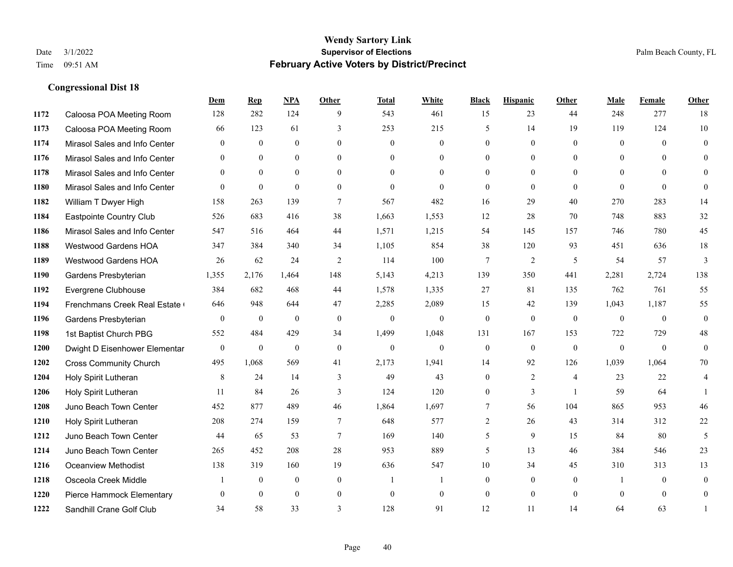# Wendy Sartory Link
## Supervisor of Elections
## February Active Voters by District/Precinct

Date 3/1/2022
Time 09:51 AM

Palm Beach County, FL

### Congressional Dist 18

| | | Dem | Rep | NPA | Other | Total | White | Black | Hispanic | Other | Male | Female | Other |
|---|---|---|---|---|---|---|---|---|---|---|---|---|---|
| 1172 | Caloosa POA Meeting Room | 128 | 282 | 124 | 9 | 543 | 461 | 15 | 23 | 44 | 248 | 277 | 18 |
| 1173 | Caloosa POA Meeting Room | 66 | 123 | 61 | 3 | 253 | 215 | 5 | 14 | 19 | 119 | 124 | 10 |
| 1174 | Mirasol Sales and Info Center | 0 | 0 | 0 | 0 | 0 | 0 | 0 | 0 | 0 | 0 | 0 | 0 |
| 1176 | Mirasol Sales and Info Center | 0 | 0 | 0 | 0 | 0 | 0 | 0 | 0 | 0 | 0 | 0 | 0 |
| 1178 | Mirasol Sales and Info Center | 0 | 0 | 0 | 0 | 0 | 0 | 0 | 0 | 0 | 0 | 0 | 0 |
| 1180 | Mirasol Sales and Info Center | 0 | 0 | 0 | 0 | 0 | 0 | 0 | 0 | 0 | 0 | 0 | 0 |
| 1182 | William T Dwyer High | 158 | 263 | 139 | 7 | 567 | 482 | 16 | 29 | 40 | 270 | 283 | 14 |
| 1184 | Eastpointe Country Club | 526 | 683 | 416 | 38 | 1,663 | 1,553 | 12 | 28 | 70 | 748 | 883 | 32 |
| 1186 | Mirasol Sales and Info Center | 547 | 516 | 464 | 44 | 1,571 | 1,215 | 54 | 145 | 157 | 746 | 780 | 45 |
| 1188 | Westwood Gardens HOA | 347 | 384 | 340 | 34 | 1,105 | 854 | 38 | 120 | 93 | 451 | 636 | 18 |
| 1189 | Westwood Gardens HOA | 26 | 62 | 24 | 2 | 114 | 100 | 7 | 2 | 5 | 54 | 57 | 3 |
| 1190 | Gardens Presbyterian | 1,355 | 2,176 | 1,464 | 148 | 5,143 | 4,213 | 139 | 350 | 441 | 2,281 | 2,724 | 138 |
| 1192 | Evergrene Clubhouse | 384 | 682 | 468 | 44 | 1,578 | 1,335 | 27 | 81 | 135 | 762 | 761 | 55 |
| 1194 | Frenchmans Creek Real Estate ( | 646 | 948 | 644 | 47 | 2,285 | 2,089 | 15 | 42 | 139 | 1,043 | 1,187 | 55 |
| 1196 | Gardens Presbyterian | 0 | 0 | 0 | 0 | 0 | 0 | 0 | 0 | 0 | 0 | 0 | 0 |
| 1198 | 1st Baptist Church PBG | 552 | 484 | 429 | 34 | 1,499 | 1,048 | 131 | 167 | 153 | 722 | 729 | 48 |
| 1200 | Dwight D Eisenhower Elementar | 0 | 0 | 0 | 0 | 0 | 0 | 0 | 0 | 0 | 0 | 0 | 0 |
| 1202 | Cross Community Church | 495 | 1,068 | 569 | 41 | 2,173 | 1,941 | 14 | 92 | 126 | 1,039 | 1,064 | 70 |
| 1204 | Holy Spirit Lutheran | 8 | 24 | 14 | 3 | 49 | 43 | 0 | 2 | 4 | 23 | 22 | 4 |
| 1206 | Holy Spirit Lutheran | 11 | 84 | 26 | 3 | 124 | 120 | 0 | 3 | 1 | 59 | 64 | 1 |
| 1208 | Juno Beach Town Center | 452 | 877 | 489 | 46 | 1,864 | 1,697 | 7 | 56 | 104 | 865 | 953 | 46 |
| 1210 | Holy Spirit Lutheran | 208 | 274 | 159 | 7 | 648 | 577 | 2 | 26 | 43 | 314 | 312 | 22 |
| 1212 | Juno Beach Town Center | 44 | 65 | 53 | 7 | 169 | 140 | 5 | 9 | 15 | 84 | 80 | 5 |
| 1214 | Juno Beach Town Center | 265 | 452 | 208 | 28 | 953 | 889 | 5 | 13 | 46 | 384 | 546 | 23 |
| 1216 | Oceanview Methodist | 138 | 319 | 160 | 19 | 636 | 547 | 10 | 34 | 45 | 310 | 313 | 13 |
| 1218 | Osceola Creek Middle | 1 | 0 | 0 | 0 | 1 | 1 | 0 | 0 | 0 | 1 | 0 | 0 |
| 1220 | Pierce Hammock Elementary | 0 | 0 | 0 | 0 | 0 | 0 | 0 | 0 | 0 | 0 | 0 | 0 |
| 1222 | Sandhill Crane Golf Club | 34 | 58 | 33 | 3 | 128 | 91 | 12 | 11 | 14 | 64 | 63 | 1 |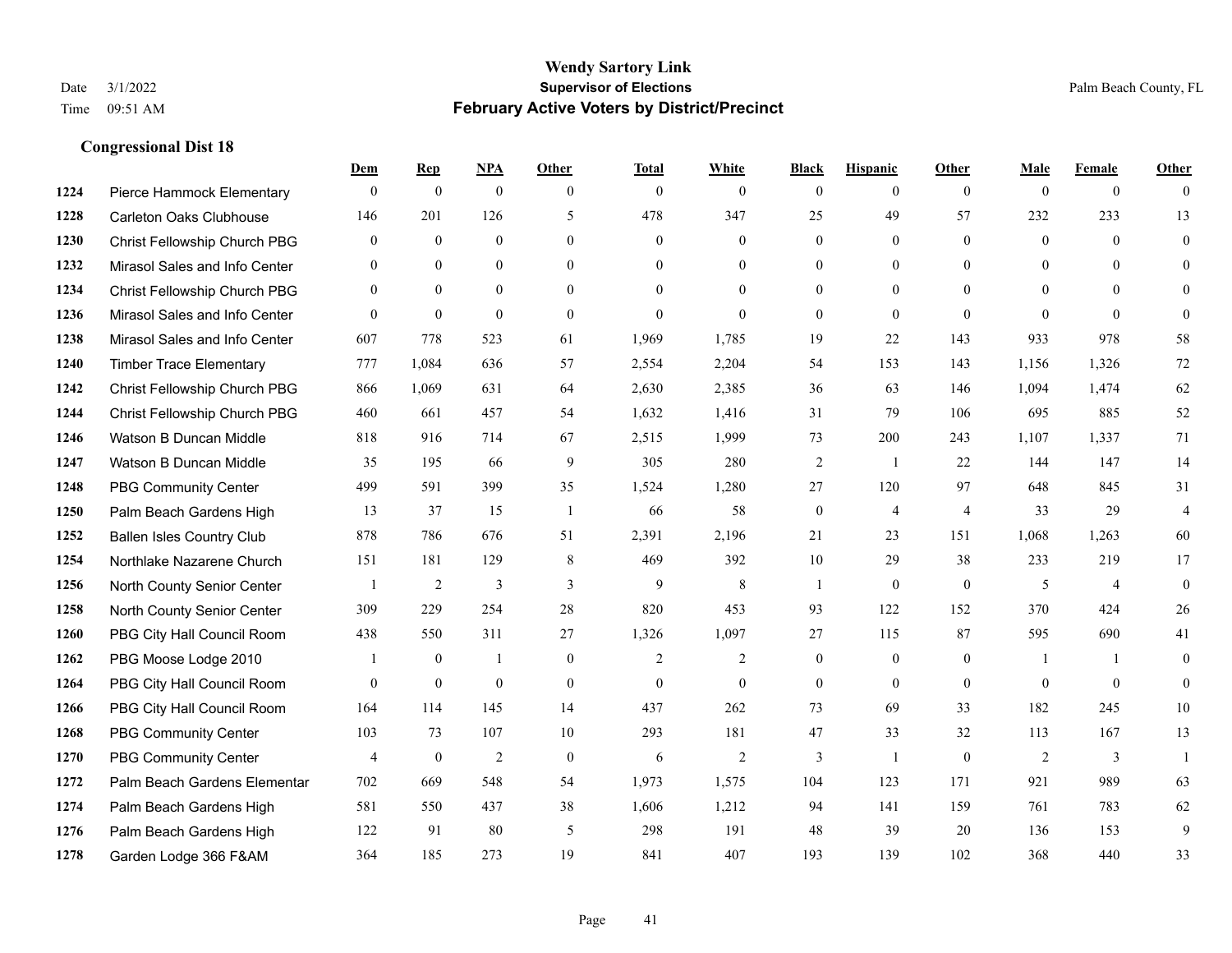**Wendy Sartory Link**
**Supervisor of Elections**
**February Active Voters by District/Precinct**

Date 3/1/2022
Time 09:51 AM
Palm Beach County, FL

### Congressional Dist 18

| | | Dem | Rep | NPA | Other | Total | White | Black | Hispanic | Other | Male | Female | Other |
|---|---|---|---|---|---|---|---|---|---|---|---|---|---|
| 1224 | Pierce Hammock Elementary | 0 | 0 | 0 | 0 | 0 | 0 | 0 | 0 | 0 | 0 | 0 | 0 |
| 1228 | Carleton Oaks Clubhouse | 146 | 201 | 126 | 5 | 478 | 347 | 25 | 49 | 57 | 232 | 233 | 13 |
| 1230 | Christ Fellowship Church PBG | 0 | 0 | 0 | 0 | 0 | 0 | 0 | 0 | 0 | 0 | 0 | 0 |
| 1232 | Mirasol Sales and Info Center | 0 | 0 | 0 | 0 | 0 | 0 | 0 | 0 | 0 | 0 | 0 | 0 |
| 1234 | Christ Fellowship Church PBG | 0 | 0 | 0 | 0 | 0 | 0 | 0 | 0 | 0 | 0 | 0 | 0 |
| 1236 | Mirasol Sales and Info Center | 0 | 0 | 0 | 0 | 0 | 0 | 0 | 0 | 0 | 0 | 0 | 0 |
| 1238 | Mirasol Sales and Info Center | 607 | 778 | 523 | 61 | 1,969 | 1,785 | 19 | 22 | 143 | 933 | 978 | 58 |
| 1240 | Timber Trace Elementary | 777 | 1,084 | 636 | 57 | 2,554 | 2,204 | 54 | 153 | 143 | 1,156 | 1,326 | 72 |
| 1242 | Christ Fellowship Church PBG | 866 | 1,069 | 631 | 64 | 2,630 | 2,385 | 36 | 63 | 146 | 1,094 | 1,474 | 62 |
| 1244 | Christ Fellowship Church PBG | 460 | 661 | 457 | 54 | 1,632 | 1,416 | 31 | 79 | 106 | 695 | 885 | 52 |
| 1246 | Watson B Duncan Middle | 818 | 916 | 714 | 67 | 2,515 | 1,999 | 73 | 200 | 243 | 1,107 | 1,337 | 71 |
| 1247 | Watson B Duncan Middle | 35 | 195 | 66 | 9 | 305 | 280 | 2 | 1 | 22 | 144 | 147 | 14 |
| 1248 | PBG Community Center | 499 | 591 | 399 | 35 | 1,524 | 1,280 | 27 | 120 | 97 | 648 | 845 | 31 |
| 1250 | Palm Beach Gardens High | 13 | 37 | 15 | 1 | 66 | 58 | 0 | 4 | 4 | 33 | 29 | 4 |
| 1252 | Ballen Isles Country Club | 878 | 786 | 676 | 51 | 2,391 | 2,196 | 21 | 23 | 151 | 1,068 | 1,263 | 60 |
| 1254 | Northlake Nazarene Church | 151 | 181 | 129 | 8 | 469 | 392 | 10 | 29 | 38 | 233 | 219 | 17 |
| 1256 | North County Senior Center | 1 | 2 | 3 | 3 | 9 | 8 | 1 | 0 | 0 | 5 | 4 | 0 |
| 1258 | North County Senior Center | 309 | 229 | 254 | 28 | 820 | 453 | 93 | 122 | 152 | 370 | 424 | 26 |
| 1260 | PBG City Hall Council Room | 438 | 550 | 311 | 27 | 1,326 | 1,097 | 27 | 115 | 87 | 595 | 690 | 41 |
| 1262 | PBG Moose Lodge 2010 | 1 | 0 | 1 | 0 | 2 | 2 | 0 | 0 | 0 | 1 | 1 | 0 |
| 1264 | PBG City Hall Council Room | 0 | 0 | 0 | 0 | 0 | 0 | 0 | 0 | 0 | 0 | 0 | 0 |
| 1266 | PBG City Hall Council Room | 164 | 114 | 145 | 14 | 437 | 262 | 73 | 69 | 33 | 182 | 245 | 10 |
| 1268 | PBG Community Center | 103 | 73 | 107 | 10 | 293 | 181 | 47 | 33 | 32 | 113 | 167 | 13 |
| 1270 | PBG Community Center | 4 | 0 | 2 | 0 | 6 | 2 | 3 | 1 | 0 | 2 | 3 | 1 |
| 1272 | Palm Beach Gardens Elementar | 702 | 669 | 548 | 54 | 1,973 | 1,575 | 104 | 123 | 171 | 921 | 989 | 63 |
| 1274 | Palm Beach Gardens High | 581 | 550 | 437 | 38 | 1,606 | 1,212 | 94 | 141 | 159 | 761 | 783 | 62 |
| 1276 | Palm Beach Gardens High | 122 | 91 | 80 | 5 | 298 | 191 | 48 | 39 | 20 | 136 | 153 | 9 |
| 1278 | Garden Lodge 366 F&AM | 364 | 185 | 273 | 19 | 841 | 407 | 193 | 139 | 102 | 368 | 440 | 33 |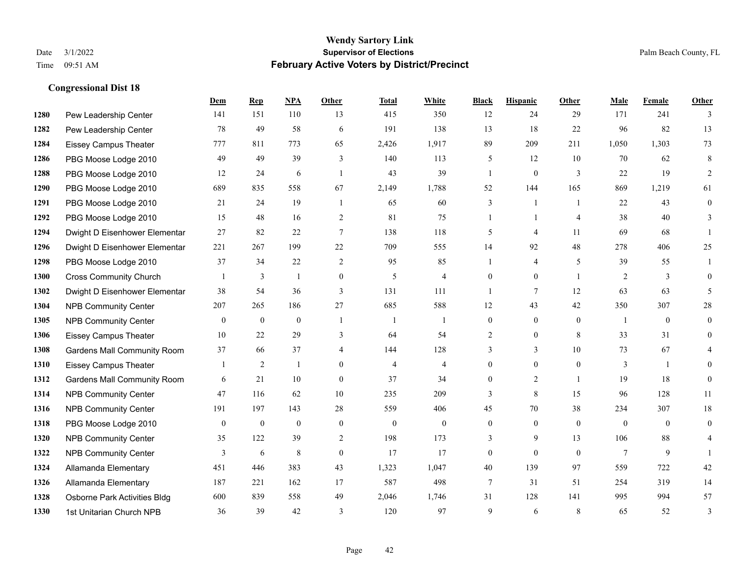# Wendy Sartory Link
**Supervisor of Elections**
**February Active Voters by District/Precinct**

Date 3/1/2022
Time 09:51 AM

Palm Beach County, FL

### Congressional Dist 18

| | | Dem | Rep | NPA | Other | Total | White | Black | Hispanic | Other | Male | Female | Other |
|---|---|---|---|---|---|---|---|---|---|---|---|---|---|
| 1280 | Pew Leadership Center | 141 | 151 | 110 | 13 | 415 | 350 | 12 | 24 | 29 | 171 | 241 | 3 |
| 1282 | Pew Leadership Center | 78 | 49 | 58 | 6 | 191 | 138 | 13 | 18 | 22 | 96 | 82 | 13 |
| 1284 | Eissey Campus Theater | 777 | 811 | 773 | 65 | 2,426 | 1,917 | 89 | 209 | 211 | 1,050 | 1,303 | 73 |
| 1286 | PBG Moose Lodge 2010 | 49 | 49 | 39 | 3 | 140 | 113 | 5 | 12 | 10 | 70 | 62 | 8 |
| 1288 | PBG Moose Lodge 2010 | 12 | 24 | 6 | 1 | 43 | 39 | 1 | 0 | 3 | 22 | 19 | 2 |
| 1290 | PBG Moose Lodge 2010 | 689 | 835 | 558 | 67 | 2,149 | 1,788 | 52 | 144 | 165 | 869 | 1,219 | 61 |
| 1291 | PBG Moose Lodge 2010 | 21 | 24 | 19 | 1 | 65 | 60 | 3 | 1 | 1 | 22 | 43 | 0 |
| 1292 | PBG Moose Lodge 2010 | 15 | 48 | 16 | 2 | 81 | 75 | 1 | 1 | 4 | 38 | 40 | 3 |
| 1294 | Dwight D Eisenhower Elementar | 27 | 82 | 22 | 7 | 138 | 118 | 5 | 4 | 11 | 69 | 68 | 1 |
| 1296 | Dwight D Eisenhower Elementar | 221 | 267 | 199 | 22 | 709 | 555 | 14 | 92 | 48 | 278 | 406 | 25 |
| 1298 | PBG Moose Lodge 2010 | 37 | 34 | 22 | 2 | 95 | 85 | 1 | 4 | 5 | 39 | 55 | 1 |
| 1300 | Cross Community Church | 1 | 3 | 1 | 0 | 5 | 4 | 0 | 0 | 1 | 2 | 3 | 0 |
| 1302 | Dwight D Eisenhower Elementar | 38 | 54 | 36 | 3 | 131 | 111 | 1 | 7 | 12 | 63 | 63 | 5 |
| 1304 | NPB Community Center | 207 | 265 | 186 | 27 | 685 | 588 | 12 | 43 | 42 | 350 | 307 | 28 |
| 1305 | NPB Community Center | 0 | 0 | 0 | 1 | 1 | 1 | 0 | 0 | 0 | 1 | 0 | 0 |
| 1306 | Eissey Campus Theater | 10 | 22 | 29 | 3 | 64 | 54 | 2 | 0 | 8 | 33 | 31 | 0 |
| 1308 | Gardens Mall Community Room | 37 | 66 | 37 | 4 | 144 | 128 | 3 | 3 | 10 | 73 | 67 | 4 |
| 1310 | Eissey Campus Theater | 1 | 2 | 1 | 0 | 4 | 4 | 0 | 0 | 0 | 3 | 1 | 0 |
| 1312 | Gardens Mall Community Room | 6 | 21 | 10 | 0 | 37 | 34 | 0 | 2 | 1 | 19 | 18 | 0 |
| 1314 | NPB Community Center | 47 | 116 | 62 | 10 | 235 | 209 | 3 | 8 | 15 | 96 | 128 | 11 |
| 1316 | NPB Community Center | 191 | 197 | 143 | 28 | 559 | 406 | 45 | 70 | 38 | 234 | 307 | 18 |
| 1318 | PBG Moose Lodge 2010 | 0 | 0 | 0 | 0 | 0 | 0 | 0 | 0 | 0 | 0 | 0 | 0 |
| 1320 | NPB Community Center | 35 | 122 | 39 | 2 | 198 | 173 | 3 | 9 | 13 | 106 | 88 | 4 |
| 1322 | NPB Community Center | 3 | 6 | 8 | 0 | 17 | 17 | 0 | 0 | 0 | 7 | 9 | 1 |
| 1324 | Allamanda Elementary | 451 | 446 | 383 | 43 | 1,323 | 1,047 | 40 | 139 | 97 | 559 | 722 | 42 |
| 1326 | Allamanda Elementary | 187 | 221 | 162 | 17 | 587 | 498 | 7 | 31 | 51 | 254 | 319 | 14 |
| 1328 | Osborne Park Activities Bldg | 600 | 839 | 558 | 49 | 2,046 | 1,746 | 31 | 128 | 141 | 995 | 994 | 57 |
| 1330 | 1st Unitarian Church NPB | 36 | 39 | 42 | 3 | 120 | 97 | 9 | 6 | 8 | 65 | 52 | 3 |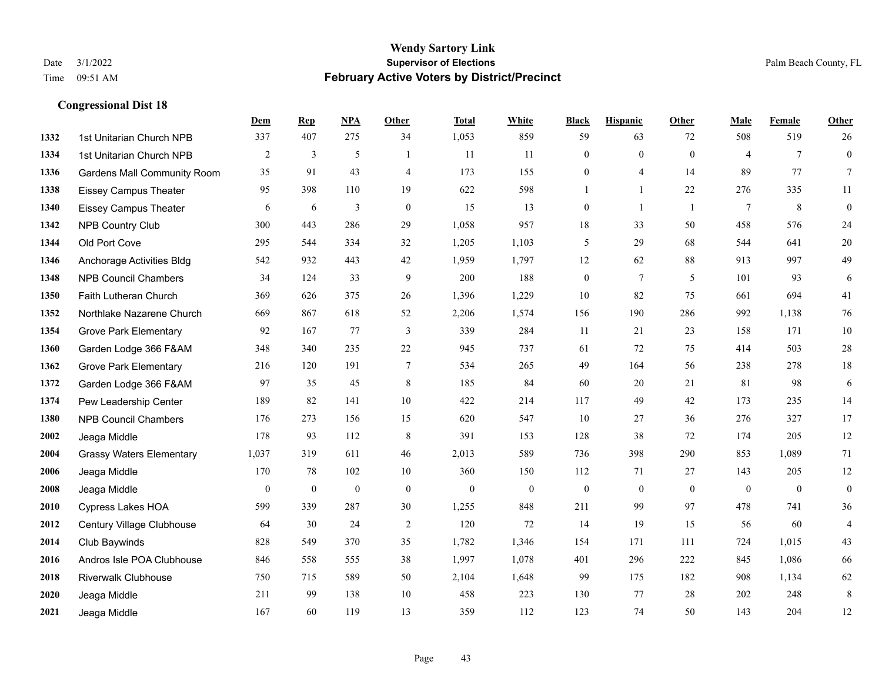# Wendy Sartory Link

## Supervisor of Elections

## February Active Voters by District/Precinct

Date 3/1/2022
Time 09:51 AM

Palm Beach County, FL

### Congressional Dist 18

| | | Dem | Rep | NPA | Other | Total | White | Black | Hispanic | Other | Male | Female | Other |
|---|---|---|---|---|---|---|---|---|---|---|---|---|---|
| 1332 | 1st Unitarian Church NPB | 337 | 407 | 275 | 34 | 1,053 | 859 | 59 | 63 | 72 | 508 | 519 | 26 |
| 1334 | 1st Unitarian Church NPB | 2 | 3 | 5 | 1 | 11 | 11 | 0 | 0 | 0 | 4 | 7 | 0 |
| 1336 | Gardens Mall Community Room | 35 | 91 | 43 | 4 | 173 | 155 | 0 | 4 | 14 | 89 | 77 | 7 |
| 1338 | Eissey Campus Theater | 95 | 398 | 110 | 19 | 622 | 598 | 1 | 1 | 22 | 276 | 335 | 11 |
| 1340 | Eissey Campus Theater | 6 | 6 | 3 | 0 | 15 | 13 | 0 | 1 | 1 | 7 | 8 | 0 |
| 1342 | NPB Country Club | 300 | 443 | 286 | 29 | 1,058 | 957 | 18 | 33 | 50 | 458 | 576 | 24 |
| 1344 | Old Port Cove | 295 | 544 | 334 | 32 | 1,205 | 1,103 | 5 | 29 | 68 | 544 | 641 | 20 |
| 1346 | Anchorage Activities Bldg | 542 | 932 | 443 | 42 | 1,959 | 1,797 | 12 | 62 | 88 | 913 | 997 | 49 |
| 1348 | NPB Council Chambers | 34 | 124 | 33 | 9 | 200 | 188 | 0 | 7 | 5 | 101 | 93 | 6 |
| 1350 | Faith Lutheran Church | 369 | 626 | 375 | 26 | 1,396 | 1,229 | 10 | 82 | 75 | 661 | 694 | 41 |
| 1352 | Northlake Nazarene Church | 669 | 867 | 618 | 52 | 2,206 | 1,574 | 156 | 190 | 286 | 992 | 1,138 | 76 |
| 1354 | Grove Park Elementary | 92 | 167 | 77 | 3 | 339 | 284 | 11 | 21 | 23 | 158 | 171 | 10 |
| 1360 | Garden Lodge 366 F&AM | 348 | 340 | 235 | 22 | 945 | 737 | 61 | 72 | 75 | 414 | 503 | 28 |
| 1362 | Grove Park Elementary | 216 | 120 | 191 | 7 | 534 | 265 | 49 | 164 | 56 | 238 | 278 | 18 |
| 1372 | Garden Lodge 366 F&AM | 97 | 35 | 45 | 8 | 185 | 84 | 60 | 20 | 21 | 81 | 98 | 6 |
| 1374 | Pew Leadership Center | 189 | 82 | 141 | 10 | 422 | 214 | 117 | 49 | 42 | 173 | 235 | 14 |
| 1380 | NPB Council Chambers | 176 | 273 | 156 | 15 | 620 | 547 | 10 | 27 | 36 | 276 | 327 | 17 |
| 2002 | Jeaga Middle | 178 | 93 | 112 | 8 | 391 | 153 | 128 | 38 | 72 | 174 | 205 | 12 |
| 2004 | Grassy Waters Elementary | 1,037 | 319 | 611 | 46 | 2,013 | 589 | 736 | 398 | 290 | 853 | 1,089 | 71 |
| 2006 | Jeaga Middle | 170 | 78 | 102 | 10 | 360 | 150 | 112 | 71 | 27 | 143 | 205 | 12 |
| 2008 | Jeaga Middle | 0 | 0 | 0 | 0 | 0 | 0 | 0 | 0 | 0 | 0 | 0 | 0 |
| 2010 | Cypress Lakes HOA | 599 | 339 | 287 | 30 | 1,255 | 848 | 211 | 99 | 97 | 478 | 741 | 36 |
| 2012 | Century Village Clubhouse | 64 | 30 | 24 | 2 | 120 | 72 | 14 | 19 | 15 | 56 | 60 | 4 |
| 2014 | Club Baywinds | 828 | 549 | 370 | 35 | 1,782 | 1,346 | 154 | 171 | 111 | 724 | 1,015 | 43 |
| 2016 | Andros Isle POA Clubhouse | 846 | 558 | 555 | 38 | 1,997 | 1,078 | 401 | 296 | 222 | 845 | 1,086 | 66 |
| 2018 | Riverwalk Clubhouse | 750 | 715 | 589 | 50 | 2,104 | 1,648 | 99 | 175 | 182 | 908 | 1,134 | 62 |
| 2020 | Jeaga Middle | 211 | 99 | 138 | 10 | 458 | 223 | 130 | 77 | 28 | 202 | 248 | 8 |
| 2021 | Jeaga Middle | 167 | 60 | 119 | 13 | 359 | 112 | 123 | 74 | 50 | 143 | 204 | 12 |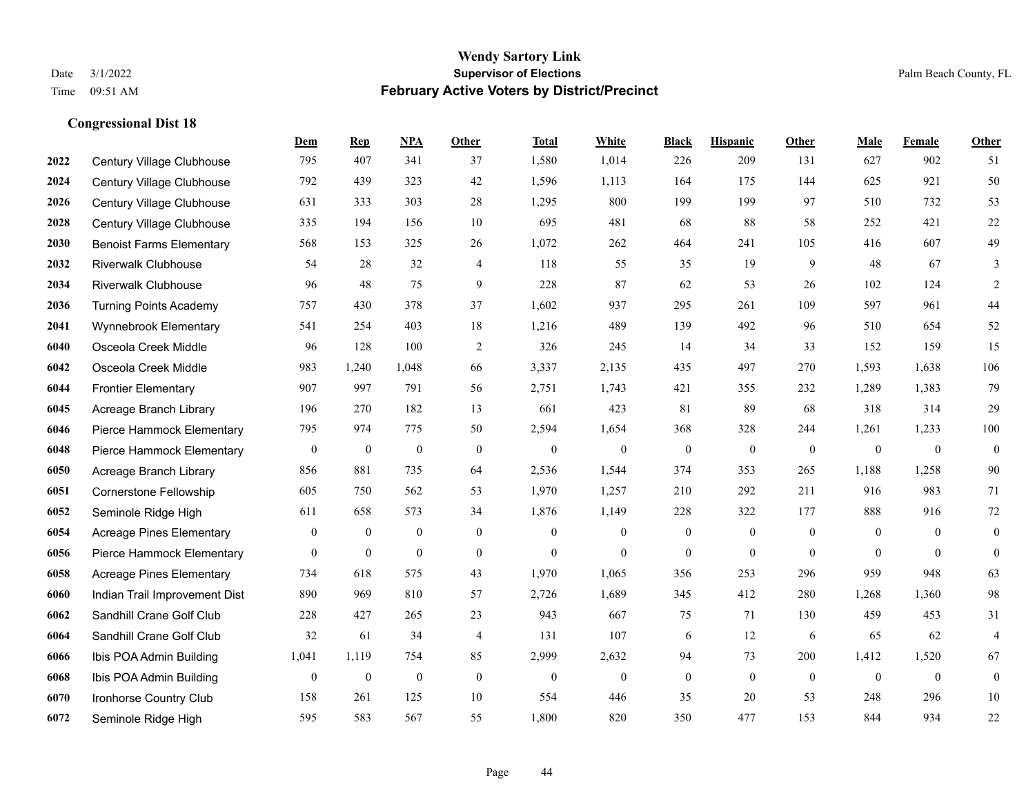# Wendy Sartory Link
## Supervisor of Elections
## February Active Voters by District/Precinct

Date 3/1/2022
Time 09:51 AM

Palm Beach County, FL

### Congressional Dist 18

| | | Dem | Rep | NPA | Other | Total | White | Black | Hispanic | Other | Male | Female | Other |
|---|---|---|---|---|---|---|---|---|---|---|---|---|---|
| 2022 | Century Village Clubhouse | 795 | 407 | 341 | 37 | 1,580 | 1,014 | 226 | 209 | 131 | 627 | 902 | 51 |
| 2024 | Century Village Clubhouse | 792 | 439 | 323 | 42 | 1,596 | 1,113 | 164 | 175 | 144 | 625 | 921 | 50 |
| 2026 | Century Village Clubhouse | 631 | 333 | 303 | 28 | 1,295 | 800 | 199 | 199 | 97 | 510 | 732 | 53 |
| 2028 | Century Village Clubhouse | 335 | 194 | 156 | 10 | 695 | 481 | 68 | 88 | 58 | 252 | 421 | 22 |
| 2030 | Benoist Farms Elementary | 568 | 153 | 325 | 26 | 1,072 | 262 | 464 | 241 | 105 | 416 | 607 | 49 |
| 2032 | Riverwalk Clubhouse | 54 | 28 | 32 | 4 | 118 | 55 | 35 | 19 | 9 | 48 | 67 | 3 |
| 2034 | Riverwalk Clubhouse | 96 | 48 | 75 | 9 | 228 | 87 | 62 | 53 | 26 | 102 | 124 | 2 |
| 2036 | Turning Points Academy | 757 | 430 | 378 | 37 | 1,602 | 937 | 295 | 261 | 109 | 597 | 961 | 44 |
| 2041 | Wynnebrook Elementary | 541 | 254 | 403 | 18 | 1,216 | 489 | 139 | 492 | 96 | 510 | 654 | 52 |
| 6040 | Osceola Creek Middle | 96 | 128 | 100 | 2 | 326 | 245 | 14 | 34 | 33 | 152 | 159 | 15 |
| 6042 | Osceola Creek Middle | 983 | 1,240 | 1,048 | 66 | 3,337 | 2,135 | 435 | 497 | 270 | 1,593 | 1,638 | 106 |
| 6044 | Frontier Elementary | 907 | 997 | 791 | 56 | 2,751 | 1,743 | 421 | 355 | 232 | 1,289 | 1,383 | 79 |
| 6045 | Acreage Branch Library | 196 | 270 | 182 | 13 | 661 | 423 | 81 | 89 | 68 | 318 | 314 | 29 |
| 6046 | Pierce Hammock Elementary | 795 | 974 | 775 | 50 | 2,594 | 1,654 | 368 | 328 | 244 | 1,261 | 1,233 | 100 |
| 6048 | Pierce Hammock Elementary | 0 | 0 | 0 | 0 | 0 | 0 | 0 | 0 | 0 | 0 | 0 | 0 |
| 6050 | Acreage Branch Library | 856 | 881 | 735 | 64 | 2,536 | 1,544 | 374 | 353 | 265 | 1,188 | 1,258 | 90 |
| 6051 | Cornerstone Fellowship | 605 | 750 | 562 | 53 | 1,970 | 1,257 | 210 | 292 | 211 | 916 | 983 | 71 |
| 6052 | Seminole Ridge High | 611 | 658 | 573 | 34 | 1,876 | 1,149 | 228 | 322 | 177 | 888 | 916 | 72 |
| 6054 | Acreage Pines Elementary | 0 | 0 | 0 | 0 | 0 | 0 | 0 | 0 | 0 | 0 | 0 | 0 |
| 6056 | Pierce Hammock Elementary | 0 | 0 | 0 | 0 | 0 | 0 | 0 | 0 | 0 | 0 | 0 | 0 |
| 6058 | Acreage Pines Elementary | 734 | 618 | 575 | 43 | 1,970 | 1,065 | 356 | 253 | 296 | 959 | 948 | 63 |
| 6060 | Indian Trail Improvement Dist | 890 | 969 | 810 | 57 | 2,726 | 1,689 | 345 | 412 | 280 | 1,268 | 1,360 | 98 |
| 6062 | Sandhill Crane Golf Club | 228 | 427 | 265 | 23 | 943 | 667 | 75 | 71 | 130 | 459 | 453 | 31 |
| 6064 | Sandhill Crane Golf Club | 32 | 61 | 34 | 4 | 131 | 107 | 6 | 12 | 6 | 65 | 62 | 4 |
| 6066 | Ibis POA Admin Building | 1,041 | 1,119 | 754 | 85 | 2,999 | 2,632 | 94 | 73 | 200 | 1,412 | 1,520 | 67 |
| 6068 | Ibis POA Admin Building | 0 | 0 | 0 | 0 | 0 | 0 | 0 | 0 | 0 | 0 | 0 | 0 |
| 6070 | Ironhorse Country Club | 158 | 261 | 125 | 10 | 554 | 446 | 35 | 20 | 53 | 248 | 296 | 10 |
| 6072 | Seminole Ridge High | 595 | 583 | 567 | 55 | 1,800 | 820 | 350 | 477 | 153 | 844 | 934 | 22 |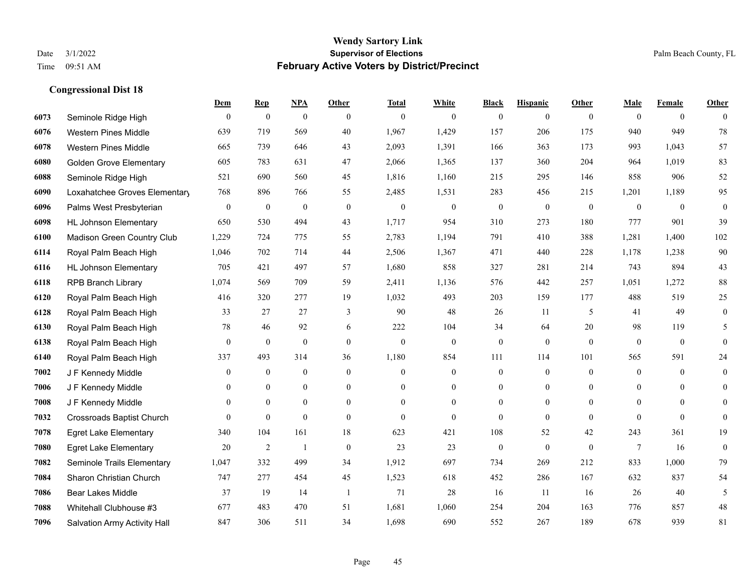# Wendy Sartory Link
## Supervisor of Elections
## February Active Voters by District/Precinct

Date 3/1/2022
Time 09:51 AM

Palm Beach County, FL

### Congressional Dist 18

| | | Dem | Rep | NPA | Other | Total | White | Black | Hispanic | Other | Male | Female | Other |
|---|---|---|---|---|---|---|---|---|---|---|---|---|---|
| 6073 | Seminole Ridge High | 0 | 0 | 0 | 0 | 0 | 0 | 0 | 0 | 0 | 0 | 0 | 0 |
| 6076 | Western Pines Middle | 639 | 719 | 569 | 40 | 1,967 | 1,429 | 157 | 206 | 175 | 940 | 949 | 78 |
| 6078 | Western Pines Middle | 665 | 739 | 646 | 43 | 2,093 | 1,391 | 166 | 363 | 173 | 993 | 1,043 | 57 |
| 6080 | Golden Grove Elementary | 605 | 783 | 631 | 47 | 2,066 | 1,365 | 137 | 360 | 204 | 964 | 1,019 | 83 |
| 6088 | Seminole Ridge High | 521 | 690 | 560 | 45 | 1,816 | 1,160 | 215 | 295 | 146 | 858 | 906 | 52 |
| 6090 | Loxahatchee Groves Elementary | 768 | 896 | 766 | 55 | 2,485 | 1,531 | 283 | 456 | 215 | 1,201 | 1,189 | 95 |
| 6096 | Palms West Presbyterian | 0 | 0 | 0 | 0 | 0 | 0 | 0 | 0 | 0 | 0 | 0 | 0 |
| 6098 | HL Johnson Elementary | 650 | 530 | 494 | 43 | 1,717 | 954 | 310 | 273 | 180 | 777 | 901 | 39 |
| 6100 | Madison Green Country Club | 1,229 | 724 | 775 | 55 | 2,783 | 1,194 | 791 | 410 | 388 | 1,281 | 1,400 | 102 |
| 6114 | Royal Palm Beach High | 1,046 | 702 | 714 | 44 | 2,506 | 1,367 | 471 | 440 | 228 | 1,178 | 1,238 | 90 |
| 6116 | HL Johnson Elementary | 705 | 421 | 497 | 57 | 1,680 | 858 | 327 | 281 | 214 | 743 | 894 | 43 |
| 6118 | RPB Branch Library | 1,074 | 569 | 709 | 59 | 2,411 | 1,136 | 576 | 442 | 257 | 1,051 | 1,272 | 88 |
| 6120 | Royal Palm Beach High | 416 | 320 | 277 | 19 | 1,032 | 493 | 203 | 159 | 177 | 488 | 519 | 25 |
| 6128 | Royal Palm Beach High | 33 | 27 | 27 | 3 | 90 | 48 | 26 | 11 | 5 | 41 | 49 | 0 |
| 6130 | Royal Palm Beach High | 78 | 46 | 92 | 6 | 222 | 104 | 34 | 64 | 20 | 98 | 119 | 5 |
| 6138 | Royal Palm Beach High | 0 | 0 | 0 | 0 | 0 | 0 | 0 | 0 | 0 | 0 | 0 | 0 |
| 6140 | Royal Palm Beach High | 337 | 493 | 314 | 36 | 1,180 | 854 | 111 | 114 | 101 | 565 | 591 | 24 |
| 7002 | J F Kennedy Middle | 0 | 0 | 0 | 0 | 0 | 0 | 0 | 0 | 0 | 0 | 0 | 0 |
| 7006 | J F Kennedy Middle | 0 | 0 | 0 | 0 | 0 | 0 | 0 | 0 | 0 | 0 | 0 | 0 |
| 7008 | J F Kennedy Middle | 0 | 0 | 0 | 0 | 0 | 0 | 0 | 0 | 0 | 0 | 0 | 0 |
| 7032 | Crossroads Baptist Church | 0 | 0 | 0 | 0 | 0 | 0 | 0 | 0 | 0 | 0 | 0 | 0 |
| 7078 | Egret Lake Elementary | 340 | 104 | 161 | 18 | 623 | 421 | 108 | 52 | 42 | 243 | 361 | 19 |
| 7080 | Egret Lake Elementary | 20 | 2 | 1 | 0 | 23 | 23 | 0 | 0 | 0 | 7 | 16 | 0 |
| 7082 | Seminole Trails Elementary | 1,047 | 332 | 499 | 34 | 1,912 | 697 | 734 | 269 | 212 | 833 | 1,000 | 79 |
| 7084 | Sharon Christian Church | 747 | 277 | 454 | 45 | 1,523 | 618 | 452 | 286 | 167 | 632 | 837 | 54 |
| 7086 | Bear Lakes Middle | 37 | 19 | 14 | 1 | 71 | 28 | 16 | 11 | 16 | 26 | 40 | 5 |
| 7088 | Whitehall Clubhouse #3 | 677 | 483 | 470 | 51 | 1,681 | 1,060 | 254 | 204 | 163 | 776 | 857 | 48 |
| 7096 | Salvation Army Activity Hall | 847 | 306 | 511 | 34 | 1,698 | 690 | 552 | 267 | 189 | 678 | 939 | 81 |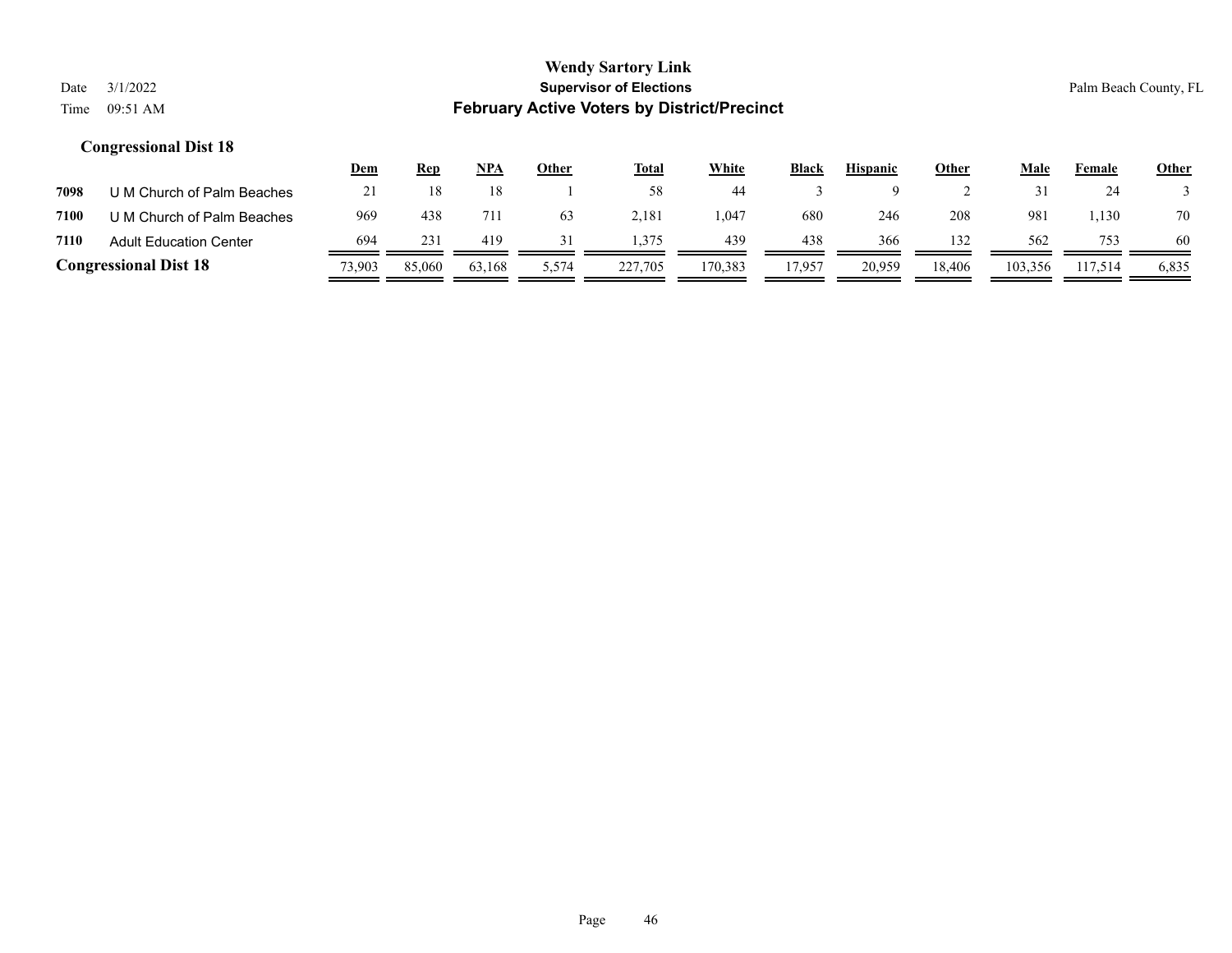# Wendy Sartory Link
## Supervisor of Elections
## February Active Voters by District/Precinct

Date 3/1/2022
Time 09:51 AM

Palm Beach County, FL

### Congressional Dist 18

| | | Dem | Rep | NPA | Other | Total | White | Black | Hispanic | Other | Male | Female | Other |
|---|---|---|---|---|---|---|---|---|---|---|---|---|---|
| 7098 | U M Church of Palm Beaches | 21 | 18 | 18 | 1 | 58 | 44 | 3 | 9 | 2 | 31 | 24 | 3 |
| 7100 | U M Church of Palm Beaches | 969 | 438 | 711 | 63 | 2,181 | 1,047 | 680 | 246 | 208 | 981 | 1,130 | 70 |
| 7110 | Adult Education Center | 694 | 231 | 419 | 31 | 1,375 | 439 | 438 | 366 | 132 | 562 | 753 | 60 |
| **Congressional Dist 18** | | 73,903 | 85,060 | 63,168 | 5,574 | 227,705 | 170,383 | 17,957 | 20,959 | 18,406 | 103,356 | 117,514 | 6,835 |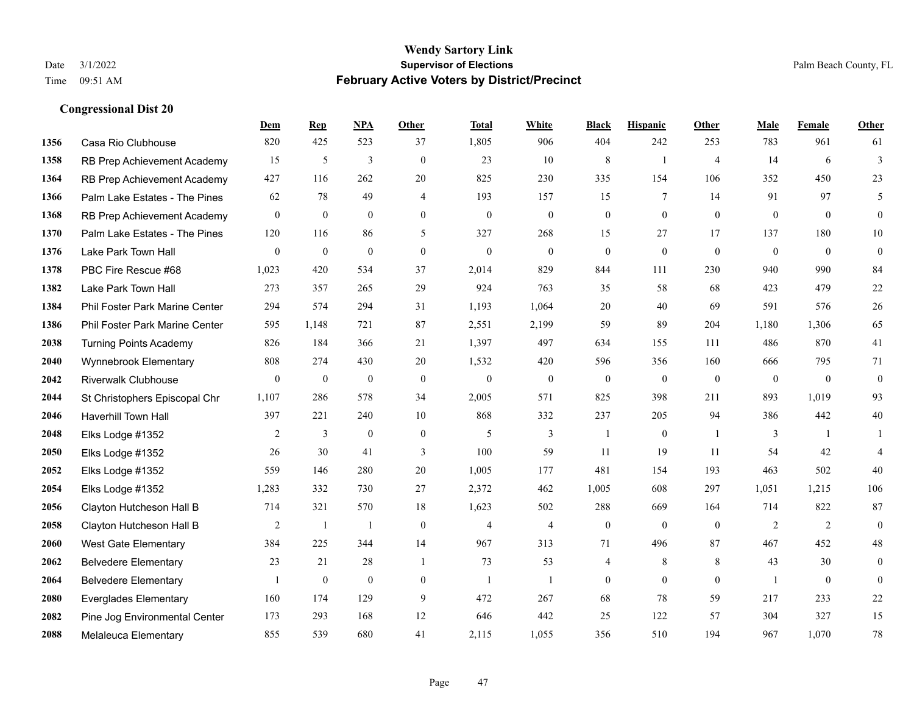# Wendy Sartory Link
## Supervisor of Elections
## February Active Voters by District/Precinct

Date 3/1/2022
Time 09:51 AM

Palm Beach County, FL

### Congressional Dist 20

| | | Dem | Rep | NPA | Other | Total | White | Black | Hispanic | Other | Male | Female | Other |
|---|---|---|---|---|---|---|---|---|---|---|---|---|---|
| 1356 | Casa Rio Clubhouse | 820 | 425 | 523 | 37 | 1,805 | 906 | 404 | 242 | 253 | 783 | 961 | 61 |
| 1358 | RB Prep Achievement Academy | 15 | 5 | 3 | 0 | 23 | 10 | 8 | 1 | 4 | 14 | 6 | 3 |
| 1364 | RB Prep Achievement Academy | 427 | 116 | 262 | 20 | 825 | 230 | 335 | 154 | 106 | 352 | 450 | 23 |
| 1366 | Palm Lake Estates - The Pines | 62 | 78 | 49 | 4 | 193 | 157 | 15 | 7 | 14 | 91 | 97 | 5 |
| 1368 | RB Prep Achievement Academy | 0 | 0 | 0 | 0 | 0 | 0 | 0 | 0 | 0 | 0 | 0 | 0 |
| 1370 | Palm Lake Estates - The Pines | 120 | 116 | 86 | 5 | 327 | 268 | 15 | 27 | 17 | 137 | 180 | 10 |
| 1376 | Lake Park Town Hall | 0 | 0 | 0 | 0 | 0 | 0 | 0 | 0 | 0 | 0 | 0 | 0 |
| 1378 | PBC Fire Rescue #68 | 1,023 | 420 | 534 | 37 | 2,014 | 829 | 844 | 111 | 230 | 940 | 990 | 84 |
| 1382 | Lake Park Town Hall | 273 | 357 | 265 | 29 | 924 | 763 | 35 | 58 | 68 | 423 | 479 | 22 |
| 1384 | Phil Foster Park Marine Center | 294 | 574 | 294 | 31 | 1,193 | 1,064 | 20 | 40 | 69 | 591 | 576 | 26 |
| 1386 | Phil Foster Park Marine Center | 595 | 1,148 | 721 | 87 | 2,551 | 2,199 | 59 | 89 | 204 | 1,180 | 1,306 | 65 |
| 2038 | Turning Points Academy | 826 | 184 | 366 | 21 | 1,397 | 497 | 634 | 155 | 111 | 486 | 870 | 41 |
| 2040 | Wynnebrook Elementary | 808 | 274 | 430 | 20 | 1,532 | 420 | 596 | 356 | 160 | 666 | 795 | 71 |
| 2042 | Riverwalk Clubhouse | 0 | 0 | 0 | 0 | 0 | 0 | 0 | 0 | 0 | 0 | 0 | 0 |
| 2044 | St Christophers Episcopal Chr | 1,107 | 286 | 578 | 34 | 2,005 | 571 | 825 | 398 | 211 | 893 | 1,019 | 93 |
| 2046 | Haverhill Town Hall | 397 | 221 | 240 | 10 | 868 | 332 | 237 | 205 | 94 | 386 | 442 | 40 |
| 2048 | Elks Lodge #1352 | 2 | 3 | 0 | 0 | 5 | 3 | 1 | 0 | 1 | 3 | 1 | 1 |
| 2050 | Elks Lodge #1352 | 26 | 30 | 41 | 3 | 100 | 59 | 11 | 19 | 11 | 54 | 42 | 4 |
| 2052 | Elks Lodge #1352 | 559 | 146 | 280 | 20 | 1,005 | 177 | 481 | 154 | 193 | 463 | 502 | 40 |
| 2054 | Elks Lodge #1352 | 1,283 | 332 | 730 | 27 | 2,372 | 462 | 1,005 | 608 | 297 | 1,051 | 1,215 | 106 |
| 2056 | Clayton Hutcheson Hall B | 714 | 321 | 570 | 18 | 1,623 | 502 | 288 | 669 | 164 | 714 | 822 | 87 |
| 2058 | Clayton Hutcheson Hall B | 2 | 1 | 1 | 0 | 4 | 4 | 0 | 0 | 0 | 2 | 2 | 0 |
| 2060 | West Gate Elementary | 384 | 225 | 344 | 14 | 967 | 313 | 71 | 496 | 87 | 467 | 452 | 48 |
| 2062 | Belvedere Elementary | 23 | 21 | 28 | 1 | 73 | 53 | 4 | 8 | 8 | 43 | 30 | 0 |
| 2064 | Belvedere Elementary | 1 | 0 | 0 | 0 | 1 | 1 | 0 | 0 | 0 | 1 | 0 | 0 |
| 2080 | Everglades Elementary | 160 | 174 | 129 | 9 | 472 | 267 | 68 | 78 | 59 | 217 | 233 | 22 |
| 2082 | Pine Jog Environmental Center | 173 | 293 | 168 | 12 | 646 | 442 | 25 | 122 | 57 | 304 | 327 | 15 |
| 2088 | Melaleuca Elementary | 855 | 539 | 680 | 41 | 2,115 | 1,055 | 356 | 510 | 194 | 967 | 1,070 | 78 |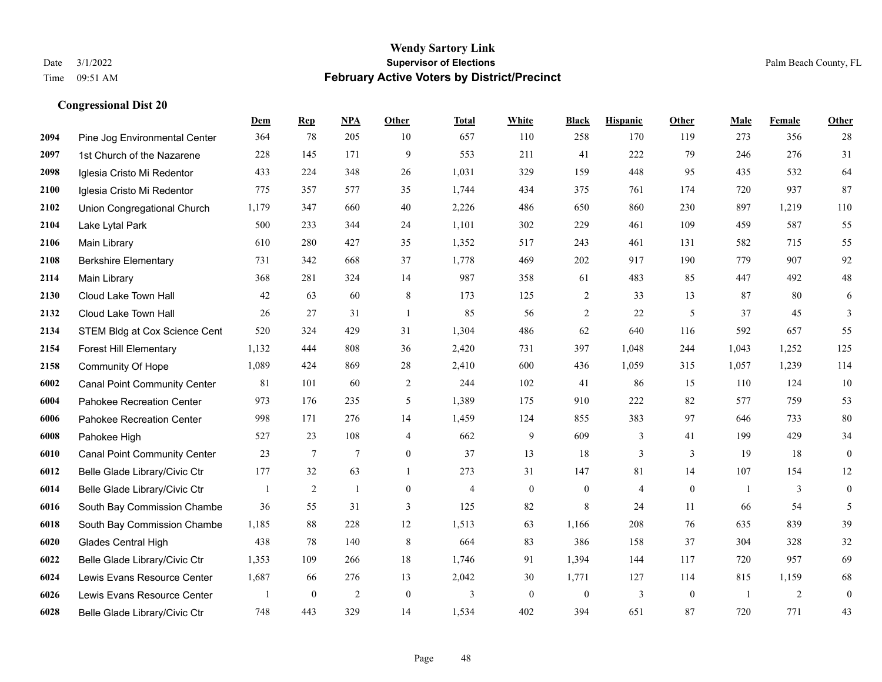**Wendy Sartory Link**
**Supervisor of Elections**
**February Active Voters by District/Precinct**

Date 3/1/2022
Time 09:51 AM
Palm Beach County, FL

### Congressional Dist 20

| | | Dem | Rep | NPA | Other | Total | White | Black | Hispanic | Other | Male | Female | Other |
|---|---|---|---|---|---|---|---|---|---|---|---|---|---|
| 2094 | Pine Jog Environmental Center | 364 | 78 | 205 | 10 | 657 | 110 | 258 | 170 | 119 | 273 | 356 | 28 |
| 2097 | 1st Church of the Nazarene | 228 | 145 | 171 | 9 | 553 | 211 | 41 | 222 | 79 | 246 | 276 | 31 |
| 2098 | Iglesia Cristo Mi Redentor | 433 | 224 | 348 | 26 | 1,031 | 329 | 159 | 448 | 95 | 435 | 532 | 64 |
| 2100 | Iglesia Cristo Mi Redentor | 775 | 357 | 577 | 35 | 1,744 | 434 | 375 | 761 | 174 | 720 | 937 | 87 |
| 2102 | Union Congregational Church | 1,179 | 347 | 660 | 40 | 2,226 | 486 | 650 | 860 | 230 | 897 | 1,219 | 110 |
| 2104 | Lake Lytal Park | 500 | 233 | 344 | 24 | 1,101 | 302 | 229 | 461 | 109 | 459 | 587 | 55 |
| 2106 | Main Library | 610 | 280 | 427 | 35 | 1,352 | 517 | 243 | 461 | 131 | 582 | 715 | 55 |
| 2108 | Berkshire Elementary | 731 | 342 | 668 | 37 | 1,778 | 469 | 202 | 917 | 190 | 779 | 907 | 92 |
| 2114 | Main Library | 368 | 281 | 324 | 14 | 987 | 358 | 61 | 483 | 85 | 447 | 492 | 48 |
| 2130 | Cloud Lake Town Hall | 42 | 63 | 60 | 8 | 173 | 125 | 2 | 33 | 13 | 87 | 80 | 6 |
| 2132 | Cloud Lake Town Hall | 26 | 27 | 31 | 1 | 85 | 56 | 2 | 22 | 5 | 37 | 45 | 3 |
| 2134 | STEM Bldg at Cox Science Cent | 520 | 324 | 429 | 31 | 1,304 | 486 | 62 | 640 | 116 | 592 | 657 | 55 |
| 2154 | Forest Hill Elementary | 1,132 | 444 | 808 | 36 | 2,420 | 731 | 397 | 1,048 | 244 | 1,043 | 1,252 | 125 |
| 2158 | Community Of Hope | 1,089 | 424 | 869 | 28 | 2,410 | 600 | 436 | 1,059 | 315 | 1,057 | 1,239 | 114 |
| 6002 | Canal Point Community Center | 81 | 101 | 60 | 2 | 244 | 102 | 41 | 86 | 15 | 110 | 124 | 10 |
| 6004 | Pahokee Recreation Center | 973 | 176 | 235 | 5 | 1,389 | 175 | 910 | 222 | 82 | 577 | 759 | 53 |
| 6006 | Pahokee Recreation Center | 998 | 171 | 276 | 14 | 1,459 | 124 | 855 | 383 | 97 | 646 | 733 | 80 |
| 6008 | Pahokee High | 527 | 23 | 108 | 4 | 662 | 9 | 609 | 3 | 41 | 199 | 429 | 34 |
| 6010 | Canal Point Community Center | 23 | 7 | 7 | 0 | 37 | 13 | 18 | 3 | 3 | 19 | 18 | 0 |
| 6012 | Belle Glade Library/Civic Ctr | 177 | 32 | 63 | 1 | 273 | 31 | 147 | 81 | 14 | 107 | 154 | 12 |
| 6014 | Belle Glade Library/Civic Ctr | 1 | 2 | 1 | 0 | 4 | 0 | 0 | 4 | 0 | 1 | 3 | 0 |
| 6016 | South Bay Commission Chambe | 36 | 55 | 31 | 3 | 125 | 82 | 8 | 24 | 11 | 66 | 54 | 5 |
| 6018 | South Bay Commission Chambe | 1,185 | 88 | 228 | 12 | 1,513 | 63 | 1,166 | 208 | 76 | 635 | 839 | 39 |
| 6020 | Glades Central High | 438 | 78 | 140 | 8 | 664 | 83 | 386 | 158 | 37 | 304 | 328 | 32 |
| 6022 | Belle Glade Library/Civic Ctr | 1,353 | 109 | 266 | 18 | 1,746 | 91 | 1,394 | 144 | 117 | 720 | 957 | 69 |
| 6024 | Lewis Evans Resource Center | 1,687 | 66 | 276 | 13 | 2,042 | 30 | 1,771 | 127 | 114 | 815 | 1,159 | 68 |
| 6026 | Lewis Evans Resource Center | 1 | 0 | 2 | 0 | 3 | 0 | 0 | 3 | 0 | 1 | 2 | 0 |
| 6028 | Belle Glade Library/Civic Ctr | 748 | 443 | 329 | 14 | 1,534 | 402 | 394 | 651 | 87 | 720 | 771 | 43 |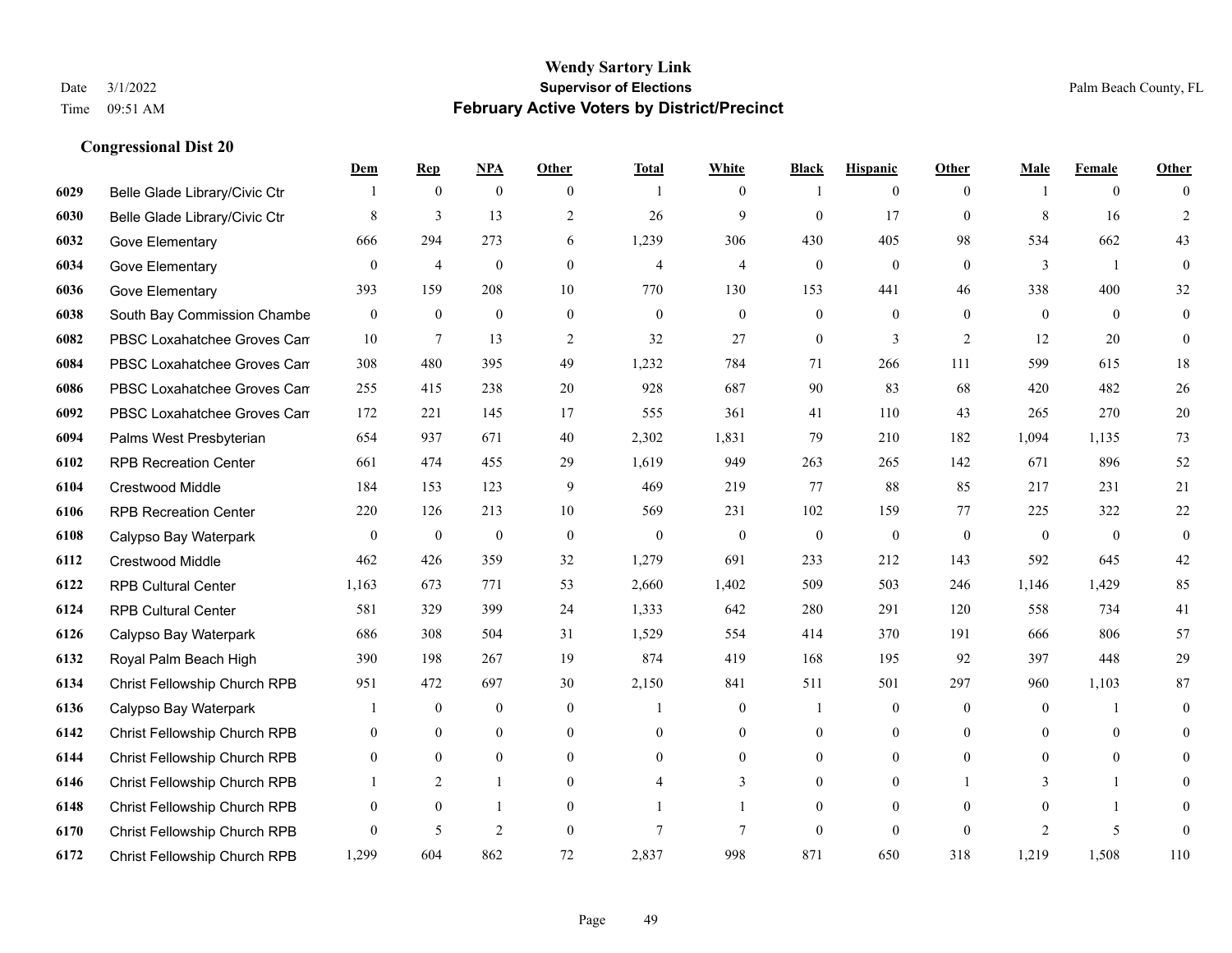**Wendy Sartory Link**

**Supervisor of Elections**

**February Active Voters by District/Precinct**

Date 3/1/2022 Palm Beach County, FL

Time 09:51 AM

### Congressional Dist 20

| | | Dem | Rep | NPA | Other | Total | White | Black | Hispanic | Other | Male | Female | Other |
|---|---|---|---|---|---|---|---|---|---|---|---|---|---|
| 6029 | Belle Glade Library/Civic Ctr | 1 | 0 | 0 | 0 | 1 | 0 | 1 | 0 | 0 | 1 | 0 | 0 |
| 6030 | Belle Glade Library/Civic Ctr | 8 | 3 | 13 | 2 | 26 | 9 | 0 | 17 | 0 | 8 | 16 | 2 |
| 6032 | Gove Elementary | 666 | 294 | 273 | 6 | 1,239 | 306 | 430 | 405 | 98 | 534 | 662 | 43 |
| 6034 | Gove Elementary | 0 | 4 | 0 | 0 | 4 | 4 | 0 | 0 | 0 | 3 | 1 | 0 |
| 6036 | Gove Elementary | 393 | 159 | 208 | 10 | 770 | 130 | 153 | 441 | 46 | 338 | 400 | 32 |
| 6038 | South Bay Commission Chambe | 0 | 0 | 0 | 0 | 0 | 0 | 0 | 0 | 0 | 0 | 0 | 0 |
| 6082 | PBSC Loxahatchee Groves Can | 10 | 7 | 13 | 2 | 32 | 27 | 0 | 3 | 2 | 12 | 20 | 0 |
| 6084 | PBSC Loxahatchee Groves Can | 308 | 480 | 395 | 49 | 1,232 | 784 | 71 | 266 | 111 | 599 | 615 | 18 |
| 6086 | PBSC Loxahatchee Groves Can | 255 | 415 | 238 | 20 | 928 | 687 | 90 | 83 | 68 | 420 | 482 | 26 |
| 6092 | PBSC Loxahatchee Groves Can | 172 | 221 | 145 | 17 | 555 | 361 | 41 | 110 | 43 | 265 | 270 | 20 |
| 6094 | Palms West Presbyterian | 654 | 937 | 671 | 40 | 2,302 | 1,831 | 79 | 210 | 182 | 1,094 | 1,135 | 73 |
| 6102 | RPB Recreation Center | 661 | 474 | 455 | 29 | 1,619 | 949 | 263 | 265 | 142 | 671 | 896 | 52 |
| 6104 | Crestwood Middle | 184 | 153 | 123 | 9 | 469 | 219 | 77 | 88 | 85 | 217 | 231 | 21 |
| 6106 | RPB Recreation Center | 220 | 126 | 213 | 10 | 569 | 231 | 102 | 159 | 77 | 225 | 322 | 22 |
| 6108 | Calypso Bay Waterpark | 0 | 0 | 0 | 0 | 0 | 0 | 0 | 0 | 0 | 0 | 0 | 0 |
| 6112 | Crestwood Middle | 462 | 426 | 359 | 32 | 1,279 | 691 | 233 | 212 | 143 | 592 | 645 | 42 |
| 6122 | RPB Cultural Center | 1,163 | 673 | 771 | 53 | 2,660 | 1,402 | 509 | 503 | 246 | 1,146 | 1,429 | 85 |
| 6124 | RPB Cultural Center | 581 | 329 | 399 | 24 | 1,333 | 642 | 280 | 291 | 120 | 558 | 734 | 41 |
| 6126 | Calypso Bay Waterpark | 686 | 308 | 504 | 31 | 1,529 | 554 | 414 | 370 | 191 | 666 | 806 | 57 |
| 6132 | Royal Palm Beach High | 390 | 198 | 267 | 19 | 874 | 419 | 168 | 195 | 92 | 397 | 448 | 29 |
| 6134 | Christ Fellowship Church RPB | 951 | 472 | 697 | 30 | 2,150 | 841 | 511 | 501 | 297 | 960 | 1,103 | 87 |
| 6136 | Calypso Bay Waterpark | 1 | 0 | 0 | 0 | 1 | 0 | 1 | 0 | 0 | 0 | 1 | 0 |
| 6142 | Christ Fellowship Church RPB | 0 | 0 | 0 | 0 | 0 | 0 | 0 | 0 | 0 | 0 | 0 | 0 |
| 6144 | Christ Fellowship Church RPB | 0 | 0 | 0 | 0 | 0 | 0 | 0 | 0 | 0 | 0 | 0 | 0 |
| 6146 | Christ Fellowship Church RPB | 1 | 2 | 1 | 0 | 4 | 3 | 0 | 0 | 1 | 3 | 1 | 0 |
| 6148 | Christ Fellowship Church RPB | 0 | 0 | 1 | 0 | 1 | 1 | 0 | 0 | 0 | 0 | 1 | 0 |
| 6170 | Christ Fellowship Church RPB | 0 | 5 | 2 | 0 | 7 | 7 | 0 | 0 | 0 | 2 | 5 | 0 |
| 6172 | Christ Fellowship Church RPB | 1,299 | 604 | 862 | 72 | 2,837 | 998 | 871 | 650 | 318 | 1,219 | 1,508 | 110 |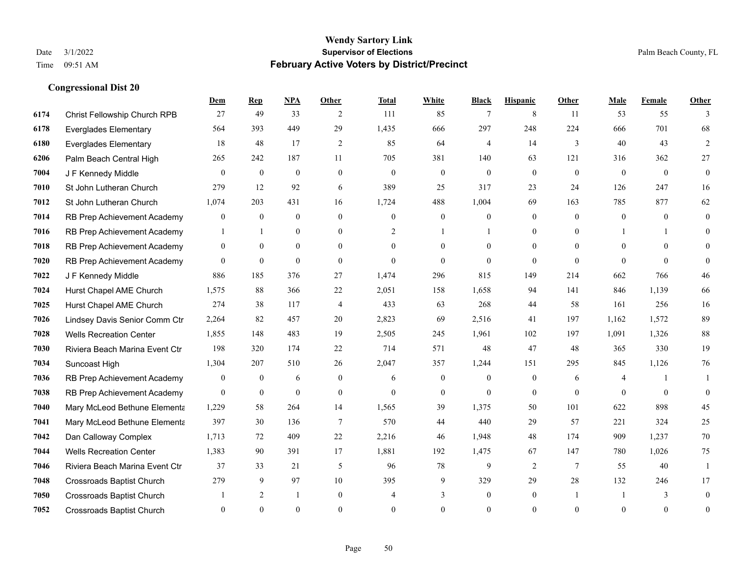# Wendy Sartory Link

**Supervisor of Elections**

**February Active Voters by District/Precinct**

Date 3/1/2022

Time 09:51 AM

Palm Beach County, FL

### Congressional Dist 20

| | | Dem | Rep | NPA | Other | Total | White | Black | Hispanic | Other | Male | Female | Other |
|---|---|---|---|---|---|---|---|---|---|---|---|---|---|
| 6174 | Christ Fellowship Church RPB | 27 | 49 | 33 | 2 | 111 | 85 | 7 | 8 | 11 | 53 | 55 | 3 |
| 6178 | Everglades Elementary | 564 | 393 | 449 | 29 | 1,435 | 666 | 297 | 248 | 224 | 666 | 701 | 68 |
| 6180 | Everglades Elementary | 18 | 48 | 17 | 2 | 85 | 64 | 4 | 14 | 3 | 40 | 43 | 2 |
| 6206 | Palm Beach Central High | 265 | 242 | 187 | 11 | 705 | 381 | 140 | 63 | 121 | 316 | 362 | 27 |
| 7004 | J F Kennedy Middle | 0 | 0 | 0 | 0 | 0 | 0 | 0 | 0 | 0 | 0 | 0 | 0 |
| 7010 | St John Lutheran Church | 279 | 12 | 92 | 6 | 389 | 25 | 317 | 23 | 24 | 126 | 247 | 16 |
| 7012 | St John Lutheran Church | 1,074 | 203 | 431 | 16 | 1,724 | 488 | 1,004 | 69 | 163 | 785 | 877 | 62 |
| 7014 | RB Prep Achievement Academy | 0 | 0 | 0 | 0 | 0 | 0 | 0 | 0 | 0 | 0 | 0 | 0 |
| 7016 | RB Prep Achievement Academy | 1 | 1 | 0 | 0 | 2 | 1 | 1 | 0 | 0 | 1 | 1 | 0 |
| 7018 | RB Prep Achievement Academy | 0 | 0 | 0 | 0 | 0 | 0 | 0 | 0 | 0 | 0 | 0 | 0 |
| 7020 | RB Prep Achievement Academy | 0 | 0 | 0 | 0 | 0 | 0 | 0 | 0 | 0 | 0 | 0 | 0 |
| 7022 | J F Kennedy Middle | 886 | 185 | 376 | 27 | 1,474 | 296 | 815 | 149 | 214 | 662 | 766 | 46 |
| 7024 | Hurst Chapel AME Church | 1,575 | 88 | 366 | 22 | 2,051 | 158 | 1,658 | 94 | 141 | 846 | 1,139 | 66 |
| 7025 | Hurst Chapel AME Church | 274 | 38 | 117 | 4 | 433 | 63 | 268 | 44 | 58 | 161 | 256 | 16 |
| 7026 | Lindsey Davis Senior Comm Ctr | 2,264 | 82 | 457 | 20 | 2,823 | 69 | 2,516 | 41 | 197 | 1,162 | 1,572 | 89 |
| 7028 | Wells Recreation Center | 1,855 | 148 | 483 | 19 | 2,505 | 245 | 1,961 | 102 | 197 | 1,091 | 1,326 | 88 |
| 7030 | Riviera Beach Marina Event Ctr | 198 | 320 | 174 | 22 | 714 | 571 | 48 | 47 | 48 | 365 | 330 | 19 |
| 7034 | Suncoast High | 1,304 | 207 | 510 | 26 | 2,047 | 357 | 1,244 | 151 | 295 | 845 | 1,126 | 76 |
| 7036 | RB Prep Achievement Academy | 0 | 0 | 6 | 0 | 6 | 0 | 0 | 0 | 6 | 4 | 1 | 1 |
| 7038 | RB Prep Achievement Academy | 0 | 0 | 0 | 0 | 0 | 0 | 0 | 0 | 0 | 0 | 0 | 0 |
| 7040 | Mary McLeod Bethune Elementa | 1,229 | 58 | 264 | 14 | 1,565 | 39 | 1,375 | 50 | 101 | 622 | 898 | 45 |
| 7041 | Mary McLeod Bethune Elementa | 397 | 30 | 136 | 7 | 570 | 44 | 440 | 29 | 57 | 221 | 324 | 25 |
| 7042 | Dan Calloway Complex | 1,713 | 72 | 409 | 22 | 2,216 | 46 | 1,948 | 48 | 174 | 909 | 1,237 | 70 |
| 7044 | Wells Recreation Center | 1,383 | 90 | 391 | 17 | 1,881 | 192 | 1,475 | 67 | 147 | 780 | 1,026 | 75 |
| 7046 | Riviera Beach Marina Event Ctr | 37 | 33 | 21 | 5 | 96 | 78 | 9 | 2 | 7 | 55 | 40 | 1 |
| 7048 | Crossroads Baptist Church | 279 | 9 | 97 | 10 | 395 | 9 | 329 | 29 | 28 | 132 | 246 | 17 |
| 7050 | Crossroads Baptist Church | 1 | 2 | 1 | 0 | 4 | 3 | 0 | 0 | 1 | 1 | 3 | 0 |
| 7052 | Crossroads Baptist Church | 0 | 0 | 0 | 0 | 0 | 0 | 0 | 0 | 0 | 0 | 0 | 0 |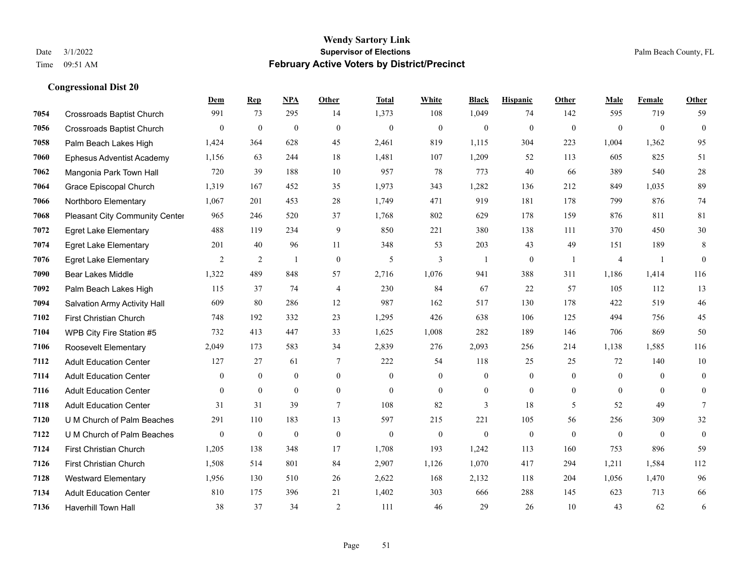# Wendy Sartory Link
## Supervisor of Elections
## February Active Voters by District/Precinct

Date 3/1/2022
Time 09:51 AM

Palm Beach County, FL

### Congressional Dist 20

| | | Dem | Rep | NPA | Other | Total | White | Black | Hispanic | Other | Male | Female | Other |
|---|---|---|---|---|---|---|---|---|---|---|---|---|---|
| 7054 | Crossroads Baptist Church | 991 | 73 | 295 | 14 | 1,373 | 108 | 1,049 | 74 | 142 | 595 | 719 | 59 |
| 7056 | Crossroads Baptist Church | 0 | 0 | 0 | 0 | 0 | 0 | 0 | 0 | 0 | 0 | 0 | 0 |
| 7058 | Palm Beach Lakes High | 1,424 | 364 | 628 | 45 | 2,461 | 819 | 1,115 | 304 | 223 | 1,004 | 1,362 | 95 |
| 7060 | Ephesus Adventist Academy | 1,156 | 63 | 244 | 18 | 1,481 | 107 | 1,209 | 52 | 113 | 605 | 825 | 51 |
| 7062 | Mangonia Park Town Hall | 720 | 39 | 188 | 10 | 957 | 78 | 773 | 40 | 66 | 389 | 540 | 28 |
| 7064 | Grace Episcopal Church | 1,319 | 167 | 452 | 35 | 1,973 | 343 | 1,282 | 136 | 212 | 849 | 1,035 | 89 |
| 7066 | Northboro Elementary | 1,067 | 201 | 453 | 28 | 1,749 | 471 | 919 | 181 | 178 | 799 | 876 | 74 |
| 7068 | Pleasant City Community Center | 965 | 246 | 520 | 37 | 1,768 | 802 | 629 | 178 | 159 | 876 | 811 | 81 |
| 7072 | Egret Lake Elementary | 488 | 119 | 234 | 9 | 850 | 221 | 380 | 138 | 111 | 370 | 450 | 30 |
| 7074 | Egret Lake Elementary | 201 | 40 | 96 | 11 | 348 | 53 | 203 | 43 | 49 | 151 | 189 | 8 |
| 7076 | Egret Lake Elementary | 2 | 2 | 1 | 0 | 5 | 3 | 1 | 0 | 1 | 4 | 1 | 0 |
| 7090 | Bear Lakes Middle | 1,322 | 489 | 848 | 57 | 2,716 | 1,076 | 941 | 388 | 311 | 1,186 | 1,414 | 116 |
| 7092 | Palm Beach Lakes High | 115 | 37 | 74 | 4 | 230 | 84 | 67 | 22 | 57 | 105 | 112 | 13 |
| 7094 | Salvation Army Activity Hall | 609 | 80 | 286 | 12 | 987 | 162 | 517 | 130 | 178 | 422 | 519 | 46 |
| 7102 | First Christian Church | 748 | 192 | 332 | 23 | 1,295 | 426 | 638 | 106 | 125 | 494 | 756 | 45 |
| 7104 | WPB City Fire Station #5 | 732 | 413 | 447 | 33 | 1,625 | 1,008 | 282 | 189 | 146 | 706 | 869 | 50 |
| 7106 | Roosevelt Elementary | 2,049 | 173 | 583 | 34 | 2,839 | 276 | 2,093 | 256 | 214 | 1,138 | 1,585 | 116 |
| 7112 | Adult Education Center | 127 | 27 | 61 | 7 | 222 | 54 | 118 | 25 | 25 | 72 | 140 | 10 |
| 7114 | Adult Education Center | 0 | 0 | 0 | 0 | 0 | 0 | 0 | 0 | 0 | 0 | 0 | 0 |
| 7116 | Adult Education Center | 0 | 0 | 0 | 0 | 0 | 0 | 0 | 0 | 0 | 0 | 0 | 0 |
| 7118 | Adult Education Center | 31 | 31 | 39 | 7 | 108 | 82 | 3 | 18 | 5 | 52 | 49 | 7 |
| 7120 | U M Church of Palm Beaches | 291 | 110 | 183 | 13 | 597 | 215 | 221 | 105 | 56 | 256 | 309 | 32 |
| 7122 | U M Church of Palm Beaches | 0 | 0 | 0 | 0 | 0 | 0 | 0 | 0 | 0 | 0 | 0 | 0 |
| 7124 | First Christian Church | 1,205 | 138 | 348 | 17 | 1,708 | 193 | 1,242 | 113 | 160 | 753 | 896 | 59 |
| 7126 | First Christian Church | 1,508 | 514 | 801 | 84 | 2,907 | 1,126 | 1,070 | 417 | 294 | 1,211 | 1,584 | 112 |
| 7128 | Westward Elementary | 1,956 | 130 | 510 | 26 | 2,622 | 168 | 2,132 | 118 | 204 | 1,056 | 1,470 | 96 |
| 7134 | Adult Education Center | 810 | 175 | 396 | 21 | 1,402 | 303 | 666 | 288 | 145 | 623 | 713 | 66 |
| 7136 | Haverhill Town Hall | 38 | 37 | 34 | 2 | 111 | 46 | 29 | 26 | 10 | 43 | 62 | 6 |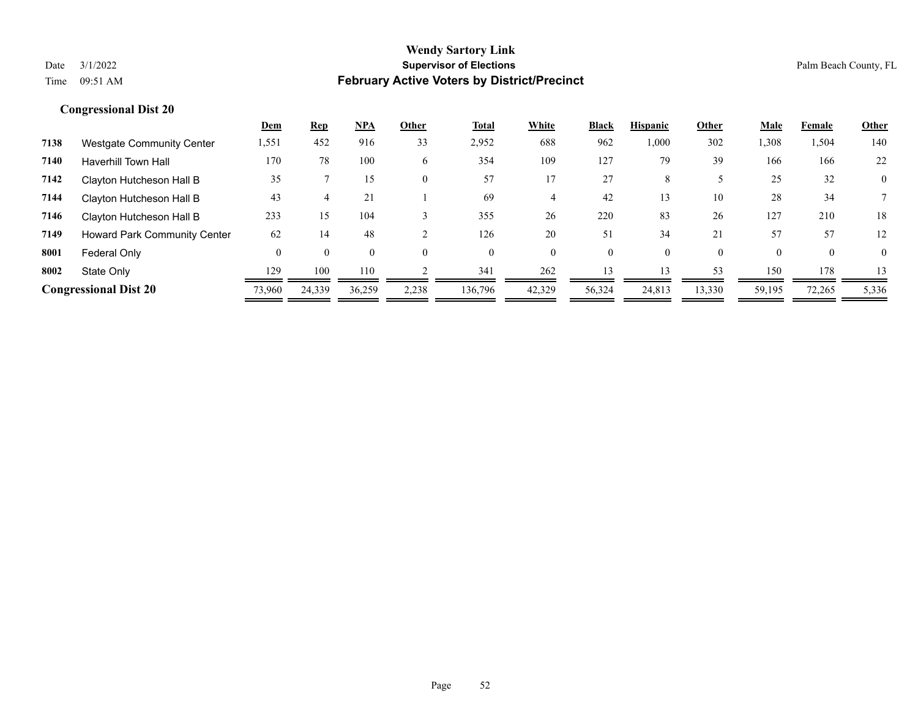**Wendy Sartory Link**
**Supervisor of Elections**
**February Active Voters by District/Precinct**

Date 3/1/2022
Time 09:51 AM

Palm Beach County, FL

### Congressional Dist 20

| | | Dem | Rep | NPA | Other | Total | White | Black | Hispanic | Other | Male | Female | Other |
|---|---|---|---|---|---|---|---|---|---|---|---|---|---|
| 7138 | Westgate Community Center | 1,551 | 452 | 916 | 33 | 2,952 | 688 | 962 | 1,000 | 302 | 1,308 | 1,504 | 140 |
| 7140 | Haverhill Town Hall | 170 | 78 | 100 | 6 | 354 | 109 | 127 | 79 | 39 | 166 | 166 | 22 |
| 7142 | Clayton Hutcheson Hall B | 35 | 7 | 15 | 0 | 57 | 17 | 27 | 8 | 5 | 25 | 32 | 0 |
| 7144 | Clayton Hutcheson Hall B | 43 | 4 | 21 | 1 | 69 | 4 | 42 | 13 | 10 | 28 | 34 | 7 |
| 7146 | Clayton Hutcheson Hall B | 233 | 15 | 104 | 3 | 355 | 26 | 220 | 83 | 26 | 127 | 210 | 18 |
| 7149 | Howard Park Community Center | 62 | 14 | 48 | 2 | 126 | 20 | 51 | 34 | 21 | 57 | 57 | 12 |
| 8001 | Federal Only | 0 | 0 | 0 | 0 | 0 | 0 | 0 | 0 | 0 | 0 | 0 | 0 |
| 8002 | State Only | 129 | 100 | 110 | 2 | 341 | 262 | 13 | 13 | 53 | 150 | 178 | 13 |
| **Congressional Dist 20** | | 73,960 | 24,339 | 36,259 | 2,238 | 136,796 | 42,329 | 56,324 | 24,813 | 13,330 | 59,195 | 72,265 | 5,336 |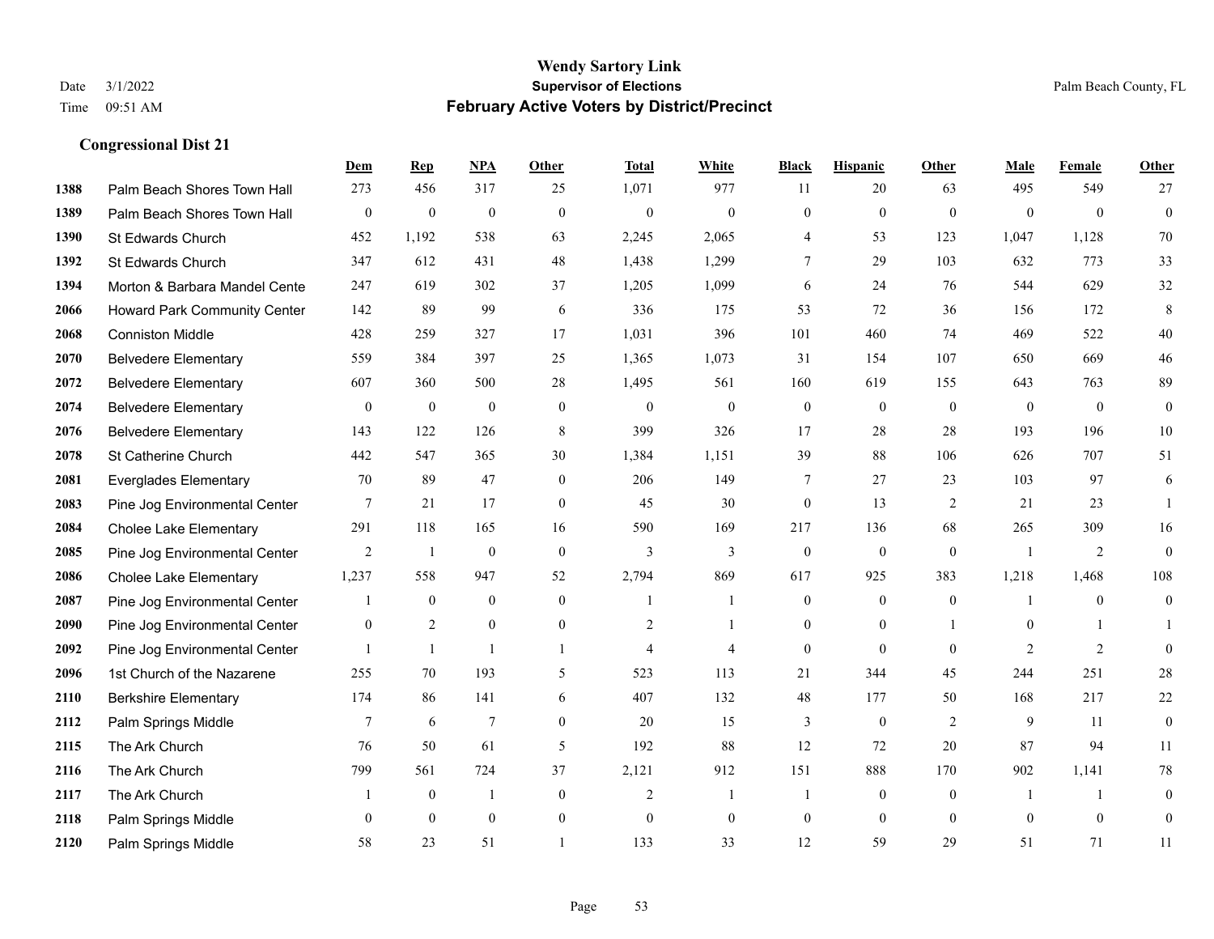## Congressional Dist 21

| | | Dem | Rep | NPA | Other | Total | White | Black | Hispanic | Other | Male | Female | Other |
|---|---|---|---|---|---|---|---|---|---|---|---|---|---|
| 1388 | Palm Beach Shores Town Hall | 273 | 456 | 317 | 25 | 1,071 | 977 | 11 | 20 | 63 | 495 | 549 | 27 |
| 1389 | Palm Beach Shores Town Hall | 0 | 0 | 0 | 0 | 0 | 0 | 0 | 0 | 0 | 0 | 0 | 0 |
| 1390 | St Edwards Church | 452 | 1,192 | 538 | 63 | 2,245 | 2,065 | 4 | 53 | 123 | 1,047 | 1,128 | 70 |
| 1392 | St Edwards Church | 347 | 612 | 431 | 48 | 1,438 | 1,299 | 7 | 29 | 103 | 632 | 773 | 33 |
| 1394 | Morton & Barbara Mandel Cente | 247 | 619 | 302 | 37 | 1,205 | 1,099 | 6 | 24 | 76 | 544 | 629 | 32 |
| 2066 | Howard Park Community Center | 142 | 89 | 99 | 6 | 336 | 175 | 53 | 72 | 36 | 156 | 172 | 8 |
| 2068 | Conniston Middle | 428 | 259 | 327 | 17 | 1,031 | 396 | 101 | 460 | 74 | 469 | 522 | 40 |
| 2070 | Belvedere Elementary | 559 | 384 | 397 | 25 | 1,365 | 1,073 | 31 | 154 | 107 | 650 | 669 | 46 |
| 2072 | Belvedere Elementary | 607 | 360 | 500 | 28 | 1,495 | 561 | 160 | 619 | 155 | 643 | 763 | 89 |
| 2074 | Belvedere Elementary | 0 | 0 | 0 | 0 | 0 | 0 | 0 | 0 | 0 | 0 | 0 | 0 |
| 2076 | Belvedere Elementary | 143 | 122 | 126 | 8 | 399 | 326 | 17 | 28 | 28 | 193 | 196 | 10 |
| 2078 | St Catherine Church | 442 | 547 | 365 | 30 | 1,384 | 1,151 | 39 | 88 | 106 | 626 | 707 | 51 |
| 2081 | Everglades Elementary | 70 | 89 | 47 | 0 | 206 | 149 | 7 | 27 | 23 | 103 | 97 | 6 |
| 2083 | Pine Jog Environmental Center | 7 | 21 | 17 | 0 | 45 | 30 | 0 | 13 | 2 | 21 | 23 | 1 |
| 2084 | Cholee Lake Elementary | 291 | 118 | 165 | 16 | 590 | 169 | 217 | 136 | 68 | 265 | 309 | 16 |
| 2085 | Pine Jog Environmental Center | 2 | 1 | 0 | 0 | 3 | 3 | 0 | 0 | 0 | 1 | 2 | 0 |
| 2086 | Cholee Lake Elementary | 1,237 | 558 | 947 | 52 | 2,794 | 869 | 617 | 925 | 383 | 1,218 | 1,468 | 108 |
| 2087 | Pine Jog Environmental Center | 1 | 0 | 0 | 0 | 1 | 1 | 0 | 0 | 0 | 1 | 0 | 0 |
| 2090 | Pine Jog Environmental Center | 0 | 2 | 0 | 0 | 2 | 1 | 0 | 0 | 1 | 0 | 1 | 1 |
| 2092 | Pine Jog Environmental Center | 1 | 1 | 1 | 1 | 4 | 4 | 0 | 0 | 0 | 2 | 2 | 0 |
| 2096 | 1st Church of the Nazarene | 255 | 70 | 193 | 5 | 523 | 113 | 21 | 344 | 45 | 244 | 251 | 28 |
| 2110 | Berkshire Elementary | 174 | 86 | 141 | 6 | 407 | 132 | 48 | 177 | 50 | 168 | 217 | 22 |
| 2112 | Palm Springs Middle | 7 | 6 | 7 | 0 | 20 | 15 | 3 | 0 | 2 | 9 | 11 | 0 |
| 2115 | The Ark Church | 76 | 50 | 61 | 5 | 192 | 88 | 12 | 72 | 20 | 87 | 94 | 11 |
| 2116 | The Ark Church | 799 | 561 | 724 | 37 | 2,121 | 912 | 151 | 888 | 170 | 902 | 1,141 | 78 |
| 2117 | The Ark Church | 1 | 0 | 1 | 0 | 2 | 1 | 1 | 0 | 0 | 1 | 1 | 0 |
| 2118 | Palm Springs Middle | 0 | 0 | 0 | 0 | 0 | 0 | 0 | 0 | 0 | 0 | 0 | 0 |
| 2120 | Palm Springs Middle | 58 | 23 | 51 | 1 | 133 | 33 | 12 | 59 | 29 | 51 | 71 | 11 |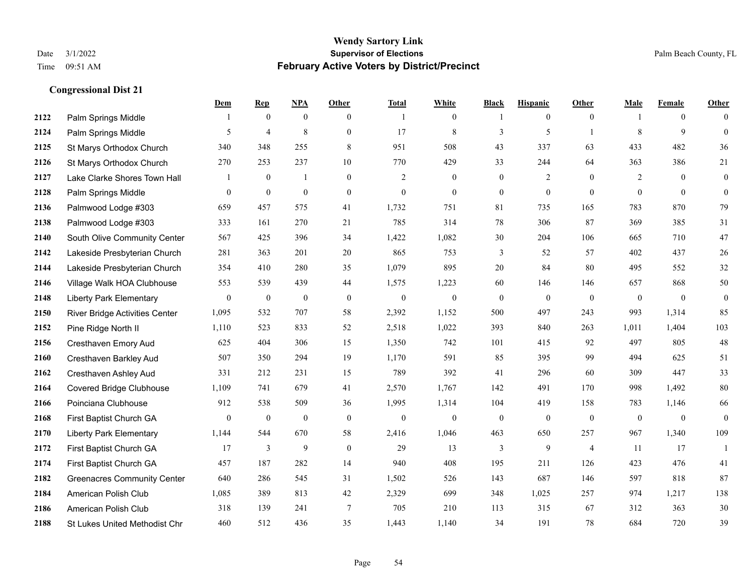# Wendy Sartory Link

**Supervisor of Elections**

**February Active Voters by District/Precinct**

Date 3/1/2022
Time 09:51 AM

Palm Beach County, FL

## Congressional Dist 21

| | | Dem | Rep | NPA | Other | Total | White | Black | Hispanic | Other | Male | Female | Other |
|---|---|---|---|---|---|---|---|---|---|---|---|---|---|
| 2122 | Palm Springs Middle | 1 | 0 | 0 | 0 | 1 | 0 | 1 | 0 | 0 | 1 | 0 | 0 |
| 2124 | Palm Springs Middle | 5 | 4 | 8 | 0 | 17 | 8 | 3 | 5 | 1 | 8 | 9 | 0 |
| 2125 | St Marys Orthodox Church | 340 | 348 | 255 | 8 | 951 | 508 | 43 | 337 | 63 | 433 | 482 | 36 |
| 2126 | St Marys Orthodox Church | 270 | 253 | 237 | 10 | 770 | 429 | 33 | 244 | 64 | 363 | 386 | 21 |
| 2127 | Lake Clarke Shores Town Hall | 1 | 0 | 1 | 0 | 2 | 0 | 0 | 2 | 0 | 2 | 0 | 0 |
| 2128 | Palm Springs Middle | 0 | 0 | 0 | 0 | 0 | 0 | 0 | 0 | 0 | 0 | 0 | 0 |
| 2136 | Palmwood Lodge #303 | 659 | 457 | 575 | 41 | 1,732 | 751 | 81 | 735 | 165 | 783 | 870 | 79 |
| 2138 | Palmwood Lodge #303 | 333 | 161 | 270 | 21 | 785 | 314 | 78 | 306 | 87 | 369 | 385 | 31 |
| 2140 | South Olive Community Center | 567 | 425 | 396 | 34 | 1,422 | 1,082 | 30 | 204 | 106 | 665 | 710 | 47 |
| 2142 | Lakeside Presbyterian Church | 281 | 363 | 201 | 20 | 865 | 753 | 3 | 52 | 57 | 402 | 437 | 26 |
| 2144 | Lakeside Presbyterian Church | 354 | 410 | 280 | 35 | 1,079 | 895 | 20 | 84 | 80 | 495 | 552 | 32 |
| 2146 | Village Walk HOA Clubhouse | 553 | 539 | 439 | 44 | 1,575 | 1,223 | 60 | 146 | 146 | 657 | 868 | 50 |
| 2148 | Liberty Park Elementary | 0 | 0 | 0 | 0 | 0 | 0 | 0 | 0 | 0 | 0 | 0 | 0 |
| 2150 | River Bridge Activities Center | 1,095 | 532 | 707 | 58 | 2,392 | 1,152 | 500 | 497 | 243 | 993 | 1,314 | 85 |
| 2152 | Pine Ridge North II | 1,110 | 523 | 833 | 52 | 2,518 | 1,022 | 393 | 840 | 263 | 1,011 | 1,404 | 103 |
| 2156 | Cresthaven Emory Aud | 625 | 404 | 306 | 15 | 1,350 | 742 | 101 | 415 | 92 | 497 | 805 | 48 |
| 2160 | Cresthaven Barkley Aud | 507 | 350 | 294 | 19 | 1,170 | 591 | 85 | 395 | 99 | 494 | 625 | 51 |
| 2162 | Cresthaven Ashley Aud | 331 | 212 | 231 | 15 | 789 | 392 | 41 | 296 | 60 | 309 | 447 | 33 |
| 2164 | Covered Bridge Clubhouse | 1,109 | 741 | 679 | 41 | 2,570 | 1,767 | 142 | 491 | 170 | 998 | 1,492 | 80 |
| 2166 | Poinciana Clubhouse | 912 | 538 | 509 | 36 | 1,995 | 1,314 | 104 | 419 | 158 | 783 | 1,146 | 66 |
| 2168 | First Baptist Church GA | 0 | 0 | 0 | 0 | 0 | 0 | 0 | 0 | 0 | 0 | 0 | 0 |
| 2170 | Liberty Park Elementary | 1,144 | 544 | 670 | 58 | 2,416 | 1,046 | 463 | 650 | 257 | 967 | 1,340 | 109 |
| 2172 | First Baptist Church GA | 17 | 3 | 9 | 0 | 29 | 13 | 3 | 9 | 4 | 11 | 17 | 1 |
| 2174 | First Baptist Church GA | 457 | 187 | 282 | 14 | 940 | 408 | 195 | 211 | 126 | 423 | 476 | 41 |
| 2182 | Greenacres Community Center | 640 | 286 | 545 | 31 | 1,502 | 526 | 143 | 687 | 146 | 597 | 818 | 87 |
| 2184 | American Polish Club | 1,085 | 389 | 813 | 42 | 2,329 | 699 | 348 | 1,025 | 257 | 974 | 1,217 | 138 |
| 2186 | American Polish Club | 318 | 139 | 241 | 7 | 705 | 210 | 113 | 315 | 67 | 312 | 363 | 30 |
| 2188 | St Lukes United Methodist Chr | 460 | 512 | 436 | 35 | 1,443 | 1,140 | 34 | 191 | 78 | 684 | 720 | 39 |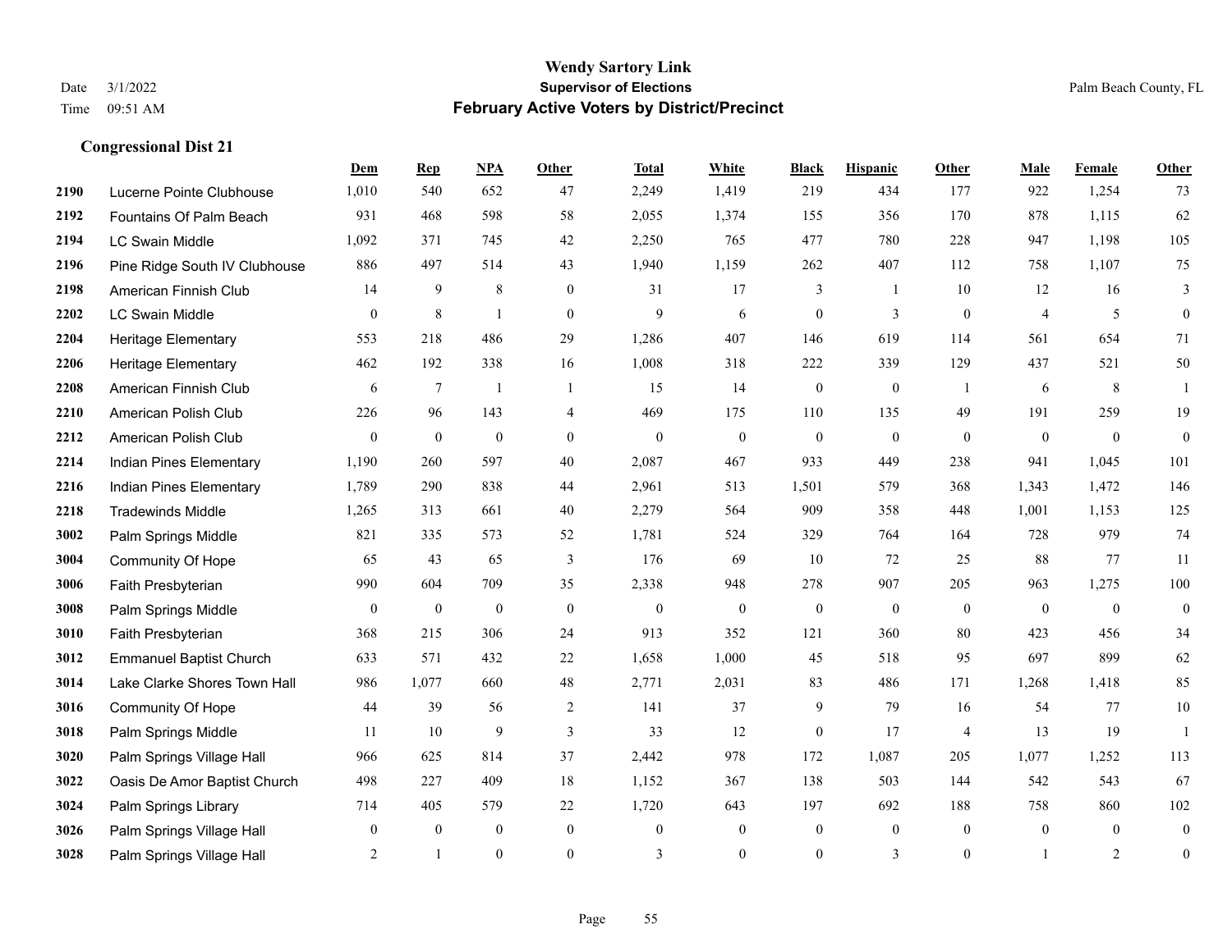# Wendy Sartory Link

**Supervisor of Elections**

**February Active Voters by District/Precinct**

Date 3/1/2022
Time 09:51 AM

Palm Beach County, FL

### Congressional Dist 21

| | | Dem | Rep | NPA | Other | Total | White | Black | Hispanic | Other | Male | Female | Other |
|---|---|---|---|---|---|---|---|---|---|---|---|---|---|
| 2190 | Lucerne Pointe Clubhouse | 1,010 | 540 | 652 | 47 | 2,249 | 1,419 | 219 | 434 | 177 | 922 | 1,254 | 73 |
| 2192 | Fountains Of Palm Beach | 931 | 468 | 598 | 58 | 2,055 | 1,374 | 155 | 356 | 170 | 878 | 1,115 | 62 |
| 2194 | LC Swain Middle | 1,092 | 371 | 745 | 42 | 2,250 | 765 | 477 | 780 | 228 | 947 | 1,198 | 105 |
| 2196 | Pine Ridge South IV Clubhouse | 886 | 497 | 514 | 43 | 1,940 | 1,159 | 262 | 407 | 112 | 758 | 1,107 | 75 |
| 2198 | American Finnish Club | 14 | 9 | 8 | 0 | 31 | 17 | 3 | 1 | 10 | 12 | 16 | 3 |
| 2202 | LC Swain Middle | 0 | 8 | 1 | 0 | 9 | 6 | 0 | 3 | 0 | 4 | 5 | 0 |
| 2204 | Heritage Elementary | 553 | 218 | 486 | 29 | 1,286 | 407 | 146 | 619 | 114 | 561 | 654 | 71 |
| 2206 | Heritage Elementary | 462 | 192 | 338 | 16 | 1,008 | 318 | 222 | 339 | 129 | 437 | 521 | 50 |
| 2208 | American Finnish Club | 6 | 7 | 1 | 1 | 15 | 14 | 0 | 0 | 1 | 6 | 8 | 1 |
| 2210 | American Polish Club | 226 | 96 | 143 | 4 | 469 | 175 | 110 | 135 | 49 | 191 | 259 | 19 |
| 2212 | American Polish Club | 0 | 0 | 0 | 0 | 0 | 0 | 0 | 0 | 0 | 0 | 0 | 0 |
| 2214 | Indian Pines Elementary | 1,190 | 260 | 597 | 40 | 2,087 | 467 | 933 | 449 | 238 | 941 | 1,045 | 101 |
| 2216 | Indian Pines Elementary | 1,789 | 290 | 838 | 44 | 2,961 | 513 | 1,501 | 579 | 368 | 1,343 | 1,472 | 146 |
| 2218 | Tradewinds Middle | 1,265 | 313 | 661 | 40 | 2,279 | 564 | 909 | 358 | 448 | 1,001 | 1,153 | 125 |
| 3002 | Palm Springs Middle | 821 | 335 | 573 | 52 | 1,781 | 524 | 329 | 764 | 164 | 728 | 979 | 74 |
| 3004 | Community Of Hope | 65 | 43 | 65 | 3 | 176 | 69 | 10 | 72 | 25 | 88 | 77 | 11 |
| 3006 | Faith Presbyterian | 990 | 604 | 709 | 35 | 2,338 | 948 | 278 | 907 | 205 | 963 | 1,275 | 100 |
| 3008 | Palm Springs Middle | 0 | 0 | 0 | 0 | 0 | 0 | 0 | 0 | 0 | 0 | 0 | 0 |
| 3010 | Faith Presbyterian | 368 | 215 | 306 | 24 | 913 | 352 | 121 | 360 | 80 | 423 | 456 | 34 |
| 3012 | Emmanuel Baptist Church | 633 | 571 | 432 | 22 | 1,658 | 1,000 | 45 | 518 | 95 | 697 | 899 | 62 |
| 3014 | Lake Clarke Shores Town Hall | 986 | 1,077 | 660 | 48 | 2,771 | 2,031 | 83 | 486 | 171 | 1,268 | 1,418 | 85 |
| 3016 | Community Of Hope | 44 | 39 | 56 | 2 | 141 | 37 | 9 | 79 | 16 | 54 | 77 | 10 |
| 3018 | Palm Springs Middle | 11 | 10 | 9 | 3 | 33 | 12 | 0 | 17 | 4 | 13 | 19 | 1 |
| 3020 | Palm Springs Village Hall | 966 | 625 | 814 | 37 | 2,442 | 978 | 172 | 1,087 | 205 | 1,077 | 1,252 | 113 |
| 3022 | Oasis De Amor Baptist Church | 498 | 227 | 409 | 18 | 1,152 | 367 | 138 | 503 | 144 | 542 | 543 | 67 |
| 3024 | Palm Springs Library | 714 | 405 | 579 | 22 | 1,720 | 643 | 197 | 692 | 188 | 758 | 860 | 102 |
| 3026 | Palm Springs Village Hall | 0 | 0 | 0 | 0 | 0 | 0 | 0 | 0 | 0 | 0 | 0 | 0 |
| 3028 | Palm Springs Village Hall | 2 | 1 | 0 | 0 | 3 | 0 | 0 | 3 | 0 | 1 | 2 | 0 |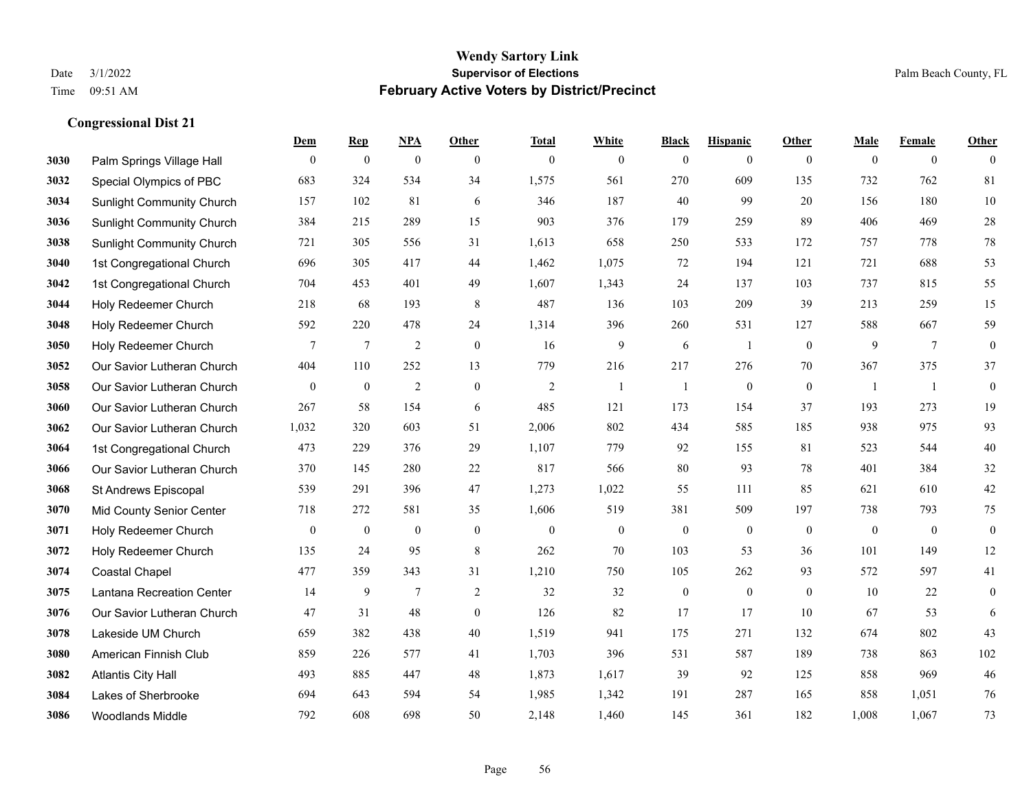**Wendy Sartory Link**
**Supervisor of Elections**
**February Active Voters by District/Precinct**

Date 3/1/2022
Time 09:51 AM
Palm Beach County, FL

### Congressional Dist 21

| | | Dem | Rep | NPA | Other | Total | White | Black | Hispanic | Other | Male | Female | Other |
|---|---|---|---|---|---|---|---|---|---|---|---|---|---|
| 3030 | Palm Springs Village Hall | 0 | 0 | 0 | 0 | 0 | 0 | 0 | 0 | 0 | 0 | 0 | 0 |
| 3032 | Special Olympics of PBC | 683 | 324 | 534 | 34 | 1,575 | 561 | 270 | 609 | 135 | 732 | 762 | 81 |
| 3034 | Sunlight Community Church | 157 | 102 | 81 | 6 | 346 | 187 | 40 | 99 | 20 | 156 | 180 | 10 |
| 3036 | Sunlight Community Church | 384 | 215 | 289 | 15 | 903 | 376 | 179 | 259 | 89 | 406 | 469 | 28 |
| 3038 | Sunlight Community Church | 721 | 305 | 556 | 31 | 1,613 | 658 | 250 | 533 | 172 | 757 | 778 | 78 |
| 3040 | 1st Congregational Church | 696 | 305 | 417 | 44 | 1,462 | 1,075 | 72 | 194 | 121 | 721 | 688 | 53 |
| 3042 | 1st Congregational Church | 704 | 453 | 401 | 49 | 1,607 | 1,343 | 24 | 137 | 103 | 737 | 815 | 55 |
| 3044 | Holy Redeemer Church | 218 | 68 | 193 | 8 | 487 | 136 | 103 | 209 | 39 | 213 | 259 | 15 |
| 3048 | Holy Redeemer Church | 592 | 220 | 478 | 24 | 1,314 | 396 | 260 | 531 | 127 | 588 | 667 | 59 |
| 3050 | Holy Redeemer Church | 7 | 7 | 2 | 0 | 16 | 9 | 6 | 1 | 0 | 9 | 7 | 0 |
| 3052 | Our Savior Lutheran Church | 404 | 110 | 252 | 13 | 779 | 216 | 217 | 276 | 70 | 367 | 375 | 37 |
| 3058 | Our Savior Lutheran Church | 0 | 0 | 2 | 0 | 2 | 1 | 1 | 0 | 0 | 1 | 1 | 0 |
| 3060 | Our Savior Lutheran Church | 267 | 58 | 154 | 6 | 485 | 121 | 173 | 154 | 37 | 193 | 273 | 19 |
| 3062 | Our Savior Lutheran Church | 1,032 | 320 | 603 | 51 | 2,006 | 802 | 434 | 585 | 185 | 938 | 975 | 93 |
| 3064 | 1st Congregational Church | 473 | 229 | 376 | 29 | 1,107 | 779 | 92 | 155 | 81 | 523 | 544 | 40 |
| 3066 | Our Savior Lutheran Church | 370 | 145 | 280 | 22 | 817 | 566 | 80 | 93 | 78 | 401 | 384 | 32 |
| 3068 | St Andrews Episcopal | 539 | 291 | 396 | 47 | 1,273 | 1,022 | 55 | 111 | 85 | 621 | 610 | 42 |
| 3070 | Mid County Senior Center | 718 | 272 | 581 | 35 | 1,606 | 519 | 381 | 509 | 197 | 738 | 793 | 75 |
| 3071 | Holy Redeemer Church | 0 | 0 | 0 | 0 | 0 | 0 | 0 | 0 | 0 | 0 | 0 | 0 |
| 3072 | Holy Redeemer Church | 135 | 24 | 95 | 8 | 262 | 70 | 103 | 53 | 36 | 101 | 149 | 12 |
| 3074 | Coastal Chapel | 477 | 359 | 343 | 31 | 1,210 | 750 | 105 | 262 | 93 | 572 | 597 | 41 |
| 3075 | Lantana Recreation Center | 14 | 9 | 7 | 2 | 32 | 32 | 0 | 0 | 0 | 10 | 22 | 0 |
| 3076 | Our Savior Lutheran Church | 47 | 31 | 48 | 0 | 126 | 82 | 17 | 17 | 10 | 67 | 53 | 6 |
| 3078 | Lakeside UM Church | 659 | 382 | 438 | 40 | 1,519 | 941 | 175 | 271 | 132 | 674 | 802 | 43 |
| 3080 | American Finnish Club | 859 | 226 | 577 | 41 | 1,703 | 396 | 531 | 587 | 189 | 738 | 863 | 102 |
| 3082 | Atlantis City Hall | 493 | 885 | 447 | 48 | 1,873 | 1,617 | 39 | 92 | 125 | 858 | 969 | 46 |
| 3084 | Lakes of Sherbrooke | 694 | 643 | 594 | 54 | 1,985 | 1,342 | 191 | 287 | 165 | 858 | 1,051 | 76 |
| 3086 | Woodlands Middle | 792 | 608 | 698 | 50 | 2,148 | 1,460 | 145 | 361 | 182 | 1,008 | 1,067 | 73 |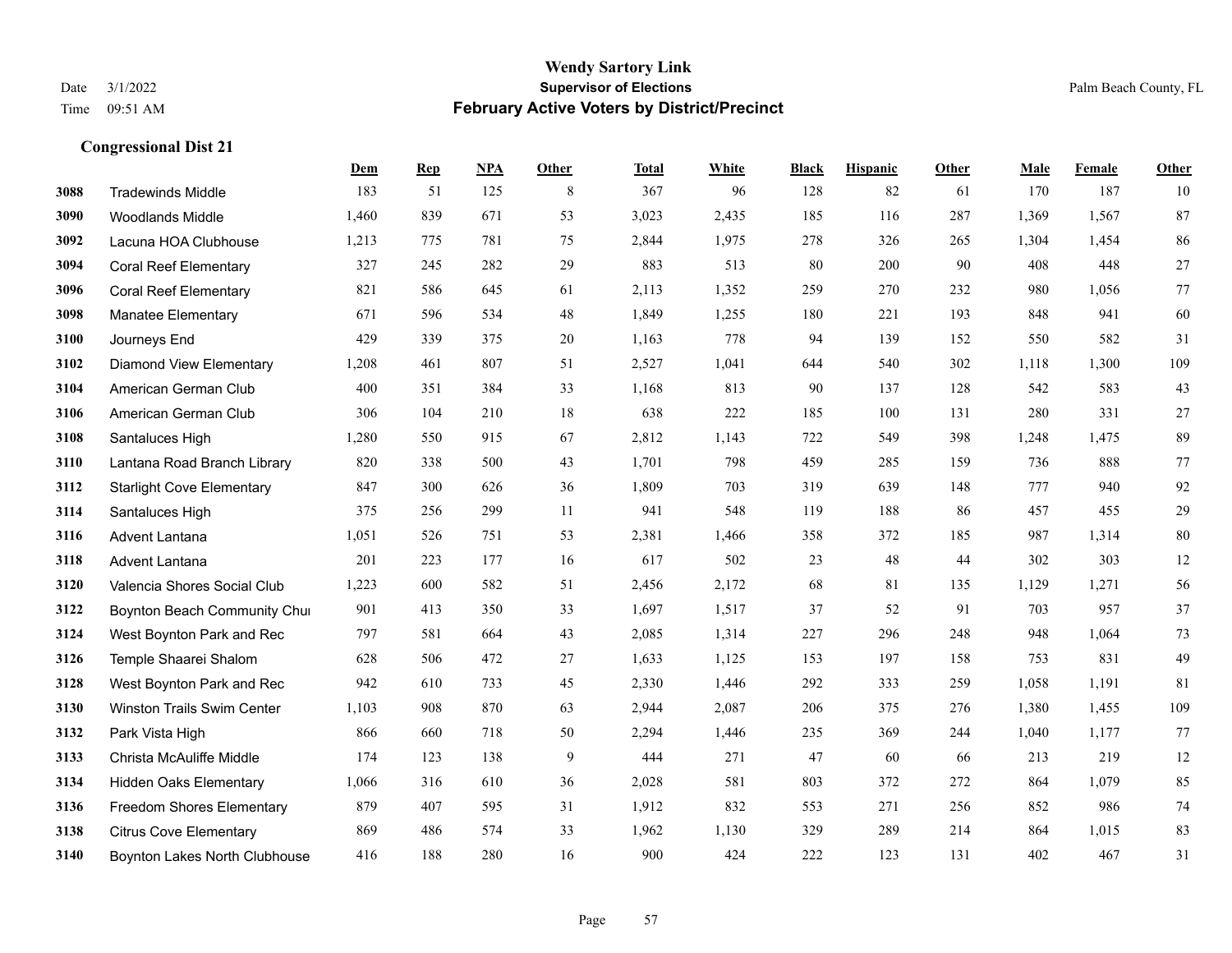# Wendy Sartory Link
## Supervisor of Elections
## February Active Voters by District/Precinct

Date 3/1/2022
Time 09:51 AM

Palm Beach County, FL

### Congressional Dist 21

| | | Dem | Rep | NPA | Other | Total | White | Black | Hispanic | Other | Male | Female | Other |
|---|---|---|---|---|---|---|---|---|---|---|---|---|---|
| 3088 | Tradewinds Middle | 183 | 51 | 125 | 8 | 367 | 96 | 128 | 82 | 61 | 170 | 187 | 10 |
| 3090 | Woodlands Middle | 1,460 | 839 | 671 | 53 | 3,023 | 2,435 | 185 | 116 | 287 | 1,369 | 1,567 | 87 |
| 3092 | Lacuna HOA Clubhouse | 1,213 | 775 | 781 | 75 | 2,844 | 1,975 | 278 | 326 | 265 | 1,304 | 1,454 | 86 |
| 3094 | Coral Reef Elementary | 327 | 245 | 282 | 29 | 883 | 513 | 80 | 200 | 90 | 408 | 448 | 27 |
| 3096 | Coral Reef Elementary | 821 | 586 | 645 | 61 | 2,113 | 1,352 | 259 | 270 | 232 | 980 | 1,056 | 77 |
| 3098 | Manatee Elementary | 671 | 596 | 534 | 48 | 1,849 | 1,255 | 180 | 221 | 193 | 848 | 941 | 60 |
| 3100 | Journeys End | 429 | 339 | 375 | 20 | 1,163 | 778 | 94 | 139 | 152 | 550 | 582 | 31 |
| 3102 | Diamond View Elementary | 1,208 | 461 | 807 | 51 | 2,527 | 1,041 | 644 | 540 | 302 | 1,118 | 1,300 | 109 |
| 3104 | American German Club | 400 | 351 | 384 | 33 | 1,168 | 813 | 90 | 137 | 128 | 542 | 583 | 43 |
| 3106 | American German Club | 306 | 104 | 210 | 18 | 638 | 222 | 185 | 100 | 131 | 280 | 331 | 27 |
| 3108 | Santaluces High | 1,280 | 550 | 915 | 67 | 2,812 | 1,143 | 722 | 549 | 398 | 1,248 | 1,475 | 89 |
| 3110 | Lantana Road Branch Library | 820 | 338 | 500 | 43 | 1,701 | 798 | 459 | 285 | 159 | 736 | 888 | 77 |
| 3112 | Starlight Cove Elementary | 847 | 300 | 626 | 36 | 1,809 | 703 | 319 | 639 | 148 | 777 | 940 | 92 |
| 3114 | Santaluces High | 375 | 256 | 299 | 11 | 941 | 548 | 119 | 188 | 86 | 457 | 455 | 29 |
| 3116 | Advent Lantana | 1,051 | 526 | 751 | 53 | 2,381 | 1,466 | 358 | 372 | 185 | 987 | 1,314 | 80 |
| 3118 | Advent Lantana | 201 | 223 | 177 | 16 | 617 | 502 | 23 | 48 | 44 | 302 | 303 | 12 |
| 3120 | Valencia Shores Social Club | 1,223 | 600 | 582 | 51 | 2,456 | 2,172 | 68 | 81 | 135 | 1,129 | 1,271 | 56 |
| 3122 | Boynton Beach Community Chur | 901 | 413 | 350 | 33 | 1,697 | 1,517 | 37 | 52 | 91 | 703 | 957 | 37 |
| 3124 | West Boynton Park and Rec | 797 | 581 | 664 | 43 | 2,085 | 1,314 | 227 | 296 | 248 | 948 | 1,064 | 73 |
| 3126 | Temple Shaarei Shalom | 628 | 506 | 472 | 27 | 1,633 | 1,125 | 153 | 197 | 158 | 753 | 831 | 49 |
| 3128 | West Boynton Park and Rec | 942 | 610 | 733 | 45 | 2,330 | 1,446 | 292 | 333 | 259 | 1,058 | 1,191 | 81 |
| 3130 | Winston Trails Swim Center | 1,103 | 908 | 870 | 63 | 2,944 | 2,087 | 206 | 375 | 276 | 1,380 | 1,455 | 109 |
| 3132 | Park Vista High | 866 | 660 | 718 | 50 | 2,294 | 1,446 | 235 | 369 | 244 | 1,040 | 1,177 | 77 |
| 3133 | Christa McAuliffe Middle | 174 | 123 | 138 | 9 | 444 | 271 | 47 | 60 | 66 | 213 | 219 | 12 |
| 3134 | Hidden Oaks Elementary | 1,066 | 316 | 610 | 36 | 2,028 | 581 | 803 | 372 | 272 | 864 | 1,079 | 85 |
| 3136 | Freedom Shores Elementary | 879 | 407 | 595 | 31 | 1,912 | 832 | 553 | 271 | 256 | 852 | 986 | 74 |
| 3138 | Citrus Cove Elementary | 869 | 486 | 574 | 33 | 1,962 | 1,130 | 329 | 289 | 214 | 864 | 1,015 | 83 |
| 3140 | Boynton Lakes North Clubhouse | 416 | 188 | 280 | 16 | 900 | 424 | 222 | 123 | 131 | 402 | 467 | 31 |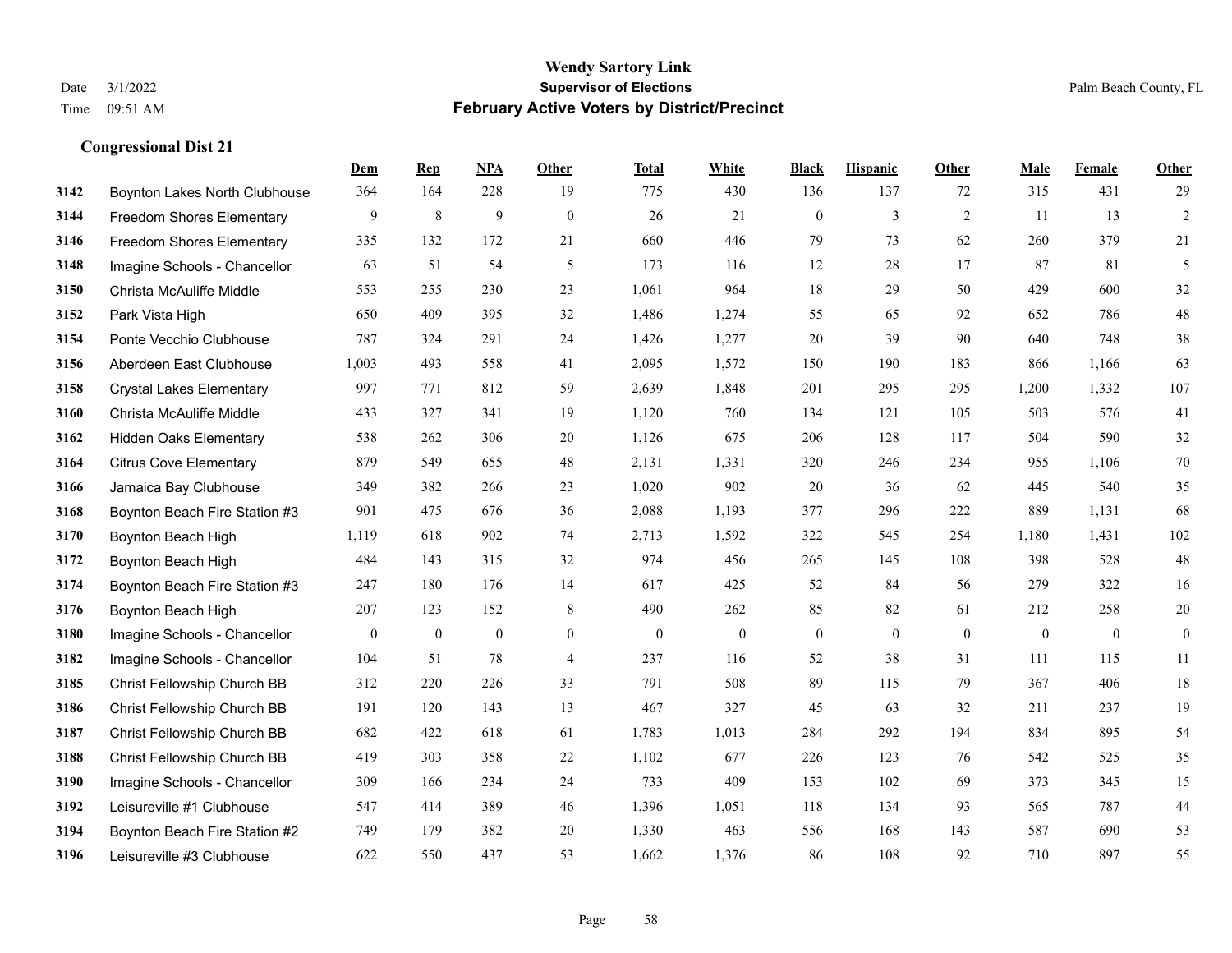# Wendy Sartory Link

**Supervisor of Elections**

**February Active Voters by District/Precinct**

Date 3/1/2022

Time 09:51 AM

Palm Beach County, FL

**Congressional Dist 21**

| | | Dem | Rep | NPA | Other | Total | White | Black | Hispanic | Other | Male | Female | Other |
|---|---|---|---|---|---|---|---|---|---|---|---|---|---|
| 3142 | Boynton Lakes North Clubhouse | 364 | 164 | 228 | 19 | 775 | 430 | 136 | 137 | 72 | 315 | 431 | 29 |
| 3144 | Freedom Shores Elementary | 9 | 8 | 9 | 0 | 26 | 21 | 0 | 3 | 2 | 11 | 13 | 2 |
| 3146 | Freedom Shores Elementary | 335 | 132 | 172 | 21 | 660 | 446 | 79 | 73 | 62 | 260 | 379 | 21 |
| 3148 | Imagine Schools - Chancellor | 63 | 51 | 54 | 5 | 173 | 116 | 12 | 28 | 17 | 87 | 81 | 5 |
| 3150 | Christa McAuliffe Middle | 553 | 255 | 230 | 23 | 1,061 | 964 | 18 | 29 | 50 | 429 | 600 | 32 |
| 3152 | Park Vista High | 650 | 409 | 395 | 32 | 1,486 | 1,274 | 55 | 65 | 92 | 652 | 786 | 48 |
| 3154 | Ponte Vecchio Clubhouse | 787 | 324 | 291 | 24 | 1,426 | 1,277 | 20 | 39 | 90 | 640 | 748 | 38 |
| 3156 | Aberdeen East Clubhouse | 1,003 | 493 | 558 | 41 | 2,095 | 1,572 | 150 | 190 | 183 | 866 | 1,166 | 63 |
| 3158 | Crystal Lakes Elementary | 997 | 771 | 812 | 59 | 2,639 | 1,848 | 201 | 295 | 295 | 1,200 | 1,332 | 107 |
| 3160 | Christa McAuliffe Middle | 433 | 327 | 341 | 19 | 1,120 | 760 | 134 | 121 | 105 | 503 | 576 | 41 |
| 3162 | Hidden Oaks Elementary | 538 | 262 | 306 | 20 | 1,126 | 675 | 206 | 128 | 117 | 504 | 590 | 32 |
| 3164 | Citrus Cove Elementary | 879 | 549 | 655 | 48 | 2,131 | 1,331 | 320 | 246 | 234 | 955 | 1,106 | 70 |
| 3166 | Jamaica Bay Clubhouse | 349 | 382 | 266 | 23 | 1,020 | 902 | 20 | 36 | 62 | 445 | 540 | 35 |
| 3168 | Boynton Beach Fire Station #3 | 901 | 475 | 676 | 36 | 2,088 | 1,193 | 377 | 296 | 222 | 889 | 1,131 | 68 |
| 3170 | Boynton Beach High | 1,119 | 618 | 902 | 74 | 2,713 | 1,592 | 322 | 545 | 254 | 1,180 | 1,431 | 102 |
| 3172 | Boynton Beach High | 484 | 143 | 315 | 32 | 974 | 456 | 265 | 145 | 108 | 398 | 528 | 48 |
| 3174 | Boynton Beach Fire Station #3 | 247 | 180 | 176 | 14 | 617 | 425 | 52 | 84 | 56 | 279 | 322 | 16 |
| 3176 | Boynton Beach High | 207 | 123 | 152 | 8 | 490 | 262 | 85 | 82 | 61 | 212 | 258 | 20 |
| 3180 | Imagine Schools - Chancellor | 0 | 0 | 0 | 0 | 0 | 0 | 0 | 0 | 0 | 0 | 0 | 0 |
| 3182 | Imagine Schools - Chancellor | 104 | 51 | 78 | 4 | 237 | 116 | 52 | 38 | 31 | 111 | 115 | 11 |
| 3185 | Christ Fellowship Church BB | 312 | 220 | 226 | 33 | 791 | 508 | 89 | 115 | 79 | 367 | 406 | 18 |
| 3186 | Christ Fellowship Church BB | 191 | 120 | 143 | 13 | 467 | 327 | 45 | 63 | 32 | 211 | 237 | 19 |
| 3187 | Christ Fellowship Church BB | 682 | 422 | 618 | 61 | 1,783 | 1,013 | 284 | 292 | 194 | 834 | 895 | 54 |
| 3188 | Christ Fellowship Church BB | 419 | 303 | 358 | 22 | 1,102 | 677 | 226 | 123 | 76 | 542 | 525 | 35 |
| 3190 | Imagine Schools - Chancellor | 309 | 166 | 234 | 24 | 733 | 409 | 153 | 102 | 69 | 373 | 345 | 15 |
| 3192 | Leisureville #1 Clubhouse | 547 | 414 | 389 | 46 | 1,396 | 1,051 | 118 | 134 | 93 | 565 | 787 | 44 |
| 3194 | Boynton Beach Fire Station #2 | 749 | 179 | 382 | 20 | 1,330 | 463 | 556 | 168 | 143 | 587 | 690 | 53 |
| 3196 | Leisureville #3 Clubhouse | 622 | 550 | 437 | 53 | 1,662 | 1,376 | 86 | 108 | 92 | 710 | 897 | 55 |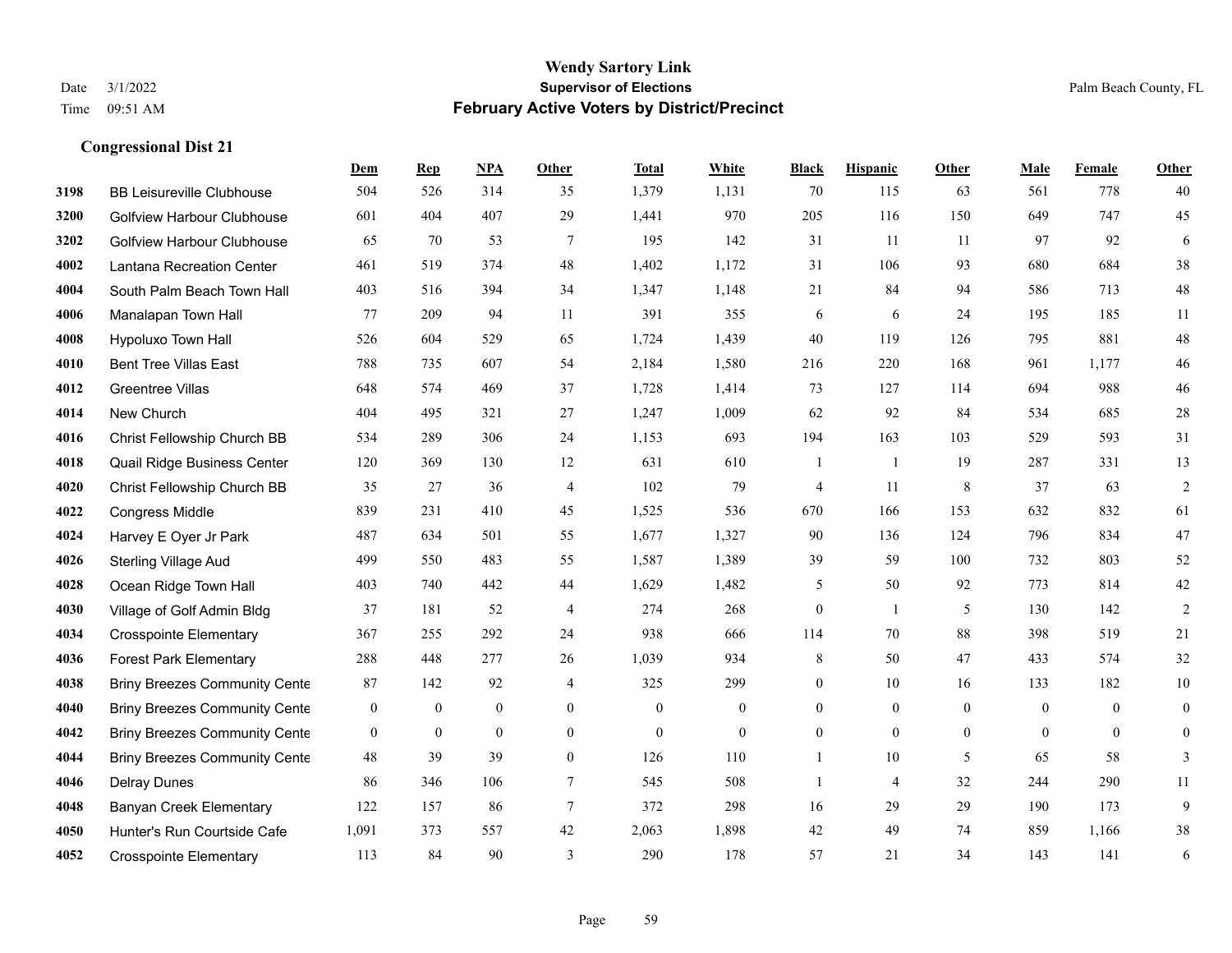# Wendy Sartory Link

**Supervisor of Elections**

**February Active Voters by District/Precinct**

Date 3/1/2022
Time 09:51 AM

Palm Beach County, FL

### Congressional Dist 21

| | | Dem | Rep | NPA | Other | Total | White | Black | Hispanic | Other | Male | Female | Other |
|---|---|---|---|---|---|---|---|---|---|---|---|---|---|
| 3198 | BB Leisureville Clubhouse | 504 | 526 | 314 | 35 | 1,379 | 1,131 | 70 | 115 | 63 | 561 | 778 | 40 |
| 3200 | Golfview Harbour Clubhouse | 601 | 404 | 407 | 29 | 1,441 | 970 | 205 | 116 | 150 | 649 | 747 | 45 |
| 3202 | Golfview Harbour Clubhouse | 65 | 70 | 53 | 7 | 195 | 142 | 31 | 11 | 11 | 97 | 92 | 6 |
| 4002 | Lantana Recreation Center | 461 | 519 | 374 | 48 | 1,402 | 1,172 | 31 | 106 | 93 | 680 | 684 | 38 |
| 4004 | South Palm Beach Town Hall | 403 | 516 | 394 | 34 | 1,347 | 1,148 | 21 | 84 | 94 | 586 | 713 | 48 |
| 4006 | Manalapan Town Hall | 77 | 209 | 94 | 11 | 391 | 355 | 6 | 6 | 24 | 195 | 185 | 11 |
| 4008 | Hypoluxo Town Hall | 526 | 604 | 529 | 65 | 1,724 | 1,439 | 40 | 119 | 126 | 795 | 881 | 48 |
| 4010 | Bent Tree Villas East | 788 | 735 | 607 | 54 | 2,184 | 1,580 | 216 | 220 | 168 | 961 | 1,177 | 46 |
| 4012 | Greentree Villas | 648 | 574 | 469 | 37 | 1,728 | 1,414 | 73 | 127 | 114 | 694 | 988 | 46 |
| 4014 | New Church | 404 | 495 | 321 | 27 | 1,247 | 1,009 | 62 | 92 | 84 | 534 | 685 | 28 |
| 4016 | Christ Fellowship Church BB | 534 | 289 | 306 | 24 | 1,153 | 693 | 194 | 163 | 103 | 529 | 593 | 31 |
| 4018 | Quail Ridge Business Center | 120 | 369 | 130 | 12 | 631 | 610 | 1 | 1 | 19 | 287 | 331 | 13 |
| 4020 | Christ Fellowship Church BB | 35 | 27 | 36 | 4 | 102 | 79 | 4 | 11 | 8 | 37 | 63 | 2 |
| 4022 | Congress Middle | 839 | 231 | 410 | 45 | 1,525 | 536 | 670 | 166 | 153 | 632 | 832 | 61 |
| 4024 | Harvey E Oyer Jr Park | 487 | 634 | 501 | 55 | 1,677 | 1,327 | 90 | 136 | 124 | 796 | 834 | 47 |
| 4026 | Sterling Village Aud | 499 | 550 | 483 | 55 | 1,587 | 1,389 | 39 | 59 | 100 | 732 | 803 | 52 |
| 4028 | Ocean Ridge Town Hall | 403 | 740 | 442 | 44 | 1,629 | 1,482 | 5 | 50 | 92 | 773 | 814 | 42 |
| 4030 | Village of Golf Admin Bldg | 37 | 181 | 52 | 4 | 274 | 268 | 0 | 1 | 5 | 130 | 142 | 2 |
| 4034 | Crosspointe Elementary | 367 | 255 | 292 | 24 | 938 | 666 | 114 | 70 | 88 | 398 | 519 | 21 |
| 4036 | Forest Park Elementary | 288 | 448 | 277 | 26 | 1,039 | 934 | 8 | 50 | 47 | 433 | 574 | 32 |
| 4038 | Briny Breezes Community Cente | 87 | 142 | 92 | 4 | 325 | 299 | 0 | 10 | 16 | 133 | 182 | 10 |
| 4040 | Briny Breezes Community Cente | 0 | 0 | 0 | 0 | 0 | 0 | 0 | 0 | 0 | 0 | 0 | 0 |
| 4042 | Briny Breezes Community Cente | 0 | 0 | 0 | 0 | 0 | 0 | 0 | 0 | 0 | 0 | 0 | 0 |
| 4044 | Briny Breezes Community Cente | 48 | 39 | 39 | 0 | 126 | 110 | 1 | 10 | 5 | 65 | 58 | 3 |
| 4046 | Delray Dunes | 86 | 346 | 106 | 7 | 545 | 508 | 1 | 4 | 32 | 244 | 290 | 11 |
| 4048 | Banyan Creek Elementary | 122 | 157 | 86 | 7 | 372 | 298 | 16 | 29 | 29 | 190 | 173 | 9 |
| 4050 | Hunter's Run Courtside Cafe | 1,091 | 373 | 557 | 42 | 2,063 | 1,898 | 42 | 49 | 74 | 859 | 1,166 | 38 |
| 4052 | Crosspointe Elementary | 113 | 84 | 90 | 3 | 290 | 178 | 57 | 21 | 34 | 143 | 141 | 6 |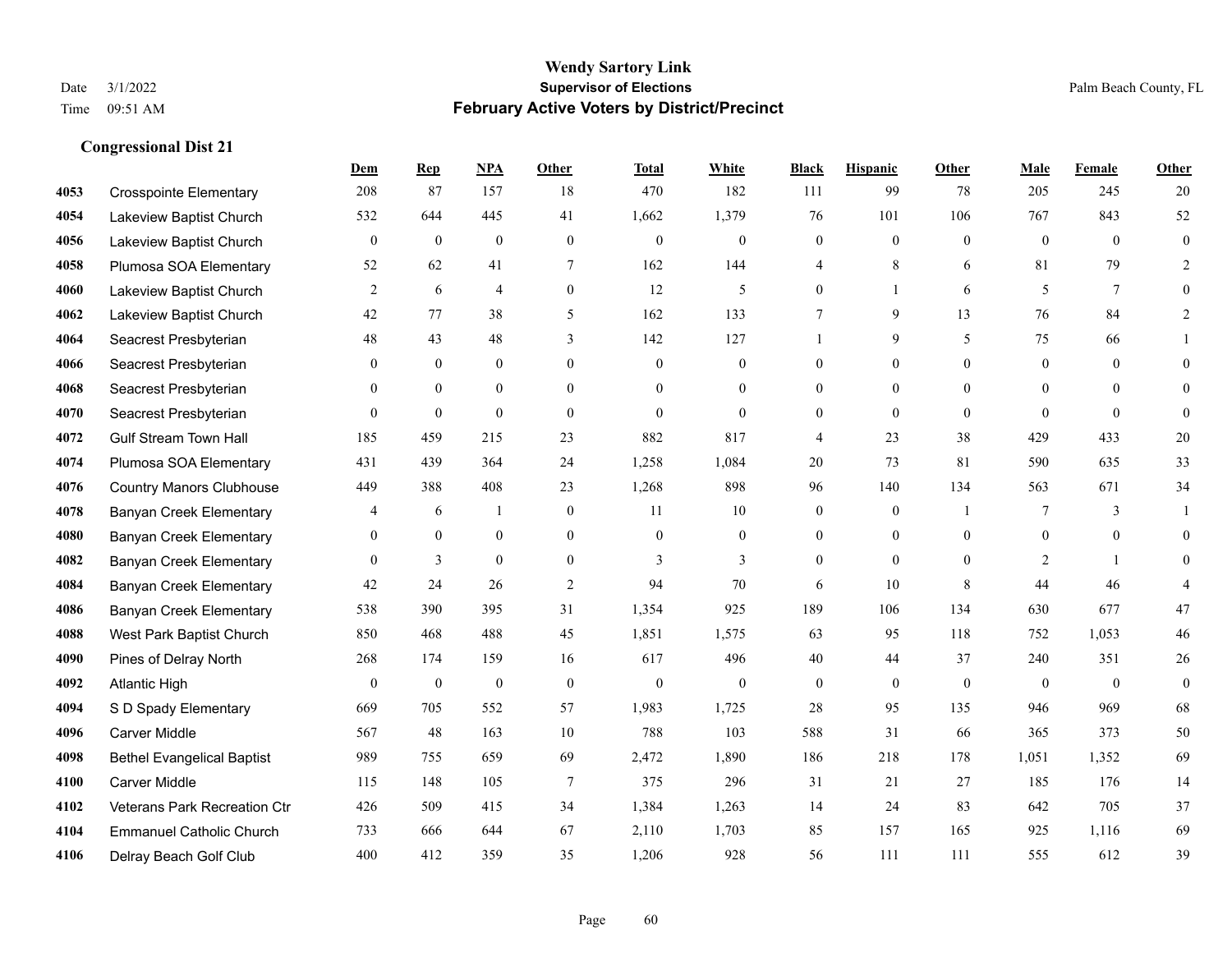# Wendy Sartory Link
## Supervisor of Elections
## February Active Voters by District/Precinct

Date 3/1/2022
Time 09:51 AM

Palm Beach County, FL

### Congressional Dist 21

| | | Dem | Rep | NPA | Other | Total | White | Black | Hispanic | Other | Male | Female | Other |
|---|---|---|---|---|---|---|---|---|---|---|---|---|---|
| 4053 | Crosspointe Elementary | 208 | 87 | 157 | 18 | 470 | 182 | 111 | 99 | 78 | 205 | 245 | 20 |
| 4054 | Lakeview Baptist Church | 532 | 644 | 445 | 41 | 1,662 | 1,379 | 76 | 101 | 106 | 767 | 843 | 52 |
| 4056 | Lakeview Baptist Church | 0 | 0 | 0 | 0 | 0 | 0 | 0 | 0 | 0 | 0 | 0 | 0 |
| 4058 | Plumosa SOA Elementary | 52 | 62 | 41 | 7 | 162 | 144 | 4 | 8 | 6 | 81 | 79 | 2 |
| 4060 | Lakeview Baptist Church | 2 | 6 | 4 | 0 | 12 | 5 | 0 | 1 | 6 | 5 | 7 | 0 |
| 4062 | Lakeview Baptist Church | 42 | 77 | 38 | 5 | 162 | 133 | 7 | 9 | 13 | 76 | 84 | 2 |
| 4064 | Seacrest Presbyterian | 48 | 43 | 48 | 3 | 142 | 127 | 1 | 9 | 5 | 75 | 66 | 1 |
| 4066 | Seacrest Presbyterian | 0 | 0 | 0 | 0 | 0 | 0 | 0 | 0 | 0 | 0 | 0 | 0 |
| 4068 | Seacrest Presbyterian | 0 | 0 | 0 | 0 | 0 | 0 | 0 | 0 | 0 | 0 | 0 | 0 |
| 4070 | Seacrest Presbyterian | 0 | 0 | 0 | 0 | 0 | 0 | 0 | 0 | 0 | 0 | 0 | 0 |
| 4072 | Gulf Stream Town Hall | 185 | 459 | 215 | 23 | 882 | 817 | 4 | 23 | 38 | 429 | 433 | 20 |
| 4074 | Plumosa SOA Elementary | 431 | 439 | 364 | 24 | 1,258 | 1,084 | 20 | 73 | 81 | 590 | 635 | 33 |
| 4076 | Country Manors Clubhouse | 449 | 388 | 408 | 23 | 1,268 | 898 | 96 | 140 | 134 | 563 | 671 | 34 |
| 4078 | Banyan Creek Elementary | 4 | 6 | 1 | 0 | 11 | 10 | 0 | 0 | 1 | 7 | 3 | 1 |
| 4080 | Banyan Creek Elementary | 0 | 0 | 0 | 0 | 0 | 0 | 0 | 0 | 0 | 0 | 0 | 0 |
| 4082 | Banyan Creek Elementary | 0 | 3 | 0 | 0 | 3 | 3 | 0 | 0 | 0 | 2 | 1 | 0 |
| 4084 | Banyan Creek Elementary | 42 | 24 | 26 | 2 | 94 | 70 | 6 | 10 | 8 | 44 | 46 | 4 |
| 4086 | Banyan Creek Elementary | 538 | 390 | 395 | 31 | 1,354 | 925 | 189 | 106 | 134 | 630 | 677 | 47 |
| 4088 | West Park Baptist Church | 850 | 468 | 488 | 45 | 1,851 | 1,575 | 63 | 95 | 118 | 752 | 1,053 | 46 |
| 4090 | Pines of Delray North | 268 | 174 | 159 | 16 | 617 | 496 | 40 | 44 | 37 | 240 | 351 | 26 |
| 4092 | Atlantic High | 0 | 0 | 0 | 0 | 0 | 0 | 0 | 0 | 0 | 0 | 0 | 0 |
| 4094 | S D Spady Elementary | 669 | 705 | 552 | 57 | 1,983 | 1,725 | 28 | 95 | 135 | 946 | 969 | 68 |
| 4096 | Carver Middle | 567 | 48 | 163 | 10 | 788 | 103 | 588 | 31 | 66 | 365 | 373 | 50 |
| 4098 | Bethel Evangelical Baptist | 989 | 755 | 659 | 69 | 2,472 | 1,890 | 186 | 218 | 178 | 1,051 | 1,352 | 69 |
| 4100 | Carver Middle | 115 | 148 | 105 | 7 | 375 | 296 | 31 | 21 | 27 | 185 | 176 | 14 |
| 4102 | Veterans Park Recreation Ctr | 426 | 509 | 415 | 34 | 1,384 | 1,263 | 14 | 24 | 83 | 642 | 705 | 37 |
| 4104 | Emmanuel Catholic Church | 733 | 666 | 644 | 67 | 2,110 | 1,703 | 85 | 157 | 165 | 925 | 1,116 | 69 |
| 4106 | Delray Beach Golf Club | 400 | 412 | 359 | 35 | 1,206 | 928 | 56 | 111 | 111 | 555 | 612 | 39 |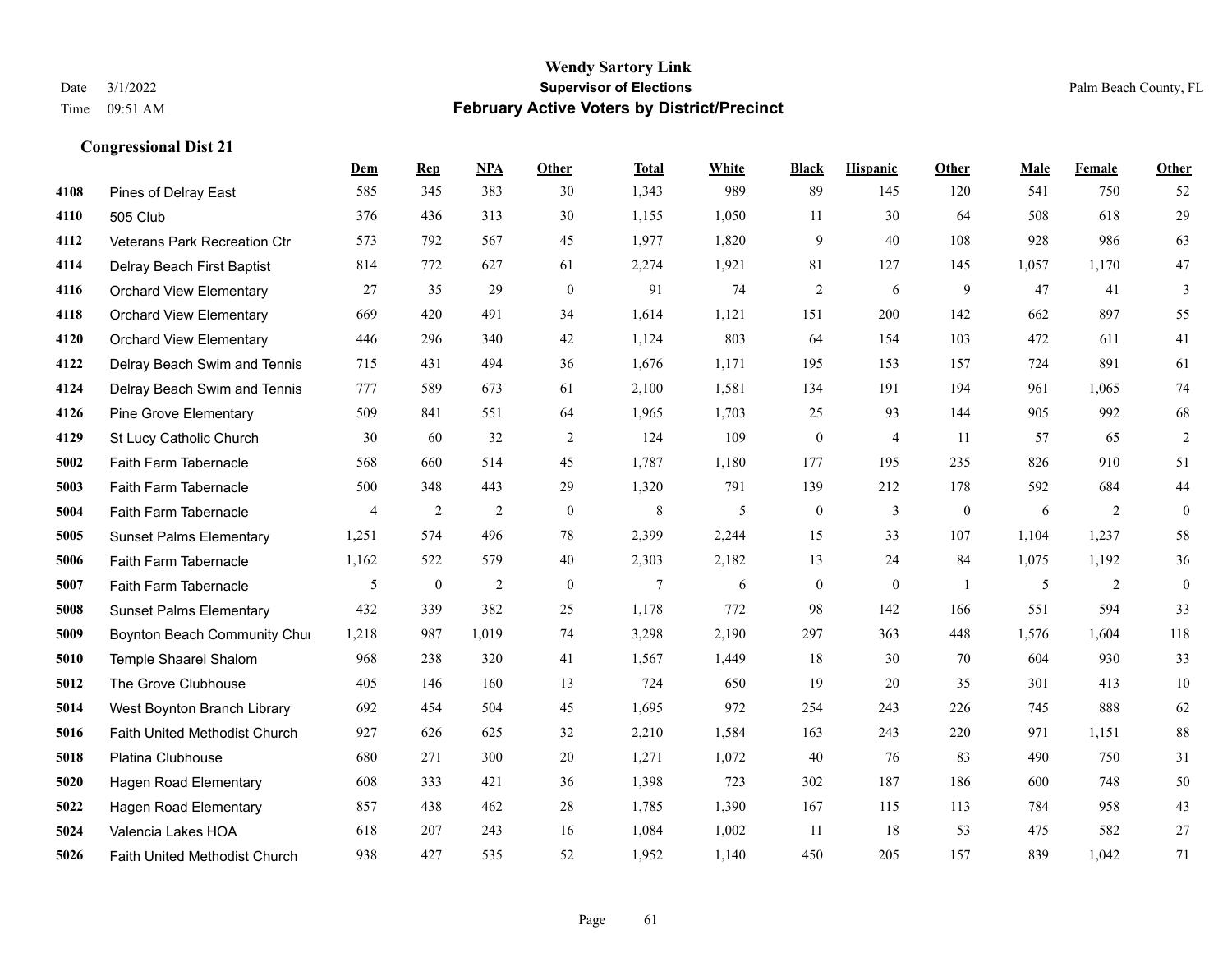# Wendy Sartory Link
## Supervisor of Elections
## February Active Voters by District/Precinct

Date 3/1/2022
Time 09:51 AM

Palm Beach County, FL

### Congressional Dist 21

| | | Dem | Rep | NPA | Other | Total | White | Black | Hispanic | Other | Male | Female | Other |
|---|---|---|---|---|---|---|---|---|---|---|---|---|---|
| 4108 | Pines of Delray East | 585 | 345 | 383 | 30 | 1,343 | 989 | 89 | 145 | 120 | 541 | 750 | 52 |
| 4110 | 505 Club | 376 | 436 | 313 | 30 | 1,155 | 1,050 | 11 | 30 | 64 | 508 | 618 | 29 |
| 4112 | Veterans Park Recreation Ctr | 573 | 792 | 567 | 45 | 1,977 | 1,820 | 9 | 40 | 108 | 928 | 986 | 63 |
| 4114 | Delray Beach First Baptist | 814 | 772 | 627 | 61 | 2,274 | 1,921 | 81 | 127 | 145 | 1,057 | 1,170 | 47 |
| 4116 | Orchard View Elementary | 27 | 35 | 29 | 0 | 91 | 74 | 2 | 6 | 9 | 47 | 41 | 3 |
| 4118 | Orchard View Elementary | 669 | 420 | 491 | 34 | 1,614 | 1,121 | 151 | 200 | 142 | 662 | 897 | 55 |
| 4120 | Orchard View Elementary | 446 | 296 | 340 | 42 | 1,124 | 803 | 64 | 154 | 103 | 472 | 611 | 41 |
| 4122 | Delray Beach Swim and Tennis | 715 | 431 | 494 | 36 | 1,676 | 1,171 | 195 | 153 | 157 | 724 | 891 | 61 |
| 4124 | Delray Beach Swim and Tennis | 777 | 589 | 673 | 61 | 2,100 | 1,581 | 134 | 191 | 194 | 961 | 1,065 | 74 |
| 4126 | Pine Grove Elementary | 509 | 841 | 551 | 64 | 1,965 | 1,703 | 25 | 93 | 144 | 905 | 992 | 68 |
| 4129 | St Lucy Catholic Church | 30 | 60 | 32 | 2 | 124 | 109 | 0 | 4 | 11 | 57 | 65 | 2 |
| 5002 | Faith Farm Tabernacle | 568 | 660 | 514 | 45 | 1,787 | 1,180 | 177 | 195 | 235 | 826 | 910 | 51 |
| 5003 | Faith Farm Tabernacle | 500 | 348 | 443 | 29 | 1,320 | 791 | 139 | 212 | 178 | 592 | 684 | 44 |
| 5004 | Faith Farm Tabernacle | 4 | 2 | 2 | 0 | 8 | 5 | 0 | 3 | 0 | 6 | 2 | 0 |
| 5005 | Sunset Palms Elementary | 1,251 | 574 | 496 | 78 | 2,399 | 2,244 | 15 | 33 | 107 | 1,104 | 1,237 | 58 |
| 5006 | Faith Farm Tabernacle | 1,162 | 522 | 579 | 40 | 2,303 | 2,182 | 13 | 24 | 84 | 1,075 | 1,192 | 36 |
| 5007 | Faith Farm Tabernacle | 5 | 0 | 2 | 0 | 7 | 6 | 0 | 0 | 1 | 5 | 2 | 0 |
| 5008 | Sunset Palms Elementary | 432 | 339 | 382 | 25 | 1,178 | 772 | 98 | 142 | 166 | 551 | 594 | 33 |
| 5009 | Boynton Beach Community Chur | 1,218 | 987 | 1,019 | 74 | 3,298 | 2,190 | 297 | 363 | 448 | 1,576 | 1,604 | 118 |
| 5010 | Temple Shaarei Shalom | 968 | 238 | 320 | 41 | 1,567 | 1,449 | 18 | 30 | 70 | 604 | 930 | 33 |
| 5012 | The Grove Clubhouse | 405 | 146 | 160 | 13 | 724 | 650 | 19 | 20 | 35 | 301 | 413 | 10 |
| 5014 | West Boynton Branch Library | 692 | 454 | 504 | 45 | 1,695 | 972 | 254 | 243 | 226 | 745 | 888 | 62 |
| 5016 | Faith United Methodist Church | 927 | 626 | 625 | 32 | 2,210 | 1,584 | 163 | 243 | 220 | 971 | 1,151 | 88 |
| 5018 | Platina Clubhouse | 680 | 271 | 300 | 20 | 1,271 | 1,072 | 40 | 76 | 83 | 490 | 750 | 31 |
| 5020 | Hagen Road Elementary | 608 | 333 | 421 | 36 | 1,398 | 723 | 302 | 187 | 186 | 600 | 748 | 50 |
| 5022 | Hagen Road Elementary | 857 | 438 | 462 | 28 | 1,785 | 1,390 | 167 | 115 | 113 | 784 | 958 | 43 |
| 5024 | Valencia Lakes HOA | 618 | 207 | 243 | 16 | 1,084 | 1,002 | 11 | 18 | 53 | 475 | 582 | 27 |
| 5026 | Faith United Methodist Church | 938 | 427 | 535 | 52 | 1,952 | 1,140 | 450 | 205 | 157 | 839 | 1,042 | 71 |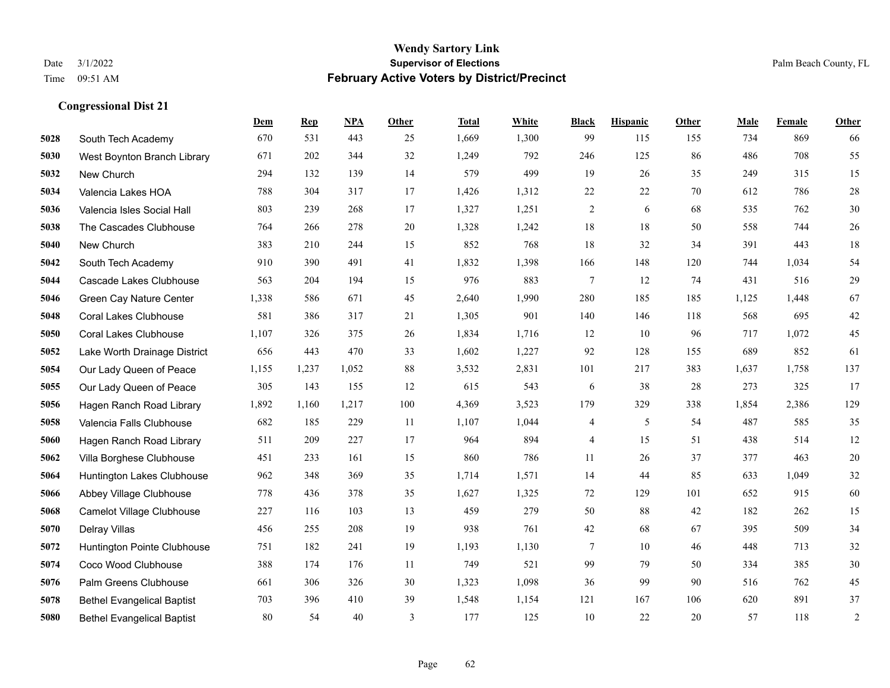**Congressional Dist 21**

| | | Dem | Rep | NPA | Other | Total | White | Black | Hispanic | Other | Male | Female | Other |
|---|---|---|---|---|---|---|---|---|---|---|---|---|---|
| 5028 | South Tech Academy | 670 | 531 | 443 | 25 | 1,669 | 1,300 | 99 | 115 | 155 | 734 | 869 | 66 |
| 5030 | West Boynton Branch Library | 671 | 202 | 344 | 32 | 1,249 | 792 | 246 | 125 | 86 | 486 | 708 | 55 |
| 5032 | New Church | 294 | 132 | 139 | 14 | 579 | 499 | 19 | 26 | 35 | 249 | 315 | 15 |
| 5034 | Valencia Lakes HOA | 788 | 304 | 317 | 17 | 1,426 | 1,312 | 22 | 22 | 70 | 612 | 786 | 28 |
| 5036 | Valencia Isles Social Hall | 803 | 239 | 268 | 17 | 1,327 | 1,251 | 2 | 6 | 68 | 535 | 762 | 30 |
| 5038 | The Cascades Clubhouse | 764 | 266 | 278 | 20 | 1,328 | 1,242 | 18 | 18 | 50 | 558 | 744 | 26 |
| 5040 | New Church | 383 | 210 | 244 | 15 | 852 | 768 | 18 | 32 | 34 | 391 | 443 | 18 |
| 5042 | South Tech Academy | 910 | 390 | 491 | 41 | 1,832 | 1,398 | 166 | 148 | 120 | 744 | 1,034 | 54 |
| 5044 | Cascade Lakes Clubhouse | 563 | 204 | 194 | 15 | 976 | 883 | 7 | 12 | 74 | 431 | 516 | 29 |
| 5046 | Green Cay Nature Center | 1,338 | 586 | 671 | 45 | 2,640 | 1,990 | 280 | 185 | 185 | 1,125 | 1,448 | 67 |
| 5048 | Coral Lakes Clubhouse | 581 | 386 | 317 | 21 | 1,305 | 901 | 140 | 146 | 118 | 568 | 695 | 42 |
| 5050 | Coral Lakes Clubhouse | 1,107 | 326 | 375 | 26 | 1,834 | 1,716 | 12 | 10 | 96 | 717 | 1,072 | 45 |
| 5052 | Lake Worth Drainage District | 656 | 443 | 470 | 33 | 1,602 | 1,227 | 92 | 128 | 155 | 689 | 852 | 61 |
| 5054 | Our Lady Queen of Peace | 1,155 | 1,237 | 1,052 | 88 | 3,532 | 2,831 | 101 | 217 | 383 | 1,637 | 1,758 | 137 |
| 5055 | Our Lady Queen of Peace | 305 | 143 | 155 | 12 | 615 | 543 | 6 | 38 | 28 | 273 | 325 | 17 |
| 5056 | Hagen Ranch Road Library | 1,892 | 1,160 | 1,217 | 100 | 4,369 | 3,523 | 179 | 329 | 338 | 1,854 | 2,386 | 129 |
| 5058 | Valencia Falls Clubhouse | 682 | 185 | 229 | 11 | 1,107 | 1,044 | 4 | 5 | 54 | 487 | 585 | 35 |
| 5060 | Hagen Ranch Road Library | 511 | 209 | 227 | 17 | 964 | 894 | 4 | 15 | 51 | 438 | 514 | 12 |
| 5062 | Villa Borghese Clubhouse | 451 | 233 | 161 | 15 | 860 | 786 | 11 | 26 | 37 | 377 | 463 | 20 |
| 5064 | Huntington Lakes Clubhouse | 962 | 348 | 369 | 35 | 1,714 | 1,571 | 14 | 44 | 85 | 633 | 1,049 | 32 |
| 5066 | Abbey Village Clubhouse | 778 | 436 | 378 | 35 | 1,627 | 1,325 | 72 | 129 | 101 | 652 | 915 | 60 |
| 5068 | Camelot Village Clubhouse | 227 | 116 | 103 | 13 | 459 | 279 | 50 | 88 | 42 | 182 | 262 | 15 |
| 5070 | Delray Villas | 456 | 255 | 208 | 19 | 938 | 761 | 42 | 68 | 67 | 395 | 509 | 34 |
| 5072 | Huntington Pointe Clubhouse | 751 | 182 | 241 | 19 | 1,193 | 1,130 | 7 | 10 | 46 | 448 | 713 | 32 |
| 5074 | Coco Wood Clubhouse | 388 | 174 | 176 | 11 | 749 | 521 | 99 | 79 | 50 | 334 | 385 | 30 |
| 5076 | Palm Greens Clubhouse | 661 | 306 | 326 | 30 | 1,323 | 1,098 | 36 | 99 | 90 | 516 | 762 | 45 |
| 5078 | Bethel Evangelical Baptist | 703 | 396 | 410 | 39 | 1,548 | 1,154 | 121 | 167 | 106 | 620 | 891 | 37 |
| 5080 | Bethel Evangelical Baptist | 80 | 54 | 40 | 3 | 177 | 125 | 10 | 22 | 20 | 57 | 118 | 2 |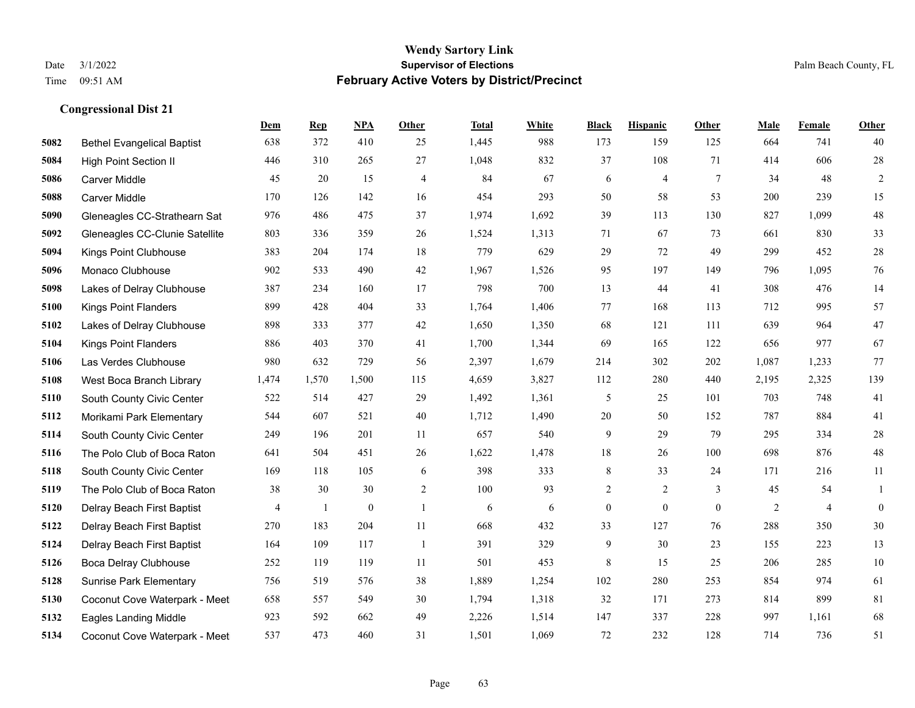# Wendy Sartory Link
## Supervisor of Elections
## February Active Voters by District/Precinct

Date 3/1/2022
Time 09:51 AM

Palm Beach County, FL

### Congressional Dist 21

| | | Dem | Rep | NPA | Other | Total | White | Black | Hispanic | Other | Male | Female | Other |
|---|---|---|---|---|---|---|---|---|---|---|---|---|---|
| 5082 | Bethel Evangelical Baptist | 638 | 372 | 410 | 25 | 1,445 | 988 | 173 | 159 | 125 | 664 | 741 | 40 |
| 5084 | High Point Section II | 446 | 310 | 265 | 27 | 1,048 | 832 | 37 | 108 | 71 | 414 | 606 | 28 |
| 5086 | Carver Middle | 45 | 20 | 15 | 4 | 84 | 67 | 6 | 4 | 7 | 34 | 48 | 2 |
| 5088 | Carver Middle | 170 | 126 | 142 | 16 | 454 | 293 | 50 | 58 | 53 | 200 | 239 | 15 |
| 5090 | Gleneagles CC-Strathearn Sat | 976 | 486 | 475 | 37 | 1,974 | 1,692 | 39 | 113 | 130 | 827 | 1,099 | 48 |
| 5092 | Gleneagles CC-Clunie Satellite | 803 | 336 | 359 | 26 | 1,524 | 1,313 | 71 | 67 | 73 | 661 | 830 | 33 |
| 5094 | Kings Point Clubhouse | 383 | 204 | 174 | 18 | 779 | 629 | 29 | 72 | 49 | 299 | 452 | 28 |
| 5096 | Monaco Clubhouse | 902 | 533 | 490 | 42 | 1,967 | 1,526 | 95 | 197 | 149 | 796 | 1,095 | 76 |
| 5098 | Lakes of Delray Clubhouse | 387 | 234 | 160 | 17 | 798 | 700 | 13 | 44 | 41 | 308 | 476 | 14 |
| 5100 | Kings Point Flanders | 899 | 428 | 404 | 33 | 1,764 | 1,406 | 77 | 168 | 113 | 712 | 995 | 57 |
| 5102 | Lakes of Delray Clubhouse | 898 | 333 | 377 | 42 | 1,650 | 1,350 | 68 | 121 | 111 | 639 | 964 | 47 |
| 5104 | Kings Point Flanders | 886 | 403 | 370 | 41 | 1,700 | 1,344 | 69 | 165 | 122 | 656 | 977 | 67 |
| 5106 | Las Verdes Clubhouse | 980 | 632 | 729 | 56 | 2,397 | 1,679 | 214 | 302 | 202 | 1,087 | 1,233 | 77 |
| 5108 | West Boca Branch Library | 1,474 | 1,570 | 1,500 | 115 | 4,659 | 3,827 | 112 | 280 | 440 | 2,195 | 2,325 | 139 |
| 5110 | South County Civic Center | 522 | 514 | 427 | 29 | 1,492 | 1,361 | 5 | 25 | 101 | 703 | 748 | 41 |
| 5112 | Morikami Park Elementary | 544 | 607 | 521 | 40 | 1,712 | 1,490 | 20 | 50 | 152 | 787 | 884 | 41 |
| 5114 | South County Civic Center | 249 | 196 | 201 | 11 | 657 | 540 | 9 | 29 | 79 | 295 | 334 | 28 |
| 5116 | The Polo Club of Boca Raton | 641 | 504 | 451 | 26 | 1,622 | 1,478 | 18 | 26 | 100 | 698 | 876 | 48 |
| 5118 | South County Civic Center | 169 | 118 | 105 | 6 | 398 | 333 | 8 | 33 | 24 | 171 | 216 | 11 |
| 5119 | The Polo Club of Boca Raton | 38 | 30 | 30 | 2 | 100 | 93 | 2 | 2 | 3 | 45 | 54 | 1 |
| 5120 | Delray Beach First Baptist | 4 | 1 | 0 | 1 | 6 | 6 | 0 | 0 | 0 | 2 | 4 | 0 |
| 5122 | Delray Beach First Baptist | 270 | 183 | 204 | 11 | 668 | 432 | 33 | 127 | 76 | 288 | 350 | 30 |
| 5124 | Delray Beach First Baptist | 164 | 109 | 117 | 1 | 391 | 329 | 9 | 30 | 23 | 155 | 223 | 13 |
| 5126 | Boca Delray Clubhouse | 252 | 119 | 119 | 11 | 501 | 453 | 8 | 15 | 25 | 206 | 285 | 10 |
| 5128 | Sunrise Park Elementary | 756 | 519 | 576 | 38 | 1,889 | 1,254 | 102 | 280 | 253 | 854 | 974 | 61 |
| 5130 | Coconut Cove Waterpark - Meet | 658 | 557 | 549 | 30 | 1,794 | 1,318 | 32 | 171 | 273 | 814 | 899 | 81 |
| 5132 | Eagles Landing Middle | 923 | 592 | 662 | 49 | 2,226 | 1,514 | 147 | 337 | 228 | 997 | 1,161 | 68 |
| 5134 | Coconut Cove Waterpark - Meet | 537 | 473 | 460 | 31 | 1,501 | 1,069 | 72 | 232 | 128 | 714 | 736 | 51 |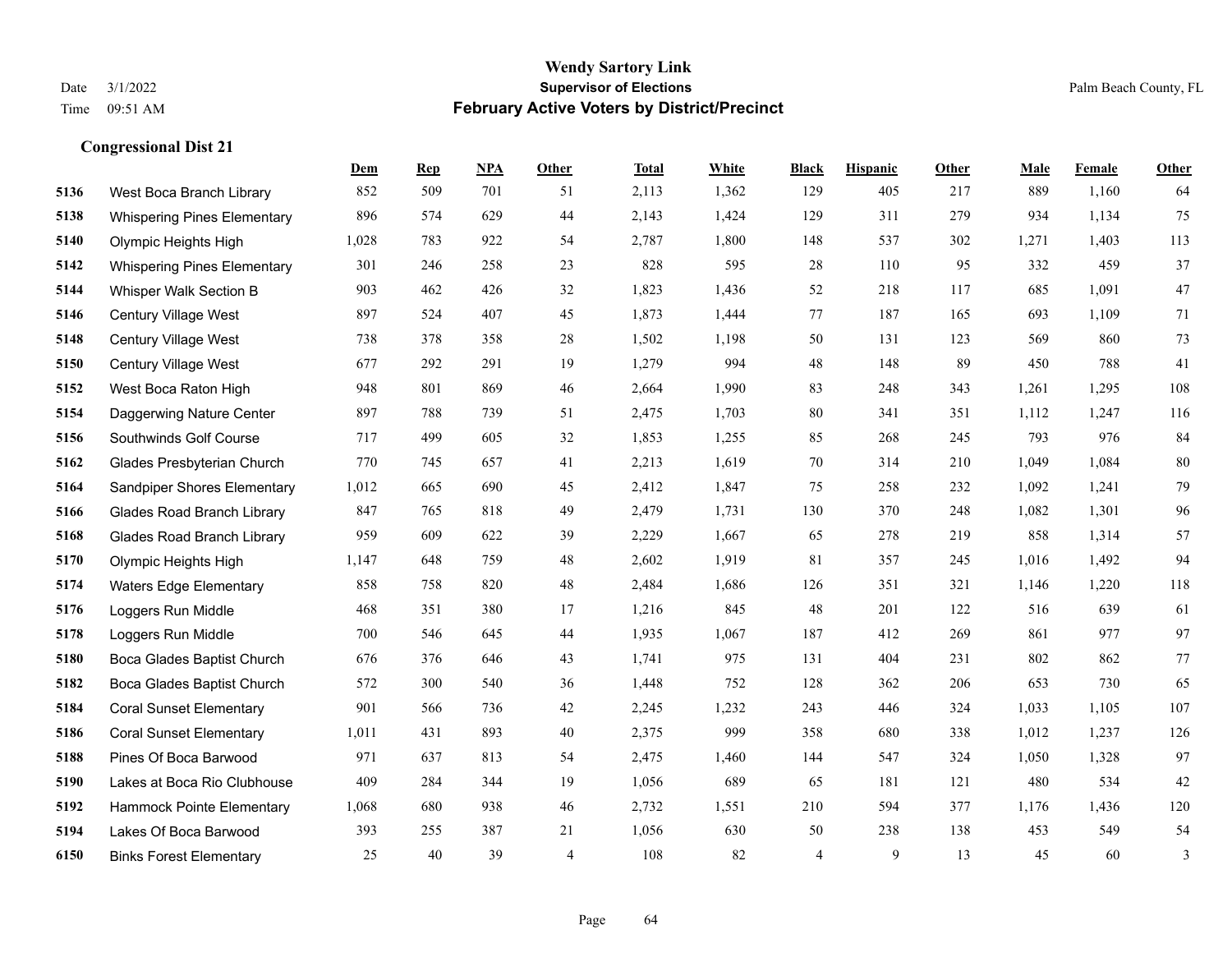# Wendy Sartory Link

## Supervisor of Elections

## February Active Voters by District/Precinct

Date 3/1/2022
Time 09:51 AM

Palm Beach County, FL

### Congressional Dist 21

| | | Dem | Rep | NPA | Other | Total | White | Black | Hispanic | Other | Male | Female | Other |
|---|---|---|---|---|---|---|---|---|---|---|---|---|---|
| 5136 | West Boca Branch Library | 852 | 509 | 701 | 51 | 2,113 | 1,362 | 129 | 405 | 217 | 889 | 1,160 | 64 |
| 5138 | Whispering Pines Elementary | 896 | 574 | 629 | 44 | 2,143 | 1,424 | 129 | 311 | 279 | 934 | 1,134 | 75 |
| 5140 | Olympic Heights High | 1,028 | 783 | 922 | 54 | 2,787 | 1,800 | 148 | 537 | 302 | 1,271 | 1,403 | 113 |
| 5142 | Whispering Pines Elementary | 301 | 246 | 258 | 23 | 828 | 595 | 28 | 110 | 95 | 332 | 459 | 37 |
| 5144 | Whisper Walk Section B | 903 | 462 | 426 | 32 | 1,823 | 1,436 | 52 | 218 | 117 | 685 | 1,091 | 47 |
| 5146 | Century Village West | 897 | 524 | 407 | 45 | 1,873 | 1,444 | 77 | 187 | 165 | 693 | 1,109 | 71 |
| 5148 | Century Village West | 738 | 378 | 358 | 28 | 1,502 | 1,198 | 50 | 131 | 123 | 569 | 860 | 73 |
| 5150 | Century Village West | 677 | 292 | 291 | 19 | 1,279 | 994 | 48 | 148 | 89 | 450 | 788 | 41 |
| 5152 | West Boca Raton High | 948 | 801 | 869 | 46 | 2,664 | 1,990 | 83 | 248 | 343 | 1,261 | 1,295 | 108 |
| 5154 | Daggerwing Nature Center | 897 | 788 | 739 | 51 | 2,475 | 1,703 | 80 | 341 | 351 | 1,112 | 1,247 | 116 |
| 5156 | Southwinds Golf Course | 717 | 499 | 605 | 32 | 1,853 | 1,255 | 85 | 268 | 245 | 793 | 976 | 84 |
| 5162 | Glades Presbyterian Church | 770 | 745 | 657 | 41 | 2,213 | 1,619 | 70 | 314 | 210 | 1,049 | 1,084 | 80 |
| 5164 | Sandpiper Shores Elementary | 1,012 | 665 | 690 | 45 | 2,412 | 1,847 | 75 | 258 | 232 | 1,092 | 1,241 | 79 |
| 5166 | Glades Road Branch Library | 847 | 765 | 818 | 49 | 2,479 | 1,731 | 130 | 370 | 248 | 1,082 | 1,301 | 96 |
| 5168 | Glades Road Branch Library | 959 | 609 | 622 | 39 | 2,229 | 1,667 | 65 | 278 | 219 | 858 | 1,314 | 57 |
| 5170 | Olympic Heights High | 1,147 | 648 | 759 | 48 | 2,602 | 1,919 | 81 | 357 | 245 | 1,016 | 1,492 | 94 |
| 5174 | Waters Edge Elementary | 858 | 758 | 820 | 48 | 2,484 | 1,686 | 126 | 351 | 321 | 1,146 | 1,220 | 118 |
| 5176 | Loggers Run Middle | 468 | 351 | 380 | 17 | 1,216 | 845 | 48 | 201 | 122 | 516 | 639 | 61 |
| 5178 | Loggers Run Middle | 700 | 546 | 645 | 44 | 1,935 | 1,067 | 187 | 412 | 269 | 861 | 977 | 97 |
| 5180 | Boca Glades Baptist Church | 676 | 376 | 646 | 43 | 1,741 | 975 | 131 | 404 | 231 | 802 | 862 | 77 |
| 5182 | Boca Glades Baptist Church | 572 | 300 | 540 | 36 | 1,448 | 752 | 128 | 362 | 206 | 653 | 730 | 65 |
| 5184 | Coral Sunset Elementary | 901 | 566 | 736 | 42 | 2,245 | 1,232 | 243 | 446 | 324 | 1,033 | 1,105 | 107 |
| 5186 | Coral Sunset Elementary | 1,011 | 431 | 893 | 40 | 2,375 | 999 | 358 | 680 | 338 | 1,012 | 1,237 | 126 |
| 5188 | Pines Of Boca Barwood | 971 | 637 | 813 | 54 | 2,475 | 1,460 | 144 | 547 | 324 | 1,050 | 1,328 | 97 |
| 5190 | Lakes at Boca Rio Clubhouse | 409 | 284 | 344 | 19 | 1,056 | 689 | 65 | 181 | 121 | 480 | 534 | 42 |
| 5192 | Hammock Pointe Elementary | 1,068 | 680 | 938 | 46 | 2,732 | 1,551 | 210 | 594 | 377 | 1,176 | 1,436 | 120 |
| 5194 | Lakes Of Boca Barwood | 393 | 255 | 387 | 21 | 1,056 | 630 | 50 | 238 | 138 | 453 | 549 | 54 |
| 6150 | Binks Forest Elementary | 25 | 40 | 39 | 4 | 108 | 82 | 4 | 9 | 13 | 45 | 60 | 3 |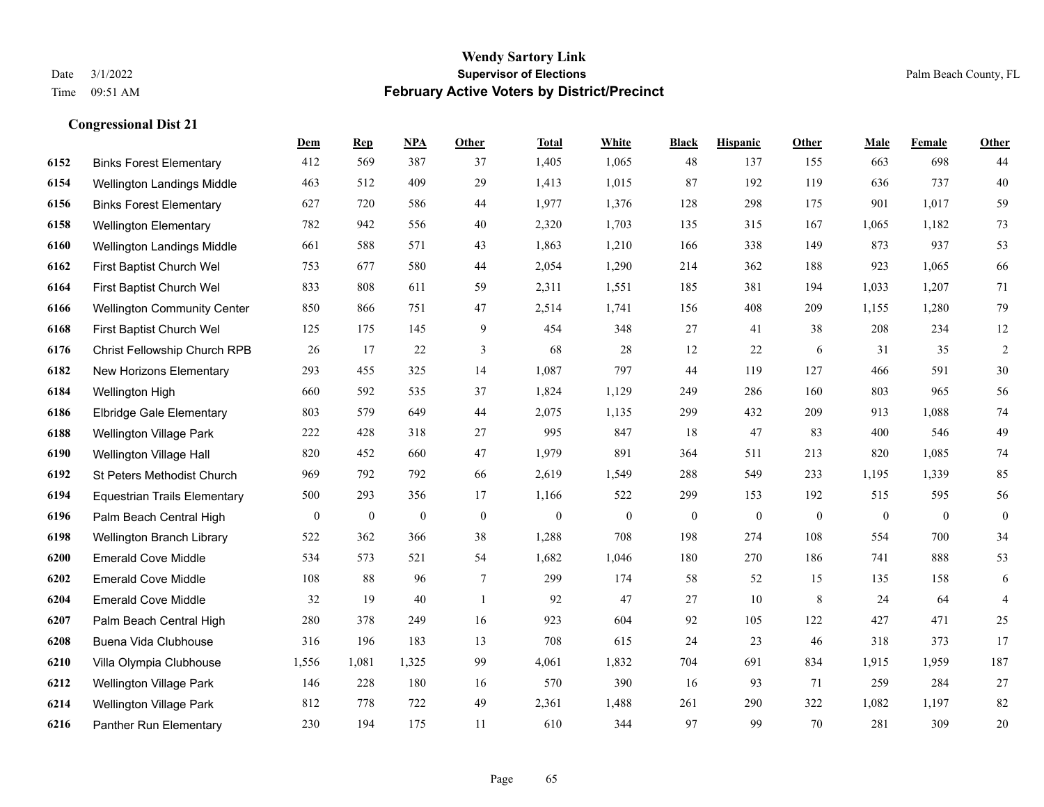**Wendy Sartory Link**
**Supervisor of Elections**
**February Active Voters by District/Precinct**

Date 3/1/2022
Time 09:51 AM

Palm Beach County, FL

### Congressional Dist 21

| | | Dem | Rep | NPA | Other | Total | White | Black | Hispanic | Other | Male | Female | Other |
|---|---|---|---|---|---|---|---|---|---|---|---|---|---|
| 6152 | Binks Forest Elementary | 412 | 569 | 387 | 37 | 1,405 | 1,065 | 48 | 137 | 155 | 663 | 698 | 44 |
| 6154 | Wellington Landings Middle | 463 | 512 | 409 | 29 | 1,413 | 1,015 | 87 | 192 | 119 | 636 | 737 | 40 |
| 6156 | Binks Forest Elementary | 627 | 720 | 586 | 44 | 1,977 | 1,376 | 128 | 298 | 175 | 901 | 1,017 | 59 |
| 6158 | Wellington Elementary | 782 | 942 | 556 | 40 | 2,320 | 1,703 | 135 | 315 | 167 | 1,065 | 1,182 | 73 |
| 6160 | Wellington Landings Middle | 661 | 588 | 571 | 43 | 1,863 | 1,210 | 166 | 338 | 149 | 873 | 937 | 53 |
| 6162 | First Baptist Church Wel | 753 | 677 | 580 | 44 | 2,054 | 1,290 | 214 | 362 | 188 | 923 | 1,065 | 66 |
| 6164 | First Baptist Church Wel | 833 | 808 | 611 | 59 | 2,311 | 1,551 | 185 | 381 | 194 | 1,033 | 1,207 | 71 |
| 6166 | Wellington Community Center | 850 | 866 | 751 | 47 | 2,514 | 1,741 | 156 | 408 | 209 | 1,155 | 1,280 | 79 |
| 6168 | First Baptist Church Wel | 125 | 175 | 145 | 9 | 454 | 348 | 27 | 41 | 38 | 208 | 234 | 12 |
| 6176 | Christ Fellowship Church RPB | 26 | 17 | 22 | 3 | 68 | 28 | 12 | 22 | 6 | 31 | 35 | 2 |
| 6182 | New Horizons Elementary | 293 | 455 | 325 | 14 | 1,087 | 797 | 44 | 119 | 127 | 466 | 591 | 30 |
| 6184 | Wellington High | 660 | 592 | 535 | 37 | 1,824 | 1,129 | 249 | 286 | 160 | 803 | 965 | 56 |
| 6186 | Elbridge Gale Elementary | 803 | 579 | 649 | 44 | 2,075 | 1,135 | 299 | 432 | 209 | 913 | 1,088 | 74 |
| 6188 | Wellington Village Park | 222 | 428 | 318 | 27 | 995 | 847 | 18 | 47 | 83 | 400 | 546 | 49 |
| 6190 | Wellington Village Hall | 820 | 452 | 660 | 47 | 1,979 | 891 | 364 | 511 | 213 | 820 | 1,085 | 74 |
| 6192 | St Peters Methodist Church | 969 | 792 | 792 | 66 | 2,619 | 1,549 | 288 | 549 | 233 | 1,195 | 1,339 | 85 |
| 6194 | Equestrian Trails Elementary | 500 | 293 | 356 | 17 | 1,166 | 522 | 299 | 153 | 192 | 515 | 595 | 56 |
| 6196 | Palm Beach Central High | 0 | 0 | 0 | 0 | 0 | 0 | 0 | 0 | 0 | 0 | 0 | 0 |
| 6198 | Wellington Branch Library | 522 | 362 | 366 | 38 | 1,288 | 708 | 198 | 274 | 108 | 554 | 700 | 34 |
| 6200 | Emerald Cove Middle | 534 | 573 | 521 | 54 | 1,682 | 1,046 | 180 | 270 | 186 | 741 | 888 | 53 |
| 6202 | Emerald Cove Middle | 108 | 88 | 96 | 7 | 299 | 174 | 58 | 52 | 15 | 135 | 158 | 6 |
| 6204 | Emerald Cove Middle | 32 | 19 | 40 | 1 | 92 | 47 | 27 | 10 | 8 | 24 | 64 | 4 |
| 6207 | Palm Beach Central High | 280 | 378 | 249 | 16 | 923 | 604 | 92 | 105 | 122 | 427 | 471 | 25 |
| 6208 | Buena Vida Clubhouse | 316 | 196 | 183 | 13 | 708 | 615 | 24 | 23 | 46 | 318 | 373 | 17 |
| 6210 | Villa Olympia Clubhouse | 1,556 | 1,081 | 1,325 | 99 | 4,061 | 1,832 | 704 | 691 | 834 | 1,915 | 1,959 | 187 |
| 6212 | Wellington Village Park | 146 | 228 | 180 | 16 | 570 | 390 | 16 | 93 | 71 | 259 | 284 | 27 |
| 6214 | Wellington Village Park | 812 | 778 | 722 | 49 | 2,361 | 1,488 | 261 | 290 | 322 | 1,082 | 1,197 | 82 |
| 6216 | Panther Run Elementary | 230 | 194 | 175 | 11 | 610 | 344 | 97 | 99 | 70 | 281 | 309 | 20 |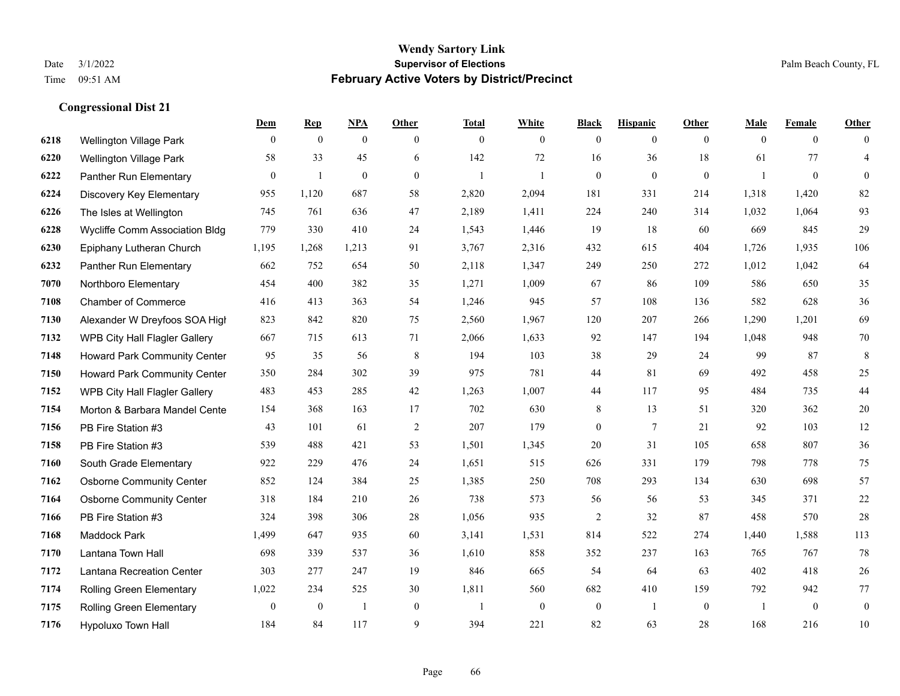# Wendy Sartory Link

## Supervisor of Elections

## February Active Voters by District/Precinct

Date 3/1/2022
Time 09:51 AM

Palm Beach County, FL

### Congressional Dist 21

| | | Dem | Rep | NPA | Other | Total | White | Black | Hispanic | Other | Male | Female | Other |
|---|---|---|---|---|---|---|---|---|---|---|---|---|---|
| 6218 | Wellington Village Park | 0 | 0 | 0 | 0 | 0 | 0 | 0 | 0 | 0 | 0 | 0 | 0 |
| 6220 | Wellington Village Park | 58 | 33 | 45 | 6 | 142 | 72 | 16 | 36 | 18 | 61 | 77 | 4 |
| 6222 | Panther Run Elementary | 0 | 1 | 0 | 0 | 1 | 1 | 0 | 0 | 0 | 1 | 0 | 0 |
| 6224 | Discovery Key Elementary | 955 | 1,120 | 687 | 58 | 2,820 | 2,094 | 181 | 331 | 214 | 1,318 | 1,420 | 82 |
| 6226 | The Isles at Wellington | 745 | 761 | 636 | 47 | 2,189 | 1,411 | 224 | 240 | 314 | 1,032 | 1,064 | 93 |
| 6228 | Wycliffe Comm Association Bldg | 779 | 330 | 410 | 24 | 1,543 | 1,446 | 19 | 18 | 60 | 669 | 845 | 29 |
| 6230 | Epiphany Lutheran Church | 1,195 | 1,268 | 1,213 | 91 | 3,767 | 2,316 | 432 | 615 | 404 | 1,726 | 1,935 | 106 |
| 6232 | Panther Run Elementary | 662 | 752 | 654 | 50 | 2,118 | 1,347 | 249 | 250 | 272 | 1,012 | 1,042 | 64 |
| 7070 | Northboro Elementary | 454 | 400 | 382 | 35 | 1,271 | 1,009 | 67 | 86 | 109 | 586 | 650 | 35 |
| 7108 | Chamber of Commerce | 416 | 413 | 363 | 54 | 1,246 | 945 | 57 | 108 | 136 | 582 | 628 | 36 |
| 7130 | Alexander W Dreyfoos SOA High | 823 | 842 | 820 | 75 | 2,560 | 1,967 | 120 | 207 | 266 | 1,290 | 1,201 | 69 |
| 7132 | WPB City Hall Flagler Gallery | 667 | 715 | 613 | 71 | 2,066 | 1,633 | 92 | 147 | 194 | 1,048 | 948 | 70 |
| 7148 | Howard Park Community Center | 95 | 35 | 56 | 8 | 194 | 103 | 38 | 29 | 24 | 99 | 87 | 8 |
| 7150 | Howard Park Community Center | 350 | 284 | 302 | 39 | 975 | 781 | 44 | 81 | 69 | 492 | 458 | 25 |
| 7152 | WPB City Hall Flagler Gallery | 483 | 453 | 285 | 42 | 1,263 | 1,007 | 44 | 117 | 95 | 484 | 735 | 44 |
| 7154 | Morton & Barbara Mandel Cente | 154 | 368 | 163 | 17 | 702 | 630 | 8 | 13 | 51 | 320 | 362 | 20 |
| 7156 | PB Fire Station #3 | 43 | 101 | 61 | 2 | 207 | 179 | 0 | 7 | 21 | 92 | 103 | 12 |
| 7158 | PB Fire Station #3 | 539 | 488 | 421 | 53 | 1,501 | 1,345 | 20 | 31 | 105 | 658 | 807 | 36 |
| 7160 | South Grade Elementary | 922 | 229 | 476 | 24 | 1,651 | 515 | 626 | 331 | 179 | 798 | 778 | 75 |
| 7162 | Osborne Community Center | 852 | 124 | 384 | 25 | 1,385 | 250 | 708 | 293 | 134 | 630 | 698 | 57 |
| 7164 | Osborne Community Center | 318 | 184 | 210 | 26 | 738 | 573 | 56 | 56 | 53 | 345 | 371 | 22 |
| 7166 | PB Fire Station #3 | 324 | 398 | 306 | 28 | 1,056 | 935 | 2 | 32 | 87 | 458 | 570 | 28 |
| 7168 | Maddock Park | 1,499 | 647 | 935 | 60 | 3,141 | 1,531 | 814 | 522 | 274 | 1,440 | 1,588 | 113 |
| 7170 | Lantana Town Hall | 698 | 339 | 537 | 36 | 1,610 | 858 | 352 | 237 | 163 | 765 | 767 | 78 |
| 7172 | Lantana Recreation Center | 303 | 277 | 247 | 19 | 846 | 665 | 54 | 64 | 63 | 402 | 418 | 26 |
| 7174 | Rolling Green Elementary | 1,022 | 234 | 525 | 30 | 1,811 | 560 | 682 | 410 | 159 | 792 | 942 | 77 |
| 7175 | Rolling Green Elementary | 0 | 0 | 1 | 0 | 1 | 0 | 0 | 1 | 0 | 1 | 0 | 0 |
| 7176 | Hypoluxo Town Hall | 184 | 84 | 117 | 9 | 394 | 221 | 82 | 63 | 28 | 168 | 216 | 10 |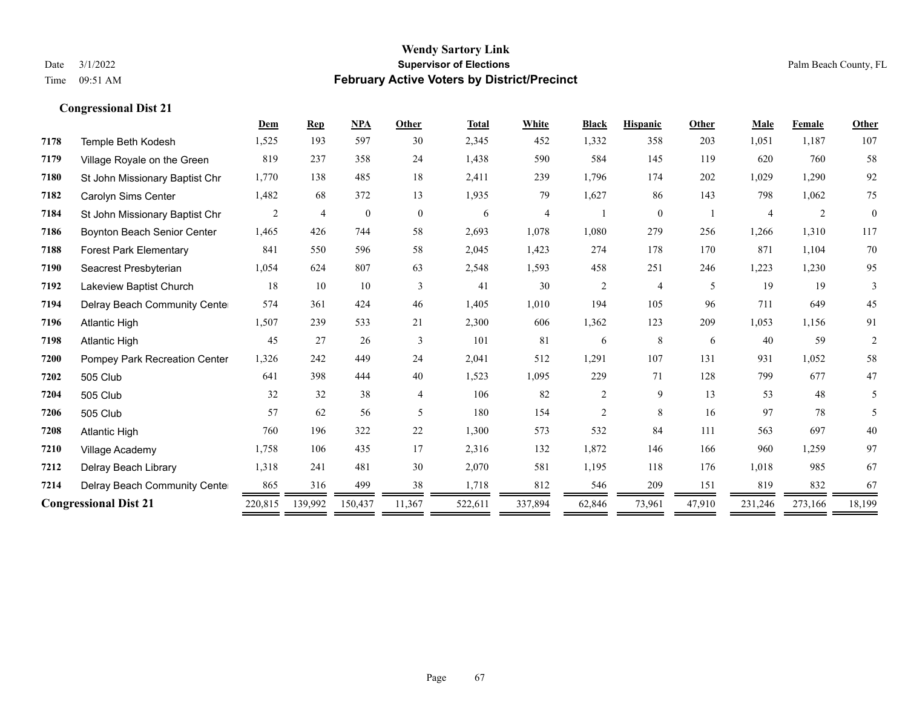**Wendy Sartory Link**
**Supervisor of Elections**
**February Active Voters by District/Precinct**

Date 3/1/2022
Time 09:51 AM

Palm Beach County, FL

### Congressional Dist 21

| | | Dem | Rep | NPA | Other | Total | White | Black | Hispanic | Other | Male | Female | Other |
|---|---|---|---|---|---|---|---|---|---|---|---|---|---|
| 7178 | Temple Beth Kodesh | 1,525 | 193 | 597 | 30 | 2,345 | 452 | 1,332 | 358 | 203 | 1,051 | 1,187 | 107 |
| 7179 | Village Royale on the Green | 819 | 237 | 358 | 24 | 1,438 | 590 | 584 | 145 | 119 | 620 | 760 | 58 |
| 7180 | St John Missionary Baptist Chr | 1,770 | 138 | 485 | 18 | 2,411 | 239 | 1,796 | 174 | 202 | 1,029 | 1,290 | 92 |
| 7182 | Carolyn Sims Center | 1,482 | 68 | 372 | 13 | 1,935 | 79 | 1,627 | 86 | 143 | 798 | 1,062 | 75 |
| 7184 | St John Missionary Baptist Chr | 2 | 4 | 0 | 0 | 6 | 4 | 1 | 0 | 1 | 4 | 2 | 0 |
| 7186 | Boynton Beach Senior Center | 1,465 | 426 | 744 | 58 | 2,693 | 1,078 | 1,080 | 279 | 256 | 1,266 | 1,310 | 117 |
| 7188 | Forest Park Elementary | 841 | 550 | 596 | 58 | 2,045 | 1,423 | 274 | 178 | 170 | 871 | 1,104 | 70 |
| 7190 | Seacrest Presbyterian | 1,054 | 624 | 807 | 63 | 2,548 | 1,593 | 458 | 251 | 246 | 1,223 | 1,230 | 95 |
| 7192 | Lakeview Baptist Church | 18 | 10 | 10 | 3 | 41 | 30 | 2 | 4 | 5 | 19 | 19 | 3 |
| 7194 | Delray Beach Community Center | 574 | 361 | 424 | 46 | 1,405 | 1,010 | 194 | 105 | 96 | 711 | 649 | 45 |
| 7196 | Atlantic High | 1,507 | 239 | 533 | 21 | 2,300 | 606 | 1,362 | 123 | 209 | 1,053 | 1,156 | 91 |
| 7198 | Atlantic High | 45 | 27 | 26 | 3 | 101 | 81 | 6 | 8 | 6 | 40 | 59 | 2 |
| 7200 | Pompey Park Recreation Center | 1,326 | 242 | 449 | 24 | 2,041 | 512 | 1,291 | 107 | 131 | 931 | 1,052 | 58 |
| 7202 | 505 Club | 641 | 398 | 444 | 40 | 1,523 | 1,095 | 229 | 71 | 128 | 799 | 677 | 47 |
| 7204 | 505 Club | 32 | 32 | 38 | 4 | 106 | 82 | 2 | 9 | 13 | 53 | 48 | 5 |
| 7206 | 505 Club | 57 | 62 | 56 | 5 | 180 | 154 | 2 | 8 | 16 | 97 | 78 | 5 |
| 7208 | Atlantic High | 760 | 196 | 322 | 22 | 1,300 | 573 | 532 | 84 | 111 | 563 | 697 | 40 |
| 7210 | Village Academy | 1,758 | 106 | 435 | 17 | 2,316 | 132 | 1,872 | 146 | 166 | 960 | 1,259 | 97 |
| 7212 | Delray Beach Library | 1,318 | 241 | 481 | 30 | 2,070 | 581 | 1,195 | 118 | 176 | 1,018 | 985 | 67 |
| 7214 | Delray Beach Community Center | 865 | 316 | 499 | 38 | 1,718 | 812 | 546 | 209 | 151 | 819 | 832 | 67 |
| **Congressional Dist 21** | | 220,815 | 139,992 | 150,437 | 11,367 | 522,611 | 337,894 | 62,846 | 73,961 | 47,910 | 231,246 | 273,166 | 18,199 |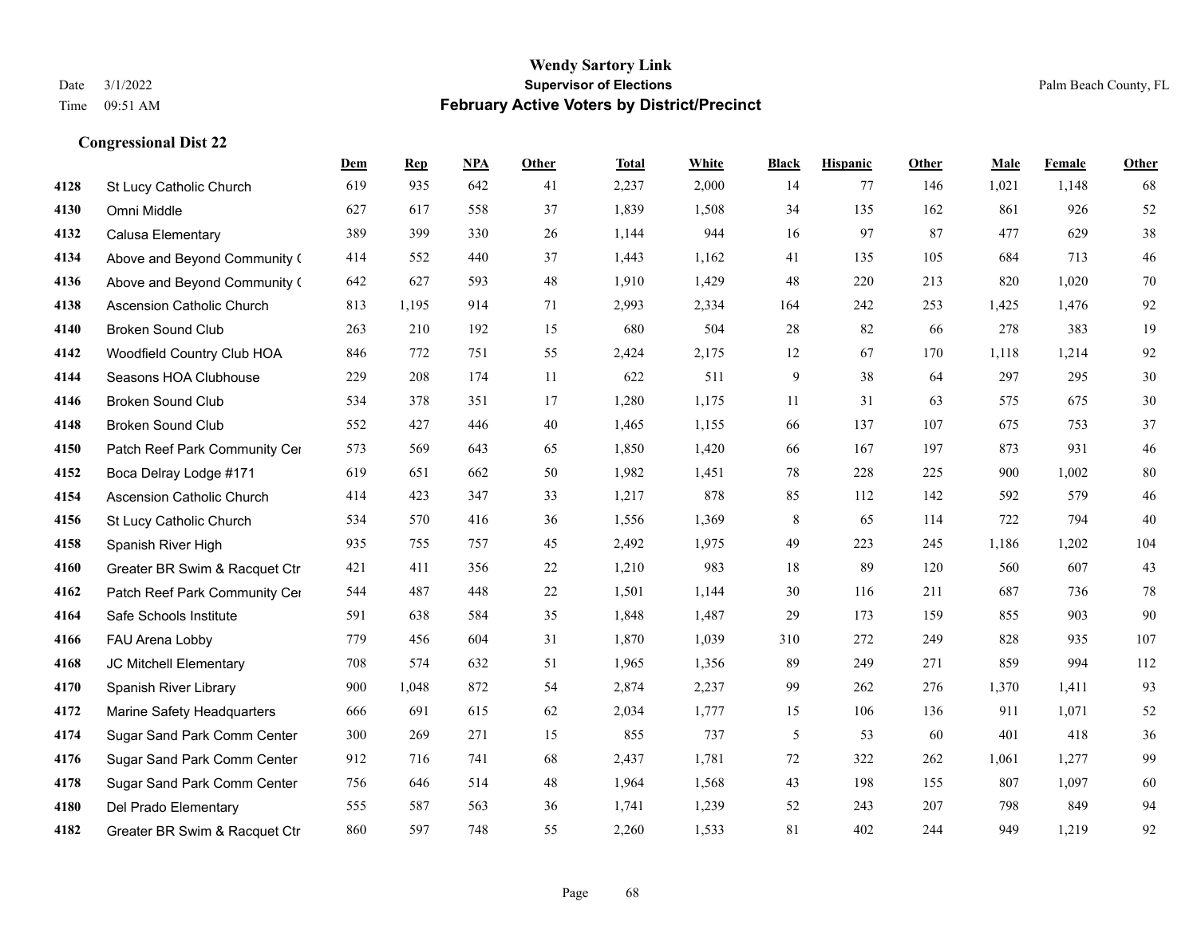# Wendy Sartory Link

**Supervisor of Elections**

**February Active Voters by District/Precinct**

Date 3/1/2022

Time 09:51 AM

Palm Beach County, FL

### Congressional Dist 22

| | | Dem | Rep | NPA | Other | Total | White | Black | Hispanic | Other | Male | Female | Other |
|---|---|---|---|---|---|---|---|---|---|---|---|---|---|
| 4128 | St Lucy Catholic Church | 619 | 935 | 642 | 41 | 2,237 | 2,000 | 14 | 77 | 146 | 1,021 | 1,148 | 68 |
| 4130 | Omni Middle | 627 | 617 | 558 | 37 | 1,839 | 1,508 | 34 | 135 | 162 | 861 | 926 | 52 |
| 4132 | Calusa Elementary | 389 | 399 | 330 | 26 | 1,144 | 944 | 16 | 97 | 87 | 477 | 629 | 38 |
| 4134 | Above and Beyond Community ( | 414 | 552 | 440 | 37 | 1,443 | 1,162 | 41 | 135 | 105 | 684 | 713 | 46 |
| 4136 | Above and Beyond Community ( | 642 | 627 | 593 | 48 | 1,910 | 1,429 | 48 | 220 | 213 | 820 | 1,020 | 70 |
| 4138 | Ascension Catholic Church | 813 | 1,195 | 914 | 71 | 2,993 | 2,334 | 164 | 242 | 253 | 1,425 | 1,476 | 92 |
| 4140 | Broken Sound Club | 263 | 210 | 192 | 15 | 680 | 504 | 28 | 82 | 66 | 278 | 383 | 19 |
| 4142 | Woodfield Country Club HOA | 846 | 772 | 751 | 55 | 2,424 | 2,175 | 12 | 67 | 170 | 1,118 | 1,214 | 92 |
| 4144 | Seasons HOA Clubhouse | 229 | 208 | 174 | 11 | 622 | 511 | 9 | 38 | 64 | 297 | 295 | 30 |
| 4146 | Broken Sound Club | 534 | 378 | 351 | 17 | 1,280 | 1,175 | 11 | 31 | 63 | 575 | 675 | 30 |
| 4148 | Broken Sound Club | 552 | 427 | 446 | 40 | 1,465 | 1,155 | 66 | 137 | 107 | 675 | 753 | 37 |
| 4150 | Patch Reef Park Community Cer | 573 | 569 | 643 | 65 | 1,850 | 1,420 | 66 | 167 | 197 | 873 | 931 | 46 |
| 4152 | Boca Delray Lodge #171 | 619 | 651 | 662 | 50 | 1,982 | 1,451 | 78 | 228 | 225 | 900 | 1,002 | 80 |
| 4154 | Ascension Catholic Church | 414 | 423 | 347 | 33 | 1,217 | 878 | 85 | 112 | 142 | 592 | 579 | 46 |
| 4156 | St Lucy Catholic Church | 534 | 570 | 416 | 36 | 1,556 | 1,369 | 8 | 65 | 114 | 722 | 794 | 40 |
| 4158 | Spanish River High | 935 | 755 | 757 | 45 | 2,492 | 1,975 | 49 | 223 | 245 | 1,186 | 1,202 | 104 |
| 4160 | Greater BR Swim & Racquet Ctr | 421 | 411 | 356 | 22 | 1,210 | 983 | 18 | 89 | 120 | 560 | 607 | 43 |
| 4162 | Patch Reef Park Community Cer | 544 | 487 | 448 | 22 | 1,501 | 1,144 | 30 | 116 | 211 | 687 | 736 | 78 |
| 4164 | Safe Schools Institute | 591 | 638 | 584 | 35 | 1,848 | 1,487 | 29 | 173 | 159 | 855 | 903 | 90 |
| 4166 | FAU Arena Lobby | 779 | 456 | 604 | 31 | 1,870 | 1,039 | 310 | 272 | 249 | 828 | 935 | 107 |
| 4168 | JC Mitchell Elementary | 708 | 574 | 632 | 51 | 1,965 | 1,356 | 89 | 249 | 271 | 859 | 994 | 112 |
| 4170 | Spanish River Library | 900 | 1,048 | 872 | 54 | 2,874 | 2,237 | 99 | 262 | 276 | 1,370 | 1,411 | 93 |
| 4172 | Marine Safety Headquarters | 666 | 691 | 615 | 62 | 2,034 | 1,777 | 15 | 106 | 136 | 911 | 1,071 | 52 |
| 4174 | Sugar Sand Park Comm Center | 300 | 269 | 271 | 15 | 855 | 737 | 5 | 53 | 60 | 401 | 418 | 36 |
| 4176 | Sugar Sand Park Comm Center | 912 | 716 | 741 | 68 | 2,437 | 1,781 | 72 | 322 | 262 | 1,061 | 1,277 | 99 |
| 4178 | Sugar Sand Park Comm Center | 756 | 646 | 514 | 48 | 1,964 | 1,568 | 43 | 198 | 155 | 807 | 1,097 | 60 |
| 4180 | Del Prado Elementary | 555 | 587 | 563 | 36 | 1,741 | 1,239 | 52 | 243 | 207 | 798 | 849 | 94 |
| 4182 | Greater BR Swim & Racquet Ctr | 860 | 597 | 748 | 55 | 2,260 | 1,533 | 81 | 402 | 244 | 949 | 1,219 | 92 |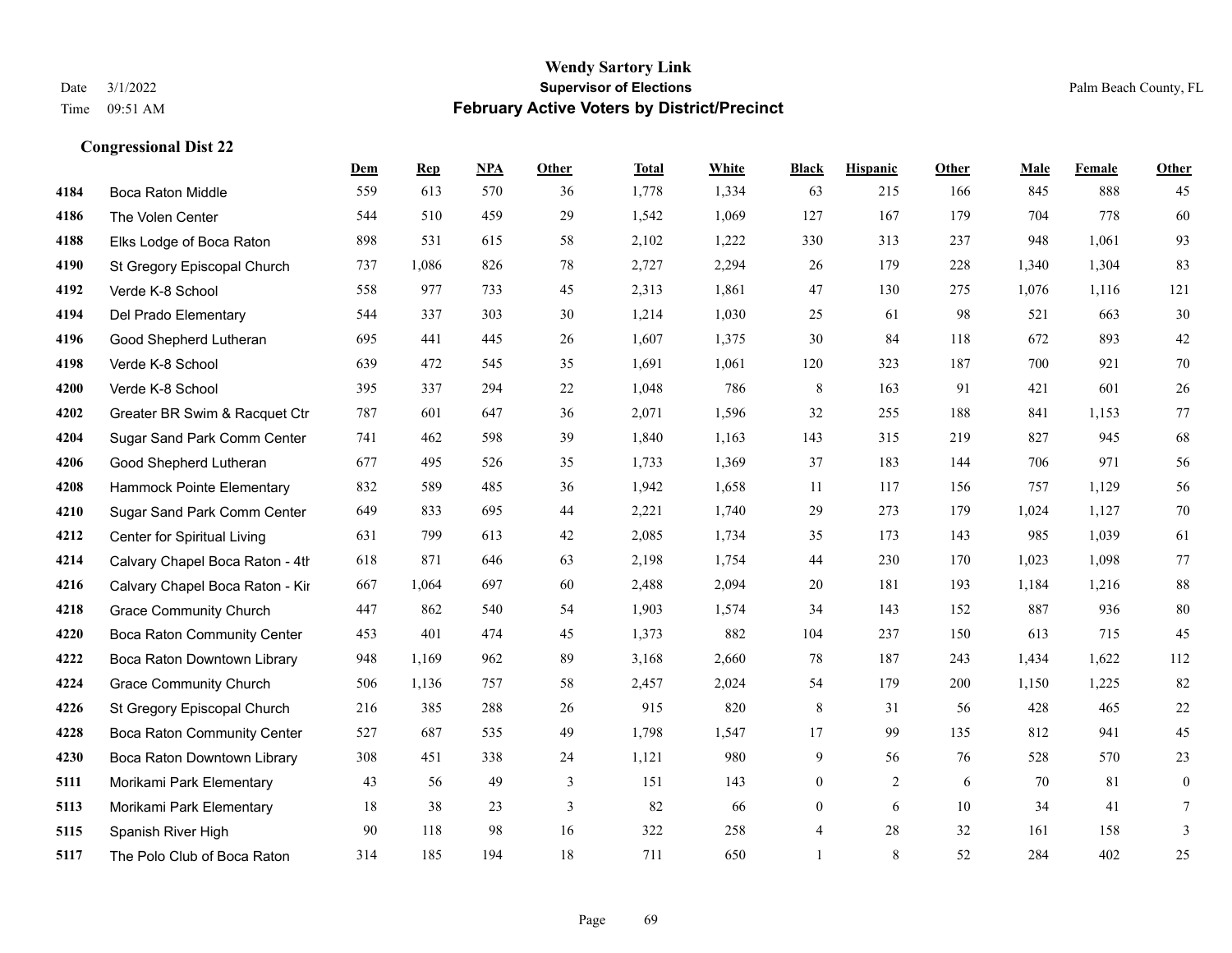**Wendy Sartory Link**
**Supervisor of Elections**
**February Active Voters by District/Precinct**

Date 3/1/2022
Time 09:51 AM

Palm Beach County, FL

### Congressional Dist 22

| | | Dem | Rep | NPA | Other | Total | White | Black | Hispanic | Other | Male | Female | Other |
|---|---|---|---|---|---|---|---|---|---|---|---|---|---|
| 4184 | Boca Raton Middle | 559 | 613 | 570 | 36 | 1,778 | 1,334 | 63 | 215 | 166 | 845 | 888 | 45 |
| 4186 | The Volen Center | 544 | 510 | 459 | 29 | 1,542 | 1,069 | 127 | 167 | 179 | 704 | 778 | 60 |
| 4188 | Elks Lodge of Boca Raton | 898 | 531 | 615 | 58 | 2,102 | 1,222 | 330 | 313 | 237 | 948 | 1,061 | 93 |
| 4190 | St Gregory Episcopal Church | 737 | 1,086 | 826 | 78 | 2,727 | 2,294 | 26 | 179 | 228 | 1,340 | 1,304 | 83 |
| 4192 | Verde K-8 School | 558 | 977 | 733 | 45 | 2,313 | 1,861 | 47 | 130 | 275 | 1,076 | 1,116 | 121 |
| 4194 | Del Prado Elementary | 544 | 337 | 303 | 30 | 1,214 | 1,030 | 25 | 61 | 98 | 521 | 663 | 30 |
| 4196 | Good Shepherd Lutheran | 695 | 441 | 445 | 26 | 1,607 | 1,375 | 30 | 84 | 118 | 672 | 893 | 42 |
| 4198 | Verde K-8 School | 639 | 472 | 545 | 35 | 1,691 | 1,061 | 120 | 323 | 187 | 700 | 921 | 70 |
| 4200 | Verde K-8 School | 395 | 337 | 294 | 22 | 1,048 | 786 | 8 | 163 | 91 | 421 | 601 | 26 |
| 4202 | Greater BR Swim & Racquet Ctr | 787 | 601 | 647 | 36 | 2,071 | 1,596 | 32 | 255 | 188 | 841 | 1,153 | 77 |
| 4204 | Sugar Sand Park Comm Center | 741 | 462 | 598 | 39 | 1,840 | 1,163 | 143 | 315 | 219 | 827 | 945 | 68 |
| 4206 | Good Shepherd Lutheran | 677 | 495 | 526 | 35 | 1,733 | 1,369 | 37 | 183 | 144 | 706 | 971 | 56 |
| 4208 | Hammock Pointe Elementary | 832 | 589 | 485 | 36 | 1,942 | 1,658 | 11 | 117 | 156 | 757 | 1,129 | 56 |
| 4210 | Sugar Sand Park Comm Center | 649 | 833 | 695 | 44 | 2,221 | 1,740 | 29 | 273 | 179 | 1,024 | 1,127 | 70 |
| 4212 | Center for Spiritual Living | 631 | 799 | 613 | 42 | 2,085 | 1,734 | 35 | 173 | 143 | 985 | 1,039 | 61 |
| 4214 | Calvary Chapel Boca Raton - 4th | 618 | 871 | 646 | 63 | 2,198 | 1,754 | 44 | 230 | 170 | 1,023 | 1,098 | 77 |
| 4216 | Calvary Chapel Boca Raton - Kir | 667 | 1,064 | 697 | 60 | 2,488 | 2,094 | 20 | 181 | 193 | 1,184 | 1,216 | 88 |
| 4218 | Grace Community Church | 447 | 862 | 540 | 54 | 1,903 | 1,574 | 34 | 143 | 152 | 887 | 936 | 80 |
| 4220 | Boca Raton Community Center | 453 | 401 | 474 | 45 | 1,373 | 882 | 104 | 237 | 150 | 613 | 715 | 45 |
| 4222 | Boca Raton Downtown Library | 948 | 1,169 | 962 | 89 | 3,168 | 2,660 | 78 | 187 | 243 | 1,434 | 1,622 | 112 |
| 4224 | Grace Community Church | 506 | 1,136 | 757 | 58 | 2,457 | 2,024 | 54 | 179 | 200 | 1,150 | 1,225 | 82 |
| 4226 | St Gregory Episcopal Church | 216 | 385 | 288 | 26 | 915 | 820 | 8 | 31 | 56 | 428 | 465 | 22 |
| 4228 | Boca Raton Community Center | 527 | 687 | 535 | 49 | 1,798 | 1,547 | 17 | 99 | 135 | 812 | 941 | 45 |
| 4230 | Boca Raton Downtown Library | 308 | 451 | 338 | 24 | 1,121 | 980 | 9 | 56 | 76 | 528 | 570 | 23 |
| 5111 | Morikami Park Elementary | 43 | 56 | 49 | 3 | 151 | 143 | 0 | 2 | 6 | 70 | 81 | 0 |
| 5113 | Morikami Park Elementary | 18 | 38 | 23 | 3 | 82 | 66 | 0 | 6 | 10 | 34 | 41 | 7 |
| 5115 | Spanish River High | 90 | 118 | 98 | 16 | 322 | 258 | 4 | 28 | 32 | 161 | 158 | 3 |
| 5117 | The Polo Club of Boca Raton | 314 | 185 | 194 | 18 | 711 | 650 | 1 | 8 | 52 | 284 | 402 | 25 |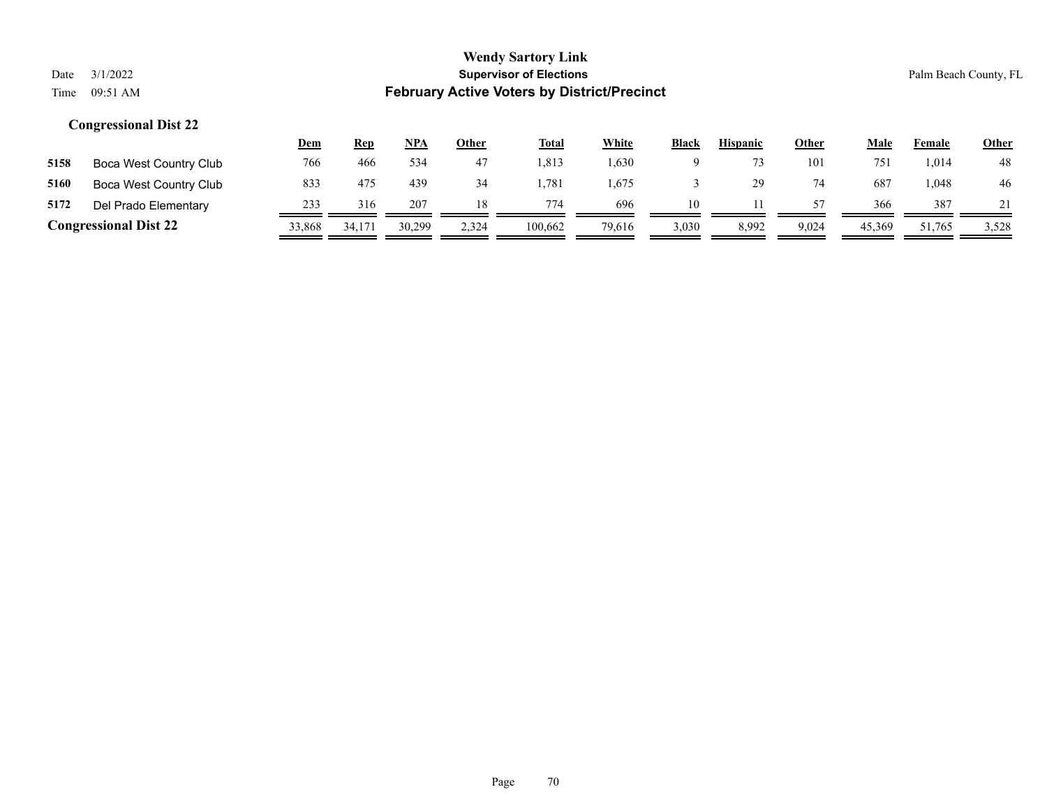**Wendy Sartory Link**
**Supervisor of Elections**
**February Active Voters by District/Precinct**

Date 3/1/2022
Time 09:51 AM

Palm Beach County, FL

### Congressional Dist 22

| | | Dem | Rep | NPA | Other | Total | White | Black | Hispanic | Other | Male | Female | Other |
|---|---|---|---|---|---|---|---|---|---|---|---|---|---|
| 5158 | Boca West Country Club | 766 | 466 | 534 | 47 | 1,813 | 1,630 | 9 | 73 | 101 | 751 | 1,014 | 48 |
| 5160 | Boca West Country Club | 833 | 475 | 439 | 34 | 1,781 | 1,675 | 3 | 29 | 74 | 687 | 1,048 | 46 |
| 5172 | Del Prado Elementary | 233 | 316 | 207 | 18 | 774 | 696 | 10 | 11 | 57 | 366 | 387 | 21 |
| **Congressional Dist 22** | | 33,868 | 34,171 | 30,299 | 2,324 | 100,662 | 79,616 | 3,030 | 8,992 | 9,024 | 45,369 | 51,765 | 3,528 |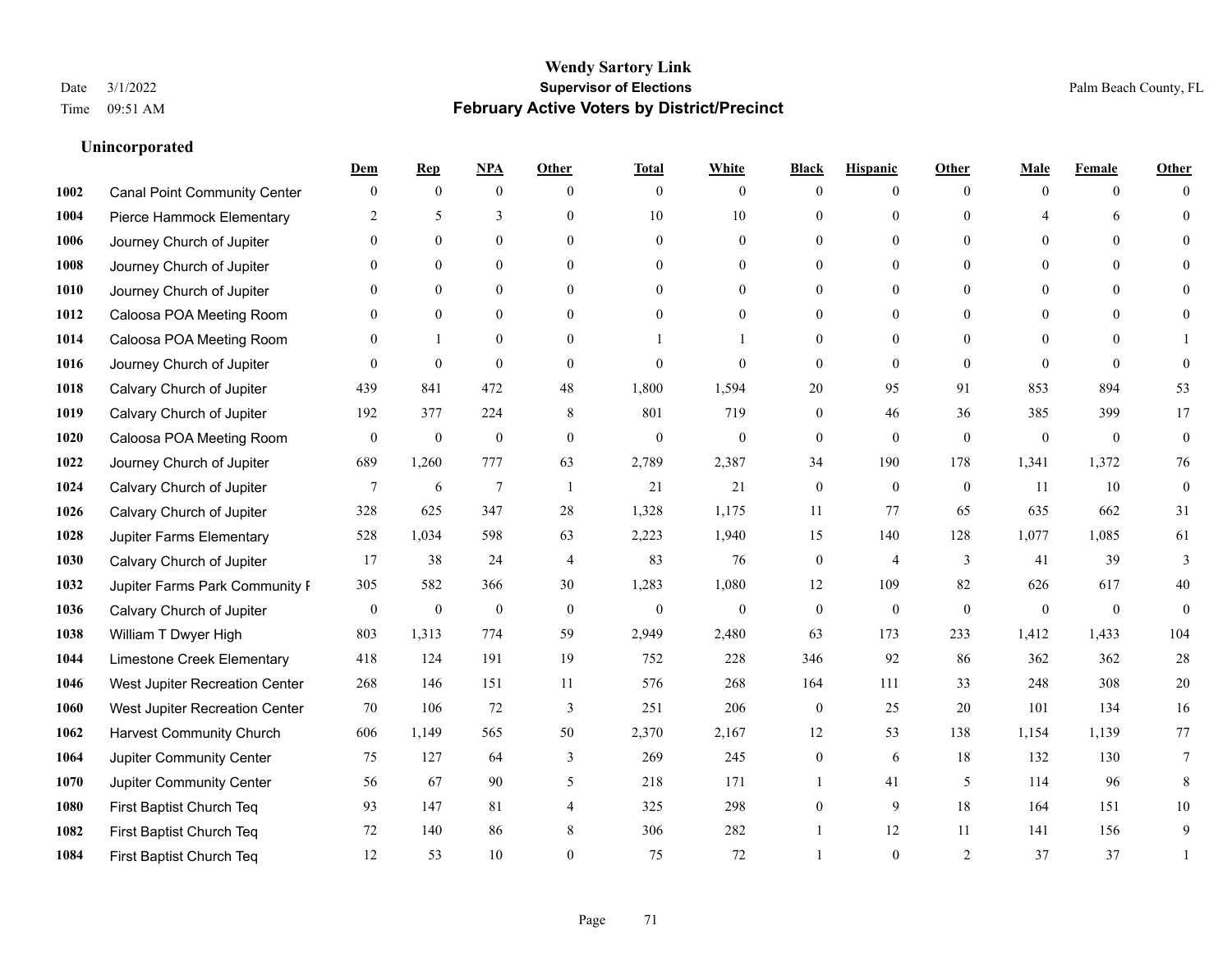# Wendy Sartory Link

**Supervisor of Elections**

**February Active Voters by District/Precinct**

Date 3/1/2022
Time 09:51 AM

Palm Beach County, FL

## Unincorporated

| | | Dem | Rep | NPA | Other | Total | White | Black | Hispanic | Other | Male | Female | Other |
|---|---|---|---|---|---|---|---|---|---|---|---|---|---|
| 1002 | Canal Point Community Center | 0 | 0 | 0 | 0 | 0 | 0 | 0 | 0 | 0 | 0 | 0 | 0 |
| 1004 | Pierce Hammock Elementary | 2 | 5 | 3 | 0 | 10 | 10 | 0 | 0 | 0 | 4 | 6 | 0 |
| 1006 | Journey Church of Jupiter | 0 | 0 | 0 | 0 | 0 | 0 | 0 | 0 | 0 | 0 | 0 | 0 |
| 1008 | Journey Church of Jupiter | 0 | 0 | 0 | 0 | 0 | 0 | 0 | 0 | 0 | 0 | 0 | 0 |
| 1010 | Journey Church of Jupiter | 0 | 0 | 0 | 0 | 0 | 0 | 0 | 0 | 0 | 0 | 0 | 0 |
| 1012 | Caloosa POA Meeting Room | 0 | 0 | 0 | 0 | 0 | 0 | 0 | 0 | 0 | 0 | 0 | 0 |
| 1014 | Caloosa POA Meeting Room | 0 | 1 | 0 | 0 | 1 | 1 | 0 | 0 | 0 | 0 | 0 | 1 |
| 1016 | Journey Church of Jupiter | 0 | 0 | 0 | 0 | 0 | 0 | 0 | 0 | 0 | 0 | 0 | 0 |
| 1018 | Calvary Church of Jupiter | 439 | 841 | 472 | 48 | 1,800 | 1,594 | 20 | 95 | 91 | 853 | 894 | 53 |
| 1019 | Calvary Church of Jupiter | 192 | 377 | 224 | 8 | 801 | 719 | 0 | 46 | 36 | 385 | 399 | 17 |
| 1020 | Caloosa POA Meeting Room | 0 | 0 | 0 | 0 | 0 | 0 | 0 | 0 | 0 | 0 | 0 | 0 |
| 1022 | Journey Church of Jupiter | 689 | 1,260 | 777 | 63 | 2,789 | 2,387 | 34 | 190 | 178 | 1,341 | 1,372 | 76 |
| 1024 | Calvary Church of Jupiter | 7 | 6 | 7 | 1 | 21 | 21 | 0 | 0 | 0 | 11 | 10 | 0 |
| 1026 | Calvary Church of Jupiter | 328 | 625 | 347 | 28 | 1,328 | 1,175 | 11 | 77 | 65 | 635 | 662 | 31 |
| 1028 | Jupiter Farms Elementary | 528 | 1,034 | 598 | 63 | 2,223 | 1,940 | 15 | 140 | 128 | 1,077 | 1,085 | 61 |
| 1030 | Calvary Church of Jupiter | 17 | 38 | 24 | 4 | 83 | 76 | 0 | 4 | 3 | 41 | 39 | 3 |
| 1032 | Jupiter Farms Park Community F | 305 | 582 | 366 | 30 | 1,283 | 1,080 | 12 | 109 | 82 | 626 | 617 | 40 |
| 1036 | Calvary Church of Jupiter | 0 | 0 | 0 | 0 | 0 | 0 | 0 | 0 | 0 | 0 | 0 | 0 |
| 1038 | William T Dwyer High | 803 | 1,313 | 774 | 59 | 2,949 | 2,480 | 63 | 173 | 233 | 1,412 | 1,433 | 104 |
| 1044 | Limestone Creek Elementary | 418 | 124 | 191 | 19 | 752 | 228 | 346 | 92 | 86 | 362 | 362 | 28 |
| 1046 | West Jupiter Recreation Center | 268 | 146 | 151 | 11 | 576 | 268 | 164 | 111 | 33 | 248 | 308 | 20 |
| 1060 | West Jupiter Recreation Center | 70 | 106 | 72 | 3 | 251 | 206 | 0 | 25 | 20 | 101 | 134 | 16 |
| 1062 | Harvest Community Church | 606 | 1,149 | 565 | 50 | 2,370 | 2,167 | 12 | 53 | 138 | 1,154 | 1,139 | 77 |
| 1064 | Jupiter Community Center | 75 | 127 | 64 | 3 | 269 | 245 | 0 | 6 | 18 | 132 | 130 | 7 |
| 1070 | Jupiter Community Center | 56 | 67 | 90 | 5 | 218 | 171 | 1 | 41 | 5 | 114 | 96 | 8 |
| 1080 | First Baptist Church Teq | 93 | 147 | 81 | 4 | 325 | 298 | 0 | 9 | 18 | 164 | 151 | 10 |
| 1082 | First Baptist Church Teq | 72 | 140 | 86 | 8 | 306 | 282 | 1 | 12 | 11 | 141 | 156 | 9 |
| 1084 | First Baptist Church Teq | 12 | 53 | 10 | 0 | 75 | 72 | 1 | 0 | 2 | 37 | 37 | 1 |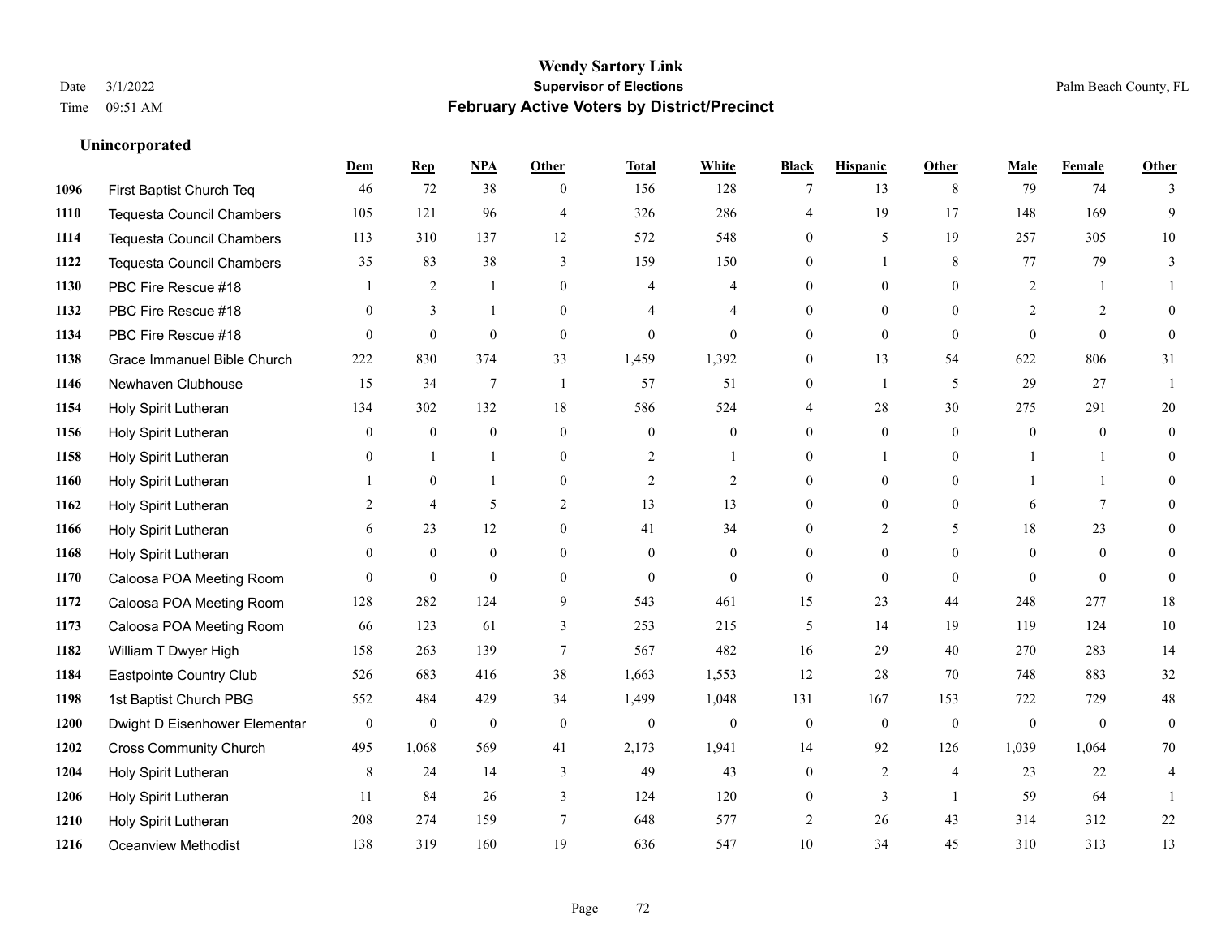# Wendy Sartory Link
## Supervisor of Elections
## February Active Voters by District/Precinct

Date 3/1/2022
Time 09:51 AM

Palm Beach County, FL

### Unincorporated

| | | Dem | Rep | NPA | Other | Total | White | Black | Hispanic | Other | Male | Female | Other |
|---|---|---|---|---|---|---|---|---|---|---|---|---|---|
| 1096 | First Baptist Church Teq | 46 | 72 | 38 | 0 | 156 | 128 | 7 | 13 | 8 | 79 | 74 | 3 |
| 1110 | Tequesta Council Chambers | 105 | 121 | 96 | 4 | 326 | 286 | 4 | 19 | 17 | 148 | 169 | 9 |
| 1114 | Tequesta Council Chambers | 113 | 310 | 137 | 12 | 572 | 548 | 0 | 5 | 19 | 257 | 305 | 10 |
| 1122 | Tequesta Council Chambers | 35 | 83 | 38 | 3 | 159 | 150 | 0 | 1 | 8 | 77 | 79 | 3 |
| 1130 | PBC Fire Rescue #18 | 1 | 2 | 1 | 0 | 4 | 4 | 0 | 0 | 0 | 2 | 1 | 1 |
| 1132 | PBC Fire Rescue #18 | 0 | 3 | 1 | 0 | 4 | 4 | 0 | 0 | 0 | 2 | 2 | 0 |
| 1134 | PBC Fire Rescue #18 | 0 | 0 | 0 | 0 | 0 | 0 | 0 | 0 | 0 | 0 | 0 | 0 |
| 1138 | Grace Immanuel Bible Church | 222 | 830 | 374 | 33 | 1,459 | 1,392 | 0 | 13 | 54 | 622 | 806 | 31 |
| 1146 | Newhaven Clubhouse | 15 | 34 | 7 | 1 | 57 | 51 | 0 | 1 | 5 | 29 | 27 | 1 |
| 1154 | Holy Spirit Lutheran | 134 | 302 | 132 | 18 | 586 | 524 | 4 | 28 | 30 | 275 | 291 | 20 |
| 1156 | Holy Spirit Lutheran | 0 | 0 | 0 | 0 | 0 | 0 | 0 | 0 | 0 | 0 | 0 | 0 |
| 1158 | Holy Spirit Lutheran | 0 | 1 | 1 | 0 | 2 | 1 | 0 | 1 | 0 | 1 | 1 | 0 |
| 1160 | Holy Spirit Lutheran | 1 | 0 | 1 | 0 | 2 | 2 | 0 | 0 | 0 | 1 | 1 | 0 |
| 1162 | Holy Spirit Lutheran | 2 | 4 | 5 | 2 | 13 | 13 | 0 | 0 | 0 | 6 | 7 | 0 |
| 1166 | Holy Spirit Lutheran | 6 | 23 | 12 | 0 | 41 | 34 | 0 | 2 | 5 | 18 | 23 | 0 |
| 1168 | Holy Spirit Lutheran | 0 | 0 | 0 | 0 | 0 | 0 | 0 | 0 | 0 | 0 | 0 | 0 |
| 1170 | Caloosa POA Meeting Room | 0 | 0 | 0 | 0 | 0 | 0 | 0 | 0 | 0 | 0 | 0 | 0 |
| 1172 | Caloosa POA Meeting Room | 128 | 282 | 124 | 9 | 543 | 461 | 15 | 23 | 44 | 248 | 277 | 18 |
| 1173 | Caloosa POA Meeting Room | 66 | 123 | 61 | 3 | 253 | 215 | 5 | 14 | 19 | 119 | 124 | 10 |
| 1182 | William T Dwyer High | 158 | 263 | 139 | 7 | 567 | 482 | 16 | 29 | 40 | 270 | 283 | 14 |
| 1184 | Eastpointe Country Club | 526 | 683 | 416 | 38 | 1,663 | 1,553 | 12 | 28 | 70 | 748 | 883 | 32 |
| 1198 | 1st Baptist Church PBG | 552 | 484 | 429 | 34 | 1,499 | 1,048 | 131 | 167 | 153 | 722 | 729 | 48 |
| 1200 | Dwight D Eisenhower Elementar | 0 | 0 | 0 | 0 | 0 | 0 | 0 | 0 | 0 | 0 | 0 | 0 |
| 1202 | Cross Community Church | 495 | 1,068 | 569 | 41 | 2,173 | 1,941 | 14 | 92 | 126 | 1,039 | 1,064 | 70 |
| 1204 | Holy Spirit Lutheran | 8 | 24 | 14 | 3 | 49 | 43 | 0 | 2 | 4 | 23 | 22 | 4 |
| 1206 | Holy Spirit Lutheran | 11 | 84 | 26 | 3 | 124 | 120 | 0 | 3 | 1 | 59 | 64 | 1 |
| 1210 | Holy Spirit Lutheran | 208 | 274 | 159 | 7 | 648 | 577 | 2 | 26 | 43 | 314 | 312 | 22 |
| 1216 | Oceanview Methodist | 138 | 319 | 160 | 19 | 636 | 547 | 10 | 34 | 45 | 310 | 313 | 13 |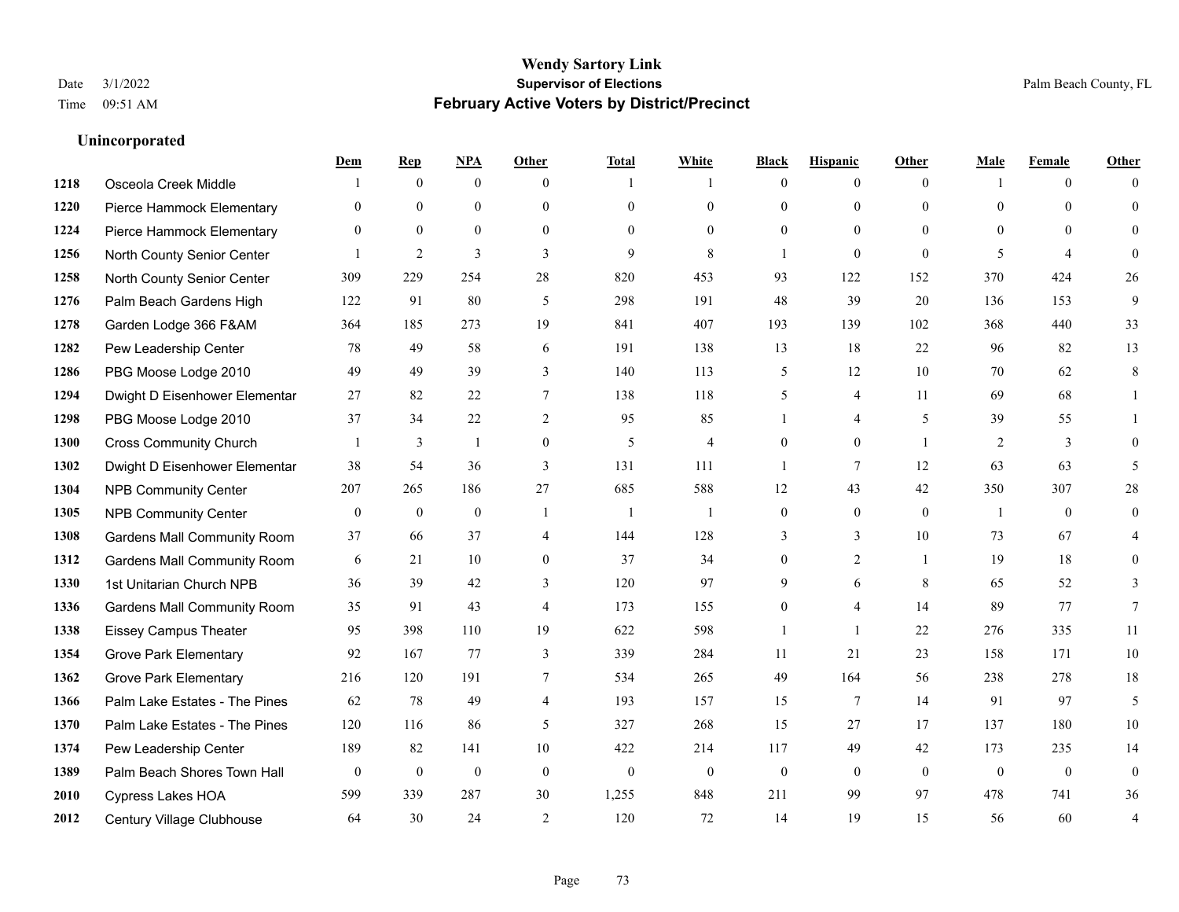# Wendy Sartory Link

**Supervisor of Elections**

**February Active Voters by District/Precinct**

Date 3/1/2022
Time 09:51 AM

Palm Beach County, FL

### Unincorporated

| | | Dem | Rep | NPA | Other | Total | White | Black | Hispanic | Other | Male | Female | Other |
|---|---|---|---|---|---|---|---|---|---|---|---|---|---|
| 1218 | Osceola Creek Middle | 1 | 0 | 0 | 0 | 1 | 1 | 0 | 0 | 0 | 1 | 0 | 0 |
| 1220 | Pierce Hammock Elementary | 0 | 0 | 0 | 0 | 0 | 0 | 0 | 0 | 0 | 0 | 0 | 0 |
| 1224 | Pierce Hammock Elementary | 0 | 0 | 0 | 0 | 0 | 0 | 0 | 0 | 0 | 0 | 0 | 0 |
| 1256 | North County Senior Center | 1 | 2 | 3 | 3 | 9 | 8 | 1 | 0 | 0 | 5 | 4 | 0 |
| 1258 | North County Senior Center | 309 | 229 | 254 | 28 | 820 | 453 | 93 | 122 | 152 | 370 | 424 | 26 |
| 1276 | Palm Beach Gardens High | 122 | 91 | 80 | 5 | 298 | 191 | 48 | 39 | 20 | 136 | 153 | 9 |
| 1278 | Garden Lodge 366 F&AM | 364 | 185 | 273 | 19 | 841 | 407 | 193 | 139 | 102 | 368 | 440 | 33 |
| 1282 | Pew Leadership Center | 78 | 49 | 58 | 6 | 191 | 138 | 13 | 18 | 22 | 96 | 82 | 13 |
| 1286 | PBG Moose Lodge 2010 | 49 | 49 | 39 | 3 | 140 | 113 | 5 | 12 | 10 | 70 | 62 | 8 |
| 1294 | Dwight D Eisenhower Elementar | 27 | 82 | 22 | 7 | 138 | 118 | 5 | 4 | 11 | 69 | 68 | 1 |
| 1298 | PBG Moose Lodge 2010 | 37 | 34 | 22 | 2 | 95 | 85 | 1 | 4 | 5 | 39 | 55 | 1 |
| 1300 | Cross Community Church | 1 | 3 | 1 | 0 | 5 | 4 | 0 | 0 | 1 | 2 | 3 | 0 |
| 1302 | Dwight D Eisenhower Elementar | 38 | 54 | 36 | 3 | 131 | 111 | 1 | 7 | 12 | 63 | 63 | 5 |
| 1304 | NPB Community Center | 207 | 265 | 186 | 27 | 685 | 588 | 12 | 43 | 42 | 350 | 307 | 28 |
| 1305 | NPB Community Center | 0 | 0 | 0 | 1 | 1 | 1 | 0 | 0 | 0 | 1 | 0 | 0 |
| 1308 | Gardens Mall Community Room | 37 | 66 | 37 | 4 | 144 | 128 | 3 | 3 | 10 | 73 | 67 | 4 |
| 1312 | Gardens Mall Community Room | 6 | 21 | 10 | 0 | 37 | 34 | 0 | 2 | 1 | 19 | 18 | 0 |
| 1330 | 1st Unitarian Church NPB | 36 | 39 | 42 | 3 | 120 | 97 | 9 | 6 | 8 | 65 | 52 | 3 |
| 1336 | Gardens Mall Community Room | 35 | 91 | 43 | 4 | 173 | 155 | 0 | 4 | 14 | 89 | 77 | 7 |
| 1338 | Eissey Campus Theater | 95 | 398 | 110 | 19 | 622 | 598 | 1 | 1 | 22 | 276 | 335 | 11 |
| 1354 | Grove Park Elementary | 92 | 167 | 77 | 3 | 339 | 284 | 11 | 21 | 23 | 158 | 171 | 10 |
| 1362 | Grove Park Elementary | 216 | 120 | 191 | 7 | 534 | 265 | 49 | 164 | 56 | 238 | 278 | 18 |
| 1366 | Palm Lake Estates - The Pines | 62 | 78 | 49 | 4 | 193 | 157 | 15 | 7 | 14 | 91 | 97 | 5 |
| 1370 | Palm Lake Estates - The Pines | 120 | 116 | 86 | 5 | 327 | 268 | 15 | 27 | 17 | 137 | 180 | 10 |
| 1374 | Pew Leadership Center | 189 | 82 | 141 | 10 | 422 | 214 | 117 | 49 | 42 | 173 | 235 | 14 |
| 1389 | Palm Beach Shores Town Hall | 0 | 0 | 0 | 0 | 0 | 0 | 0 | 0 | 0 | 0 | 0 | 0 |
| 2010 | Cypress Lakes HOA | 599 | 339 | 287 | 30 | 1,255 | 848 | 211 | 99 | 97 | 478 | 741 | 36 |
| 2012 | Century Village Clubhouse | 64 | 30 | 24 | 2 | 120 | 72 | 14 | 19 | 15 | 56 | 60 | 4 |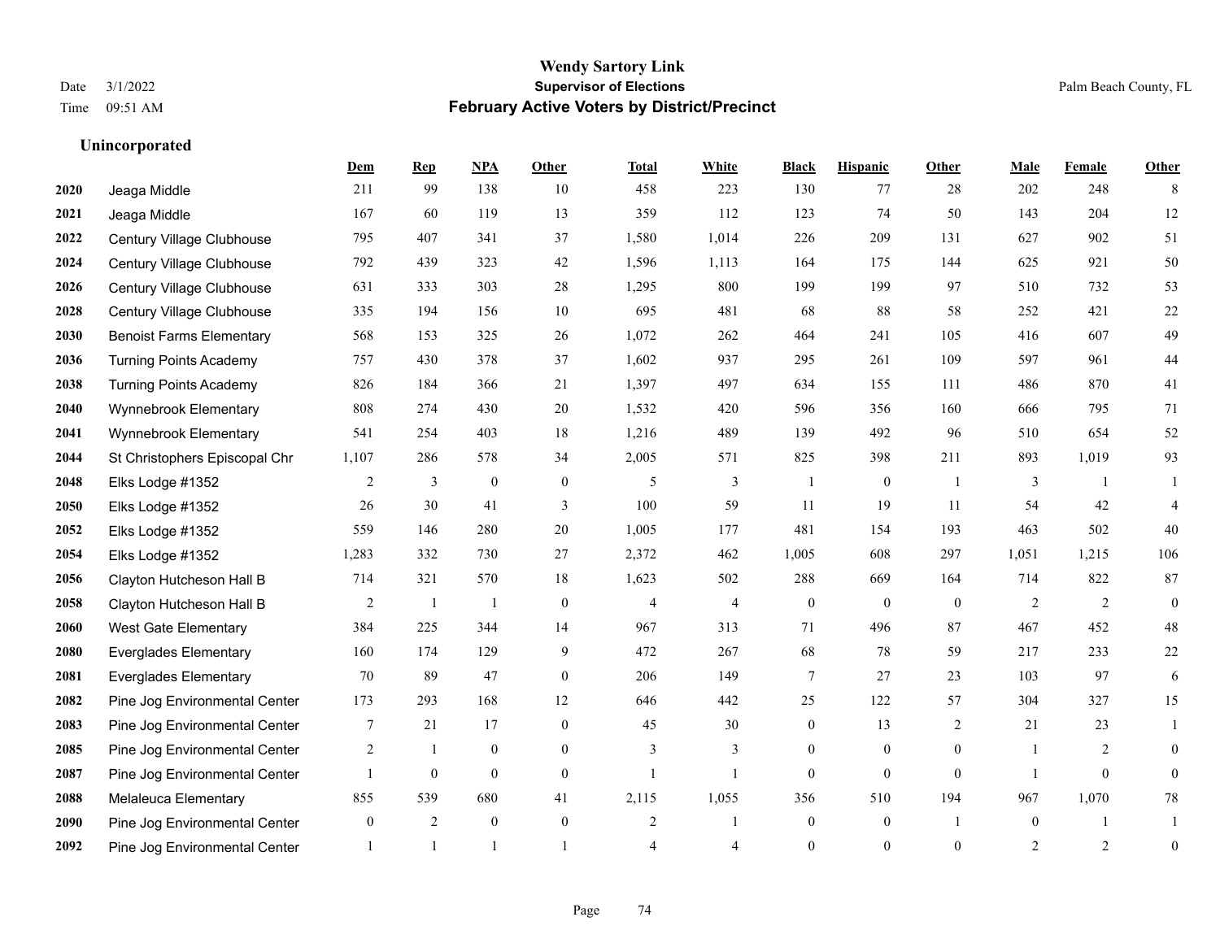# Wendy Sartory Link
## Supervisor of Elections
## February Active Voters by District/Precinct

Date 3/1/2022
Time 09:51 AM

Palm Beach County, FL

### Unincorporated

| | | Dem | Rep | NPA | Other | Total | White | Black | Hispanic | Other | Male | Female | Other |
|---|---|---|---|---|---|---|---|---|---|---|---|---|---|
| 2020 | Jeaga Middle | 211 | 99 | 138 | 10 | 458 | 223 | 130 | 77 | 28 | 202 | 248 | 8 |
| 2021 | Jeaga Middle | 167 | 60 | 119 | 13 | 359 | 112 | 123 | 74 | 50 | 143 | 204 | 12 |
| 2022 | Century Village Clubhouse | 795 | 407 | 341 | 37 | 1,580 | 1,014 | 226 | 209 | 131 | 627 | 902 | 51 |
| 2024 | Century Village Clubhouse | 792 | 439 | 323 | 42 | 1,596 | 1,113 | 164 | 175 | 144 | 625 | 921 | 50 |
| 2026 | Century Village Clubhouse | 631 | 333 | 303 | 28 | 1,295 | 800 | 199 | 199 | 97 | 510 | 732 | 53 |
| 2028 | Century Village Clubhouse | 335 | 194 | 156 | 10 | 695 | 481 | 68 | 88 | 58 | 252 | 421 | 22 |
| 2030 | Benoist Farms Elementary | 568 | 153 | 325 | 26 | 1,072 | 262 | 464 | 241 | 105 | 416 | 607 | 49 |
| 2036 | Turning Points Academy | 757 | 430 | 378 | 37 | 1,602 | 937 | 295 | 261 | 109 | 597 | 961 | 44 |
| 2038 | Turning Points Academy | 826 | 184 | 366 | 21 | 1,397 | 497 | 634 | 155 | 111 | 486 | 870 | 41 |
| 2040 | Wynnebrook Elementary | 808 | 274 | 430 | 20 | 1,532 | 420 | 596 | 356 | 160 | 666 | 795 | 71 |
| 2041 | Wynnebrook Elementary | 541 | 254 | 403 | 18 | 1,216 | 489 | 139 | 492 | 96 | 510 | 654 | 52 |
| 2044 | St Christophers Episcopal Chr | 1,107 | 286 | 578 | 34 | 2,005 | 571 | 825 | 398 | 211 | 893 | 1,019 | 93 |
| 2048 | Elks Lodge #1352 | 2 | 3 | 0 | 0 | 5 | 3 | 1 | 0 | 1 | 3 | 1 | 1 |
| 2050 | Elks Lodge #1352 | 26 | 30 | 41 | 3 | 100 | 59 | 11 | 19 | 11 | 54 | 42 | 4 |
| 2052 | Elks Lodge #1352 | 559 | 146 | 280 | 20 | 1,005 | 177 | 481 | 154 | 193 | 463 | 502 | 40 |
| 2054 | Elks Lodge #1352 | 1,283 | 332 | 730 | 27 | 2,372 | 462 | 1,005 | 608 | 297 | 1,051 | 1,215 | 106 |
| 2056 | Clayton Hutcheson Hall B | 714 | 321 | 570 | 18 | 1,623 | 502 | 288 | 669 | 164 | 714 | 822 | 87 |
| 2058 | Clayton Hutcheson Hall B | 2 | 1 | 1 | 0 | 4 | 4 | 0 | 0 | 0 | 2 | 2 | 0 |
| 2060 | West Gate Elementary | 384 | 225 | 344 | 14 | 967 | 313 | 71 | 496 | 87 | 467 | 452 | 48 |
| 2080 | Everglades Elementary | 160 | 174 | 129 | 9 | 472 | 267 | 68 | 78 | 59 | 217 | 233 | 22 |
| 2081 | Everglades Elementary | 70 | 89 | 47 | 0 | 206 | 149 | 7 | 27 | 23 | 103 | 97 | 6 |
| 2082 | Pine Jog Environmental Center | 173 | 293 | 168 | 12 | 646 | 442 | 25 | 122 | 57 | 304 | 327 | 15 |
| 2083 | Pine Jog Environmental Center | 7 | 21 | 17 | 0 | 45 | 30 | 0 | 13 | 2 | 21 | 23 | 1 |
| 2085 | Pine Jog Environmental Center | 2 | 1 | 0 | 0 | 3 | 3 | 0 | 0 | 0 | 1 | 2 | 0 |
| 2087 | Pine Jog Environmental Center | 1 | 0 | 0 | 0 | 1 | 1 | 0 | 0 | 0 | 1 | 0 | 0 |
| 2088 | Melaleuca Elementary | 855 | 539 | 680 | 41 | 2,115 | 1,055 | 356 | 510 | 194 | 967 | 1,070 | 78 |
| 2090 | Pine Jog Environmental Center | 0 | 2 | 0 | 0 | 2 | 1 | 0 | 0 | 1 | 0 | 1 | 1 |
| 2092 | Pine Jog Environmental Center | 1 | 1 | 1 | 1 | 4 | 4 | 0 | 0 | 0 | 2 | 2 | 0 |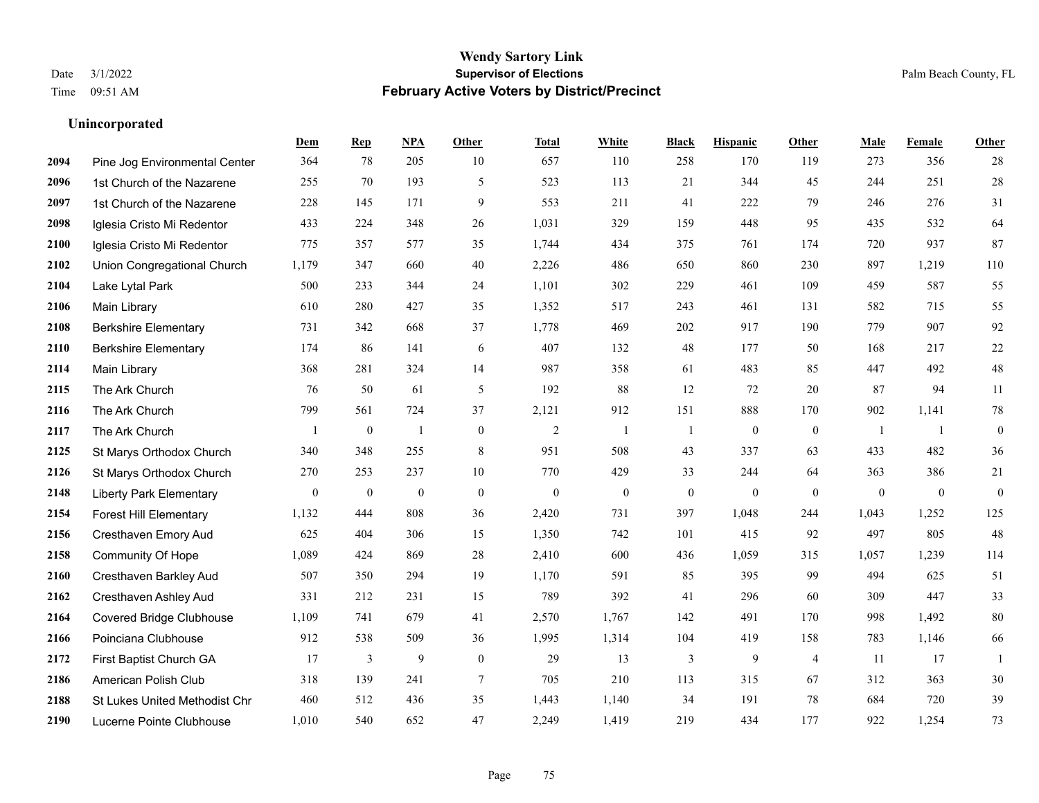# Wendy Sartory Link
## Supervisor of Elections
## February Active Voters by District/Precinct

Date 3/1/2022
Time 09:51 AM

Palm Beach County, FL

### Unincorporated

| | | Dem | Rep | NPA | Other | Total | White | Black | Hispanic | Other | Male | Female | Other |
|---|---|---|---|---|---|---|---|---|---|---|---|---|---|
| 2094 | Pine Jog Environmental Center | 364 | 78 | 205 | 10 | 657 | 110 | 258 | 170 | 119 | 273 | 356 | 28 |
| 2096 | 1st Church of the Nazarene | 255 | 70 | 193 | 5 | 523 | 113 | 21 | 344 | 45 | 244 | 251 | 28 |
| 2097 | 1st Church of the Nazarene | 228 | 145 | 171 | 9 | 553 | 211 | 41 | 222 | 79 | 246 | 276 | 31 |
| 2098 | Iglesia Cristo Mi Redentor | 433 | 224 | 348 | 26 | 1,031 | 329 | 159 | 448 | 95 | 435 | 532 | 64 |
| 2100 | Iglesia Cristo Mi Redentor | 775 | 357 | 577 | 35 | 1,744 | 434 | 375 | 761 | 174 | 720 | 937 | 87 |
| 2102 | Union Congregational Church | 1,179 | 347 | 660 | 40 | 2,226 | 486 | 650 | 860 | 230 | 897 | 1,219 | 110 |
| 2104 | Lake Lytal Park | 500 | 233 | 344 | 24 | 1,101 | 302 | 229 | 461 | 109 | 459 | 587 | 55 |
| 2106 | Main Library | 610 | 280 | 427 | 35 | 1,352 | 517 | 243 | 461 | 131 | 582 | 715 | 55 |
| 2108 | Berkshire Elementary | 731 | 342 | 668 | 37 | 1,778 | 469 | 202 | 917 | 190 | 779 | 907 | 92 |
| 2110 | Berkshire Elementary | 174 | 86 | 141 | 6 | 407 | 132 | 48 | 177 | 50 | 168 | 217 | 22 |
| 2114 | Main Library | 368 | 281 | 324 | 14 | 987 | 358 | 61 | 483 | 85 | 447 | 492 | 48 |
| 2115 | The Ark Church | 76 | 50 | 61 | 5 | 192 | 88 | 12 | 72 | 20 | 87 | 94 | 11 |
| 2116 | The Ark Church | 799 | 561 | 724 | 37 | 2,121 | 912 | 151 | 888 | 170 | 902 | 1,141 | 78 |
| 2117 | The Ark Church | 1 | 0 | 1 | 0 | 2 | 1 | 1 | 0 | 0 | 1 | 1 | 0 |
| 2125 | St Marys Orthodox Church | 340 | 348 | 255 | 8 | 951 | 508 | 43 | 337 | 63 | 433 | 482 | 36 |
| 2126 | St Marys Orthodox Church | 270 | 253 | 237 | 10 | 770 | 429 | 33 | 244 | 64 | 363 | 386 | 21 |
| 2148 | Liberty Park Elementary | 0 | 0 | 0 | 0 | 0 | 0 | 0 | 0 | 0 | 0 | 0 | 0 |
| 2154 | Forest Hill Elementary | 1,132 | 444 | 808 | 36 | 2,420 | 731 | 397 | 1,048 | 244 | 1,043 | 1,252 | 125 |
| 2156 | Cresthaven Emory Aud | 625 | 404 | 306 | 15 | 1,350 | 742 | 101 | 415 | 92 | 497 | 805 | 48 |
| 2158 | Community Of Hope | 1,089 | 424 | 869 | 28 | 2,410 | 600 | 436 | 1,059 | 315 | 1,057 | 1,239 | 114 |
| 2160 | Cresthaven Barkley Aud | 507 | 350 | 294 | 19 | 1,170 | 591 | 85 | 395 | 99 | 494 | 625 | 51 |
| 2162 | Cresthaven Ashley Aud | 331 | 212 | 231 | 15 | 789 | 392 | 41 | 296 | 60 | 309 | 447 | 33 |
| 2164 | Covered Bridge Clubhouse | 1,109 | 741 | 679 | 41 | 2,570 | 1,767 | 142 | 491 | 170 | 998 | 1,492 | 80 |
| 2166 | Poinciana Clubhouse | 912 | 538 | 509 | 36 | 1,995 | 1,314 | 104 | 419 | 158 | 783 | 1,146 | 66 |
| 2172 | First Baptist Church GA | 17 | 3 | 9 | 0 | 29 | 13 | 3 | 9 | 4 | 11 | 17 | 1 |
| 2186 | American Polish Club | 318 | 139 | 241 | 7 | 705 | 210 | 113 | 315 | 67 | 312 | 363 | 30 |
| 2188 | St Lukes United Methodist Chr | 460 | 512 | 436 | 35 | 1,443 | 1,140 | 34 | 191 | 78 | 684 | 720 | 39 |
| 2190 | Lucerne Pointe Clubhouse | 1,010 | 540 | 652 | 47 | 2,249 | 1,419 | 219 | 434 | 177 | 922 | 1,254 | 73 |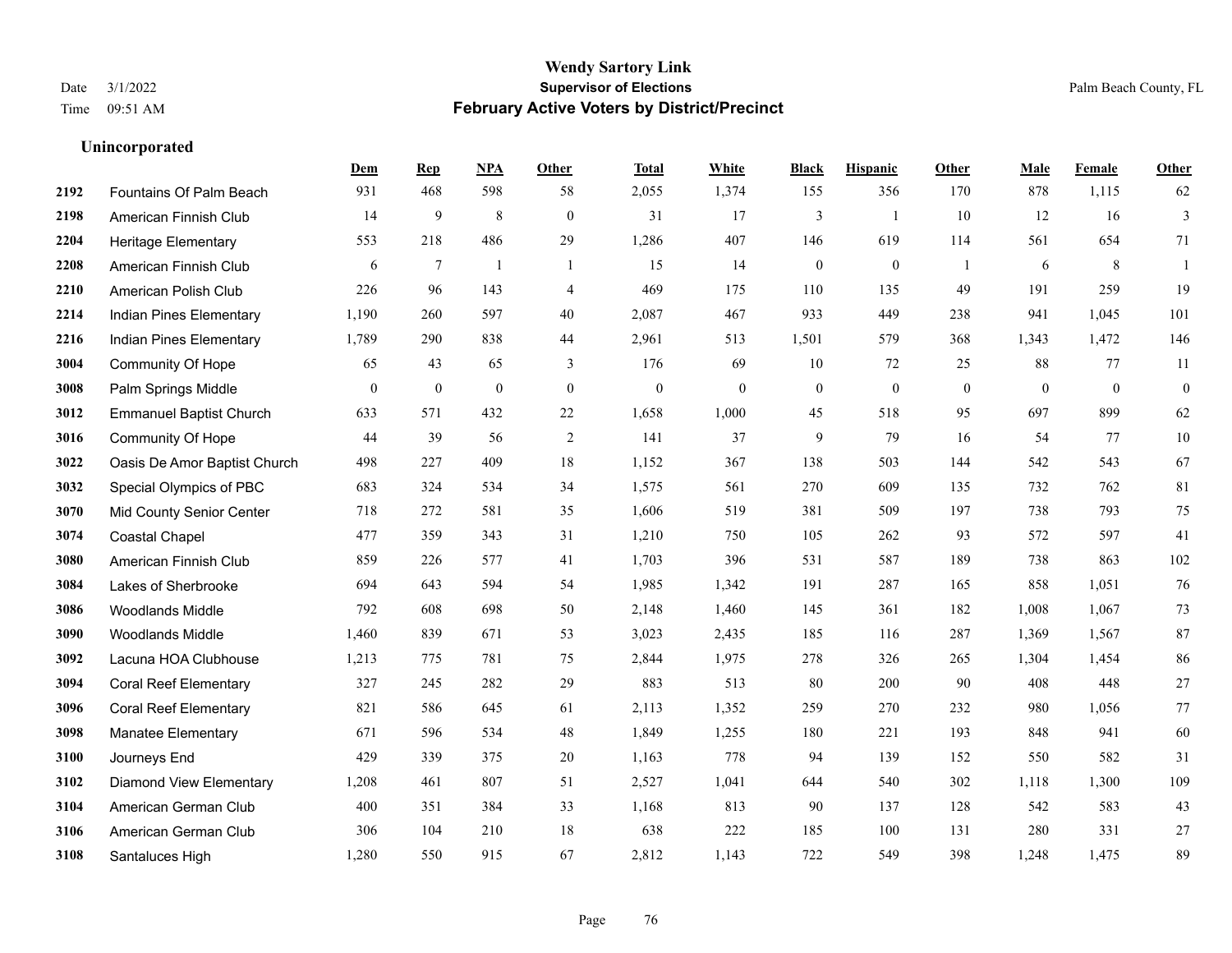**Wendy Sartory Link**
**Supervisor of Elections**
**February Active Voters by District/Precinct**

Date 3/1/2022
Time 09:51 AM

Palm Beach County, FL

### Unincorporated

| | | Dem | Rep | NPA | Other | Total | White | Black | Hispanic | Other | Male | Female | Other |
|---|---|---|---|---|---|---|---|---|---|---|---|---|---|
| 2192 | Fountains Of Palm Beach | 931 | 468 | 598 | 58 | 2,055 | 1,374 | 155 | 356 | 170 | 878 | 1,115 | 62 |
| 2198 | American Finnish Club | 14 | 9 | 8 | 0 | 31 | 17 | 3 | 1 | 10 | 12 | 16 | 3 |
| 2204 | Heritage Elementary | 553 | 218 | 486 | 29 | 1,286 | 407 | 146 | 619 | 114 | 561 | 654 | 71 |
| 2208 | American Finnish Club | 6 | 7 | 1 | 1 | 15 | 14 | 0 | 0 | 1 | 6 | 8 | 1 |
| 2210 | American Polish Club | 226 | 96 | 143 | 4 | 469 | 175 | 110 | 135 | 49 | 191 | 259 | 19 |
| 2214 | Indian Pines Elementary | 1,190 | 260 | 597 | 40 | 2,087 | 467 | 933 | 449 | 238 | 941 | 1,045 | 101 |
| 2216 | Indian Pines Elementary | 1,789 | 290 | 838 | 44 | 2,961 | 513 | 1,501 | 579 | 368 | 1,343 | 1,472 | 146 |
| 3004 | Community Of Hope | 65 | 43 | 65 | 3 | 176 | 69 | 10 | 72 | 25 | 88 | 77 | 11 |
| 3008 | Palm Springs Middle | 0 | 0 | 0 | 0 | 0 | 0 | 0 | 0 | 0 | 0 | 0 | 0 |
| 3012 | Emmanuel Baptist Church | 633 | 571 | 432 | 22 | 1,658 | 1,000 | 45 | 518 | 95 | 697 | 899 | 62 |
| 3016 | Community Of Hope | 44 | 39 | 56 | 2 | 141 | 37 | 9 | 79 | 16 | 54 | 77 | 10 |
| 3022 | Oasis De Amor Baptist Church | 498 | 227 | 409 | 18 | 1,152 | 367 | 138 | 503 | 144 | 542 | 543 | 67 |
| 3032 | Special Olympics of PBC | 683 | 324 | 534 | 34 | 1,575 | 561 | 270 | 609 | 135 | 732 | 762 | 81 |
| 3070 | Mid County Senior Center | 718 | 272 | 581 | 35 | 1,606 | 519 | 381 | 509 | 197 | 738 | 793 | 75 |
| 3074 | Coastal Chapel | 477 | 359 | 343 | 31 | 1,210 | 750 | 105 | 262 | 93 | 572 | 597 | 41 |
| 3080 | American Finnish Club | 859 | 226 | 577 | 41 | 1,703 | 396 | 531 | 587 | 189 | 738 | 863 | 102 |
| 3084 | Lakes of Sherbrooke | 694 | 643 | 594 | 54 | 1,985 | 1,342 | 191 | 287 | 165 | 858 | 1,051 | 76 |
| 3086 | Woodlands Middle | 792 | 608 | 698 | 50 | 2,148 | 1,460 | 145 | 361 | 182 | 1,008 | 1,067 | 73 |
| 3090 | Woodlands Middle | 1,460 | 839 | 671 | 53 | 3,023 | 2,435 | 185 | 116 | 287 | 1,369 | 1,567 | 87 |
| 3092 | Lacuna HOA Clubhouse | 1,213 | 775 | 781 | 75 | 2,844 | 1,975 | 278 | 326 | 265 | 1,304 | 1,454 | 86 |
| 3094 | Coral Reef Elementary | 327 | 245 | 282 | 29 | 883 | 513 | 80 | 200 | 90 | 408 | 448 | 27 |
| 3096 | Coral Reef Elementary | 821 | 586 | 645 | 61 | 2,113 | 1,352 | 259 | 270 | 232 | 980 | 1,056 | 77 |
| 3098 | Manatee Elementary | 671 | 596 | 534 | 48 | 1,849 | 1,255 | 180 | 221 | 193 | 848 | 941 | 60 |
| 3100 | Journeys End | 429 | 339 | 375 | 20 | 1,163 | 778 | 94 | 139 | 152 | 550 | 582 | 31 |
| 3102 | Diamond View Elementary | 1,208 | 461 | 807 | 51 | 2,527 | 1,041 | 644 | 540 | 302 | 1,118 | 1,300 | 109 |
| 3104 | American German Club | 400 | 351 | 384 | 33 | 1,168 | 813 | 90 | 137 | 128 | 542 | 583 | 43 |
| 3106 | American German Club | 306 | 104 | 210 | 18 | 638 | 222 | 185 | 100 | 131 | 280 | 331 | 27 |
| 3108 | Santaluces High | 1,280 | 550 | 915 | 67 | 2,812 | 1,143 | 722 | 549 | 398 | 1,248 | 1,475 | 89 |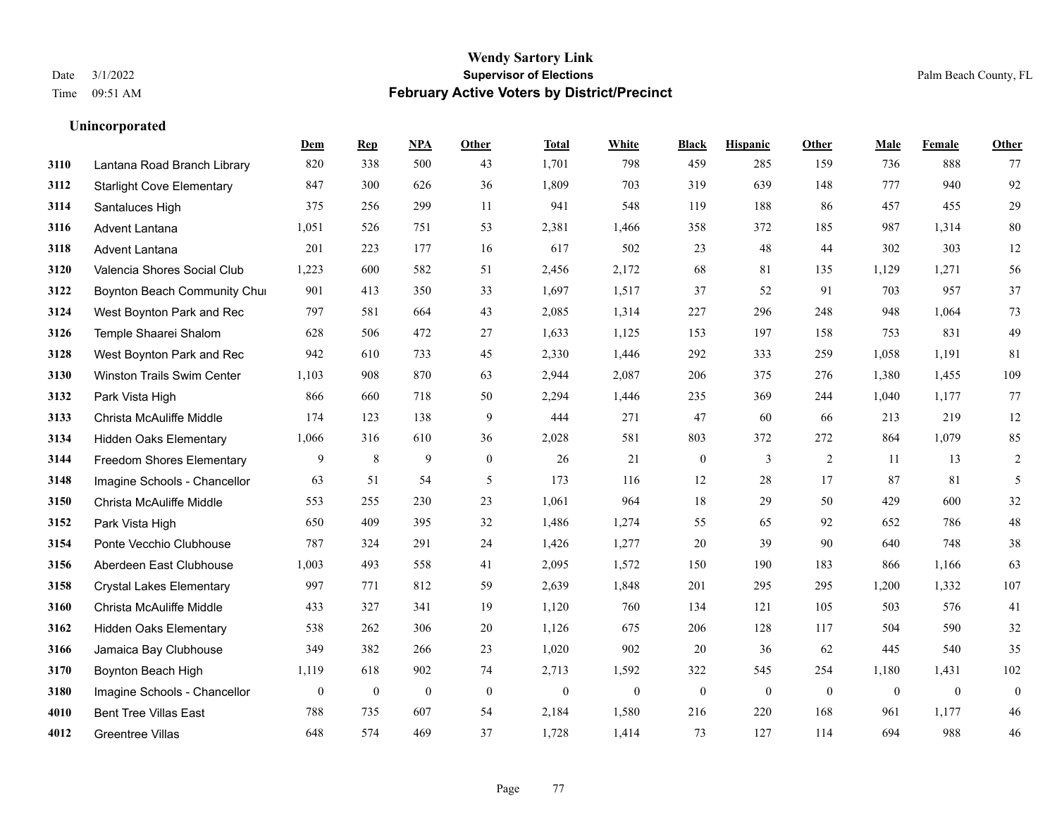# Wendy Sartory Link
## Supervisor of Elections
## February Active Voters by District/Precinct

Date 3/1/2022
Time 09:51 AM

Palm Beach County, FL

### Unincorporated

| | | Dem | Rep | NPA | Other | Total | White | Black | Hispanic | Other | Male | Female | Other |
|---|---|---|---|---|---|---|---|---|---|---|---|---|---|
| 3110 | Lantana Road Branch Library | 820 | 338 | 500 | 43 | 1,701 | 798 | 459 | 285 | 159 | 736 | 888 | 77 |
| 3112 | Starlight Cove Elementary | 847 | 300 | 626 | 36 | 1,809 | 703 | 319 | 639 | 148 | 777 | 940 | 92 |
| 3114 | Santaluces High | 375 | 256 | 299 | 11 | 941 | 548 | 119 | 188 | 86 | 457 | 455 | 29 |
| 3116 | Advent Lantana | 1,051 | 526 | 751 | 53 | 2,381 | 1,466 | 358 | 372 | 185 | 987 | 1,314 | 80 |
| 3118 | Advent Lantana | 201 | 223 | 177 | 16 | 617 | 502 | 23 | 48 | 44 | 302 | 303 | 12 |
| 3120 | Valencia Shores Social Club | 1,223 | 600 | 582 | 51 | 2,456 | 2,172 | 68 | 81 | 135 | 1,129 | 1,271 | 56 |
| 3122 | Boynton Beach Community Chu | 901 | 413 | 350 | 33 | 1,697 | 1,517 | 37 | 52 | 91 | 703 | 957 | 37 |
| 3124 | West Boynton Park and Rec | 797 | 581 | 664 | 43 | 2,085 | 1,314 | 227 | 296 | 248 | 948 | 1,064 | 73 |
| 3126 | Temple Shaarei Shalom | 628 | 506 | 472 | 27 | 1,633 | 1,125 | 153 | 197 | 158 | 753 | 831 | 49 |
| 3128 | West Boynton Park and Rec | 942 | 610 | 733 | 45 | 2,330 | 1,446 | 292 | 333 | 259 | 1,058 | 1,191 | 81 |
| 3130 | Winston Trails Swim Center | 1,103 | 908 | 870 | 63 | 2,944 | 2,087 | 206 | 375 | 276 | 1,380 | 1,455 | 109 |
| 3132 | Park Vista High | 866 | 660 | 718 | 50 | 2,294 | 1,446 | 235 | 369 | 244 | 1,040 | 1,177 | 77 |
| 3133 | Christa McAuliffe Middle | 174 | 123 | 138 | 9 | 444 | 271 | 47 | 60 | 66 | 213 | 219 | 12 |
| 3134 | Hidden Oaks Elementary | 1,066 | 316 | 610 | 36 | 2,028 | 581 | 803 | 372 | 272 | 864 | 1,079 | 85 |
| 3144 | Freedom Shores Elementary | 9 | 8 | 9 | 0 | 26 | 21 | 0 | 3 | 2 | 11 | 13 | 2 |
| 3148 | Imagine Schools - Chancellor | 63 | 51 | 54 | 5 | 173 | 116 | 12 | 28 | 17 | 87 | 81 | 5 |
| 3150 | Christa McAuliffe Middle | 553 | 255 | 230 | 23 | 1,061 | 964 | 18 | 29 | 50 | 429 | 600 | 32 |
| 3152 | Park Vista High | 650 | 409 | 395 | 32 | 1,486 | 1,274 | 55 | 65 | 92 | 652 | 786 | 48 |
| 3154 | Ponte Vecchio Clubhouse | 787 | 324 | 291 | 24 | 1,426 | 1,277 | 20 | 39 | 90 | 640 | 748 | 38 |
| 3156 | Aberdeen East Clubhouse | 1,003 | 493 | 558 | 41 | 2,095 | 1,572 | 150 | 190 | 183 | 866 | 1,166 | 63 |
| 3158 | Crystal Lakes Elementary | 997 | 771 | 812 | 59 | 2,639 | 1,848 | 201 | 295 | 295 | 1,200 | 1,332 | 107 |
| 3160 | Christa McAuliffe Middle | 433 | 327 | 341 | 19 | 1,120 | 760 | 134 | 121 | 105 | 503 | 576 | 41 |
| 3162 | Hidden Oaks Elementary | 538 | 262 | 306 | 20 | 1,126 | 675 | 206 | 128 | 117 | 504 | 590 | 32 |
| 3166 | Jamaica Bay Clubhouse | 349 | 382 | 266 | 23 | 1,020 | 902 | 20 | 36 | 62 | 445 | 540 | 35 |
| 3170 | Boynton Beach High | 1,119 | 618 | 902 | 74 | 2,713 | 1,592 | 322 | 545 | 254 | 1,180 | 1,431 | 102 |
| 3180 | Imagine Schools - Chancellor | 0 | 0 | 0 | 0 | 0 | 0 | 0 | 0 | 0 | 0 | 0 | 0 |
| 4010 | Bent Tree Villas East | 788 | 735 | 607 | 54 | 2,184 | 1,580 | 216 | 220 | 168 | 961 | 1,177 | 46 |
| 4012 | Greentree Villas | 648 | 574 | 469 | 37 | 1,728 | 1,414 | 73 | 127 | 114 | 694 | 988 | 46 |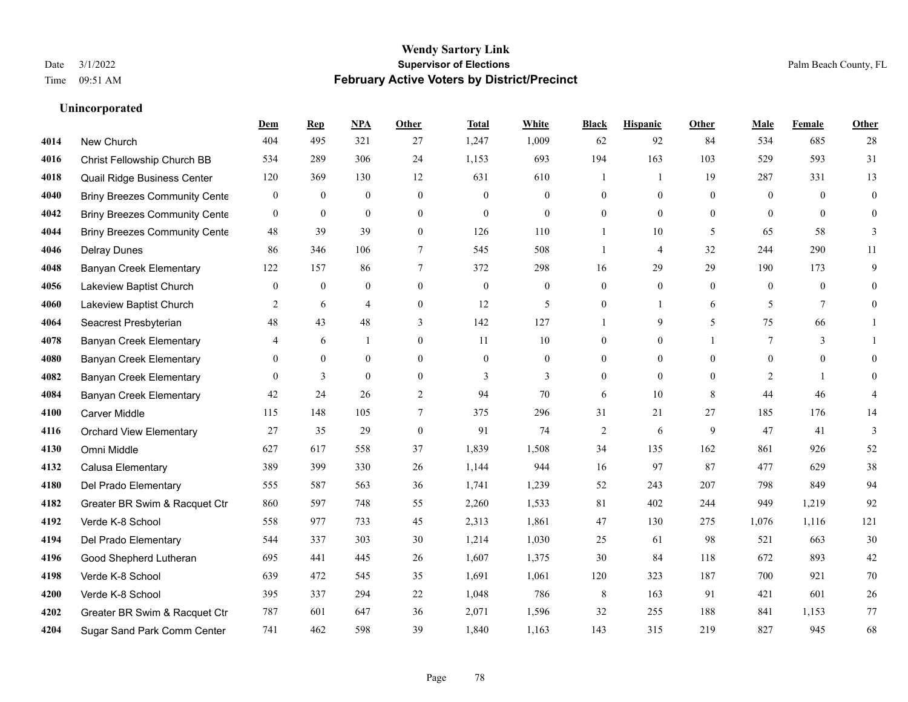# Wendy Sartory Link

## Supervisor of Elections

## February Active Voters by District/Precinct

Date 3/1/2022
Time 09:51 AM

Palm Beach County, FL

### Unincorporated

| | | Dem | Rep | NPA | Other | Total | White | Black | Hispanic | Other | Male | Female | Other |
|---|---|---|---|---|---|---|---|---|---|---|---|---|---|
| 4014 | New Church | 404 | 495 | 321 | 27 | 1,247 | 1,009 | 62 | 92 | 84 | 534 | 685 | 28 |
| 4016 | Christ Fellowship Church BB | 534 | 289 | 306 | 24 | 1,153 | 693 | 194 | 163 | 103 | 529 | 593 | 31 |
| 4018 | Quail Ridge Business Center | 120 | 369 | 130 | 12 | 631 | 610 | 1 | 1 | 19 | 287 | 331 | 13 |
| 4040 | Briny Breezes Community Cente | 0 | 0 | 0 | 0 | 0 | 0 | 0 | 0 | 0 | 0 | 0 | 0 |
| 4042 | Briny Breezes Community Cente | 0 | 0 | 0 | 0 | 0 | 0 | 0 | 0 | 0 | 0 | 0 | 0 |
| 4044 | Briny Breezes Community Cente | 48 | 39 | 39 | 0 | 126 | 110 | 1 | 10 | 5 | 65 | 58 | 3 |
| 4046 | Delray Dunes | 86 | 346 | 106 | 7 | 545 | 508 | 1 | 4 | 32 | 244 | 290 | 11 |
| 4048 | Banyan Creek Elementary | 122 | 157 | 86 | 7 | 372 | 298 | 16 | 29 | 29 | 190 | 173 | 9 |
| 4056 | Lakeview Baptist Church | 0 | 0 | 0 | 0 | 0 | 0 | 0 | 0 | 0 | 0 | 0 | 0 |
| 4060 | Lakeview Baptist Church | 2 | 6 | 4 | 0 | 12 | 5 | 0 | 1 | 6 | 5 | 7 | 0 |
| 4064 | Seacrest Presbyterian | 48 | 43 | 48 | 3 | 142 | 127 | 1 | 9 | 5 | 75 | 66 | 1 |
| 4078 | Banyan Creek Elementary | 4 | 6 | 1 | 0 | 11 | 10 | 0 | 0 | 1 | 7 | 3 | 1 |
| 4080 | Banyan Creek Elementary | 0 | 0 | 0 | 0 | 0 | 0 | 0 | 0 | 0 | 0 | 0 | 0 |
| 4082 | Banyan Creek Elementary | 0 | 3 | 0 | 0 | 3 | 3 | 0 | 0 | 0 | 2 | 1 | 0 |
| 4084 | Banyan Creek Elementary | 42 | 24 | 26 | 2 | 94 | 70 | 6 | 10 | 8 | 44 | 46 | 4 |
| 4100 | Carver Middle | 115 | 148 | 105 | 7 | 375 | 296 | 31 | 21 | 27 | 185 | 176 | 14 |
| 4116 | Orchard View Elementary | 27 | 35 | 29 | 0 | 91 | 74 | 2 | 6 | 9 | 47 | 41 | 3 |
| 4130 | Omni Middle | 627 | 617 | 558 | 37 | 1,839 | 1,508 | 34 | 135 | 162 | 861 | 926 | 52 |
| 4132 | Calusa Elementary | 389 | 399 | 330 | 26 | 1,144 | 944 | 16 | 97 | 87 | 477 | 629 | 38 |
| 4180 | Del Prado Elementary | 555 | 587 | 563 | 36 | 1,741 | 1,239 | 52 | 243 | 207 | 798 | 849 | 94 |
| 4182 | Greater BR Swim & Racquet Ctr | 860 | 597 | 748 | 55 | 2,260 | 1,533 | 81 | 402 | 244 | 949 | 1,219 | 92 |
| 4192 | Verde K-8 School | 558 | 977 | 733 | 45 | 2,313 | 1,861 | 47 | 130 | 275 | 1,076 | 1,116 | 121 |
| 4194 | Del Prado Elementary | 544 | 337 | 303 | 30 | 1,214 | 1,030 | 25 | 61 | 98 | 521 | 663 | 30 |
| 4196 | Good Shepherd Lutheran | 695 | 441 | 445 | 26 | 1,607 | 1,375 | 30 | 84 | 118 | 672 | 893 | 42 |
| 4198 | Verde K-8 School | 639 | 472 | 545 | 35 | 1,691 | 1,061 | 120 | 323 | 187 | 700 | 921 | 70 |
| 4200 | Verde K-8 School | 395 | 337 | 294 | 22 | 1,048 | 786 | 8 | 163 | 91 | 421 | 601 | 26 |
| 4202 | Greater BR Swim & Racquet Ctr | 787 | 601 | 647 | 36 | 2,071 | 1,596 | 32 | 255 | 188 | 841 | 1,153 | 77 |
| 4204 | Sugar Sand Park Comm Center | 741 | 462 | 598 | 39 | 1,840 | 1,163 | 143 | 315 | 219 | 827 | 945 | 68 |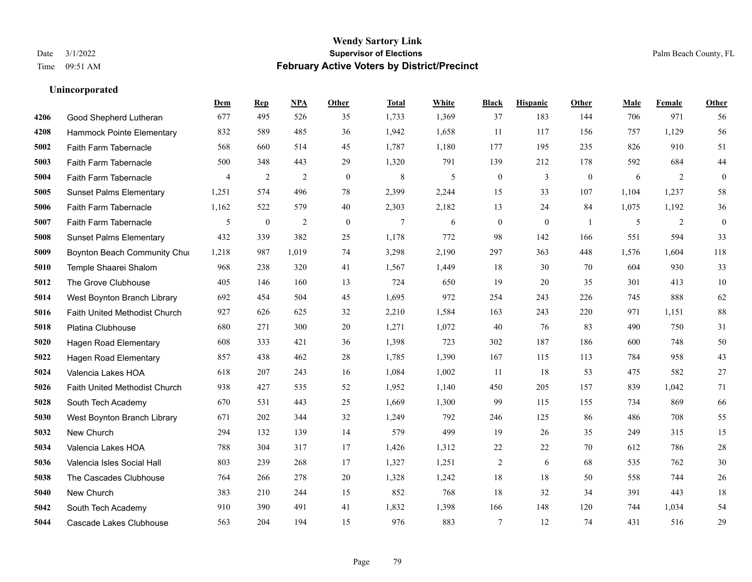**Wendy Sartory Link**

Date 3/1/2022 **Supervisor of Elections** Palm Beach County, FL

Time 09:51 AM **February Active Voters by District/Precinct**

### Unincorporated

| | | Dem | Rep | NPA | Other | Total | White | Black | Hispanic | Other | Male | Female | Other |
|---|---|---|---|---|---|---|---|---|---|---|---|---|---|
| 4206 | Good Shepherd Lutheran | 677 | 495 | 526 | 35 | 1,733 | 1,369 | 37 | 183 | 144 | 706 | 971 | 56 |
| 4208 | Hammock Pointe Elementary | 832 | 589 | 485 | 36 | 1,942 | 1,658 | 11 | 117 | 156 | 757 | 1,129 | 56 |
| 5002 | Faith Farm Tabernacle | 568 | 660 | 514 | 45 | 1,787 | 1,180 | 177 | 195 | 235 | 826 | 910 | 51 |
| 5003 | Faith Farm Tabernacle | 500 | 348 | 443 | 29 | 1,320 | 791 | 139 | 212 | 178 | 592 | 684 | 44 |
| 5004 | Faith Farm Tabernacle | 4 | 2 | 2 | 0 | 8 | 5 | 0 | 3 | 0 | 6 | 2 | 0 |
| 5005 | Sunset Palms Elementary | 1,251 | 574 | 496 | 78 | 2,399 | 2,244 | 15 | 33 | 107 | 1,104 | 1,237 | 58 |
| 5006 | Faith Farm Tabernacle | 1,162 | 522 | 579 | 40 | 2,303 | 2,182 | 13 | 24 | 84 | 1,075 | 1,192 | 36 |
| 5007 | Faith Farm Tabernacle | 5 | 0 | 2 | 0 | 7 | 6 | 0 | 0 | 1 | 5 | 2 | 0 |
| 5008 | Sunset Palms Elementary | 432 | 339 | 382 | 25 | 1,178 | 772 | 98 | 142 | 166 | 551 | 594 | 33 |
| 5009 | Boynton Beach Community Chui | 1,218 | 987 | 1,019 | 74 | 3,298 | 2,190 | 297 | 363 | 448 | 1,576 | 1,604 | 118 |
| 5010 | Temple Shaarei Shalom | 968 | 238 | 320 | 41 | 1,567 | 1,449 | 18 | 30 | 70 | 604 | 930 | 33 |
| 5012 | The Grove Clubhouse | 405 | 146 | 160 | 13 | 724 | 650 | 19 | 20 | 35 | 301 | 413 | 10 |
| 5014 | West Boynton Branch Library | 692 | 454 | 504 | 45 | 1,695 | 972 | 254 | 243 | 226 | 745 | 888 | 62 |
| 5016 | Faith United Methodist Church | 927 | 626 | 625 | 32 | 2,210 | 1,584 | 163 | 243 | 220 | 971 | 1,151 | 88 |
| 5018 | Platina Clubhouse | 680 | 271 | 300 | 20 | 1,271 | 1,072 | 40 | 76 | 83 | 490 | 750 | 31 |
| 5020 | Hagen Road Elementary | 608 | 333 | 421 | 36 | 1,398 | 723 | 302 | 187 | 186 | 600 | 748 | 50 |
| 5022 | Hagen Road Elementary | 857 | 438 | 462 | 28 | 1,785 | 1,390 | 167 | 115 | 113 | 784 | 958 | 43 |
| 5024 | Valencia Lakes HOA | 618 | 207 | 243 | 16 | 1,084 | 1,002 | 11 | 18 | 53 | 475 | 582 | 27 |
| 5026 | Faith United Methodist Church | 938 | 427 | 535 | 52 | 1,952 | 1,140 | 450 | 205 | 157 | 839 | 1,042 | 71 |
| 5028 | South Tech Academy | 670 | 531 | 443 | 25 | 1,669 | 1,300 | 99 | 115 | 155 | 734 | 869 | 66 |
| 5030 | West Boynton Branch Library | 671 | 202 | 344 | 32 | 1,249 | 792 | 246 | 125 | 86 | 486 | 708 | 55 |
| 5032 | New Church | 294 | 132 | 139 | 14 | 579 | 499 | 19 | 26 | 35 | 249 | 315 | 15 |
| 5034 | Valencia Lakes HOA | 788 | 304 | 317 | 17 | 1,426 | 1,312 | 22 | 22 | 70 | 612 | 786 | 28 |
| 5036 | Valencia Isles Social Hall | 803 | 239 | 268 | 17 | 1,327 | 1,251 | 2 | 6 | 68 | 535 | 762 | 30 |
| 5038 | The Cascades Clubhouse | 764 | 266 | 278 | 20 | 1,328 | 1,242 | 18 | 18 | 50 | 558 | 744 | 26 |
| 5040 | New Church | 383 | 210 | 244 | 15 | 852 | 768 | 18 | 32 | 34 | 391 | 443 | 18 |
| 5042 | South Tech Academy | 910 | 390 | 491 | 41 | 1,832 | 1,398 | 166 | 148 | 120 | 744 | 1,034 | 54 |
| 5044 | Cascade Lakes Clubhouse | 563 | 204 | 194 | 15 | 976 | 883 | 7 | 12 | 74 | 431 | 516 | 29 |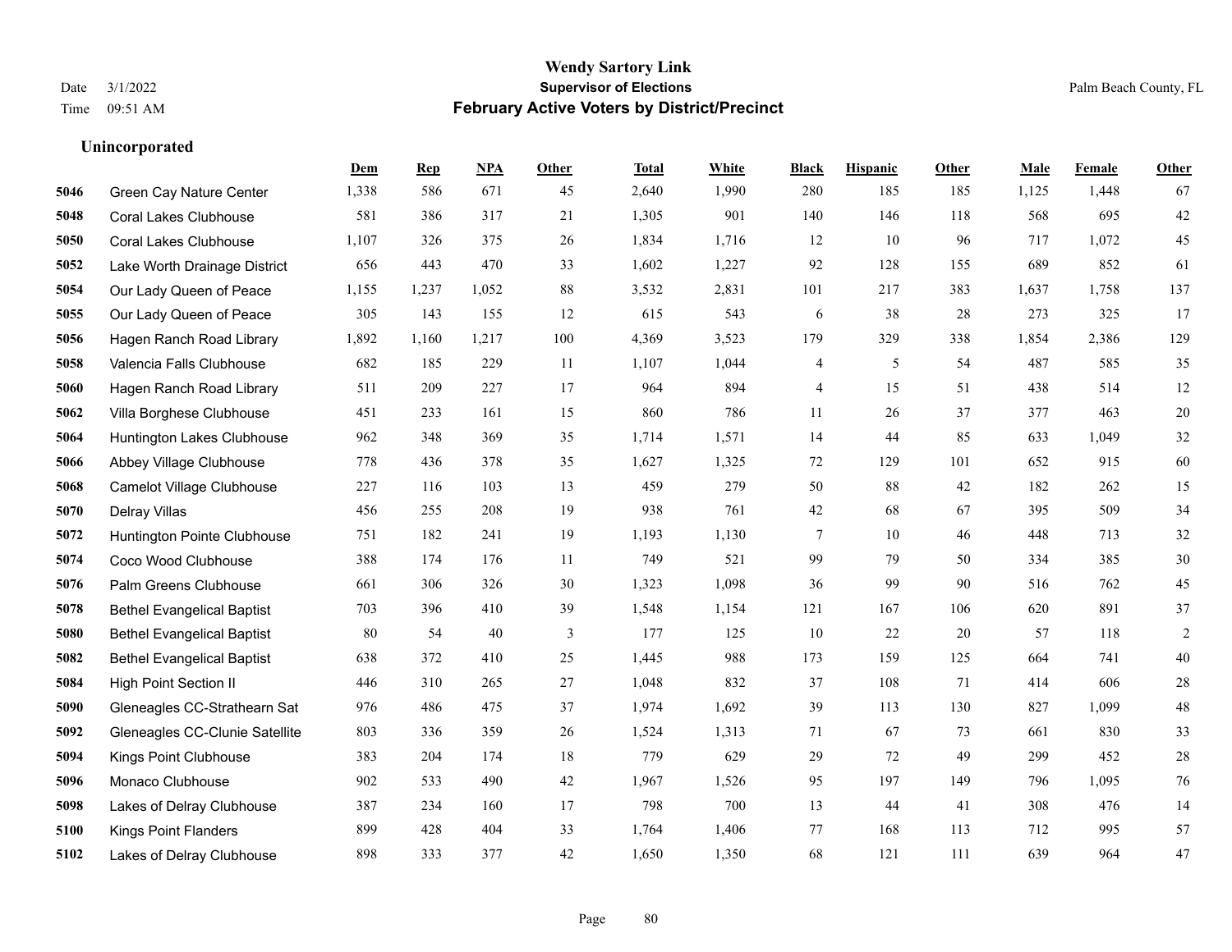# Wendy Sartory Link

## Supervisor of Elections

## February Active Voters by District/Precinct

Date 3/1/2022
Time 09:51 AM

Palm Beach County, FL

### Unincorporated

| | | Dem | Rep | NPA | Other | Total | White | Black | Hispanic | Other | Male | Female | Other |
|---|---|---|---|---|---|---|---|---|---|---|---|---|---|
| 5046 | Green Cay Nature Center | 1,338 | 586 | 671 | 45 | 2,640 | 1,990 | 280 | 185 | 185 | 1,125 | 1,448 | 67 |
| 5048 | Coral Lakes Clubhouse | 581 | 386 | 317 | 21 | 1,305 | 901 | 140 | 146 | 118 | 568 | 695 | 42 |
| 5050 | Coral Lakes Clubhouse | 1,107 | 326 | 375 | 26 | 1,834 | 1,716 | 12 | 10 | 96 | 717 | 1,072 | 45 |
| 5052 | Lake Worth Drainage District | 656 | 443 | 470 | 33 | 1,602 | 1,227 | 92 | 128 | 155 | 689 | 852 | 61 |
| 5054 | Our Lady Queen of Peace | 1,155 | 1,237 | 1,052 | 88 | 3,532 | 2,831 | 101 | 217 | 383 | 1,637 | 1,758 | 137 |
| 5055 | Our Lady Queen of Peace | 305 | 143 | 155 | 12 | 615 | 543 | 6 | 38 | 28 | 273 | 325 | 17 |
| 5056 | Hagen Ranch Road Library | 1,892 | 1,160 | 1,217 | 100 | 4,369 | 3,523 | 179 | 329 | 338 | 1,854 | 2,386 | 129 |
| 5058 | Valencia Falls Clubhouse | 682 | 185 | 229 | 11 | 1,107 | 1,044 | 4 | 5 | 54 | 487 | 585 | 35 |
| 5060 | Hagen Ranch Road Library | 511 | 209 | 227 | 17 | 964 | 894 | 4 | 15 | 51 | 438 | 514 | 12 |
| 5062 | Villa Borghese Clubhouse | 451 | 233 | 161 | 15 | 860 | 786 | 11 | 26 | 37 | 377 | 463 | 20 |
| 5064 | Huntington Lakes Clubhouse | 962 | 348 | 369 | 35 | 1,714 | 1,571 | 14 | 44 | 85 | 633 | 1,049 | 32 |
| 5066 | Abbey Village Clubhouse | 778 | 436 | 378 | 35 | 1,627 | 1,325 | 72 | 129 | 101 | 652 | 915 | 60 |
| 5068 | Camelot Village Clubhouse | 227 | 116 | 103 | 13 | 459 | 279 | 50 | 88 | 42 | 182 | 262 | 15 |
| 5070 | Delray Villas | 456 | 255 | 208 | 19 | 938 | 761 | 42 | 68 | 67 | 395 | 509 | 34 |
| 5072 | Huntington Pointe Clubhouse | 751 | 182 | 241 | 19 | 1,193 | 1,130 | 7 | 10 | 46 | 448 | 713 | 32 |
| 5074 | Coco Wood Clubhouse | 388 | 174 | 176 | 11 | 749 | 521 | 99 | 79 | 50 | 334 | 385 | 30 |
| 5076 | Palm Greens Clubhouse | 661 | 306 | 326 | 30 | 1,323 | 1,098 | 36 | 99 | 90 | 516 | 762 | 45 |
| 5078 | Bethel Evangelical Baptist | 703 | 396 | 410 | 39 | 1,548 | 1,154 | 121 | 167 | 106 | 620 | 891 | 37 |
| 5080 | Bethel Evangelical Baptist | 80 | 54 | 40 | 3 | 177 | 125 | 10 | 22 | 20 | 57 | 118 | 2 |
| 5082 | Bethel Evangelical Baptist | 638 | 372 | 410 | 25 | 1,445 | 988 | 173 | 159 | 125 | 664 | 741 | 40 |
| 5084 | High Point Section II | 446 | 310 | 265 | 27 | 1,048 | 832 | 37 | 108 | 71 | 414 | 606 | 28 |
| 5090 | Gleneagles CC-Strathearn Sat | 976 | 486 | 475 | 37 | 1,974 | 1,692 | 39 | 113 | 130 | 827 | 1,099 | 48 |
| 5092 | Gleneagles CC-Clunie Satellite | 803 | 336 | 359 | 26 | 1,524 | 1,313 | 71 | 67 | 73 | 661 | 830 | 33 |
| 5094 | Kings Point Clubhouse | 383 | 204 | 174 | 18 | 779 | 629 | 29 | 72 | 49 | 299 | 452 | 28 |
| 5096 | Monaco Clubhouse | 902 | 533 | 490 | 42 | 1,967 | 1,526 | 95 | 197 | 149 | 796 | 1,095 | 76 |
| 5098 | Lakes of Delray Clubhouse | 387 | 234 | 160 | 17 | 798 | 700 | 13 | 44 | 41 | 308 | 476 | 14 |
| 5100 | Kings Point Flanders | 899 | 428 | 404 | 33 | 1,764 | 1,406 | 77 | 168 | 113 | 712 | 995 | 57 |
| 5102 | Lakes of Delray Clubhouse | 898 | 333 | 377 | 42 | 1,650 | 1,350 | 68 | 121 | 111 | 639 | 964 | 47 |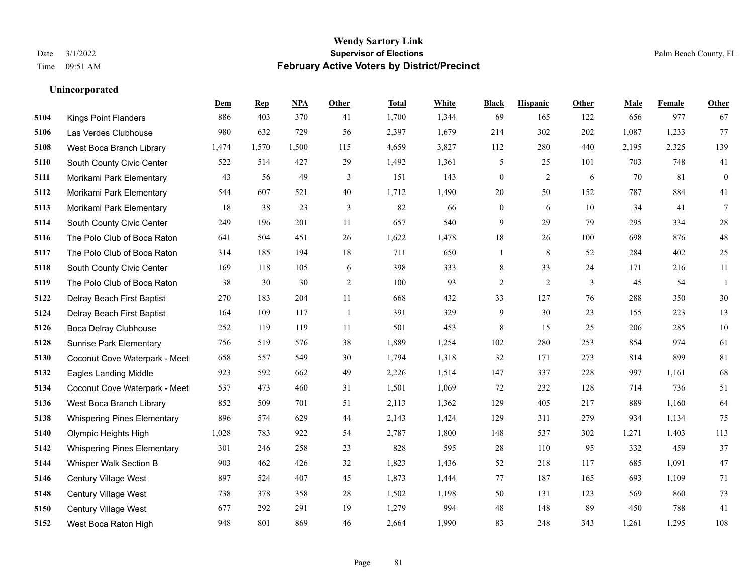# Wendy Sartory Link

**Supervisor of Elections**

**February Active Voters by District/Precinct**

Date 3/1/2022

Time 09:51 AM

Palm Beach County, FL

### Unincorporated

| | | Dem | Rep | NPA | Other | Total | White | Black | Hispanic | Other | Male | Female | Other |
|---|---|---|---|---|---|---|---|---|---|---|---|---|---|
| 5104 | Kings Point Flanders | 886 | 403 | 370 | 41 | 1,700 | 1,344 | 69 | 165 | 122 | 656 | 977 | 67 |
| 5106 | Las Verdes Clubhouse | 980 | 632 | 729 | 56 | 2,397 | 1,679 | 214 | 302 | 202 | 1,087 | 1,233 | 77 |
| 5108 | West Boca Branch Library | 1,474 | 1,570 | 1,500 | 115 | 4,659 | 3,827 | 112 | 280 | 440 | 2,195 | 2,325 | 139 |
| 5110 | South County Civic Center | 522 | 514 | 427 | 29 | 1,492 | 1,361 | 5 | 25 | 101 | 703 | 748 | 41 |
| 5111 | Morikami Park Elementary | 43 | 56 | 49 | 3 | 151 | 143 | 0 | 2 | 6 | 70 | 81 | 0 |
| 5112 | Morikami Park Elementary | 544 | 607 | 521 | 40 | 1,712 | 1,490 | 20 | 50 | 152 | 787 | 884 | 41 |
| 5113 | Morikami Park Elementary | 18 | 38 | 23 | 3 | 82 | 66 | 0 | 6 | 10 | 34 | 41 | 7 |
| 5114 | South County Civic Center | 249 | 196 | 201 | 11 | 657 | 540 | 9 | 29 | 79 | 295 | 334 | 28 |
| 5116 | The Polo Club of Boca Raton | 641 | 504 | 451 | 26 | 1,622 | 1,478 | 18 | 26 | 100 | 698 | 876 | 48 |
| 5117 | The Polo Club of Boca Raton | 314 | 185 | 194 | 18 | 711 | 650 | 1 | 8 | 52 | 284 | 402 | 25 |
| 5118 | South County Civic Center | 169 | 118 | 105 | 6 | 398 | 333 | 8 | 33 | 24 | 171 | 216 | 11 |
| 5119 | The Polo Club of Boca Raton | 38 | 30 | 30 | 2 | 100 | 93 | 2 | 2 | 3 | 45 | 54 | 1 |
| 5122 | Delray Beach First Baptist | 270 | 183 | 204 | 11 | 668 | 432 | 33 | 127 | 76 | 288 | 350 | 30 |
| 5124 | Delray Beach First Baptist | 164 | 109 | 117 | 1 | 391 | 329 | 9 | 30 | 23 | 155 | 223 | 13 |
| 5126 | Boca Delray Clubhouse | 252 | 119 | 119 | 11 | 501 | 453 | 8 | 15 | 25 | 206 | 285 | 10 |
| 5128 | Sunrise Park Elementary | 756 | 519 | 576 | 38 | 1,889 | 1,254 | 102 | 280 | 253 | 854 | 974 | 61 |
| 5130 | Coconut Cove Waterpark - Meet | 658 | 557 | 549 | 30 | 1,794 | 1,318 | 32 | 171 | 273 | 814 | 899 | 81 |
| 5132 | Eagles Landing Middle | 923 | 592 | 662 | 49 | 2,226 | 1,514 | 147 | 337 | 228 | 997 | 1,161 | 68 |
| 5134 | Coconut Cove Waterpark - Meet | 537 | 473 | 460 | 31 | 1,501 | 1,069 | 72 | 232 | 128 | 714 | 736 | 51 |
| 5136 | West Boca Branch Library | 852 | 509 | 701 | 51 | 2,113 | 1,362 | 129 | 405 | 217 | 889 | 1,160 | 64 |
| 5138 | Whispering Pines Elementary | 896 | 574 | 629 | 44 | 2,143 | 1,424 | 129 | 311 | 279 | 934 | 1,134 | 75 |
| 5140 | Olympic Heights High | 1,028 | 783 | 922 | 54 | 2,787 | 1,800 | 148 | 537 | 302 | 1,271 | 1,403 | 113 |
| 5142 | Whispering Pines Elementary | 301 | 246 | 258 | 23 | 828 | 595 | 28 | 110 | 95 | 332 | 459 | 37 |
| 5144 | Whisper Walk Section B | 903 | 462 | 426 | 32 | 1,823 | 1,436 | 52 | 218 | 117 | 685 | 1,091 | 47 |
| 5146 | Century Village West | 897 | 524 | 407 | 45 | 1,873 | 1,444 | 77 | 187 | 165 | 693 | 1,109 | 71 |
| 5148 | Century Village West | 738 | 378 | 358 | 28 | 1,502 | 1,198 | 50 | 131 | 123 | 569 | 860 | 73 |
| 5150 | Century Village West | 677 | 292 | 291 | 19 | 1,279 | 994 | 48 | 148 | 89 | 450 | 788 | 41 |
| 5152 | West Boca Raton High | 948 | 801 | 869 | 46 | 2,664 | 1,990 | 83 | 248 | 343 | 1,261 | 1,295 | 108 |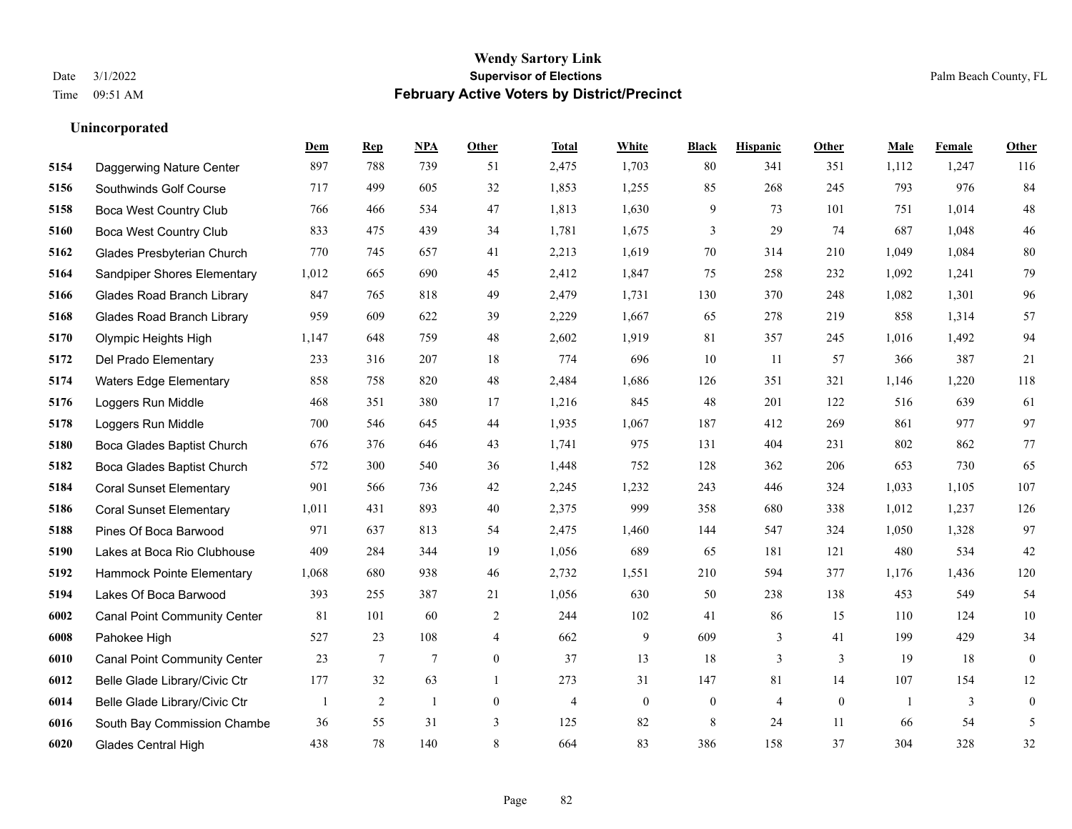# Wendy Sartory Link

**Supervisor of Elections**

**February Active Voters by District/Precinct**

Date 3/1/2022
Time 09:51 AM

Palm Beach County, FL

### Unincorporated

| | | Dem | Rep | NPA | Other | Total | White | Black | Hispanic | Other | Male | Female | Other |
|---|---|---|---|---|---|---|---|---|---|---|---|---|---|
| 5154 | Daggerwing Nature Center | 897 | 788 | 739 | 51 | 2,475 | 1,703 | 80 | 341 | 351 | 1,112 | 1,247 | 116 |
| 5156 | Southwinds Golf Course | 717 | 499 | 605 | 32 | 1,853 | 1,255 | 85 | 268 | 245 | 793 | 976 | 84 |
| 5158 | Boca West Country Club | 766 | 466 | 534 | 47 | 1,813 | 1,630 | 9 | 73 | 101 | 751 | 1,014 | 48 |
| 5160 | Boca West Country Club | 833 | 475 | 439 | 34 | 1,781 | 1,675 | 3 | 29 | 74 | 687 | 1,048 | 46 |
| 5162 | Glades Presbyterian Church | 770 | 745 | 657 | 41 | 2,213 | 1,619 | 70 | 314 | 210 | 1,049 | 1,084 | 80 |
| 5164 | Sandpiper Shores Elementary | 1,012 | 665 | 690 | 45 | 2,412 | 1,847 | 75 | 258 | 232 | 1,092 | 1,241 | 79 |
| 5166 | Glades Road Branch Library | 847 | 765 | 818 | 49 | 2,479 | 1,731 | 130 | 370 | 248 | 1,082 | 1,301 | 96 |
| 5168 | Glades Road Branch Library | 959 | 609 | 622 | 39 | 2,229 | 1,667 | 65 | 278 | 219 | 858 | 1,314 | 57 |
| 5170 | Olympic Heights High | 1,147 | 648 | 759 | 48 | 2,602 | 1,919 | 81 | 357 | 245 | 1,016 | 1,492 | 94 |
| 5172 | Del Prado Elementary | 233 | 316 | 207 | 18 | 774 | 696 | 10 | 11 | 57 | 366 | 387 | 21 |
| 5174 | Waters Edge Elementary | 858 | 758 | 820 | 48 | 2,484 | 1,686 | 126 | 351 | 321 | 1,146 | 1,220 | 118 |
| 5176 | Loggers Run Middle | 468 | 351 | 380 | 17 | 1,216 | 845 | 48 | 201 | 122 | 516 | 639 | 61 |
| 5178 | Loggers Run Middle | 700 | 546 | 645 | 44 | 1,935 | 1,067 | 187 | 412 | 269 | 861 | 977 | 97 |
| 5180 | Boca Glades Baptist Church | 676 | 376 | 646 | 43 | 1,741 | 975 | 131 | 404 | 231 | 802 | 862 | 77 |
| 5182 | Boca Glades Baptist Church | 572 | 300 | 540 | 36 | 1,448 | 752 | 128 | 362 | 206 | 653 | 730 | 65 |
| 5184 | Coral Sunset Elementary | 901 | 566 | 736 | 42 | 2,245 | 1,232 | 243 | 446 | 324 | 1,033 | 1,105 | 107 |
| 5186 | Coral Sunset Elementary | 1,011 | 431 | 893 | 40 | 2,375 | 999 | 358 | 680 | 338 | 1,012 | 1,237 | 126 |
| 5188 | Pines Of Boca Barwood | 971 | 637 | 813 | 54 | 2,475 | 1,460 | 144 | 547 | 324 | 1,050 | 1,328 | 97 |
| 5190 | Lakes at Boca Rio Clubhouse | 409 | 284 | 344 | 19 | 1,056 | 689 | 65 | 181 | 121 | 480 | 534 | 42 |
| 5192 | Hammock Pointe Elementary | 1,068 | 680 | 938 | 46 | 2,732 | 1,551 | 210 | 594 | 377 | 1,176 | 1,436 | 120 |
| 5194 | Lakes Of Boca Barwood | 393 | 255 | 387 | 21 | 1,056 | 630 | 50 | 238 | 138 | 453 | 549 | 54 |
| 6002 | Canal Point Community Center | 81 | 101 | 60 | 2 | 244 | 102 | 41 | 86 | 15 | 110 | 124 | 10 |
| 6008 | Pahokee High | 527 | 23 | 108 | 4 | 662 | 9 | 609 | 3 | 41 | 199 | 429 | 34 |
| 6010 | Canal Point Community Center | 23 | 7 | 7 | 0 | 37 | 13 | 18 | 3 | 3 | 19 | 18 | 0 |
| 6012 | Belle Glade Library/Civic Ctr | 177 | 32 | 63 | 1 | 273 | 31 | 147 | 81 | 14 | 107 | 154 | 12 |
| 6014 | Belle Glade Library/Civic Ctr | 1 | 2 | 1 | 0 | 4 | 0 | 0 | 4 | 0 | 1 | 3 | 0 |
| 6016 | South Bay Commission Chambe | 36 | 55 | 31 | 3 | 125 | 82 | 8 | 24 | 11 | 66 | 54 | 5 |
| 6020 | Glades Central High | 438 | 78 | 140 | 8 | 664 | 83 | 386 | 158 | 37 | 304 | 328 | 32 |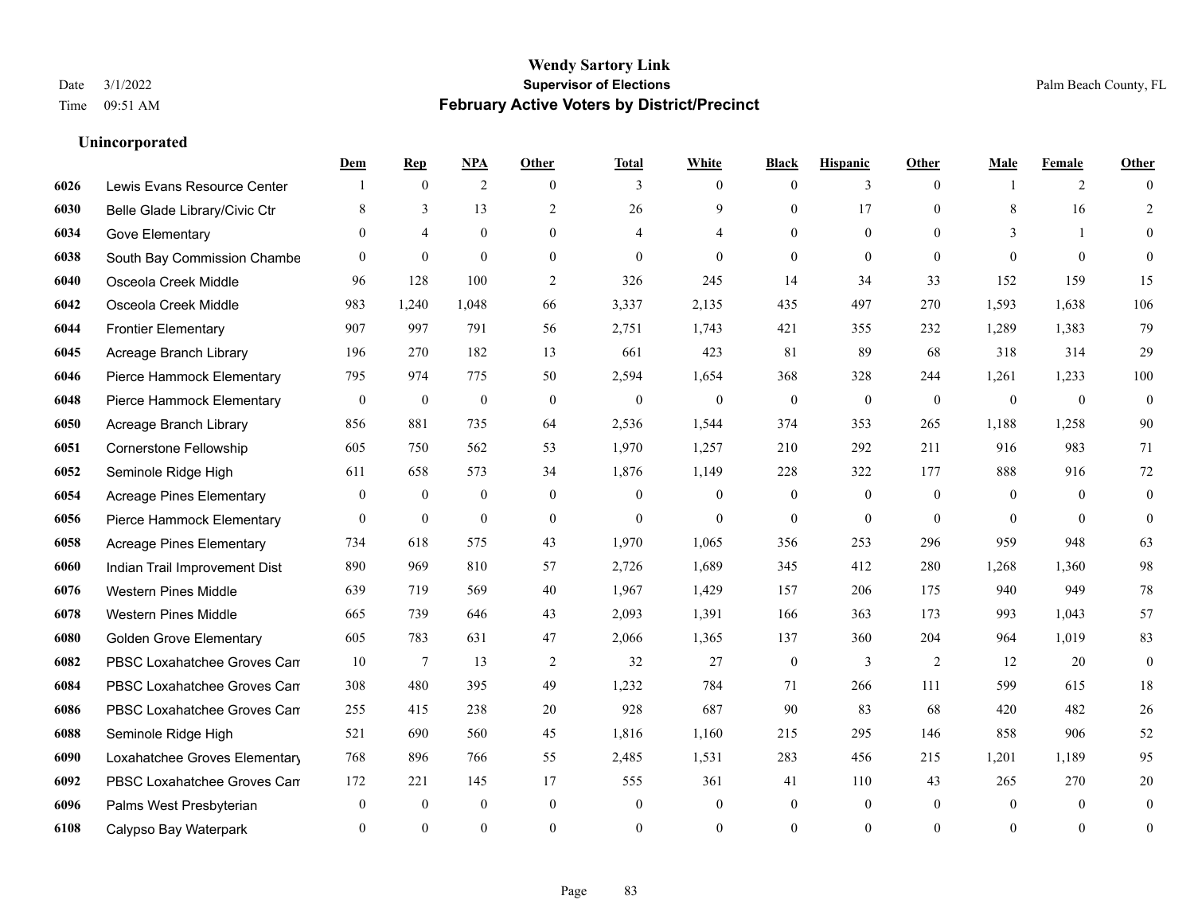# Wendy Sartory Link

**Supervisor of Elections**

**February Active Voters by District/Precinct**

Date 3/1/2022

Time 09:51 AM

Palm Beach County, FL

### Unincorporated

| | | Dem | Rep | NPA | Other | Total | White | Black | Hispanic | Other | Male | Female | Other |
|---|---|---|---|---|---|---|---|---|---|---|---|---|---|
| 6026 | Lewis Evans Resource Center | 1 | 0 | 2 | 0 | 3 | 0 | 0 | 3 | 0 | 1 | 2 | 0 |
| 6030 | Belle Glade Library/Civic Ctr | 8 | 3 | 13 | 2 | 26 | 9 | 0 | 17 | 0 | 8 | 16 | 2 |
| 6034 | Gove Elementary | 0 | 4 | 0 | 0 | 4 | 4 | 0 | 0 | 0 | 3 | 1 | 0 |
| 6038 | South Bay Commission Chambe | 0 | 0 | 0 | 0 | 0 | 0 | 0 | 0 | 0 | 0 | 0 | 0 |
| 6040 | Osceola Creek Middle | 96 | 128 | 100 | 2 | 326 | 245 | 14 | 34 | 33 | 152 | 159 | 15 |
| 6042 | Osceola Creek Middle | 983 | 1,240 | 1,048 | 66 | 3,337 | 2,135 | 435 | 497 | 270 | 1,593 | 1,638 | 106 |
| 6044 | Frontier Elementary | 907 | 997 | 791 | 56 | 2,751 | 1,743 | 421 | 355 | 232 | 1,289 | 1,383 | 79 |
| 6045 | Acreage Branch Library | 196 | 270 | 182 | 13 | 661 | 423 | 81 | 89 | 68 | 318 | 314 | 29 |
| 6046 | Pierce Hammock Elementary | 795 | 974 | 775 | 50 | 2,594 | 1,654 | 368 | 328 | 244 | 1,261 | 1,233 | 100 |
| 6048 | Pierce Hammock Elementary | 0 | 0 | 0 | 0 | 0 | 0 | 0 | 0 | 0 | 0 | 0 | 0 |
| 6050 | Acreage Branch Library | 856 | 881 | 735 | 64 | 2,536 | 1,544 | 374 | 353 | 265 | 1,188 | 1,258 | 90 |
| 6051 | Cornerstone Fellowship | 605 | 750 | 562 | 53 | 1,970 | 1,257 | 210 | 292 | 211 | 916 | 983 | 71 |
| 6052 | Seminole Ridge High | 611 | 658 | 573 | 34 | 1,876 | 1,149 | 228 | 322 | 177 | 888 | 916 | 72 |
| 6054 | Acreage Pines Elementary | 0 | 0 | 0 | 0 | 0 | 0 | 0 | 0 | 0 | 0 | 0 | 0 |
| 6056 | Pierce Hammock Elementary | 0 | 0 | 0 | 0 | 0 | 0 | 0 | 0 | 0 | 0 | 0 | 0 |
| 6058 | Acreage Pines Elementary | 734 | 618 | 575 | 43 | 1,970 | 1,065 | 356 | 253 | 296 | 959 | 948 | 63 |
| 6060 | Indian Trail Improvement Dist | 890 | 969 | 810 | 57 | 2,726 | 1,689 | 345 | 412 | 280 | 1,268 | 1,360 | 98 |
| 6076 | Western Pines Middle | 639 | 719 | 569 | 40 | 1,967 | 1,429 | 157 | 206 | 175 | 940 | 949 | 78 |
| 6078 | Western Pines Middle | 665 | 739 | 646 | 43 | 2,093 | 1,391 | 166 | 363 | 173 | 993 | 1,043 | 57 |
| 6080 | Golden Grove Elementary | 605 | 783 | 631 | 47 | 2,066 | 1,365 | 137 | 360 | 204 | 964 | 1,019 | 83 |
| 6082 | PBSC Loxahatchee Groves Cam | 10 | 7 | 13 | 2 | 32 | 27 | 0 | 3 | 2 | 12 | 20 | 0 |
| 6084 | PBSC Loxahatchee Groves Cam | 308 | 480 | 395 | 49 | 1,232 | 784 | 71 | 266 | 111 | 599 | 615 | 18 |
| 6086 | PBSC Loxahatchee Groves Cam | 255 | 415 | 238 | 20 | 928 | 687 | 90 | 83 | 68 | 420 | 482 | 26 |
| 6088 | Seminole Ridge High | 521 | 690 | 560 | 45 | 1,816 | 1,160 | 215 | 295 | 146 | 858 | 906 | 52 |
| 6090 | Loxahatchee Groves Elementary | 768 | 896 | 766 | 55 | 2,485 | 1,531 | 283 | 456 | 215 | 1,201 | 1,189 | 95 |
| 6092 | PBSC Loxahatchee Groves Cam | 172 | 221 | 145 | 17 | 555 | 361 | 41 | 110 | 43 | 265 | 270 | 20 |
| 6096 | Palms West Presbyterian | 0 | 0 | 0 | 0 | 0 | 0 | 0 | 0 | 0 | 0 | 0 | 0 |
| 6108 | Calypso Bay Waterpark | 0 | 0 | 0 | 0 | 0 | 0 | 0 | 0 | 0 | 0 | 0 | 0 |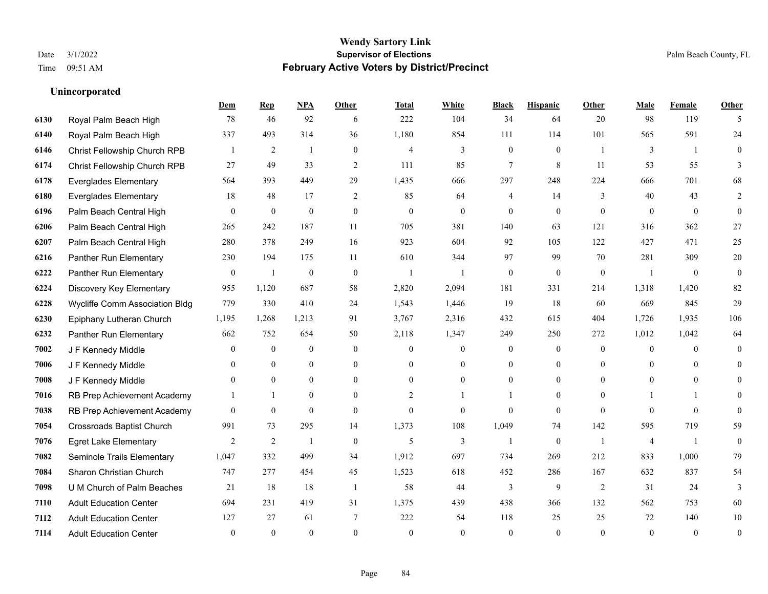# Wendy Sartory Link
## Supervisor of Elections
## February Active Voters by District/Precinct

Date 3/1/2022
Time 09:51 AM

Palm Beach County, FL

### Unincorporated

| | | Dem | Rep | NPA | Other | Total | White | Black | Hispanic | Other | Male | Female | Other |
|---|---|---|---|---|---|---|---|---|---|---|---|---|---|
| 6130 | Royal Palm Beach High | 78 | 46 | 92 | 6 | 222 | 104 | 34 | 64 | 20 | 98 | 119 | 5 |
| 6140 | Royal Palm Beach High | 337 | 493 | 314 | 36 | 1,180 | 854 | 111 | 114 | 101 | 565 | 591 | 24 |
| 6146 | Christ Fellowship Church RPB | 1 | 2 | 1 | 0 | 4 | 3 | 0 | 0 | 1 | 3 | 1 | 0 |
| 6174 | Christ Fellowship Church RPB | 27 | 49 | 33 | 2 | 111 | 85 | 7 | 8 | 11 | 53 | 55 | 3 |
| 6178 | Everglades Elementary | 564 | 393 | 449 | 29 | 1,435 | 666 | 297 | 248 | 224 | 666 | 701 | 68 |
| 6180 | Everglades Elementary | 18 | 48 | 17 | 2 | 85 | 64 | 4 | 14 | 3 | 40 | 43 | 2 |
| 6196 | Palm Beach Central High | 0 | 0 | 0 | 0 | 0 | 0 | 0 | 0 | 0 | 0 | 0 | 0 |
| 6206 | Palm Beach Central High | 265 | 242 | 187 | 11 | 705 | 381 | 140 | 63 | 121 | 316 | 362 | 27 |
| 6207 | Palm Beach Central High | 280 | 378 | 249 | 16 | 923 | 604 | 92 | 105 | 122 | 427 | 471 | 25 |
| 6216 | Panther Run Elementary | 230 | 194 | 175 | 11 | 610 | 344 | 97 | 99 | 70 | 281 | 309 | 20 |
| 6222 | Panther Run Elementary | 0 | 1 | 0 | 0 | 1 | 1 | 0 | 0 | 0 | 1 | 0 | 0 |
| 6224 | Discovery Key Elementary | 955 | 1,120 | 687 | 58 | 2,820 | 2,094 | 181 | 331 | 214 | 1,318 | 1,420 | 82 |
| 6228 | Wycliffe Comm Association Bldg | 779 | 330 | 410 | 24 | 1,543 | 1,446 | 19 | 18 | 60 | 669 | 845 | 29 |
| 6230 | Epiphany Lutheran Church | 1,195 | 1,268 | 1,213 | 91 | 3,767 | 2,316 | 432 | 615 | 404 | 1,726 | 1,935 | 106 |
| 6232 | Panther Run Elementary | 662 | 752 | 654 | 50 | 2,118 | 1,347 | 249 | 250 | 272 | 1,012 | 1,042 | 64 |
| 7002 | J F Kennedy Middle | 0 | 0 | 0 | 0 | 0 | 0 | 0 | 0 | 0 | 0 | 0 | 0 |
| 7006 | J F Kennedy Middle | 0 | 0 | 0 | 0 | 0 | 0 | 0 | 0 | 0 | 0 | 0 | 0 |
| 7008 | J F Kennedy Middle | 0 | 0 | 0 | 0 | 0 | 0 | 0 | 0 | 0 | 0 | 0 | 0 |
| 7016 | RB Prep Achievement Academy | 1 | 1 | 0 | 0 | 2 | 1 | 1 | 0 | 0 | 1 | 1 | 0 |
| 7038 | RB Prep Achievement Academy | 0 | 0 | 0 | 0 | 0 | 0 | 0 | 0 | 0 | 0 | 0 | 0 |
| 7054 | Crossroads Baptist Church | 991 | 73 | 295 | 14 | 1,373 | 108 | 1,049 | 74 | 142 | 595 | 719 | 59 |
| 7076 | Egret Lake Elementary | 2 | 2 | 1 | 0 | 5 | 3 | 1 | 0 | 1 | 4 | 1 | 0 |
| 7082 | Seminole Trails Elementary | 1,047 | 332 | 499 | 34 | 1,912 | 697 | 734 | 269 | 212 | 833 | 1,000 | 79 |
| 7084 | Sharon Christian Church | 747 | 277 | 454 | 45 | 1,523 | 618 | 452 | 286 | 167 | 632 | 837 | 54 |
| 7098 | U M Church of Palm Beaches | 21 | 18 | 18 | 1 | 58 | 44 | 3 | 9 | 2 | 31 | 24 | 3 |
| 7110 | Adult Education Center | 694 | 231 | 419 | 31 | 1,375 | 439 | 438 | 366 | 132 | 562 | 753 | 60 |
| 7112 | Adult Education Center | 127 | 27 | 61 | 7 | 222 | 54 | 118 | 25 | 25 | 72 | 140 | 10 |
| 7114 | Adult Education Center | 0 | 0 | 0 | 0 | 0 | 0 | 0 | 0 | 0 | 0 | 0 | 0 |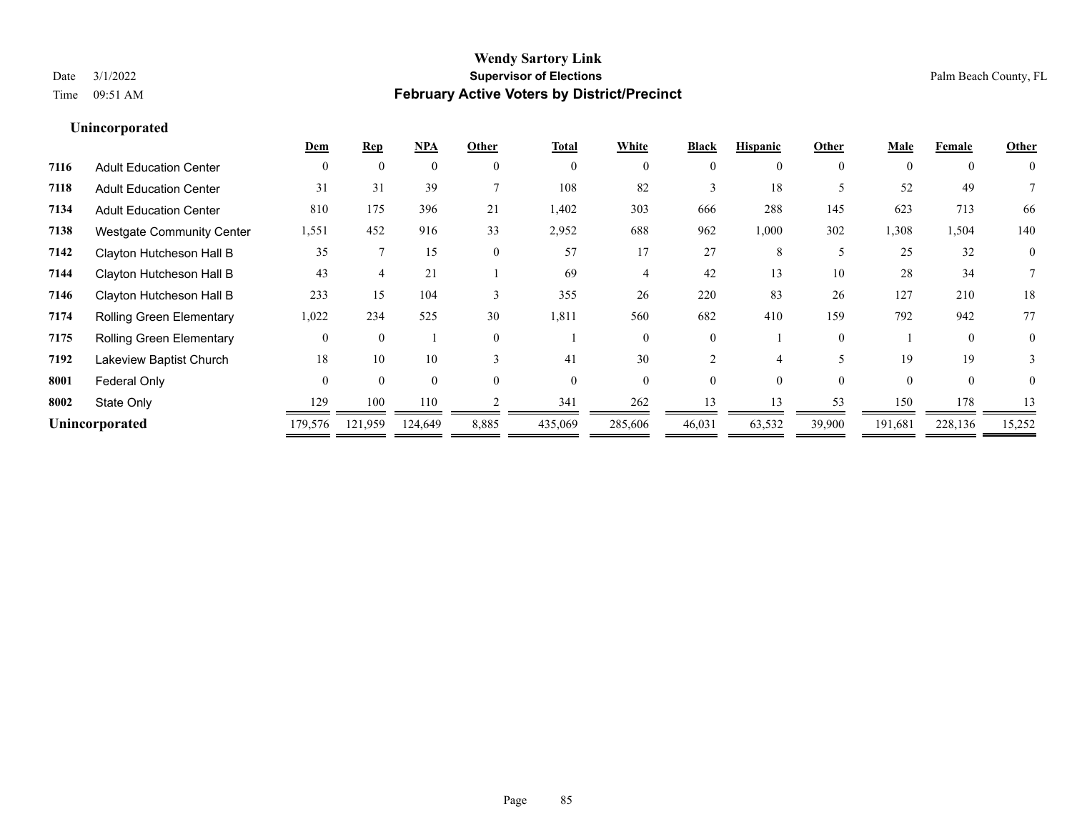**Wendy Sartory Link**
**Supervisor of Elections**
**February Active Voters by District/Precinct**

Date 3/1/2022
Time 09:51 AM

Palm Beach County, FL

## Unincorporated

| | | Dem | Rep | NPA | Other | Total | White | Black | Hispanic | Other | Male | Female | Other |
|---|---|---|---|---|---|---|---|---|---|---|---|---|---|
| 7116 | Adult Education Center | 0 | 0 | 0 | 0 | 0 | 0 | 0 | 0 | 0 | 0 | 0 | 0 |
| 7118 | Adult Education Center | 31 | 31 | 39 | 7 | 108 | 82 | 3 | 18 | 5 | 52 | 49 | 7 |
| 7134 | Adult Education Center | 810 | 175 | 396 | 21 | 1,402 | 303 | 666 | 288 | 145 | 623 | 713 | 66 |
| 7138 | Westgate Community Center | 1,551 | 452 | 916 | 33 | 2,952 | 688 | 962 | 1,000 | 302 | 1,308 | 1,504 | 140 |
| 7142 | Clayton Hutcheson Hall B | 35 | 7 | 15 | 0 | 57 | 17 | 27 | 8 | 5 | 25 | 32 | 0 |
| 7144 | Clayton Hutcheson Hall B | 43 | 4 | 21 | 1 | 69 | 4 | 42 | 13 | 10 | 28 | 34 | 7 |
| 7146 | Clayton Hutcheson Hall B | 233 | 15 | 104 | 3 | 355 | 26 | 220 | 83 | 26 | 127 | 210 | 18 |
| 7174 | Rolling Green Elementary | 1,022 | 234 | 525 | 30 | 1,811 | 560 | 682 | 410 | 159 | 792 | 942 | 77 |
| 7175 | Rolling Green Elementary | 0 | 0 | 1 | 0 | 1 | 0 | 0 | 1 | 0 | 1 | 0 | 0 |
| 7192 | Lakeview Baptist Church | 18 | 10 | 10 | 3 | 41 | 30 | 2 | 4 | 5 | 19 | 19 | 3 |
| 8001 | Federal Only | 0 | 0 | 0 | 0 | 0 | 0 | 0 | 0 | 0 | 0 | 0 | 0 |
| 8002 | State Only | 129 | 100 | 110 | 2 | 341 | 262 | 13 | 13 | 53 | 150 | 178 | 13 |
| **Unincorporated** | | 179,576 | 121,959 | 124,649 | 8,885 | 435,069 | 285,606 | 46,031 | 63,532 | 39,900 | 191,681 | 228,136 | 15,252 |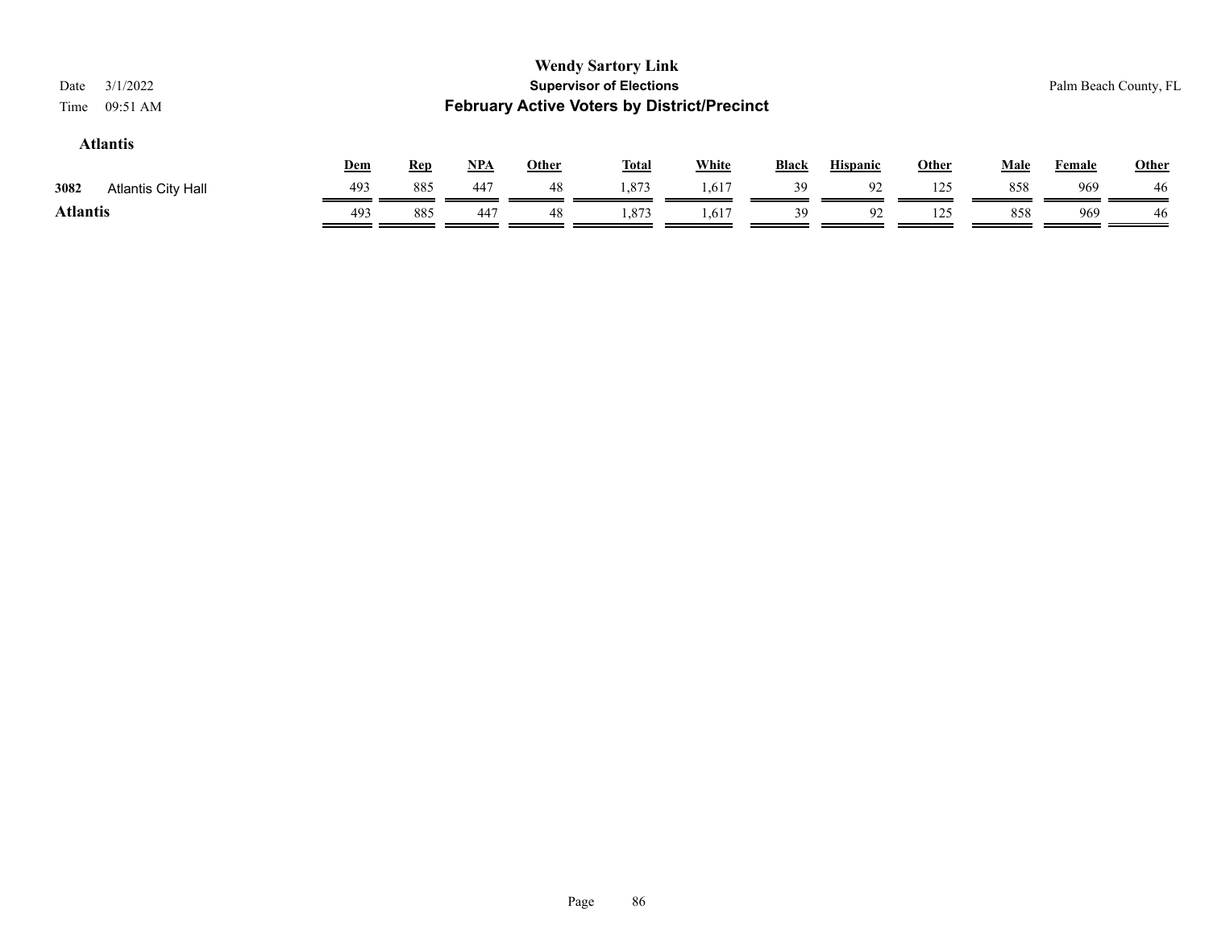**Wendy Sartory Link**

**Supervisor of Elections**

**February Active Voters by District/Precinct**

Date 3/1/2022

Time 09:51 AM

Palm Beach County, FL

### Atlantis

| | | Dem | Rep | NPA | Other | Total | White | Black | Hispanic | Other | Male | Female | Other |
|---|---|---|---|---|---|---|---|---|---|---|---|---|---|
| 3082 | Atlantis City Hall | 493 | 885 | 447 | 48 | 1,873 | 1,617 | 39 | 92 | 125 | 858 | 969 | 46 |
| **Atlantis** | | 493 | 885 | 447 | 48 | 1,873 | 1,617 | 39 | 92 | 125 | 858 | 969 | 46 |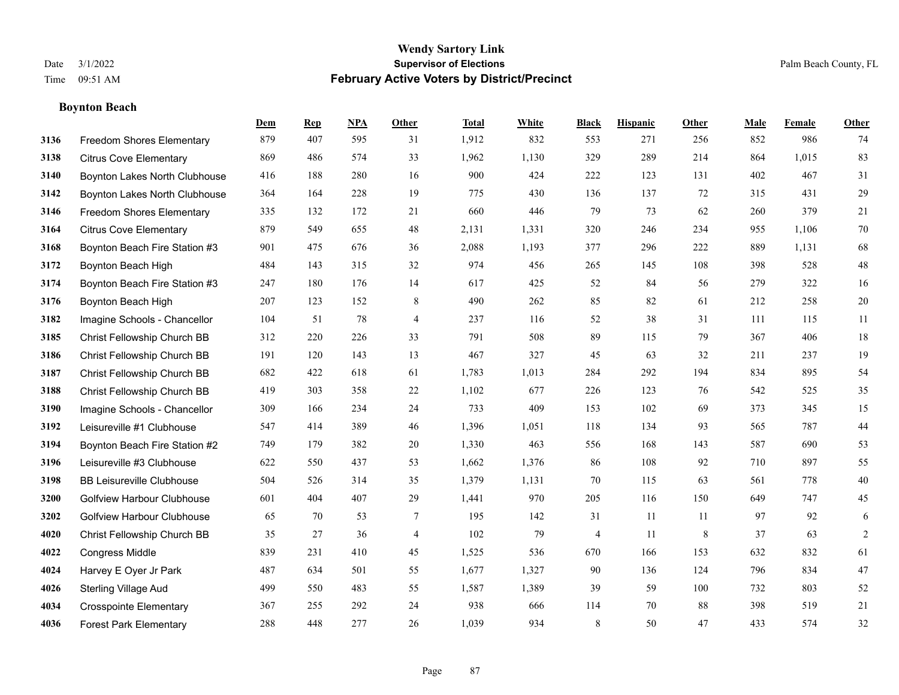# Wendy Sartory Link
## Supervisor of Elections
## February Active Voters by District/Precinct

Date 3/1/2022
Time 09:51 AM

Palm Beach County, FL

### Boynton Beach

| | | Dem | Rep | NPA | Other | Total | White | Black | Hispanic | Other | Male | Female | Other |
|---|---|---|---|---|---|---|---|---|---|---|---|---|---|
| 3136 | Freedom Shores Elementary | 879 | 407 | 595 | 31 | 1,912 | 832 | 553 | 271 | 256 | 852 | 986 | 74 |
| 3138 | Citrus Cove Elementary | 869 | 486 | 574 | 33 | 1,962 | 1,130 | 329 | 289 | 214 | 864 | 1,015 | 83 |
| 3140 | Boynton Lakes North Clubhouse | 416 | 188 | 280 | 16 | 900 | 424 | 222 | 123 | 131 | 402 | 467 | 31 |
| 3142 | Boynton Lakes North Clubhouse | 364 | 164 | 228 | 19 | 775 | 430 | 136 | 137 | 72 | 315 | 431 | 29 |
| 3146 | Freedom Shores Elementary | 335 | 132 | 172 | 21 | 660 | 446 | 79 | 73 | 62 | 260 | 379 | 21 |
| 3164 | Citrus Cove Elementary | 879 | 549 | 655 | 48 | 2,131 | 1,331 | 320 | 246 | 234 | 955 | 1,106 | 70 |
| 3168 | Boynton Beach Fire Station #3 | 901 | 475 | 676 | 36 | 2,088 | 1,193 | 377 | 296 | 222 | 889 | 1,131 | 68 |
| 3172 | Boynton Beach High | 484 | 143 | 315 | 32 | 974 | 456 | 265 | 145 | 108 | 398 | 528 | 48 |
| 3174 | Boynton Beach Fire Station #3 | 247 | 180 | 176 | 14 | 617 | 425 | 52 | 84 | 56 | 279 | 322 | 16 |
| 3176 | Boynton Beach High | 207 | 123 | 152 | 8 | 490 | 262 | 85 | 82 | 61 | 212 | 258 | 20 |
| 3182 | Imagine Schools - Chancellor | 104 | 51 | 78 | 4 | 237 | 116 | 52 | 38 | 31 | 111 | 115 | 11 |
| 3185 | Christ Fellowship Church BB | 312 | 220 | 226 | 33 | 791 | 508 | 89 | 115 | 79 | 367 | 406 | 18 |
| 3186 | Christ Fellowship Church BB | 191 | 120 | 143 | 13 | 467 | 327 | 45 | 63 | 32 | 211 | 237 | 19 |
| 3187 | Christ Fellowship Church BB | 682 | 422 | 618 | 61 | 1,783 | 1,013 | 284 | 292 | 194 | 834 | 895 | 54 |
| 3188 | Christ Fellowship Church BB | 419 | 303 | 358 | 22 | 1,102 | 677 | 226 | 123 | 76 | 542 | 525 | 35 |
| 3190 | Imagine Schools - Chancellor | 309 | 166 | 234 | 24 | 733 | 409 | 153 | 102 | 69 | 373 | 345 | 15 |
| 3192 | Leisureville #1 Clubhouse | 547 | 414 | 389 | 46 | 1,396 | 1,051 | 118 | 134 | 93 | 565 | 787 | 44 |
| 3194 | Boynton Beach Fire Station #2 | 749 | 179 | 382 | 20 | 1,330 | 463 | 556 | 168 | 143 | 587 | 690 | 53 |
| 3196 | Leisureville #3 Clubhouse | 622 | 550 | 437 | 53 | 1,662 | 1,376 | 86 | 108 | 92 | 710 | 897 | 55 |
| 3198 | BB Leisureville Clubhouse | 504 | 526 | 314 | 35 | 1,379 | 1,131 | 70 | 115 | 63 | 561 | 778 | 40 |
| 3200 | Golfview Harbour Clubhouse | 601 | 404 | 407 | 29 | 1,441 | 970 | 205 | 116 | 150 | 649 | 747 | 45 |
| 3202 | Golfview Harbour Clubhouse | 65 | 70 | 53 | 7 | 195 | 142 | 31 | 11 | 11 | 97 | 92 | 6 |
| 4020 | Christ Fellowship Church BB | 35 | 27 | 36 | 4 | 102 | 79 | 4 | 11 | 8 | 37 | 63 | 2 |
| 4022 | Congress Middle | 839 | 231 | 410 | 45 | 1,525 | 536 | 670 | 166 | 153 | 632 | 832 | 61 |
| 4024 | Harvey E Oyer Jr Park | 487 | 634 | 501 | 55 | 1,677 | 1,327 | 90 | 136 | 124 | 796 | 834 | 47 |
| 4026 | Sterling Village Aud | 499 | 550 | 483 | 55 | 1,587 | 1,389 | 39 | 59 | 100 | 732 | 803 | 52 |
| 4034 | Crosspointe Elementary | 367 | 255 | 292 | 24 | 938 | 666 | 114 | 70 | 88 | 398 | 519 | 21 |
| 4036 | Forest Park Elementary | 288 | 448 | 277 | 26 | 1,039 | 934 | 8 | 50 | 47 | 433 | 574 | 32 |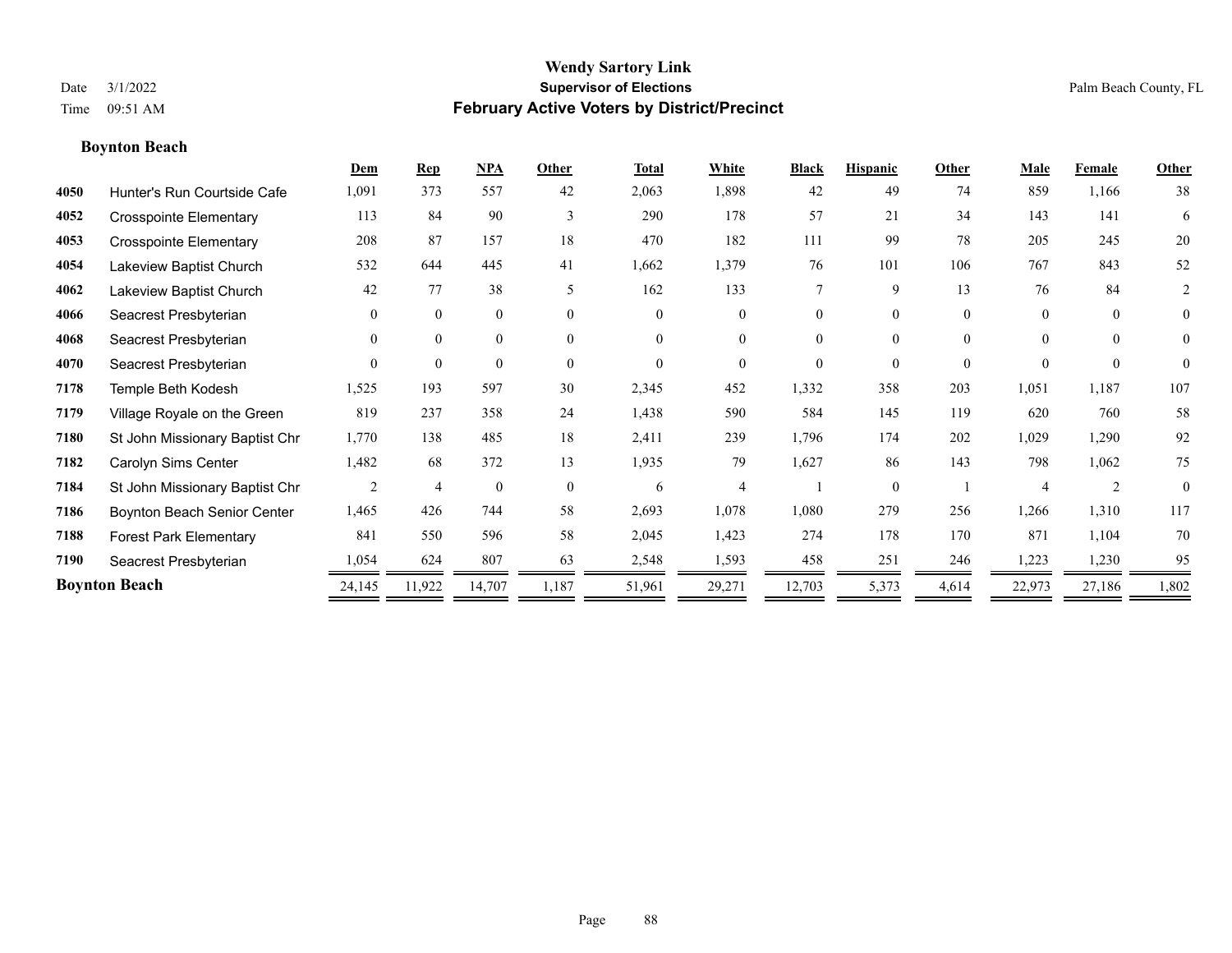# Wendy Sartory Link

**Supervisor of Elections**

**February Active Voters by District/Precinct**

Date 3/1/2022

Time 09:51 AM

Palm Beach County, FL

## Boynton Beach

| | | Dem | Rep | NPA | Other | Total | White | Black | Hispanic | Other | Male | Female | Other |
|---|---|---|---|---|---|---|---|---|---|---|---|---|---|
| 4050 | Hunter's Run Courtside Cafe | 1,091 | 373 | 557 | 42 | 2,063 | 1,898 | 42 | 49 | 74 | 859 | 1,166 | 38 |
| 4052 | Crosspointe Elementary | 113 | 84 | 90 | 3 | 290 | 178 | 57 | 21 | 34 | 143 | 141 | 6 |
| 4053 | Crosspointe Elementary | 208 | 87 | 157 | 18 | 470 | 182 | 111 | 99 | 78 | 205 | 245 | 20 |
| 4054 | Lakeview Baptist Church | 532 | 644 | 445 | 41 | 1,662 | 1,379 | 76 | 101 | 106 | 767 | 843 | 52 |
| 4062 | Lakeview Baptist Church | 42 | 77 | 38 | 5 | 162 | 133 | 7 | 9 | 13 | 76 | 84 | 2 |
| 4066 | Seacrest Presbyterian | 0 | 0 | 0 | 0 | 0 | 0 | 0 | 0 | 0 | 0 | 0 | 0 |
| 4068 | Seacrest Presbyterian | 0 | 0 | 0 | 0 | 0 | 0 | 0 | 0 | 0 | 0 | 0 | 0 |
| 4070 | Seacrest Presbyterian | 0 | 0 | 0 | 0 | 0 | 0 | 0 | 0 | 0 | 0 | 0 | 0 |
| 7178 | Temple Beth Kodesh | 1,525 | 193 | 597 | 30 | 2,345 | 452 | 1,332 | 358 | 203 | 1,051 | 1,187 | 107 |
| 7179 | Village Royale on the Green | 819 | 237 | 358 | 24 | 1,438 | 590 | 584 | 145 | 119 | 620 | 760 | 58 |
| 7180 | St John Missionary Baptist Chr | 1,770 | 138 | 485 | 18 | 2,411 | 239 | 1,796 | 174 | 202 | 1,029 | 1,290 | 92 |
| 7182 | Carolyn Sims Center | 1,482 | 68 | 372 | 13 | 1,935 | 79 | 1,627 | 86 | 143 | 798 | 1,062 | 75 |
| 7184 | St John Missionary Baptist Chr | 2 | 4 | 0 | 0 | 6 | 4 | 1 | 0 | 1 | 4 | 2 | 0 |
| 7186 | Boynton Beach Senior Center | 1,465 | 426 | 744 | 58 | 2,693 | 1,078 | 1,080 | 279 | 256 | 1,266 | 1,310 | 117 |
| 7188 | Forest Park Elementary | 841 | 550 | 596 | 58 | 2,045 | 1,423 | 274 | 178 | 170 | 871 | 1,104 | 70 |
| 7190 | Seacrest Presbyterian | 1,054 | 624 | 807 | 63 | 2,548 | 1,593 | 458 | 251 | 246 | 1,223 | 1,230 | 95 |
| **Boynton Beach** | | 24,145 | 11,922 | 14,707 | 1,187 | 51,961 | 29,271 | 12,703 | 5,373 | 4,614 | 22,973 | 27,186 | 1,802 |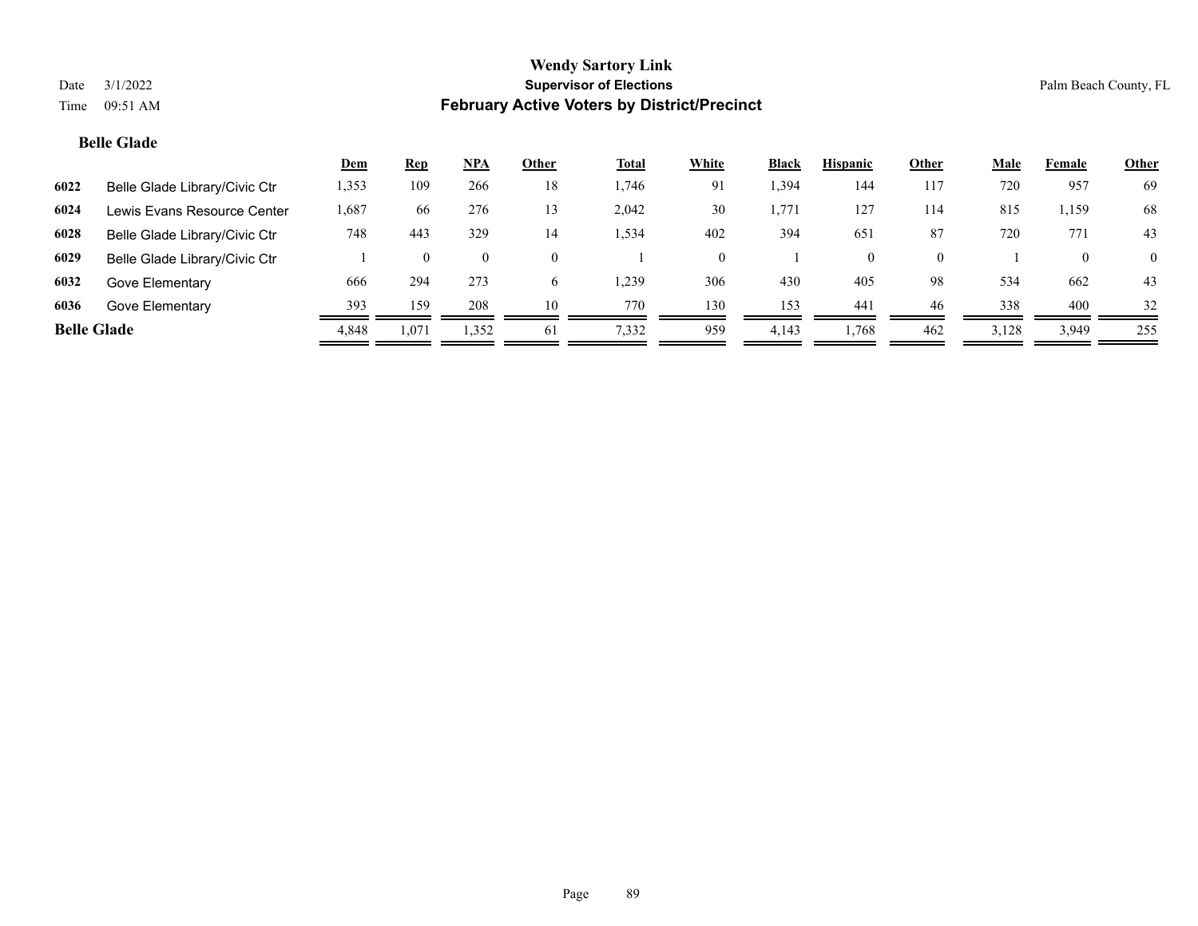# Wendy Sartory Link

## Supervisor of Elections

## February Active Voters by District/Precinct

Date 3/1/2022
Time 09:51 AM

Palm Beach County, FL

### Belle Glade

| | | Dem | Rep | NPA | Other | Total | White | Black | Hispanic | Other | Male | Female | Other |
|---|---|---|---|---|---|---|---|---|---|---|---|---|---|
| 6022 | Belle Glade Library/Civic Ctr | 1,353 | 109 | 266 | 18 | 1,746 | 91 | 1,394 | 144 | 117 | 720 | 957 | 69 |
| 6024 | Lewis Evans Resource Center | 1,687 | 66 | 276 | 13 | 2,042 | 30 | 1,771 | 127 | 114 | 815 | 1,159 | 68 |
| 6028 | Belle Glade Library/Civic Ctr | 748 | 443 | 329 | 14 | 1,534 | 402 | 394 | 651 | 87 | 720 | 771 | 43 |
| 6029 | Belle Glade Library/Civic Ctr | 1 | 0 | 0 | 0 | 1 | 0 | 1 | 0 | 0 | 1 | 0 | 0 |
| 6032 | Gove Elementary | 666 | 294 | 273 | 6 | 1,239 | 306 | 430 | 405 | 98 | 534 | 662 | 43 |
| 6036 | Gove Elementary | 393 | 159 | 208 | 10 | 770 | 130 | 153 | 441 | 46 | 338 | 400 | 32 |
| **Belle Glade** | | 4,848 | 1,071 | 1,352 | 61 | 7,332 | 959 | 4,143 | 1,768 | 462 | 3,128 | 3,949 | 255 |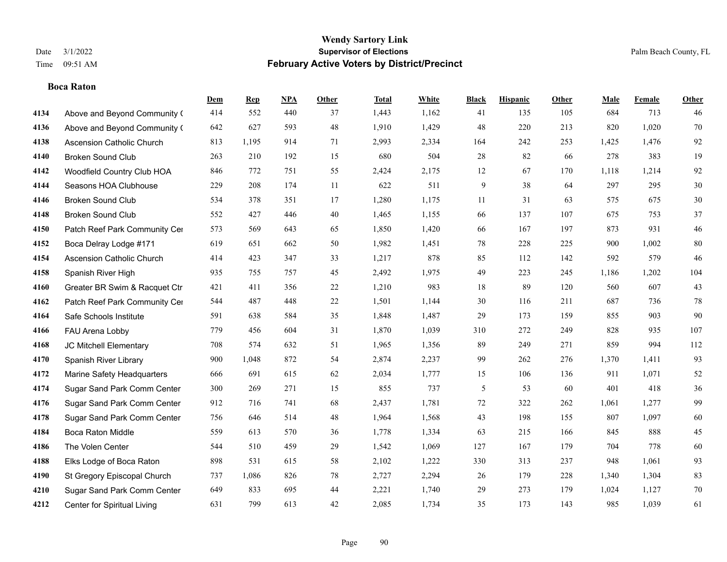# Wendy Sartory Link

**Supervisor of Elections**

**February Active Voters by District/Precinct**

Date 3/1/2022

Time 09:51 AM

Palm Beach County, FL

**Boca Raton**

| | | Dem | Rep | NPA | Other | Total | White | Black | Hispanic | Other | Male | Female | Other |
|---|---|---|---|---|---|---|---|---|---|---|---|---|---|
| 4134 | Above and Beyond Community ( | 414 | 552 | 440 | 37 | 1,443 | 1,162 | 41 | 135 | 105 | 684 | 713 | 46 |
| 4136 | Above and Beyond Community ( | 642 | 627 | 593 | 48 | 1,910 | 1,429 | 48 | 220 | 213 | 820 | 1,020 | 70 |
| 4138 | Ascension Catholic Church | 813 | 1,195 | 914 | 71 | 2,993 | 2,334 | 164 | 242 | 253 | 1,425 | 1,476 | 92 |
| 4140 | Broken Sound Club | 263 | 210 | 192 | 15 | 680 | 504 | 28 | 82 | 66 | 278 | 383 | 19 |
| 4142 | Woodfield Country Club HOA | 846 | 772 | 751 | 55 | 2,424 | 2,175 | 12 | 67 | 170 | 1,118 | 1,214 | 92 |
| 4144 | Seasons HOA Clubhouse | 229 | 208 | 174 | 11 | 622 | 511 | 9 | 38 | 64 | 297 | 295 | 30 |
| 4146 | Broken Sound Club | 534 | 378 | 351 | 17 | 1,280 | 1,175 | 11 | 31 | 63 | 575 | 675 | 30 |
| 4148 | Broken Sound Club | 552 | 427 | 446 | 40 | 1,465 | 1,155 | 66 | 137 | 107 | 675 | 753 | 37 |
| 4150 | Patch Reef Park Community Cer | 573 | 569 | 643 | 65 | 1,850 | 1,420 | 66 | 167 | 197 | 873 | 931 | 46 |
| 4152 | Boca Delray Lodge #171 | 619 | 651 | 662 | 50 | 1,982 | 1,451 | 78 | 228 | 225 | 900 | 1,002 | 80 |
| 4154 | Ascension Catholic Church | 414 | 423 | 347 | 33 | 1,217 | 878 | 85 | 112 | 142 | 592 | 579 | 46 |
| 4158 | Spanish River High | 935 | 755 | 757 | 45 | 2,492 | 1,975 | 49 | 223 | 245 | 1,186 | 1,202 | 104 |
| 4160 | Greater BR Swim & Racquet Ctr | 421 | 411 | 356 | 22 | 1,210 | 983 | 18 | 89 | 120 | 560 | 607 | 43 |
| 4162 | Patch Reef Park Community Cer | 544 | 487 | 448 | 22 | 1,501 | 1,144 | 30 | 116 | 211 | 687 | 736 | 78 |
| 4164 | Safe Schools Institute | 591 | 638 | 584 | 35 | 1,848 | 1,487 | 29 | 173 | 159 | 855 | 903 | 90 |
| 4166 | FAU Arena Lobby | 779 | 456 | 604 | 31 | 1,870 | 1,039 | 310 | 272 | 249 | 828 | 935 | 107 |
| 4168 | JC Mitchell Elementary | 708 | 574 | 632 | 51 | 1,965 | 1,356 | 89 | 249 | 271 | 859 | 994 | 112 |
| 4170 | Spanish River Library | 900 | 1,048 | 872 | 54 | 2,874 | 2,237 | 99 | 262 | 276 | 1,370 | 1,411 | 93 |
| 4172 | Marine Safety Headquarters | 666 | 691 | 615 | 62 | 2,034 | 1,777 | 15 | 106 | 136 | 911 | 1,071 | 52 |
| 4174 | Sugar Sand Park Comm Center | 300 | 269 | 271 | 15 | 855 | 737 | 5 | 53 | 60 | 401 | 418 | 36 |
| 4176 | Sugar Sand Park Comm Center | 912 | 716 | 741 | 68 | 2,437 | 1,781 | 72 | 322 | 262 | 1,061 | 1,277 | 99 |
| 4178 | Sugar Sand Park Comm Center | 756 | 646 | 514 | 48 | 1,964 | 1,568 | 43 | 198 | 155 | 807 | 1,097 | 60 |
| 4184 | Boca Raton Middle | 559 | 613 | 570 | 36 | 1,778 | 1,334 | 63 | 215 | 166 | 845 | 888 | 45 |
| 4186 | The Volen Center | 544 | 510 | 459 | 29 | 1,542 | 1,069 | 127 | 167 | 179 | 704 | 778 | 60 |
| 4188 | Elks Lodge of Boca Raton | 898 | 531 | 615 | 58 | 2,102 | 1,222 | 330 | 313 | 237 | 948 | 1,061 | 93 |
| 4190 | St Gregory Episcopal Church | 737 | 1,086 | 826 | 78 | 2,727 | 2,294 | 26 | 179 | 228 | 1,340 | 1,304 | 83 |
| 4210 | Sugar Sand Park Comm Center | 649 | 833 | 695 | 44 | 2,221 | 1,740 | 29 | 273 | 179 | 1,024 | 1,127 | 70 |
| 4212 | Center for Spiritual Living | 631 | 799 | 613 | 42 | 2,085 | 1,734 | 35 | 173 | 143 | 985 | 1,039 | 61 |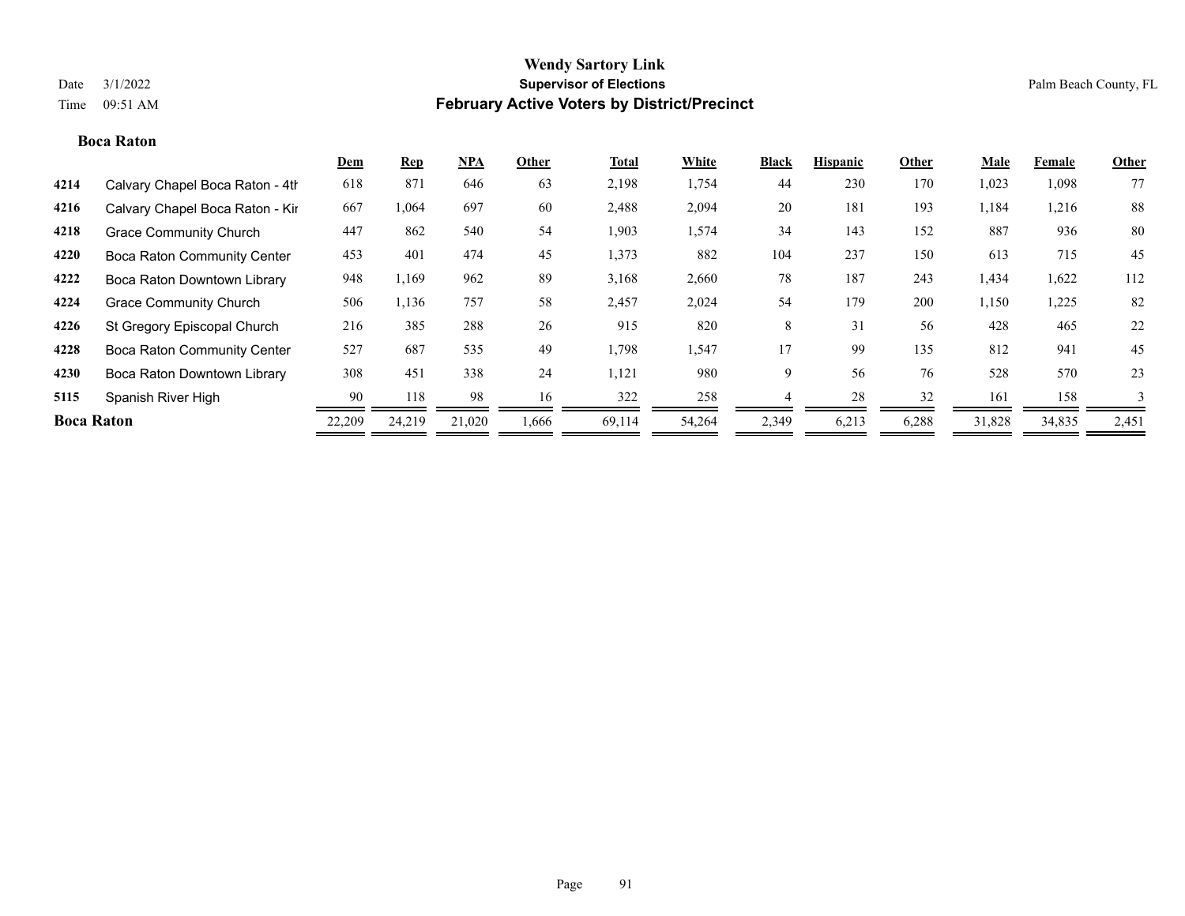# Wendy Sartory Link
## Supervisor of Elections
## February Active Voters by District/Precinct

Date 3/1/2022
Time 09:51 AM

Palm Beach County, FL

**Boca Raton**

| | | Dem | Rep | NPA | Other | Total | White | Black | Hispanic | Other | Male | Female | Other |
|---|---|---|---|---|---|---|---|---|---|---|---|---|---|
| 4214 | Calvary Chapel Boca Raton - 4th | 618 | 871 | 646 | 63 | 2,198 | 1,754 | 44 | 230 | 170 | 1,023 | 1,098 | 77 |
| 4216 | Calvary Chapel Boca Raton - Kir | 667 | 1,064 | 697 | 60 | 2,488 | 2,094 | 20 | 181 | 193 | 1,184 | 1,216 | 88 |
| 4218 | Grace Community Church | 447 | 862 | 540 | 54 | 1,903 | 1,574 | 34 | 143 | 152 | 887 | 936 | 80 |
| 4220 | Boca Raton Community Center | 453 | 401 | 474 | 45 | 1,373 | 882 | 104 | 237 | 150 | 613 | 715 | 45 |
| 4222 | Boca Raton Downtown Library | 948 | 1,169 | 962 | 89 | 3,168 | 2,660 | 78 | 187 | 243 | 1,434 | 1,622 | 112 |
| 4224 | Grace Community Church | 506 | 1,136 | 757 | 58 | 2,457 | 2,024 | 54 | 179 | 200 | 1,150 | 1,225 | 82 |
| 4226 | St Gregory Episcopal Church | 216 | 385 | 288 | 26 | 915 | 820 | 8 | 31 | 56 | 428 | 465 | 22 |
| 4228 | Boca Raton Community Center | 527 | 687 | 535 | 49 | 1,798 | 1,547 | 17 | 99 | 135 | 812 | 941 | 45 |
| 4230 | Boca Raton Downtown Library | 308 | 451 | 338 | 24 | 1,121 | 980 | 9 | 56 | 76 | 528 | 570 | 23 |
| 5115 | Spanish River High | 90 | 118 | 98 | 16 | 322 | 258 | 4 | 28 | 32 | 161 | 158 | 3 |
| **Boca Raton** | | 22,209 | 24,219 | 21,020 | 1,666 | 69,114 | 54,264 | 2,349 | 6,213 | 6,288 | 31,828 | 34,835 | 2,451 |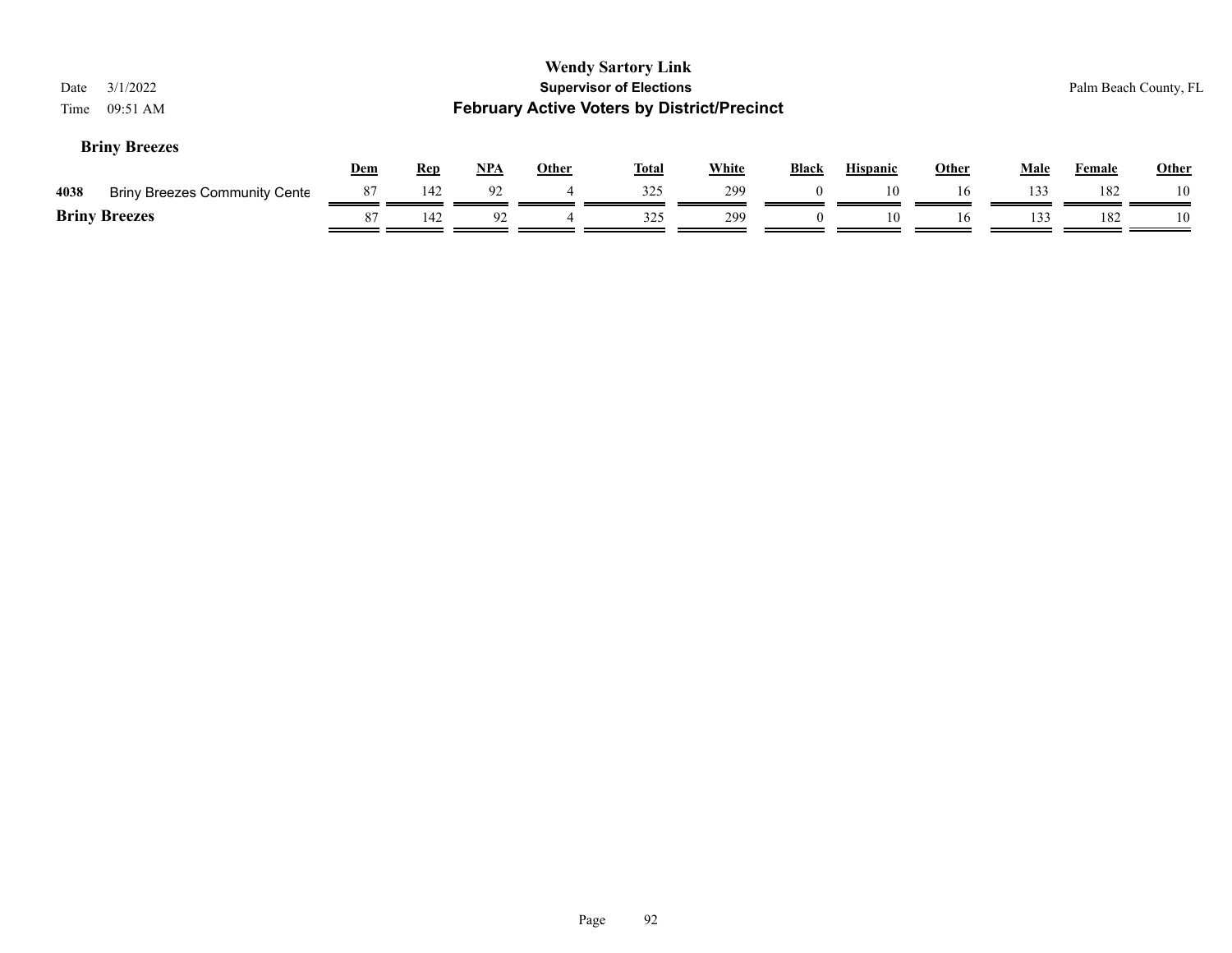# Wendy Sartory Link

## Supervisor of Elections

## February Active Voters by District/Precinct

Date 3/1/2022

Time 09:51 AM

Palm Beach County, FL

### Briny Breezes

| | | Dem | Rep | NPA | Other | Total | White | Black | Hispanic | Other | Male | Female | Other |
|---|---|---|---|---|---|---|---|---|---|---|---|---|---|
| 4038 | Briny Breezes Community Cente | 87 | 142 | 92 | 4 | 325 | 299 | 0 | 10 | 16 | 133 | 182 | 10 |
| **Briny Breezes** | | 87 | 142 | 92 | 4 | 325 | 299 | 0 | 10 | 16 | 133 | 182 | 10 |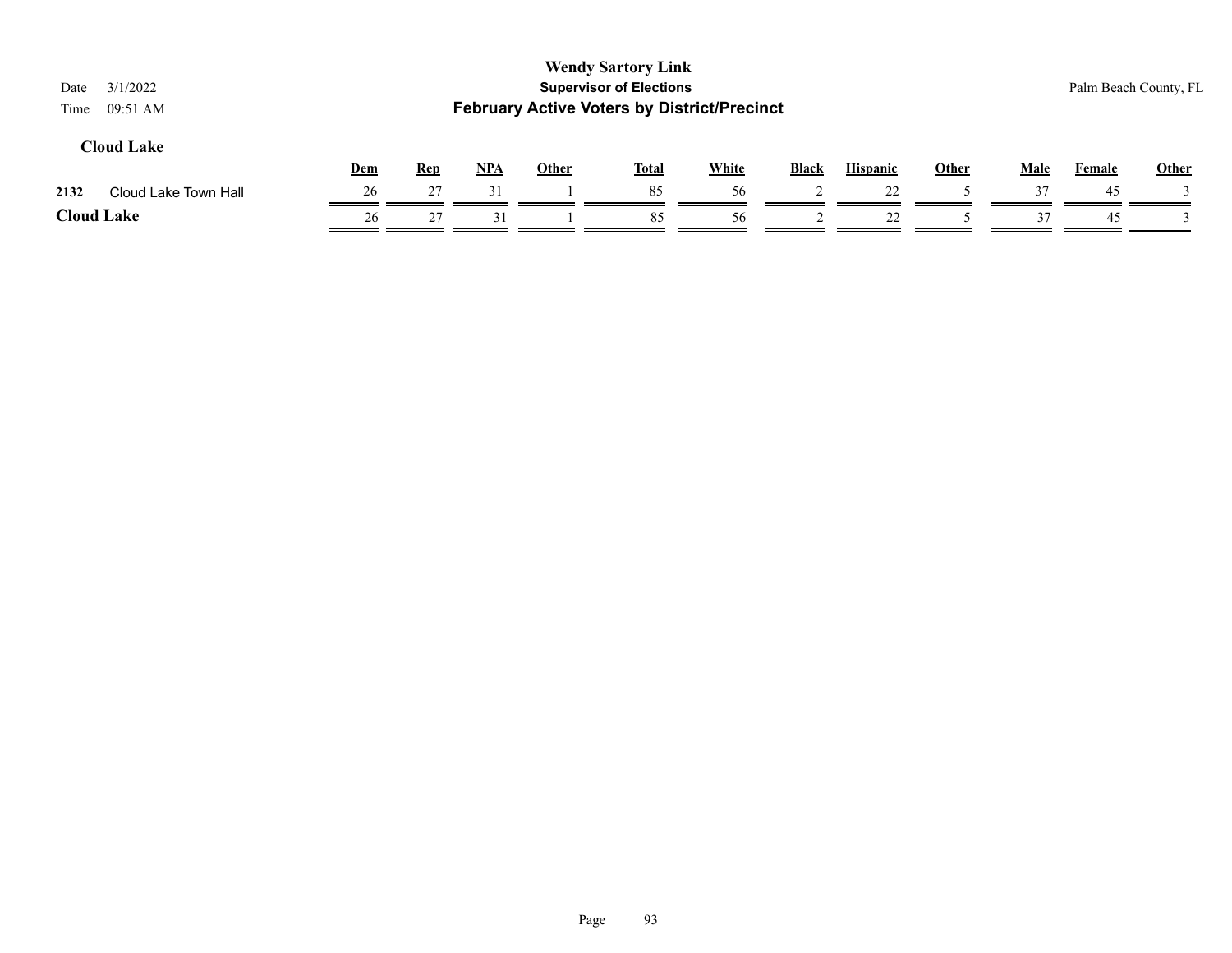# Wendy Sartory Link

## Supervisor of Elections

## February Active Voters by District/Precinct

Date 3/1/2022
Time 09:51 AM

Palm Beach County, FL

### Cloud Lake

| | | Dem | Rep | NPA | Other | Total | White | Black | Hispanic | Other | Male | Female | Other |
|---|---|---|---|---|---|---|---|---|---|---|---|---|---|
| 2132 | Cloud Lake Town Hall | 26 | 27 | 31 | 1 | 85 | 56 | 2 | 22 | 5 | 37 | 45 | 3 |
| **Cloud Lake** | | 26 | 27 | 31 | 1 | 85 | 56 | 2 | 22 | 5 | 37 | 45 | 3 |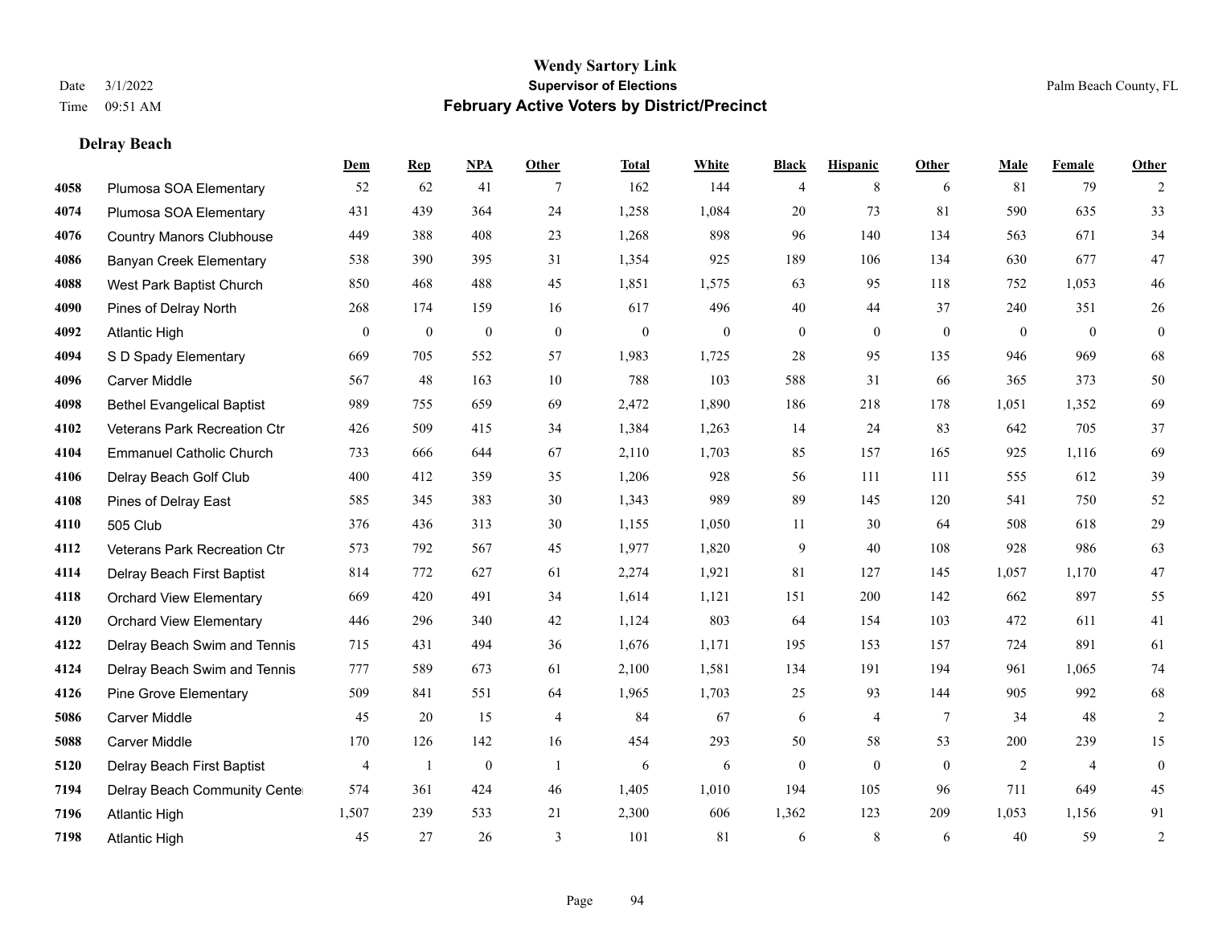**Delray Beach**

| | | Dem | Rep | NPA | Other | Total | White | Black | Hispanic | Other | Male | Female | Other |
|---|---|---|---|---|---|---|---|---|---|---|---|---|---|
| 4058 | Plumosa SOA Elementary | 52 | 62 | 41 | 7 | 162 | 144 | 4 | 8 | 6 | 81 | 79 | 2 |
| 4074 | Plumosa SOA Elementary | 431 | 439 | 364 | 24 | 1,258 | 1,084 | 20 | 73 | 81 | 590 | 635 | 33 |
| 4076 | Country Manors Clubhouse | 449 | 388 | 408 | 23 | 1,268 | 898 | 96 | 140 | 134 | 563 | 671 | 34 |
| 4086 | Banyan Creek Elementary | 538 | 390 | 395 | 31 | 1,354 | 925 | 189 | 106 | 134 | 630 | 677 | 47 |
| 4088 | West Park Baptist Church | 850 | 468 | 488 | 45 | 1,851 | 1,575 | 63 | 95 | 118 | 752 | 1,053 | 46 |
| 4090 | Pines of Delray North | 268 | 174 | 159 | 16 | 617 | 496 | 40 | 44 | 37 | 240 | 351 | 26 |
| 4092 | Atlantic High | 0 | 0 | 0 | 0 | 0 | 0 | 0 | 0 | 0 | 0 | 0 | 0 |
| 4094 | S D Spady Elementary | 669 | 705 | 552 | 57 | 1,983 | 1,725 | 28 | 95 | 135 | 946 | 969 | 68 |
| 4096 | Carver Middle | 567 | 48 | 163 | 10 | 788 | 103 | 588 | 31 | 66 | 365 | 373 | 50 |
| 4098 | Bethel Evangelical Baptist | 989 | 755 | 659 | 69 | 2,472 | 1,890 | 186 | 218 | 178 | 1,051 | 1,352 | 69 |
| 4102 | Veterans Park Recreation Ctr | 426 | 509 | 415 | 34 | 1,384 | 1,263 | 14 | 24 | 83 | 642 | 705 | 37 |
| 4104 | Emmanuel Catholic Church | 733 | 666 | 644 | 67 | 2,110 | 1,703 | 85 | 157 | 165 | 925 | 1,116 | 69 |
| 4106 | Delray Beach Golf Club | 400 | 412 | 359 | 35 | 1,206 | 928 | 56 | 111 | 111 | 555 | 612 | 39 |
| 4108 | Pines of Delray East | 585 | 345 | 383 | 30 | 1,343 | 989 | 89 | 145 | 120 | 541 | 750 | 52 |
| 4110 | 505 Club | 376 | 436 | 313 | 30 | 1,155 | 1,050 | 11 | 30 | 64 | 508 | 618 | 29 |
| 4112 | Veterans Park Recreation Ctr | 573 | 792 | 567 | 45 | 1,977 | 1,820 | 9 | 40 | 108 | 928 | 986 | 63 |
| 4114 | Delray Beach First Baptist | 814 | 772 | 627 | 61 | 2,274 | 1,921 | 81 | 127 | 145 | 1,057 | 1,170 | 47 |
| 4118 | Orchard View Elementary | 669 | 420 | 491 | 34 | 1,614 | 1,121 | 151 | 200 | 142 | 662 | 897 | 55 |
| 4120 | Orchard View Elementary | 446 | 296 | 340 | 42 | 1,124 | 803 | 64 | 154 | 103 | 472 | 611 | 41 |
| 4122 | Delray Beach Swim and Tennis | 715 | 431 | 494 | 36 | 1,676 | 1,171 | 195 | 153 | 157 | 724 | 891 | 61 |
| 4124 | Delray Beach Swim and Tennis | 777 | 589 | 673 | 61 | 2,100 | 1,581 | 134 | 191 | 194 | 961 | 1,065 | 74 |
| 4126 | Pine Grove Elementary | 509 | 841 | 551 | 64 | 1,965 | 1,703 | 25 | 93 | 144 | 905 | 992 | 68 |
| 5086 | Carver Middle | 45 | 20 | 15 | 4 | 84 | 67 | 6 | 4 | 7 | 34 | 48 | 2 |
| 5088 | Carver Middle | 170 | 126 | 142 | 16 | 454 | 293 | 50 | 58 | 53 | 200 | 239 | 15 |
| 5120 | Delray Beach First Baptist | 4 | 1 | 0 | 1 | 6 | 6 | 0 | 0 | 0 | 2 | 4 | 0 |
| 7194 | Delray Beach Community Cente | 574 | 361 | 424 | 46 | 1,405 | 1,010 | 194 | 105 | 96 | 711 | 649 | 45 |
| 7196 | Atlantic High | 1,507 | 239 | 533 | 21 | 2,300 | 606 | 1,362 | 123 | 209 | 1,053 | 1,156 | 91 |
| 7198 | Atlantic High | 45 | 27 | 26 | 3 | 101 | 81 | 6 | 8 | 6 | 40 | 59 | 2 |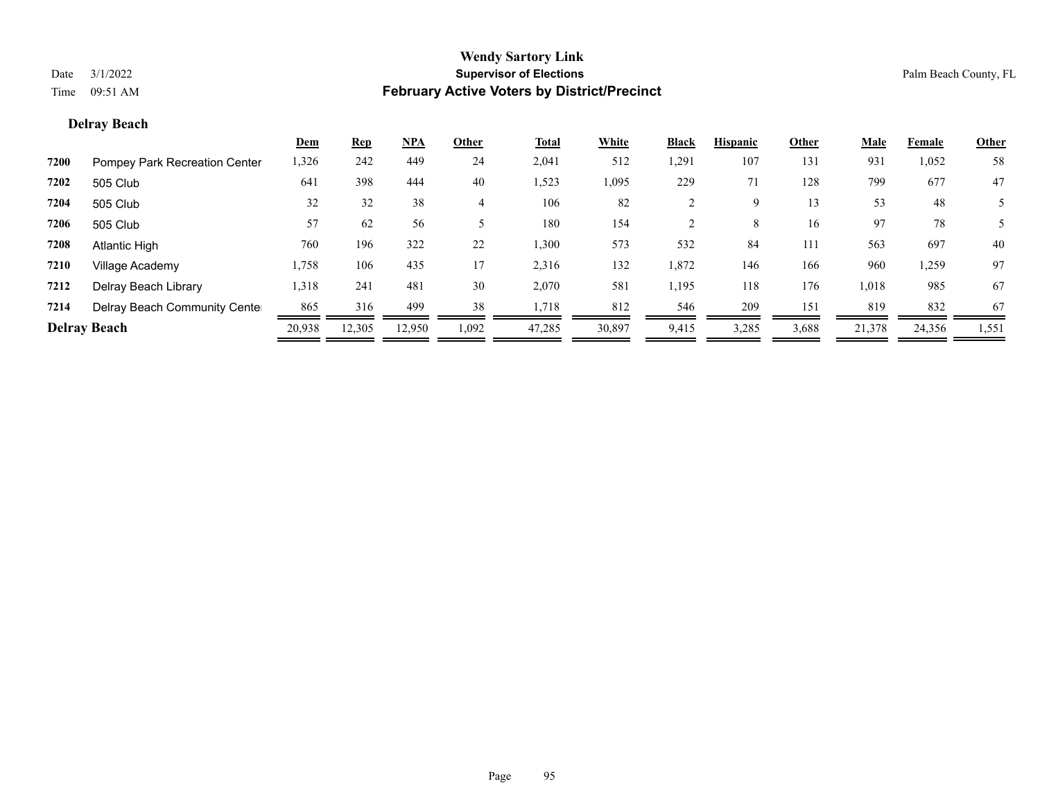**Delray Beach**

| | | Dem | Rep | NPA | Other | Total | White | Black | Hispanic | Other | Male | Female | Other |
|---|---|---|---|---|---|---|---|---|---|---|---|---|---|
| 7200 | Pompey Park Recreation Center | 1,326 | 242 | 449 | 24 | 2,041 | 512 | 1,291 | 107 | 131 | 931 | 1,052 | 58 |
| 7202 | 505 Club | 641 | 398 | 444 | 40 | 1,523 | 1,095 | 229 | 71 | 128 | 799 | 677 | 47 |
| 7204 | 505 Club | 32 | 32 | 38 | 4 | 106 | 82 | 2 | 9 | 13 | 53 | 48 | 5 |
| 7206 | 505 Club | 57 | 62 | 56 | 5 | 180 | 154 | 2 | 8 | 16 | 97 | 78 | 5 |
| 7208 | Atlantic High | 760 | 196 | 322 | 22 | 1,300 | 573 | 532 | 84 | 111 | 563 | 697 | 40 |
| 7210 | Village Academy | 1,758 | 106 | 435 | 17 | 2,316 | 132 | 1,872 | 146 | 166 | 960 | 1,259 | 97 |
| 7212 | Delray Beach Library | 1,318 | 241 | 481 | 30 | 2,070 | 581 | 1,195 | 118 | 176 | 1,018 | 985 | 67 |
| 7214 | Delray Beach Community Center | 865 | 316 | 499 | 38 | 1,718 | 812 | 546 | 209 | 151 | 819 | 832 | 67 |
| **Delray Beach** | | 20,938 | 12,305 | 12,950 | 1,092 | 47,285 | 30,897 | 9,415 | 3,285 | 3,688 | 21,378 | 24,356 | 1,551 |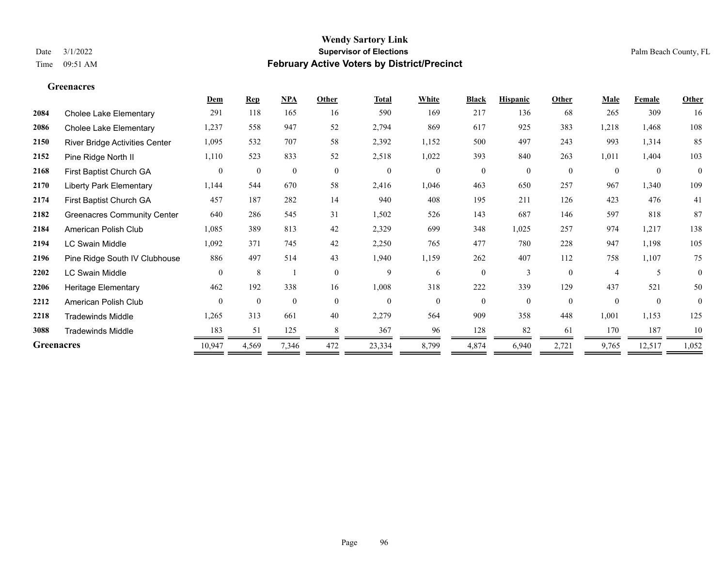# Wendy Sartory Link
## Supervisor of Elections
## February Active Voters by District/Precinct

Date 3/1/2022
Time 09:51 AM

Palm Beach County, FL

**Greenacres**

| | | Dem | Rep | NPA | Other | Total | White | Black | Hispanic | Other | Male | Female | Other |
|---|---|---|---|---|---|---|---|---|---|---|---|---|---|
| 2084 | Cholee Lake Elementary | 291 | 118 | 165 | 16 | 590 | 169 | 217 | 136 | 68 | 265 | 309 | 16 |
| 2086 | Cholee Lake Elementary | 1,237 | 558 | 947 | 52 | 2,794 | 869 | 617 | 925 | 383 | 1,218 | 1,468 | 108 |
| 2150 | River Bridge Activities Center | 1,095 | 532 | 707 | 58 | 2,392 | 1,152 | 500 | 497 | 243 | 993 | 1,314 | 85 |
| 2152 | Pine Ridge North II | 1,110 | 523 | 833 | 52 | 2,518 | 1,022 | 393 | 840 | 263 | 1,011 | 1,404 | 103 |
| 2168 | First Baptist Church GA | 0 | 0 | 0 | 0 | 0 | 0 | 0 | 0 | 0 | 0 | 0 | 0 |
| 2170 | Liberty Park Elementary | 1,144 | 544 | 670 | 58 | 2,416 | 1,046 | 463 | 650 | 257 | 967 | 1,340 | 109 |
| 2174 | First Baptist Church GA | 457 | 187 | 282 | 14 | 940 | 408 | 195 | 211 | 126 | 423 | 476 | 41 |
| 2182 | Greenacres Community Center | 640 | 286 | 545 | 31 | 1,502 | 526 | 143 | 687 | 146 | 597 | 818 | 87 |
| 2184 | American Polish Club | 1,085 | 389 | 813 | 42 | 2,329 | 699 | 348 | 1,025 | 257 | 974 | 1,217 | 138 |
| 2194 | LC Swain Middle | 1,092 | 371 | 745 | 42 | 2,250 | 765 | 477 | 780 | 228 | 947 | 1,198 | 105 |
| 2196 | Pine Ridge South IV Clubhouse | 886 | 497 | 514 | 43 | 1,940 | 1,159 | 262 | 407 | 112 | 758 | 1,107 | 75 |
| 2202 | LC Swain Middle | 0 | 8 | 1 | 0 | 9 | 6 | 0 | 3 | 0 | 4 | 5 | 0 |
| 2206 | Heritage Elementary | 462 | 192 | 338 | 16 | 1,008 | 318 | 222 | 339 | 129 | 437 | 521 | 50 |
| 2212 | American Polish Club | 0 | 0 | 0 | 0 | 0 | 0 | 0 | 0 | 0 | 0 | 0 | 0 |
| 2218 | Tradewinds Middle | 1,265 | 313 | 661 | 40 | 2,279 | 564 | 909 | 358 | 448 | 1,001 | 1,153 | 125 |
| 3088 | Tradewinds Middle | 183 | 51 | 125 | 8 | 367 | 96 | 128 | 82 | 61 | 170 | 187 | 10 |
| **Greenacres** | | 10,947 | 4,569 | 7,346 | 472 | 23,334 | 8,799 | 4,874 | 6,940 | 2,721 | 9,765 | 12,517 | 1,052 |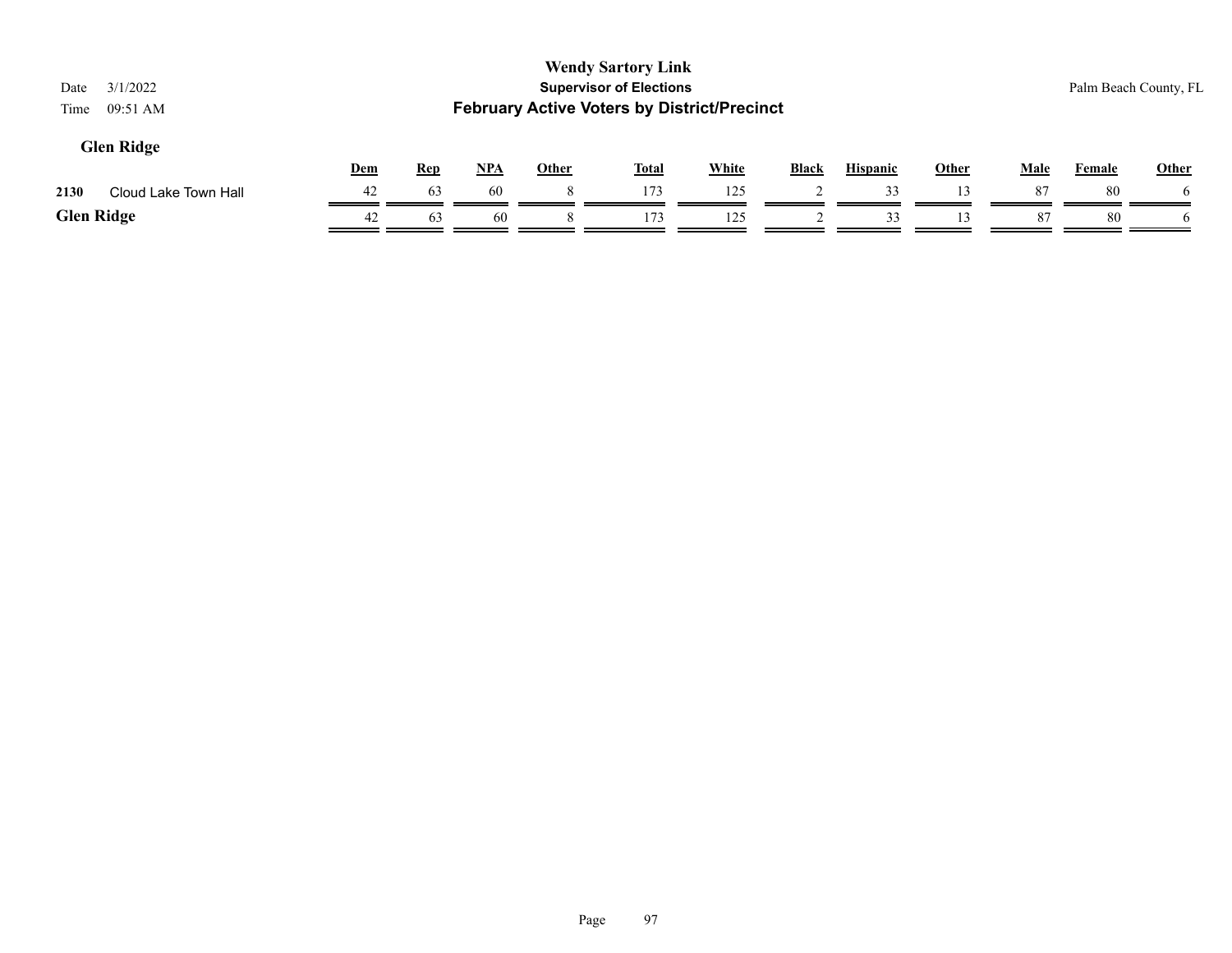# Wendy Sartory Link
## Supervisor of Elections
## February Active Voters by District/Precinct

Date 3/1/2022
Time 09:51 AM

Palm Beach County, FL

### Glen Ridge

| | | Dem | Rep | NPA | Other | Total | White | Black | Hispanic | Other | Male | Female | Other |
|---|---|---|---|---|---|---|---|---|---|---|---|---|---|
| 2130 | Cloud Lake Town Hall | 42 | 63 | 60 | 8 | 173 | 125 | 2 | 33 | 13 | 87 | 80 | 6 |
| **Glen Ridge** | | 42 | 63 | 60 | 8 | 173 | 125 | 2 | 33 | 13 | 87 | 80 | 6 |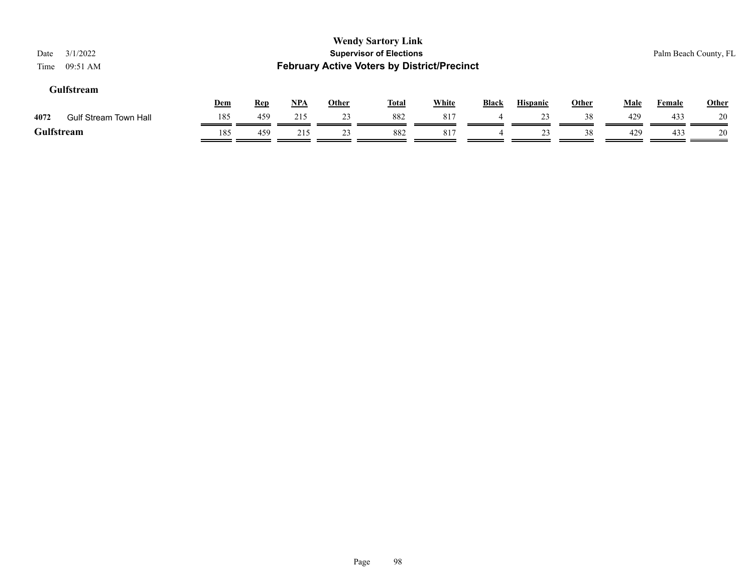**Wendy Sartory Link**

**Supervisor of Elections**

**February Active Voters by District/Precinct**

Date 3/1/2022

Time 09:51 AM

Palm Beach County, FL

### Gulfstream

| | | Dem | Rep | NPA | Other | Total | White | Black | Hispanic | Other | Male | Female | Other |
|---|---|---|---|---|---|---|---|---|---|---|---|---|---|
| 4072 | Gulf Stream Town Hall | 185 | 459 | 215 | 23 | 882 | 817 | 4 | 23 | 38 | 429 | 433 | 20 |
| **Gulfstream** | | 185 | 459 | 215 | 23 | 882 | 817 | 4 | 23 | 38 | 429 | 433 | 20 |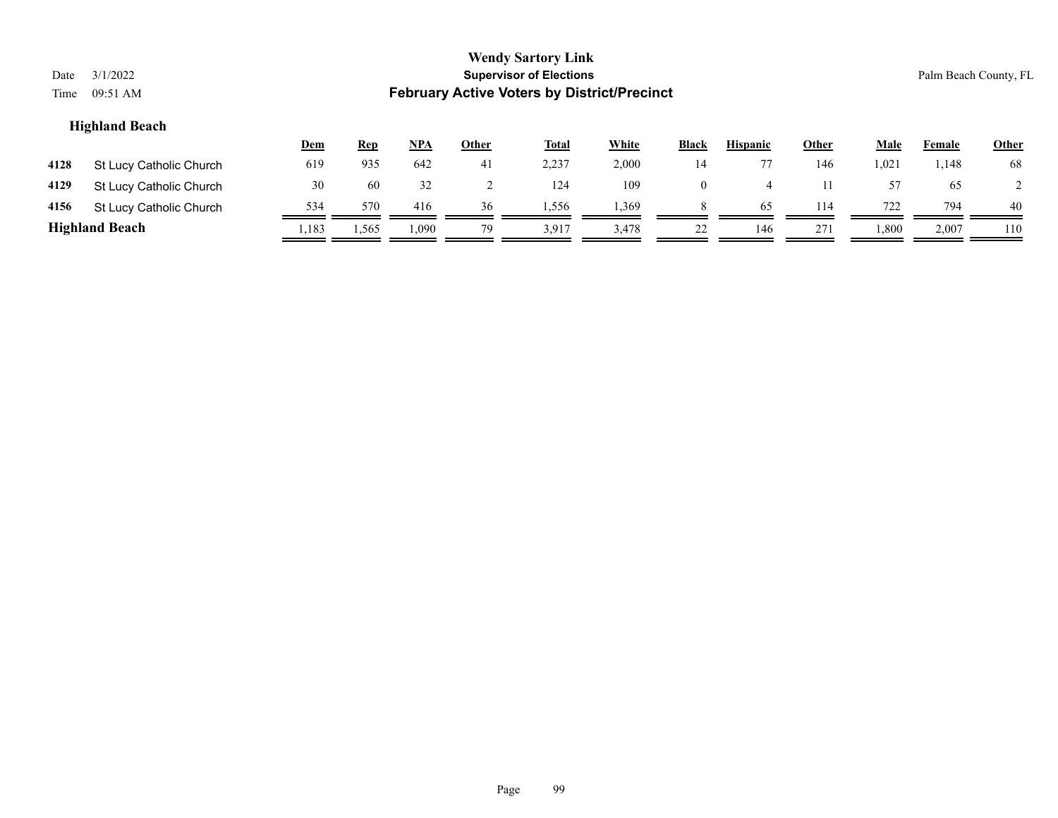## Highland Beach

| | | Dem | Rep | NPA | Other | Total | White | Black | Hispanic | Other | Male | Female | Other |
|---|---|---|---|---|---|---|---|---|---|---|---|---|---|
| 4128 | St Lucy Catholic Church | 619 | 935 | 642 | 41 | 2,237 | 2,000 | 14 | 77 | 146 | 1,021 | 1,148 | 68 |
| 4129 | St Lucy Catholic Church | 30 | 60 | 32 | 2 | 124 | 109 | 0 | 4 | 11 | 57 | 65 | 2 |
| 4156 | St Lucy Catholic Church | 534 | 570 | 416 | 36 | 1,556 | 1,369 | 8 | 65 | 114 | 722 | 794 | 40 |
| **Highland Beach** | | 1,183 | 1,565 | 1,090 | 79 | 3,917 | 3,478 | 22 | 146 | 271 | 1,800 | 2,007 | 110 |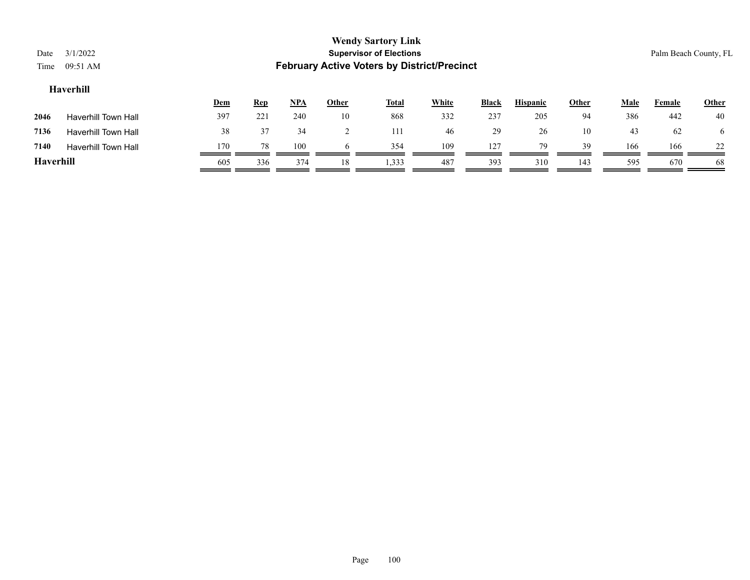**Wendy Sartory Link**
**Supervisor of Elections**
**February Active Voters by District/Precinct**

Date 3/1/2022
Time 09:51 AM

Palm Beach County, FL

### Haverhill

| | | Dem | Rep | NPA | Other | Total | White | Black | Hispanic | Other | Male | Female | Other |
|---|---|---|---|---|---|---|---|---|---|---|---|---|---|
| 2046 | Haverhill Town Hall | 397 | 221 | 240 | 10 | 868 | 332 | 237 | 205 | 94 | 386 | 442 | 40 |
| 7136 | Haverhill Town Hall | 38 | 37 | 34 | 2 | 111 | 46 | 29 | 26 | 10 | 43 | 62 | 6 |
| 7140 | Haverhill Town Hall | 170 | 78 | 100 | 6 | 354 | 109 | 127 | 79 | 39 | 166 | 166 | 22 |
| **Haverhill** | | 605 | 336 | 374 | 18 | 1,333 | 487 | 393 | 310 | 143 | 595 | 670 | 68 |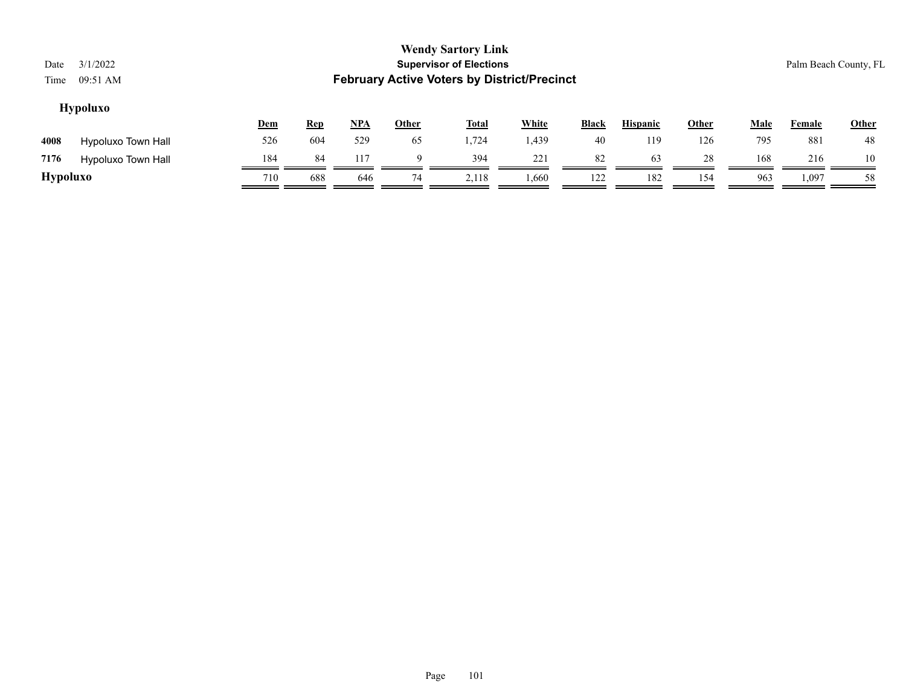## Hypoluxo

| | | Dem | Rep | NPA | Other | Total | White | Black | Hispanic | Other | Male | Female | Other |
|---|---|---|---|---|---|---|---|---|---|---|---|---|---|
| 4008 | Hypoluxo Town Hall | 526 | 604 | 529 | 65 | 1,724 | 1,439 | 40 | 119 | 126 | 795 | 881 | 48 |
| 7176 | Hypoluxo Town Hall | 184 | 84 | 117 | 9 | 394 | 221 | 82 | 63 | 28 | 168 | 216 | 10 |
| **Hypoluxo** | | 710 | 688 | 646 | 74 | 2,118 | 1,660 | 122 | 182 | 154 | 963 | 1,097 | 58 |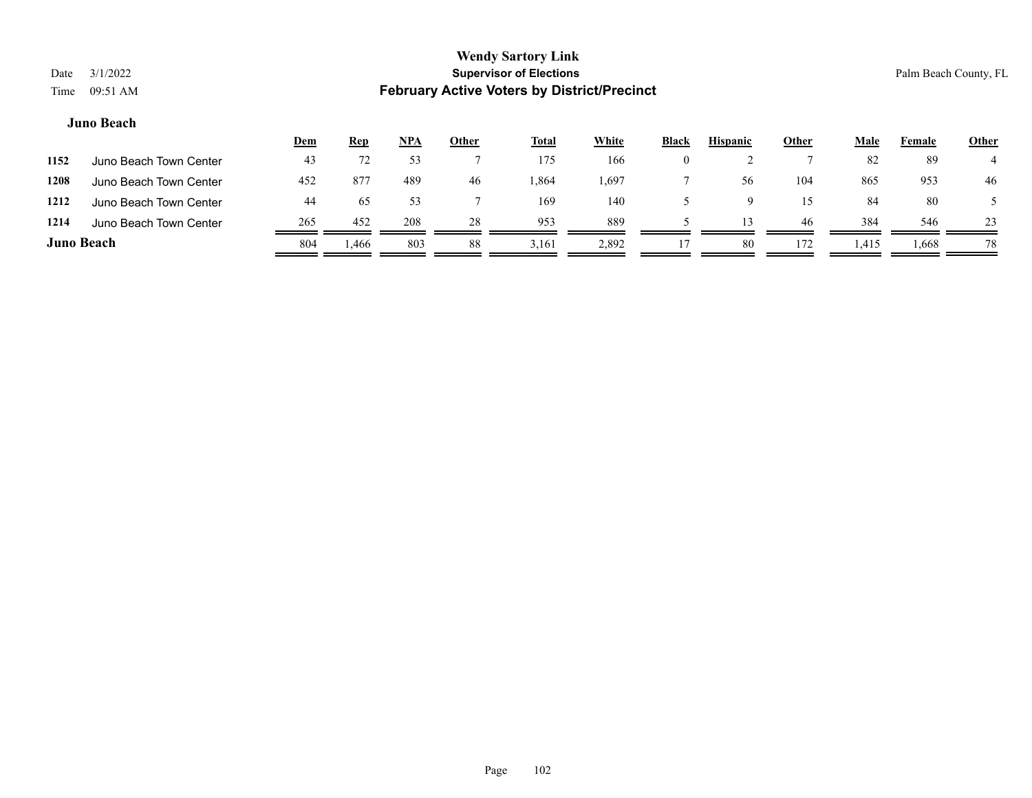**Wendy Sartory Link**
**Supervisor of Elections**
**February Active Voters by District/Precinct**

Date 3/1/2022
Time 09:51 AM

Palm Beach County, FL

### Juno Beach

| | | Dem | Rep | NPA | Other | Total | White | Black | Hispanic | Other | Male | Female | Other |
|---|---|---|---|---|---|---|---|---|---|---|---|---|---|
| 1152 | Juno Beach Town Center | 43 | 72 | 53 | 7 | 175 | 166 | 0 | 2 | 7 | 82 | 89 | 4 |
| 1208 | Juno Beach Town Center | 452 | 877 | 489 | 46 | 1,864 | 1,697 | 7 | 56 | 104 | 865 | 953 | 46 |
| 1212 | Juno Beach Town Center | 44 | 65 | 53 | 7 | 169 | 140 | 5 | 9 | 15 | 84 | 80 | 5 |
| 1214 | Juno Beach Town Center | 265 | 452 | 208 | 28 | 953 | 889 | 5 | 13 | 46 | 384 | 546 | 23 |
| **Juno Beach** | | 804 | 1,466 | 803 | 88 | 3,161 | 2,892 | 17 | 80 | 172 | 1,415 | 1,668 | 78 |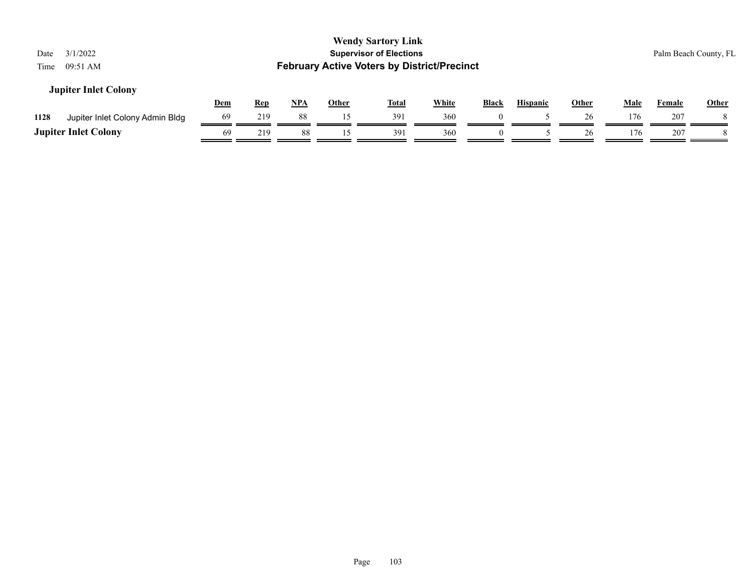# Wendy Sartory Link
## Supervisor of Elections
## February Active Voters by District/Precinct

Date 3/1/2022
Time 09:51 AM

Palm Beach County, FL

### Jupiter Inlet Colony

| | | Dem | Rep | NPA | Other | Total | White | Black | Hispanic | Other | Male | Female | Other |
|---|---|---|---|---|---|---|---|---|---|---|---|---|---|
| 1128 | Jupiter Inlet Colony Admin Bldg | 69 | 219 | 88 | 15 | 391 | 360 | 0 | 5 | 26 | 176 | 207 | 8 |
| **Jupiter Inlet Colony** | | 69 | 219 | 88 | 15 | 391 | 360 | 0 | 5 | 26 | 176 | 207 | 8 |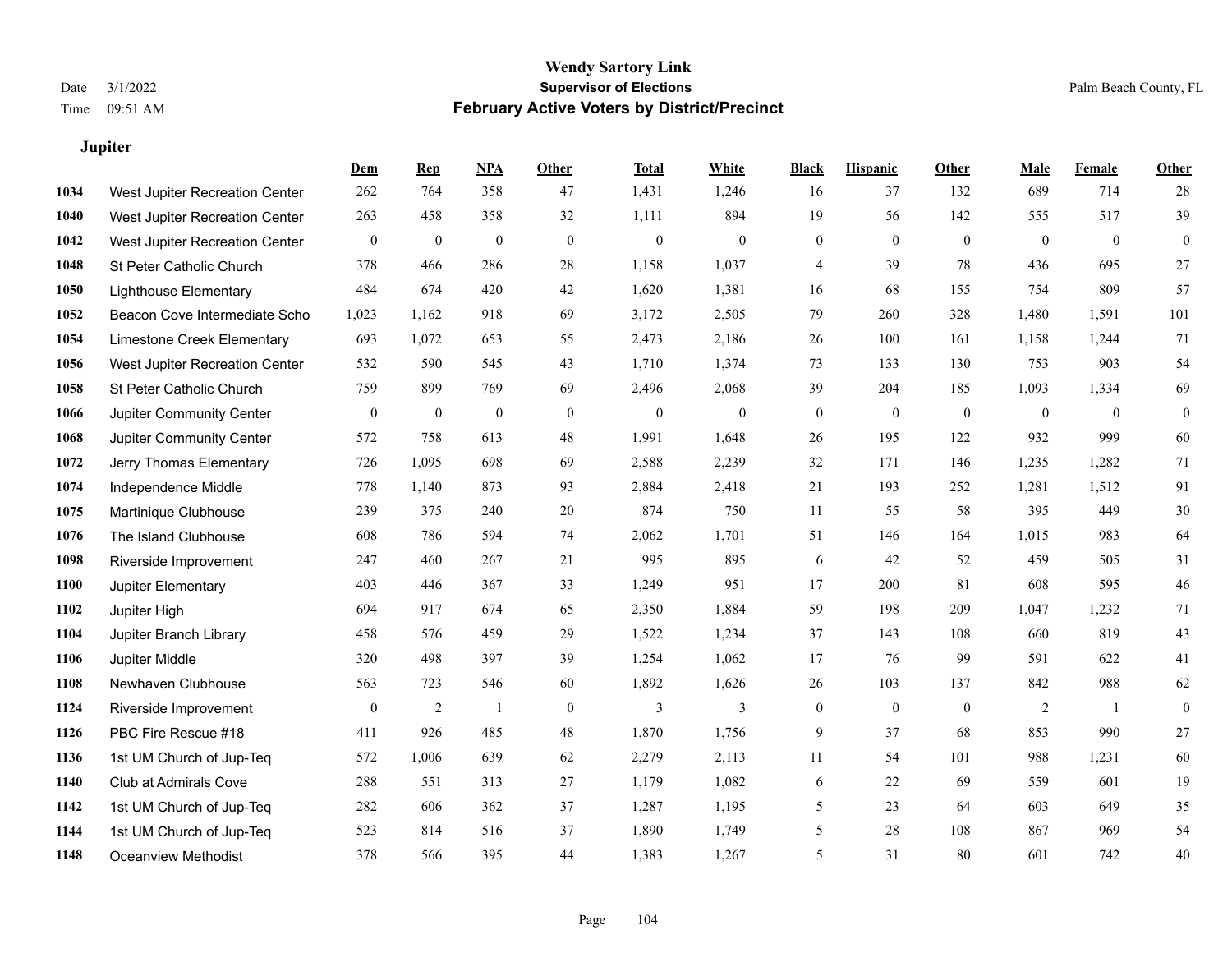**Wendy Sartory Link**
**Supervisor of Elections**
**February Active Voters by District/Precinct**

Date 3/1/2022
Time 09:51 AM

Palm Beach County, FL

**Jupiter**

| | | Dem | Rep | NPA | Other | Total | White | Black | Hispanic | Other | Male | Female | Other |
|---|---|---|---|---|---|---|---|---|---|---|---|---|---|
| 1034 | West Jupiter Recreation Center | 262 | 764 | 358 | 47 | 1,431 | 1,246 | 16 | 37 | 132 | 689 | 714 | 28 |
| 1040 | West Jupiter Recreation Center | 263 | 458 | 358 | 32 | 1,111 | 894 | 19 | 56 | 142 | 555 | 517 | 39 |
| 1042 | West Jupiter Recreation Center | 0 | 0 | 0 | 0 | 0 | 0 | 0 | 0 | 0 | 0 | 0 | 0 |
| 1048 | St Peter Catholic Church | 378 | 466 | 286 | 28 | 1,158 | 1,037 | 4 | 39 | 78 | 436 | 695 | 27 |
| 1050 | Lighthouse Elementary | 484 | 674 | 420 | 42 | 1,620 | 1,381 | 16 | 68 | 155 | 754 | 809 | 57 |
| 1052 | Beacon Cove Intermediate Scho | 1,023 | 1,162 | 918 | 69 | 3,172 | 2,505 | 79 | 260 | 328 | 1,480 | 1,591 | 101 |
| 1054 | Limestone Creek Elementary | 693 | 1,072 | 653 | 55 | 2,473 | 2,186 | 26 | 100 | 161 | 1,158 | 1,244 | 71 |
| 1056 | West Jupiter Recreation Center | 532 | 590 | 545 | 43 | 1,710 | 1,374 | 73 | 133 | 130 | 753 | 903 | 54 |
| 1058 | St Peter Catholic Church | 759 | 899 | 769 | 69 | 2,496 | 2,068 | 39 | 204 | 185 | 1,093 | 1,334 | 69 |
| 1066 | Jupiter Community Center | 0 | 0 | 0 | 0 | 0 | 0 | 0 | 0 | 0 | 0 | 0 | 0 |
| 1068 | Jupiter Community Center | 572 | 758 | 613 | 48 | 1,991 | 1,648 | 26 | 195 | 122 | 932 | 999 | 60 |
| 1072 | Jerry Thomas Elementary | 726 | 1,095 | 698 | 69 | 2,588 | 2,239 | 32 | 171 | 146 | 1,235 | 1,282 | 71 |
| 1074 | Independence Middle | 778 | 1,140 | 873 | 93 | 2,884 | 2,418 | 21 | 193 | 252 | 1,281 | 1,512 | 91 |
| 1075 | Martinique Clubhouse | 239 | 375 | 240 | 20 | 874 | 750 | 11 | 55 | 58 | 395 | 449 | 30 |
| 1076 | The Island Clubhouse | 608 | 786 | 594 | 74 | 2,062 | 1,701 | 51 | 146 | 164 | 1,015 | 983 | 64 |
| 1098 | Riverside Improvement | 247 | 460 | 267 | 21 | 995 | 895 | 6 | 42 | 52 | 459 | 505 | 31 |
| 1100 | Jupiter Elementary | 403 | 446 | 367 | 33 | 1,249 | 951 | 17 | 200 | 81 | 608 | 595 | 46 |
| 1102 | Jupiter High | 694 | 917 | 674 | 65 | 2,350 | 1,884 | 59 | 198 | 209 | 1,047 | 1,232 | 71 |
| 1104 | Jupiter Branch Library | 458 | 576 | 459 | 29 | 1,522 | 1,234 | 37 | 143 | 108 | 660 | 819 | 43 |
| 1106 | Jupiter Middle | 320 | 498 | 397 | 39 | 1,254 | 1,062 | 17 | 76 | 99 | 591 | 622 | 41 |
| 1108 | Newhaven Clubhouse | 563 | 723 | 546 | 60 | 1,892 | 1,626 | 26 | 103 | 137 | 842 | 988 | 62 |
| 1124 | Riverside Improvement | 0 | 2 | 1 | 0 | 3 | 3 | 0 | 0 | 0 | 2 | 1 | 0 |
| 1126 | PBC Fire Rescue #18 | 411 | 926 | 485 | 48 | 1,870 | 1,756 | 9 | 37 | 68 | 853 | 990 | 27 |
| 1136 | 1st UM Church of Jup-Teq | 572 | 1,006 | 639 | 62 | 2,279 | 2,113 | 11 | 54 | 101 | 988 | 1,231 | 60 |
| 1140 | Club at Admirals Cove | 288 | 551 | 313 | 27 | 1,179 | 1,082 | 6 | 22 | 69 | 559 | 601 | 19 |
| 1142 | 1st UM Church of Jup-Teq | 282 | 606 | 362 | 37 | 1,287 | 1,195 | 5 | 23 | 64 | 603 | 649 | 35 |
| 1144 | 1st UM Church of Jup-Teq | 523 | 814 | 516 | 37 | 1,890 | 1,749 | 5 | 28 | 108 | 867 | 969 | 54 |
| 1148 | Oceanview Methodist | 378 | 566 | 395 | 44 | 1,383 | 1,267 | 5 | 31 | 80 | 601 | 742 | 40 |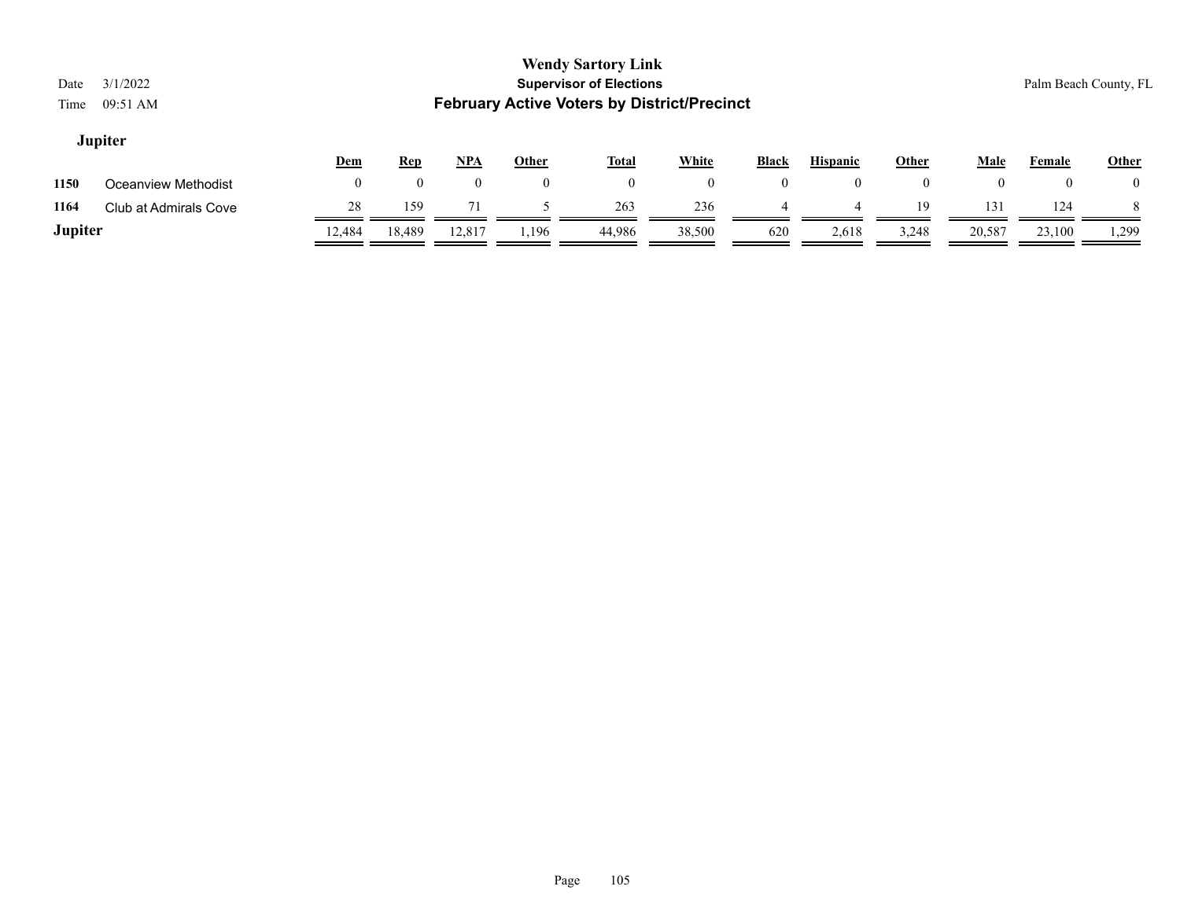## Jupiter

| | | Dem | Rep | NPA | Other | Total | White | Black | Hispanic | Other | Male | Female | Other |
|---|---|---|---|---|---|---|---|---|---|---|---|---|---|
| 1150 | Oceanview Methodist | 0 | 0 | 0 | 0 | 0 | 0 | 0 | 0 | 0 | 0 | 0 | 0 |
| 1164 | Club at Admirals Cove | 28 | 159 | 71 | 5 | 263 | 236 | 4 | 4 | 19 | 131 | 124 | 8 |
| **Jupiter** | | 12,484 | 18,489 | 12,817 | 1,196 | 44,986 | 38,500 | 620 | 2,618 | 3,248 | 20,587 | 23,100 | 1,299 |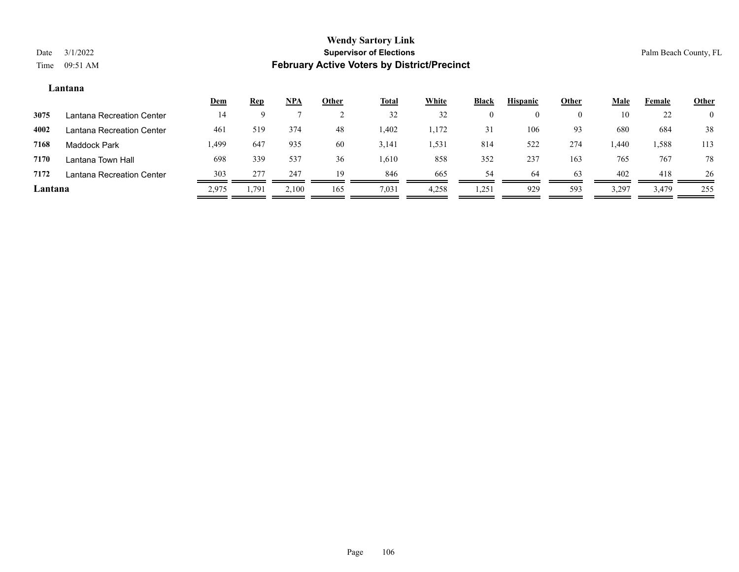**Wendy Sartory Link**
**Supervisor of Elections**
**February Active Voters by District/Precinct**

Date 3/1/2022
Time 09:51 AM

Palm Beach County, FL

**Lantana**

| | | Dem | Rep | NPA | Other | Total | White | Black | Hispanic | Other | Male | Female | Other |
|---|---|---|---|---|---|---|---|---|---|---|---|---|---|
| 3075 | Lantana Recreation Center | 14 | 9 | 7 | 2 | 32 | 32 | 0 | 0 | 0 | 10 | 22 | 0 |
| 4002 | Lantana Recreation Center | 461 | 519 | 374 | 48 | 1,402 | 1,172 | 31 | 106 | 93 | 680 | 684 | 38 |
| 7168 | Maddock Park | 1,499 | 647 | 935 | 60 | 3,141 | 1,531 | 814 | 522 | 274 | 1,440 | 1,588 | 113 |
| 7170 | Lantana Town Hall | 698 | 339 | 537 | 36 | 1,610 | 858 | 352 | 237 | 163 | 765 | 767 | 78 |
| 7172 | Lantana Recreation Center | 303 | 277 | 247 | 19 | 846 | 665 | 54 | 64 | 63 | 402 | 418 | 26 |
| **Lantana** | | 2,975 | 1,791 | 2,100 | 165 | 7,031 | 4,258 | 1,251 | 929 | 593 | 3,297 | 3,479 | 255 |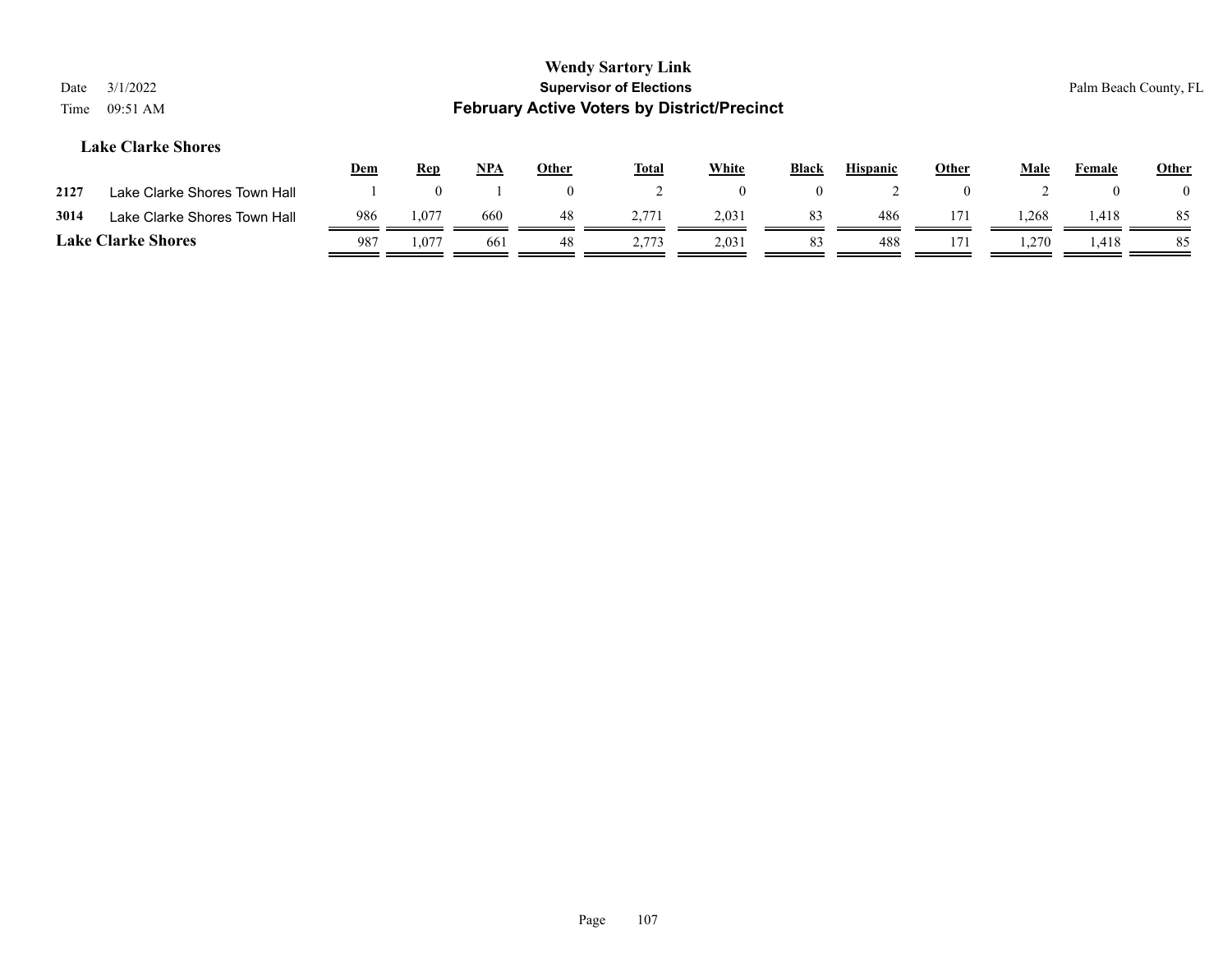# Wendy Sartory Link
## Supervisor of Elections
## February Active Voters by District/Precinct

Date 3/1/2022
Time 09:51 AM

Palm Beach County, FL

### Lake Clarke Shores

| | | Dem | Rep | NPA | Other | Total | White | Black | Hispanic | Other | Male | Female | Other |
|---|---|---|---|---|---|---|---|---|---|---|---|---|---|
| 2127 | Lake Clarke Shores Town Hall | 1 | 0 | 1 | 0 | 2 | 0 | 0 | 2 | 0 | 2 | 0 | 0 |
| 3014 | Lake Clarke Shores Town Hall | 986 | 1,077 | 660 | 48 | 2,771 | 2,031 | 83 | 486 | 171 | 1,268 | 1,418 | 85 |
| **Lake Clarke Shores** | | 987 | 1,077 | 661 | 48 | 2,773 | 2,031 | 83 | 488 | 171 | 1,270 | 1,418 | 85 |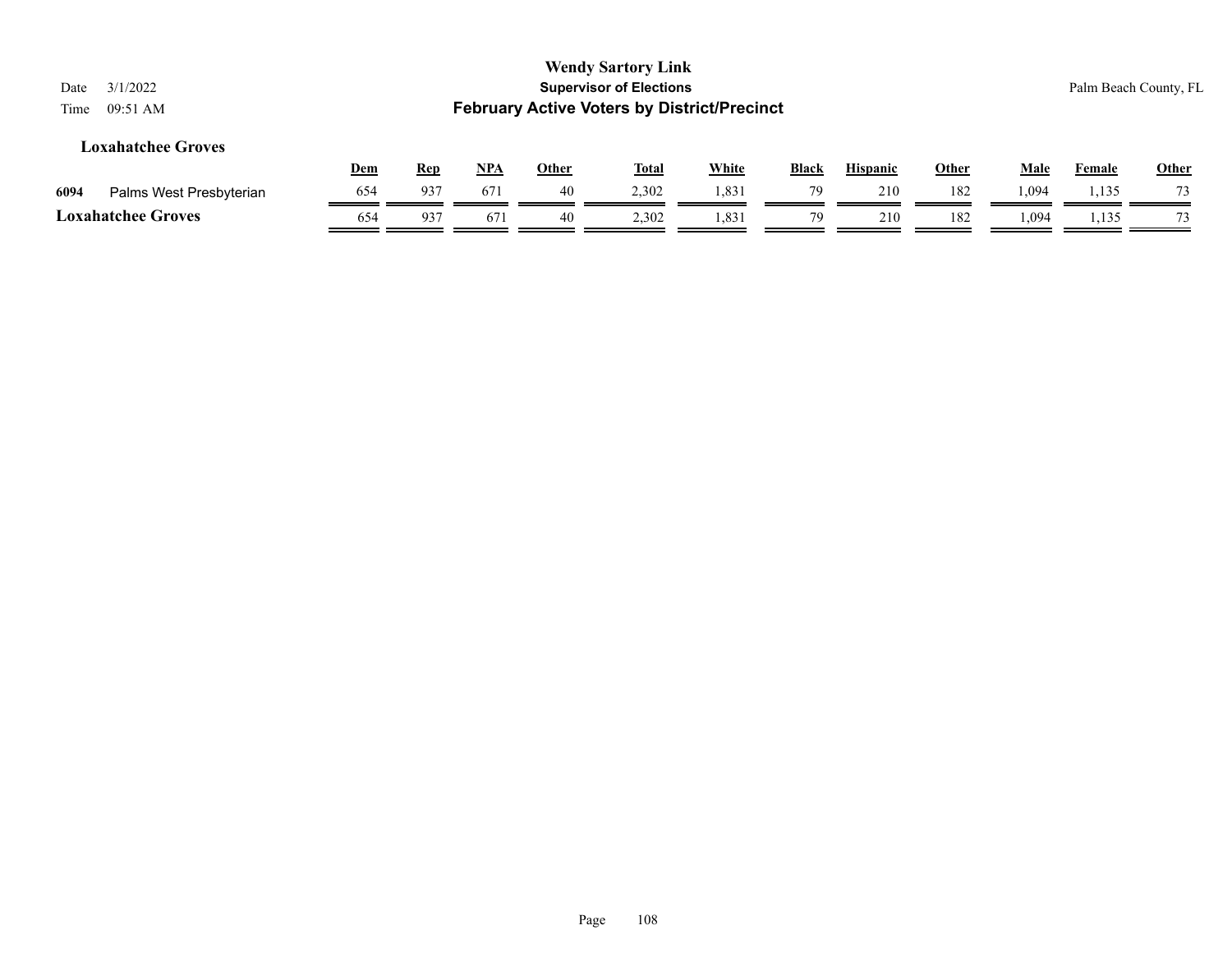## Loxahatchee Groves

| | | Dem | Rep | NPA | Other | Total | White | Black | Hispanic | Other | Male | Female | Other |
|---|---|---|---|---|---|---|---|---|---|---|---|---|---|
| 6094 | Palms West Presbyterian | 654 | 937 | 671 | 40 | 2,302 | 1,831 | 79 | 210 | 182 | 1,094 | 1,135 | 73 |
| **Loxahatchee Groves** | | 654 | 937 | 671 | 40 | 2,302 | 1,831 | 79 | 210 | 182 | 1,094 | 1,135 | 73 |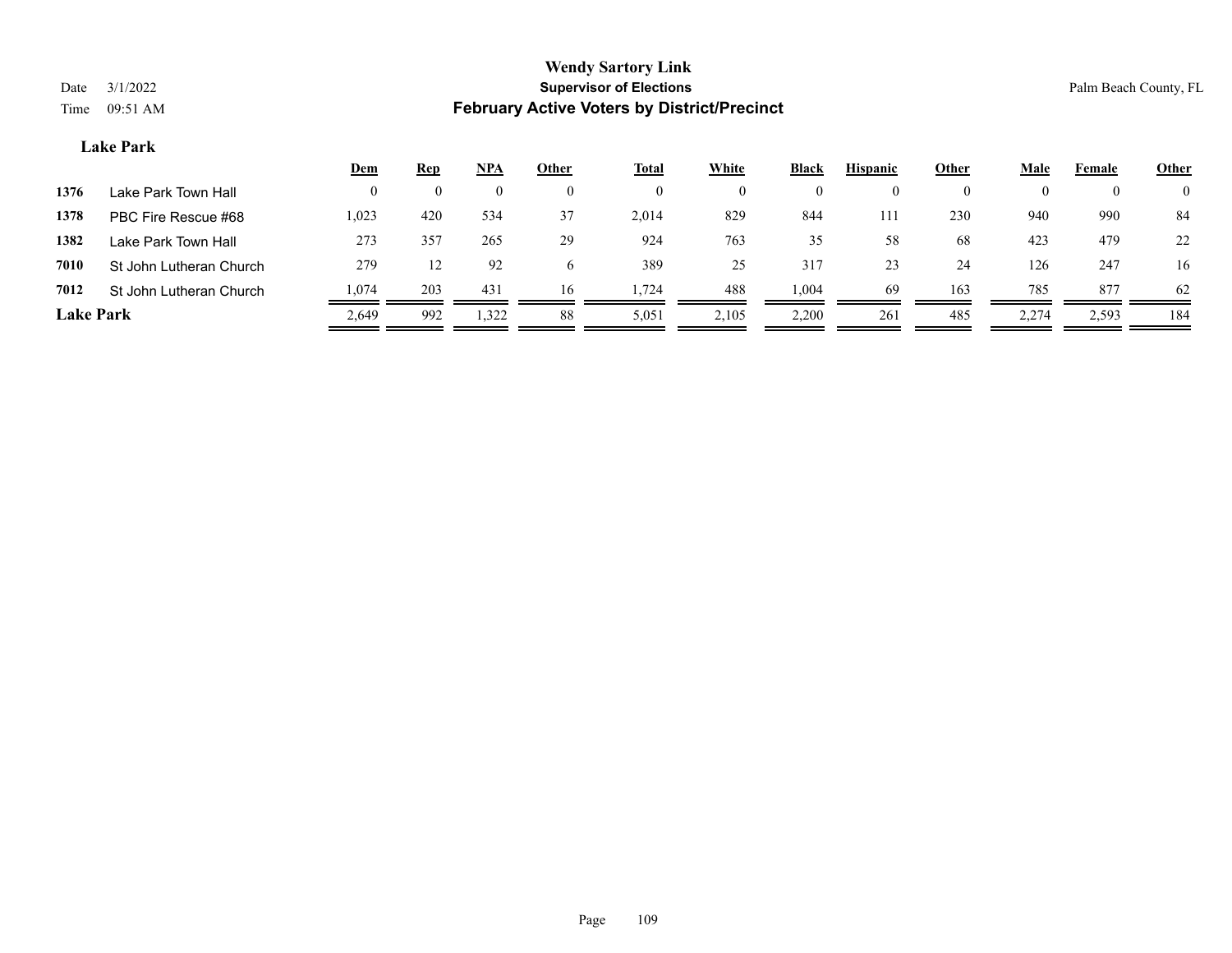# Wendy Sartory Link

Date 3/1/2022

Time 09:51 AM

## Supervisor of Elections

## February Active Voters by District/Precinct

Palm Beach County, FL

### Lake Park

| | | Dem | Rep | NPA | Other | Total | White | Black | Hispanic | Other | Male | Female | Other |
|---|---|---|---|---|---|---|---|---|---|---|---|---|---|
| 1376 | Lake Park Town Hall | 0 | 0 | 0 | 0 | 0 | 0 | 0 | 0 | 0 | 0 | 0 | 0 |
| 1378 | PBC Fire Rescue #68 | 1,023 | 420 | 534 | 37 | 2,014 | 829 | 844 | 111 | 230 | 940 | 990 | 84 |
| 1382 | Lake Park Town Hall | 273 | 357 | 265 | 29 | 924 | 763 | 35 | 58 | 68 | 423 | 479 | 22 |
| 7010 | St John Lutheran Church | 279 | 12 | 92 | 6 | 389 | 25 | 317 | 23 | 24 | 126 | 247 | 16 |
| 7012 | St John Lutheran Church | 1,074 | 203 | 431 | 16 | 1,724 | 488 | 1,004 | 69 | 163 | 785 | 877 | 62 |
| **Lake Park** | | 2,649 | 992 | 1,322 | 88 | 5,051 | 2,105 | 2,200 | 261 | 485 | 2,274 | 2,593 | 184 |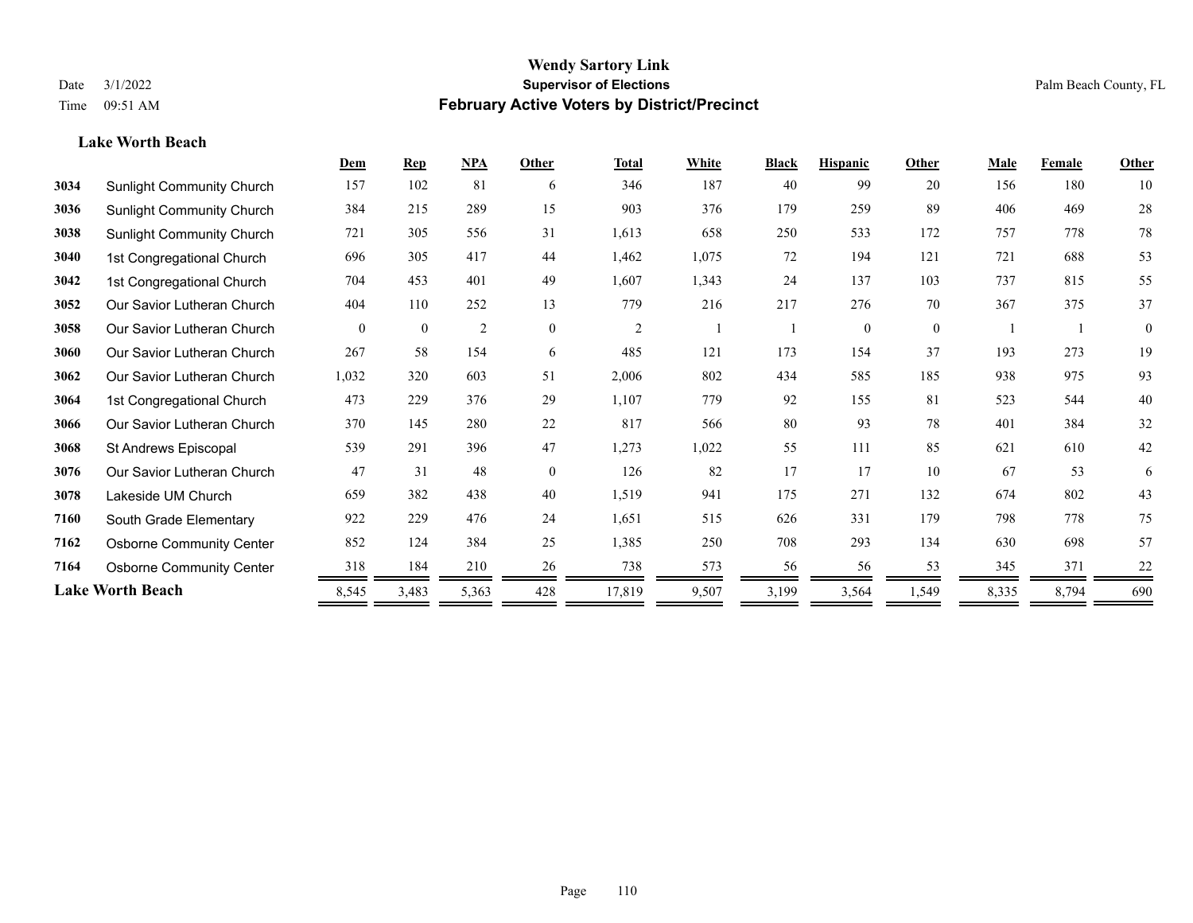# Wendy Sartory Link

Date 3/1/2022

Time 09:51 AM

**Supervisor of Elections**

**February Active Voters by District/Precinct**

Palm Beach County, FL

**Lake Worth Beach**

| | | Dem | Rep | NPA | Other | Total | White | Black | Hispanic | Other | Male | Female | Other |
|---|---|---|---|---|---|---|---|---|---|---|---|---|---|
| 3034 | Sunlight Community Church | 157 | 102 | 81 | 6 | 346 | 187 | 40 | 99 | 20 | 156 | 180 | 10 |
| 3036 | Sunlight Community Church | 384 | 215 | 289 | 15 | 903 | 376 | 179 | 259 | 89 | 406 | 469 | 28 |
| 3038 | Sunlight Community Church | 721 | 305 | 556 | 31 | 1,613 | 658 | 250 | 533 | 172 | 757 | 778 | 78 |
| 3040 | 1st Congregational Church | 696 | 305 | 417 | 44 | 1,462 | 1,075 | 72 | 194 | 121 | 721 | 688 | 53 |
| 3042 | 1st Congregational Church | 704 | 453 | 401 | 49 | 1,607 | 1,343 | 24 | 137 | 103 | 737 | 815 | 55 |
| 3052 | Our Savior Lutheran Church | 404 | 110 | 252 | 13 | 779 | 216 | 217 | 276 | 70 | 367 | 375 | 37 |
| 3058 | Our Savior Lutheran Church | 0 | 0 | 2 | 0 | 2 | 1 | 1 | 0 | 0 | 1 | 1 | 0 |
| 3060 | Our Savior Lutheran Church | 267 | 58 | 154 | 6 | 485 | 121 | 173 | 154 | 37 | 193 | 273 | 19 |
| 3062 | Our Savior Lutheran Church | 1,032 | 320 | 603 | 51 | 2,006 | 802 | 434 | 585 | 185 | 938 | 975 | 93 |
| 3064 | 1st Congregational Church | 473 | 229 | 376 | 29 | 1,107 | 779 | 92 | 155 | 81 | 523 | 544 | 40 |
| 3066 | Our Savior Lutheran Church | 370 | 145 | 280 | 22 | 817 | 566 | 80 | 93 | 78 | 401 | 384 | 32 |
| 3068 | St Andrews Episcopal | 539 | 291 | 396 | 47 | 1,273 | 1,022 | 55 | 111 | 85 | 621 | 610 | 42 |
| 3076 | Our Savior Lutheran Church | 47 | 31 | 48 | 0 | 126 | 82 | 17 | 17 | 10 | 67 | 53 | 6 |
| 3078 | Lakeside UM Church | 659 | 382 | 438 | 40 | 1,519 | 941 | 175 | 271 | 132 | 674 | 802 | 43 |
| 7160 | South Grade Elementary | 922 | 229 | 476 | 24 | 1,651 | 515 | 626 | 331 | 179 | 798 | 778 | 75 |
| 7162 | Osborne Community Center | 852 | 124 | 384 | 25 | 1,385 | 250 | 708 | 293 | 134 | 630 | 698 | 57 |
| 7164 | Osborne Community Center | 318 | 184 | 210 | 26 | 738 | 573 | 56 | 56 | 53 | 345 | 371 | 22 |
| **Lake Worth Beach** | | 8,545 | 3,483 | 5,363 | 428 | 17,819 | 9,507 | 3,199 | 3,564 | 1,549 | 8,335 | 8,794 | 690 |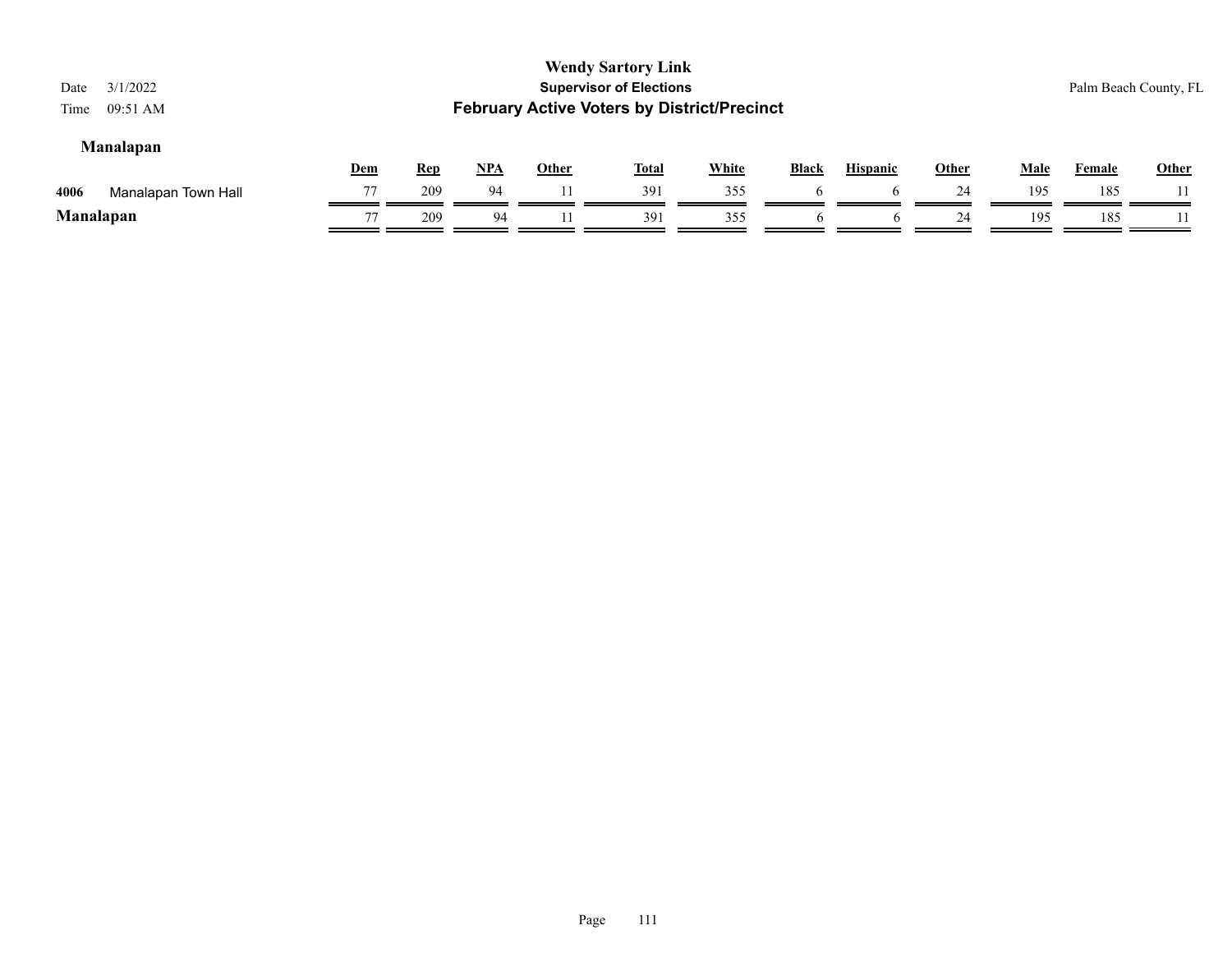## Manalapan

| | | Dem | Rep | NPA | Other | Total | White | Black | Hispanic | Other | Male | Female | Other |
|---|---|---|---|---|---|---|---|---|---|---|---|---|---|
| 4006 | Manalapan Town Hall | 77 | 209 | 94 | 11 | 391 | 355 | 6 | 6 | 24 | 195 | 185 | 11 |
| **Manalapan** | | 77 | 209 | 94 | 11 | 391 | 355 | 6 | 6 | 24 | 195 | 185 | 11 |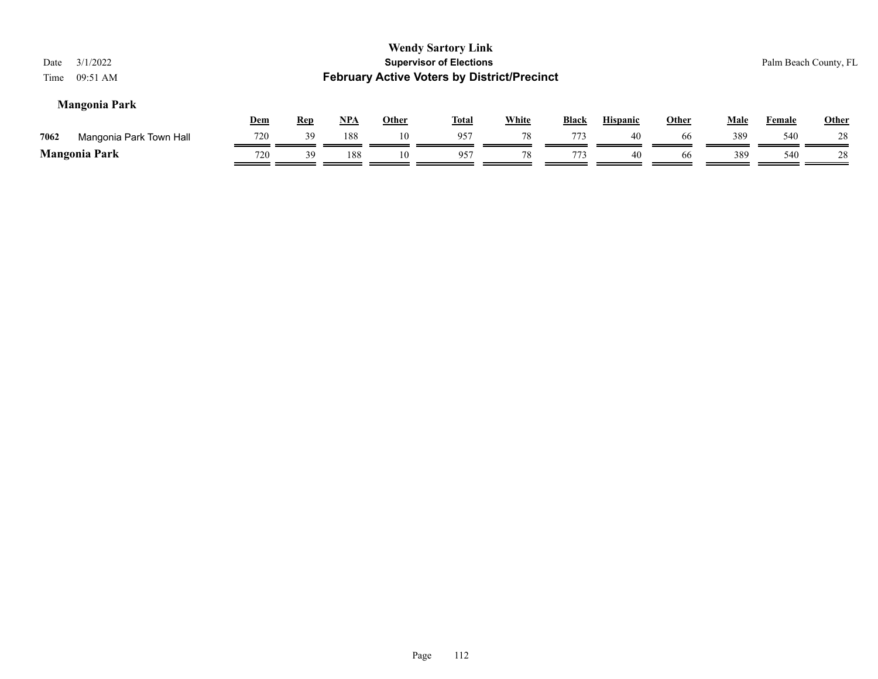Wendy Sartory Link
Supervisor of Elections
February Active Voters by District/Precinct

Date 3/1/2022
Time 09:51 AM

Palm Beach County, FL

### Mangonia Park

| | | Dem | Rep | NPA | Other | Total | White | Black | Hispanic | Other | Male | Female | Other |
|---|---|---|---|---|---|---|---|---|---|---|---|---|---|
| 7062 | Mangonia Park Town Hall | 720 | 39 | 188 | 10 | 957 | 78 | 773 | 40 | 66 | 389 | 540 | 28 |
| **Mangonia Park** | | 720 | 39 | 188 | 10 | 957 | 78 | 773 | 40 | 66 | 389 | 540 | 28 |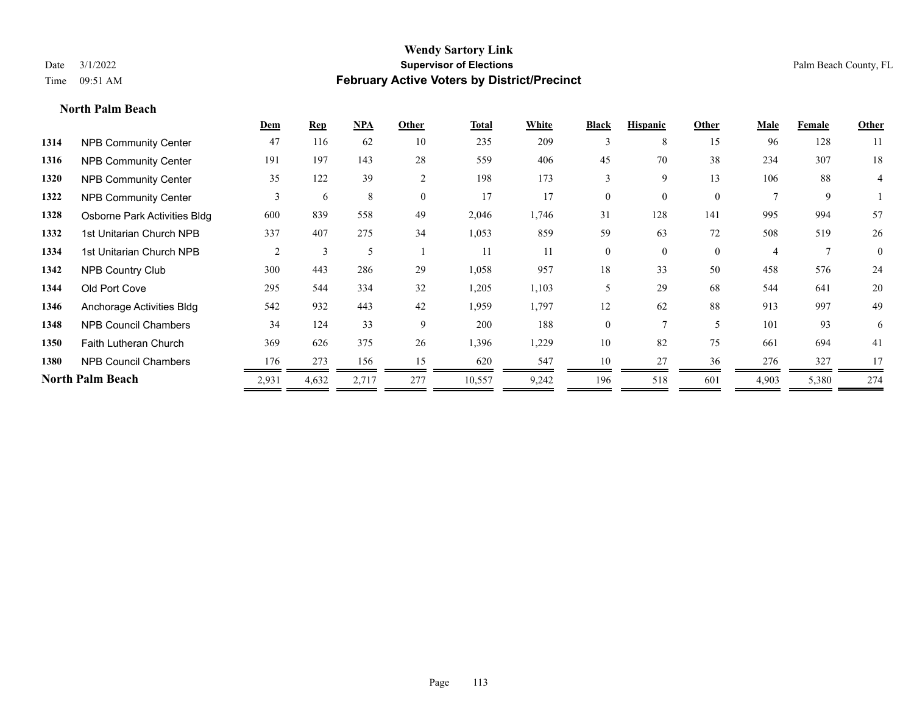**Wendy Sartory Link**
**Supervisor of Elections**
**February Active Voters by District/Precinct**

Date 3/1/2022
Time 09:51 AM

Palm Beach County, FL

### North Palm Beach

| | | Dem | Rep | NPA | Other | Total | White | Black | Hispanic | Other | Male | Female | Other |
|---|---|---|---|---|---|---|---|---|---|---|---|---|---|
| 1314 | NPB Community Center | 47 | 116 | 62 | 10 | 235 | 209 | 3 | 8 | 15 | 96 | 128 | 11 |
| 1316 | NPB Community Center | 191 | 197 | 143 | 28 | 559 | 406 | 45 | 70 | 38 | 234 | 307 | 18 |
| 1320 | NPB Community Center | 35 | 122 | 39 | 2 | 198 | 173 | 3 | 9 | 13 | 106 | 88 | 4 |
| 1322 | NPB Community Center | 3 | 6 | 8 | 0 | 17 | 17 | 0 | 0 | 0 | 7 | 9 | 1 |
| 1328 | Osborne Park Activities Bldg | 600 | 839 | 558 | 49 | 2,046 | 1,746 | 31 | 128 | 141 | 995 | 994 | 57 |
| 1332 | 1st Unitarian Church NPB | 337 | 407 | 275 | 34 | 1,053 | 859 | 59 | 63 | 72 | 508 | 519 | 26 |
| 1334 | 1st Unitarian Church NPB | 2 | 3 | 5 | 1 | 11 | 11 | 0 | 0 | 0 | 4 | 7 | 0 |
| 1342 | NPB Country Club | 300 | 443 | 286 | 29 | 1,058 | 957 | 18 | 33 | 50 | 458 | 576 | 24 |
| 1344 | Old Port Cove | 295 | 544 | 334 | 32 | 1,205 | 1,103 | 5 | 29 | 68 | 544 | 641 | 20 |
| 1346 | Anchorage Activities Bldg | 542 | 932 | 443 | 42 | 1,959 | 1,797 | 12 | 62 | 88 | 913 | 997 | 49 |
| 1348 | NPB Council Chambers | 34 | 124 | 33 | 9 | 200 | 188 | 0 | 7 | 5 | 101 | 93 | 6 |
| 1350 | Faith Lutheran Church | 369 | 626 | 375 | 26 | 1,396 | 1,229 | 10 | 82 | 75 | 661 | 694 | 41 |
| 1380 | NPB Council Chambers | 176 | 273 | 156 | 15 | 620 | 547 | 10 | 27 | 36 | 276 | 327 | 17 |
| **North Palm Beach** | | 2,931 | 4,632 | 2,717 | 277 | 10,557 | 9,242 | 196 | 518 | 601 | 4,903 | 5,380 | 274 |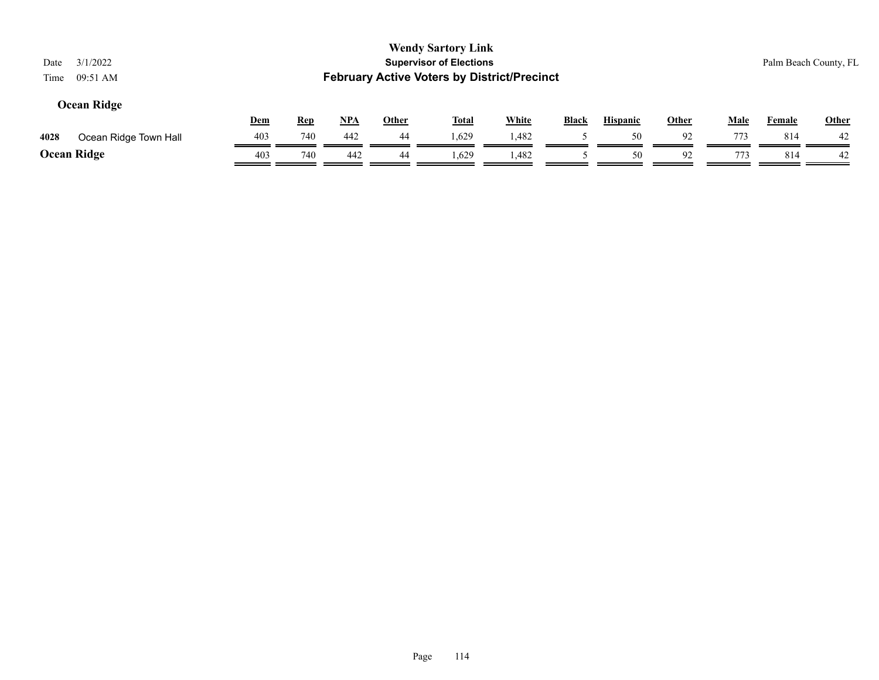# Wendy Sartory Link

## Supervisor of Elections

## February Active Voters by District/Precinct

Date 3/1/2022

Time 09:51 AM

Palm Beach County, FL

### Ocean Ridge

| | | Dem | Rep | NPA | Other | Total | White | Black | Hispanic | Other | Male | Female | Other |
|---|---|---|---|---|---|---|---|---|---|---|---|---|---|
| 4028 | Ocean Ridge Town Hall | 403 | 740 | 442 | 44 | 1,629 | 1,482 | 5 | 50 | 92 | 773 | 814 | 42 |
| **Ocean Ridge** | | 403 | 740 | 442 | 44 | 1,629 | 1,482 | 5 | 50 | 92 | 773 | 814 | 42 |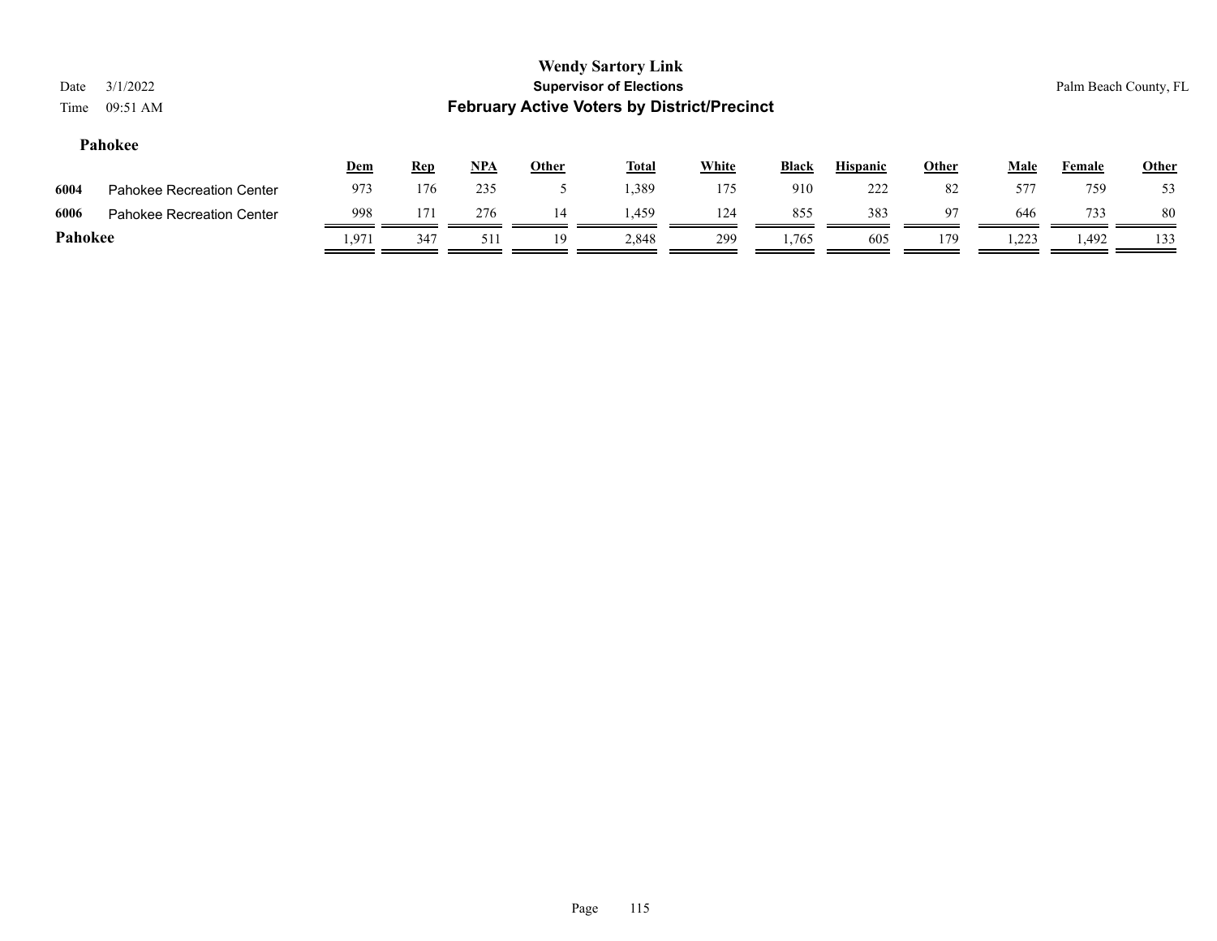**Wendy Sartory Link**

**Supervisor of Elections**

**February Active Voters by District/Precinct**

Date 3/1/2022 | Time 09:51 AM | Palm Beach County, FL

### Pahokee

| | | Dem | Rep | NPA | Other | Total | White | Black | Hispanic | Other | Male | Female | Other |
|---|---|---|---|---|---|---|---|---|---|---|---|---|---|
| 6004 | Pahokee Recreation Center | 973 | 176 | 235 | 5 | 1,389 | 175 | 910 | 222 | 82 | 577 | 759 | 53 |
| 6006 | Pahokee Recreation Center | 998 | 171 | 276 | 14 | 1,459 | 124 | 855 | 383 | 97 | 646 | 733 | 80 |
| **Pahokee** | | 1,971 | 347 | 511 | 19 | 2,848 | 299 | 1,765 | 605 | 179 | 1,223 | 1,492 | 133 |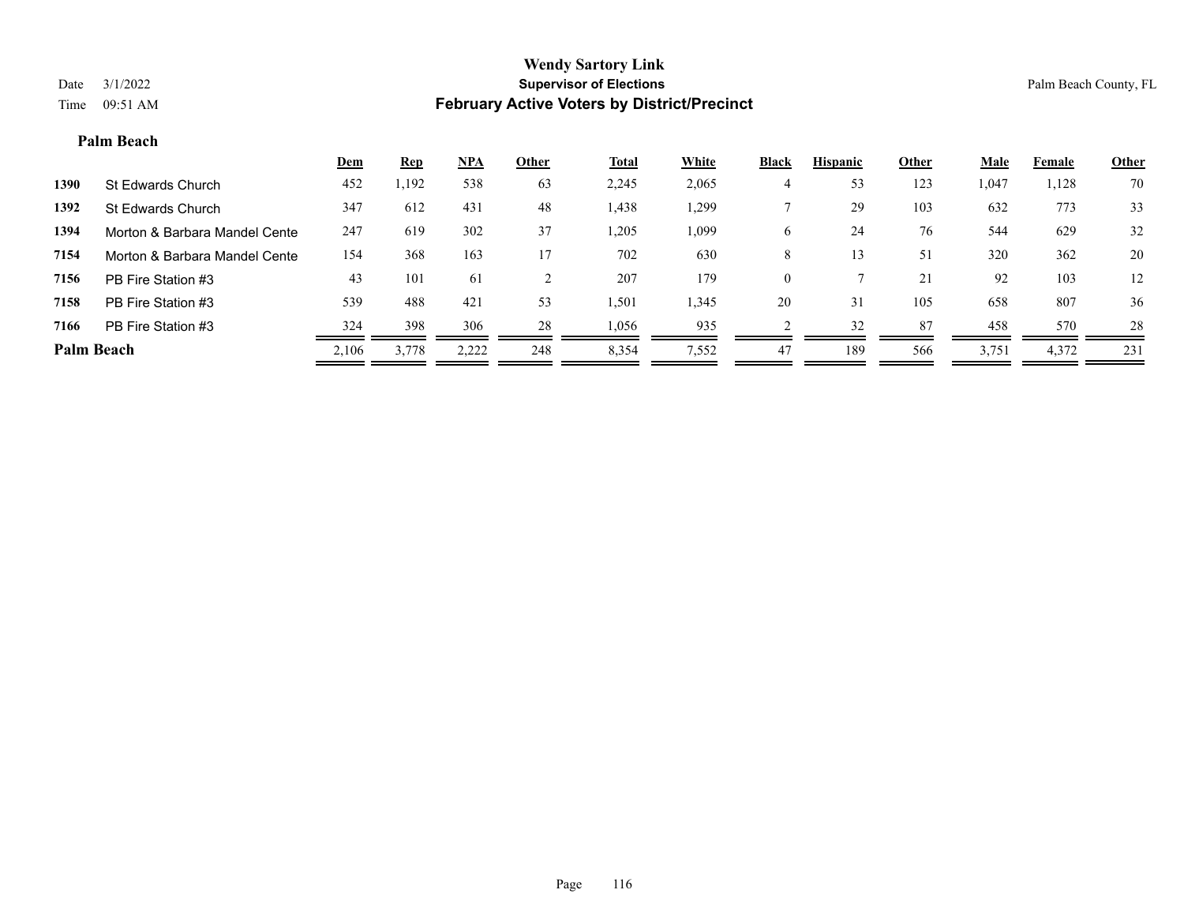# Wendy Sartory Link

**Supervisor of Elections**

**February Active Voters by District/Precinct**

Date 3/1/2022

Time 09:51 AM

Palm Beach County, FL

**Palm Beach**

| | | Dem | Rep | NPA | Other | Total | White | Black | Hispanic | Other | Male | Female | Other |
|---|---|---|---|---|---|---|---|---|---|---|---|---|---|
| 1390 | St Edwards Church | 452 | 1,192 | 538 | 63 | 2,245 | 2,065 | 4 | 53 | 123 | 1,047 | 1,128 | 70 |
| 1392 | St Edwards Church | 347 | 612 | 431 | 48 | 1,438 | 1,299 | 7 | 29 | 103 | 632 | 773 | 33 |
| 1394 | Morton & Barbara Mandel Cente | 247 | 619 | 302 | 37 | 1,205 | 1,099 | 6 | 24 | 76 | 544 | 629 | 32 |
| 7154 | Morton & Barbara Mandel Cente | 154 | 368 | 163 | 17 | 702 | 630 | 8 | 13 | 51 | 320 | 362 | 20 |
| 7156 | PB Fire Station #3 | 43 | 101 | 61 | 2 | 207 | 179 | 0 | 7 | 21 | 92 | 103 | 12 |
| 7158 | PB Fire Station #3 | 539 | 488 | 421 | 53 | 1,501 | 1,345 | 20 | 31 | 105 | 658 | 807 | 36 |
| 7166 | PB Fire Station #3 | 324 | 398 | 306 | 28 | 1,056 | 935 | 2 | 32 | 87 | 458 | 570 | 28 |
| **Palm Beach** | | 2,106 | 3,778 | 2,222 | 248 | 8,354 | 7,552 | 47 | 189 | 566 | 3,751 | 4,372 | 231 |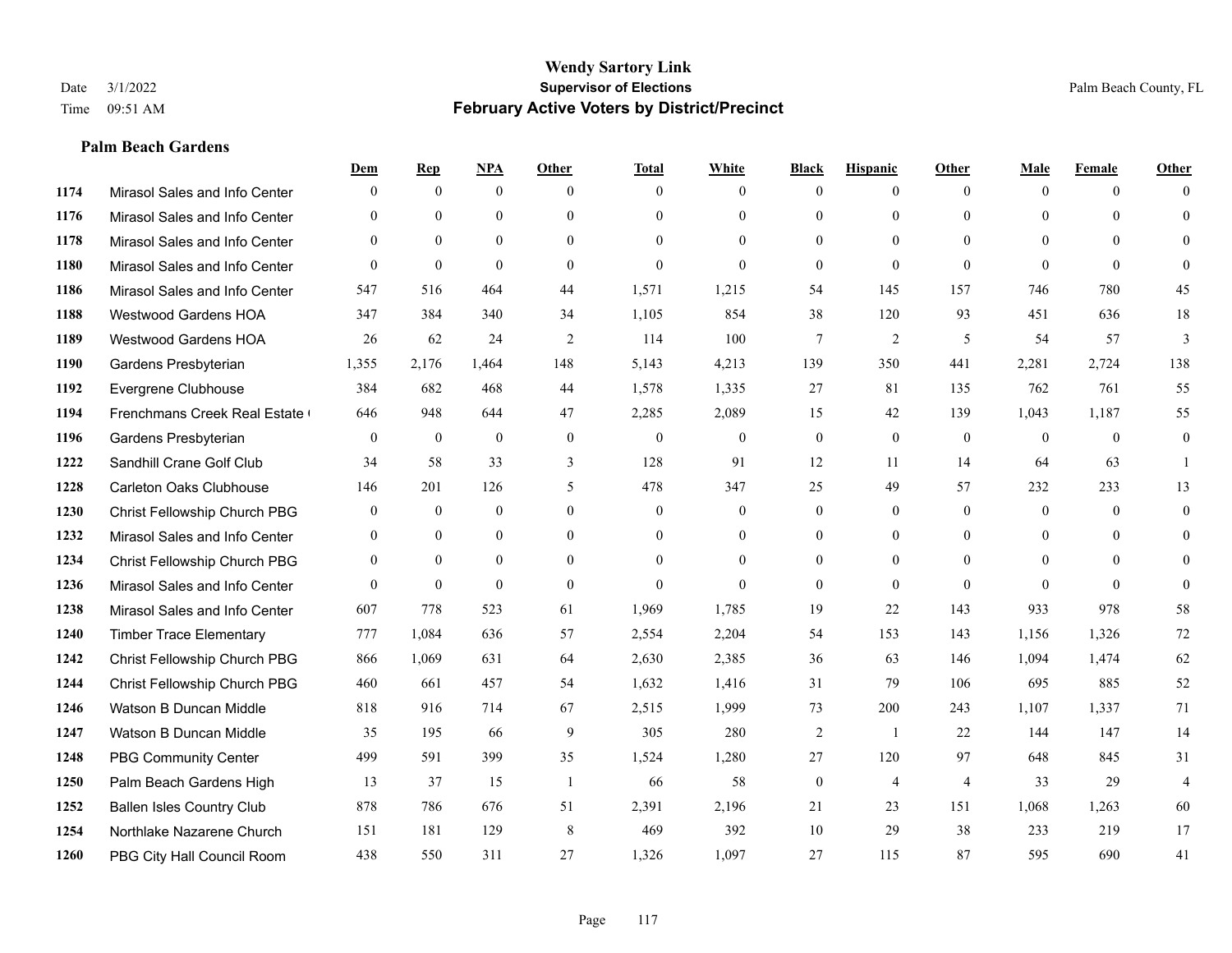# Wendy Sartory Link
**Supervisor of Elections**
**February Active Voters by District/Precinct**

Date 3/1/2022
Time 09:51 AM

Palm Beach County, FL

**Palm Beach Gardens**

| | | Dem | Rep | NPA | Other | Total | White | Black | Hispanic | Other | Male | Female | Other |
|---|---|---|---|---|---|---|---|---|---|---|---|---|---|
| 1174 | Mirasol Sales and Info Center | 0 | 0 | 0 | 0 | 0 | 0 | 0 | 0 | 0 | 0 | 0 | 0 |
| 1176 | Mirasol Sales and Info Center | 0 | 0 | 0 | 0 | 0 | 0 | 0 | 0 | 0 | 0 | 0 | 0 |
| 1178 | Mirasol Sales and Info Center | 0 | 0 | 0 | 0 | 0 | 0 | 0 | 0 | 0 | 0 | 0 | 0 |
| 1180 | Mirasol Sales and Info Center | 0 | 0 | 0 | 0 | 0 | 0 | 0 | 0 | 0 | 0 | 0 | 0 |
| 1186 | Mirasol Sales and Info Center | 547 | 516 | 464 | 44 | 1,571 | 1,215 | 54 | 145 | 157 | 746 | 780 | 45 |
| 1188 | Westwood Gardens HOA | 347 | 384 | 340 | 34 | 1,105 | 854 | 38 | 120 | 93 | 451 | 636 | 18 |
| 1189 | Westwood Gardens HOA | 26 | 62 | 24 | 2 | 114 | 100 | 7 | 2 | 5 | 54 | 57 | 3 |
| 1190 | Gardens Presbyterian | 1,355 | 2,176 | 1,464 | 148 | 5,143 | 4,213 | 139 | 350 | 441 | 2,281 | 2,724 | 138 |
| 1192 | Evergrene Clubhouse | 384 | 682 | 468 | 44 | 1,578 | 1,335 | 27 | 81 | 135 | 762 | 761 | 55 |
| 1194 | Frenchmans Creek Real Estate ( | 646 | 948 | 644 | 47 | 2,285 | 2,089 | 15 | 42 | 139 | 1,043 | 1,187 | 55 |
| 1196 | Gardens Presbyterian | 0 | 0 | 0 | 0 | 0 | 0 | 0 | 0 | 0 | 0 | 0 | 0 |
| 1222 | Sandhill Crane Golf Club | 34 | 58 | 33 | 3 | 128 | 91 | 12 | 11 | 14 | 64 | 63 | 1 |
| 1228 | Carleton Oaks Clubhouse | 146 | 201 | 126 | 5 | 478 | 347 | 25 | 49 | 57 | 232 | 233 | 13 |
| 1230 | Christ Fellowship Church PBG | 0 | 0 | 0 | 0 | 0 | 0 | 0 | 0 | 0 | 0 | 0 | 0 |
| 1232 | Mirasol Sales and Info Center | 0 | 0 | 0 | 0 | 0 | 0 | 0 | 0 | 0 | 0 | 0 | 0 |
| 1234 | Christ Fellowship Church PBG | 0 | 0 | 0 | 0 | 0 | 0 | 0 | 0 | 0 | 0 | 0 | 0 |
| 1236 | Mirasol Sales and Info Center | 0 | 0 | 0 | 0 | 0 | 0 | 0 | 0 | 0 | 0 | 0 | 0 |
| 1238 | Mirasol Sales and Info Center | 607 | 778 | 523 | 61 | 1,969 | 1,785 | 19 | 22 | 143 | 933 | 978 | 58 |
| 1240 | Timber Trace Elementary | 777 | 1,084 | 636 | 57 | 2,554 | 2,204 | 54 | 153 | 143 | 1,156 | 1,326 | 72 |
| 1242 | Christ Fellowship Church PBG | 866 | 1,069 | 631 | 64 | 2,630 | 2,385 | 36 | 63 | 146 | 1,094 | 1,474 | 62 |
| 1244 | Christ Fellowship Church PBG | 460 | 661 | 457 | 54 | 1,632 | 1,416 | 31 | 79 | 106 | 695 | 885 | 52 |
| 1246 | Watson B Duncan Middle | 818 | 916 | 714 | 67 | 2,515 | 1,999 | 73 | 200 | 243 | 1,107 | 1,337 | 71 |
| 1247 | Watson B Duncan Middle | 35 | 195 | 66 | 9 | 305 | 280 | 2 | 1 | 22 | 144 | 147 | 14 |
| 1248 | PBG Community Center | 499 | 591 | 399 | 35 | 1,524 | 1,280 | 27 | 120 | 97 | 648 | 845 | 31 |
| 1250 | Palm Beach Gardens High | 13 | 37 | 15 | 1 | 66 | 58 | 0 | 4 | 4 | 33 | 29 | 4 |
| 1252 | Ballen Isles Country Club | 878 | 786 | 676 | 51 | 2,391 | 2,196 | 21 | 23 | 151 | 1,068 | 1,263 | 60 |
| 1254 | Northlake Nazarene Church | 151 | 181 | 129 | 8 | 469 | 392 | 10 | 29 | 38 | 233 | 219 | 17 |
| 1260 | PBG City Hall Council Room | 438 | 550 | 311 | 27 | 1,326 | 1,097 | 27 | 115 | 87 | 595 | 690 | 41 |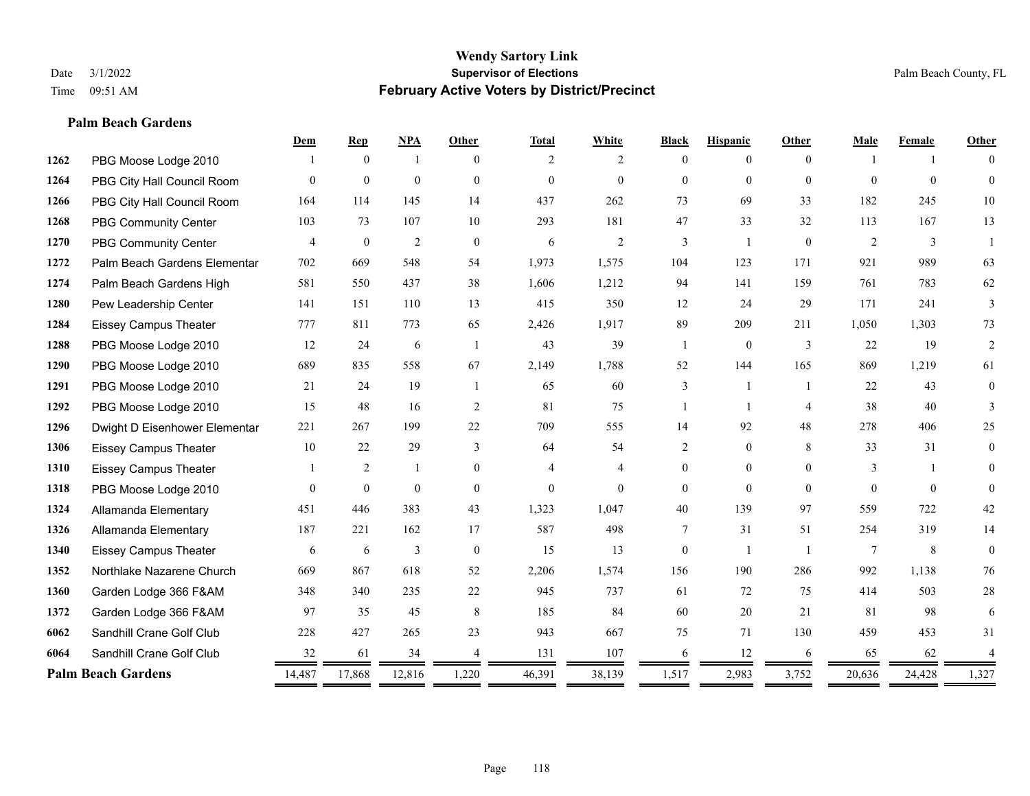**Wendy Sartory Link**
**Supervisor of Elections**
**February Active Voters by District/Precinct**

Date 3/1/2022
Time 09:51 AM

Palm Beach County, FL

**Palm Beach Gardens**

| | | Dem | Rep | NPA | Other | Total | White | Black | Hispanic | Other | Male | Female | Other |
|---|---|---|---|---|---|---|---|---|---|---|---|---|---|
| 1262 | PBG Moose Lodge 2010 | 1 | 0 | 1 | 0 | 2 | 2 | 0 | 0 | 0 | 1 | 1 | 0 |
| 1264 | PBG City Hall Council Room | 0 | 0 | 0 | 0 | 0 | 0 | 0 | 0 | 0 | 0 | 0 | 0 |
| 1266 | PBG City Hall Council Room | 164 | 114 | 145 | 14 | 437 | 262 | 73 | 69 | 33 | 182 | 245 | 10 |
| 1268 | PBG Community Center | 103 | 73 | 107 | 10 | 293 | 181 | 47 | 33 | 32 | 113 | 167 | 13 |
| 1270 | PBG Community Center | 4 | 0 | 2 | 0 | 6 | 2 | 3 | 1 | 0 | 2 | 3 | 1 |
| 1272 | Palm Beach Gardens Elementar | 702 | 669 | 548 | 54 | 1,973 | 1,575 | 104 | 123 | 171 | 921 | 989 | 63 |
| 1274 | Palm Beach Gardens High | 581 | 550 | 437 | 38 | 1,606 | 1,212 | 94 | 141 | 159 | 761 | 783 | 62 |
| 1280 | Pew Leadership Center | 141 | 151 | 110 | 13 | 415 | 350 | 12 | 24 | 29 | 171 | 241 | 3 |
| 1284 | Eissey Campus Theater | 777 | 811 | 773 | 65 | 2,426 | 1,917 | 89 | 209 | 211 | 1,050 | 1,303 | 73 |
| 1288 | PBG Moose Lodge 2010 | 12 | 24 | 6 | 1 | 43 | 39 | 1 | 0 | 3 | 22 | 19 | 2 |
| 1290 | PBG Moose Lodge 2010 | 689 | 835 | 558 | 67 | 2,149 | 1,788 | 52 | 144 | 165 | 869 | 1,219 | 61 |
| 1291 | PBG Moose Lodge 2010 | 21 | 24 | 19 | 1 | 65 | 60 | 3 | 1 | 1 | 22 | 43 | 0 |
| 1292 | PBG Moose Lodge 2010 | 15 | 48 | 16 | 2 | 81 | 75 | 1 | 1 | 4 | 38 | 40 | 3 |
| 1296 | Dwight D Eisenhower Elementar | 221 | 267 | 199 | 22 | 709 | 555 | 14 | 92 | 48 | 278 | 406 | 25 |
| 1306 | Eissey Campus Theater | 10 | 22 | 29 | 3 | 64 | 54 | 2 | 0 | 8 | 33 | 31 | 0 |
| 1310 | Eissey Campus Theater | 1 | 2 | 1 | 0 | 4 | 4 | 0 | 0 | 0 | 3 | 1 | 0 |
| 1318 | PBG Moose Lodge 2010 | 0 | 0 | 0 | 0 | 0 | 0 | 0 | 0 | 0 | 0 | 0 | 0 |
| 1324 | Allamanda Elementary | 451 | 446 | 383 | 43 | 1,323 | 1,047 | 40 | 139 | 97 | 559 | 722 | 42 |
| 1326 | Allamanda Elementary | 187 | 221 | 162 | 17 | 587 | 498 | 7 | 31 | 51 | 254 | 319 | 14 |
| 1340 | Eissey Campus Theater | 6 | 6 | 3 | 0 | 15 | 13 | 0 | 1 | 1 | 7 | 8 | 0 |
| 1352 | Northlake Nazarene Church | 669 | 867 | 618 | 52 | 2,206 | 1,574 | 156 | 190 | 286 | 992 | 1,138 | 76 |
| 1360 | Garden Lodge 366 F&AM | 348 | 340 | 235 | 22 | 945 | 737 | 61 | 72 | 75 | 414 | 503 | 28 |
| 1372 | Garden Lodge 366 F&AM | 97 | 35 | 45 | 8 | 185 | 84 | 60 | 20 | 21 | 81 | 98 | 6 |
| 6062 | Sandhill Crane Golf Club | 228 | 427 | 265 | 23 | 943 | 667 | 75 | 71 | 130 | 459 | 453 | 31 |
| 6064 | Sandhill Crane Golf Club | 32 | 61 | 34 | 4 | 131 | 107 | 6 | 12 | 6 | 65 | 62 | 4 |
| **Palm Beach Gardens** | | 14,487 | 17,868 | 12,816 | 1,220 | 46,391 | 38,139 | 1,517 | 2,983 | 3,752 | 20,636 | 24,428 | 1,327 |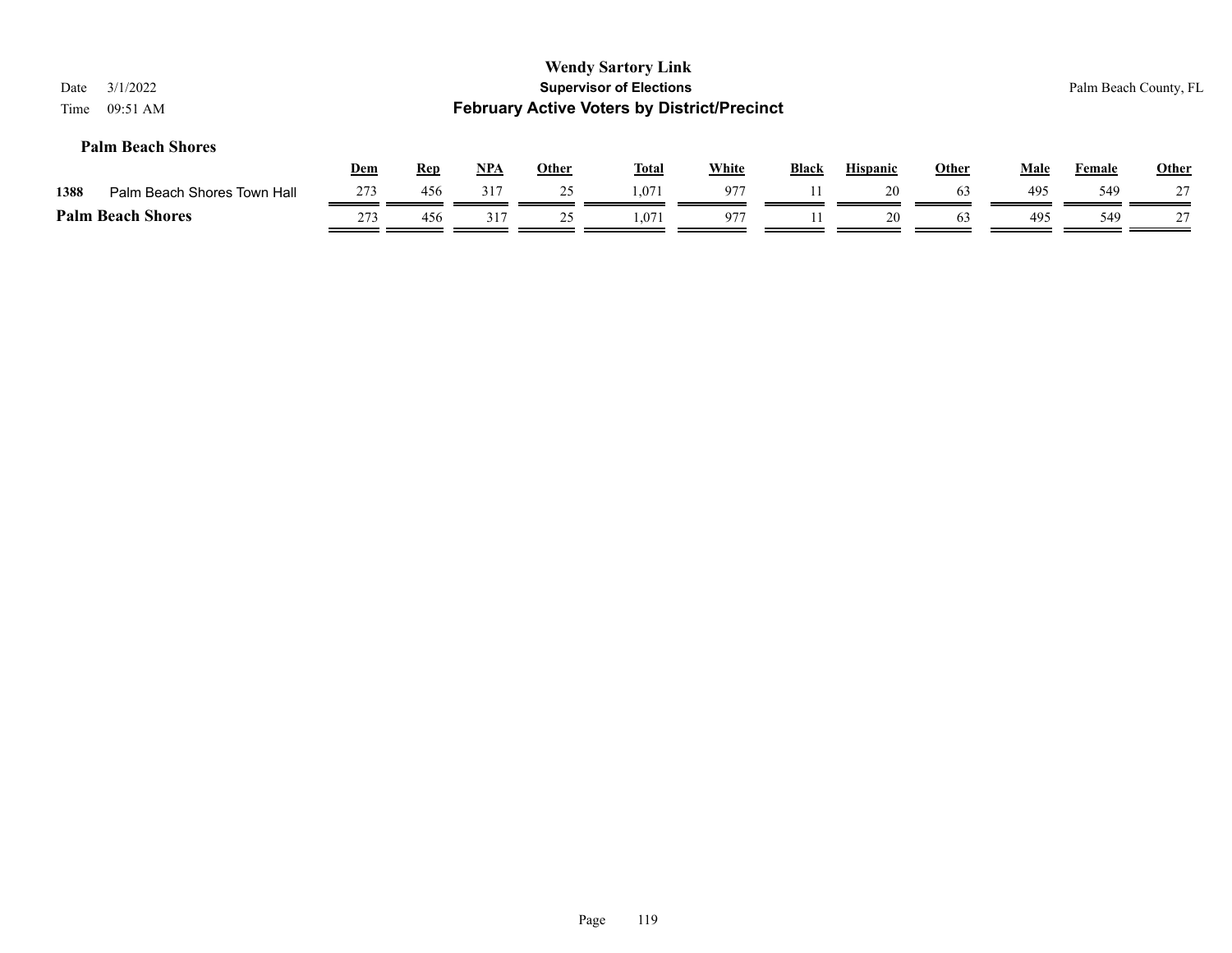# Wendy Sartory Link
## Supervisor of Elections
## February Active Voters by District/Precinct

Date 3/1/2022
Time 09:51 AM

Palm Beach County, FL

### Palm Beach Shores

| | | Dem | Rep | NPA | Other | Total | White | Black | Hispanic | Other | Male | Female | Other |
|---|---|---|---|---|---|---|---|---|---|---|---|---|---|
| 1388 | Palm Beach Shores Town Hall | 273 | 456 | 317 | 25 | 1,071 | 977 | 11 | 20 | 63 | 495 | 549 | 27 |
| **Palm Beach Shores** | | 273 | 456 | 317 | 25 | 1,071 | 977 | 11 | 20 | 63 | 495 | 549 | 27 |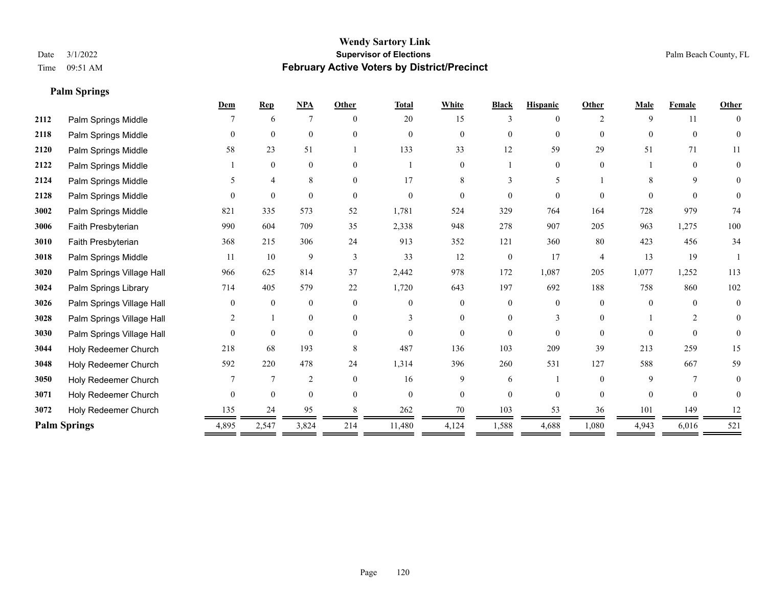**Wendy Sartory Link**
**Supervisor of Elections**
**February Active Voters by District/Precinct**

Date 3/1/2022
Time 09:51 AM

Palm Beach County, FL

**Palm Springs**

| | | Dem | Rep | NPA | Other | Total | White | Black | Hispanic | Other | Male | Female | Other |
|---|---|---|---|---|---|---|---|---|---|---|---|---|---|
| 2112 | Palm Springs Middle | 7 | 6 | 7 | 0 | 20 | 15 | 3 | 0 | 2 | 9 | 11 | 0 |
| 2118 | Palm Springs Middle | 0 | 0 | 0 | 0 | 0 | 0 | 0 | 0 | 0 | 0 | 0 | 0 |
| 2120 | Palm Springs Middle | 58 | 23 | 51 | 1 | 133 | 33 | 12 | 59 | 29 | 51 | 71 | 11 |
| 2122 | Palm Springs Middle | 1 | 0 | 0 | 0 | 1 | 0 | 1 | 0 | 0 | 1 | 0 | 0 |
| 2124 | Palm Springs Middle | 5 | 4 | 8 | 0 | 17 | 8 | 3 | 5 | 1 | 8 | 9 | 0 |
| 2128 | Palm Springs Middle | 0 | 0 | 0 | 0 | 0 | 0 | 0 | 0 | 0 | 0 | 0 | 0 |
| 3002 | Palm Springs Middle | 821 | 335 | 573 | 52 | 1,781 | 524 | 329 | 764 | 164 | 728 | 979 | 74 |
| 3006 | Faith Presbyterian | 990 | 604 | 709 | 35 | 2,338 | 948 | 278 | 907 | 205 | 963 | 1,275 | 100 |
| 3010 | Faith Presbyterian | 368 | 215 | 306 | 24 | 913 | 352 | 121 | 360 | 80 | 423 | 456 | 34 |
| 3018 | Palm Springs Middle | 11 | 10 | 9 | 3 | 33 | 12 | 0 | 17 | 4 | 13 | 19 | 1 |
| 3020 | Palm Springs Village Hall | 966 | 625 | 814 | 37 | 2,442 | 978 | 172 | 1,087 | 205 | 1,077 | 1,252 | 113 |
| 3024 | Palm Springs Library | 714 | 405 | 579 | 22 | 1,720 | 643 | 197 | 692 | 188 | 758 | 860 | 102 |
| 3026 | Palm Springs Village Hall | 0 | 0 | 0 | 0 | 0 | 0 | 0 | 0 | 0 | 0 | 0 | 0 |
| 3028 | Palm Springs Village Hall | 2 | 1 | 0 | 0 | 3 | 0 | 0 | 3 | 0 | 1 | 2 | 0 |
| 3030 | Palm Springs Village Hall | 0 | 0 | 0 | 0 | 0 | 0 | 0 | 0 | 0 | 0 | 0 | 0 |
| 3044 | Holy Redeemer Church | 218 | 68 | 193 | 8 | 487 | 136 | 103 | 209 | 39 | 213 | 259 | 15 |
| 3048 | Holy Redeemer Church | 592 | 220 | 478 | 24 | 1,314 | 396 | 260 | 531 | 127 | 588 | 667 | 59 |
| 3050 | Holy Redeemer Church | 7 | 7 | 2 | 0 | 16 | 9 | 6 | 1 | 0 | 9 | 7 | 0 |
| 3071 | Holy Redeemer Church | 0 | 0 | 0 | 0 | 0 | 0 | 0 | 0 | 0 | 0 | 0 | 0 |
| 3072 | Holy Redeemer Church | 135 | 24 | 95 | 8 | 262 | 70 | 103 | 53 | 36 | 101 | 149 | 12 |
| **Palm Springs** | | 4,895 | 2,547 | 3,824 | 214 | 11,480 | 4,124 | 1,588 | 4,688 | 1,080 | 4,943 | 6,016 | 521 |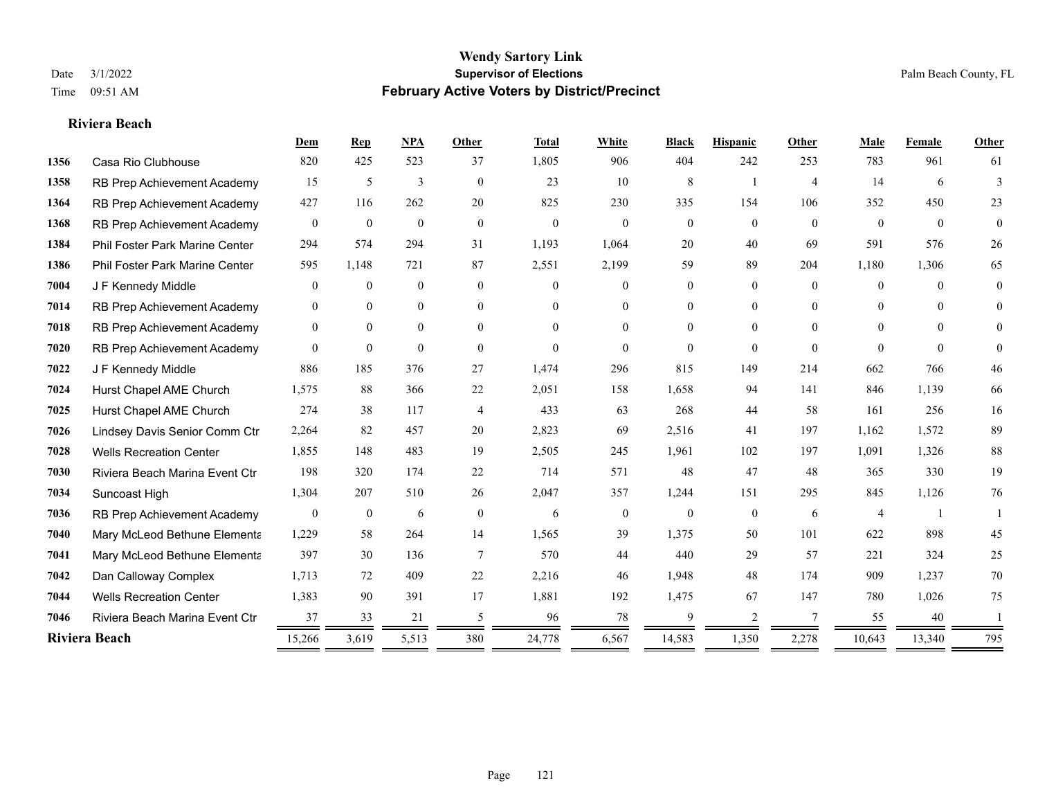# Wendy Sartory Link

**Supervisor of Elections**

**February Active Voters by District/Precinct**

Date 3/1/2022

Time 09:51 AM

Palm Beach County, FL

### Riviera Beach

| | | Dem | Rep | NPA | Other | Total | White | Black | Hispanic | Other | Male | Female | Other |
|---|---|---|---|---|---|---|---|---|---|---|---|---|---|
| 1356 | Casa Rio Clubhouse | 820 | 425 | 523 | 37 | 1,805 | 906 | 404 | 242 | 253 | 783 | 961 | 61 |
| 1358 | RB Prep Achievement Academy | 15 | 5 | 3 | 0 | 23 | 10 | 8 | 1 | 4 | 14 | 6 | 3 |
| 1364 | RB Prep Achievement Academy | 427 | 116 | 262 | 20 | 825 | 230 | 335 | 154 | 106 | 352 | 450 | 23 |
| 1368 | RB Prep Achievement Academy | 0 | 0 | 0 | 0 | 0 | 0 | 0 | 0 | 0 | 0 | 0 | 0 |
| 1384 | Phil Foster Park Marine Center | 294 | 574 | 294 | 31 | 1,193 | 1,064 | 20 | 40 | 69 | 591 | 576 | 26 |
| 1386 | Phil Foster Park Marine Center | 595 | 1,148 | 721 | 87 | 2,551 | 2,199 | 59 | 89 | 204 | 1,180 | 1,306 | 65 |
| 7004 | J F Kennedy Middle | 0 | 0 | 0 | 0 | 0 | 0 | 0 | 0 | 0 | 0 | 0 | 0 |
| 7014 | RB Prep Achievement Academy | 0 | 0 | 0 | 0 | 0 | 0 | 0 | 0 | 0 | 0 | 0 | 0 |
| 7018 | RB Prep Achievement Academy | 0 | 0 | 0 | 0 | 0 | 0 | 0 | 0 | 0 | 0 | 0 | 0 |
| 7020 | RB Prep Achievement Academy | 0 | 0 | 0 | 0 | 0 | 0 | 0 | 0 | 0 | 0 | 0 | 0 |
| 7022 | J F Kennedy Middle | 886 | 185 | 376 | 27 | 1,474 | 296 | 815 | 149 | 214 | 662 | 766 | 46 |
| 7024 | Hurst Chapel AME Church | 1,575 | 88 | 366 | 22 | 2,051 | 158 | 1,658 | 94 | 141 | 846 | 1,139 | 66 |
| 7025 | Hurst Chapel AME Church | 274 | 38 | 117 | 4 | 433 | 63 | 268 | 44 | 58 | 161 | 256 | 16 |
| 7026 | Lindsey Davis Senior Comm Ctr | 2,264 | 82 | 457 | 20 | 2,823 | 69 | 2,516 | 41 | 197 | 1,162 | 1,572 | 89 |
| 7028 | Wells Recreation Center | 1,855 | 148 | 483 | 19 | 2,505 | 245 | 1,961 | 102 | 197 | 1,091 | 1,326 | 88 |
| 7030 | Riviera Beach Marina Event Ctr | 198 | 320 | 174 | 22 | 714 | 571 | 48 | 47 | 48 | 365 | 330 | 19 |
| 7034 | Suncoast High | 1,304 | 207 | 510 | 26 | 2,047 | 357 | 1,244 | 151 | 295 | 845 | 1,126 | 76 |
| 7036 | RB Prep Achievement Academy | 0 | 0 | 6 | 0 | 6 | 0 | 0 | 0 | 6 | 4 | 1 | 1 |
| 7040 | Mary McLeod Bethune Elementa | 1,229 | 58 | 264 | 14 | 1,565 | 39 | 1,375 | 50 | 101 | 622 | 898 | 45 |
| 7041 | Mary McLeod Bethune Elementa | 397 | 30 | 136 | 7 | 570 | 44 | 440 | 29 | 57 | 221 | 324 | 25 |
| 7042 | Dan Calloway Complex | 1,713 | 72 | 409 | 22 | 2,216 | 46 | 1,948 | 48 | 174 | 909 | 1,237 | 70 |
| 7044 | Wells Recreation Center | 1,383 | 90 | 391 | 17 | 1,881 | 192 | 1,475 | 67 | 147 | 780 | 1,026 | 75 |
| 7046 | Riviera Beach Marina Event Ctr | 37 | 33 | 21 | 5 | 96 | 78 | 9 | 2 | 7 | 55 | 40 | 1 |
| **Riviera Beach** | | 15,266 | 3,619 | 5,513 | 380 | 24,778 | 6,567 | 14,583 | 1,350 | 2,278 | 10,643 | 13,340 | 795 |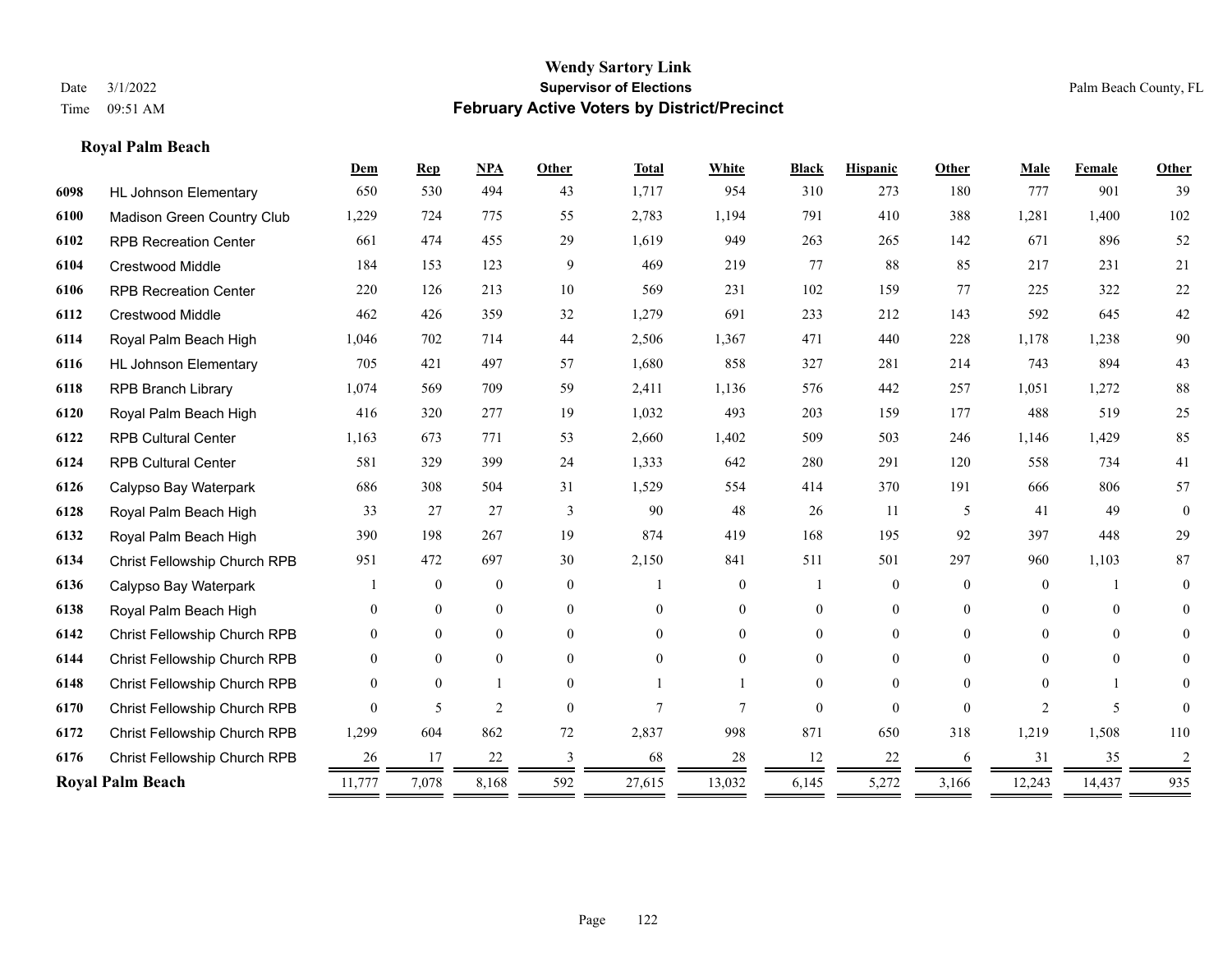# Wendy Sartory Link

**Supervisor of Elections**

**February Active Voters by District/Precinct**

Date 3/1/2022

Time 09:51 AM

Palm Beach County, FL

### Royal Palm Beach

| | | Dem | Rep | NPA | Other | Total | White | Black | Hispanic | Other | Male | Female | Other |
|---|---|---|---|---|---|---|---|---|---|---|---|---|---|
| 6098 | HL Johnson Elementary | 650 | 530 | 494 | 43 | 1,717 | 954 | 310 | 273 | 180 | 777 | 901 | 39 |
| 6100 | Madison Green Country Club | 1,229 | 724 | 775 | 55 | 2,783 | 1,194 | 791 | 410 | 388 | 1,281 | 1,400 | 102 |
| 6102 | RPB Recreation Center | 661 | 474 | 455 | 29 | 1,619 | 949 | 263 | 265 | 142 | 671 | 896 | 52 |
| 6104 | Crestwood Middle | 184 | 153 | 123 | 9 | 469 | 219 | 77 | 88 | 85 | 217 | 231 | 21 |
| 6106 | RPB Recreation Center | 220 | 126 | 213 | 10 | 569 | 231 | 102 | 159 | 77 | 225 | 322 | 22 |
| 6112 | Crestwood Middle | 462 | 426 | 359 | 32 | 1,279 | 691 | 233 | 212 | 143 | 592 | 645 | 42 |
| 6114 | Royal Palm Beach High | 1,046 | 702 | 714 | 44 | 2,506 | 1,367 | 471 | 440 | 228 | 1,178 | 1,238 | 90 |
| 6116 | HL Johnson Elementary | 705 | 421 | 497 | 57 | 1,680 | 858 | 327 | 281 | 214 | 743 | 894 | 43 |
| 6118 | RPB Branch Library | 1,074 | 569 | 709 | 59 | 2,411 | 1,136 | 576 | 442 | 257 | 1,051 | 1,272 | 88 |
| 6120 | Royal Palm Beach High | 416 | 320 | 277 | 19 | 1,032 | 493 | 203 | 159 | 177 | 488 | 519 | 25 |
| 6122 | RPB Cultural Center | 1,163 | 673 | 771 | 53 | 2,660 | 1,402 | 509 | 503 | 246 | 1,146 | 1,429 | 85 |
| 6124 | RPB Cultural Center | 581 | 329 | 399 | 24 | 1,333 | 642 | 280 | 291 | 120 | 558 | 734 | 41 |
| 6126 | Calypso Bay Waterpark | 686 | 308 | 504 | 31 | 1,529 | 554 | 414 | 370 | 191 | 666 | 806 | 57 |
| 6128 | Royal Palm Beach High | 33 | 27 | 27 | 3 | 90 | 48 | 26 | 11 | 5 | 41 | 49 | 0 |
| 6132 | Royal Palm Beach High | 390 | 198 | 267 | 19 | 874 | 419 | 168 | 195 | 92 | 397 | 448 | 29 |
| 6134 | Christ Fellowship Church RPB | 951 | 472 | 697 | 30 | 2,150 | 841 | 511 | 501 | 297 | 960 | 1,103 | 87 |
| 6136 | Calypso Bay Waterpark | 1 | 0 | 0 | 0 | 1 | 0 | 1 | 0 | 0 | 0 | 1 | 0 |
| 6138 | Royal Palm Beach High | 0 | 0 | 0 | 0 | 0 | 0 | 0 | 0 | 0 | 0 | 0 | 0 |
| 6142 | Christ Fellowship Church RPB | 0 | 0 | 0 | 0 | 0 | 0 | 0 | 0 | 0 | 0 | 0 | 0 |
| 6144 | Christ Fellowship Church RPB | 0 | 0 | 0 | 0 | 0 | 0 | 0 | 0 | 0 | 0 | 0 | 0 |
| 6148 | Christ Fellowship Church RPB | 0 | 0 | 1 | 0 | 1 | 1 | 0 | 0 | 0 | 0 | 1 | 0 |
| 6170 | Christ Fellowship Church RPB | 0 | 5 | 2 | 0 | 7 | 7 | 0 | 0 | 0 | 2 | 5 | 0 |
| 6172 | Christ Fellowship Church RPB | 1,299 | 604 | 862 | 72 | 2,837 | 998 | 871 | 650 | 318 | 1,219 | 1,508 | 110 |
| 6176 | Christ Fellowship Church RPB | 26 | 17 | 22 | 3 | 68 | 28 | 12 | 22 | 6 | 31 | 35 | 2 |
| **Royal Palm Beach** | | 11,777 | 7,078 | 8,168 | 592 | 27,615 | 13,032 | 6,145 | 5,272 | 3,166 | 12,243 | 14,437 | 935 |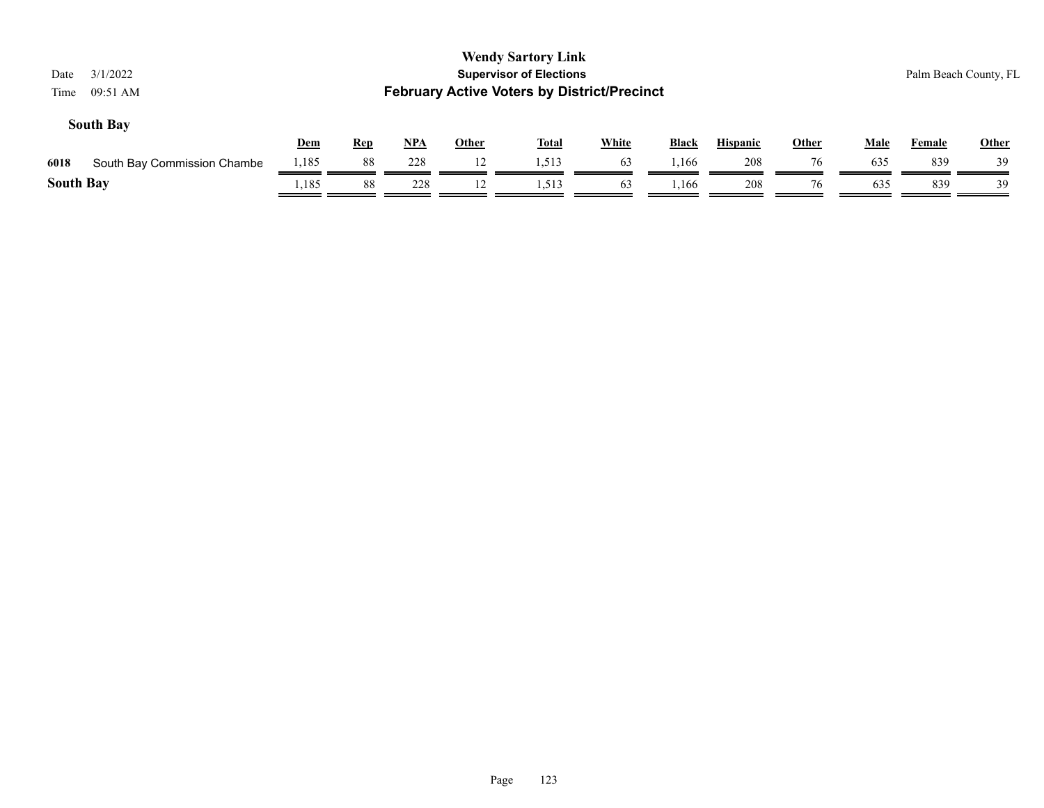Wendy Sartory Link
Supervisor of Elections
February Active Voters by District/Precinct

Date 3/1/2022
Time 09:51 AM

Palm Beach County, FL

### South Bay

| | | Dem | Rep | NPA | Other | Total | White | Black | Hispanic | Other | Male | Female | Other |
|---|---|---|---|---|---|---|---|---|---|---|---|---|---|
| 6018 | South Bay Commission Chambe | 1,185 | 88 | 228 | 12 | 1,513 | 63 | 1,166 | 208 | 76 | 635 | 839 | 39 |
| **South Bay** | | 1,185 | 88 | 228 | 12 | 1,513 | 63 | 1,166 | 208 | 76 | 635 | 839 | 39 |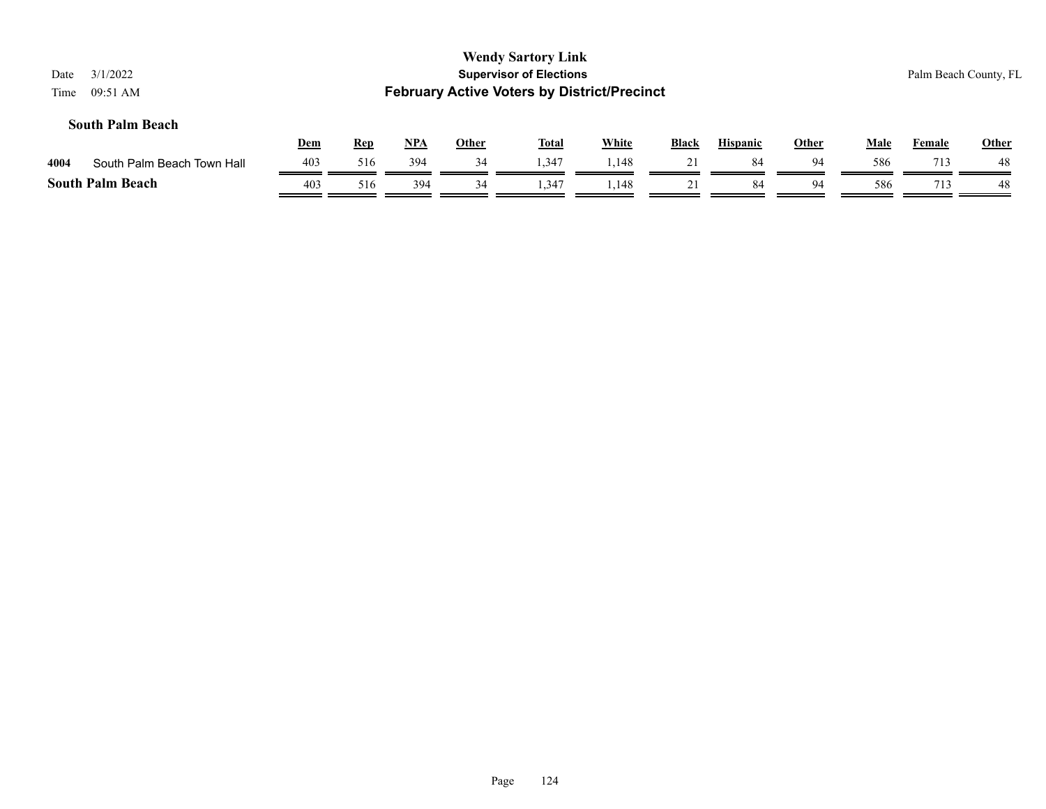**Wendy Sartory Link**

**Supervisor of Elections**

**February Active Voters by District/Precinct**

Date 3/1/2022

Time 09:51 AM

Palm Beach County, FL

### South Palm Beach

| | | Dem | Rep | NPA | Other | Total | White | Black | Hispanic | Other | Male | Female | Other |
|---|---|---|---|---|---|---|---|---|---|---|---|---|---|
| 4004 | South Palm Beach Town Hall | 403 | 516 | 394 | 34 | 1,347 | 1,148 | 21 | 84 | 94 | 586 | 713 | 48 |
| **South Palm Beach** | | 403 | 516 | 394 | 34 | 1,347 | 1,148 | 21 | 84 | 94 | 586 | 713 | 48 |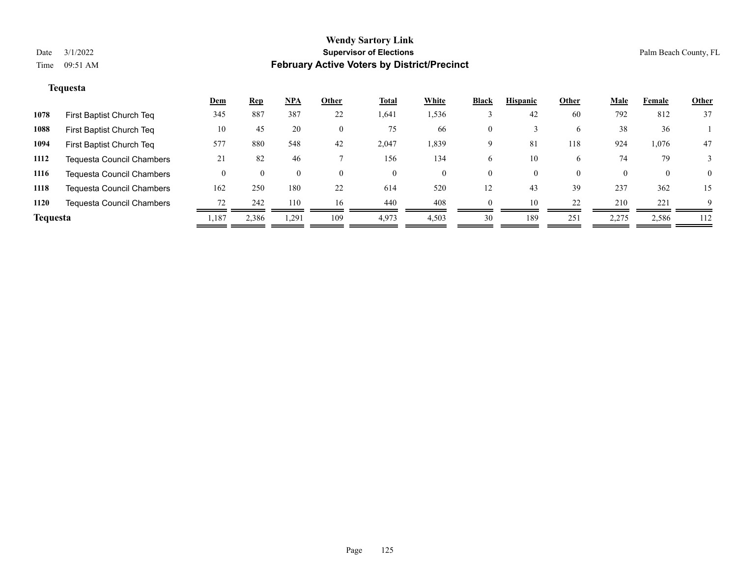**Wendy Sartory Link**
**Supervisor of Elections**
**February Active Voters by District/Precinct**

Date 3/1/2022
Time 09:51 AM

Palm Beach County, FL

### Tequesta

| | | Dem | Rep | NPA | Other | Total | White | Black | Hispanic | Other | Male | Female | Other |
|---|---|---|---|---|---|---|---|---|---|---|---|---|---|
| 1078 | First Baptist Church Teq | 345 | 887 | 387 | 22 | 1,641 | 1,536 | 3 | 42 | 60 | 792 | 812 | 37 |
| 1088 | First Baptist Church Teq | 10 | 45 | 20 | 0 | 75 | 66 | 0 | 3 | 6 | 38 | 36 | 1 |
| 1094 | First Baptist Church Teq | 577 | 880 | 548 | 42 | 2,047 | 1,839 | 9 | 81 | 118 | 924 | 1,076 | 47 |
| 1112 | Tequesta Council Chambers | 21 | 82 | 46 | 7 | 156 | 134 | 6 | 10 | 6 | 74 | 79 | 3 |
| 1116 | Tequesta Council Chambers | 0 | 0 | 0 | 0 | 0 | 0 | 0 | 0 | 0 | 0 | 0 | 0 |
| 1118 | Tequesta Council Chambers | 162 | 250 | 180 | 22 | 614 | 520 | 12 | 43 | 39 | 237 | 362 | 15 |
| 1120 | Tequesta Council Chambers | 72 | 242 | 110 | 16 | 440 | 408 | 0 | 10 | 22 | 210 | 221 | 9 |
| **Tequesta** | | 1,187 | 2,386 | 1,291 | 109 | 4,973 | 4,503 | 30 | 189 | 251 | 2,275 | 2,586 | 112 |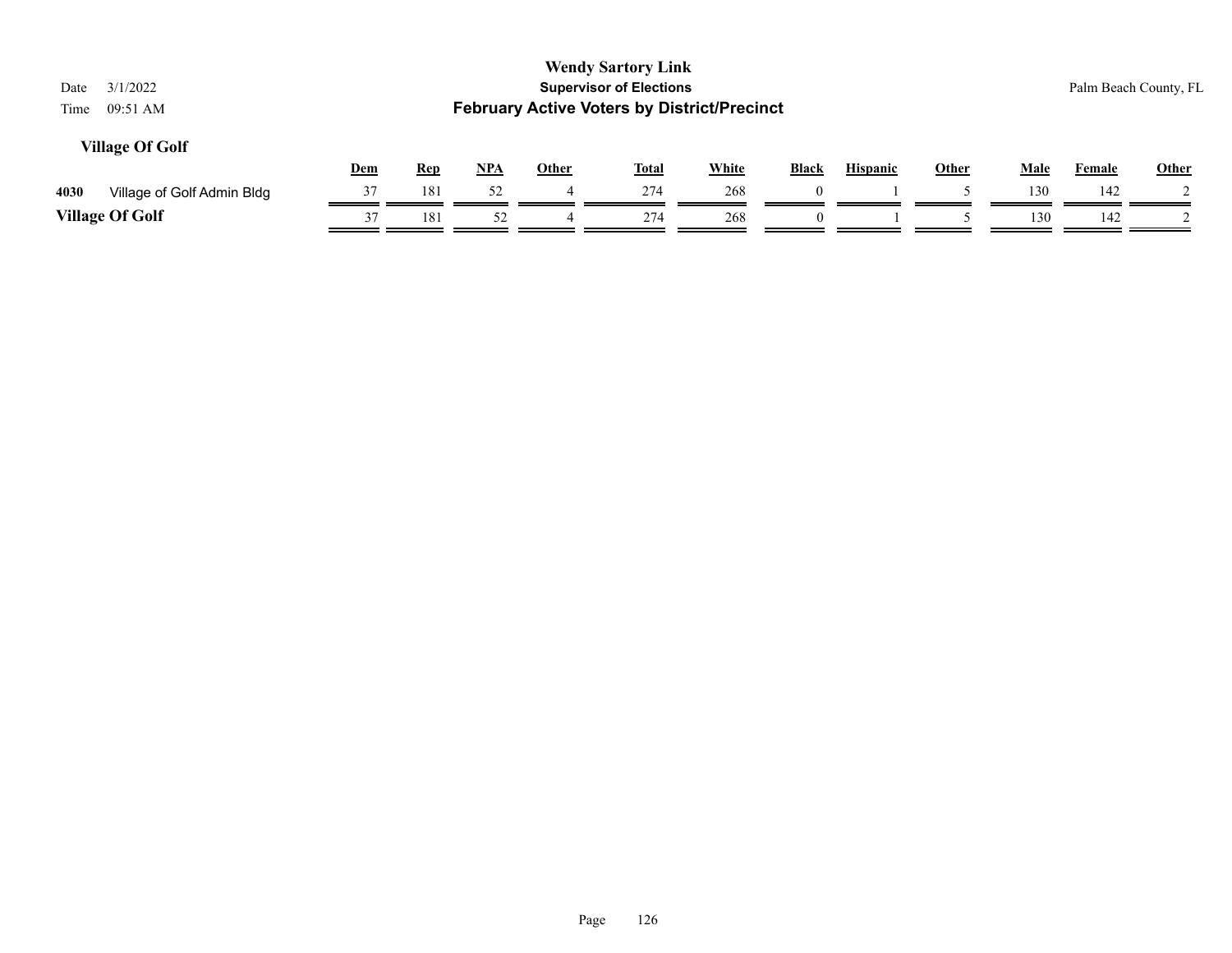# Wendy Sartory Link

## Supervisor of Elections

## February Active Voters by District/Precinct

Date 3/1/2022

Time 09:51 AM

Palm Beach County, FL

### Village Of Golf

| | | Dem | Rep | NPA | Other | Total | White | Black | Hispanic | Other | Male | Female | Other |
|---|---|---|---|---|---|---|---|---|---|---|---|---|---|
| 4030 | Village of Golf Admin Bldg | 37 | 181 | 52 | 4 | 274 | 268 | 0 | 1 | 5 | 130 | 142 | 2 |
| **Village Of Golf** | | 37 | 181 | 52 | 4 | 274 | 268 | 0 | 1 | 5 | 130 | 142 | 2 |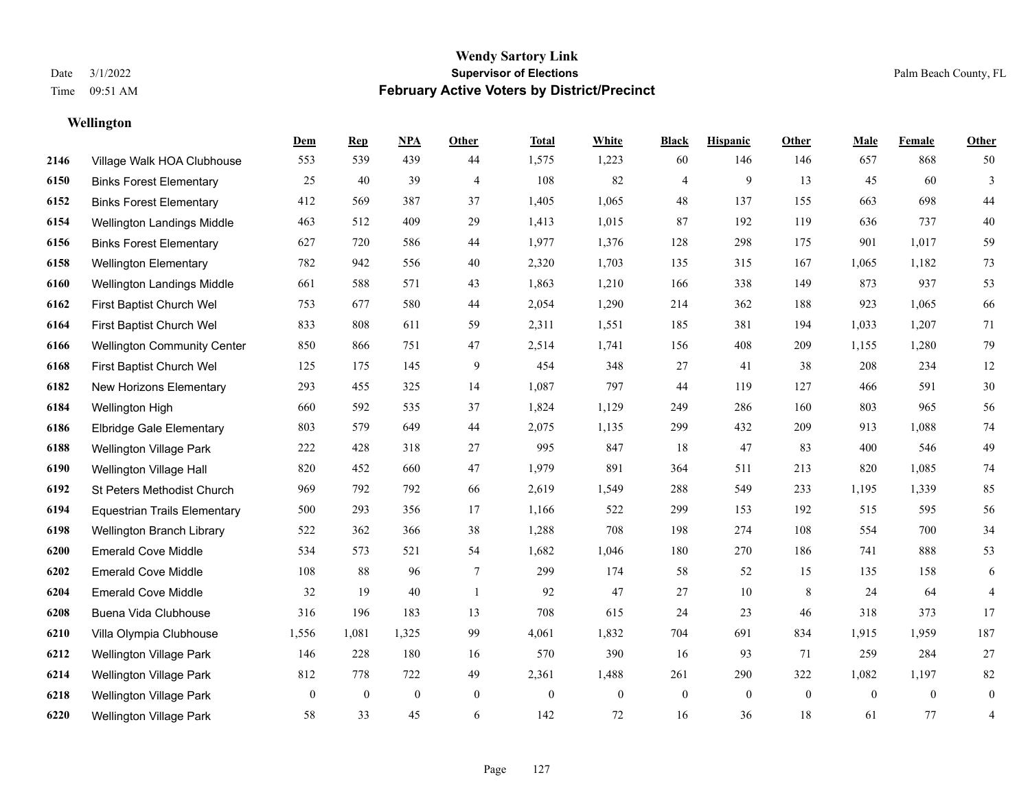# Wendy Sartory Link
## Supervisor of Elections
## February Active Voters by District/Precinct

Date 3/1/2022
Time 09:51 AM

Palm Beach County, FL

### Wellington

| | | Dem | Rep | NPA | Other | Total | White | Black | Hispanic | Other | Male | Female | Other |
|---|---|---|---|---|---|---|---|---|---|---|---|---|---|
| 2146 | Village Walk HOA Clubhouse | 553 | 539 | 439 | 44 | 1,575 | 1,223 | 60 | 146 | 146 | 657 | 868 | 50 |
| 6150 | Binks Forest Elementary | 25 | 40 | 39 | 4 | 108 | 82 | 4 | 9 | 13 | 45 | 60 | 3 |
| 6152 | Binks Forest Elementary | 412 | 569 | 387 | 37 | 1,405 | 1,065 | 48 | 137 | 155 | 663 | 698 | 44 |
| 6154 | Wellington Landings Middle | 463 | 512 | 409 | 29 | 1,413 | 1,015 | 87 | 192 | 119 | 636 | 737 | 40 |
| 6156 | Binks Forest Elementary | 627 | 720 | 586 | 44 | 1,977 | 1,376 | 128 | 298 | 175 | 901 | 1,017 | 59 |
| 6158 | Wellington Elementary | 782 | 942 | 556 | 40 | 2,320 | 1,703 | 135 | 315 | 167 | 1,065 | 1,182 | 73 |
| 6160 | Wellington Landings Middle | 661 | 588 | 571 | 43 | 1,863 | 1,210 | 166 | 338 | 149 | 873 | 937 | 53 |
| 6162 | First Baptist Church Wel | 753 | 677 | 580 | 44 | 2,054 | 1,290 | 214 | 362 | 188 | 923 | 1,065 | 66 |
| 6164 | First Baptist Church Wel | 833 | 808 | 611 | 59 | 2,311 | 1,551 | 185 | 381 | 194 | 1,033 | 1,207 | 71 |
| 6166 | Wellington Community Center | 850 | 866 | 751 | 47 | 2,514 | 1,741 | 156 | 408 | 209 | 1,155 | 1,280 | 79 |
| 6168 | First Baptist Church Wel | 125 | 175 | 145 | 9 | 454 | 348 | 27 | 41 | 38 | 208 | 234 | 12 |
| 6182 | New Horizons Elementary | 293 | 455 | 325 | 14 | 1,087 | 797 | 44 | 119 | 127 | 466 | 591 | 30 |
| 6184 | Wellington High | 660 | 592 | 535 | 37 | 1,824 | 1,129 | 249 | 286 | 160 | 803 | 965 | 56 |
| 6186 | Elbridge Gale Elementary | 803 | 579 | 649 | 44 | 2,075 | 1,135 | 299 | 432 | 209 | 913 | 1,088 | 74 |
| 6188 | Wellington Village Park | 222 | 428 | 318 | 27 | 995 | 847 | 18 | 47 | 83 | 400 | 546 | 49 |
| 6190 | Wellington Village Hall | 820 | 452 | 660 | 47 | 1,979 | 891 | 364 | 511 | 213 | 820 | 1,085 | 74 |
| 6192 | St Peters Methodist Church | 969 | 792 | 792 | 66 | 2,619 | 1,549 | 288 | 549 | 233 | 1,195 | 1,339 | 85 |
| 6194 | Equestrian Trails Elementary | 500 | 293 | 356 | 17 | 1,166 | 522 | 299 | 153 | 192 | 515 | 595 | 56 |
| 6198 | Wellington Branch Library | 522 | 362 | 366 | 38 | 1,288 | 708 | 198 | 274 | 108 | 554 | 700 | 34 |
| 6200 | Emerald Cove Middle | 534 | 573 | 521 | 54 | 1,682 | 1,046 | 180 | 270 | 186 | 741 | 888 | 53 |
| 6202 | Emerald Cove Middle | 108 | 88 | 96 | 7 | 299 | 174 | 58 | 52 | 15 | 135 | 158 | 6 |
| 6204 | Emerald Cove Middle | 32 | 19 | 40 | 1 | 92 | 47 | 27 | 10 | 8 | 24 | 64 | 4 |
| 6208 | Buena Vida Clubhouse | 316 | 196 | 183 | 13 | 708 | 615 | 24 | 23 | 46 | 318 | 373 | 17 |
| 6210 | Villa Olympia Clubhouse | 1,556 | 1,081 | 1,325 | 99 | 4,061 | 1,832 | 704 | 691 | 834 | 1,915 | 1,959 | 187 |
| 6212 | Wellington Village Park | 146 | 228 | 180 | 16 | 570 | 390 | 16 | 93 | 71 | 259 | 284 | 27 |
| 6214 | Wellington Village Park | 812 | 778 | 722 | 49 | 2,361 | 1,488 | 261 | 290 | 322 | 1,082 | 1,197 | 82 |
| 6218 | Wellington Village Park | 0 | 0 | 0 | 0 | 0 | 0 | 0 | 0 | 0 | 0 | 0 | 0 |
| 6220 | Wellington Village Park | 58 | 33 | 45 | 6 | 142 | 72 | 16 | 36 | 18 | 61 | 77 | 4 |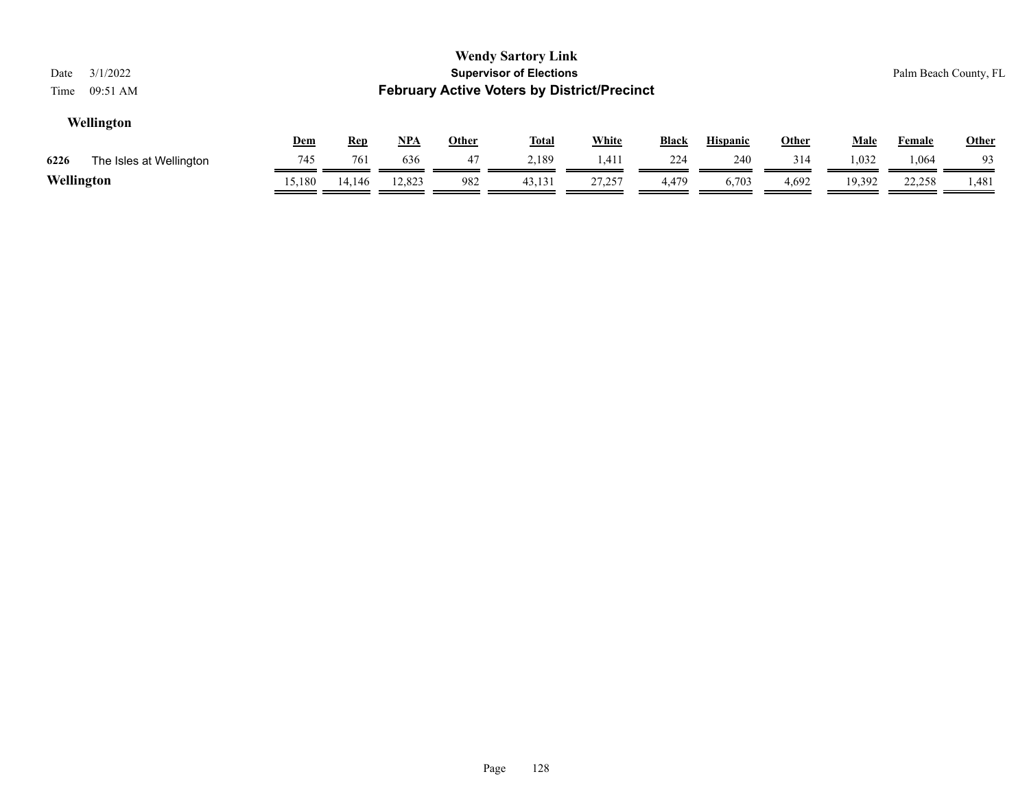**Wendy Sartory Link**
**Supervisor of Elections**
**February Active Voters by District/Precinct**

Date 3/1/2022
Time 09:51 AM

Palm Beach County, FL

## Wellington

| | | Dem | Rep | NPA | Other | Total | White | Black | Hispanic | Other | Male | Female | Other |
|---|---|---|---|---|---|---|---|---|---|---|---|---|---|
| 6226 | The Isles at Wellington | 745 | 761 | 636 | 47 | 2,189 | 1,411 | 224 | 240 | 314 | 1,032 | 1,064 | 93 |
| **Wellington** | | 15,180 | 14,146 | 12,823 | 982 | 43,131 | 27,257 | 4,479 | 6,703 | 4,692 | 19,392 | 22,258 | 1,481 |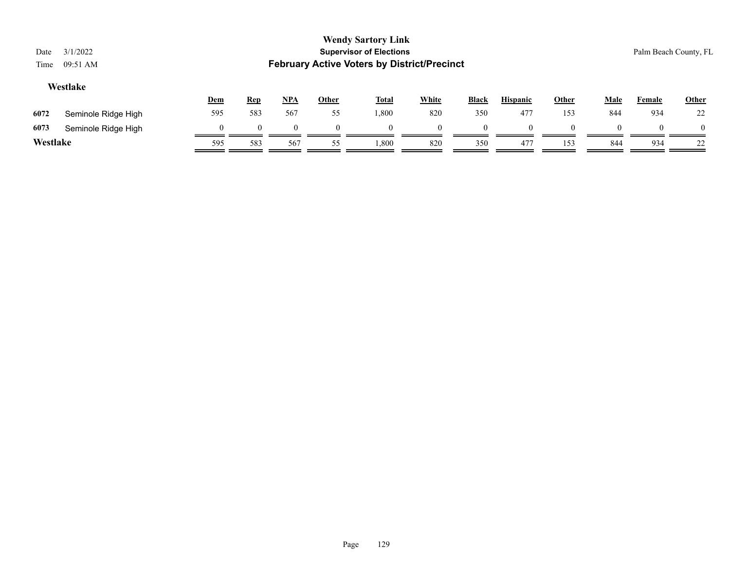# Wendy Sartory Link

## Supervisor of Elections

## February Active Voters by District/Precinct

Date 3/1/2022

Time 09:51 AM

Palm Beach County, FL

### Westlake

| | | Dem | Rep | NPA | Other | Total | White | Black | Hispanic | Other | Male | Female | Other |
|---|---|---|---|---|---|---|---|---|---|---|---|---|---|
| 6072 | Seminole Ridge High | 595 | 583 | 567 | 55 | 1,800 | 820 | 350 | 477 | 153 | 844 | 934 | 22 |
| 6073 | Seminole Ridge High | 0 | 0 | 0 | 0 | 0 | 0 | 0 | 0 | 0 | 0 | 0 | 0 |
| **Westlake** | | 595 | 583 | 567 | 55 | 1,800 | 820 | 350 | 477 | 153 | 844 | 934 | 22 |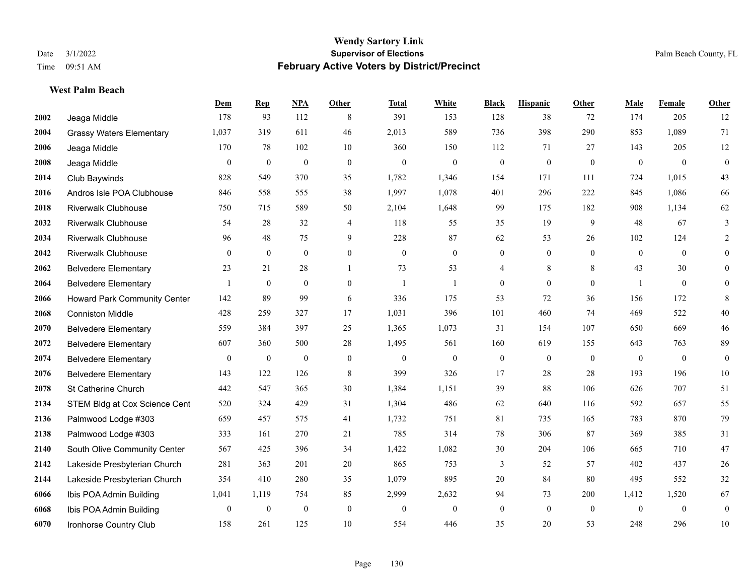# Wendy Sartory Link
## Supervisor of Elections
## February Active Voters by District/Precinct

Date 3/1/2022
Time 09:51 AM

Palm Beach County, FL

**West Palm Beach**

| | | Dem | Rep | NPA | Other | Total | White | Black | Hispanic | Other | Male | Female | Other |
|---|---|---|---|---|---|---|---|---|---|---|---|---|---|
| 2002 | Jeaga Middle | 178 | 93 | 112 | 8 | 391 | 153 | 128 | 38 | 72 | 174 | 205 | 12 |
| 2004 | Grassy Waters Elementary | 1,037 | 319 | 611 | 46 | 2,013 | 589 | 736 | 398 | 290 | 853 | 1,089 | 71 |
| 2006 | Jeaga Middle | 170 | 78 | 102 | 10 | 360 | 150 | 112 | 71 | 27 | 143 | 205 | 12 |
| 2008 | Jeaga Middle | 0 | 0 | 0 | 0 | 0 | 0 | 0 | 0 | 0 | 0 | 0 | 0 |
| 2014 | Club Baywinds | 828 | 549 | 370 | 35 | 1,782 | 1,346 | 154 | 171 | 111 | 724 | 1,015 | 43 |
| 2016 | Andros Isle POA Clubhouse | 846 | 558 | 555 | 38 | 1,997 | 1,078 | 401 | 296 | 222 | 845 | 1,086 | 66 |
| 2018 | Riverwalk Clubhouse | 750 | 715 | 589 | 50 | 2,104 | 1,648 | 99 | 175 | 182 | 908 | 1,134 | 62 |
| 2032 | Riverwalk Clubhouse | 54 | 28 | 32 | 4 | 118 | 55 | 35 | 19 | 9 | 48 | 67 | 3 |
| 2034 | Riverwalk Clubhouse | 96 | 48 | 75 | 9 | 228 | 87 | 62 | 53 | 26 | 102 | 124 | 2 |
| 2042 | Riverwalk Clubhouse | 0 | 0 | 0 | 0 | 0 | 0 | 0 | 0 | 0 | 0 | 0 | 0 |
| 2062 | Belvedere Elementary | 23 | 21 | 28 | 1 | 73 | 53 | 4 | 8 | 8 | 43 | 30 | 0 |
| 2064 | Belvedere Elementary | 1 | 0 | 0 | 0 | 1 | 1 | 0 | 0 | 0 | 1 | 0 | 0 |
| 2066 | Howard Park Community Center | 142 | 89 | 99 | 6 | 336 | 175 | 53 | 72 | 36 | 156 | 172 | 8 |
| 2068 | Conniston Middle | 428 | 259 | 327 | 17 | 1,031 | 396 | 101 | 460 | 74 | 469 | 522 | 40 |
| 2070 | Belvedere Elementary | 559 | 384 | 397 | 25 | 1,365 | 1,073 | 31 | 154 | 107 | 650 | 669 | 46 |
| 2072 | Belvedere Elementary | 607 | 360 | 500 | 28 | 1,495 | 561 | 160 | 619 | 155 | 643 | 763 | 89 |
| 2074 | Belvedere Elementary | 0 | 0 | 0 | 0 | 0 | 0 | 0 | 0 | 0 | 0 | 0 | 0 |
| 2076 | Belvedere Elementary | 143 | 122 | 126 | 8 | 399 | 326 | 17 | 28 | 28 | 193 | 196 | 10 |
| 2078 | St Catherine Church | 442 | 547 | 365 | 30 | 1,384 | 1,151 | 39 | 88 | 106 | 626 | 707 | 51 |
| 2134 | STEM Bldg at Cox Science Cent | 520 | 324 | 429 | 31 | 1,304 | 486 | 62 | 640 | 116 | 592 | 657 | 55 |
| 2136 | Palmwood Lodge #303 | 659 | 457 | 575 | 41 | 1,732 | 751 | 81 | 735 | 165 | 783 | 870 | 79 |
| 2138 | Palmwood Lodge #303 | 333 | 161 | 270 | 21 | 785 | 314 | 78 | 306 | 87 | 369 | 385 | 31 |
| 2140 | South Olive Community Center | 567 | 425 | 396 | 34 | 1,422 | 1,082 | 30 | 204 | 106 | 665 | 710 | 47 |
| 2142 | Lakeside Presbyterian Church | 281 | 363 | 201 | 20 | 865 | 753 | 3 | 52 | 57 | 402 | 437 | 26 |
| 2144 | Lakeside Presbyterian Church | 354 | 410 | 280 | 35 | 1,079 | 895 | 20 | 84 | 80 | 495 | 552 | 32 |
| 6066 | Ibis POA Admin Building | 1,041 | 1,119 | 754 | 85 | 2,999 | 2,632 | 94 | 73 | 200 | 1,412 | 1,520 | 67 |
| 6068 | Ibis POA Admin Building | 0 | 0 | 0 | 0 | 0 | 0 | 0 | 0 | 0 | 0 | 0 | 0 |
| 6070 | Ironhorse Country Club | 158 | 261 | 125 | 10 | 554 | 446 | 35 | 20 | 53 | 248 | 296 | 10 |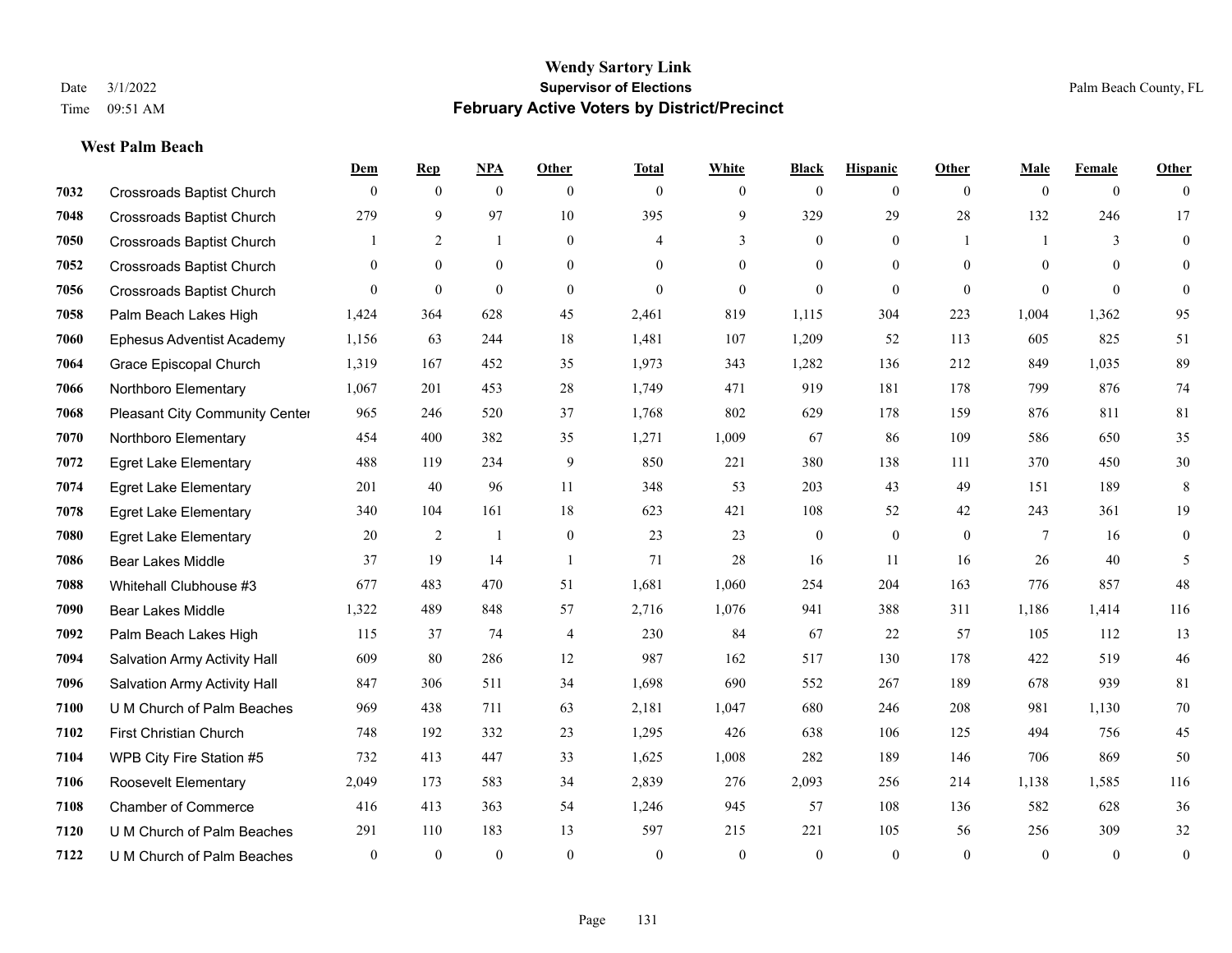# Wendy Sartory Link

## Supervisor of Elections

## February Active Voters by District/Precinct

Date 3/1/2022
Time 09:51 AM

Palm Beach County, FL

### West Palm Beach

| | | Dem | Rep | NPA | Other | Total | White | Black | Hispanic | Other | Male | Female | Other |
|---|---|---|---|---|---|---|---|---|---|---|---|---|---|
| 7032 | Crossroads Baptist Church | 0 | 0 | 0 | 0 | 0 | 0 | 0 | 0 | 0 | 0 | 0 | 0 |
| 7048 | Crossroads Baptist Church | 279 | 9 | 97 | 10 | 395 | 9 | 329 | 29 | 28 | 132 | 246 | 17 |
| 7050 | Crossroads Baptist Church | 1 | 2 | 1 | 0 | 4 | 3 | 0 | 0 | 1 | 1 | 3 | 0 |
| 7052 | Crossroads Baptist Church | 0 | 0 | 0 | 0 | 0 | 0 | 0 | 0 | 0 | 0 | 0 | 0 |
| 7056 | Crossroads Baptist Church | 0 | 0 | 0 | 0 | 0 | 0 | 0 | 0 | 0 | 0 | 0 | 0 |
| 7058 | Palm Beach Lakes High | 1,424 | 364 | 628 | 45 | 2,461 | 819 | 1,115 | 304 | 223 | 1,004 | 1,362 | 95 |
| 7060 | Ephesus Adventist Academy | 1,156 | 63 | 244 | 18 | 1,481 | 107 | 1,209 | 52 | 113 | 605 | 825 | 51 |
| 7064 | Grace Episcopal Church | 1,319 | 167 | 452 | 35 | 1,973 | 343 | 1,282 | 136 | 212 | 849 | 1,035 | 89 |
| 7066 | Northboro Elementary | 1,067 | 201 | 453 | 28 | 1,749 | 471 | 919 | 181 | 178 | 799 | 876 | 74 |
| 7068 | Pleasant City Community Center | 965 | 246 | 520 | 37 | 1,768 | 802 | 629 | 178 | 159 | 876 | 811 | 81 |
| 7070 | Northboro Elementary | 454 | 400 | 382 | 35 | 1,271 | 1,009 | 67 | 86 | 109 | 586 | 650 | 35 |
| 7072 | Egret Lake Elementary | 488 | 119 | 234 | 9 | 850 | 221 | 380 | 138 | 111 | 370 | 450 | 30 |
| 7074 | Egret Lake Elementary | 201 | 40 | 96 | 11 | 348 | 53 | 203 | 43 | 49 | 151 | 189 | 8 |
| 7078 | Egret Lake Elementary | 340 | 104 | 161 | 18 | 623 | 421 | 108 | 52 | 42 | 243 | 361 | 19 |
| 7080 | Egret Lake Elementary | 20 | 2 | 1 | 0 | 23 | 23 | 0 | 0 | 0 | 7 | 16 | 0 |
| 7086 | Bear Lakes Middle | 37 | 19 | 14 | 1 | 71 | 28 | 16 | 11 | 16 | 26 | 40 | 5 |
| 7088 | Whitehall Clubhouse #3 | 677 | 483 | 470 | 51 | 1,681 | 1,060 | 254 | 204 | 163 | 776 | 857 | 48 |
| 7090 | Bear Lakes Middle | 1,322 | 489 | 848 | 57 | 2,716 | 1,076 | 941 | 388 | 311 | 1,186 | 1,414 | 116 |
| 7092 | Palm Beach Lakes High | 115 | 37 | 74 | 4 | 230 | 84 | 67 | 22 | 57 | 105 | 112 | 13 |
| 7094 | Salvation Army Activity Hall | 609 | 80 | 286 | 12 | 987 | 162 | 517 | 130 | 178 | 422 | 519 | 46 |
| 7096 | Salvation Army Activity Hall | 847 | 306 | 511 | 34 | 1,698 | 690 | 552 | 267 | 189 | 678 | 939 | 81 |
| 7100 | U M Church of Palm Beaches | 969 | 438 | 711 | 63 | 2,181 | 1,047 | 680 | 246 | 208 | 981 | 1,130 | 70 |
| 7102 | First Christian Church | 748 | 192 | 332 | 23 | 1,295 | 426 | 638 | 106 | 125 | 494 | 756 | 45 |
| 7104 | WPB City Fire Station #5 | 732 | 413 | 447 | 33 | 1,625 | 1,008 | 282 | 189 | 146 | 706 | 869 | 50 |
| 7106 | Roosevelt Elementary | 2,049 | 173 | 583 | 34 | 2,839 | 276 | 2,093 | 256 | 214 | 1,138 | 1,585 | 116 |
| 7108 | Chamber of Commerce | 416 | 413 | 363 | 54 | 1,246 | 945 | 57 | 108 | 136 | 582 | 628 | 36 |
| 7120 | U M Church of Palm Beaches | 291 | 110 | 183 | 13 | 597 | 215 | 221 | 105 | 56 | 256 | 309 | 32 |
| 7122 | U M Church of Palm Beaches | 0 | 0 | 0 | 0 | 0 | 0 | 0 | 0 | 0 | 0 | 0 | 0 |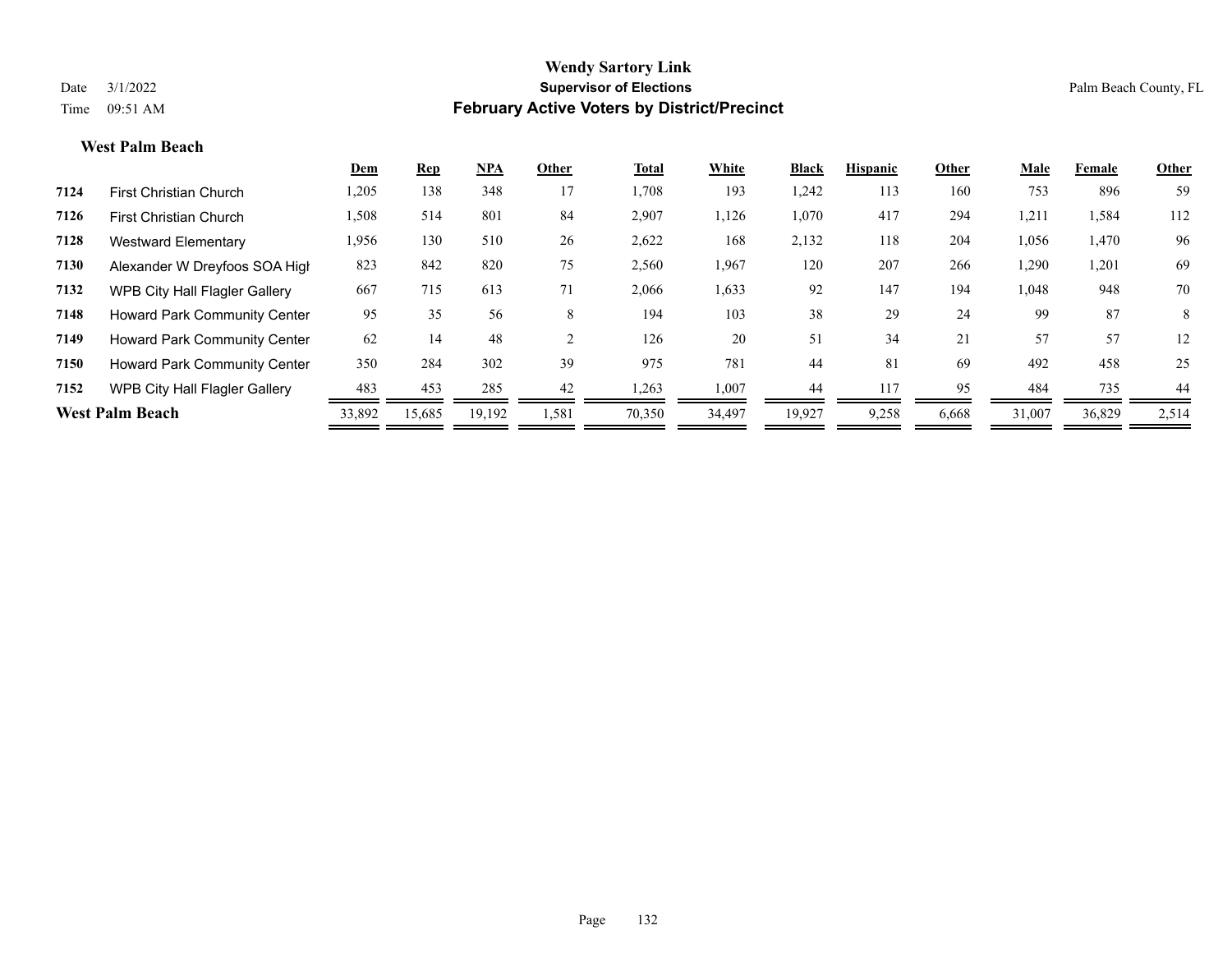# Wendy Sartory Link

**Supervisor of Elections**

**February Active Voters by District/Precinct**

Date 3/1/2022

Time 09:51 AM

Palm Beach County, FL

## West Palm Beach

| | | Dem | Rep | NPA | Other | Total | White | Black | Hispanic | Other | Male | Female | Other |
|---|---|---|---|---|---|---|---|---|---|---|---|---|---|
| 7124 | First Christian Church | 1,205 | 138 | 348 | 17 | 1,708 | 193 | 1,242 | 113 | 160 | 753 | 896 | 59 |
| 7126 | First Christian Church | 1,508 | 514 | 801 | 84 | 2,907 | 1,126 | 1,070 | 417 | 294 | 1,211 | 1,584 | 112 |
| 7128 | Westward Elementary | 1,956 | 130 | 510 | 26 | 2,622 | 168 | 2,132 | 118 | 204 | 1,056 | 1,470 | 96 |
| 7130 | Alexander W Dreyfoos SOA High | 823 | 842 | 820 | 75 | 2,560 | 1,967 | 120 | 207 | 266 | 1,290 | 1,201 | 69 |
| 7132 | WPB City Hall Flagler Gallery | 667 | 715 | 613 | 71 | 2,066 | 1,633 | 92 | 147 | 194 | 1,048 | 948 | 70 |
| 7148 | Howard Park Community Center | 95 | 35 | 56 | 8 | 194 | 103 | 38 | 29 | 24 | 99 | 87 | 8 |
| 7149 | Howard Park Community Center | 62 | 14 | 48 | 2 | 126 | 20 | 51 | 34 | 21 | 57 | 57 | 12 |
| 7150 | Howard Park Community Center | 350 | 284 | 302 | 39 | 975 | 781 | 44 | 81 | 69 | 492 | 458 | 25 |
| 7152 | WPB City Hall Flagler Gallery | 483 | 453 | 285 | 42 | 1,263 | 1,007 | 44 | 117 | 95 | 484 | 735 | 44 |
| **West Palm Beach** | | 33,892 | 15,685 | 19,192 | 1,581 | 70,350 | 34,497 | 19,927 | 9,258 | 6,668 | 31,007 | 36,829 | 2,514 |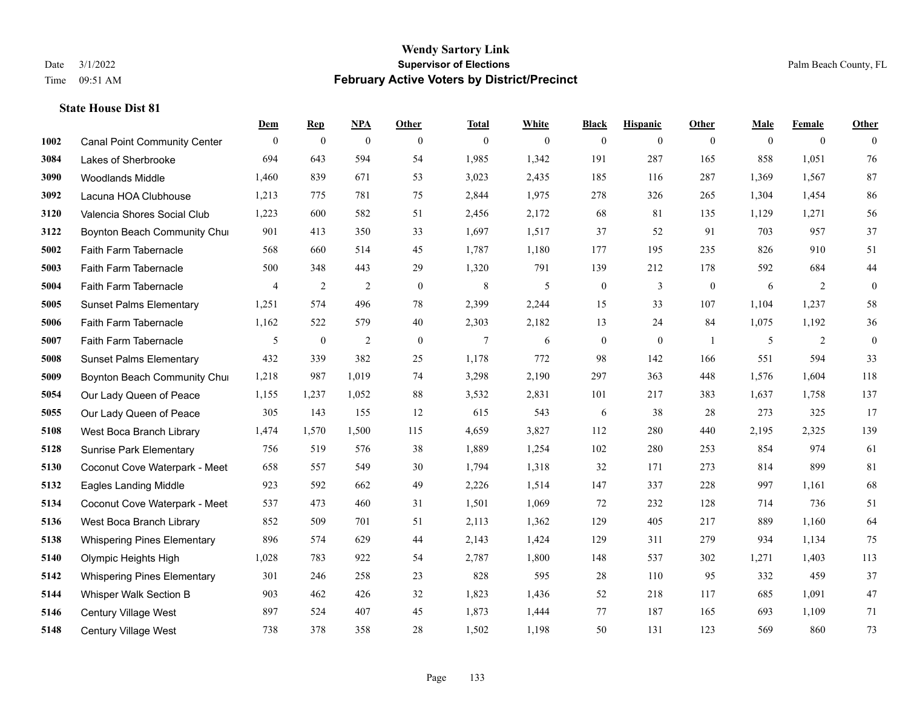Wendy Sartory Link
Date 3/1/2022 **Supervisor of Elections** Palm Beach County, FL
Time 09:51 AM **February Active Voters by District/Precinct**

**State House Dist 81**

| | | Dem | Rep | NPA | Other | Total | White | Black | Hispanic | Other | Male | Female | Other |
|---|---|---|---|---|---|---|---|---|---|---|---|---|---|
| 1002 | Canal Point Community Center | 0 | 0 | 0 | 0 | 0 | 0 | 0 | 0 | 0 | 0 | 0 | 0 |
| 3084 | Lakes of Sherbrooke | 694 | 643 | 594 | 54 | 1,985 | 1,342 | 191 | 287 | 165 | 858 | 1,051 | 76 |
| 3090 | Woodlands Middle | 1,460 | 839 | 671 | 53 | 3,023 | 2,435 | 185 | 116 | 287 | 1,369 | 1,567 | 87 |
| 3092 | Lacuna HOA Clubhouse | 1,213 | 775 | 781 | 75 | 2,844 | 1,975 | 278 | 326 | 265 | 1,304 | 1,454 | 86 |
| 3120 | Valencia Shores Social Club | 1,223 | 600 | 582 | 51 | 2,456 | 2,172 | 68 | 81 | 135 | 1,129 | 1,271 | 56 |
| 3122 | Boynton Beach Community Chur | 901 | 413 | 350 | 33 | 1,697 | 1,517 | 37 | 52 | 91 | 703 | 957 | 37 |
| 5002 | Faith Farm Tabernacle | 568 | 660 | 514 | 45 | 1,787 | 1,180 | 177 | 195 | 235 | 826 | 910 | 51 |
| 5003 | Faith Farm Tabernacle | 500 | 348 | 443 | 29 | 1,320 | 791 | 139 | 212 | 178 | 592 | 684 | 44 |
| 5004 | Faith Farm Tabernacle | 4 | 2 | 2 | 0 | 8 | 5 | 0 | 3 | 0 | 6 | 2 | 0 |
| 5005 | Sunset Palms Elementary | 1,251 | 574 | 496 | 78 | 2,399 | 2,244 | 15 | 33 | 107 | 1,104 | 1,237 | 58 |
| 5006 | Faith Farm Tabernacle | 1,162 | 522 | 579 | 40 | 2,303 | 2,182 | 13 | 24 | 84 | 1,075 | 1,192 | 36 |
| 5007 | Faith Farm Tabernacle | 5 | 0 | 2 | 0 | 7 | 6 | 0 | 0 | 1 | 5 | 2 | 0 |
| 5008 | Sunset Palms Elementary | 432 | 339 | 382 | 25 | 1,178 | 772 | 98 | 142 | 166 | 551 | 594 | 33 |
| 5009 | Boynton Beach Community Chur | 1,218 | 987 | 1,019 | 74 | 3,298 | 2,190 | 297 | 363 | 448 | 1,576 | 1,604 | 118 |
| 5054 | Our Lady Queen of Peace | 1,155 | 1,237 | 1,052 | 88 | 3,532 | 2,831 | 101 | 217 | 383 | 1,637 | 1,758 | 137 |
| 5055 | Our Lady Queen of Peace | 305 | 143 | 155 | 12 | 615 | 543 | 6 | 38 | 28 | 273 | 325 | 17 |
| 5108 | West Boca Branch Library | 1,474 | 1,570 | 1,500 | 115 | 4,659 | 3,827 | 112 | 280 | 440 | 2,195 | 2,325 | 139 |
| 5128 | Sunrise Park Elementary | 756 | 519 | 576 | 38 | 1,889 | 1,254 | 102 | 280 | 253 | 854 | 974 | 61 |
| 5130 | Coconut Cove Waterpark - Meet | 658 | 557 | 549 | 30 | 1,794 | 1,318 | 32 | 171 | 273 | 814 | 899 | 81 |
| 5132 | Eagles Landing Middle | 923 | 592 | 662 | 49 | 2,226 | 1,514 | 147 | 337 | 228 | 997 | 1,161 | 68 |
| 5134 | Coconut Cove Waterpark - Meet | 537 | 473 | 460 | 31 | 1,501 | 1,069 | 72 | 232 | 128 | 714 | 736 | 51 |
| 5136 | West Boca Branch Library | 852 | 509 | 701 | 51 | 2,113 | 1,362 | 129 | 405 | 217 | 889 | 1,160 | 64 |
| 5138 | Whispering Pines Elementary | 896 | 574 | 629 | 44 | 2,143 | 1,424 | 129 | 311 | 279 | 934 | 1,134 | 75 |
| 5140 | Olympic Heights High | 1,028 | 783 | 922 | 54 | 2,787 | 1,800 | 148 | 537 | 302 | 1,271 | 1,403 | 113 |
| 5142 | Whispering Pines Elementary | 301 | 246 | 258 | 23 | 828 | 595 | 28 | 110 | 95 | 332 | 459 | 37 |
| 5144 | Whisper Walk Section B | 903 | 462 | 426 | 32 | 1,823 | 1,436 | 52 | 218 | 117 | 685 | 1,091 | 47 |
| 5146 | Century Village West | 897 | 524 | 407 | 45 | 1,873 | 1,444 | 77 | 187 | 165 | 693 | 1,109 | 71 |
| 5148 | Century Village West | 738 | 378 | 358 | 28 | 1,502 | 1,198 | 50 | 131 | 123 | 569 | 860 | 73 |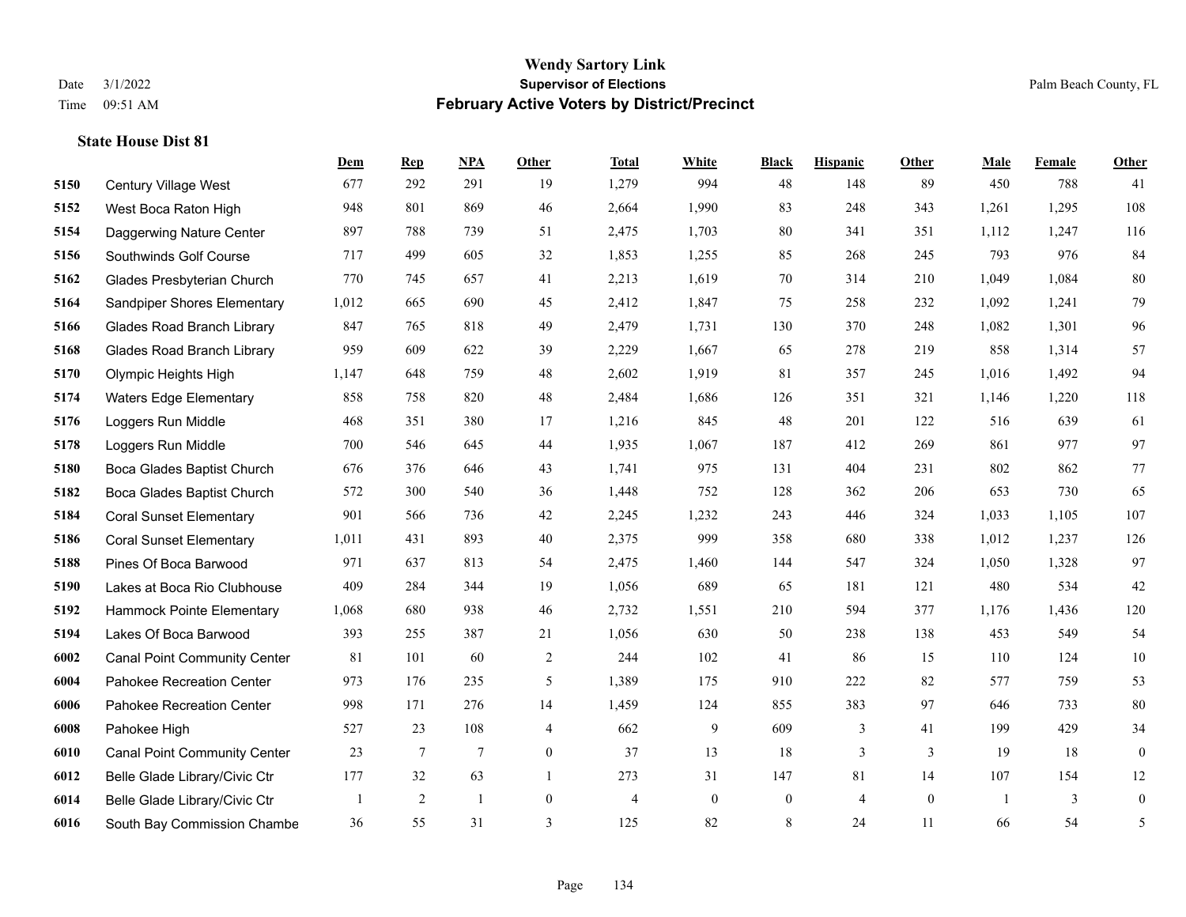# Wendy Sartory Link
## Supervisor of Elections
## February Active Voters by District/Precinct

Date 3/1/2022
Time 09:51 AM

Palm Beach County, FL

### State House Dist 81

| | | Dem | Rep | NPA | Other | Total | White | Black | Hispanic | Other | Male | Female | Other |
|---|---|---|---|---|---|---|---|---|---|---|---|---|---|
| 5150 | Century Village West | 677 | 292 | 291 | 19 | 1,279 | 994 | 48 | 148 | 89 | 450 | 788 | 41 |
| 5152 | West Boca Raton High | 948 | 801 | 869 | 46 | 2,664 | 1,990 | 83 | 248 | 343 | 1,261 | 1,295 | 108 |
| 5154 | Daggerwing Nature Center | 897 | 788 | 739 | 51 | 2,475 | 1,703 | 80 | 341 | 351 | 1,112 | 1,247 | 116 |
| 5156 | Southwinds Golf Course | 717 | 499 | 605 | 32 | 1,853 | 1,255 | 85 | 268 | 245 | 793 | 976 | 84 |
| 5162 | Glades Presbyterian Church | 770 | 745 | 657 | 41 | 2,213 | 1,619 | 70 | 314 | 210 | 1,049 | 1,084 | 80 |
| 5164 | Sandpiper Shores Elementary | 1,012 | 665 | 690 | 45 | 2,412 | 1,847 | 75 | 258 | 232 | 1,092 | 1,241 | 79 |
| 5166 | Glades Road Branch Library | 847 | 765 | 818 | 49 | 2,479 | 1,731 | 130 | 370 | 248 | 1,082 | 1,301 | 96 |
| 5168 | Glades Road Branch Library | 959 | 609 | 622 | 39 | 2,229 | 1,667 | 65 | 278 | 219 | 858 | 1,314 | 57 |
| 5170 | Olympic Heights High | 1,147 | 648 | 759 | 48 | 2,602 | 1,919 | 81 | 357 | 245 | 1,016 | 1,492 | 94 |
| 5174 | Waters Edge Elementary | 858 | 758 | 820 | 48 | 2,484 | 1,686 | 126 | 351 | 321 | 1,146 | 1,220 | 118 |
| 5176 | Loggers Run Middle | 468 | 351 | 380 | 17 | 1,216 | 845 | 48 | 201 | 122 | 516 | 639 | 61 |
| 5178 | Loggers Run Middle | 700 | 546 | 645 | 44 | 1,935 | 1,067 | 187 | 412 | 269 | 861 | 977 | 97 |
| 5180 | Boca Glades Baptist Church | 676 | 376 | 646 | 43 | 1,741 | 975 | 131 | 404 | 231 | 802 | 862 | 77 |
| 5182 | Boca Glades Baptist Church | 572 | 300 | 540 | 36 | 1,448 | 752 | 128 | 362 | 206 | 653 | 730 | 65 |
| 5184 | Coral Sunset Elementary | 901 | 566 | 736 | 42 | 2,245 | 1,232 | 243 | 446 | 324 | 1,033 | 1,105 | 107 |
| 5186 | Coral Sunset Elementary | 1,011 | 431 | 893 | 40 | 2,375 | 999 | 358 | 680 | 338 | 1,012 | 1,237 | 126 |
| 5188 | Pines Of Boca Barwood | 971 | 637 | 813 | 54 | 2,475 | 1,460 | 144 | 547 | 324 | 1,050 | 1,328 | 97 |
| 5190 | Lakes at Boca Rio Clubhouse | 409 | 284 | 344 | 19 | 1,056 | 689 | 65 | 181 | 121 | 480 | 534 | 42 |
| 5192 | Hammock Pointe Elementary | 1,068 | 680 | 938 | 46 | 2,732 | 1,551 | 210 | 594 | 377 | 1,176 | 1,436 | 120 |
| 5194 | Lakes Of Boca Barwood | 393 | 255 | 387 | 21 | 1,056 | 630 | 50 | 238 | 138 | 453 | 549 | 54 |
| 6002 | Canal Point Community Center | 81 | 101 | 60 | 2 | 244 | 102 | 41 | 86 | 15 | 110 | 124 | 10 |
| 6004 | Pahokee Recreation Center | 973 | 176 | 235 | 5 | 1,389 | 175 | 910 | 222 | 82 | 577 | 759 | 53 |
| 6006 | Pahokee Recreation Center | 998 | 171 | 276 | 14 | 1,459 | 124 | 855 | 383 | 97 | 646 | 733 | 80 |
| 6008 | Pahokee High | 527 | 23 | 108 | 4 | 662 | 9 | 609 | 3 | 41 | 199 | 429 | 34 |
| 6010 | Canal Point Community Center | 23 | 7 | 7 | 0 | 37 | 13 | 18 | 3 | 3 | 19 | 18 | 0 |
| 6012 | Belle Glade Library/Civic Ctr | 177 | 32 | 63 | 1 | 273 | 31 | 147 | 81 | 14 | 107 | 154 | 12 |
| 6014 | Belle Glade Library/Civic Ctr | 1 | 2 | 1 | 0 | 4 | 0 | 0 | 4 | 0 | 1 | 3 | 0 |
| 6016 | South Bay Commission Chambe | 36 | 55 | 31 | 3 | 125 | 82 | 8 | 24 | 11 | 66 | 54 | 5 |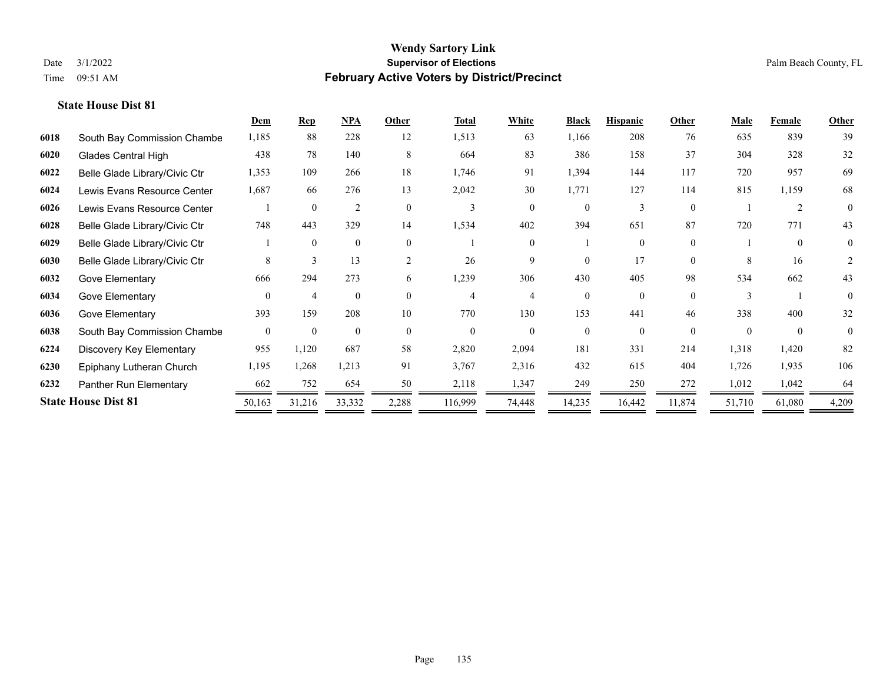**State House Dist 81**

| | | Dem | Rep | NPA | Other | Total | White | Black | Hispanic | Other | Male | Female | Other |
|---|---|---|---|---|---|---|---|---|---|---|---|---|---|
| 6018 | South Bay Commission Chambe | 1,185 | 88 | 228 | 12 | 1,513 | 63 | 1,166 | 208 | 76 | 635 | 839 | 39 |
| 6020 | Glades Central High | 438 | 78 | 140 | 8 | 664 | 83 | 386 | 158 | 37 | 304 | 328 | 32 |
| 6022 | Belle Glade Library/Civic Ctr | 1,353 | 109 | 266 | 18 | 1,746 | 91 | 1,394 | 144 | 117 | 720 | 957 | 69 |
| 6024 | Lewis Evans Resource Center | 1,687 | 66 | 276 | 13 | 2,042 | 30 | 1,771 | 127 | 114 | 815 | 1,159 | 68 |
| 6026 | Lewis Evans Resource Center | 1 | 0 | 2 | 0 | 3 | 0 | 0 | 3 | 0 | 1 | 2 | 0 |
| 6028 | Belle Glade Library/Civic Ctr | 748 | 443 | 329 | 14 | 1,534 | 402 | 394 | 651 | 87 | 720 | 771 | 43 |
| 6029 | Belle Glade Library/Civic Ctr | 1 | 0 | 0 | 0 | 1 | 0 | 1 | 0 | 0 | 1 | 0 | 0 |
| 6030 | Belle Glade Library/Civic Ctr | 8 | 3 | 13 | 2 | 26 | 9 | 0 | 17 | 0 | 8 | 16 | 2 |
| 6032 | Gove Elementary | 666 | 294 | 273 | 6 | 1,239 | 306 | 430 | 405 | 98 | 534 | 662 | 43 |
| 6034 | Gove Elementary | 0 | 4 | 0 | 0 | 4 | 4 | 0 | 0 | 0 | 3 | 1 | 0 |
| 6036 | Gove Elementary | 393 | 159 | 208 | 10 | 770 | 130 | 153 | 441 | 46 | 338 | 400 | 32 |
| 6038 | South Bay Commission Chambe | 0 | 0 | 0 | 0 | 0 | 0 | 0 | 0 | 0 | 0 | 0 | 0 |
| 6224 | Discovery Key Elementary | 955 | 1,120 | 687 | 58 | 2,820 | 2,094 | 181 | 331 | 214 | 1,318 | 1,420 | 82 |
| 6230 | Epiphany Lutheran Church | 1,195 | 1,268 | 1,213 | 91 | 3,767 | 2,316 | 432 | 615 | 404 | 1,726 | 1,935 | 106 |
| 6232 | Panther Run Elementary | 662 | 752 | 654 | 50 | 2,118 | 1,347 | 249 | 250 | 272 | 1,012 | 1,042 | 64 |
| **State House Dist 81** | | 50,163 | 31,216 | 33,332 | 2,288 | 116,999 | 74,448 | 14,235 | 16,442 | 11,874 | 51,710 | 61,080 | 4,209 |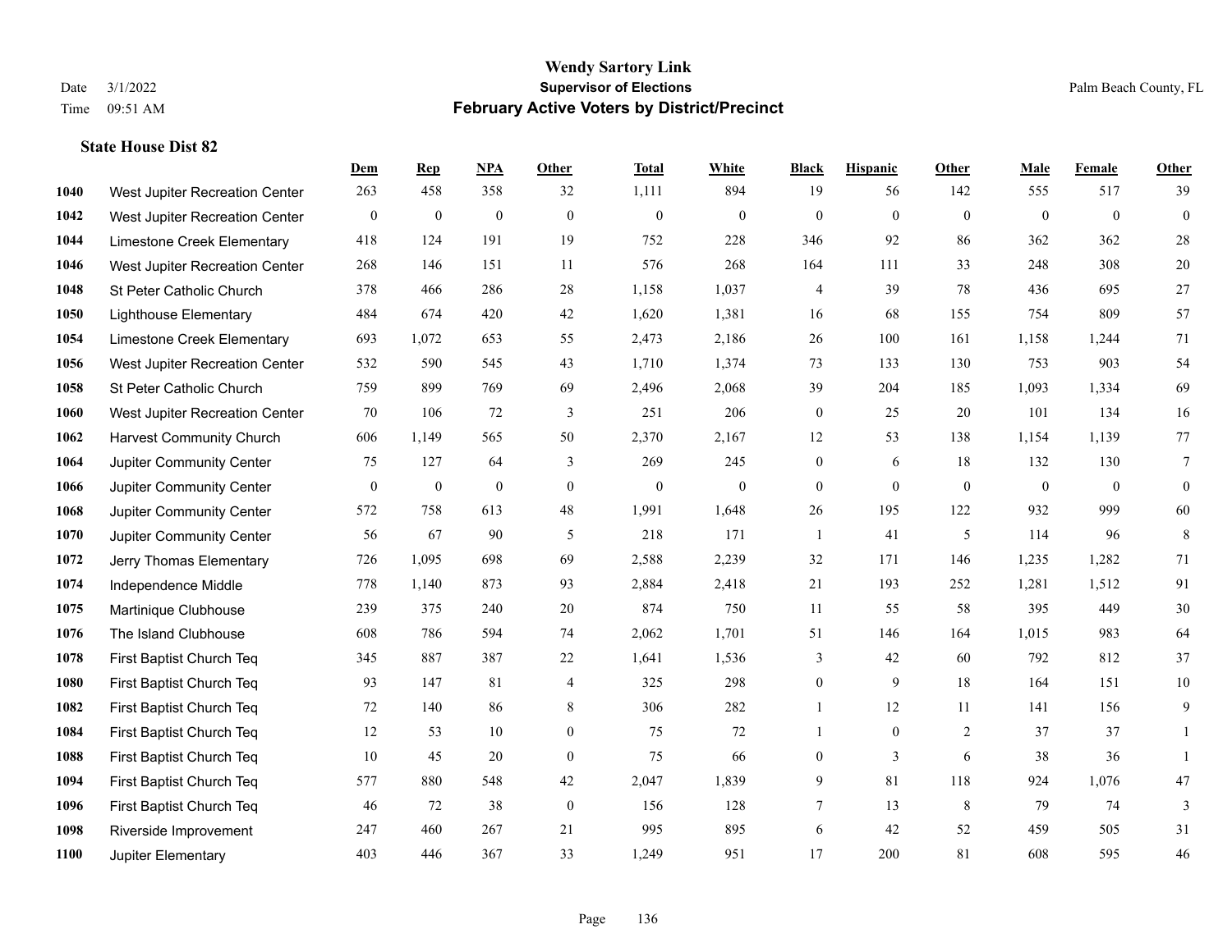# Wendy Sartory Link

**Supervisor of Elections**

**February Active Voters by District/Precinct**

Date 3/1/2022
Time 09:51 AM

Palm Beach County, FL

### State House Dist 82

| | | Dem | Rep | NPA | Other | Total | White | Black | Hispanic | Other | Male | Female | Other |
|---|---|---|---|---|---|---|---|---|---|---|---|---|---|
| 1040 | West Jupiter Recreation Center | 263 | 458 | 358 | 32 | 1,111 | 894 | 19 | 56 | 142 | 555 | 517 | 39 |
| 1042 | West Jupiter Recreation Center | 0 | 0 | 0 | 0 | 0 | 0 | 0 | 0 | 0 | 0 | 0 | 0 |
| 1044 | Limestone Creek Elementary | 418 | 124 | 191 | 19 | 752 | 228 | 346 | 92 | 86 | 362 | 362 | 28 |
| 1046 | West Jupiter Recreation Center | 268 | 146 | 151 | 11 | 576 | 268 | 164 | 111 | 33 | 248 | 308 | 20 |
| 1048 | St Peter Catholic Church | 378 | 466 | 286 | 28 | 1,158 | 1,037 | 4 | 39 | 78 | 436 | 695 | 27 |
| 1050 | Lighthouse Elementary | 484 | 674 | 420 | 42 | 1,620 | 1,381 | 16 | 68 | 155 | 754 | 809 | 57 |
| 1054 | Limestone Creek Elementary | 693 | 1,072 | 653 | 55 | 2,473 | 2,186 | 26 | 100 | 161 | 1,158 | 1,244 | 71 |
| 1056 | West Jupiter Recreation Center | 532 | 590 | 545 | 43 | 1,710 | 1,374 | 73 | 133 | 130 | 753 | 903 | 54 |
| 1058 | St Peter Catholic Church | 759 | 899 | 769 | 69 | 2,496 | 2,068 | 39 | 204 | 185 | 1,093 | 1,334 | 69 |
| 1060 | West Jupiter Recreation Center | 70 | 106 | 72 | 3 | 251 | 206 | 0 | 25 | 20 | 101 | 134 | 16 |
| 1062 | Harvest Community Church | 606 | 1,149 | 565 | 50 | 2,370 | 2,167 | 12 | 53 | 138 | 1,154 | 1,139 | 77 |
| 1064 | Jupiter Community Center | 75 | 127 | 64 | 3 | 269 | 245 | 0 | 6 | 18 | 132 | 130 | 7 |
| 1066 | Jupiter Community Center | 0 | 0 | 0 | 0 | 0 | 0 | 0 | 0 | 0 | 0 | 0 | 0 |
| 1068 | Jupiter Community Center | 572 | 758 | 613 | 48 | 1,991 | 1,648 | 26 | 195 | 122 | 932 | 999 | 60 |
| 1070 | Jupiter Community Center | 56 | 67 | 90 | 5 | 218 | 171 | 1 | 41 | 5 | 114 | 96 | 8 |
| 1072 | Jerry Thomas Elementary | 726 | 1,095 | 698 | 69 | 2,588 | 2,239 | 32 | 171 | 146 | 1,235 | 1,282 | 71 |
| 1074 | Independence Middle | 778 | 1,140 | 873 | 93 | 2,884 | 2,418 | 21 | 193 | 252 | 1,281 | 1,512 | 91 |
| 1075 | Martinique Clubhouse | 239 | 375 | 240 | 20 | 874 | 750 | 11 | 55 | 58 | 395 | 449 | 30 |
| 1076 | The Island Clubhouse | 608 | 786 | 594 | 74 | 2,062 | 1,701 | 51 | 146 | 164 | 1,015 | 983 | 64 |
| 1078 | First Baptist Church Teq | 345 | 887 | 387 | 22 | 1,641 | 1,536 | 3 | 42 | 60 | 792 | 812 | 37 |
| 1080 | First Baptist Church Teq | 93 | 147 | 81 | 4 | 325 | 298 | 0 | 9 | 18 | 164 | 151 | 10 |
| 1082 | First Baptist Church Teq | 72 | 140 | 86 | 8 | 306 | 282 | 1 | 12 | 11 | 141 | 156 | 9 |
| 1084 | First Baptist Church Teq | 12 | 53 | 10 | 0 | 75 | 72 | 1 | 0 | 2 | 37 | 37 | 1 |
| 1088 | First Baptist Church Teq | 10 | 45 | 20 | 0 | 75 | 66 | 0 | 3 | 6 | 38 | 36 | 1 |
| 1094 | First Baptist Church Teq | 577 | 880 | 548 | 42 | 2,047 | 1,839 | 9 | 81 | 118 | 924 | 1,076 | 47 |
| 1096 | First Baptist Church Teq | 46 | 72 | 38 | 0 | 156 | 128 | 7 | 13 | 8 | 79 | 74 | 3 |
| 1098 | Riverside Improvement | 247 | 460 | 267 | 21 | 995 | 895 | 6 | 42 | 52 | 459 | 505 | 31 |
| 1100 | Jupiter Elementary | 403 | 446 | 367 | 33 | 1,249 | 951 | 17 | 200 | 81 | 608 | 595 | 46 |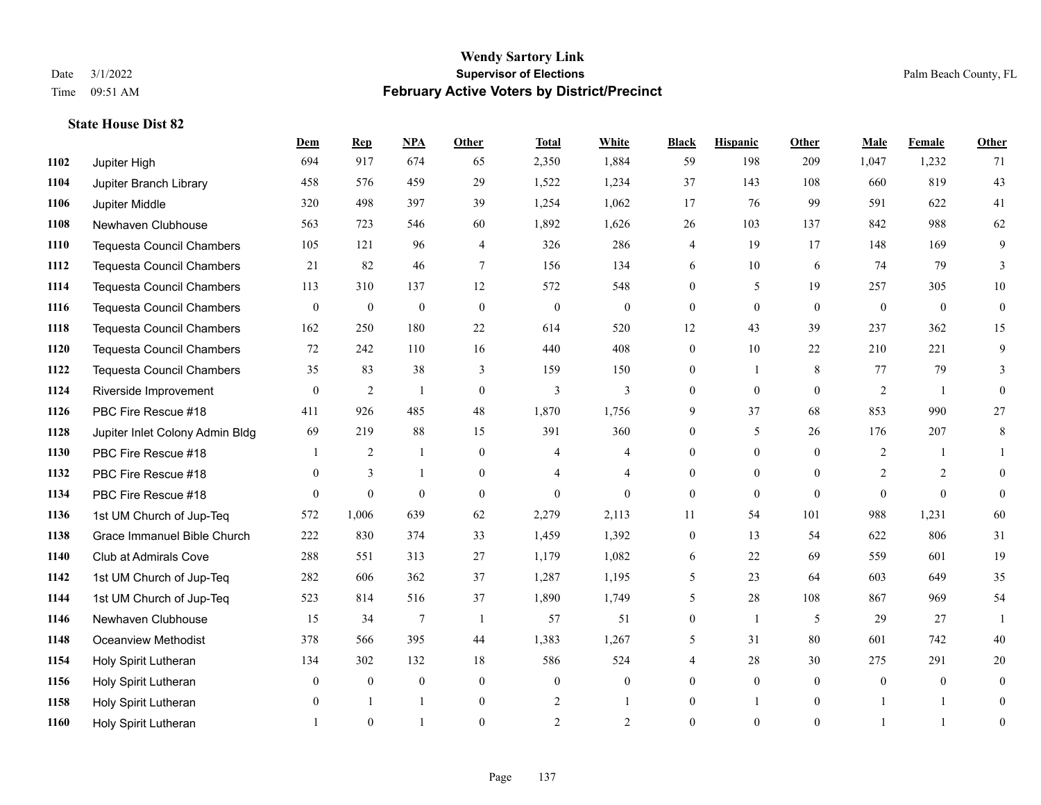# Wendy Sartory Link

## Supervisor of Elections

## February Active Voters by District/Precinct

Date 3/1/2022
Time 09:51 AM

Palm Beach County, FL

### State House Dist 82

| | | Dem | Rep | NPA | Other | Total | White | Black | Hispanic | Other | Male | Female | Other |
|---|---|---|---|---|---|---|---|---|---|---|---|---|---|
| 1102 | Jupiter High | 694 | 917 | 674 | 65 | 2,350 | 1,884 | 59 | 198 | 209 | 1,047 | 1,232 | 71 |
| 1104 | Jupiter Branch Library | 458 | 576 | 459 | 29 | 1,522 | 1,234 | 37 | 143 | 108 | 660 | 819 | 43 |
| 1106 | Jupiter Middle | 320 | 498 | 397 | 39 | 1,254 | 1,062 | 17 | 76 | 99 | 591 | 622 | 41 |
| 1108 | Newhaven Clubhouse | 563 | 723 | 546 | 60 | 1,892 | 1,626 | 26 | 103 | 137 | 842 | 988 | 62 |
| 1110 | Tequesta Council Chambers | 105 | 121 | 96 | 4 | 326 | 286 | 4 | 19 | 17 | 148 | 169 | 9 |
| 1112 | Tequesta Council Chambers | 21 | 82 | 46 | 7 | 156 | 134 | 6 | 10 | 6 | 74 | 79 | 3 |
| 1114 | Tequesta Council Chambers | 113 | 310 | 137 | 12 | 572 | 548 | 0 | 5 | 19 | 257 | 305 | 10 |
| 1116 | Tequesta Council Chambers | 0 | 0 | 0 | 0 | 0 | 0 | 0 | 0 | 0 | 0 | 0 | 0 |
| 1118 | Tequesta Council Chambers | 162 | 250 | 180 | 22 | 614 | 520 | 12 | 43 | 39 | 237 | 362 | 15 |
| 1120 | Tequesta Council Chambers | 72 | 242 | 110 | 16 | 440 | 408 | 0 | 10 | 22 | 210 | 221 | 9 |
| 1122 | Tequesta Council Chambers | 35 | 83 | 38 | 3 | 159 | 150 | 0 | 1 | 8 | 77 | 79 | 3 |
| 1124 | Riverside Improvement | 0 | 2 | 1 | 0 | 3 | 3 | 0 | 0 | 0 | 2 | 1 | 0 |
| 1126 | PBC Fire Rescue #18 | 411 | 926 | 485 | 48 | 1,870 | 1,756 | 9 | 37 | 68 | 853 | 990 | 27 |
| 1128 | Jupiter Inlet Colony Admin Bldg | 69 | 219 | 88 | 15 | 391 | 360 | 0 | 5 | 26 | 176 | 207 | 8 |
| 1130 | PBC Fire Rescue #18 | 1 | 2 | 1 | 0 | 4 | 4 | 0 | 0 | 0 | 2 | 1 | 1 |
| 1132 | PBC Fire Rescue #18 | 0 | 3 | 1 | 0 | 4 | 4 | 0 | 0 | 0 | 2 | 2 | 0 |
| 1134 | PBC Fire Rescue #18 | 0 | 0 | 0 | 0 | 0 | 0 | 0 | 0 | 0 | 0 | 0 | 0 |
| 1136 | 1st UM Church of Jup-Teq | 572 | 1,006 | 639 | 62 | 2,279 | 2,113 | 11 | 54 | 101 | 988 | 1,231 | 60 |
| 1138 | Grace Immanuel Bible Church | 222 | 830 | 374 | 33 | 1,459 | 1,392 | 0 | 13 | 54 | 622 | 806 | 31 |
| 1140 | Club at Admirals Cove | 288 | 551 | 313 | 27 | 1,179 | 1,082 | 6 | 22 | 69 | 559 | 601 | 19 |
| 1142 | 1st UM Church of Jup-Teq | 282 | 606 | 362 | 37 | 1,287 | 1,195 | 5 | 23 | 64 | 603 | 649 | 35 |
| 1144 | 1st UM Church of Jup-Teq | 523 | 814 | 516 | 37 | 1,890 | 1,749 | 5 | 28 | 108 | 867 | 969 | 54 |
| 1146 | Newhaven Clubhouse | 15 | 34 | 7 | 1 | 57 | 51 | 0 | 1 | 5 | 29 | 27 | 1 |
| 1148 | Oceanview Methodist | 378 | 566 | 395 | 44 | 1,383 | 1,267 | 5 | 31 | 80 | 601 | 742 | 40 |
| 1154 | Holy Spirit Lutheran | 134 | 302 | 132 | 18 | 586 | 524 | 4 | 28 | 30 | 275 | 291 | 20 |
| 1156 | Holy Spirit Lutheran | 0 | 0 | 0 | 0 | 0 | 0 | 0 | 0 | 0 | 0 | 0 | 0 |
| 1158 | Holy Spirit Lutheran | 0 | 1 | 1 | 0 | 2 | 1 | 0 | 1 | 0 | 1 | 1 | 0 |
| 1160 | Holy Spirit Lutheran | 1 | 0 | 1 | 0 | 2 | 2 | 0 | 0 | 0 | 1 | 1 | 0 |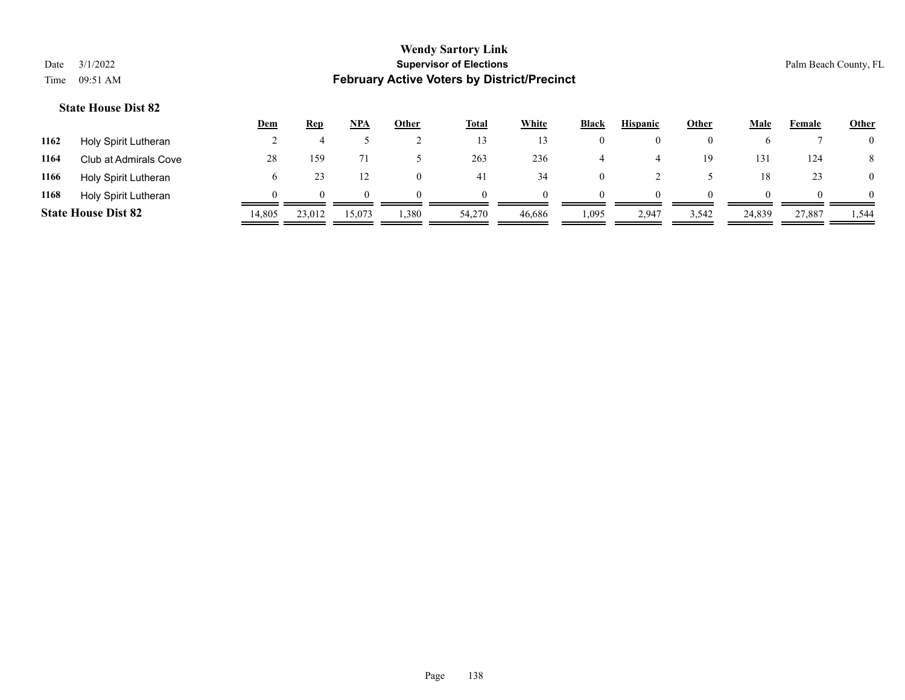# Wendy Sartory Link

## Supervisor of Elections

## February Active Voters by District/Precinct

Date 3/1/2022

Time 09:51 AM

Palm Beach County, FL

### State House Dist 82

| | | Dem | Rep | NPA | Other | Total | White | Black | Hispanic | Other | Male | Female | Other |
|---|---|---|---|---|---|---|---|---|---|---|---|---|---|
| 1162 | Holy Spirit Lutheran | 2 | 4 | 5 | 2 | 13 | 13 | 0 | 0 | 0 | 6 | 7 | 0 |
| 1164 | Club at Admirals Cove | 28 | 159 | 71 | 5 | 263 | 236 | 4 | 4 | 19 | 131 | 124 | 8 |
| 1166 | Holy Spirit Lutheran | 6 | 23 | 12 | 0 | 41 | 34 | 0 | 2 | 5 | 18 | 23 | 0 |
| 1168 | Holy Spirit Lutheran | 0 | 0 | 0 | 0 | 0 | 0 | 0 | 0 | 0 | 0 | 0 | 0 |
| **State House Dist 82** | | 14,805 | 23,012 | 15,073 | 1,380 | 54,270 | 46,686 | 1,095 | 2,947 | 3,542 | 24,839 | 27,887 | 1,544 |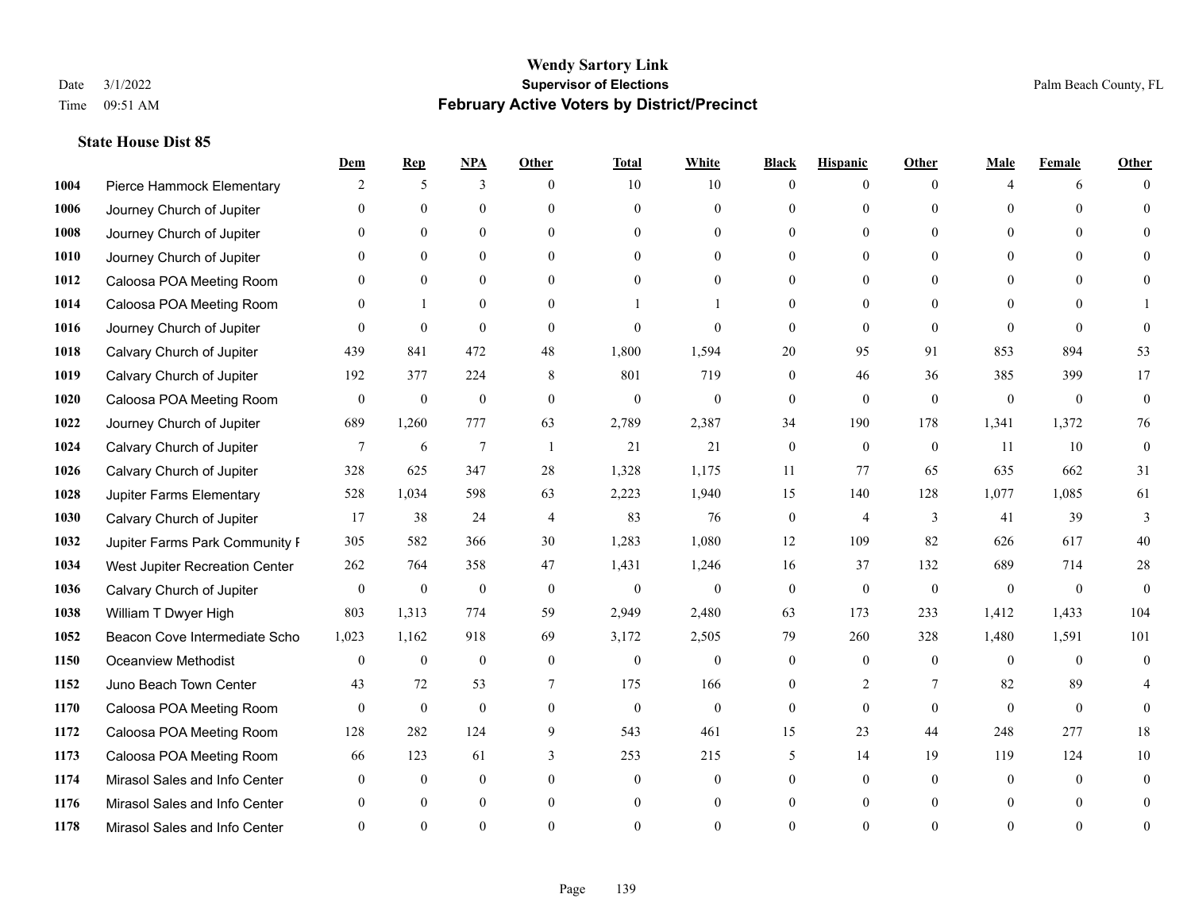# Wendy Sartory Link

**Supervisor of Elections**

**February Active Voters by District/Precinct**

Date 3/1/2022
Time 09:51 AM

Palm Beach County, FL

### State House Dist 85

| | | Dem | Rep | NPA | Other | Total | White | Black | Hispanic | Other | Male | Female | Other |
|---|---|---|---|---|---|---|---|---|---|---|---|---|---|
| 1004 | Pierce Hammock Elementary | 2 | 5 | 3 | 0 | 10 | 10 | 0 | 0 | 0 | 4 | 6 | 0 |
| 1006 | Journey Church of Jupiter | 0 | 0 | 0 | 0 | 0 | 0 | 0 | 0 | 0 | 0 | 0 | 0 |
| 1008 | Journey Church of Jupiter | 0 | 0 | 0 | 0 | 0 | 0 | 0 | 0 | 0 | 0 | 0 | 0 |
| 1010 | Journey Church of Jupiter | 0 | 0 | 0 | 0 | 0 | 0 | 0 | 0 | 0 | 0 | 0 | 0 |
| 1012 | Caloosa POA Meeting Room | 0 | 0 | 0 | 0 | 0 | 0 | 0 | 0 | 0 | 0 | 0 | 0 |
| 1014 | Caloosa POA Meeting Room | 0 | 1 | 0 | 0 | 1 | 1 | 0 | 0 | 0 | 0 | 0 | 1 |
| 1016 | Journey Church of Jupiter | 0 | 0 | 0 | 0 | 0 | 0 | 0 | 0 | 0 | 0 | 0 | 0 |
| 1018 | Calvary Church of Jupiter | 439 | 841 | 472 | 48 | 1,800 | 1,594 | 20 | 95 | 91 | 853 | 894 | 53 |
| 1019 | Calvary Church of Jupiter | 192 | 377 | 224 | 8 | 801 | 719 | 0 | 46 | 36 | 385 | 399 | 17 |
| 1020 | Caloosa POA Meeting Room | 0 | 0 | 0 | 0 | 0 | 0 | 0 | 0 | 0 | 0 | 0 | 0 |
| 1022 | Journey Church of Jupiter | 689 | 1,260 | 777 | 63 | 2,789 | 2,387 | 34 | 190 | 178 | 1,341 | 1,372 | 76 |
| 1024 | Calvary Church of Jupiter | 7 | 6 | 7 | 1 | 21 | 21 | 0 | 0 | 0 | 11 | 10 | 0 |
| 1026 | Calvary Church of Jupiter | 328 | 625 | 347 | 28 | 1,328 | 1,175 | 11 | 77 | 65 | 635 | 662 | 31 |
| 1028 | Jupiter Farms Elementary | 528 | 1,034 | 598 | 63 | 2,223 | 1,940 | 15 | 140 | 128 | 1,077 | 1,085 | 61 |
| 1030 | Calvary Church of Jupiter | 17 | 38 | 24 | 4 | 83 | 76 | 0 | 4 | 3 | 41 | 39 | 3 |
| 1032 | Jupiter Farms Park Community F | 305 | 582 | 366 | 30 | 1,283 | 1,080 | 12 | 109 | 82 | 626 | 617 | 40 |
| 1034 | West Jupiter Recreation Center | 262 | 764 | 358 | 47 | 1,431 | 1,246 | 16 | 37 | 132 | 689 | 714 | 28 |
| 1036 | Calvary Church of Jupiter | 0 | 0 | 0 | 0 | 0 | 0 | 0 | 0 | 0 | 0 | 0 | 0 |
| 1038 | William T Dwyer High | 803 | 1,313 | 774 | 59 | 2,949 | 2,480 | 63 | 173 | 233 | 1,412 | 1,433 | 104 |
| 1052 | Beacon Cove Intermediate Scho | 1,023 | 1,162 | 918 | 69 | 3,172 | 2,505 | 79 | 260 | 328 | 1,480 | 1,591 | 101 |
| 1150 | Oceanview Methodist | 0 | 0 | 0 | 0 | 0 | 0 | 0 | 0 | 0 | 0 | 0 | 0 |
| 1152 | Juno Beach Town Center | 43 | 72 | 53 | 7 | 175 | 166 | 0 | 2 | 7 | 82 | 89 | 4 |
| 1170 | Caloosa POA Meeting Room | 0 | 0 | 0 | 0 | 0 | 0 | 0 | 0 | 0 | 0 | 0 | 0 |
| 1172 | Caloosa POA Meeting Room | 128 | 282 | 124 | 9 | 543 | 461 | 15 | 23 | 44 | 248 | 277 | 18 |
| 1173 | Caloosa POA Meeting Room | 66 | 123 | 61 | 3 | 253 | 215 | 5 | 14 | 19 | 119 | 124 | 10 |
| 1174 | Mirasol Sales and Info Center | 0 | 0 | 0 | 0 | 0 | 0 | 0 | 0 | 0 | 0 | 0 | 0 |
| 1176 | Mirasol Sales and Info Center | 0 | 0 | 0 | 0 | 0 | 0 | 0 | 0 | 0 | 0 | 0 | 0 |
| 1178 | Mirasol Sales and Info Center | 0 | 0 | 0 | 0 | 0 | 0 | 0 | 0 | 0 | 0 | 0 | 0 |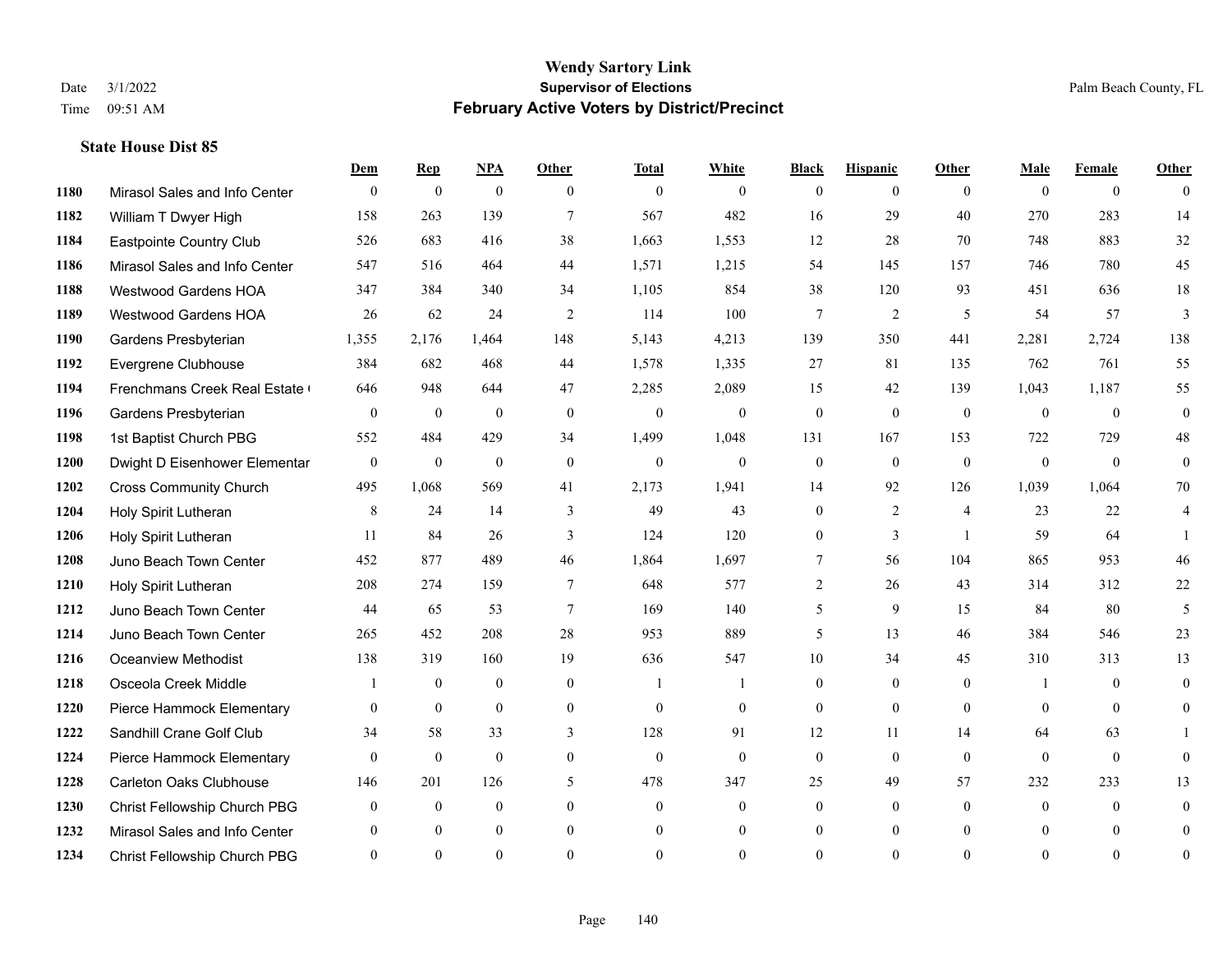# Wendy Sartory Link

**Supervisor of Elections**

Date 3/1/2022 Palm Beach County, FL

Time 09:51 AM

## February Active Voters by District/Precinct

### State House Dist 85

| | | Dem | Rep | NPA | Other | Total | White | Black | Hispanic | Other | Male | Female | Other |
|---|---|---|---|---|---|---|---|---|---|---|---|---|---|
| 1180 | Mirasol Sales and Info Center | 0 | 0 | 0 | 0 | 0 | 0 | 0 | 0 | 0 | 0 | 0 | 0 |
| 1182 | William T Dwyer High | 158 | 263 | 139 | 7 | 567 | 482 | 16 | 29 | 40 | 270 | 283 | 14 |
| 1184 | Eastpointe Country Club | 526 | 683 | 416 | 38 | 1,663 | 1,553 | 12 | 28 | 70 | 748 | 883 | 32 |
| 1186 | Mirasol Sales and Info Center | 547 | 516 | 464 | 44 | 1,571 | 1,215 | 54 | 145 | 157 | 746 | 780 | 45 |
| 1188 | Westwood Gardens HOA | 347 | 384 | 340 | 34 | 1,105 | 854 | 38 | 120 | 93 | 451 | 636 | 18 |
| 1189 | Westwood Gardens HOA | 26 | 62 | 24 | 2 | 114 | 100 | 7 | 2 | 5 | 54 | 57 | 3 |
| 1190 | Gardens Presbyterian | 1,355 | 2,176 | 1,464 | 148 | 5,143 | 4,213 | 139 | 350 | 441 | 2,281 | 2,724 | 138 |
| 1192 | Evergrene Clubhouse | 384 | 682 | 468 | 44 | 1,578 | 1,335 | 27 | 81 | 135 | 762 | 761 | 55 |
| 1194 | Frenchmans Creek Real Estate ( | 646 | 948 | 644 | 47 | 2,285 | 2,089 | 15 | 42 | 139 | 1,043 | 1,187 | 55 |
| 1196 | Gardens Presbyterian | 0 | 0 | 0 | 0 | 0 | 0 | 0 | 0 | 0 | 0 | 0 | 0 |
| 1198 | 1st Baptist Church PBG | 552 | 484 | 429 | 34 | 1,499 | 1,048 | 131 | 167 | 153 | 722 | 729 | 48 |
| 1200 | Dwight D Eisenhower Elementar | 0 | 0 | 0 | 0 | 0 | 0 | 0 | 0 | 0 | 0 | 0 | 0 |
| 1202 | Cross Community Church | 495 | 1,068 | 569 | 41 | 2,173 | 1,941 | 14 | 92 | 126 | 1,039 | 1,064 | 70 |
| 1204 | Holy Spirit Lutheran | 8 | 24 | 14 | 3 | 49 | 43 | 0 | 2 | 4 | 23 | 22 | 4 |
| 1206 | Holy Spirit Lutheran | 11 | 84 | 26 | 3 | 124 | 120 | 0 | 3 | 1 | 59 | 64 | 1 |
| 1208 | Juno Beach Town Center | 452 | 877 | 489 | 46 | 1,864 | 1,697 | 7 | 56 | 104 | 865 | 953 | 46 |
| 1210 | Holy Spirit Lutheran | 208 | 274 | 159 | 7 | 648 | 577 | 2 | 26 | 43 | 314 | 312 | 22 |
| 1212 | Juno Beach Town Center | 44 | 65 | 53 | 7 | 169 | 140 | 5 | 9 | 15 | 84 | 80 | 5 |
| 1214 | Juno Beach Town Center | 265 | 452 | 208 | 28 | 953 | 889 | 5 | 13 | 46 | 384 | 546 | 23 |
| 1216 | Oceanview Methodist | 138 | 319 | 160 | 19 | 636 | 547 | 10 | 34 | 45 | 310 | 313 | 13 |
| 1218 | Osceola Creek Middle | 1 | 0 | 0 | 0 | 1 | 1 | 0 | 0 | 0 | 1 | 0 | 0 |
| 1220 | Pierce Hammock Elementary | 0 | 0 | 0 | 0 | 0 | 0 | 0 | 0 | 0 | 0 | 0 | 0 |
| 1222 | Sandhill Crane Golf Club | 34 | 58 | 33 | 3 | 128 | 91 | 12 | 11 | 14 | 64 | 63 | 1 |
| 1224 | Pierce Hammock Elementary | 0 | 0 | 0 | 0 | 0 | 0 | 0 | 0 | 0 | 0 | 0 | 0 |
| 1228 | Carleton Oaks Clubhouse | 146 | 201 | 126 | 5 | 478 | 347 | 25 | 49 | 57 | 232 | 233 | 13 |
| 1230 | Christ Fellowship Church PBG | 0 | 0 | 0 | 0 | 0 | 0 | 0 | 0 | 0 | 0 | 0 | 0 |
| 1232 | Mirasol Sales and Info Center | 0 | 0 | 0 | 0 | 0 | 0 | 0 | 0 | 0 | 0 | 0 | 0 |
| 1234 | Christ Fellowship Church PBG | 0 | 0 | 0 | 0 | 0 | 0 | 0 | 0 | 0 | 0 | 0 | 0 |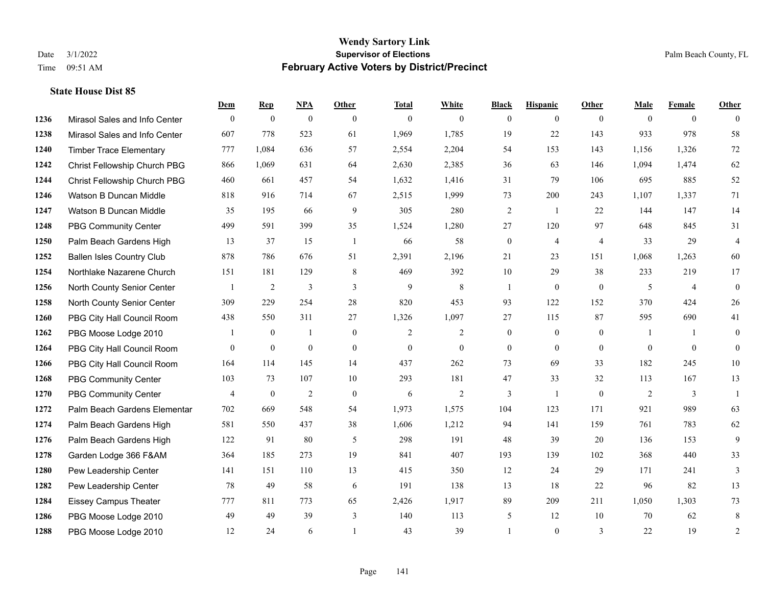**Wendy Sartory Link**
**Supervisor of Elections**
**February Active Voters by District/Precinct**

Date 3/1/2022
Time 09:51 AM

Palm Beach County, FL

### State House Dist 85

| | | Dem | Rep | NPA | Other | Total | White | Black | Hispanic | Other | Male | Female | Other |
|---|---|---|---|---|---|---|---|---|---|---|---|---|---|
| 1236 | Mirasol Sales and Info Center | 0 | 0 | 0 | 0 | 0 | 0 | 0 | 0 | 0 | 0 | 0 | 0 |
| 1238 | Mirasol Sales and Info Center | 607 | 778 | 523 | 61 | 1,969 | 1,785 | 19 | 22 | 143 | 933 | 978 | 58 |
| 1240 | Timber Trace Elementary | 777 | 1,084 | 636 | 57 | 2,554 | 2,204 | 54 | 153 | 143 | 1,156 | 1,326 | 72 |
| 1242 | Christ Fellowship Church PBG | 866 | 1,069 | 631 | 64 | 2,630 | 2,385 | 36 | 63 | 146 | 1,094 | 1,474 | 62 |
| 1244 | Christ Fellowship Church PBG | 460 | 661 | 457 | 54 | 1,632 | 1,416 | 31 | 79 | 106 | 695 | 885 | 52 |
| 1246 | Watson B Duncan Middle | 818 | 916 | 714 | 67 | 2,515 | 1,999 | 73 | 200 | 243 | 1,107 | 1,337 | 71 |
| 1247 | Watson B Duncan Middle | 35 | 195 | 66 | 9 | 305 | 280 | 2 | 1 | 22 | 144 | 147 | 14 |
| 1248 | PBG Community Center | 499 | 591 | 399 | 35 | 1,524 | 1,280 | 27 | 120 | 97 | 648 | 845 | 31 |
| 1250 | Palm Beach Gardens High | 13 | 37 | 15 | 1 | 66 | 58 | 0 | 4 | 4 | 33 | 29 | 4 |
| 1252 | Ballen Isles Country Club | 878 | 786 | 676 | 51 | 2,391 | 2,196 | 21 | 23 | 151 | 1,068 | 1,263 | 60 |
| 1254 | Northlake Nazarene Church | 151 | 181 | 129 | 8 | 469 | 392 | 10 | 29 | 38 | 233 | 219 | 17 |
| 1256 | North County Senior Center | 1 | 2 | 3 | 3 | 9 | 8 | 1 | 0 | 0 | 5 | 4 | 0 |
| 1258 | North County Senior Center | 309 | 229 | 254 | 28 | 820 | 453 | 93 | 122 | 152 | 370 | 424 | 26 |
| 1260 | PBG City Hall Council Room | 438 | 550 | 311 | 27 | 1,326 | 1,097 | 27 | 115 | 87 | 595 | 690 | 41 |
| 1262 | PBG Moose Lodge 2010 | 1 | 0 | 1 | 0 | 2 | 2 | 0 | 0 | 0 | 1 | 1 | 0 |
| 1264 | PBG City Hall Council Room | 0 | 0 | 0 | 0 | 0 | 0 | 0 | 0 | 0 | 0 | 0 | 0 |
| 1266 | PBG City Hall Council Room | 164 | 114 | 145 | 14 | 437 | 262 | 73 | 69 | 33 | 182 | 245 | 10 |
| 1268 | PBG Community Center | 103 | 73 | 107 | 10 | 293 | 181 | 47 | 33 | 32 | 113 | 167 | 13 |
| 1270 | PBG Community Center | 4 | 0 | 2 | 0 | 6 | 2 | 3 | 1 | 0 | 2 | 3 | 1 |
| 1272 | Palm Beach Gardens Elementar | 702 | 669 | 548 | 54 | 1,973 | 1,575 | 104 | 123 | 171 | 921 | 989 | 63 |
| 1274 | Palm Beach Gardens High | 581 | 550 | 437 | 38 | 1,606 | 1,212 | 94 | 141 | 159 | 761 | 783 | 62 |
| 1276 | Palm Beach Gardens High | 122 | 91 | 80 | 5 | 298 | 191 | 48 | 39 | 20 | 136 | 153 | 9 |
| 1278 | Garden Lodge 366 F&AM | 364 | 185 | 273 | 19 | 841 | 407 | 193 | 139 | 102 | 368 | 440 | 33 |
| 1280 | Pew Leadership Center | 141 | 151 | 110 | 13 | 415 | 350 | 12 | 24 | 29 | 171 | 241 | 3 |
| 1282 | Pew Leadership Center | 78 | 49 | 58 | 6 | 191 | 138 | 13 | 18 | 22 | 96 | 82 | 13 |
| 1284 | Eissey Campus Theater | 777 | 811 | 773 | 65 | 2,426 | 1,917 | 89 | 209 | 211 | 1,050 | 1,303 | 73 |
| 1286 | PBG Moose Lodge 2010 | 49 | 49 | 39 | 3 | 140 | 113 | 5 | 12 | 10 | 70 | 62 | 8 |
| 1288 | PBG Moose Lodge 2010 | 12 | 24 | 6 | 1 | 43 | 39 | 1 | 0 | 3 | 22 | 19 | 2 |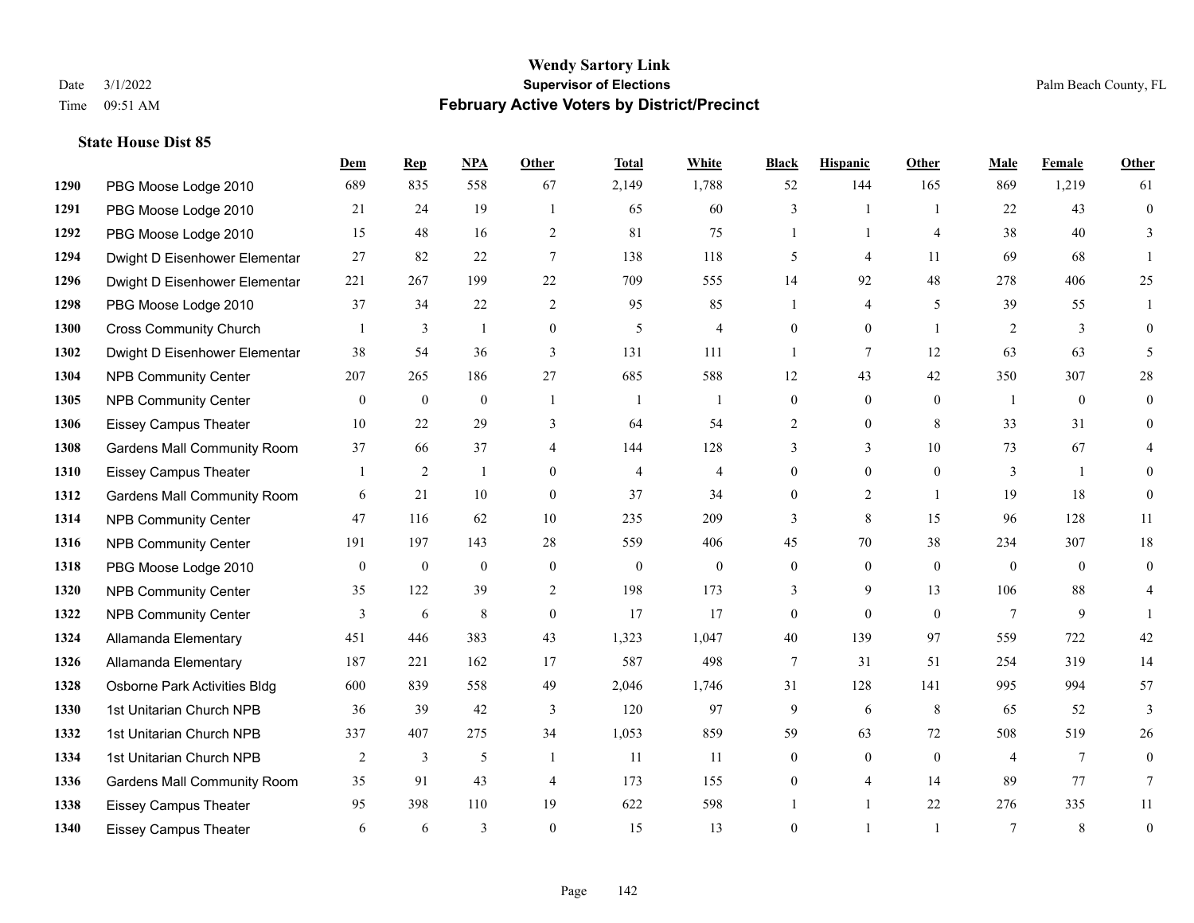# Wendy Sartory Link

**Supervisor of Elections**

**February Active Voters by District/Precinct**

Date 3/1/2022

Time 09:51 AM

Palm Beach County, FL

### State House Dist 85

| | | Dem | Rep | NPA | Other | Total | White | Black | Hispanic | Other | Male | Female | Other |
|---|---|---|---|---|---|---|---|---|---|---|---|---|---|
| 1290 | PBG Moose Lodge 2010 | 689 | 835 | 558 | 67 | 2,149 | 1,788 | 52 | 144 | 165 | 869 | 1,219 | 61 |
| 1291 | PBG Moose Lodge 2010 | 21 | 24 | 19 | 1 | 65 | 60 | 3 | 1 | 1 | 22 | 43 | 0 |
| 1292 | PBG Moose Lodge 2010 | 15 | 48 | 16 | 2 | 81 | 75 | 1 | 1 | 4 | 38 | 40 | 3 |
| 1294 | Dwight D Eisenhower Elementar | 27 | 82 | 22 | 7 | 138 | 118 | 5 | 4 | 11 | 69 | 68 | 1 |
| 1296 | Dwight D Eisenhower Elementar | 221 | 267 | 199 | 22 | 709 | 555 | 14 | 92 | 48 | 278 | 406 | 25 |
| 1298 | PBG Moose Lodge 2010 | 37 | 34 | 22 | 2 | 95 | 85 | 1 | 4 | 5 | 39 | 55 | 1 |
| 1300 | Cross Community Church | 1 | 3 | 1 | 0 | 5 | 4 | 0 | 0 | 1 | 2 | 3 | 0 |
| 1302 | Dwight D Eisenhower Elementar | 38 | 54 | 36 | 3 | 131 | 111 | 1 | 7 | 12 | 63 | 63 | 5 |
| 1304 | NPB Community Center | 207 | 265 | 186 | 27 | 685 | 588 | 12 | 43 | 42 | 350 | 307 | 28 |
| 1305 | NPB Community Center | 0 | 0 | 0 | 1 | 1 | 1 | 0 | 0 | 0 | 1 | 0 | 0 |
| 1306 | Eissey Campus Theater | 10 | 22 | 29 | 3 | 64 | 54 | 2 | 0 | 8 | 33 | 31 | 0 |
| 1308 | Gardens Mall Community Room | 37 | 66 | 37 | 4 | 144 | 128 | 3 | 3 | 10 | 73 | 67 | 4 |
| 1310 | Eissey Campus Theater | 1 | 2 | 1 | 0 | 4 | 4 | 0 | 0 | 0 | 3 | 1 | 0 |
| 1312 | Gardens Mall Community Room | 6 | 21 | 10 | 0 | 37 | 34 | 0 | 2 | 1 | 19 | 18 | 0 |
| 1314 | NPB Community Center | 47 | 116 | 62 | 10 | 235 | 209 | 3 | 8 | 15 | 96 | 128 | 11 |
| 1316 | NPB Community Center | 191 | 197 | 143 | 28 | 559 | 406 | 45 | 70 | 38 | 234 | 307 | 18 |
| 1318 | PBG Moose Lodge 2010 | 0 | 0 | 0 | 0 | 0 | 0 | 0 | 0 | 0 | 0 | 0 | 0 |
| 1320 | NPB Community Center | 35 | 122 | 39 | 2 | 198 | 173 | 3 | 9 | 13 | 106 | 88 | 4 |
| 1322 | NPB Community Center | 3 | 6 | 8 | 0 | 17 | 17 | 0 | 0 | 0 | 7 | 9 | 1 |
| 1324 | Allamanda Elementary | 451 | 446 | 383 | 43 | 1,323 | 1,047 | 40 | 139 | 97 | 559 | 722 | 42 |
| 1326 | Allamanda Elementary | 187 | 221 | 162 | 17 | 587 | 498 | 7 | 31 | 51 | 254 | 319 | 14 |
| 1328 | Osborne Park Activities Bldg | 600 | 839 | 558 | 49 | 2,046 | 1,746 | 31 | 128 | 141 | 995 | 994 | 57 |
| 1330 | 1st Unitarian Church NPB | 36 | 39 | 42 | 3 | 120 | 97 | 9 | 6 | 8 | 65 | 52 | 3 |
| 1332 | 1st Unitarian Church NPB | 337 | 407 | 275 | 34 | 1,053 | 859 | 59 | 63 | 72 | 508 | 519 | 26 |
| 1334 | 1st Unitarian Church NPB | 2 | 3 | 5 | 1 | 11 | 11 | 0 | 0 | 0 | 4 | 7 | 0 |
| 1336 | Gardens Mall Community Room | 35 | 91 | 43 | 4 | 173 | 155 | 0 | 4 | 14 | 89 | 77 | 7 |
| 1338 | Eissey Campus Theater | 95 | 398 | 110 | 19 | 622 | 598 | 1 | 1 | 22 | 276 | 335 | 11 |
| 1340 | Eissey Campus Theater | 6 | 6 | 3 | 0 | 15 | 13 | 0 | 1 | 1 | 7 | 8 | 0 |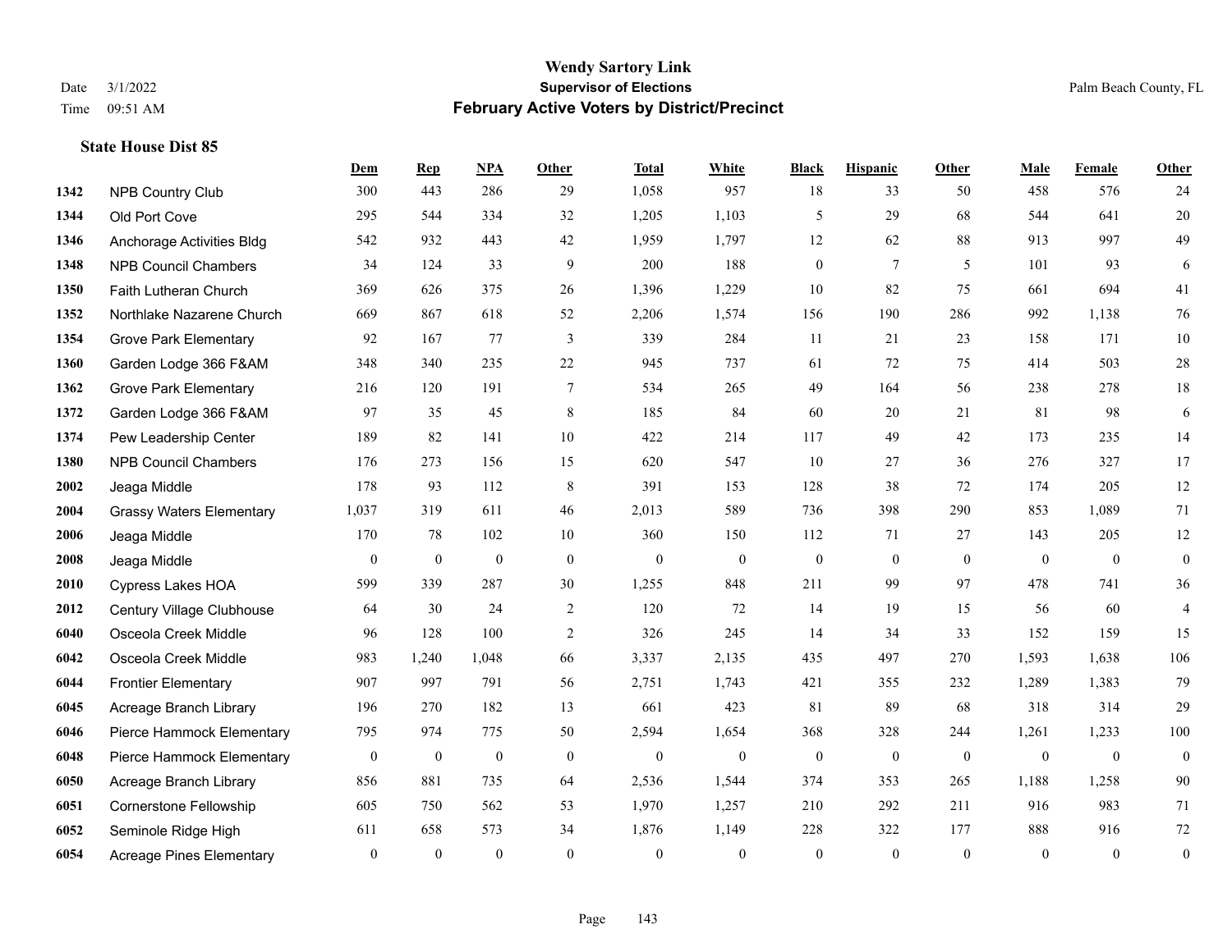# Wendy Sartory Link
## Supervisor of Elections
## February Active Voters by District/Precinct

Date 3/1/2022
Time 09:51 AM

Palm Beach County, FL

### State House Dist 85

| | | Dem | Rep | NPA | Other | Total | White | Black | Hispanic | Other | Male | Female | Other |
|---|---|---|---|---|---|---|---|---|---|---|---|---|---|
| 1342 | NPB Country Club | 300 | 443 | 286 | 29 | 1,058 | 957 | 18 | 33 | 50 | 458 | 576 | 24 |
| 1344 | Old Port Cove | 295 | 544 | 334 | 32 | 1,205 | 1,103 | 5 | 29 | 68 | 544 | 641 | 20 |
| 1346 | Anchorage Activities Bldg | 542 | 932 | 443 | 42 | 1,959 | 1,797 | 12 | 62 | 88 | 913 | 997 | 49 |
| 1348 | NPB Council Chambers | 34 | 124 | 33 | 9 | 200 | 188 | 0 | 7 | 5 | 101 | 93 | 6 |
| 1350 | Faith Lutheran Church | 369 | 626 | 375 | 26 | 1,396 | 1,229 | 10 | 82 | 75 | 661 | 694 | 41 |
| 1352 | Northlake Nazarene Church | 669 | 867 | 618 | 52 | 2,206 | 1,574 | 156 | 190 | 286 | 992 | 1,138 | 76 |
| 1354 | Grove Park Elementary | 92 | 167 | 77 | 3 | 339 | 284 | 11 | 21 | 23 | 158 | 171 | 10 |
| 1360 | Garden Lodge 366 F&AM | 348 | 340 | 235 | 22 | 945 | 737 | 61 | 72 | 75 | 414 | 503 | 28 |
| 1362 | Grove Park Elementary | 216 | 120 | 191 | 7 | 534 | 265 | 49 | 164 | 56 | 238 | 278 | 18 |
| 1372 | Garden Lodge 366 F&AM | 97 | 35 | 45 | 8 | 185 | 84 | 60 | 20 | 21 | 81 | 98 | 6 |
| 1374 | Pew Leadership Center | 189 | 82 | 141 | 10 | 422 | 214 | 117 | 49 | 42 | 173 | 235 | 14 |
| 1380 | NPB Council Chambers | 176 | 273 | 156 | 15 | 620 | 547 | 10 | 27 | 36 | 276 | 327 | 17 |
| 2002 | Jeaga Middle | 178 | 93 | 112 | 8 | 391 | 153 | 128 | 38 | 72 | 174 | 205 | 12 |
| 2004 | Grassy Waters Elementary | 1,037 | 319 | 611 | 46 | 2,013 | 589 | 736 | 398 | 290 | 853 | 1,089 | 71 |
| 2006 | Jeaga Middle | 170 | 78 | 102 | 10 | 360 | 150 | 112 | 71 | 27 | 143 | 205 | 12 |
| 2008 | Jeaga Middle | 0 | 0 | 0 | 0 | 0 | 0 | 0 | 0 | 0 | 0 | 0 | 0 |
| 2010 | Cypress Lakes HOA | 599 | 339 | 287 | 30 | 1,255 | 848 | 211 | 99 | 97 | 478 | 741 | 36 |
| 2012 | Century Village Clubhouse | 64 | 30 | 24 | 2 | 120 | 72 | 14 | 19 | 15 | 56 | 60 | 4 |
| 6040 | Osceola Creek Middle | 96 | 128 | 100 | 2 | 326 | 245 | 14 | 34 | 33 | 152 | 159 | 15 |
| 6042 | Osceola Creek Middle | 983 | 1,240 | 1,048 | 66 | 3,337 | 2,135 | 435 | 497 | 270 | 1,593 | 1,638 | 106 |
| 6044 | Frontier Elementary | 907 | 997 | 791 | 56 | 2,751 | 1,743 | 421 | 355 | 232 | 1,289 | 1,383 | 79 |
| 6045 | Acreage Branch Library | 196 | 270 | 182 | 13 | 661 | 423 | 81 | 89 | 68 | 318 | 314 | 29 |
| 6046 | Pierce Hammock Elementary | 795 | 974 | 775 | 50 | 2,594 | 1,654 | 368 | 328 | 244 | 1,261 | 1,233 | 100 |
| 6048 | Pierce Hammock Elementary | 0 | 0 | 0 | 0 | 0 | 0 | 0 | 0 | 0 | 0 | 0 | 0 |
| 6050 | Acreage Branch Library | 856 | 881 | 735 | 64 | 2,536 | 1,544 | 374 | 353 | 265 | 1,188 | 1,258 | 90 |
| 6051 | Cornerstone Fellowship | 605 | 750 | 562 | 53 | 1,970 | 1,257 | 210 | 292 | 211 | 916 | 983 | 71 |
| 6052 | Seminole Ridge High | 611 | 658 | 573 | 34 | 1,876 | 1,149 | 228 | 322 | 177 | 888 | 916 | 72 |
| 6054 | Acreage Pines Elementary | 0 | 0 | 0 | 0 | 0 | 0 | 0 | 0 | 0 | 0 | 0 | 0 |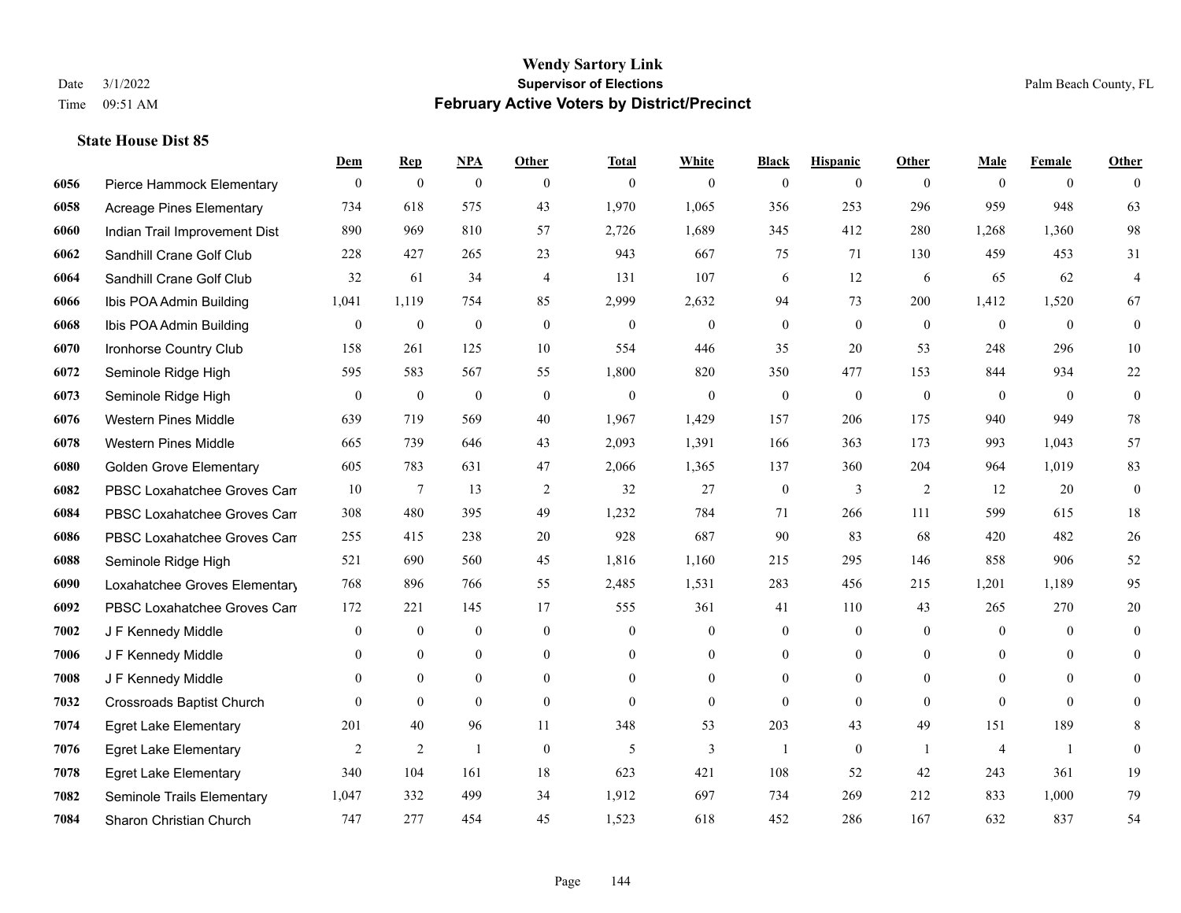**Wendy Sartory Link**
**Supervisor of Elections**
**February Active Voters by District/Precinct**

Date 3/1/2022
Time 09:51 AM

Palm Beach County, FL

### State House Dist 85

| | | Dem | Rep | NPA | Other | Total | White | Black | Hispanic | Other | Male | Female | Other |
|---|---|---|---|---|---|---|---|---|---|---|---|---|---|
| 6056 | Pierce Hammock Elementary | 0 | 0 | 0 | 0 | 0 | 0 | 0 | 0 | 0 | 0 | 0 | 0 |
| 6058 | Acreage Pines Elementary | 734 | 618 | 575 | 43 | 1,970 | 1,065 | 356 | 253 | 296 | 959 | 948 | 63 |
| 6060 | Indian Trail Improvement Dist | 890 | 969 | 810 | 57 | 2,726 | 1,689 | 345 | 412 | 280 | 1,268 | 1,360 | 98 |
| 6062 | Sandhill Crane Golf Club | 228 | 427 | 265 | 23 | 943 | 667 | 75 | 71 | 130 | 459 | 453 | 31 |
| 6064 | Sandhill Crane Golf Club | 32 | 61 | 34 | 4 | 131 | 107 | 6 | 12 | 6 | 65 | 62 | 4 |
| 6066 | Ibis POA Admin Building | 1,041 | 1,119 | 754 | 85 | 2,999 | 2,632 | 94 | 73 | 200 | 1,412 | 1,520 | 67 |
| 6068 | Ibis POA Admin Building | 0 | 0 | 0 | 0 | 0 | 0 | 0 | 0 | 0 | 0 | 0 | 0 |
| 6070 | Ironhorse Country Club | 158 | 261 | 125 | 10 | 554 | 446 | 35 | 20 | 53 | 248 | 296 | 10 |
| 6072 | Seminole Ridge High | 595 | 583 | 567 | 55 | 1,800 | 820 | 350 | 477 | 153 | 844 | 934 | 22 |
| 6073 | Seminole Ridge High | 0 | 0 | 0 | 0 | 0 | 0 | 0 | 0 | 0 | 0 | 0 | 0 |
| 6076 | Western Pines Middle | 639 | 719 | 569 | 40 | 1,967 | 1,429 | 157 | 206 | 175 | 940 | 949 | 78 |
| 6078 | Western Pines Middle | 665 | 739 | 646 | 43 | 2,093 | 1,391 | 166 | 363 | 173 | 993 | 1,043 | 57 |
| 6080 | Golden Grove Elementary | 605 | 783 | 631 | 47 | 2,066 | 1,365 | 137 | 360 | 204 | 964 | 1,019 | 83 |
| 6082 | PBSC Loxahatchee Groves Cam | 10 | 7 | 13 | 2 | 32 | 27 | 0 | 3 | 2 | 12 | 20 | 0 |
| 6084 | PBSC Loxahatchee Groves Cam | 308 | 480 | 395 | 49 | 1,232 | 784 | 71 | 266 | 111 | 599 | 615 | 18 |
| 6086 | PBSC Loxahatchee Groves Cam | 255 | 415 | 238 | 20 | 928 | 687 | 90 | 83 | 68 | 420 | 482 | 26 |
| 6088 | Seminole Ridge High | 521 | 690 | 560 | 45 | 1,816 | 1,160 | 215 | 295 | 146 | 858 | 906 | 52 |
| 6090 | Loxahatchee Groves Elementary | 768 | 896 | 766 | 55 | 2,485 | 1,531 | 283 | 456 | 215 | 1,201 | 1,189 | 95 |
| 6092 | PBSC Loxahatchee Groves Cam | 172 | 221 | 145 | 17 | 555 | 361 | 41 | 110 | 43 | 265 | 270 | 20 |
| 7002 | J F Kennedy Middle | 0 | 0 | 0 | 0 | 0 | 0 | 0 | 0 | 0 | 0 | 0 | 0 |
| 7006 | J F Kennedy Middle | 0 | 0 | 0 | 0 | 0 | 0 | 0 | 0 | 0 | 0 | 0 | 0 |
| 7008 | J F Kennedy Middle | 0 | 0 | 0 | 0 | 0 | 0 | 0 | 0 | 0 | 0 | 0 | 0 |
| 7032 | Crossroads Baptist Church | 0 | 0 | 0 | 0 | 0 | 0 | 0 | 0 | 0 | 0 | 0 | 0 |
| 7074 | Egret Lake Elementary | 201 | 40 | 96 | 11 | 348 | 53 | 203 | 43 | 49 | 151 | 189 | 8 |
| 7076 | Egret Lake Elementary | 2 | 2 | 1 | 0 | 5 | 3 | 1 | 0 | 1 | 4 | 1 | 0 |
| 7078 | Egret Lake Elementary | 340 | 104 | 161 | 18 | 623 | 421 | 108 | 52 | 42 | 243 | 361 | 19 |
| 7082 | Seminole Trails Elementary | 1,047 | 332 | 499 | 34 | 1,912 | 697 | 734 | 269 | 212 | 833 | 1,000 | 79 |
| 7084 | Sharon Christian Church | 747 | 277 | 454 | 45 | 1,523 | 618 | 452 | 286 | 167 | 632 | 837 | 54 |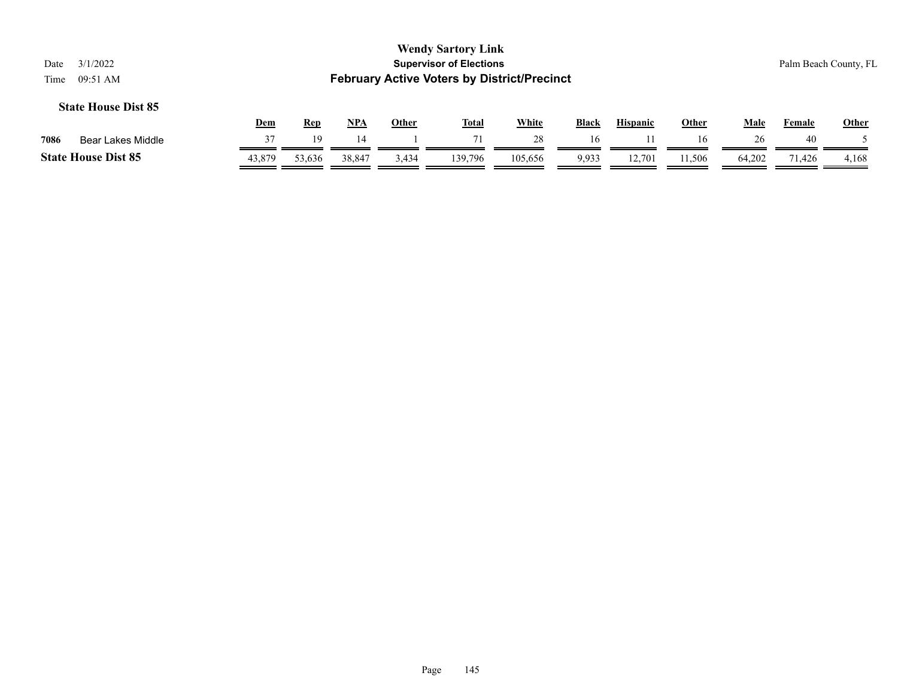**Wendy Sartory Link**
**Supervisor of Elections**
**February Active Voters by District/Precinct**

Date 3/1/2022
Time 09:51 AM

Palm Beach County, FL

### State House Dist 85

| | | Dem | Rep | NPA | Other | Total | White | Black | Hispanic | Other | Male | Female | Other |
|---|---|---|---|---|---|---|---|---|---|---|---|---|---|
| 7086 | Bear Lakes Middle | 37 | 19 | 14 | 1 | 71 | 28 | 16 | 11 | 16 | 26 | 40 | 5 |
| **State House Dist 85** | | 43,879 | 53,636 | 38,847 | 3,434 | 139,796 | 105,656 | 9,933 | 12,701 | 11,506 | 64,202 | 71,426 | 4,168 |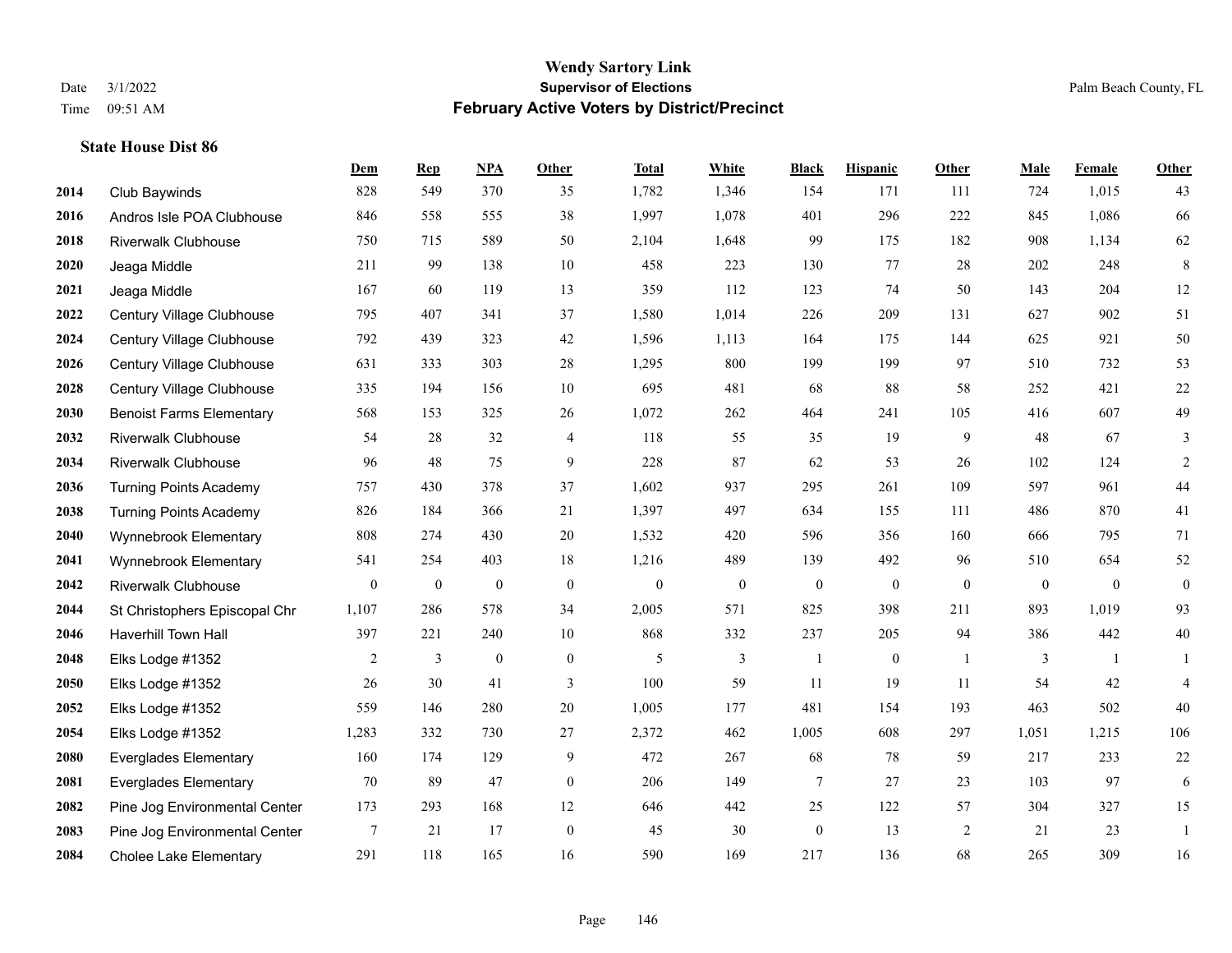# Wendy Sartory Link
## Supervisor of Elections
## February Active Voters by District/Precinct

Date 3/1/2022
Time 09:51 AM

Palm Beach County, FL

### State House Dist 86

| | | Dem | Rep | NPA | Other | Total | White | Black | Hispanic | Other | Male | Female | Other |
|---|---|---|---|---|---|---|---|---|---|---|---|---|---|
| 2014 | Club Baywinds | 828 | 549 | 370 | 35 | 1,782 | 1,346 | 154 | 171 | 111 | 724 | 1,015 | 43 |
| 2016 | Andros Isle POA Clubhouse | 846 | 558 | 555 | 38 | 1,997 | 1,078 | 401 | 296 | 222 | 845 | 1,086 | 66 |
| 2018 | Riverwalk Clubhouse | 750 | 715 | 589 | 50 | 2,104 | 1,648 | 99 | 175 | 182 | 908 | 1,134 | 62 |
| 2020 | Jeaga Middle | 211 | 99 | 138 | 10 | 458 | 223 | 130 | 77 | 28 | 202 | 248 | 8 |
| 2021 | Jeaga Middle | 167 | 60 | 119 | 13 | 359 | 112 | 123 | 74 | 50 | 143 | 204 | 12 |
| 2022 | Century Village Clubhouse | 795 | 407 | 341 | 37 | 1,580 | 1,014 | 226 | 209 | 131 | 627 | 902 | 51 |
| 2024 | Century Village Clubhouse | 792 | 439 | 323 | 42 | 1,596 | 1,113 | 164 | 175 | 144 | 625 | 921 | 50 |
| 2026 | Century Village Clubhouse | 631 | 333 | 303 | 28 | 1,295 | 800 | 199 | 199 | 97 | 510 | 732 | 53 |
| 2028 | Century Village Clubhouse | 335 | 194 | 156 | 10 | 695 | 481 | 68 | 88 | 58 | 252 | 421 | 22 |
| 2030 | Benoist Farms Elementary | 568 | 153 | 325 | 26 | 1,072 | 262 | 464 | 241 | 105 | 416 | 607 | 49 |
| 2032 | Riverwalk Clubhouse | 54 | 28 | 32 | 4 | 118 | 55 | 35 | 19 | 9 | 48 | 67 | 3 |
| 2034 | Riverwalk Clubhouse | 96 | 48 | 75 | 9 | 228 | 87 | 62 | 53 | 26 | 102 | 124 | 2 |
| 2036 | Turning Points Academy | 757 | 430 | 378 | 37 | 1,602 | 937 | 295 | 261 | 109 | 597 | 961 | 44 |
| 2038 | Turning Points Academy | 826 | 184 | 366 | 21 | 1,397 | 497 | 634 | 155 | 111 | 486 | 870 | 41 |
| 2040 | Wynnebrook Elementary | 808 | 274 | 430 | 20 | 1,532 | 420 | 596 | 356 | 160 | 666 | 795 | 71 |
| 2041 | Wynnebrook Elementary | 541 | 254 | 403 | 18 | 1,216 | 489 | 139 | 492 | 96 | 510 | 654 | 52 |
| 2042 | Riverwalk Clubhouse | 0 | 0 | 0 | 0 | 0 | 0 | 0 | 0 | 0 | 0 | 0 | 0 |
| 2044 | St Christophers Episcopal Chr | 1,107 | 286 | 578 | 34 | 2,005 | 571 | 825 | 398 | 211 | 893 | 1,019 | 93 |
| 2046 | Haverhill Town Hall | 397 | 221 | 240 | 10 | 868 | 332 | 237 | 205 | 94 | 386 | 442 | 40 |
| 2048 | Elks Lodge #1352 | 2 | 3 | 0 | 0 | 5 | 3 | 1 | 0 | 1 | 3 | 1 | 1 |
| 2050 | Elks Lodge #1352 | 26 | 30 | 41 | 3 | 100 | 59 | 11 | 19 | 11 | 54 | 42 | 4 |
| 2052 | Elks Lodge #1352 | 559 | 146 | 280 | 20 | 1,005 | 177 | 481 | 154 | 193 | 463 | 502 | 40 |
| 2054 | Elks Lodge #1352 | 1,283 | 332 | 730 | 27 | 2,372 | 462 | 1,005 | 608 | 297 | 1,051 | 1,215 | 106 |
| 2080 | Everglades Elementary | 160 | 174 | 129 | 9 | 472 | 267 | 68 | 78 | 59 | 217 | 233 | 22 |
| 2081 | Everglades Elementary | 70 | 89 | 47 | 0 | 206 | 149 | 7 | 27 | 23 | 103 | 97 | 6 |
| 2082 | Pine Jog Environmental Center | 173 | 293 | 168 | 12 | 646 | 442 | 25 | 122 | 57 | 304 | 327 | 15 |
| 2083 | Pine Jog Environmental Center | 7 | 21 | 17 | 0 | 45 | 30 | 0 | 13 | 2 | 21 | 23 | 1 |
| 2084 | Cholee Lake Elementary | 291 | 118 | 165 | 16 | 590 | 169 | 217 | 136 | 68 | 265 | 309 | 16 |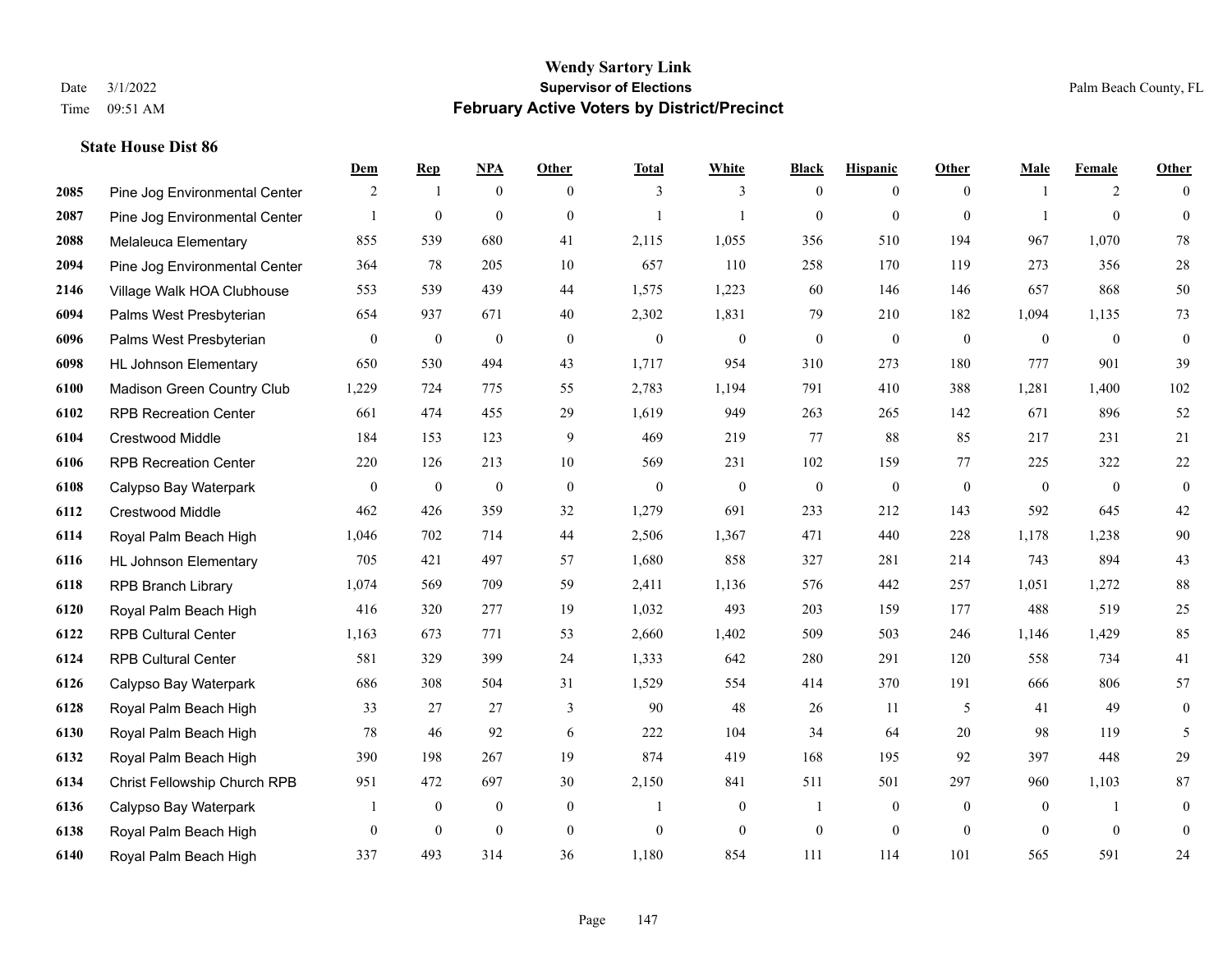# Wendy Sartory Link

**Supervisor of Elections**

**February Active Voters by District/Precinct**

Date 3/1/2022
Time 09:51 AM

Palm Beach County, FL

**State House Dist 86**

| | | Dem | Rep | NPA | Other | Total | White | Black | Hispanic | Other | Male | Female | Other |
|---|---|---|---|---|---|---|---|---|---|---|---|---|---|
| 2085 | Pine Jog Environmental Center | 2 | 1 | 0 | 0 | 3 | 3 | 0 | 0 | 0 | 1 | 2 | 0 |
| 2087 | Pine Jog Environmental Center | 1 | 0 | 0 | 0 | 1 | 1 | 0 | 0 | 0 | 1 | 0 | 0 |
| 2088 | Melaleuca Elementary | 855 | 539 | 680 | 41 | 2,115 | 1,055 | 356 | 510 | 194 | 967 | 1,070 | 78 |
| 2094 | Pine Jog Environmental Center | 364 | 78 | 205 | 10 | 657 | 110 | 258 | 170 | 119 | 273 | 356 | 28 |
| 2146 | Village Walk HOA Clubhouse | 553 | 539 | 439 | 44 | 1,575 | 1,223 | 60 | 146 | 146 | 657 | 868 | 50 |
| 6094 | Palms West Presbyterian | 654 | 937 | 671 | 40 | 2,302 | 1,831 | 79 | 210 | 182 | 1,094 | 1,135 | 73 |
| 6096 | Palms West Presbyterian | 0 | 0 | 0 | 0 | 0 | 0 | 0 | 0 | 0 | 0 | 0 | 0 |
| 6098 | HL Johnson Elementary | 650 | 530 | 494 | 43 | 1,717 | 954 | 310 | 273 | 180 | 777 | 901 | 39 |
| 6100 | Madison Green Country Club | 1,229 | 724 | 775 | 55 | 2,783 | 1,194 | 791 | 410 | 388 | 1,281 | 1,400 | 102 |
| 6102 | RPB Recreation Center | 661 | 474 | 455 | 29 | 1,619 | 949 | 263 | 265 | 142 | 671 | 896 | 52 |
| 6104 | Crestwood Middle | 184 | 153 | 123 | 9 | 469 | 219 | 77 | 88 | 85 | 217 | 231 | 21 |
| 6106 | RPB Recreation Center | 220 | 126 | 213 | 10 | 569 | 231 | 102 | 159 | 77 | 225 | 322 | 22 |
| 6108 | Calypso Bay Waterpark | 0 | 0 | 0 | 0 | 0 | 0 | 0 | 0 | 0 | 0 | 0 | 0 |
| 6112 | Crestwood Middle | 462 | 426 | 359 | 32 | 1,279 | 691 | 233 | 212 | 143 | 592 | 645 | 42 |
| 6114 | Royal Palm Beach High | 1,046 | 702 | 714 | 44 | 2,506 | 1,367 | 471 | 440 | 228 | 1,178 | 1,238 | 90 |
| 6116 | HL Johnson Elementary | 705 | 421 | 497 | 57 | 1,680 | 858 | 327 | 281 | 214 | 743 | 894 | 43 |
| 6118 | RPB Branch Library | 1,074 | 569 | 709 | 59 | 2,411 | 1,136 | 576 | 442 | 257 | 1,051 | 1,272 | 88 |
| 6120 | Royal Palm Beach High | 416 | 320 | 277 | 19 | 1,032 | 493 | 203 | 159 | 177 | 488 | 519 | 25 |
| 6122 | RPB Cultural Center | 1,163 | 673 | 771 | 53 | 2,660 | 1,402 | 509 | 503 | 246 | 1,146 | 1,429 | 85 |
| 6124 | RPB Cultural Center | 581 | 329 | 399 | 24 | 1,333 | 642 | 280 | 291 | 120 | 558 | 734 | 41 |
| 6126 | Calypso Bay Waterpark | 686 | 308 | 504 | 31 | 1,529 | 554 | 414 | 370 | 191 | 666 | 806 | 57 |
| 6128 | Royal Palm Beach High | 33 | 27 | 27 | 3 | 90 | 48 | 26 | 11 | 5 | 41 | 49 | 0 |
| 6130 | Royal Palm Beach High | 78 | 46 | 92 | 6 | 222 | 104 | 34 | 64 | 20 | 98 | 119 | 5 |
| 6132 | Royal Palm Beach High | 390 | 198 | 267 | 19 | 874 | 419 | 168 | 195 | 92 | 397 | 448 | 29 |
| 6134 | Christ Fellowship Church RPB | 951 | 472 | 697 | 30 | 2,150 | 841 | 511 | 501 | 297 | 960 | 1,103 | 87 |
| 6136 | Calypso Bay Waterpark | 1 | 0 | 0 | 0 | 1 | 0 | 1 | 0 | 0 | 0 | 1 | 0 |
| 6138 | Royal Palm Beach High | 0 | 0 | 0 | 0 | 0 | 0 | 0 | 0 | 0 | 0 | 0 | 0 |
| 6140 | Royal Palm Beach High | 337 | 493 | 314 | 36 | 1,180 | 854 | 111 | 114 | 101 | 565 | 591 | 24 |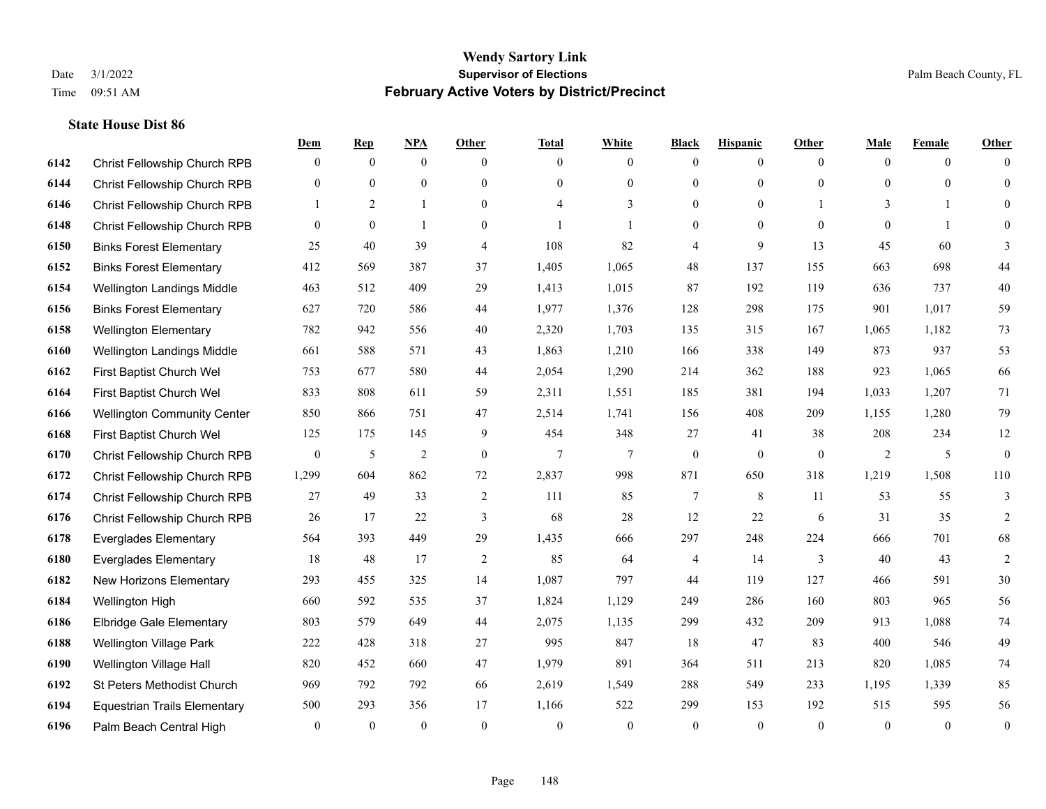# Wendy Sartory Link
## Supervisor of Elections
## February Active Voters by District/Precinct

Date 3/1/2022
Time 09:51 AM

Palm Beach County, FL

### State House Dist 86

| | | Dem | Rep | NPA | Other | Total | White | Black | Hispanic | Other | Male | Female | Other |
|---|---|---|---|---|---|---|---|---|---|---|---|---|---|
| 6142 | Christ Fellowship Church RPB | 0 | 0 | 0 | 0 | 0 | 0 | 0 | 0 | 0 | 0 | 0 | 0 |
| 6144 | Christ Fellowship Church RPB | 0 | 0 | 0 | 0 | 0 | 0 | 0 | 0 | 0 | 0 | 0 | 0 |
| 6146 | Christ Fellowship Church RPB | 1 | 2 | 1 | 0 | 4 | 3 | 0 | 0 | 1 | 3 | 1 | 0 |
| 6148 | Christ Fellowship Church RPB | 0 | 0 | 1 | 0 | 1 | 1 | 0 | 0 | 0 | 0 | 1 | 0 |
| 6150 | Binks Forest Elementary | 25 | 40 | 39 | 4 | 108 | 82 | 4 | 9 | 13 | 45 | 60 | 3 |
| 6152 | Binks Forest Elementary | 412 | 569 | 387 | 37 | 1,405 | 1,065 | 48 | 137 | 155 | 663 | 698 | 44 |
| 6154 | Wellington Landings Middle | 463 | 512 | 409 | 29 | 1,413 | 1,015 | 87 | 192 | 119 | 636 | 737 | 40 |
| 6156 | Binks Forest Elementary | 627 | 720 | 586 | 44 | 1,977 | 1,376 | 128 | 298 | 175 | 901 | 1,017 | 59 |
| 6158 | Wellington Elementary | 782 | 942 | 556 | 40 | 2,320 | 1,703 | 135 | 315 | 167 | 1,065 | 1,182 | 73 |
| 6160 | Wellington Landings Middle | 661 | 588 | 571 | 43 | 1,863 | 1,210 | 166 | 338 | 149 | 873 | 937 | 53 |
| 6162 | First Baptist Church Wel | 753 | 677 | 580 | 44 | 2,054 | 1,290 | 214 | 362 | 188 | 923 | 1,065 | 66 |
| 6164 | First Baptist Church Wel | 833 | 808 | 611 | 59 | 2,311 | 1,551 | 185 | 381 | 194 | 1,033 | 1,207 | 71 |
| 6166 | Wellington Community Center | 850 | 866 | 751 | 47 | 2,514 | 1,741 | 156 | 408 | 209 | 1,155 | 1,280 | 79 |
| 6168 | First Baptist Church Wel | 125 | 175 | 145 | 9 | 454 | 348 | 27 | 41 | 38 | 208 | 234 | 12 |
| 6170 | Christ Fellowship Church RPB | 0 | 5 | 2 | 0 | 7 | 7 | 0 | 0 | 0 | 2 | 5 | 0 |
| 6172 | Christ Fellowship Church RPB | 1,299 | 604 | 862 | 72 | 2,837 | 998 | 871 | 650 | 318 | 1,219 | 1,508 | 110 |
| 6174 | Christ Fellowship Church RPB | 27 | 49 | 33 | 2 | 111 | 85 | 7 | 8 | 11 | 53 | 55 | 3 |
| 6176 | Christ Fellowship Church RPB | 26 | 17 | 22 | 3 | 68 | 28 | 12 | 22 | 6 | 31 | 35 | 2 |
| 6178 | Everglades Elementary | 564 | 393 | 449 | 29 | 1,435 | 666 | 297 | 248 | 224 | 666 | 701 | 68 |
| 6180 | Everglades Elementary | 18 | 48 | 17 | 2 | 85 | 64 | 4 | 14 | 3 | 40 | 43 | 2 |
| 6182 | New Horizons Elementary | 293 | 455 | 325 | 14 | 1,087 | 797 | 44 | 119 | 127 | 466 | 591 | 30 |
| 6184 | Wellington High | 660 | 592 | 535 | 37 | 1,824 | 1,129 | 249 | 286 | 160 | 803 | 965 | 56 |
| 6186 | Elbridge Gale Elementary | 803 | 579 | 649 | 44 | 2,075 | 1,135 | 299 | 432 | 209 | 913 | 1,088 | 74 |
| 6188 | Wellington Village Park | 222 | 428 | 318 | 27 | 995 | 847 | 18 | 47 | 83 | 400 | 546 | 49 |
| 6190 | Wellington Village Hall | 820 | 452 | 660 | 47 | 1,979 | 891 | 364 | 511 | 213 | 820 | 1,085 | 74 |
| 6192 | St Peters Methodist Church | 969 | 792 | 792 | 66 | 2,619 | 1,549 | 288 | 549 | 233 | 1,195 | 1,339 | 85 |
| 6194 | Equestrian Trails Elementary | 500 | 293 | 356 | 17 | 1,166 | 522 | 299 | 153 | 192 | 515 | 595 | 56 |
| 6196 | Palm Beach Central High | 0 | 0 | 0 | 0 | 0 | 0 | 0 | 0 | 0 | 0 | 0 | 0 |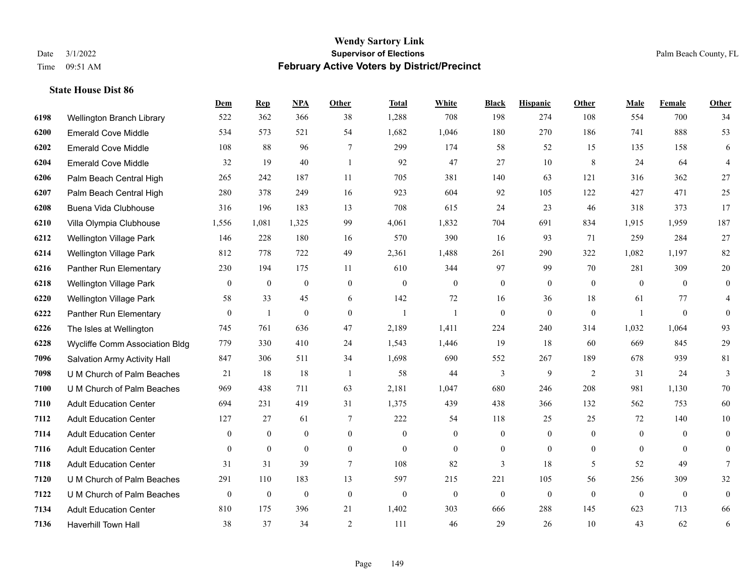# Wendy Sartory Link

**Supervisor of Elections**

**February Active Voters by District/Precinct**

Date 3/1/2022

Time 09:51 AM

Palm Beach County, FL

### State House Dist 86

| | | Dem | Rep | NPA | Other | Total | White | Black | Hispanic | Other | Male | Female | Other |
|---|---|---|---|---|---|---|---|---|---|---|---|---|---|
| 6198 | Wellington Branch Library | 522 | 362 | 366 | 38 | 1,288 | 708 | 198 | 274 | 108 | 554 | 700 | 34 |
| 6200 | Emerald Cove Middle | 534 | 573 | 521 | 54 | 1,682 | 1,046 | 180 | 270 | 186 | 741 | 888 | 53 |
| 6202 | Emerald Cove Middle | 108 | 88 | 96 | 7 | 299 | 174 | 58 | 52 | 15 | 135 | 158 | 6 |
| 6204 | Emerald Cove Middle | 32 | 19 | 40 | 1 | 92 | 47 | 27 | 10 | 8 | 24 | 64 | 4 |
| 6206 | Palm Beach Central High | 265 | 242 | 187 | 11 | 705 | 381 | 140 | 63 | 121 | 316 | 362 | 27 |
| 6207 | Palm Beach Central High | 280 | 378 | 249 | 16 | 923 | 604 | 92 | 105 | 122 | 427 | 471 | 25 |
| 6208 | Buena Vida Clubhouse | 316 | 196 | 183 | 13 | 708 | 615 | 24 | 23 | 46 | 318 | 373 | 17 |
| 6210 | Villa Olympia Clubhouse | 1,556 | 1,081 | 1,325 | 99 | 4,061 | 1,832 | 704 | 691 | 834 | 1,915 | 1,959 | 187 |
| 6212 | Wellington Village Park | 146 | 228 | 180 | 16 | 570 | 390 | 16 | 93 | 71 | 259 | 284 | 27 |
| 6214 | Wellington Village Park | 812 | 778 | 722 | 49 | 2,361 | 1,488 | 261 | 290 | 322 | 1,082 | 1,197 | 82 |
| 6216 | Panther Run Elementary | 230 | 194 | 175 | 11 | 610 | 344 | 97 | 99 | 70 | 281 | 309 | 20 |
| 6218 | Wellington Village Park | 0 | 0 | 0 | 0 | 0 | 0 | 0 | 0 | 0 | 0 | 0 | 0 |
| 6220 | Wellington Village Park | 58 | 33 | 45 | 6 | 142 | 72 | 16 | 36 | 18 | 61 | 77 | 4 |
| 6222 | Panther Run Elementary | 0 | 1 | 0 | 0 | 1 | 1 | 0 | 0 | 0 | 1 | 0 | 0 |
| 6226 | The Isles at Wellington | 745 | 761 | 636 | 47 | 2,189 | 1,411 | 224 | 240 | 314 | 1,032 | 1,064 | 93 |
| 6228 | Wycliffe Comm Association Bldg | 779 | 330 | 410 | 24 | 1,543 | 1,446 | 19 | 18 | 60 | 669 | 845 | 29 |
| 7096 | Salvation Army Activity Hall | 847 | 306 | 511 | 34 | 1,698 | 690 | 552 | 267 | 189 | 678 | 939 | 81 |
| 7098 | U M Church of Palm Beaches | 21 | 18 | 18 | 1 | 58 | 44 | 3 | 9 | 2 | 31 | 24 | 3 |
| 7100 | U M Church of Palm Beaches | 969 | 438 | 711 | 63 | 2,181 | 1,047 | 680 | 246 | 208 | 981 | 1,130 | 70 |
| 7110 | Adult Education Center | 694 | 231 | 419 | 31 | 1,375 | 439 | 438 | 366 | 132 | 562 | 753 | 60 |
| 7112 | Adult Education Center | 127 | 27 | 61 | 7 | 222 | 54 | 118 | 25 | 25 | 72 | 140 | 10 |
| 7114 | Adult Education Center | 0 | 0 | 0 | 0 | 0 | 0 | 0 | 0 | 0 | 0 | 0 | 0 |
| 7116 | Adult Education Center | 0 | 0 | 0 | 0 | 0 | 0 | 0 | 0 | 0 | 0 | 0 | 0 |
| 7118 | Adult Education Center | 31 | 31 | 39 | 7 | 108 | 82 | 3 | 18 | 5 | 52 | 49 | 7 |
| 7120 | U M Church of Palm Beaches | 291 | 110 | 183 | 13 | 597 | 215 | 221 | 105 | 56 | 256 | 309 | 32 |
| 7122 | U M Church of Palm Beaches | 0 | 0 | 0 | 0 | 0 | 0 | 0 | 0 | 0 | 0 | 0 | 0 |
| 7134 | Adult Education Center | 810 | 175 | 396 | 21 | 1,402 | 303 | 666 | 288 | 145 | 623 | 713 | 66 |
| 7136 | Haverhill Town Hall | 38 | 37 | 34 | 2 | 111 | 46 | 29 | 26 | 10 | 43 | 62 | 6 |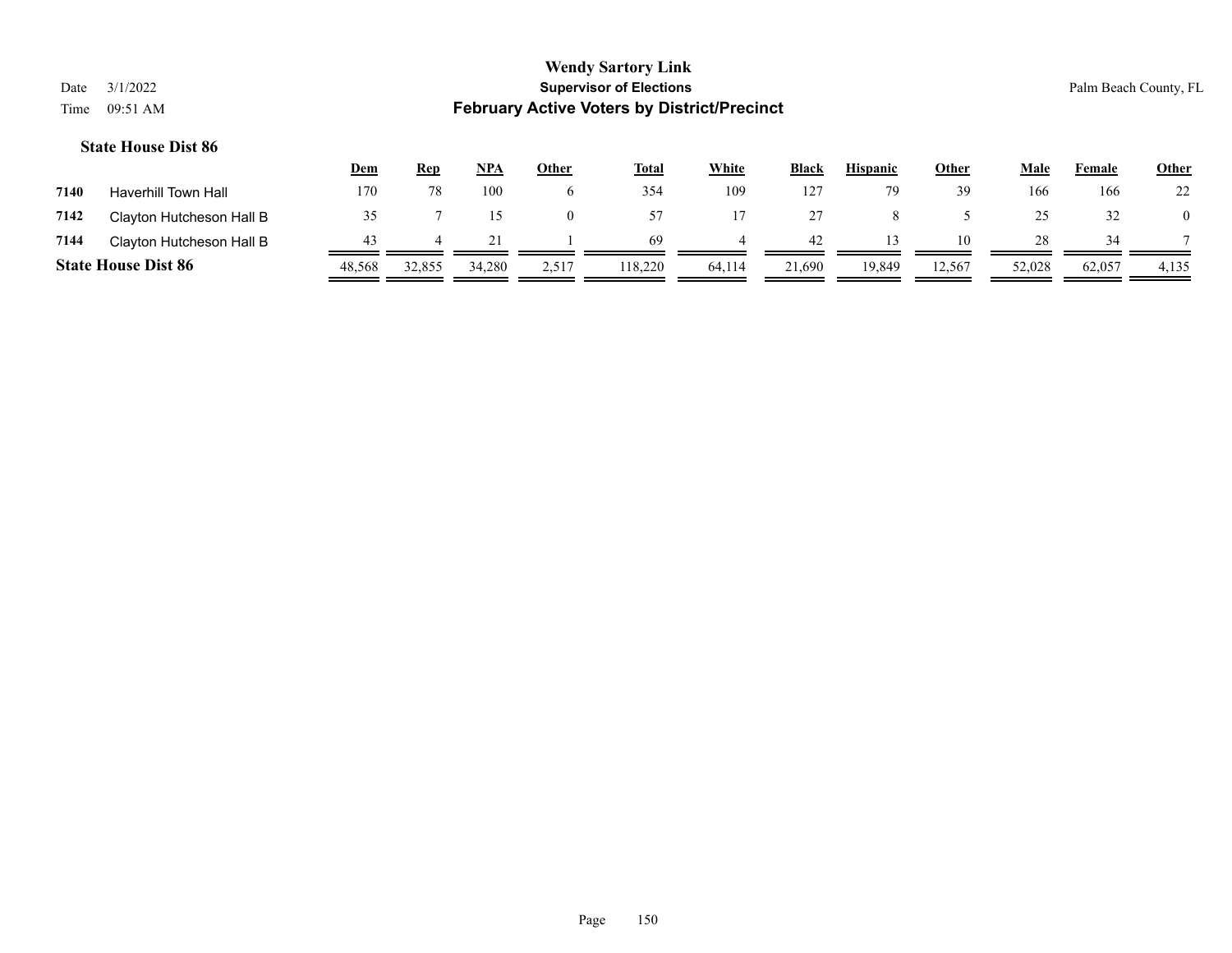# Wendy Sartory Link

**Supervisor of Elections**

**February Active Voters by District/Precinct**

Date 3/1/2022

Time 09:51 AM

Palm Beach County, FL

### State House Dist 86

| | | Dem | Rep | NPA | Other | Total | White | Black | Hispanic | Other | Male | Female | Other |
|---|---|---|---|---|---|---|---|---|---|---|---|---|---|
| 7140 | Haverhill Town Hall | 170 | 78 | 100 | 6 | 354 | 109 | 127 | 79 | 39 | 166 | 166 | 22 |
| 7142 | Clayton Hutcheson Hall B | 35 | 7 | 15 | 0 | 57 | 17 | 27 | 8 | 5 | 25 | 32 | 0 |
| 7144 | Clayton Hutcheson Hall B | 43 | 4 | 21 | 1 | 69 | 4 | 42 | 13 | 10 | 28 | 34 | 7 |
| **State House Dist 86** | | 48,568 | 32,855 | 34,280 | 2,517 | 118,220 | 64,114 | 21,690 | 19,849 | 12,567 | 52,028 | 62,057 | 4,135 |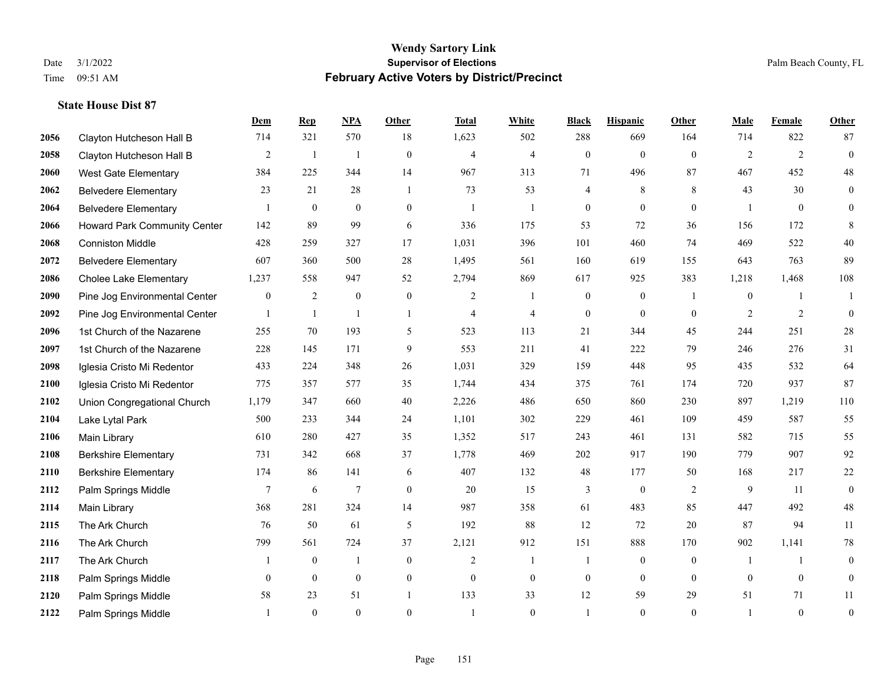# Wendy Sartory Link
## Supervisor of Elections
## February Active Voters by District/Precinct

Date 3/1/2022
Time 09:51 AM

Palm Beach County, FL

### State House Dist 87

| | | Dem | Rep | NPA | Other | Total | White | Black | Hispanic | Other | Male | Female | Other |
|---|---|---|---|---|---|---|---|---|---|---|---|---|---|
| 2056 | Clayton Hutcheson Hall B | 714 | 321 | 570 | 18 | 1,623 | 502 | 288 | 669 | 164 | 714 | 822 | 87 |
| 2058 | Clayton Hutcheson Hall B | 2 | 1 | 1 | 0 | 4 | 4 | 0 | 0 | 0 | 2 | 2 | 0 |
| 2060 | West Gate Elementary | 384 | 225 | 344 | 14 | 967 | 313 | 71 | 496 | 87 | 467 | 452 | 48 |
| 2062 | Belvedere Elementary | 23 | 21 | 28 | 1 | 73 | 53 | 4 | 8 | 8 | 43 | 30 | 0 |
| 2064 | Belvedere Elementary | 1 | 0 | 0 | 0 | 1 | 1 | 0 | 0 | 0 | 1 | 0 | 0 |
| 2066 | Howard Park Community Center | 142 | 89 | 99 | 6 | 336 | 175 | 53 | 72 | 36 | 156 | 172 | 8 |
| 2068 | Conniston Middle | 428 | 259 | 327 | 17 | 1,031 | 396 | 101 | 460 | 74 | 469 | 522 | 40 |
| 2072 | Belvedere Elementary | 607 | 360 | 500 | 28 | 1,495 | 561 | 160 | 619 | 155 | 643 | 763 | 89 |
| 2086 | Cholee Lake Elementary | 1,237 | 558 | 947 | 52 | 2,794 | 869 | 617 | 925 | 383 | 1,218 | 1,468 | 108 |
| 2090 | Pine Jog Environmental Center | 0 | 2 | 0 | 0 | 2 | 1 | 0 | 0 | 1 | 0 | 1 | 1 |
| 2092 | Pine Jog Environmental Center | 1 | 1 | 1 | 1 | 4 | 4 | 0 | 0 | 0 | 2 | 2 | 0 |
| 2096 | 1st Church of the Nazarene | 255 | 70 | 193 | 5 | 523 | 113 | 21 | 344 | 45 | 244 | 251 | 28 |
| 2097 | 1st Church of the Nazarene | 228 | 145 | 171 | 9 | 553 | 211 | 41 | 222 | 79 | 246 | 276 | 31 |
| 2098 | Iglesia Cristo Mi Redentor | 433 | 224 | 348 | 26 | 1,031 | 329 | 159 | 448 | 95 | 435 | 532 | 64 |
| 2100 | Iglesia Cristo Mi Redentor | 775 | 357 | 577 | 35 | 1,744 | 434 | 375 | 761 | 174 | 720 | 937 | 87 |
| 2102 | Union Congregational Church | 1,179 | 347 | 660 | 40 | 2,226 | 486 | 650 | 860 | 230 | 897 | 1,219 | 110 |
| 2104 | Lake Lytal Park | 500 | 233 | 344 | 24 | 1,101 | 302 | 229 | 461 | 109 | 459 | 587 | 55 |
| 2106 | Main Library | 610 | 280 | 427 | 35 | 1,352 | 517 | 243 | 461 | 131 | 582 | 715 | 55 |
| 2108 | Berkshire Elementary | 731 | 342 | 668 | 37 | 1,778 | 469 | 202 | 917 | 190 | 779 | 907 | 92 |
| 2110 | Berkshire Elementary | 174 | 86 | 141 | 6 | 407 | 132 | 48 | 177 | 50 | 168 | 217 | 22 |
| 2112 | Palm Springs Middle | 7 | 6 | 7 | 0 | 20 | 15 | 3 | 0 | 2 | 9 | 11 | 0 |
| 2114 | Main Library | 368 | 281 | 324 | 14 | 987 | 358 | 61 | 483 | 85 | 447 | 492 | 48 |
| 2115 | The Ark Church | 76 | 50 | 61 | 5 | 192 | 88 | 12 | 72 | 20 | 87 | 94 | 11 |
| 2116 | The Ark Church | 799 | 561 | 724 | 37 | 2,121 | 912 | 151 | 888 | 170 | 902 | 1,141 | 78 |
| 2117 | The Ark Church | 1 | 0 | 1 | 0 | 2 | 1 | 1 | 0 | 0 | 1 | 1 | 0 |
| 2118 | Palm Springs Middle | 0 | 0 | 0 | 0 | 0 | 0 | 0 | 0 | 0 | 0 | 0 | 0 |
| 2120 | Palm Springs Middle | 58 | 23 | 51 | 1 | 133 | 33 | 12 | 59 | 29 | 51 | 71 | 11 |
| 2122 | Palm Springs Middle | 1 | 0 | 0 | 0 | 1 | 0 | 1 | 0 | 0 | 1 | 0 | 0 |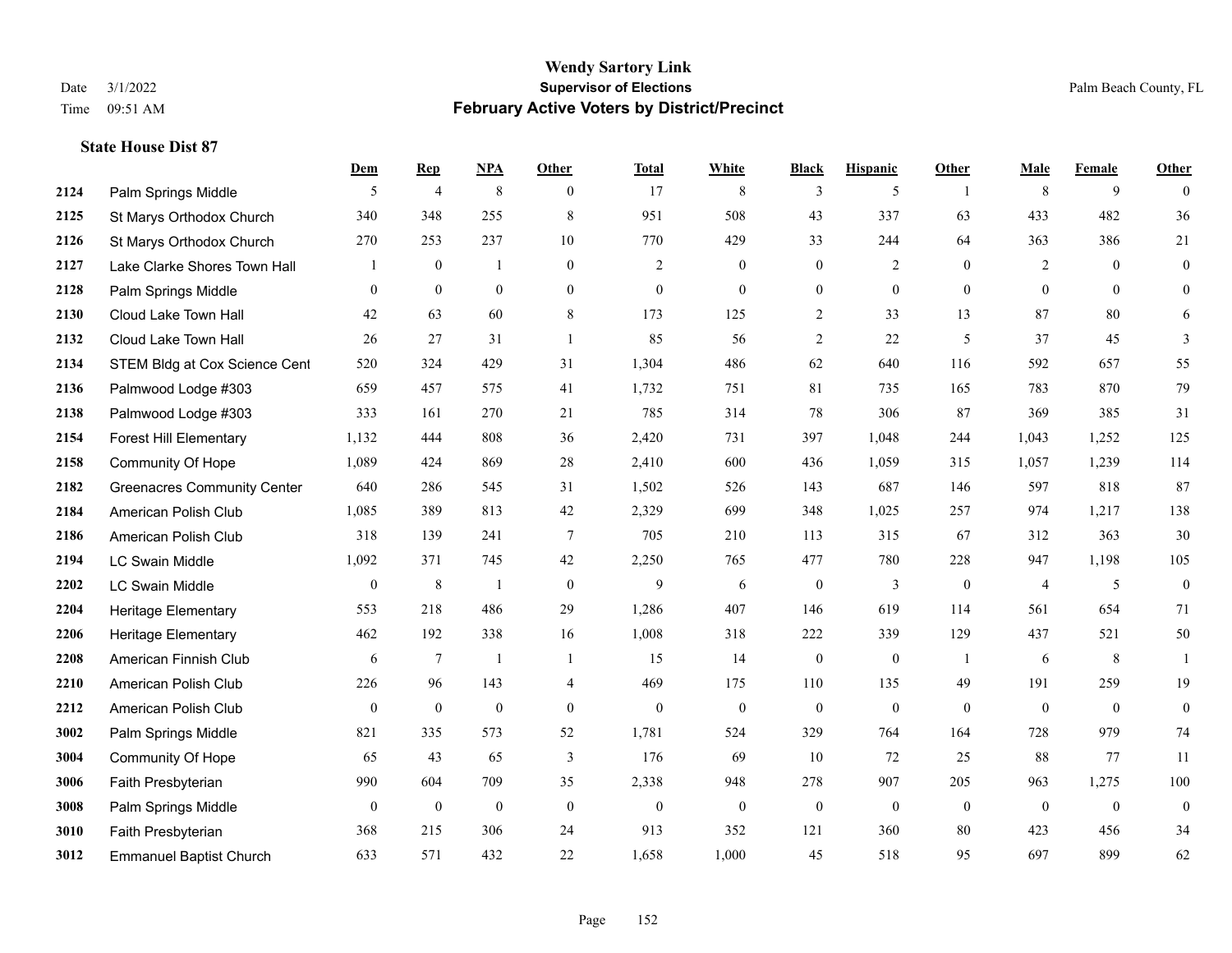# Wendy Sartory Link
## Supervisor of Elections
## February Active Voters by District/Precinct

Date 3/1/2022
Time 09:51 AM

Palm Beach County, FL

### State House Dist 87

| | | Dem | Rep | NPA | Other | Total | White | Black | Hispanic | Other | Male | Female | Other |
|---|---|---|---|---|---|---|---|---|---|---|---|---|---|
| 2124 | Palm Springs Middle | 5 | 4 | 8 | 0 | 17 | 8 | 3 | 5 | 1 | 8 | 9 | 0 |
| 2125 | St Marys Orthodox Church | 340 | 348 | 255 | 8 | 951 | 508 | 43 | 337 | 63 | 433 | 482 | 36 |
| 2126 | St Marys Orthodox Church | 270 | 253 | 237 | 10 | 770 | 429 | 33 | 244 | 64 | 363 | 386 | 21 |
| 2127 | Lake Clarke Shores Town Hall | 1 | 0 | 1 | 0 | 2 | 0 | 0 | 2 | 0 | 2 | 0 | 0 |
| 2128 | Palm Springs Middle | 0 | 0 | 0 | 0 | 0 | 0 | 0 | 0 | 0 | 0 | 0 | 0 |
| 2130 | Cloud Lake Town Hall | 42 | 63 | 60 | 8 | 173 | 125 | 2 | 33 | 13 | 87 | 80 | 6 |
| 2132 | Cloud Lake Town Hall | 26 | 27 | 31 | 1 | 85 | 56 | 2 | 22 | 5 | 37 | 45 | 3 |
| 2134 | STEM Bldg at Cox Science Cent | 520 | 324 | 429 | 31 | 1,304 | 486 | 62 | 640 | 116 | 592 | 657 | 55 |
| 2136 | Palmwood Lodge #303 | 659 | 457 | 575 | 41 | 1,732 | 751 | 81 | 735 | 165 | 783 | 870 | 79 |
| 2138 | Palmwood Lodge #303 | 333 | 161 | 270 | 21 | 785 | 314 | 78 | 306 | 87 | 369 | 385 | 31 |
| 2154 | Forest Hill Elementary | 1,132 | 444 | 808 | 36 | 2,420 | 731 | 397 | 1,048 | 244 | 1,043 | 1,252 | 125 |
| 2158 | Community Of Hope | 1,089 | 424 | 869 | 28 | 2,410 | 600 | 436 | 1,059 | 315 | 1,057 | 1,239 | 114 |
| 2182 | Greenacres Community Center | 640 | 286 | 545 | 31 | 1,502 | 526 | 143 | 687 | 146 | 597 | 818 | 87 |
| 2184 | American Polish Club | 1,085 | 389 | 813 | 42 | 2,329 | 699 | 348 | 1,025 | 257 | 974 | 1,217 | 138 |
| 2186 | American Polish Club | 318 | 139 | 241 | 7 | 705 | 210 | 113 | 315 | 67 | 312 | 363 | 30 |
| 2194 | LC Swain Middle | 1,092 | 371 | 745 | 42 | 2,250 | 765 | 477 | 780 | 228 | 947 | 1,198 | 105 |
| 2202 | LC Swain Middle | 0 | 8 | 1 | 0 | 9 | 6 | 0 | 3 | 0 | 4 | 5 | 0 |
| 2204 | Heritage Elementary | 553 | 218 | 486 | 29 | 1,286 | 407 | 146 | 619 | 114 | 561 | 654 | 71 |
| 2206 | Heritage Elementary | 462 | 192 | 338 | 16 | 1,008 | 318 | 222 | 339 | 129 | 437 | 521 | 50 |
| 2208 | American Finnish Club | 6 | 7 | 1 | 1 | 15 | 14 | 0 | 0 | 1 | 6 | 8 | 1 |
| 2210 | American Polish Club | 226 | 96 | 143 | 4 | 469 | 175 | 110 | 135 | 49 | 191 | 259 | 19 |
| 2212 | American Polish Club | 0 | 0 | 0 | 0 | 0 | 0 | 0 | 0 | 0 | 0 | 0 | 0 |
| 3002 | Palm Springs Middle | 821 | 335 | 573 | 52 | 1,781 | 524 | 329 | 764 | 164 | 728 | 979 | 74 |
| 3004 | Community Of Hope | 65 | 43 | 65 | 3 | 176 | 69 | 10 | 72 | 25 | 88 | 77 | 11 |
| 3006 | Faith Presbyterian | 990 | 604 | 709 | 35 | 2,338 | 948 | 278 | 907 | 205 | 963 | 1,275 | 100 |
| 3008 | Palm Springs Middle | 0 | 0 | 0 | 0 | 0 | 0 | 0 | 0 | 0 | 0 | 0 | 0 |
| 3010 | Faith Presbyterian | 368 | 215 | 306 | 24 | 913 | 352 | 121 | 360 | 80 | 423 | 456 | 34 |
| 3012 | Emmanuel Baptist Church | 633 | 571 | 432 | 22 | 1,658 | 1,000 | 45 | 518 | 95 | 697 | 899 | 62 |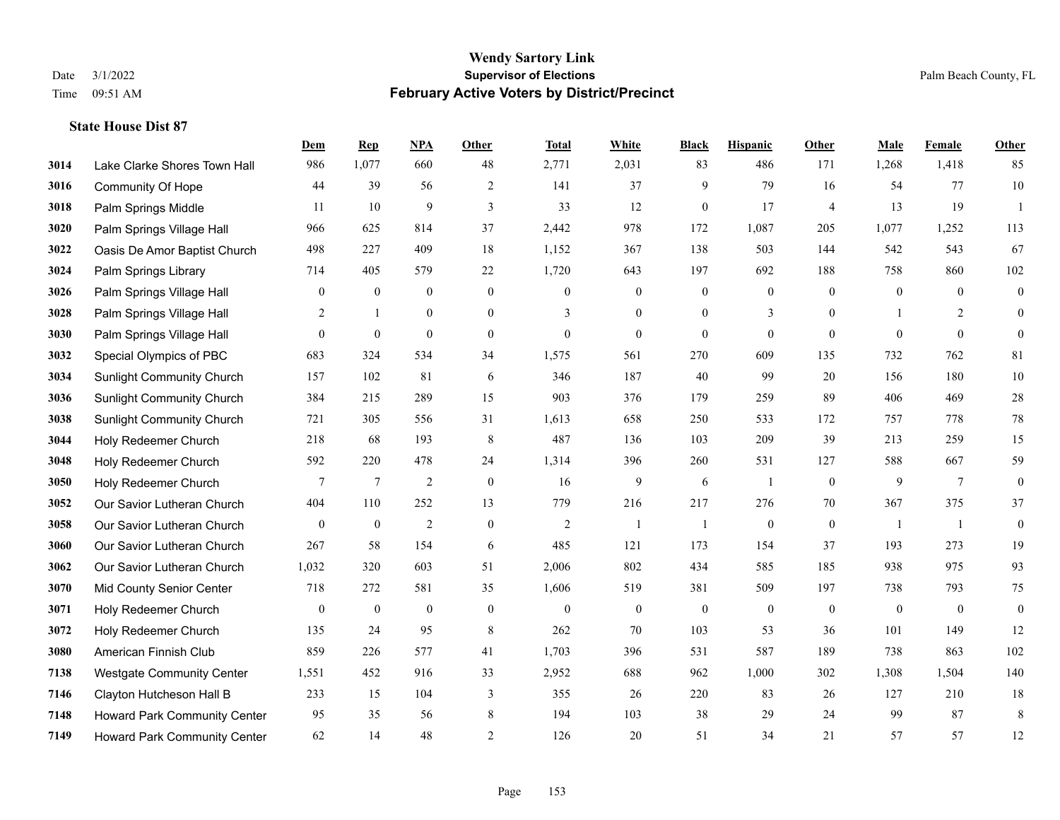# Wendy Sartory Link
## Supervisor of Elections
## February Active Voters by District/Precinct

Date 3/1/2022
Time 09:51 AM

Palm Beach County, FL

### State House Dist 87

| | | Dem | Rep | NPA | Other | Total | White | Black | Hispanic | Other | Male | Female | Other |
|---|---|---|---|---|---|---|---|---|---|---|---|---|---|
| 3014 | Lake Clarke Shores Town Hall | 986 | 1,077 | 660 | 48 | 2,771 | 2,031 | 83 | 486 | 171 | 1,268 | 1,418 | 85 |
| 3016 | Community Of Hope | 44 | 39 | 56 | 2 | 141 | 37 | 9 | 79 | 16 | 54 | 77 | 10 |
| 3018 | Palm Springs Middle | 11 | 10 | 9 | 3 | 33 | 12 | 0 | 17 | 4 | 13 | 19 | 1 |
| 3020 | Palm Springs Village Hall | 966 | 625 | 814 | 37 | 2,442 | 978 | 172 | 1,087 | 205 | 1,077 | 1,252 | 113 |
| 3022 | Oasis De Amor Baptist Church | 498 | 227 | 409 | 18 | 1,152 | 367 | 138 | 503 | 144 | 542 | 543 | 67 |
| 3024 | Palm Springs Library | 714 | 405 | 579 | 22 | 1,720 | 643 | 197 | 692 | 188 | 758 | 860 | 102 |
| 3026 | Palm Springs Village Hall | 0 | 0 | 0 | 0 | 0 | 0 | 0 | 0 | 0 | 0 | 0 | 0 |
| 3028 | Palm Springs Village Hall | 2 | 1 | 0 | 0 | 3 | 0 | 0 | 3 | 0 | 1 | 2 | 0 |
| 3030 | Palm Springs Village Hall | 0 | 0 | 0 | 0 | 0 | 0 | 0 | 0 | 0 | 0 | 0 | 0 |
| 3032 | Special Olympics of PBC | 683 | 324 | 534 | 34 | 1,575 | 561 | 270 | 609 | 135 | 732 | 762 | 81 |
| 3034 | Sunlight Community Church | 157 | 102 | 81 | 6 | 346 | 187 | 40 | 99 | 20 | 156 | 180 | 10 |
| 3036 | Sunlight Community Church | 384 | 215 | 289 | 15 | 903 | 376 | 179 | 259 | 89 | 406 | 469 | 28 |
| 3038 | Sunlight Community Church | 721 | 305 | 556 | 31 | 1,613 | 658 | 250 | 533 | 172 | 757 | 778 | 78 |
| 3044 | Holy Redeemer Church | 218 | 68 | 193 | 8 | 487 | 136 | 103 | 209 | 39 | 213 | 259 | 15 |
| 3048 | Holy Redeemer Church | 592 | 220 | 478 | 24 | 1,314 | 396 | 260 | 531 | 127 | 588 | 667 | 59 |
| 3050 | Holy Redeemer Church | 7 | 7 | 2 | 0 | 16 | 9 | 6 | 1 | 0 | 9 | 7 | 0 |
| 3052 | Our Savior Lutheran Church | 404 | 110 | 252 | 13 | 779 | 216 | 217 | 276 | 70 | 367 | 375 | 37 |
| 3058 | Our Savior Lutheran Church | 0 | 0 | 2 | 0 | 2 | 1 | 1 | 0 | 0 | 1 | 1 | 0 |
| 3060 | Our Savior Lutheran Church | 267 | 58 | 154 | 6 | 485 | 121 | 173 | 154 | 37 | 193 | 273 | 19 |
| 3062 | Our Savior Lutheran Church | 1,032 | 320 | 603 | 51 | 2,006 | 802 | 434 | 585 | 185 | 938 | 975 | 93 |
| 3070 | Mid County Senior Center | 718 | 272 | 581 | 35 | 1,606 | 519 | 381 | 509 | 197 | 738 | 793 | 75 |
| 3071 | Holy Redeemer Church | 0 | 0 | 0 | 0 | 0 | 0 | 0 | 0 | 0 | 0 | 0 | 0 |
| 3072 | Holy Redeemer Church | 135 | 24 | 95 | 8 | 262 | 70 | 103 | 53 | 36 | 101 | 149 | 12 |
| 3080 | American Finnish Club | 859 | 226 | 577 | 41 | 1,703 | 396 | 531 | 587 | 189 | 738 | 863 | 102 |
| 7138 | Westgate Community Center | 1,551 | 452 | 916 | 33 | 2,952 | 688 | 962 | 1,000 | 302 | 1,308 | 1,504 | 140 |
| 7146 | Clayton Hutcheson Hall B | 233 | 15 | 104 | 3 | 355 | 26 | 220 | 83 | 26 | 127 | 210 | 18 |
| 7148 | Howard Park Community Center | 95 | 35 | 56 | 8 | 194 | 103 | 38 | 29 | 24 | 99 | 87 | 8 |
| 7149 | Howard Park Community Center | 62 | 14 | 48 | 2 | 126 | 20 | 51 | 34 | 21 | 57 | 57 | 12 |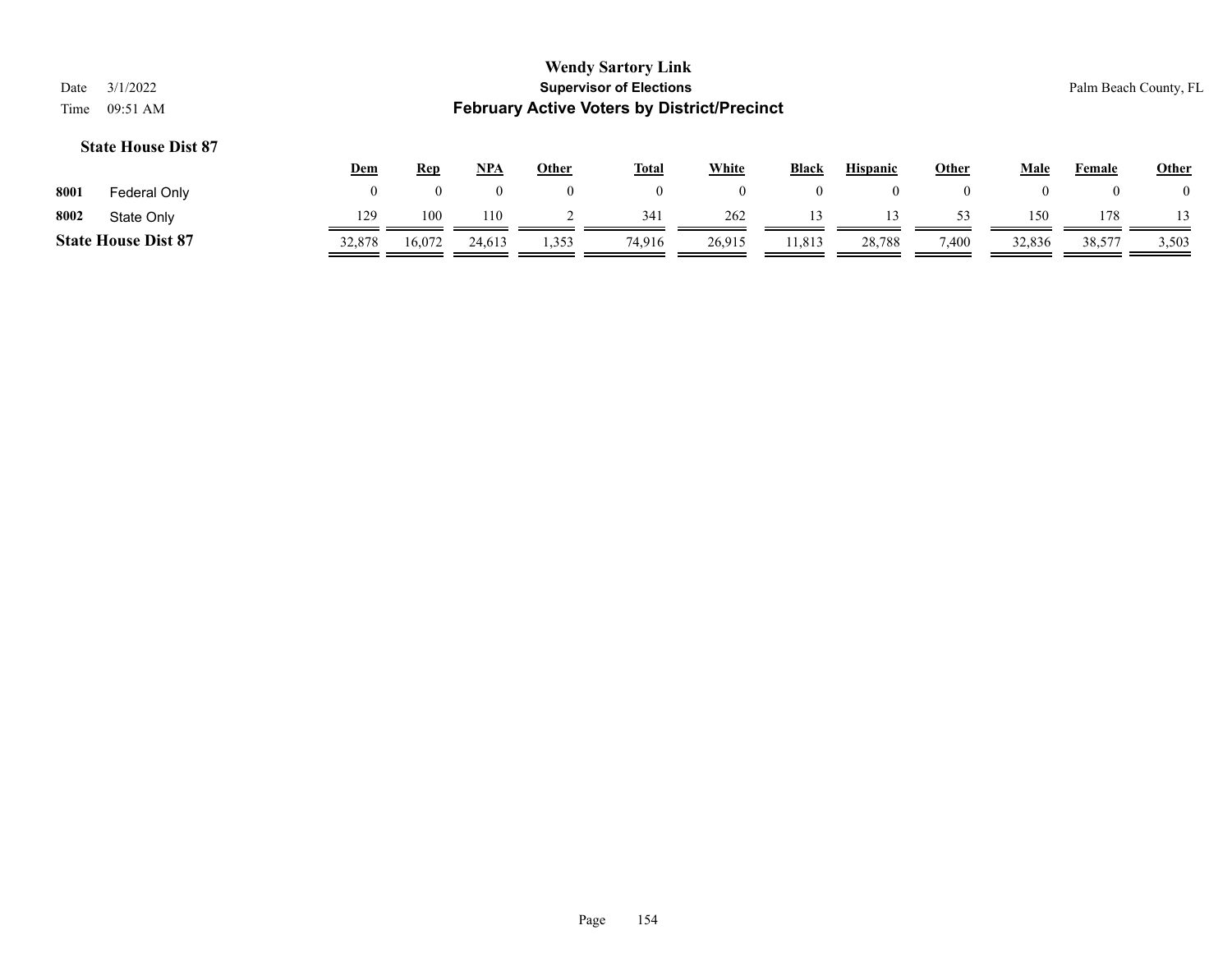**Wendy Sartory Link**
**Supervisor of Elections**
**February Active Voters by District/Precinct**

Date 3/1/2022
Time 09:51 AM

Palm Beach County, FL

### State House Dist 87

| | | Dem | Rep | NPA | Other | Total | White | Black | Hispanic | Other | Male | Female | Other |
|---|---|---|---|---|---|---|---|---|---|---|---|---|---|
| 8001 | Federal Only | 0 | 0 | 0 | 0 | 0 | 0 | 0 | 0 | 0 | 0 | 0 | 0 |
| 8002 | State Only | 129 | 100 | 110 | 2 | 341 | 262 | 13 | 13 | 53 | 150 | 178 | 13 |
| **State House Dist 87** | | 32,878 | 16,072 | 24,613 | 1,353 | 74,916 | 26,915 | 11,813 | 28,788 | 7,400 | 32,836 | 38,577 | 3,503 |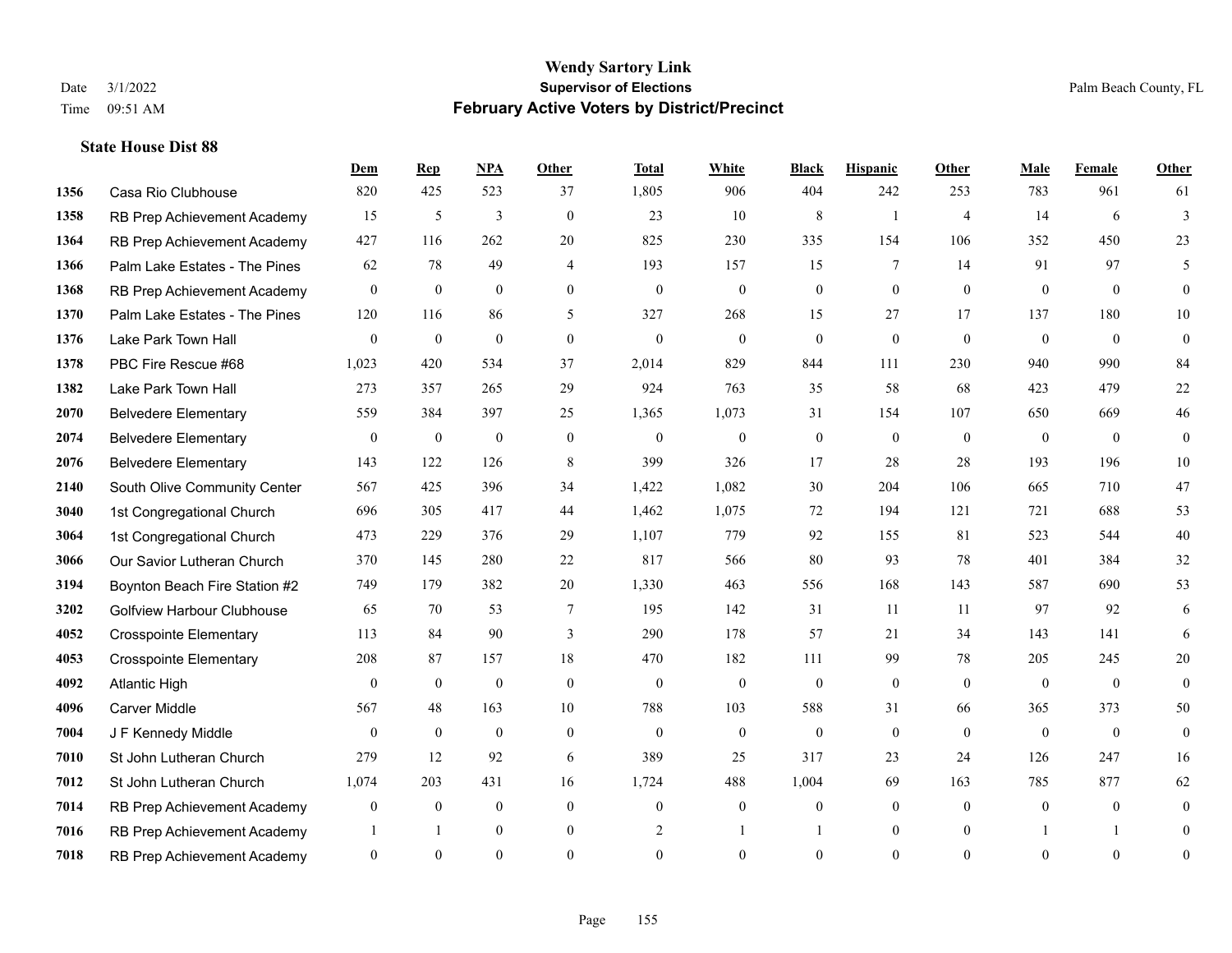### State House Dist 88

| | | Dem | Rep | NPA | Other | Total | White | Black | Hispanic | Other | Male | Female | Other |
|---|---|---|---|---|---|---|---|---|---|---|---|---|---|
| 1356 | Casa Rio Clubhouse | 820 | 425 | 523 | 37 | 1,805 | 906 | 404 | 242 | 253 | 783 | 961 | 61 |
| 1358 | RB Prep Achievement Academy | 15 | 5 | 3 | 0 | 23 | 10 | 8 | 1 | 4 | 14 | 6 | 3 |
| 1364 | RB Prep Achievement Academy | 427 | 116 | 262 | 20 | 825 | 230 | 335 | 154 | 106 | 352 | 450 | 23 |
| 1366 | Palm Lake Estates - The Pines | 62 | 78 | 49 | 4 | 193 | 157 | 15 | 7 | 14 | 91 | 97 | 5 |
| 1368 | RB Prep Achievement Academy | 0 | 0 | 0 | 0 | 0 | 0 | 0 | 0 | 0 | 0 | 0 | 0 |
| 1370 | Palm Lake Estates - The Pines | 120 | 116 | 86 | 5 | 327 | 268 | 15 | 27 | 17 | 137 | 180 | 10 |
| 1376 | Lake Park Town Hall | 0 | 0 | 0 | 0 | 0 | 0 | 0 | 0 | 0 | 0 | 0 | 0 |
| 1378 | PBC Fire Rescue #68 | 1,023 | 420 | 534 | 37 | 2,014 | 829 | 844 | 111 | 230 | 940 | 990 | 84 |
| 1382 | Lake Park Town Hall | 273 | 357 | 265 | 29 | 924 | 763 | 35 | 58 | 68 | 423 | 479 | 22 |
| 2070 | Belvedere Elementary | 559 | 384 | 397 | 25 | 1,365 | 1,073 | 31 | 154 | 107 | 650 | 669 | 46 |
| 2074 | Belvedere Elementary | 0 | 0 | 0 | 0 | 0 | 0 | 0 | 0 | 0 | 0 | 0 | 0 |
| 2076 | Belvedere Elementary | 143 | 122 | 126 | 8 | 399 | 326 | 17 | 28 | 28 | 193 | 196 | 10 |
| 2140 | South Olive Community Center | 567 | 425 | 396 | 34 | 1,422 | 1,082 | 30 | 204 | 106 | 665 | 710 | 47 |
| 3040 | 1st Congregational Church | 696 | 305 | 417 | 44 | 1,462 | 1,075 | 72 | 194 | 121 | 721 | 688 | 53 |
| 3064 | 1st Congregational Church | 473 | 229 | 376 | 29 | 1,107 | 779 | 92 | 155 | 81 | 523 | 544 | 40 |
| 3066 | Our Savior Lutheran Church | 370 | 145 | 280 | 22 | 817 | 566 | 80 | 93 | 78 | 401 | 384 | 32 |
| 3194 | Boynton Beach Fire Station #2 | 749 | 179 | 382 | 20 | 1,330 | 463 | 556 | 168 | 143 | 587 | 690 | 53 |
| 3202 | Golfview Harbour Clubhouse | 65 | 70 | 53 | 7 | 195 | 142 | 31 | 11 | 11 | 97 | 92 | 6 |
| 4052 | Crosspointe Elementary | 113 | 84 | 90 | 3 | 290 | 178 | 57 | 21 | 34 | 143 | 141 | 6 |
| 4053 | Crosspointe Elementary | 208 | 87 | 157 | 18 | 470 | 182 | 111 | 99 | 78 | 205 | 245 | 20 |
| 4092 | Atlantic High | 0 | 0 | 0 | 0 | 0 | 0 | 0 | 0 | 0 | 0 | 0 | 0 |
| 4096 | Carver Middle | 567 | 48 | 163 | 10 | 788 | 103 | 588 | 31 | 66 | 365 | 373 | 50 |
| 7004 | J F Kennedy Middle | 0 | 0 | 0 | 0 | 0 | 0 | 0 | 0 | 0 | 0 | 0 | 0 |
| 7010 | St John Lutheran Church | 279 | 12 | 92 | 6 | 389 | 25 | 317 | 23 | 24 | 126 | 247 | 16 |
| 7012 | St John Lutheran Church | 1,074 | 203 | 431 | 16 | 1,724 | 488 | 1,004 | 69 | 163 | 785 | 877 | 62 |
| 7014 | RB Prep Achievement Academy | 0 | 0 | 0 | 0 | 0 | 0 | 0 | 0 | 0 | 0 | 0 | 0 |
| 7016 | RB Prep Achievement Academy | 1 | 1 | 0 | 0 | 2 | 1 | 1 | 0 | 0 | 1 | 1 | 0 |
| 7018 | RB Prep Achievement Academy | 0 | 0 | 0 | 0 | 0 | 0 | 0 | 0 | 0 | 0 | 0 | 0 |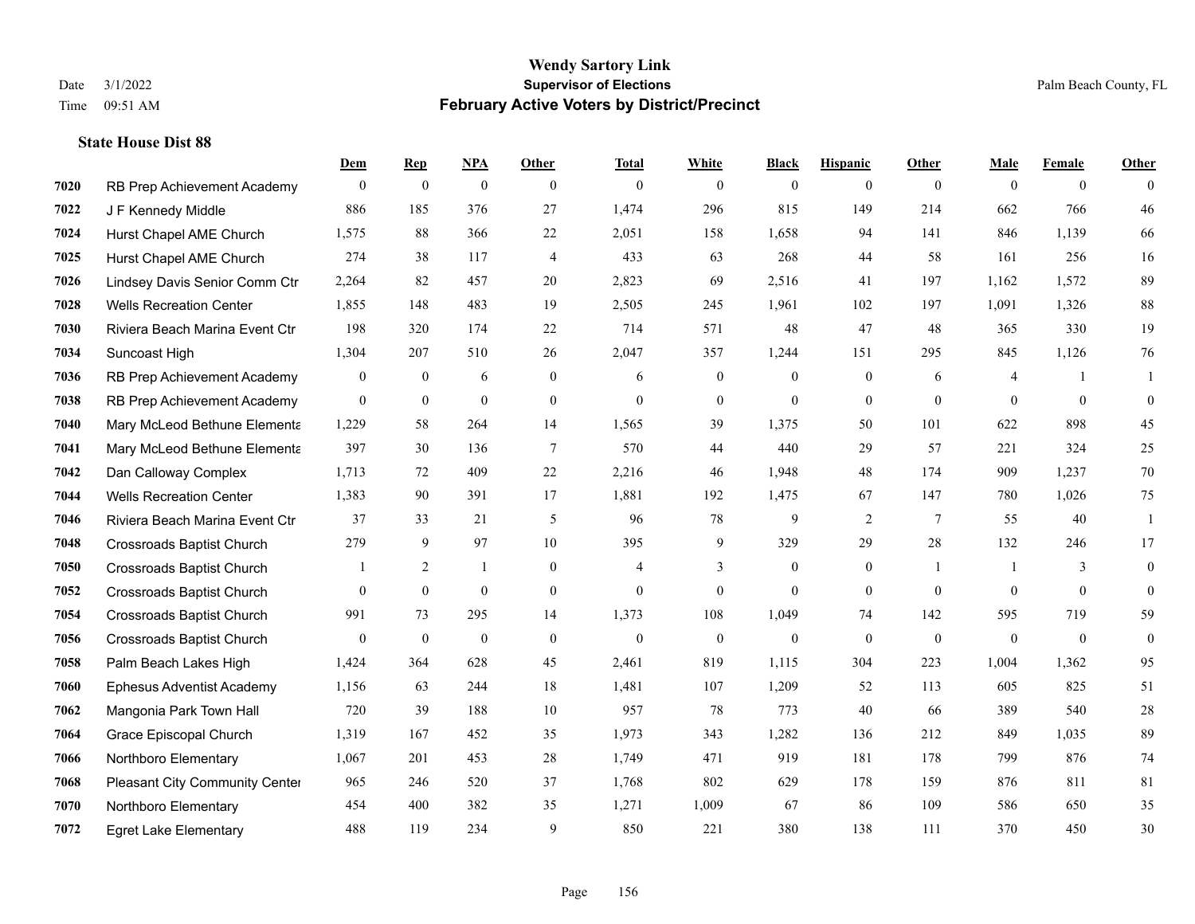## State House Dist 88

| | | Dem | Rep | NPA | Other | Total | White | Black | Hispanic | Other | Male | Female | Other |
|---|---|---|---|---|---|---|---|---|---|---|---|---|---|
| 7020 | RB Prep Achievement Academy | 0 | 0 | 0 | 0 | 0 | 0 | 0 | 0 | 0 | 0 | 0 | 0 |
| 7022 | J F Kennedy Middle | 886 | 185 | 376 | 27 | 1,474 | 296 | 815 | 149 | 214 | 662 | 766 | 46 |
| 7024 | Hurst Chapel AME Church | 1,575 | 88 | 366 | 22 | 2,051 | 158 | 1,658 | 94 | 141 | 846 | 1,139 | 66 |
| 7025 | Hurst Chapel AME Church | 274 | 38 | 117 | 4 | 433 | 63 | 268 | 44 | 58 | 161 | 256 | 16 |
| 7026 | Lindsey Davis Senior Comm Ctr | 2,264 | 82 | 457 | 20 | 2,823 | 69 | 2,516 | 41 | 197 | 1,162 | 1,572 | 89 |
| 7028 | Wells Recreation Center | 1,855 | 148 | 483 | 19 | 2,505 | 245 | 1,961 | 102 | 197 | 1,091 | 1,326 | 88 |
| 7030 | Riviera Beach Marina Event Ctr | 198 | 320 | 174 | 22 | 714 | 571 | 48 | 47 | 48 | 365 | 330 | 19 |
| 7034 | Suncoast High | 1,304 | 207 | 510 | 26 | 2,047 | 357 | 1,244 | 151 | 295 | 845 | 1,126 | 76 |
| 7036 | RB Prep Achievement Academy | 0 | 0 | 6 | 0 | 6 | 0 | 0 | 0 | 6 | 4 | 1 | 1 |
| 7038 | RB Prep Achievement Academy | 0 | 0 | 0 | 0 | 0 | 0 | 0 | 0 | 0 | 0 | 0 | 0 |
| 7040 | Mary McLeod Bethune Elementa | 1,229 | 58 | 264 | 14 | 1,565 | 39 | 1,375 | 50 | 101 | 622 | 898 | 45 |
| 7041 | Mary McLeod Bethune Elementa | 397 | 30 | 136 | 7 | 570 | 44 | 440 | 29 | 57 | 221 | 324 | 25 |
| 7042 | Dan Calloway Complex | 1,713 | 72 | 409 | 22 | 2,216 | 46 | 1,948 | 48 | 174 | 909 | 1,237 | 70 |
| 7044 | Wells Recreation Center | 1,383 | 90 | 391 | 17 | 1,881 | 192 | 1,475 | 67 | 147 | 780 | 1,026 | 75 |
| 7046 | Riviera Beach Marina Event Ctr | 37 | 33 | 21 | 5 | 96 | 78 | 9 | 2 | 7 | 55 | 40 | 1 |
| 7048 | Crossroads Baptist Church | 279 | 9 | 97 | 10 | 395 | 9 | 329 | 29 | 28 | 132 | 246 | 17 |
| 7050 | Crossroads Baptist Church | 1 | 2 | 1 | 0 | 4 | 3 | 0 | 0 | 1 | 1 | 3 | 0 |
| 7052 | Crossroads Baptist Church | 0 | 0 | 0 | 0 | 0 | 0 | 0 | 0 | 0 | 0 | 0 | 0 |
| 7054 | Crossroads Baptist Church | 991 | 73 | 295 | 14 | 1,373 | 108 | 1,049 | 74 | 142 | 595 | 719 | 59 |
| 7056 | Crossroads Baptist Church | 0 | 0 | 0 | 0 | 0 | 0 | 0 | 0 | 0 | 0 | 0 | 0 |
| 7058 | Palm Beach Lakes High | 1,424 | 364 | 628 | 45 | 2,461 | 819 | 1,115 | 304 | 223 | 1,004 | 1,362 | 95 |
| 7060 | Ephesus Adventist Academy | 1,156 | 63 | 244 | 18 | 1,481 | 107 | 1,209 | 52 | 113 | 605 | 825 | 51 |
| 7062 | Mangonia Park Town Hall | 720 | 39 | 188 | 10 | 957 | 78 | 773 | 40 | 66 | 389 | 540 | 28 |
| 7064 | Grace Episcopal Church | 1,319 | 167 | 452 | 35 | 1,973 | 343 | 1,282 | 136 | 212 | 849 | 1,035 | 89 |
| 7066 | Northboro Elementary | 1,067 | 201 | 453 | 28 | 1,749 | 471 | 919 | 181 | 178 | 799 | 876 | 74 |
| 7068 | Pleasant City Community Center | 965 | 246 | 520 | 37 | 1,768 | 802 | 629 | 178 | 159 | 876 | 811 | 81 |
| 7070 | Northboro Elementary | 454 | 400 | 382 | 35 | 1,271 | 1,009 | 67 | 86 | 109 | 586 | 650 | 35 |
| 7072 | Egret Lake Elementary | 488 | 119 | 234 | 9 | 850 | 221 | 380 | 138 | 111 | 370 | 450 | 30 |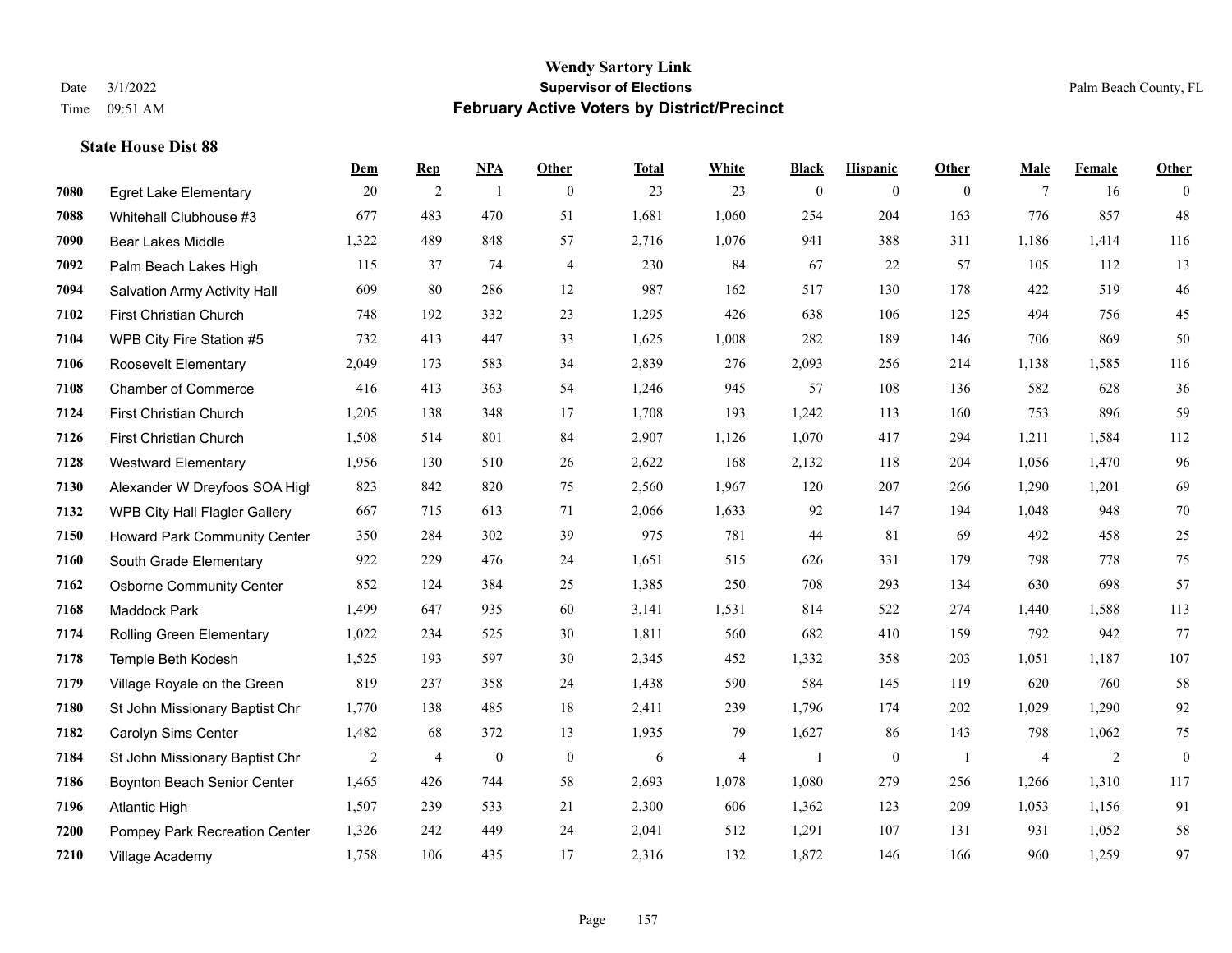# Wendy Sartory Link

## Supervisor of Elections

### February Active Voters by District/Precinct

Date 3/1/2022
Time 09:51 AM

Palm Beach County, FL

**State House Dist 88**

| | | Dem | Rep | NPA | Other | Total | White | Black | Hispanic | Other | Male | Female | Other |
|---|---|---|---|---|---|---|---|---|---|---|---|---|---|
| 7080 | Egret Lake Elementary | 20 | 2 | 1 | 0 | 23 | 23 | 0 | 0 | 0 | 7 | 16 | 0 |
| 7088 | Whitehall Clubhouse #3 | 677 | 483 | 470 | 51 | 1,681 | 1,060 | 254 | 204 | 163 | 776 | 857 | 48 |
| 7090 | Bear Lakes Middle | 1,322 | 489 | 848 | 57 | 2,716 | 1,076 | 941 | 388 | 311 | 1,186 | 1,414 | 116 |
| 7092 | Palm Beach Lakes High | 115 | 37 | 74 | 4 | 230 | 84 | 67 | 22 | 57 | 105 | 112 | 13 |
| 7094 | Salvation Army Activity Hall | 609 | 80 | 286 | 12 | 987 | 162 | 517 | 130 | 178 | 422 | 519 | 46 |
| 7102 | First Christian Church | 748 | 192 | 332 | 23 | 1,295 | 426 | 638 | 106 | 125 | 494 | 756 | 45 |
| 7104 | WPB City Fire Station #5 | 732 | 413 | 447 | 33 | 1,625 | 1,008 | 282 | 189 | 146 | 706 | 869 | 50 |
| 7106 | Roosevelt Elementary | 2,049 | 173 | 583 | 34 | 2,839 | 276 | 2,093 | 256 | 214 | 1,138 | 1,585 | 116 |
| 7108 | Chamber of Commerce | 416 | 413 | 363 | 54 | 1,246 | 945 | 57 | 108 | 136 | 582 | 628 | 36 |
| 7124 | First Christian Church | 1,205 | 138 | 348 | 17 | 1,708 | 193 | 1,242 | 113 | 160 | 753 | 896 | 59 |
| 7126 | First Christian Church | 1,508 | 514 | 801 | 84 | 2,907 | 1,126 | 1,070 | 417 | 294 | 1,211 | 1,584 | 112 |
| 7128 | Westward Elementary | 1,956 | 130 | 510 | 26 | 2,622 | 168 | 2,132 | 118 | 204 | 1,056 | 1,470 | 96 |
| 7130 | Alexander W Dreyfoos SOA High | 823 | 842 | 820 | 75 | 2,560 | 1,967 | 120 | 207 | 266 | 1,290 | 1,201 | 69 |
| 7132 | WPB City Hall Flagler Gallery | 667 | 715 | 613 | 71 | 2,066 | 1,633 | 92 | 147 | 194 | 1,048 | 948 | 70 |
| 7150 | Howard Park Community Center | 350 | 284 | 302 | 39 | 975 | 781 | 44 | 81 | 69 | 492 | 458 | 25 |
| 7160 | South Grade Elementary | 922 | 229 | 476 | 24 | 1,651 | 515 | 626 | 331 | 179 | 798 | 778 | 75 |
| 7162 | Osborne Community Center | 852 | 124 | 384 | 25 | 1,385 | 250 | 708 | 293 | 134 | 630 | 698 | 57 |
| 7168 | Maddock Park | 1,499 | 647 | 935 | 60 | 3,141 | 1,531 | 814 | 522 | 274 | 1,440 | 1,588 | 113 |
| 7174 | Rolling Green Elementary | 1,022 | 234 | 525 | 30 | 1,811 | 560 | 682 | 410 | 159 | 792 | 942 | 77 |
| 7178 | Temple Beth Kodesh | 1,525 | 193 | 597 | 30 | 2,345 | 452 | 1,332 | 358 | 203 | 1,051 | 1,187 | 107 |
| 7179 | Village Royale on the Green | 819 | 237 | 358 | 24 | 1,438 | 590 | 584 | 145 | 119 | 620 | 760 | 58 |
| 7180 | St John Missionary Baptist Chr | 1,770 | 138 | 485 | 18 | 2,411 | 239 | 1,796 | 174 | 202 | 1,029 | 1,290 | 92 |
| 7182 | Carolyn Sims Center | 1,482 | 68 | 372 | 13 | 1,935 | 79 | 1,627 | 86 | 143 | 798 | 1,062 | 75 |
| 7184 | St John Missionary Baptist Chr | 2 | 4 | 0 | 0 | 6 | 4 | 1 | 0 | 1 | 4 | 2 | 0 |
| 7186 | Boynton Beach Senior Center | 1,465 | 426 | 744 | 58 | 2,693 | 1,078 | 1,080 | 279 | 256 | 1,266 | 1,310 | 117 |
| 7196 | Atlantic High | 1,507 | 239 | 533 | 21 | 2,300 | 606 | 1,362 | 123 | 209 | 1,053 | 1,156 | 91 |
| 7200 | Pompey Park Recreation Center | 1,326 | 242 | 449 | 24 | 2,041 | 512 | 1,291 | 107 | 131 | 931 | 1,052 | 58 |
| 7210 | Village Academy | 1,758 | 106 | 435 | 17 | 2,316 | 132 | 1,872 | 146 | 166 | 960 | 1,259 | 97 |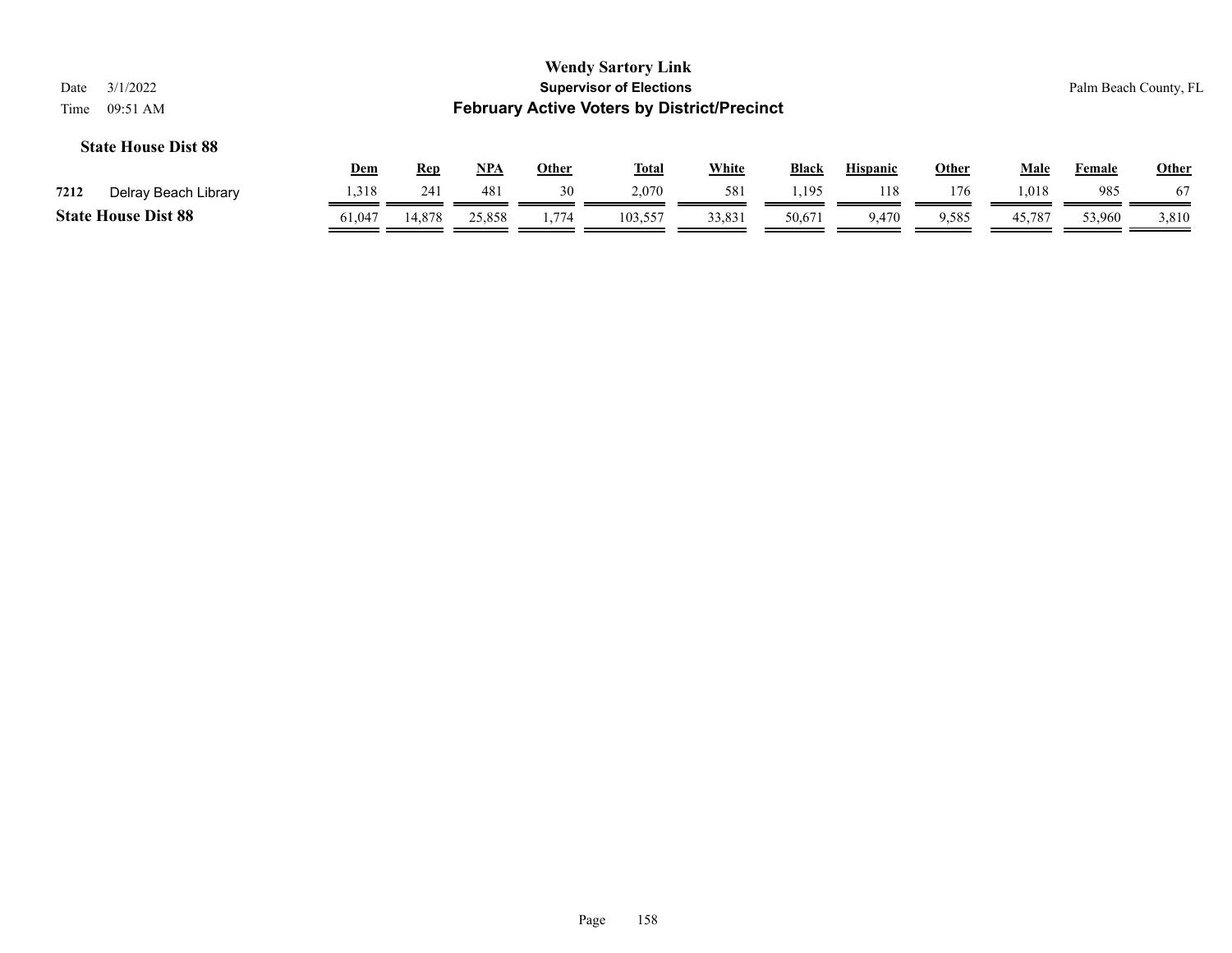### State House Dist 88

| | | Dem | Rep | NPA | Other | Total | White | Black | Hispanic | Other | Male | Female | Other |
|---|---|---|---|---|---|---|---|---|---|---|---|---|---|
| 7212 | Delray Beach Library | 1,318 | 241 | 481 | 30 | 2,070 | 581 | 1,195 | 118 | 176 | 1,018 | 985 | 67 |
| **State House Dist 88** | | 61,047 | 14,878 | 25,858 | 1,774 | 103,557 | 33,831 | 50,671 | 9,470 | 9,585 | 45,787 | 53,960 | 3,810 |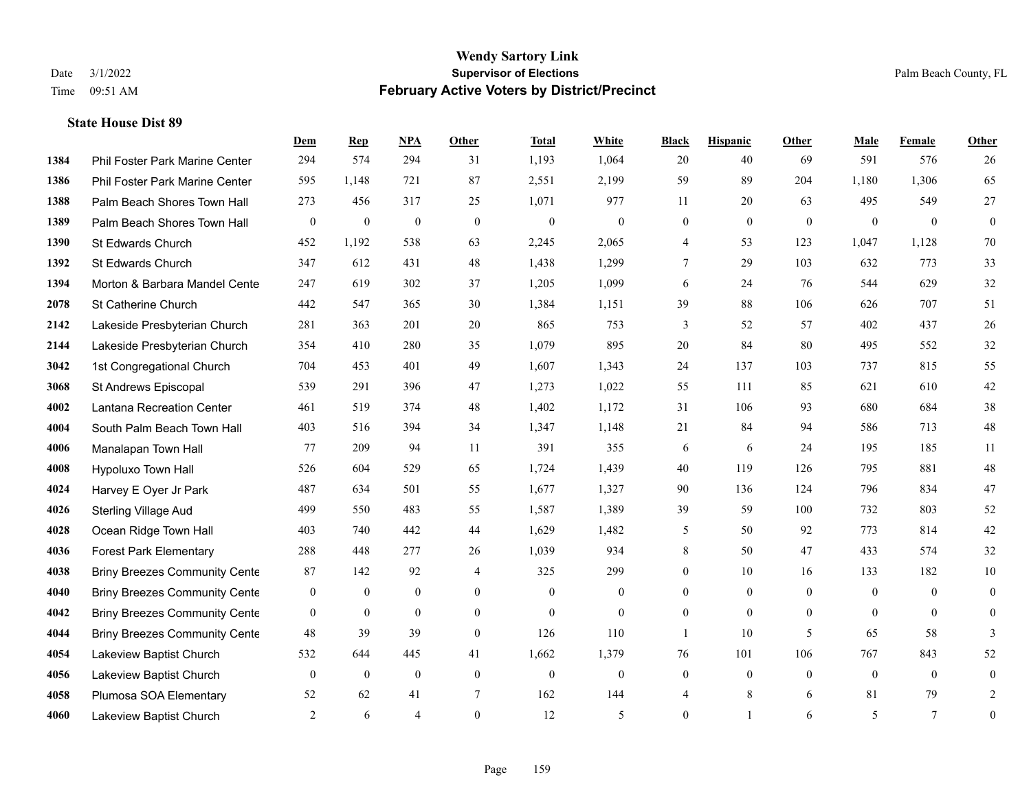# Wendy Sartory Link
## Supervisor of Elections
## February Active Voters by District/Precinct

Date 3/1/2022
Time 09:51 AM

Palm Beach County, FL

**State House Dist 89**

| | | Dem | Rep | NPA | Other | Total | White | Black | Hispanic | Other | Male | Female | Other |
|---|---|---|---|---|---|---|---|---|---|---|---|---|---|
| 1384 | Phil Foster Park Marine Center | 294 | 574 | 294 | 31 | 1,193 | 1,064 | 20 | 40 | 69 | 591 | 576 | 26 |
| 1386 | Phil Foster Park Marine Center | 595 | 1,148 | 721 | 87 | 2,551 | 2,199 | 59 | 89 | 204 | 1,180 | 1,306 | 65 |
| 1388 | Palm Beach Shores Town Hall | 273 | 456 | 317 | 25 | 1,071 | 977 | 11 | 20 | 63 | 495 | 549 | 27 |
| 1389 | Palm Beach Shores Town Hall | 0 | 0 | 0 | 0 | 0 | 0 | 0 | 0 | 0 | 0 | 0 | 0 |
| 1390 | St Edwards Church | 452 | 1,192 | 538 | 63 | 2,245 | 2,065 | 4 | 53 | 123 | 1,047 | 1,128 | 70 |
| 1392 | St Edwards Church | 347 | 612 | 431 | 48 | 1,438 | 1,299 | 7 | 29 | 103 | 632 | 773 | 33 |
| 1394 | Morton & Barbara Mandel Cente | 247 | 619 | 302 | 37 | 1,205 | 1,099 | 6 | 24 | 76 | 544 | 629 | 32 |
| 2078 | St Catherine Church | 442 | 547 | 365 | 30 | 1,384 | 1,151 | 39 | 88 | 106 | 626 | 707 | 51 |
| 2142 | Lakeside Presbyterian Church | 281 | 363 | 201 | 20 | 865 | 753 | 3 | 52 | 57 | 402 | 437 | 26 |
| 2144 | Lakeside Presbyterian Church | 354 | 410 | 280 | 35 | 1,079 | 895 | 20 | 84 | 80 | 495 | 552 | 32 |
| 3042 | 1st Congregational Church | 704 | 453 | 401 | 49 | 1,607 | 1,343 | 24 | 137 | 103 | 737 | 815 | 55 |
| 3068 | St Andrews Episcopal | 539 | 291 | 396 | 47 | 1,273 | 1,022 | 55 | 111 | 85 | 621 | 610 | 42 |
| 4002 | Lantana Recreation Center | 461 | 519 | 374 | 48 | 1,402 | 1,172 | 31 | 106 | 93 | 680 | 684 | 38 |
| 4004 | South Palm Beach Town Hall | 403 | 516 | 394 | 34 | 1,347 | 1,148 | 21 | 84 | 94 | 586 | 713 | 48 |
| 4006 | Manalapan Town Hall | 77 | 209 | 94 | 11 | 391 | 355 | 6 | 6 | 24 | 195 | 185 | 11 |
| 4008 | Hypoluxo Town Hall | 526 | 604 | 529 | 65 | 1,724 | 1,439 | 40 | 119 | 126 | 795 | 881 | 48 |
| 4024 | Harvey E Oyer Jr Park | 487 | 634 | 501 | 55 | 1,677 | 1,327 | 90 | 136 | 124 | 796 | 834 | 47 |
| 4026 | Sterling Village Aud | 499 | 550 | 483 | 55 | 1,587 | 1,389 | 39 | 59 | 100 | 732 | 803 | 52 |
| 4028 | Ocean Ridge Town Hall | 403 | 740 | 442 | 44 | 1,629 | 1,482 | 5 | 50 | 92 | 773 | 814 | 42 |
| 4036 | Forest Park Elementary | 288 | 448 | 277 | 26 | 1,039 | 934 | 8 | 50 | 47 | 433 | 574 | 32 |
| 4038 | Briny Breezes Community Cente | 87 | 142 | 92 | 4 | 325 | 299 | 0 | 10 | 16 | 133 | 182 | 10 |
| 4040 | Briny Breezes Community Cente | 0 | 0 | 0 | 0 | 0 | 0 | 0 | 0 | 0 | 0 | 0 | 0 |
| 4042 | Briny Breezes Community Cente | 0 | 0 | 0 | 0 | 0 | 0 | 0 | 0 | 0 | 0 | 0 | 0 |
| 4044 | Briny Breezes Community Cente | 48 | 39 | 39 | 0 | 126 | 110 | 1 | 10 | 5 | 65 | 58 | 3 |
| 4054 | Lakeview Baptist Church | 532 | 644 | 445 | 41 | 1,662 | 1,379 | 76 | 101 | 106 | 767 | 843 | 52 |
| 4056 | Lakeview Baptist Church | 0 | 0 | 0 | 0 | 0 | 0 | 0 | 0 | 0 | 0 | 0 | 0 |
| 4058 | Plumosa SOA Elementary | 52 | 62 | 41 | 7 | 162 | 144 | 4 | 8 | 6 | 81 | 79 | 2 |
| 4060 | Lakeview Baptist Church | 2 | 6 | 4 | 0 | 12 | 5 | 0 | 1 | 6 | 5 | 7 | 0 |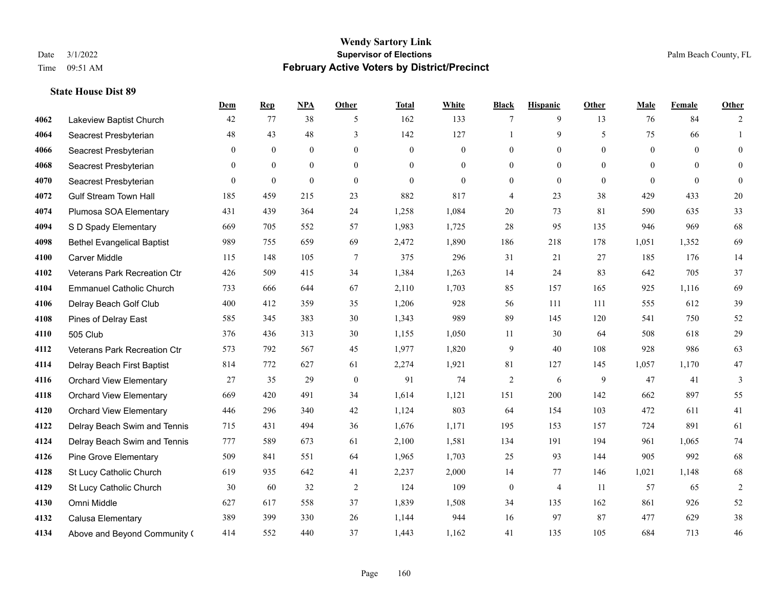# Wendy Sartory Link

**Supervisor of Elections**

**February Active Voters by District/Precinct**

Date 3/1/2022

Time 09:51 AM

Palm Beach County, FL

### State House Dist 89

| | | Dem | Rep | NPA | Other | Total | White | Black | Hispanic | Other | Male | Female | Other |
|---|---|---|---|---|---|---|---|---|---|---|---|---|---|
| 4062 | Lakeview Baptist Church | 42 | 77 | 38 | 5 | 162 | 133 | 7 | 9 | 13 | 76 | 84 | 2 |
| 4064 | Seacrest Presbyterian | 48 | 43 | 48 | 3 | 142 | 127 | 1 | 9 | 5 | 75 | 66 | 1 |
| 4066 | Seacrest Presbyterian | 0 | 0 | 0 | 0 | 0 | 0 | 0 | 0 | 0 | 0 | 0 | 0 |
| 4068 | Seacrest Presbyterian | 0 | 0 | 0 | 0 | 0 | 0 | 0 | 0 | 0 | 0 | 0 | 0 |
| 4070 | Seacrest Presbyterian | 0 | 0 | 0 | 0 | 0 | 0 | 0 | 0 | 0 | 0 | 0 | 0 |
| 4072 | Gulf Stream Town Hall | 185 | 459 | 215 | 23 | 882 | 817 | 4 | 23 | 38 | 429 | 433 | 20 |
| 4074 | Plumosa SOA Elementary | 431 | 439 | 364 | 24 | 1,258 | 1,084 | 20 | 73 | 81 | 590 | 635 | 33 |
| 4094 | S D Spady Elementary | 669 | 705 | 552 | 57 | 1,983 | 1,725 | 28 | 95 | 135 | 946 | 969 | 68 |
| 4098 | Bethel Evangelical Baptist | 989 | 755 | 659 | 69 | 2,472 | 1,890 | 186 | 218 | 178 | 1,051 | 1,352 | 69 |
| 4100 | Carver Middle | 115 | 148 | 105 | 7 | 375 | 296 | 31 | 21 | 27 | 185 | 176 | 14 |
| 4102 | Veterans Park Recreation Ctr | 426 | 509 | 415 | 34 | 1,384 | 1,263 | 14 | 24 | 83 | 642 | 705 | 37 |
| 4104 | Emmanuel Catholic Church | 733 | 666 | 644 | 67 | 2,110 | 1,703 | 85 | 157 | 165 | 925 | 1,116 | 69 |
| 4106 | Delray Beach Golf Club | 400 | 412 | 359 | 35 | 1,206 | 928 | 56 | 111 | 111 | 555 | 612 | 39 |
| 4108 | Pines of Delray East | 585 | 345 | 383 | 30 | 1,343 | 989 | 89 | 145 | 120 | 541 | 750 | 52 |
| 4110 | 505 Club | 376 | 436 | 313 | 30 | 1,155 | 1,050 | 11 | 30 | 64 | 508 | 618 | 29 |
| 4112 | Veterans Park Recreation Ctr | 573 | 792 | 567 | 45 | 1,977 | 1,820 | 9 | 40 | 108 | 928 | 986 | 63 |
| 4114 | Delray Beach First Baptist | 814 | 772 | 627 | 61 | 2,274 | 1,921 | 81 | 127 | 145 | 1,057 | 1,170 | 47 |
| 4116 | Orchard View Elementary | 27 | 35 | 29 | 0 | 91 | 74 | 2 | 6 | 9 | 47 | 41 | 3 |
| 4118 | Orchard View Elementary | 669 | 420 | 491 | 34 | 1,614 | 1,121 | 151 | 200 | 142 | 662 | 897 | 55 |
| 4120 | Orchard View Elementary | 446 | 296 | 340 | 42 | 1,124 | 803 | 64 | 154 | 103 | 472 | 611 | 41 |
| 4122 | Delray Beach Swim and Tennis | 715 | 431 | 494 | 36 | 1,676 | 1,171 | 195 | 153 | 157 | 724 | 891 | 61 |
| 4124 | Delray Beach Swim and Tennis | 777 | 589 | 673 | 61 | 2,100 | 1,581 | 134 | 191 | 194 | 961 | 1,065 | 74 |
| 4126 | Pine Grove Elementary | 509 | 841 | 551 | 64 | 1,965 | 1,703 | 25 | 93 | 144 | 905 | 992 | 68 |
| 4128 | St Lucy Catholic Church | 619 | 935 | 642 | 41 | 2,237 | 2,000 | 14 | 77 | 146 | 1,021 | 1,148 | 68 |
| 4129 | St Lucy Catholic Church | 30 | 60 | 32 | 2 | 124 | 109 | 0 | 4 | 11 | 57 | 65 | 2 |
| 4130 | Omni Middle | 627 | 617 | 558 | 37 | 1,839 | 1,508 | 34 | 135 | 162 | 861 | 926 | 52 |
| 4132 | Calusa Elementary | 389 | 399 | 330 | 26 | 1,144 | 944 | 16 | 97 | 87 | 477 | 629 | 38 |
| 4134 | Above and Beyond Community ( | 414 | 552 | 440 | 37 | 1,443 | 1,162 | 41 | 135 | 105 | 684 | 713 | 46 |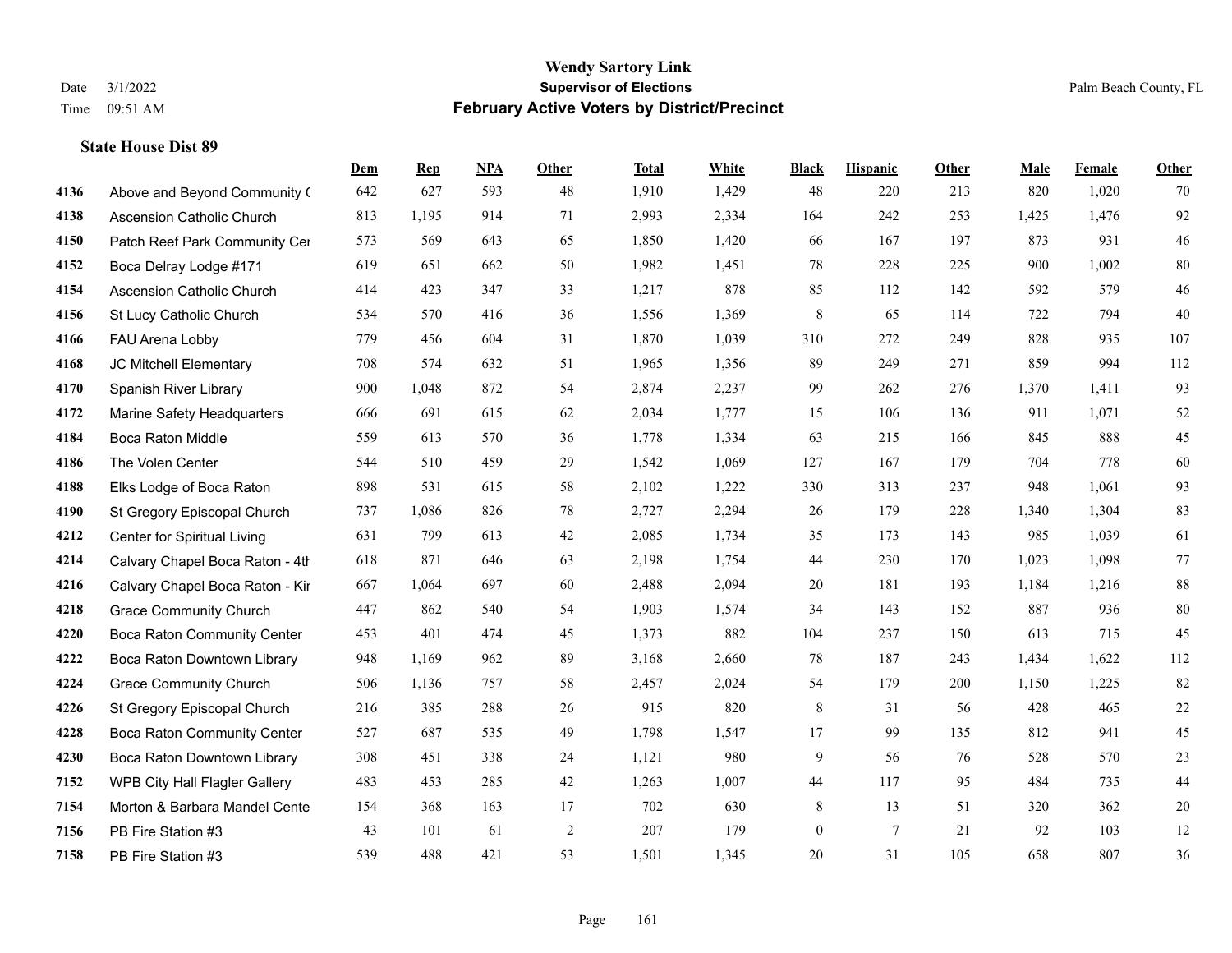# Wendy Sartory Link

Date 3/1/2022

Time 09:51 AM

**Supervisor of Elections**

**February Active Voters by District/Precinct**

Palm Beach County, FL

### State House Dist 89

| | | Dem | Rep | NPA | Other | Total | White | Black | Hispanic | Other | Male | Female | Other |
|---|---|---|---|---|---|---|---|---|---|---|---|---|---|
| 4136 | Above and Beyond Community ( | 642 | 627 | 593 | 48 | 1,910 | 1,429 | 48 | 220 | 213 | 820 | 1,020 | 70 |
| 4138 | Ascension Catholic Church | 813 | 1,195 | 914 | 71 | 2,993 | 2,334 | 164 | 242 | 253 | 1,425 | 1,476 | 92 |
| 4150 | Patch Reef Park Community Cer | 573 | 569 | 643 | 65 | 1,850 | 1,420 | 66 | 167 | 197 | 873 | 931 | 46 |
| 4152 | Boca Delray Lodge #171 | 619 | 651 | 662 | 50 | 1,982 | 1,451 | 78 | 228 | 225 | 900 | 1,002 | 80 |
| 4154 | Ascension Catholic Church | 414 | 423 | 347 | 33 | 1,217 | 878 | 85 | 112 | 142 | 592 | 579 | 46 |
| 4156 | St Lucy Catholic Church | 534 | 570 | 416 | 36 | 1,556 | 1,369 | 8 | 65 | 114 | 722 | 794 | 40 |
| 4166 | FAU Arena Lobby | 779 | 456 | 604 | 31 | 1,870 | 1,039 | 310 | 272 | 249 | 828 | 935 | 107 |
| 4168 | JC Mitchell Elementary | 708 | 574 | 632 | 51 | 1,965 | 1,356 | 89 | 249 | 271 | 859 | 994 | 112 |
| 4170 | Spanish River Library | 900 | 1,048 | 872 | 54 | 2,874 | 2,237 | 99 | 262 | 276 | 1,370 | 1,411 | 93 |
| 4172 | Marine Safety Headquarters | 666 | 691 | 615 | 62 | 2,034 | 1,777 | 15 | 106 | 136 | 911 | 1,071 | 52 |
| 4184 | Boca Raton Middle | 559 | 613 | 570 | 36 | 1,778 | 1,334 | 63 | 215 | 166 | 845 | 888 | 45 |
| 4186 | The Volen Center | 544 | 510 | 459 | 29 | 1,542 | 1,069 | 127 | 167 | 179 | 704 | 778 | 60 |
| 4188 | Elks Lodge of Boca Raton | 898 | 531 | 615 | 58 | 2,102 | 1,222 | 330 | 313 | 237 | 948 | 1,061 | 93 |
| 4190 | St Gregory Episcopal Church | 737 | 1,086 | 826 | 78 | 2,727 | 2,294 | 26 | 179 | 228 | 1,340 | 1,304 | 83 |
| 4212 | Center for Spiritual Living | 631 | 799 | 613 | 42 | 2,085 | 1,734 | 35 | 173 | 143 | 985 | 1,039 | 61 |
| 4214 | Calvary Chapel Boca Raton - 4th | 618 | 871 | 646 | 63 | 2,198 | 1,754 | 44 | 230 | 170 | 1,023 | 1,098 | 77 |
| 4216 | Calvary Chapel Boca Raton - Kir | 667 | 1,064 | 697 | 60 | 2,488 | 2,094 | 20 | 181 | 193 | 1,184 | 1,216 | 88 |
| 4218 | Grace Community Church | 447 | 862 | 540 | 54 | 1,903 | 1,574 | 34 | 143 | 152 | 887 | 936 | 80 |
| 4220 | Boca Raton Community Center | 453 | 401 | 474 | 45 | 1,373 | 882 | 104 | 237 | 150 | 613 | 715 | 45 |
| 4222 | Boca Raton Downtown Library | 948 | 1,169 | 962 | 89 | 3,168 | 2,660 | 78 | 187 | 243 | 1,434 | 1,622 | 112 |
| 4224 | Grace Community Church | 506 | 1,136 | 757 | 58 | 2,457 | 2,024 | 54 | 179 | 200 | 1,150 | 1,225 | 82 |
| 4226 | St Gregory Episcopal Church | 216 | 385 | 288 | 26 | 915 | 820 | 8 | 31 | 56 | 428 | 465 | 22 |
| 4228 | Boca Raton Community Center | 527 | 687 | 535 | 49 | 1,798 | 1,547 | 17 | 99 | 135 | 812 | 941 | 45 |
| 4230 | Boca Raton Downtown Library | 308 | 451 | 338 | 24 | 1,121 | 980 | 9 | 56 | 76 | 528 | 570 | 23 |
| 7152 | WPB City Hall Flagler Gallery | 483 | 453 | 285 | 42 | 1,263 | 1,007 | 44 | 117 | 95 | 484 | 735 | 44 |
| 7154 | Morton & Barbara Mandel Cente | 154 | 368 | 163 | 17 | 702 | 630 | 8 | 13 | 51 | 320 | 362 | 20 |
| 7156 | PB Fire Station #3 | 43 | 101 | 61 | 2 | 207 | 179 | 0 | 7 | 21 | 92 | 103 | 12 |
| 7158 | PB Fire Station #3 | 539 | 488 | 421 | 53 | 1,501 | 1,345 | 20 | 31 | 105 | 658 | 807 | 36 |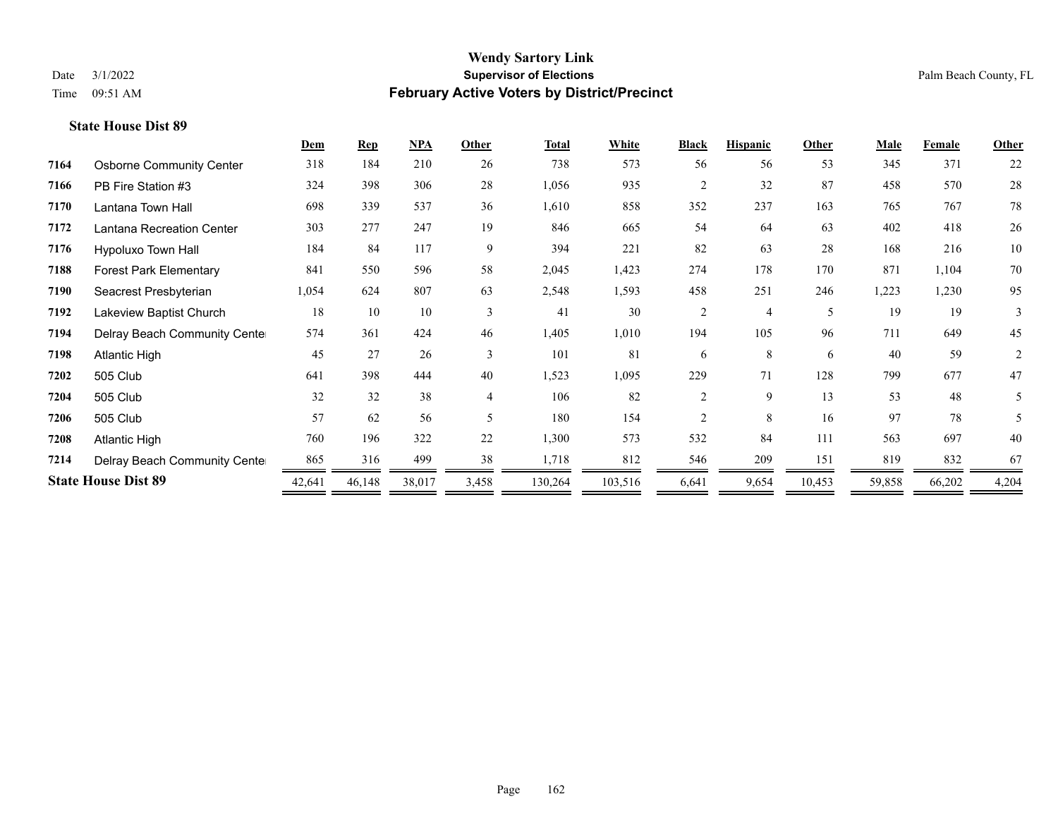## State House Dist 89

| | | Dem | Rep | NPA | Other | Total | White | Black | Hispanic | Other | Male | Female | Other |
|---|---|---|---|---|---|---|---|---|---|---|---|---|---|
| 7164 | Osborne Community Center | 318 | 184 | 210 | 26 | 738 | 573 | 56 | 56 | 53 | 345 | 371 | 22 |
| 7166 | PB Fire Station #3 | 324 | 398 | 306 | 28 | 1,056 | 935 | 2 | 32 | 87 | 458 | 570 | 28 |
| 7170 | Lantana Town Hall | 698 | 339 | 537 | 36 | 1,610 | 858 | 352 | 237 | 163 | 765 | 767 | 78 |
| 7172 | Lantana Recreation Center | 303 | 277 | 247 | 19 | 846 | 665 | 54 | 64 | 63 | 402 | 418 | 26 |
| 7176 | Hypoluxo Town Hall | 184 | 84 | 117 | 9 | 394 | 221 | 82 | 63 | 28 | 168 | 216 | 10 |
| 7188 | Forest Park Elementary | 841 | 550 | 596 | 58 | 2,045 | 1,423 | 274 | 178 | 170 | 871 | 1,104 | 70 |
| 7190 | Seacrest Presbyterian | 1,054 | 624 | 807 | 63 | 2,548 | 1,593 | 458 | 251 | 246 | 1,223 | 1,230 | 95 |
| 7192 | Lakeview Baptist Church | 18 | 10 | 10 | 3 | 41 | 30 | 2 | 4 | 5 | 19 | 19 | 3 |
| 7194 | Delray Beach Community Center | 574 | 361 | 424 | 46 | 1,405 | 1,010 | 194 | 105 | 96 | 711 | 649 | 45 |
| 7198 | Atlantic High | 45 | 27 | 26 | 3 | 101 | 81 | 6 | 8 | 6 | 40 | 59 | 2 |
| 7202 | 505 Club | 641 | 398 | 444 | 40 | 1,523 | 1,095 | 229 | 71 | 128 | 799 | 677 | 47 |
| 7204 | 505 Club | 32 | 32 | 38 | 4 | 106 | 82 | 2 | 9 | 13 | 53 | 48 | 5 |
| 7206 | 505 Club | 57 | 62 | 56 | 5 | 180 | 154 | 2 | 8 | 16 | 97 | 78 | 5 |
| 7208 | Atlantic High | 760 | 196 | 322 | 22 | 1,300 | 573 | 532 | 84 | 111 | 563 | 697 | 40 |
| 7214 | Delray Beach Community Center | 865 | 316 | 499 | 38 | 1,718 | 812 | 546 | 209 | 151 | 819 | 832 | 67 |
| **State House Dist 89** | | 42,641 | 46,148 | 38,017 | 3,458 | 130,264 | 103,516 | 6,641 | 9,654 | 10,453 | 59,858 | 66,202 | 4,204 |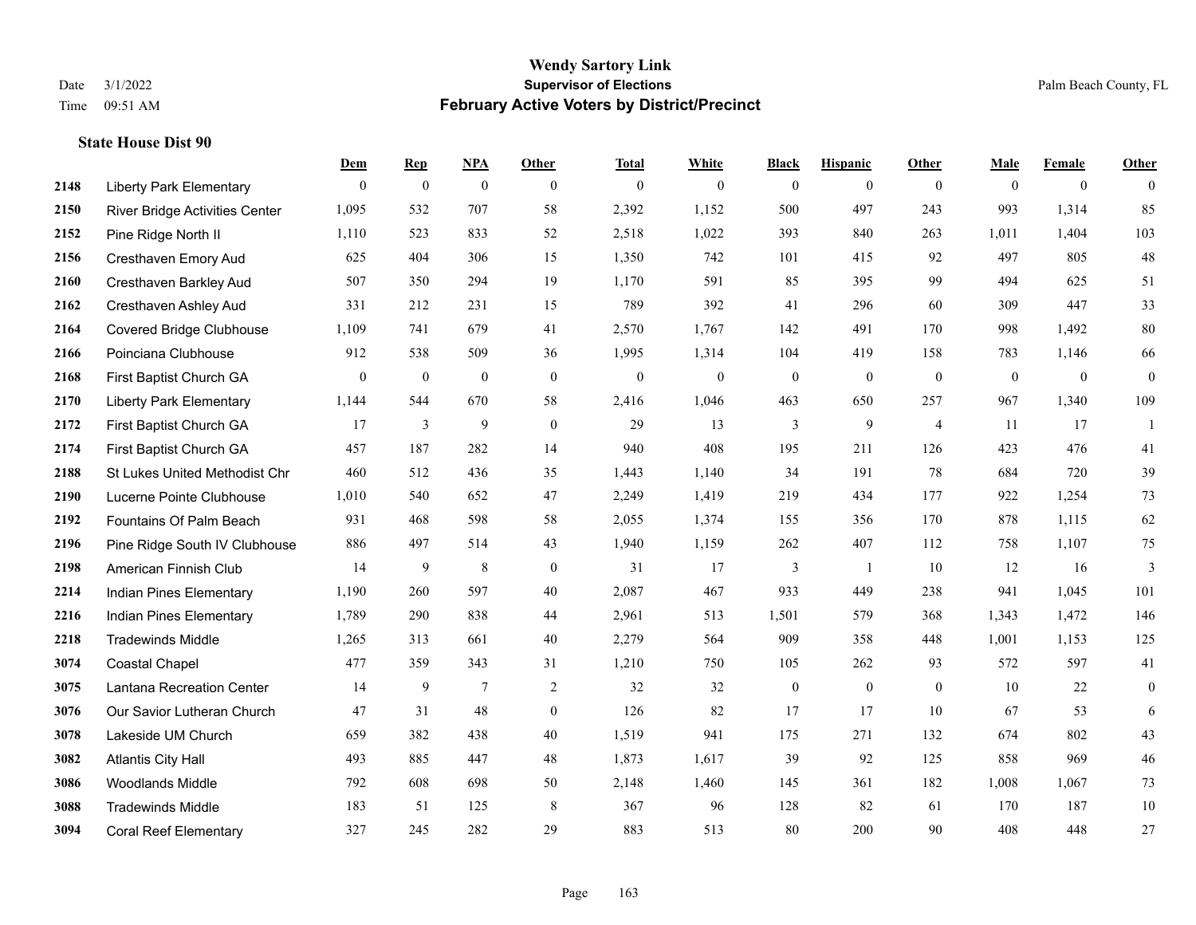# Wendy Sartory Link

**Supervisor of Elections**

Date 3/1/2022

Time 09:51 AM

**February Active Voters by District/Precinct**

Palm Beach County, FL

**State House Dist 90**

| | | Dem | Rep | NPA | Other | Total | White | Black | Hispanic | Other | Male | Female | Other |
|---|---|---|---|---|---|---|---|---|---|---|---|---|---|
| 2148 | Liberty Park Elementary | 0 | 0 | 0 | 0 | 0 | 0 | 0 | 0 | 0 | 0 | 0 | 0 |
| 2150 | River Bridge Activities Center | 1,095 | 532 | 707 | 58 | 2,392 | 1,152 | 500 | 497 | 243 | 993 | 1,314 | 85 |
| 2152 | Pine Ridge North II | 1,110 | 523 | 833 | 52 | 2,518 | 1,022 | 393 | 840 | 263 | 1,011 | 1,404 | 103 |
| 2156 | Cresthaven Emory Aud | 625 | 404 | 306 | 15 | 1,350 | 742 | 101 | 415 | 92 | 497 | 805 | 48 |
| 2160 | Cresthaven Barkley Aud | 507 | 350 | 294 | 19 | 1,170 | 591 | 85 | 395 | 99 | 494 | 625 | 51 |
| 2162 | Cresthaven Ashley Aud | 331 | 212 | 231 | 15 | 789 | 392 | 41 | 296 | 60 | 309 | 447 | 33 |
| 2164 | Covered Bridge Clubhouse | 1,109 | 741 | 679 | 41 | 2,570 | 1,767 | 142 | 491 | 170 | 998 | 1,492 | 80 |
| 2166 | Poinciana Clubhouse | 912 | 538 | 509 | 36 | 1,995 | 1,314 | 104 | 419 | 158 | 783 | 1,146 | 66 |
| 2168 | First Baptist Church GA | 0 | 0 | 0 | 0 | 0 | 0 | 0 | 0 | 0 | 0 | 0 | 0 |
| 2170 | Liberty Park Elementary | 1,144 | 544 | 670 | 58 | 2,416 | 1,046 | 463 | 650 | 257 | 967 | 1,340 | 109 |
| 2172 | First Baptist Church GA | 17 | 3 | 9 | 0 | 29 | 13 | 3 | 9 | 4 | 11 | 17 | 1 |
| 2174 | First Baptist Church GA | 457 | 187 | 282 | 14 | 940 | 408 | 195 | 211 | 126 | 423 | 476 | 41 |
| 2188 | St Lukes United Methodist Chr | 460 | 512 | 436 | 35 | 1,443 | 1,140 | 34 | 191 | 78 | 684 | 720 | 39 |
| 2190 | Lucerne Pointe Clubhouse | 1,010 | 540 | 652 | 47 | 2,249 | 1,419 | 219 | 434 | 177 | 922 | 1,254 | 73 |
| 2192 | Fountains Of Palm Beach | 931 | 468 | 598 | 58 | 2,055 | 1,374 | 155 | 356 | 170 | 878 | 1,115 | 62 |
| 2196 | Pine Ridge South IV Clubhouse | 886 | 497 | 514 | 43 | 1,940 | 1,159 | 262 | 407 | 112 | 758 | 1,107 | 75 |
| 2198 | American Finnish Club | 14 | 9 | 8 | 0 | 31 | 17 | 3 | 1 | 10 | 12 | 16 | 3 |
| 2214 | Indian Pines Elementary | 1,190 | 260 | 597 | 40 | 2,087 | 467 | 933 | 449 | 238 | 941 | 1,045 | 101 |
| 2216 | Indian Pines Elementary | 1,789 | 290 | 838 | 44 | 2,961 | 513 | 1,501 | 579 | 368 | 1,343 | 1,472 | 146 |
| 2218 | Tradewinds Middle | 1,265 | 313 | 661 | 40 | 2,279 | 564 | 909 | 358 | 448 | 1,001 | 1,153 | 125 |
| 3074 | Coastal Chapel | 477 | 359 | 343 | 31 | 1,210 | 750 | 105 | 262 | 93 | 572 | 597 | 41 |
| 3075 | Lantana Recreation Center | 14 | 9 | 7 | 2 | 32 | 32 | 0 | 0 | 0 | 10 | 22 | 0 |
| 3076 | Our Savior Lutheran Church | 47 | 31 | 48 | 0 | 126 | 82 | 17 | 17 | 10 | 67 | 53 | 6 |
| 3078 | Lakeside UM Church | 659 | 382 | 438 | 40 | 1,519 | 941 | 175 | 271 | 132 | 674 | 802 | 43 |
| 3082 | Atlantis City Hall | 493 | 885 | 447 | 48 | 1,873 | 1,617 | 39 | 92 | 125 | 858 | 969 | 46 |
| 3086 | Woodlands Middle | 792 | 608 | 698 | 50 | 2,148 | 1,460 | 145 | 361 | 182 | 1,008 | 1,067 | 73 |
| 3088 | Tradewinds Middle | 183 | 51 | 125 | 8 | 367 | 96 | 128 | 82 | 61 | 170 | 187 | 10 |
| 3094 | Coral Reef Elementary | 327 | 245 | 282 | 29 | 883 | 513 | 80 | 200 | 90 | 408 | 448 | 27 |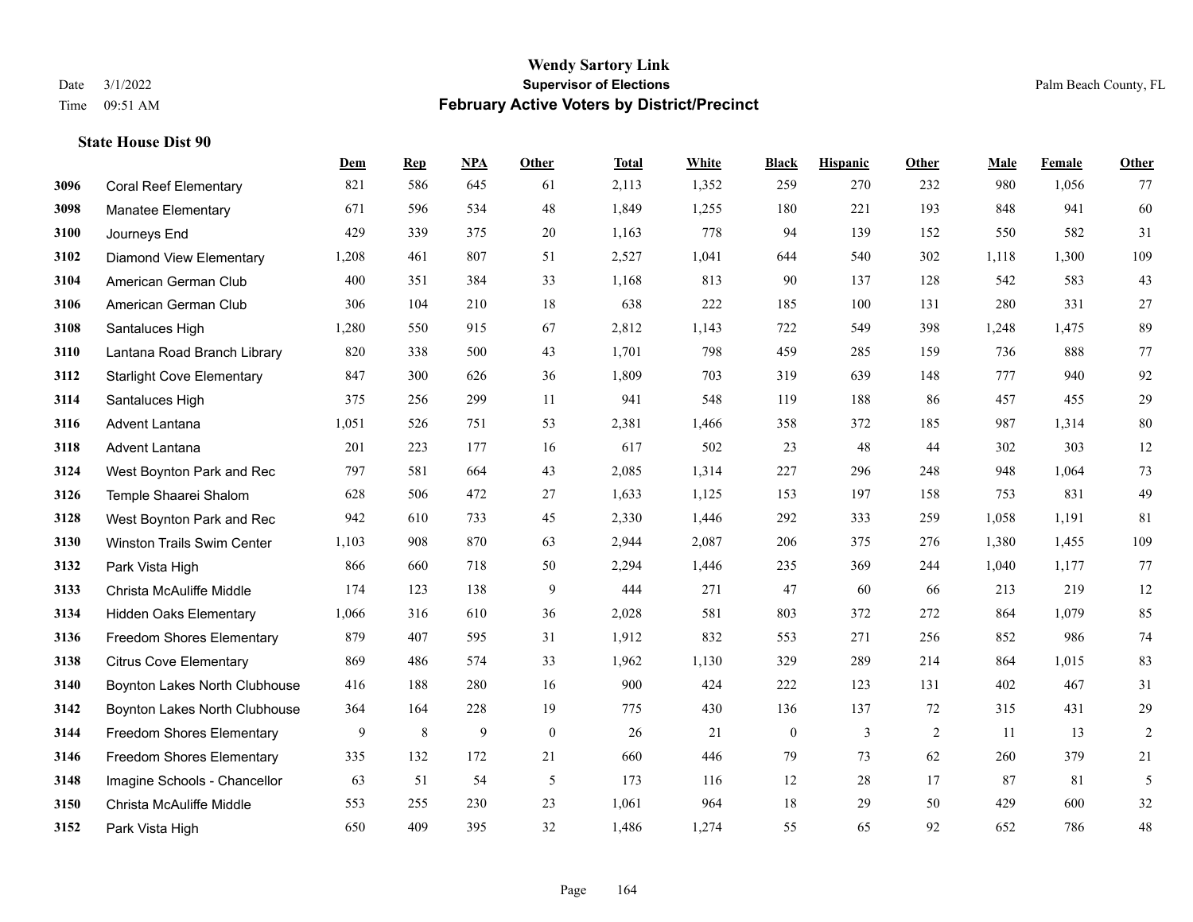Wendy Sartory Link
Date 3/1/2022
Supervisor of Elections
Palm Beach County, FL
Time 09:51 AM
**February Active Voters by District/Precinct**

### State House Dist 90

| | | Dem | Rep | NPA | Other | Total | White | Black | Hispanic | Other | Male | Female | Other |
|---|---|---|---|---|---|---|---|---|---|---|---|---|---|
| 3096 | Coral Reef Elementary | 821 | 586 | 645 | 61 | 2,113 | 1,352 | 259 | 270 | 232 | 980 | 1,056 | 77 |
| 3098 | Manatee Elementary | 671 | 596 | 534 | 48 | 1,849 | 1,255 | 180 | 221 | 193 | 848 | 941 | 60 |
| 3100 | Journeys End | 429 | 339 | 375 | 20 | 1,163 | 778 | 94 | 139 | 152 | 550 | 582 | 31 |
| 3102 | Diamond View Elementary | 1,208 | 461 | 807 | 51 | 2,527 | 1,041 | 644 | 540 | 302 | 1,118 | 1,300 | 109 |
| 3104 | American German Club | 400 | 351 | 384 | 33 | 1,168 | 813 | 90 | 137 | 128 | 542 | 583 | 43 |
| 3106 | American German Club | 306 | 104 | 210 | 18 | 638 | 222 | 185 | 100 | 131 | 280 | 331 | 27 |
| 3108 | Santaluces High | 1,280 | 550 | 915 | 67 | 2,812 | 1,143 | 722 | 549 | 398 | 1,248 | 1,475 | 89 |
| 3110 | Lantana Road Branch Library | 820 | 338 | 500 | 43 | 1,701 | 798 | 459 | 285 | 159 | 736 | 888 | 77 |
| 3112 | Starlight Cove Elementary | 847 | 300 | 626 | 36 | 1,809 | 703 | 319 | 639 | 148 | 777 | 940 | 92 |
| 3114 | Santaluces High | 375 | 256 | 299 | 11 | 941 | 548 | 119 | 188 | 86 | 457 | 455 | 29 |
| 3116 | Advent Lantana | 1,051 | 526 | 751 | 53 | 2,381 | 1,466 | 358 | 372 | 185 | 987 | 1,314 | 80 |
| 3118 | Advent Lantana | 201 | 223 | 177 | 16 | 617 | 502 | 23 | 48 | 44 | 302 | 303 | 12 |
| 3124 | West Boynton Park and Rec | 797 | 581 | 664 | 43 | 2,085 | 1,314 | 227 | 296 | 248 | 948 | 1,064 | 73 |
| 3126 | Temple Shaarei Shalom | 628 | 506 | 472 | 27 | 1,633 | 1,125 | 153 | 197 | 158 | 753 | 831 | 49 |
| 3128 | West Boynton Park and Rec | 942 | 610 | 733 | 45 | 2,330 | 1,446 | 292 | 333 | 259 | 1,058 | 1,191 | 81 |
| 3130 | Winston Trails Swim Center | 1,103 | 908 | 870 | 63 | 2,944 | 2,087 | 206 | 375 | 276 | 1,380 | 1,455 | 109 |
| 3132 | Park Vista High | 866 | 660 | 718 | 50 | 2,294 | 1,446 | 235 | 369 | 244 | 1,040 | 1,177 | 77 |
| 3133 | Christa McAuliffe Middle | 174 | 123 | 138 | 9 | 444 | 271 | 47 | 60 | 66 | 213 | 219 | 12 |
| 3134 | Hidden Oaks Elementary | 1,066 | 316 | 610 | 36 | 2,028 | 581 | 803 | 372 | 272 | 864 | 1,079 | 85 |
| 3136 | Freedom Shores Elementary | 879 | 407 | 595 | 31 | 1,912 | 832 | 553 | 271 | 256 | 852 | 986 | 74 |
| 3138 | Citrus Cove Elementary | 869 | 486 | 574 | 33 | 1,962 | 1,130 | 329 | 289 | 214 | 864 | 1,015 | 83 |
| 3140 | Boynton Lakes North Clubhouse | 416 | 188 | 280 | 16 | 900 | 424 | 222 | 123 | 131 | 402 | 467 | 31 |
| 3142 | Boynton Lakes North Clubhouse | 364 | 164 | 228 | 19 | 775 | 430 | 136 | 137 | 72 | 315 | 431 | 29 |
| 3144 | Freedom Shores Elementary | 9 | 8 | 9 | 0 | 26 | 21 | 0 | 3 | 2 | 11 | 13 | 2 |
| 3146 | Freedom Shores Elementary | 335 | 132 | 172 | 21 | 660 | 446 | 79 | 73 | 62 | 260 | 379 | 21 |
| 3148 | Imagine Schools - Chancellor | 63 | 51 | 54 | 5 | 173 | 116 | 12 | 28 | 17 | 87 | 81 | 5 |
| 3150 | Christa McAuliffe Middle | 553 | 255 | 230 | 23 | 1,061 | 964 | 18 | 29 | 50 | 429 | 600 | 32 |
| 3152 | Park Vista High | 650 | 409 | 395 | 32 | 1,486 | 1,274 | 55 | 65 | 92 | 652 | 786 | 48 |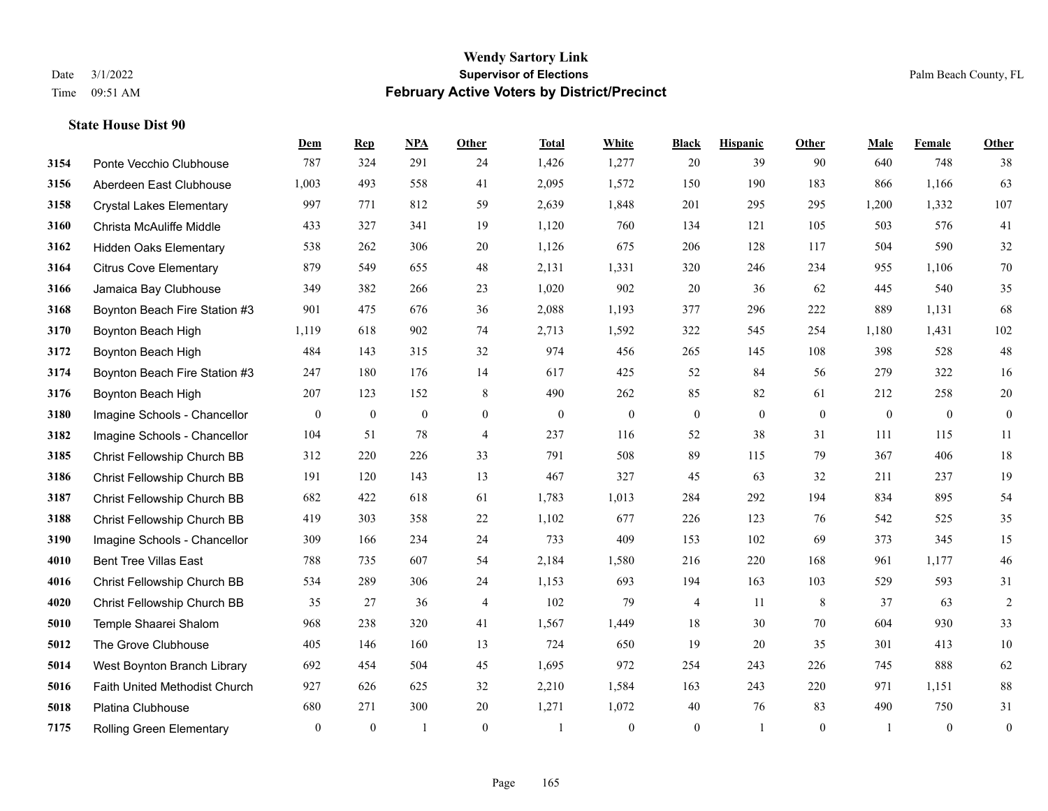**State House Dist 90**

| | | Dem | Rep | NPA | Other | Total | White | Black | Hispanic | Other | Male | Female | Other |
|---|---|---|---|---|---|---|---|---|---|---|---|---|---|
| 3154 | Ponte Vecchio Clubhouse | 787 | 324 | 291 | 24 | 1,426 | 1,277 | 20 | 39 | 90 | 640 | 748 | 38 |
| 3156 | Aberdeen East Clubhouse | 1,003 | 493 | 558 | 41 | 2,095 | 1,572 | 150 | 190 | 183 | 866 | 1,166 | 63 |
| 3158 | Crystal Lakes Elementary | 997 | 771 | 812 | 59 | 2,639 | 1,848 | 201 | 295 | 295 | 1,200 | 1,332 | 107 |
| 3160 | Christa McAuliffe Middle | 433 | 327 | 341 | 19 | 1,120 | 760 | 134 | 121 | 105 | 503 | 576 | 41 |
| 3162 | Hidden Oaks Elementary | 538 | 262 | 306 | 20 | 1,126 | 675 | 206 | 128 | 117 | 504 | 590 | 32 |
| 3164 | Citrus Cove Elementary | 879 | 549 | 655 | 48 | 2,131 | 1,331 | 320 | 246 | 234 | 955 | 1,106 | 70 |
| 3166 | Jamaica Bay Clubhouse | 349 | 382 | 266 | 23 | 1,020 | 902 | 20 | 36 | 62 | 445 | 540 | 35 |
| 3168 | Boynton Beach Fire Station #3 | 901 | 475 | 676 | 36 | 2,088 | 1,193 | 377 | 296 | 222 | 889 | 1,131 | 68 |
| 3170 | Boynton Beach High | 1,119 | 618 | 902 | 74 | 2,713 | 1,592 | 322 | 545 | 254 | 1,180 | 1,431 | 102 |
| 3172 | Boynton Beach High | 484 | 143 | 315 | 32 | 974 | 456 | 265 | 145 | 108 | 398 | 528 | 48 |
| 3174 | Boynton Beach Fire Station #3 | 247 | 180 | 176 | 14 | 617 | 425 | 52 | 84 | 56 | 279 | 322 | 16 |
| 3176 | Boynton Beach High | 207 | 123 | 152 | 8 | 490 | 262 | 85 | 82 | 61 | 212 | 258 | 20 |
| 3180 | Imagine Schools - Chancellor | 0 | 0 | 0 | 0 | 0 | 0 | 0 | 0 | 0 | 0 | 0 | 0 |
| 3182 | Imagine Schools - Chancellor | 104 | 51 | 78 | 4 | 237 | 116 | 52 | 38 | 31 | 111 | 115 | 11 |
| 3185 | Christ Fellowship Church BB | 312 | 220 | 226 | 33 | 791 | 508 | 89 | 115 | 79 | 367 | 406 | 18 |
| 3186 | Christ Fellowship Church BB | 191 | 120 | 143 | 13 | 467 | 327 | 45 | 63 | 32 | 211 | 237 | 19 |
| 3187 | Christ Fellowship Church BB | 682 | 422 | 618 | 61 | 1,783 | 1,013 | 284 | 292 | 194 | 834 | 895 | 54 |
| 3188 | Christ Fellowship Church BB | 419 | 303 | 358 | 22 | 1,102 | 677 | 226 | 123 | 76 | 542 | 525 | 35 |
| 3190 | Imagine Schools - Chancellor | 309 | 166 | 234 | 24 | 733 | 409 | 153 | 102 | 69 | 373 | 345 | 15 |
| 4010 | Bent Tree Villas East | 788 | 735 | 607 | 54 | 2,184 | 1,580 | 216 | 220 | 168 | 961 | 1,177 | 46 |
| 4016 | Christ Fellowship Church BB | 534 | 289 | 306 | 24 | 1,153 | 693 | 194 | 163 | 103 | 529 | 593 | 31 |
| 4020 | Christ Fellowship Church BB | 35 | 27 | 36 | 4 | 102 | 79 | 4 | 11 | 8 | 37 | 63 | 2 |
| 5010 | Temple Shaarei Shalom | 968 | 238 | 320 | 41 | 1,567 | 1,449 | 18 | 30 | 70 | 604 | 930 | 33 |
| 5012 | The Grove Clubhouse | 405 | 146 | 160 | 13 | 724 | 650 | 19 | 20 | 35 | 301 | 413 | 10 |
| 5014 | West Boynton Branch Library | 692 | 454 | 504 | 45 | 1,695 | 972 | 254 | 243 | 226 | 745 | 888 | 62 |
| 5016 | Faith United Methodist Church | 927 | 626 | 625 | 32 | 2,210 | 1,584 | 163 | 243 | 220 | 971 | 1,151 | 88 |
| 5018 | Platina Clubhouse | 680 | 271 | 300 | 20 | 1,271 | 1,072 | 40 | 76 | 83 | 490 | 750 | 31 |
| 7175 | Rolling Green Elementary | 0 | 0 | 1 | 0 | 1 | 0 | 0 | 1 | 0 | 1 | 0 | 0 |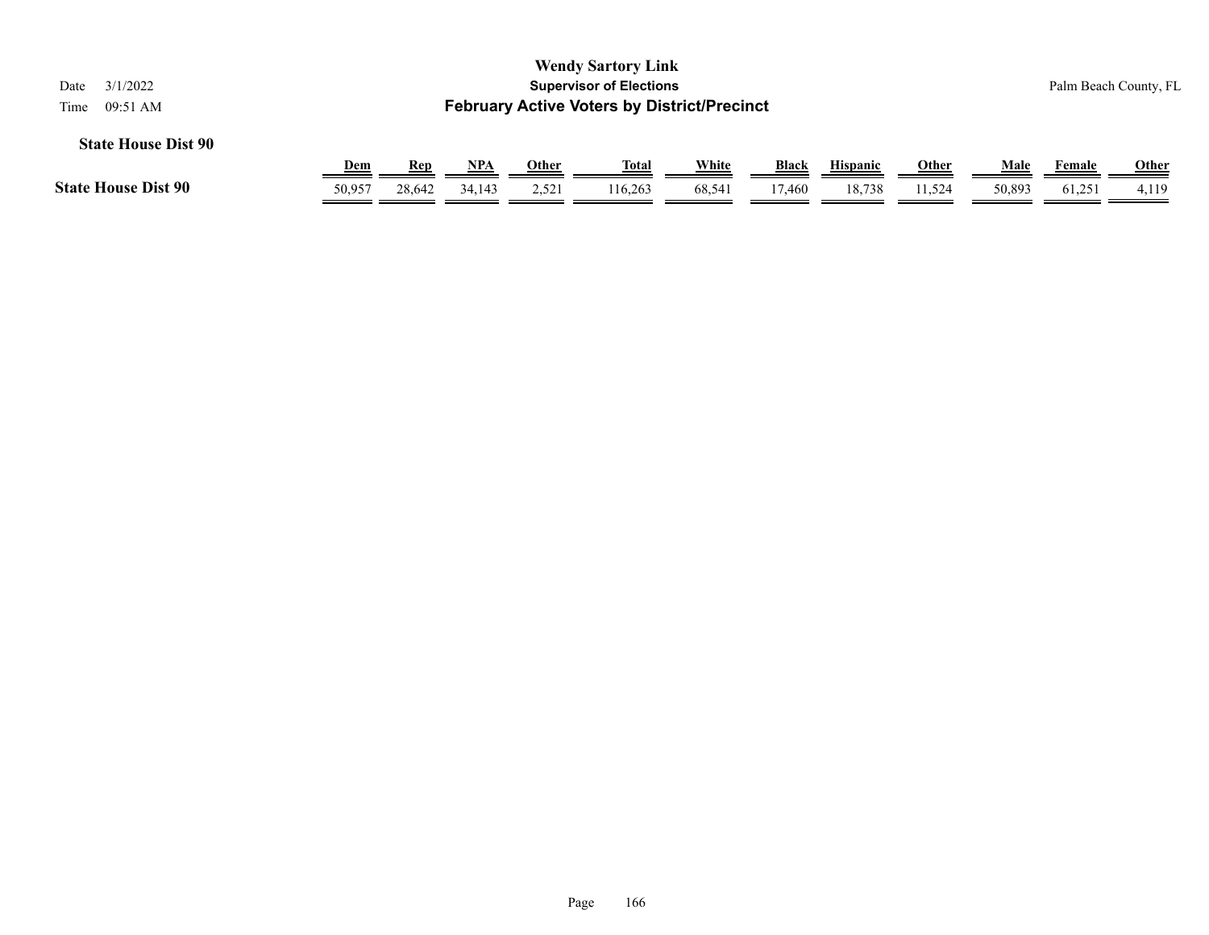# Wendy Sartory Link

## Supervisor of Elections

## February Active Voters by District/Precinct

Date 3/1/2022

Time 09:51 AM

Palm Beach County, FL

### State House Dist 90

| | Dem | Rep | NPA | Other | Total | White | Black | Hispanic | Other | Male | Female | Other |
|---|---|---|---|---|---|---|---|---|---|---|---|---|
| **State House Dist 90** | 50,957 | 28,642 | 34,143 | 2,521 | 116,263 | 68,541 | 17,460 | 18,738 | 11,524 | 50,893 | 61,251 | 4,119 |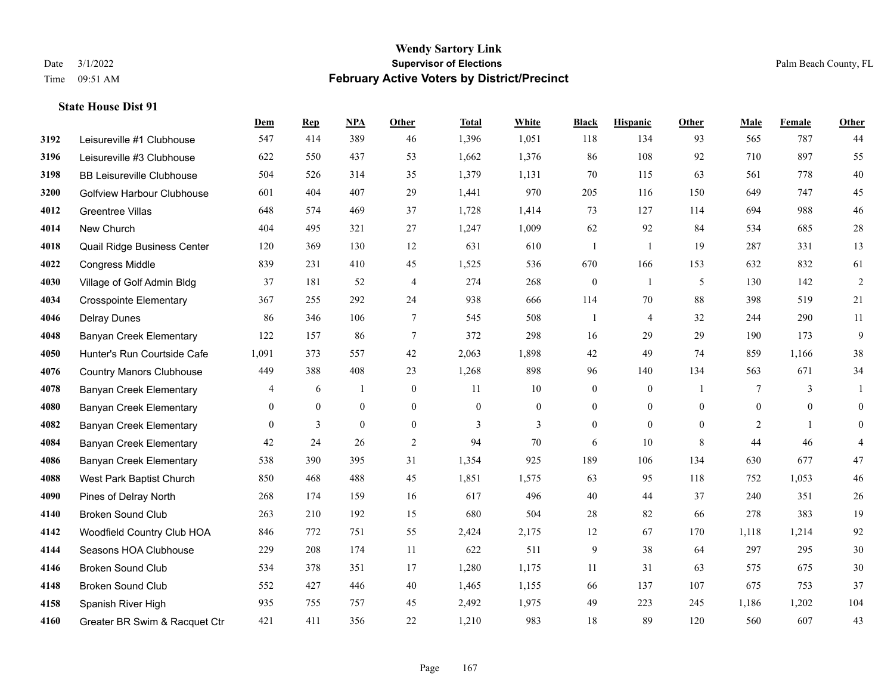**State House Dist 91**

| | | Dem | Rep | NPA | Other | Total | White | Black | Hispanic | Other | Male | Female | Other |
|---|---|---|---|---|---|---|---|---|---|---|---|---|---|
| 3192 | Leisureville #1 Clubhouse | 547 | 414 | 389 | 46 | 1,396 | 1,051 | 118 | 134 | 93 | 565 | 787 | 44 |
| 3196 | Leisureville #3 Clubhouse | 622 | 550 | 437 | 53 | 1,662 | 1,376 | 86 | 108 | 92 | 710 | 897 | 55 |
| 3198 | BB Leisureville Clubhouse | 504 | 526 | 314 | 35 | 1,379 | 1,131 | 70 | 115 | 63 | 561 | 778 | 40 |
| 3200 | Golfview Harbour Clubhouse | 601 | 404 | 407 | 29 | 1,441 | 970 | 205 | 116 | 150 | 649 | 747 | 45 |
| 4012 | Greentree Villas | 648 | 574 | 469 | 37 | 1,728 | 1,414 | 73 | 127 | 114 | 694 | 988 | 46 |
| 4014 | New Church | 404 | 495 | 321 | 27 | 1,247 | 1,009 | 62 | 92 | 84 | 534 | 685 | 28 |
| 4018 | Quail Ridge Business Center | 120 | 369 | 130 | 12 | 631 | 610 | 1 | 1 | 19 | 287 | 331 | 13 |
| 4022 | Congress Middle | 839 | 231 | 410 | 45 | 1,525 | 536 | 670 | 166 | 153 | 632 | 832 | 61 |
| 4030 | Village of Golf Admin Bldg | 37 | 181 | 52 | 4 | 274 | 268 | 0 | 1 | 5 | 130 | 142 | 2 |
| 4034 | Crosspointe Elementary | 367 | 255 | 292 | 24 | 938 | 666 | 114 | 70 | 88 | 398 | 519 | 21 |
| 4046 | Delray Dunes | 86 | 346 | 106 | 7 | 545 | 508 | 1 | 4 | 32 | 244 | 290 | 11 |
| 4048 | Banyan Creek Elementary | 122 | 157 | 86 | 7 | 372 | 298 | 16 | 29 | 29 | 190 | 173 | 9 |
| 4050 | Hunter's Run Courtside Cafe | 1,091 | 373 | 557 | 42 | 2,063 | 1,898 | 42 | 49 | 74 | 859 | 1,166 | 38 |
| 4076 | Country Manors Clubhouse | 449 | 388 | 408 | 23 | 1,268 | 898 | 96 | 140 | 134 | 563 | 671 | 34 |
| 4078 | Banyan Creek Elementary | 4 | 6 | 1 | 0 | 11 | 10 | 0 | 0 | 1 | 7 | 3 | 1 |
| 4080 | Banyan Creek Elementary | 0 | 0 | 0 | 0 | 0 | 0 | 0 | 0 | 0 | 0 | 0 | 0 |
| 4082 | Banyan Creek Elementary | 0 | 3 | 0 | 0 | 3 | 3 | 0 | 0 | 0 | 2 | 1 | 0 |
| 4084 | Banyan Creek Elementary | 42 | 24 | 26 | 2 | 94 | 70 | 6 | 10 | 8 | 44 | 46 | 4 |
| 4086 | Banyan Creek Elementary | 538 | 390 | 395 | 31 | 1,354 | 925 | 189 | 106 | 134 | 630 | 677 | 47 |
| 4088 | West Park Baptist Church | 850 | 468 | 488 | 45 | 1,851 | 1,575 | 63 | 95 | 118 | 752 | 1,053 | 46 |
| 4090 | Pines of Delray North | 268 | 174 | 159 | 16 | 617 | 496 | 40 | 44 | 37 | 240 | 351 | 26 |
| 4140 | Broken Sound Club | 263 | 210 | 192 | 15 | 680 | 504 | 28 | 82 | 66 | 278 | 383 | 19 |
| 4142 | Woodfield Country Club HOA | 846 | 772 | 751 | 55 | 2,424 | 2,175 | 12 | 67 | 170 | 1,118 | 1,214 | 92 |
| 4144 | Seasons HOA Clubhouse | 229 | 208 | 174 | 11 | 622 | 511 | 9 | 38 | 64 | 297 | 295 | 30 |
| 4146 | Broken Sound Club | 534 | 378 | 351 | 17 | 1,280 | 1,175 | 11 | 31 | 63 | 575 | 675 | 30 |
| 4148 | Broken Sound Club | 552 | 427 | 446 | 40 | 1,465 | 1,155 | 66 | 137 | 107 | 675 | 753 | 37 |
| 4158 | Spanish River High | 935 | 755 | 757 | 45 | 2,492 | 1,975 | 49 | 223 | 245 | 1,186 | 1,202 | 104 |
| 4160 | Greater BR Swim & Racquet Ctr | 421 | 411 | 356 | 22 | 1,210 | 983 | 18 | 89 | 120 | 560 | 607 | 43 |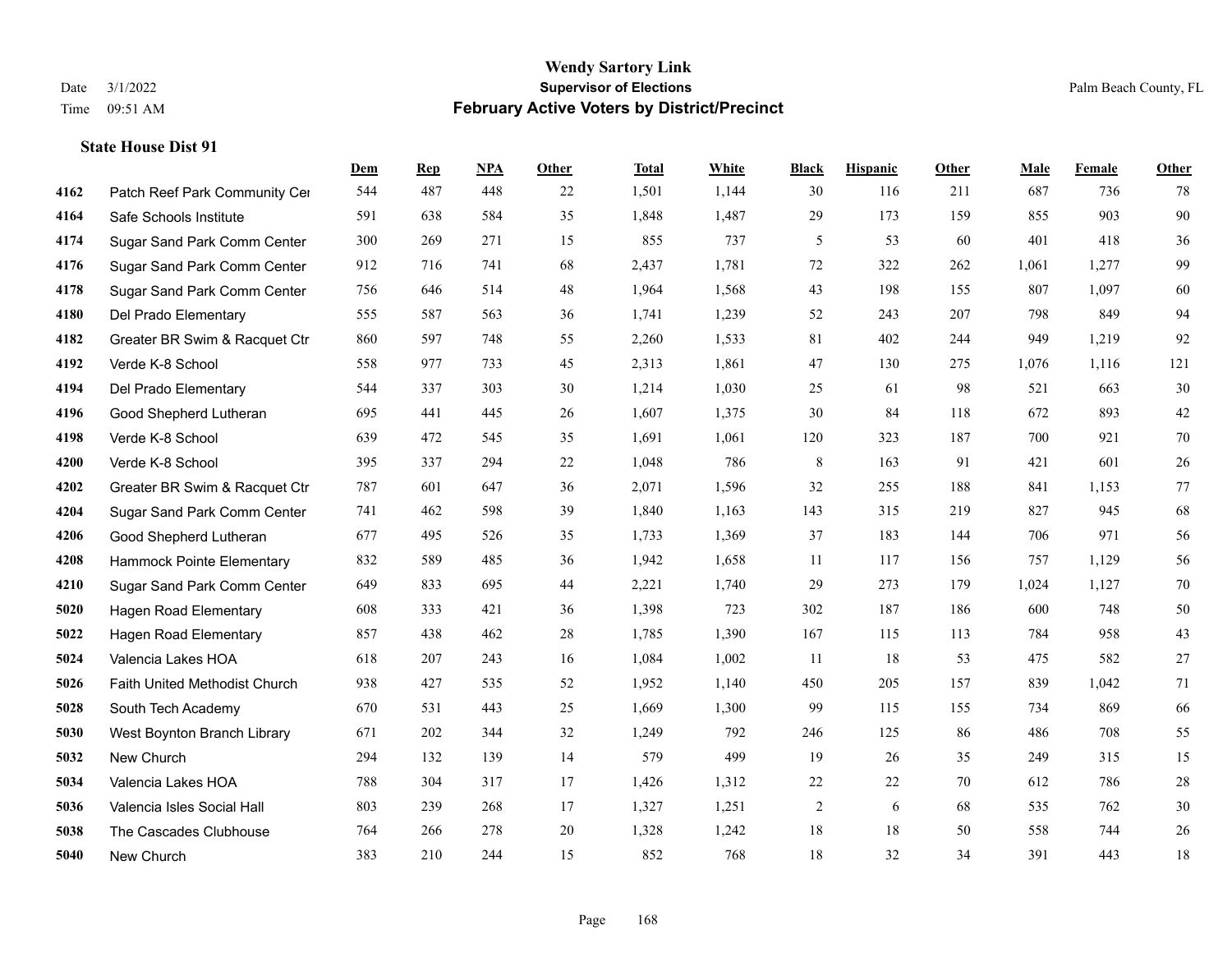# Wendy Sartory Link

## Supervisor of Elections

## February Active Voters by District/Precinct

Date 3/1/2022
Time 09:51 AM

Palm Beach County, FL

### State House Dist 91

| | | Dem | Rep | NPA | Other | Total | White | Black | Hispanic | Other | Male | Female | Other |
|---|---|---|---|---|---|---|---|---|---|---|---|---|---|
| 4162 | Patch Reef Park Community Cer | 544 | 487 | 448 | 22 | 1,501 | 1,144 | 30 | 116 | 211 | 687 | 736 | 78 |
| 4164 | Safe Schools Institute | 591 | 638 | 584 | 35 | 1,848 | 1,487 | 29 | 173 | 159 | 855 | 903 | 90 |
| 4174 | Sugar Sand Park Comm Center | 300 | 269 | 271 | 15 | 855 | 737 | 5 | 53 | 60 | 401 | 418 | 36 |
| 4176 | Sugar Sand Park Comm Center | 912 | 716 | 741 | 68 | 2,437 | 1,781 | 72 | 322 | 262 | 1,061 | 1,277 | 99 |
| 4178 | Sugar Sand Park Comm Center | 756 | 646 | 514 | 48 | 1,964 | 1,568 | 43 | 198 | 155 | 807 | 1,097 | 60 |
| 4180 | Del Prado Elementary | 555 | 587 | 563 | 36 | 1,741 | 1,239 | 52 | 243 | 207 | 798 | 849 | 94 |
| 4182 | Greater BR Swim & Racquet Ctr | 860 | 597 | 748 | 55 | 2,260 | 1,533 | 81 | 402 | 244 | 949 | 1,219 | 92 |
| 4192 | Verde K-8 School | 558 | 977 | 733 | 45 | 2,313 | 1,861 | 47 | 130 | 275 | 1,076 | 1,116 | 121 |
| 4194 | Del Prado Elementary | 544 | 337 | 303 | 30 | 1,214 | 1,030 | 25 | 61 | 98 | 521 | 663 | 30 |
| 4196 | Good Shepherd Lutheran | 695 | 441 | 445 | 26 | 1,607 | 1,375 | 30 | 84 | 118 | 672 | 893 | 42 |
| 4198 | Verde K-8 School | 639 | 472 | 545 | 35 | 1,691 | 1,061 | 120 | 323 | 187 | 700 | 921 | 70 |
| 4200 | Verde K-8 School | 395 | 337 | 294 | 22 | 1,048 | 786 | 8 | 163 | 91 | 421 | 601 | 26 |
| 4202 | Greater BR Swim & Racquet Ctr | 787 | 601 | 647 | 36 | 2,071 | 1,596 | 32 | 255 | 188 | 841 | 1,153 | 77 |
| 4204 | Sugar Sand Park Comm Center | 741 | 462 | 598 | 39 | 1,840 | 1,163 | 143 | 315 | 219 | 827 | 945 | 68 |
| 4206 | Good Shepherd Lutheran | 677 | 495 | 526 | 35 | 1,733 | 1,369 | 37 | 183 | 144 | 706 | 971 | 56 |
| 4208 | Hammock Pointe Elementary | 832 | 589 | 485 | 36 | 1,942 | 1,658 | 11 | 117 | 156 | 757 | 1,129 | 56 |
| 4210 | Sugar Sand Park Comm Center | 649 | 833 | 695 | 44 | 2,221 | 1,740 | 29 | 273 | 179 | 1,024 | 1,127 | 70 |
| 5020 | Hagen Road Elementary | 608 | 333 | 421 | 36 | 1,398 | 723 | 302 | 187 | 186 | 600 | 748 | 50 |
| 5022 | Hagen Road Elementary | 857 | 438 | 462 | 28 | 1,785 | 1,390 | 167 | 115 | 113 | 784 | 958 | 43 |
| 5024 | Valencia Lakes HOA | 618 | 207 | 243 | 16 | 1,084 | 1,002 | 11 | 18 | 53 | 475 | 582 | 27 |
| 5026 | Faith United Methodist Church | 938 | 427 | 535 | 52 | 1,952 | 1,140 | 450 | 205 | 157 | 839 | 1,042 | 71 |
| 5028 | South Tech Academy | 670 | 531 | 443 | 25 | 1,669 | 1,300 | 99 | 115 | 155 | 734 | 869 | 66 |
| 5030 | West Boynton Branch Library | 671 | 202 | 344 | 32 | 1,249 | 792 | 246 | 125 | 86 | 486 | 708 | 55 |
| 5032 | New Church | 294 | 132 | 139 | 14 | 579 | 499 | 19 | 26 | 35 | 249 | 315 | 15 |
| 5034 | Valencia Lakes HOA | 788 | 304 | 317 | 17 | 1,426 | 1,312 | 22 | 22 | 70 | 612 | 786 | 28 |
| 5036 | Valencia Isles Social Hall | 803 | 239 | 268 | 17 | 1,327 | 1,251 | 2 | 6 | 68 | 535 | 762 | 30 |
| 5038 | The Cascades Clubhouse | 764 | 266 | 278 | 20 | 1,328 | 1,242 | 18 | 18 | 50 | 558 | 744 | 26 |
| 5040 | New Church | 383 | 210 | 244 | 15 | 852 | 768 | 18 | 32 | 34 | 391 | 443 | 18 |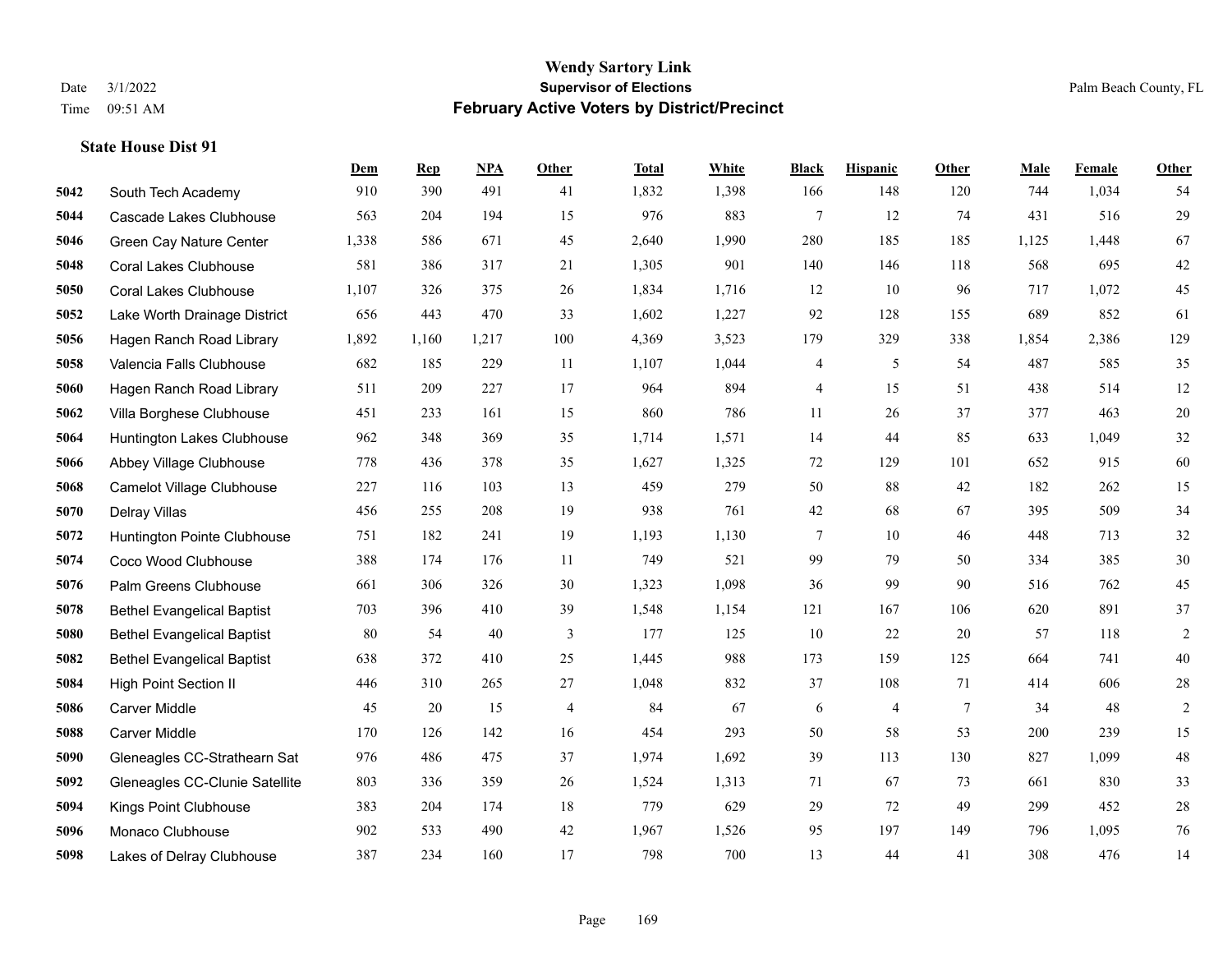# Wendy Sartory Link
## Supervisor of Elections
## February Active Voters by District/Precinct

Date 3/1/2022
Time 09:51 AM

Palm Beach County, FL

### State House Dist 91

| | | Dem | Rep | NPA | Other | Total | White | Black | Hispanic | Other | Male | Female | Other |
|---|---|---|---|---|---|---|---|---|---|---|---|---|---|
| 5042 | South Tech Academy | 910 | 390 | 491 | 41 | 1,832 | 1,398 | 166 | 148 | 120 | 744 | 1,034 | 54 |
| 5044 | Cascade Lakes Clubhouse | 563 | 204 | 194 | 15 | 976 | 883 | 7 | 12 | 74 | 431 | 516 | 29 |
| 5046 | Green Cay Nature Center | 1,338 | 586 | 671 | 45 | 2,640 | 1,990 | 280 | 185 | 185 | 1,125 | 1,448 | 67 |
| 5048 | Coral Lakes Clubhouse | 581 | 386 | 317 | 21 | 1,305 | 901 | 140 | 146 | 118 | 568 | 695 | 42 |
| 5050 | Coral Lakes Clubhouse | 1,107 | 326 | 375 | 26 | 1,834 | 1,716 | 12 | 10 | 96 | 717 | 1,072 | 45 |
| 5052 | Lake Worth Drainage District | 656 | 443 | 470 | 33 | 1,602 | 1,227 | 92 | 128 | 155 | 689 | 852 | 61 |
| 5056 | Hagen Ranch Road Library | 1,892 | 1,160 | 1,217 | 100 | 4,369 | 3,523 | 179 | 329 | 338 | 1,854 | 2,386 | 129 |
| 5058 | Valencia Falls Clubhouse | 682 | 185 | 229 | 11 | 1,107 | 1,044 | 4 | 5 | 54 | 487 | 585 | 35 |
| 5060 | Hagen Ranch Road Library | 511 | 209 | 227 | 17 | 964 | 894 | 4 | 15 | 51 | 438 | 514 | 12 |
| 5062 | Villa Borghese Clubhouse | 451 | 233 | 161 | 15 | 860 | 786 | 11 | 26 | 37 | 377 | 463 | 20 |
| 5064 | Huntington Lakes Clubhouse | 962 | 348 | 369 | 35 | 1,714 | 1,571 | 14 | 44 | 85 | 633 | 1,049 | 32 |
| 5066 | Abbey Village Clubhouse | 778 | 436 | 378 | 35 | 1,627 | 1,325 | 72 | 129 | 101 | 652 | 915 | 60 |
| 5068 | Camelot Village Clubhouse | 227 | 116 | 103 | 13 | 459 | 279 | 50 | 88 | 42 | 182 | 262 | 15 |
| 5070 | Delray Villas | 456 | 255 | 208 | 19 | 938 | 761 | 42 | 68 | 67 | 395 | 509 | 34 |
| 5072 | Huntington Pointe Clubhouse | 751 | 182 | 241 | 19 | 1,193 | 1,130 | 7 | 10 | 46 | 448 | 713 | 32 |
| 5074 | Coco Wood Clubhouse | 388 | 174 | 176 | 11 | 749 | 521 | 99 | 79 | 50 | 334 | 385 | 30 |
| 5076 | Palm Greens Clubhouse | 661 | 306 | 326 | 30 | 1,323 | 1,098 | 36 | 99 | 90 | 516 | 762 | 45 |
| 5078 | Bethel Evangelical Baptist | 703 | 396 | 410 | 39 | 1,548 | 1,154 | 121 | 167 | 106 | 620 | 891 | 37 |
| 5080 | Bethel Evangelical Baptist | 80 | 54 | 40 | 3 | 177 | 125 | 10 | 22 | 20 | 57 | 118 | 2 |
| 5082 | Bethel Evangelical Baptist | 638 | 372 | 410 | 25 | 1,445 | 988 | 173 | 159 | 125 | 664 | 741 | 40 |
| 5084 | High Point Section II | 446 | 310 | 265 | 27 | 1,048 | 832 | 37 | 108 | 71 | 414 | 606 | 28 |
| 5086 | Carver Middle | 45 | 20 | 15 | 4 | 84 | 67 | 6 | 4 | 7 | 34 | 48 | 2 |
| 5088 | Carver Middle | 170 | 126 | 142 | 16 | 454 | 293 | 50 | 58 | 53 | 200 | 239 | 15 |
| 5090 | Gleneagles CC-Strathearn Sat | 976 | 486 | 475 | 37 | 1,974 | 1,692 | 39 | 113 | 130 | 827 | 1,099 | 48 |
| 5092 | Gleneagles CC-Clunie Satellite | 803 | 336 | 359 | 26 | 1,524 | 1,313 | 71 | 67 | 73 | 661 | 830 | 33 |
| 5094 | Kings Point Clubhouse | 383 | 204 | 174 | 18 | 779 | 629 | 29 | 72 | 49 | 299 | 452 | 28 |
| 5096 | Monaco Clubhouse | 902 | 533 | 490 | 42 | 1,967 | 1,526 | 95 | 197 | 149 | 796 | 1,095 | 76 |
| 5098 | Lakes of Delray Clubhouse | 387 | 234 | 160 | 17 | 798 | 700 | 13 | 44 | 41 | 308 | 476 | 14 |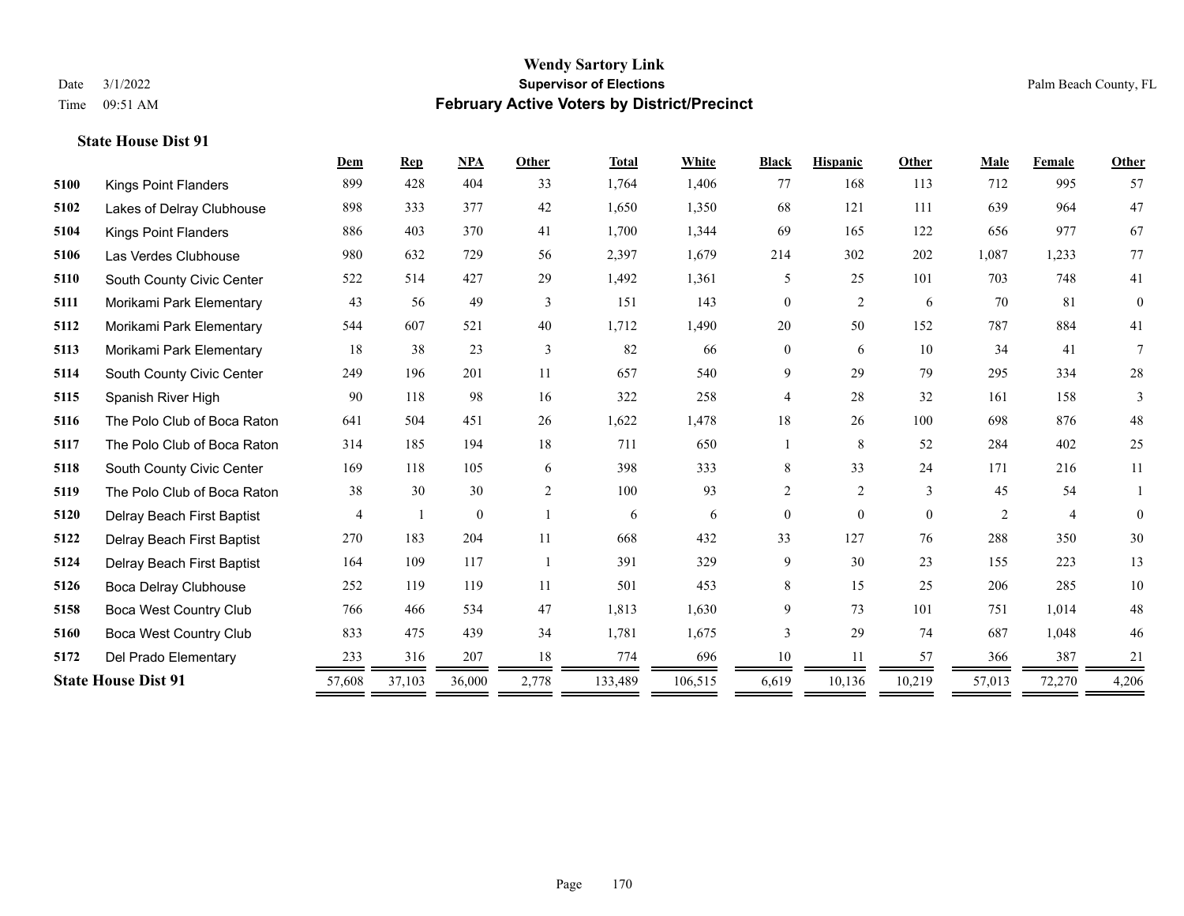# Wendy Sartory Link

**Supervisor of Elections**

**February Active Voters by District/Precinct**

Date 3/1/2022

Time 09:51 AM

Palm Beach County, FL

**State House Dist 91**

| | | Dem | Rep | NPA | Other | Total | White | Black | Hispanic | Other | Male | Female | Other |
|---|---|---|---|---|---|---|---|---|---|---|---|---|---|
| 5100 | Kings Point Flanders | 899 | 428 | 404 | 33 | 1,764 | 1,406 | 77 | 168 | 113 | 712 | 995 | 57 |
| 5102 | Lakes of Delray Clubhouse | 898 | 333 | 377 | 42 | 1,650 | 1,350 | 68 | 121 | 111 | 639 | 964 | 47 |
| 5104 | Kings Point Flanders | 886 | 403 | 370 | 41 | 1,700 | 1,344 | 69 | 165 | 122 | 656 | 977 | 67 |
| 5106 | Las Verdes Clubhouse | 980 | 632 | 729 | 56 | 2,397 | 1,679 | 214 | 302 | 202 | 1,087 | 1,233 | 77 |
| 5110 | South County Civic Center | 522 | 514 | 427 | 29 | 1,492 | 1,361 | 5 | 25 | 101 | 703 | 748 | 41 |
| 5111 | Morikami Park Elementary | 43 | 56 | 49 | 3 | 151 | 143 | 0 | 2 | 6 | 70 | 81 | 0 |
| 5112 | Morikami Park Elementary | 544 | 607 | 521 | 40 | 1,712 | 1,490 | 20 | 50 | 152 | 787 | 884 | 41 |
| 5113 | Morikami Park Elementary | 18 | 38 | 23 | 3 | 82 | 66 | 0 | 6 | 10 | 34 | 41 | 7 |
| 5114 | South County Civic Center | 249 | 196 | 201 | 11 | 657 | 540 | 9 | 29 | 79 | 295 | 334 | 28 |
| 5115 | Spanish River High | 90 | 118 | 98 | 16 | 322 | 258 | 4 | 28 | 32 | 161 | 158 | 3 |
| 5116 | The Polo Club of Boca Raton | 641 | 504 | 451 | 26 | 1,622 | 1,478 | 18 | 26 | 100 | 698 | 876 | 48 |
| 5117 | The Polo Club of Boca Raton | 314 | 185 | 194 | 18 | 711 | 650 | 1 | 8 | 52 | 284 | 402 | 25 |
| 5118 | South County Civic Center | 169 | 118 | 105 | 6 | 398 | 333 | 8 | 33 | 24 | 171 | 216 | 11 |
| 5119 | The Polo Club of Boca Raton | 38 | 30 | 30 | 2 | 100 | 93 | 2 | 2 | 3 | 45 | 54 | 1 |
| 5120 | Delray Beach First Baptist | 4 | 1 | 0 | 1 | 6 | 6 | 0 | 0 | 0 | 2 | 4 | 0 |
| 5122 | Delray Beach First Baptist | 270 | 183 | 204 | 11 | 668 | 432 | 33 | 127 | 76 | 288 | 350 | 30 |
| 5124 | Delray Beach First Baptist | 164 | 109 | 117 | 1 | 391 | 329 | 9 | 30 | 23 | 155 | 223 | 13 |
| 5126 | Boca Delray Clubhouse | 252 | 119 | 119 | 11 | 501 | 453 | 8 | 15 | 25 | 206 | 285 | 10 |
| 5158 | Boca West Country Club | 766 | 466 | 534 | 47 | 1,813 | 1,630 | 9 | 73 | 101 | 751 | 1,014 | 48 |
| 5160 | Boca West Country Club | 833 | 475 | 439 | 34 | 1,781 | 1,675 | 3 | 29 | 74 | 687 | 1,048 | 46 |
| 5172 | Del Prado Elementary | 233 | 316 | 207 | 18 | 774 | 696 | 10 | 11 | 57 | 366 | 387 | 21 |
| **State House Dist 91** | | 57,608 | 37,103 | 36,000 | 2,778 | 133,489 | 106,515 | 6,619 | 10,136 | 10,219 | 57,013 | 72,270 | 4,206 |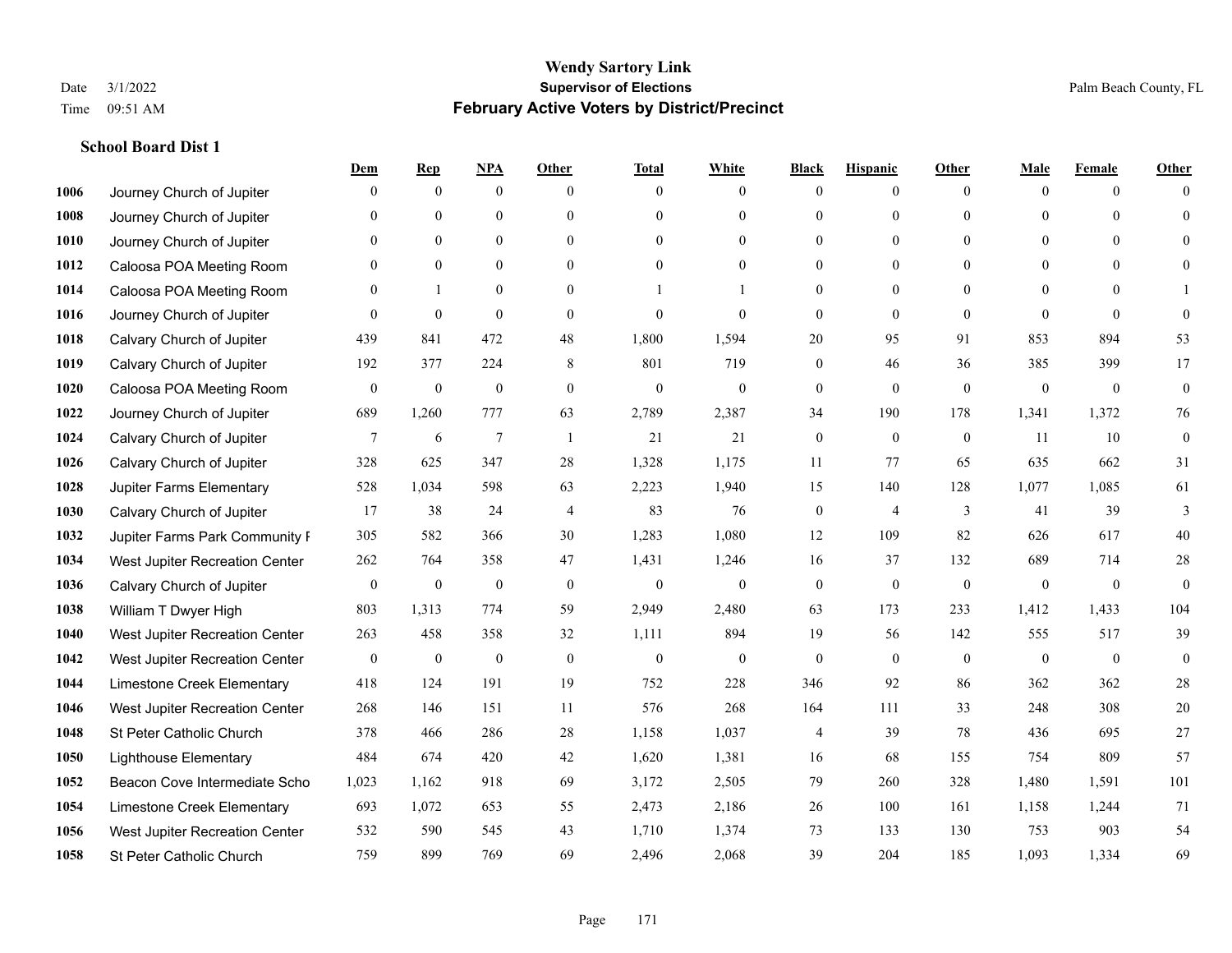# Wendy Sartory Link

**Supervisor of Elections**

**February Active Voters by District/Precinct**

Date 3/1/2022

Time 09:51 AM

Palm Beach County, FL

### School Board Dist 1

| | | Dem | Rep | NPA | Other | Total | White | Black | Hispanic | Other | Male | Female | Other |
|---|---|---|---|---|---|---|---|---|---|---|---|---|---|
| 1006 | Journey Church of Jupiter | 0 | 0 | 0 | 0 | 0 | 0 | 0 | 0 | 0 | 0 | 0 | 0 |
| 1008 | Journey Church of Jupiter | 0 | 0 | 0 | 0 | 0 | 0 | 0 | 0 | 0 | 0 | 0 | 0 |
| 1010 | Journey Church of Jupiter | 0 | 0 | 0 | 0 | 0 | 0 | 0 | 0 | 0 | 0 | 0 | 0 |
| 1012 | Caloosa POA Meeting Room | 0 | 0 | 0 | 0 | 0 | 0 | 0 | 0 | 0 | 0 | 0 | 0 |
| 1014 | Caloosa POA Meeting Room | 0 | 1 | 0 | 0 | 1 | 1 | 0 | 0 | 0 | 0 | 0 | 1 |
| 1016 | Journey Church of Jupiter | 0 | 0 | 0 | 0 | 0 | 0 | 0 | 0 | 0 | 0 | 0 | 0 |
| 1018 | Calvary Church of Jupiter | 439 | 841 | 472 | 48 | 1,800 | 1,594 | 20 | 95 | 91 | 853 | 894 | 53 |
| 1019 | Calvary Church of Jupiter | 192 | 377 | 224 | 8 | 801 | 719 | 0 | 46 | 36 | 385 | 399 | 17 |
| 1020 | Caloosa POA Meeting Room | 0 | 0 | 0 | 0 | 0 | 0 | 0 | 0 | 0 | 0 | 0 | 0 |
| 1022 | Journey Church of Jupiter | 689 | 1,260 | 777 | 63 | 2,789 | 2,387 | 34 | 190 | 178 | 1,341 | 1,372 | 76 |
| 1024 | Calvary Church of Jupiter | 7 | 6 | 7 | 1 | 21 | 21 | 0 | 0 | 0 | 11 | 10 | 0 |
| 1026 | Calvary Church of Jupiter | 328 | 625 | 347 | 28 | 1,328 | 1,175 | 11 | 77 | 65 | 635 | 662 | 31 |
| 1028 | Jupiter Farms Elementary | 528 | 1,034 | 598 | 63 | 2,223 | 1,940 | 15 | 140 | 128 | 1,077 | 1,085 | 61 |
| 1030 | Calvary Church of Jupiter | 17 | 38 | 24 | 4 | 83 | 76 | 0 | 4 | 3 | 41 | 39 | 3 |
| 1032 | Jupiter Farms Park Community F | 305 | 582 | 366 | 30 | 1,283 | 1,080 | 12 | 109 | 82 | 626 | 617 | 40 |
| 1034 | West Jupiter Recreation Center | 262 | 764 | 358 | 47 | 1,431 | 1,246 | 16 | 37 | 132 | 689 | 714 | 28 |
| 1036 | Calvary Church of Jupiter | 0 | 0 | 0 | 0 | 0 | 0 | 0 | 0 | 0 | 0 | 0 | 0 |
| 1038 | William T Dwyer High | 803 | 1,313 | 774 | 59 | 2,949 | 2,480 | 63 | 173 | 233 | 1,412 | 1,433 | 104 |
| 1040 | West Jupiter Recreation Center | 263 | 458 | 358 | 32 | 1,111 | 894 | 19 | 56 | 142 | 555 | 517 | 39 |
| 1042 | West Jupiter Recreation Center | 0 | 0 | 0 | 0 | 0 | 0 | 0 | 0 | 0 | 0 | 0 | 0 |
| 1044 | Limestone Creek Elementary | 418 | 124 | 191 | 19 | 752 | 228 | 346 | 92 | 86 | 362 | 362 | 28 |
| 1046 | West Jupiter Recreation Center | 268 | 146 | 151 | 11 | 576 | 268 | 164 | 111 | 33 | 248 | 308 | 20 |
| 1048 | St Peter Catholic Church | 378 | 466 | 286 | 28 | 1,158 | 1,037 | 4 | 39 | 78 | 436 | 695 | 27 |
| 1050 | Lighthouse Elementary | 484 | 674 | 420 | 42 | 1,620 | 1,381 | 16 | 68 | 155 | 754 | 809 | 57 |
| 1052 | Beacon Cove Intermediate Scho | 1,023 | 1,162 | 918 | 69 | 3,172 | 2,505 | 79 | 260 | 328 | 1,480 | 1,591 | 101 |
| 1054 | Limestone Creek Elementary | 693 | 1,072 | 653 | 55 | 2,473 | 2,186 | 26 | 100 | 161 | 1,158 | 1,244 | 71 |
| 1056 | West Jupiter Recreation Center | 532 | 590 | 545 | 43 | 1,710 | 1,374 | 73 | 133 | 130 | 753 | 903 | 54 |
| 1058 | St Peter Catholic Church | 759 | 899 | 769 | 69 | 2,496 | 2,068 | 39 | 204 | 185 | 1,093 | 1,334 | 69 |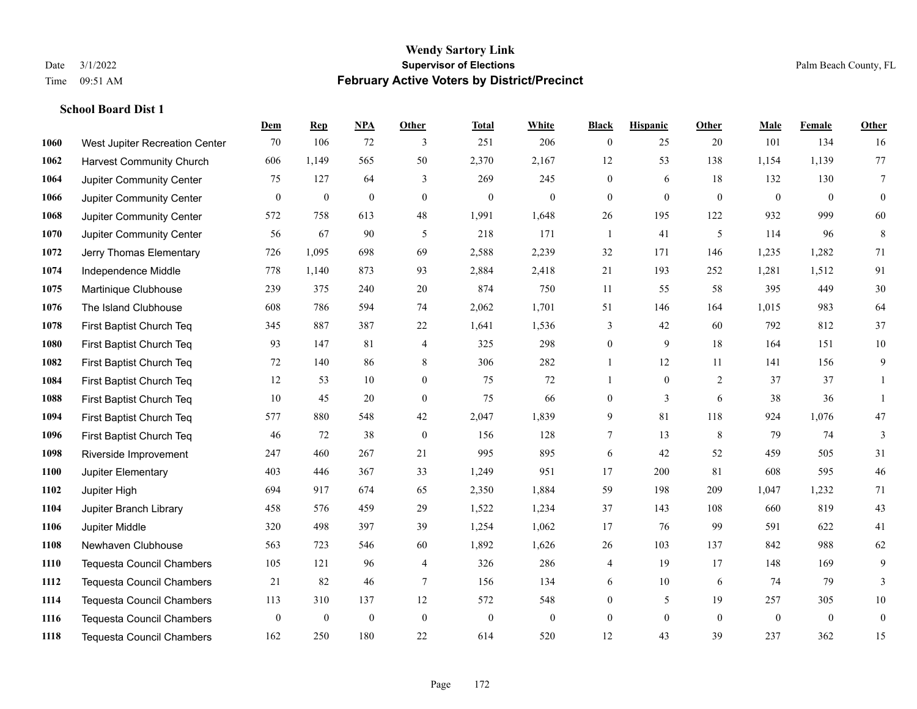# Wendy Sartory Link

**Supervisor of Elections**

**February Active Voters by District/Precinct**

Date 3/1/2022

Time 09:51 AM

Palm Beach County, FL

### School Board Dist 1

| | | Dem | Rep | NPA | Other | Total | White | Black | Hispanic | Other | Male | Female | Other |
|---|---|---|---|---|---|---|---|---|---|---|---|---|---|
| 1060 | West Jupiter Recreation Center | 70 | 106 | 72 | 3 | 251 | 206 | 0 | 25 | 20 | 101 | 134 | 16 |
| 1062 | Harvest Community Church | 606 | 1,149 | 565 | 50 | 2,370 | 2,167 | 12 | 53 | 138 | 1,154 | 1,139 | 77 |
| 1064 | Jupiter Community Center | 75 | 127 | 64 | 3 | 269 | 245 | 0 | 6 | 18 | 132 | 130 | 7 |
| 1066 | Jupiter Community Center | 0 | 0 | 0 | 0 | 0 | 0 | 0 | 0 | 0 | 0 | 0 | 0 |
| 1068 | Jupiter Community Center | 572 | 758 | 613 | 48 | 1,991 | 1,648 | 26 | 195 | 122 | 932 | 999 | 60 |
| 1070 | Jupiter Community Center | 56 | 67 | 90 | 5 | 218 | 171 | 1 | 41 | 5 | 114 | 96 | 8 |
| 1072 | Jerry Thomas Elementary | 726 | 1,095 | 698 | 69 | 2,588 | 2,239 | 32 | 171 | 146 | 1,235 | 1,282 | 71 |
| 1074 | Independence Middle | 778 | 1,140 | 873 | 93 | 2,884 | 2,418 | 21 | 193 | 252 | 1,281 | 1,512 | 91 |
| 1075 | Martinique Clubhouse | 239 | 375 | 240 | 20 | 874 | 750 | 11 | 55 | 58 | 395 | 449 | 30 |
| 1076 | The Island Clubhouse | 608 | 786 | 594 | 74 | 2,062 | 1,701 | 51 | 146 | 164 | 1,015 | 983 | 64 |
| 1078 | First Baptist Church Teq | 345 | 887 | 387 | 22 | 1,641 | 1,536 | 3 | 42 | 60 | 792 | 812 | 37 |
| 1080 | First Baptist Church Teq | 93 | 147 | 81 | 4 | 325 | 298 | 0 | 9 | 18 | 164 | 151 | 10 |
| 1082 | First Baptist Church Teq | 72 | 140 | 86 | 8 | 306 | 282 | 1 | 12 | 11 | 141 | 156 | 9 |
| 1084 | First Baptist Church Teq | 12 | 53 | 10 | 0 | 75 | 72 | 1 | 0 | 2 | 37 | 37 | 1 |
| 1088 | First Baptist Church Teq | 10 | 45 | 20 | 0 | 75 | 66 | 0 | 3 | 6 | 38 | 36 | 1 |
| 1094 | First Baptist Church Teq | 577 | 880 | 548 | 42 | 2,047 | 1,839 | 9 | 81 | 118 | 924 | 1,076 | 47 |
| 1096 | First Baptist Church Teq | 46 | 72 | 38 | 0 | 156 | 128 | 7 | 13 | 8 | 79 | 74 | 3 |
| 1098 | Riverside Improvement | 247 | 460 | 267 | 21 | 995 | 895 | 6 | 42 | 52 | 459 | 505 | 31 |
| 1100 | Jupiter Elementary | 403 | 446 | 367 | 33 | 1,249 | 951 | 17 | 200 | 81 | 608 | 595 | 46 |
| 1102 | Jupiter High | 694 | 917 | 674 | 65 | 2,350 | 1,884 | 59 | 198 | 209 | 1,047 | 1,232 | 71 |
| 1104 | Jupiter Branch Library | 458 | 576 | 459 | 29 | 1,522 | 1,234 | 37 | 143 | 108 | 660 | 819 | 43 |
| 1106 | Jupiter Middle | 320 | 498 | 397 | 39 | 1,254 | 1,062 | 17 | 76 | 99 | 591 | 622 | 41 |
| 1108 | Newhaven Clubhouse | 563 | 723 | 546 | 60 | 1,892 | 1,626 | 26 | 103 | 137 | 842 | 988 | 62 |
| 1110 | Tequesta Council Chambers | 105 | 121 | 96 | 4 | 326 | 286 | 4 | 19 | 17 | 148 | 169 | 9 |
| 1112 | Tequesta Council Chambers | 21 | 82 | 46 | 7 | 156 | 134 | 6 | 10 | 6 | 74 | 79 | 3 |
| 1114 | Tequesta Council Chambers | 113 | 310 | 137 | 12 | 572 | 548 | 0 | 5 | 19 | 257 | 305 | 10 |
| 1116 | Tequesta Council Chambers | 0 | 0 | 0 | 0 | 0 | 0 | 0 | 0 | 0 | 0 | 0 | 0 |
| 1118 | Tequesta Council Chambers | 162 | 250 | 180 | 22 | 614 | 520 | 12 | 43 | 39 | 237 | 362 | 15 |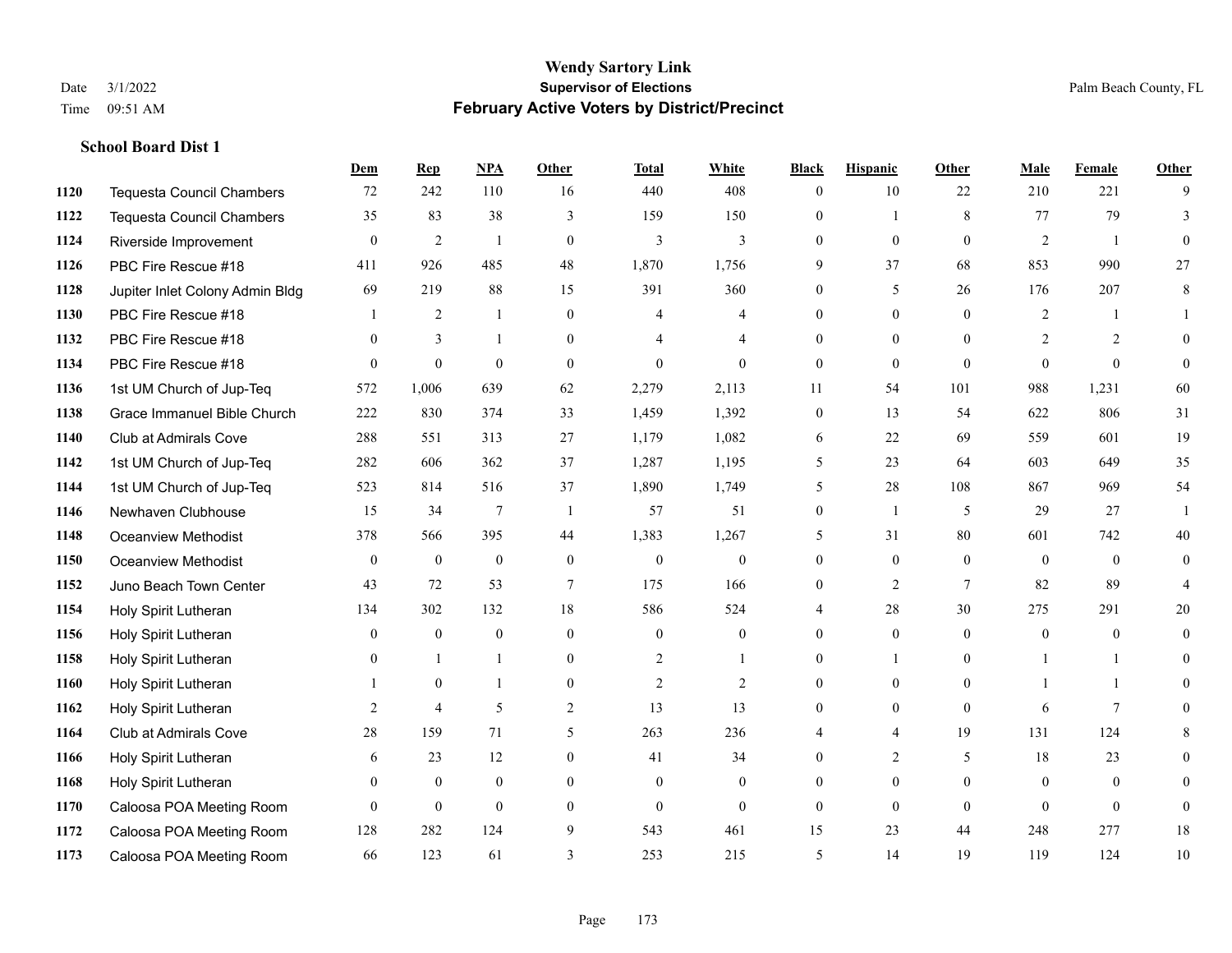# Wendy Sartory Link

**Supervisor of Elections**

**February Active Voters by District/Precinct**

Date 3/1/2022

Time 09:51 AM

Palm Beach County, FL

### School Board Dist 1

| | | Dem | Rep | NPA | Other | Total | White | Black | Hispanic | Other | Male | Female | Other |
|---|---|---|---|---|---|---|---|---|---|---|---|---|---|
| 1120 | Tequesta Council Chambers | 72 | 242 | 110 | 16 | 440 | 408 | 0 | 10 | 22 | 210 | 221 | 9 |
| 1122 | Tequesta Council Chambers | 35 | 83 | 38 | 3 | 159 | 150 | 0 | 1 | 8 | 77 | 79 | 3 |
| 1124 | Riverside Improvement | 0 | 2 | 1 | 0 | 3 | 3 | 0 | 0 | 0 | 2 | 1 | 0 |
| 1126 | PBC Fire Rescue #18 | 411 | 926 | 485 | 48 | 1,870 | 1,756 | 9 | 37 | 68 | 853 | 990 | 27 |
| 1128 | Jupiter Inlet Colony Admin Bldg | 69 | 219 | 88 | 15 | 391 | 360 | 0 | 5 | 26 | 176 | 207 | 8 |
| 1130 | PBC Fire Rescue #18 | 1 | 2 | 1 | 0 | 4 | 4 | 0 | 0 | 0 | 2 | 1 | 1 |
| 1132 | PBC Fire Rescue #18 | 0 | 3 | 1 | 0 | 4 | 4 | 0 | 0 | 0 | 2 | 2 | 0 |
| 1134 | PBC Fire Rescue #18 | 0 | 0 | 0 | 0 | 0 | 0 | 0 | 0 | 0 | 0 | 0 | 0 |
| 1136 | 1st UM Church of Jup-Teq | 572 | 1,006 | 639 | 62 | 2,279 | 2,113 | 11 | 54 | 101 | 988 | 1,231 | 60 |
| 1138 | Grace Immanuel Bible Church | 222 | 830 | 374 | 33 | 1,459 | 1,392 | 0 | 13 | 54 | 622 | 806 | 31 |
| 1140 | Club at Admirals Cove | 288 | 551 | 313 | 27 | 1,179 | 1,082 | 6 | 22 | 69 | 559 | 601 | 19 |
| 1142 | 1st UM Church of Jup-Teq | 282 | 606 | 362 | 37 | 1,287 | 1,195 | 5 | 23 | 64 | 603 | 649 | 35 |
| 1144 | 1st UM Church of Jup-Teq | 523 | 814 | 516 | 37 | 1,890 | 1,749 | 5 | 28 | 108 | 867 | 969 | 54 |
| 1146 | Newhaven Clubhouse | 15 | 34 | 7 | 1 | 57 | 51 | 0 | 1 | 5 | 29 | 27 | 1 |
| 1148 | Oceanview Methodist | 378 | 566 | 395 | 44 | 1,383 | 1,267 | 5 | 31 | 80 | 601 | 742 | 40 |
| 1150 | Oceanview Methodist | 0 | 0 | 0 | 0 | 0 | 0 | 0 | 0 | 0 | 0 | 0 | 0 |
| 1152 | Juno Beach Town Center | 43 | 72 | 53 | 7 | 175 | 166 | 0 | 2 | 7 | 82 | 89 | 4 |
| 1154 | Holy Spirit Lutheran | 134 | 302 | 132 | 18 | 586 | 524 | 4 | 28 | 30 | 275 | 291 | 20 |
| 1156 | Holy Spirit Lutheran | 0 | 0 | 0 | 0 | 0 | 0 | 0 | 0 | 0 | 0 | 0 | 0 |
| 1158 | Holy Spirit Lutheran | 0 | 1 | 1 | 0 | 2 | 1 | 0 | 1 | 0 | 1 | 1 | 0 |
| 1160 | Holy Spirit Lutheran | 1 | 0 | 1 | 0 | 2 | 2 | 0 | 0 | 0 | 1 | 1 | 0 |
| 1162 | Holy Spirit Lutheran | 2 | 4 | 5 | 2 | 13 | 13 | 0 | 0 | 0 | 6 | 7 | 0 |
| 1164 | Club at Admirals Cove | 28 | 159 | 71 | 5 | 263 | 236 | 4 | 4 | 19 | 131 | 124 | 8 |
| 1166 | Holy Spirit Lutheran | 6 | 23 | 12 | 0 | 41 | 34 | 0 | 2 | 5 | 18 | 23 | 0 |
| 1168 | Holy Spirit Lutheran | 0 | 0 | 0 | 0 | 0 | 0 | 0 | 0 | 0 | 0 | 0 | 0 |
| 1170 | Caloosa POA Meeting Room | 0 | 0 | 0 | 0 | 0 | 0 | 0 | 0 | 0 | 0 | 0 | 0 |
| 1172 | Caloosa POA Meeting Room | 128 | 282 | 124 | 9 | 543 | 461 | 15 | 23 | 44 | 248 | 277 | 18 |
| 1173 | Caloosa POA Meeting Room | 66 | 123 | 61 | 3 | 253 | 215 | 5 | 14 | 19 | 119 | 124 | 10 |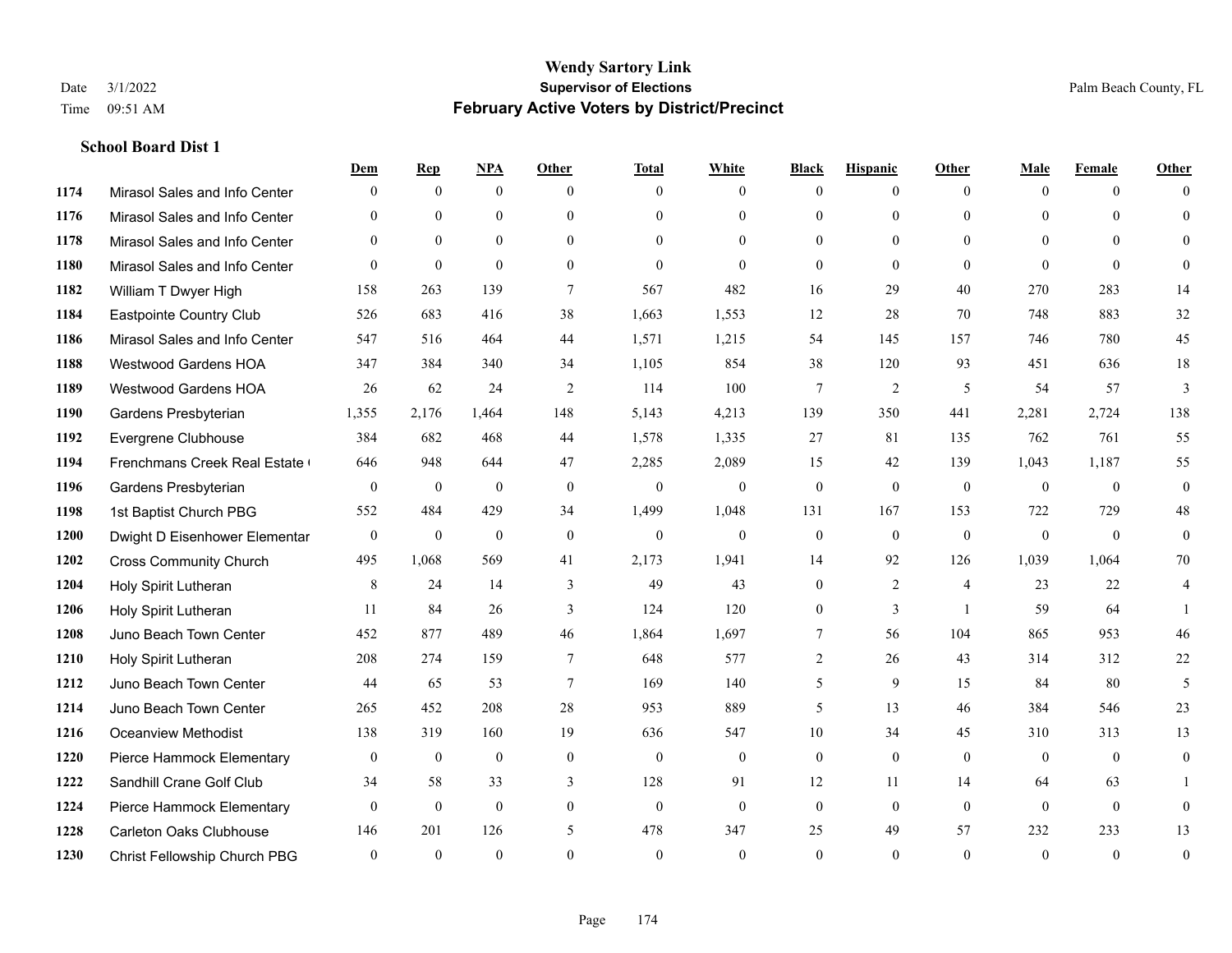# Wendy Sartory Link
## Supervisor of Elections
## February Active Voters by District/Precinct

Date 3/1/2022
Time 09:51 AM

Palm Beach County, FL

### School Board Dist 1

| | | Dem | Rep | NPA | Other | Total | White | Black | Hispanic | Other | Male | Female | Other |
|---|---|---|---|---|---|---|---|---|---|---|---|---|---|
| 1174 | Mirasol Sales and Info Center | 0 | 0 | 0 | 0 | 0 | 0 | 0 | 0 | 0 | 0 | 0 | 0 |
| 1176 | Mirasol Sales and Info Center | 0 | 0 | 0 | 0 | 0 | 0 | 0 | 0 | 0 | 0 | 0 | 0 |
| 1178 | Mirasol Sales and Info Center | 0 | 0 | 0 | 0 | 0 | 0 | 0 | 0 | 0 | 0 | 0 | 0 |
| 1180 | Mirasol Sales and Info Center | 0 | 0 | 0 | 0 | 0 | 0 | 0 | 0 | 0 | 0 | 0 | 0 |
| 1182 | William T Dwyer High | 158 | 263 | 139 | 7 | 567 | 482 | 16 | 29 | 40 | 270 | 283 | 14 |
| 1184 | Eastpointe Country Club | 526 | 683 | 416 | 38 | 1,663 | 1,553 | 12 | 28 | 70 | 748 | 883 | 32 |
| 1186 | Mirasol Sales and Info Center | 547 | 516 | 464 | 44 | 1,571 | 1,215 | 54 | 145 | 157 | 746 | 780 | 45 |
| 1188 | Westwood Gardens HOA | 347 | 384 | 340 | 34 | 1,105 | 854 | 38 | 120 | 93 | 451 | 636 | 18 |
| 1189 | Westwood Gardens HOA | 26 | 62 | 24 | 2 | 114 | 100 | 7 | 2 | 5 | 54 | 57 | 3 |
| 1190 | Gardens Presbyterian | 1,355 | 2,176 | 1,464 | 148 | 5,143 | 4,213 | 139 | 350 | 441 | 2,281 | 2,724 | 138 |
| 1192 | Evergrene Clubhouse | 384 | 682 | 468 | 44 | 1,578 | 1,335 | 27 | 81 | 135 | 762 | 761 | 55 |
| 1194 | Frenchmans Creek Real Estate ( | 646 | 948 | 644 | 47 | 2,285 | 2,089 | 15 | 42 | 139 | 1,043 | 1,187 | 55 |
| 1196 | Gardens Presbyterian | 0 | 0 | 0 | 0 | 0 | 0 | 0 | 0 | 0 | 0 | 0 | 0 |
| 1198 | 1st Baptist Church PBG | 552 | 484 | 429 | 34 | 1,499 | 1,048 | 131 | 167 | 153 | 722 | 729 | 48 |
| 1200 | Dwight D Eisenhower Elementar | 0 | 0 | 0 | 0 | 0 | 0 | 0 | 0 | 0 | 0 | 0 | 0 |
| 1202 | Cross Community Church | 495 | 1,068 | 569 | 41 | 2,173 | 1,941 | 14 | 92 | 126 | 1,039 | 1,064 | 70 |
| 1204 | Holy Spirit Lutheran | 8 | 24 | 14 | 3 | 49 | 43 | 0 | 2 | 4 | 23 | 22 | 4 |
| 1206 | Holy Spirit Lutheran | 11 | 84 | 26 | 3 | 124 | 120 | 0 | 3 | 1 | 59 | 64 | 1 |
| 1208 | Juno Beach Town Center | 452 | 877 | 489 | 46 | 1,864 | 1,697 | 7 | 56 | 104 | 865 | 953 | 46 |
| 1210 | Holy Spirit Lutheran | 208 | 274 | 159 | 7 | 648 | 577 | 2 | 26 | 43 | 314 | 312 | 22 |
| 1212 | Juno Beach Town Center | 44 | 65 | 53 | 7 | 169 | 140 | 5 | 9 | 15 | 84 | 80 | 5 |
| 1214 | Juno Beach Town Center | 265 | 452 | 208 | 28 | 953 | 889 | 5 | 13 | 46 | 384 | 546 | 23 |
| 1216 | Oceanview Methodist | 138 | 319 | 160 | 19 | 636 | 547 | 10 | 34 | 45 | 310 | 313 | 13 |
| 1220 | Pierce Hammock Elementary | 0 | 0 | 0 | 0 | 0 | 0 | 0 | 0 | 0 | 0 | 0 | 0 |
| 1222 | Sandhill Crane Golf Club | 34 | 58 | 33 | 3 | 128 | 91 | 12 | 11 | 14 | 64 | 63 | 1 |
| 1224 | Pierce Hammock Elementary | 0 | 0 | 0 | 0 | 0 | 0 | 0 | 0 | 0 | 0 | 0 | 0 |
| 1228 | Carleton Oaks Clubhouse | 146 | 201 | 126 | 5 | 478 | 347 | 25 | 49 | 57 | 232 | 233 | 13 |
| 1230 | Christ Fellowship Church PBG | 0 | 0 | 0 | 0 | 0 | 0 | 0 | 0 | 0 | 0 | 0 | 0 |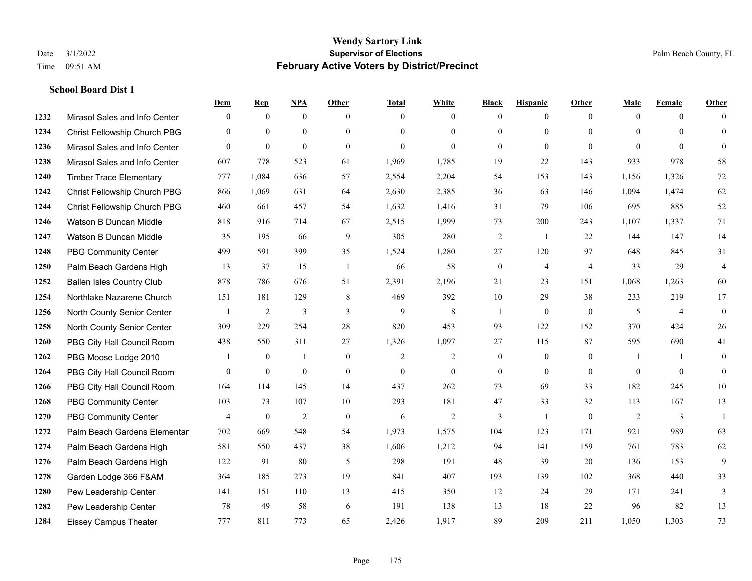# Wendy Sartory Link

**Supervisor of Elections**

**February Active Voters by District/Precinct**

Date 3/1/2022
Time 09:51 AM

Palm Beach County, FL

### School Board Dist 1

| | | Dem | Rep | NPA | Other | Total | White | Black | Hispanic | Other | Male | Female | Other |
|---|---|---|---|---|---|---|---|---|---|---|---|---|---|
| 1232 | Mirasol Sales and Info Center | 0 | 0 | 0 | 0 | 0 | 0 | 0 | 0 | 0 | 0 | 0 | 0 |
| 1234 | Christ Fellowship Church PBG | 0 | 0 | 0 | 0 | 0 | 0 | 0 | 0 | 0 | 0 | 0 | 0 |
| 1236 | Mirasol Sales and Info Center | 0 | 0 | 0 | 0 | 0 | 0 | 0 | 0 | 0 | 0 | 0 | 0 |
| 1238 | Mirasol Sales and Info Center | 607 | 778 | 523 | 61 | 1,969 | 1,785 | 19 | 22 | 143 | 933 | 978 | 58 |
| 1240 | Timber Trace Elementary | 777 | 1,084 | 636 | 57 | 2,554 | 2,204 | 54 | 153 | 143 | 1,156 | 1,326 | 72 |
| 1242 | Christ Fellowship Church PBG | 866 | 1,069 | 631 | 64 | 2,630 | 2,385 | 36 | 63 | 146 | 1,094 | 1,474 | 62 |
| 1244 | Christ Fellowship Church PBG | 460 | 661 | 457 | 54 | 1,632 | 1,416 | 31 | 79 | 106 | 695 | 885 | 52 |
| 1246 | Watson B Duncan Middle | 818 | 916 | 714 | 67 | 2,515 | 1,999 | 73 | 200 | 243 | 1,107 | 1,337 | 71 |
| 1247 | Watson B Duncan Middle | 35 | 195 | 66 | 9 | 305 | 280 | 2 | 1 | 22 | 144 | 147 | 14 |
| 1248 | PBG Community Center | 499 | 591 | 399 | 35 | 1,524 | 1,280 | 27 | 120 | 97 | 648 | 845 | 31 |
| 1250 | Palm Beach Gardens High | 13 | 37 | 15 | 1 | 66 | 58 | 0 | 4 | 4 | 33 | 29 | 4 |
| 1252 | Ballen Isles Country Club | 878 | 786 | 676 | 51 | 2,391 | 2,196 | 21 | 23 | 151 | 1,068 | 1,263 | 60 |
| 1254 | Northlake Nazarene Church | 151 | 181 | 129 | 8 | 469 | 392 | 10 | 29 | 38 | 233 | 219 | 17 |
| 1256 | North County Senior Center | 1 | 2 | 3 | 3 | 9 | 8 | 1 | 0 | 0 | 5 | 4 | 0 |
| 1258 | North County Senior Center | 309 | 229 | 254 | 28 | 820 | 453 | 93 | 122 | 152 | 370 | 424 | 26 |
| 1260 | PBG City Hall Council Room | 438 | 550 | 311 | 27 | 1,326 | 1,097 | 27 | 115 | 87 | 595 | 690 | 41 |
| 1262 | PBG Moose Lodge 2010 | 1 | 0 | 1 | 0 | 2 | 2 | 0 | 0 | 0 | 1 | 1 | 0 |
| 1264 | PBG City Hall Council Room | 0 | 0 | 0 | 0 | 0 | 0 | 0 | 0 | 0 | 0 | 0 | 0 |
| 1266 | PBG City Hall Council Room | 164 | 114 | 145 | 14 | 437 | 262 | 73 | 69 | 33 | 182 | 245 | 10 |
| 1268 | PBG Community Center | 103 | 73 | 107 | 10 | 293 | 181 | 47 | 33 | 32 | 113 | 167 | 13 |
| 1270 | PBG Community Center | 4 | 0 | 2 | 0 | 6 | 2 | 3 | 1 | 0 | 2 | 3 | 1 |
| 1272 | Palm Beach Gardens Elementar | 702 | 669 | 548 | 54 | 1,973 | 1,575 | 104 | 123 | 171 | 921 | 989 | 63 |
| 1274 | Palm Beach Gardens High | 581 | 550 | 437 | 38 | 1,606 | 1,212 | 94 | 141 | 159 | 761 | 783 | 62 |
| 1276 | Palm Beach Gardens High | 122 | 91 | 80 | 5 | 298 | 191 | 48 | 39 | 20 | 136 | 153 | 9 |
| 1278 | Garden Lodge 366 F&AM | 364 | 185 | 273 | 19 | 841 | 407 | 193 | 139 | 102 | 368 | 440 | 33 |
| 1280 | Pew Leadership Center | 141 | 151 | 110 | 13 | 415 | 350 | 12 | 24 | 29 | 171 | 241 | 3 |
| 1282 | Pew Leadership Center | 78 | 49 | 58 | 6 | 191 | 138 | 13 | 18 | 22 | 96 | 82 | 13 |
| 1284 | Eissey Campus Theater | 777 | 811 | 773 | 65 | 2,426 | 1,917 | 89 | 209 | 211 | 1,050 | 1,303 | 73 |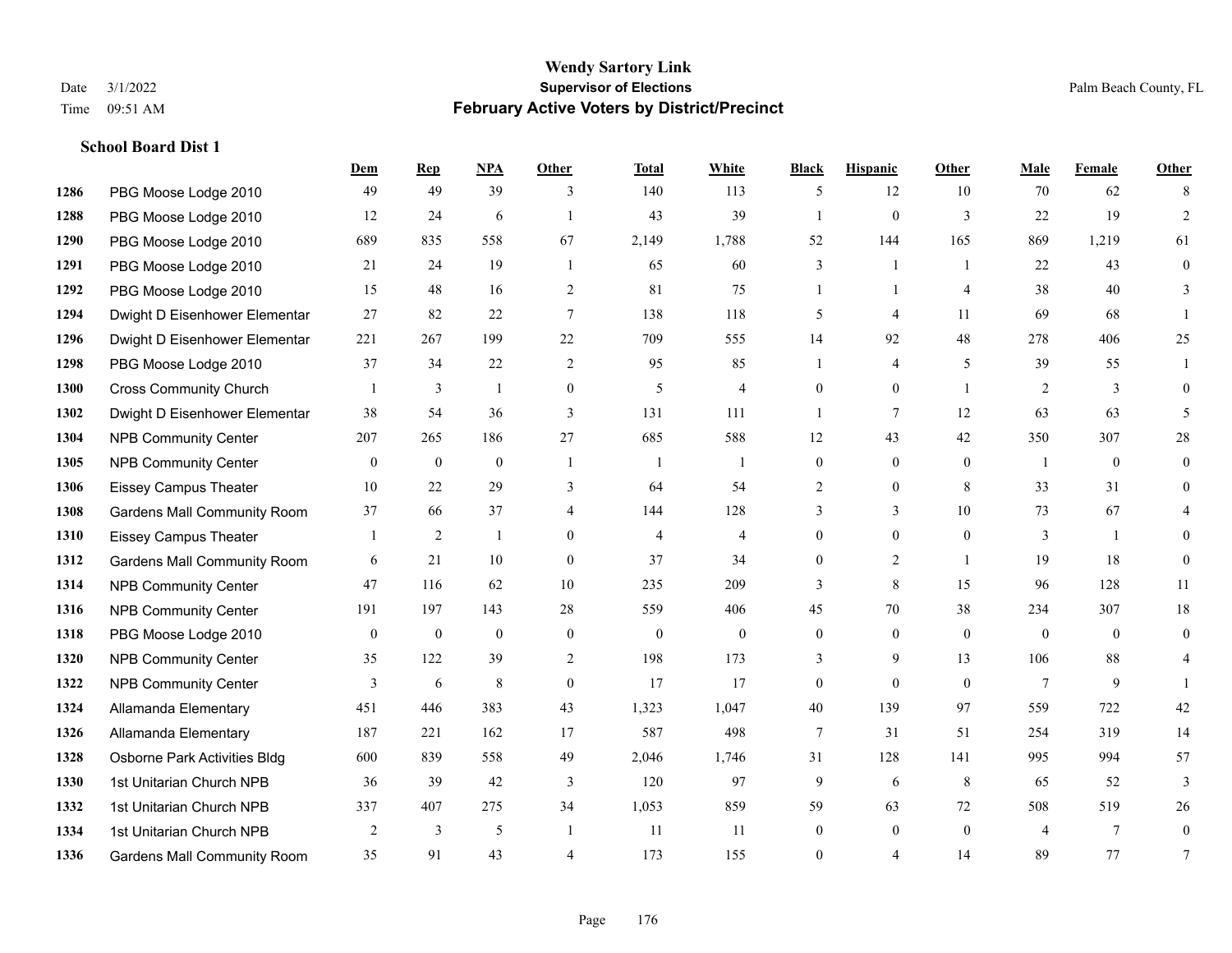**Wendy Sartory Link**

**Supervisor of Elections**

**February Active Voters by District/Precinct**

Date 3/1/2022

Time 09:51 AM

Palm Beach County, FL

### School Board Dist 1

| | | Dem | Rep | NPA | Other | Total | White | Black | Hispanic | Other | Male | Female | Other |
|---|---|---|---|---|---|---|---|---|---|---|---|---|---|
| 1286 | PBG Moose Lodge 2010 | 49 | 49 | 39 | 3 | 140 | 113 | 5 | 12 | 10 | 70 | 62 | 8 |
| 1288 | PBG Moose Lodge 2010 | 12 | 24 | 6 | 1 | 43 | 39 | 1 | 0 | 3 | 22 | 19 | 2 |
| 1290 | PBG Moose Lodge 2010 | 689 | 835 | 558 | 67 | 2,149 | 1,788 | 52 | 144 | 165 | 869 | 1,219 | 61 |
| 1291 | PBG Moose Lodge 2010 | 21 | 24 | 19 | 1 | 65 | 60 | 3 | 1 | 1 | 22 | 43 | 0 |
| 1292 | PBG Moose Lodge 2010 | 15 | 48 | 16 | 2 | 81 | 75 | 1 | 1 | 4 | 38 | 40 | 3 |
| 1294 | Dwight D Eisenhower Elementar | 27 | 82 | 22 | 7 | 138 | 118 | 5 | 4 | 11 | 69 | 68 | 1 |
| 1296 | Dwight D Eisenhower Elementar | 221 | 267 | 199 | 22 | 709 | 555 | 14 | 92 | 48 | 278 | 406 | 25 |
| 1298 | PBG Moose Lodge 2010 | 37 | 34 | 22 | 2 | 95 | 85 | 1 | 4 | 5 | 39 | 55 | 1 |
| 1300 | Cross Community Church | 1 | 3 | 1 | 0 | 5 | 4 | 0 | 0 | 1 | 2 | 3 | 0 |
| 1302 | Dwight D Eisenhower Elementar | 38 | 54 | 36 | 3 | 131 | 111 | 1 | 7 | 12 | 63 | 63 | 5 |
| 1304 | NPB Community Center | 207 | 265 | 186 | 27 | 685 | 588 | 12 | 43 | 42 | 350 | 307 | 28 |
| 1305 | NPB Community Center | 0 | 0 | 0 | 1 | 1 | 1 | 0 | 0 | 0 | 1 | 0 | 0 |
| 1306 | Eissey Campus Theater | 10 | 22 | 29 | 3 | 64 | 54 | 2 | 0 | 8 | 33 | 31 | 0 |
| 1308 | Gardens Mall Community Room | 37 | 66 | 37 | 4 | 144 | 128 | 3 | 3 | 10 | 73 | 67 | 4 |
| 1310 | Eissey Campus Theater | 1 | 2 | 1 | 0 | 4 | 4 | 0 | 0 | 0 | 3 | 1 | 0 |
| 1312 | Gardens Mall Community Room | 6 | 21 | 10 | 0 | 37 | 34 | 0 | 2 | 1 | 19 | 18 | 0 |
| 1314 | NPB Community Center | 47 | 116 | 62 | 10 | 235 | 209 | 3 | 8 | 15 | 96 | 128 | 11 |
| 1316 | NPB Community Center | 191 | 197 | 143 | 28 | 559 | 406 | 45 | 70 | 38 | 234 | 307 | 18 |
| 1318 | PBG Moose Lodge 2010 | 0 | 0 | 0 | 0 | 0 | 0 | 0 | 0 | 0 | 0 | 0 | 0 |
| 1320 | NPB Community Center | 35 | 122 | 39 | 2 | 198 | 173 | 3 | 9 | 13 | 106 | 88 | 4 |
| 1322 | NPB Community Center | 3 | 6 | 8 | 0 | 17 | 17 | 0 | 0 | 0 | 7 | 9 | 1 |
| 1324 | Allamanda Elementary | 451 | 446 | 383 | 43 | 1,323 | 1,047 | 40 | 139 | 97 | 559 | 722 | 42 |
| 1326 | Allamanda Elementary | 187 | 221 | 162 | 17 | 587 | 498 | 7 | 31 | 51 | 254 | 319 | 14 |
| 1328 | Osborne Park Activities Bldg | 600 | 839 | 558 | 49 | 2,046 | 1,746 | 31 | 128 | 141 | 995 | 994 | 57 |
| 1330 | 1st Unitarian Church NPB | 36 | 39 | 42 | 3 | 120 | 97 | 9 | 6 | 8 | 65 | 52 | 3 |
| 1332 | 1st Unitarian Church NPB | 337 | 407 | 275 | 34 | 1,053 | 859 | 59 | 63 | 72 | 508 | 519 | 26 |
| 1334 | 1st Unitarian Church NPB | 2 | 3 | 5 | 1 | 11 | 11 | 0 | 0 | 0 | 4 | 7 | 0 |
| 1336 | Gardens Mall Community Room | 35 | 91 | 43 | 4 | 173 | 155 | 0 | 4 | 14 | 89 | 77 | 7 |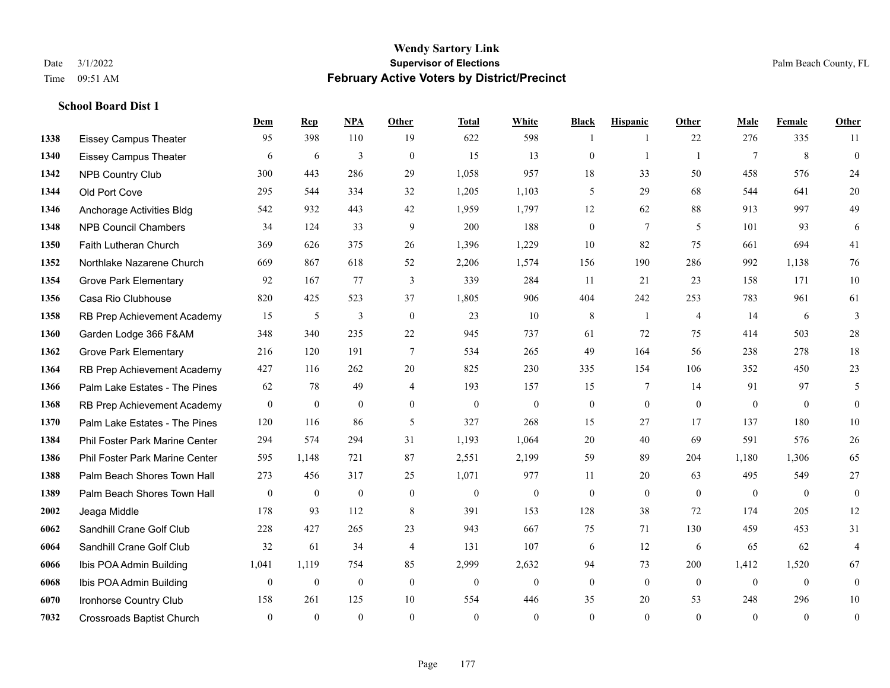**School Board Dist 1**

| | | Dem | Rep | NPA | Other | Total | White | Black | Hispanic | Other | Male | Female | Other |
|---|---|---|---|---|---|---|---|---|---|---|---|---|---|
| 1338 | Eissey Campus Theater | 95 | 398 | 110 | 19 | 622 | 598 | 1 | 1 | 22 | 276 | 335 | 11 |
| 1340 | Eissey Campus Theater | 6 | 6 | 3 | 0 | 15 | 13 | 0 | 1 | 1 | 7 | 8 | 0 |
| 1342 | NPB Country Club | 300 | 443 | 286 | 29 | 1,058 | 957 | 18 | 33 | 50 | 458 | 576 | 24 |
| 1344 | Old Port Cove | 295 | 544 | 334 | 32 | 1,205 | 1,103 | 5 | 29 | 68 | 544 | 641 | 20 |
| 1346 | Anchorage Activities Bldg | 542 | 932 | 443 | 42 | 1,959 | 1,797 | 12 | 62 | 88 | 913 | 997 | 49 |
| 1348 | NPB Council Chambers | 34 | 124 | 33 | 9 | 200 | 188 | 0 | 7 | 5 | 101 | 93 | 6 |
| 1350 | Faith Lutheran Church | 369 | 626 | 375 | 26 | 1,396 | 1,229 | 10 | 82 | 75 | 661 | 694 | 41 |
| 1352 | Northlake Nazarene Church | 669 | 867 | 618 | 52 | 2,206 | 1,574 | 156 | 190 | 286 | 992 | 1,138 | 76 |
| 1354 | Grove Park Elementary | 92 | 167 | 77 | 3 | 339 | 284 | 11 | 21 | 23 | 158 | 171 | 10 |
| 1356 | Casa Rio Clubhouse | 820 | 425 | 523 | 37 | 1,805 | 906 | 404 | 242 | 253 | 783 | 961 | 61 |
| 1358 | RB Prep Achievement Academy | 15 | 5 | 3 | 0 | 23 | 10 | 8 | 1 | 4 | 14 | 6 | 3 |
| 1360 | Garden Lodge 366 F&AM | 348 | 340 | 235 | 22 | 945 | 737 | 61 | 72 | 75 | 414 | 503 | 28 |
| 1362 | Grove Park Elementary | 216 | 120 | 191 | 7 | 534 | 265 | 49 | 164 | 56 | 238 | 278 | 18 |
| 1364 | RB Prep Achievement Academy | 427 | 116 | 262 | 20 | 825 | 230 | 335 | 154 | 106 | 352 | 450 | 23 |
| 1366 | Palm Lake Estates - The Pines | 62 | 78 | 49 | 4 | 193 | 157 | 15 | 7 | 14 | 91 | 97 | 5 |
| 1368 | RB Prep Achievement Academy | 0 | 0 | 0 | 0 | 0 | 0 | 0 | 0 | 0 | 0 | 0 | 0 |
| 1370 | Palm Lake Estates - The Pines | 120 | 116 | 86 | 5 | 327 | 268 | 15 | 27 | 17 | 137 | 180 | 10 |
| 1384 | Phil Foster Park Marine Center | 294 | 574 | 294 | 31 | 1,193 | 1,064 | 20 | 40 | 69 | 591 | 576 | 26 |
| 1386 | Phil Foster Park Marine Center | 595 | 1,148 | 721 | 87 | 2,551 | 2,199 | 59 | 89 | 204 | 1,180 | 1,306 | 65 |
| 1388 | Palm Beach Shores Town Hall | 273 | 456 | 317 | 25 | 1,071 | 977 | 11 | 20 | 63 | 495 | 549 | 27 |
| 1389 | Palm Beach Shores Town Hall | 0 | 0 | 0 | 0 | 0 | 0 | 0 | 0 | 0 | 0 | 0 | 0 |
| 2002 | Jeaga Middle | 178 | 93 | 112 | 8 | 391 | 153 | 128 | 38 | 72 | 174 | 205 | 12 |
| 6062 | Sandhill Crane Golf Club | 228 | 427 | 265 | 23 | 943 | 667 | 75 | 71 | 130 | 459 | 453 | 31 |
| 6064 | Sandhill Crane Golf Club | 32 | 61 | 34 | 4 | 131 | 107 | 6 | 12 | 6 | 65 | 62 | 4 |
| 6066 | Ibis POA Admin Building | 1,041 | 1,119 | 754 | 85 | 2,999 | 2,632 | 94 | 73 | 200 | 1,412 | 1,520 | 67 |
| 6068 | Ibis POA Admin Building | 0 | 0 | 0 | 0 | 0 | 0 | 0 | 0 | 0 | 0 | 0 | 0 |
| 6070 | Ironhorse Country Club | 158 | 261 | 125 | 10 | 554 | 446 | 35 | 20 | 53 | 248 | 296 | 10 |
| 7032 | Crossroads Baptist Church | 0 | 0 | 0 | 0 | 0 | 0 | 0 | 0 | 0 | 0 | 0 | 0 |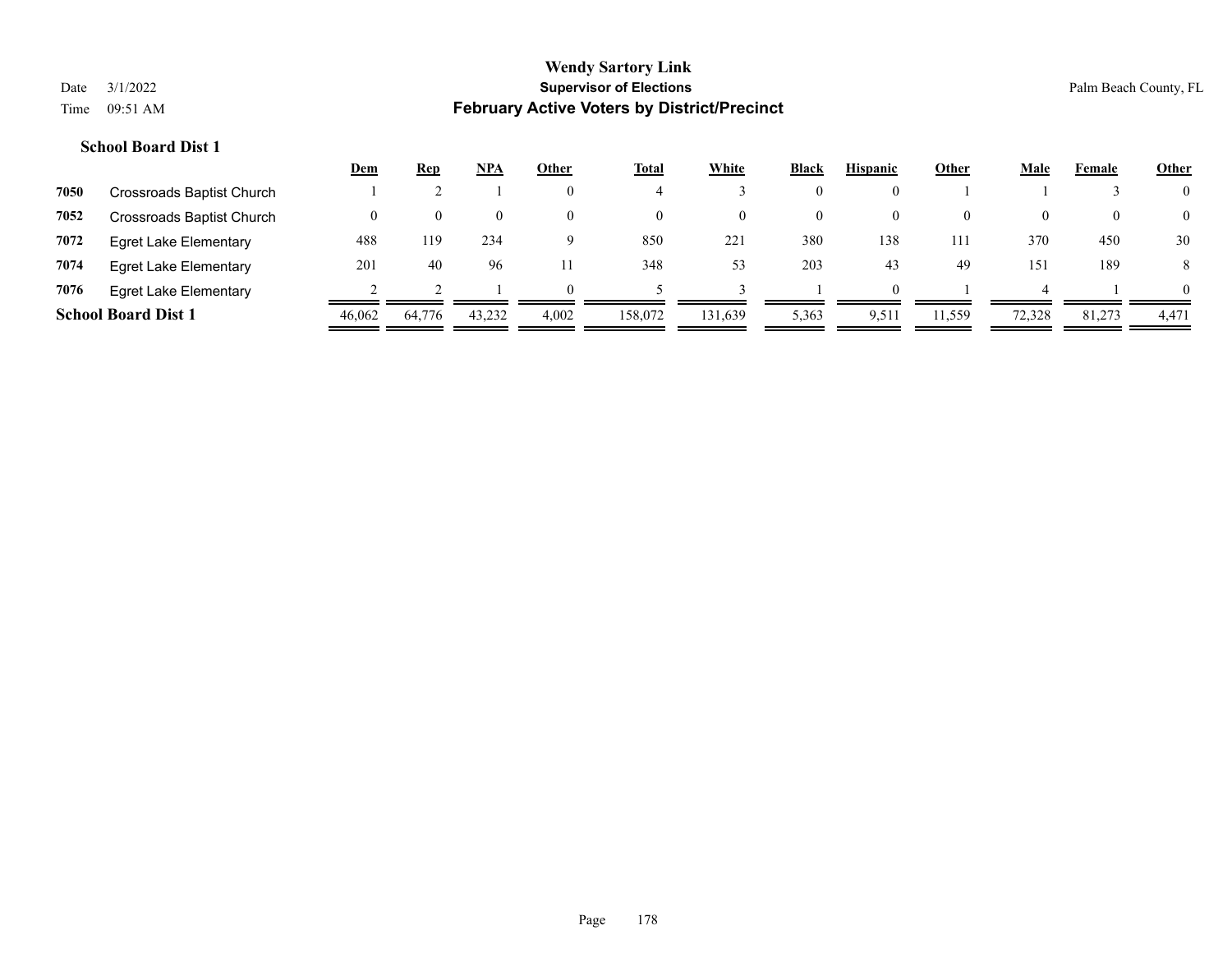# Wendy Sartory Link

## Supervisor of Elections

## February Active Voters by District/Precinct

Date 3/1/2022
Time 09:51 AM

Palm Beach County, FL

### School Board Dist 1

| | | Dem | Rep | NPA | Other | Total | White | Black | Hispanic | Other | Male | Female | Other |
|---|---|---|---|---|---|---|---|---|---|---|---|---|---|
| 7050 | Crossroads Baptist Church | 1 | 2 | 1 | 0 | 4 | 3 | 0 | 0 | 1 | 1 | 3 | 0 |
| 7052 | Crossroads Baptist Church | 0 | 0 | 0 | 0 | 0 | 0 | 0 | 0 | 0 | 0 | 0 | 0 |
| 7072 | Egret Lake Elementary | 488 | 119 | 234 | 9 | 850 | 221 | 380 | 138 | 111 | 370 | 450 | 30 |
| 7074 | Egret Lake Elementary | 201 | 40 | 96 | 11 | 348 | 53 | 203 | 43 | 49 | 151 | 189 | 8 |
| 7076 | Egret Lake Elementary | 2 | 2 | 1 | 0 | 5 | 3 | 1 | 0 | 1 | 4 | 1 | 0 |
| **School Board Dist 1** | | 46,062 | 64,776 | 43,232 | 4,002 | 158,072 | 131,639 | 5,363 | 9,511 | 11,559 | 72,328 | 81,273 | 4,471 |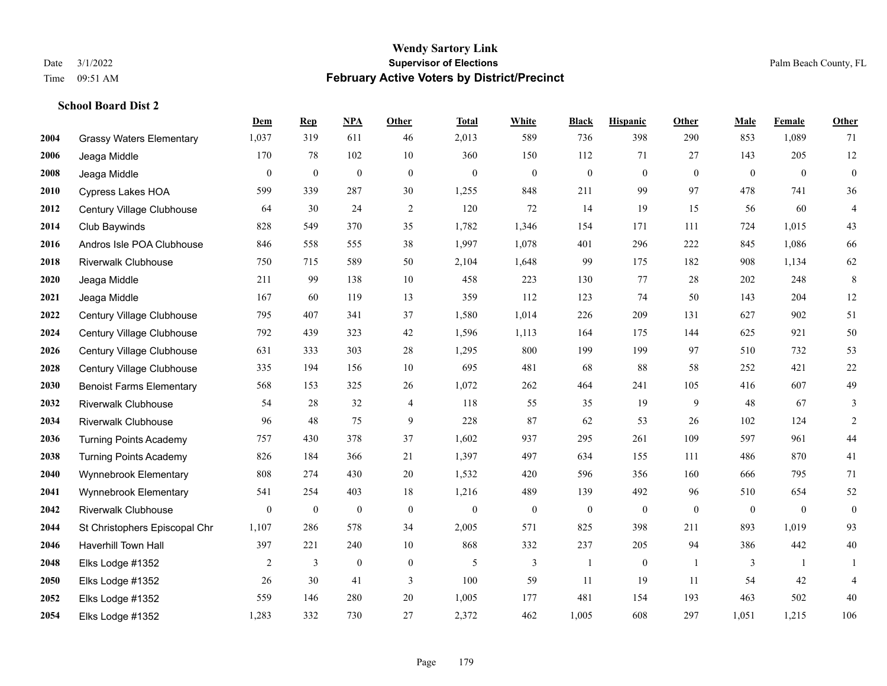# Wendy Sartory Link

## Supervisor of Elections

## February Active Voters by District/Precinct

Date 3/1/2022
Time 09:51 AM

Palm Beach County, FL

### School Board Dist 2

| | | Dem | Rep | NPA | Other | Total | White | Black | Hispanic | Other | Male | Female | Other |
|---|---|---|---|---|---|---|---|---|---|---|---|---|---|
| 2004 | Grassy Waters Elementary | 1,037 | 319 | 611 | 46 | 2,013 | 589 | 736 | 398 | 290 | 853 | 1,089 | 71 |
| 2006 | Jeaga Middle | 170 | 78 | 102 | 10 | 360 | 150 | 112 | 71 | 27 | 143 | 205 | 12 |
| 2008 | Jeaga Middle | 0 | 0 | 0 | 0 | 0 | 0 | 0 | 0 | 0 | 0 | 0 | 0 |
| 2010 | Cypress Lakes HOA | 599 | 339 | 287 | 30 | 1,255 | 848 | 211 | 99 | 97 | 478 | 741 | 36 |
| 2012 | Century Village Clubhouse | 64 | 30 | 24 | 2 | 120 | 72 | 14 | 19 | 15 | 56 | 60 | 4 |
| 2014 | Club Baywinds | 828 | 549 | 370 | 35 | 1,782 | 1,346 | 154 | 171 | 111 | 724 | 1,015 | 43 |
| 2016 | Andros Isle POA Clubhouse | 846 | 558 | 555 | 38 | 1,997 | 1,078 | 401 | 296 | 222 | 845 | 1,086 | 66 |
| 2018 | Riverwalk Clubhouse | 750 | 715 | 589 | 50 | 2,104 | 1,648 | 99 | 175 | 182 | 908 | 1,134 | 62 |
| 2020 | Jeaga Middle | 211 | 99 | 138 | 10 | 458 | 223 | 130 | 77 | 28 | 202 | 248 | 8 |
| 2021 | Jeaga Middle | 167 | 60 | 119 | 13 | 359 | 112 | 123 | 74 | 50 | 143 | 204 | 12 |
| 2022 | Century Village Clubhouse | 795 | 407 | 341 | 37 | 1,580 | 1,014 | 226 | 209 | 131 | 627 | 902 | 51 |
| 2024 | Century Village Clubhouse | 792 | 439 | 323 | 42 | 1,596 | 1,113 | 164 | 175 | 144 | 625 | 921 | 50 |
| 2026 | Century Village Clubhouse | 631 | 333 | 303 | 28 | 1,295 | 800 | 199 | 199 | 97 | 510 | 732 | 53 |
| 2028 | Century Village Clubhouse | 335 | 194 | 156 | 10 | 695 | 481 | 68 | 88 | 58 | 252 | 421 | 22 |
| 2030 | Benoist Farms Elementary | 568 | 153 | 325 | 26 | 1,072 | 262 | 464 | 241 | 105 | 416 | 607 | 49 |
| 2032 | Riverwalk Clubhouse | 54 | 28 | 32 | 4 | 118 | 55 | 35 | 19 | 9 | 48 | 67 | 3 |
| 2034 | Riverwalk Clubhouse | 96 | 48 | 75 | 9 | 228 | 87 | 62 | 53 | 26 | 102 | 124 | 2 |
| 2036 | Turning Points Academy | 757 | 430 | 378 | 37 | 1,602 | 937 | 295 | 261 | 109 | 597 | 961 | 44 |
| 2038 | Turning Points Academy | 826 | 184 | 366 | 21 | 1,397 | 497 | 634 | 155 | 111 | 486 | 870 | 41 |
| 2040 | Wynnebrook Elementary | 808 | 274 | 430 | 20 | 1,532 | 420 | 596 | 356 | 160 | 666 | 795 | 71 |
| 2041 | Wynnebrook Elementary | 541 | 254 | 403 | 18 | 1,216 | 489 | 139 | 492 | 96 | 510 | 654 | 52 |
| 2042 | Riverwalk Clubhouse | 0 | 0 | 0 | 0 | 0 | 0 | 0 | 0 | 0 | 0 | 0 | 0 |
| 2044 | St Christophers Episcopal Chr | 1,107 | 286 | 578 | 34 | 2,005 | 571 | 825 | 398 | 211 | 893 | 1,019 | 93 |
| 2046 | Haverhill Town Hall | 397 | 221 | 240 | 10 | 868 | 332 | 237 | 205 | 94 | 386 | 442 | 40 |
| 2048 | Elks Lodge #1352 | 2 | 3 | 0 | 0 | 5 | 3 | 1 | 0 | 1 | 3 | 1 | 1 |
| 2050 | Elks Lodge #1352 | 26 | 30 | 41 | 3 | 100 | 59 | 11 | 19 | 11 | 54 | 42 | 4 |
| 2052 | Elks Lodge #1352 | 559 | 146 | 280 | 20 | 1,005 | 177 | 481 | 154 | 193 | 463 | 502 | 40 |
| 2054 | Elks Lodge #1352 | 1,283 | 332 | 730 | 27 | 2,372 | 462 | 1,005 | 608 | 297 | 1,051 | 1,215 | 106 |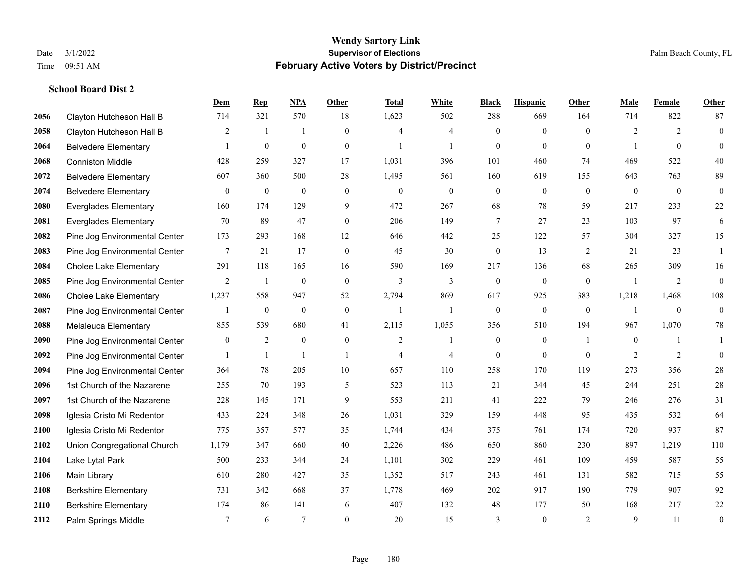# Wendy Sartory Link
## Supervisor of Elections
## February Active Voters by District/Precinct

Date 3/1/2022
Time 09:51 AM

Palm Beach County, FL

**School Board Dist 2**

| | | Dem | Rep | NPA | Other | Total | White | Black | Hispanic | Other | Male | Female | Other |
|---|---|---|---|---|---|---|---|---|---|---|---|---|---|
| 2056 | Clayton Hutcheson Hall B | 714 | 321 | 570 | 18 | 1,623 | 502 | 288 | 669 | 164 | 714 | 822 | 87 |
| 2058 | Clayton Hutcheson Hall B | 2 | 1 | 1 | 0 | 4 | 4 | 0 | 0 | 0 | 2 | 2 | 0 |
| 2064 | Belvedere Elementary | 1 | 0 | 0 | 0 | 1 | 1 | 0 | 0 | 0 | 1 | 0 | 0 |
| 2068 | Conniston Middle | 428 | 259 | 327 | 17 | 1,031 | 396 | 101 | 460 | 74 | 469 | 522 | 40 |
| 2072 | Belvedere Elementary | 607 | 360 | 500 | 28 | 1,495 | 561 | 160 | 619 | 155 | 643 | 763 | 89 |
| 2074 | Belvedere Elementary | 0 | 0 | 0 | 0 | 0 | 0 | 0 | 0 | 0 | 0 | 0 | 0 |
| 2080 | Everglades Elementary | 160 | 174 | 129 | 9 | 472 | 267 | 68 | 78 | 59 | 217 | 233 | 22 |
| 2081 | Everglades Elementary | 70 | 89 | 47 | 0 | 206 | 149 | 7 | 27 | 23 | 103 | 97 | 6 |
| 2082 | Pine Jog Environmental Center | 173 | 293 | 168 | 12 | 646 | 442 | 25 | 122 | 57 | 304 | 327 | 15 |
| 2083 | Pine Jog Environmental Center | 7 | 21 | 17 | 0 | 45 | 30 | 0 | 13 | 2 | 21 | 23 | 1 |
| 2084 | Cholee Lake Elementary | 291 | 118 | 165 | 16 | 590 | 169 | 217 | 136 | 68 | 265 | 309 | 16 |
| 2085 | Pine Jog Environmental Center | 2 | 1 | 0 | 0 | 3 | 3 | 0 | 0 | 0 | 1 | 2 | 0 |
| 2086 | Cholee Lake Elementary | 1,237 | 558 | 947 | 52 | 2,794 | 869 | 617 | 925 | 383 | 1,218 | 1,468 | 108 |
| 2087 | Pine Jog Environmental Center | 1 | 0 | 0 | 0 | 1 | 1 | 0 | 0 | 0 | 1 | 0 | 0 |
| 2088 | Melaleuca Elementary | 855 | 539 | 680 | 41 | 2,115 | 1,055 | 356 | 510 | 194 | 967 | 1,070 | 78 |
| 2090 | Pine Jog Environmental Center | 0 | 2 | 0 | 0 | 2 | 1 | 0 | 0 | 1 | 0 | 1 | 1 |
| 2092 | Pine Jog Environmental Center | 1 | 1 | 1 | 1 | 4 | 4 | 0 | 0 | 0 | 2 | 2 | 0 |
| 2094 | Pine Jog Environmental Center | 364 | 78 | 205 | 10 | 657 | 110 | 258 | 170 | 119 | 273 | 356 | 28 |
| 2096 | 1st Church of the Nazarene | 255 | 70 | 193 | 5 | 523 | 113 | 21 | 344 | 45 | 244 | 251 | 28 |
| 2097 | 1st Church of the Nazarene | 228 | 145 | 171 | 9 | 553 | 211 | 41 | 222 | 79 | 246 | 276 | 31 |
| 2098 | Iglesia Cristo Mi Redentor | 433 | 224 | 348 | 26 | 1,031 | 329 | 159 | 448 | 95 | 435 | 532 | 64 |
| 2100 | Iglesia Cristo Mi Redentor | 775 | 357 | 577 | 35 | 1,744 | 434 | 375 | 761 | 174 | 720 | 937 | 87 |
| 2102 | Union Congregational Church | 1,179 | 347 | 660 | 40 | 2,226 | 486 | 650 | 860 | 230 | 897 | 1,219 | 110 |
| 2104 | Lake Lytal Park | 500 | 233 | 344 | 24 | 1,101 | 302 | 229 | 461 | 109 | 459 | 587 | 55 |
| 2106 | Main Library | 610 | 280 | 427 | 35 | 1,352 | 517 | 243 | 461 | 131 | 582 | 715 | 55 |
| 2108 | Berkshire Elementary | 731 | 342 | 668 | 37 | 1,778 | 469 | 202 | 917 | 190 | 779 | 907 | 92 |
| 2110 | Berkshire Elementary | 174 | 86 | 141 | 6 | 407 | 132 | 48 | 177 | 50 | 168 | 217 | 22 |
| 2112 | Palm Springs Middle | 7 | 6 | 7 | 0 | 20 | 15 | 3 | 0 | 2 | 9 | 11 | 0 |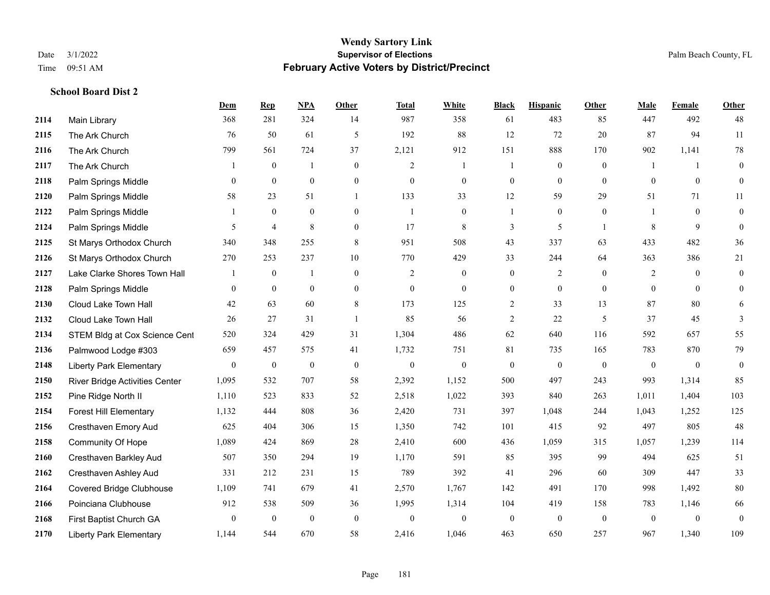# Wendy Sartory Link
## Supervisor of Elections
## February Active Voters by District/Precinct

Date 3/1/2022
Time 09:51 AM

Palm Beach County, FL

### School Board Dist 2

| | | Dem | Rep | NPA | Other | Total | White | Black | Hispanic | Other | Male | Female | Other |
|---|---|---|---|---|---|---|---|---|---|---|---|---|---|
| 2114 | Main Library | 368 | 281 | 324 | 14 | 987 | 358 | 61 | 483 | 85 | 447 | 492 | 48 |
| 2115 | The Ark Church | 76 | 50 | 61 | 5 | 192 | 88 | 12 | 72 | 20 | 87 | 94 | 11 |
| 2116 | The Ark Church | 799 | 561 | 724 | 37 | 2,121 | 912 | 151 | 888 | 170 | 902 | 1,141 | 78 |
| 2117 | The Ark Church | 1 | 0 | 1 | 0 | 2 | 1 | 1 | 0 | 0 | 1 | 1 | 0 |
| 2118 | Palm Springs Middle | 0 | 0 | 0 | 0 | 0 | 0 | 0 | 0 | 0 | 0 | 0 | 0 |
| 2120 | Palm Springs Middle | 58 | 23 | 51 | 1 | 133 | 33 | 12 | 59 | 29 | 51 | 71 | 11 |
| 2122 | Palm Springs Middle | 1 | 0 | 0 | 0 | 1 | 0 | 1 | 0 | 0 | 1 | 0 | 0 |
| 2124 | Palm Springs Middle | 5 | 4 | 8 | 0 | 17 | 8 | 3 | 5 | 1 | 8 | 9 | 0 |
| 2125 | St Marys Orthodox Church | 340 | 348 | 255 | 8 | 951 | 508 | 43 | 337 | 63 | 433 | 482 | 36 |
| 2126 | St Marys Orthodox Church | 270 | 253 | 237 | 10 | 770 | 429 | 33 | 244 | 64 | 363 | 386 | 21 |
| 2127 | Lake Clarke Shores Town Hall | 1 | 0 | 1 | 0 | 2 | 0 | 0 | 2 | 0 | 2 | 0 | 0 |
| 2128 | Palm Springs Middle | 0 | 0 | 0 | 0 | 0 | 0 | 0 | 0 | 0 | 0 | 0 | 0 |
| 2130 | Cloud Lake Town Hall | 42 | 63 | 60 | 8 | 173 | 125 | 2 | 33 | 13 | 87 | 80 | 6 |
| 2132 | Cloud Lake Town Hall | 26 | 27 | 31 | 1 | 85 | 56 | 2 | 22 | 5 | 37 | 45 | 3 |
| 2134 | STEM Bldg at Cox Science Cent | 520 | 324 | 429 | 31 | 1,304 | 486 | 62 | 640 | 116 | 592 | 657 | 55 |
| 2136 | Palmwood Lodge #303 | 659 | 457 | 575 | 41 | 1,732 | 751 | 81 | 735 | 165 | 783 | 870 | 79 |
| 2148 | Liberty Park Elementary | 0 | 0 | 0 | 0 | 0 | 0 | 0 | 0 | 0 | 0 | 0 | 0 |
| 2150 | River Bridge Activities Center | 1,095 | 532 | 707 | 58 | 2,392 | 1,152 | 500 | 497 | 243 | 993 | 1,314 | 85 |
| 2152 | Pine Ridge North II | 1,110 | 523 | 833 | 52 | 2,518 | 1,022 | 393 | 840 | 263 | 1,011 | 1,404 | 103 |
| 2154 | Forest Hill Elementary | 1,132 | 444 | 808 | 36 | 2,420 | 731 | 397 | 1,048 | 244 | 1,043 | 1,252 | 125 |
| 2156 | Cresthaven Emory Aud | 625 | 404 | 306 | 15 | 1,350 | 742 | 101 | 415 | 92 | 497 | 805 | 48 |
| 2158 | Community Of Hope | 1,089 | 424 | 869 | 28 | 2,410 | 600 | 436 | 1,059 | 315 | 1,057 | 1,239 | 114 |
| 2160 | Cresthaven Barkley Aud | 507 | 350 | 294 | 19 | 1,170 | 591 | 85 | 395 | 99 | 494 | 625 | 51 |
| 2162 | Cresthaven Ashley Aud | 331 | 212 | 231 | 15 | 789 | 392 | 41 | 296 | 60 | 309 | 447 | 33 |
| 2164 | Covered Bridge Clubhouse | 1,109 | 741 | 679 | 41 | 2,570 | 1,767 | 142 | 491 | 170 | 998 | 1,492 | 80 |
| 2166 | Poinciana Clubhouse | 912 | 538 | 509 | 36 | 1,995 | 1,314 | 104 | 419 | 158 | 783 | 1,146 | 66 |
| 2168 | First Baptist Church GA | 0 | 0 | 0 | 0 | 0 | 0 | 0 | 0 | 0 | 0 | 0 | 0 |
| 2170 | Liberty Park Elementary | 1,144 | 544 | 670 | 58 | 2,416 | 1,046 | 463 | 650 | 257 | 967 | 1,340 | 109 |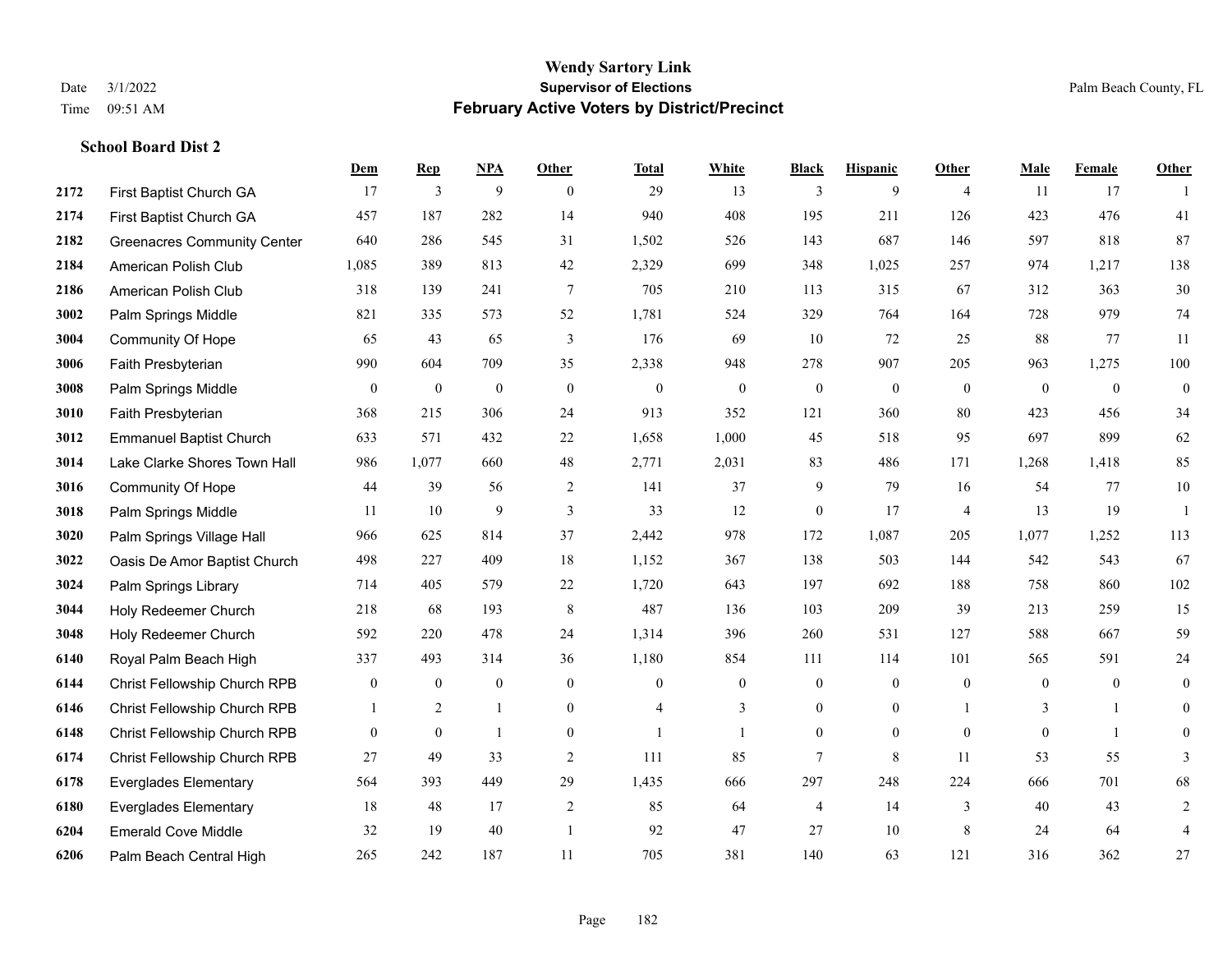# Wendy Sartory Link

**Supervisor of Elections**

**February Active Voters by District/Precinct**

Date 3/1/2022

Time 09:51 AM

Palm Beach County, FL

**School Board Dist 2**

| | | Dem | Rep | NPA | Other | Total | White | Black | Hispanic | Other | Male | Female | Other |
|---|---|---|---|---|---|---|---|---|---|---|---|---|---|
| 2172 | First Baptist Church GA | 17 | 3 | 9 | 0 | 29 | 13 | 3 | 9 | 4 | 11 | 17 | 1 |
| 2174 | First Baptist Church GA | 457 | 187 | 282 | 14 | 940 | 408 | 195 | 211 | 126 | 423 | 476 | 41 |
| 2182 | Greenacres Community Center | 640 | 286 | 545 | 31 | 1,502 | 526 | 143 | 687 | 146 | 597 | 818 | 87 |
| 2184 | American Polish Club | 1,085 | 389 | 813 | 42 | 2,329 | 699 | 348 | 1,025 | 257 | 974 | 1,217 | 138 |
| 2186 | American Polish Club | 318 | 139 | 241 | 7 | 705 | 210 | 113 | 315 | 67 | 312 | 363 | 30 |
| 3002 | Palm Springs Middle | 821 | 335 | 573 | 52 | 1,781 | 524 | 329 | 764 | 164 | 728 | 979 | 74 |
| 3004 | Community Of Hope | 65 | 43 | 65 | 3 | 176 | 69 | 10 | 72 | 25 | 88 | 77 | 11 |
| 3006 | Faith Presbyterian | 990 | 604 | 709 | 35 | 2,338 | 948 | 278 | 907 | 205 | 963 | 1,275 | 100 |
| 3008 | Palm Springs Middle | 0 | 0 | 0 | 0 | 0 | 0 | 0 | 0 | 0 | 0 | 0 | 0 |
| 3010 | Faith Presbyterian | 368 | 215 | 306 | 24 | 913 | 352 | 121 | 360 | 80 | 423 | 456 | 34 |
| 3012 | Emmanuel Baptist Church | 633 | 571 | 432 | 22 | 1,658 | 1,000 | 45 | 518 | 95 | 697 | 899 | 62 |
| 3014 | Lake Clarke Shores Town Hall | 986 | 1,077 | 660 | 48 | 2,771 | 2,031 | 83 | 486 | 171 | 1,268 | 1,418 | 85 |
| 3016 | Community Of Hope | 44 | 39 | 56 | 2 | 141 | 37 | 9 | 79 | 16 | 54 | 77 | 10 |
| 3018 | Palm Springs Middle | 11 | 10 | 9 | 3 | 33 | 12 | 0 | 17 | 4 | 13 | 19 | 1 |
| 3020 | Palm Springs Village Hall | 966 | 625 | 814 | 37 | 2,442 | 978 | 172 | 1,087 | 205 | 1,077 | 1,252 | 113 |
| 3022 | Oasis De Amor Baptist Church | 498 | 227 | 409 | 18 | 1,152 | 367 | 138 | 503 | 144 | 542 | 543 | 67 |
| 3024 | Palm Springs Library | 714 | 405 | 579 | 22 | 1,720 | 643 | 197 | 692 | 188 | 758 | 860 | 102 |
| 3044 | Holy Redeemer Church | 218 | 68 | 193 | 8 | 487 | 136 | 103 | 209 | 39 | 213 | 259 | 15 |
| 3048 | Holy Redeemer Church | 592 | 220 | 478 | 24 | 1,314 | 396 | 260 | 531 | 127 | 588 | 667 | 59 |
| 6140 | Royal Palm Beach High | 337 | 493 | 314 | 36 | 1,180 | 854 | 111 | 114 | 101 | 565 | 591 | 24 |
| 6144 | Christ Fellowship Church RPB | 0 | 0 | 0 | 0 | 0 | 0 | 0 | 0 | 0 | 0 | 0 | 0 |
| 6146 | Christ Fellowship Church RPB | 1 | 2 | 1 | 0 | 4 | 3 | 0 | 0 | 1 | 3 | 1 | 0 |
| 6148 | Christ Fellowship Church RPB | 0 | 0 | 1 | 0 | 1 | 1 | 0 | 0 | 0 | 0 | 1 | 0 |
| 6174 | Christ Fellowship Church RPB | 27 | 49 | 33 | 2 | 111 | 85 | 7 | 8 | 11 | 53 | 55 | 3 |
| 6178 | Everglades Elementary | 564 | 393 | 449 | 29 | 1,435 | 666 | 297 | 248 | 224 | 666 | 701 | 68 |
| 6180 | Everglades Elementary | 18 | 48 | 17 | 2 | 85 | 64 | 4 | 14 | 3 | 40 | 43 | 2 |
| 6204 | Emerald Cove Middle | 32 | 19 | 40 | 1 | 92 | 47 | 27 | 10 | 8 | 24 | 64 | 4 |
| 6206 | Palm Beach Central High | 265 | 242 | 187 | 11 | 705 | 381 | 140 | 63 | 121 | 316 | 362 | 27 |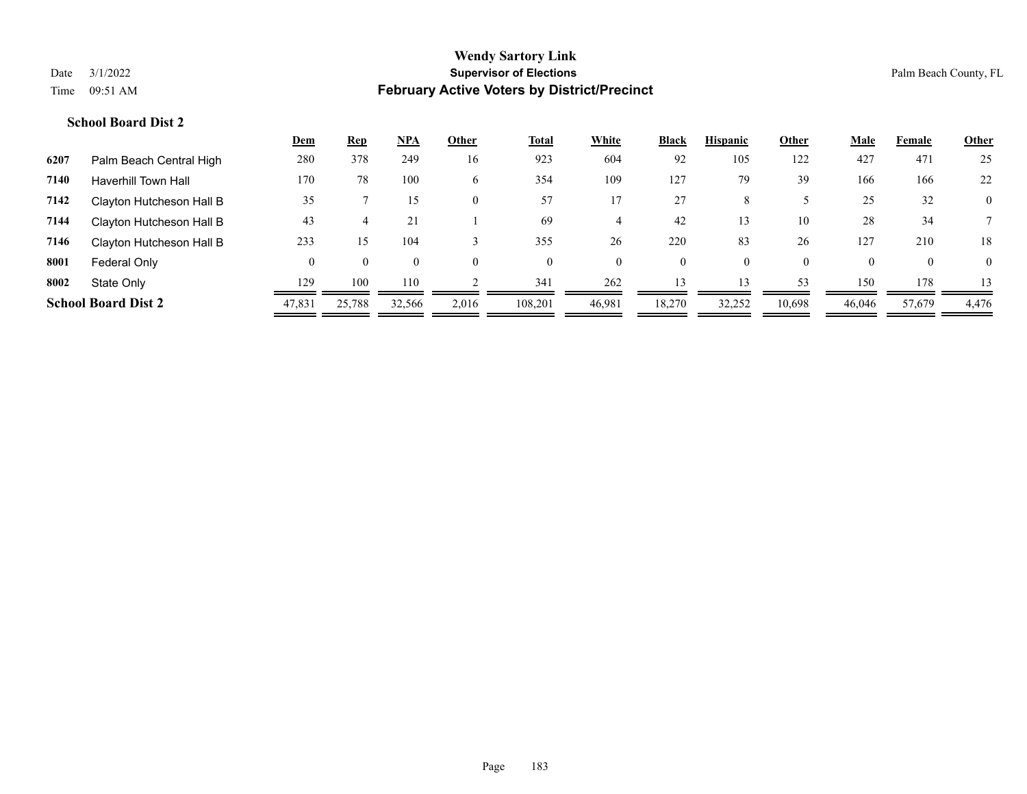**Wendy Sartory Link**
**Supervisor of Elections**
**February Active Voters by District/Precinct**

Date 3/1/2022
Time 09:51 AM

Palm Beach County, FL

### School Board Dist 2

| | | Dem | Rep | NPA | Other | Total | White | Black | Hispanic | Other | Male | Female | Other |
|---|---|---|---|---|---|---|---|---|---|---|---|---|---|
| 6207 | Palm Beach Central High | 280 | 378 | 249 | 16 | 923 | 604 | 92 | 105 | 122 | 427 | 471 | 25 |
| 7140 | Haverhill Town Hall | 170 | 78 | 100 | 6 | 354 | 109 | 127 | 79 | 39 | 166 | 166 | 22 |
| 7142 | Clayton Hutcheson Hall B | 35 | 7 | 15 | 0 | 57 | 17 | 27 | 8 | 5 | 25 | 32 | 0 |
| 7144 | Clayton Hutcheson Hall B | 43 | 4 | 21 | 1 | 69 | 4 | 42 | 13 | 10 | 28 | 34 | 7 |
| 7146 | Clayton Hutcheson Hall B | 233 | 15 | 104 | 3 | 355 | 26 | 220 | 83 | 26 | 127 | 210 | 18 |
| 8001 | Federal Only | 0 | 0 | 0 | 0 | 0 | 0 | 0 | 0 | 0 | 0 | 0 | 0 |
| 8002 | State Only | 129 | 100 | 110 | 2 | 341 | 262 | 13 | 13 | 53 | 150 | 178 | 13 |
| **School Board Dist 2** | | 47,831 | 25,788 | 32,566 | 2,016 | 108,201 | 46,981 | 18,270 | 32,252 | 10,698 | 46,046 | 57,679 | 4,476 |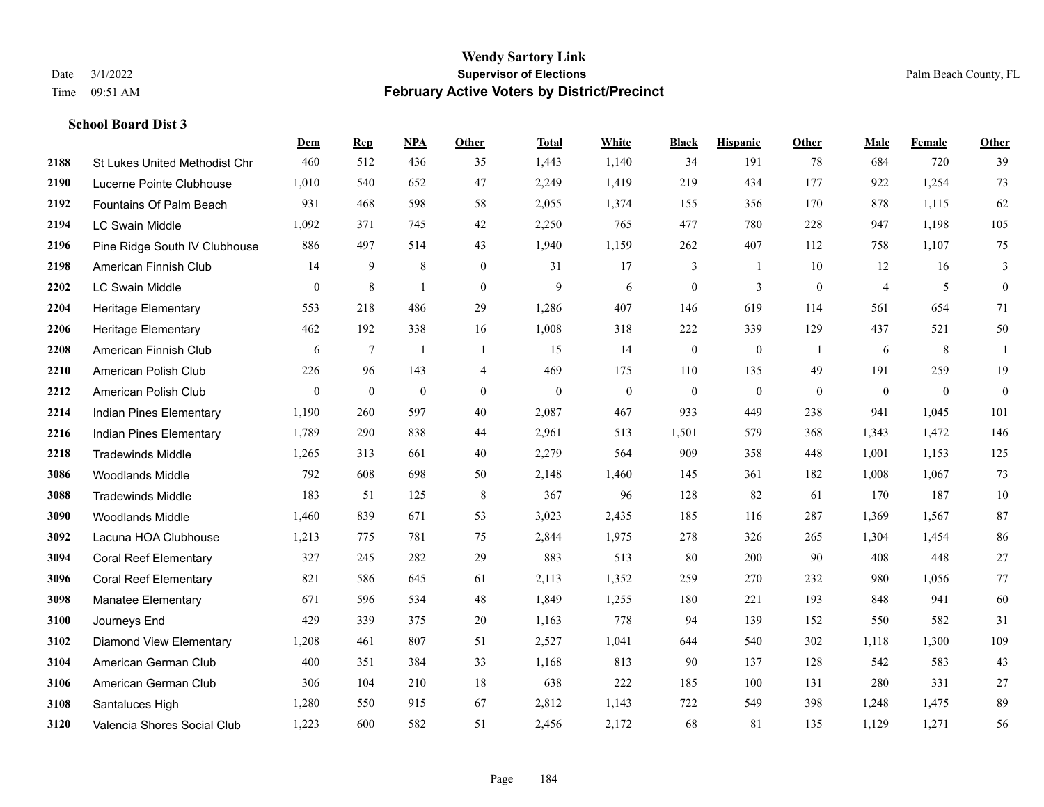# Wendy Sartory Link
## Supervisor of Elections
## February Active Voters by District/Precinct

Date 3/1/2022
Time 09:51 AM

Palm Beach County, FL

### School Board Dist 3

| | | Dem | Rep | NPA | Other | Total | White | Black | Hispanic | Other | Male | Female | Other |
|---|---|---|---|---|---|---|---|---|---|---|---|---|---|
| 2188 | St Lukes United Methodist Chr | 460 | 512 | 436 | 35 | 1,443 | 1,140 | 34 | 191 | 78 | 684 | 720 | 39 |
| 2190 | Lucerne Pointe Clubhouse | 1,010 | 540 | 652 | 47 | 2,249 | 1,419 | 219 | 434 | 177 | 922 | 1,254 | 73 |
| 2192 | Fountains Of Palm Beach | 931 | 468 | 598 | 58 | 2,055 | 1,374 | 155 | 356 | 170 | 878 | 1,115 | 62 |
| 2194 | LC Swain Middle | 1,092 | 371 | 745 | 42 | 2,250 | 765 | 477 | 780 | 228 | 947 | 1,198 | 105 |
| 2196 | Pine Ridge South IV Clubhouse | 886 | 497 | 514 | 43 | 1,940 | 1,159 | 262 | 407 | 112 | 758 | 1,107 | 75 |
| 2198 | American Finnish Club | 14 | 9 | 8 | 0 | 31 | 17 | 3 | 1 | 10 | 12 | 16 | 3 |
| 2202 | LC Swain Middle | 0 | 8 | 1 | 0 | 9 | 6 | 0 | 3 | 0 | 4 | 5 | 0 |
| 2204 | Heritage Elementary | 553 | 218 | 486 | 29 | 1,286 | 407 | 146 | 619 | 114 | 561 | 654 | 71 |
| 2206 | Heritage Elementary | 462 | 192 | 338 | 16 | 1,008 | 318 | 222 | 339 | 129 | 437 | 521 | 50 |
| 2208 | American Finnish Club | 6 | 7 | 1 | 1 | 15 | 14 | 0 | 0 | 1 | 6 | 8 | 1 |
| 2210 | American Polish Club | 226 | 96 | 143 | 4 | 469 | 175 | 110 | 135 | 49 | 191 | 259 | 19 |
| 2212 | American Polish Club | 0 | 0 | 0 | 0 | 0 | 0 | 0 | 0 | 0 | 0 | 0 | 0 |
| 2214 | Indian Pines Elementary | 1,190 | 260 | 597 | 40 | 2,087 | 467 | 933 | 449 | 238 | 941 | 1,045 | 101 |
| 2216 | Indian Pines Elementary | 1,789 | 290 | 838 | 44 | 2,961 | 513 | 1,501 | 579 | 368 | 1,343 | 1,472 | 146 |
| 2218 | Tradewinds Middle | 1,265 | 313 | 661 | 40 | 2,279 | 564 | 909 | 358 | 448 | 1,001 | 1,153 | 125 |
| 3086 | Woodlands Middle | 792 | 608 | 698 | 50 | 2,148 | 1,460 | 145 | 361 | 182 | 1,008 | 1,067 | 73 |
| 3088 | Tradewinds Middle | 183 | 51 | 125 | 8 | 367 | 96 | 128 | 82 | 61 | 170 | 187 | 10 |
| 3090 | Woodlands Middle | 1,460 | 839 | 671 | 53 | 3,023 | 2,435 | 185 | 116 | 287 | 1,369 | 1,567 | 87 |
| 3092 | Lacuna HOA Clubhouse | 1,213 | 775 | 781 | 75 | 2,844 | 1,975 | 278 | 326 | 265 | 1,304 | 1,454 | 86 |
| 3094 | Coral Reef Elementary | 327 | 245 | 282 | 29 | 883 | 513 | 80 | 200 | 90 | 408 | 448 | 27 |
| 3096 | Coral Reef Elementary | 821 | 586 | 645 | 61 | 2,113 | 1,352 | 259 | 270 | 232 | 980 | 1,056 | 77 |
| 3098 | Manatee Elementary | 671 | 596 | 534 | 48 | 1,849 | 1,255 | 180 | 221 | 193 | 848 | 941 | 60 |
| 3100 | Journeys End | 429 | 339 | 375 | 20 | 1,163 | 778 | 94 | 139 | 152 | 550 | 582 | 31 |
| 3102 | Diamond View Elementary | 1,208 | 461 | 807 | 51 | 2,527 | 1,041 | 644 | 540 | 302 | 1,118 | 1,300 | 109 |
| 3104 | American German Club | 400 | 351 | 384 | 33 | 1,168 | 813 | 90 | 137 | 128 | 542 | 583 | 43 |
| 3106 | American German Club | 306 | 104 | 210 | 18 | 638 | 222 | 185 | 100 | 131 | 280 | 331 | 27 |
| 3108 | Santaluces High | 1,280 | 550 | 915 | 67 | 2,812 | 1,143 | 722 | 549 | 398 | 1,248 | 1,475 | 89 |
| 3120 | Valencia Shores Social Club | 1,223 | 600 | 582 | 51 | 2,456 | 2,172 | 68 | 81 | 135 | 1,129 | 1,271 | 56 |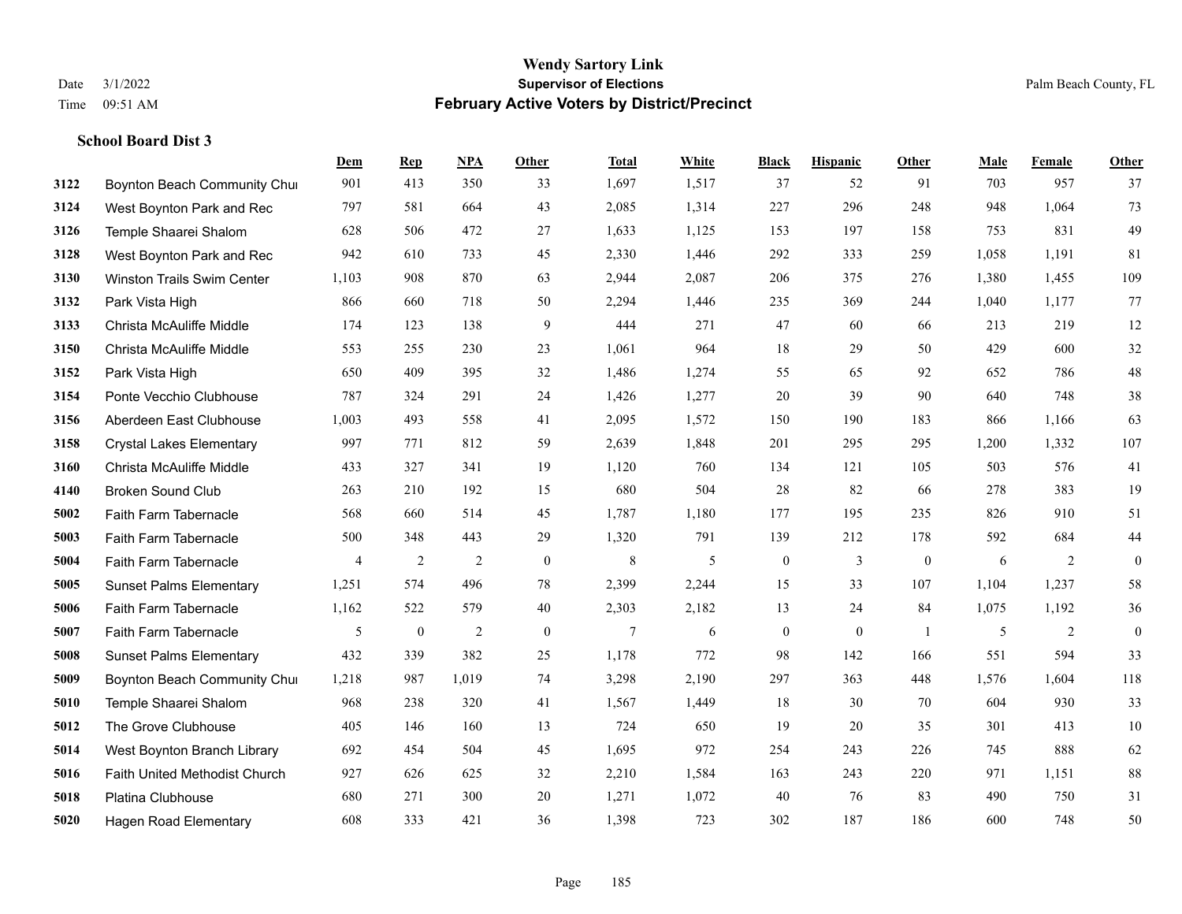# Wendy Sartory Link

**Supervisor of Elections**

**February Active Voters by District/Precinct**

Date 3/1/2022

Time 09:51 AM

Palm Beach County, FL

**School Board Dist 3**

| | | Dem | Rep | NPA | Other | Total | White | Black | Hispanic | Other | Male | Female | Other |
|---|---|---|---|---|---|---|---|---|---|---|---|---|---|
| 3122 | Boynton Beach Community Chui | 901 | 413 | 350 | 33 | 1,697 | 1,517 | 37 | 52 | 91 | 703 | 957 | 37 |
| 3124 | West Boynton Park and Rec | 797 | 581 | 664 | 43 | 2,085 | 1,314 | 227 | 296 | 248 | 948 | 1,064 | 73 |
| 3126 | Temple Shaarei Shalom | 628 | 506 | 472 | 27 | 1,633 | 1,125 | 153 | 197 | 158 | 753 | 831 | 49 |
| 3128 | West Boynton Park and Rec | 942 | 610 | 733 | 45 | 2,330 | 1,446 | 292 | 333 | 259 | 1,058 | 1,191 | 81 |
| 3130 | Winston Trails Swim Center | 1,103 | 908 | 870 | 63 | 2,944 | 2,087 | 206 | 375 | 276 | 1,380 | 1,455 | 109 |
| 3132 | Park Vista High | 866 | 660 | 718 | 50 | 2,294 | 1,446 | 235 | 369 | 244 | 1,040 | 1,177 | 77 |
| 3133 | Christa McAuliffe Middle | 174 | 123 | 138 | 9 | 444 | 271 | 47 | 60 | 66 | 213 | 219 | 12 |
| 3150 | Christa McAuliffe Middle | 553 | 255 | 230 | 23 | 1,061 | 964 | 18 | 29 | 50 | 429 | 600 | 32 |
| 3152 | Park Vista High | 650 | 409 | 395 | 32 | 1,486 | 1,274 | 55 | 65 | 92 | 652 | 786 | 48 |
| 3154 | Ponte Vecchio Clubhouse | 787 | 324 | 291 | 24 | 1,426 | 1,277 | 20 | 39 | 90 | 640 | 748 | 38 |
| 3156 | Aberdeen East Clubhouse | 1,003 | 493 | 558 | 41 | 2,095 | 1,572 | 150 | 190 | 183 | 866 | 1,166 | 63 |
| 3158 | Crystal Lakes Elementary | 997 | 771 | 812 | 59 | 2,639 | 1,848 | 201 | 295 | 295 | 1,200 | 1,332 | 107 |
| 3160 | Christa McAuliffe Middle | 433 | 327 | 341 | 19 | 1,120 | 760 | 134 | 121 | 105 | 503 | 576 | 41 |
| 4140 | Broken Sound Club | 263 | 210 | 192 | 15 | 680 | 504 | 28 | 82 | 66 | 278 | 383 | 19 |
| 5002 | Faith Farm Tabernacle | 568 | 660 | 514 | 45 | 1,787 | 1,180 | 177 | 195 | 235 | 826 | 910 | 51 |
| 5003 | Faith Farm Tabernacle | 500 | 348 | 443 | 29 | 1,320 | 791 | 139 | 212 | 178 | 592 | 684 | 44 |
| 5004 | Faith Farm Tabernacle | 4 | 2 | 2 | 0 | 8 | 5 | 0 | 3 | 0 | 6 | 2 | 0 |
| 5005 | Sunset Palms Elementary | 1,251 | 574 | 496 | 78 | 2,399 | 2,244 | 15 | 33 | 107 | 1,104 | 1,237 | 58 |
| 5006 | Faith Farm Tabernacle | 1,162 | 522 | 579 | 40 | 2,303 | 2,182 | 13 | 24 | 84 | 1,075 | 1,192 | 36 |
| 5007 | Faith Farm Tabernacle | 5 | 0 | 2 | 0 | 7 | 6 | 0 | 0 | 1 | 5 | 2 | 0 |
| 5008 | Sunset Palms Elementary | 432 | 339 | 382 | 25 | 1,178 | 772 | 98 | 142 | 166 | 551 | 594 | 33 |
| 5009 | Boynton Beach Community Chui | 1,218 | 987 | 1,019 | 74 | 3,298 | 2,190 | 297 | 363 | 448 | 1,576 | 1,604 | 118 |
| 5010 | Temple Shaarei Shalom | 968 | 238 | 320 | 41 | 1,567 | 1,449 | 18 | 30 | 70 | 604 | 930 | 33 |
| 5012 | The Grove Clubhouse | 405 | 146 | 160 | 13 | 724 | 650 | 19 | 20 | 35 | 301 | 413 | 10 |
| 5014 | West Boynton Branch Library | 692 | 454 | 504 | 45 | 1,695 | 972 | 254 | 243 | 226 | 745 | 888 | 62 |
| 5016 | Faith United Methodist Church | 927 | 626 | 625 | 32 | 2,210 | 1,584 | 163 | 243 | 220 | 971 | 1,151 | 88 |
| 5018 | Platina Clubhouse | 680 | 271 | 300 | 20 | 1,271 | 1,072 | 40 | 76 | 83 | 490 | 750 | 31 |
| 5020 | Hagen Road Elementary | 608 | 333 | 421 | 36 | 1,398 | 723 | 302 | 187 | 186 | 600 | 748 | 50 |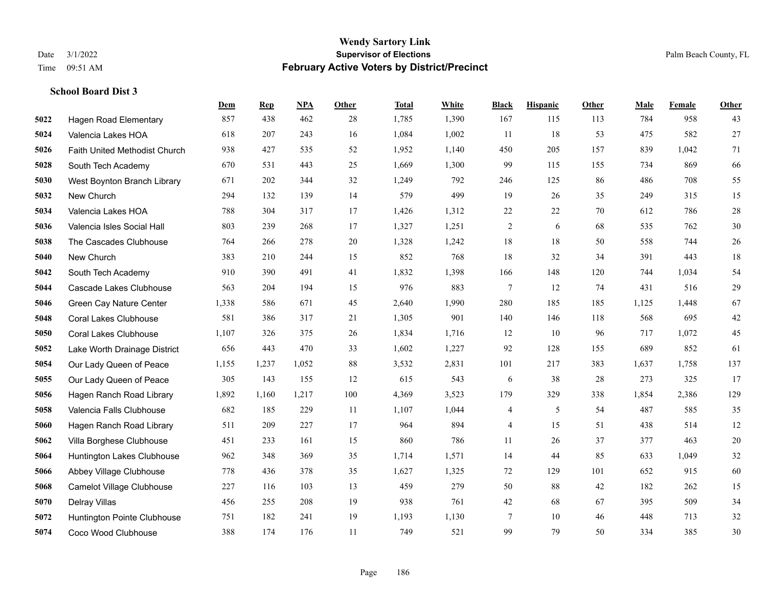# Wendy Sartory Link

**Supervisor of Elections**

**February Active Voters by District/Precinct**

Date 3/1/2022

Time 09:51 AM

Palm Beach County, FL

### School Board Dist 3

| | | Dem | Rep | NPA | Other | Total | White | Black | Hispanic | Other | Male | Female | Other |
|---|---|---|---|---|---|---|---|---|---|---|---|---|---|
| 5022 | Hagen Road Elementary | 857 | 438 | 462 | 28 | 1,785 | 1,390 | 167 | 115 | 113 | 784 | 958 | 43 |
| 5024 | Valencia Lakes HOA | 618 | 207 | 243 | 16 | 1,084 | 1,002 | 11 | 18 | 53 | 475 | 582 | 27 |
| 5026 | Faith United Methodist Church | 938 | 427 | 535 | 52 | 1,952 | 1,140 | 450 | 205 | 157 | 839 | 1,042 | 71 |
| 5028 | South Tech Academy | 670 | 531 | 443 | 25 | 1,669 | 1,300 | 99 | 115 | 155 | 734 | 869 | 66 |
| 5030 | West Boynton Branch Library | 671 | 202 | 344 | 32 | 1,249 | 792 | 246 | 125 | 86 | 486 | 708 | 55 |
| 5032 | New Church | 294 | 132 | 139 | 14 | 579 | 499 | 19 | 26 | 35 | 249 | 315 | 15 |
| 5034 | Valencia Lakes HOA | 788 | 304 | 317 | 17 | 1,426 | 1,312 | 22 | 22 | 70 | 612 | 786 | 28 |
| 5036 | Valencia Isles Social Hall | 803 | 239 | 268 | 17 | 1,327 | 1,251 | 2 | 6 | 68 | 535 | 762 | 30 |
| 5038 | The Cascades Clubhouse | 764 | 266 | 278 | 20 | 1,328 | 1,242 | 18 | 18 | 50 | 558 | 744 | 26 |
| 5040 | New Church | 383 | 210 | 244 | 15 | 852 | 768 | 18 | 32 | 34 | 391 | 443 | 18 |
| 5042 | South Tech Academy | 910 | 390 | 491 | 41 | 1,832 | 1,398 | 166 | 148 | 120 | 744 | 1,034 | 54 |
| 5044 | Cascade Lakes Clubhouse | 563 | 204 | 194 | 15 | 976 | 883 | 7 | 12 | 74 | 431 | 516 | 29 |
| 5046 | Green Cay Nature Center | 1,338 | 586 | 671 | 45 | 2,640 | 1,990 | 280 | 185 | 185 | 1,125 | 1,448 | 67 |
| 5048 | Coral Lakes Clubhouse | 581 | 386 | 317 | 21 | 1,305 | 901 | 140 | 146 | 118 | 568 | 695 | 42 |
| 5050 | Coral Lakes Clubhouse | 1,107 | 326 | 375 | 26 | 1,834 | 1,716 | 12 | 10 | 96 | 717 | 1,072 | 45 |
| 5052 | Lake Worth Drainage District | 656 | 443 | 470 | 33 | 1,602 | 1,227 | 92 | 128 | 155 | 689 | 852 | 61 |
| 5054 | Our Lady Queen of Peace | 1,155 | 1,237 | 1,052 | 88 | 3,532 | 2,831 | 101 | 217 | 383 | 1,637 | 1,758 | 137 |
| 5055 | Our Lady Queen of Peace | 305 | 143 | 155 | 12 | 615 | 543 | 6 | 38 | 28 | 273 | 325 | 17 |
| 5056 | Hagen Ranch Road Library | 1,892 | 1,160 | 1,217 | 100 | 4,369 | 3,523 | 179 | 329 | 338 | 1,854 | 2,386 | 129 |
| 5058 | Valencia Falls Clubhouse | 682 | 185 | 229 | 11 | 1,107 | 1,044 | 4 | 5 | 54 | 487 | 585 | 35 |
| 5060 | Hagen Ranch Road Library | 511 | 209 | 227 | 17 | 964 | 894 | 4 | 15 | 51 | 438 | 514 | 12 |
| 5062 | Villa Borghese Clubhouse | 451 | 233 | 161 | 15 | 860 | 786 | 11 | 26 | 37 | 377 | 463 | 20 |
| 5064 | Huntington Lakes Clubhouse | 962 | 348 | 369 | 35 | 1,714 | 1,571 | 14 | 44 | 85 | 633 | 1,049 | 32 |
| 5066 | Abbey Village Clubhouse | 778 | 436 | 378 | 35 | 1,627 | 1,325 | 72 | 129 | 101 | 652 | 915 | 60 |
| 5068 | Camelot Village Clubhouse | 227 | 116 | 103 | 13 | 459 | 279 | 50 | 88 | 42 | 182 | 262 | 15 |
| 5070 | Delray Villas | 456 | 255 | 208 | 19 | 938 | 761 | 42 | 68 | 67 | 395 | 509 | 34 |
| 5072 | Huntington Pointe Clubhouse | 751 | 182 | 241 | 19 | 1,193 | 1,130 | 7 | 10 | 46 | 448 | 713 | 32 |
| 5074 | Coco Wood Clubhouse | 388 | 174 | 176 | 11 | 749 | 521 | 99 | 79 | 50 | 334 | 385 | 30 |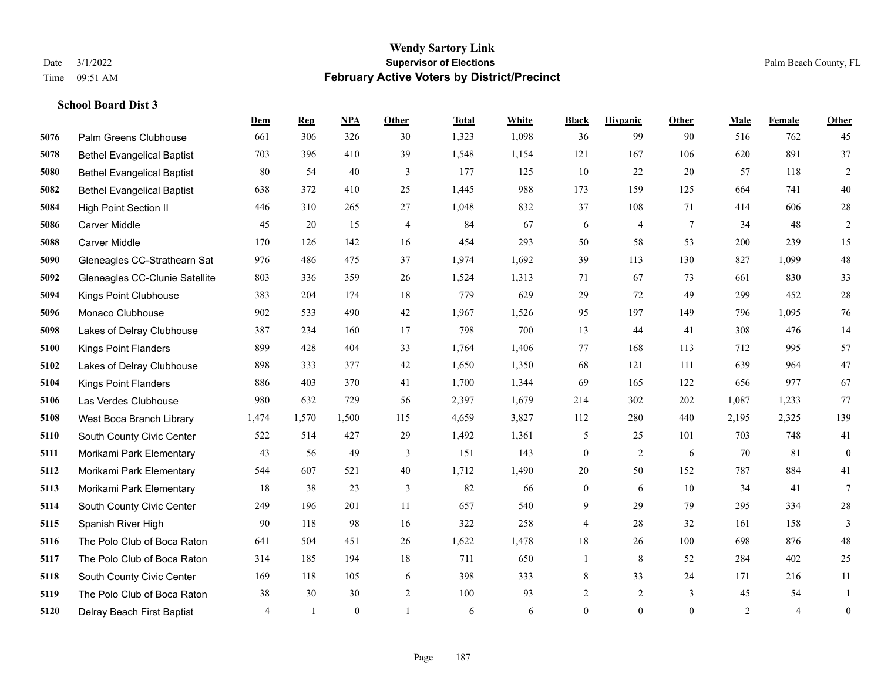## School Board Dist 3

| | | Dem | Rep | NPA | Other | Total | White | Black | Hispanic | Other | Male | Female | Other |
|---|---|---|---|---|---|---|---|---|---|---|---|---|---|
| 5076 | Palm Greens Clubhouse | 661 | 306 | 326 | 30 | 1,323 | 1,098 | 36 | 99 | 90 | 516 | 762 | 45 |
| 5078 | Bethel Evangelical Baptist | 703 | 396 | 410 | 39 | 1,548 | 1,154 | 121 | 167 | 106 | 620 | 891 | 37 |
| 5080 | Bethel Evangelical Baptist | 80 | 54 | 40 | 3 | 177 | 125 | 10 | 22 | 20 | 57 | 118 | 2 |
| 5082 | Bethel Evangelical Baptist | 638 | 372 | 410 | 25 | 1,445 | 988 | 173 | 159 | 125 | 664 | 741 | 40 |
| 5084 | High Point Section II | 446 | 310 | 265 | 27 | 1,048 | 832 | 37 | 108 | 71 | 414 | 606 | 28 |
| 5086 | Carver Middle | 45 | 20 | 15 | 4 | 84 | 67 | 6 | 4 | 7 | 34 | 48 | 2 |
| 5088 | Carver Middle | 170 | 126 | 142 | 16 | 454 | 293 | 50 | 58 | 53 | 200 | 239 | 15 |
| 5090 | Gleneagles CC-Strathearn Sat | 976 | 486 | 475 | 37 | 1,974 | 1,692 | 39 | 113 | 130 | 827 | 1,099 | 48 |
| 5092 | Gleneagles CC-Clunie Satellite | 803 | 336 | 359 | 26 | 1,524 | 1,313 | 71 | 67 | 73 | 661 | 830 | 33 |
| 5094 | Kings Point Clubhouse | 383 | 204 | 174 | 18 | 779 | 629 | 29 | 72 | 49 | 299 | 452 | 28 |
| 5096 | Monaco Clubhouse | 902 | 533 | 490 | 42 | 1,967 | 1,526 | 95 | 197 | 149 | 796 | 1,095 | 76 |
| 5098 | Lakes of Delray Clubhouse | 387 | 234 | 160 | 17 | 798 | 700 | 13 | 44 | 41 | 308 | 476 | 14 |
| 5100 | Kings Point Flanders | 899 | 428 | 404 | 33 | 1,764 | 1,406 | 77 | 168 | 113 | 712 | 995 | 57 |
| 5102 | Lakes of Delray Clubhouse | 898 | 333 | 377 | 42 | 1,650 | 1,350 | 68 | 121 | 111 | 639 | 964 | 47 |
| 5104 | Kings Point Flanders | 886 | 403 | 370 | 41 | 1,700 | 1,344 | 69 | 165 | 122 | 656 | 977 | 67 |
| 5106 | Las Verdes Clubhouse | 980 | 632 | 729 | 56 | 2,397 | 1,679 | 214 | 302 | 202 | 1,087 | 1,233 | 77 |
| 5108 | West Boca Branch Library | 1,474 | 1,570 | 1,500 | 115 | 4,659 | 3,827 | 112 | 280 | 440 | 2,195 | 2,325 | 139 |
| 5110 | South County Civic Center | 522 | 514 | 427 | 29 | 1,492 | 1,361 | 5 | 25 | 101 | 703 | 748 | 41 |
| 5111 | Morikami Park Elementary | 43 | 56 | 49 | 3 | 151 | 143 | 0 | 2 | 6 | 70 | 81 | 0 |
| 5112 | Morikami Park Elementary | 544 | 607 | 521 | 40 | 1,712 | 1,490 | 20 | 50 | 152 | 787 | 884 | 41 |
| 5113 | Morikami Park Elementary | 18 | 38 | 23 | 3 | 82 | 66 | 0 | 6 | 10 | 34 | 41 | 7 |
| 5114 | South County Civic Center | 249 | 196 | 201 | 11 | 657 | 540 | 9 | 29 | 79 | 295 | 334 | 28 |
| 5115 | Spanish River High | 90 | 118 | 98 | 16 | 322 | 258 | 4 | 28 | 32 | 161 | 158 | 3 |
| 5116 | The Polo Club of Boca Raton | 641 | 504 | 451 | 26 | 1,622 | 1,478 | 18 | 26 | 100 | 698 | 876 | 48 |
| 5117 | The Polo Club of Boca Raton | 314 | 185 | 194 | 18 | 711 | 650 | 1 | 8 | 52 | 284 | 402 | 25 |
| 5118 | South County Civic Center | 169 | 118 | 105 | 6 | 398 | 333 | 8 | 33 | 24 | 171 | 216 | 11 |
| 5119 | The Polo Club of Boca Raton | 38 | 30 | 30 | 2 | 100 | 93 | 2 | 2 | 3 | 45 | 54 | 1 |
| 5120 | Delray Beach First Baptist | 4 | 1 | 0 | 1 | 6 | 6 | 0 | 0 | 0 | 2 | 4 | 0 |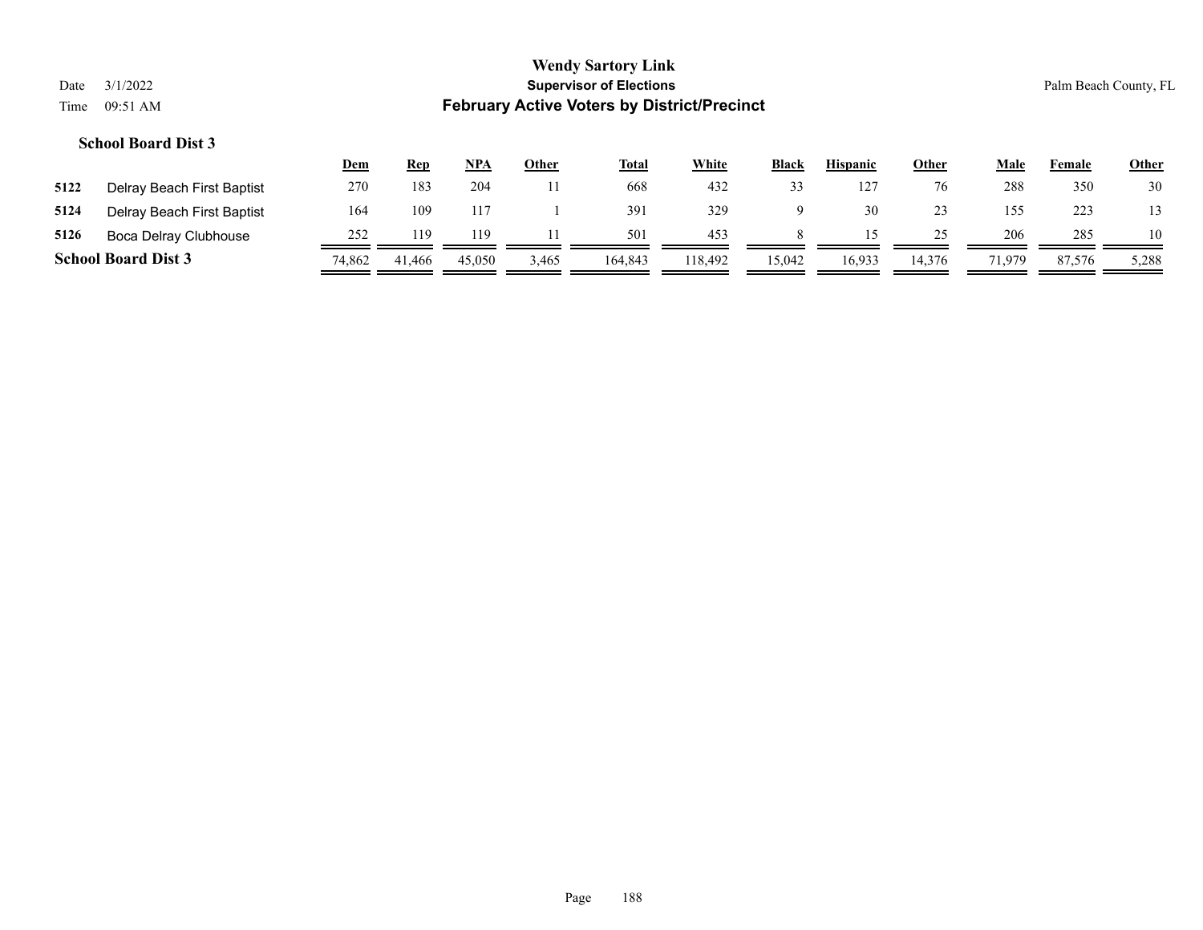**Wendy Sartory Link**
**Supervisor of Elections**
**February Active Voters by District/Precinct**

Date 3/1/2022
Time 09:51 AM

Palm Beach County, FL

### School Board Dist 3

| | | Dem | Rep | NPA | Other | Total | White | Black | Hispanic | Other | Male | Female | Other |
|---|---|---|---|---|---|---|---|---|---|---|---|---|---|
| 5122 | Delray Beach First Baptist | 270 | 183 | 204 | 11 | 668 | 432 | 33 | 127 | 76 | 288 | 350 | 30 |
| 5124 | Delray Beach First Baptist | 164 | 109 | 117 | 1 | 391 | 329 | 9 | 30 | 23 | 155 | 223 | 13 |
| 5126 | Boca Delray Clubhouse | 252 | 119 | 119 | 11 | 501 | 453 | 8 | 15 | 25 | 206 | 285 | 10 |
| **School Board Dist 3** | | 74,862 | 41,466 | 45,050 | 3,465 | 164,843 | 118,492 | 15,042 | 16,933 | 14,376 | 71,979 | 87,576 | 5,288 |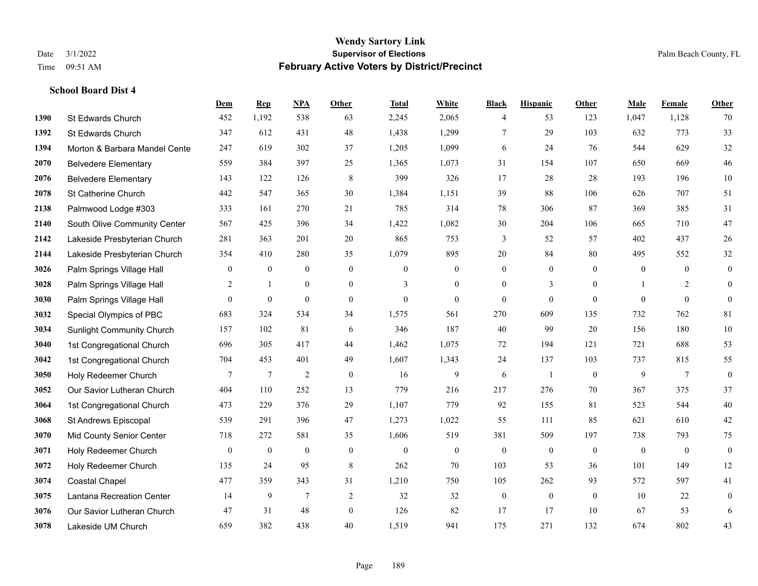# Wendy Sartory Link
## Supervisor of Elections
## February Active Voters by District/Precinct

Date 3/1/2022
Time 09:51 AM

Palm Beach County, FL

### School Board Dist 4

| | | Dem | Rep | NPA | Other | Total | White | Black | Hispanic | Other | Male | Female | Other |
|---|---|---|---|---|---|---|---|---|---|---|---|---|---|
| 1390 | St Edwards Church | 452 | 1,192 | 538 | 63 | 2,245 | 2,065 | 4 | 53 | 123 | 1,047 | 1,128 | 70 |
| 1392 | St Edwards Church | 347 | 612 | 431 | 48 | 1,438 | 1,299 | 7 | 29 | 103 | 632 | 773 | 33 |
| 1394 | Morton & Barbara Mandel Cente | 247 | 619 | 302 | 37 | 1,205 | 1,099 | 6 | 24 | 76 | 544 | 629 | 32 |
| 2070 | Belvedere Elementary | 559 | 384 | 397 | 25 | 1,365 | 1,073 | 31 | 154 | 107 | 650 | 669 | 46 |
| 2076 | Belvedere Elementary | 143 | 122 | 126 | 8 | 399 | 326 | 17 | 28 | 28 | 193 | 196 | 10 |
| 2078 | St Catherine Church | 442 | 547 | 365 | 30 | 1,384 | 1,151 | 39 | 88 | 106 | 626 | 707 | 51 |
| 2138 | Palmwood Lodge #303 | 333 | 161 | 270 | 21 | 785 | 314 | 78 | 306 | 87 | 369 | 385 | 31 |
| 2140 | South Olive Community Center | 567 | 425 | 396 | 34 | 1,422 | 1,082 | 30 | 204 | 106 | 665 | 710 | 47 |
| 2142 | Lakeside Presbyterian Church | 281 | 363 | 201 | 20 | 865 | 753 | 3 | 52 | 57 | 402 | 437 | 26 |
| 2144 | Lakeside Presbyterian Church | 354 | 410 | 280 | 35 | 1,079 | 895 | 20 | 84 | 80 | 495 | 552 | 32 |
| 3026 | Palm Springs Village Hall | 0 | 0 | 0 | 0 | 0 | 0 | 0 | 0 | 0 | 0 | 0 | 0 |
| 3028 | Palm Springs Village Hall | 2 | 1 | 0 | 0 | 3 | 0 | 0 | 3 | 0 | 1 | 2 | 0 |
| 3030 | Palm Springs Village Hall | 0 | 0 | 0 | 0 | 0 | 0 | 0 | 0 | 0 | 0 | 0 | 0 |
| 3032 | Special Olympics of PBC | 683 | 324 | 534 | 34 | 1,575 | 561 | 270 | 609 | 135 | 732 | 762 | 81 |
| 3034 | Sunlight Community Church | 157 | 102 | 81 | 6 | 346 | 187 | 40 | 99 | 20 | 156 | 180 | 10 |
| 3040 | 1st Congregational Church | 696 | 305 | 417 | 44 | 1,462 | 1,075 | 72 | 194 | 121 | 721 | 688 | 53 |
| 3042 | 1st Congregational Church | 704 | 453 | 401 | 49 | 1,607 | 1,343 | 24 | 137 | 103 | 737 | 815 | 55 |
| 3050 | Holy Redeemer Church | 7 | 7 | 2 | 0 | 16 | 9 | 6 | 1 | 0 | 9 | 7 | 0 |
| 3052 | Our Savior Lutheran Church | 404 | 110 | 252 | 13 | 779 | 216 | 217 | 276 | 70 | 367 | 375 | 37 |
| 3064 | 1st Congregational Church | 473 | 229 | 376 | 29 | 1,107 | 779 | 92 | 155 | 81 | 523 | 544 | 40 |
| 3068 | St Andrews Episcopal | 539 | 291 | 396 | 47 | 1,273 | 1,022 | 55 | 111 | 85 | 621 | 610 | 42 |
| 3070 | Mid County Senior Center | 718 | 272 | 581 | 35 | 1,606 | 519 | 381 | 509 | 197 | 738 | 793 | 75 |
| 3071 | Holy Redeemer Church | 0 | 0 | 0 | 0 | 0 | 0 | 0 | 0 | 0 | 0 | 0 | 0 |
| 3072 | Holy Redeemer Church | 135 | 24 | 95 | 8 | 262 | 70 | 103 | 53 | 36 | 101 | 149 | 12 |
| 3074 | Coastal Chapel | 477 | 359 | 343 | 31 | 1,210 | 750 | 105 | 262 | 93 | 572 | 597 | 41 |
| 3075 | Lantana Recreation Center | 14 | 9 | 7 | 2 | 32 | 32 | 0 | 0 | 0 | 10 | 22 | 0 |
| 3076 | Our Savior Lutheran Church | 47 | 31 | 48 | 0 | 126 | 82 | 17 | 17 | 10 | 67 | 53 | 6 |
| 3078 | Lakeside UM Church | 659 | 382 | 438 | 40 | 1,519 | 941 | 175 | 271 | 132 | 674 | 802 | 43 |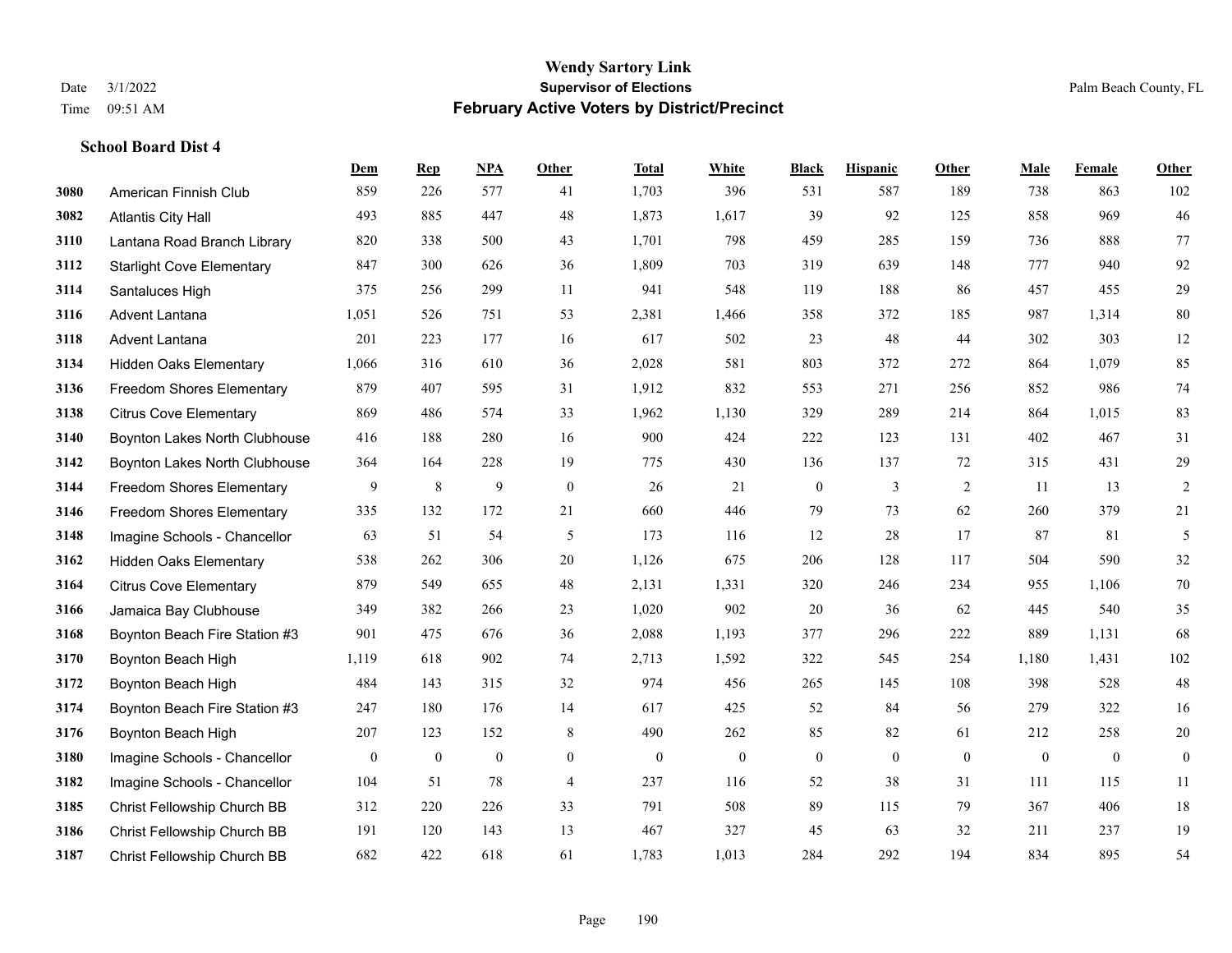# Wendy Sartory Link
## Supervisor of Elections
## February Active Voters by District/Precinct

Date 3/1/2022
Time 09:51 AM

Palm Beach County, FL

### School Board Dist 4

| | | Dem | Rep | NPA | Other | Total | White | Black | Hispanic | Other | Male | Female | Other |
|---|---|---|---|---|---|---|---|---|---|---|---|---|---|
| 3080 | American Finnish Club | 859 | 226 | 577 | 41 | 1,703 | 396 | 531 | 587 | 189 | 738 | 863 | 102 |
| 3082 | Atlantis City Hall | 493 | 885 | 447 | 48 | 1,873 | 1,617 | 39 | 92 | 125 | 858 | 969 | 46 |
| 3110 | Lantana Road Branch Library | 820 | 338 | 500 | 43 | 1,701 | 798 | 459 | 285 | 159 | 736 | 888 | 77 |
| 3112 | Starlight Cove Elementary | 847 | 300 | 626 | 36 | 1,809 | 703 | 319 | 639 | 148 | 777 | 940 | 92 |
| 3114 | Santaluces High | 375 | 256 | 299 | 11 | 941 | 548 | 119 | 188 | 86 | 457 | 455 | 29 |
| 3116 | Advent Lantana | 1,051 | 526 | 751 | 53 | 2,381 | 1,466 | 358 | 372 | 185 | 987 | 1,314 | 80 |
| 3118 | Advent Lantana | 201 | 223 | 177 | 16 | 617 | 502 | 23 | 48 | 44 | 302 | 303 | 12 |
| 3134 | Hidden Oaks Elementary | 1,066 | 316 | 610 | 36 | 2,028 | 581 | 803 | 372 | 272 | 864 | 1,079 | 85 |
| 3136 | Freedom Shores Elementary | 879 | 407 | 595 | 31 | 1,912 | 832 | 553 | 271 | 256 | 852 | 986 | 74 |
| 3138 | Citrus Cove Elementary | 869 | 486 | 574 | 33 | 1,962 | 1,130 | 329 | 289 | 214 | 864 | 1,015 | 83 |
| 3140 | Boynton Lakes North Clubhouse | 416 | 188 | 280 | 16 | 900 | 424 | 222 | 123 | 131 | 402 | 467 | 31 |
| 3142 | Boynton Lakes North Clubhouse | 364 | 164 | 228 | 19 | 775 | 430 | 136 | 137 | 72 | 315 | 431 | 29 |
| 3144 | Freedom Shores Elementary | 9 | 8 | 9 | 0 | 26 | 21 | 0 | 3 | 2 | 11 | 13 | 2 |
| 3146 | Freedom Shores Elementary | 335 | 132 | 172 | 21 | 660 | 446 | 79 | 73 | 62 | 260 | 379 | 21 |
| 3148 | Imagine Schools - Chancellor | 63 | 51 | 54 | 5 | 173 | 116 | 12 | 28 | 17 | 87 | 81 | 5 |
| 3162 | Hidden Oaks Elementary | 538 | 262 | 306 | 20 | 1,126 | 675 | 206 | 128 | 117 | 504 | 590 | 32 |
| 3164 | Citrus Cove Elementary | 879 | 549 | 655 | 48 | 2,131 | 1,331 | 320 | 246 | 234 | 955 | 1,106 | 70 |
| 3166 | Jamaica Bay Clubhouse | 349 | 382 | 266 | 23 | 1,020 | 902 | 20 | 36 | 62 | 445 | 540 | 35 |
| 3168 | Boynton Beach Fire Station #3 | 901 | 475 | 676 | 36 | 2,088 | 1,193 | 377 | 296 | 222 | 889 | 1,131 | 68 |
| 3170 | Boynton Beach High | 1,119 | 618 | 902 | 74 | 2,713 | 1,592 | 322 | 545 | 254 | 1,180 | 1,431 | 102 |
| 3172 | Boynton Beach High | 484 | 143 | 315 | 32 | 974 | 456 | 265 | 145 | 108 | 398 | 528 | 48 |
| 3174 | Boynton Beach Fire Station #3 | 247 | 180 | 176 | 14 | 617 | 425 | 52 | 84 | 56 | 279 | 322 | 16 |
| 3176 | Boynton Beach High | 207 | 123 | 152 | 8 | 490 | 262 | 85 | 82 | 61 | 212 | 258 | 20 |
| 3180 | Imagine Schools - Chancellor | 0 | 0 | 0 | 0 | 0 | 0 | 0 | 0 | 0 | 0 | 0 | 0 |
| 3182 | Imagine Schools - Chancellor | 104 | 51 | 78 | 4 | 237 | 116 | 52 | 38 | 31 | 111 | 115 | 11 |
| 3185 | Christ Fellowship Church BB | 312 | 220 | 226 | 33 | 791 | 508 | 89 | 115 | 79 | 367 | 406 | 18 |
| 3186 | Christ Fellowship Church BB | 191 | 120 | 143 | 13 | 467 | 327 | 45 | 63 | 32 | 211 | 237 | 19 |
| 3187 | Christ Fellowship Church BB | 682 | 422 | 618 | 61 | 1,783 | 1,013 | 284 | 292 | 194 | 834 | 895 | 54 |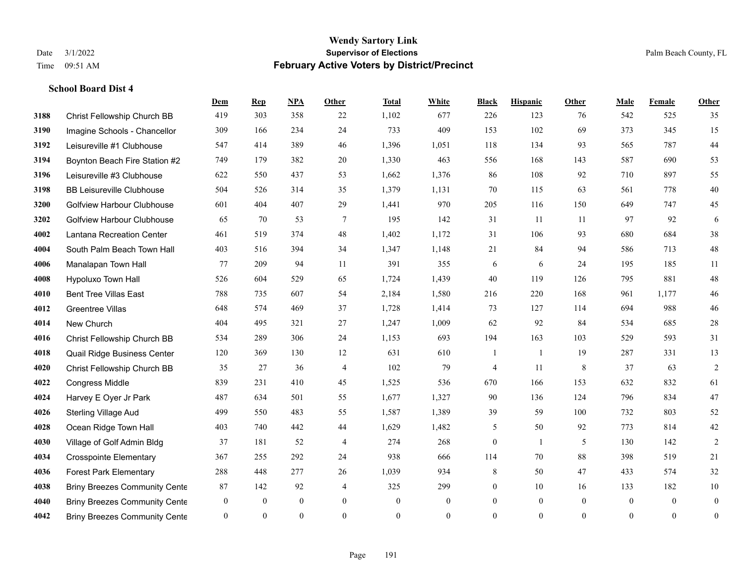**Wendy Sartory Link**
**Supervisor of Elections**
**February Active Voters by District/Precinct**

Date 3/1/2022
Time 09:51 AM
Palm Beach County, FL

**School Board Dist 4**

| | | Dem | Rep | NPA | Other | Total | White | Black | Hispanic | Other | Male | Female | Other |
|---|---|---|---|---|---|---|---|---|---|---|---|---|---|
| 3188 | Christ Fellowship Church BB | 419 | 303 | 358 | 22 | 1,102 | 677 | 226 | 123 | 76 | 542 | 525 | 35 |
| 3190 | Imagine Schools - Chancellor | 309 | 166 | 234 | 24 | 733 | 409 | 153 | 102 | 69 | 373 | 345 | 15 |
| 3192 | Leisureville #1 Clubhouse | 547 | 414 | 389 | 46 | 1,396 | 1,051 | 118 | 134 | 93 | 565 | 787 | 44 |
| 3194 | Boynton Beach Fire Station #2 | 749 | 179 | 382 | 20 | 1,330 | 463 | 556 | 168 | 143 | 587 | 690 | 53 |
| 3196 | Leisureville #3 Clubhouse | 622 | 550 | 437 | 53 | 1,662 | 1,376 | 86 | 108 | 92 | 710 | 897 | 55 |
| 3198 | BB Leisureville Clubhouse | 504 | 526 | 314 | 35 | 1,379 | 1,131 | 70 | 115 | 63 | 561 | 778 | 40 |
| 3200 | Golfview Harbour Clubhouse | 601 | 404 | 407 | 29 | 1,441 | 970 | 205 | 116 | 150 | 649 | 747 | 45 |
| 3202 | Golfview Harbour Clubhouse | 65 | 70 | 53 | 7 | 195 | 142 | 31 | 11 | 11 | 97 | 92 | 6 |
| 4002 | Lantana Recreation Center | 461 | 519 | 374 | 48 | 1,402 | 1,172 | 31 | 106 | 93 | 680 | 684 | 38 |
| 4004 | South Palm Beach Town Hall | 403 | 516 | 394 | 34 | 1,347 | 1,148 | 21 | 84 | 94 | 586 | 713 | 48 |
| 4006 | Manalapan Town Hall | 77 | 209 | 94 | 11 | 391 | 355 | 6 | 6 | 24 | 195 | 185 | 11 |
| 4008 | Hypoluxo Town Hall | 526 | 604 | 529 | 65 | 1,724 | 1,439 | 40 | 119 | 126 | 795 | 881 | 48 |
| 4010 | Bent Tree Villas East | 788 | 735 | 607 | 54 | 2,184 | 1,580 | 216 | 220 | 168 | 961 | 1,177 | 46 |
| 4012 | Greentree Villas | 648 | 574 | 469 | 37 | 1,728 | 1,414 | 73 | 127 | 114 | 694 | 988 | 46 |
| 4014 | New Church | 404 | 495 | 321 | 27 | 1,247 | 1,009 | 62 | 92 | 84 | 534 | 685 | 28 |
| 4016 | Christ Fellowship Church BB | 534 | 289 | 306 | 24 | 1,153 | 693 | 194 | 163 | 103 | 529 | 593 | 31 |
| 4018 | Quail Ridge Business Center | 120 | 369 | 130 | 12 | 631 | 610 | 1 | 1 | 19 | 287 | 331 | 13 |
| 4020 | Christ Fellowship Church BB | 35 | 27 | 36 | 4 | 102 | 79 | 4 | 11 | 8 | 37 | 63 | 2 |
| 4022 | Congress Middle | 839 | 231 | 410 | 45 | 1,525 | 536 | 670 | 166 | 153 | 632 | 832 | 61 |
| 4024 | Harvey E Oyer Jr Park | 487 | 634 | 501 | 55 | 1,677 | 1,327 | 90 | 136 | 124 | 796 | 834 | 47 |
| 4026 | Sterling Village Aud | 499 | 550 | 483 | 55 | 1,587 | 1,389 | 39 | 59 | 100 | 732 | 803 | 52 |
| 4028 | Ocean Ridge Town Hall | 403 | 740 | 442 | 44 | 1,629 | 1,482 | 5 | 50 | 92 | 773 | 814 | 42 |
| 4030 | Village of Golf Admin Bldg | 37 | 181 | 52 | 4 | 274 | 268 | 0 | 1 | 5 | 130 | 142 | 2 |
| 4034 | Crosspointe Elementary | 367 | 255 | 292 | 24 | 938 | 666 | 114 | 70 | 88 | 398 | 519 | 21 |
| 4036 | Forest Park Elementary | 288 | 448 | 277 | 26 | 1,039 | 934 | 8 | 50 | 47 | 433 | 574 | 32 |
| 4038 | Briny Breezes Community Cente | 87 | 142 | 92 | 4 | 325 | 299 | 0 | 10 | 16 | 133 | 182 | 10 |
| 4040 | Briny Breezes Community Cente | 0 | 0 | 0 | 0 | 0 | 0 | 0 | 0 | 0 | 0 | 0 | 0 |
| 4042 | Briny Breezes Community Cente | 0 | 0 | 0 | 0 | 0 | 0 | 0 | 0 | 0 | 0 | 0 | 0 |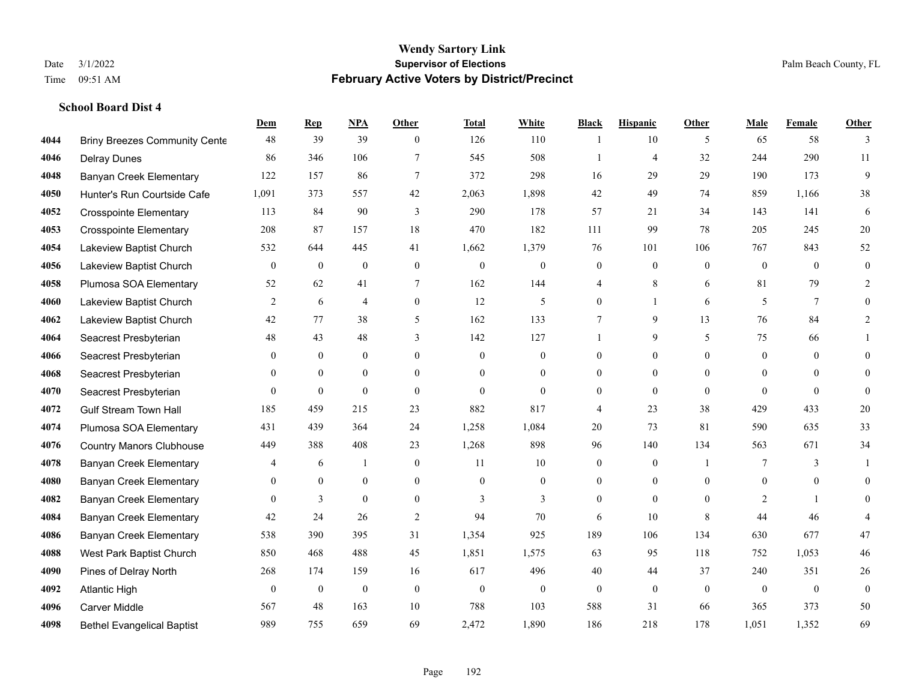# Wendy Sartory Link

**Supervisor of Elections**

**February Active Voters by District/Precinct**

Date 3/1/2022

Time 09:51 AM

Palm Beach County, FL

### School Board Dist 4

| | | Dem | Rep | NPA | Other | Total | White | Black | Hispanic | Other | Male | Female | Other |
|---|---|---|---|---|---|---|---|---|---|---|---|---|---|
| 4044 | Briny Breezes Community Cente | 48 | 39 | 39 | 0 | 126 | 110 | 1 | 10 | 5 | 65 | 58 | 3 |
| 4046 | Delray Dunes | 86 | 346 | 106 | 7 | 545 | 508 | 1 | 4 | 32 | 244 | 290 | 11 |
| 4048 | Banyan Creek Elementary | 122 | 157 | 86 | 7 | 372 | 298 | 16 | 29 | 29 | 190 | 173 | 9 |
| 4050 | Hunter's Run Courtside Cafe | 1,091 | 373 | 557 | 42 | 2,063 | 1,898 | 42 | 49 | 74 | 859 | 1,166 | 38 |
| 4052 | Crosspointe Elementary | 113 | 84 | 90 | 3 | 290 | 178 | 57 | 21 | 34 | 143 | 141 | 6 |
| 4053 | Crosspointe Elementary | 208 | 87 | 157 | 18 | 470 | 182 | 111 | 99 | 78 | 205 | 245 | 20 |
| 4054 | Lakeview Baptist Church | 532 | 644 | 445 | 41 | 1,662 | 1,379 | 76 | 101 | 106 | 767 | 843 | 52 |
| 4056 | Lakeview Baptist Church | 0 | 0 | 0 | 0 | 0 | 0 | 0 | 0 | 0 | 0 | 0 | 0 |
| 4058 | Plumosa SOA Elementary | 52 | 62 | 41 | 7 | 162 | 144 | 4 | 8 | 6 | 81 | 79 | 2 |
| 4060 | Lakeview Baptist Church | 2 | 6 | 4 | 0 | 12 | 5 | 0 | 1 | 6 | 5 | 7 | 0 |
| 4062 | Lakeview Baptist Church | 42 | 77 | 38 | 5 | 162 | 133 | 7 | 9 | 13 | 76 | 84 | 2 |
| 4064 | Seacrest Presbyterian | 48 | 43 | 48 | 3 | 142 | 127 | 1 | 9 | 5 | 75 | 66 | 1 |
| 4066 | Seacrest Presbyterian | 0 | 0 | 0 | 0 | 0 | 0 | 0 | 0 | 0 | 0 | 0 | 0 |
| 4068 | Seacrest Presbyterian | 0 | 0 | 0 | 0 | 0 | 0 | 0 | 0 | 0 | 0 | 0 | 0 |
| 4070 | Seacrest Presbyterian | 0 | 0 | 0 | 0 | 0 | 0 | 0 | 0 | 0 | 0 | 0 | 0 |
| 4072 | Gulf Stream Town Hall | 185 | 459 | 215 | 23 | 882 | 817 | 4 | 23 | 38 | 429 | 433 | 20 |
| 4074 | Plumosa SOA Elementary | 431 | 439 | 364 | 24 | 1,258 | 1,084 | 20 | 73 | 81 | 590 | 635 | 33 |
| 4076 | Country Manors Clubhouse | 449 | 388 | 408 | 23 | 1,268 | 898 | 96 | 140 | 134 | 563 | 671 | 34 |
| 4078 | Banyan Creek Elementary | 4 | 6 | 1 | 0 | 11 | 10 | 0 | 0 | 1 | 7 | 3 | 1 |
| 4080 | Banyan Creek Elementary | 0 | 0 | 0 | 0 | 0 | 0 | 0 | 0 | 0 | 0 | 0 | 0 |
| 4082 | Banyan Creek Elementary | 0 | 3 | 0 | 0 | 3 | 3 | 0 | 0 | 0 | 2 | 1 | 0 |
| 4084 | Banyan Creek Elementary | 42 | 24 | 26 | 2 | 94 | 70 | 6 | 10 | 8 | 44 | 46 | 4 |
| 4086 | Banyan Creek Elementary | 538 | 390 | 395 | 31 | 1,354 | 925 | 189 | 106 | 134 | 630 | 677 | 47 |
| 4088 | West Park Baptist Church | 850 | 468 | 488 | 45 | 1,851 | 1,575 | 63 | 95 | 118 | 752 | 1,053 | 46 |
| 4090 | Pines of Delray North | 268 | 174 | 159 | 16 | 617 | 496 | 40 | 44 | 37 | 240 | 351 | 26 |
| 4092 | Atlantic High | 0 | 0 | 0 | 0 | 0 | 0 | 0 | 0 | 0 | 0 | 0 | 0 |
| 4096 | Carver Middle | 567 | 48 | 163 | 10 | 788 | 103 | 588 | 31 | 66 | 365 | 373 | 50 |
| 4098 | Bethel Evangelical Baptist | 989 | 755 | 659 | 69 | 2,472 | 1,890 | 186 | 218 | 178 | 1,051 | 1,352 | 69 |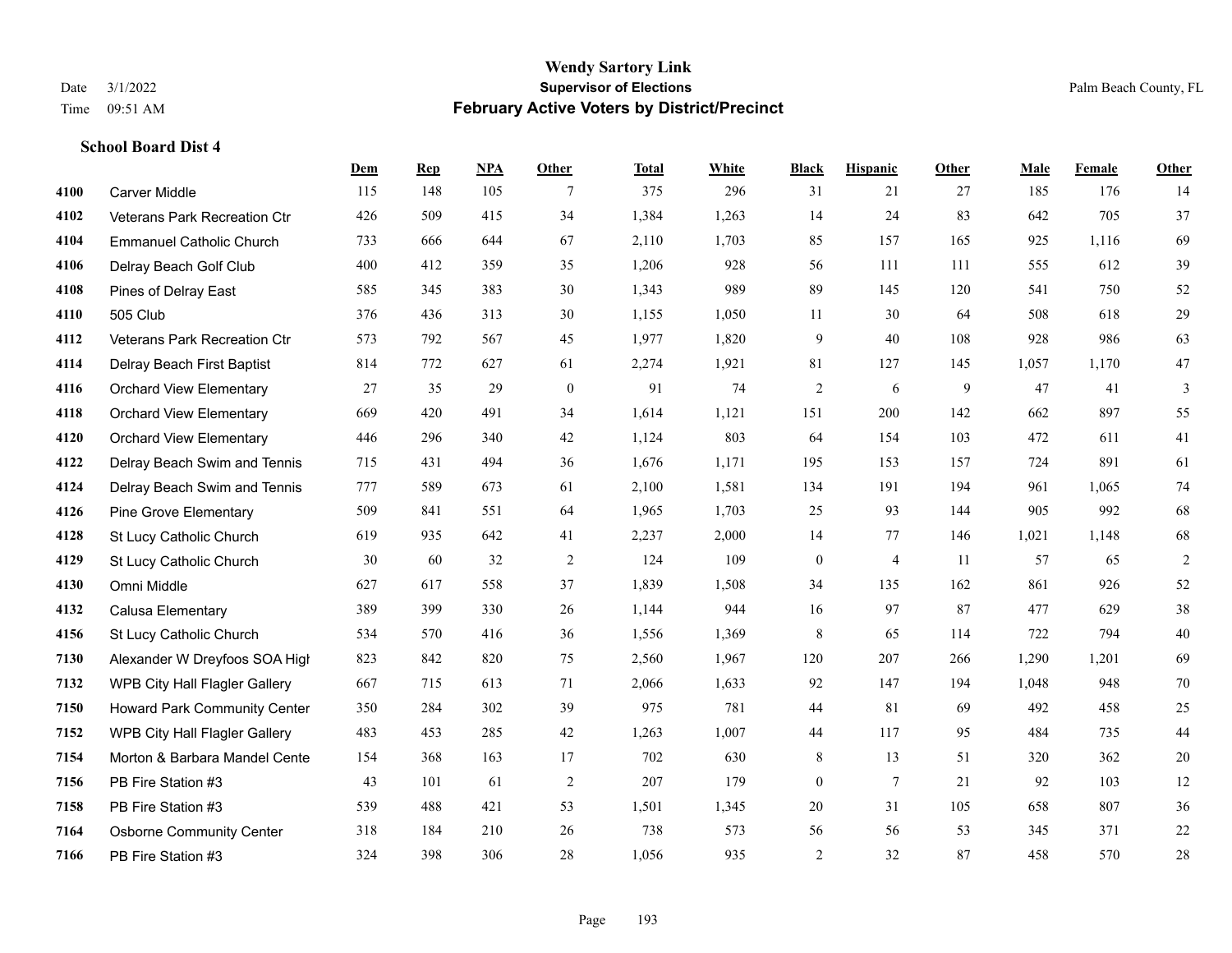**School Board Dist 4**

| | | Dem | Rep | NPA | Other | Total | White | Black | Hispanic | Other | Male | Female | Other |
|---|---|---|---|---|---|---|---|---|---|---|---|---|---|
| 4100 | Carver Middle | 115 | 148 | 105 | 7 | 375 | 296 | 31 | 21 | 27 | 185 | 176 | 14 |
| 4102 | Veterans Park Recreation Ctr | 426 | 509 | 415 | 34 | 1,384 | 1,263 | 14 | 24 | 83 | 642 | 705 | 37 |
| 4104 | Emmanuel Catholic Church | 733 | 666 | 644 | 67 | 2,110 | 1,703 | 85 | 157 | 165 | 925 | 1,116 | 69 |
| 4106 | Delray Beach Golf Club | 400 | 412 | 359 | 35 | 1,206 | 928 | 56 | 111 | 111 | 555 | 612 | 39 |
| 4108 | Pines of Delray East | 585 | 345 | 383 | 30 | 1,343 | 989 | 89 | 145 | 120 | 541 | 750 | 52 |
| 4110 | 505 Club | 376 | 436 | 313 | 30 | 1,155 | 1,050 | 11 | 30 | 64 | 508 | 618 | 29 |
| 4112 | Veterans Park Recreation Ctr | 573 | 792 | 567 | 45 | 1,977 | 1,820 | 9 | 40 | 108 | 928 | 986 | 63 |
| 4114 | Delray Beach First Baptist | 814 | 772 | 627 | 61 | 2,274 | 1,921 | 81 | 127 | 145 | 1,057 | 1,170 | 47 |
| 4116 | Orchard View Elementary | 27 | 35 | 29 | 0 | 91 | 74 | 2 | 6 | 9 | 47 | 41 | 3 |
| 4118 | Orchard View Elementary | 669 | 420 | 491 | 34 | 1,614 | 1,121 | 151 | 200 | 142 | 662 | 897 | 55 |
| 4120 | Orchard View Elementary | 446 | 296 | 340 | 42 | 1,124 | 803 | 64 | 154 | 103 | 472 | 611 | 41 |
| 4122 | Delray Beach Swim and Tennis | 715 | 431 | 494 | 36 | 1,676 | 1,171 | 195 | 153 | 157 | 724 | 891 | 61 |
| 4124 | Delray Beach Swim and Tennis | 777 | 589 | 673 | 61 | 2,100 | 1,581 | 134 | 191 | 194 | 961 | 1,065 | 74 |
| 4126 | Pine Grove Elementary | 509 | 841 | 551 | 64 | 1,965 | 1,703 | 25 | 93 | 144 | 905 | 992 | 68 |
| 4128 | St Lucy Catholic Church | 619 | 935 | 642 | 41 | 2,237 | 2,000 | 14 | 77 | 146 | 1,021 | 1,148 | 68 |
| 4129 | St Lucy Catholic Church | 30 | 60 | 32 | 2 | 124 | 109 | 0 | 4 | 11 | 57 | 65 | 2 |
| 4130 | Omni Middle | 627 | 617 | 558 | 37 | 1,839 | 1,508 | 34 | 135 | 162 | 861 | 926 | 52 |
| 4132 | Calusa Elementary | 389 | 399 | 330 | 26 | 1,144 | 944 | 16 | 97 | 87 | 477 | 629 | 38 |
| 4156 | St Lucy Catholic Church | 534 | 570 | 416 | 36 | 1,556 | 1,369 | 8 | 65 | 114 | 722 | 794 | 40 |
| 7130 | Alexander W Dreyfoos SOA High | 823 | 842 | 820 | 75 | 2,560 | 1,967 | 120 | 207 | 266 | 1,290 | 1,201 | 69 |
| 7132 | WPB City Hall Flagler Gallery | 667 | 715 | 613 | 71 | 2,066 | 1,633 | 92 | 147 | 194 | 1,048 | 948 | 70 |
| 7150 | Howard Park Community Center | 350 | 284 | 302 | 39 | 975 | 781 | 44 | 81 | 69 | 492 | 458 | 25 |
| 7152 | WPB City Hall Flagler Gallery | 483 | 453 | 285 | 42 | 1,263 | 1,007 | 44 | 117 | 95 | 484 | 735 | 44 |
| 7154 | Morton & Barbara Mandel Cente | 154 | 368 | 163 | 17 | 702 | 630 | 8 | 13 | 51 | 320 | 362 | 20 |
| 7156 | PB Fire Station #3 | 43 | 101 | 61 | 2 | 207 | 179 | 0 | 7 | 21 | 92 | 103 | 12 |
| 7158 | PB Fire Station #3 | 539 | 488 | 421 | 53 | 1,501 | 1,345 | 20 | 31 | 105 | 658 | 807 | 36 |
| 7164 | Osborne Community Center | 318 | 184 | 210 | 26 | 738 | 573 | 56 | 56 | 53 | 345 | 371 | 22 |
| 7166 | PB Fire Station #3 | 324 | 398 | 306 | 28 | 1,056 | 935 | 2 | 32 | 87 | 458 | 570 | 28 |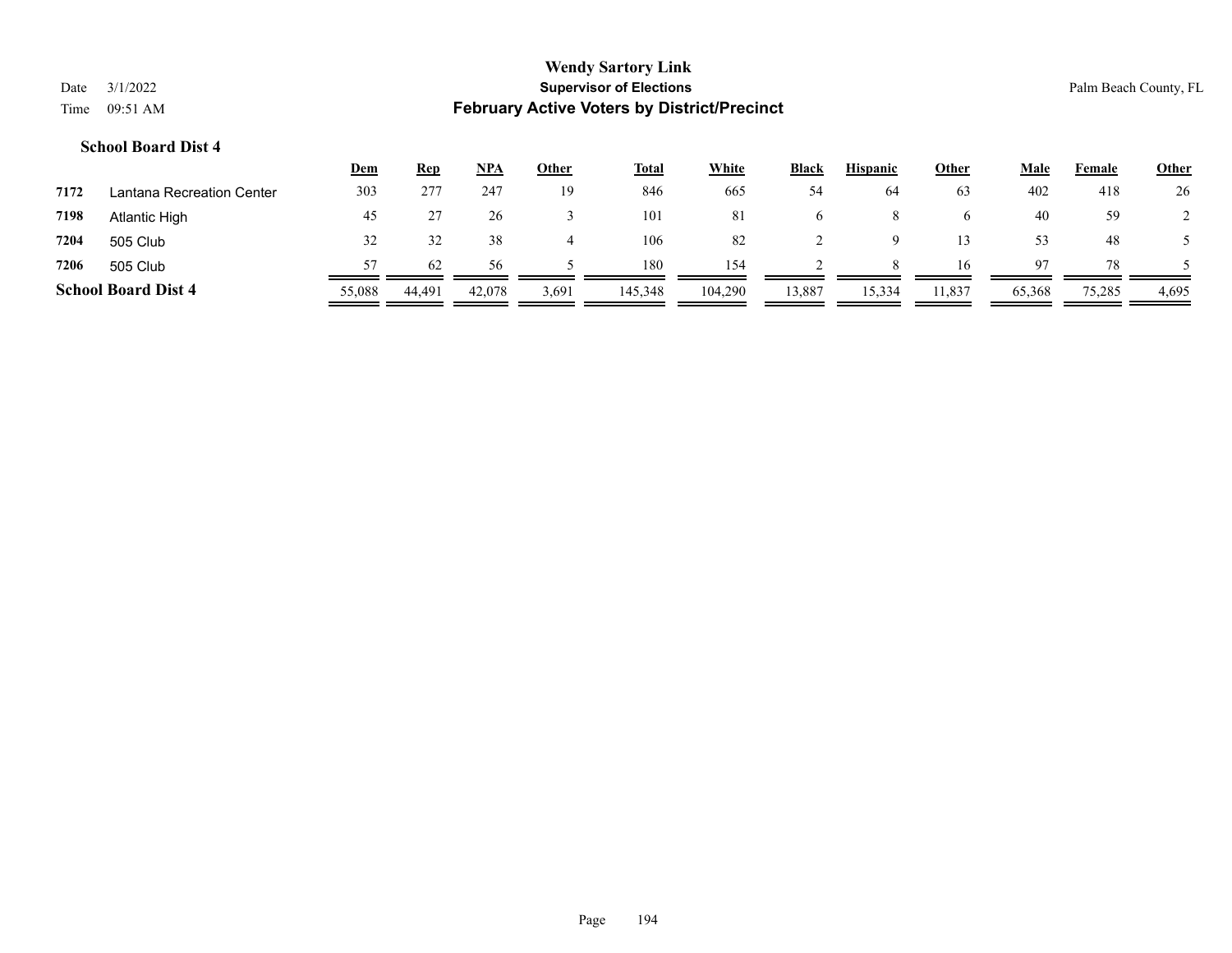## School Board Dist 4

| | | Dem | Rep | NPA | Other | Total | White | Black | Hispanic | Other | Male | Female | Other |
|---|---|---|---|---|---|---|---|---|---|---|---|---|---|
| 7172 | Lantana Recreation Center | 303 | 277 | 247 | 19 | 846 | 665 | 54 | 64 | 63 | 402 | 418 | 26 |
| 7198 | Atlantic High | 45 | 27 | 26 | 3 | 101 | 81 | 6 | 8 | 6 | 40 | 59 | 2 |
| 7204 | 505 Club | 32 | 32 | 38 | 4 | 106 | 82 | 2 | 9 | 13 | 53 | 48 | 5 |
| 7206 | 505 Club | 57 | 62 | 56 | 5 | 180 | 154 | 2 | 8 | 16 | 97 | 78 | 5 |
| **School Board Dist 4** | | 55,088 | 44,491 | 42,078 | 3,691 | 145,348 | 104,290 | 13,887 | 15,334 | 11,837 | 65,368 | 75,285 | 4,695 |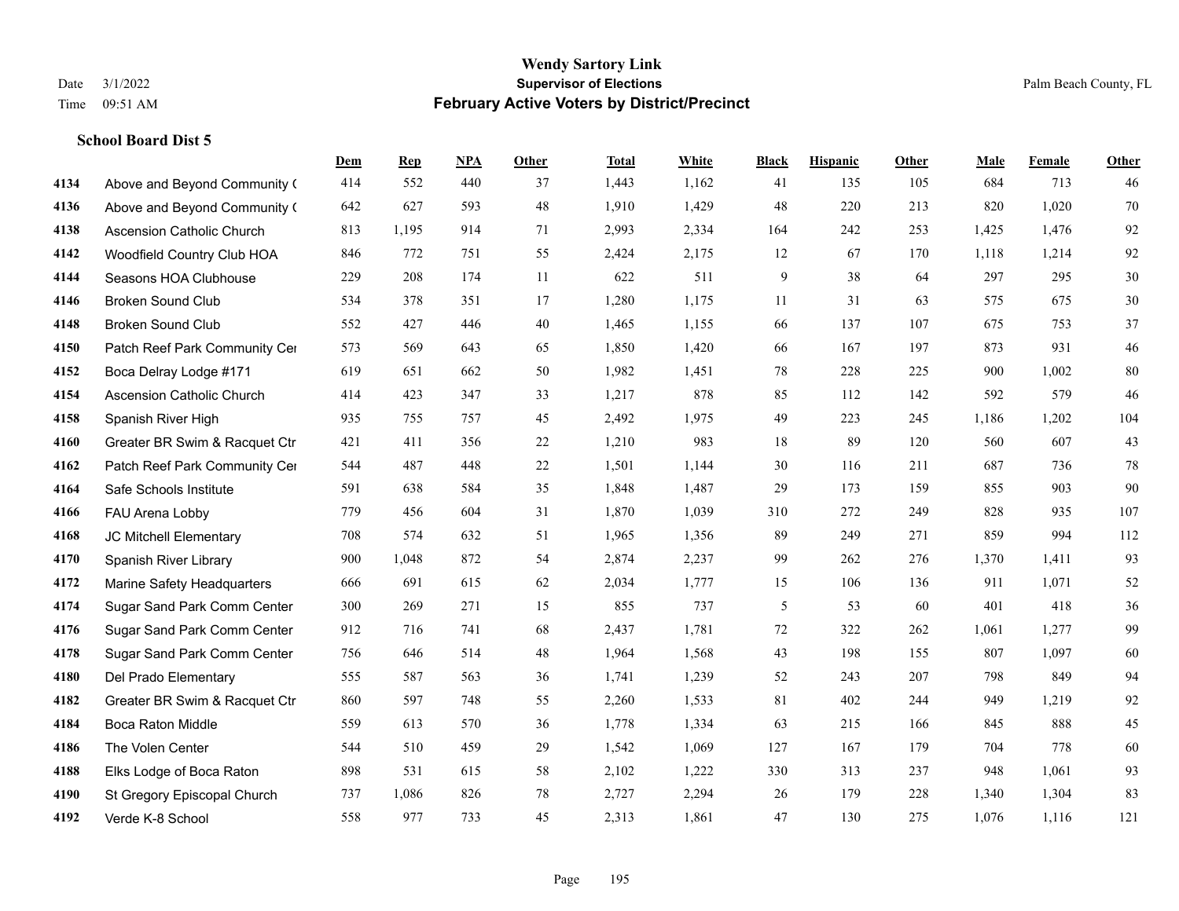# Wendy Sartory Link

**Supervisor of Elections**

**February Active Voters by District/Precinct**

Date 3/1/2022

Time 09:51 AM

Palm Beach County, FL

**School Board Dist 5**

| | | Dem | Rep | NPA | Other | Total | White | Black | Hispanic | Other | Male | Female | Other |
|---|---|---|---|---|---|---|---|---|---|---|---|---|---|
| 4134 | Above and Beyond Community ( | 414 | 552 | 440 | 37 | 1,443 | 1,162 | 41 | 135 | 105 | 684 | 713 | 46 |
| 4136 | Above and Beyond Community ( | 642 | 627 | 593 | 48 | 1,910 | 1,429 | 48 | 220 | 213 | 820 | 1,020 | 70 |
| 4138 | Ascension Catholic Church | 813 | 1,195 | 914 | 71 | 2,993 | 2,334 | 164 | 242 | 253 | 1,425 | 1,476 | 92 |
| 4142 | Woodfield Country Club HOA | 846 | 772 | 751 | 55 | 2,424 | 2,175 | 12 | 67 | 170 | 1,118 | 1,214 | 92 |
| 4144 | Seasons HOA Clubhouse | 229 | 208 | 174 | 11 | 622 | 511 | 9 | 38 | 64 | 297 | 295 | 30 |
| 4146 | Broken Sound Club | 534 | 378 | 351 | 17 | 1,280 | 1,175 | 11 | 31 | 63 | 575 | 675 | 30 |
| 4148 | Broken Sound Club | 552 | 427 | 446 | 40 | 1,465 | 1,155 | 66 | 137 | 107 | 675 | 753 | 37 |
| 4150 | Patch Reef Park Community Cer | 573 | 569 | 643 | 65 | 1,850 | 1,420 | 66 | 167 | 197 | 873 | 931 | 46 |
| 4152 | Boca Delray Lodge #171 | 619 | 651 | 662 | 50 | 1,982 | 1,451 | 78 | 228 | 225 | 900 | 1,002 | 80 |
| 4154 | Ascension Catholic Church | 414 | 423 | 347 | 33 | 1,217 | 878 | 85 | 112 | 142 | 592 | 579 | 46 |
| 4158 | Spanish River High | 935 | 755 | 757 | 45 | 2,492 | 1,975 | 49 | 223 | 245 | 1,186 | 1,202 | 104 |
| 4160 | Greater BR Swim & Racquet Ctr | 421 | 411 | 356 | 22 | 1,210 | 983 | 18 | 89 | 120 | 560 | 607 | 43 |
| 4162 | Patch Reef Park Community Cer | 544 | 487 | 448 | 22 | 1,501 | 1,144 | 30 | 116 | 211 | 687 | 736 | 78 |
| 4164 | Safe Schools Institute | 591 | 638 | 584 | 35 | 1,848 | 1,487 | 29 | 173 | 159 | 855 | 903 | 90 |
| 4166 | FAU Arena Lobby | 779 | 456 | 604 | 31 | 1,870 | 1,039 | 310 | 272 | 249 | 828 | 935 | 107 |
| 4168 | JC Mitchell Elementary | 708 | 574 | 632 | 51 | 1,965 | 1,356 | 89 | 249 | 271 | 859 | 994 | 112 |
| 4170 | Spanish River Library | 900 | 1,048 | 872 | 54 | 2,874 | 2,237 | 99 | 262 | 276 | 1,370 | 1,411 | 93 |
| 4172 | Marine Safety Headquarters | 666 | 691 | 615 | 62 | 2,034 | 1,777 | 15 | 106 | 136 | 911 | 1,071 | 52 |
| 4174 | Sugar Sand Park Comm Center | 300 | 269 | 271 | 15 | 855 | 737 | 5 | 53 | 60 | 401 | 418 | 36 |
| 4176 | Sugar Sand Park Comm Center | 912 | 716 | 741 | 68 | 2,437 | 1,781 | 72 | 322 | 262 | 1,061 | 1,277 | 99 |
| 4178 | Sugar Sand Park Comm Center | 756 | 646 | 514 | 48 | 1,964 | 1,568 | 43 | 198 | 155 | 807 | 1,097 | 60 |
| 4180 | Del Prado Elementary | 555 | 587 | 563 | 36 | 1,741 | 1,239 | 52 | 243 | 207 | 798 | 849 | 94 |
| 4182 | Greater BR Swim & Racquet Ctr | 860 | 597 | 748 | 55 | 2,260 | 1,533 | 81 | 402 | 244 | 949 | 1,219 | 92 |
| 4184 | Boca Raton Middle | 559 | 613 | 570 | 36 | 1,778 | 1,334 | 63 | 215 | 166 | 845 | 888 | 45 |
| 4186 | The Volen Center | 544 | 510 | 459 | 29 | 1,542 | 1,069 | 127 | 167 | 179 | 704 | 778 | 60 |
| 4188 | Elks Lodge of Boca Raton | 898 | 531 | 615 | 58 | 2,102 | 1,222 | 330 | 313 | 237 | 948 | 1,061 | 93 |
| 4190 | St Gregory Episcopal Church | 737 | 1,086 | 826 | 78 | 2,727 | 2,294 | 26 | 179 | 228 | 1,340 | 1,304 | 83 |
| 4192 | Verde K-8 School | 558 | 977 | 733 | 45 | 2,313 | 1,861 | 47 | 130 | 275 | 1,076 | 1,116 | 121 |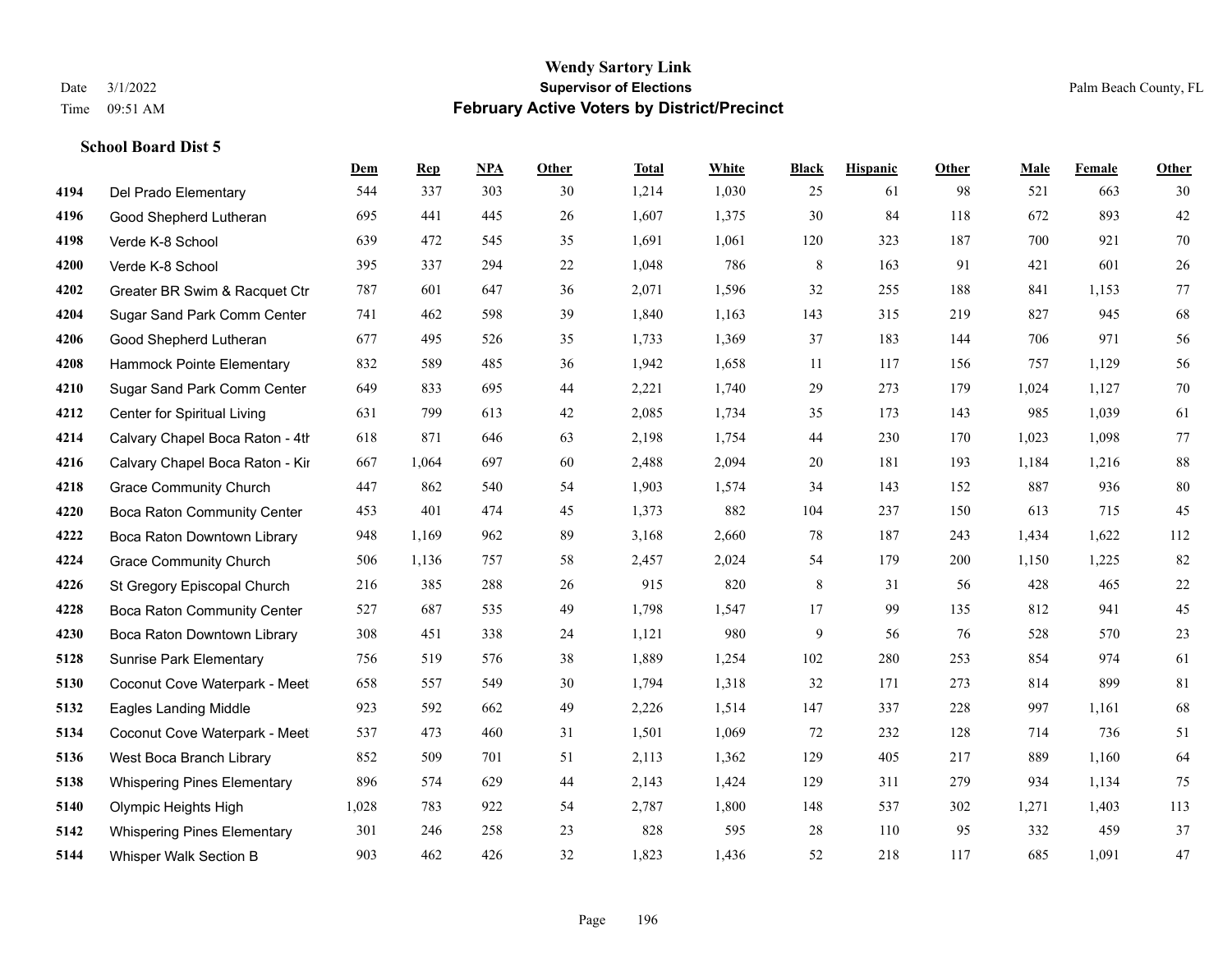**School Board Dist 5**

| | | Dem | Rep | NPA | Other | Total | White | Black | Hispanic | Other | Male | Female | Other |
|---|---|---|---|---|---|---|---|---|---|---|---|---|---|
| 4194 | Del Prado Elementary | 544 | 337 | 303 | 30 | 1,214 | 1,030 | 25 | 61 | 98 | 521 | 663 | 30 |
| 4196 | Good Shepherd Lutheran | 695 | 441 | 445 | 26 | 1,607 | 1,375 | 30 | 84 | 118 | 672 | 893 | 42 |
| 4198 | Verde K-8 School | 639 | 472 | 545 | 35 | 1,691 | 1,061 | 120 | 323 | 187 | 700 | 921 | 70 |
| 4200 | Verde K-8 School | 395 | 337 | 294 | 22 | 1,048 | 786 | 8 | 163 | 91 | 421 | 601 | 26 |
| 4202 | Greater BR Swim & Racquet Ctr | 787 | 601 | 647 | 36 | 2,071 | 1,596 | 32 | 255 | 188 | 841 | 1,153 | 77 |
| 4204 | Sugar Sand Park Comm Center | 741 | 462 | 598 | 39 | 1,840 | 1,163 | 143 | 315 | 219 | 827 | 945 | 68 |
| 4206 | Good Shepherd Lutheran | 677 | 495 | 526 | 35 | 1,733 | 1,369 | 37 | 183 | 144 | 706 | 971 | 56 |
| 4208 | Hammock Pointe Elementary | 832 | 589 | 485 | 36 | 1,942 | 1,658 | 11 | 117 | 156 | 757 | 1,129 | 56 |
| 4210 | Sugar Sand Park Comm Center | 649 | 833 | 695 | 44 | 2,221 | 1,740 | 29 | 273 | 179 | 1,024 | 1,127 | 70 |
| 4212 | Center for Spiritual Living | 631 | 799 | 613 | 42 | 2,085 | 1,734 | 35 | 173 | 143 | 985 | 1,039 | 61 |
| 4214 | Calvary Chapel Boca Raton - 4th | 618 | 871 | 646 | 63 | 2,198 | 1,754 | 44 | 230 | 170 | 1,023 | 1,098 | 77 |
| 4216 | Calvary Chapel Boca Raton - Kir | 667 | 1,064 | 697 | 60 | 2,488 | 2,094 | 20 | 181 | 193 | 1,184 | 1,216 | 88 |
| 4218 | Grace Community Church | 447 | 862 | 540 | 54 | 1,903 | 1,574 | 34 | 143 | 152 | 887 | 936 | 80 |
| 4220 | Boca Raton Community Center | 453 | 401 | 474 | 45 | 1,373 | 882 | 104 | 237 | 150 | 613 | 715 | 45 |
| 4222 | Boca Raton Downtown Library | 948 | 1,169 | 962 | 89 | 3,168 | 2,660 | 78 | 187 | 243 | 1,434 | 1,622 | 112 |
| 4224 | Grace Community Church | 506 | 1,136 | 757 | 58 | 2,457 | 2,024 | 54 | 179 | 200 | 1,150 | 1,225 | 82 |
| 4226 | St Gregory Episcopal Church | 216 | 385 | 288 | 26 | 915 | 820 | 8 | 31 | 56 | 428 | 465 | 22 |
| 4228 | Boca Raton Community Center | 527 | 687 | 535 | 49 | 1,798 | 1,547 | 17 | 99 | 135 | 812 | 941 | 45 |
| 4230 | Boca Raton Downtown Library | 308 | 451 | 338 | 24 | 1,121 | 980 | 9 | 56 | 76 | 528 | 570 | 23 |
| 5128 | Sunrise Park Elementary | 756 | 519 | 576 | 38 | 1,889 | 1,254 | 102 | 280 | 253 | 854 | 974 | 61 |
| 5130 | Coconut Cove Waterpark - Meet | 658 | 557 | 549 | 30 | 1,794 | 1,318 | 32 | 171 | 273 | 814 | 899 | 81 |
| 5132 | Eagles Landing Middle | 923 | 592 | 662 | 49 | 2,226 | 1,514 | 147 | 337 | 228 | 997 | 1,161 | 68 |
| 5134 | Coconut Cove Waterpark - Meet | 537 | 473 | 460 | 31 | 1,501 | 1,069 | 72 | 232 | 128 | 714 | 736 | 51 |
| 5136 | West Boca Branch Library | 852 | 509 | 701 | 51 | 2,113 | 1,362 | 129 | 405 | 217 | 889 | 1,160 | 64 |
| 5138 | Whispering Pines Elementary | 896 | 574 | 629 | 44 | 2,143 | 1,424 | 129 | 311 | 279 | 934 | 1,134 | 75 |
| 5140 | Olympic Heights High | 1,028 | 783 | 922 | 54 | 2,787 | 1,800 | 148 | 537 | 302 | 1,271 | 1,403 | 113 |
| 5142 | Whispering Pines Elementary | 301 | 246 | 258 | 23 | 828 | 595 | 28 | 110 | 95 | 332 | 459 | 37 |
| 5144 | Whisper Walk Section B | 903 | 462 | 426 | 32 | 1,823 | 1,436 | 52 | 218 | 117 | 685 | 1,091 | 47 |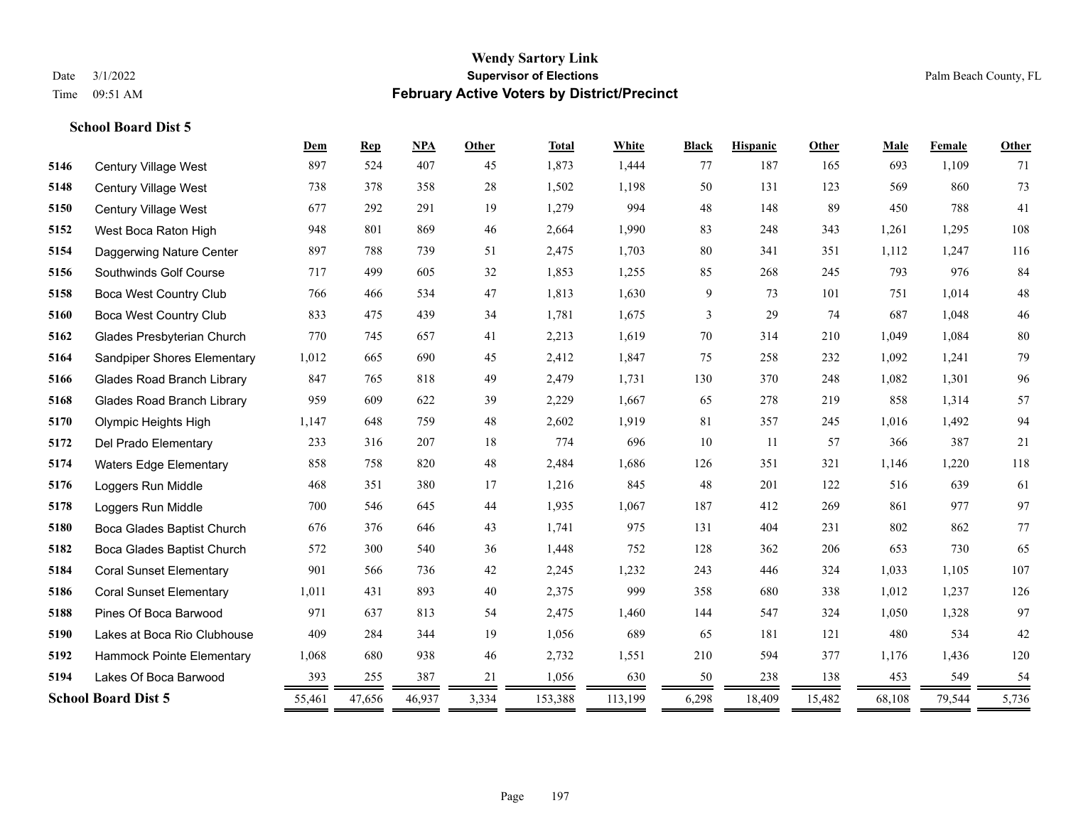# Wendy Sartory Link
## Supervisor of Elections
## February Active Voters by District/Precinct

Date 3/1/2022
Time 09:51 AM

Palm Beach County, FL

**School Board Dist 5**

| | | Dem | Rep | NPA | Other | Total | White | Black | Hispanic | Other | Male | Female | Other |
|---|---|---|---|---|---|---|---|---|---|---|---|---|---|
| 5146 | Century Village West | 897 | 524 | 407 | 45 | 1,873 | 1,444 | 77 | 187 | 165 | 693 | 1,109 | 71 |
| 5148 | Century Village West | 738 | 378 | 358 | 28 | 1,502 | 1,198 | 50 | 131 | 123 | 569 | 860 | 73 |
| 5150 | Century Village West | 677 | 292 | 291 | 19 | 1,279 | 994 | 48 | 148 | 89 | 450 | 788 | 41 |
| 5152 | West Boca Raton High | 948 | 801 | 869 | 46 | 2,664 | 1,990 | 83 | 248 | 343 | 1,261 | 1,295 | 108 |
| 5154 | Daggerwing Nature Center | 897 | 788 | 739 | 51 | 2,475 | 1,703 | 80 | 341 | 351 | 1,112 | 1,247 | 116 |
| 5156 | Southwinds Golf Course | 717 | 499 | 605 | 32 | 1,853 | 1,255 | 85 | 268 | 245 | 793 | 976 | 84 |
| 5158 | Boca West Country Club | 766 | 466 | 534 | 47 | 1,813 | 1,630 | 9 | 73 | 101 | 751 | 1,014 | 48 |
| 5160 | Boca West Country Club | 833 | 475 | 439 | 34 | 1,781 | 1,675 | 3 | 29 | 74 | 687 | 1,048 | 46 |
| 5162 | Glades Presbyterian Church | 770 | 745 | 657 | 41 | 2,213 | 1,619 | 70 | 314 | 210 | 1,049 | 1,084 | 80 |
| 5164 | Sandpiper Shores Elementary | 1,012 | 665 | 690 | 45 | 2,412 | 1,847 | 75 | 258 | 232 | 1,092 | 1,241 | 79 |
| 5166 | Glades Road Branch Library | 847 | 765 | 818 | 49 | 2,479 | 1,731 | 130 | 370 | 248 | 1,082 | 1,301 | 96 |
| 5168 | Glades Road Branch Library | 959 | 609 | 622 | 39 | 2,229 | 1,667 | 65 | 278 | 219 | 858 | 1,314 | 57 |
| 5170 | Olympic Heights High | 1,147 | 648 | 759 | 48 | 2,602 | 1,919 | 81 | 357 | 245 | 1,016 | 1,492 | 94 |
| 5172 | Del Prado Elementary | 233 | 316 | 207 | 18 | 774 | 696 | 10 | 11 | 57 | 366 | 387 | 21 |
| 5174 | Waters Edge Elementary | 858 | 758 | 820 | 48 | 2,484 | 1,686 | 126 | 351 | 321 | 1,146 | 1,220 | 118 |
| 5176 | Loggers Run Middle | 468 | 351 | 380 | 17 | 1,216 | 845 | 48 | 201 | 122 | 516 | 639 | 61 |
| 5178 | Loggers Run Middle | 700 | 546 | 645 | 44 | 1,935 | 1,067 | 187 | 412 | 269 | 861 | 977 | 97 |
| 5180 | Boca Glades Baptist Church | 676 | 376 | 646 | 43 | 1,741 | 975 | 131 | 404 | 231 | 802 | 862 | 77 |
| 5182 | Boca Glades Baptist Church | 572 | 300 | 540 | 36 | 1,448 | 752 | 128 | 362 | 206 | 653 | 730 | 65 |
| 5184 | Coral Sunset Elementary | 901 | 566 | 736 | 42 | 2,245 | 1,232 | 243 | 446 | 324 | 1,033 | 1,105 | 107 |
| 5186 | Coral Sunset Elementary | 1,011 | 431 | 893 | 40 | 2,375 | 999 | 358 | 680 | 338 | 1,012 | 1,237 | 126 |
| 5188 | Pines Of Boca Barwood | 971 | 637 | 813 | 54 | 2,475 | 1,460 | 144 | 547 | 324 | 1,050 | 1,328 | 97 |
| 5190 | Lakes at Boca Rio Clubhouse | 409 | 284 | 344 | 19 | 1,056 | 689 | 65 | 181 | 121 | 480 | 534 | 42 |
| 5192 | Hammock Pointe Elementary | 1,068 | 680 | 938 | 46 | 2,732 | 1,551 | 210 | 594 | 377 | 1,176 | 1,436 | 120 |
| 5194 | Lakes Of Boca Barwood | 393 | 255 | 387 | 21 | 1,056 | 630 | 50 | 238 | 138 | 453 | 549 | 54 |
| **School Board Dist 5** | | 55,461 | 47,656 | 46,937 | 3,334 | 153,388 | 113,199 | 6,298 | 18,409 | 15,482 | 68,108 | 79,544 | 5,736 |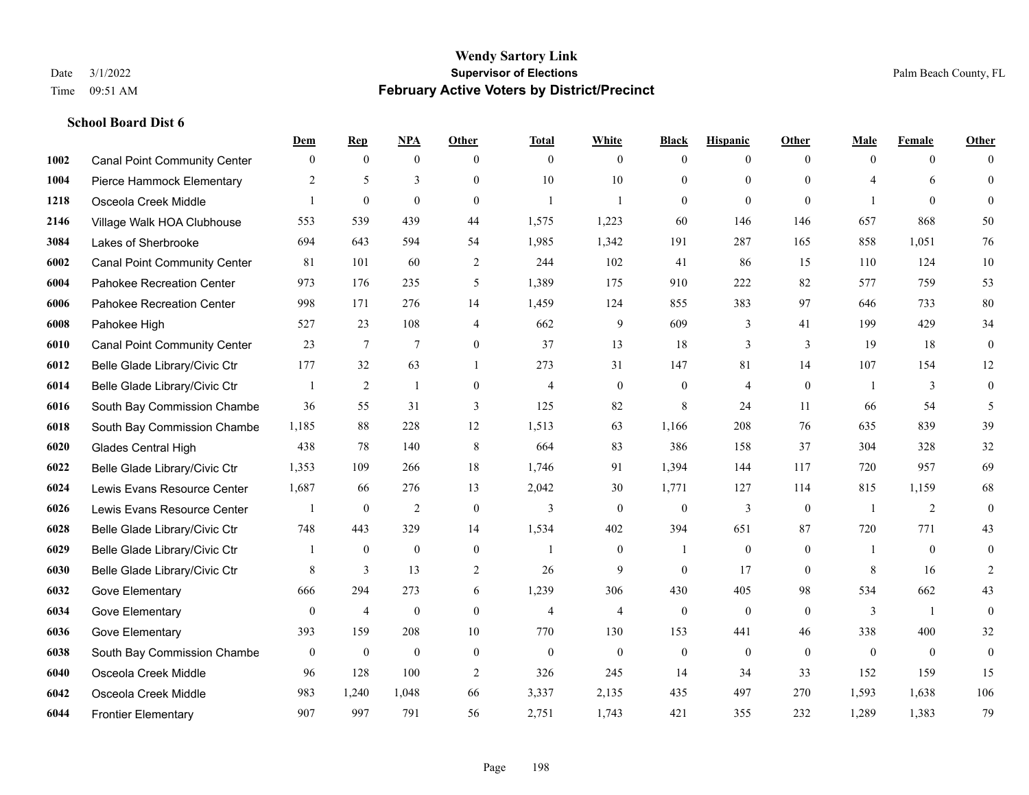# Wendy Sartory Link
## Supervisor of Elections
## February Active Voters by District/Precinct

Date 3/1/2022
Time 09:51 AM
Palm Beach County, FL

**School Board Dist 6**

| | | Dem | Rep | NPA | Other | Total | White | Black | Hispanic | Other | Male | Female | Other |
|---|---|---|---|---|---|---|---|---|---|---|---|---|---|
| 1002 | Canal Point Community Center | 0 | 0 | 0 | 0 | 0 | 0 | 0 | 0 | 0 | 0 | 0 | 0 |
| 1004 | Pierce Hammock Elementary | 2 | 5 | 3 | 0 | 10 | 10 | 0 | 0 | 0 | 4 | 6 | 0 |
| 1218 | Osceola Creek Middle | 1 | 0 | 0 | 0 | 1 | 1 | 0 | 0 | 0 | 1 | 0 | 0 |
| 2146 | Village Walk HOA Clubhouse | 553 | 539 | 439 | 44 | 1,575 | 1,223 | 60 | 146 | 146 | 657 | 868 | 50 |
| 3084 | Lakes of Sherbrooke | 694 | 643 | 594 | 54 | 1,985 | 1,342 | 191 | 287 | 165 | 858 | 1,051 | 76 |
| 6002 | Canal Point Community Center | 81 | 101 | 60 | 2 | 244 | 102 | 41 | 86 | 15 | 110 | 124 | 10 |
| 6004 | Pahokee Recreation Center | 973 | 176 | 235 | 5 | 1,389 | 175 | 910 | 222 | 82 | 577 | 759 | 53 |
| 6006 | Pahokee Recreation Center | 998 | 171 | 276 | 14 | 1,459 | 124 | 855 | 383 | 97 | 646 | 733 | 80 |
| 6008 | Pahokee High | 527 | 23 | 108 | 4 | 662 | 9 | 609 | 3 | 41 | 199 | 429 | 34 |
| 6010 | Canal Point Community Center | 23 | 7 | 7 | 0 | 37 | 13 | 18 | 3 | 3 | 19 | 18 | 0 |
| 6012 | Belle Glade Library/Civic Ctr | 177 | 32 | 63 | 1 | 273 | 31 | 147 | 81 | 14 | 107 | 154 | 12 |
| 6014 | Belle Glade Library/Civic Ctr | 1 | 2 | 1 | 0 | 4 | 0 | 0 | 4 | 0 | 1 | 3 | 0 |
| 6016 | South Bay Commission Chambe | 36 | 55 | 31 | 3 | 125 | 82 | 8 | 24 | 11 | 66 | 54 | 5 |
| 6018 | South Bay Commission Chambe | 1,185 | 88 | 228 | 12 | 1,513 | 63 | 1,166 | 208 | 76 | 635 | 839 | 39 |
| 6020 | Glades Central High | 438 | 78 | 140 | 8 | 664 | 83 | 386 | 158 | 37 | 304 | 328 | 32 |
| 6022 | Belle Glade Library/Civic Ctr | 1,353 | 109 | 266 | 18 | 1,746 | 91 | 1,394 | 144 | 117 | 720 | 957 | 69 |
| 6024 | Lewis Evans Resource Center | 1,687 | 66 | 276 | 13 | 2,042 | 30 | 1,771 | 127 | 114 | 815 | 1,159 | 68 |
| 6026 | Lewis Evans Resource Center | 1 | 0 | 2 | 0 | 3 | 0 | 0 | 3 | 0 | 1 | 2 | 0 |
| 6028 | Belle Glade Library/Civic Ctr | 748 | 443 | 329 | 14 | 1,534 | 402 | 394 | 651 | 87 | 720 | 771 | 43 |
| 6029 | Belle Glade Library/Civic Ctr | 1 | 0 | 0 | 0 | 1 | 0 | 1 | 0 | 0 | 1 | 0 | 0 |
| 6030 | Belle Glade Library/Civic Ctr | 8 | 3 | 13 | 2 | 26 | 9 | 0 | 17 | 0 | 8 | 16 | 2 |
| 6032 | Gove Elementary | 666 | 294 | 273 | 6 | 1,239 | 306 | 430 | 405 | 98 | 534 | 662 | 43 |
| 6034 | Gove Elementary | 0 | 4 | 0 | 0 | 4 | 4 | 0 | 0 | 0 | 3 | 1 | 0 |
| 6036 | Gove Elementary | 393 | 159 | 208 | 10 | 770 | 130 | 153 | 441 | 46 | 338 | 400 | 32 |
| 6038 | South Bay Commission Chambe | 0 | 0 | 0 | 0 | 0 | 0 | 0 | 0 | 0 | 0 | 0 | 0 |
| 6040 | Osceola Creek Middle | 96 | 128 | 100 | 2 | 326 | 245 | 14 | 34 | 33 | 152 | 159 | 15 |
| 6042 | Osceola Creek Middle | 983 | 1,240 | 1,048 | 66 | 3,337 | 2,135 | 435 | 497 | 270 | 1,593 | 1,638 | 106 |
| 6044 | Frontier Elementary | 907 | 997 | 791 | 56 | 2,751 | 1,743 | 421 | 355 | 232 | 1,289 | 1,383 | 79 |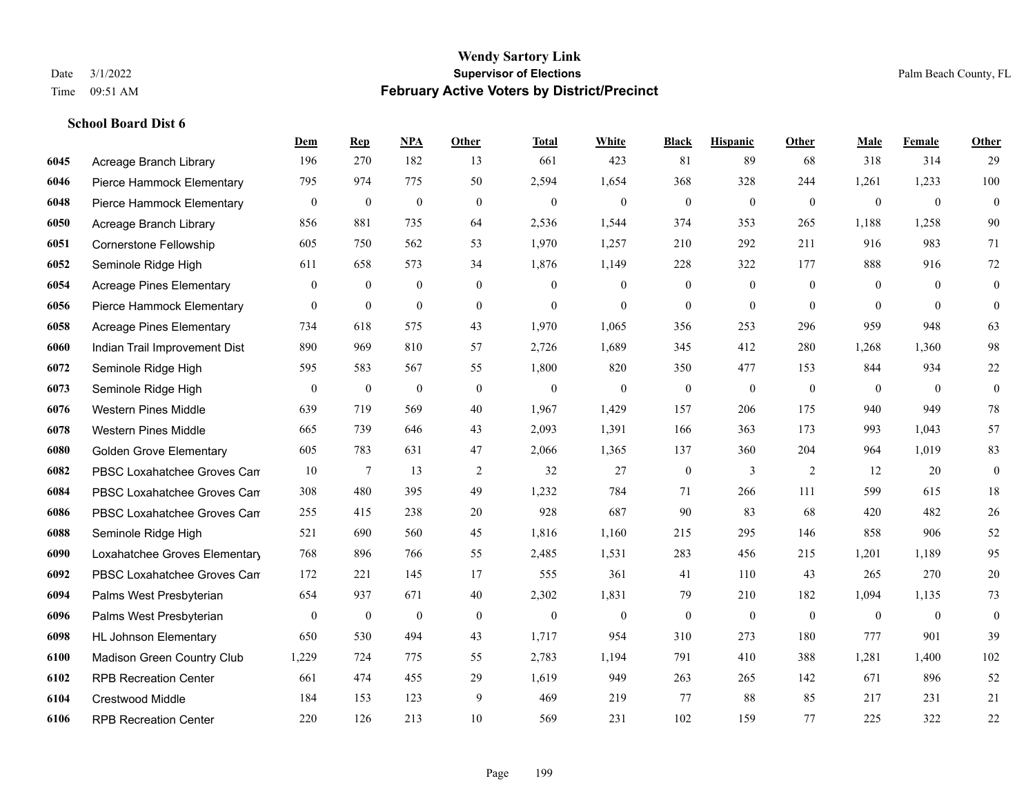**Wendy Sartory Link**
**Supervisor of Elections**
**February Active Voters by District/Precinct**

Date 3/1/2022
Time 09:51 AM

Palm Beach County, FL

**School Board Dist 6**

| | | Dem | Rep | NPA | Other | Total | White | Black | Hispanic | Other | Male | Female | Other |
|---|---|---|---|---|---|---|---|---|---|---|---|---|---|
| 6045 | Acreage Branch Library | 196 | 270 | 182 | 13 | 661 | 423 | 81 | 89 | 68 | 318 | 314 | 29 |
| 6046 | Pierce Hammock Elementary | 795 | 974 | 775 | 50 | 2,594 | 1,654 | 368 | 328 | 244 | 1,261 | 1,233 | 100 |
| 6048 | Pierce Hammock Elementary | 0 | 0 | 0 | 0 | 0 | 0 | 0 | 0 | 0 | 0 | 0 | 0 |
| 6050 | Acreage Branch Library | 856 | 881 | 735 | 64 | 2,536 | 1,544 | 374 | 353 | 265 | 1,188 | 1,258 | 90 |
| 6051 | Cornerstone Fellowship | 605 | 750 | 562 | 53 | 1,970 | 1,257 | 210 | 292 | 211 | 916 | 983 | 71 |
| 6052 | Seminole Ridge High | 611 | 658 | 573 | 34 | 1,876 | 1,149 | 228 | 322 | 177 | 888 | 916 | 72 |
| 6054 | Acreage Pines Elementary | 0 | 0 | 0 | 0 | 0 | 0 | 0 | 0 | 0 | 0 | 0 | 0 |
| 6056 | Pierce Hammock Elementary | 0 | 0 | 0 | 0 | 0 | 0 | 0 | 0 | 0 | 0 | 0 | 0 |
| 6058 | Acreage Pines Elementary | 734 | 618 | 575 | 43 | 1,970 | 1,065 | 356 | 253 | 296 | 959 | 948 | 63 |
| 6060 | Indian Trail Improvement Dist | 890 | 969 | 810 | 57 | 2,726 | 1,689 | 345 | 412 | 280 | 1,268 | 1,360 | 98 |
| 6072 | Seminole Ridge High | 595 | 583 | 567 | 55 | 1,800 | 820 | 350 | 477 | 153 | 844 | 934 | 22 |
| 6073 | Seminole Ridge High | 0 | 0 | 0 | 0 | 0 | 0 | 0 | 0 | 0 | 0 | 0 | 0 |
| 6076 | Western Pines Middle | 639 | 719 | 569 | 40 | 1,967 | 1,429 | 157 | 206 | 175 | 940 | 949 | 78 |
| 6078 | Western Pines Middle | 665 | 739 | 646 | 43 | 2,093 | 1,391 | 166 | 363 | 173 | 993 | 1,043 | 57 |
| 6080 | Golden Grove Elementary | 605 | 783 | 631 | 47 | 2,066 | 1,365 | 137 | 360 | 204 | 964 | 1,019 | 83 |
| 6082 | PBSC Loxahatchee Groves Can | 10 | 7 | 13 | 2 | 32 | 27 | 0 | 3 | 2 | 12 | 20 | 0 |
| 6084 | PBSC Loxahatchee Groves Can | 308 | 480 | 395 | 49 | 1,232 | 784 | 71 | 266 | 111 | 599 | 615 | 18 |
| 6086 | PBSC Loxahatchee Groves Can | 255 | 415 | 238 | 20 | 928 | 687 | 90 | 83 | 68 | 420 | 482 | 26 |
| 6088 | Seminole Ridge High | 521 | 690 | 560 | 45 | 1,816 | 1,160 | 215 | 295 | 146 | 858 | 906 | 52 |
| 6090 | Loxahatchee Groves Elementary | 768 | 896 | 766 | 55 | 2,485 | 1,531 | 283 | 456 | 215 | 1,201 | 1,189 | 95 |
| 6092 | PBSC Loxahatchee Groves Can | 172 | 221 | 145 | 17 | 555 | 361 | 41 | 110 | 43 | 265 | 270 | 20 |
| 6094 | Palms West Presbyterian | 654 | 937 | 671 | 40 | 2,302 | 1,831 | 79 | 210 | 182 | 1,094 | 1,135 | 73 |
| 6096 | Palms West Presbyterian | 0 | 0 | 0 | 0 | 0 | 0 | 0 | 0 | 0 | 0 | 0 | 0 |
| 6098 | HL Johnson Elementary | 650 | 530 | 494 | 43 | 1,717 | 954 | 310 | 273 | 180 | 777 | 901 | 39 |
| 6100 | Madison Green Country Club | 1,229 | 724 | 775 | 55 | 2,783 | 1,194 | 791 | 410 | 388 | 1,281 | 1,400 | 102 |
| 6102 | RPB Recreation Center | 661 | 474 | 455 | 29 | 1,619 | 949 | 263 | 265 | 142 | 671 | 896 | 52 |
| 6104 | Crestwood Middle | 184 | 153 | 123 | 9 | 469 | 219 | 77 | 88 | 85 | 217 | 231 | 21 |
| 6106 | RPB Recreation Center | 220 | 126 | 213 | 10 | 569 | 231 | 102 | 159 | 77 | 225 | 322 | 22 |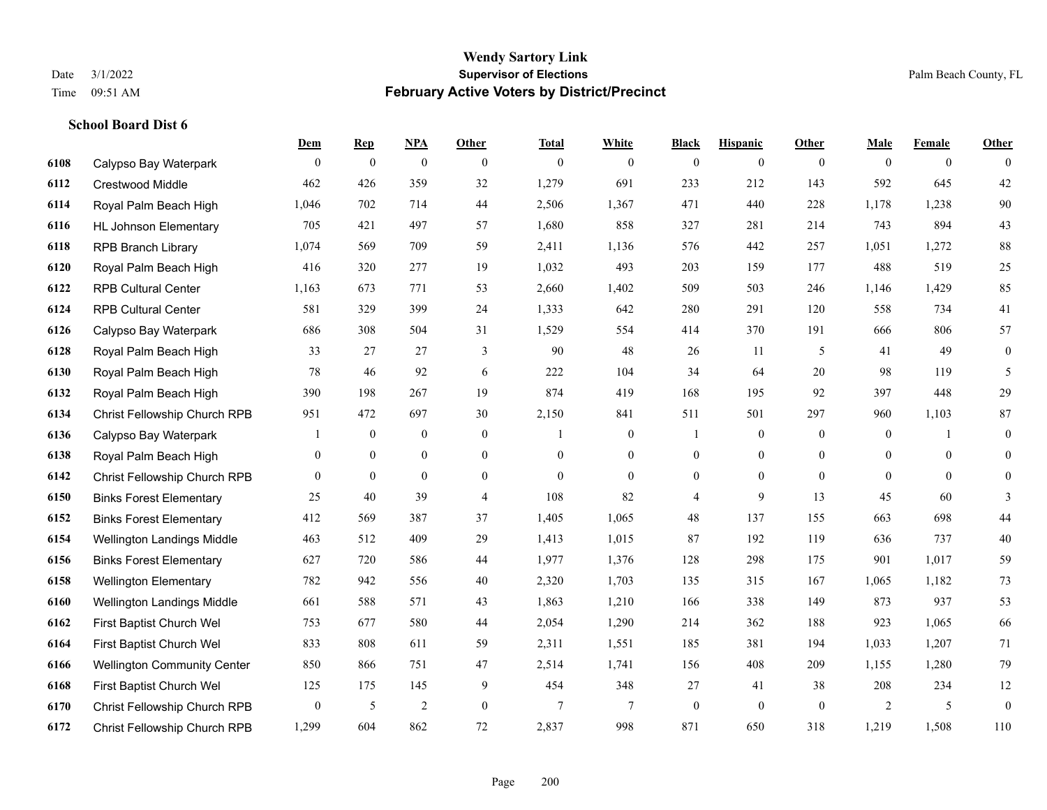# Wendy Sartory Link

**Supervisor of Elections**

**February Active Voters by District/Precinct**

Date 3/1/2022

Time 09:51 AM

Palm Beach County, FL

### School Board Dist 6

| | | Dem | Rep | NPA | Other | Total | White | Black | Hispanic | Other | Male | Female | Other |
|---|---|---|---|---|---|---|---|---|---|---|---|---|---|
| 6108 | Calypso Bay Waterpark | 0 | 0 | 0 | 0 | 0 | 0 | 0 | 0 | 0 | 0 | 0 | 0 |
| 6112 | Crestwood Middle | 462 | 426 | 359 | 32 | 1,279 | 691 | 233 | 212 | 143 | 592 | 645 | 42 |
| 6114 | Royal Palm Beach High | 1,046 | 702 | 714 | 44 | 2,506 | 1,367 | 471 | 440 | 228 | 1,178 | 1,238 | 90 |
| 6116 | HL Johnson Elementary | 705 | 421 | 497 | 57 | 1,680 | 858 | 327 | 281 | 214 | 743 | 894 | 43 |
| 6118 | RPB Branch Library | 1,074 | 569 | 709 | 59 | 2,411 | 1,136 | 576 | 442 | 257 | 1,051 | 1,272 | 88 |
| 6120 | Royal Palm Beach High | 416 | 320 | 277 | 19 | 1,032 | 493 | 203 | 159 | 177 | 488 | 519 | 25 |
| 6122 | RPB Cultural Center | 1,163 | 673 | 771 | 53 | 2,660 | 1,402 | 509 | 503 | 246 | 1,146 | 1,429 | 85 |
| 6124 | RPB Cultural Center | 581 | 329 | 399 | 24 | 1,333 | 642 | 280 | 291 | 120 | 558 | 734 | 41 |
| 6126 | Calypso Bay Waterpark | 686 | 308 | 504 | 31 | 1,529 | 554 | 414 | 370 | 191 | 666 | 806 | 57 |
| 6128 | Royal Palm Beach High | 33 | 27 | 27 | 3 | 90 | 48 | 26 | 11 | 5 | 41 | 49 | 0 |
| 6130 | Royal Palm Beach High | 78 | 46 | 92 | 6 | 222 | 104 | 34 | 64 | 20 | 98 | 119 | 5 |
| 6132 | Royal Palm Beach High | 390 | 198 | 267 | 19 | 874 | 419 | 168 | 195 | 92 | 397 | 448 | 29 |
| 6134 | Christ Fellowship Church RPB | 951 | 472 | 697 | 30 | 2,150 | 841 | 511 | 501 | 297 | 960 | 1,103 | 87 |
| 6136 | Calypso Bay Waterpark | 1 | 0 | 0 | 0 | 1 | 0 | 1 | 0 | 0 | 0 | 1 | 0 |
| 6138 | Royal Palm Beach High | 0 | 0 | 0 | 0 | 0 | 0 | 0 | 0 | 0 | 0 | 0 | 0 |
| 6142 | Christ Fellowship Church RPB | 0 | 0 | 0 | 0 | 0 | 0 | 0 | 0 | 0 | 0 | 0 | 0 |
| 6150 | Binks Forest Elementary | 25 | 40 | 39 | 4 | 108 | 82 | 4 | 9 | 13 | 45 | 60 | 3 |
| 6152 | Binks Forest Elementary | 412 | 569 | 387 | 37 | 1,405 | 1,065 | 48 | 137 | 155 | 663 | 698 | 44 |
| 6154 | Wellington Landings Middle | 463 | 512 | 409 | 29 | 1,413 | 1,015 | 87 | 192 | 119 | 636 | 737 | 40 |
| 6156 | Binks Forest Elementary | 627 | 720 | 586 | 44 | 1,977 | 1,376 | 128 | 298 | 175 | 901 | 1,017 | 59 |
| 6158 | Wellington Elementary | 782 | 942 | 556 | 40 | 2,320 | 1,703 | 135 | 315 | 167 | 1,065 | 1,182 | 73 |
| 6160 | Wellington Landings Middle | 661 | 588 | 571 | 43 | 1,863 | 1,210 | 166 | 338 | 149 | 873 | 937 | 53 |
| 6162 | First Baptist Church Wel | 753 | 677 | 580 | 44 | 2,054 | 1,290 | 214 | 362 | 188 | 923 | 1,065 | 66 |
| 6164 | First Baptist Church Wel | 833 | 808 | 611 | 59 | 2,311 | 1,551 | 185 | 381 | 194 | 1,033 | 1,207 | 71 |
| 6166 | Wellington Community Center | 850 | 866 | 751 | 47 | 2,514 | 1,741 | 156 | 408 | 209 | 1,155 | 1,280 | 79 |
| 6168 | First Baptist Church Wel | 125 | 175 | 145 | 9 | 454 | 348 | 27 | 41 | 38 | 208 | 234 | 12 |
| 6170 | Christ Fellowship Church RPB | 0 | 5 | 2 | 0 | 7 | 7 | 0 | 0 | 0 | 2 | 5 | 0 |
| 6172 | Christ Fellowship Church RPB | 1,299 | 604 | 862 | 72 | 2,837 | 998 | 871 | 650 | 318 | 1,219 | 1,508 | 110 |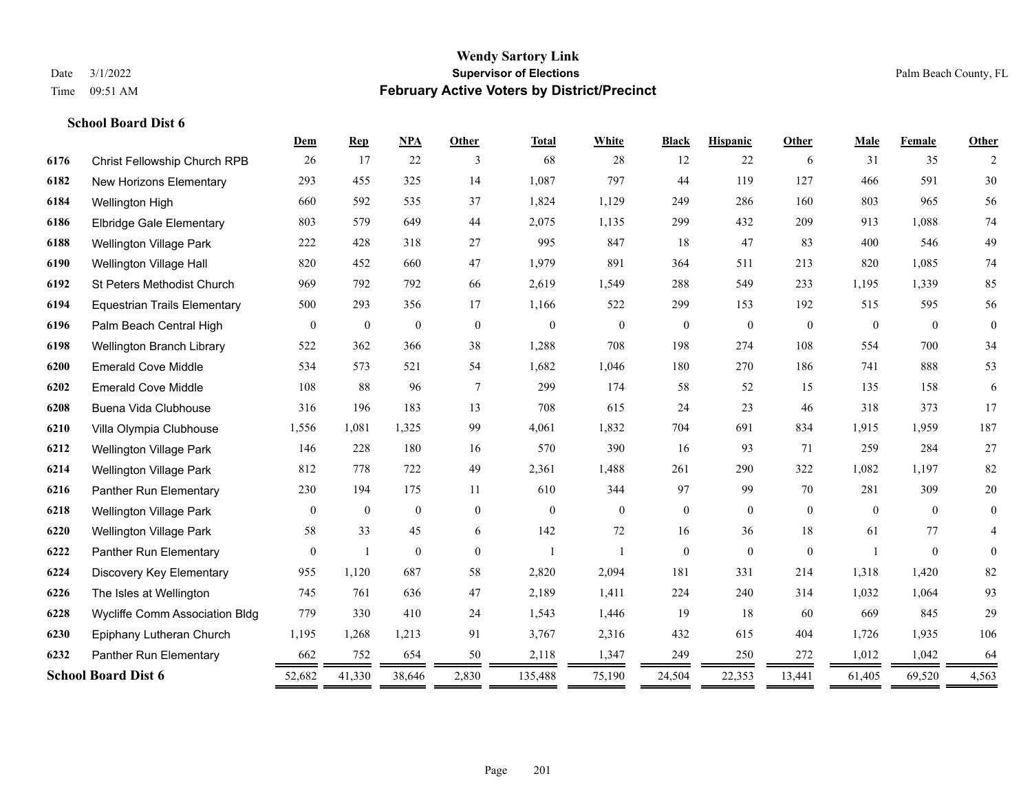**Wendy Sartory Link**
**Supervisor of Elections**
**February Active Voters by District/Precinct**

Date 3/1/2022
Time 09:51 AM

Palm Beach County, FL

### School Board Dist 6

| | | Dem | Rep | NPA | Other | Total | White | Black | Hispanic | Other | Male | Female | Other |
|---|---|---|---|---|---|---|---|---|---|---|---|---|---|
| 6176 | Christ Fellowship Church RPB | 26 | 17 | 22 | 3 | 68 | 28 | 12 | 22 | 6 | 31 | 35 | 2 |
| 6182 | New Horizons Elementary | 293 | 455 | 325 | 14 | 1,087 | 797 | 44 | 119 | 127 | 466 | 591 | 30 |
| 6184 | Wellington High | 660 | 592 | 535 | 37 | 1,824 | 1,129 | 249 | 286 | 160 | 803 | 965 | 56 |
| 6186 | Elbridge Gale Elementary | 803 | 579 | 649 | 44 | 2,075 | 1,135 | 299 | 432 | 209 | 913 | 1,088 | 74 |
| 6188 | Wellington Village Park | 222 | 428 | 318 | 27 | 995 | 847 | 18 | 47 | 83 | 400 | 546 | 49 |
| 6190 | Wellington Village Hall | 820 | 452 | 660 | 47 | 1,979 | 891 | 364 | 511 | 213 | 820 | 1,085 | 74 |
| 6192 | St Peters Methodist Church | 969 | 792 | 792 | 66 | 2,619 | 1,549 | 288 | 549 | 233 | 1,195 | 1,339 | 85 |
| 6194 | Equestrian Trails Elementary | 500 | 293 | 356 | 17 | 1,166 | 522 | 299 | 153 | 192 | 515 | 595 | 56 |
| 6196 | Palm Beach Central High | 0 | 0 | 0 | 0 | 0 | 0 | 0 | 0 | 0 | 0 | 0 | 0 |
| 6198 | Wellington Branch Library | 522 | 362 | 366 | 38 | 1,288 | 708 | 198 | 274 | 108 | 554 | 700 | 34 |
| 6200 | Emerald Cove Middle | 534 | 573 | 521 | 54 | 1,682 | 1,046 | 180 | 270 | 186 | 741 | 888 | 53 |
| 6202 | Emerald Cove Middle | 108 | 88 | 96 | 7 | 299 | 174 | 58 | 52 | 15 | 135 | 158 | 6 |
| 6208 | Buena Vida Clubhouse | 316 | 196 | 183 | 13 | 708 | 615 | 24 | 23 | 46 | 318 | 373 | 17 |
| 6210 | Villa Olympia Clubhouse | 1,556 | 1,081 | 1,325 | 99 | 4,061 | 1,832 | 704 | 691 | 834 | 1,915 | 1,959 | 187 |
| 6212 | Wellington Village Park | 146 | 228 | 180 | 16 | 570 | 390 | 16 | 93 | 71 | 259 | 284 | 27 |
| 6214 | Wellington Village Park | 812 | 778 | 722 | 49 | 2,361 | 1,488 | 261 | 290 | 322 | 1,082 | 1,197 | 82 |
| 6216 | Panther Run Elementary | 230 | 194 | 175 | 11 | 610 | 344 | 97 | 99 | 70 | 281 | 309 | 20 |
| 6218 | Wellington Village Park | 0 | 0 | 0 | 0 | 0 | 0 | 0 | 0 | 0 | 0 | 0 | 0 |
| 6220 | Wellington Village Park | 58 | 33 | 45 | 6 | 142 | 72 | 16 | 36 | 18 | 61 | 77 | 4 |
| 6222 | Panther Run Elementary | 0 | 1 | 0 | 0 | 1 | 1 | 0 | 0 | 0 | 1 | 0 | 0 |
| 6224 | Discovery Key Elementary | 955 | 1,120 | 687 | 58 | 2,820 | 2,094 | 181 | 331 | 214 | 1,318 | 1,420 | 82 |
| 6226 | The Isles at Wellington | 745 | 761 | 636 | 47 | 2,189 | 1,411 | 224 | 240 | 314 | 1,032 | 1,064 | 93 |
| 6228 | Wycliffe Comm Association Bldg | 779 | 330 | 410 | 24 | 1,543 | 1,446 | 19 | 18 | 60 | 669 | 845 | 29 |
| 6230 | Epiphany Lutheran Church | 1,195 | 1,268 | 1,213 | 91 | 3,767 | 2,316 | 432 | 615 | 404 | 1,726 | 1,935 | 106 |
| 6232 | Panther Run Elementary | 662 | 752 | 654 | 50 | 2,118 | 1,347 | 249 | 250 | 272 | 1,012 | 1,042 | 64 |
| **School Board Dist 6** | | 52,682 | 41,330 | 38,646 | 2,830 | 135,488 | 75,190 | 24,504 | 22,353 | 13,441 | 61,405 | 69,520 | 4,563 |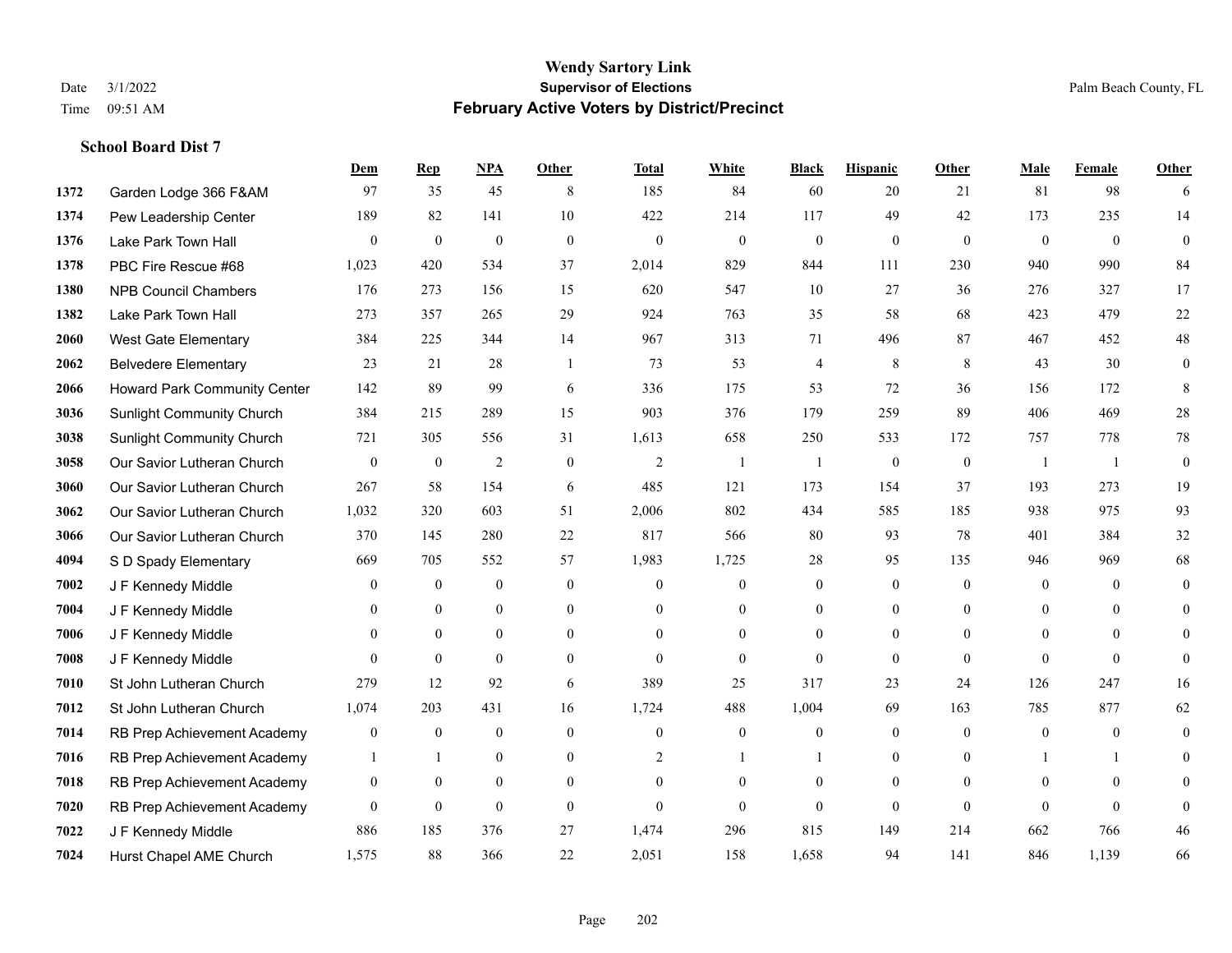**School Board Dist 7**

| | | Dem | Rep | NPA | Other | Total | White | Black | Hispanic | Other | Male | Female | Other |
|---|---|---|---|---|---|---|---|---|---|---|---|---|---|
| 1372 | Garden Lodge 366 F&AM | 97 | 35 | 45 | 8 | 185 | 84 | 60 | 20 | 21 | 81 | 98 | 6 |
| 1374 | Pew Leadership Center | 189 | 82 | 141 | 10 | 422 | 214 | 117 | 49 | 42 | 173 | 235 | 14 |
| 1376 | Lake Park Town Hall | 0 | 0 | 0 | 0 | 0 | 0 | 0 | 0 | 0 | 0 | 0 | 0 |
| 1378 | PBC Fire Rescue #68 | 1,023 | 420 | 534 | 37 | 2,014 | 829 | 844 | 111 | 230 | 940 | 990 | 84 |
| 1380 | NPB Council Chambers | 176 | 273 | 156 | 15 | 620 | 547 | 10 | 27 | 36 | 276 | 327 | 17 |
| 1382 | Lake Park Town Hall | 273 | 357 | 265 | 29 | 924 | 763 | 35 | 58 | 68 | 423 | 479 | 22 |
| 2060 | West Gate Elementary | 384 | 225 | 344 | 14 | 967 | 313 | 71 | 496 | 87 | 467 | 452 | 48 |
| 2062 | Belvedere Elementary | 23 | 21 | 28 | 1 | 73 | 53 | 4 | 8 | 8 | 43 | 30 | 0 |
| 2066 | Howard Park Community Center | 142 | 89 | 99 | 6 | 336 | 175 | 53 | 72 | 36 | 156 | 172 | 8 |
| 3036 | Sunlight Community Church | 384 | 215 | 289 | 15 | 903 | 376 | 179 | 259 | 89 | 406 | 469 | 28 |
| 3038 | Sunlight Community Church | 721 | 305 | 556 | 31 | 1,613 | 658 | 250 | 533 | 172 | 757 | 778 | 78 |
| 3058 | Our Savior Lutheran Church | 0 | 0 | 2 | 0 | 2 | 1 | 1 | 0 | 0 | 1 | 1 | 0 |
| 3060 | Our Savior Lutheran Church | 267 | 58 | 154 | 6 | 485 | 121 | 173 | 154 | 37 | 193 | 273 | 19 |
| 3062 | Our Savior Lutheran Church | 1,032 | 320 | 603 | 51 | 2,006 | 802 | 434 | 585 | 185 | 938 | 975 | 93 |
| 3066 | Our Savior Lutheran Church | 370 | 145 | 280 | 22 | 817 | 566 | 80 | 93 | 78 | 401 | 384 | 32 |
| 4094 | S D Spady Elementary | 669 | 705 | 552 | 57 | 1,983 | 1,725 | 28 | 95 | 135 | 946 | 969 | 68 |
| 7002 | J F Kennedy Middle | 0 | 0 | 0 | 0 | 0 | 0 | 0 | 0 | 0 | 0 | 0 | 0 |
| 7004 | J F Kennedy Middle | 0 | 0 | 0 | 0 | 0 | 0 | 0 | 0 | 0 | 0 | 0 | 0 |
| 7006 | J F Kennedy Middle | 0 | 0 | 0 | 0 | 0 | 0 | 0 | 0 | 0 | 0 | 0 | 0 |
| 7008 | J F Kennedy Middle | 0 | 0 | 0 | 0 | 0 | 0 | 0 | 0 | 0 | 0 | 0 | 0 |
| 7010 | St John Lutheran Church | 279 | 12 | 92 | 6 | 389 | 25 | 317 | 23 | 24 | 126 | 247 | 16 |
| 7012 | St John Lutheran Church | 1,074 | 203 | 431 | 16 | 1,724 | 488 | 1,004 | 69 | 163 | 785 | 877 | 62 |
| 7014 | RB Prep Achievement Academy | 0 | 0 | 0 | 0 | 0 | 0 | 0 | 0 | 0 | 0 | 0 | 0 |
| 7016 | RB Prep Achievement Academy | 1 | 1 | 0 | 0 | 2 | 1 | 1 | 0 | 0 | 1 | 1 | 0 |
| 7018 | RB Prep Achievement Academy | 0 | 0 | 0 | 0 | 0 | 0 | 0 | 0 | 0 | 0 | 0 | 0 |
| 7020 | RB Prep Achievement Academy | 0 | 0 | 0 | 0 | 0 | 0 | 0 | 0 | 0 | 0 | 0 | 0 |
| 7022 | J F Kennedy Middle | 886 | 185 | 376 | 27 | 1,474 | 296 | 815 | 149 | 214 | 662 | 766 | 46 |
| 7024 | Hurst Chapel AME Church | 1,575 | 88 | 366 | 22 | 2,051 | 158 | 1,658 | 94 | 141 | 846 | 1,139 | 66 |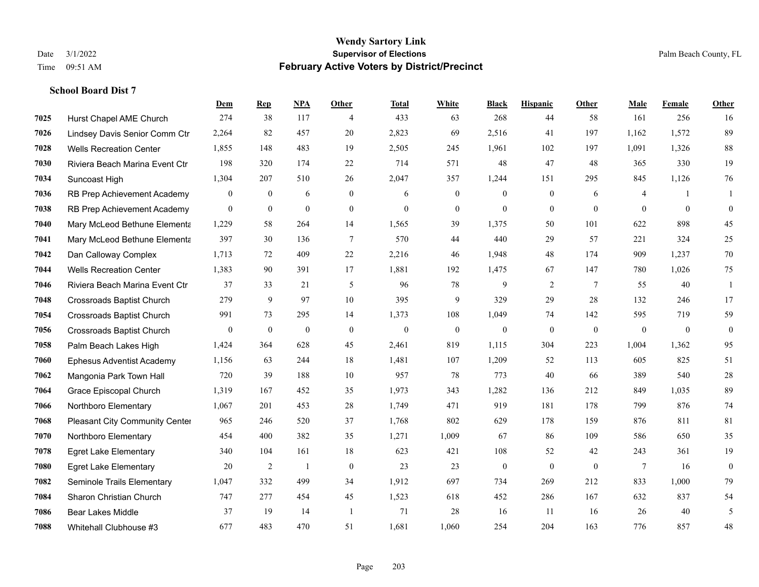# Wendy Sartory Link

**Supervisor of Elections**

**February Active Voters by District/Precinct**

Date 3/1/2022

Time 09:51 AM

Palm Beach County, FL

### School Board Dist 7

| | | Dem | Rep | NPA | Other | Total | White | Black | Hispanic | Other | Male | Female | Other |
|---|---|---|---|---|---|---|---|---|---|---|---|---|---|
| 7025 | Hurst Chapel AME Church | 274 | 38 | 117 | 4 | 433 | 63 | 268 | 44 | 58 | 161 | 256 | 16 |
| 7026 | Lindsey Davis Senior Comm Ctr | 2,264 | 82 | 457 | 20 | 2,823 | 69 | 2,516 | 41 | 197 | 1,162 | 1,572 | 89 |
| 7028 | Wells Recreation Center | 1,855 | 148 | 483 | 19 | 2,505 | 245 | 1,961 | 102 | 197 | 1,091 | 1,326 | 88 |
| 7030 | Riviera Beach Marina Event Ctr | 198 | 320 | 174 | 22 | 714 | 571 | 48 | 47 | 48 | 365 | 330 | 19 |
| 7034 | Suncoast High | 1,304 | 207 | 510 | 26 | 2,047 | 357 | 1,244 | 151 | 295 | 845 | 1,126 | 76 |
| 7036 | RB Prep Achievement Academy | 0 | 0 | 6 | 0 | 6 | 0 | 0 | 0 | 6 | 4 | 1 | 1 |
| 7038 | RB Prep Achievement Academy | 0 | 0 | 0 | 0 | 0 | 0 | 0 | 0 | 0 | 0 | 0 | 0 |
| 7040 | Mary McLeod Bethune Elementa | 1,229 | 58 | 264 | 14 | 1,565 | 39 | 1,375 | 50 | 101 | 622 | 898 | 45 |
| 7041 | Mary McLeod Bethune Elementa | 397 | 30 | 136 | 7 | 570 | 44 | 440 | 29 | 57 | 221 | 324 | 25 |
| 7042 | Dan Calloway Complex | 1,713 | 72 | 409 | 22 | 2,216 | 46 | 1,948 | 48 | 174 | 909 | 1,237 | 70 |
| 7044 | Wells Recreation Center | 1,383 | 90 | 391 | 17 | 1,881 | 192 | 1,475 | 67 | 147 | 780 | 1,026 | 75 |
| 7046 | Riviera Beach Marina Event Ctr | 37 | 33 | 21 | 5 | 96 | 78 | 9 | 2 | 7 | 55 | 40 | 1 |
| 7048 | Crossroads Baptist Church | 279 | 9 | 97 | 10 | 395 | 9 | 329 | 29 | 28 | 132 | 246 | 17 |
| 7054 | Crossroads Baptist Church | 991 | 73 | 295 | 14 | 1,373 | 108 | 1,049 | 74 | 142 | 595 | 719 | 59 |
| 7056 | Crossroads Baptist Church | 0 | 0 | 0 | 0 | 0 | 0 | 0 | 0 | 0 | 0 | 0 | 0 |
| 7058 | Palm Beach Lakes High | 1,424 | 364 | 628 | 45 | 2,461 | 819 | 1,115 | 304 | 223 | 1,004 | 1,362 | 95 |
| 7060 | Ephesus Adventist Academy | 1,156 | 63 | 244 | 18 | 1,481 | 107 | 1,209 | 52 | 113 | 605 | 825 | 51 |
| 7062 | Mangonia Park Town Hall | 720 | 39 | 188 | 10 | 957 | 78 | 773 | 40 | 66 | 389 | 540 | 28 |
| 7064 | Grace Episcopal Church | 1,319 | 167 | 452 | 35 | 1,973 | 343 | 1,282 | 136 | 212 | 849 | 1,035 | 89 |
| 7066 | Northboro Elementary | 1,067 | 201 | 453 | 28 | 1,749 | 471 | 919 | 181 | 178 | 799 | 876 | 74 |
| 7068 | Pleasant City Community Center | 965 | 246 | 520 | 37 | 1,768 | 802 | 629 | 178 | 159 | 876 | 811 | 81 |
| 7070 | Northboro Elementary | 454 | 400 | 382 | 35 | 1,271 | 1,009 | 67 | 86 | 109 | 586 | 650 | 35 |
| 7078 | Egret Lake Elementary | 340 | 104 | 161 | 18 | 623 | 421 | 108 | 52 | 42 | 243 | 361 | 19 |
| 7080 | Egret Lake Elementary | 20 | 2 | 1 | 0 | 23 | 23 | 0 | 0 | 0 | 7 | 16 | 0 |
| 7082 | Seminole Trails Elementary | 1,047 | 332 | 499 | 34 | 1,912 | 697 | 734 | 269 | 212 | 833 | 1,000 | 79 |
| 7084 | Sharon Christian Church | 747 | 277 | 454 | 45 | 1,523 | 618 | 452 | 286 | 167 | 632 | 837 | 54 |
| 7086 | Bear Lakes Middle | 37 | 19 | 14 | 1 | 71 | 28 | 16 | 11 | 16 | 26 | 40 | 5 |
| 7088 | Whitehall Clubhouse #3 | 677 | 483 | 470 | 51 | 1,681 | 1,060 | 254 | 204 | 163 | 776 | 857 | 48 |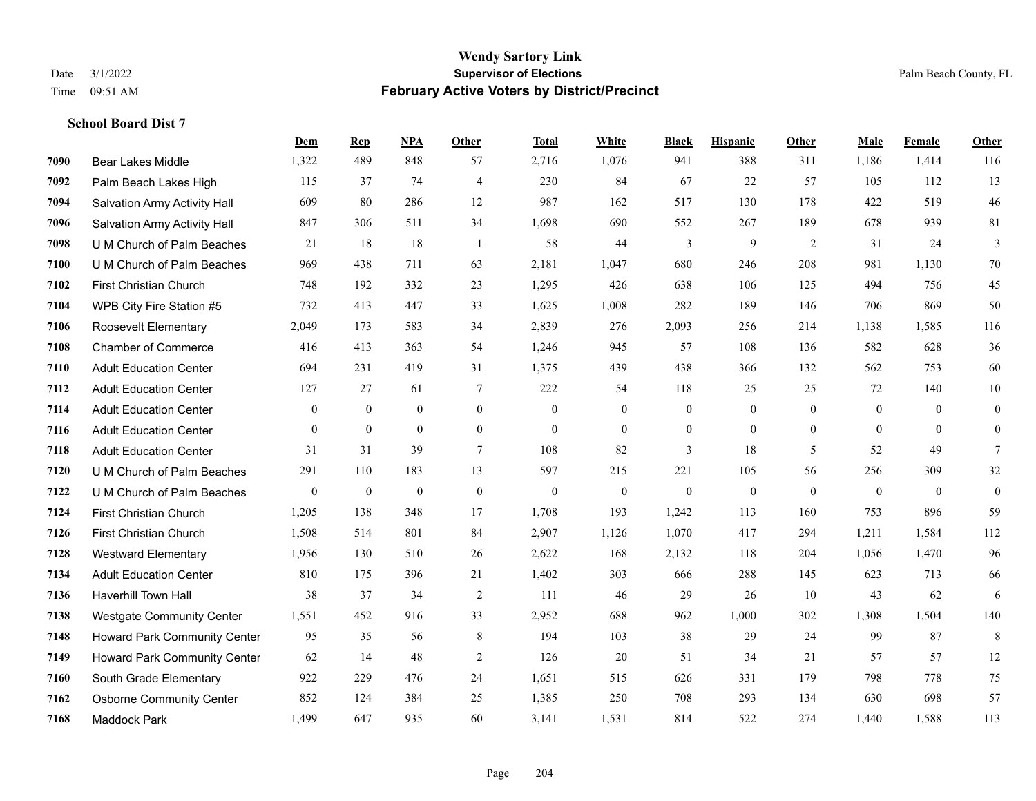# Wendy Sartory Link
## Supervisor of Elections
## February Active Voters by District/Precinct

Date 3/1/2022
Time 09:51 AM

Palm Beach County, FL

### School Board Dist 7

| | | Dem | Rep | NPA | Other | Total | White | Black | Hispanic | Other | Male | Female | Other |
|---|---|---|---|---|---|---|---|---|---|---|---|---|---|
| 7090 | Bear Lakes Middle | 1,322 | 489 | 848 | 57 | 2,716 | 1,076 | 941 | 388 | 311 | 1,186 | 1,414 | 116 |
| 7092 | Palm Beach Lakes High | 115 | 37 | 74 | 4 | 230 | 84 | 67 | 22 | 57 | 105 | 112 | 13 |
| 7094 | Salvation Army Activity Hall | 609 | 80 | 286 | 12 | 987 | 162 | 517 | 130 | 178 | 422 | 519 | 46 |
| 7096 | Salvation Army Activity Hall | 847 | 306 | 511 | 34 | 1,698 | 690 | 552 | 267 | 189 | 678 | 939 | 81 |
| 7098 | U M Church of Palm Beaches | 21 | 18 | 18 | 1 | 58 | 44 | 3 | 9 | 2 | 31 | 24 | 3 |
| 7100 | U M Church of Palm Beaches | 969 | 438 | 711 | 63 | 2,181 | 1,047 | 680 | 246 | 208 | 981 | 1,130 | 70 |
| 7102 | First Christian Church | 748 | 192 | 332 | 23 | 1,295 | 426 | 638 | 106 | 125 | 494 | 756 | 45 |
| 7104 | WPB City Fire Station #5 | 732 | 413 | 447 | 33 | 1,625 | 1,008 | 282 | 189 | 146 | 706 | 869 | 50 |
| 7106 | Roosevelt Elementary | 2,049 | 173 | 583 | 34 | 2,839 | 276 | 2,093 | 256 | 214 | 1,138 | 1,585 | 116 |
| 7108 | Chamber of Commerce | 416 | 413 | 363 | 54 | 1,246 | 945 | 57 | 108 | 136 | 582 | 628 | 36 |
| 7110 | Adult Education Center | 694 | 231 | 419 | 31 | 1,375 | 439 | 438 | 366 | 132 | 562 | 753 | 60 |
| 7112 | Adult Education Center | 127 | 27 | 61 | 7 | 222 | 54 | 118 | 25 | 25 | 72 | 140 | 10 |
| 7114 | Adult Education Center | 0 | 0 | 0 | 0 | 0 | 0 | 0 | 0 | 0 | 0 | 0 | 0 |
| 7116 | Adult Education Center | 0 | 0 | 0 | 0 | 0 | 0 | 0 | 0 | 0 | 0 | 0 | 0 |
| 7118 | Adult Education Center | 31 | 31 | 39 | 7 | 108 | 82 | 3 | 18 | 5 | 52 | 49 | 7 |
| 7120 | U M Church of Palm Beaches | 291 | 110 | 183 | 13 | 597 | 215 | 221 | 105 | 56 | 256 | 309 | 32 |
| 7122 | U M Church of Palm Beaches | 0 | 0 | 0 | 0 | 0 | 0 | 0 | 0 | 0 | 0 | 0 | 0 |
| 7124 | First Christian Church | 1,205 | 138 | 348 | 17 | 1,708 | 193 | 1,242 | 113 | 160 | 753 | 896 | 59 |
| 7126 | First Christian Church | 1,508 | 514 | 801 | 84 | 2,907 | 1,126 | 1,070 | 417 | 294 | 1,211 | 1,584 | 112 |
| 7128 | Westward Elementary | 1,956 | 130 | 510 | 26 | 2,622 | 168 | 2,132 | 118 | 204 | 1,056 | 1,470 | 96 |
| 7134 | Adult Education Center | 810 | 175 | 396 | 21 | 1,402 | 303 | 666 | 288 | 145 | 623 | 713 | 66 |
| 7136 | Haverhill Town Hall | 38 | 37 | 34 | 2 | 111 | 46 | 29 | 26 | 10 | 43 | 62 | 6 |
| 7138 | Westgate Community Center | 1,551 | 452 | 916 | 33 | 2,952 | 688 | 962 | 1,000 | 302 | 1,308 | 1,504 | 140 |
| 7148 | Howard Park Community Center | 95 | 35 | 56 | 8 | 194 | 103 | 38 | 29 | 24 | 99 | 87 | 8 |
| 7149 | Howard Park Community Center | 62 | 14 | 48 | 2 | 126 | 20 | 51 | 34 | 21 | 57 | 57 | 12 |
| 7160 | South Grade Elementary | 922 | 229 | 476 | 24 | 1,651 | 515 | 626 | 331 | 179 | 798 | 778 | 75 |
| 7162 | Osborne Community Center | 852 | 124 | 384 | 25 | 1,385 | 250 | 708 | 293 | 134 | 630 | 698 | 57 |
| 7168 | Maddock Park | 1,499 | 647 | 935 | 60 | 3,141 | 1,531 | 814 | 522 | 274 | 1,440 | 1,588 | 113 |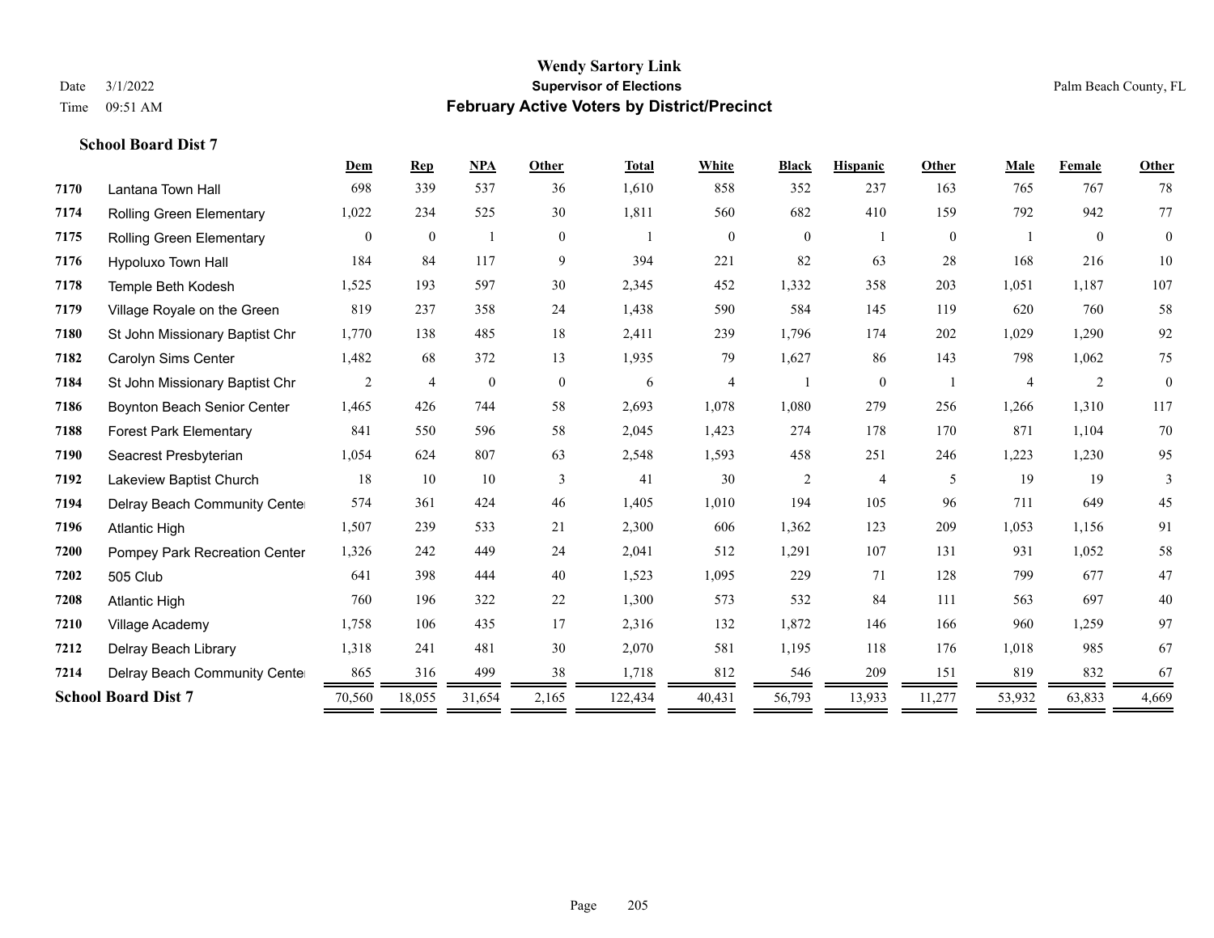**Wendy Sartory Link**
**Supervisor of Elections**
**February Active Voters by District/Precinct**

Date 3/1/2022
Time 09:51 AM

Palm Beach County, FL

**School Board Dist 7**

| | | Dem | Rep | NPA | Other | Total | White | Black | Hispanic | Other | Male | Female | Other |
|---|---|---|---|---|---|---|---|---|---|---|---|---|---|
| 7170 | Lantana Town Hall | 698 | 339 | 537 | 36 | 1,610 | 858 | 352 | 237 | 163 | 765 | 767 | 78 |
| 7174 | Rolling Green Elementary | 1,022 | 234 | 525 | 30 | 1,811 | 560 | 682 | 410 | 159 | 792 | 942 | 77 |
| 7175 | Rolling Green Elementary | 0 | 0 | 1 | 0 | 1 | 0 | 0 | 1 | 0 | 1 | 0 | 0 |
| 7176 | Hypoluxo Town Hall | 184 | 84 | 117 | 9 | 394 | 221 | 82 | 63 | 28 | 168 | 216 | 10 |
| 7178 | Temple Beth Kodesh | 1,525 | 193 | 597 | 30 | 2,345 | 452 | 1,332 | 358 | 203 | 1,051 | 1,187 | 107 |
| 7179 | Village Royale on the Green | 819 | 237 | 358 | 24 | 1,438 | 590 | 584 | 145 | 119 | 620 | 760 | 58 |
| 7180 | St John Missionary Baptist Chr | 1,770 | 138 | 485 | 18 | 2,411 | 239 | 1,796 | 174 | 202 | 1,029 | 1,290 | 92 |
| 7182 | Carolyn Sims Center | 1,482 | 68 | 372 | 13 | 1,935 | 79 | 1,627 | 86 | 143 | 798 | 1,062 | 75 |
| 7184 | St John Missionary Baptist Chr | 2 | 4 | 0 | 0 | 6 | 4 | 1 | 0 | 1 | 4 | 2 | 0 |
| 7186 | Boynton Beach Senior Center | 1,465 | 426 | 744 | 58 | 2,693 | 1,078 | 1,080 | 279 | 256 | 1,266 | 1,310 | 117 |
| 7188 | Forest Park Elementary | 841 | 550 | 596 | 58 | 2,045 | 1,423 | 274 | 178 | 170 | 871 | 1,104 | 70 |
| 7190 | Seacrest Presbyterian | 1,054 | 624 | 807 | 63 | 2,548 | 1,593 | 458 | 251 | 246 | 1,223 | 1,230 | 95 |
| 7192 | Lakeview Baptist Church | 18 | 10 | 10 | 3 | 41 | 30 | 2 | 4 | 5 | 19 | 19 | 3 |
| 7194 | Delray Beach Community Center | 574 | 361 | 424 | 46 | 1,405 | 1,010 | 194 | 105 | 96 | 711 | 649 | 45 |
| 7196 | Atlantic High | 1,507 | 239 | 533 | 21 | 2,300 | 606 | 1,362 | 123 | 209 | 1,053 | 1,156 | 91 |
| 7200 | Pompey Park Recreation Center | 1,326 | 242 | 449 | 24 | 2,041 | 512 | 1,291 | 107 | 131 | 931 | 1,052 | 58 |
| 7202 | 505 Club | 641 | 398 | 444 | 40 | 1,523 | 1,095 | 229 | 71 | 128 | 799 | 677 | 47 |
| 7208 | Atlantic High | 760 | 196 | 322 | 22 | 1,300 | 573 | 532 | 84 | 111 | 563 | 697 | 40 |
| 7210 | Village Academy | 1,758 | 106 | 435 | 17 | 2,316 | 132 | 1,872 | 146 | 166 | 960 | 1,259 | 97 |
| 7212 | Delray Beach Library | 1,318 | 241 | 481 | 30 | 2,070 | 581 | 1,195 | 118 | 176 | 1,018 | 985 | 67 |
| 7214 | Delray Beach Community Center | 865 | 316 | 499 | 38 | 1,718 | 812 | 546 | 209 | 151 | 819 | 832 | 67 |
| **School Board Dist 7** | | 70,560 | 18,055 | 31,654 | 2,165 | 122,434 | 40,431 | 56,793 | 13,933 | 11,277 | 53,932 | 63,833 | 4,669 |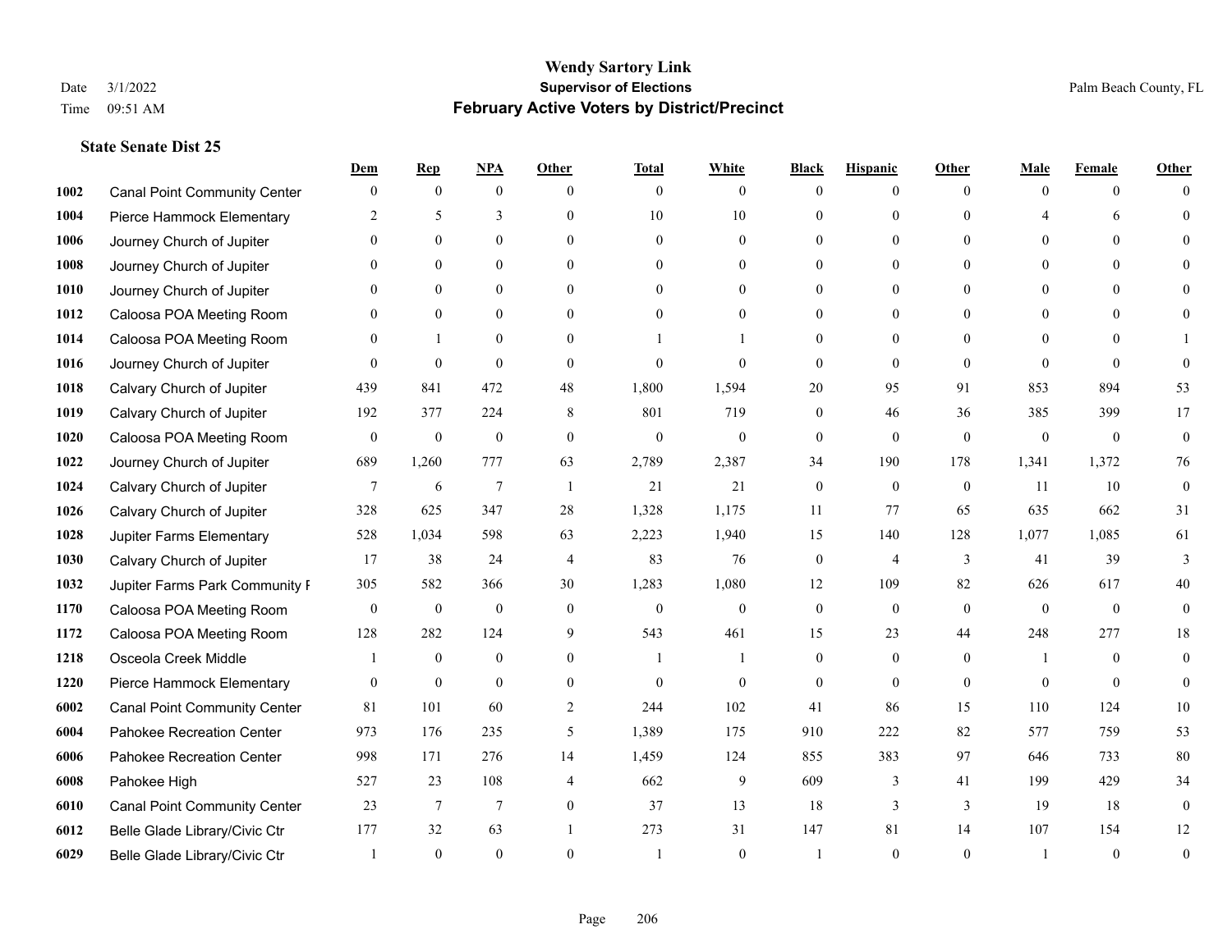**Wendy Sartory Link**
**Supervisor of Elections**
**February Active Voters by District/Precinct**

Date 3/1/2022
Time 09:51 AM

Palm Beach County, FL

### State Senate Dist 25

| | | Dem | Rep | NPA | Other | Total | White | Black | Hispanic | Other | Male | Female | Other |
|---|---|---|---|---|---|---|---|---|---|---|---|---|---|
| 1002 | Canal Point Community Center | 0 | 0 | 0 | 0 | 0 | 0 | 0 | 0 | 0 | 0 | 0 | 0 |
| 1004 | Pierce Hammock Elementary | 2 | 5 | 3 | 0 | 10 | 10 | 0 | 0 | 0 | 4 | 6 | 0 |
| 1006 | Journey Church of Jupiter | 0 | 0 | 0 | 0 | 0 | 0 | 0 | 0 | 0 | 0 | 0 | 0 |
| 1008 | Journey Church of Jupiter | 0 | 0 | 0 | 0 | 0 | 0 | 0 | 0 | 0 | 0 | 0 | 0 |
| 1010 | Journey Church of Jupiter | 0 | 0 | 0 | 0 | 0 | 0 | 0 | 0 | 0 | 0 | 0 | 0 |
| 1012 | Caloosa POA Meeting Room | 0 | 0 | 0 | 0 | 0 | 0 | 0 | 0 | 0 | 0 | 0 | 0 |
| 1014 | Caloosa POA Meeting Room | 0 | 1 | 0 | 0 | 1 | 1 | 0 | 0 | 0 | 0 | 0 | 1 |
| 1016 | Journey Church of Jupiter | 0 | 0 | 0 | 0 | 0 | 0 | 0 | 0 | 0 | 0 | 0 | 0 |
| 1018 | Calvary Church of Jupiter | 439 | 841 | 472 | 48 | 1,800 | 1,594 | 20 | 95 | 91 | 853 | 894 | 53 |
| 1019 | Calvary Church of Jupiter | 192 | 377 | 224 | 8 | 801 | 719 | 0 | 46 | 36 | 385 | 399 | 17 |
| 1020 | Caloosa POA Meeting Room | 0 | 0 | 0 | 0 | 0 | 0 | 0 | 0 | 0 | 0 | 0 | 0 |
| 1022 | Journey Church of Jupiter | 689 | 1,260 | 777 | 63 | 2,789 | 2,387 | 34 | 190 | 178 | 1,341 | 1,372 | 76 |
| 1024 | Calvary Church of Jupiter | 7 | 6 | 7 | 1 | 21 | 21 | 0 | 0 | 0 | 11 | 10 | 0 |
| 1026 | Calvary Church of Jupiter | 328 | 625 | 347 | 28 | 1,328 | 1,175 | 11 | 77 | 65 | 635 | 662 | 31 |
| 1028 | Jupiter Farms Elementary | 528 | 1,034 | 598 | 63 | 2,223 | 1,940 | 15 | 140 | 128 | 1,077 | 1,085 | 61 |
| 1030 | Calvary Church of Jupiter | 17 | 38 | 24 | 4 | 83 | 76 | 0 | 4 | 3 | 41 | 39 | 3 |
| 1032 | Jupiter Farms Park Community F | 305 | 582 | 366 | 30 | 1,283 | 1,080 | 12 | 109 | 82 | 626 | 617 | 40 |
| 1170 | Caloosa POA Meeting Room | 0 | 0 | 0 | 0 | 0 | 0 | 0 | 0 | 0 | 0 | 0 | 0 |
| 1172 | Caloosa POA Meeting Room | 128 | 282 | 124 | 9 | 543 | 461 | 15 | 23 | 44 | 248 | 277 | 18 |
| 1218 | Osceola Creek Middle | 1 | 0 | 0 | 0 | 1 | 1 | 0 | 0 | 0 | 1 | 0 | 0 |
| 1220 | Pierce Hammock Elementary | 0 | 0 | 0 | 0 | 0 | 0 | 0 | 0 | 0 | 0 | 0 | 0 |
| 6002 | Canal Point Community Center | 81 | 101 | 60 | 2 | 244 | 102 | 41 | 86 | 15 | 110 | 124 | 10 |
| 6004 | Pahokee Recreation Center | 973 | 176 | 235 | 5 | 1,389 | 175 | 910 | 222 | 82 | 577 | 759 | 53 |
| 6006 | Pahokee Recreation Center | 998 | 171 | 276 | 14 | 1,459 | 124 | 855 | 383 | 97 | 646 | 733 | 80 |
| 6008 | Pahokee High | 527 | 23 | 108 | 4 | 662 | 9 | 609 | 3 | 41 | 199 | 429 | 34 |
| 6010 | Canal Point Community Center | 23 | 7 | 7 | 0 | 37 | 13 | 18 | 3 | 3 | 19 | 18 | 0 |
| 6012 | Belle Glade Library/Civic Ctr | 177 | 32 | 63 | 1 | 273 | 31 | 147 | 81 | 14 | 107 | 154 | 12 |
| 6029 | Belle Glade Library/Civic Ctr | 1 | 0 | 0 | 0 | 1 | 0 | 1 | 0 | 0 | 1 | 0 | 0 |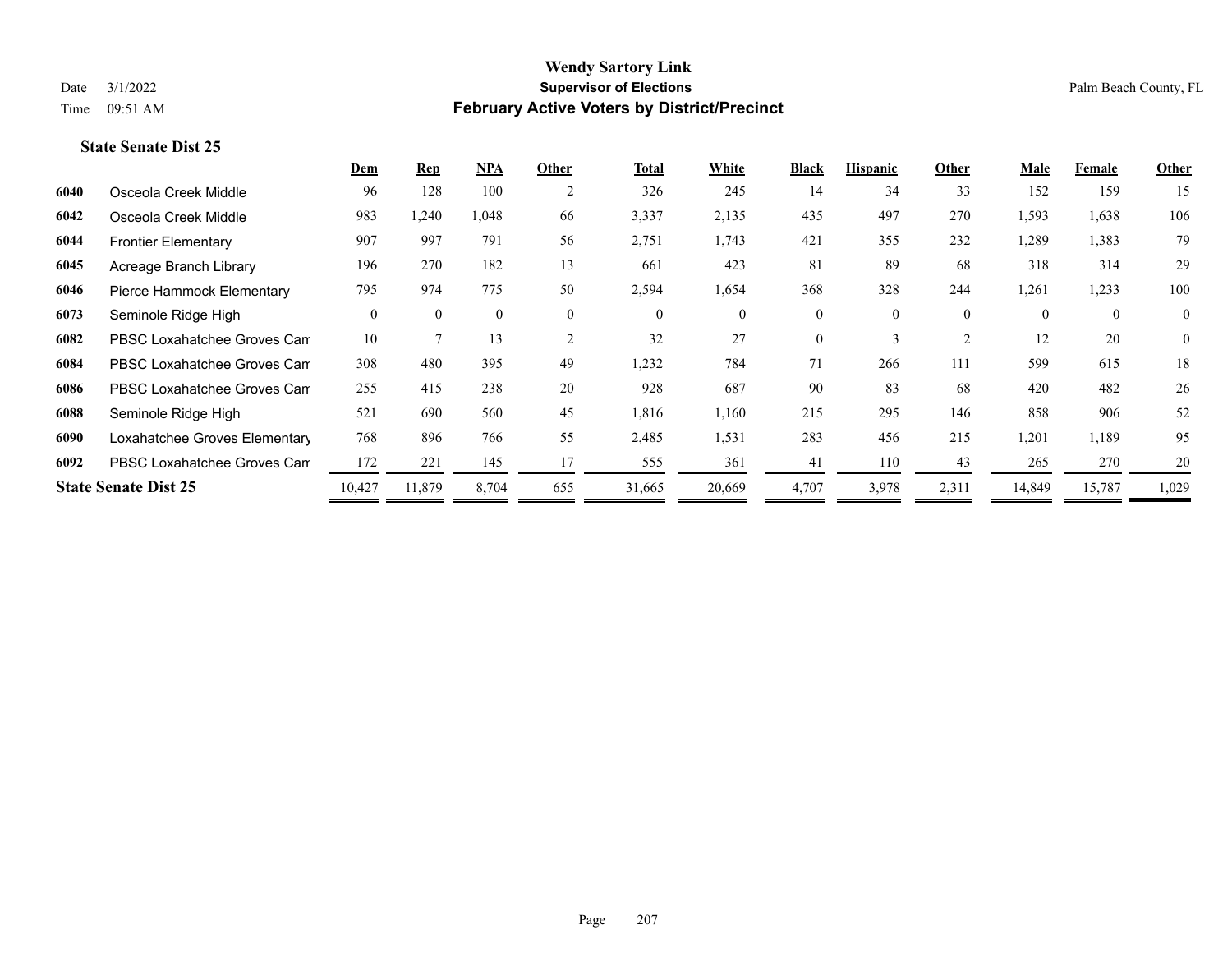# Wendy Sartory Link

Date 3/1/2022 **Supervisor of Elections** Palm Beach County, FL

Time 09:51 AM **February Active Voters by District/Precinct**

### State Senate Dist 25

| | | Dem | Rep | NPA | Other | Total | White | Black | Hispanic | Other | Male | Female | Other |
|---|---|---|---|---|---|---|---|---|---|---|---|---|---|
| 6040 | Osceola Creek Middle | 96 | 128 | 100 | 2 | 326 | 245 | 14 | 34 | 33 | 152 | 159 | 15 |
| 6042 | Osceola Creek Middle | 983 | 1,240 | 1,048 | 66 | 3,337 | 2,135 | 435 | 497 | 270 | 1,593 | 1,638 | 106 |
| 6044 | Frontier Elementary | 907 | 997 | 791 | 56 | 2,751 | 1,743 | 421 | 355 | 232 | 1,289 | 1,383 | 79 |
| 6045 | Acreage Branch Library | 196 | 270 | 182 | 13 | 661 | 423 | 81 | 89 | 68 | 318 | 314 | 29 |
| 6046 | Pierce Hammock Elementary | 795 | 974 | 775 | 50 | 2,594 | 1,654 | 368 | 328 | 244 | 1,261 | 1,233 | 100 |
| 6073 | Seminole Ridge High | 0 | 0 | 0 | 0 | 0 | 0 | 0 | 0 | 0 | 0 | 0 | 0 |
| 6082 | PBSC Loxahatchee Groves Car | 10 | 7 | 13 | 2 | 32 | 27 | 0 | 3 | 2 | 12 | 20 | 0 |
| 6084 | PBSC Loxahatchee Groves Car | 308 | 480 | 395 | 49 | 1,232 | 784 | 71 | 266 | 111 | 599 | 615 | 18 |
| 6086 | PBSC Loxahatchee Groves Car | 255 | 415 | 238 | 20 | 928 | 687 | 90 | 83 | 68 | 420 | 482 | 26 |
| 6088 | Seminole Ridge High | 521 | 690 | 560 | 45 | 1,816 | 1,160 | 215 | 295 | 146 | 858 | 906 | 52 |
| 6090 | Loxahatchee Groves Elementary | 768 | 896 | 766 | 55 | 2,485 | 1,531 | 283 | 456 | 215 | 1,201 | 1,189 | 95 |
| 6092 | PBSC Loxahatchee Groves Car | 172 | 221 | 145 | 17 | 555 | 361 | 41 | 110 | 43 | 265 | 270 | 20 |
| **State Senate Dist 25** | | 10,427 | 11,879 | 8,704 | 655 | 31,665 | 20,669 | 4,707 | 3,978 | 2,311 | 14,849 | 15,787 | 1,029 |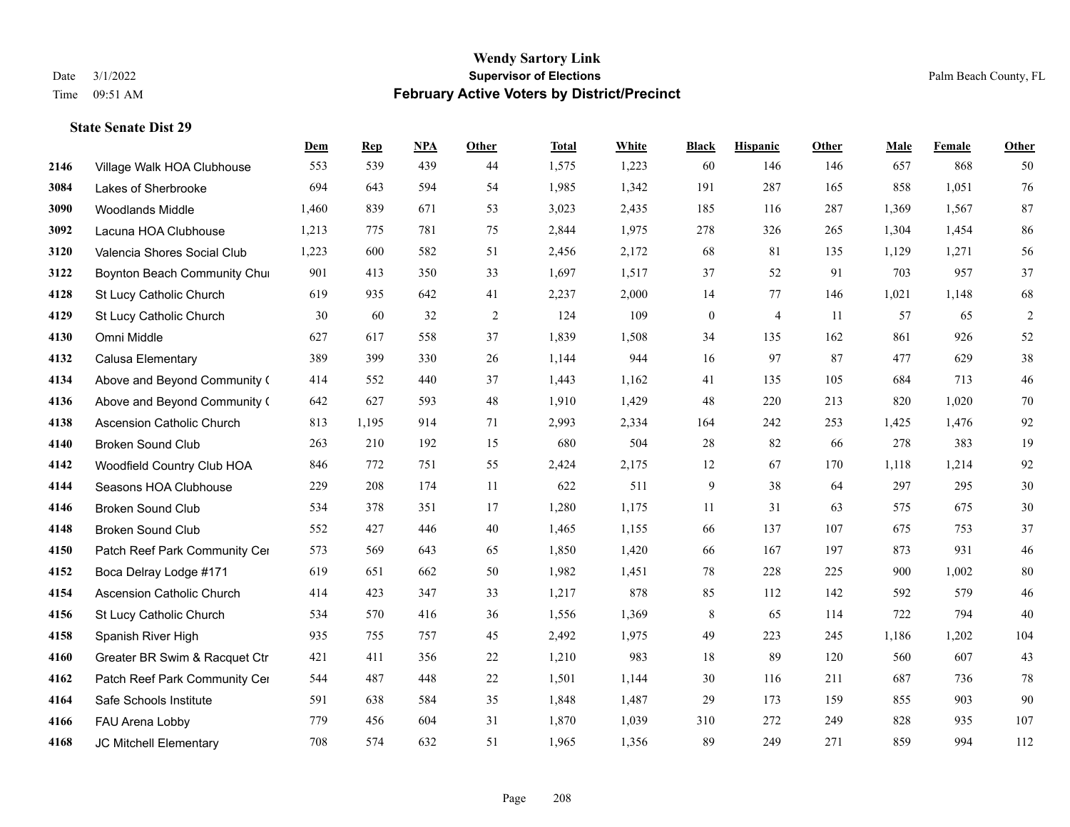# Wendy Sartory Link
## Supervisor of Elections
## February Active Voters by District/Precinct

Date 3/1/2022
Time 09:51 AM

Palm Beach County, FL

**State Senate Dist 29**

| | | Dem | Rep | NPA | Other | Total | White | Black | Hispanic | Other | Male | Female | Other |
|---|---|---|---|---|---|---|---|---|---|---|---|---|---|
| 2146 | Village Walk HOA Clubhouse | 553 | 539 | 439 | 44 | 1,575 | 1,223 | 60 | 146 | 146 | 657 | 868 | 50 |
| 3084 | Lakes of Sherbrooke | 694 | 643 | 594 | 54 | 1,985 | 1,342 | 191 | 287 | 165 | 858 | 1,051 | 76 |
| 3090 | Woodlands Middle | 1,460 | 839 | 671 | 53 | 3,023 | 2,435 | 185 | 116 | 287 | 1,369 | 1,567 | 87 |
| 3092 | Lacuna HOA Clubhouse | 1,213 | 775 | 781 | 75 | 2,844 | 1,975 | 278 | 326 | 265 | 1,304 | 1,454 | 86 |
| 3120 | Valencia Shores Social Club | 1,223 | 600 | 582 | 51 | 2,456 | 2,172 | 68 | 81 | 135 | 1,129 | 1,271 | 56 |
| 3122 | Boynton Beach Community Chu | 901 | 413 | 350 | 33 | 1,697 | 1,517 | 37 | 52 | 91 | 703 | 957 | 37 |
| 4128 | St Lucy Catholic Church | 619 | 935 | 642 | 41 | 2,237 | 2,000 | 14 | 77 | 146 | 1,021 | 1,148 | 68 |
| 4129 | St Lucy Catholic Church | 30 | 60 | 32 | 2 | 124 | 109 | 0 | 4 | 11 | 57 | 65 | 2 |
| 4130 | Omni Middle | 627 | 617 | 558 | 37 | 1,839 | 1,508 | 34 | 135 | 162 | 861 | 926 | 52 |
| 4132 | Calusa Elementary | 389 | 399 | 330 | 26 | 1,144 | 944 | 16 | 97 | 87 | 477 | 629 | 38 |
| 4134 | Above and Beyond Community ( | 414 | 552 | 440 | 37 | 1,443 | 1,162 | 41 | 135 | 105 | 684 | 713 | 46 |
| 4136 | Above and Beyond Community ( | 642 | 627 | 593 | 48 | 1,910 | 1,429 | 48 | 220 | 213 | 820 | 1,020 | 70 |
| 4138 | Ascension Catholic Church | 813 | 1,195 | 914 | 71 | 2,993 | 2,334 | 164 | 242 | 253 | 1,425 | 1,476 | 92 |
| 4140 | Broken Sound Club | 263 | 210 | 192 | 15 | 680 | 504 | 28 | 82 | 66 | 278 | 383 | 19 |
| 4142 | Woodfield Country Club HOA | 846 | 772 | 751 | 55 | 2,424 | 2,175 | 12 | 67 | 170 | 1,118 | 1,214 | 92 |
| 4144 | Seasons HOA Clubhouse | 229 | 208 | 174 | 11 | 622 | 511 | 9 | 38 | 64 | 297 | 295 | 30 |
| 4146 | Broken Sound Club | 534 | 378 | 351 | 17 | 1,280 | 1,175 | 11 | 31 | 63 | 575 | 675 | 30 |
| 4148 | Broken Sound Club | 552 | 427 | 446 | 40 | 1,465 | 1,155 | 66 | 137 | 107 | 675 | 753 | 37 |
| 4150 | Patch Reef Park Community Cer | 573 | 569 | 643 | 65 | 1,850 | 1,420 | 66 | 167 | 197 | 873 | 931 | 46 |
| 4152 | Boca Delray Lodge #171 | 619 | 651 | 662 | 50 | 1,982 | 1,451 | 78 | 228 | 225 | 900 | 1,002 | 80 |
| 4154 | Ascension Catholic Church | 414 | 423 | 347 | 33 | 1,217 | 878 | 85 | 112 | 142 | 592 | 579 | 46 |
| 4156 | St Lucy Catholic Church | 534 | 570 | 416 | 36 | 1,556 | 1,369 | 8 | 65 | 114 | 722 | 794 | 40 |
| 4158 | Spanish River High | 935 | 755 | 757 | 45 | 2,492 | 1,975 | 49 | 223 | 245 | 1,186 | 1,202 | 104 |
| 4160 | Greater BR Swim & Racquet Ctr | 421 | 411 | 356 | 22 | 1,210 | 983 | 18 | 89 | 120 | 560 | 607 | 43 |
| 4162 | Patch Reef Park Community Cer | 544 | 487 | 448 | 22 | 1,501 | 1,144 | 30 | 116 | 211 | 687 | 736 | 78 |
| 4164 | Safe Schools Institute | 591 | 638 | 584 | 35 | 1,848 | 1,487 | 29 | 173 | 159 | 855 | 903 | 90 |
| 4166 | FAU Arena Lobby | 779 | 456 | 604 | 31 | 1,870 | 1,039 | 310 | 272 | 249 | 828 | 935 | 107 |
| 4168 | JC Mitchell Elementary | 708 | 574 | 632 | 51 | 1,965 | 1,356 | 89 | 249 | 271 | 859 | 994 | 112 |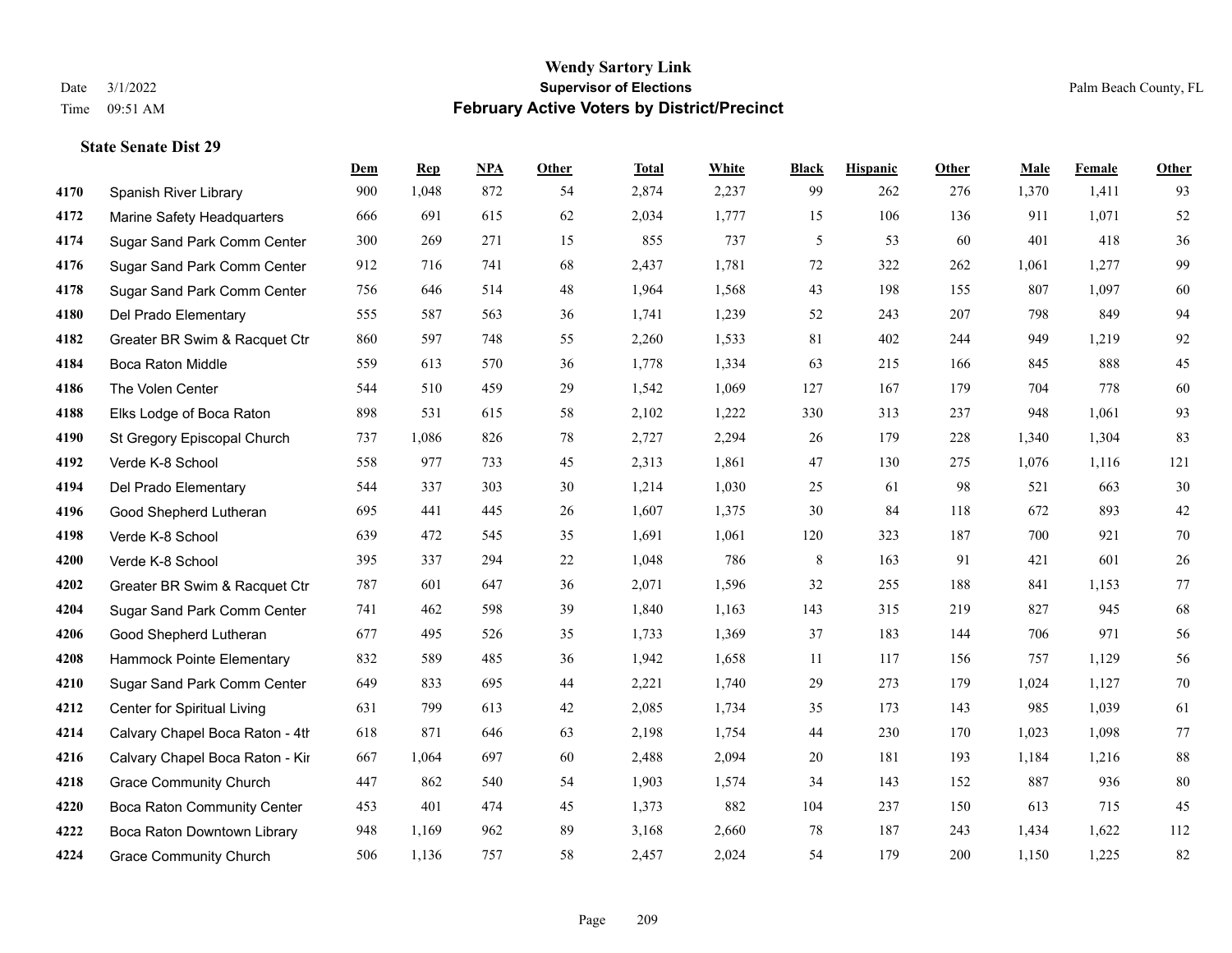# Wendy Sartory Link
## Supervisor of Elections
## February Active Voters by District/Precinct

Date 3/1/2022
Time 09:51 AM

Palm Beach County, FL

### State Senate Dist 29

| | | Dem | Rep | NPA | Other | Total | White | Black | Hispanic | Other | Male | Female | Other |
|---|---|---|---|---|---|---|---|---|---|---|---|---|---|
| 4170 | Spanish River Library | 900 | 1,048 | 872 | 54 | 2,874 | 2,237 | 99 | 262 | 276 | 1,370 | 1,411 | 93 |
| 4172 | Marine Safety Headquarters | 666 | 691 | 615 | 62 | 2,034 | 1,777 | 15 | 106 | 136 | 911 | 1,071 | 52 |
| 4174 | Sugar Sand Park Comm Center | 300 | 269 | 271 | 15 | 855 | 737 | 5 | 53 | 60 | 401 | 418 | 36 |
| 4176 | Sugar Sand Park Comm Center | 912 | 716 | 741 | 68 | 2,437 | 1,781 | 72 | 322 | 262 | 1,061 | 1,277 | 99 |
| 4178 | Sugar Sand Park Comm Center | 756 | 646 | 514 | 48 | 1,964 | 1,568 | 43 | 198 | 155 | 807 | 1,097 | 60 |
| 4180 | Del Prado Elementary | 555 | 587 | 563 | 36 | 1,741 | 1,239 | 52 | 243 | 207 | 798 | 849 | 94 |
| 4182 | Greater BR Swim & Racquet Ctr | 860 | 597 | 748 | 55 | 2,260 | 1,533 | 81 | 402 | 244 | 949 | 1,219 | 92 |
| 4184 | Boca Raton Middle | 559 | 613 | 570 | 36 | 1,778 | 1,334 | 63 | 215 | 166 | 845 | 888 | 45 |
| 4186 | The Volen Center | 544 | 510 | 459 | 29 | 1,542 | 1,069 | 127 | 167 | 179 | 704 | 778 | 60 |
| 4188 | Elks Lodge of Boca Raton | 898 | 531 | 615 | 58 | 2,102 | 1,222 | 330 | 313 | 237 | 948 | 1,061 | 93 |
| 4190 | St Gregory Episcopal Church | 737 | 1,086 | 826 | 78 | 2,727 | 2,294 | 26 | 179 | 228 | 1,340 | 1,304 | 83 |
| 4192 | Verde K-8 School | 558 | 977 | 733 | 45 | 2,313 | 1,861 | 47 | 130 | 275 | 1,076 | 1,116 | 121 |
| 4194 | Del Prado Elementary | 544 | 337 | 303 | 30 | 1,214 | 1,030 | 25 | 61 | 98 | 521 | 663 | 30 |
| 4196 | Good Shepherd Lutheran | 695 | 441 | 445 | 26 | 1,607 | 1,375 | 30 | 84 | 118 | 672 | 893 | 42 |
| 4198 | Verde K-8 School | 639 | 472 | 545 | 35 | 1,691 | 1,061 | 120 | 323 | 187 | 700 | 921 | 70 |
| 4200 | Verde K-8 School | 395 | 337 | 294 | 22 | 1,048 | 786 | 8 | 163 | 91 | 421 | 601 | 26 |
| 4202 | Greater BR Swim & Racquet Ctr | 787 | 601 | 647 | 36 | 2,071 | 1,596 | 32 | 255 | 188 | 841 | 1,153 | 77 |
| 4204 | Sugar Sand Park Comm Center | 741 | 462 | 598 | 39 | 1,840 | 1,163 | 143 | 315 | 219 | 827 | 945 | 68 |
| 4206 | Good Shepherd Lutheran | 677 | 495 | 526 | 35 | 1,733 | 1,369 | 37 | 183 | 144 | 706 | 971 | 56 |
| 4208 | Hammock Pointe Elementary | 832 | 589 | 485 | 36 | 1,942 | 1,658 | 11 | 117 | 156 | 757 | 1,129 | 56 |
| 4210 | Sugar Sand Park Comm Center | 649 | 833 | 695 | 44 | 2,221 | 1,740 | 29 | 273 | 179 | 1,024 | 1,127 | 70 |
| 4212 | Center for Spiritual Living | 631 | 799 | 613 | 42 | 2,085 | 1,734 | 35 | 173 | 143 | 985 | 1,039 | 61 |
| 4214 | Calvary Chapel Boca Raton - 4th | 618 | 871 | 646 | 63 | 2,198 | 1,754 | 44 | 230 | 170 | 1,023 | 1,098 | 77 |
| 4216 | Calvary Chapel Boca Raton - Kir | 667 | 1,064 | 697 | 60 | 2,488 | 2,094 | 20 | 181 | 193 | 1,184 | 1,216 | 88 |
| 4218 | Grace Community Church | 447 | 862 | 540 | 54 | 1,903 | 1,574 | 34 | 143 | 152 | 887 | 936 | 80 |
| 4220 | Boca Raton Community Center | 453 | 401 | 474 | 45 | 1,373 | 882 | 104 | 237 | 150 | 613 | 715 | 45 |
| 4222 | Boca Raton Downtown Library | 948 | 1,169 | 962 | 89 | 3,168 | 2,660 | 78 | 187 | 243 | 1,434 | 1,622 | 112 |
| 4224 | Grace Community Church | 506 | 1,136 | 757 | 58 | 2,457 | 2,024 | 54 | 179 | 200 | 1,150 | 1,225 | 82 |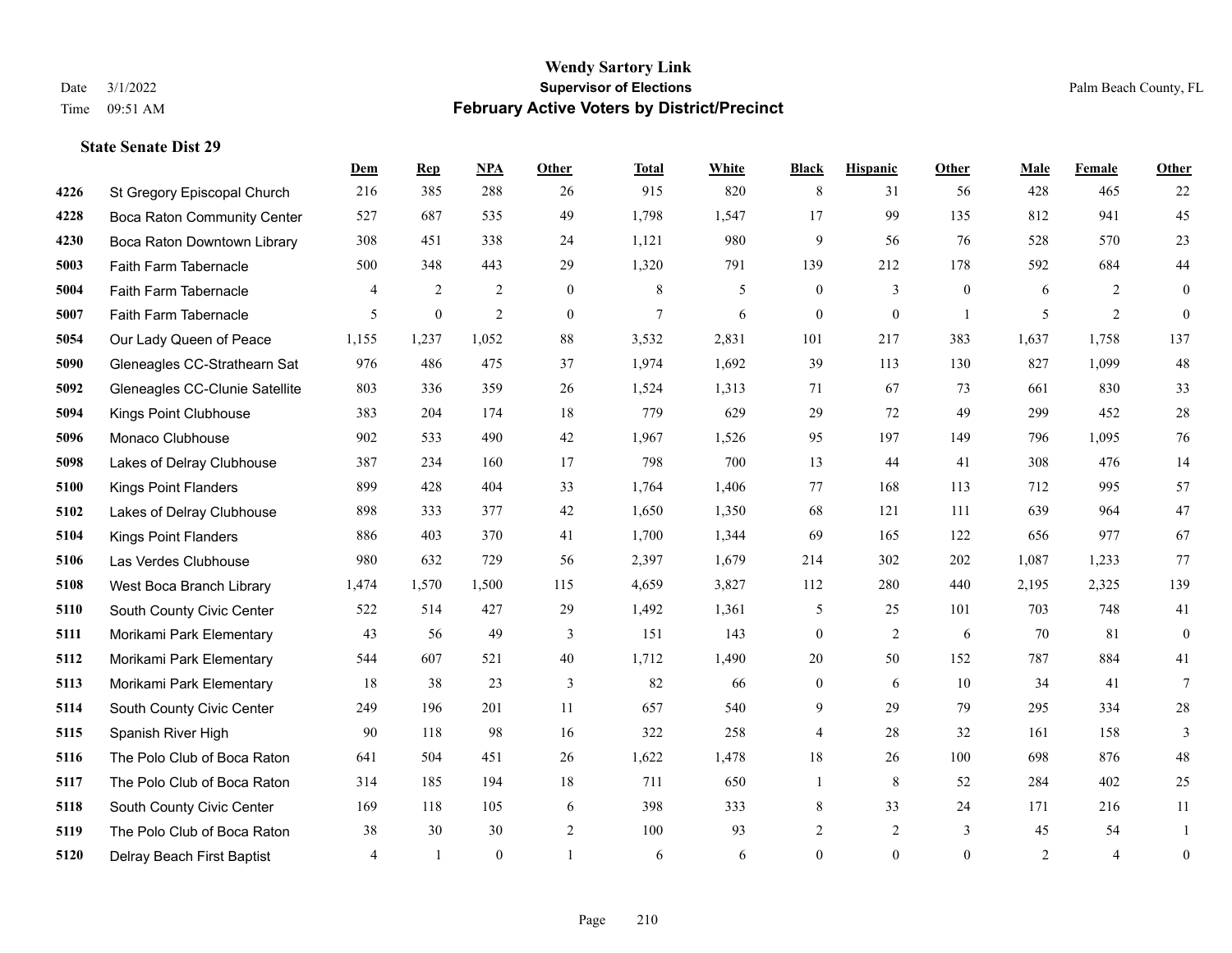# Wendy Sartory Link
## Supervisor of Elections
## February Active Voters by District/Precinct

Date 3/1/2022
Time 09:51 AM

Palm Beach County, FL

### State Senate Dist 29

| | | Dem | Rep | NPA | Other | Total | White | Black | Hispanic | Other | Male | Female | Other |
|---|---|---|---|---|---|---|---|---|---|---|---|---|---|
| 4226 | St Gregory Episcopal Church | 216 | 385 | 288 | 26 | 915 | 820 | 8 | 31 | 56 | 428 | 465 | 22 |
| 4228 | Boca Raton Community Center | 527 | 687 | 535 | 49 | 1,798 | 1,547 | 17 | 99 | 135 | 812 | 941 | 45 |
| 4230 | Boca Raton Downtown Library | 308 | 451 | 338 | 24 | 1,121 | 980 | 9 | 56 | 76 | 528 | 570 | 23 |
| 5003 | Faith Farm Tabernacle | 500 | 348 | 443 | 29 | 1,320 | 791 | 139 | 212 | 178 | 592 | 684 | 44 |
| 5004 | Faith Farm Tabernacle | 4 | 2 | 2 | 0 | 8 | 5 | 0 | 3 | 0 | 6 | 2 | 0 |
| 5007 | Faith Farm Tabernacle | 5 | 0 | 2 | 0 | 7 | 6 | 0 | 0 | 1 | 5 | 2 | 0 |
| 5054 | Our Lady Queen of Peace | 1,155 | 1,237 | 1,052 | 88 | 3,532 | 2,831 | 101 | 217 | 383 | 1,637 | 1,758 | 137 |
| 5090 | Gleneagles CC-Strathearn Sat | 976 | 486 | 475 | 37 | 1,974 | 1,692 | 39 | 113 | 130 | 827 | 1,099 | 48 |
| 5092 | Gleneagles CC-Clunie Satellite | 803 | 336 | 359 | 26 | 1,524 | 1,313 | 71 | 67 | 73 | 661 | 830 | 33 |
| 5094 | Kings Point Clubhouse | 383 | 204 | 174 | 18 | 779 | 629 | 29 | 72 | 49 | 299 | 452 | 28 |
| 5096 | Monaco Clubhouse | 902 | 533 | 490 | 42 | 1,967 | 1,526 | 95 | 197 | 149 | 796 | 1,095 | 76 |
| 5098 | Lakes of Delray Clubhouse | 387 | 234 | 160 | 17 | 798 | 700 | 13 | 44 | 41 | 308 | 476 | 14 |
| 5100 | Kings Point Flanders | 899 | 428 | 404 | 33 | 1,764 | 1,406 | 77 | 168 | 113 | 712 | 995 | 57 |
| 5102 | Lakes of Delray Clubhouse | 898 | 333 | 377 | 42 | 1,650 | 1,350 | 68 | 121 | 111 | 639 | 964 | 47 |
| 5104 | Kings Point Flanders | 886 | 403 | 370 | 41 | 1,700 | 1,344 | 69 | 165 | 122 | 656 | 977 | 67 |
| 5106 | Las Verdes Clubhouse | 980 | 632 | 729 | 56 | 2,397 | 1,679 | 214 | 302 | 202 | 1,087 | 1,233 | 77 |
| 5108 | West Boca Branch Library | 1,474 | 1,570 | 1,500 | 115 | 4,659 | 3,827 | 112 | 280 | 440 | 2,195 | 2,325 | 139 |
| 5110 | South County Civic Center | 522 | 514 | 427 | 29 | 1,492 | 1,361 | 5 | 25 | 101 | 703 | 748 | 41 |
| 5111 | Morikami Park Elementary | 43 | 56 | 49 | 3 | 151 | 143 | 0 | 2 | 6 | 70 | 81 | 0 |
| 5112 | Morikami Park Elementary | 544 | 607 | 521 | 40 | 1,712 | 1,490 | 20 | 50 | 152 | 787 | 884 | 41 |
| 5113 | Morikami Park Elementary | 18 | 38 | 23 | 3 | 82 | 66 | 0 | 6 | 10 | 34 | 41 | 7 |
| 5114 | South County Civic Center | 249 | 196 | 201 | 11 | 657 | 540 | 9 | 29 | 79 | 295 | 334 | 28 |
| 5115 | Spanish River High | 90 | 118 | 98 | 16 | 322 | 258 | 4 | 28 | 32 | 161 | 158 | 3 |
| 5116 | The Polo Club of Boca Raton | 641 | 504 | 451 | 26 | 1,622 | 1,478 | 18 | 26 | 100 | 698 | 876 | 48 |
| 5117 | The Polo Club of Boca Raton | 314 | 185 | 194 | 18 | 711 | 650 | 1 | 8 | 52 | 284 | 402 | 25 |
| 5118 | South County Civic Center | 169 | 118 | 105 | 6 | 398 | 333 | 8 | 33 | 24 | 171 | 216 | 11 |
| 5119 | The Polo Club of Boca Raton | 38 | 30 | 30 | 2 | 100 | 93 | 2 | 2 | 3 | 45 | 54 | 1 |
| 5120 | Delray Beach First Baptist | 4 | 1 | 0 | 1 | 6 | 6 | 0 | 0 | 0 | 2 | 4 | 0 |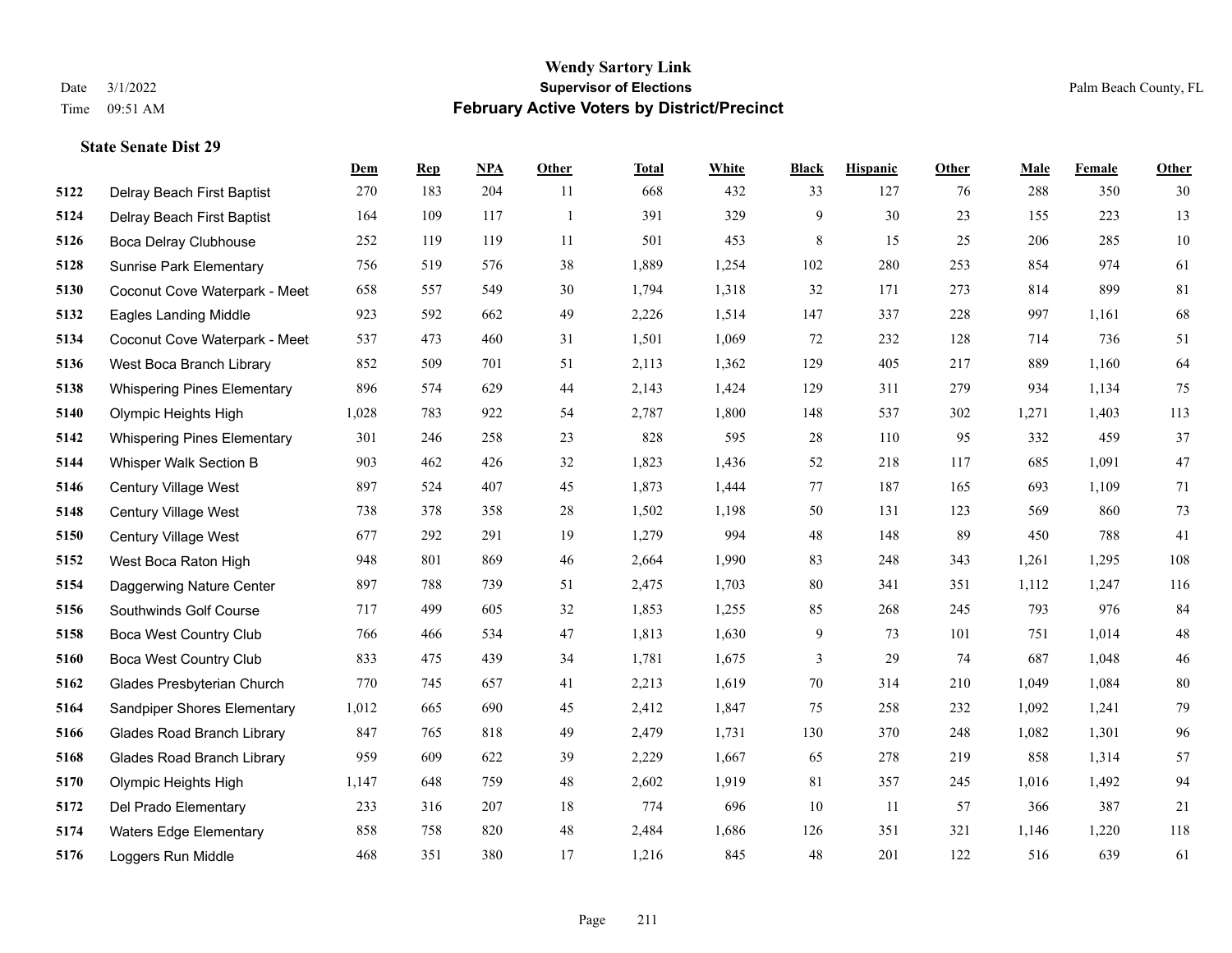**Wendy Sartory Link**

**Supervisor of Elections**

**February Active Voters by District/Precinct**

Date 3/1/2022

Time 09:51 AM

Palm Beach County, FL

**State Senate Dist 29**

| | | Dem | Rep | NPA | Other | Total | White | Black | Hispanic | Other | Male | Female | Other |
|---|---|---|---|---|---|---|---|---|---|---|---|---|---|
| 5122 | Delray Beach First Baptist | 270 | 183 | 204 | 11 | 668 | 432 | 33 | 127 | 76 | 288 | 350 | 30 |
| 5124 | Delray Beach First Baptist | 164 | 109 | 117 | 1 | 391 | 329 | 9 | 30 | 23 | 155 | 223 | 13 |
| 5126 | Boca Delray Clubhouse | 252 | 119 | 119 | 11 | 501 | 453 | 8 | 15 | 25 | 206 | 285 | 10 |
| 5128 | Sunrise Park Elementary | 756 | 519 | 576 | 38 | 1,889 | 1,254 | 102 | 280 | 253 | 854 | 974 | 61 |
| 5130 | Coconut Cove Waterpark - Meet | 658 | 557 | 549 | 30 | 1,794 | 1,318 | 32 | 171 | 273 | 814 | 899 | 81 |
| 5132 | Eagles Landing Middle | 923 | 592 | 662 | 49 | 2,226 | 1,514 | 147 | 337 | 228 | 997 | 1,161 | 68 |
| 5134 | Coconut Cove Waterpark - Meet | 537 | 473 | 460 | 31 | 1,501 | 1,069 | 72 | 232 | 128 | 714 | 736 | 51 |
| 5136 | West Boca Branch Library | 852 | 509 | 701 | 51 | 2,113 | 1,362 | 129 | 405 | 217 | 889 | 1,160 | 64 |
| 5138 | Whispering Pines Elementary | 896 | 574 | 629 | 44 | 2,143 | 1,424 | 129 | 311 | 279 | 934 | 1,134 | 75 |
| 5140 | Olympic Heights High | 1,028 | 783 | 922 | 54 | 2,787 | 1,800 | 148 | 537 | 302 | 1,271 | 1,403 | 113 |
| 5142 | Whispering Pines Elementary | 301 | 246 | 258 | 23 | 828 | 595 | 28 | 110 | 95 | 332 | 459 | 37 |
| 5144 | Whisper Walk Section B | 903 | 462 | 426 | 32 | 1,823 | 1,436 | 52 | 218 | 117 | 685 | 1,091 | 47 |
| 5146 | Century Village West | 897 | 524 | 407 | 45 | 1,873 | 1,444 | 77 | 187 | 165 | 693 | 1,109 | 71 |
| 5148 | Century Village West | 738 | 378 | 358 | 28 | 1,502 | 1,198 | 50 | 131 | 123 | 569 | 860 | 73 |
| 5150 | Century Village West | 677 | 292 | 291 | 19 | 1,279 | 994 | 48 | 148 | 89 | 450 | 788 | 41 |
| 5152 | West Boca Raton High | 948 | 801 | 869 | 46 | 2,664 | 1,990 | 83 | 248 | 343 | 1,261 | 1,295 | 108 |
| 5154 | Daggerwing Nature Center | 897 | 788 | 739 | 51 | 2,475 | 1,703 | 80 | 341 | 351 | 1,112 | 1,247 | 116 |
| 5156 | Southwinds Golf Course | 717 | 499 | 605 | 32 | 1,853 | 1,255 | 85 | 268 | 245 | 793 | 976 | 84 |
| 5158 | Boca West Country Club | 766 | 466 | 534 | 47 | 1,813 | 1,630 | 9 | 73 | 101 | 751 | 1,014 | 48 |
| 5160 | Boca West Country Club | 833 | 475 | 439 | 34 | 1,781 | 1,675 | 3 | 29 | 74 | 687 | 1,048 | 46 |
| 5162 | Glades Presbyterian Church | 770 | 745 | 657 | 41 | 2,213 | 1,619 | 70 | 314 | 210 | 1,049 | 1,084 | 80 |
| 5164 | Sandpiper Shores Elementary | 1,012 | 665 | 690 | 45 | 2,412 | 1,847 | 75 | 258 | 232 | 1,092 | 1,241 | 79 |
| 5166 | Glades Road Branch Library | 847 | 765 | 818 | 49 | 2,479 | 1,731 | 130 | 370 | 248 | 1,082 | 1,301 | 96 |
| 5168 | Glades Road Branch Library | 959 | 609 | 622 | 39 | 2,229 | 1,667 | 65 | 278 | 219 | 858 | 1,314 | 57 |
| 5170 | Olympic Heights High | 1,147 | 648 | 759 | 48 | 2,602 | 1,919 | 81 | 357 | 245 | 1,016 | 1,492 | 94 |
| 5172 | Del Prado Elementary | 233 | 316 | 207 | 18 | 774 | 696 | 10 | 11 | 57 | 366 | 387 | 21 |
| 5174 | Waters Edge Elementary | 858 | 758 | 820 | 48 | 2,484 | 1,686 | 126 | 351 | 321 | 1,146 | 1,220 | 118 |
| 5176 | Loggers Run Middle | 468 | 351 | 380 | 17 | 1,216 | 845 | 48 | 201 | 122 | 516 | 639 | 61 |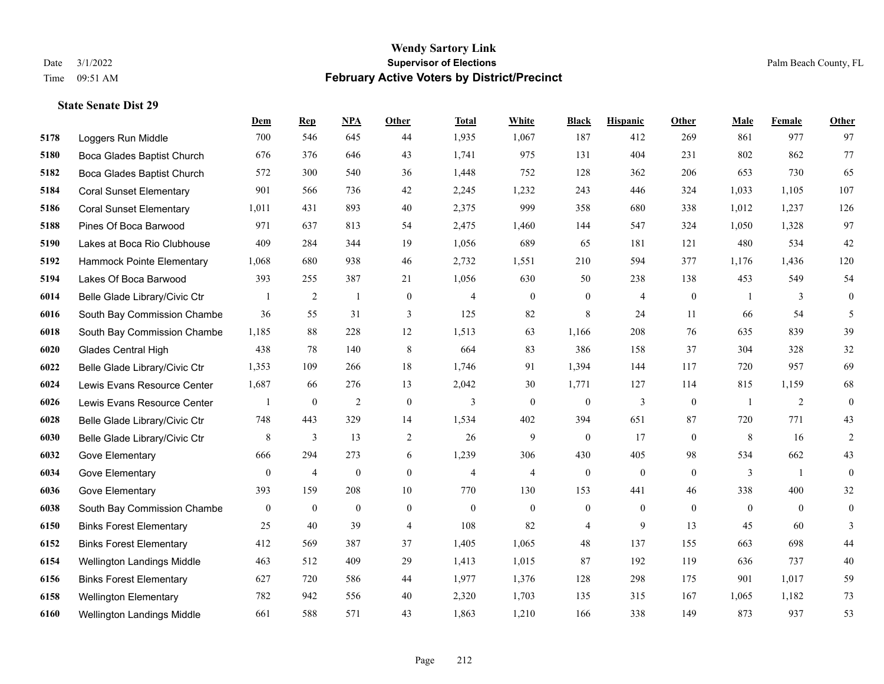**State Senate Dist 29**

| | | Dem | Rep | NPA | Other | Total | White | Black | Hispanic | Other | Male | Female | Other |
|---|---|---|---|---|---|---|---|---|---|---|---|---|---|
| 5178 | Loggers Run Middle | 700 | 546 | 645 | 44 | 1,935 | 1,067 | 187 | 412 | 269 | 861 | 977 | 97 |
| 5180 | Boca Glades Baptist Church | 676 | 376 | 646 | 43 | 1,741 | 975 | 131 | 404 | 231 | 802 | 862 | 77 |
| 5182 | Boca Glades Baptist Church | 572 | 300 | 540 | 36 | 1,448 | 752 | 128 | 362 | 206 | 653 | 730 | 65 |
| 5184 | Coral Sunset Elementary | 901 | 566 | 736 | 42 | 2,245 | 1,232 | 243 | 446 | 324 | 1,033 | 1,105 | 107 |
| 5186 | Coral Sunset Elementary | 1,011 | 431 | 893 | 40 | 2,375 | 999 | 358 | 680 | 338 | 1,012 | 1,237 | 126 |
| 5188 | Pines Of Boca Barwood | 971 | 637 | 813 | 54 | 2,475 | 1,460 | 144 | 547 | 324 | 1,050 | 1,328 | 97 |
| 5190 | Lakes at Boca Rio Clubhouse | 409 | 284 | 344 | 19 | 1,056 | 689 | 65 | 181 | 121 | 480 | 534 | 42 |
| 5192 | Hammock Pointe Elementary | 1,068 | 680 | 938 | 46 | 2,732 | 1,551 | 210 | 594 | 377 | 1,176 | 1,436 | 120 |
| 5194 | Lakes Of Boca Barwood | 393 | 255 | 387 | 21 | 1,056 | 630 | 50 | 238 | 138 | 453 | 549 | 54 |
| 6014 | Belle Glade Library/Civic Ctr | 1 | 2 | 1 | 0 | 4 | 0 | 0 | 4 | 0 | 1 | 3 | 0 |
| 6016 | South Bay Commission Chambe | 36 | 55 | 31 | 3 | 125 | 82 | 8 | 24 | 11 | 66 | 54 | 5 |
| 6018 | South Bay Commission Chambe | 1,185 | 88 | 228 | 12 | 1,513 | 63 | 1,166 | 208 | 76 | 635 | 839 | 39 |
| 6020 | Glades Central High | 438 | 78 | 140 | 8 | 664 | 83 | 386 | 158 | 37 | 304 | 328 | 32 |
| 6022 | Belle Glade Library/Civic Ctr | 1,353 | 109 | 266 | 18 | 1,746 | 91 | 1,394 | 144 | 117 | 720 | 957 | 69 |
| 6024 | Lewis Evans Resource Center | 1,687 | 66 | 276 | 13 | 2,042 | 30 | 1,771 | 127 | 114 | 815 | 1,159 | 68 |
| 6026 | Lewis Evans Resource Center | 1 | 0 | 2 | 0 | 3 | 0 | 0 | 3 | 0 | 1 | 2 | 0 |
| 6028 | Belle Glade Library/Civic Ctr | 748 | 443 | 329 | 14 | 1,534 | 402 | 394 | 651 | 87 | 720 | 771 | 43 |
| 6030 | Belle Glade Library/Civic Ctr | 8 | 3 | 13 | 2 | 26 | 9 | 0 | 17 | 0 | 8 | 16 | 2 |
| 6032 | Gove Elementary | 666 | 294 | 273 | 6 | 1,239 | 306 | 430 | 405 | 98 | 534 | 662 | 43 |
| 6034 | Gove Elementary | 0 | 4 | 0 | 0 | 4 | 4 | 0 | 0 | 0 | 3 | 1 | 0 |
| 6036 | Gove Elementary | 393 | 159 | 208 | 10 | 770 | 130 | 153 | 441 | 46 | 338 | 400 | 32 |
| 6038 | South Bay Commission Chambe | 0 | 0 | 0 | 0 | 0 | 0 | 0 | 0 | 0 | 0 | 0 | 0 |
| 6150 | Binks Forest Elementary | 25 | 40 | 39 | 4 | 108 | 82 | 4 | 9 | 13 | 45 | 60 | 3 |
| 6152 | Binks Forest Elementary | 412 | 569 | 387 | 37 | 1,405 | 1,065 | 48 | 137 | 155 | 663 | 698 | 44 |
| 6154 | Wellington Landings Middle | 463 | 512 | 409 | 29 | 1,413 | 1,015 | 87 | 192 | 119 | 636 | 737 | 40 |
| 6156 | Binks Forest Elementary | 627 | 720 | 586 | 44 | 1,977 | 1,376 | 128 | 298 | 175 | 901 | 1,017 | 59 |
| 6158 | Wellington Elementary | 782 | 942 | 556 | 40 | 2,320 | 1,703 | 135 | 315 | 167 | 1,065 | 1,182 | 73 |
| 6160 | Wellington Landings Middle | 661 | 588 | 571 | 43 | 1,863 | 1,210 | 166 | 338 | 149 | 873 | 937 | 53 |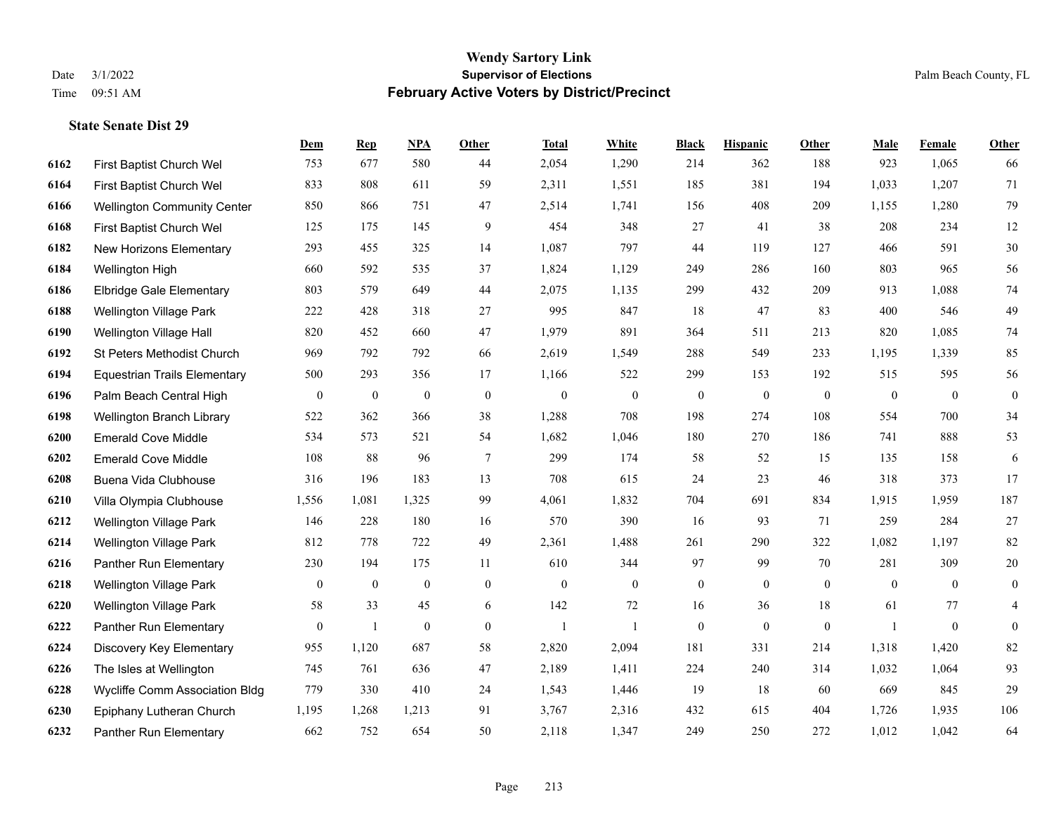# Wendy Sartory Link

**Supervisor of Elections**

**February Active Voters by District/Precinct**

Date 3/1/2022
Time 09:51 AM

Palm Beach County, FL

### State Senate Dist 29

| | | Dem | Rep | NPA | Other | Total | White | Black | Hispanic | Other | Male | Female | Other |
|---|---|---|---|---|---|---|---|---|---|---|---|---|---|
| 6162 | First Baptist Church Wel | 753 | 677 | 580 | 44 | 2,054 | 1,290 | 214 | 362 | 188 | 923 | 1,065 | 66 |
| 6164 | First Baptist Church Wel | 833 | 808 | 611 | 59 | 2,311 | 1,551 | 185 | 381 | 194 | 1,033 | 1,207 | 71 |
| 6166 | Wellington Community Center | 850 | 866 | 751 | 47 | 2,514 | 1,741 | 156 | 408 | 209 | 1,155 | 1,280 | 79 |
| 6168 | First Baptist Church Wel | 125 | 175 | 145 | 9 | 454 | 348 | 27 | 41 | 38 | 208 | 234 | 12 |
| 6182 | New Horizons Elementary | 293 | 455 | 325 | 14 | 1,087 | 797 | 44 | 119 | 127 | 466 | 591 | 30 |
| 6184 | Wellington High | 660 | 592 | 535 | 37 | 1,824 | 1,129 | 249 | 286 | 160 | 803 | 965 | 56 |
| 6186 | Elbridge Gale Elementary | 803 | 579 | 649 | 44 | 2,075 | 1,135 | 299 | 432 | 209 | 913 | 1,088 | 74 |
| 6188 | Wellington Village Park | 222 | 428 | 318 | 27 | 995 | 847 | 18 | 47 | 83 | 400 | 546 | 49 |
| 6190 | Wellington Village Hall | 820 | 452 | 660 | 47 | 1,979 | 891 | 364 | 511 | 213 | 820 | 1,085 | 74 |
| 6192 | St Peters Methodist Church | 969 | 792 | 792 | 66 | 2,619 | 1,549 | 288 | 549 | 233 | 1,195 | 1,339 | 85 |
| 6194 | Equestrian Trails Elementary | 500 | 293 | 356 | 17 | 1,166 | 522 | 299 | 153 | 192 | 515 | 595 | 56 |
| 6196 | Palm Beach Central High | 0 | 0 | 0 | 0 | 0 | 0 | 0 | 0 | 0 | 0 | 0 | 0 |
| 6198 | Wellington Branch Library | 522 | 362 | 366 | 38 | 1,288 | 708 | 198 | 274 | 108 | 554 | 700 | 34 |
| 6200 | Emerald Cove Middle | 534 | 573 | 521 | 54 | 1,682 | 1,046 | 180 | 270 | 186 | 741 | 888 | 53 |
| 6202 | Emerald Cove Middle | 108 | 88 | 96 | 7 | 299 | 174 | 58 | 52 | 15 | 135 | 158 | 6 |
| 6208 | Buena Vida Clubhouse | 316 | 196 | 183 | 13 | 708 | 615 | 24 | 23 | 46 | 318 | 373 | 17 |
| 6210 | Villa Olympia Clubhouse | 1,556 | 1,081 | 1,325 | 99 | 4,061 | 1,832 | 704 | 691 | 834 | 1,915 | 1,959 | 187 |
| 6212 | Wellington Village Park | 146 | 228 | 180 | 16 | 570 | 390 | 16 | 93 | 71 | 259 | 284 | 27 |
| 6214 | Wellington Village Park | 812 | 778 | 722 | 49 | 2,361 | 1,488 | 261 | 290 | 322 | 1,082 | 1,197 | 82 |
| 6216 | Panther Run Elementary | 230 | 194 | 175 | 11 | 610 | 344 | 97 | 99 | 70 | 281 | 309 | 20 |
| 6218 | Wellington Village Park | 0 | 0 | 0 | 0 | 0 | 0 | 0 | 0 | 0 | 0 | 0 | 0 |
| 6220 | Wellington Village Park | 58 | 33 | 45 | 6 | 142 | 72 | 16 | 36 | 18 | 61 | 77 | 4 |
| 6222 | Panther Run Elementary | 0 | 1 | 0 | 0 | 1 | 1 | 0 | 0 | 0 | 1 | 0 | 0 |
| 6224 | Discovery Key Elementary | 955 | 1,120 | 687 | 58 | 2,820 | 2,094 | 181 | 331 | 214 | 1,318 | 1,420 | 82 |
| 6226 | The Isles at Wellington | 745 | 761 | 636 | 47 | 2,189 | 1,411 | 224 | 240 | 314 | 1,032 | 1,064 | 93 |
| 6228 | Wycliffe Comm Association Bldg | 779 | 330 | 410 | 24 | 1,543 | 1,446 | 19 | 18 | 60 | 669 | 845 | 29 |
| 6230 | Epiphany Lutheran Church | 1,195 | 1,268 | 1,213 | 91 | 3,767 | 2,316 | 432 | 615 | 404 | 1,726 | 1,935 | 106 |
| 6232 | Panther Run Elementary | 662 | 752 | 654 | 50 | 2,118 | 1,347 | 249 | 250 | 272 | 1,012 | 1,042 | 64 |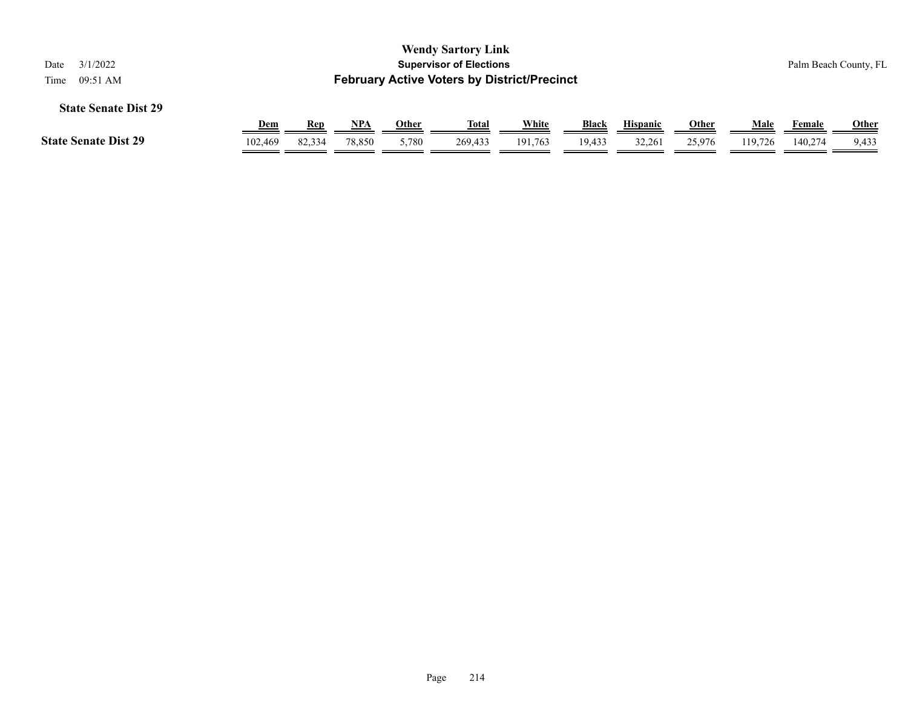Date 3/1/2022
Time 09:51 AM

# Wendy Sartory Link
## Supervisor of Elections
## February Active Voters by District/Precinct

Palm Beach County, FL

### State Senate Dist 29

| | Dem | Rep | NPA | Other | Total | White | Black | Hispanic | Other | Male | Female | Other |
|---|---|---|---|---|---|---|---|---|---|---|---|---|
| **State Senate Dist 29** | 102,469 | 82,334 | 78,850 | 5,780 | 269,433 | 191,763 | 19,433 | 32,261 | 25,976 | 119,726 | 140,274 | 9,433 |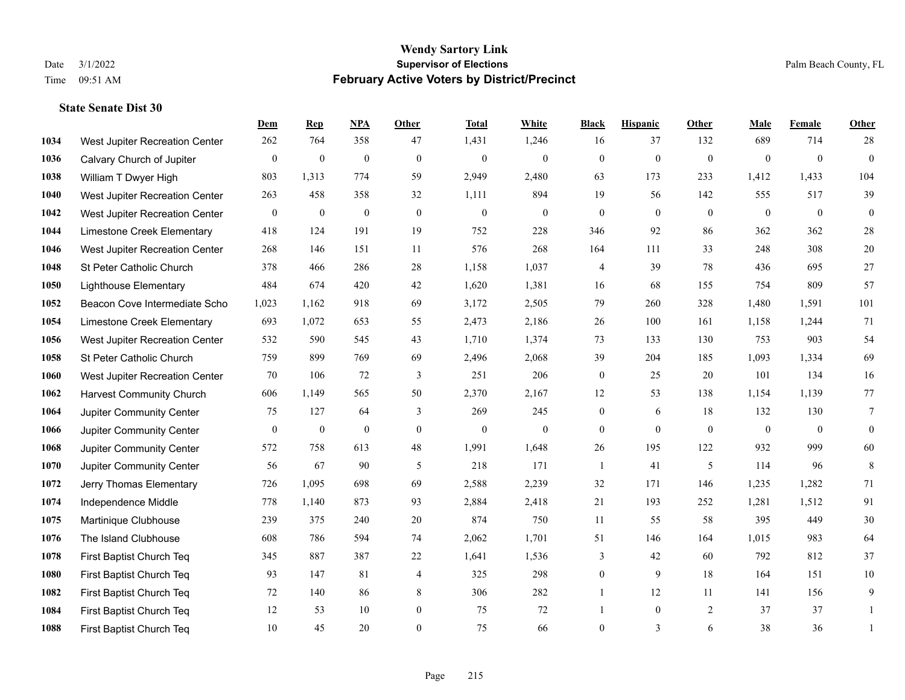**Wendy Sartory Link**
**Supervisor of Elections**
**February Active Voters by District/Precinct**

Date 3/1/2022
Time 09:51 AM
Palm Beach County, FL

**State Senate Dist 30**

| | | Dem | Rep | NPA | Other | Total | White | Black | Hispanic | Other | Male | Female | Other |
|---|---|---|---|---|---|---|---|---|---|---|---|---|---|
| 1034 | West Jupiter Recreation Center | 262 | 764 | 358 | 47 | 1,431 | 1,246 | 16 | 37 | 132 | 689 | 714 | 28 |
| 1036 | Calvary Church of Jupiter | 0 | 0 | 0 | 0 | 0 | 0 | 0 | 0 | 0 | 0 | 0 | 0 |
| 1038 | William T Dwyer High | 803 | 1,313 | 774 | 59 | 2,949 | 2,480 | 63 | 173 | 233 | 1,412 | 1,433 | 104 |
| 1040 | West Jupiter Recreation Center | 263 | 458 | 358 | 32 | 1,111 | 894 | 19 | 56 | 142 | 555 | 517 | 39 |
| 1042 | West Jupiter Recreation Center | 0 | 0 | 0 | 0 | 0 | 0 | 0 | 0 | 0 | 0 | 0 | 0 |
| 1044 | Limestone Creek Elementary | 418 | 124 | 191 | 19 | 752 | 228 | 346 | 92 | 86 | 362 | 362 | 28 |
| 1046 | West Jupiter Recreation Center | 268 | 146 | 151 | 11 | 576 | 268 | 164 | 111 | 33 | 248 | 308 | 20 |
| 1048 | St Peter Catholic Church | 378 | 466 | 286 | 28 | 1,158 | 1,037 | 4 | 39 | 78 | 436 | 695 | 27 |
| 1050 | Lighthouse Elementary | 484 | 674 | 420 | 42 | 1,620 | 1,381 | 16 | 68 | 155 | 754 | 809 | 57 |
| 1052 | Beacon Cove Intermediate Scho | 1,023 | 1,162 | 918 | 69 | 3,172 | 2,505 | 79 | 260 | 328 | 1,480 | 1,591 | 101 |
| 1054 | Limestone Creek Elementary | 693 | 1,072 | 653 | 55 | 2,473 | 2,186 | 26 | 100 | 161 | 1,158 | 1,244 | 71 |
| 1056 | West Jupiter Recreation Center | 532 | 590 | 545 | 43 | 1,710 | 1,374 | 73 | 133 | 130 | 753 | 903 | 54 |
| 1058 | St Peter Catholic Church | 759 | 899 | 769 | 69 | 2,496 | 2,068 | 39 | 204 | 185 | 1,093 | 1,334 | 69 |
| 1060 | West Jupiter Recreation Center | 70 | 106 | 72 | 3 | 251 | 206 | 0 | 25 | 20 | 101 | 134 | 16 |
| 1062 | Harvest Community Church | 606 | 1,149 | 565 | 50 | 2,370 | 2,167 | 12 | 53 | 138 | 1,154 | 1,139 | 77 |
| 1064 | Jupiter Community Center | 75 | 127 | 64 | 3 | 269 | 245 | 0 | 6 | 18 | 132 | 130 | 7 |
| 1066 | Jupiter Community Center | 0 | 0 | 0 | 0 | 0 | 0 | 0 | 0 | 0 | 0 | 0 | 0 |
| 1068 | Jupiter Community Center | 572 | 758 | 613 | 48 | 1,991 | 1,648 | 26 | 195 | 122 | 932 | 999 | 60 |
| 1070 | Jupiter Community Center | 56 | 67 | 90 | 5 | 218 | 171 | 1 | 41 | 5 | 114 | 96 | 8 |
| 1072 | Jerry Thomas Elementary | 726 | 1,095 | 698 | 69 | 2,588 | 2,239 | 32 | 171 | 146 | 1,235 | 1,282 | 71 |
| 1074 | Independence Middle | 778 | 1,140 | 873 | 93 | 2,884 | 2,418 | 21 | 193 | 252 | 1,281 | 1,512 | 91 |
| 1075 | Martinique Clubhouse | 239 | 375 | 240 | 20 | 874 | 750 | 11 | 55 | 58 | 395 | 449 | 30 |
| 1076 | The Island Clubhouse | 608 | 786 | 594 | 74 | 2,062 | 1,701 | 51 | 146 | 164 | 1,015 | 983 | 64 |
| 1078 | First Baptist Church Teq | 345 | 887 | 387 | 22 | 1,641 | 1,536 | 3 | 42 | 60 | 792 | 812 | 37 |
| 1080 | First Baptist Church Teq | 93 | 147 | 81 | 4 | 325 | 298 | 0 | 9 | 18 | 164 | 151 | 10 |
| 1082 | First Baptist Church Teq | 72 | 140 | 86 | 8 | 306 | 282 | 1 | 12 | 11 | 141 | 156 | 9 |
| 1084 | First Baptist Church Teq | 12 | 53 | 10 | 0 | 75 | 72 | 1 | 0 | 2 | 37 | 37 | 1 |
| 1088 | First Baptist Church Teq | 10 | 45 | 20 | 0 | 75 | 66 | 0 | 3 | 6 | 38 | 36 | 1 |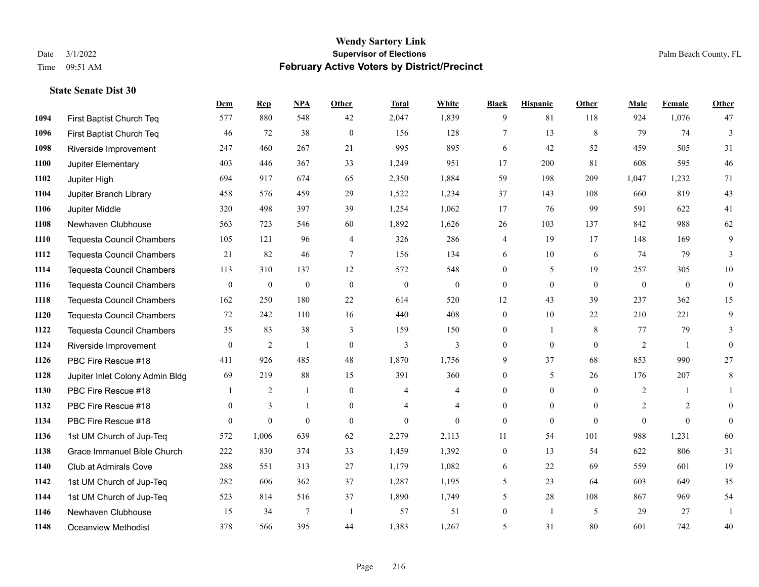# Wendy Sartory Link

**Supervisor of Elections**

**February Active Voters by District/Precinct**

Date 3/1/2022

Time 09:51 AM

Palm Beach County, FL

### State Senate Dist 30

| | | Dem | Rep | NPA | Other | Total | White | Black | Hispanic | Other | Male | Female | Other |
|---|---|---|---|---|---|---|---|---|---|---|---|---|---|
| 1094 | First Baptist Church Teq | 577 | 880 | 548 | 42 | 2,047 | 1,839 | 9 | 81 | 118 | 924 | 1,076 | 47 |
| 1096 | First Baptist Church Teq | 46 | 72 | 38 | 0 | 156 | 128 | 7 | 13 | 8 | 79 | 74 | 3 |
| 1098 | Riverside Improvement | 247 | 460 | 267 | 21 | 995 | 895 | 6 | 42 | 52 | 459 | 505 | 31 |
| 1100 | Jupiter Elementary | 403 | 446 | 367 | 33 | 1,249 | 951 | 17 | 200 | 81 | 608 | 595 | 46 |
| 1102 | Jupiter High | 694 | 917 | 674 | 65 | 2,350 | 1,884 | 59 | 198 | 209 | 1,047 | 1,232 | 71 |
| 1104 | Jupiter Branch Library | 458 | 576 | 459 | 29 | 1,522 | 1,234 | 37 | 143 | 108 | 660 | 819 | 43 |
| 1106 | Jupiter Middle | 320 | 498 | 397 | 39 | 1,254 | 1,062 | 17 | 76 | 99 | 591 | 622 | 41 |
| 1108 | Newhaven Clubhouse | 563 | 723 | 546 | 60 | 1,892 | 1,626 | 26 | 103 | 137 | 842 | 988 | 62 |
| 1110 | Tequesta Council Chambers | 105 | 121 | 96 | 4 | 326 | 286 | 4 | 19 | 17 | 148 | 169 | 9 |
| 1112 | Tequesta Council Chambers | 21 | 82 | 46 | 7 | 156 | 134 | 6 | 10 | 6 | 74 | 79 | 3 |
| 1114 | Tequesta Council Chambers | 113 | 310 | 137 | 12 | 572 | 548 | 0 | 5 | 19 | 257 | 305 | 10 |
| 1116 | Tequesta Council Chambers | 0 | 0 | 0 | 0 | 0 | 0 | 0 | 0 | 0 | 0 | 0 | 0 |
| 1118 | Tequesta Council Chambers | 162 | 250 | 180 | 22 | 614 | 520 | 12 | 43 | 39 | 237 | 362 | 15 |
| 1120 | Tequesta Council Chambers | 72 | 242 | 110 | 16 | 440 | 408 | 0 | 10 | 22 | 210 | 221 | 9 |
| 1122 | Tequesta Council Chambers | 35 | 83 | 38 | 3 | 159 | 150 | 0 | 1 | 8 | 77 | 79 | 3 |
| 1124 | Riverside Improvement | 0 | 2 | 1 | 0 | 3 | 3 | 0 | 0 | 0 | 2 | 1 | 0 |
| 1126 | PBC Fire Rescue #18 | 411 | 926 | 485 | 48 | 1,870 | 1,756 | 9 | 37 | 68 | 853 | 990 | 27 |
| 1128 | Jupiter Inlet Colony Admin Bldg | 69 | 219 | 88 | 15 | 391 | 360 | 0 | 5 | 26 | 176 | 207 | 8 |
| 1130 | PBC Fire Rescue #18 | 1 | 2 | 1 | 0 | 4 | 4 | 0 | 0 | 0 | 2 | 1 | 1 |
| 1132 | PBC Fire Rescue #18 | 0 | 3 | 1 | 0 | 4 | 4 | 0 | 0 | 0 | 2 | 2 | 0 |
| 1134 | PBC Fire Rescue #18 | 0 | 0 | 0 | 0 | 0 | 0 | 0 | 0 | 0 | 0 | 0 | 0 |
| 1136 | 1st UM Church of Jup-Teq | 572 | 1,006 | 639 | 62 | 2,279 | 2,113 | 11 | 54 | 101 | 988 | 1,231 | 60 |
| 1138 | Grace Immanuel Bible Church | 222 | 830 | 374 | 33 | 1,459 | 1,392 | 0 | 13 | 54 | 622 | 806 | 31 |
| 1140 | Club at Admirals Cove | 288 | 551 | 313 | 27 | 1,179 | 1,082 | 6 | 22 | 69 | 559 | 601 | 19 |
| 1142 | 1st UM Church of Jup-Teq | 282 | 606 | 362 | 37 | 1,287 | 1,195 | 5 | 23 | 64 | 603 | 649 | 35 |
| 1144 | 1st UM Church of Jup-Teq | 523 | 814 | 516 | 37 | 1,890 | 1,749 | 5 | 28 | 108 | 867 | 969 | 54 |
| 1146 | Newhaven Clubhouse | 15 | 34 | 7 | 1 | 57 | 51 | 0 | 1 | 5 | 29 | 27 | 1 |
| 1148 | Oceanview Methodist | 378 | 566 | 395 | 44 | 1,383 | 1,267 | 5 | 31 | 80 | 601 | 742 | 40 |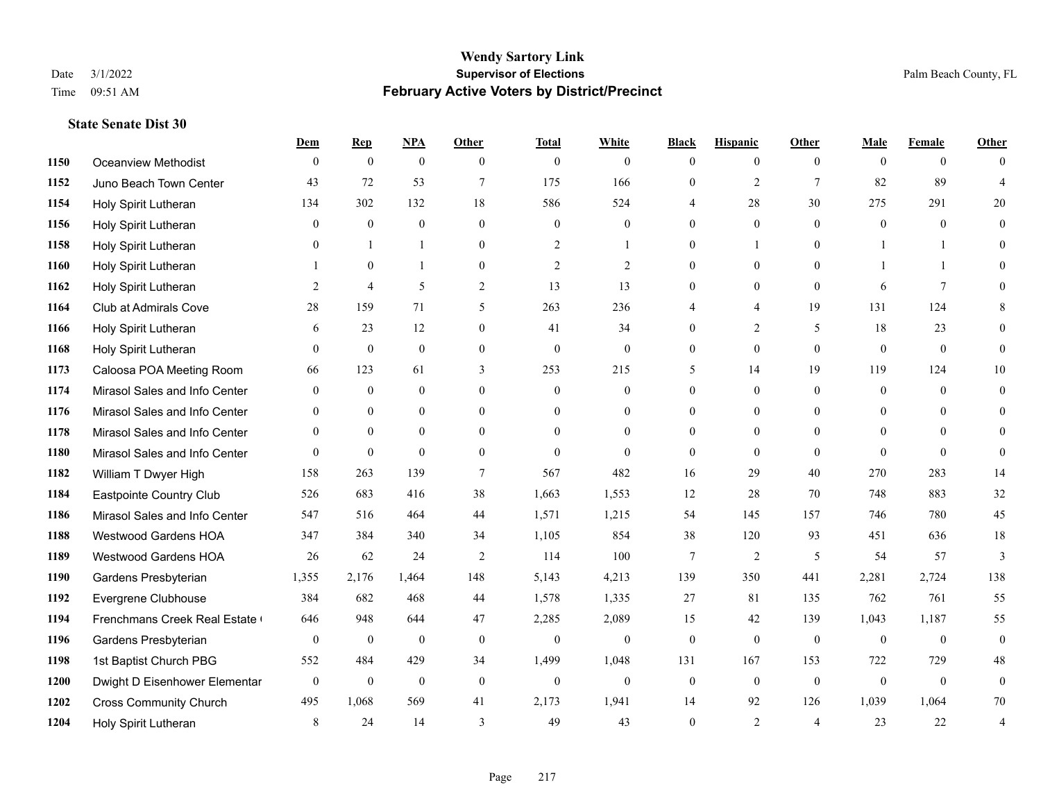# Wendy Sartory Link

**Supervisor of Elections**

**February Active Voters by District/Precinct**

Date 3/1/2022
Time 09:51 AM

Palm Beach County, FL

## State Senate Dist 30

| | | Dem | Rep | NPA | Other | Total | White | Black | Hispanic | Other | Male | Female | Other |
|---|---|---|---|---|---|---|---|---|---|---|---|---|---|
| 1150 | Oceanview Methodist | 0 | 0 | 0 | 0 | 0 | 0 | 0 | 0 | 0 | 0 | 0 | 0 |
| 1152 | Juno Beach Town Center | 43 | 72 | 53 | 7 | 175 | 166 | 0 | 2 | 7 | 82 | 89 | 4 |
| 1154 | Holy Spirit Lutheran | 134 | 302 | 132 | 18 | 586 | 524 | 4 | 28 | 30 | 275 | 291 | 20 |
| 1156 | Holy Spirit Lutheran | 0 | 0 | 0 | 0 | 0 | 0 | 0 | 0 | 0 | 0 | 0 | 0 |
| 1158 | Holy Spirit Lutheran | 0 | 1 | 1 | 0 | 2 | 1 | 0 | 1 | 0 | 1 | 1 | 0 |
| 1160 | Holy Spirit Lutheran | 1 | 0 | 1 | 0 | 2 | 2 | 0 | 0 | 0 | 1 | 1 | 0 |
| 1162 | Holy Spirit Lutheran | 2 | 4 | 5 | 2 | 13 | 13 | 0 | 0 | 0 | 6 | 7 | 0 |
| 1164 | Club at Admirals Cove | 28 | 159 | 71 | 5 | 263 | 236 | 4 | 4 | 19 | 131 | 124 | 8 |
| 1166 | Holy Spirit Lutheran | 6 | 23 | 12 | 0 | 41 | 34 | 0 | 2 | 5 | 18 | 23 | 0 |
| 1168 | Holy Spirit Lutheran | 0 | 0 | 0 | 0 | 0 | 0 | 0 | 0 | 0 | 0 | 0 | 0 |
| 1173 | Caloosa POA Meeting Room | 66 | 123 | 61 | 3 | 253 | 215 | 5 | 14 | 19 | 119 | 124 | 10 |
| 1174 | Mirasol Sales and Info Center | 0 | 0 | 0 | 0 | 0 | 0 | 0 | 0 | 0 | 0 | 0 | 0 |
| 1176 | Mirasol Sales and Info Center | 0 | 0 | 0 | 0 | 0 | 0 | 0 | 0 | 0 | 0 | 0 | 0 |
| 1178 | Mirasol Sales and Info Center | 0 | 0 | 0 | 0 | 0 | 0 | 0 | 0 | 0 | 0 | 0 | 0 |
| 1180 | Mirasol Sales and Info Center | 0 | 0 | 0 | 0 | 0 | 0 | 0 | 0 | 0 | 0 | 0 | 0 |
| 1182 | William T Dwyer High | 158 | 263 | 139 | 7 | 567 | 482 | 16 | 29 | 40 | 270 | 283 | 14 |
| 1184 | Eastpointe Country Club | 526 | 683 | 416 | 38 | 1,663 | 1,553 | 12 | 28 | 70 | 748 | 883 | 32 |
| 1186 | Mirasol Sales and Info Center | 547 | 516 | 464 | 44 | 1,571 | 1,215 | 54 | 145 | 157 | 746 | 780 | 45 |
| 1188 | Westwood Gardens HOA | 347 | 384 | 340 | 34 | 1,105 | 854 | 38 | 120 | 93 | 451 | 636 | 18 |
| 1189 | Westwood Gardens HOA | 26 | 62 | 24 | 2 | 114 | 100 | 7 | 2 | 5 | 54 | 57 | 3 |
| 1190 | Gardens Presbyterian | 1,355 | 2,176 | 1,464 | 148 | 5,143 | 4,213 | 139 | 350 | 441 | 2,281 | 2,724 | 138 |
| 1192 | Evergrene Clubhouse | 384 | 682 | 468 | 44 | 1,578 | 1,335 | 27 | 81 | 135 | 762 | 761 | 55 |
| 1194 | Frenchmans Creek Real Estate ( | 646 | 948 | 644 | 47 | 2,285 | 2,089 | 15 | 42 | 139 | 1,043 | 1,187 | 55 |
| 1196 | Gardens Presbyterian | 0 | 0 | 0 | 0 | 0 | 0 | 0 | 0 | 0 | 0 | 0 | 0 |
| 1198 | 1st Baptist Church PBG | 552 | 484 | 429 | 34 | 1,499 | 1,048 | 131 | 167 | 153 | 722 | 729 | 48 |
| 1200 | Dwight D Eisenhower Elementar | 0 | 0 | 0 | 0 | 0 | 0 | 0 | 0 | 0 | 0 | 0 | 0 |
| 1202 | Cross Community Church | 495 | 1,068 | 569 | 41 | 2,173 | 1,941 | 14 | 92 | 126 | 1,039 | 1,064 | 70 |
| 1204 | Holy Spirit Lutheran | 8 | 24 | 14 | 3 | 49 | 43 | 0 | 2 | 4 | 23 | 22 | 4 |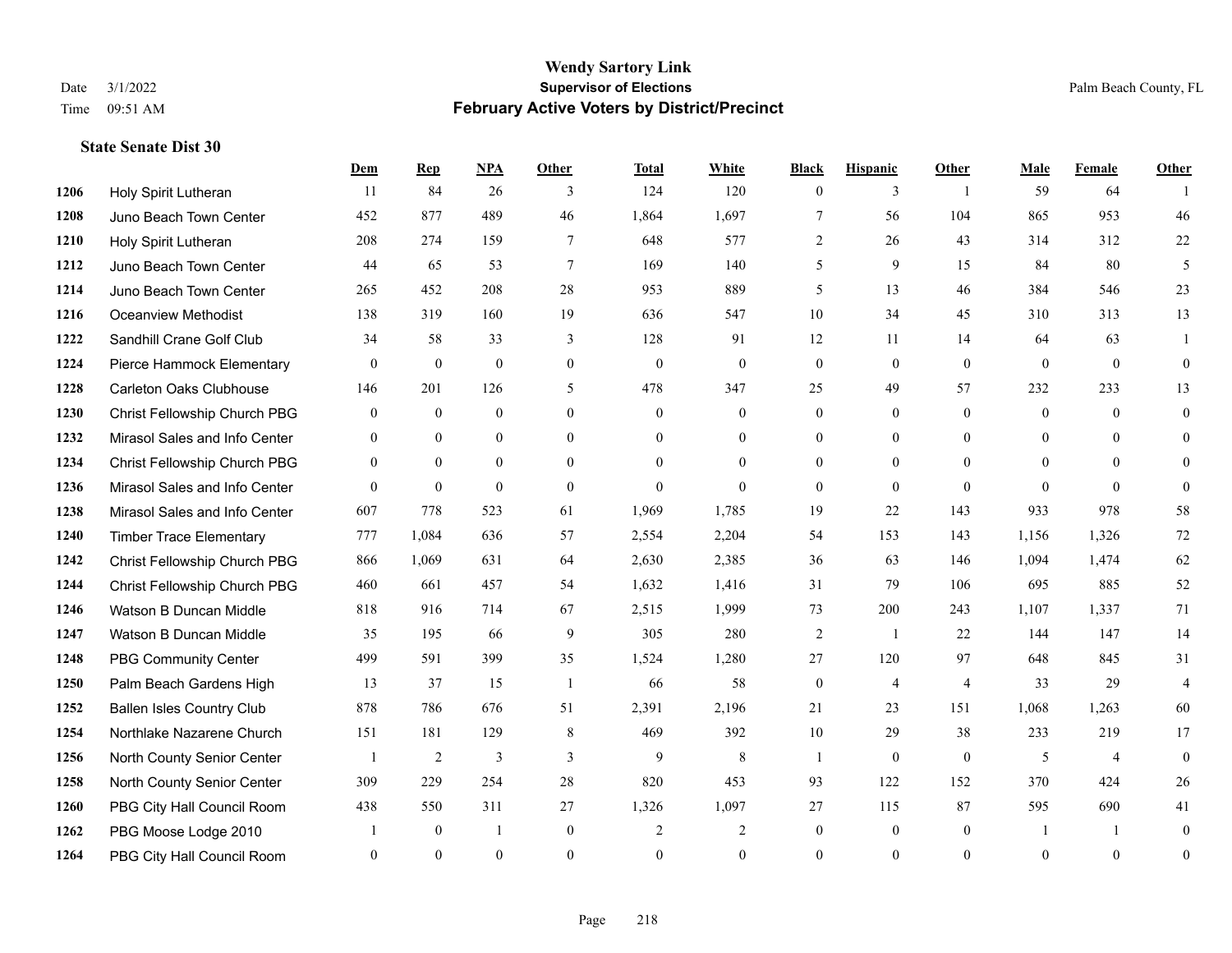# Wendy Sartory Link
## Supervisor of Elections
## February Active Voters by District/Precinct

Date 3/1/2022
Time 09:51 AM

Palm Beach County, FL

### State Senate Dist 30

| | | Dem | Rep | NPA | Other | Total | White | Black | Hispanic | Other | Male | Female | Other |
|---|---|---|---|---|---|---|---|---|---|---|---|---|---|
| 1206 | Holy Spirit Lutheran | 11 | 84 | 26 | 3 | 124 | 120 | 0 | 3 | 1 | 59 | 64 | 1 |
| 1208 | Juno Beach Town Center | 452 | 877 | 489 | 46 | 1,864 | 1,697 | 7 | 56 | 104 | 865 | 953 | 46 |
| 1210 | Holy Spirit Lutheran | 208 | 274 | 159 | 7 | 648 | 577 | 2 | 26 | 43 | 314 | 312 | 22 |
| 1212 | Juno Beach Town Center | 44 | 65 | 53 | 7 | 169 | 140 | 5 | 9 | 15 | 84 | 80 | 5 |
| 1214 | Juno Beach Town Center | 265 | 452 | 208 | 28 | 953 | 889 | 5 | 13 | 46 | 384 | 546 | 23 |
| 1216 | Oceanview Methodist | 138 | 319 | 160 | 19 | 636 | 547 | 10 | 34 | 45 | 310 | 313 | 13 |
| 1222 | Sandhill Crane Golf Club | 34 | 58 | 33 | 3 | 128 | 91 | 12 | 11 | 14 | 64 | 63 | 1 |
| 1224 | Pierce Hammock Elementary | 0 | 0 | 0 | 0 | 0 | 0 | 0 | 0 | 0 | 0 | 0 | 0 |
| 1228 | Carleton Oaks Clubhouse | 146 | 201 | 126 | 5 | 478 | 347 | 25 | 49 | 57 | 232 | 233 | 13 |
| 1230 | Christ Fellowship Church PBG | 0 | 0 | 0 | 0 | 0 | 0 | 0 | 0 | 0 | 0 | 0 | 0 |
| 1232 | Mirasol Sales and Info Center | 0 | 0 | 0 | 0 | 0 | 0 | 0 | 0 | 0 | 0 | 0 | 0 |
| 1234 | Christ Fellowship Church PBG | 0 | 0 | 0 | 0 | 0 | 0 | 0 | 0 | 0 | 0 | 0 | 0 |
| 1236 | Mirasol Sales and Info Center | 0 | 0 | 0 | 0 | 0 | 0 | 0 | 0 | 0 | 0 | 0 | 0 |
| 1238 | Mirasol Sales and Info Center | 607 | 778 | 523 | 61 | 1,969 | 1,785 | 19 | 22 | 143 | 933 | 978 | 58 |
| 1240 | Timber Trace Elementary | 777 | 1,084 | 636 | 57 | 2,554 | 2,204 | 54 | 153 | 143 | 1,156 | 1,326 | 72 |
| 1242 | Christ Fellowship Church PBG | 866 | 1,069 | 631 | 64 | 2,630 | 2,385 | 36 | 63 | 146 | 1,094 | 1,474 | 62 |
| 1244 | Christ Fellowship Church PBG | 460 | 661 | 457 | 54 | 1,632 | 1,416 | 31 | 79 | 106 | 695 | 885 | 52 |
| 1246 | Watson B Duncan Middle | 818 | 916 | 714 | 67 | 2,515 | 1,999 | 73 | 200 | 243 | 1,107 | 1,337 | 71 |
| 1247 | Watson B Duncan Middle | 35 | 195 | 66 | 9 | 305 | 280 | 2 | 1 | 22 | 144 | 147 | 14 |
| 1248 | PBG Community Center | 499 | 591 | 399 | 35 | 1,524 | 1,280 | 27 | 120 | 97 | 648 | 845 | 31 |
| 1250 | Palm Beach Gardens High | 13 | 37 | 15 | 1 | 66 | 58 | 0 | 4 | 4 | 33 | 29 | 4 |
| 1252 | Ballen Isles Country Club | 878 | 786 | 676 | 51 | 2,391 | 2,196 | 21 | 23 | 151 | 1,068 | 1,263 | 60 |
| 1254 | Northlake Nazarene Church | 151 | 181 | 129 | 8 | 469 | 392 | 10 | 29 | 38 | 233 | 219 | 17 |
| 1256 | North County Senior Center | 1 | 2 | 3 | 3 | 9 | 8 | 1 | 0 | 0 | 5 | 4 | 0 |
| 1258 | North County Senior Center | 309 | 229 | 254 | 28 | 820 | 453 | 93 | 122 | 152 | 370 | 424 | 26 |
| 1260 | PBG City Hall Council Room | 438 | 550 | 311 | 27 | 1,326 | 1,097 | 27 | 115 | 87 | 595 | 690 | 41 |
| 1262 | PBG Moose Lodge 2010 | 1 | 0 | 1 | 0 | 2 | 2 | 0 | 0 | 0 | 1 | 1 | 0 |
| 1264 | PBG City Hall Council Room | 0 | 0 | 0 | 0 | 0 | 0 | 0 | 0 | 0 | 0 | 0 | 0 |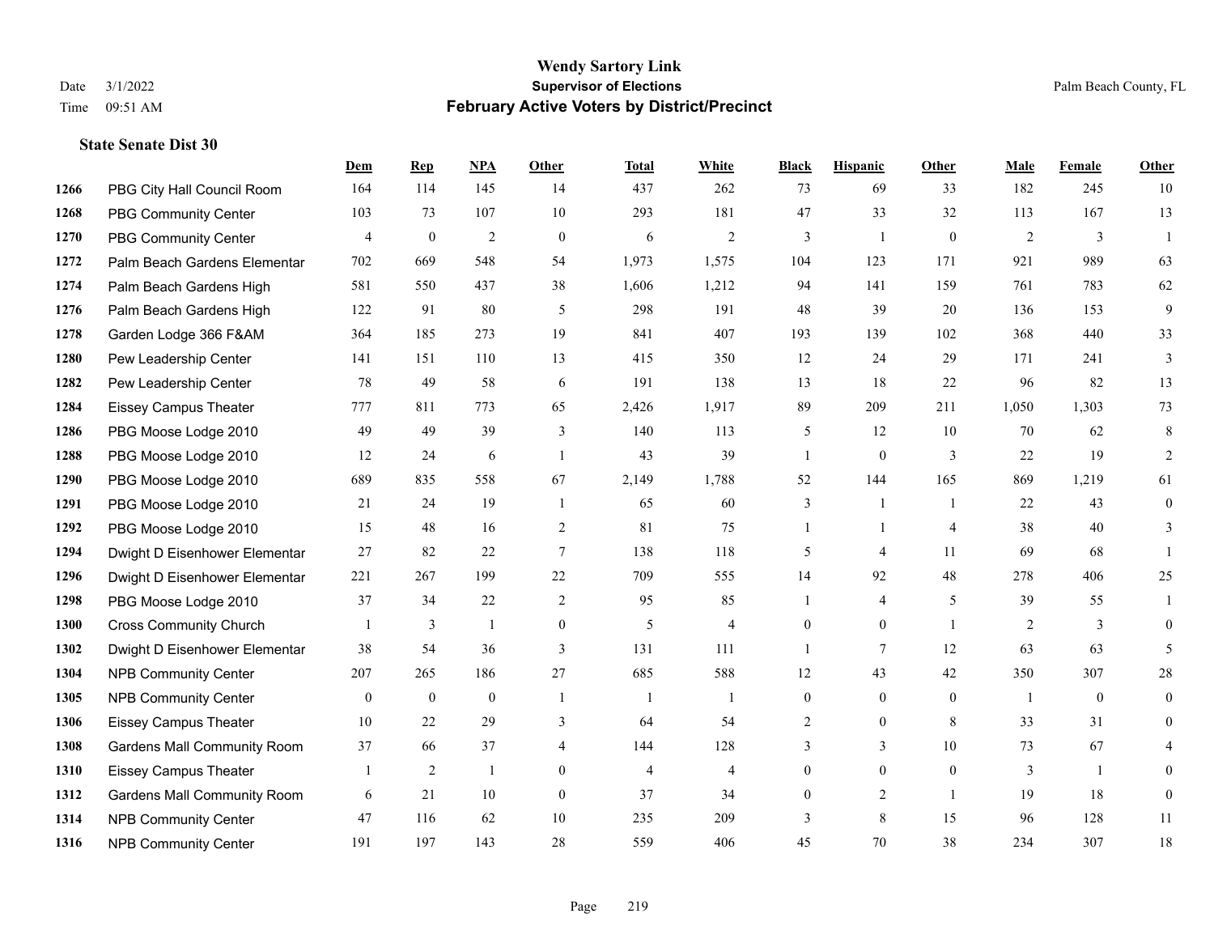# Wendy Sartory Link
## Supervisor of Elections
## February Active Voters by District/Precinct

Date 3/1/2022
Time 09:51 AM

Palm Beach County, FL

### State Senate Dist 30

| | | Dem | Rep | NPA | Other | Total | White | Black | Hispanic | Other | Male | Female | Other |
|---|---|---|---|---|---|---|---|---|---|---|---|---|---|
| 1266 | PBG City Hall Council Room | 164 | 114 | 145 | 14 | 437 | 262 | 73 | 69 | 33 | 182 | 245 | 10 |
| 1268 | PBG Community Center | 103 | 73 | 107 | 10 | 293 | 181 | 47 | 33 | 32 | 113 | 167 | 13 |
| 1270 | PBG Community Center | 4 | 0 | 2 | 0 | 6 | 2 | 3 | 1 | 0 | 2 | 3 | 1 |
| 1272 | Palm Beach Gardens Elementar | 702 | 669 | 548 | 54 | 1,973 | 1,575 | 104 | 123 | 171 | 921 | 989 | 63 |
| 1274 | Palm Beach Gardens High | 581 | 550 | 437 | 38 | 1,606 | 1,212 | 94 | 141 | 159 | 761 | 783 | 62 |
| 1276 | Palm Beach Gardens High | 122 | 91 | 80 | 5 | 298 | 191 | 48 | 39 | 20 | 136 | 153 | 9 |
| 1278 | Garden Lodge 366 F&AM | 364 | 185 | 273 | 19 | 841 | 407 | 193 | 139 | 102 | 368 | 440 | 33 |
| 1280 | Pew Leadership Center | 141 | 151 | 110 | 13 | 415 | 350 | 12 | 24 | 29 | 171 | 241 | 3 |
| 1282 | Pew Leadership Center | 78 | 49 | 58 | 6 | 191 | 138 | 13 | 18 | 22 | 96 | 82 | 13 |
| 1284 | Eissey Campus Theater | 777 | 811 | 773 | 65 | 2,426 | 1,917 | 89 | 209 | 211 | 1,050 | 1,303 | 73 |
| 1286 | PBG Moose Lodge 2010 | 49 | 49 | 39 | 3 | 140 | 113 | 5 | 12 | 10 | 70 | 62 | 8 |
| 1288 | PBG Moose Lodge 2010 | 12 | 24 | 6 | 1 | 43 | 39 | 1 | 0 | 3 | 22 | 19 | 2 |
| 1290 | PBG Moose Lodge 2010 | 689 | 835 | 558 | 67 | 2,149 | 1,788 | 52 | 144 | 165 | 869 | 1,219 | 61 |
| 1291 | PBG Moose Lodge 2010 | 21 | 24 | 19 | 1 | 65 | 60 | 3 | 1 | 1 | 22 | 43 | 0 |
| 1292 | PBG Moose Lodge 2010 | 15 | 48 | 16 | 2 | 81 | 75 | 1 | 1 | 4 | 38 | 40 | 3 |
| 1294 | Dwight D Eisenhower Elementar | 27 | 82 | 22 | 7 | 138 | 118 | 5 | 4 | 11 | 69 | 68 | 1 |
| 1296 | Dwight D Eisenhower Elementar | 221 | 267 | 199 | 22 | 709 | 555 | 14 | 92 | 48 | 278 | 406 | 25 |
| 1298 | PBG Moose Lodge 2010 | 37 | 34 | 22 | 2 | 95 | 85 | 1 | 4 | 5 | 39 | 55 | 1 |
| 1300 | Cross Community Church | 1 | 3 | 1 | 0 | 5 | 4 | 0 | 0 | 1 | 2 | 3 | 0 |
| 1302 | Dwight D Eisenhower Elementar | 38 | 54 | 36 | 3 | 131 | 111 | 1 | 7 | 12 | 63 | 63 | 5 |
| 1304 | NPB Community Center | 207 | 265 | 186 | 27 | 685 | 588 | 12 | 43 | 42 | 350 | 307 | 28 |
| 1305 | NPB Community Center | 0 | 0 | 0 | 1 | 1 | 1 | 0 | 0 | 0 | 1 | 0 | 0 |
| 1306 | Eissey Campus Theater | 10 | 22 | 29 | 3 | 64 | 54 | 2 | 0 | 8 | 33 | 31 | 0 |
| 1308 | Gardens Mall Community Room | 37 | 66 | 37 | 4 | 144 | 128 | 3 | 3 | 10 | 73 | 67 | 4 |
| 1310 | Eissey Campus Theater | 1 | 2 | 1 | 0 | 4 | 4 | 0 | 0 | 0 | 3 | 1 | 0 |
| 1312 | Gardens Mall Community Room | 6 | 21 | 10 | 0 | 37 | 34 | 0 | 2 | 1 | 19 | 18 | 0 |
| 1314 | NPB Community Center | 47 | 116 | 62 | 10 | 235 | 209 | 3 | 8 | 15 | 96 | 128 | 11 |
| 1316 | NPB Community Center | 191 | 197 | 143 | 28 | 559 | 406 | 45 | 70 | 38 | 234 | 307 | 18 |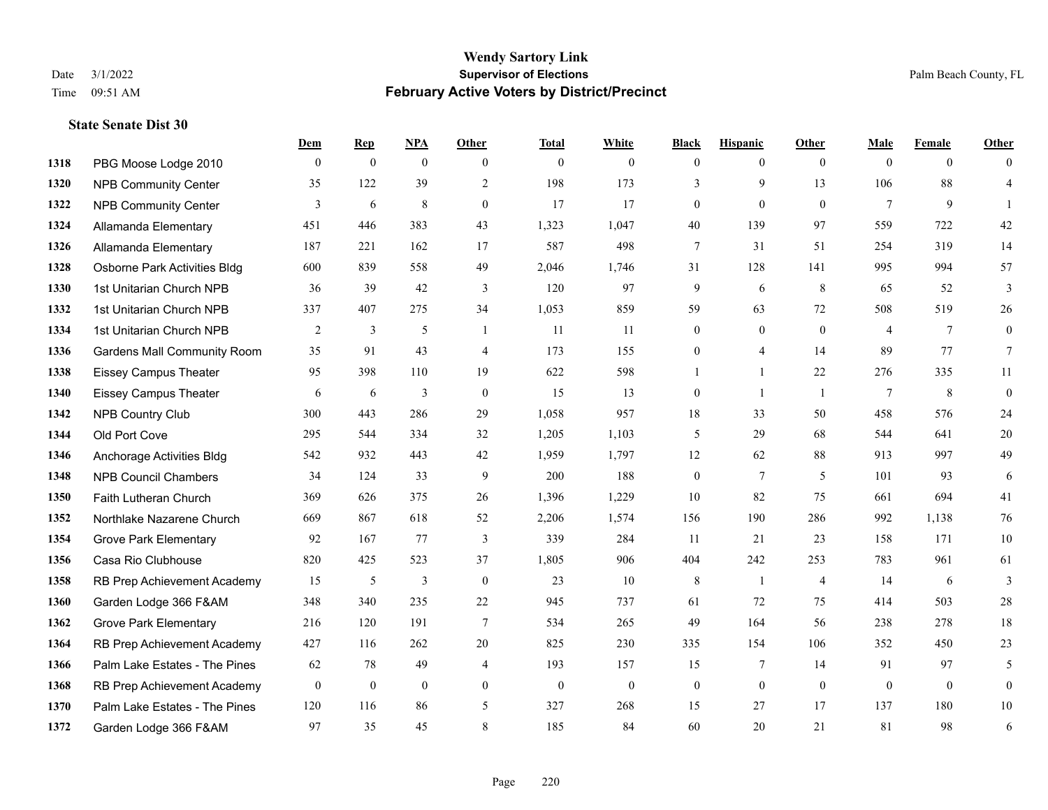# Wendy Sartory Link
## Supervisor of Elections
## February Active Voters by District/Precinct

Date 3/1/2022
Time 09:51 AM

Palm Beach County, FL

### State Senate Dist 30

| | | Dem | Rep | NPA | Other | Total | White | Black | Hispanic | Other | Male | Female | Other |
|---|---|---|---|---|---|---|---|---|---|---|---|---|---|
| 1318 | PBG Moose Lodge 2010 | 0 | 0 | 0 | 0 | 0 | 0 | 0 | 0 | 0 | 0 | 0 | 0 |
| 1320 | NPB Community Center | 35 | 122 | 39 | 2 | 198 | 173 | 3 | 9 | 13 | 106 | 88 | 4 |
| 1322 | NPB Community Center | 3 | 6 | 8 | 0 | 17 | 17 | 0 | 0 | 0 | 7 | 9 | 1 |
| 1324 | Allamanda Elementary | 451 | 446 | 383 | 43 | 1,323 | 1,047 | 40 | 139 | 97 | 559 | 722 | 42 |
| 1326 | Allamanda Elementary | 187 | 221 | 162 | 17 | 587 | 498 | 7 | 31 | 51 | 254 | 319 | 14 |
| 1328 | Osborne Park Activities Bldg | 600 | 839 | 558 | 49 | 2,046 | 1,746 | 31 | 128 | 141 | 995 | 994 | 57 |
| 1330 | 1st Unitarian Church NPB | 36 | 39 | 42 | 3 | 120 | 97 | 9 | 6 | 8 | 65 | 52 | 3 |
| 1332 | 1st Unitarian Church NPB | 337 | 407 | 275 | 34 | 1,053 | 859 | 59 | 63 | 72 | 508 | 519 | 26 |
| 1334 | 1st Unitarian Church NPB | 2 | 3 | 5 | 1 | 11 | 11 | 0 | 0 | 0 | 4 | 7 | 0 |
| 1336 | Gardens Mall Community Room | 35 | 91 | 43 | 4 | 173 | 155 | 0 | 4 | 14 | 89 | 77 | 7 |
| 1338 | Eissey Campus Theater | 95 | 398 | 110 | 19 | 622 | 598 | 1 | 1 | 22 | 276 | 335 | 11 |
| 1340 | Eissey Campus Theater | 6 | 6 | 3 | 0 | 15 | 13 | 0 | 1 | 1 | 7 | 8 | 0 |
| 1342 | NPB Country Club | 300 | 443 | 286 | 29 | 1,058 | 957 | 18 | 33 | 50 | 458 | 576 | 24 |
| 1344 | Old Port Cove | 295 | 544 | 334 | 32 | 1,205 | 1,103 | 5 | 29 | 68 | 544 | 641 | 20 |
| 1346 | Anchorage Activities Bldg | 542 | 932 | 443 | 42 | 1,959 | 1,797 | 12 | 62 | 88 | 913 | 997 | 49 |
| 1348 | NPB Council Chambers | 34 | 124 | 33 | 9 | 200 | 188 | 0 | 7 | 5 | 101 | 93 | 6 |
| 1350 | Faith Lutheran Church | 369 | 626 | 375 | 26 | 1,396 | 1,229 | 10 | 82 | 75 | 661 | 694 | 41 |
| 1352 | Northlake Nazarene Church | 669 | 867 | 618 | 52 | 2,206 | 1,574 | 156 | 190 | 286 | 992 | 1,138 | 76 |
| 1354 | Grove Park Elementary | 92 | 167 | 77 | 3 | 339 | 284 | 11 | 21 | 23 | 158 | 171 | 10 |
| 1356 | Casa Rio Clubhouse | 820 | 425 | 523 | 37 | 1,805 | 906 | 404 | 242 | 253 | 783 | 961 | 61 |
| 1358 | RB Prep Achievement Academy | 15 | 5 | 3 | 0 | 23 | 10 | 8 | 1 | 4 | 14 | 6 | 3 |
| 1360 | Garden Lodge 366 F&AM | 348 | 340 | 235 | 22 | 945 | 737 | 61 | 72 | 75 | 414 | 503 | 28 |
| 1362 | Grove Park Elementary | 216 | 120 | 191 | 7 | 534 | 265 | 49 | 164 | 56 | 238 | 278 | 18 |
| 1364 | RB Prep Achievement Academy | 427 | 116 | 262 | 20 | 825 | 230 | 335 | 154 | 106 | 352 | 450 | 23 |
| 1366 | Palm Lake Estates - The Pines | 62 | 78 | 49 | 4 | 193 | 157 | 15 | 7 | 14 | 91 | 97 | 5 |
| 1368 | RB Prep Achievement Academy | 0 | 0 | 0 | 0 | 0 | 0 | 0 | 0 | 0 | 0 | 0 | 0 |
| 1370 | Palm Lake Estates - The Pines | 120 | 116 | 86 | 5 | 327 | 268 | 15 | 27 | 17 | 137 | 180 | 10 |
| 1372 | Garden Lodge 366 F&AM | 97 | 35 | 45 | 8 | 185 | 84 | 60 | 20 | 21 | 81 | 98 | 6 |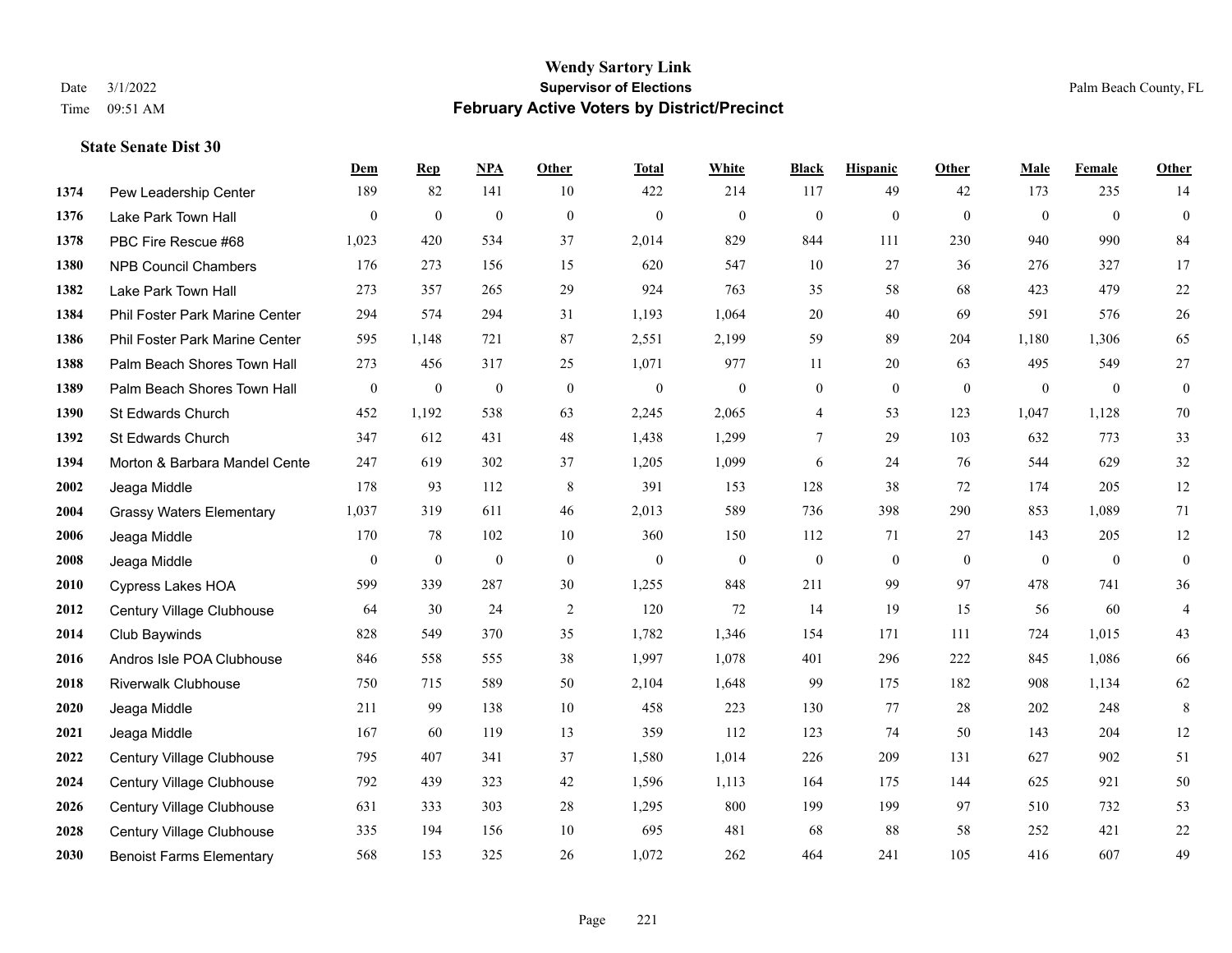# Wendy Sartory Link
## Supervisor of Elections
## February Active Voters by District/Precinct

Date 3/1/2022
Time 09:51 AM

Palm Beach County, FL

### State Senate Dist 30

| | | Dem | Rep | NPA | Other | Total | White | Black | Hispanic | Other | Male | Female | Other |
|---|---|---|---|---|---|---|---|---|---|---|---|---|---|
| 1374 | Pew Leadership Center | 189 | 82 | 141 | 10 | 422 | 214 | 117 | 49 | 42 | 173 | 235 | 14 |
| 1376 | Lake Park Town Hall | 0 | 0 | 0 | 0 | 0 | 0 | 0 | 0 | 0 | 0 | 0 | 0 |
| 1378 | PBC Fire Rescue #68 | 1,023 | 420 | 534 | 37 | 2,014 | 829 | 844 | 111 | 230 | 940 | 990 | 84 |
| 1380 | NPB Council Chambers | 176 | 273 | 156 | 15 | 620 | 547 | 10 | 27 | 36 | 276 | 327 | 17 |
| 1382 | Lake Park Town Hall | 273 | 357 | 265 | 29 | 924 | 763 | 35 | 58 | 68 | 423 | 479 | 22 |
| 1384 | Phil Foster Park Marine Center | 294 | 574 | 294 | 31 | 1,193 | 1,064 | 20 | 40 | 69 | 591 | 576 | 26 |
| 1386 | Phil Foster Park Marine Center | 595 | 1,148 | 721 | 87 | 2,551 | 2,199 | 59 | 89 | 204 | 1,180 | 1,306 | 65 |
| 1388 | Palm Beach Shores Town Hall | 273 | 456 | 317 | 25 | 1,071 | 977 | 11 | 20 | 63 | 495 | 549 | 27 |
| 1389 | Palm Beach Shores Town Hall | 0 | 0 | 0 | 0 | 0 | 0 | 0 | 0 | 0 | 0 | 0 | 0 |
| 1390 | St Edwards Church | 452 | 1,192 | 538 | 63 | 2,245 | 2,065 | 4 | 53 | 123 | 1,047 | 1,128 | 70 |
| 1392 | St Edwards Church | 347 | 612 | 431 | 48 | 1,438 | 1,299 | 7 | 29 | 103 | 632 | 773 | 33 |
| 1394 | Morton & Barbara Mandel Cente | 247 | 619 | 302 | 37 | 1,205 | 1,099 | 6 | 24 | 76 | 544 | 629 | 32 |
| 2002 | Jeaga Middle | 178 | 93 | 112 | 8 | 391 | 153 | 128 | 38 | 72 | 174 | 205 | 12 |
| 2004 | Grassy Waters Elementary | 1,037 | 319 | 611 | 46 | 2,013 | 589 | 736 | 398 | 290 | 853 | 1,089 | 71 |
| 2006 | Jeaga Middle | 170 | 78 | 102 | 10 | 360 | 150 | 112 | 71 | 27 | 143 | 205 | 12 |
| 2008 | Jeaga Middle | 0 | 0 | 0 | 0 | 0 | 0 | 0 | 0 | 0 | 0 | 0 | 0 |
| 2010 | Cypress Lakes HOA | 599 | 339 | 287 | 30 | 1,255 | 848 | 211 | 99 | 97 | 478 | 741 | 36 |
| 2012 | Century Village Clubhouse | 64 | 30 | 24 | 2 | 120 | 72 | 14 | 19 | 15 | 56 | 60 | 4 |
| 2014 | Club Baywinds | 828 | 549 | 370 | 35 | 1,782 | 1,346 | 154 | 171 | 111 | 724 | 1,015 | 43 |
| 2016 | Andros Isle POA Clubhouse | 846 | 558 | 555 | 38 | 1,997 | 1,078 | 401 | 296 | 222 | 845 | 1,086 | 66 |
| 2018 | Riverwalk Clubhouse | 750 | 715 | 589 | 50 | 2,104 | 1,648 | 99 | 175 | 182 | 908 | 1,134 | 62 |
| 2020 | Jeaga Middle | 211 | 99 | 138 | 10 | 458 | 223 | 130 | 77 | 28 | 202 | 248 | 8 |
| 2021 | Jeaga Middle | 167 | 60 | 119 | 13 | 359 | 112 | 123 | 74 | 50 | 143 | 204 | 12 |
| 2022 | Century Village Clubhouse | 795 | 407 | 341 | 37 | 1,580 | 1,014 | 226 | 209 | 131 | 627 | 902 | 51 |
| 2024 | Century Village Clubhouse | 792 | 439 | 323 | 42 | 1,596 | 1,113 | 164 | 175 | 144 | 625 | 921 | 50 |
| 2026 | Century Village Clubhouse | 631 | 333 | 303 | 28 | 1,295 | 800 | 199 | 199 | 97 | 510 | 732 | 53 |
| 2028 | Century Village Clubhouse | 335 | 194 | 156 | 10 | 695 | 481 | 68 | 88 | 58 | 252 | 421 | 22 |
| 2030 | Benoist Farms Elementary | 568 | 153 | 325 | 26 | 1,072 | 262 | 464 | 241 | 105 | 416 | 607 | 49 |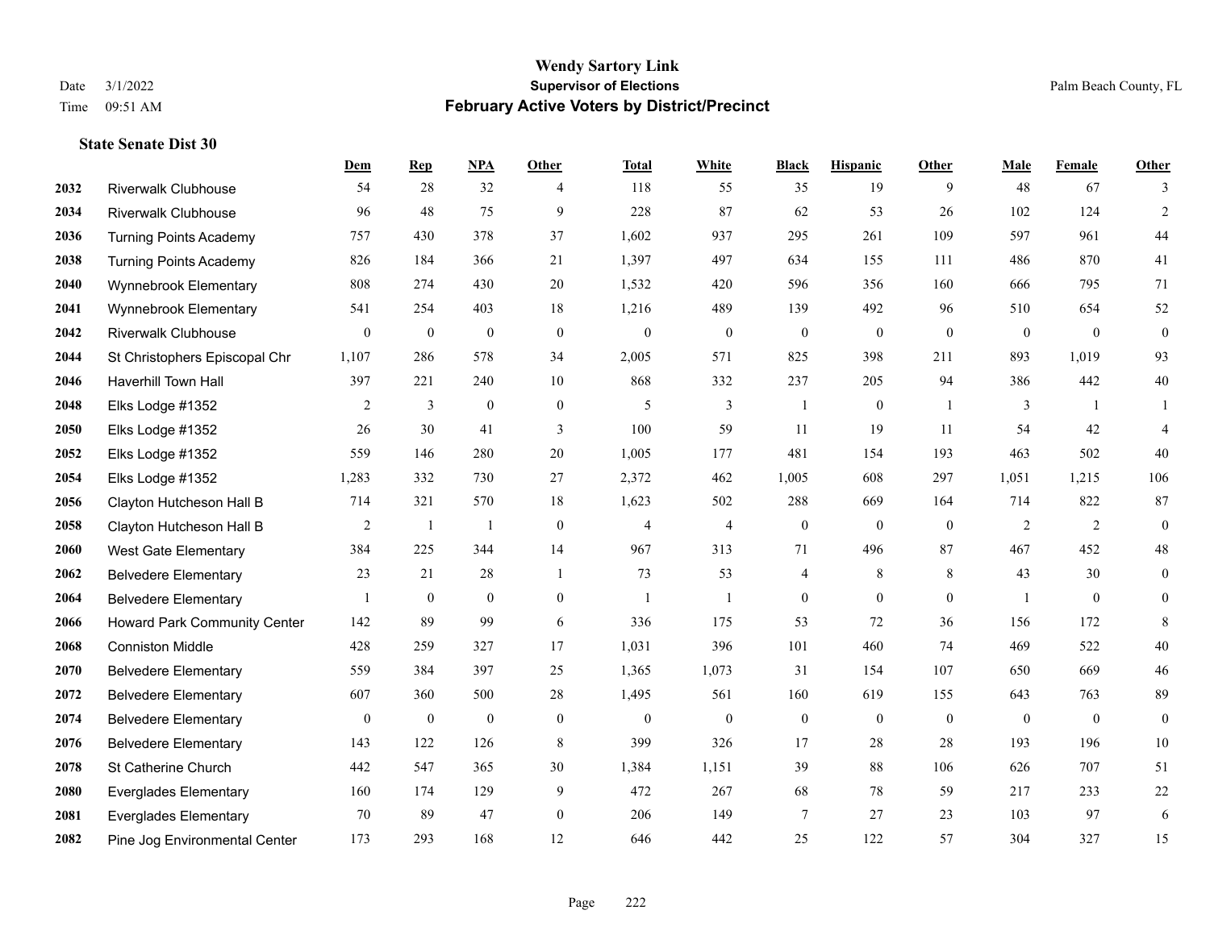# Wendy Sartory Link

**Supervisor of Elections**

**February Active Voters by District/Precinct**

Date 3/1/2022

Time 09:51 AM

Palm Beach County, FL

**State Senate Dist 30**

| | | Dem | Rep | NPA | Other | Total | White | Black | Hispanic | Other | Male | Female | Other |
|---|---|---|---|---|---|---|---|---|---|---|---|---|---|
| 2032 | Riverwalk Clubhouse | 54 | 28 | 32 | 4 | 118 | 55 | 35 | 19 | 9 | 48 | 67 | 3 |
| 2034 | Riverwalk Clubhouse | 96 | 48 | 75 | 9 | 228 | 87 | 62 | 53 | 26 | 102 | 124 | 2 |
| 2036 | Turning Points Academy | 757 | 430 | 378 | 37 | 1,602 | 937 | 295 | 261 | 109 | 597 | 961 | 44 |
| 2038 | Turning Points Academy | 826 | 184 | 366 | 21 | 1,397 | 497 | 634 | 155 | 111 | 486 | 870 | 41 |
| 2040 | Wynnebrook Elementary | 808 | 274 | 430 | 20 | 1,532 | 420 | 596 | 356 | 160 | 666 | 795 | 71 |
| 2041 | Wynnebrook Elementary | 541 | 254 | 403 | 18 | 1,216 | 489 | 139 | 492 | 96 | 510 | 654 | 52 |
| 2042 | Riverwalk Clubhouse | 0 | 0 | 0 | 0 | 0 | 0 | 0 | 0 | 0 | 0 | 0 | 0 |
| 2044 | St Christophers Episcopal Chr | 1,107 | 286 | 578 | 34 | 2,005 | 571 | 825 | 398 | 211 | 893 | 1,019 | 93 |
| 2046 | Haverhill Town Hall | 397 | 221 | 240 | 10 | 868 | 332 | 237 | 205 | 94 | 386 | 442 | 40 |
| 2048 | Elks Lodge #1352 | 2 | 3 | 0 | 0 | 5 | 3 | 1 | 0 | 1 | 3 | 1 | 1 |
| 2050 | Elks Lodge #1352 | 26 | 30 | 41 | 3 | 100 | 59 | 11 | 19 | 11 | 54 | 42 | 4 |
| 2052 | Elks Lodge #1352 | 559 | 146 | 280 | 20 | 1,005 | 177 | 481 | 154 | 193 | 463 | 502 | 40 |
| 2054 | Elks Lodge #1352 | 1,283 | 332 | 730 | 27 | 2,372 | 462 | 1,005 | 608 | 297 | 1,051 | 1,215 | 106 |
| 2056 | Clayton Hutcheson Hall B | 714 | 321 | 570 | 18 | 1,623 | 502 | 288 | 669 | 164 | 714 | 822 | 87 |
| 2058 | Clayton Hutcheson Hall B | 2 | 1 | 1 | 0 | 4 | 4 | 0 | 0 | 0 | 2 | 2 | 0 |
| 2060 | West Gate Elementary | 384 | 225 | 344 | 14 | 967 | 313 | 71 | 496 | 87 | 467 | 452 | 48 |
| 2062 | Belvedere Elementary | 23 | 21 | 28 | 1 | 73 | 53 | 4 | 8 | 8 | 43 | 30 | 0 |
| 2064 | Belvedere Elementary | 1 | 0 | 0 | 0 | 1 | 1 | 0 | 0 | 0 | 1 | 0 | 0 |
| 2066 | Howard Park Community Center | 142 | 89 | 99 | 6 | 336 | 175 | 53 | 72 | 36 | 156 | 172 | 8 |
| 2068 | Conniston Middle | 428 | 259 | 327 | 17 | 1,031 | 396 | 101 | 460 | 74 | 469 | 522 | 40 |
| 2070 | Belvedere Elementary | 559 | 384 | 397 | 25 | 1,365 | 1,073 | 31 | 154 | 107 | 650 | 669 | 46 |
| 2072 | Belvedere Elementary | 607 | 360 | 500 | 28 | 1,495 | 561 | 160 | 619 | 155 | 643 | 763 | 89 |
| 2074 | Belvedere Elementary | 0 | 0 | 0 | 0 | 0 | 0 | 0 | 0 | 0 | 0 | 0 | 0 |
| 2076 | Belvedere Elementary | 143 | 122 | 126 | 8 | 399 | 326 | 17 | 28 | 28 | 193 | 196 | 10 |
| 2078 | St Catherine Church | 442 | 547 | 365 | 30 | 1,384 | 1,151 | 39 | 88 | 106 | 626 | 707 | 51 |
| 2080 | Everglades Elementary | 160 | 174 | 129 | 9 | 472 | 267 | 68 | 78 | 59 | 217 | 233 | 22 |
| 2081 | Everglades Elementary | 70 | 89 | 47 | 0 | 206 | 149 | 7 | 27 | 23 | 103 | 97 | 6 |
| 2082 | Pine Jog Environmental Center | 173 | 293 | 168 | 12 | 646 | 442 | 25 | 122 | 57 | 304 | 327 | 15 |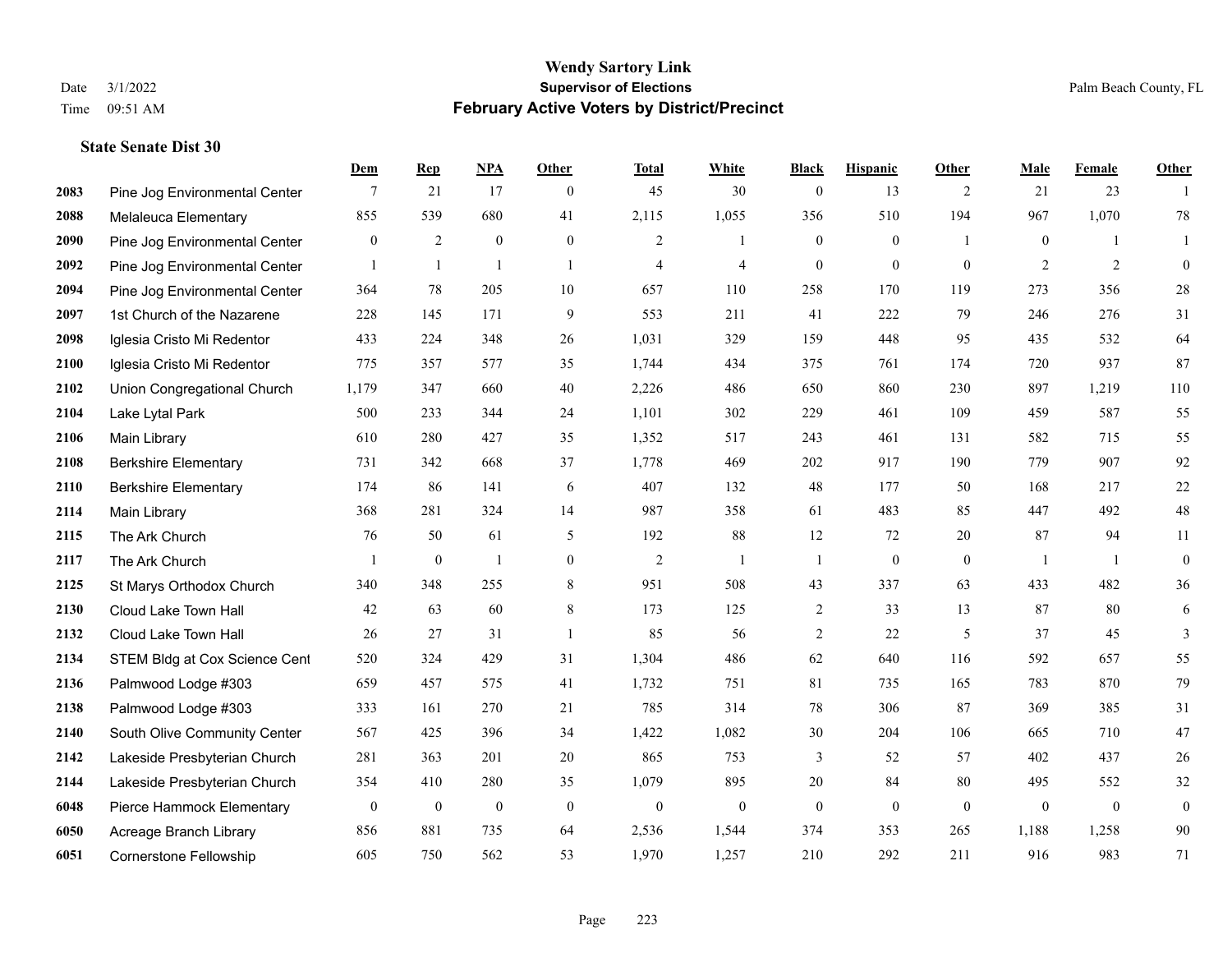# Wendy Sartory Link
## Supervisor of Elections
## February Active Voters by District/Precinct

Date 3/1/2022
Time 09:51 AM

Palm Beach County, FL

### State Senate Dist 30

| | | Dem | Rep | NPA | Other | Total | White | Black | Hispanic | Other | Male | Female | Other |
|---|---|---|---|---|---|---|---|---|---|---|---|---|---|
| 2083 | Pine Jog Environmental Center | 7 | 21 | 17 | 0 | 45 | 30 | 0 | 13 | 2 | 21 | 23 | 1 |
| 2088 | Melaleuca Elementary | 855 | 539 | 680 | 41 | 2,115 | 1,055 | 356 | 510 | 194 | 967 | 1,070 | 78 |
| 2090 | Pine Jog Environmental Center | 0 | 2 | 0 | 0 | 2 | 1 | 0 | 0 | 1 | 0 | 1 | 1 |
| 2092 | Pine Jog Environmental Center | 1 | 1 | 1 | 1 | 4 | 4 | 0 | 0 | 0 | 2 | 2 | 0 |
| 2094 | Pine Jog Environmental Center | 364 | 78 | 205 | 10 | 657 | 110 | 258 | 170 | 119 | 273 | 356 | 28 |
| 2097 | 1st Church of the Nazarene | 228 | 145 | 171 | 9 | 553 | 211 | 41 | 222 | 79 | 246 | 276 | 31 |
| 2098 | Iglesia Cristo Mi Redentor | 433 | 224 | 348 | 26 | 1,031 | 329 | 159 | 448 | 95 | 435 | 532 | 64 |
| 2100 | Iglesia Cristo Mi Redentor | 775 | 357 | 577 | 35 | 1,744 | 434 | 375 | 761 | 174 | 720 | 937 | 87 |
| 2102 | Union Congregational Church | 1,179 | 347 | 660 | 40 | 2,226 | 486 | 650 | 860 | 230 | 897 | 1,219 | 110 |
| 2104 | Lake Lytal Park | 500 | 233 | 344 | 24 | 1,101 | 302 | 229 | 461 | 109 | 459 | 587 | 55 |
| 2106 | Main Library | 610 | 280 | 427 | 35 | 1,352 | 517 | 243 | 461 | 131 | 582 | 715 | 55 |
| 2108 | Berkshire Elementary | 731 | 342 | 668 | 37 | 1,778 | 469 | 202 | 917 | 190 | 779 | 907 | 92 |
| 2110 | Berkshire Elementary | 174 | 86 | 141 | 6 | 407 | 132 | 48 | 177 | 50 | 168 | 217 | 22 |
| 2114 | Main Library | 368 | 281 | 324 | 14 | 987 | 358 | 61 | 483 | 85 | 447 | 492 | 48 |
| 2115 | The Ark Church | 76 | 50 | 61 | 5 | 192 | 88 | 12 | 72 | 20 | 87 | 94 | 11 |
| 2117 | The Ark Church | 1 | 0 | 1 | 0 | 2 | 1 | 1 | 0 | 0 | 1 | 1 | 0 |
| 2125 | St Marys Orthodox Church | 340 | 348 | 255 | 8 | 951 | 508 | 43 | 337 | 63 | 433 | 482 | 36 |
| 2130 | Cloud Lake Town Hall | 42 | 63 | 60 | 8 | 173 | 125 | 2 | 33 | 13 | 87 | 80 | 6 |
| 2132 | Cloud Lake Town Hall | 26 | 27 | 31 | 1 | 85 | 56 | 2 | 22 | 5 | 37 | 45 | 3 |
| 2134 | STEM Bldg at Cox Science Cent | 520 | 324 | 429 | 31 | 1,304 | 486 | 62 | 640 | 116 | 592 | 657 | 55 |
| 2136 | Palmwood Lodge #303 | 659 | 457 | 575 | 41 | 1,732 | 751 | 81 | 735 | 165 | 783 | 870 | 79 |
| 2138 | Palmwood Lodge #303 | 333 | 161 | 270 | 21 | 785 | 314 | 78 | 306 | 87 | 369 | 385 | 31 |
| 2140 | South Olive Community Center | 567 | 425 | 396 | 34 | 1,422 | 1,082 | 30 | 204 | 106 | 665 | 710 | 47 |
| 2142 | Lakeside Presbyterian Church | 281 | 363 | 201 | 20 | 865 | 753 | 3 | 52 | 57 | 402 | 437 | 26 |
| 2144 | Lakeside Presbyterian Church | 354 | 410 | 280 | 35 | 1,079 | 895 | 20 | 84 | 80 | 495 | 552 | 32 |
| 6048 | Pierce Hammock Elementary | 0 | 0 | 0 | 0 | 0 | 0 | 0 | 0 | 0 | 0 | 0 | 0 |
| 6050 | Acreage Branch Library | 856 | 881 | 735 | 64 | 2,536 | 1,544 | 374 | 353 | 265 | 1,188 | 1,258 | 90 |
| 6051 | Cornerstone Fellowship | 605 | 750 | 562 | 53 | 1,970 | 1,257 | 210 | 292 | 211 | 916 | 983 | 71 |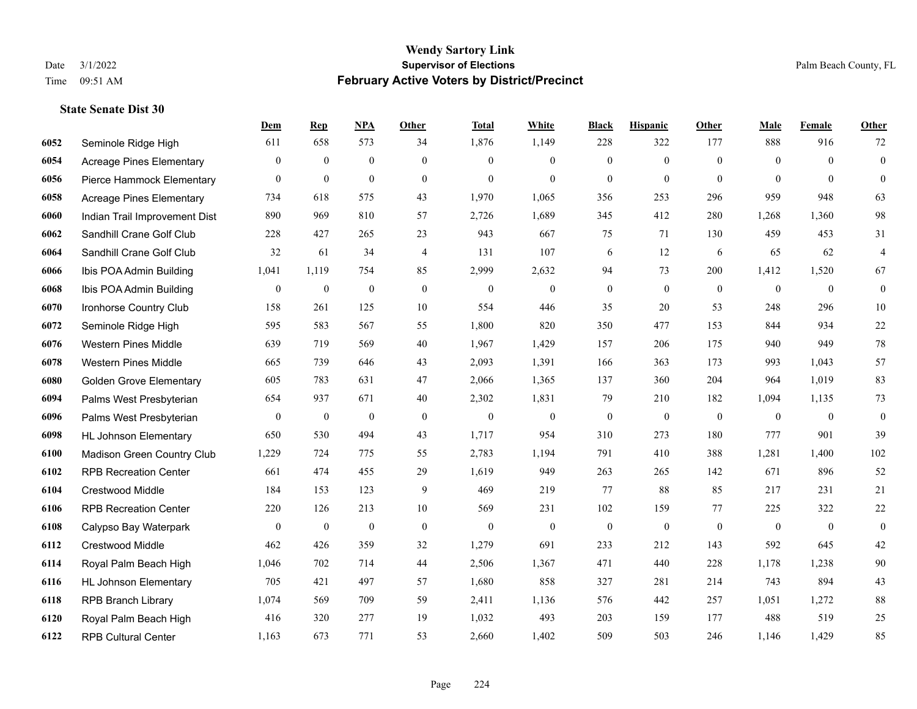# Wendy Sartory Link
## Supervisor of Elections
## February Active Voters by District/Precinct

Date 3/1/2022
Time 09:51 AM

Palm Beach County, FL

### State Senate Dist 30

| | | Dem | Rep | NPA | Other | Total | White | Black | Hispanic | Other | Male | Female | Other |
|---|---|---|---|---|---|---|---|---|---|---|---|---|---|
| 6052 | Seminole Ridge High | 611 | 658 | 573 | 34 | 1,876 | 1,149 | 228 | 322 | 177 | 888 | 916 | 72 |
| 6054 | Acreage Pines Elementary | 0 | 0 | 0 | 0 | 0 | 0 | 0 | 0 | 0 | 0 | 0 | 0 |
| 6056 | Pierce Hammock Elementary | 0 | 0 | 0 | 0 | 0 | 0 | 0 | 0 | 0 | 0 | 0 | 0 |
| 6058 | Acreage Pines Elementary | 734 | 618 | 575 | 43 | 1,970 | 1,065 | 356 | 253 | 296 | 959 | 948 | 63 |
| 6060 | Indian Trail Improvement Dist | 890 | 969 | 810 | 57 | 2,726 | 1,689 | 345 | 412 | 280 | 1,268 | 1,360 | 98 |
| 6062 | Sandhill Crane Golf Club | 228 | 427 | 265 | 23 | 943 | 667 | 75 | 71 | 130 | 459 | 453 | 31 |
| 6064 | Sandhill Crane Golf Club | 32 | 61 | 34 | 4 | 131 | 107 | 6 | 12 | 6 | 65 | 62 | 4 |
| 6066 | Ibis POA Admin Building | 1,041 | 1,119 | 754 | 85 | 2,999 | 2,632 | 94 | 73 | 200 | 1,412 | 1,520 | 67 |
| 6068 | Ibis POA Admin Building | 0 | 0 | 0 | 0 | 0 | 0 | 0 | 0 | 0 | 0 | 0 | 0 |
| 6070 | Ironhorse Country Club | 158 | 261 | 125 | 10 | 554 | 446 | 35 | 20 | 53 | 248 | 296 | 10 |
| 6072 | Seminole Ridge High | 595 | 583 | 567 | 55 | 1,800 | 820 | 350 | 477 | 153 | 844 | 934 | 22 |
| 6076 | Western Pines Middle | 639 | 719 | 569 | 40 | 1,967 | 1,429 | 157 | 206 | 175 | 940 | 949 | 78 |
| 6078 | Western Pines Middle | 665 | 739 | 646 | 43 | 2,093 | 1,391 | 166 | 363 | 173 | 993 | 1,043 | 57 |
| 6080 | Golden Grove Elementary | 605 | 783 | 631 | 47 | 2,066 | 1,365 | 137 | 360 | 204 | 964 | 1,019 | 83 |
| 6094 | Palms West Presbyterian | 654 | 937 | 671 | 40 | 2,302 | 1,831 | 79 | 210 | 182 | 1,094 | 1,135 | 73 |
| 6096 | Palms West Presbyterian | 0 | 0 | 0 | 0 | 0 | 0 | 0 | 0 | 0 | 0 | 0 | 0 |
| 6098 | HL Johnson Elementary | 650 | 530 | 494 | 43 | 1,717 | 954 | 310 | 273 | 180 | 777 | 901 | 39 |
| 6100 | Madison Green Country Club | 1,229 | 724 | 775 | 55 | 2,783 | 1,194 | 791 | 410 | 388 | 1,281 | 1,400 | 102 |
| 6102 | RPB Recreation Center | 661 | 474 | 455 | 29 | 1,619 | 949 | 263 | 265 | 142 | 671 | 896 | 52 |
| 6104 | Crestwood Middle | 184 | 153 | 123 | 9 | 469 | 219 | 77 | 88 | 85 | 217 | 231 | 21 |
| 6106 | RPB Recreation Center | 220 | 126 | 213 | 10 | 569 | 231 | 102 | 159 | 77 | 225 | 322 | 22 |
| 6108 | Calypso Bay Waterpark | 0 | 0 | 0 | 0 | 0 | 0 | 0 | 0 | 0 | 0 | 0 | 0 |
| 6112 | Crestwood Middle | 462 | 426 | 359 | 32 | 1,279 | 691 | 233 | 212 | 143 | 592 | 645 | 42 |
| 6114 | Royal Palm Beach High | 1,046 | 702 | 714 | 44 | 2,506 | 1,367 | 471 | 440 | 228 | 1,178 | 1,238 | 90 |
| 6116 | HL Johnson Elementary | 705 | 421 | 497 | 57 | 1,680 | 858 | 327 | 281 | 214 | 743 | 894 | 43 |
| 6118 | RPB Branch Library | 1,074 | 569 | 709 | 59 | 2,411 | 1,136 | 576 | 442 | 257 | 1,051 | 1,272 | 88 |
| 6120 | Royal Palm Beach High | 416 | 320 | 277 | 19 | 1,032 | 493 | 203 | 159 | 177 | 488 | 519 | 25 |
| 6122 | RPB Cultural Center | 1,163 | 673 | 771 | 53 | 2,660 | 1,402 | 509 | 503 | 246 | 1,146 | 1,429 | 85 |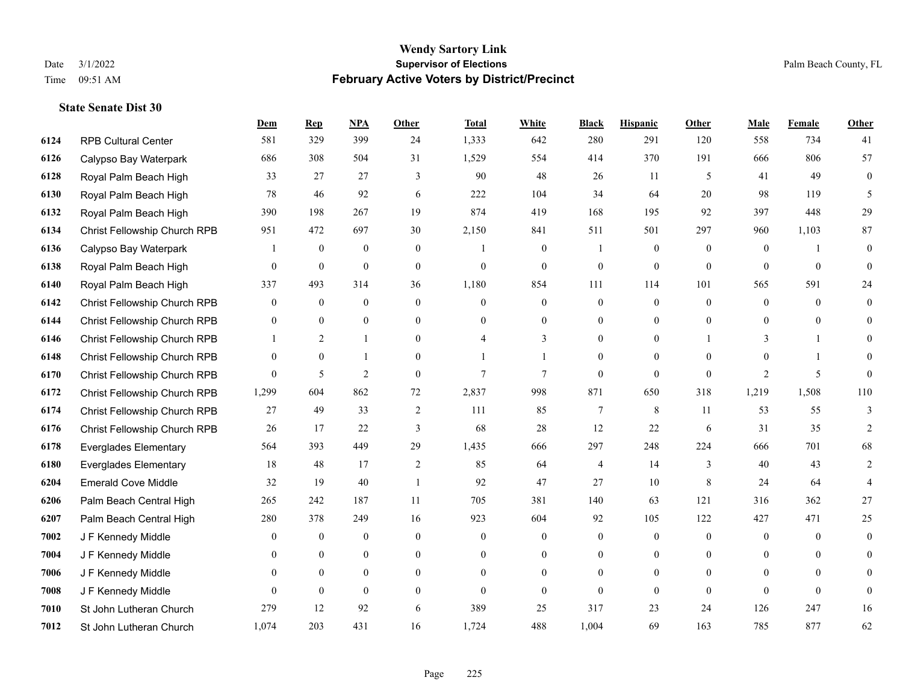# Wendy Sartory Link
## Supervisor of Elections
## February Active Voters by District/Precinct

Date 3/1/2022
Time 09:51 AM

Palm Beach County, FL

### State Senate Dist 30

| | | Dem | Rep | NPA | Other | Total | White | Black | Hispanic | Other | Male | Female | Other |
|---|---|---|---|---|---|---|---|---|---|---|---|---|---|
| 6124 | RPB Cultural Center | 581 | 329 | 399 | 24 | 1,333 | 642 | 280 | 291 | 120 | 558 | 734 | 41 |
| 6126 | Calypso Bay Waterpark | 686 | 308 | 504 | 31 | 1,529 | 554 | 414 | 370 | 191 | 666 | 806 | 57 |
| 6128 | Royal Palm Beach High | 33 | 27 | 27 | 3 | 90 | 48 | 26 | 11 | 5 | 41 | 49 | 0 |
| 6130 | Royal Palm Beach High | 78 | 46 | 92 | 6 | 222 | 104 | 34 | 64 | 20 | 98 | 119 | 5 |
| 6132 | Royal Palm Beach High | 390 | 198 | 267 | 19 | 874 | 419 | 168 | 195 | 92 | 397 | 448 | 29 |
| 6134 | Christ Fellowship Church RPB | 951 | 472 | 697 | 30 | 2,150 | 841 | 511 | 501 | 297 | 960 | 1,103 | 87 |
| 6136 | Calypso Bay Waterpark | 1 | 0 | 0 | 0 | 1 | 0 | 1 | 0 | 0 | 0 | 1 | 0 |
| 6138 | Royal Palm Beach High | 0 | 0 | 0 | 0 | 0 | 0 | 0 | 0 | 0 | 0 | 0 | 0 |
| 6140 | Royal Palm Beach High | 337 | 493 | 314 | 36 | 1,180 | 854 | 111 | 114 | 101 | 565 | 591 | 24 |
| 6142 | Christ Fellowship Church RPB | 0 | 0 | 0 | 0 | 0 | 0 | 0 | 0 | 0 | 0 | 0 | 0 |
| 6144 | Christ Fellowship Church RPB | 0 | 0 | 0 | 0 | 0 | 0 | 0 | 0 | 0 | 0 | 0 | 0 |
| 6146 | Christ Fellowship Church RPB | 1 | 2 | 1 | 0 | 4 | 3 | 0 | 0 | 1 | 3 | 1 | 0 |
| 6148 | Christ Fellowship Church RPB | 0 | 0 | 1 | 0 | 1 | 1 | 0 | 0 | 0 | 0 | 1 | 0 |
| 6170 | Christ Fellowship Church RPB | 0 | 5 | 2 | 0 | 7 | 7 | 0 | 0 | 0 | 2 | 5 | 0 |
| 6172 | Christ Fellowship Church RPB | 1,299 | 604 | 862 | 72 | 2,837 | 998 | 871 | 650 | 318 | 1,219 | 1,508 | 110 |
| 6174 | Christ Fellowship Church RPB | 27 | 49 | 33 | 2 | 111 | 85 | 7 | 8 | 11 | 53 | 55 | 3 |
| 6176 | Christ Fellowship Church RPB | 26 | 17 | 22 | 3 | 68 | 28 | 12 | 22 | 6 | 31 | 35 | 2 |
| 6178 | Everglades Elementary | 564 | 393 | 449 | 29 | 1,435 | 666 | 297 | 248 | 224 | 666 | 701 | 68 |
| 6180 | Everglades Elementary | 18 | 48 | 17 | 2 | 85 | 64 | 4 | 14 | 3 | 40 | 43 | 2 |
| 6204 | Emerald Cove Middle | 32 | 19 | 40 | 1 | 92 | 47 | 27 | 10 | 8 | 24 | 64 | 4 |
| 6206 | Palm Beach Central High | 265 | 242 | 187 | 11 | 705 | 381 | 140 | 63 | 121 | 316 | 362 | 27 |
| 6207 | Palm Beach Central High | 280 | 378 | 249 | 16 | 923 | 604 | 92 | 105 | 122 | 427 | 471 | 25 |
| 7002 | J F Kennedy Middle | 0 | 0 | 0 | 0 | 0 | 0 | 0 | 0 | 0 | 0 | 0 | 0 |
| 7004 | J F Kennedy Middle | 0 | 0 | 0 | 0 | 0 | 0 | 0 | 0 | 0 | 0 | 0 | 0 |
| 7006 | J F Kennedy Middle | 0 | 0 | 0 | 0 | 0 | 0 | 0 | 0 | 0 | 0 | 0 | 0 |
| 7008 | J F Kennedy Middle | 0 | 0 | 0 | 0 | 0 | 0 | 0 | 0 | 0 | 0 | 0 | 0 |
| 7010 | St John Lutheran Church | 279 | 12 | 92 | 6 | 389 | 25 | 317 | 23 | 24 | 126 | 247 | 16 |
| 7012 | St John Lutheran Church | 1,074 | 203 | 431 | 16 | 1,724 | 488 | 1,004 | 69 | 163 | 785 | 877 | 62 |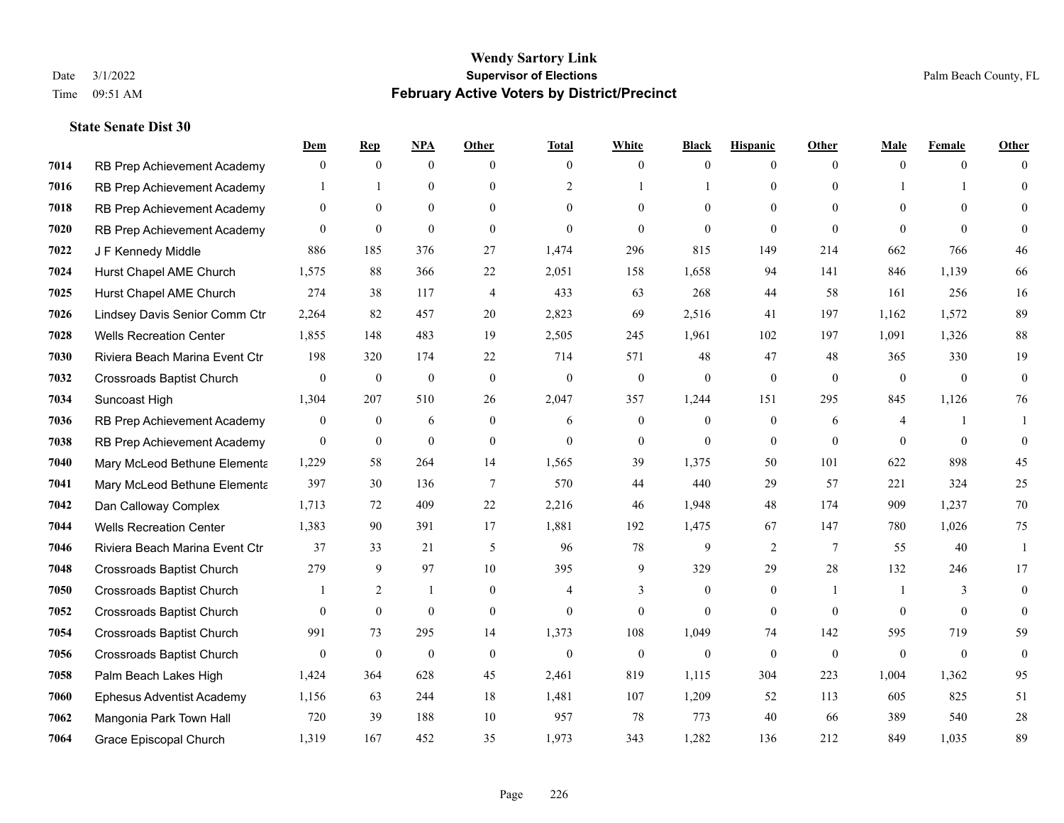# Wendy Sartory Link
## Supervisor of Elections
## February Active Voters by District/Precinct

Date 3/1/2022
Time 09:51 AM

Palm Beach County, FL

### State Senate Dist 30

| | | Dem | Rep | NPA | Other | Total | White | Black | Hispanic | Other | Male | Female | Other |
|---|---|---|---|---|---|---|---|---|---|---|---|---|---|
| 7014 | RB Prep Achievement Academy | 0 | 0 | 0 | 0 | 0 | 0 | 0 | 0 | 0 | 0 | 0 | 0 |
| 7016 | RB Prep Achievement Academy | 1 | 1 | 0 | 0 | 2 | 1 | 1 | 0 | 0 | 1 | 1 | 0 |
| 7018 | RB Prep Achievement Academy | 0 | 0 | 0 | 0 | 0 | 0 | 0 | 0 | 0 | 0 | 0 | 0 |
| 7020 | RB Prep Achievement Academy | 0 | 0 | 0 | 0 | 0 | 0 | 0 | 0 | 0 | 0 | 0 | 0 |
| 7022 | J F Kennedy Middle | 886 | 185 | 376 | 27 | 1,474 | 296 | 815 | 149 | 214 | 662 | 766 | 46 |
| 7024 | Hurst Chapel AME Church | 1,575 | 88 | 366 | 22 | 2,051 | 158 | 1,658 | 94 | 141 | 846 | 1,139 | 66 |
| 7025 | Hurst Chapel AME Church | 274 | 38 | 117 | 4 | 433 | 63 | 268 | 44 | 58 | 161 | 256 | 16 |
| 7026 | Lindsey Davis Senior Comm Ctr | 2,264 | 82 | 457 | 20 | 2,823 | 69 | 2,516 | 41 | 197 | 1,162 | 1,572 | 89 |
| 7028 | Wells Recreation Center | 1,855 | 148 | 483 | 19 | 2,505 | 245 | 1,961 | 102 | 197 | 1,091 | 1,326 | 88 |
| 7030 | Riviera Beach Marina Event Ctr | 198 | 320 | 174 | 22 | 714 | 571 | 48 | 47 | 48 | 365 | 330 | 19 |
| 7032 | Crossroads Baptist Church | 0 | 0 | 0 | 0 | 0 | 0 | 0 | 0 | 0 | 0 | 0 | 0 |
| 7034 | Suncoast High | 1,304 | 207 | 510 | 26 | 2,047 | 357 | 1,244 | 151 | 295 | 845 | 1,126 | 76 |
| 7036 | RB Prep Achievement Academy | 0 | 0 | 6 | 0 | 6 | 0 | 0 | 0 | 6 | 4 | 1 | 1 |
| 7038 | RB Prep Achievement Academy | 0 | 0 | 0 | 0 | 0 | 0 | 0 | 0 | 0 | 0 | 0 | 0 |
| 7040 | Mary McLeod Bethune Elementa | 1,229 | 58 | 264 | 14 | 1,565 | 39 | 1,375 | 50 | 101 | 622 | 898 | 45 |
| 7041 | Mary McLeod Bethune Elementa | 397 | 30 | 136 | 7 | 570 | 44 | 440 | 29 | 57 | 221 | 324 | 25 |
| 7042 | Dan Calloway Complex | 1,713 | 72 | 409 | 22 | 2,216 | 46 | 1,948 | 48 | 174 | 909 | 1,237 | 70 |
| 7044 | Wells Recreation Center | 1,383 | 90 | 391 | 17 | 1,881 | 192 | 1,475 | 67 | 147 | 780 | 1,026 | 75 |
| 7046 | Riviera Beach Marina Event Ctr | 37 | 33 | 21 | 5 | 96 | 78 | 9 | 2 | 7 | 55 | 40 | 1 |
| 7048 | Crossroads Baptist Church | 279 | 9 | 97 | 10 | 395 | 9 | 329 | 29 | 28 | 132 | 246 | 17 |
| 7050 | Crossroads Baptist Church | 1 | 2 | 1 | 0 | 4 | 3 | 0 | 0 | 1 | 1 | 3 | 0 |
| 7052 | Crossroads Baptist Church | 0 | 0 | 0 | 0 | 0 | 0 | 0 | 0 | 0 | 0 | 0 | 0 |
| 7054 | Crossroads Baptist Church | 991 | 73 | 295 | 14 | 1,373 | 108 | 1,049 | 74 | 142 | 595 | 719 | 59 |
| 7056 | Crossroads Baptist Church | 0 | 0 | 0 | 0 | 0 | 0 | 0 | 0 | 0 | 0 | 0 | 0 |
| 7058 | Palm Beach Lakes High | 1,424 | 364 | 628 | 45 | 2,461 | 819 | 1,115 | 304 | 223 | 1,004 | 1,362 | 95 |
| 7060 | Ephesus Adventist Academy | 1,156 | 63 | 244 | 18 | 1,481 | 107 | 1,209 | 52 | 113 | 605 | 825 | 51 |
| 7062 | Mangonia Park Town Hall | 720 | 39 | 188 | 10 | 957 | 78 | 773 | 40 | 66 | 389 | 540 | 28 |
| 7064 | Grace Episcopal Church | 1,319 | 167 | 452 | 35 | 1,973 | 343 | 1,282 | 136 | 212 | 849 | 1,035 | 89 |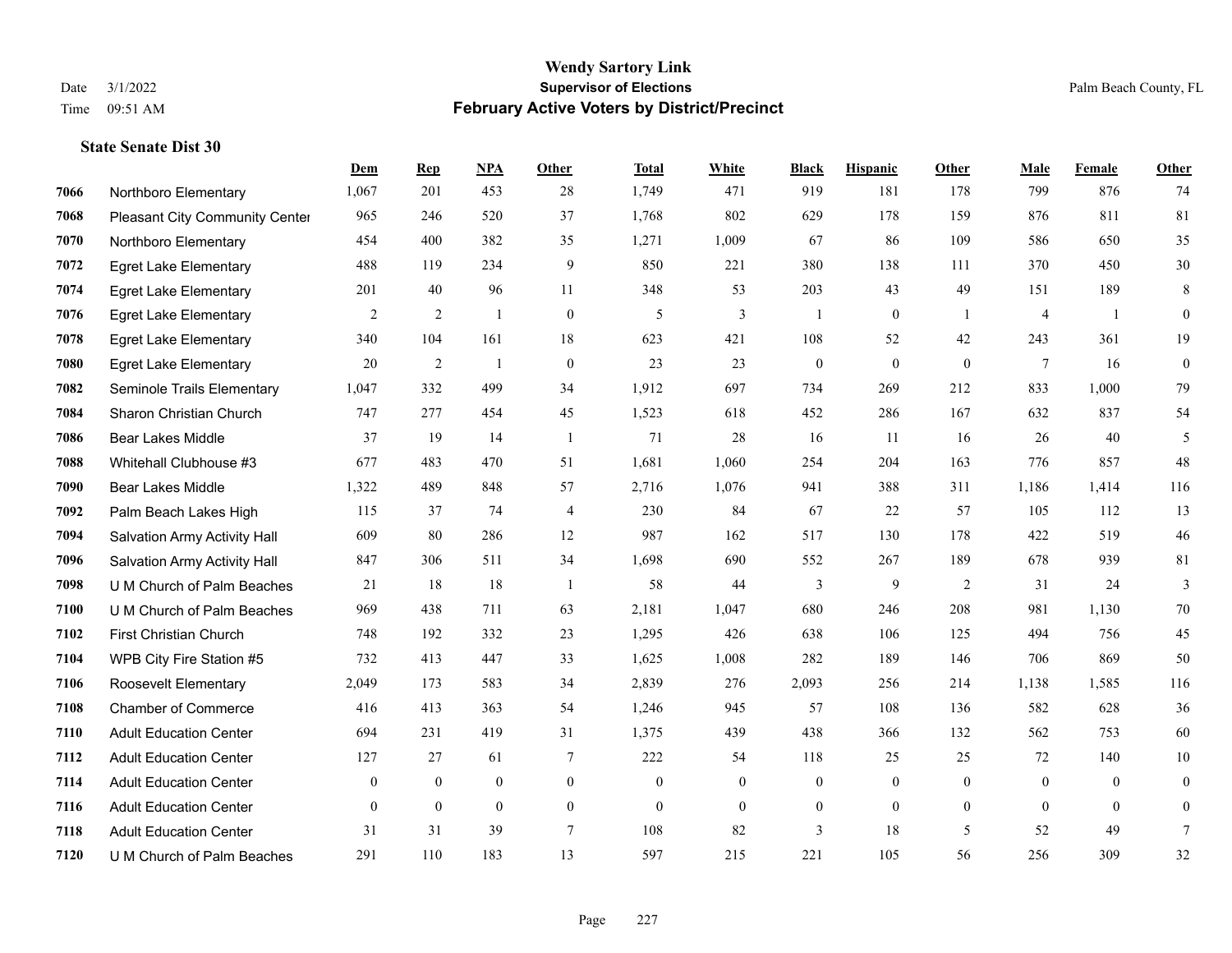# Wendy Sartory Link

## Supervisor of Elections

## February Active Voters by District/Precinct

Date 3/1/2022
Time 09:51 AM

Palm Beach County, FL

### State Senate Dist 30

| | | Dem | Rep | NPA | Other | Total | White | Black | Hispanic | Other | Male | Female | Other |
|---|---|---|---|---|---|---|---|---|---|---|---|---|---|
| 7066 | Northboro Elementary | 1,067 | 201 | 453 | 28 | 1,749 | 471 | 919 | 181 | 178 | 799 | 876 | 74 |
| 7068 | Pleasant City Community Center | 965 | 246 | 520 | 37 | 1,768 | 802 | 629 | 178 | 159 | 876 | 811 | 81 |
| 7070 | Northboro Elementary | 454 | 400 | 382 | 35 | 1,271 | 1,009 | 67 | 86 | 109 | 586 | 650 | 35 |
| 7072 | Egret Lake Elementary | 488 | 119 | 234 | 9 | 850 | 221 | 380 | 138 | 111 | 370 | 450 | 30 |
| 7074 | Egret Lake Elementary | 201 | 40 | 96 | 11 | 348 | 53 | 203 | 43 | 49 | 151 | 189 | 8 |
| 7076 | Egret Lake Elementary | 2 | 2 | 1 | 0 | 5 | 3 | 1 | 0 | 1 | 4 | 1 | 0 |
| 7078 | Egret Lake Elementary | 340 | 104 | 161 | 18 | 623 | 421 | 108 | 52 | 42 | 243 | 361 | 19 |
| 7080 | Egret Lake Elementary | 20 | 2 | 1 | 0 | 23 | 23 | 0 | 0 | 0 | 7 | 16 | 0 |
| 7082 | Seminole Trails Elementary | 1,047 | 332 | 499 | 34 | 1,912 | 697 | 734 | 269 | 212 | 833 | 1,000 | 79 |
| 7084 | Sharon Christian Church | 747 | 277 | 454 | 45 | 1,523 | 618 | 452 | 286 | 167 | 632 | 837 | 54 |
| 7086 | Bear Lakes Middle | 37 | 19 | 14 | 1 | 71 | 28 | 16 | 11 | 16 | 26 | 40 | 5 |
| 7088 | Whitehall Clubhouse #3 | 677 | 483 | 470 | 51 | 1,681 | 1,060 | 254 | 204 | 163 | 776 | 857 | 48 |
| 7090 | Bear Lakes Middle | 1,322 | 489 | 848 | 57 | 2,716 | 1,076 | 941 | 388 | 311 | 1,186 | 1,414 | 116 |
| 7092 | Palm Beach Lakes High | 115 | 37 | 74 | 4 | 230 | 84 | 67 | 22 | 57 | 105 | 112 | 13 |
| 7094 | Salvation Army Activity Hall | 609 | 80 | 286 | 12 | 987 | 162 | 517 | 130 | 178 | 422 | 519 | 46 |
| 7096 | Salvation Army Activity Hall | 847 | 306 | 511 | 34 | 1,698 | 690 | 552 | 267 | 189 | 678 | 939 | 81 |
| 7098 | U M Church of Palm Beaches | 21 | 18 | 18 | 1 | 58 | 44 | 3 | 9 | 2 | 31 | 24 | 3 |
| 7100 | U M Church of Palm Beaches | 969 | 438 | 711 | 63 | 2,181 | 1,047 | 680 | 246 | 208 | 981 | 1,130 | 70 |
| 7102 | First Christian Church | 748 | 192 | 332 | 23 | 1,295 | 426 | 638 | 106 | 125 | 494 | 756 | 45 |
| 7104 | WPB City Fire Station #5 | 732 | 413 | 447 | 33 | 1,625 | 1,008 | 282 | 189 | 146 | 706 | 869 | 50 |
| 7106 | Roosevelt Elementary | 2,049 | 173 | 583 | 34 | 2,839 | 276 | 2,093 | 256 | 214 | 1,138 | 1,585 | 116 |
| 7108 | Chamber of Commerce | 416 | 413 | 363 | 54 | 1,246 | 945 | 57 | 108 | 136 | 582 | 628 | 36 |
| 7110 | Adult Education Center | 694 | 231 | 419 | 31 | 1,375 | 439 | 438 | 366 | 132 | 562 | 753 | 60 |
| 7112 | Adult Education Center | 127 | 27 | 61 | 7 | 222 | 54 | 118 | 25 | 25 | 72 | 140 | 10 |
| 7114 | Adult Education Center | 0 | 0 | 0 | 0 | 0 | 0 | 0 | 0 | 0 | 0 | 0 | 0 |
| 7116 | Adult Education Center | 0 | 0 | 0 | 0 | 0 | 0 | 0 | 0 | 0 | 0 | 0 | 0 |
| 7118 | Adult Education Center | 31 | 31 | 39 | 7 | 108 | 82 | 3 | 18 | 5 | 52 | 49 | 7 |
| 7120 | U M Church of Palm Beaches | 291 | 110 | 183 | 13 | 597 | 215 | 221 | 105 | 56 | 256 | 309 | 32 |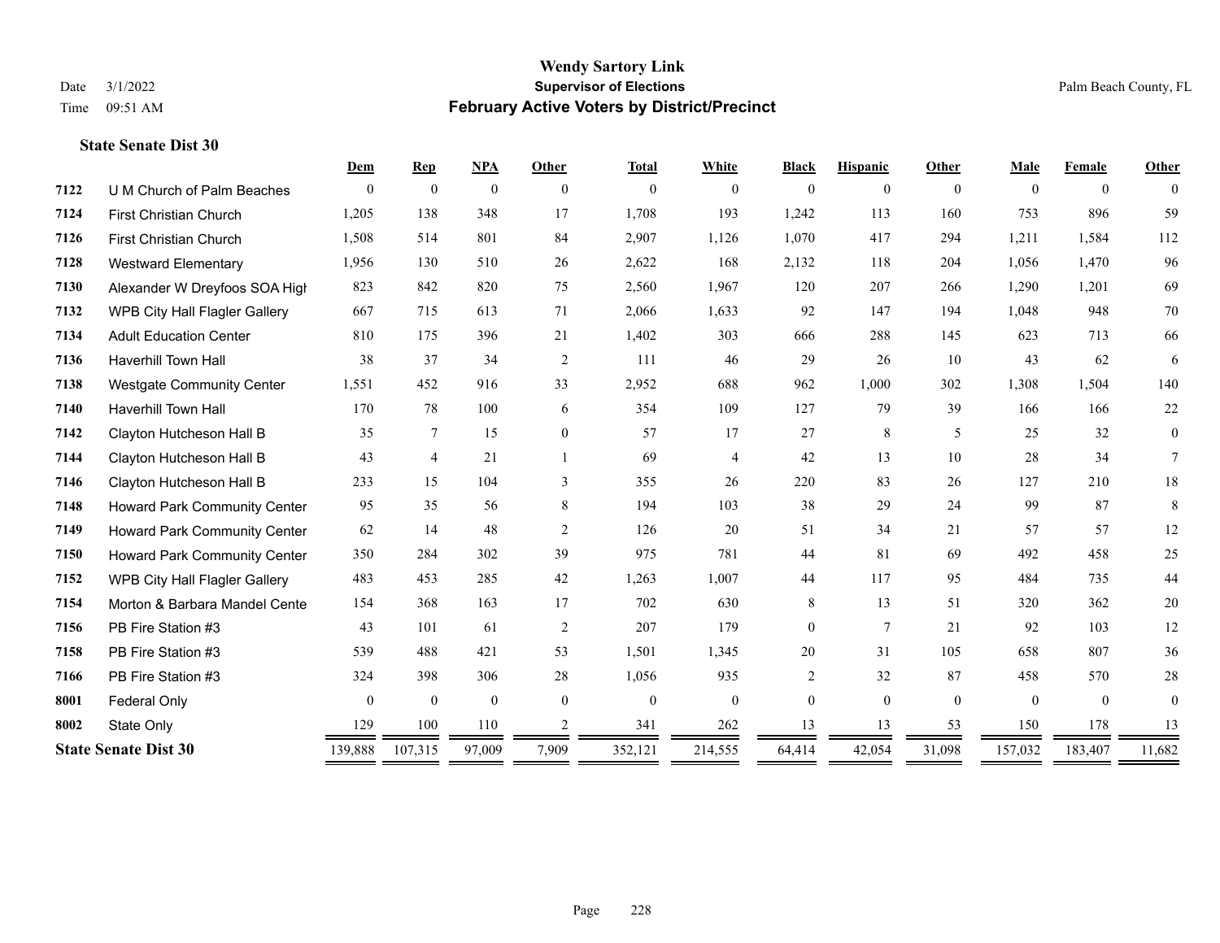# Wendy Sartory Link

**Supervisor of Elections**

**February Active Voters by District/Precinct**

Date 3/1/2022

Time 09:51 AM

Palm Beach County, FL

**State Senate Dist 30**

| | | Dem | Rep | NPA | Other | Total | White | Black | Hispanic | Other | Male | Female | Other |
|---|---|---|---|---|---|---|---|---|---|---|---|---|---|
| 7122 | U M Church of Palm Beaches | 0 | 0 | 0 | 0 | 0 | 0 | 0 | 0 | 0 | 0 | 0 | 0 |
| 7124 | First Christian Church | 1,205 | 138 | 348 | 17 | 1,708 | 193 | 1,242 | 113 | 160 | 753 | 896 | 59 |
| 7126 | First Christian Church | 1,508 | 514 | 801 | 84 | 2,907 | 1,126 | 1,070 | 417 | 294 | 1,211 | 1,584 | 112 |
| 7128 | Westward Elementary | 1,956 | 130 | 510 | 26 | 2,622 | 168 | 2,132 | 118 | 204 | 1,056 | 1,470 | 96 |
| 7130 | Alexander W Dreyfoos SOA High | 823 | 842 | 820 | 75 | 2,560 | 1,967 | 120 | 207 | 266 | 1,290 | 1,201 | 69 |
| 7132 | WPB City Hall Flagler Gallery | 667 | 715 | 613 | 71 | 2,066 | 1,633 | 92 | 147 | 194 | 1,048 | 948 | 70 |
| 7134 | Adult Education Center | 810 | 175 | 396 | 21 | 1,402 | 303 | 666 | 288 | 145 | 623 | 713 | 66 |
| 7136 | Haverhill Town Hall | 38 | 37 | 34 | 2 | 111 | 46 | 29 | 26 | 10 | 43 | 62 | 6 |
| 7138 | Westgate Community Center | 1,551 | 452 | 916 | 33 | 2,952 | 688 | 962 | 1,000 | 302 | 1,308 | 1,504 | 140 |
| 7140 | Haverhill Town Hall | 170 | 78 | 100 | 6 | 354 | 109 | 127 | 79 | 39 | 166 | 166 | 22 |
| 7142 | Clayton Hutcheson Hall B | 35 | 7 | 15 | 0 | 57 | 17 | 27 | 8 | 5 | 25 | 32 | 0 |
| 7144 | Clayton Hutcheson Hall B | 43 | 4 | 21 | 1 | 69 | 4 | 42 | 13 | 10 | 28 | 34 | 7 |
| 7146 | Clayton Hutcheson Hall B | 233 | 15 | 104 | 3 | 355 | 26 | 220 | 83 | 26 | 127 | 210 | 18 |
| 7148 | Howard Park Community Center | 95 | 35 | 56 | 8 | 194 | 103 | 38 | 29 | 24 | 99 | 87 | 8 |
| 7149 | Howard Park Community Center | 62 | 14 | 48 | 2 | 126 | 20 | 51 | 34 | 21 | 57 | 57 | 12 |
| 7150 | Howard Park Community Center | 350 | 284 | 302 | 39 | 975 | 781 | 44 | 81 | 69 | 492 | 458 | 25 |
| 7152 | WPB City Hall Flagler Gallery | 483 | 453 | 285 | 42 | 1,263 | 1,007 | 44 | 117 | 95 | 484 | 735 | 44 |
| 7154 | Morton & Barbara Mandel Cente | 154 | 368 | 163 | 17 | 702 | 630 | 8 | 13 | 51 | 320 | 362 | 20 |
| 7156 | PB Fire Station #3 | 43 | 101 | 61 | 2 | 207 | 179 | 0 | 7 | 21 | 92 | 103 | 12 |
| 7158 | PB Fire Station #3 | 539 | 488 | 421 | 53 | 1,501 | 1,345 | 20 | 31 | 105 | 658 | 807 | 36 |
| 7166 | PB Fire Station #3 | 324 | 398 | 306 | 28 | 1,056 | 935 | 2 | 32 | 87 | 458 | 570 | 28 |
| 8001 | Federal Only | 0 | 0 | 0 | 0 | 0 | 0 | 0 | 0 | 0 | 0 | 0 | 0 |
| 8002 | State Only | 129 | 100 | 110 | 2 | 341 | 262 | 13 | 13 | 53 | 150 | 178 | 13 |
| **State Senate Dist 30** | | 139,888 | 107,315 | 97,009 | 7,909 | 352,121 | 214,555 | 64,414 | 42,054 | 31,098 | 157,032 | 183,407 | 11,682 |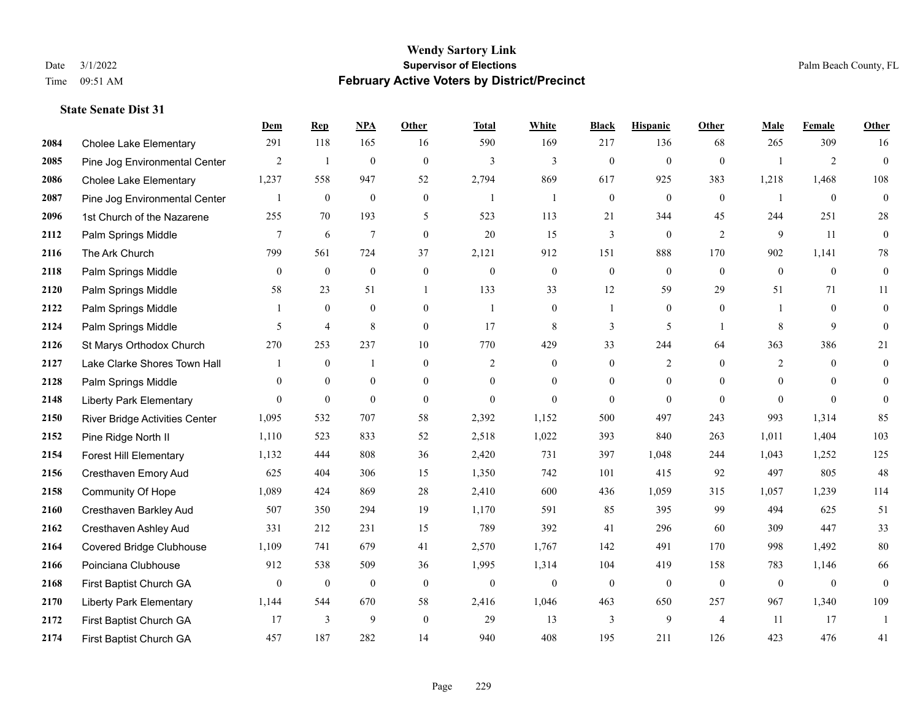**Wendy Sartory Link**
**Supervisor of Elections**
**February Active Voters by District/Precinct**

Date 3/1/2022
Time 09:51 AM
Palm Beach County, FL

### State Senate Dist 31

| | | Dem | Rep | NPA | Other | Total | White | Black | Hispanic | Other | Male | Female | Other |
|---|---|---|---|---|---|---|---|---|---|---|---|---|---|
| 2084 | Cholee Lake Elementary | 291 | 118 | 165 | 16 | 590 | 169 | 217 | 136 | 68 | 265 | 309 | 16 |
| 2085 | Pine Jog Environmental Center | 2 | 1 | 0 | 0 | 3 | 3 | 0 | 0 | 0 | 1 | 2 | 0 |
| 2086 | Cholee Lake Elementary | 1,237 | 558 | 947 | 52 | 2,794 | 869 | 617 | 925 | 383 | 1,218 | 1,468 | 108 |
| 2087 | Pine Jog Environmental Center | 1 | 0 | 0 | 0 | 1 | 1 | 0 | 0 | 0 | 1 | 0 | 0 |
| 2096 | 1st Church of the Nazarene | 255 | 70 | 193 | 5 | 523 | 113 | 21 | 344 | 45 | 244 | 251 | 28 |
| 2112 | Palm Springs Middle | 7 | 6 | 7 | 0 | 20 | 15 | 3 | 0 | 2 | 9 | 11 | 0 |
| 2116 | The Ark Church | 799 | 561 | 724 | 37 | 2,121 | 912 | 151 | 888 | 170 | 902 | 1,141 | 78 |
| 2118 | Palm Springs Middle | 0 | 0 | 0 | 0 | 0 | 0 | 0 | 0 | 0 | 0 | 0 | 0 |
| 2120 | Palm Springs Middle | 58 | 23 | 51 | 1 | 133 | 33 | 12 | 59 | 29 | 51 | 71 | 11 |
| 2122 | Palm Springs Middle | 1 | 0 | 0 | 0 | 1 | 0 | 1 | 0 | 0 | 1 | 0 | 0 |
| 2124 | Palm Springs Middle | 5 | 4 | 8 | 0 | 17 | 8 | 3 | 5 | 1 | 8 | 9 | 0 |
| 2126 | St Marys Orthodox Church | 270 | 253 | 237 | 10 | 770 | 429 | 33 | 244 | 64 | 363 | 386 | 21 |
| 2127 | Lake Clarke Shores Town Hall | 1 | 0 | 1 | 0 | 2 | 0 | 0 | 2 | 0 | 2 | 0 | 0 |
| 2128 | Palm Springs Middle | 0 | 0 | 0 | 0 | 0 | 0 | 0 | 0 | 0 | 0 | 0 | 0 |
| 2148 | Liberty Park Elementary | 0 | 0 | 0 | 0 | 0 | 0 | 0 | 0 | 0 | 0 | 0 | 0 |
| 2150 | River Bridge Activities Center | 1,095 | 532 | 707 | 58 | 2,392 | 1,152 | 500 | 497 | 243 | 993 | 1,314 | 85 |
| 2152 | Pine Ridge North II | 1,110 | 523 | 833 | 52 | 2,518 | 1,022 | 393 | 840 | 263 | 1,011 | 1,404 | 103 |
| 2154 | Forest Hill Elementary | 1,132 | 444 | 808 | 36 | 2,420 | 731 | 397 | 1,048 | 244 | 1,043 | 1,252 | 125 |
| 2156 | Cresthaven Emory Aud | 625 | 404 | 306 | 15 | 1,350 | 742 | 101 | 415 | 92 | 497 | 805 | 48 |
| 2158 | Community Of Hope | 1,089 | 424 | 869 | 28 | 2,410 | 600 | 436 | 1,059 | 315 | 1,057 | 1,239 | 114 |
| 2160 | Cresthaven Barkley Aud | 507 | 350 | 294 | 19 | 1,170 | 591 | 85 | 395 | 99 | 494 | 625 | 51 |
| 2162 | Cresthaven Ashley Aud | 331 | 212 | 231 | 15 | 789 | 392 | 41 | 296 | 60 | 309 | 447 | 33 |
| 2164 | Covered Bridge Clubhouse | 1,109 | 741 | 679 | 41 | 2,570 | 1,767 | 142 | 491 | 170 | 998 | 1,492 | 80 |
| 2166 | Poinciana Clubhouse | 912 | 538 | 509 | 36 | 1,995 | 1,314 | 104 | 419 | 158 | 783 | 1,146 | 66 |
| 2168 | First Baptist Church GA | 0 | 0 | 0 | 0 | 0 | 0 | 0 | 0 | 0 | 0 | 0 | 0 |
| 2170 | Liberty Park Elementary | 1,144 | 544 | 670 | 58 | 2,416 | 1,046 | 463 | 650 | 257 | 967 | 1,340 | 109 |
| 2172 | First Baptist Church GA | 17 | 3 | 9 | 0 | 29 | 13 | 3 | 9 | 4 | 11 | 17 | 1 |
| 2174 | First Baptist Church GA | 457 | 187 | 282 | 14 | 940 | 408 | 195 | 211 | 126 | 423 | 476 | 41 |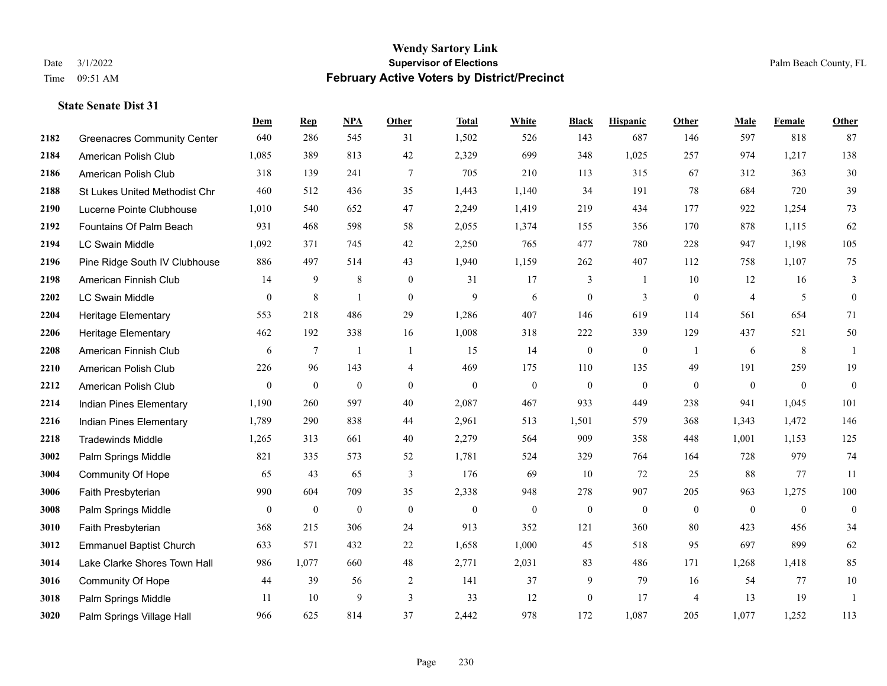# Wendy Sartory Link

**Supervisor of Elections**

**February Active Voters by District/Precinct**

Date 3/1/2022

Time 09:51 AM

Palm Beach County, FL

### State Senate Dist 31

| | | Dem | Rep | NPA | Other | Total | White | Black | Hispanic | Other | Male | Female | Other |
|---|---|---|---|---|---|---|---|---|---|---|---|---|---|
| 2182 | Greenacres Community Center | 640 | 286 | 545 | 31 | 1,502 | 526 | 143 | 687 | 146 | 597 | 818 | 87 |
| 2184 | American Polish Club | 1,085 | 389 | 813 | 42 | 2,329 | 699 | 348 | 1,025 | 257 | 974 | 1,217 | 138 |
| 2186 | American Polish Club | 318 | 139 | 241 | 7 | 705 | 210 | 113 | 315 | 67 | 312 | 363 | 30 |
| 2188 | St Lukes United Methodist Chr | 460 | 512 | 436 | 35 | 1,443 | 1,140 | 34 | 191 | 78 | 684 | 720 | 39 |
| 2190 | Lucerne Pointe Clubhouse | 1,010 | 540 | 652 | 47 | 2,249 | 1,419 | 219 | 434 | 177 | 922 | 1,254 | 73 |
| 2192 | Fountains Of Palm Beach | 931 | 468 | 598 | 58 | 2,055 | 1,374 | 155 | 356 | 170 | 878 | 1,115 | 62 |
| 2194 | LC Swain Middle | 1,092 | 371 | 745 | 42 | 2,250 | 765 | 477 | 780 | 228 | 947 | 1,198 | 105 |
| 2196 | Pine Ridge South IV Clubhouse | 886 | 497 | 514 | 43 | 1,940 | 1,159 | 262 | 407 | 112 | 758 | 1,107 | 75 |
| 2198 | American Finnish Club | 14 | 9 | 8 | 0 | 31 | 17 | 3 | 1 | 10 | 12 | 16 | 3 |
| 2202 | LC Swain Middle | 0 | 8 | 1 | 0 | 9 | 6 | 0 | 3 | 0 | 4 | 5 | 0 |
| 2204 | Heritage Elementary | 553 | 218 | 486 | 29 | 1,286 | 407 | 146 | 619 | 114 | 561 | 654 | 71 |
| 2206 | Heritage Elementary | 462 | 192 | 338 | 16 | 1,008 | 318 | 222 | 339 | 129 | 437 | 521 | 50 |
| 2208 | American Finnish Club | 6 | 7 | 1 | 1 | 15 | 14 | 0 | 0 | 1 | 6 | 8 | 1 |
| 2210 | American Polish Club | 226 | 96 | 143 | 4 | 469 | 175 | 110 | 135 | 49 | 191 | 259 | 19 |
| 2212 | American Polish Club | 0 | 0 | 0 | 0 | 0 | 0 | 0 | 0 | 0 | 0 | 0 | 0 |
| 2214 | Indian Pines Elementary | 1,190 | 260 | 597 | 40 | 2,087 | 467 | 933 | 449 | 238 | 941 | 1,045 | 101 |
| 2216 | Indian Pines Elementary | 1,789 | 290 | 838 | 44 | 2,961 | 513 | 1,501 | 579 | 368 | 1,343 | 1,472 | 146 |
| 2218 | Tradewinds Middle | 1,265 | 313 | 661 | 40 | 2,279 | 564 | 909 | 358 | 448 | 1,001 | 1,153 | 125 |
| 3002 | Palm Springs Middle | 821 | 335 | 573 | 52 | 1,781 | 524 | 329 | 764 | 164 | 728 | 979 | 74 |
| 3004 | Community Of Hope | 65 | 43 | 65 | 3 | 176 | 69 | 10 | 72 | 25 | 88 | 77 | 11 |
| 3006 | Faith Presbyterian | 990 | 604 | 709 | 35 | 2,338 | 948 | 278 | 907 | 205 | 963 | 1,275 | 100 |
| 3008 | Palm Springs Middle | 0 | 0 | 0 | 0 | 0 | 0 | 0 | 0 | 0 | 0 | 0 | 0 |
| 3010 | Faith Presbyterian | 368 | 215 | 306 | 24 | 913 | 352 | 121 | 360 | 80 | 423 | 456 | 34 |
| 3012 | Emmanuel Baptist Church | 633 | 571 | 432 | 22 | 1,658 | 1,000 | 45 | 518 | 95 | 697 | 899 | 62 |
| 3014 | Lake Clarke Shores Town Hall | 986 | 1,077 | 660 | 48 | 2,771 | 2,031 | 83 | 486 | 171 | 1,268 | 1,418 | 85 |
| 3016 | Community Of Hope | 44 | 39 | 56 | 2 | 141 | 37 | 9 | 79 | 16 | 54 | 77 | 10 |
| 3018 | Palm Springs Middle | 11 | 10 | 9 | 3 | 33 | 12 | 0 | 17 | 4 | 13 | 19 | 1 |
| 3020 | Palm Springs Village Hall | 966 | 625 | 814 | 37 | 2,442 | 978 | 172 | 1,087 | 205 | 1,077 | 1,252 | 113 |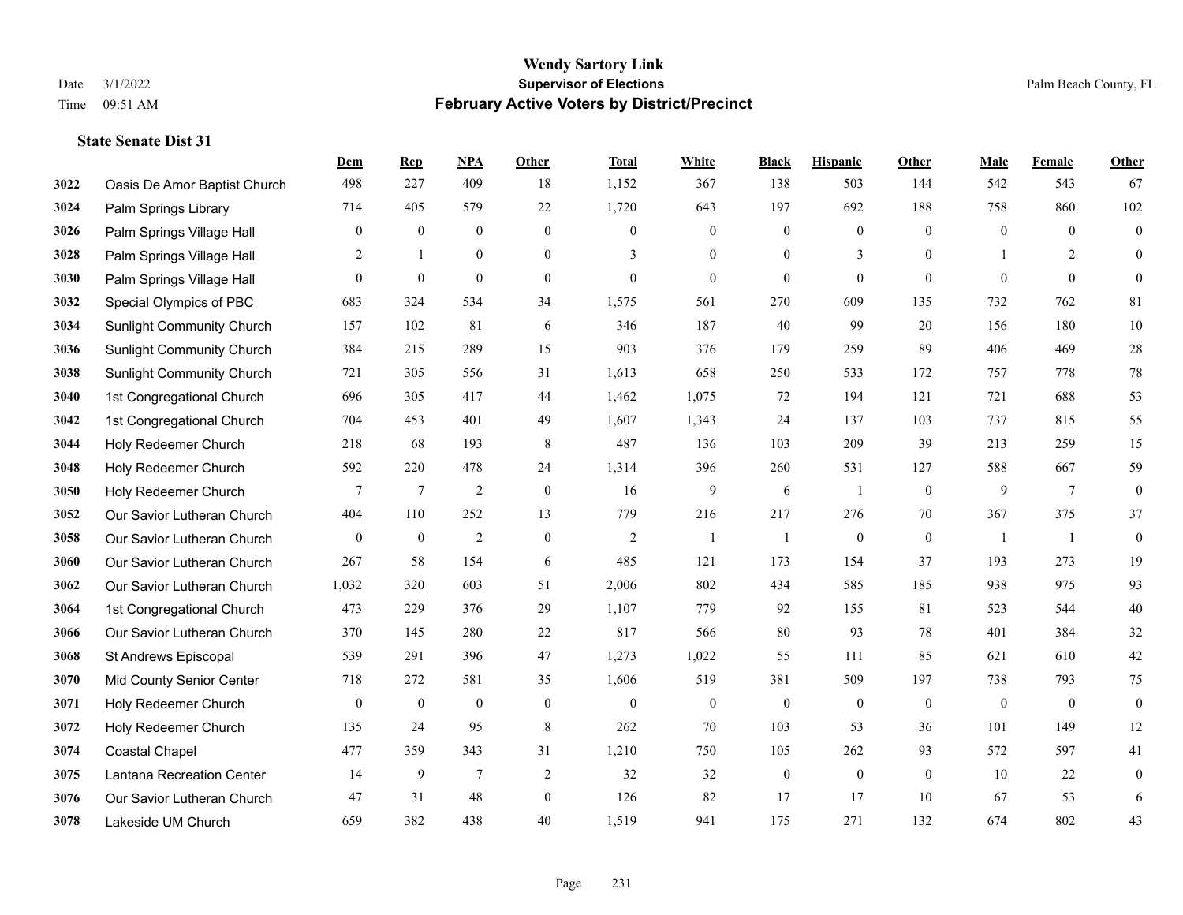### State Senate Dist 31

| | | Dem | Rep | NPA | Other | Total | White | Black | Hispanic | Other | Male | Female | Other |
|---|---|---|---|---|---|---|---|---|---|---|---|---|---|
| 3022 | Oasis De Amor Baptist Church | 498 | 227 | 409 | 18 | 1,152 | 367 | 138 | 503 | 144 | 542 | 543 | 67 |
| 3024 | Palm Springs Library | 714 | 405 | 579 | 22 | 1,720 | 643 | 197 | 692 | 188 | 758 | 860 | 102 |
| 3026 | Palm Springs Village Hall | 0 | 0 | 0 | 0 | 0 | 0 | 0 | 0 | 0 | 0 | 0 | 0 |
| 3028 | Palm Springs Village Hall | 2 | 1 | 0 | 0 | 3 | 0 | 0 | 3 | 0 | 1 | 2 | 0 |
| 3030 | Palm Springs Village Hall | 0 | 0 | 0 | 0 | 0 | 0 | 0 | 0 | 0 | 0 | 0 | 0 |
| 3032 | Special Olympics of PBC | 683 | 324 | 534 | 34 | 1,575 | 561 | 270 | 609 | 135 | 732 | 762 | 81 |
| 3034 | Sunlight Community Church | 157 | 102 | 81 | 6 | 346 | 187 | 40 | 99 | 20 | 156 | 180 | 10 |
| 3036 | Sunlight Community Church | 384 | 215 | 289 | 15 | 903 | 376 | 179 | 259 | 89 | 406 | 469 | 28 |
| 3038 | Sunlight Community Church | 721 | 305 | 556 | 31 | 1,613 | 658 | 250 | 533 | 172 | 757 | 778 | 78 |
| 3040 | 1st Congregational Church | 696 | 305 | 417 | 44 | 1,462 | 1,075 | 72 | 194 | 121 | 721 | 688 | 53 |
| 3042 | 1st Congregational Church | 704 | 453 | 401 | 49 | 1,607 | 1,343 | 24 | 137 | 103 | 737 | 815 | 55 |
| 3044 | Holy Redeemer Church | 218 | 68 | 193 | 8 | 487 | 136 | 103 | 209 | 39 | 213 | 259 | 15 |
| 3048 | Holy Redeemer Church | 592 | 220 | 478 | 24 | 1,314 | 396 | 260 | 531 | 127 | 588 | 667 | 59 |
| 3050 | Holy Redeemer Church | 7 | 7 | 2 | 0 | 16 | 9 | 6 | 1 | 0 | 9 | 7 | 0 |
| 3052 | Our Savior Lutheran Church | 404 | 110 | 252 | 13 | 779 | 216 | 217 | 276 | 70 | 367 | 375 | 37 |
| 3058 | Our Savior Lutheran Church | 0 | 0 | 2 | 0 | 2 | 1 | 1 | 0 | 0 | 1 | 1 | 0 |
| 3060 | Our Savior Lutheran Church | 267 | 58 | 154 | 6 | 485 | 121 | 173 | 154 | 37 | 193 | 273 | 19 |
| 3062 | Our Savior Lutheran Church | 1,032 | 320 | 603 | 51 | 2,006 | 802 | 434 | 585 | 185 | 938 | 975 | 93 |
| 3064 | 1st Congregational Church | 473 | 229 | 376 | 29 | 1,107 | 779 | 92 | 155 | 81 | 523 | 544 | 40 |
| 3066 | Our Savior Lutheran Church | 370 | 145 | 280 | 22 | 817 | 566 | 80 | 93 | 78 | 401 | 384 | 32 |
| 3068 | St Andrews Episcopal | 539 | 291 | 396 | 47 | 1,273 | 1,022 | 55 | 111 | 85 | 621 | 610 | 42 |
| 3070 | Mid County Senior Center | 718 | 272 | 581 | 35 | 1,606 | 519 | 381 | 509 | 197 | 738 | 793 | 75 |
| 3071 | Holy Redeemer Church | 0 | 0 | 0 | 0 | 0 | 0 | 0 | 0 | 0 | 0 | 0 | 0 |
| 3072 | Holy Redeemer Church | 135 | 24 | 95 | 8 | 262 | 70 | 103 | 53 | 36 | 101 | 149 | 12 |
| 3074 | Coastal Chapel | 477 | 359 | 343 | 31 | 1,210 | 750 | 105 | 262 | 93 | 572 | 597 | 41 |
| 3075 | Lantana Recreation Center | 14 | 9 | 7 | 2 | 32 | 32 | 0 | 0 | 0 | 10 | 22 | 0 |
| 3076 | Our Savior Lutheran Church | 47 | 31 | 48 | 0 | 126 | 82 | 17 | 17 | 10 | 67 | 53 | 6 |
| 3078 | Lakeside UM Church | 659 | 382 | 438 | 40 | 1,519 | 941 | 175 | 271 | 132 | 674 | 802 | 43 |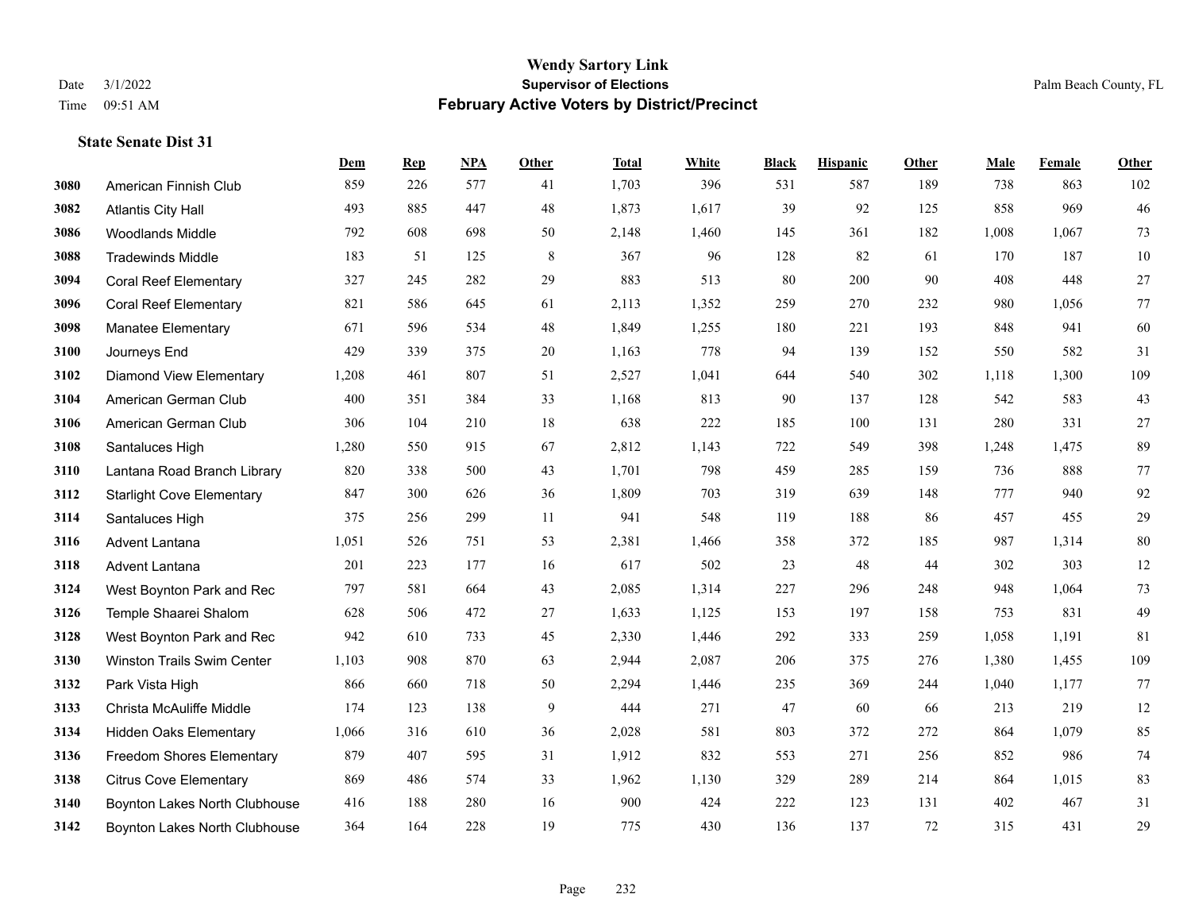# Wendy Sartory Link

## Supervisor of Elections

## February Active Voters by District/Precinct

Date 3/1/2022
Time 09:51 AM

Palm Beach County, FL

### State Senate Dist 31

| | | Dem | Rep | NPA | Other | Total | White | Black | Hispanic | Other | Male | Female | Other |
|---|---|---|---|---|---|---|---|---|---|---|---|---|---|
| 3080 | American Finnish Club | 859 | 226 | 577 | 41 | 1,703 | 396 | 531 | 587 | 189 | 738 | 863 | 102 |
| 3082 | Atlantis City Hall | 493 | 885 | 447 | 48 | 1,873 | 1,617 | 39 | 92 | 125 | 858 | 969 | 46 |
| 3086 | Woodlands Middle | 792 | 608 | 698 | 50 | 2,148 | 1,460 | 145 | 361 | 182 | 1,008 | 1,067 | 73 |
| 3088 | Tradewinds Middle | 183 | 51 | 125 | 8 | 367 | 96 | 128 | 82 | 61 | 170 | 187 | 10 |
| 3094 | Coral Reef Elementary | 327 | 245 | 282 | 29 | 883 | 513 | 80 | 200 | 90 | 408 | 448 | 27 |
| 3096 | Coral Reef Elementary | 821 | 586 | 645 | 61 | 2,113 | 1,352 | 259 | 270 | 232 | 980 | 1,056 | 77 |
| 3098 | Manatee Elementary | 671 | 596 | 534 | 48 | 1,849 | 1,255 | 180 | 221 | 193 | 848 | 941 | 60 |
| 3100 | Journeys End | 429 | 339 | 375 | 20 | 1,163 | 778 | 94 | 139 | 152 | 550 | 582 | 31 |
| 3102 | Diamond View Elementary | 1,208 | 461 | 807 | 51 | 2,527 | 1,041 | 644 | 540 | 302 | 1,118 | 1,300 | 109 |
| 3104 | American German Club | 400 | 351 | 384 | 33 | 1,168 | 813 | 90 | 137 | 128 | 542 | 583 | 43 |
| 3106 | American German Club | 306 | 104 | 210 | 18 | 638 | 222 | 185 | 100 | 131 | 280 | 331 | 27 |
| 3108 | Santaluces High | 1,280 | 550 | 915 | 67 | 2,812 | 1,143 | 722 | 549 | 398 | 1,248 | 1,475 | 89 |
| 3110 | Lantana Road Branch Library | 820 | 338 | 500 | 43 | 1,701 | 798 | 459 | 285 | 159 | 736 | 888 | 77 |
| 3112 | Starlight Cove Elementary | 847 | 300 | 626 | 36 | 1,809 | 703 | 319 | 639 | 148 | 777 | 940 | 92 |
| 3114 | Santaluces High | 375 | 256 | 299 | 11 | 941 | 548 | 119 | 188 | 86 | 457 | 455 | 29 |
| 3116 | Advent Lantana | 1,051 | 526 | 751 | 53 | 2,381 | 1,466 | 358 | 372 | 185 | 987 | 1,314 | 80 |
| 3118 | Advent Lantana | 201 | 223 | 177 | 16 | 617 | 502 | 23 | 48 | 44 | 302 | 303 | 12 |
| 3124 | West Boynton Park and Rec | 797 | 581 | 664 | 43 | 2,085 | 1,314 | 227 | 296 | 248 | 948 | 1,064 | 73 |
| 3126 | Temple Shaarei Shalom | 628 | 506 | 472 | 27 | 1,633 | 1,125 | 153 | 197 | 158 | 753 | 831 | 49 |
| 3128 | West Boynton Park and Rec | 942 | 610 | 733 | 45 | 2,330 | 1,446 | 292 | 333 | 259 | 1,058 | 1,191 | 81 |
| 3130 | Winston Trails Swim Center | 1,103 | 908 | 870 | 63 | 2,944 | 2,087 | 206 | 375 | 276 | 1,380 | 1,455 | 109 |
| 3132 | Park Vista High | 866 | 660 | 718 | 50 | 2,294 | 1,446 | 235 | 369 | 244 | 1,040 | 1,177 | 77 |
| 3133 | Christa McAuliffe Middle | 174 | 123 | 138 | 9 | 444 | 271 | 47 | 60 | 66 | 213 | 219 | 12 |
| 3134 | Hidden Oaks Elementary | 1,066 | 316 | 610 | 36 | 2,028 | 581 | 803 | 372 | 272 | 864 | 1,079 | 85 |
| 3136 | Freedom Shores Elementary | 879 | 407 | 595 | 31 | 1,912 | 832 | 553 | 271 | 256 | 852 | 986 | 74 |
| 3138 | Citrus Cove Elementary | 869 | 486 | 574 | 33 | 1,962 | 1,130 | 329 | 289 | 214 | 864 | 1,015 | 83 |
| 3140 | Boynton Lakes North Clubhouse | 416 | 188 | 280 | 16 | 900 | 424 | 222 | 123 | 131 | 402 | 467 | 31 |
| 3142 | Boynton Lakes North Clubhouse | 364 | 164 | 228 | 19 | 775 | 430 | 136 | 137 | 72 | 315 | 431 | 29 |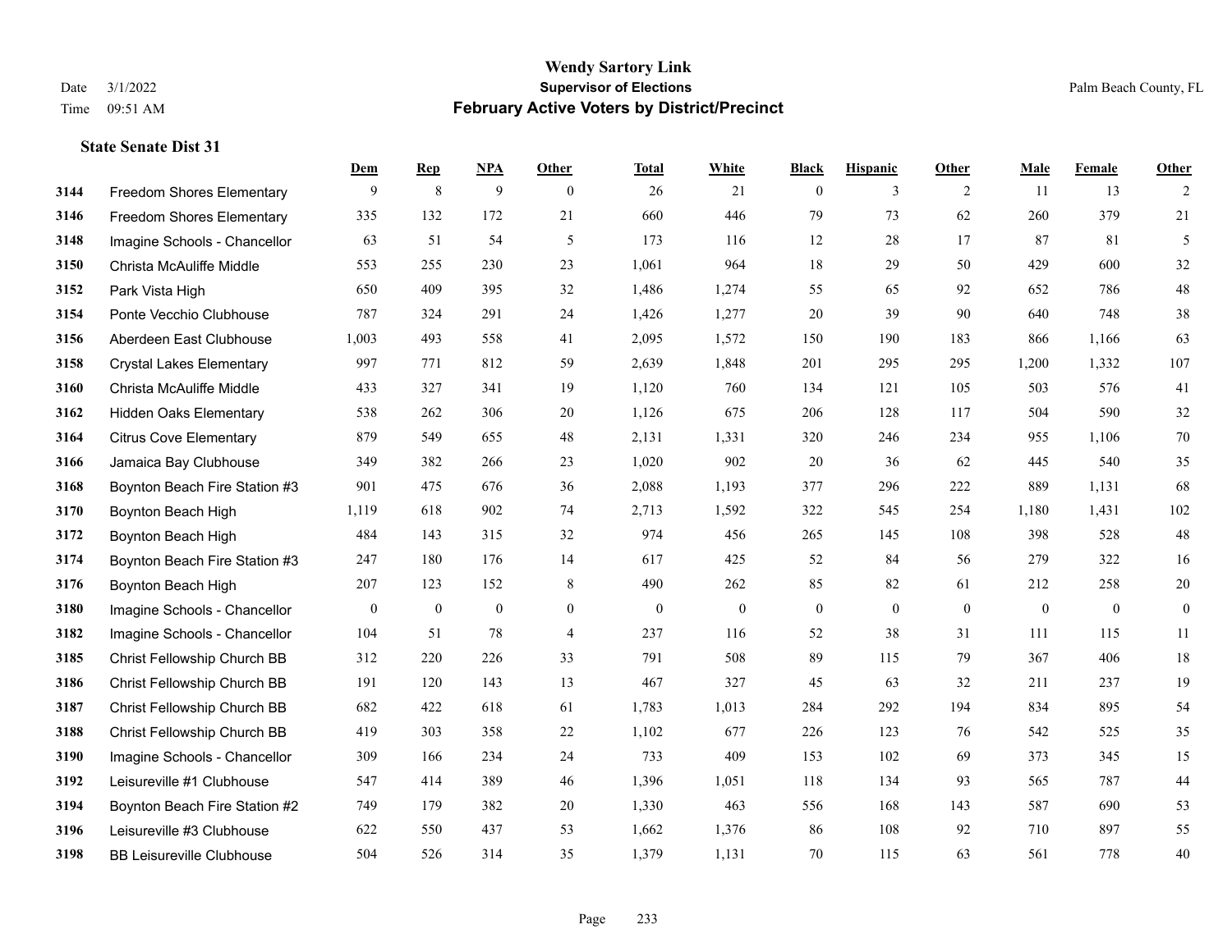# Wendy Sartory Link

## Supervisor of Elections

## February Active Voters by District/Precinct

Date 3/1/2022
Time 09:51 AM

Palm Beach County, FL

### State Senate Dist 31

| | | Dem | Rep | NPA | Other | Total | White | Black | Hispanic | Other | Male | Female | Other |
|---|---|---|---|---|---|---|---|---|---|---|---|---|---|
| 3144 | Freedom Shores Elementary | 9 | 8 | 9 | 0 | 26 | 21 | 0 | 3 | 2 | 11 | 13 | 2 |
| 3146 | Freedom Shores Elementary | 335 | 132 | 172 | 21 | 660 | 446 | 79 | 73 | 62 | 260 | 379 | 21 |
| 3148 | Imagine Schools - Chancellor | 63 | 51 | 54 | 5 | 173 | 116 | 12 | 28 | 17 | 87 | 81 | 5 |
| 3150 | Christa McAuliffe Middle | 553 | 255 | 230 | 23 | 1,061 | 964 | 18 | 29 | 50 | 429 | 600 | 32 |
| 3152 | Park Vista High | 650 | 409 | 395 | 32 | 1,486 | 1,274 | 55 | 65 | 92 | 652 | 786 | 48 |
| 3154 | Ponte Vecchio Clubhouse | 787 | 324 | 291 | 24 | 1,426 | 1,277 | 20 | 39 | 90 | 640 | 748 | 38 |
| 3156 | Aberdeen East Clubhouse | 1,003 | 493 | 558 | 41 | 2,095 | 1,572 | 150 | 190 | 183 | 866 | 1,166 | 63 |
| 3158 | Crystal Lakes Elementary | 997 | 771 | 812 | 59 | 2,639 | 1,848 | 201 | 295 | 295 | 1,200 | 1,332 | 107 |
| 3160 | Christa McAuliffe Middle | 433 | 327 | 341 | 19 | 1,120 | 760 | 134 | 121 | 105 | 503 | 576 | 41 |
| 3162 | Hidden Oaks Elementary | 538 | 262 | 306 | 20 | 1,126 | 675 | 206 | 128 | 117 | 504 | 590 | 32 |
| 3164 | Citrus Cove Elementary | 879 | 549 | 655 | 48 | 2,131 | 1,331 | 320 | 246 | 234 | 955 | 1,106 | 70 |
| 3166 | Jamaica Bay Clubhouse | 349 | 382 | 266 | 23 | 1,020 | 902 | 20 | 36 | 62 | 445 | 540 | 35 |
| 3168 | Boynton Beach Fire Station #3 | 901 | 475 | 676 | 36 | 2,088 | 1,193 | 377 | 296 | 222 | 889 | 1,131 | 68 |
| 3170 | Boynton Beach High | 1,119 | 618 | 902 | 74 | 2,713 | 1,592 | 322 | 545 | 254 | 1,180 | 1,431 | 102 |
| 3172 | Boynton Beach High | 484 | 143 | 315 | 32 | 974 | 456 | 265 | 145 | 108 | 398 | 528 | 48 |
| 3174 | Boynton Beach Fire Station #3 | 247 | 180 | 176 | 14 | 617 | 425 | 52 | 84 | 56 | 279 | 322 | 16 |
| 3176 | Boynton Beach High | 207 | 123 | 152 | 8 | 490 | 262 | 85 | 82 | 61 | 212 | 258 | 20 |
| 3180 | Imagine Schools - Chancellor | 0 | 0 | 0 | 0 | 0 | 0 | 0 | 0 | 0 | 0 | 0 | 0 |
| 3182 | Imagine Schools - Chancellor | 104 | 51 | 78 | 4 | 237 | 116 | 52 | 38 | 31 | 111 | 115 | 11 |
| 3185 | Christ Fellowship Church BB | 312 | 220 | 226 | 33 | 791 | 508 | 89 | 115 | 79 | 367 | 406 | 18 |
| 3186 | Christ Fellowship Church BB | 191 | 120 | 143 | 13 | 467 | 327 | 45 | 63 | 32 | 211 | 237 | 19 |
| 3187 | Christ Fellowship Church BB | 682 | 422 | 618 | 61 | 1,783 | 1,013 | 284 | 292 | 194 | 834 | 895 | 54 |
| 3188 | Christ Fellowship Church BB | 419 | 303 | 358 | 22 | 1,102 | 677 | 226 | 123 | 76 | 542 | 525 | 35 |
| 3190 | Imagine Schools - Chancellor | 309 | 166 | 234 | 24 | 733 | 409 | 153 | 102 | 69 | 373 | 345 | 15 |
| 3192 | Leisureville #1 Clubhouse | 547 | 414 | 389 | 46 | 1,396 | 1,051 | 118 | 134 | 93 | 565 | 787 | 44 |
| 3194 | Boynton Beach Fire Station #2 | 749 | 179 | 382 | 20 | 1,330 | 463 | 556 | 168 | 143 | 587 | 690 | 53 |
| 3196 | Leisureville #3 Clubhouse | 622 | 550 | 437 | 53 | 1,662 | 1,376 | 86 | 108 | 92 | 710 | 897 | 55 |
| 3198 | BB Leisureville Clubhouse | 504 | 526 | 314 | 35 | 1,379 | 1,131 | 70 | 115 | 63 | 561 | 778 | 40 |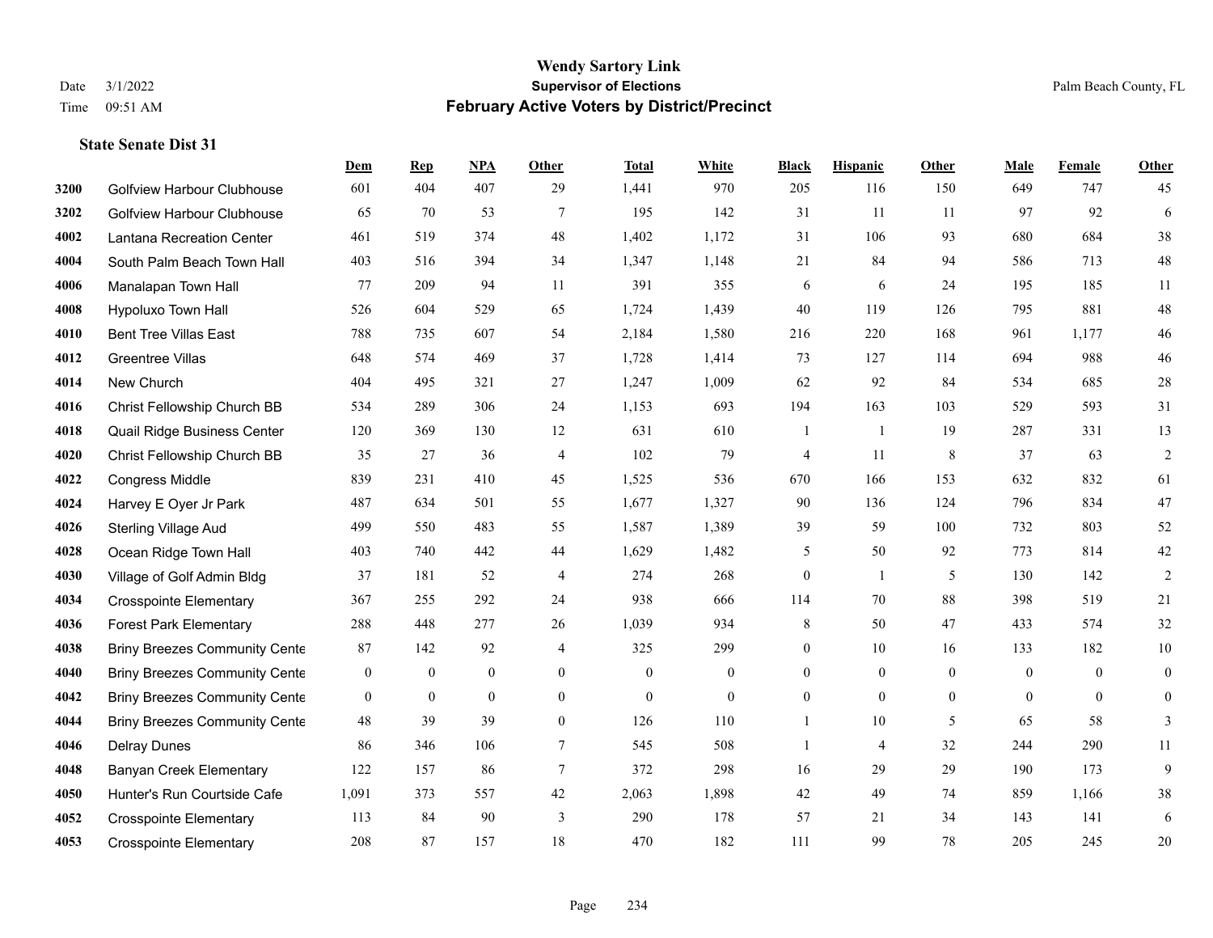# Wendy Sartory Link
## Supervisor of Elections
## February Active Voters by District/Precinct

Date 3/1/2022
Time 09:51 AM

Palm Beach County, FL

**State Senate Dist 31**

| | | Dem | Rep | NPA | Other | Total | White | Black | Hispanic | Other | Male | Female | Other |
|---|---|---|---|---|---|---|---|---|---|---|---|---|---|
| 3200 | Golfview Harbour Clubhouse | 601 | 404 | 407 | 29 | 1,441 | 970 | 205 | 116 | 150 | 649 | 747 | 45 |
| 3202 | Golfview Harbour Clubhouse | 65 | 70 | 53 | 7 | 195 | 142 | 31 | 11 | 11 | 97 | 92 | 6 |
| 4002 | Lantana Recreation Center | 461 | 519 | 374 | 48 | 1,402 | 1,172 | 31 | 106 | 93 | 680 | 684 | 38 |
| 4004 | South Palm Beach Town Hall | 403 | 516 | 394 | 34 | 1,347 | 1,148 | 21 | 84 | 94 | 586 | 713 | 48 |
| 4006 | Manalapan Town Hall | 77 | 209 | 94 | 11 | 391 | 355 | 6 | 6 | 24 | 195 | 185 | 11 |
| 4008 | Hypoluxo Town Hall | 526 | 604 | 529 | 65 | 1,724 | 1,439 | 40 | 119 | 126 | 795 | 881 | 48 |
| 4010 | Bent Tree Villas East | 788 | 735 | 607 | 54 | 2,184 | 1,580 | 216 | 220 | 168 | 961 | 1,177 | 46 |
| 4012 | Greentree Villas | 648 | 574 | 469 | 37 | 1,728 | 1,414 | 73 | 127 | 114 | 694 | 988 | 46 |
| 4014 | New Church | 404 | 495 | 321 | 27 | 1,247 | 1,009 | 62 | 92 | 84 | 534 | 685 | 28 |
| 4016 | Christ Fellowship Church BB | 534 | 289 | 306 | 24 | 1,153 | 693 | 194 | 163 | 103 | 529 | 593 | 31 |
| 4018 | Quail Ridge Business Center | 120 | 369 | 130 | 12 | 631 | 610 | 1 | 1 | 19 | 287 | 331 | 13 |
| 4020 | Christ Fellowship Church BB | 35 | 27 | 36 | 4 | 102 | 79 | 4 | 11 | 8 | 37 | 63 | 2 |
| 4022 | Congress Middle | 839 | 231 | 410 | 45 | 1,525 | 536 | 670 | 166 | 153 | 632 | 832 | 61 |
| 4024 | Harvey E Oyer Jr Park | 487 | 634 | 501 | 55 | 1,677 | 1,327 | 90 | 136 | 124 | 796 | 834 | 47 |
| 4026 | Sterling Village Aud | 499 | 550 | 483 | 55 | 1,587 | 1,389 | 39 | 59 | 100 | 732 | 803 | 52 |
| 4028 | Ocean Ridge Town Hall | 403 | 740 | 442 | 44 | 1,629 | 1,482 | 5 | 50 | 92 | 773 | 814 | 42 |
| 4030 | Village of Golf Admin Bldg | 37 | 181 | 52 | 4 | 274 | 268 | 0 | 1 | 5 | 130 | 142 | 2 |
| 4034 | Crosspointe Elementary | 367 | 255 | 292 | 24 | 938 | 666 | 114 | 70 | 88 | 398 | 519 | 21 |
| 4036 | Forest Park Elementary | 288 | 448 | 277 | 26 | 1,039 | 934 | 8 | 50 | 47 | 433 | 574 | 32 |
| 4038 | Briny Breezes Community Cente | 87 | 142 | 92 | 4 | 325 | 299 | 0 | 10 | 16 | 133 | 182 | 10 |
| 4040 | Briny Breezes Community Cente | 0 | 0 | 0 | 0 | 0 | 0 | 0 | 0 | 0 | 0 | 0 | 0 |
| 4042 | Briny Breezes Community Cente | 0 | 0 | 0 | 0 | 0 | 0 | 0 | 0 | 0 | 0 | 0 | 0 |
| 4044 | Briny Breezes Community Cente | 48 | 39 | 39 | 0 | 126 | 110 | 1 | 10 | 5 | 65 | 58 | 3 |
| 4046 | Delray Dunes | 86 | 346 | 106 | 7 | 545 | 508 | 1 | 4 | 32 | 244 | 290 | 11 |
| 4048 | Banyan Creek Elementary | 122 | 157 | 86 | 7 | 372 | 298 | 16 | 29 | 29 | 190 | 173 | 9 |
| 4050 | Hunter's Run Courtside Cafe | 1,091 | 373 | 557 | 42 | 2,063 | 1,898 | 42 | 49 | 74 | 859 | 1,166 | 38 |
| 4052 | Crosspointe Elementary | 113 | 84 | 90 | 3 | 290 | 178 | 57 | 21 | 34 | 143 | 141 | 6 |
| 4053 | Crosspointe Elementary | 208 | 87 | 157 | 18 | 470 | 182 | 111 | 99 | 78 | 205 | 245 | 20 |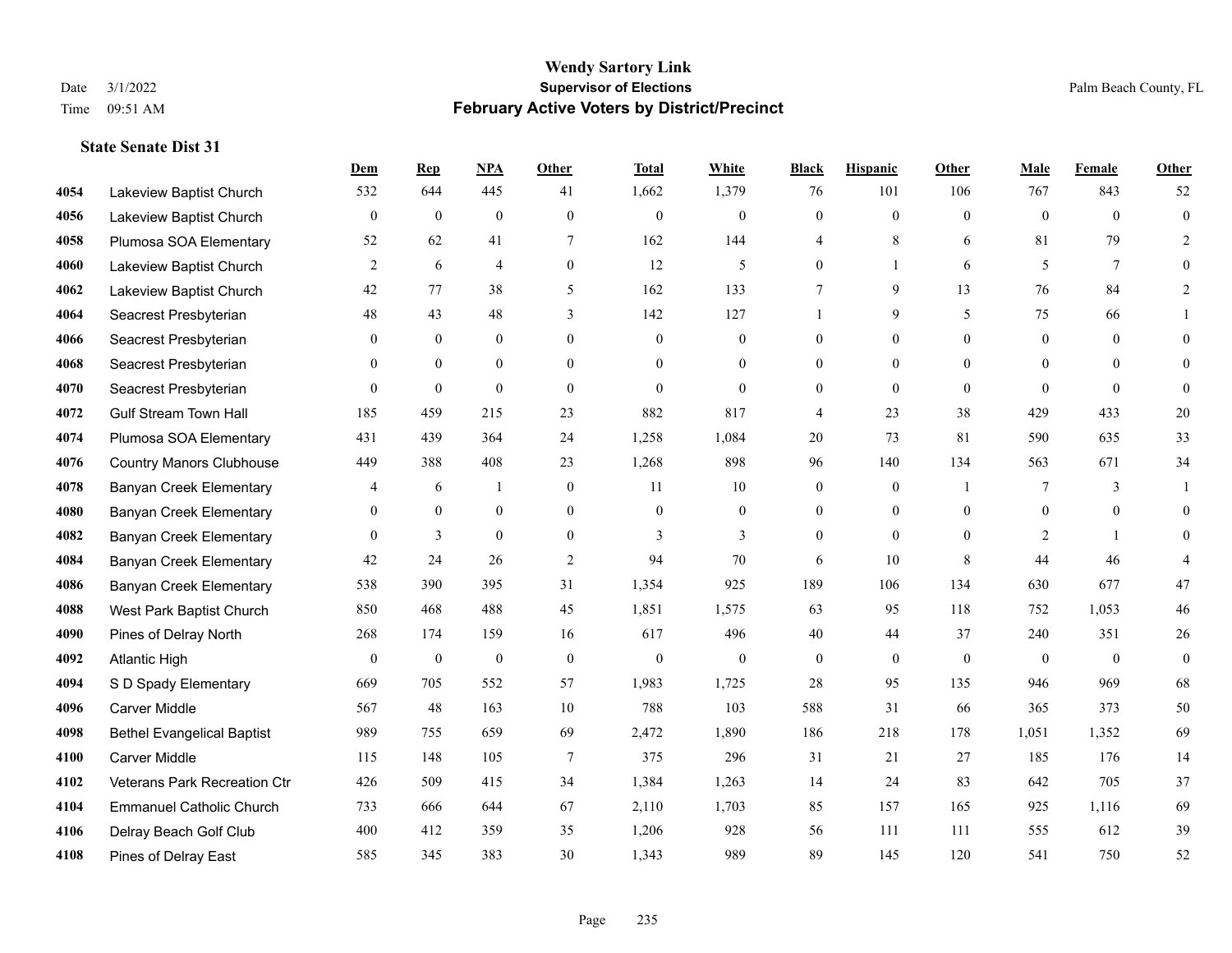# Wendy Sartory Link
## Supervisor of Elections
## February Active Voters by District/Precinct

Date 3/1/2022
Time 09:51 AM

Palm Beach County, FL

**State Senate Dist 31**

| | | Dem | Rep | NPA | Other | Total | White | Black | Hispanic | Other | Male | Female | Other |
|---|---|---|---|---|---|---|---|---|---|---|---|---|---|
| 4054 | Lakeview Baptist Church | 532 | 644 | 445 | 41 | 1,662 | 1,379 | 76 | 101 | 106 | 767 | 843 | 52 |
| 4056 | Lakeview Baptist Church | 0 | 0 | 0 | 0 | 0 | 0 | 0 | 0 | 0 | 0 | 0 | 0 |
| 4058 | Plumosa SOA Elementary | 52 | 62 | 41 | 7 | 162 | 144 | 4 | 8 | 6 | 81 | 79 | 2 |
| 4060 | Lakeview Baptist Church | 2 | 6 | 4 | 0 | 12 | 5 | 0 | 1 | 6 | 5 | 7 | 0 |
| 4062 | Lakeview Baptist Church | 42 | 77 | 38 | 5 | 162 | 133 | 7 | 9 | 13 | 76 | 84 | 2 |
| 4064 | Seacrest Presbyterian | 48 | 43 | 48 | 3 | 142 | 127 | 1 | 9 | 5 | 75 | 66 | 1 |
| 4066 | Seacrest Presbyterian | 0 | 0 | 0 | 0 | 0 | 0 | 0 | 0 | 0 | 0 | 0 | 0 |
| 4068 | Seacrest Presbyterian | 0 | 0 | 0 | 0 | 0 | 0 | 0 | 0 | 0 | 0 | 0 | 0 |
| 4070 | Seacrest Presbyterian | 0 | 0 | 0 | 0 | 0 | 0 | 0 | 0 | 0 | 0 | 0 | 0 |
| 4072 | Gulf Stream Town Hall | 185 | 459 | 215 | 23 | 882 | 817 | 4 | 23 | 38 | 429 | 433 | 20 |
| 4074 | Plumosa SOA Elementary | 431 | 439 | 364 | 24 | 1,258 | 1,084 | 20 | 73 | 81 | 590 | 635 | 33 |
| 4076 | Country Manors Clubhouse | 449 | 388 | 408 | 23 | 1,268 | 898 | 96 | 140 | 134 | 563 | 671 | 34 |
| 4078 | Banyan Creek Elementary | 4 | 6 | 1 | 0 | 11 | 10 | 0 | 0 | 1 | 7 | 3 | 1 |
| 4080 | Banyan Creek Elementary | 0 | 0 | 0 | 0 | 0 | 0 | 0 | 0 | 0 | 0 | 0 | 0 |
| 4082 | Banyan Creek Elementary | 0 | 3 | 0 | 0 | 3 | 3 | 0 | 0 | 0 | 2 | 1 | 0 |
| 4084 | Banyan Creek Elementary | 42 | 24 | 26 | 2 | 94 | 70 | 6 | 10 | 8 | 44 | 46 | 4 |
| 4086 | Banyan Creek Elementary | 538 | 390 | 395 | 31 | 1,354 | 925 | 189 | 106 | 134 | 630 | 677 | 47 |
| 4088 | West Park Baptist Church | 850 | 468 | 488 | 45 | 1,851 | 1,575 | 63 | 95 | 118 | 752 | 1,053 | 46 |
| 4090 | Pines of Delray North | 268 | 174 | 159 | 16 | 617 | 496 | 40 | 44 | 37 | 240 | 351 | 26 |
| 4092 | Atlantic High | 0 | 0 | 0 | 0 | 0 | 0 | 0 | 0 | 0 | 0 | 0 | 0 |
| 4094 | S D Spady Elementary | 669 | 705 | 552 | 57 | 1,983 | 1,725 | 28 | 95 | 135 | 946 | 969 | 68 |
| 4096 | Carver Middle | 567 | 48 | 163 | 10 | 788 | 103 | 588 | 31 | 66 | 365 | 373 | 50 |
| 4098 | Bethel Evangelical Baptist | 989 | 755 | 659 | 69 | 2,472 | 1,890 | 186 | 218 | 178 | 1,051 | 1,352 | 69 |
| 4100 | Carver Middle | 115 | 148 | 105 | 7 | 375 | 296 | 31 | 21 | 27 | 185 | 176 | 14 |
| 4102 | Veterans Park Recreation Ctr | 426 | 509 | 415 | 34 | 1,384 | 1,263 | 14 | 24 | 83 | 642 | 705 | 37 |
| 4104 | Emmanuel Catholic Church | 733 | 666 | 644 | 67 | 2,110 | 1,703 | 85 | 157 | 165 | 925 | 1,116 | 69 |
| 4106 | Delray Beach Golf Club | 400 | 412 | 359 | 35 | 1,206 | 928 | 56 | 111 | 111 | 555 | 612 | 39 |
| 4108 | Pines of Delray East | 585 | 345 | 383 | 30 | 1,343 | 989 | 89 | 145 | 120 | 541 | 750 | 52 |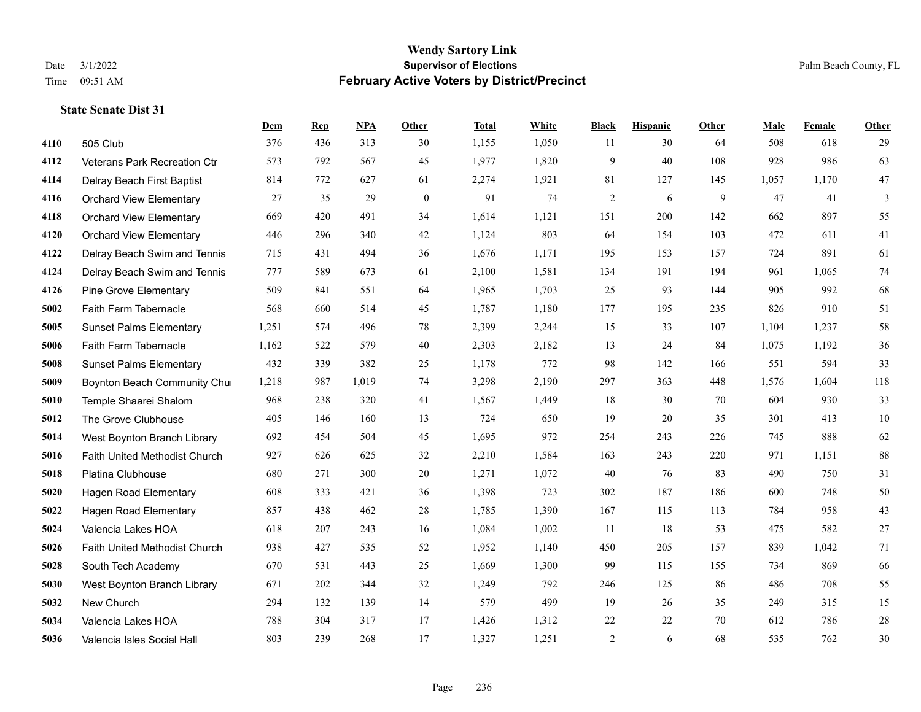**Wendy Sartory Link**

**Supervisor of Elections**

**February Active Voters by District/Precinct**

Date 3/1/2022
Time 09:51 AM

Palm Beach County, FL

**State Senate Dist 31**

| | | Dem | Rep | NPA | Other | Total | White | Black | Hispanic | Other | Male | Female | Other |
|---|---|---|---|---|---|---|---|---|---|---|---|---|---|
| 4110 | 505 Club | 376 | 436 | 313 | 30 | 1,155 | 1,050 | 11 | 30 | 64 | 508 | 618 | 29 |
| 4112 | Veterans Park Recreation Ctr | 573 | 792 | 567 | 45 | 1,977 | 1,820 | 9 | 40 | 108 | 928 | 986 | 63 |
| 4114 | Delray Beach First Baptist | 814 | 772 | 627 | 61 | 2,274 | 1,921 | 81 | 127 | 145 | 1,057 | 1,170 | 47 |
| 4116 | Orchard View Elementary | 27 | 35 | 29 | 0 | 91 | 74 | 2 | 6 | 9 | 47 | 41 | 3 |
| 4118 | Orchard View Elementary | 669 | 420 | 491 | 34 | 1,614 | 1,121 | 151 | 200 | 142 | 662 | 897 | 55 |
| 4120 | Orchard View Elementary | 446 | 296 | 340 | 42 | 1,124 | 803 | 64 | 154 | 103 | 472 | 611 | 41 |
| 4122 | Delray Beach Swim and Tennis | 715 | 431 | 494 | 36 | 1,676 | 1,171 | 195 | 153 | 157 | 724 | 891 | 61 |
| 4124 | Delray Beach Swim and Tennis | 777 | 589 | 673 | 61 | 2,100 | 1,581 | 134 | 191 | 194 | 961 | 1,065 | 74 |
| 4126 | Pine Grove Elementary | 509 | 841 | 551 | 64 | 1,965 | 1,703 | 25 | 93 | 144 | 905 | 992 | 68 |
| 5002 | Faith Farm Tabernacle | 568 | 660 | 514 | 45 | 1,787 | 1,180 | 177 | 195 | 235 | 826 | 910 | 51 |
| 5005 | Sunset Palms Elementary | 1,251 | 574 | 496 | 78 | 2,399 | 2,244 | 15 | 33 | 107 | 1,104 | 1,237 | 58 |
| 5006 | Faith Farm Tabernacle | 1,162 | 522 | 579 | 40 | 2,303 | 2,182 | 13 | 24 | 84 | 1,075 | 1,192 | 36 |
| 5008 | Sunset Palms Elementary | 432 | 339 | 382 | 25 | 1,178 | 772 | 98 | 142 | 166 | 551 | 594 | 33 |
| 5009 | Boynton Beach Community Chu | 1,218 | 987 | 1,019 | 74 | 3,298 | 2,190 | 297 | 363 | 448 | 1,576 | 1,604 | 118 |
| 5010 | Temple Shaarei Shalom | 968 | 238 | 320 | 41 | 1,567 | 1,449 | 18 | 30 | 70 | 604 | 930 | 33 |
| 5012 | The Grove Clubhouse | 405 | 146 | 160 | 13 | 724 | 650 | 19 | 20 | 35 | 301 | 413 | 10 |
| 5014 | West Boynton Branch Library | 692 | 454 | 504 | 45 | 1,695 | 972 | 254 | 243 | 226 | 745 | 888 | 62 |
| 5016 | Faith United Methodist Church | 927 | 626 | 625 | 32 | 2,210 | 1,584 | 163 | 243 | 220 | 971 | 1,151 | 88 |
| 5018 | Platina Clubhouse | 680 | 271 | 300 | 20 | 1,271 | 1,072 | 40 | 76 | 83 | 490 | 750 | 31 |
| 5020 | Hagen Road Elementary | 608 | 333 | 421 | 36 | 1,398 | 723 | 302 | 187 | 186 | 600 | 748 | 50 |
| 5022 | Hagen Road Elementary | 857 | 438 | 462 | 28 | 1,785 | 1,390 | 167 | 115 | 113 | 784 | 958 | 43 |
| 5024 | Valencia Lakes HOA | 618 | 207 | 243 | 16 | 1,084 | 1,002 | 11 | 18 | 53 | 475 | 582 | 27 |
| 5026 | Faith United Methodist Church | 938 | 427 | 535 | 52 | 1,952 | 1,140 | 450 | 205 | 157 | 839 | 1,042 | 71 |
| 5028 | South Tech Academy | 670 | 531 | 443 | 25 | 1,669 | 1,300 | 99 | 115 | 155 | 734 | 869 | 66 |
| 5030 | West Boynton Branch Library | 671 | 202 | 344 | 32 | 1,249 | 792 | 246 | 125 | 86 | 486 | 708 | 55 |
| 5032 | New Church | 294 | 132 | 139 | 14 | 579 | 499 | 19 | 26 | 35 | 249 | 315 | 15 |
| 5034 | Valencia Lakes HOA | 788 | 304 | 317 | 17 | 1,426 | 1,312 | 22 | 22 | 70 | 612 | 786 | 28 |
| 5036 | Valencia Isles Social Hall | 803 | 239 | 268 | 17 | 1,327 | 1,251 | 2 | 6 | 68 | 535 | 762 | 30 |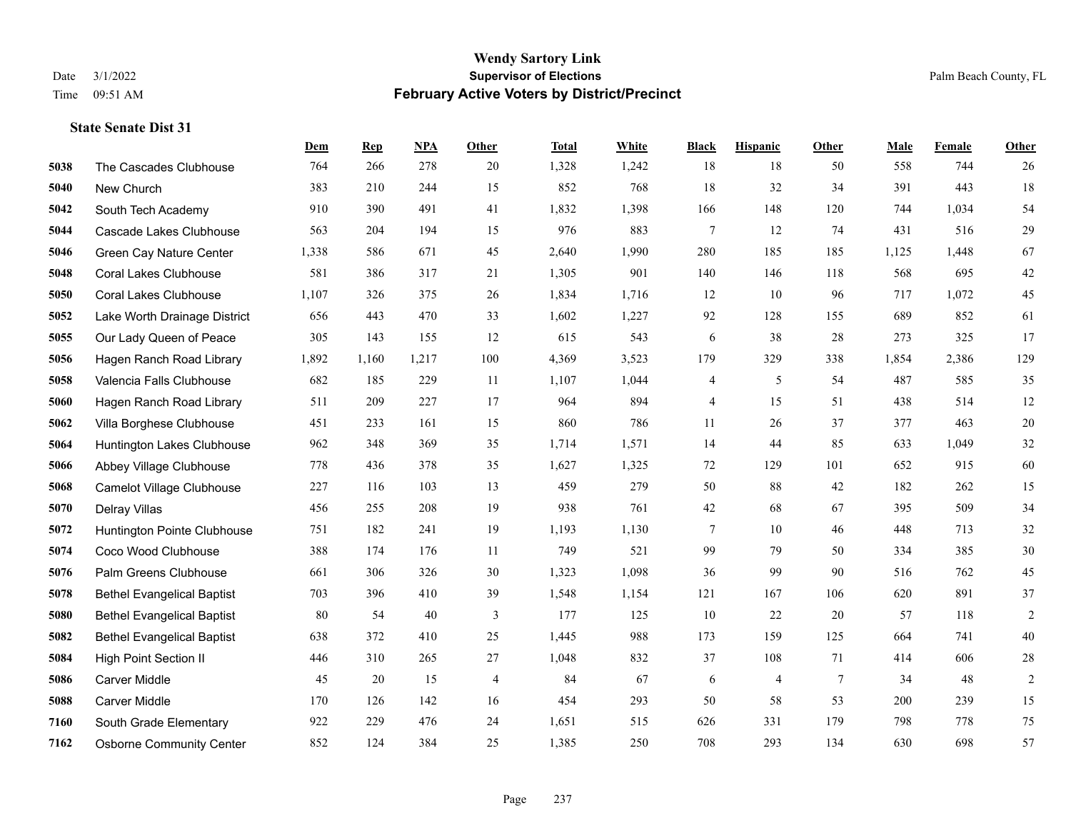# Wendy Sartory Link

## Supervisor of Elections

## February Active Voters by District/Precinct

Date 3/1/2022
Time 09:51 AM

Palm Beach County, FL

### State Senate Dist 31

| | | Dem | Rep | NPA | Other | Total | White | Black | Hispanic | Other | Male | Female | Other |
|---|---|---|---|---|---|---|---|---|---|---|---|---|---|
| 5038 | The Cascades Clubhouse | 764 | 266 | 278 | 20 | 1,328 | 1,242 | 18 | 18 | 50 | 558 | 744 | 26 |
| 5040 | New Church | 383 | 210 | 244 | 15 | 852 | 768 | 18 | 32 | 34 | 391 | 443 | 18 |
| 5042 | South Tech Academy | 910 | 390 | 491 | 41 | 1,832 | 1,398 | 166 | 148 | 120 | 744 | 1,034 | 54 |
| 5044 | Cascade Lakes Clubhouse | 563 | 204 | 194 | 15 | 976 | 883 | 7 | 12 | 74 | 431 | 516 | 29 |
| 5046 | Green Cay Nature Center | 1,338 | 586 | 671 | 45 | 2,640 | 1,990 | 280 | 185 | 185 | 1,125 | 1,448 | 67 |
| 5048 | Coral Lakes Clubhouse | 581 | 386 | 317 | 21 | 1,305 | 901 | 140 | 146 | 118 | 568 | 695 | 42 |
| 5050 | Coral Lakes Clubhouse | 1,107 | 326 | 375 | 26 | 1,834 | 1,716 | 12 | 10 | 96 | 717 | 1,072 | 45 |
| 5052 | Lake Worth Drainage District | 656 | 443 | 470 | 33 | 1,602 | 1,227 | 92 | 128 | 155 | 689 | 852 | 61 |
| 5055 | Our Lady Queen of Peace | 305 | 143 | 155 | 12 | 615 | 543 | 6 | 38 | 28 | 273 | 325 | 17 |
| 5056 | Hagen Ranch Road Library | 1,892 | 1,160 | 1,217 | 100 | 4,369 | 3,523 | 179 | 329 | 338 | 1,854 | 2,386 | 129 |
| 5058 | Valencia Falls Clubhouse | 682 | 185 | 229 | 11 | 1,107 | 1,044 | 4 | 5 | 54 | 487 | 585 | 35 |
| 5060 | Hagen Ranch Road Library | 511 | 209 | 227 | 17 | 964 | 894 | 4 | 15 | 51 | 438 | 514 | 12 |
| 5062 | Villa Borghese Clubhouse | 451 | 233 | 161 | 15 | 860 | 786 | 11 | 26 | 37 | 377 | 463 | 20 |
| 5064 | Huntington Lakes Clubhouse | 962 | 348 | 369 | 35 | 1,714 | 1,571 | 14 | 44 | 85 | 633 | 1,049 | 32 |
| 5066 | Abbey Village Clubhouse | 778 | 436 | 378 | 35 | 1,627 | 1,325 | 72 | 129 | 101 | 652 | 915 | 60 |
| 5068 | Camelot Village Clubhouse | 227 | 116 | 103 | 13 | 459 | 279 | 50 | 88 | 42 | 182 | 262 | 15 |
| 5070 | Delray Villas | 456 | 255 | 208 | 19 | 938 | 761 | 42 | 68 | 67 | 395 | 509 | 34 |
| 5072 | Huntington Pointe Clubhouse | 751 | 182 | 241 | 19 | 1,193 | 1,130 | 7 | 10 | 46 | 448 | 713 | 32 |
| 5074 | Coco Wood Clubhouse | 388 | 174 | 176 | 11 | 749 | 521 | 99 | 79 | 50 | 334 | 385 | 30 |
| 5076 | Palm Greens Clubhouse | 661 | 306 | 326 | 30 | 1,323 | 1,098 | 36 | 99 | 90 | 516 | 762 | 45 |
| 5078 | Bethel Evangelical Baptist | 703 | 396 | 410 | 39 | 1,548 | 1,154 | 121 | 167 | 106 | 620 | 891 | 37 |
| 5080 | Bethel Evangelical Baptist | 80 | 54 | 40 | 3 | 177 | 125 | 10 | 22 | 20 | 57 | 118 | 2 |
| 5082 | Bethel Evangelical Baptist | 638 | 372 | 410 | 25 | 1,445 | 988 | 173 | 159 | 125 | 664 | 741 | 40 |
| 5084 | High Point Section II | 446 | 310 | 265 | 27 | 1,048 | 832 | 37 | 108 | 71 | 414 | 606 | 28 |
| 5086 | Carver Middle | 45 | 20 | 15 | 4 | 84 | 67 | 6 | 4 | 7 | 34 | 48 | 2 |
| 5088 | Carver Middle | 170 | 126 | 142 | 16 | 454 | 293 | 50 | 58 | 53 | 200 | 239 | 15 |
| 7160 | South Grade Elementary | 922 | 229 | 476 | 24 | 1,651 | 515 | 626 | 331 | 179 | 798 | 778 | 75 |
| 7162 | Osborne Community Center | 852 | 124 | 384 | 25 | 1,385 | 250 | 708 | 293 | 134 | 630 | 698 | 57 |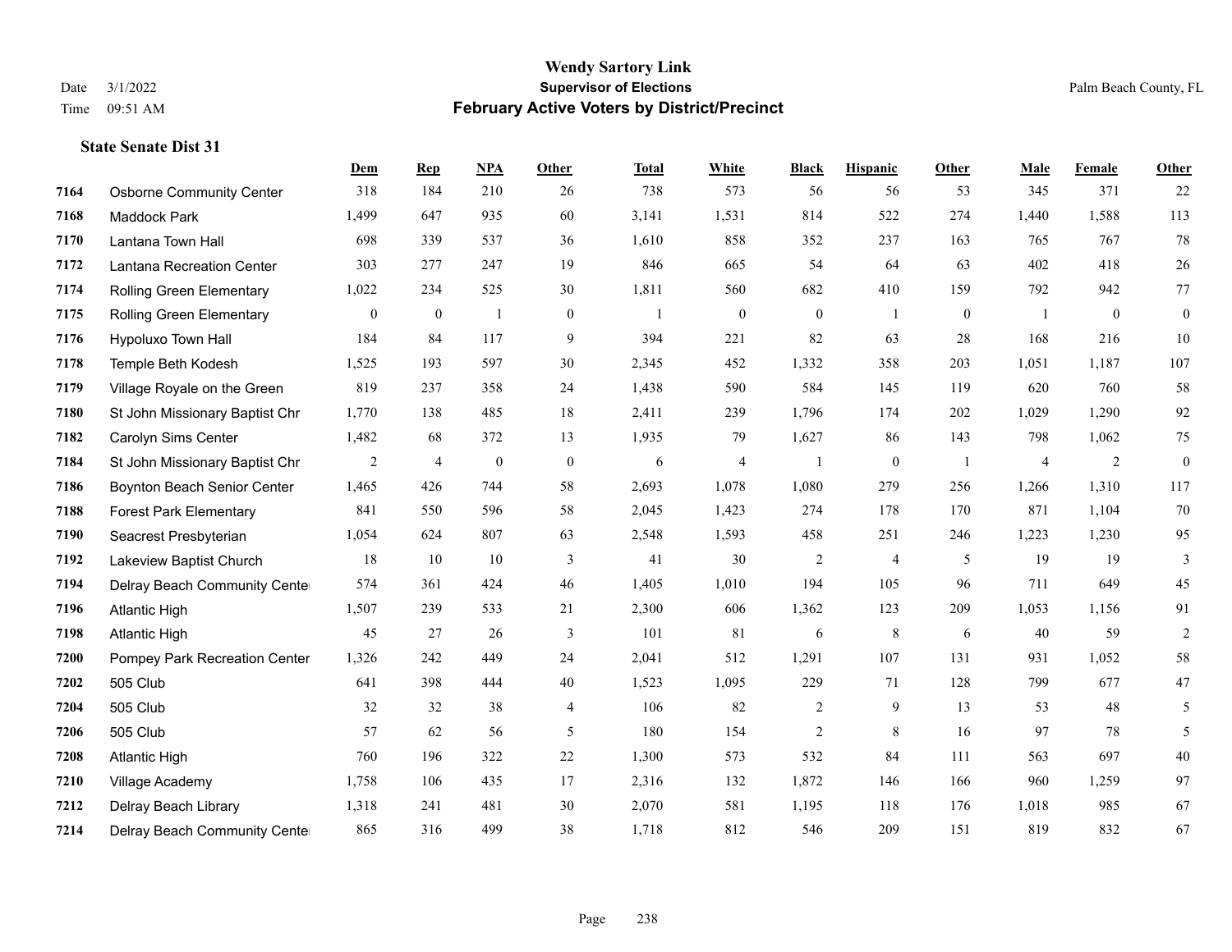# Wendy Sartory Link

**Supervisor of Elections**

Date 3/1/2022 Palm Beach County, FL

Time 09:51 AM

## February Active Voters by District/Precinct

### State Senate Dist 31

| | | Dem | Rep | NPA | Other | Total | White | Black | Hispanic | Other | Male | Female | Other |
|---|---|---|---|---|---|---|---|---|---|---|---|---|---|
| 7164 | Osborne Community Center | 318 | 184 | 210 | 26 | 738 | 573 | 56 | 56 | 53 | 345 | 371 | 22 |
| 7168 | Maddock Park | 1,499 | 647 | 935 | 60 | 3,141 | 1,531 | 814 | 522 | 274 | 1,440 | 1,588 | 113 |
| 7170 | Lantana Town Hall | 698 | 339 | 537 | 36 | 1,610 | 858 | 352 | 237 | 163 | 765 | 767 | 78 |
| 7172 | Lantana Recreation Center | 303 | 277 | 247 | 19 | 846 | 665 | 54 | 64 | 63 | 402 | 418 | 26 |
| 7174 | Rolling Green Elementary | 1,022 | 234 | 525 | 30 | 1,811 | 560 | 682 | 410 | 159 | 792 | 942 | 77 |
| 7175 | Rolling Green Elementary | 0 | 0 | 1 | 0 | 1 | 0 | 0 | 1 | 0 | 1 | 0 | 0 |
| 7176 | Hypoluxo Town Hall | 184 | 84 | 117 | 9 | 394 | 221 | 82 | 63 | 28 | 168 | 216 | 10 |
| 7178 | Temple Beth Kodesh | 1,525 | 193 | 597 | 30 | 2,345 | 452 | 1,332 | 358 | 203 | 1,051 | 1,187 | 107 |
| 7179 | Village Royale on the Green | 819 | 237 | 358 | 24 | 1,438 | 590 | 584 | 145 | 119 | 620 | 760 | 58 |
| 7180 | St John Missionary Baptist Chr | 1,770 | 138 | 485 | 18 | 2,411 | 239 | 1,796 | 174 | 202 | 1,029 | 1,290 | 92 |
| 7182 | Carolyn Sims Center | 1,482 | 68 | 372 | 13 | 1,935 | 79 | 1,627 | 86 | 143 | 798 | 1,062 | 75 |
| 7184 | St John Missionary Baptist Chr | 2 | 4 | 0 | 0 | 6 | 4 | 1 | 0 | 1 | 4 | 2 | 0 |
| 7186 | Boynton Beach Senior Center | 1,465 | 426 | 744 | 58 | 2,693 | 1,078 | 1,080 | 279 | 256 | 1,266 | 1,310 | 117 |
| 7188 | Forest Park Elementary | 841 | 550 | 596 | 58 | 2,045 | 1,423 | 274 | 178 | 170 | 871 | 1,104 | 70 |
| 7190 | Seacrest Presbyterian | 1,054 | 624 | 807 | 63 | 2,548 | 1,593 | 458 | 251 | 246 | 1,223 | 1,230 | 95 |
| 7192 | Lakeview Baptist Church | 18 | 10 | 10 | 3 | 41 | 30 | 2 | 4 | 5 | 19 | 19 | 3 |
| 7194 | Delray Beach Community Center | 574 | 361 | 424 | 46 | 1,405 | 1,010 | 194 | 105 | 96 | 711 | 649 | 45 |
| 7196 | Atlantic High | 1,507 | 239 | 533 | 21 | 2,300 | 606 | 1,362 | 123 | 209 | 1,053 | 1,156 | 91 |
| 7198 | Atlantic High | 45 | 27 | 26 | 3 | 101 | 81 | 6 | 8 | 6 | 40 | 59 | 2 |
| 7200 | Pompey Park Recreation Center | 1,326 | 242 | 449 | 24 | 2,041 | 512 | 1,291 | 107 | 131 | 931 | 1,052 | 58 |
| 7202 | 505 Club | 641 | 398 | 444 | 40 | 1,523 | 1,095 | 229 | 71 | 128 | 799 | 677 | 47 |
| 7204 | 505 Club | 32 | 32 | 38 | 4 | 106 | 82 | 2 | 9 | 13 | 53 | 48 | 5 |
| 7206 | 505 Club | 57 | 62 | 56 | 5 | 180 | 154 | 2 | 8 | 16 | 97 | 78 | 5 |
| 7208 | Atlantic High | 760 | 196 | 322 | 22 | 1,300 | 573 | 532 | 84 | 111 | 563 | 697 | 40 |
| 7210 | Village Academy | 1,758 | 106 | 435 | 17 | 2,316 | 132 | 1,872 | 146 | 166 | 960 | 1,259 | 97 |
| 7212 | Delray Beach Library | 1,318 | 241 | 481 | 30 | 2,070 | 581 | 1,195 | 118 | 176 | 1,018 | 985 | 67 |
| 7214 | Delray Beach Community Center | 865 | 316 | 499 | 38 | 1,718 | 812 | 546 | 209 | 151 | 819 | 832 | 67 |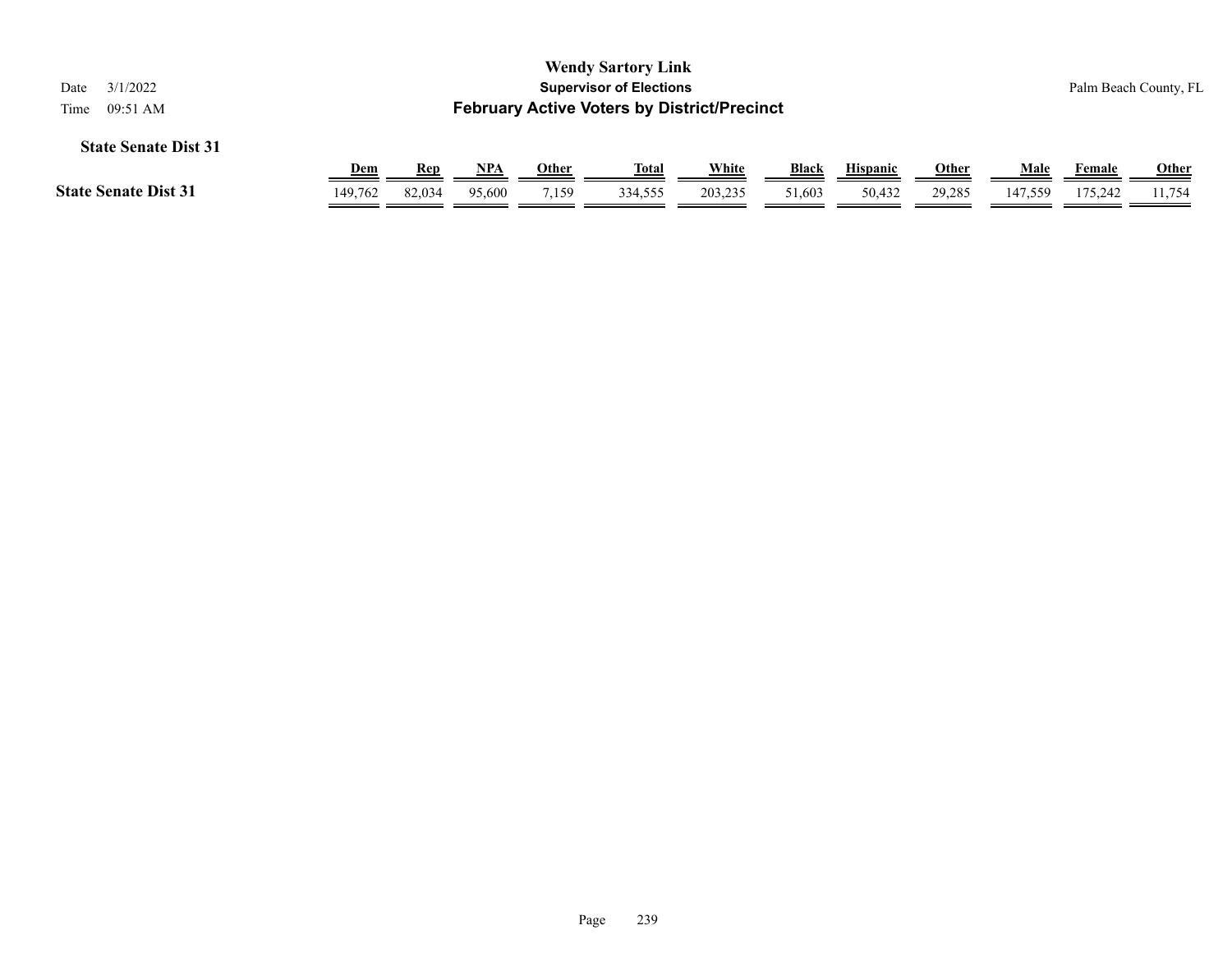**State Senate Dist 31**

| | Dem | Rep | NPA | Other | Total | White | Black | Hispanic | Other | Male | Female | Other |
|---|---|---|---|---|---|---|---|---|---|---|---|---|
| **State Senate Dist 31** | 149,762 | 82,034 | 95,600 | 7,159 | 334,555 | 203,235 | 51,603 | 50,432 | 29,285 | 147,559 | 175,242 | 11,754 |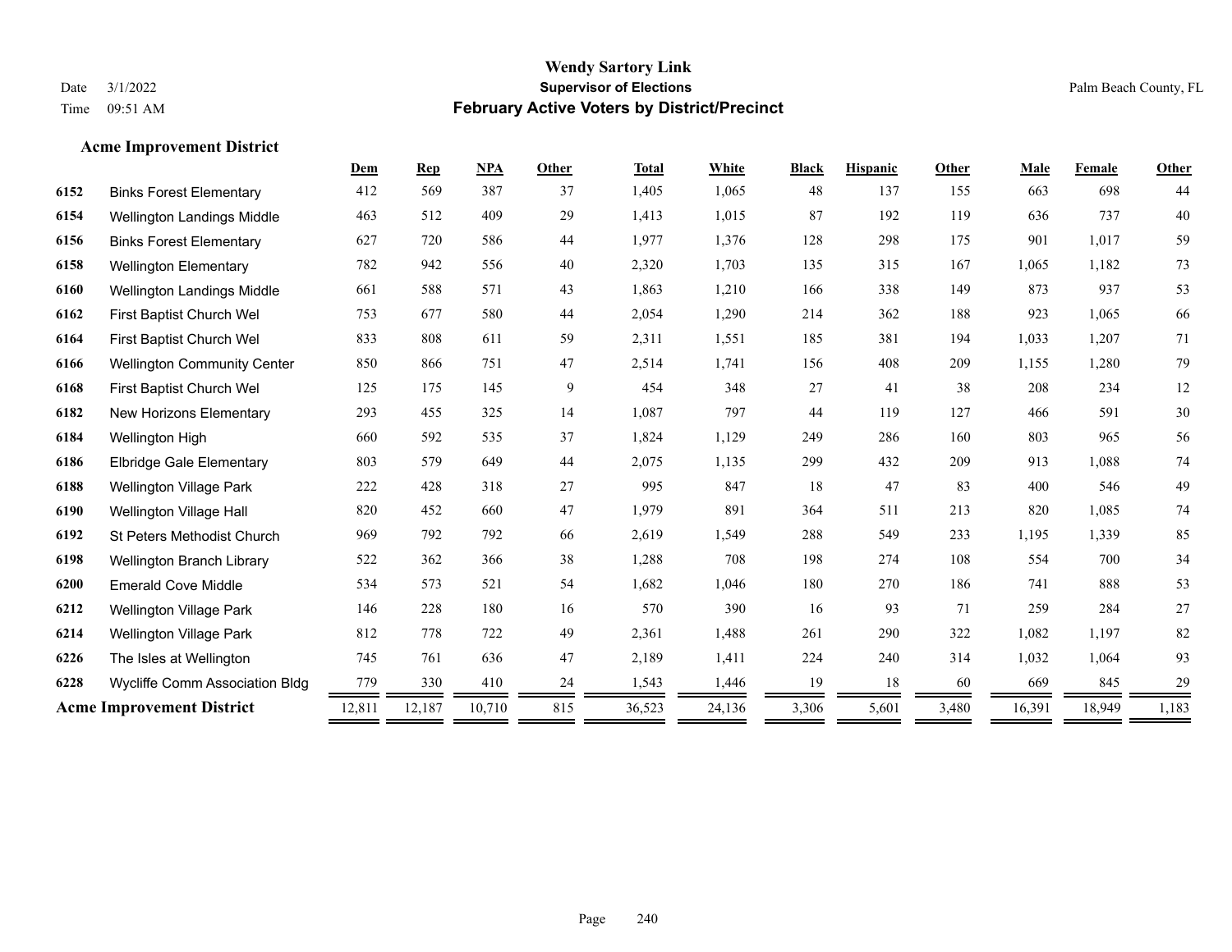**Wendy Sartory Link**
**Supervisor of Elections**
**February Active Voters by District/Precinct**

Date 3/1/2022
Time 09:51 AM

Palm Beach County, FL

### Acme Improvement District

| | | Dem | Rep | NPA | Other | Total | White | Black | Hispanic | Other | Male | Female | Other |
|---|---|---|---|---|---|---|---|---|---|---|---|---|---|
| 6152 | Binks Forest Elementary | 412 | 569 | 387 | 37 | 1,405 | 1,065 | 48 | 137 | 155 | 663 | 698 | 44 |
| 6154 | Wellington Landings Middle | 463 | 512 | 409 | 29 | 1,413 | 1,015 | 87 | 192 | 119 | 636 | 737 | 40 |
| 6156 | Binks Forest Elementary | 627 | 720 | 586 | 44 | 1,977 | 1,376 | 128 | 298 | 175 | 901 | 1,017 | 59 |
| 6158 | Wellington Elementary | 782 | 942 | 556 | 40 | 2,320 | 1,703 | 135 | 315 | 167 | 1,065 | 1,182 | 73 |
| 6160 | Wellington Landings Middle | 661 | 588 | 571 | 43 | 1,863 | 1,210 | 166 | 338 | 149 | 873 | 937 | 53 |
| 6162 | First Baptist Church Wel | 753 | 677 | 580 | 44 | 2,054 | 1,290 | 214 | 362 | 188 | 923 | 1,065 | 66 |
| 6164 | First Baptist Church Wel | 833 | 808 | 611 | 59 | 2,311 | 1,551 | 185 | 381 | 194 | 1,033 | 1,207 | 71 |
| 6166 | Wellington Community Center | 850 | 866 | 751 | 47 | 2,514 | 1,741 | 156 | 408 | 209 | 1,155 | 1,280 | 79 |
| 6168 | First Baptist Church Wel | 125 | 175 | 145 | 9 | 454 | 348 | 27 | 41 | 38 | 208 | 234 | 12 |
| 6182 | New Horizons Elementary | 293 | 455 | 325 | 14 | 1,087 | 797 | 44 | 119 | 127 | 466 | 591 | 30 |
| 6184 | Wellington High | 660 | 592 | 535 | 37 | 1,824 | 1,129 | 249 | 286 | 160 | 803 | 965 | 56 |
| 6186 | Elbridge Gale Elementary | 803 | 579 | 649 | 44 | 2,075 | 1,135 | 299 | 432 | 209 | 913 | 1,088 | 74 |
| 6188 | Wellington Village Park | 222 | 428 | 318 | 27 | 995 | 847 | 18 | 47 | 83 | 400 | 546 | 49 |
| 6190 | Wellington Village Hall | 820 | 452 | 660 | 47 | 1,979 | 891 | 364 | 511 | 213 | 820 | 1,085 | 74 |
| 6192 | St Peters Methodist Church | 969 | 792 | 792 | 66 | 2,619 | 1,549 | 288 | 549 | 233 | 1,195 | 1,339 | 85 |
| 6198 | Wellington Branch Library | 522 | 362 | 366 | 38 | 1,288 | 708 | 198 | 274 | 108 | 554 | 700 | 34 |
| 6200 | Emerald Cove Middle | 534 | 573 | 521 | 54 | 1,682 | 1,046 | 180 | 270 | 186 | 741 | 888 | 53 |
| 6212 | Wellington Village Park | 146 | 228 | 180 | 16 | 570 | 390 | 16 | 93 | 71 | 259 | 284 | 27 |
| 6214 | Wellington Village Park | 812 | 778 | 722 | 49 | 2,361 | 1,488 | 261 | 290 | 322 | 1,082 | 1,197 | 82 |
| 6226 | The Isles at Wellington | 745 | 761 | 636 | 47 | 2,189 | 1,411 | 224 | 240 | 314 | 1,032 | 1,064 | 93 |
| 6228 | Wycliffe Comm Association Bldg | 779 | 330 | 410 | 24 | 1,543 | 1,446 | 19 | 18 | 60 | 669 | 845 | 29 |
| **Acme Improvement District** | | 12,811 | 12,187 | 10,710 | 815 | 36,523 | 24,136 | 3,306 | 5,601 | 3,480 | 16,391 | 18,949 | 1,183 |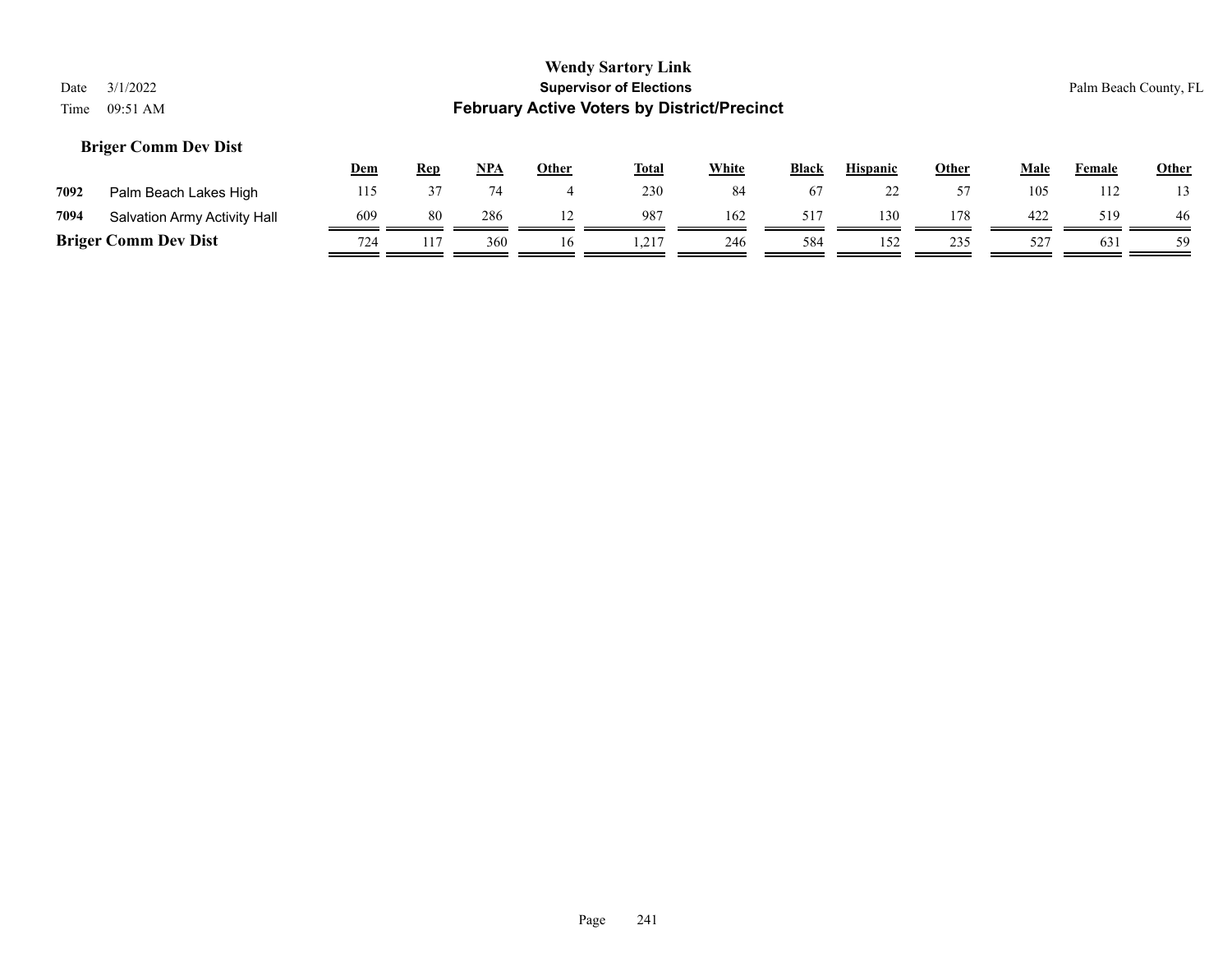# Wendy Sartory Link

## Supervisor of Elections

## February Active Voters by District/Precinct

Date 3/1/2022
Time 09:51 AM

Palm Beach County, FL

### Briger Comm Dev Dist

| | | Dem | Rep | NPA | Other | Total | White | Black | Hispanic | Other | Male | Female | Other |
|---|---|---|---|---|---|---|---|---|---|---|---|---|---|
| 7092 | Palm Beach Lakes High | 115 | 37 | 74 | 4 | 230 | 84 | 67 | 22 | 57 | 105 | 112 | 13 |
| 7094 | Salvation Army Activity Hall | 609 | 80 | 286 | 12 | 987 | 162 | 517 | 130 | 178 | 422 | 519 | 46 |
| **Briger Comm Dev Dist** | | 724 | 117 | 360 | 16 | 1,217 | 246 | 584 | 152 | 235 | 527 | 631 | 59 |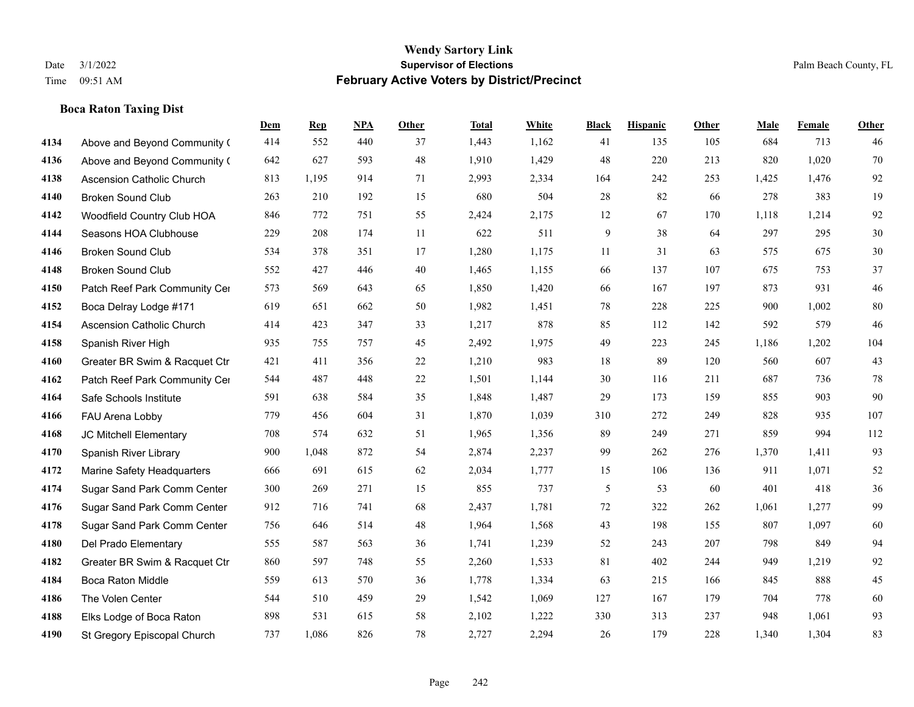# Wendy Sartory Link

**Supervisor of Elections**

**February Active Voters by District/Precinct**

Date 3/1/2022
Time 09:51 AM

Palm Beach County, FL

### Boca Raton Taxing Dist

| | | Dem | Rep | NPA | Other | Total | White | Black | Hispanic | Other | Male | Female | Other |
|---|---|---|---|---|---|---|---|---|---|---|---|---|---|
| 4134 | Above and Beyond Community ( | 414 | 552 | 440 | 37 | 1,443 | 1,162 | 41 | 135 | 105 | 684 | 713 | 46 |
| 4136 | Above and Beyond Community ( | 642 | 627 | 593 | 48 | 1,910 | 1,429 | 48 | 220 | 213 | 820 | 1,020 | 70 |
| 4138 | Ascension Catholic Church | 813 | 1,195 | 914 | 71 | 2,993 | 2,334 | 164 | 242 | 253 | 1,425 | 1,476 | 92 |
| 4140 | Broken Sound Club | 263 | 210 | 192 | 15 | 680 | 504 | 28 | 82 | 66 | 278 | 383 | 19 |
| 4142 | Woodfield Country Club HOA | 846 | 772 | 751 | 55 | 2,424 | 2,175 | 12 | 67 | 170 | 1,118 | 1,214 | 92 |
| 4144 | Seasons HOA Clubhouse | 229 | 208 | 174 | 11 | 622 | 511 | 9 | 38 | 64 | 297 | 295 | 30 |
| 4146 | Broken Sound Club | 534 | 378 | 351 | 17 | 1,280 | 1,175 | 11 | 31 | 63 | 575 | 675 | 30 |
| 4148 | Broken Sound Club | 552 | 427 | 446 | 40 | 1,465 | 1,155 | 66 | 137 | 107 | 675 | 753 | 37 |
| 4150 | Patch Reef Park Community Cer | 573 | 569 | 643 | 65 | 1,850 | 1,420 | 66 | 167 | 197 | 873 | 931 | 46 |
| 4152 | Boca Delray Lodge #171 | 619 | 651 | 662 | 50 | 1,982 | 1,451 | 78 | 228 | 225 | 900 | 1,002 | 80 |
| 4154 | Ascension Catholic Church | 414 | 423 | 347 | 33 | 1,217 | 878 | 85 | 112 | 142 | 592 | 579 | 46 |
| 4158 | Spanish River High | 935 | 755 | 757 | 45 | 2,492 | 1,975 | 49 | 223 | 245 | 1,186 | 1,202 | 104 |
| 4160 | Greater BR Swim & Racquet Ctr | 421 | 411 | 356 | 22 | 1,210 | 983 | 18 | 89 | 120 | 560 | 607 | 43 |
| 4162 | Patch Reef Park Community Cer | 544 | 487 | 448 | 22 | 1,501 | 1,144 | 30 | 116 | 211 | 687 | 736 | 78 |
| 4164 | Safe Schools Institute | 591 | 638 | 584 | 35 | 1,848 | 1,487 | 29 | 173 | 159 | 855 | 903 | 90 |
| 4166 | FAU Arena Lobby | 779 | 456 | 604 | 31 | 1,870 | 1,039 | 310 | 272 | 249 | 828 | 935 | 107 |
| 4168 | JC Mitchell Elementary | 708 | 574 | 632 | 51 | 1,965 | 1,356 | 89 | 249 | 271 | 859 | 994 | 112 |
| 4170 | Spanish River Library | 900 | 1,048 | 872 | 54 | 2,874 | 2,237 | 99 | 262 | 276 | 1,370 | 1,411 | 93 |
| 4172 | Marine Safety Headquarters | 666 | 691 | 615 | 62 | 2,034 | 1,777 | 15 | 106 | 136 | 911 | 1,071 | 52 |
| 4174 | Sugar Sand Park Comm Center | 300 | 269 | 271 | 15 | 855 | 737 | 5 | 53 | 60 | 401 | 418 | 36 |
| 4176 | Sugar Sand Park Comm Center | 912 | 716 | 741 | 68 | 2,437 | 1,781 | 72 | 322 | 262 | 1,061 | 1,277 | 99 |
| 4178 | Sugar Sand Park Comm Center | 756 | 646 | 514 | 48 | 1,964 | 1,568 | 43 | 198 | 155 | 807 | 1,097 | 60 |
| 4180 | Del Prado Elementary | 555 | 587 | 563 | 36 | 1,741 | 1,239 | 52 | 243 | 207 | 798 | 849 | 94 |
| 4182 | Greater BR Swim & Racquet Ctr | 860 | 597 | 748 | 55 | 2,260 | 1,533 | 81 | 402 | 244 | 949 | 1,219 | 92 |
| 4184 | Boca Raton Middle | 559 | 613 | 570 | 36 | 1,778 | 1,334 | 63 | 215 | 166 | 845 | 888 | 45 |
| 4186 | The Volen Center | 544 | 510 | 459 | 29 | 1,542 | 1,069 | 127 | 167 | 179 | 704 | 778 | 60 |
| 4188 | Elks Lodge of Boca Raton | 898 | 531 | 615 | 58 | 2,102 | 1,222 | 330 | 313 | 237 | 948 | 1,061 | 93 |
| 4190 | St Gregory Episcopal Church | 737 | 1,086 | 826 | 78 | 2,727 | 2,294 | 26 | 179 | 228 | 1,340 | 1,304 | 83 |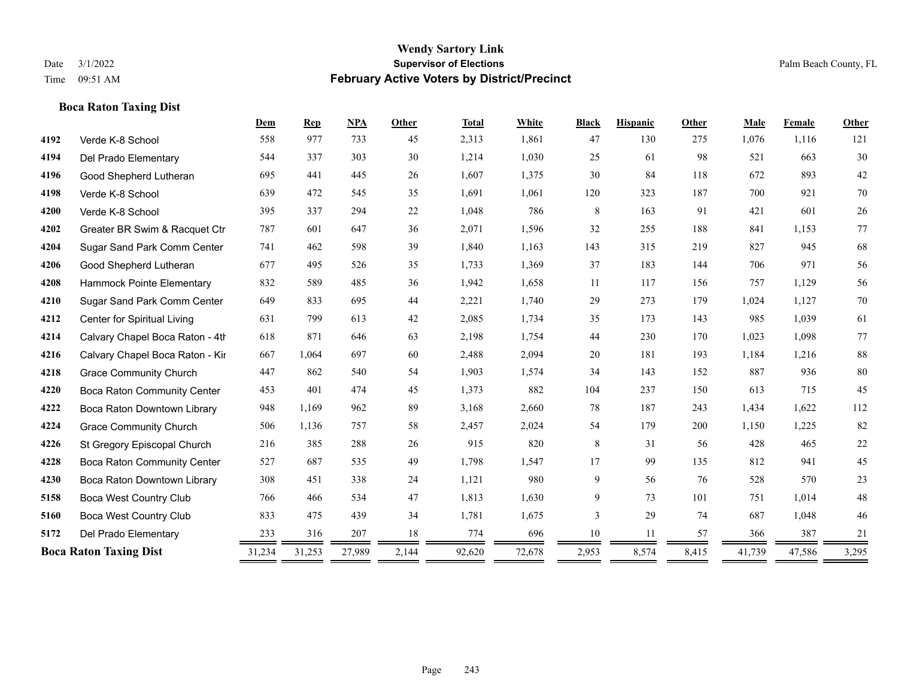# Wendy Sartory Link
## Supervisor of Elections
## February Active Voters by District/Precinct

Date 3/1/2022
Time 09:51 AM

Palm Beach County, FL

### Boca Raton Taxing Dist

| | | Dem | Rep | NPA | Other | Total | White | Black | Hispanic | Other | Male | Female | Other |
|---|---|---|---|---|---|---|---|---|---|---|---|---|---|
| 4192 | Verde K-8 School | 558 | 977 | 733 | 45 | 2,313 | 1,861 | 47 | 130 | 275 | 1,076 | 1,116 | 121 |
| 4194 | Del Prado Elementary | 544 | 337 | 303 | 30 | 1,214 | 1,030 | 25 | 61 | 98 | 521 | 663 | 30 |
| 4196 | Good Shepherd Lutheran | 695 | 441 | 445 | 26 | 1,607 | 1,375 | 30 | 84 | 118 | 672 | 893 | 42 |
| 4198 | Verde K-8 School | 639 | 472 | 545 | 35 | 1,691 | 1,061 | 120 | 323 | 187 | 700 | 921 | 70 |
| 4200 | Verde K-8 School | 395 | 337 | 294 | 22 | 1,048 | 786 | 8 | 163 | 91 | 421 | 601 | 26 |
| 4202 | Greater BR Swim & Racquet Ctr | 787 | 601 | 647 | 36 | 2,071 | 1,596 | 32 | 255 | 188 | 841 | 1,153 | 77 |
| 4204 | Sugar Sand Park Comm Center | 741 | 462 | 598 | 39 | 1,840 | 1,163 | 143 | 315 | 219 | 827 | 945 | 68 |
| 4206 | Good Shepherd Lutheran | 677 | 495 | 526 | 35 | 1,733 | 1,369 | 37 | 183 | 144 | 706 | 971 | 56 |
| 4208 | Hammock Pointe Elementary | 832 | 589 | 485 | 36 | 1,942 | 1,658 | 11 | 117 | 156 | 757 | 1,129 | 56 |
| 4210 | Sugar Sand Park Comm Center | 649 | 833 | 695 | 44 | 2,221 | 1,740 | 29 | 273 | 179 | 1,024 | 1,127 | 70 |
| 4212 | Center for Spiritual Living | 631 | 799 | 613 | 42 | 2,085 | 1,734 | 35 | 173 | 143 | 985 | 1,039 | 61 |
| 4214 | Calvary Chapel Boca Raton - 4th | 618 | 871 | 646 | 63 | 2,198 | 1,754 | 44 | 230 | 170 | 1,023 | 1,098 | 77 |
| 4216 | Calvary Chapel Boca Raton - Kir | 667 | 1,064 | 697 | 60 | 2,488 | 2,094 | 20 | 181 | 193 | 1,184 | 1,216 | 88 |
| 4218 | Grace Community Church | 447 | 862 | 540 | 54 | 1,903 | 1,574 | 34 | 143 | 152 | 887 | 936 | 80 |
| 4220 | Boca Raton Community Center | 453 | 401 | 474 | 45 | 1,373 | 882 | 104 | 237 | 150 | 613 | 715 | 45 |
| 4222 | Boca Raton Downtown Library | 948 | 1,169 | 962 | 89 | 3,168 | 2,660 | 78 | 187 | 243 | 1,434 | 1,622 | 112 |
| 4224 | Grace Community Church | 506 | 1,136 | 757 | 58 | 2,457 | 2,024 | 54 | 179 | 200 | 1,150 | 1,225 | 82 |
| 4226 | St Gregory Episcopal Church | 216 | 385 | 288 | 26 | 915 | 820 | 8 | 31 | 56 | 428 | 465 | 22 |
| 4228 | Boca Raton Community Center | 527 | 687 | 535 | 49 | 1,798 | 1,547 | 17 | 99 | 135 | 812 | 941 | 45 |
| 4230 | Boca Raton Downtown Library | 308 | 451 | 338 | 24 | 1,121 | 980 | 9 | 56 | 76 | 528 | 570 | 23 |
| 5158 | Boca West Country Club | 766 | 466 | 534 | 47 | 1,813 | 1,630 | 9 | 73 | 101 | 751 | 1,014 | 48 |
| 5160 | Boca West Country Club | 833 | 475 | 439 | 34 | 1,781 | 1,675 | 3 | 29 | 74 | 687 | 1,048 | 46 |
| 5172 | Del Prado Elementary | 233 | 316 | 207 | 18 | 774 | 696 | 10 | 11 | 57 | 366 | 387 | 21 |
| **Boca Raton Taxing Dist** | | 31,234 | 31,253 | 27,989 | 2,144 | 92,620 | 72,678 | 2,953 | 8,574 | 8,415 | 41,739 | 47,586 | 3,295 |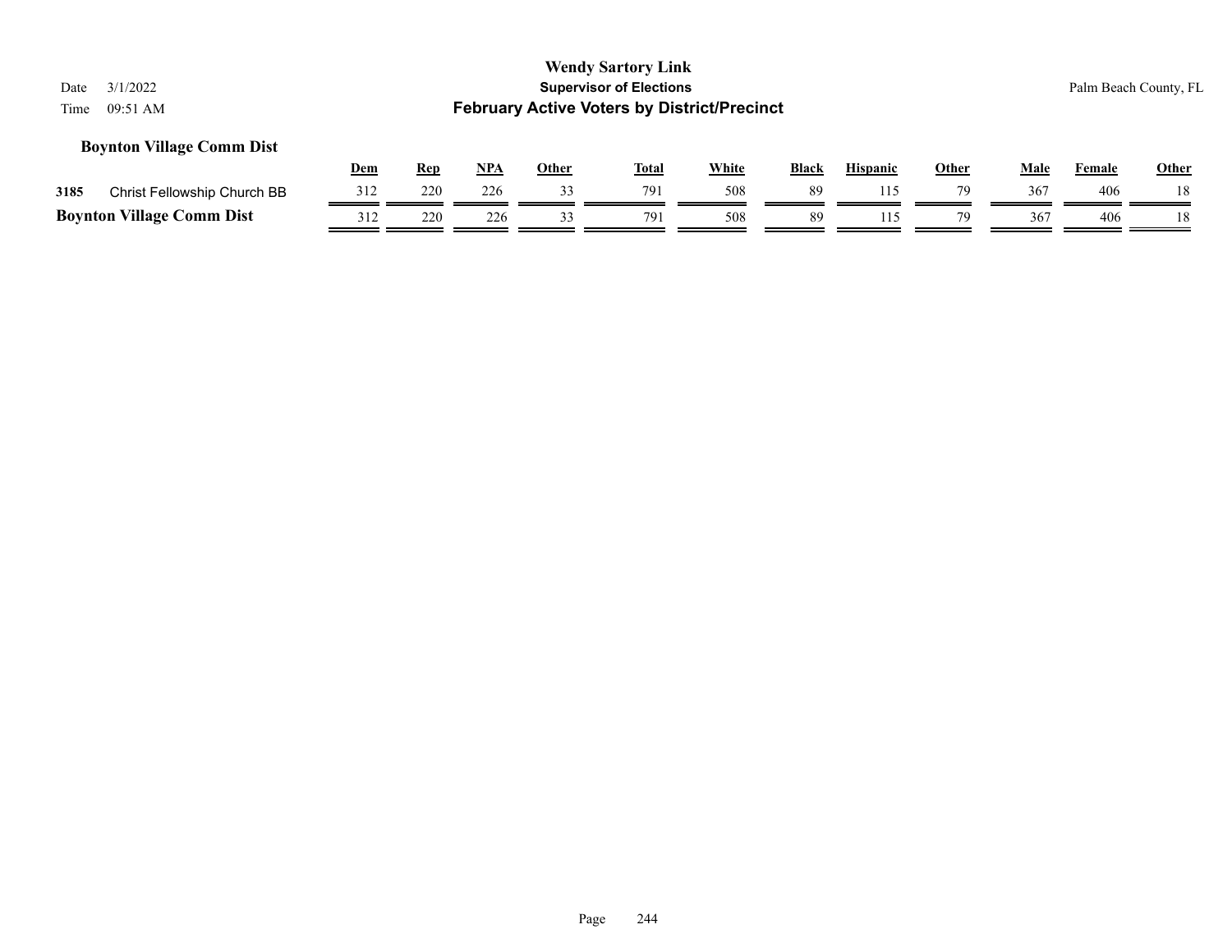**Wendy Sartory Link**
**Supervisor of Elections**
**February Active Voters by District/Precinct**

Date 3/1/2022
Time 09:51 AM

Palm Beach County, FL

### Boynton Village Comm Dist

| | | Dem | Rep | NPA | Other | Total | White | Black | Hispanic | Other | Male | Female | Other |
|---|---|---|---|---|---|---|---|---|---|---|---|---|---|
| 3185 | Christ Fellowship Church BB | 312 | 220 | 226 | 33 | 791 | 508 | 89 | 115 | 79 | 367 | 406 | 18 |
| **Boynton Village Comm Dist** | | 312 | 220 | 226 | 33 | 791 | 508 | 89 | 115 | 79 | 367 | 406 | 18 |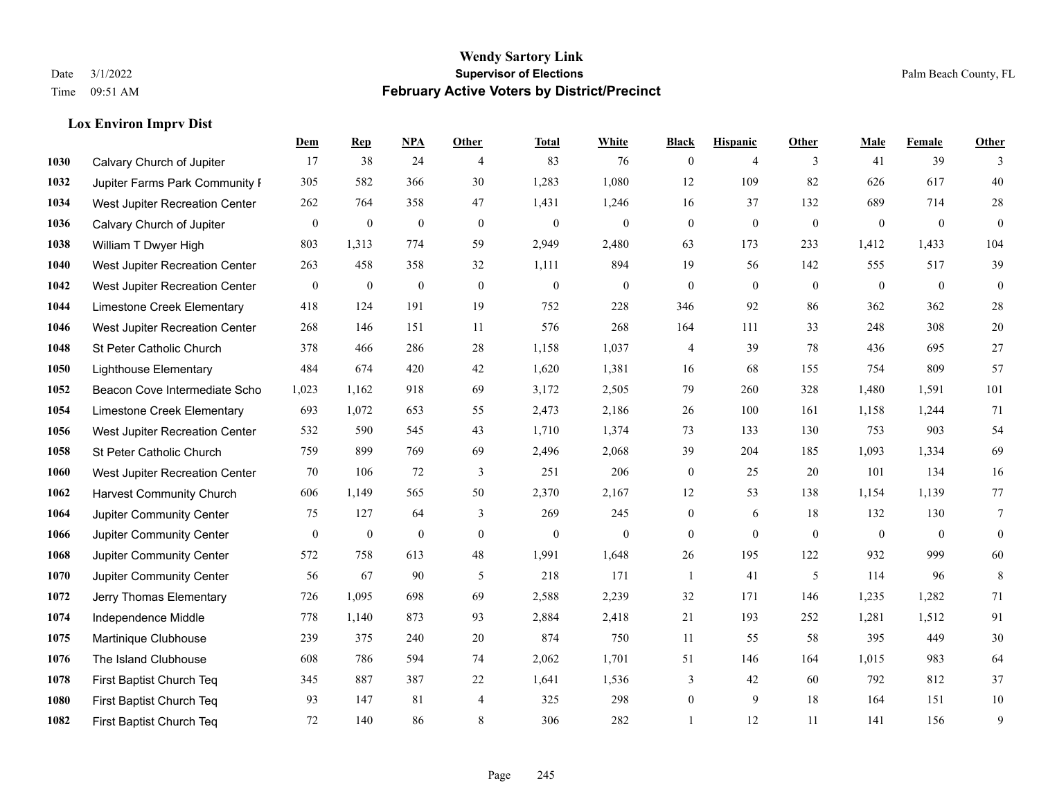# Wendy Sartory Link
## Supervisor of Elections
## February Active Voters by District/Precinct

Date 3/1/2022
Time 09:51 AM

Palm Beach County, FL

**Lox Environ Imprv Dist**

| | | Dem | Rep | NPA | Other | Total | White | Black | Hispanic | Other | Male | Female | Other |
|---|---|---|---|---|---|---|---|---|---|---|---|---|---|
| 1030 | Calvary Church of Jupiter | 17 | 38 | 24 | 4 | 83 | 76 | 0 | 4 | 3 | 41 | 39 | 3 |
| 1032 | Jupiter Farms Park Community F | 305 | 582 | 366 | 30 | 1,283 | 1,080 | 12 | 109 | 82 | 626 | 617 | 40 |
| 1034 | West Jupiter Recreation Center | 262 | 764 | 358 | 47 | 1,431 | 1,246 | 16 | 37 | 132 | 689 | 714 | 28 |
| 1036 | Calvary Church of Jupiter | 0 | 0 | 0 | 0 | 0 | 0 | 0 | 0 | 0 | 0 | 0 | 0 |
| 1038 | William T Dwyer High | 803 | 1,313 | 774 | 59 | 2,949 | 2,480 | 63 | 173 | 233 | 1,412 | 1,433 | 104 |
| 1040 | West Jupiter Recreation Center | 263 | 458 | 358 | 32 | 1,111 | 894 | 19 | 56 | 142 | 555 | 517 | 39 |
| 1042 | West Jupiter Recreation Center | 0 | 0 | 0 | 0 | 0 | 0 | 0 | 0 | 0 | 0 | 0 | 0 |
| 1044 | Limestone Creek Elementary | 418 | 124 | 191 | 19 | 752 | 228 | 346 | 92 | 86 | 362 | 362 | 28 |
| 1046 | West Jupiter Recreation Center | 268 | 146 | 151 | 11 | 576 | 268 | 164 | 111 | 33 | 248 | 308 | 20 |
| 1048 | St Peter Catholic Church | 378 | 466 | 286 | 28 | 1,158 | 1,037 | 4 | 39 | 78 | 436 | 695 | 27 |
| 1050 | Lighthouse Elementary | 484 | 674 | 420 | 42 | 1,620 | 1,381 | 16 | 68 | 155 | 754 | 809 | 57 |
| 1052 | Beacon Cove Intermediate Scho | 1,023 | 1,162 | 918 | 69 | 3,172 | 2,505 | 79 | 260 | 328 | 1,480 | 1,591 | 101 |
| 1054 | Limestone Creek Elementary | 693 | 1,072 | 653 | 55 | 2,473 | 2,186 | 26 | 100 | 161 | 1,158 | 1,244 | 71 |
| 1056 | West Jupiter Recreation Center | 532 | 590 | 545 | 43 | 1,710 | 1,374 | 73 | 133 | 130 | 753 | 903 | 54 |
| 1058 | St Peter Catholic Church | 759 | 899 | 769 | 69 | 2,496 | 2,068 | 39 | 204 | 185 | 1,093 | 1,334 | 69 |
| 1060 | West Jupiter Recreation Center | 70 | 106 | 72 | 3 | 251 | 206 | 0 | 25 | 20 | 101 | 134 | 16 |
| 1062 | Harvest Community Church | 606 | 1,149 | 565 | 50 | 2,370 | 2,167 | 12 | 53 | 138 | 1,154 | 1,139 | 77 |
| 1064 | Jupiter Community Center | 75 | 127 | 64 | 3 | 269 | 245 | 0 | 6 | 18 | 132 | 130 | 7 |
| 1066 | Jupiter Community Center | 0 | 0 | 0 | 0 | 0 | 0 | 0 | 0 | 0 | 0 | 0 | 0 |
| 1068 | Jupiter Community Center | 572 | 758 | 613 | 48 | 1,991 | 1,648 | 26 | 195 | 122 | 932 | 999 | 60 |
| 1070 | Jupiter Community Center | 56 | 67 | 90 | 5 | 218 | 171 | 1 | 41 | 5 | 114 | 96 | 8 |
| 1072 | Jerry Thomas Elementary | 726 | 1,095 | 698 | 69 | 2,588 | 2,239 | 32 | 171 | 146 | 1,235 | 1,282 | 71 |
| 1074 | Independence Middle | 778 | 1,140 | 873 | 93 | 2,884 | 2,418 | 21 | 193 | 252 | 1,281 | 1,512 | 91 |
| 1075 | Martinique Clubhouse | 239 | 375 | 240 | 20 | 874 | 750 | 11 | 55 | 58 | 395 | 449 | 30 |
| 1076 | The Island Clubhouse | 608 | 786 | 594 | 74 | 2,062 | 1,701 | 51 | 146 | 164 | 1,015 | 983 | 64 |
| 1078 | First Baptist Church Teq | 345 | 887 | 387 | 22 | 1,641 | 1,536 | 3 | 42 | 60 | 792 | 812 | 37 |
| 1080 | First Baptist Church Teq | 93 | 147 | 81 | 4 | 325 | 298 | 0 | 9 | 18 | 164 | 151 | 10 |
| 1082 | First Baptist Church Teq | 72 | 140 | 86 | 8 | 306 | 282 | 1 | 12 | 11 | 141 | 156 | 9 |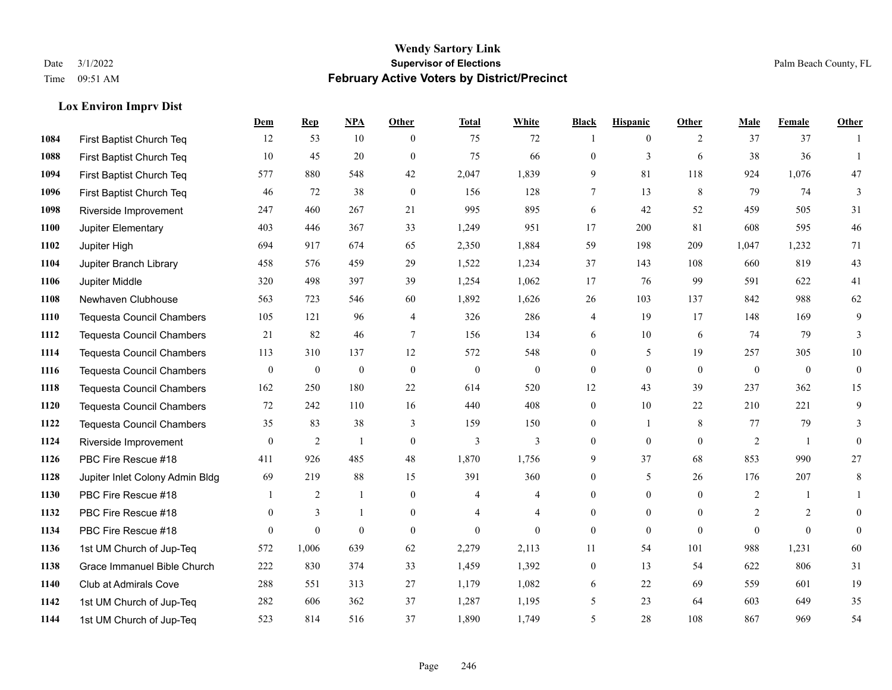# Wendy Sartory Link

## Supervisor of Elections

## February Active Voters by District/Precinct

Date 3/1/2022
Time 09:51 AM

Palm Beach County, FL

### Lox Environ Imprv Dist

| | | Dem | Rep | NPA | Other | Total | White | Black | Hispanic | Other | Male | Female | Other |
|---|---|---|---|---|---|---|---|---|---|---|---|---|---|
| 1084 | First Baptist Church Teq | 12 | 53 | 10 | 0 | 75 | 72 | 1 | 0 | 2 | 37 | 37 | 1 |
| 1088 | First Baptist Church Teq | 10 | 45 | 20 | 0 | 75 | 66 | 0 | 3 | 6 | 38 | 36 | 1 |
| 1094 | First Baptist Church Teq | 577 | 880 | 548 | 42 | 2,047 | 1,839 | 9 | 81 | 118 | 924 | 1,076 | 47 |
| 1096 | First Baptist Church Teq | 46 | 72 | 38 | 0 | 156 | 128 | 7 | 13 | 8 | 79 | 74 | 3 |
| 1098 | Riverside Improvement | 247 | 460 | 267 | 21 | 995 | 895 | 6 | 42 | 52 | 459 | 505 | 31 |
| 1100 | Jupiter Elementary | 403 | 446 | 367 | 33 | 1,249 | 951 | 17 | 200 | 81 | 608 | 595 | 46 |
| 1102 | Jupiter High | 694 | 917 | 674 | 65 | 2,350 | 1,884 | 59 | 198 | 209 | 1,047 | 1,232 | 71 |
| 1104 | Jupiter Branch Library | 458 | 576 | 459 | 29 | 1,522 | 1,234 | 37 | 143 | 108 | 660 | 819 | 43 |
| 1106 | Jupiter Middle | 320 | 498 | 397 | 39 | 1,254 | 1,062 | 17 | 76 | 99 | 591 | 622 | 41 |
| 1108 | Newhaven Clubhouse | 563 | 723 | 546 | 60 | 1,892 | 1,626 | 26 | 103 | 137 | 842 | 988 | 62 |
| 1110 | Tequesta Council Chambers | 105 | 121 | 96 | 4 | 326 | 286 | 4 | 19 | 17 | 148 | 169 | 9 |
| 1112 | Tequesta Council Chambers | 21 | 82 | 46 | 7 | 156 | 134 | 6 | 10 | 6 | 74 | 79 | 3 |
| 1114 | Tequesta Council Chambers | 113 | 310 | 137 | 12 | 572 | 548 | 0 | 5 | 19 | 257 | 305 | 10 |
| 1116 | Tequesta Council Chambers | 0 | 0 | 0 | 0 | 0 | 0 | 0 | 0 | 0 | 0 | 0 | 0 |
| 1118 | Tequesta Council Chambers | 162 | 250 | 180 | 22 | 614 | 520 | 12 | 43 | 39 | 237 | 362 | 15 |
| 1120 | Tequesta Council Chambers | 72 | 242 | 110 | 16 | 440 | 408 | 0 | 10 | 22 | 210 | 221 | 9 |
| 1122 | Tequesta Council Chambers | 35 | 83 | 38 | 3 | 159 | 150 | 0 | 1 | 8 | 77 | 79 | 3 |
| 1124 | Riverside Improvement | 0 | 2 | 1 | 0 | 3 | 3 | 0 | 0 | 0 | 2 | 1 | 0 |
| 1126 | PBC Fire Rescue #18 | 411 | 926 | 485 | 48 | 1,870 | 1,756 | 9 | 37 | 68 | 853 | 990 | 27 |
| 1128 | Jupiter Inlet Colony Admin Bldg | 69 | 219 | 88 | 15 | 391 | 360 | 0 | 5 | 26 | 176 | 207 | 8 |
| 1130 | PBC Fire Rescue #18 | 1 | 2 | 1 | 0 | 4 | 4 | 0 | 0 | 0 | 2 | 1 | 1 |
| 1132 | PBC Fire Rescue #18 | 0 | 3 | 1 | 0 | 4 | 4 | 0 | 0 | 0 | 2 | 2 | 0 |
| 1134 | PBC Fire Rescue #18 | 0 | 0 | 0 | 0 | 0 | 0 | 0 | 0 | 0 | 0 | 0 | 0 |
| 1136 | 1st UM Church of Jup-Teq | 572 | 1,006 | 639 | 62 | 2,279 | 2,113 | 11 | 54 | 101 | 988 | 1,231 | 60 |
| 1138 | Grace Immanuel Bible Church | 222 | 830 | 374 | 33 | 1,459 | 1,392 | 0 | 13 | 54 | 622 | 806 | 31 |
| 1140 | Club at Admirals Cove | 288 | 551 | 313 | 27 | 1,179 | 1,082 | 6 | 22 | 69 | 559 | 601 | 19 |
| 1142 | 1st UM Church of Jup-Teq | 282 | 606 | 362 | 37 | 1,287 | 1,195 | 5 | 23 | 64 | 603 | 649 | 35 |
| 1144 | 1st UM Church of Jup-Teq | 523 | 814 | 516 | 37 | 1,890 | 1,749 | 5 | 28 | 108 | 867 | 969 | 54 |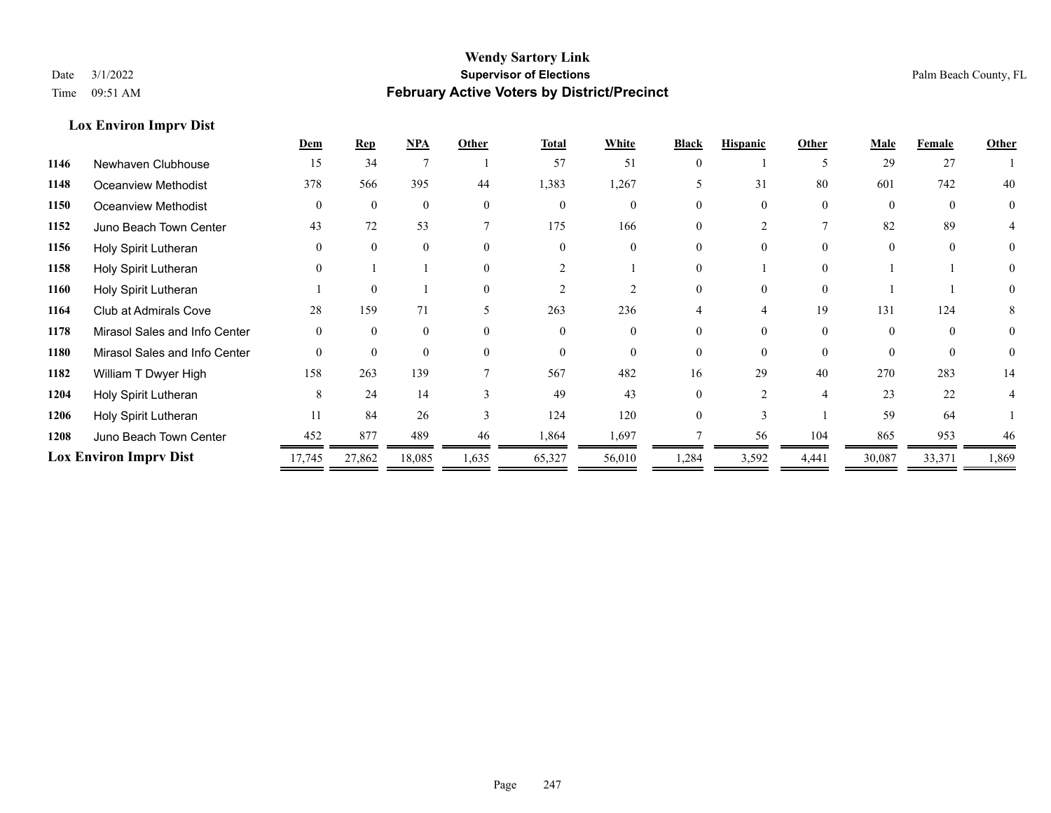# Wendy Sartory Link

**Supervisor of Elections**

**February Active Voters by District/Precinct**

Date 3/1/2022
Time 09:51 AM

Palm Beach County, FL

### Lox Environ Imprv Dist

| | | Dem | Rep | NPA | Other | Total | White | Black | Hispanic | Other | Male | Female | Other |
|---|---|---|---|---|---|---|---|---|---|---|---|---|---|
| 1146 | Newhaven Clubhouse | 15 | 34 | 7 | 1 | 57 | 51 | 0 | 1 | 5 | 29 | 27 | 1 |
| 1148 | Oceanview Methodist | 378 | 566 | 395 | 44 | 1,383 | 1,267 | 5 | 31 | 80 | 601 | 742 | 40 |
| 1150 | Oceanview Methodist | 0 | 0 | 0 | 0 | 0 | 0 | 0 | 0 | 0 | 0 | 0 | 0 |
| 1152 | Juno Beach Town Center | 43 | 72 | 53 | 7 | 175 | 166 | 0 | 2 | 7 | 82 | 89 | 4 |
| 1156 | Holy Spirit Lutheran | 0 | 0 | 0 | 0 | 0 | 0 | 0 | 0 | 0 | 0 | 0 | 0 |
| 1158 | Holy Spirit Lutheran | 0 | 1 | 1 | 0 | 2 | 1 | 0 | 1 | 0 | 1 | 1 | 0 |
| 1160 | Holy Spirit Lutheran | 1 | 0 | 1 | 0 | 2 | 2 | 0 | 0 | 0 | 1 | 1 | 0 |
| 1164 | Club at Admirals Cove | 28 | 159 | 71 | 5 | 263 | 236 | 4 | 4 | 19 | 131 | 124 | 8 |
| 1178 | Mirasol Sales and Info Center | 0 | 0 | 0 | 0 | 0 | 0 | 0 | 0 | 0 | 0 | 0 | 0 |
| 1180 | Mirasol Sales and Info Center | 0 | 0 | 0 | 0 | 0 | 0 | 0 | 0 | 0 | 0 | 0 | 0 |
| 1182 | William T Dwyer High | 158 | 263 | 139 | 7 | 567 | 482 | 16 | 29 | 40 | 270 | 283 | 14 |
| 1204 | Holy Spirit Lutheran | 8 | 24 | 14 | 3 | 49 | 43 | 0 | 2 | 4 | 23 | 22 | 4 |
| 1206 | Holy Spirit Lutheran | 11 | 84 | 26 | 3 | 124 | 120 | 0 | 3 | 1 | 59 | 64 | 1 |
| 1208 | Juno Beach Town Center | 452 | 877 | 489 | 46 | 1,864 | 1,697 | 7 | 56 | 104 | 865 | 953 | 46 |
| **Lox Environ Imprv Dist** | | 17,745 | 27,862 | 18,085 | 1,635 | 65,327 | 56,010 | 1,284 | 3,592 | 4,441 | 30,087 | 33,371 | 1,869 |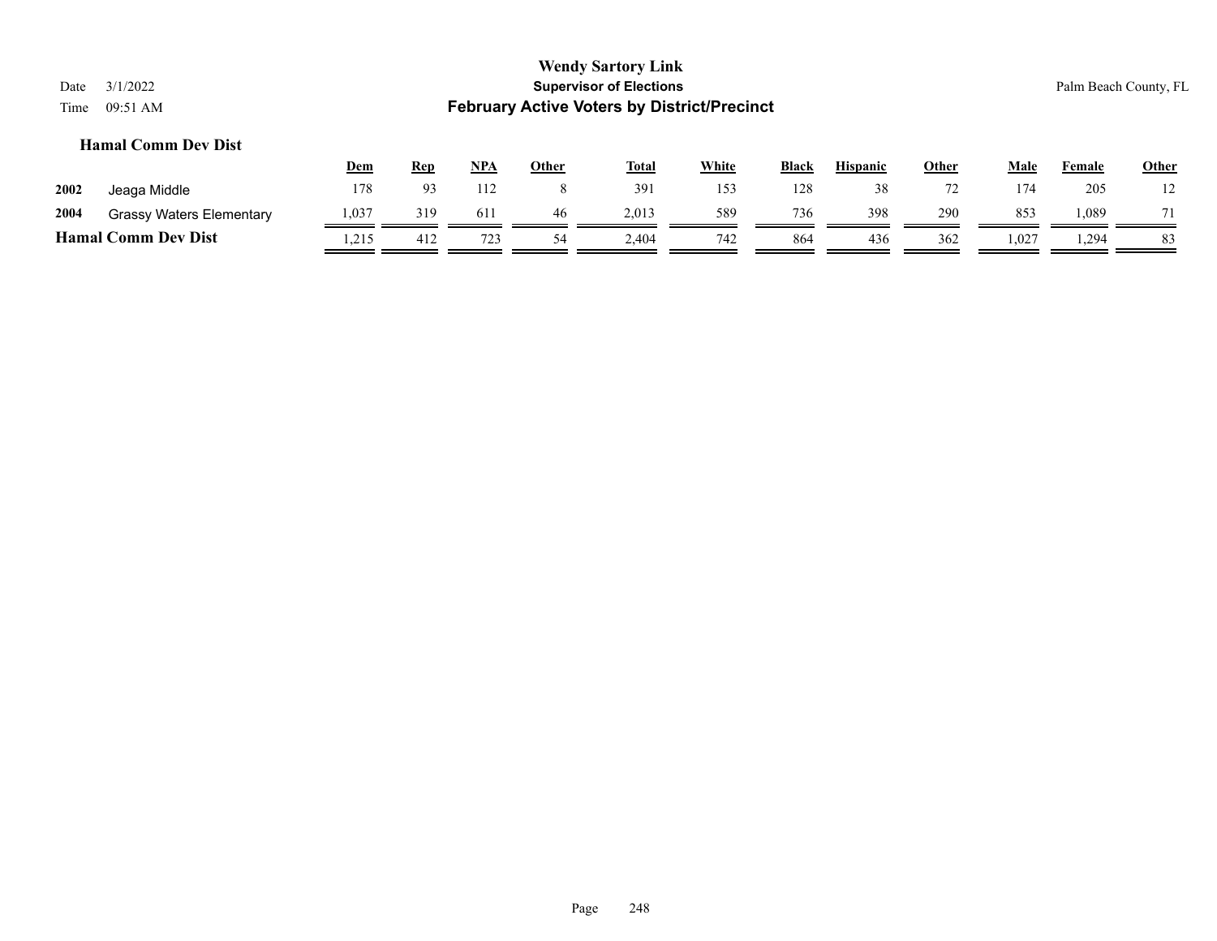# Wendy Sartory Link

## Supervisor of Elections

## February Active Voters by District/Precinct

Date 3/1/2022
Time 09:51 AM

Palm Beach County, FL

### Hamal Comm Dev Dist

| | | Dem | Rep | NPA | Other | Total | White | Black | Hispanic | Other | Male | Female | Other |
|---|---|---|---|---|---|---|---|---|---|---|---|---|---|
| 2002 | Jeaga Middle | 178 | 93 | 112 | 8 | 391 | 153 | 128 | 38 | 72 | 174 | 205 | 12 |
| 2004 | Grassy Waters Elementary | 1,037 | 319 | 611 | 46 | 2,013 | 589 | 736 | 398 | 290 | 853 | 1,089 | 71 |
| **Hamal Comm Dev Dist** | | 1,215 | 412 | 723 | 54 | 2,404 | 742 | 864 | 436 | 362 | 1,027 | 1,294 | 83 |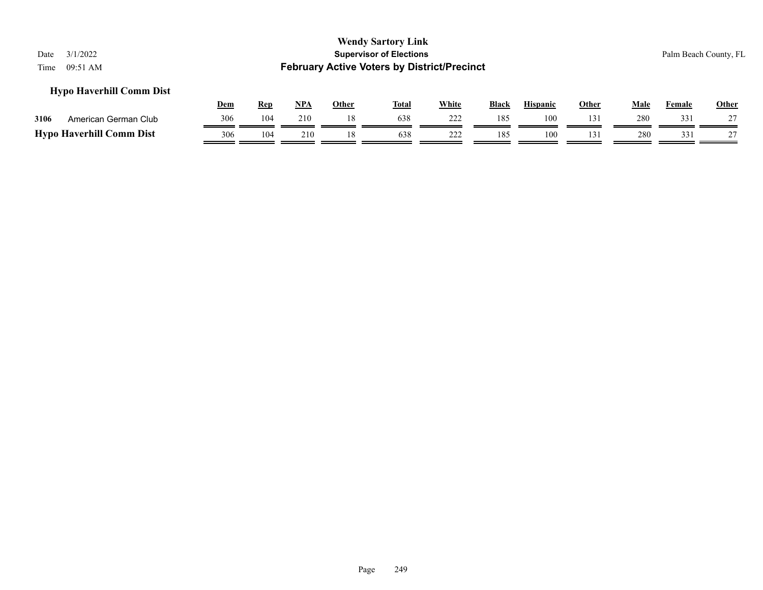**Wendy Sartory Link**
**Supervisor of Elections**
**February Active Voters by District/Precinct**

Date 3/1/2022
Time 09:51 AM

Palm Beach County, FL

### Hypo Haverhill Comm Dist

| | | Dem | Rep | NPA | Other | Total | White | Black | Hispanic | Other | Male | Female | Other |
|---|---|---|---|---|---|---|---|---|---|---|---|---|---|
| 3106 | American German Club | 306 | 104 | 210 | 18 | 638 | 222 | 185 | 100 | 131 | 280 | 331 | 27 |
| **Hypo Haverhill Comm Dist** | | 306 | 104 | 210 | 18 | 638 | 222 | 185 | 100 | 131 | 280 | 331 | 27 |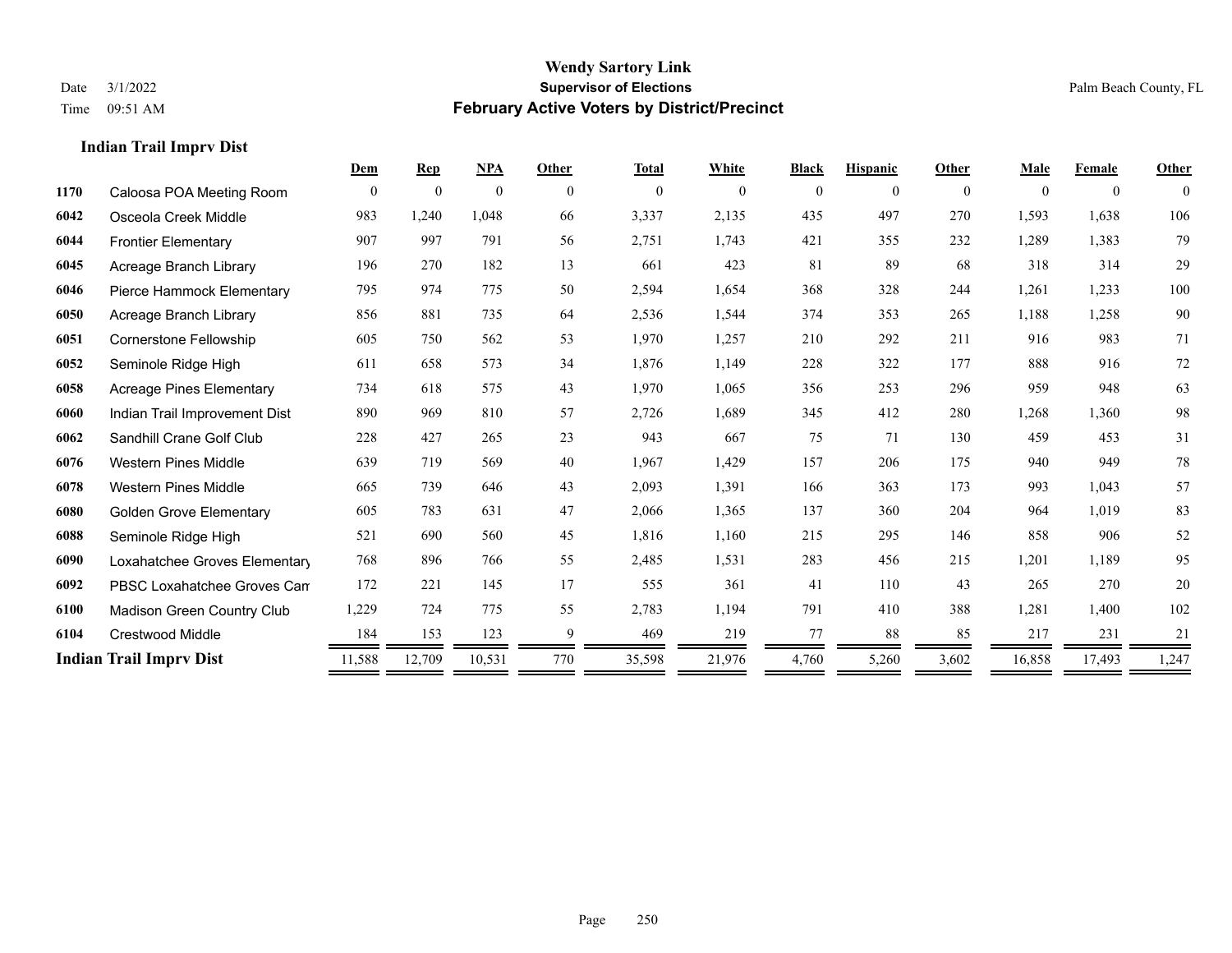# Wendy Sartory Link

**Supervisor of Elections**

**February Active Voters by District/Precinct**

Date 3/1/2022

Time 09:51 AM

Palm Beach County, FL

## Indian Trail Imprv Dist

| | | Dem | Rep | NPA | Other | Total | White | Black | Hispanic | Other | Male | Female | Other |
|---|---|---|---|---|---|---|---|---|---|---|---|---|---|
| 1170 | Caloosa POA Meeting Room | 0 | 0 | 0 | 0 | 0 | 0 | 0 | 0 | 0 | 0 | 0 | 0 |
| 6042 | Osceola Creek Middle | 983 | 1,240 | 1,048 | 66 | 3,337 | 2,135 | 435 | 497 | 270 | 1,593 | 1,638 | 106 |
| 6044 | Frontier Elementary | 907 | 997 | 791 | 56 | 2,751 | 1,743 | 421 | 355 | 232 | 1,289 | 1,383 | 79 |
| 6045 | Acreage Branch Library | 196 | 270 | 182 | 13 | 661 | 423 | 81 | 89 | 68 | 318 | 314 | 29 |
| 6046 | Pierce Hammock Elementary | 795 | 974 | 775 | 50 | 2,594 | 1,654 | 368 | 328 | 244 | 1,261 | 1,233 | 100 |
| 6050 | Acreage Branch Library | 856 | 881 | 735 | 64 | 2,536 | 1,544 | 374 | 353 | 265 | 1,188 | 1,258 | 90 |
| 6051 | Cornerstone Fellowship | 605 | 750 | 562 | 53 | 1,970 | 1,257 | 210 | 292 | 211 | 916 | 983 | 71 |
| 6052 | Seminole Ridge High | 611 | 658 | 573 | 34 | 1,876 | 1,149 | 228 | 322 | 177 | 888 | 916 | 72 |
| 6058 | Acreage Pines Elementary | 734 | 618 | 575 | 43 | 1,970 | 1,065 | 356 | 253 | 296 | 959 | 948 | 63 |
| 6060 | Indian Trail Improvement Dist | 890 | 969 | 810 | 57 | 2,726 | 1,689 | 345 | 412 | 280 | 1,268 | 1,360 | 98 |
| 6062 | Sandhill Crane Golf Club | 228 | 427 | 265 | 23 | 943 | 667 | 75 | 71 | 130 | 459 | 453 | 31 |
| 6076 | Western Pines Middle | 639 | 719 | 569 | 40 | 1,967 | 1,429 | 157 | 206 | 175 | 940 | 949 | 78 |
| 6078 | Western Pines Middle | 665 | 739 | 646 | 43 | 2,093 | 1,391 | 166 | 363 | 173 | 993 | 1,043 | 57 |
| 6080 | Golden Grove Elementary | 605 | 783 | 631 | 47 | 2,066 | 1,365 | 137 | 360 | 204 | 964 | 1,019 | 83 |
| 6088 | Seminole Ridge High | 521 | 690 | 560 | 45 | 1,816 | 1,160 | 215 | 295 | 146 | 858 | 906 | 52 |
| 6090 | Loxahatchee Groves Elementary | 768 | 896 | 766 | 55 | 2,485 | 1,531 | 283 | 456 | 215 | 1,201 | 1,189 | 95 |
| 6092 | PBSC Loxahatchee Groves Cam | 172 | 221 | 145 | 17 | 555 | 361 | 41 | 110 | 43 | 265 | 270 | 20 |
| 6100 | Madison Green Country Club | 1,229 | 724 | 775 | 55 | 2,783 | 1,194 | 791 | 410 | 388 | 1,281 | 1,400 | 102 |
| 6104 | Crestwood Middle | 184 | 153 | 123 | 9 | 469 | 219 | 77 | 88 | 85 | 217 | 231 | 21 |
| **Indian Trail Imprv Dist** | | 11,588 | 12,709 | 10,531 | 770 | 35,598 | 21,976 | 4,760 | 5,260 | 3,602 | 16,858 | 17,493 | 1,247 |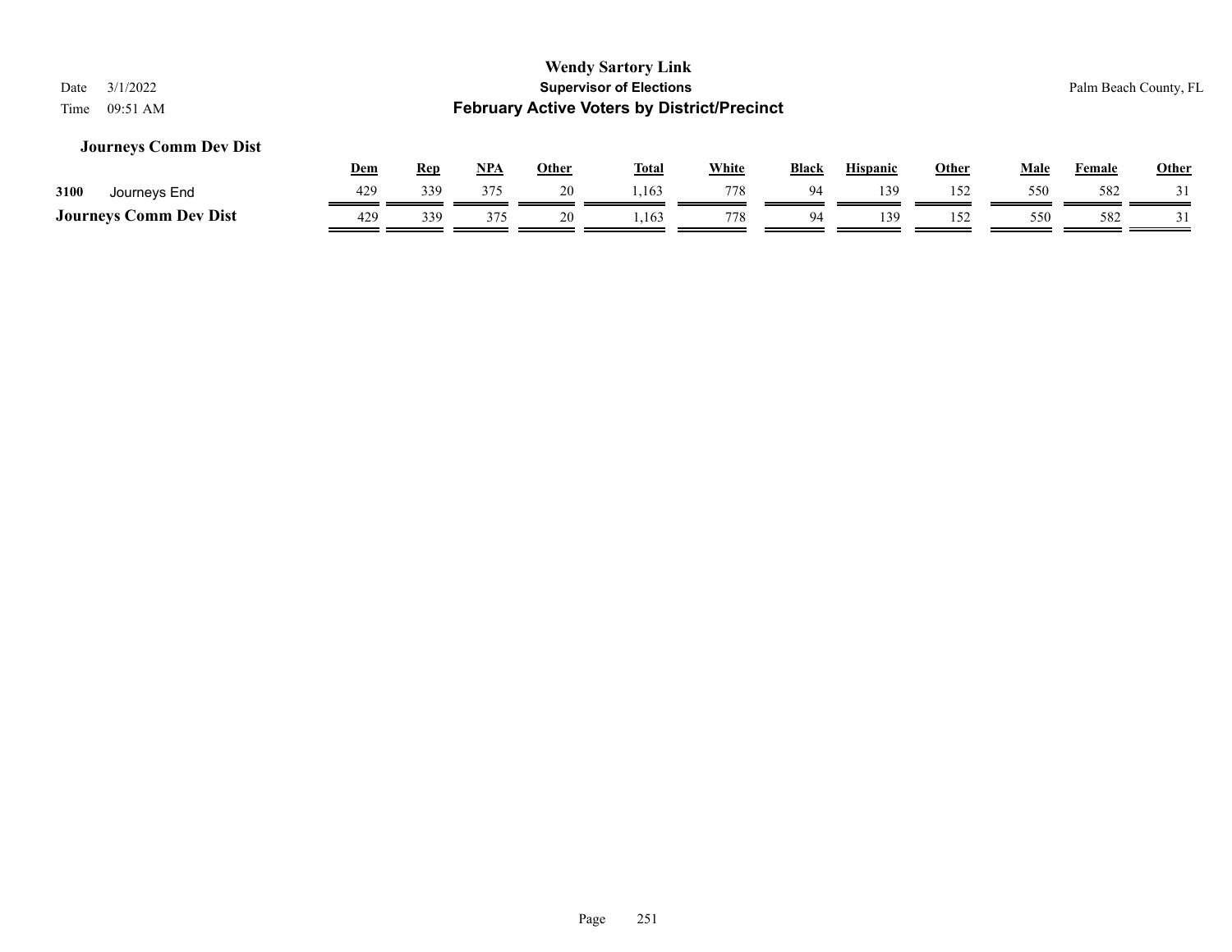**Wendy Sartory Link**
**Supervisor of Elections**
**February Active Voters by District/Precinct**

Date 3/1/2022
Time 09:51 AM

Palm Beach County, FL

### Journeys Comm Dev Dist

| | | Dem | Rep | NPA | Other | Total | White | Black | Hispanic | Other | Male | Female | Other |
|---|---|---|---|---|---|---|---|---|---|---|---|---|---|
| 3100 | Journeys End | 429 | 339 | 375 | 20 | 1,163 | 778 | 94 | 139 | 152 | 550 | 582 | 31 |
| **Journeys Comm Dev Dist** | | 429 | 339 | 375 | 20 | 1,163 | 778 | 94 | 139 | 152 | 550 | 582 | 31 |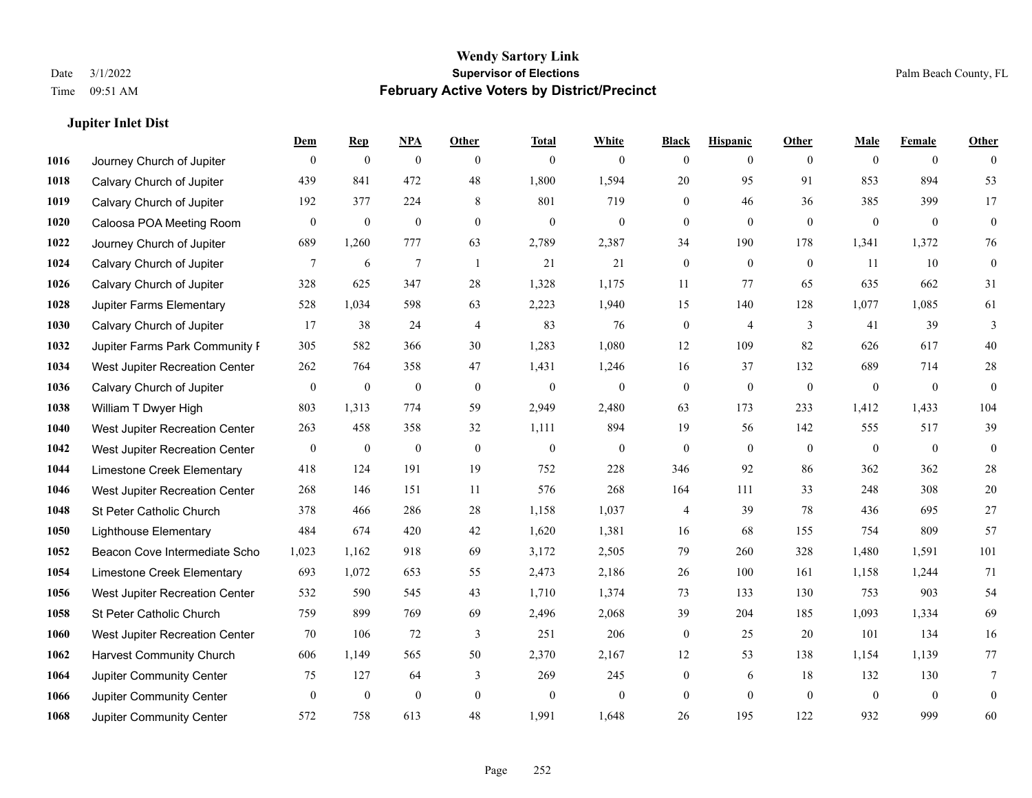**Wendy Sartory Link**
**Supervisor of Elections**
**February Active Voters by District/Precinct**

Date 3/1/2022
Time 09:51 AM

Palm Beach County, FL

### Jupiter Inlet Dist

| | | Dem | Rep | NPA | Other | Total | White | Black | Hispanic | Other | Male | Female | Other |
|---|---|---|---|---|---|---|---|---|---|---|---|---|---|
| 1016 | Journey Church of Jupiter | 0 | 0 | 0 | 0 | 0 | 0 | 0 | 0 | 0 | 0 | 0 | 0 |
| 1018 | Calvary Church of Jupiter | 439 | 841 | 472 | 48 | 1,800 | 1,594 | 20 | 95 | 91 | 853 | 894 | 53 |
| 1019 | Calvary Church of Jupiter | 192 | 377 | 224 | 8 | 801 | 719 | 0 | 46 | 36 | 385 | 399 | 17 |
| 1020 | Caloosa POA Meeting Room | 0 | 0 | 0 | 0 | 0 | 0 | 0 | 0 | 0 | 0 | 0 | 0 |
| 1022 | Journey Church of Jupiter | 689 | 1,260 | 777 | 63 | 2,789 | 2,387 | 34 | 190 | 178 | 1,341 | 1,372 | 76 |
| 1024 | Calvary Church of Jupiter | 7 | 6 | 7 | 1 | 21 | 21 | 0 | 0 | 0 | 11 | 10 | 0 |
| 1026 | Calvary Church of Jupiter | 328 | 625 | 347 | 28 | 1,328 | 1,175 | 11 | 77 | 65 | 635 | 662 | 31 |
| 1028 | Jupiter Farms Elementary | 528 | 1,034 | 598 | 63 | 2,223 | 1,940 | 15 | 140 | 128 | 1,077 | 1,085 | 61 |
| 1030 | Calvary Church of Jupiter | 17 | 38 | 24 | 4 | 83 | 76 | 0 | 4 | 3 | 41 | 39 | 3 |
| 1032 | Jupiter Farms Park Community F | 305 | 582 | 366 | 30 | 1,283 | 1,080 | 12 | 109 | 82 | 626 | 617 | 40 |
| 1034 | West Jupiter Recreation Center | 262 | 764 | 358 | 47 | 1,431 | 1,246 | 16 | 37 | 132 | 689 | 714 | 28 |
| 1036 | Calvary Church of Jupiter | 0 | 0 | 0 | 0 | 0 | 0 | 0 | 0 | 0 | 0 | 0 | 0 |
| 1038 | William T Dwyer High | 803 | 1,313 | 774 | 59 | 2,949 | 2,480 | 63 | 173 | 233 | 1,412 | 1,433 | 104 |
| 1040 | West Jupiter Recreation Center | 263 | 458 | 358 | 32 | 1,111 | 894 | 19 | 56 | 142 | 555 | 517 | 39 |
| 1042 | West Jupiter Recreation Center | 0 | 0 | 0 | 0 | 0 | 0 | 0 | 0 | 0 | 0 | 0 | 0 |
| 1044 | Limestone Creek Elementary | 418 | 124 | 191 | 19 | 752 | 228 | 346 | 92 | 86 | 362 | 362 | 28 |
| 1046 | West Jupiter Recreation Center | 268 | 146 | 151 | 11 | 576 | 268 | 164 | 111 | 33 | 248 | 308 | 20 |
| 1048 | St Peter Catholic Church | 378 | 466 | 286 | 28 | 1,158 | 1,037 | 4 | 39 | 78 | 436 | 695 | 27 |
| 1050 | Lighthouse Elementary | 484 | 674 | 420 | 42 | 1,620 | 1,381 | 16 | 68 | 155 | 754 | 809 | 57 |
| 1052 | Beacon Cove Intermediate Scho | 1,023 | 1,162 | 918 | 69 | 3,172 | 2,505 | 79 | 260 | 328 | 1,480 | 1,591 | 101 |
| 1054 | Limestone Creek Elementary | 693 | 1,072 | 653 | 55 | 2,473 | 2,186 | 26 | 100 | 161 | 1,158 | 1,244 | 71 |
| 1056 | West Jupiter Recreation Center | 532 | 590 | 545 | 43 | 1,710 | 1,374 | 73 | 133 | 130 | 753 | 903 | 54 |
| 1058 | St Peter Catholic Church | 759 | 899 | 769 | 69 | 2,496 | 2,068 | 39 | 204 | 185 | 1,093 | 1,334 | 69 |
| 1060 | West Jupiter Recreation Center | 70 | 106 | 72 | 3 | 251 | 206 | 0 | 25 | 20 | 101 | 134 | 16 |
| 1062 | Harvest Community Church | 606 | 1,149 | 565 | 50 | 2,370 | 2,167 | 12 | 53 | 138 | 1,154 | 1,139 | 77 |
| 1064 | Jupiter Community Center | 75 | 127 | 64 | 3 | 269 | 245 | 0 | 6 | 18 | 132 | 130 | 7 |
| 1066 | Jupiter Community Center | 0 | 0 | 0 | 0 | 0 | 0 | 0 | 0 | 0 | 0 | 0 | 0 |
| 1068 | Jupiter Community Center | 572 | 758 | 613 | 48 | 1,991 | 1,648 | 26 | 195 | 122 | 932 | 999 | 60 |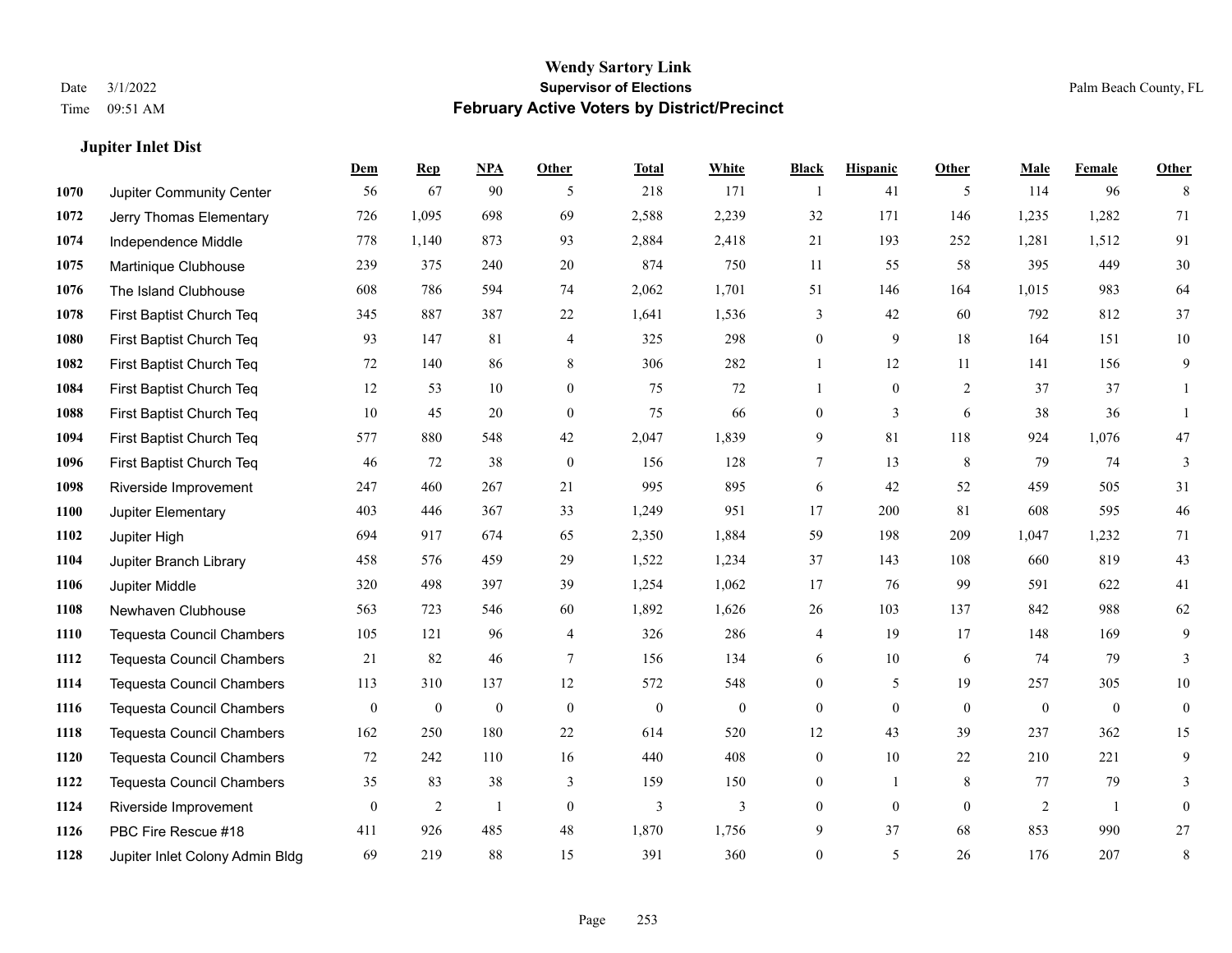# Wendy Sartory Link

**Supervisor of Elections**

**February Active Voters by District/Precinct**

Date 3/1/2022

Time 09:51 AM

Palm Beach County, FL

### Jupiter Inlet Dist

| | | Dem | Rep | NPA | Other | Total | White | Black | Hispanic | Other | Male | Female | Other |
|---|---|---|---|---|---|---|---|---|---|---|---|---|---|
| 1070 | Jupiter Community Center | 56 | 67 | 90 | 5 | 218 | 171 | 1 | 41 | 5 | 114 | 96 | 8 |
| 1072 | Jerry Thomas Elementary | 726 | 1,095 | 698 | 69 | 2,588 | 2,239 | 32 | 171 | 146 | 1,235 | 1,282 | 71 |
| 1074 | Independence Middle | 778 | 1,140 | 873 | 93 | 2,884 | 2,418 | 21 | 193 | 252 | 1,281 | 1,512 | 91 |
| 1075 | Martinique Clubhouse | 239 | 375 | 240 | 20 | 874 | 750 | 11 | 55 | 58 | 395 | 449 | 30 |
| 1076 | The Island Clubhouse | 608 | 786 | 594 | 74 | 2,062 | 1,701 | 51 | 146 | 164 | 1,015 | 983 | 64 |
| 1078 | First Baptist Church Teq | 345 | 887 | 387 | 22 | 1,641 | 1,536 | 3 | 42 | 60 | 792 | 812 | 37 |
| 1080 | First Baptist Church Teq | 93 | 147 | 81 | 4 | 325 | 298 | 0 | 9 | 18 | 164 | 151 | 10 |
| 1082 | First Baptist Church Teq | 72 | 140 | 86 | 8 | 306 | 282 | 1 | 12 | 11 | 141 | 156 | 9 |
| 1084 | First Baptist Church Teq | 12 | 53 | 10 | 0 | 75 | 72 | 1 | 0 | 2 | 37 | 37 | 1 |
| 1088 | First Baptist Church Teq | 10 | 45 | 20 | 0 | 75 | 66 | 0 | 3 | 6 | 38 | 36 | 1 |
| 1094 | First Baptist Church Teq | 577 | 880 | 548 | 42 | 2,047 | 1,839 | 9 | 81 | 118 | 924 | 1,076 | 47 |
| 1096 | First Baptist Church Teq | 46 | 72 | 38 | 0 | 156 | 128 | 7 | 13 | 8 | 79 | 74 | 3 |
| 1098 | Riverside Improvement | 247 | 460 | 267 | 21 | 995 | 895 | 6 | 42 | 52 | 459 | 505 | 31 |
| 1100 | Jupiter Elementary | 403 | 446 | 367 | 33 | 1,249 | 951 | 17 | 200 | 81 | 608 | 595 | 46 |
| 1102 | Jupiter High | 694 | 917 | 674 | 65 | 2,350 | 1,884 | 59 | 198 | 209 | 1,047 | 1,232 | 71 |
| 1104 | Jupiter Branch Library | 458 | 576 | 459 | 29 | 1,522 | 1,234 | 37 | 143 | 108 | 660 | 819 | 43 |
| 1106 | Jupiter Middle | 320 | 498 | 397 | 39 | 1,254 | 1,062 | 17 | 76 | 99 | 591 | 622 | 41 |
| 1108 | Newhaven Clubhouse | 563 | 723 | 546 | 60 | 1,892 | 1,626 | 26 | 103 | 137 | 842 | 988 | 62 |
| 1110 | Tequesta Council Chambers | 105 | 121 | 96 | 4 | 326 | 286 | 4 | 19 | 17 | 148 | 169 | 9 |
| 1112 | Tequesta Council Chambers | 21 | 82 | 46 | 7 | 156 | 134 | 6 | 10 | 6 | 74 | 79 | 3 |
| 1114 | Tequesta Council Chambers | 113 | 310 | 137 | 12 | 572 | 548 | 0 | 5 | 19 | 257 | 305 | 10 |
| 1116 | Tequesta Council Chambers | 0 | 0 | 0 | 0 | 0 | 0 | 0 | 0 | 0 | 0 | 0 | 0 |
| 1118 | Tequesta Council Chambers | 162 | 250 | 180 | 22 | 614 | 520 | 12 | 43 | 39 | 237 | 362 | 15 |
| 1120 | Tequesta Council Chambers | 72 | 242 | 110 | 16 | 440 | 408 | 0 | 10 | 22 | 210 | 221 | 9 |
| 1122 | Tequesta Council Chambers | 35 | 83 | 38 | 3 | 159 | 150 | 0 | 1 | 8 | 77 | 79 | 3 |
| 1124 | Riverside Improvement | 0 | 2 | 1 | 0 | 3 | 3 | 0 | 0 | 0 | 2 | 1 | 0 |
| 1126 | PBC Fire Rescue #18 | 411 | 926 | 485 | 48 | 1,870 | 1,756 | 9 | 37 | 68 | 853 | 990 | 27 |
| 1128 | Jupiter Inlet Colony Admin Bldg | 69 | 219 | 88 | 15 | 391 | 360 | 0 | 5 | 26 | 176 | 207 | 8 |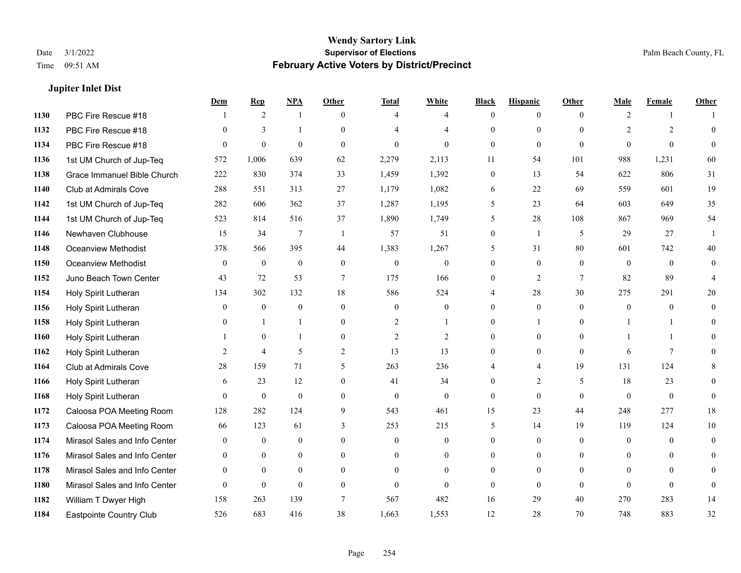# Wendy Sartory Link
## Supervisor of Elections
## February Active Voters by District/Precinct

Date 3/1/2022
Time 09:51 AM

Palm Beach County, FL

### Jupiter Inlet Dist

| | | Dem | Rep | NPA | Other | Total | White | Black | Hispanic | Other | Male | Female | Other |
|---|---|---|---|---|---|---|---|---|---|---|---|---|---|
| 1130 | PBC Fire Rescue #18 | 1 | 2 | 1 | 0 | 4 | 4 | 0 | 0 | 0 | 2 | 1 | 1 |
| 1132 | PBC Fire Rescue #18 | 0 | 3 | 1 | 0 | 4 | 4 | 0 | 0 | 0 | 2 | 2 | 0 |
| 1134 | PBC Fire Rescue #18 | 0 | 0 | 0 | 0 | 0 | 0 | 0 | 0 | 0 | 0 | 0 | 0 |
| 1136 | 1st UM Church of Jup-Teq | 572 | 1,006 | 639 | 62 | 2,279 | 2,113 | 11 | 54 | 101 | 988 | 1,231 | 60 |
| 1138 | Grace Immanuel Bible Church | 222 | 830 | 374 | 33 | 1,459 | 1,392 | 0 | 13 | 54 | 622 | 806 | 31 |
| 1140 | Club at Admirals Cove | 288 | 551 | 313 | 27 | 1,179 | 1,082 | 6 | 22 | 69 | 559 | 601 | 19 |
| 1142 | 1st UM Church of Jup-Teq | 282 | 606 | 362 | 37 | 1,287 | 1,195 | 5 | 23 | 64 | 603 | 649 | 35 |
| 1144 | 1st UM Church of Jup-Teq | 523 | 814 | 516 | 37 | 1,890 | 1,749 | 5 | 28 | 108 | 867 | 969 | 54 |
| 1146 | Newhaven Clubhouse | 15 | 34 | 7 | 1 | 57 | 51 | 0 | 1 | 5 | 29 | 27 | 1 |
| 1148 | Oceanview Methodist | 378 | 566 | 395 | 44 | 1,383 | 1,267 | 5 | 31 | 80 | 601 | 742 | 40 |
| 1150 | Oceanview Methodist | 0 | 0 | 0 | 0 | 0 | 0 | 0 | 0 | 0 | 0 | 0 | 0 |
| 1152 | Juno Beach Town Center | 43 | 72 | 53 | 7 | 175 | 166 | 0 | 2 | 7 | 82 | 89 | 4 |
| 1154 | Holy Spirit Lutheran | 134 | 302 | 132 | 18 | 586 | 524 | 4 | 28 | 30 | 275 | 291 | 20 |
| 1156 | Holy Spirit Lutheran | 0 | 0 | 0 | 0 | 0 | 0 | 0 | 0 | 0 | 0 | 0 | 0 |
| 1158 | Holy Spirit Lutheran | 0 | 1 | 1 | 0 | 2 | 1 | 0 | 1 | 0 | 1 | 1 | 0 |
| 1160 | Holy Spirit Lutheran | 1 | 0 | 1 | 0 | 2 | 2 | 0 | 0 | 0 | 1 | 1 | 0 |
| 1162 | Holy Spirit Lutheran | 2 | 4 | 5 | 2 | 13 | 13 | 0 | 0 | 0 | 6 | 7 | 0 |
| 1164 | Club at Admirals Cove | 28 | 159 | 71 | 5 | 263 | 236 | 4 | 4 | 19 | 131 | 124 | 8 |
| 1166 | Holy Spirit Lutheran | 6 | 23 | 12 | 0 | 41 | 34 | 0 | 2 | 5 | 18 | 23 | 0 |
| 1168 | Holy Spirit Lutheran | 0 | 0 | 0 | 0 | 0 | 0 | 0 | 0 | 0 | 0 | 0 | 0 |
| 1172 | Caloosa POA Meeting Room | 128 | 282 | 124 | 9 | 543 | 461 | 15 | 23 | 44 | 248 | 277 | 18 |
| 1173 | Caloosa POA Meeting Room | 66 | 123 | 61 | 3 | 253 | 215 | 5 | 14 | 19 | 119 | 124 | 10 |
| 1174 | Mirasol Sales and Info Center | 0 | 0 | 0 | 0 | 0 | 0 | 0 | 0 | 0 | 0 | 0 | 0 |
| 1176 | Mirasol Sales and Info Center | 0 | 0 | 0 | 0 | 0 | 0 | 0 | 0 | 0 | 0 | 0 | 0 |
| 1178 | Mirasol Sales and Info Center | 0 | 0 | 0 | 0 | 0 | 0 | 0 | 0 | 0 | 0 | 0 | 0 |
| 1180 | Mirasol Sales and Info Center | 0 | 0 | 0 | 0 | 0 | 0 | 0 | 0 | 0 | 0 | 0 | 0 |
| 1182 | William T Dwyer High | 158 | 263 | 139 | 7 | 567 | 482 | 16 | 29 | 40 | 270 | 283 | 14 |
| 1184 | Eastpointe Country Club | 526 | 683 | 416 | 38 | 1,663 | 1,553 | 12 | 28 | 70 | 748 | 883 | 32 |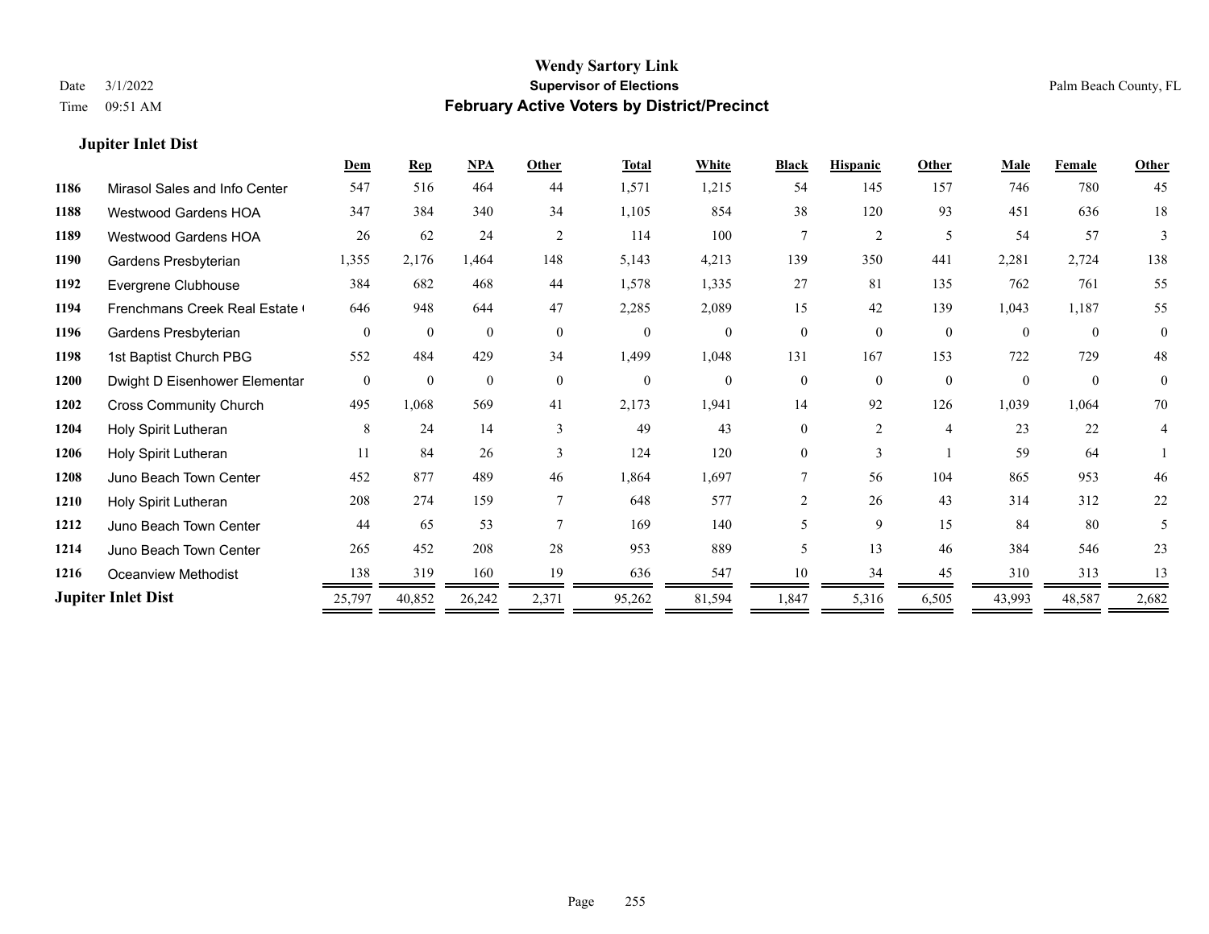**Wendy Sartory Link**
**Supervisor of Elections**
**February Active Voters by District/Precinct**

Date 3/1/2022
Time 09:51 AM

Palm Beach County, FL

### Jupiter Inlet Dist

| | | Dem | Rep | NPA | Other | Total | White | Black | Hispanic | Other | Male | Female | Other |
|---|---|---|---|---|---|---|---|---|---|---|---|---|---|
| 1186 | Mirasol Sales and Info Center | 547 | 516 | 464 | 44 | 1,571 | 1,215 | 54 | 145 | 157 | 746 | 780 | 45 |
| 1188 | Westwood Gardens HOA | 347 | 384 | 340 | 34 | 1,105 | 854 | 38 | 120 | 93 | 451 | 636 | 18 |
| 1189 | Westwood Gardens HOA | 26 | 62 | 24 | 2 | 114 | 100 | 7 | 2 | 5 | 54 | 57 | 3 |
| 1190 | Gardens Presbyterian | 1,355 | 2,176 | 1,464 | 148 | 5,143 | 4,213 | 139 | 350 | 441 | 2,281 | 2,724 | 138 |
| 1192 | Evergrene Clubhouse | 384 | 682 | 468 | 44 | 1,578 | 1,335 | 27 | 81 | 135 | 762 | 761 | 55 |
| 1194 | Frenchmans Creek Real Estate ( | 646 | 948 | 644 | 47 | 2,285 | 2,089 | 15 | 42 | 139 | 1,043 | 1,187 | 55 |
| 1196 | Gardens Presbyterian | 0 | 0 | 0 | 0 | 0 | 0 | 0 | 0 | 0 | 0 | 0 | 0 |
| 1198 | 1st Baptist Church PBG | 552 | 484 | 429 | 34 | 1,499 | 1,048 | 131 | 167 | 153 | 722 | 729 | 48 |
| 1200 | Dwight D Eisenhower Elementar | 0 | 0 | 0 | 0 | 0 | 0 | 0 | 0 | 0 | 0 | 0 | 0 |
| 1202 | Cross Community Church | 495 | 1,068 | 569 | 41 | 2,173 | 1,941 | 14 | 92 | 126 | 1,039 | 1,064 | 70 |
| 1204 | Holy Spirit Lutheran | 8 | 24 | 14 | 3 | 49 | 43 | 0 | 2 | 4 | 23 | 22 | 4 |
| 1206 | Holy Spirit Lutheran | 11 | 84 | 26 | 3 | 124 | 120 | 0 | 3 | 1 | 59 | 64 | 1 |
| 1208 | Juno Beach Town Center | 452 | 877 | 489 | 46 | 1,864 | 1,697 | 7 | 56 | 104 | 865 | 953 | 46 |
| 1210 | Holy Spirit Lutheran | 208 | 274 | 159 | 7 | 648 | 577 | 2 | 26 | 43 | 314 | 312 | 22 |
| 1212 | Juno Beach Town Center | 44 | 65 | 53 | 7 | 169 | 140 | 5 | 9 | 15 | 84 | 80 | 5 |
| 1214 | Juno Beach Town Center | 265 | 452 | 208 | 28 | 953 | 889 | 5 | 13 | 46 | 384 | 546 | 23 |
| 1216 | Oceanview Methodist | 138 | 319 | 160 | 19 | 636 | 547 | 10 | 34 | 45 | 310 | 313 | 13 |
| **Jupiter Inlet Dist** | | 25,797 | 40,852 | 26,242 | 2,371 | 95,262 | 81,594 | 1,847 | 5,316 | 6,505 | 43,993 | 48,587 | 2,682 |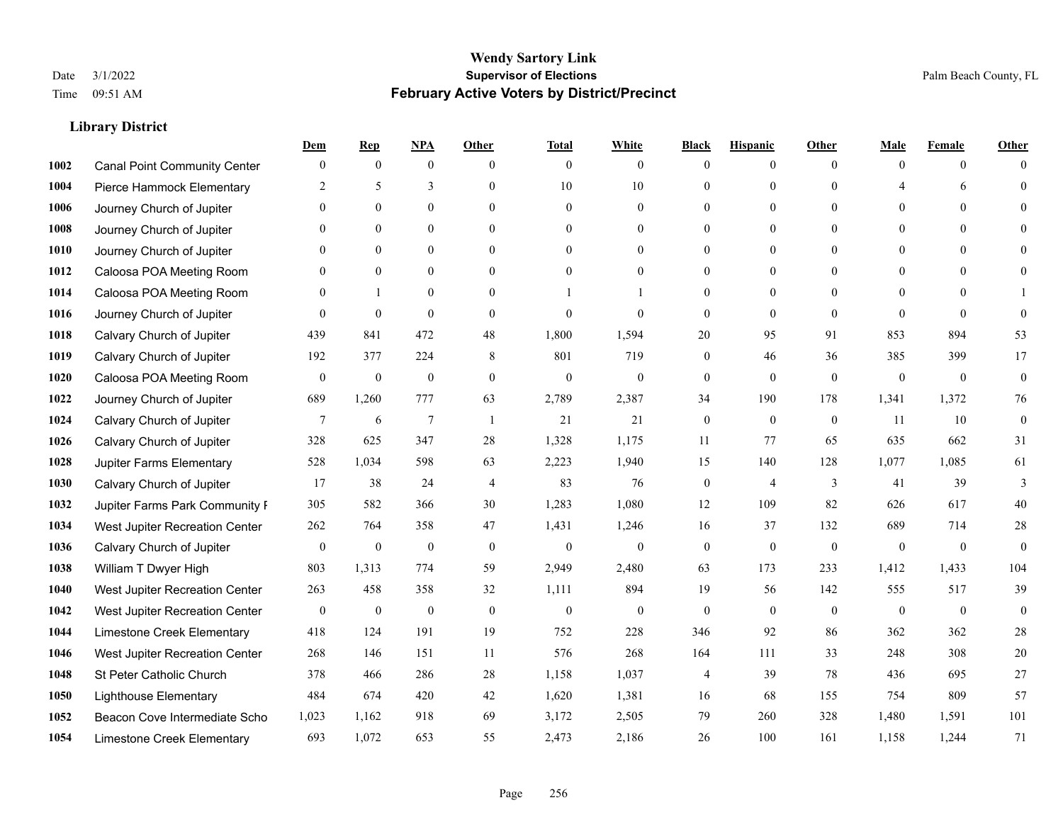# Wendy Sartory Link
## Supervisor of Elections
## February Active Voters by District/Precinct

Date 3/1/2022
Time 09:51 AM

Palm Beach County, FL

### Library District

| | | Dem | Rep | NPA | Other | Total | White | Black | Hispanic | Other | Male | Female | Other |
|---|---|---|---|---|---|---|---|---|---|---|---|---|---|
| 1002 | Canal Point Community Center | 0 | 0 | 0 | 0 | 0 | 0 | 0 | 0 | 0 | 0 | 0 | 0 |
| 1004 | Pierce Hammock Elementary | 2 | 5 | 3 | 0 | 10 | 10 | 0 | 0 | 0 | 4 | 6 | 0 |
| 1006 | Journey Church of Jupiter | 0 | 0 | 0 | 0 | 0 | 0 | 0 | 0 | 0 | 0 | 0 | 0 |
| 1008 | Journey Church of Jupiter | 0 | 0 | 0 | 0 | 0 | 0 | 0 | 0 | 0 | 0 | 0 | 0 |
| 1010 | Journey Church of Jupiter | 0 | 0 | 0 | 0 | 0 | 0 | 0 | 0 | 0 | 0 | 0 | 0 |
| 1012 | Caloosa POA Meeting Room | 0 | 0 | 0 | 0 | 0 | 0 | 0 | 0 | 0 | 0 | 0 | 0 |
| 1014 | Caloosa POA Meeting Room | 0 | 1 | 0 | 0 | 1 | 1 | 0 | 0 | 0 | 0 | 0 | 1 |
| 1016 | Journey Church of Jupiter | 0 | 0 | 0 | 0 | 0 | 0 | 0 | 0 | 0 | 0 | 0 | 0 |
| 1018 | Calvary Church of Jupiter | 439 | 841 | 472 | 48 | 1,800 | 1,594 | 20 | 95 | 91 | 853 | 894 | 53 |
| 1019 | Calvary Church of Jupiter | 192 | 377 | 224 | 8 | 801 | 719 | 0 | 46 | 36 | 385 | 399 | 17 |
| 1020 | Caloosa POA Meeting Room | 0 | 0 | 0 | 0 | 0 | 0 | 0 | 0 | 0 | 0 | 0 | 0 |
| 1022 | Journey Church of Jupiter | 689 | 1,260 | 777 | 63 | 2,789 | 2,387 | 34 | 190 | 178 | 1,341 | 1,372 | 76 |
| 1024 | Calvary Church of Jupiter | 7 | 6 | 7 | 1 | 21 | 21 | 0 | 0 | 0 | 11 | 10 | 0 |
| 1026 | Calvary Church of Jupiter | 328 | 625 | 347 | 28 | 1,328 | 1,175 | 11 | 77 | 65 | 635 | 662 | 31 |
| 1028 | Jupiter Farms Elementary | 528 | 1,034 | 598 | 63 | 2,223 | 1,940 | 15 | 140 | 128 | 1,077 | 1,085 | 61 |
| 1030 | Calvary Church of Jupiter | 17 | 38 | 24 | 4 | 83 | 76 | 0 | 4 | 3 | 41 | 39 | 3 |
| 1032 | Jupiter Farms Park Community F | 305 | 582 | 366 | 30 | 1,283 | 1,080 | 12 | 109 | 82 | 626 | 617 | 40 |
| 1034 | West Jupiter Recreation Center | 262 | 764 | 358 | 47 | 1,431 | 1,246 | 16 | 37 | 132 | 689 | 714 | 28 |
| 1036 | Calvary Church of Jupiter | 0 | 0 | 0 | 0 | 0 | 0 | 0 | 0 | 0 | 0 | 0 | 0 |
| 1038 | William T Dwyer High | 803 | 1,313 | 774 | 59 | 2,949 | 2,480 | 63 | 173 | 233 | 1,412 | 1,433 | 104 |
| 1040 | West Jupiter Recreation Center | 263 | 458 | 358 | 32 | 1,111 | 894 | 19 | 56 | 142 | 555 | 517 | 39 |
| 1042 | West Jupiter Recreation Center | 0 | 0 | 0 | 0 | 0 | 0 | 0 | 0 | 0 | 0 | 0 | 0 |
| 1044 | Limestone Creek Elementary | 418 | 124 | 191 | 19 | 752 | 228 | 346 | 92 | 86 | 362 | 362 | 28 |
| 1046 | West Jupiter Recreation Center | 268 | 146 | 151 | 11 | 576 | 268 | 164 | 111 | 33 | 248 | 308 | 20 |
| 1048 | St Peter Catholic Church | 378 | 466 | 286 | 28 | 1,158 | 1,037 | 4 | 39 | 78 | 436 | 695 | 27 |
| 1050 | Lighthouse Elementary | 484 | 674 | 420 | 42 | 1,620 | 1,381 | 16 | 68 | 155 | 754 | 809 | 57 |
| 1052 | Beacon Cove Intermediate Scho | 1,023 | 1,162 | 918 | 69 | 3,172 | 2,505 | 79 | 260 | 328 | 1,480 | 1,591 | 101 |
| 1054 | Limestone Creek Elementary | 693 | 1,072 | 653 | 55 | 2,473 | 2,186 | 26 | 100 | 161 | 1,158 | 1,244 | 71 |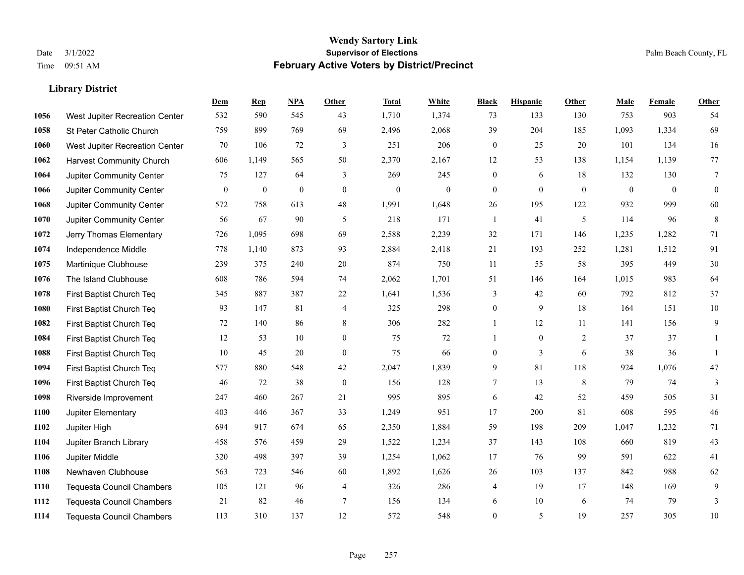# Wendy Sartory Link
## Supervisor of Elections
## February Active Voters by District/Precinct

Date 3/1/2022
Time 09:51 AM

Palm Beach County, FL

### Library District

| | | Dem | Rep | NPA | Other | Total | White | Black | Hispanic | Other | Male | Female | Other |
|---|---|---|---|---|---|---|---|---|---|---|---|---|---|
| 1056 | West Jupiter Recreation Center | 532 | 590 | 545 | 43 | 1,710 | 1,374 | 73 | 133 | 130 | 753 | 903 | 54 |
| 1058 | St Peter Catholic Church | 759 | 899 | 769 | 69 | 2,496 | 2,068 | 39 | 204 | 185 | 1,093 | 1,334 | 69 |
| 1060 | West Jupiter Recreation Center | 70 | 106 | 72 | 3 | 251 | 206 | 0 | 25 | 20 | 101 | 134 | 16 |
| 1062 | Harvest Community Church | 606 | 1,149 | 565 | 50 | 2,370 | 2,167 | 12 | 53 | 138 | 1,154 | 1,139 | 77 |
| 1064 | Jupiter Community Center | 75 | 127 | 64 | 3 | 269 | 245 | 0 | 6 | 18 | 132 | 130 | 7 |
| 1066 | Jupiter Community Center | 0 | 0 | 0 | 0 | 0 | 0 | 0 | 0 | 0 | 0 | 0 | 0 |
| 1068 | Jupiter Community Center | 572 | 758 | 613 | 48 | 1,991 | 1,648 | 26 | 195 | 122 | 932 | 999 | 60 |
| 1070 | Jupiter Community Center | 56 | 67 | 90 | 5 | 218 | 171 | 1 | 41 | 5 | 114 | 96 | 8 |
| 1072 | Jerry Thomas Elementary | 726 | 1,095 | 698 | 69 | 2,588 | 2,239 | 32 | 171 | 146 | 1,235 | 1,282 | 71 |
| 1074 | Independence Middle | 778 | 1,140 | 873 | 93 | 2,884 | 2,418 | 21 | 193 | 252 | 1,281 | 1,512 | 91 |
| 1075 | Martinique Clubhouse | 239 | 375 | 240 | 20 | 874 | 750 | 11 | 55 | 58 | 395 | 449 | 30 |
| 1076 | The Island Clubhouse | 608 | 786 | 594 | 74 | 2,062 | 1,701 | 51 | 146 | 164 | 1,015 | 983 | 64 |
| 1078 | First Baptist Church Teq | 345 | 887 | 387 | 22 | 1,641 | 1,536 | 3 | 42 | 60 | 792 | 812 | 37 |
| 1080 | First Baptist Church Teq | 93 | 147 | 81 | 4 | 325 | 298 | 0 | 9 | 18 | 164 | 151 | 10 |
| 1082 | First Baptist Church Teq | 72 | 140 | 86 | 8 | 306 | 282 | 1 | 12 | 11 | 141 | 156 | 9 |
| 1084 | First Baptist Church Teq | 12 | 53 | 10 | 0 | 75 | 72 | 1 | 0 | 2 | 37 | 37 | 1 |
| 1088 | First Baptist Church Teq | 10 | 45 | 20 | 0 | 75 | 66 | 0 | 3 | 6 | 38 | 36 | 1 |
| 1094 | First Baptist Church Teq | 577 | 880 | 548 | 42 | 2,047 | 1,839 | 9 | 81 | 118 | 924 | 1,076 | 47 |
| 1096 | First Baptist Church Teq | 46 | 72 | 38 | 0 | 156 | 128 | 7 | 13 | 8 | 79 | 74 | 3 |
| 1098 | Riverside Improvement | 247 | 460 | 267 | 21 | 995 | 895 | 6 | 42 | 52 | 459 | 505 | 31 |
| 1100 | Jupiter Elementary | 403 | 446 | 367 | 33 | 1,249 | 951 | 17 | 200 | 81 | 608 | 595 | 46 |
| 1102 | Jupiter High | 694 | 917 | 674 | 65 | 2,350 | 1,884 | 59 | 198 | 209 | 1,047 | 1,232 | 71 |
| 1104 | Jupiter Branch Library | 458 | 576 | 459 | 29 | 1,522 | 1,234 | 37 | 143 | 108 | 660 | 819 | 43 |
| 1106 | Jupiter Middle | 320 | 498 | 397 | 39 | 1,254 | 1,062 | 17 | 76 | 99 | 591 | 622 | 41 |
| 1108 | Newhaven Clubhouse | 563 | 723 | 546 | 60 | 1,892 | 1,626 | 26 | 103 | 137 | 842 | 988 | 62 |
| 1110 | Tequesta Council Chambers | 105 | 121 | 96 | 4 | 326 | 286 | 4 | 19 | 17 | 148 | 169 | 9 |
| 1112 | Tequesta Council Chambers | 21 | 82 | 46 | 7 | 156 | 134 | 6 | 10 | 6 | 74 | 79 | 3 |
| 1114 | Tequesta Council Chambers | 113 | 310 | 137 | 12 | 572 | 548 | 0 | 5 | 19 | 257 | 305 | 10 |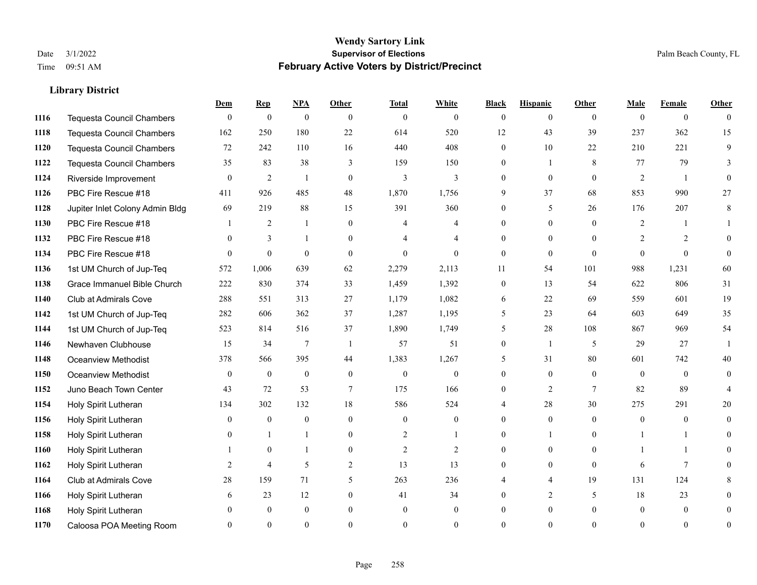# Wendy Sartory Link

**Supervisor of Elections**

**February Active Voters by District/Precinct**

Date 3/1/2022
Time 09:51 AM

Palm Beach County, FL

### Library District

| | | Dem | Rep | NPA | Other | Total | White | Black | Hispanic | Other | Male | Female | Other |
|---|---|---|---|---|---|---|---|---|---|---|---|---|---|
| 1116 | Tequesta Council Chambers | 0 | 0 | 0 | 0 | 0 | 0 | 0 | 0 | 0 | 0 | 0 | 0 |
| 1118 | Tequesta Council Chambers | 162 | 250 | 180 | 22 | 614 | 520 | 12 | 43 | 39 | 237 | 362 | 15 |
| 1120 | Tequesta Council Chambers | 72 | 242 | 110 | 16 | 440 | 408 | 0 | 10 | 22 | 210 | 221 | 9 |
| 1122 | Tequesta Council Chambers | 35 | 83 | 38 | 3 | 159 | 150 | 0 | 1 | 8 | 77 | 79 | 3 |
| 1124 | Riverside Improvement | 0 | 2 | 1 | 0 | 3 | 3 | 0 | 0 | 0 | 2 | 1 | 0 |
| 1126 | PBC Fire Rescue #18 | 411 | 926 | 485 | 48 | 1,870 | 1,756 | 9 | 37 | 68 | 853 | 990 | 27 |
| 1128 | Jupiter Inlet Colony Admin Bldg | 69 | 219 | 88 | 15 | 391 | 360 | 0 | 5 | 26 | 176 | 207 | 8 |
| 1130 | PBC Fire Rescue #18 | 1 | 2 | 1 | 0 | 4 | 4 | 0 | 0 | 0 | 2 | 1 | 1 |
| 1132 | PBC Fire Rescue #18 | 0 | 3 | 1 | 0 | 4 | 4 | 0 | 0 | 0 | 2 | 2 | 0 |
| 1134 | PBC Fire Rescue #18 | 0 | 0 | 0 | 0 | 0 | 0 | 0 | 0 | 0 | 0 | 0 | 0 |
| 1136 | 1st UM Church of Jup-Teq | 572 | 1,006 | 639 | 62 | 2,279 | 2,113 | 11 | 54 | 101 | 988 | 1,231 | 60 |
| 1138 | Grace Immanuel Bible Church | 222 | 830 | 374 | 33 | 1,459 | 1,392 | 0 | 13 | 54 | 622 | 806 | 31 |
| 1140 | Club at Admirals Cove | 288 | 551 | 313 | 27 | 1,179 | 1,082 | 6 | 22 | 69 | 559 | 601 | 19 |
| 1142 | 1st UM Church of Jup-Teq | 282 | 606 | 362 | 37 | 1,287 | 1,195 | 5 | 23 | 64 | 603 | 649 | 35 |
| 1144 | 1st UM Church of Jup-Teq | 523 | 814 | 516 | 37 | 1,890 | 1,749 | 5 | 28 | 108 | 867 | 969 | 54 |
| 1146 | Newhaven Clubhouse | 15 | 34 | 7 | 1 | 57 | 51 | 0 | 1 | 5 | 29 | 27 | 1 |
| 1148 | Oceanview Methodist | 378 | 566 | 395 | 44 | 1,383 | 1,267 | 5 | 31 | 80 | 601 | 742 | 40 |
| 1150 | Oceanview Methodist | 0 | 0 | 0 | 0 | 0 | 0 | 0 | 0 | 0 | 0 | 0 | 0 |
| 1152 | Juno Beach Town Center | 43 | 72 | 53 | 7 | 175 | 166 | 0 | 2 | 7 | 82 | 89 | 4 |
| 1154 | Holy Spirit Lutheran | 134 | 302 | 132 | 18 | 586 | 524 | 4 | 28 | 30 | 275 | 291 | 20 |
| 1156 | Holy Spirit Lutheran | 0 | 0 | 0 | 0 | 0 | 0 | 0 | 0 | 0 | 0 | 0 | 0 |
| 1158 | Holy Spirit Lutheran | 0 | 1 | 1 | 0 | 2 | 1 | 0 | 1 | 0 | 1 | 1 | 0 |
| 1160 | Holy Spirit Lutheran | 1 | 0 | 1 | 0 | 2 | 2 | 0 | 0 | 0 | 1 | 1 | 0 |
| 1162 | Holy Spirit Lutheran | 2 | 4 | 5 | 2 | 13 | 13 | 0 | 0 | 0 | 6 | 7 | 0 |
| 1164 | Club at Admirals Cove | 28 | 159 | 71 | 5 | 263 | 236 | 4 | 4 | 19 | 131 | 124 | 8 |
| 1166 | Holy Spirit Lutheran | 6 | 23 | 12 | 0 | 41 | 34 | 0 | 2 | 5 | 18 | 23 | 0 |
| 1168 | Holy Spirit Lutheran | 0 | 0 | 0 | 0 | 0 | 0 | 0 | 0 | 0 | 0 | 0 | 0 |
| 1170 | Caloosa POA Meeting Room | 0 | 0 | 0 | 0 | 0 | 0 | 0 | 0 | 0 | 0 | 0 | 0 |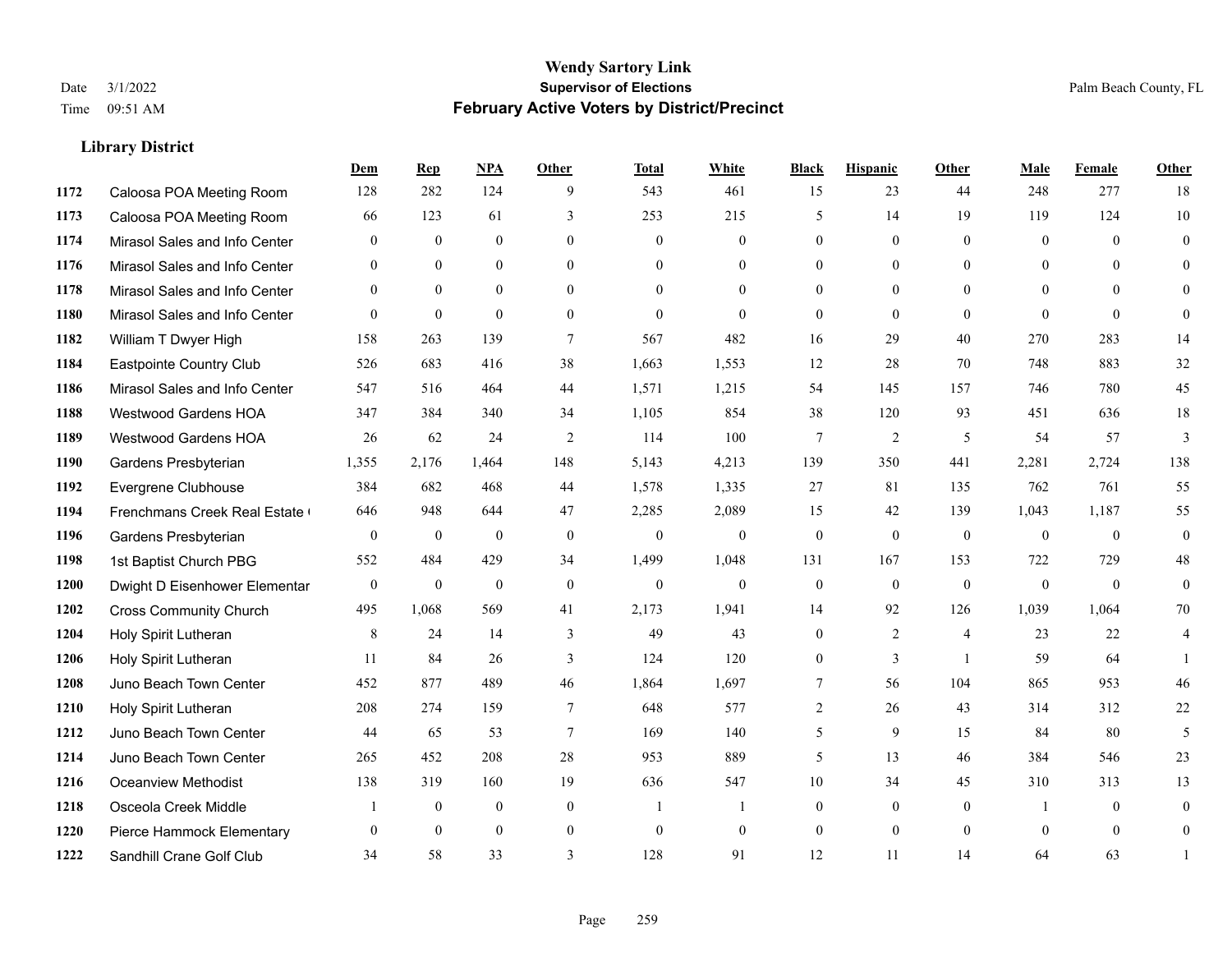# Wendy Sartory Link
## Supervisor of Elections
## February Active Voters by District/Precinct

Date 3/1/2022
Time 09:51 AM

Palm Beach County, FL

### Library District

| | | Dem | Rep | NPA | Other | Total | White | Black | Hispanic | Other | Male | Female | Other |
|---|---|---|---|---|---|---|---|---|---|---|---|---|---|
| 1172 | Caloosa POA Meeting Room | 128 | 282 | 124 | 9 | 543 | 461 | 15 | 23 | 44 | 248 | 277 | 18 |
| 1173 | Caloosa POA Meeting Room | 66 | 123 | 61 | 3 | 253 | 215 | 5 | 14 | 19 | 119 | 124 | 10 |
| 1174 | Mirasol Sales and Info Center | 0 | 0 | 0 | 0 | 0 | 0 | 0 | 0 | 0 | 0 | 0 | 0 |
| 1176 | Mirasol Sales and Info Center | 0 | 0 | 0 | 0 | 0 | 0 | 0 | 0 | 0 | 0 | 0 | 0 |
| 1178 | Mirasol Sales and Info Center | 0 | 0 | 0 | 0 | 0 | 0 | 0 | 0 | 0 | 0 | 0 | 0 |
| 1180 | Mirasol Sales and Info Center | 0 | 0 | 0 | 0 | 0 | 0 | 0 | 0 | 0 | 0 | 0 | 0 |
| 1182 | William T Dwyer High | 158 | 263 | 139 | 7 | 567 | 482 | 16 | 29 | 40 | 270 | 283 | 14 |
| 1184 | Eastpointe Country Club | 526 | 683 | 416 | 38 | 1,663 | 1,553 | 12 | 28 | 70 | 748 | 883 | 32 |
| 1186 | Mirasol Sales and Info Center | 547 | 516 | 464 | 44 | 1,571 | 1,215 | 54 | 145 | 157 | 746 | 780 | 45 |
| 1188 | Westwood Gardens HOA | 347 | 384 | 340 | 34 | 1,105 | 854 | 38 | 120 | 93 | 451 | 636 | 18 |
| 1189 | Westwood Gardens HOA | 26 | 62 | 24 | 2 | 114 | 100 | 7 | 2 | 5 | 54 | 57 | 3 |
| 1190 | Gardens Presbyterian | 1,355 | 2,176 | 1,464 | 148 | 5,143 | 4,213 | 139 | 350 | 441 | 2,281 | 2,724 | 138 |
| 1192 | Evergrene Clubhouse | 384 | 682 | 468 | 44 | 1,578 | 1,335 | 27 | 81 | 135 | 762 | 761 | 55 |
| 1194 | Frenchmans Creek Real Estate ( | 646 | 948 | 644 | 47 | 2,285 | 2,089 | 15 | 42 | 139 | 1,043 | 1,187 | 55 |
| 1196 | Gardens Presbyterian | 0 | 0 | 0 | 0 | 0 | 0 | 0 | 0 | 0 | 0 | 0 | 0 |
| 1198 | 1st Baptist Church PBG | 552 | 484 | 429 | 34 | 1,499 | 1,048 | 131 | 167 | 153 | 722 | 729 | 48 |
| 1200 | Dwight D Eisenhower Elementar | 0 | 0 | 0 | 0 | 0 | 0 | 0 | 0 | 0 | 0 | 0 | 0 |
| 1202 | Cross Community Church | 495 | 1,068 | 569 | 41 | 2,173 | 1,941 | 14 | 92 | 126 | 1,039 | 1,064 | 70 |
| 1204 | Holy Spirit Lutheran | 8 | 24 | 14 | 3 | 49 | 43 | 0 | 2 | 4 | 23 | 22 | 4 |
| 1206 | Holy Spirit Lutheran | 11 | 84 | 26 | 3 | 124 | 120 | 0 | 3 | 1 | 59 | 64 | 1 |
| 1208 | Juno Beach Town Center | 452 | 877 | 489 | 46 | 1,864 | 1,697 | 7 | 56 | 104 | 865 | 953 | 46 |
| 1210 | Holy Spirit Lutheran | 208 | 274 | 159 | 7 | 648 | 577 | 2 | 26 | 43 | 314 | 312 | 22 |
| 1212 | Juno Beach Town Center | 44 | 65 | 53 | 7 | 169 | 140 | 5 | 9 | 15 | 84 | 80 | 5 |
| 1214 | Juno Beach Town Center | 265 | 452 | 208 | 28 | 953 | 889 | 5 | 13 | 46 | 384 | 546 | 23 |
| 1216 | Oceanview Methodist | 138 | 319 | 160 | 19 | 636 | 547 | 10 | 34 | 45 | 310 | 313 | 13 |
| 1218 | Osceola Creek Middle | 1 | 0 | 0 | 0 | 1 | 1 | 0 | 0 | 0 | 1 | 0 | 0 |
| 1220 | Pierce Hammock Elementary | 0 | 0 | 0 | 0 | 0 | 0 | 0 | 0 | 0 | 0 | 0 | 0 |
| 1222 | Sandhill Crane Golf Club | 34 | 58 | 33 | 3 | 128 | 91 | 12 | 11 | 14 | 64 | 63 | 1 |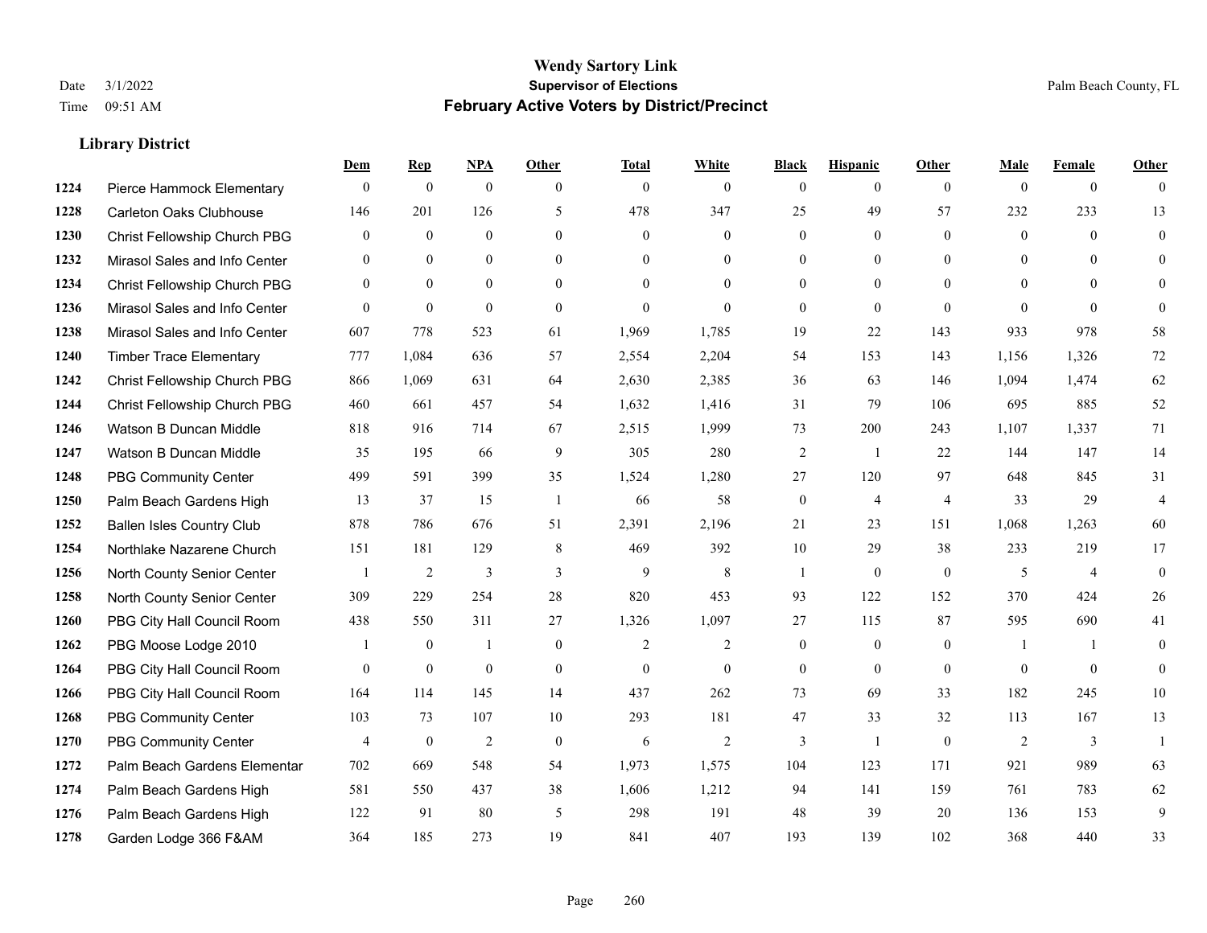# Wendy Sartory Link
## Supervisor of Elections
## February Active Voters by District/Precinct

Date 3/1/2022
Time 09:51 AM

Palm Beach County, FL

### Library District

| | | Dem | Rep | NPA | Other | Total | White | Black | Hispanic | Other | Male | Female | Other |
|---|---|---|---|---|---|---|---|---|---|---|---|---|---|
| 1224 | Pierce Hammock Elementary | 0 | 0 | 0 | 0 | 0 | 0 | 0 | 0 | 0 | 0 | 0 | 0 |
| 1228 | Carleton Oaks Clubhouse | 146 | 201 | 126 | 5 | 478 | 347 | 25 | 49 | 57 | 232 | 233 | 13 |
| 1230 | Christ Fellowship Church PBG | 0 | 0 | 0 | 0 | 0 | 0 | 0 | 0 | 0 | 0 | 0 | 0 |
| 1232 | Mirasol Sales and Info Center | 0 | 0 | 0 | 0 | 0 | 0 | 0 | 0 | 0 | 0 | 0 | 0 |
| 1234 | Christ Fellowship Church PBG | 0 | 0 | 0 | 0 | 0 | 0 | 0 | 0 | 0 | 0 | 0 | 0 |
| 1236 | Mirasol Sales and Info Center | 0 | 0 | 0 | 0 | 0 | 0 | 0 | 0 | 0 | 0 | 0 | 0 |
| 1238 | Mirasol Sales and Info Center | 607 | 778 | 523 | 61 | 1,969 | 1,785 | 19 | 22 | 143 | 933 | 978 | 58 |
| 1240 | Timber Trace Elementary | 777 | 1,084 | 636 | 57 | 2,554 | 2,204 | 54 | 153 | 143 | 1,156 | 1,326 | 72 |
| 1242 | Christ Fellowship Church PBG | 866 | 1,069 | 631 | 64 | 2,630 | 2,385 | 36 | 63 | 146 | 1,094 | 1,474 | 62 |
| 1244 | Christ Fellowship Church PBG | 460 | 661 | 457 | 54 | 1,632 | 1,416 | 31 | 79 | 106 | 695 | 885 | 52 |
| 1246 | Watson B Duncan Middle | 818 | 916 | 714 | 67 | 2,515 | 1,999 | 73 | 200 | 243 | 1,107 | 1,337 | 71 |
| 1247 | Watson B Duncan Middle | 35 | 195 | 66 | 9 | 305 | 280 | 2 | 1 | 22 | 144 | 147 | 14 |
| 1248 | PBG Community Center | 499 | 591 | 399 | 35 | 1,524 | 1,280 | 27 | 120 | 97 | 648 | 845 | 31 |
| 1250 | Palm Beach Gardens High | 13 | 37 | 15 | 1 | 66 | 58 | 0 | 4 | 4 | 33 | 29 | 4 |
| 1252 | Ballen Isles Country Club | 878 | 786 | 676 | 51 | 2,391 | 2,196 | 21 | 23 | 151 | 1,068 | 1,263 | 60 |
| 1254 | Northlake Nazarene Church | 151 | 181 | 129 | 8 | 469 | 392 | 10 | 29 | 38 | 233 | 219 | 17 |
| 1256 | North County Senior Center | 1 | 2 | 3 | 3 | 9 | 8 | 1 | 0 | 0 | 5 | 4 | 0 |
| 1258 | North County Senior Center | 309 | 229 | 254 | 28 | 820 | 453 | 93 | 122 | 152 | 370 | 424 | 26 |
| 1260 | PBG City Hall Council Room | 438 | 550 | 311 | 27 | 1,326 | 1,097 | 27 | 115 | 87 | 595 | 690 | 41 |
| 1262 | PBG Moose Lodge 2010 | 1 | 0 | 1 | 0 | 2 | 2 | 0 | 0 | 0 | 1 | 1 | 0 |
| 1264 | PBG City Hall Council Room | 0 | 0 | 0 | 0 | 0 | 0 | 0 | 0 | 0 | 0 | 0 | 0 |
| 1266 | PBG City Hall Council Room | 164 | 114 | 145 | 14 | 437 | 262 | 73 | 69 | 33 | 182 | 245 | 10 |
| 1268 | PBG Community Center | 103 | 73 | 107 | 10 | 293 | 181 | 47 | 33 | 32 | 113 | 167 | 13 |
| 1270 | PBG Community Center | 4 | 0 | 2 | 0 | 6 | 2 | 3 | 1 | 0 | 2 | 3 | 1 |
| 1272 | Palm Beach Gardens Elementar | 702 | 669 | 548 | 54 | 1,973 | 1,575 | 104 | 123 | 171 | 921 | 989 | 63 |
| 1274 | Palm Beach Gardens High | 581 | 550 | 437 | 38 | 1,606 | 1,212 | 94 | 141 | 159 | 761 | 783 | 62 |
| 1276 | Palm Beach Gardens High | 122 | 91 | 80 | 5 | 298 | 191 | 48 | 39 | 20 | 136 | 153 | 9 |
| 1278 | Garden Lodge 366 F&AM | 364 | 185 | 273 | 19 | 841 | 407 | 193 | 139 | 102 | 368 | 440 | 33 |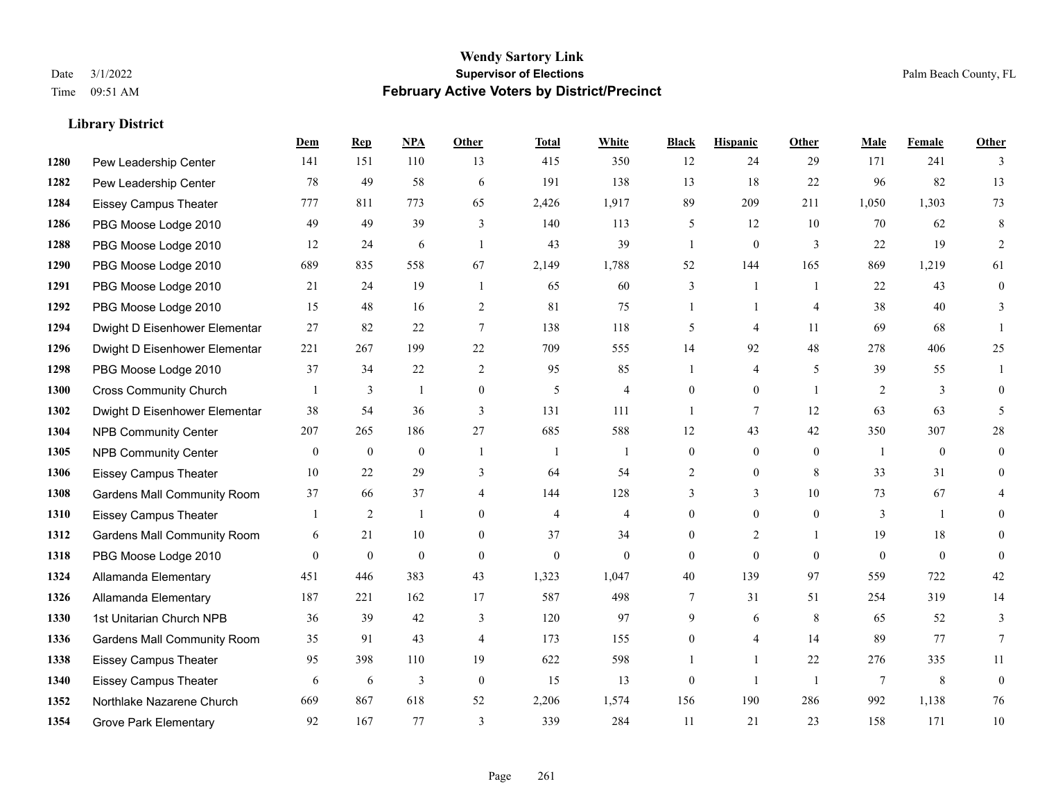# Wendy Sartory Link

## Supervisor of Elections

## February Active Voters by District/Precinct

Date 3/1/2022
Time 09:51 AM

Palm Beach County, FL

### Library District

| | | Dem | Rep | NPA | Other | Total | White | Black | Hispanic | Other | Male | Female | Other |
|---|---|---|---|---|---|---|---|---|---|---|---|---|---|
| 1280 | Pew Leadership Center | 141 | 151 | 110 | 13 | 415 | 350 | 12 | 24 | 29 | 171 | 241 | 3 |
| 1282 | Pew Leadership Center | 78 | 49 | 58 | 6 | 191 | 138 | 13 | 18 | 22 | 96 | 82 | 13 |
| 1284 | Eissey Campus Theater | 777 | 811 | 773 | 65 | 2,426 | 1,917 | 89 | 209 | 211 | 1,050 | 1,303 | 73 |
| 1286 | PBG Moose Lodge 2010 | 49 | 49 | 39 | 3 | 140 | 113 | 5 | 12 | 10 | 70 | 62 | 8 |
| 1288 | PBG Moose Lodge 2010 | 12 | 24 | 6 | 1 | 43 | 39 | 1 | 0 | 3 | 22 | 19 | 2 |
| 1290 | PBG Moose Lodge 2010 | 689 | 835 | 558 | 67 | 2,149 | 1,788 | 52 | 144 | 165 | 869 | 1,219 | 61 |
| 1291 | PBG Moose Lodge 2010 | 21 | 24 | 19 | 1 | 65 | 60 | 3 | 1 | 1 | 22 | 43 | 0 |
| 1292 | PBG Moose Lodge 2010 | 15 | 48 | 16 | 2 | 81 | 75 | 1 | 1 | 4 | 38 | 40 | 3 |
| 1294 | Dwight D Eisenhower Elementar | 27 | 82 | 22 | 7 | 138 | 118 | 5 | 4 | 11 | 69 | 68 | 1 |
| 1296 | Dwight D Eisenhower Elementar | 221 | 267 | 199 | 22 | 709 | 555 | 14 | 92 | 48 | 278 | 406 | 25 |
| 1298 | PBG Moose Lodge 2010 | 37 | 34 | 22 | 2 | 95 | 85 | 1 | 4 | 5 | 39 | 55 | 1 |
| 1300 | Cross Community Church | 1 | 3 | 1 | 0 | 5 | 4 | 0 | 0 | 1 | 2 | 3 | 0 |
| 1302 | Dwight D Eisenhower Elementar | 38 | 54 | 36 | 3 | 131 | 111 | 1 | 7 | 12 | 63 | 63 | 5 |
| 1304 | NPB Community Center | 207 | 265 | 186 | 27 | 685 | 588 | 12 | 43 | 42 | 350 | 307 | 28 |
| 1305 | NPB Community Center | 0 | 0 | 0 | 1 | 1 | 1 | 0 | 0 | 0 | 1 | 0 | 0 |
| 1306 | Eissey Campus Theater | 10 | 22 | 29 | 3 | 64 | 54 | 2 | 0 | 8 | 33 | 31 | 0 |
| 1308 | Gardens Mall Community Room | 37 | 66 | 37 | 4 | 144 | 128 | 3 | 3 | 10 | 73 | 67 | 4 |
| 1310 | Eissey Campus Theater | 1 | 2 | 1 | 0 | 4 | 4 | 0 | 0 | 0 | 3 | 1 | 0 |
| 1312 | Gardens Mall Community Room | 6 | 21 | 10 | 0 | 37 | 34 | 0 | 2 | 1 | 19 | 18 | 0 |
| 1318 | PBG Moose Lodge 2010 | 0 | 0 | 0 | 0 | 0 | 0 | 0 | 0 | 0 | 0 | 0 | 0 |
| 1324 | Allamanda Elementary | 451 | 446 | 383 | 43 | 1,323 | 1,047 | 40 | 139 | 97 | 559 | 722 | 42 |
| 1326 | Allamanda Elementary | 187 | 221 | 162 | 17 | 587 | 498 | 7 | 31 | 51 | 254 | 319 | 14 |
| 1330 | 1st Unitarian Church NPB | 36 | 39 | 42 | 3 | 120 | 97 | 9 | 6 | 8 | 65 | 52 | 3 |
| 1336 | Gardens Mall Community Room | 35 | 91 | 43 | 4 | 173 | 155 | 0 | 4 | 14 | 89 | 77 | 7 |
| 1338 | Eissey Campus Theater | 95 | 398 | 110 | 19 | 622 | 598 | 1 | 1 | 22 | 276 | 335 | 11 |
| 1340 | Eissey Campus Theater | 6 | 6 | 3 | 0 | 15 | 13 | 0 | 1 | 1 | 7 | 8 | 0 |
| 1352 | Northlake Nazarene Church | 669 | 867 | 618 | 52 | 2,206 | 1,574 | 156 | 190 | 286 | 992 | 1,138 | 76 |
| 1354 | Grove Park Elementary | 92 | 167 | 77 | 3 | 339 | 284 | 11 | 21 | 23 | 158 | 171 | 10 |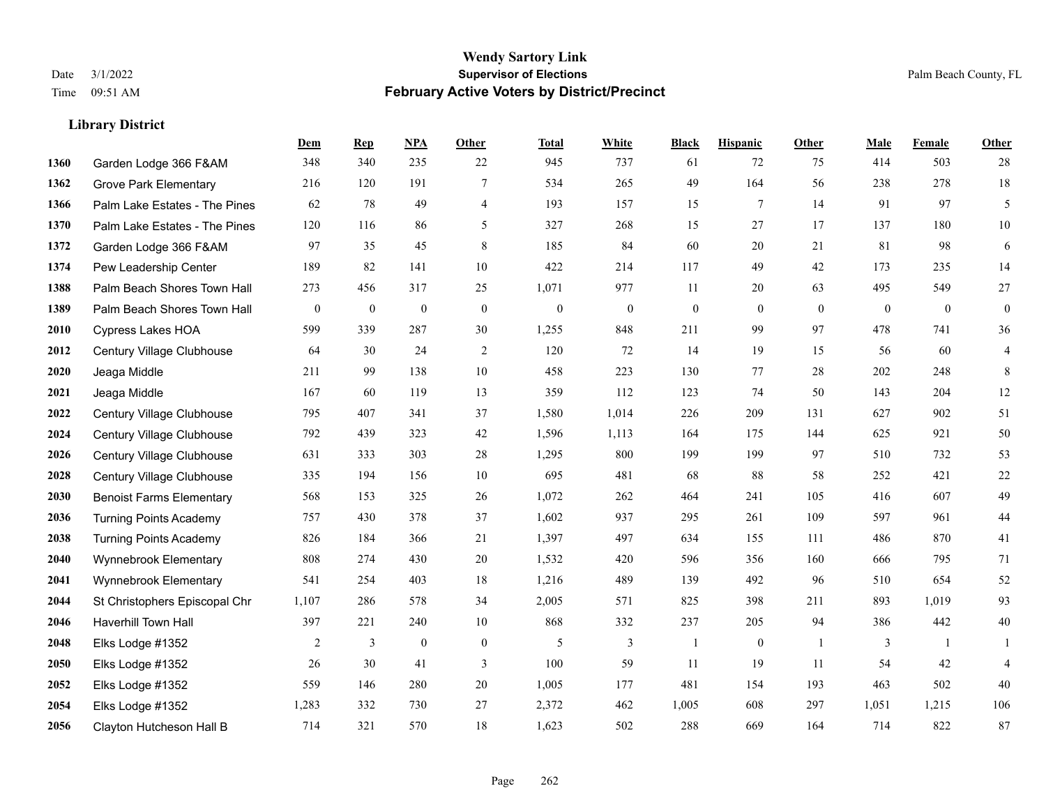# Wendy Sartory Link
## Supervisor of Elections
## February Active Voters by District/Precinct

Date 3/1/2022
Time 09:51 AM

Palm Beach County, FL

### Library District

| | | Dem | Rep | NPA | Other | Total | White | Black | Hispanic | Other | Male | Female | Other |
|---|---|---|---|---|---|---|---|---|---|---|---|---|---|
| 1360 | Garden Lodge 366 F&AM | 348 | 340 | 235 | 22 | 945 | 737 | 61 | 72 | 75 | 414 | 503 | 28 |
| 1362 | Grove Park Elementary | 216 | 120 | 191 | 7 | 534 | 265 | 49 | 164 | 56 | 238 | 278 | 18 |
| 1366 | Palm Lake Estates - The Pines | 62 | 78 | 49 | 4 | 193 | 157 | 15 | 7 | 14 | 91 | 97 | 5 |
| 1370 | Palm Lake Estates - The Pines | 120 | 116 | 86 | 5 | 327 | 268 | 15 | 27 | 17 | 137 | 180 | 10 |
| 1372 | Garden Lodge 366 F&AM | 97 | 35 | 45 | 8 | 185 | 84 | 60 | 20 | 21 | 81 | 98 | 6 |
| 1374 | Pew Leadership Center | 189 | 82 | 141 | 10 | 422 | 214 | 117 | 49 | 42 | 173 | 235 | 14 |
| 1388 | Palm Beach Shores Town Hall | 273 | 456 | 317 | 25 | 1,071 | 977 | 11 | 20 | 63 | 495 | 549 | 27 |
| 1389 | Palm Beach Shores Town Hall | 0 | 0 | 0 | 0 | 0 | 0 | 0 | 0 | 0 | 0 | 0 | 0 |
| 2010 | Cypress Lakes HOA | 599 | 339 | 287 | 30 | 1,255 | 848 | 211 | 99 | 97 | 478 | 741 | 36 |
| 2012 | Century Village Clubhouse | 64 | 30 | 24 | 2 | 120 | 72 | 14 | 19 | 15 | 56 | 60 | 4 |
| 2020 | Jeaga Middle | 211 | 99 | 138 | 10 | 458 | 223 | 130 | 77 | 28 | 202 | 248 | 8 |
| 2021 | Jeaga Middle | 167 | 60 | 119 | 13 | 359 | 112 | 123 | 74 | 50 | 143 | 204 | 12 |
| 2022 | Century Village Clubhouse | 795 | 407 | 341 | 37 | 1,580 | 1,014 | 226 | 209 | 131 | 627 | 902 | 51 |
| 2024 | Century Village Clubhouse | 792 | 439 | 323 | 42 | 1,596 | 1,113 | 164 | 175 | 144 | 625 | 921 | 50 |
| 2026 | Century Village Clubhouse | 631 | 333 | 303 | 28 | 1,295 | 800 | 199 | 199 | 97 | 510 | 732 | 53 |
| 2028 | Century Village Clubhouse | 335 | 194 | 156 | 10 | 695 | 481 | 68 | 88 | 58 | 252 | 421 | 22 |
| 2030 | Benoist Farms Elementary | 568 | 153 | 325 | 26 | 1,072 | 262 | 464 | 241 | 105 | 416 | 607 | 49 |
| 2036 | Turning Points Academy | 757 | 430 | 378 | 37 | 1,602 | 937 | 295 | 261 | 109 | 597 | 961 | 44 |
| 2038 | Turning Points Academy | 826 | 184 | 366 | 21 | 1,397 | 497 | 634 | 155 | 111 | 486 | 870 | 41 |
| 2040 | Wynnebrook Elementary | 808 | 274 | 430 | 20 | 1,532 | 420 | 596 | 356 | 160 | 666 | 795 | 71 |
| 2041 | Wynnebrook Elementary | 541 | 254 | 403 | 18 | 1,216 | 489 | 139 | 492 | 96 | 510 | 654 | 52 |
| 2044 | St Christophers Episcopal Chr | 1,107 | 286 | 578 | 34 | 2,005 | 571 | 825 | 398 | 211 | 893 | 1,019 | 93 |
| 2046 | Haverhill Town Hall | 397 | 221 | 240 | 10 | 868 | 332 | 237 | 205 | 94 | 386 | 442 | 40 |
| 2048 | Elks Lodge #1352 | 2 | 3 | 0 | 0 | 5 | 3 | 1 | 0 | 1 | 3 | 1 | 1 |
| 2050 | Elks Lodge #1352 | 26 | 30 | 41 | 3 | 100 | 59 | 11 | 19 | 11 | 54 | 42 | 4 |
| 2052 | Elks Lodge #1352 | 559 | 146 | 280 | 20 | 1,005 | 177 | 481 | 154 | 193 | 463 | 502 | 40 |
| 2054 | Elks Lodge #1352 | 1,283 | 332 | 730 | 27 | 2,372 | 462 | 1,005 | 608 | 297 | 1,051 | 1,215 | 106 |
| 2056 | Clayton Hutcheson Hall B | 714 | 321 | 570 | 18 | 1,623 | 502 | 288 | 669 | 164 | 714 | 822 | 87 |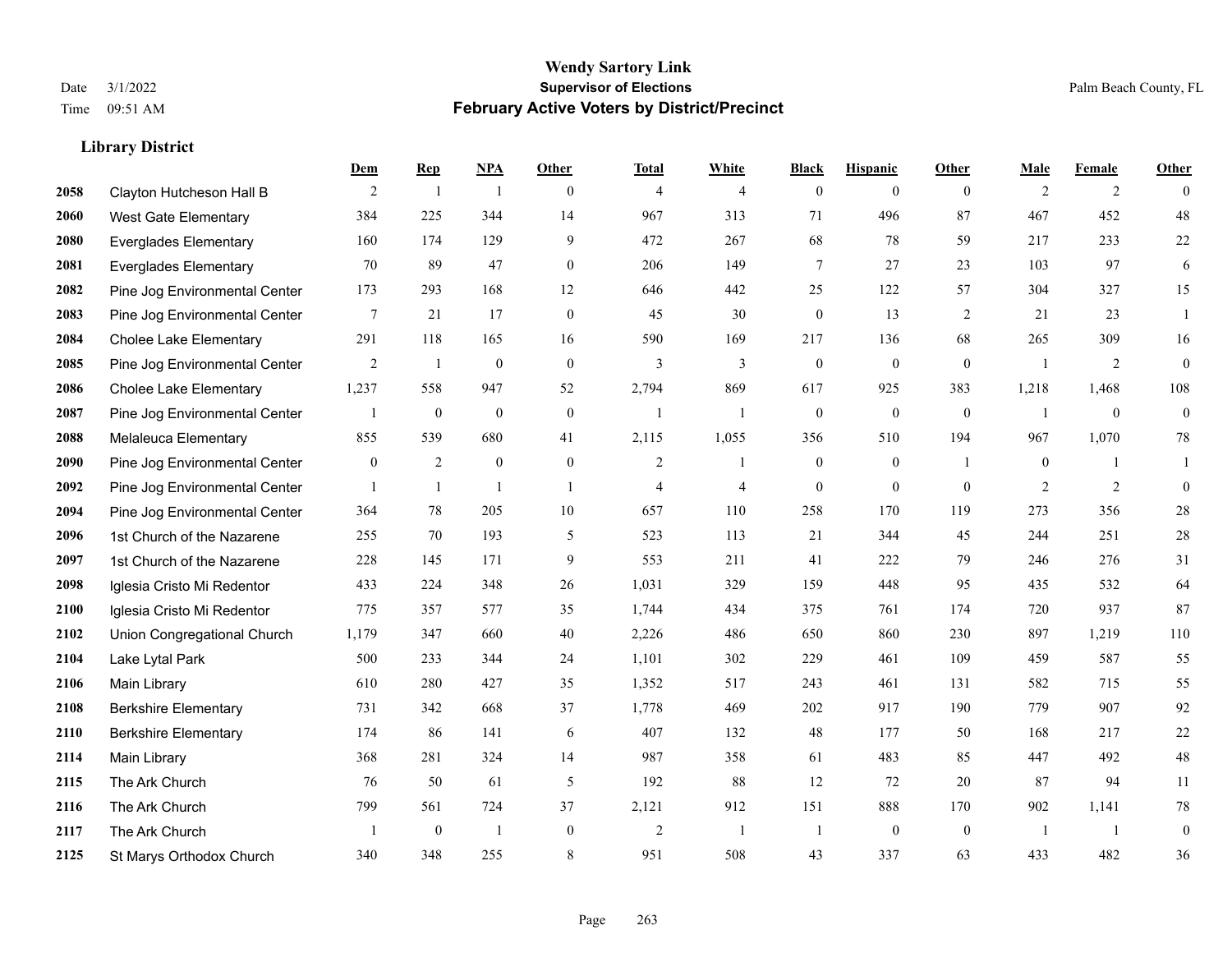# Wendy Sartory Link

**Supervisor of Elections**

**February Active Voters by District/Precinct**

Date 3/1/2022

Time 09:51 AM

Palm Beach County, FL

### Library District

| | | Dem | Rep | NPA | Other | Total | White | Black | Hispanic | Other | Male | Female | Other |
|---|---|---|---|---|---|---|---|---|---|---|---|---|---|
| 2058 | Clayton Hutcheson Hall B | 2 | 1 | 1 | 0 | 4 | 4 | 0 | 0 | 0 | 2 | 2 | 0 |
| 2060 | West Gate Elementary | 384 | 225 | 344 | 14 | 967 | 313 | 71 | 496 | 87 | 467 | 452 | 48 |
| 2080 | Everglades Elementary | 160 | 174 | 129 | 9 | 472 | 267 | 68 | 78 | 59 | 217 | 233 | 22 |
| 2081 | Everglades Elementary | 70 | 89 | 47 | 0 | 206 | 149 | 7 | 27 | 23 | 103 | 97 | 6 |
| 2082 | Pine Jog Environmental Center | 173 | 293 | 168 | 12 | 646 | 442 | 25 | 122 | 57 | 304 | 327 | 15 |
| 2083 | Pine Jog Environmental Center | 7 | 21 | 17 | 0 | 45 | 30 | 0 | 13 | 2 | 21 | 23 | 1 |
| 2084 | Cholee Lake Elementary | 291 | 118 | 165 | 16 | 590 | 169 | 217 | 136 | 68 | 265 | 309 | 16 |
| 2085 | Pine Jog Environmental Center | 2 | 1 | 0 | 0 | 3 | 3 | 0 | 0 | 0 | 1 | 2 | 0 |
| 2086 | Cholee Lake Elementary | 1,237 | 558 | 947 | 52 | 2,794 | 869 | 617 | 925 | 383 | 1,218 | 1,468 | 108 |
| 2087 | Pine Jog Environmental Center | 1 | 0 | 0 | 0 | 1 | 1 | 0 | 0 | 0 | 1 | 0 | 0 |
| 2088 | Melaleuca Elementary | 855 | 539 | 680 | 41 | 2,115 | 1,055 | 356 | 510 | 194 | 967 | 1,070 | 78 |
| 2090 | Pine Jog Environmental Center | 0 | 2 | 0 | 0 | 2 | 1 | 0 | 0 | 1 | 0 | 1 | 1 |
| 2092 | Pine Jog Environmental Center | 1 | 1 | 1 | 1 | 4 | 4 | 0 | 0 | 0 | 2 | 2 | 0 |
| 2094 | Pine Jog Environmental Center | 364 | 78 | 205 | 10 | 657 | 110 | 258 | 170 | 119 | 273 | 356 | 28 |
| 2096 | 1st Church of the Nazarene | 255 | 70 | 193 | 5 | 523 | 113 | 21 | 344 | 45 | 244 | 251 | 28 |
| 2097 | 1st Church of the Nazarene | 228 | 145 | 171 | 9 | 553 | 211 | 41 | 222 | 79 | 246 | 276 | 31 |
| 2098 | Iglesia Cristo Mi Redentor | 433 | 224 | 348 | 26 | 1,031 | 329 | 159 | 448 | 95 | 435 | 532 | 64 |
| 2100 | Iglesia Cristo Mi Redentor | 775 | 357 | 577 | 35 | 1,744 | 434 | 375 | 761 | 174 | 720 | 937 | 87 |
| 2102 | Union Congregational Church | 1,179 | 347 | 660 | 40 | 2,226 | 486 | 650 | 860 | 230 | 897 | 1,219 | 110 |
| 2104 | Lake Lytal Park | 500 | 233 | 344 | 24 | 1,101 | 302 | 229 | 461 | 109 | 459 | 587 | 55 |
| 2106 | Main Library | 610 | 280 | 427 | 35 | 1,352 | 517 | 243 | 461 | 131 | 582 | 715 | 55 |
| 2108 | Berkshire Elementary | 731 | 342 | 668 | 37 | 1,778 | 469 | 202 | 917 | 190 | 779 | 907 | 92 |
| 2110 | Berkshire Elementary | 174 | 86 | 141 | 6 | 407 | 132 | 48 | 177 | 50 | 168 | 217 | 22 |
| 2114 | Main Library | 368 | 281 | 324 | 14 | 987 | 358 | 61 | 483 | 85 | 447 | 492 | 48 |
| 2115 | The Ark Church | 76 | 50 | 61 | 5 | 192 | 88 | 12 | 72 | 20 | 87 | 94 | 11 |
| 2116 | The Ark Church | 799 | 561 | 724 | 37 | 2,121 | 912 | 151 | 888 | 170 | 902 | 1,141 | 78 |
| 2117 | The Ark Church | 1 | 0 | 1 | 0 | 2 | 1 | 1 | 0 | 0 | 1 | 1 | 0 |
| 2125 | St Marys Orthodox Church | 340 | 348 | 255 | 8 | 951 | 508 | 43 | 337 | 63 | 433 | 482 | 36 |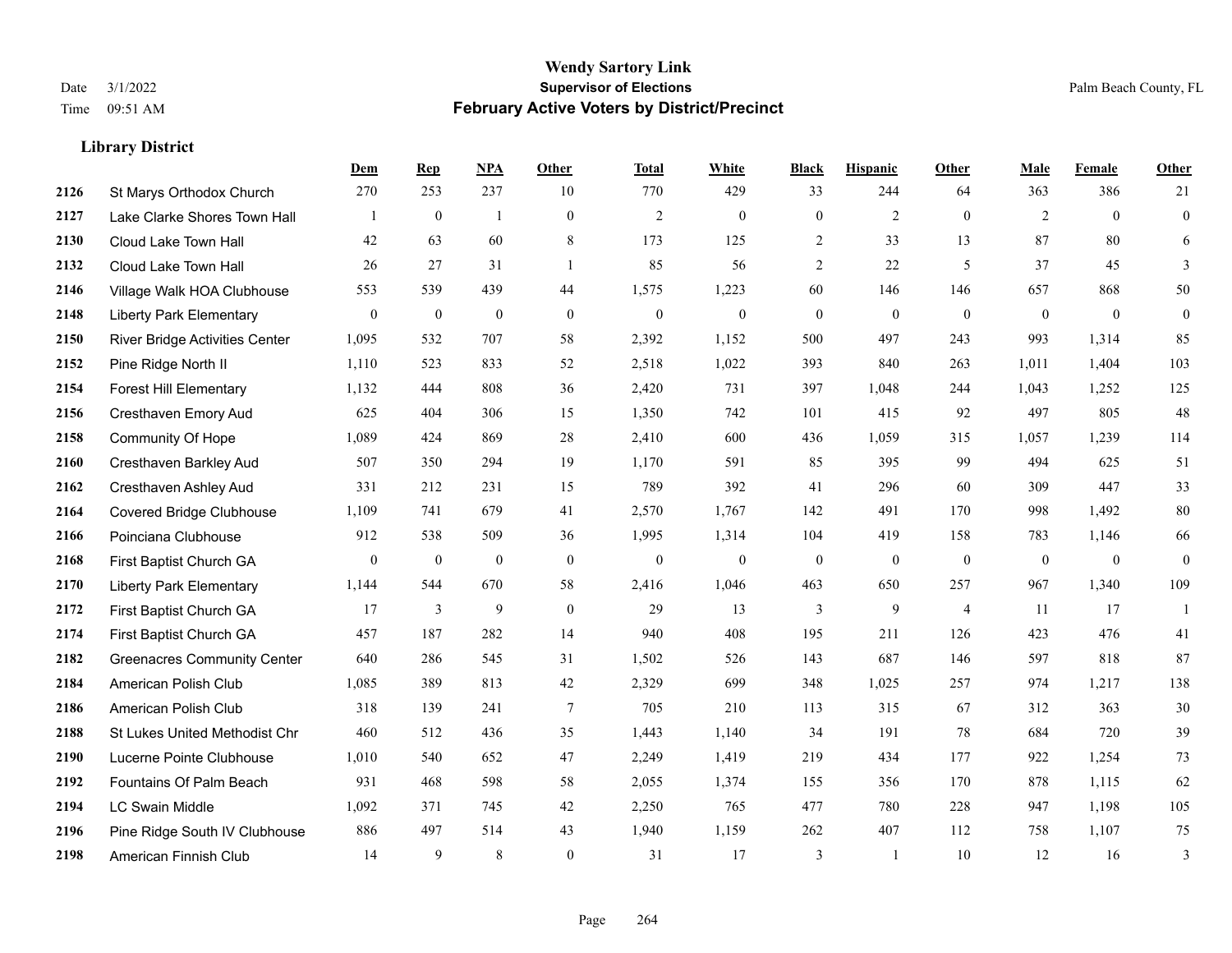**Library District**

| | | Dem | Rep | NPA | Other | Total | White | Black | Hispanic | Other | Male | Female | Other |
|---|---|---|---|---|---|---|---|---|---|---|---|---|---|
| 2126 | St Marys Orthodox Church | 270 | 253 | 237 | 10 | 770 | 429 | 33 | 244 | 64 | 363 | 386 | 21 |
| 2127 | Lake Clarke Shores Town Hall | 1 | 0 | 1 | 0 | 2 | 0 | 0 | 2 | 0 | 2 | 0 | 0 |
| 2130 | Cloud Lake Town Hall | 42 | 63 | 60 | 8 | 173 | 125 | 2 | 33 | 13 | 87 | 80 | 6 |
| 2132 | Cloud Lake Town Hall | 26 | 27 | 31 | 1 | 85 | 56 | 2 | 22 | 5 | 37 | 45 | 3 |
| 2146 | Village Walk HOA Clubhouse | 553 | 539 | 439 | 44 | 1,575 | 1,223 | 60 | 146 | 146 | 657 | 868 | 50 |
| 2148 | Liberty Park Elementary | 0 | 0 | 0 | 0 | 0 | 0 | 0 | 0 | 0 | 0 | 0 | 0 |
| 2150 | River Bridge Activities Center | 1,095 | 532 | 707 | 58 | 2,392 | 1,152 | 500 | 497 | 243 | 993 | 1,314 | 85 |
| 2152 | Pine Ridge North II | 1,110 | 523 | 833 | 52 | 2,518 | 1,022 | 393 | 840 | 263 | 1,011 | 1,404 | 103 |
| 2154 | Forest Hill Elementary | 1,132 | 444 | 808 | 36 | 2,420 | 731 | 397 | 1,048 | 244 | 1,043 | 1,252 | 125 |
| 2156 | Cresthaven Emory Aud | 625 | 404 | 306 | 15 | 1,350 | 742 | 101 | 415 | 92 | 497 | 805 | 48 |
| 2158 | Community Of Hope | 1,089 | 424 | 869 | 28 | 2,410 | 600 | 436 | 1,059 | 315 | 1,057 | 1,239 | 114 |
| 2160 | Cresthaven Barkley Aud | 507 | 350 | 294 | 19 | 1,170 | 591 | 85 | 395 | 99 | 494 | 625 | 51 |
| 2162 | Cresthaven Ashley Aud | 331 | 212 | 231 | 15 | 789 | 392 | 41 | 296 | 60 | 309 | 447 | 33 |
| 2164 | Covered Bridge Clubhouse | 1,109 | 741 | 679 | 41 | 2,570 | 1,767 | 142 | 491 | 170 | 998 | 1,492 | 80 |
| 2166 | Poinciana Clubhouse | 912 | 538 | 509 | 36 | 1,995 | 1,314 | 104 | 419 | 158 | 783 | 1,146 | 66 |
| 2168 | First Baptist Church GA | 0 | 0 | 0 | 0 | 0 | 0 | 0 | 0 | 0 | 0 | 0 | 0 |
| 2170 | Liberty Park Elementary | 1,144 | 544 | 670 | 58 | 2,416 | 1,046 | 463 | 650 | 257 | 967 | 1,340 | 109 |
| 2172 | First Baptist Church GA | 17 | 3 | 9 | 0 | 29 | 13 | 3 | 9 | 4 | 11 | 17 | 1 |
| 2174 | First Baptist Church GA | 457 | 187 | 282 | 14 | 940 | 408 | 195 | 211 | 126 | 423 | 476 | 41 |
| 2182 | Greenacres Community Center | 640 | 286 | 545 | 31 | 1,502 | 526 | 143 | 687 | 146 | 597 | 818 | 87 |
| 2184 | American Polish Club | 1,085 | 389 | 813 | 42 | 2,329 | 699 | 348 | 1,025 | 257 | 974 | 1,217 | 138 |
| 2186 | American Polish Club | 318 | 139 | 241 | 7 | 705 | 210 | 113 | 315 | 67 | 312 | 363 | 30 |
| 2188 | St Lukes United Methodist Chr | 460 | 512 | 436 | 35 | 1,443 | 1,140 | 34 | 191 | 78 | 684 | 720 | 39 |
| 2190 | Lucerne Pointe Clubhouse | 1,010 | 540 | 652 | 47 | 2,249 | 1,419 | 219 | 434 | 177 | 922 | 1,254 | 73 |
| 2192 | Fountains Of Palm Beach | 931 | 468 | 598 | 58 | 2,055 | 1,374 | 155 | 356 | 170 | 878 | 1,115 | 62 |
| 2194 | LC Swain Middle | 1,092 | 371 | 745 | 42 | 2,250 | 765 | 477 | 780 | 228 | 947 | 1,198 | 105 |
| 2196 | Pine Ridge South IV Clubhouse | 886 | 497 | 514 | 43 | 1,940 | 1,159 | 262 | 407 | 112 | 758 | 1,107 | 75 |
| 2198 | American Finnish Club | 14 | 9 | 8 | 0 | 31 | 17 | 3 | 1 | 10 | 12 | 16 | 3 |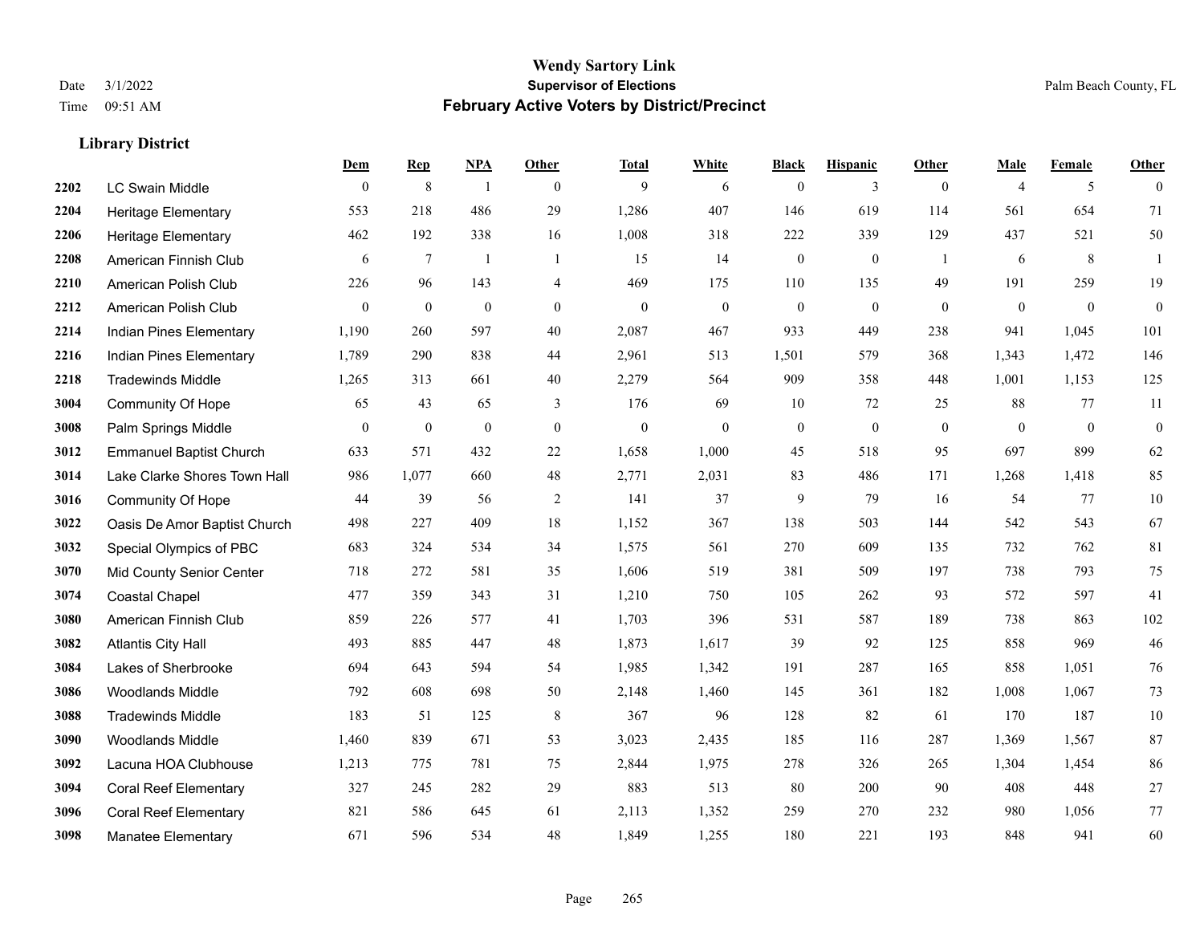# Wendy Sartory Link

**Supervisor of Elections**

**February Active Voters by District/Precinct**

Date 3/1/2022
Time 09:51 AM

Palm Beach County, FL

### Library District

| | | Dem | Rep | NPA | Other | Total | White | Black | Hispanic | Other | Male | Female | Other |
|---|---|---|---|---|---|---|---|---|---|---|---|---|---|
| 2202 | LC Swain Middle | 0 | 8 | 1 | 0 | 9 | 6 | 0 | 3 | 0 | 4 | 5 | 0 |
| 2204 | Heritage Elementary | 553 | 218 | 486 | 29 | 1,286 | 407 | 146 | 619 | 114 | 561 | 654 | 71 |
| 2206 | Heritage Elementary | 462 | 192 | 338 | 16 | 1,008 | 318 | 222 | 339 | 129 | 437 | 521 | 50 |
| 2208 | American Finnish Club | 6 | 7 | 1 | 1 | 15 | 14 | 0 | 0 | 1 | 6 | 8 | 1 |
| 2210 | American Polish Club | 226 | 96 | 143 | 4 | 469 | 175 | 110 | 135 | 49 | 191 | 259 | 19 |
| 2212 | American Polish Club | 0 | 0 | 0 | 0 | 0 | 0 | 0 | 0 | 0 | 0 | 0 | 0 |
| 2214 | Indian Pines Elementary | 1,190 | 260 | 597 | 40 | 2,087 | 467 | 933 | 449 | 238 | 941 | 1,045 | 101 |
| 2216 | Indian Pines Elementary | 1,789 | 290 | 838 | 44 | 2,961 | 513 | 1,501 | 579 | 368 | 1,343 | 1,472 | 146 |
| 2218 | Tradewinds Middle | 1,265 | 313 | 661 | 40 | 2,279 | 564 | 909 | 358 | 448 | 1,001 | 1,153 | 125 |
| 3004 | Community Of Hope | 65 | 43 | 65 | 3 | 176 | 69 | 10 | 72 | 25 | 88 | 77 | 11 |
| 3008 | Palm Springs Middle | 0 | 0 | 0 | 0 | 0 | 0 | 0 | 0 | 0 | 0 | 0 | 0 |
| 3012 | Emmanuel Baptist Church | 633 | 571 | 432 | 22 | 1,658 | 1,000 | 45 | 518 | 95 | 697 | 899 | 62 |
| 3014 | Lake Clarke Shores Town Hall | 986 | 1,077 | 660 | 48 | 2,771 | 2,031 | 83 | 486 | 171 | 1,268 | 1,418 | 85 |
| 3016 | Community Of Hope | 44 | 39 | 56 | 2 | 141 | 37 | 9 | 79 | 16 | 54 | 77 | 10 |
| 3022 | Oasis De Amor Baptist Church | 498 | 227 | 409 | 18 | 1,152 | 367 | 138 | 503 | 144 | 542 | 543 | 67 |
| 3032 | Special Olympics of PBC | 683 | 324 | 534 | 34 | 1,575 | 561 | 270 | 609 | 135 | 732 | 762 | 81 |
| 3070 | Mid County Senior Center | 718 | 272 | 581 | 35 | 1,606 | 519 | 381 | 509 | 197 | 738 | 793 | 75 |
| 3074 | Coastal Chapel | 477 | 359 | 343 | 31 | 1,210 | 750 | 105 | 262 | 93 | 572 | 597 | 41 |
| 3080 | American Finnish Club | 859 | 226 | 577 | 41 | 1,703 | 396 | 531 | 587 | 189 | 738 | 863 | 102 |
| 3082 | Atlantis City Hall | 493 | 885 | 447 | 48 | 1,873 | 1,617 | 39 | 92 | 125 | 858 | 969 | 46 |
| 3084 | Lakes of Sherbrooke | 694 | 643 | 594 | 54 | 1,985 | 1,342 | 191 | 287 | 165 | 858 | 1,051 | 76 |
| 3086 | Woodlands Middle | 792 | 608 | 698 | 50 | 2,148 | 1,460 | 145 | 361 | 182 | 1,008 | 1,067 | 73 |
| 3088 | Tradewinds Middle | 183 | 51 | 125 | 8 | 367 | 96 | 128 | 82 | 61 | 170 | 187 | 10 |
| 3090 | Woodlands Middle | 1,460 | 839 | 671 | 53 | 3,023 | 2,435 | 185 | 116 | 287 | 1,369 | 1,567 | 87 |
| 3092 | Lacuna HOA Clubhouse | 1,213 | 775 | 781 | 75 | 2,844 | 1,975 | 278 | 326 | 265 | 1,304 | 1,454 | 86 |
| 3094 | Coral Reef Elementary | 327 | 245 | 282 | 29 | 883 | 513 | 80 | 200 | 90 | 408 | 448 | 27 |
| 3096 | Coral Reef Elementary | 821 | 586 | 645 | 61 | 2,113 | 1,352 | 259 | 270 | 232 | 980 | 1,056 | 77 |
| 3098 | Manatee Elementary | 671 | 596 | 534 | 48 | 1,849 | 1,255 | 180 | 221 | 193 | 848 | 941 | 60 |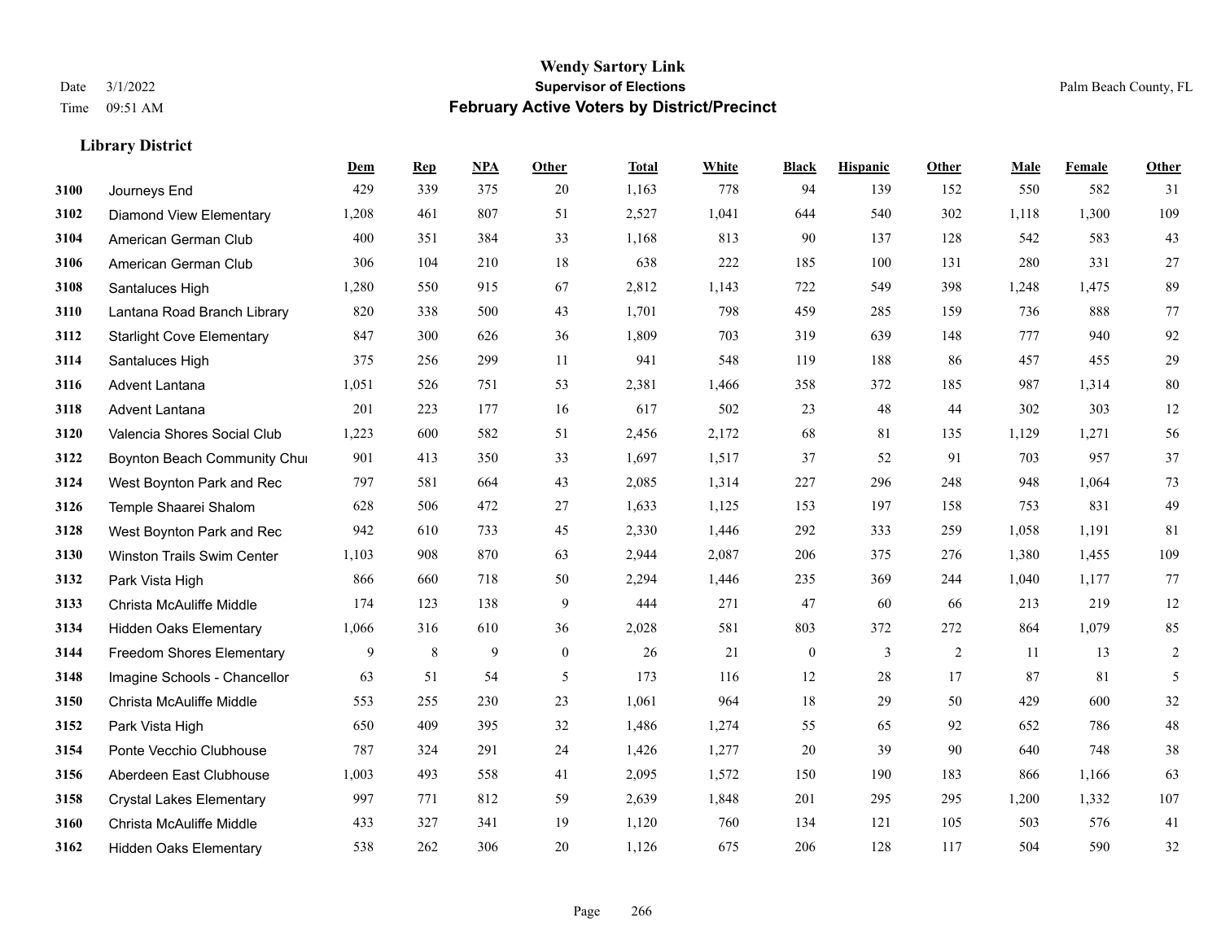# Wendy Sartory Link

## Supervisor of Elections

## February Active Voters by District/Precinct

Date 3/1/2022

Time 09:51 AM

Palm Beach County, FL

### Library District

| | | Dem | Rep | NPA | Other | Total | White | Black | Hispanic | Other | Male | Female | Other |
|---|---|---|---|---|---|---|---|---|---|---|---|---|---|
| 3100 | Journeys End | 429 | 339 | 375 | 20 | 1,163 | 778 | 94 | 139 | 152 | 550 | 582 | 31 |
| 3102 | Diamond View Elementary | 1,208 | 461 | 807 | 51 | 2,527 | 1,041 | 644 | 540 | 302 | 1,118 | 1,300 | 109 |
| 3104 | American German Club | 400 | 351 | 384 | 33 | 1,168 | 813 | 90 | 137 | 128 | 542 | 583 | 43 |
| 3106 | American German Club | 306 | 104 | 210 | 18 | 638 | 222 | 185 | 100 | 131 | 280 | 331 | 27 |
| 3108 | Santaluces High | 1,280 | 550 | 915 | 67 | 2,812 | 1,143 | 722 | 549 | 398 | 1,248 | 1,475 | 89 |
| 3110 | Lantana Road Branch Library | 820 | 338 | 500 | 43 | 1,701 | 798 | 459 | 285 | 159 | 736 | 888 | 77 |
| 3112 | Starlight Cove Elementary | 847 | 300 | 626 | 36 | 1,809 | 703 | 319 | 639 | 148 | 777 | 940 | 92 |
| 3114 | Santaluces High | 375 | 256 | 299 | 11 | 941 | 548 | 119 | 188 | 86 | 457 | 455 | 29 |
| 3116 | Advent Lantana | 1,051 | 526 | 751 | 53 | 2,381 | 1,466 | 358 | 372 | 185 | 987 | 1,314 | 80 |
| 3118 | Advent Lantana | 201 | 223 | 177 | 16 | 617 | 502 | 23 | 48 | 44 | 302 | 303 | 12 |
| 3120 | Valencia Shores Social Club | 1,223 | 600 | 582 | 51 | 2,456 | 2,172 | 68 | 81 | 135 | 1,129 | 1,271 | 56 |
| 3122 | Boynton Beach Community Chui | 901 | 413 | 350 | 33 | 1,697 | 1,517 | 37 | 52 | 91 | 703 | 957 | 37 |
| 3124 | West Boynton Park and Rec | 797 | 581 | 664 | 43 | 2,085 | 1,314 | 227 | 296 | 248 | 948 | 1,064 | 73 |
| 3126 | Temple Shaarei Shalom | 628 | 506 | 472 | 27 | 1,633 | 1,125 | 153 | 197 | 158 | 753 | 831 | 49 |
| 3128 | West Boynton Park and Rec | 942 | 610 | 733 | 45 | 2,330 | 1,446 | 292 | 333 | 259 | 1,058 | 1,191 | 81 |
| 3130 | Winston Trails Swim Center | 1,103 | 908 | 870 | 63 | 2,944 | 2,087 | 206 | 375 | 276 | 1,380 | 1,455 | 109 |
| 3132 | Park Vista High | 866 | 660 | 718 | 50 | 2,294 | 1,446 | 235 | 369 | 244 | 1,040 | 1,177 | 77 |
| 3133 | Christa McAuliffe Middle | 174 | 123 | 138 | 9 | 444 | 271 | 47 | 60 | 66 | 213 | 219 | 12 |
| 3134 | Hidden Oaks Elementary | 1,066 | 316 | 610 | 36 | 2,028 | 581 | 803 | 372 | 272 | 864 | 1,079 | 85 |
| 3144 | Freedom Shores Elementary | 9 | 8 | 9 | 0 | 26 | 21 | 0 | 3 | 2 | 11 | 13 | 2 |
| 3148 | Imagine Schools - Chancellor | 63 | 51 | 54 | 5 | 173 | 116 | 12 | 28 | 17 | 87 | 81 | 5 |
| 3150 | Christa McAuliffe Middle | 553 | 255 | 230 | 23 | 1,061 | 964 | 18 | 29 | 50 | 429 | 600 | 32 |
| 3152 | Park Vista High | 650 | 409 | 395 | 32 | 1,486 | 1,274 | 55 | 65 | 92 | 652 | 786 | 48 |
| 3154 | Ponte Vecchio Clubhouse | 787 | 324 | 291 | 24 | 1,426 | 1,277 | 20 | 39 | 90 | 640 | 748 | 38 |
| 3156 | Aberdeen East Clubhouse | 1,003 | 493 | 558 | 41 | 2,095 | 1,572 | 150 | 190 | 183 | 866 | 1,166 | 63 |
| 3158 | Crystal Lakes Elementary | 997 | 771 | 812 | 59 | 2,639 | 1,848 | 201 | 295 | 295 | 1,200 | 1,332 | 107 |
| 3160 | Christa McAuliffe Middle | 433 | 327 | 341 | 19 | 1,120 | 760 | 134 | 121 | 105 | 503 | 576 | 41 |
| 3162 | Hidden Oaks Elementary | 538 | 262 | 306 | 20 | 1,126 | 675 | 206 | 128 | 117 | 504 | 590 | 32 |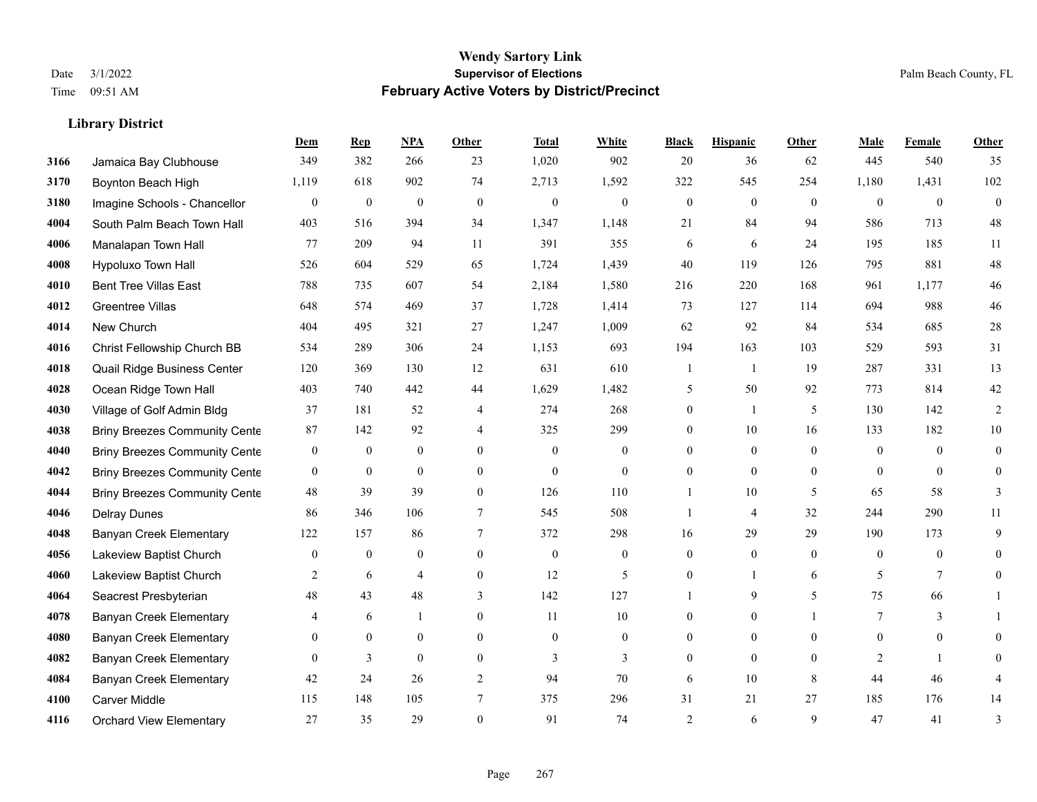# Wendy Sartory Link

**Supervisor of Elections**

Date 3/1/2022 Palm Beach County, FL

Time 09:51 AM

**February Active Voters by District/Precinct**

## Library District

| | | Dem | Rep | NPA | Other | Total | White | Black | Hispanic | Other | Male | Female | Other |
|---|---|---|---|---|---|---|---|---|---|---|---|---|---|
| 3166 | Jamaica Bay Clubhouse | 349 | 382 | 266 | 23 | 1,020 | 902 | 20 | 36 | 62 | 445 | 540 | 35 |
| 3170 | Boynton Beach High | 1,119 | 618 | 902 | 74 | 2,713 | 1,592 | 322 | 545 | 254 | 1,180 | 1,431 | 102 |
| 3180 | Imagine Schools - Chancellor | 0 | 0 | 0 | 0 | 0 | 0 | 0 | 0 | 0 | 0 | 0 | 0 |
| 4004 | South Palm Beach Town Hall | 403 | 516 | 394 | 34 | 1,347 | 1,148 | 21 | 84 | 94 | 586 | 713 | 48 |
| 4006 | Manalapan Town Hall | 77 | 209 | 94 | 11 | 391 | 355 | 6 | 6 | 24 | 195 | 185 | 11 |
| 4008 | Hypoluxo Town Hall | 526 | 604 | 529 | 65 | 1,724 | 1,439 | 40 | 119 | 126 | 795 | 881 | 48 |
| 4010 | Bent Tree Villas East | 788 | 735 | 607 | 54 | 2,184 | 1,580 | 216 | 220 | 168 | 961 | 1,177 | 46 |
| 4012 | Greentree Villas | 648 | 574 | 469 | 37 | 1,728 | 1,414 | 73 | 127 | 114 | 694 | 988 | 46 |
| 4014 | New Church | 404 | 495 | 321 | 27 | 1,247 | 1,009 | 62 | 92 | 84 | 534 | 685 | 28 |
| 4016 | Christ Fellowship Church BB | 534 | 289 | 306 | 24 | 1,153 | 693 | 194 | 163 | 103 | 529 | 593 | 31 |
| 4018 | Quail Ridge Business Center | 120 | 369 | 130 | 12 | 631 | 610 | 1 | 1 | 19 | 287 | 331 | 13 |
| 4028 | Ocean Ridge Town Hall | 403 | 740 | 442 | 44 | 1,629 | 1,482 | 5 | 50 | 92 | 773 | 814 | 42 |
| 4030 | Village of Golf Admin Bldg | 37 | 181 | 52 | 4 | 274 | 268 | 0 | 1 | 5 | 130 | 142 | 2 |
| 4038 | Briny Breezes Community Cente | 87 | 142 | 92 | 4 | 325 | 299 | 0 | 10 | 16 | 133 | 182 | 10 |
| 4040 | Briny Breezes Community Cente | 0 | 0 | 0 | 0 | 0 | 0 | 0 | 0 | 0 | 0 | 0 | 0 |
| 4042 | Briny Breezes Community Cente | 0 | 0 | 0 | 0 | 0 | 0 | 0 | 0 | 0 | 0 | 0 | 0 |
| 4044 | Briny Breezes Community Cente | 48 | 39 | 39 | 0 | 126 | 110 | 1 | 10 | 5 | 65 | 58 | 3 |
| 4046 | Delray Dunes | 86 | 346 | 106 | 7 | 545 | 508 | 1 | 4 | 32 | 244 | 290 | 11 |
| 4048 | Banyan Creek Elementary | 122 | 157 | 86 | 7 | 372 | 298 | 16 | 29 | 29 | 190 | 173 | 9 |
| 4056 | Lakeview Baptist Church | 0 | 0 | 0 | 0 | 0 | 0 | 0 | 0 | 0 | 0 | 0 | 0 |
| 4060 | Lakeview Baptist Church | 2 | 6 | 4 | 0 | 12 | 5 | 0 | 1 | 6 | 5 | 7 | 0 |
| 4064 | Seacrest Presbyterian | 48 | 43 | 48 | 3 | 142 | 127 | 1 | 9 | 5 | 75 | 66 | 1 |
| 4078 | Banyan Creek Elementary | 4 | 6 | 1 | 0 | 11 | 10 | 0 | 0 | 1 | 7 | 3 | 1 |
| 4080 | Banyan Creek Elementary | 0 | 0 | 0 | 0 | 0 | 0 | 0 | 0 | 0 | 0 | 0 | 0 |
| 4082 | Banyan Creek Elementary | 0 | 3 | 0 | 0 | 3 | 3 | 0 | 0 | 0 | 2 | 1 | 0 |
| 4084 | Banyan Creek Elementary | 42 | 24 | 26 | 2 | 94 | 70 | 6 | 10 | 8 | 44 | 46 | 4 |
| 4100 | Carver Middle | 115 | 148 | 105 | 7 | 375 | 296 | 31 | 21 | 27 | 185 | 176 | 14 |
| 4116 | Orchard View Elementary | 27 | 35 | 29 | 0 | 91 | 74 | 2 | 6 | 9 | 47 | 41 | 3 |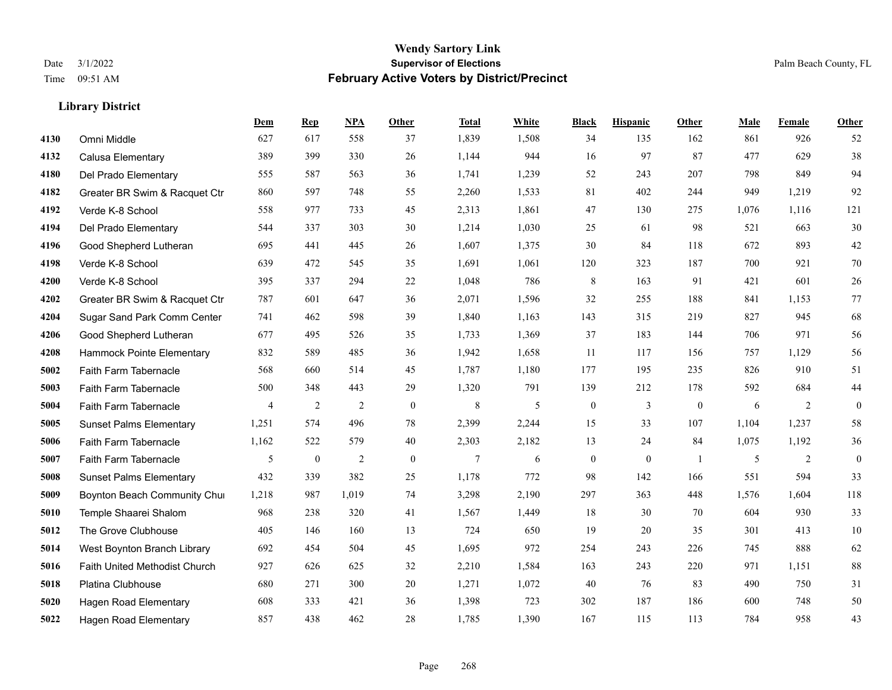# Wendy Sartory Link
## Supervisor of Elections
## February Active Voters by District/Precinct

Date 3/1/2022
Time 09:51 AM

Palm Beach County, FL

### Library District

| | | Dem | Rep | NPA | Other | Total | White | Black | Hispanic | Other | Male | Female | Other |
|---|---|---|---|---|---|---|---|---|---|---|---|---|---|
| 4130 | Omni Middle | 627 | 617 | 558 | 37 | 1,839 | 1,508 | 34 | 135 | 162 | 861 | 926 | 52 |
| 4132 | Calusa Elementary | 389 | 399 | 330 | 26 | 1,144 | 944 | 16 | 97 | 87 | 477 | 629 | 38 |
| 4180 | Del Prado Elementary | 555 | 587 | 563 | 36 | 1,741 | 1,239 | 52 | 243 | 207 | 798 | 849 | 94 |
| 4182 | Greater BR Swim & Racquet Ctr | 860 | 597 | 748 | 55 | 2,260 | 1,533 | 81 | 402 | 244 | 949 | 1,219 | 92 |
| 4192 | Verde K-8 School | 558 | 977 | 733 | 45 | 2,313 | 1,861 | 47 | 130 | 275 | 1,076 | 1,116 | 121 |
| 4194 | Del Prado Elementary | 544 | 337 | 303 | 30 | 1,214 | 1,030 | 25 | 61 | 98 | 521 | 663 | 30 |
| 4196 | Good Shepherd Lutheran | 695 | 441 | 445 | 26 | 1,607 | 1,375 | 30 | 84 | 118 | 672 | 893 | 42 |
| 4198 | Verde K-8 School | 639 | 472 | 545 | 35 | 1,691 | 1,061 | 120 | 323 | 187 | 700 | 921 | 70 |
| 4200 | Verde K-8 School | 395 | 337 | 294 | 22 | 1,048 | 786 | 8 | 163 | 91 | 421 | 601 | 26 |
| 4202 | Greater BR Swim & Racquet Ctr | 787 | 601 | 647 | 36 | 2,071 | 1,596 | 32 | 255 | 188 | 841 | 1,153 | 77 |
| 4204 | Sugar Sand Park Comm Center | 741 | 462 | 598 | 39 | 1,840 | 1,163 | 143 | 315 | 219 | 827 | 945 | 68 |
| 4206 | Good Shepherd Lutheran | 677 | 495 | 526 | 35 | 1,733 | 1,369 | 37 | 183 | 144 | 706 | 971 | 56 |
| 4208 | Hammock Pointe Elementary | 832 | 589 | 485 | 36 | 1,942 | 1,658 | 11 | 117 | 156 | 757 | 1,129 | 56 |
| 5002 | Faith Farm Tabernacle | 568 | 660 | 514 | 45 | 1,787 | 1,180 | 177 | 195 | 235 | 826 | 910 | 51 |
| 5003 | Faith Farm Tabernacle | 500 | 348 | 443 | 29 | 1,320 | 791 | 139 | 212 | 178 | 592 | 684 | 44 |
| 5004 | Faith Farm Tabernacle | 4 | 2 | 2 | 0 | 8 | 5 | 0 | 3 | 0 | 6 | 2 | 0 |
| 5005 | Sunset Palms Elementary | 1,251 | 574 | 496 | 78 | 2,399 | 2,244 | 15 | 33 | 107 | 1,104 | 1,237 | 58 |
| 5006 | Faith Farm Tabernacle | 1,162 | 522 | 579 | 40 | 2,303 | 2,182 | 13 | 24 | 84 | 1,075 | 1,192 | 36 |
| 5007 | Faith Farm Tabernacle | 5 | 0 | 2 | 0 | 7 | 6 | 0 | 0 | 1 | 5 | 2 | 0 |
| 5008 | Sunset Palms Elementary | 432 | 339 | 382 | 25 | 1,178 | 772 | 98 | 142 | 166 | 551 | 594 | 33 |
| 5009 | Boynton Beach Community Chur | 1,218 | 987 | 1,019 | 74 | 3,298 | 2,190 | 297 | 363 | 448 | 1,576 | 1,604 | 118 |
| 5010 | Temple Shaarei Shalom | 968 | 238 | 320 | 41 | 1,567 | 1,449 | 18 | 30 | 70 | 604 | 930 | 33 |
| 5012 | The Grove Clubhouse | 405 | 146 | 160 | 13 | 724 | 650 | 19 | 20 | 35 | 301 | 413 | 10 |
| 5014 | West Boynton Branch Library | 692 | 454 | 504 | 45 | 1,695 | 972 | 254 | 243 | 226 | 745 | 888 | 62 |
| 5016 | Faith United Methodist Church | 927 | 626 | 625 | 32 | 2,210 | 1,584 | 163 | 243 | 220 | 971 | 1,151 | 88 |
| 5018 | Platina Clubhouse | 680 | 271 | 300 | 20 | 1,271 | 1,072 | 40 | 76 | 83 | 490 | 750 | 31 |
| 5020 | Hagen Road Elementary | 608 | 333 | 421 | 36 | 1,398 | 723 | 302 | 187 | 186 | 600 | 748 | 50 |
| 5022 | Hagen Road Elementary | 857 | 438 | 462 | 28 | 1,785 | 1,390 | 167 | 115 | 113 | 784 | 958 | 43 |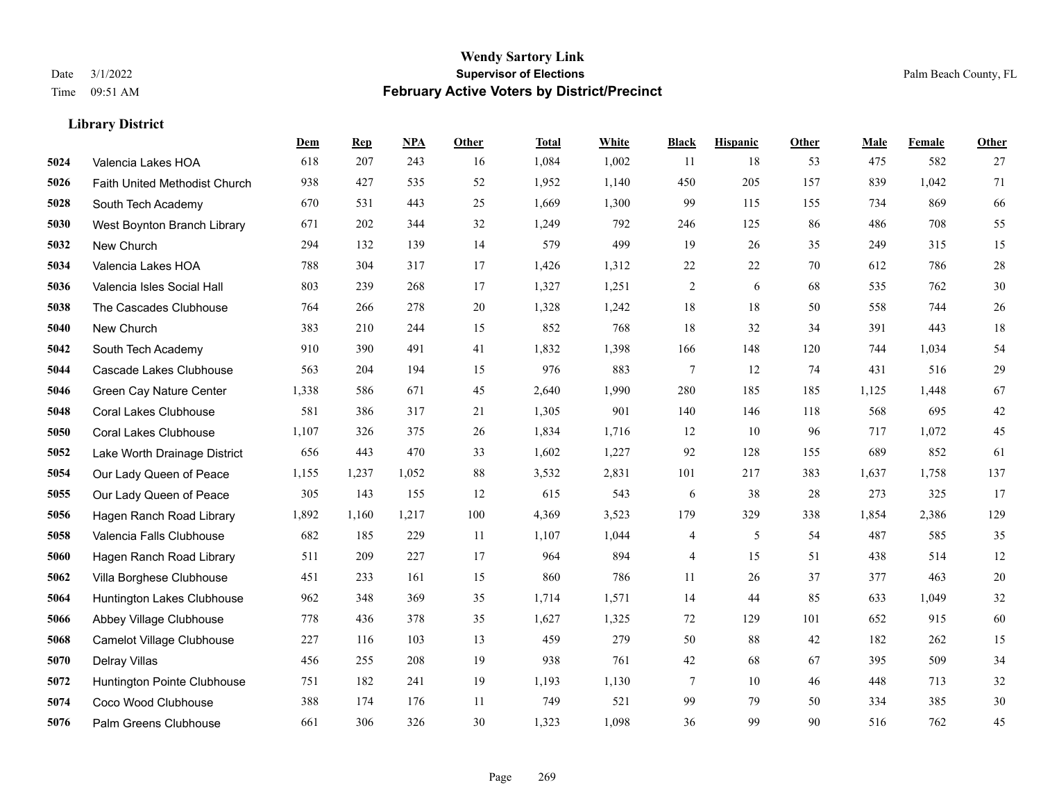# Wendy Sartory Link
## Supervisor of Elections
## February Active Voters by District/Precinct

Date 3/1/2022
Time 09:51 AM

Palm Beach County, FL

### Library District

| | | Dem | Rep | NPA | Other | Total | White | Black | Hispanic | Other | Male | Female | Other |
|---|---|---|---|---|---|---|---|---|---|---|---|---|---|
| 5024 | Valencia Lakes HOA | 618 | 207 | 243 | 16 | 1,084 | 1,002 | 11 | 18 | 53 | 475 | 582 | 27 |
| 5026 | Faith United Methodist Church | 938 | 427 | 535 | 52 | 1,952 | 1,140 | 450 | 205 | 157 | 839 | 1,042 | 71 |
| 5028 | South Tech Academy | 670 | 531 | 443 | 25 | 1,669 | 1,300 | 99 | 115 | 155 | 734 | 869 | 66 |
| 5030 | West Boynton Branch Library | 671 | 202 | 344 | 32 | 1,249 | 792 | 246 | 125 | 86 | 486 | 708 | 55 |
| 5032 | New Church | 294 | 132 | 139 | 14 | 579 | 499 | 19 | 26 | 35 | 249 | 315 | 15 |
| 5034 | Valencia Lakes HOA | 788 | 304 | 317 | 17 | 1,426 | 1,312 | 22 | 22 | 70 | 612 | 786 | 28 |
| 5036 | Valencia Isles Social Hall | 803 | 239 | 268 | 17 | 1,327 | 1,251 | 2 | 6 | 68 | 535 | 762 | 30 |
| 5038 | The Cascades Clubhouse | 764 | 266 | 278 | 20 | 1,328 | 1,242 | 18 | 18 | 50 | 558 | 744 | 26 |
| 5040 | New Church | 383 | 210 | 244 | 15 | 852 | 768 | 18 | 32 | 34 | 391 | 443 | 18 |
| 5042 | South Tech Academy | 910 | 390 | 491 | 41 | 1,832 | 1,398 | 166 | 148 | 120 | 744 | 1,034 | 54 |
| 5044 | Cascade Lakes Clubhouse | 563 | 204 | 194 | 15 | 976 | 883 | 7 | 12 | 74 | 431 | 516 | 29 |
| 5046 | Green Cay Nature Center | 1,338 | 586 | 671 | 45 | 2,640 | 1,990 | 280 | 185 | 185 | 1,125 | 1,448 | 67 |
| 5048 | Coral Lakes Clubhouse | 581 | 386 | 317 | 21 | 1,305 | 901 | 140 | 146 | 118 | 568 | 695 | 42 |
| 5050 | Coral Lakes Clubhouse | 1,107 | 326 | 375 | 26 | 1,834 | 1,716 | 12 | 10 | 96 | 717 | 1,072 | 45 |
| 5052 | Lake Worth Drainage District | 656 | 443 | 470 | 33 | 1,602 | 1,227 | 92 | 128 | 155 | 689 | 852 | 61 |
| 5054 | Our Lady Queen of Peace | 1,155 | 1,237 | 1,052 | 88 | 3,532 | 2,831 | 101 | 217 | 383 | 1,637 | 1,758 | 137 |
| 5055 | Our Lady Queen of Peace | 305 | 143 | 155 | 12 | 615 | 543 | 6 | 38 | 28 | 273 | 325 | 17 |
| 5056 | Hagen Ranch Road Library | 1,892 | 1,160 | 1,217 | 100 | 4,369 | 3,523 | 179 | 329 | 338 | 1,854 | 2,386 | 129 |
| 5058 | Valencia Falls Clubhouse | 682 | 185 | 229 | 11 | 1,107 | 1,044 | 4 | 5 | 54 | 487 | 585 | 35 |
| 5060 | Hagen Ranch Road Library | 511 | 209 | 227 | 17 | 964 | 894 | 4 | 15 | 51 | 438 | 514 | 12 |
| 5062 | Villa Borghese Clubhouse | 451 | 233 | 161 | 15 | 860 | 786 | 11 | 26 | 37 | 377 | 463 | 20 |
| 5064 | Huntington Lakes Clubhouse | 962 | 348 | 369 | 35 | 1,714 | 1,571 | 14 | 44 | 85 | 633 | 1,049 | 32 |
| 5066 | Abbey Village Clubhouse | 778 | 436 | 378 | 35 | 1,627 | 1,325 | 72 | 129 | 101 | 652 | 915 | 60 |
| 5068 | Camelot Village Clubhouse | 227 | 116 | 103 | 13 | 459 | 279 | 50 | 88 | 42 | 182 | 262 | 15 |
| 5070 | Delray Villas | 456 | 255 | 208 | 19 | 938 | 761 | 42 | 68 | 67 | 395 | 509 | 34 |
| 5072 | Huntington Pointe Clubhouse | 751 | 182 | 241 | 19 | 1,193 | 1,130 | 7 | 10 | 46 | 448 | 713 | 32 |
| 5074 | Coco Wood Clubhouse | 388 | 174 | 176 | 11 | 749 | 521 | 99 | 79 | 50 | 334 | 385 | 30 |
| 5076 | Palm Greens Clubhouse | 661 | 306 | 326 | 30 | 1,323 | 1,098 | 36 | 99 | 90 | 516 | 762 | 45 |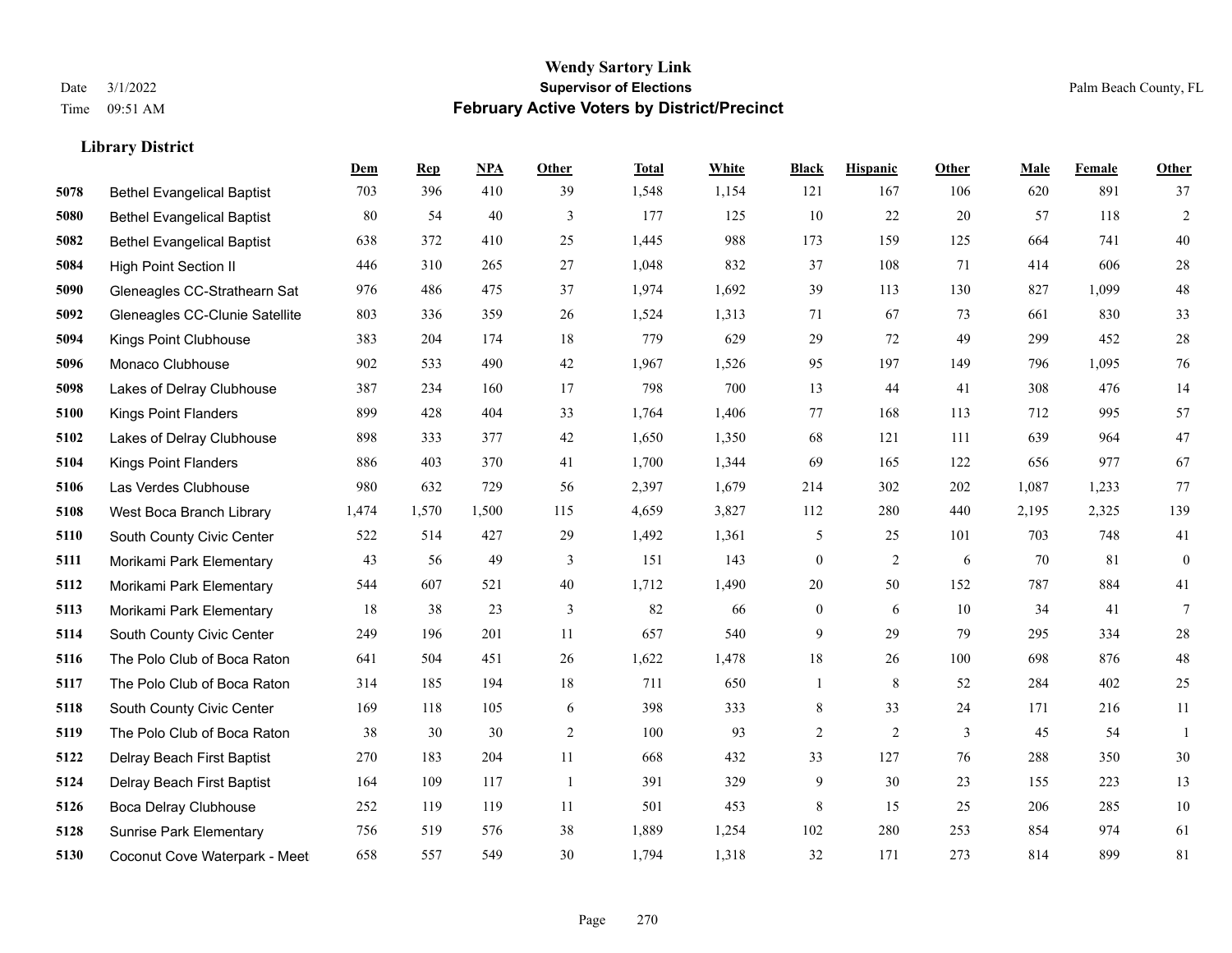# Wendy Sartory Link
## Supervisor of Elections
## February Active Voters by District/Precinct

Date 3/1/2022
Time 09:51 AM

Palm Beach County, FL

### Library District

| | | Dem | Rep | NPA | Other | Total | White | Black | Hispanic | Other | Male | Female | Other |
|---|---|---|---|---|---|---|---|---|---|---|---|---|---|
| 5078 | Bethel Evangelical Baptist | 703 | 396 | 410 | 39 | 1,548 | 1,154 | 121 | 167 | 106 | 620 | 891 | 37 |
| 5080 | Bethel Evangelical Baptist | 80 | 54 | 40 | 3 | 177 | 125 | 10 | 22 | 20 | 57 | 118 | 2 |
| 5082 | Bethel Evangelical Baptist | 638 | 372 | 410 | 25 | 1,445 | 988 | 173 | 159 | 125 | 664 | 741 | 40 |
| 5084 | High Point Section II | 446 | 310 | 265 | 27 | 1,048 | 832 | 37 | 108 | 71 | 414 | 606 | 28 |
| 5090 | Gleneagles CC-Strathearn Sat | 976 | 486 | 475 | 37 | 1,974 | 1,692 | 39 | 113 | 130 | 827 | 1,099 | 48 |
| 5092 | Gleneagles CC-Clunie Satellite | 803 | 336 | 359 | 26 | 1,524 | 1,313 | 71 | 67 | 73 | 661 | 830 | 33 |
| 5094 | Kings Point Clubhouse | 383 | 204 | 174 | 18 | 779 | 629 | 29 | 72 | 49 | 299 | 452 | 28 |
| 5096 | Monaco Clubhouse | 902 | 533 | 490 | 42 | 1,967 | 1,526 | 95 | 197 | 149 | 796 | 1,095 | 76 |
| 5098 | Lakes of Delray Clubhouse | 387 | 234 | 160 | 17 | 798 | 700 | 13 | 44 | 41 | 308 | 476 | 14 |
| 5100 | Kings Point Flanders | 899 | 428 | 404 | 33 | 1,764 | 1,406 | 77 | 168 | 113 | 712 | 995 | 57 |
| 5102 | Lakes of Delray Clubhouse | 898 | 333 | 377 | 42 | 1,650 | 1,350 | 68 | 121 | 111 | 639 | 964 | 47 |
| 5104 | Kings Point Flanders | 886 | 403 | 370 | 41 | 1,700 | 1,344 | 69 | 165 | 122 | 656 | 977 | 67 |
| 5106 | Las Verdes Clubhouse | 980 | 632 | 729 | 56 | 2,397 | 1,679 | 214 | 302 | 202 | 1,087 | 1,233 | 77 |
| 5108 | West Boca Branch Library | 1,474 | 1,570 | 1,500 | 115 | 4,659 | 3,827 | 112 | 280 | 440 | 2,195 | 2,325 | 139 |
| 5110 | South County Civic Center | 522 | 514 | 427 | 29 | 1,492 | 1,361 | 5 | 25 | 101 | 703 | 748 | 41 |
| 5111 | Morikami Park Elementary | 43 | 56 | 49 | 3 | 151 | 143 | 0 | 2 | 6 | 70 | 81 | 0 |
| 5112 | Morikami Park Elementary | 544 | 607 | 521 | 40 | 1,712 | 1,490 | 20 | 50 | 152 | 787 | 884 | 41 |
| 5113 | Morikami Park Elementary | 18 | 38 | 23 | 3 | 82 | 66 | 0 | 6 | 10 | 34 | 41 | 7 |
| 5114 | South County Civic Center | 249 | 196 | 201 | 11 | 657 | 540 | 9 | 29 | 79 | 295 | 334 | 28 |
| 5116 | The Polo Club of Boca Raton | 641 | 504 | 451 | 26 | 1,622 | 1,478 | 18 | 26 | 100 | 698 | 876 | 48 |
| 5117 | The Polo Club of Boca Raton | 314 | 185 | 194 | 18 | 711 | 650 | 1 | 8 | 52 | 284 | 402 | 25 |
| 5118 | South County Civic Center | 169 | 118 | 105 | 6 | 398 | 333 | 8 | 33 | 24 | 171 | 216 | 11 |
| 5119 | The Polo Club of Boca Raton | 38 | 30 | 30 | 2 | 100 | 93 | 2 | 2 | 3 | 45 | 54 | 1 |
| 5122 | Delray Beach First Baptist | 270 | 183 | 204 | 11 | 668 | 432 | 33 | 127 | 76 | 288 | 350 | 30 |
| 5124 | Delray Beach First Baptist | 164 | 109 | 117 | 1 | 391 | 329 | 9 | 30 | 23 | 155 | 223 | 13 |
| 5126 | Boca Delray Clubhouse | 252 | 119 | 119 | 11 | 501 | 453 | 8 | 15 | 25 | 206 | 285 | 10 |
| 5128 | Sunrise Park Elementary | 756 | 519 | 576 | 38 | 1,889 | 1,254 | 102 | 280 | 253 | 854 | 974 | 61 |
| 5130 | Coconut Cove Waterpark - Meet | 658 | 557 | 549 | 30 | 1,794 | 1,318 | 32 | 171 | 273 | 814 | 899 | 81 |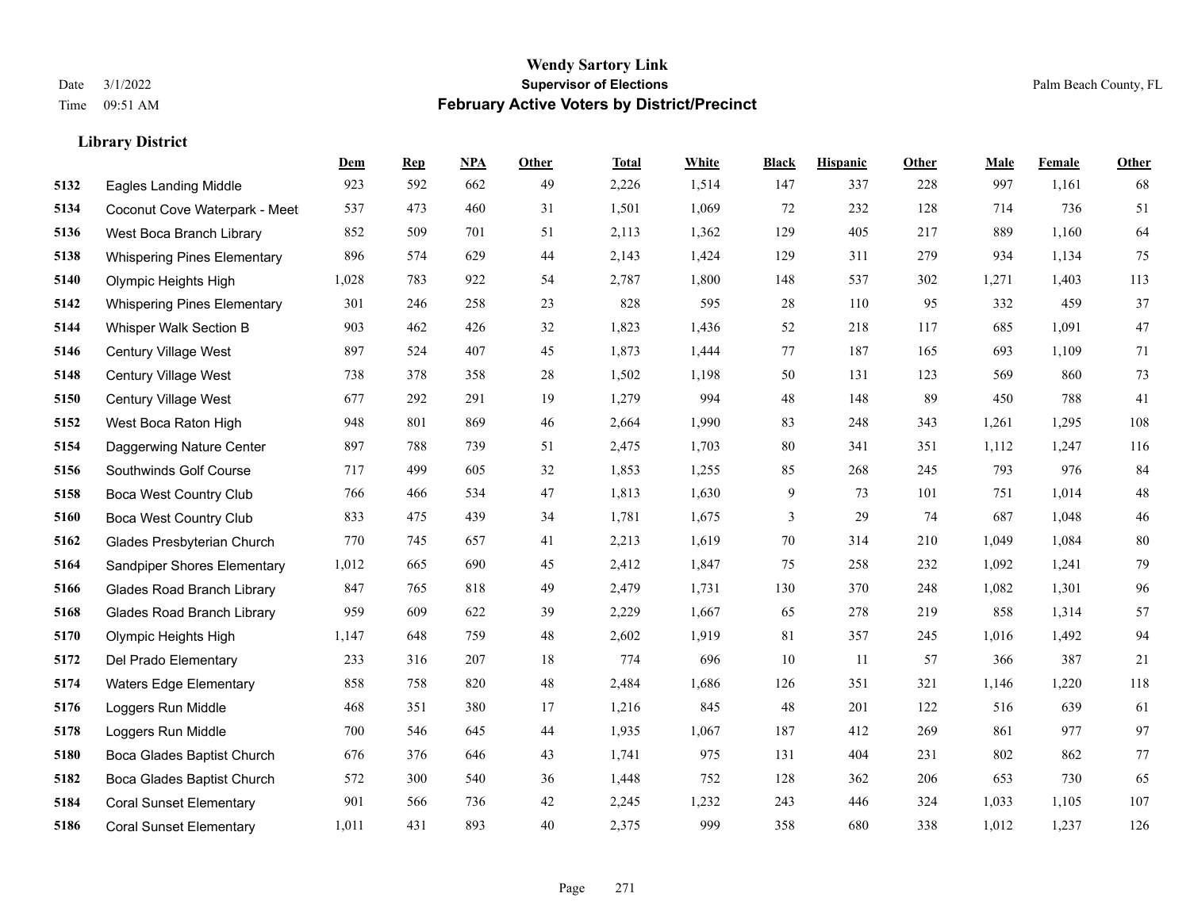# Wendy Sartory Link
## Supervisor of Elections
## February Active Voters by District/Precinct

Date 3/1/2022
Time 09:51 AM

Palm Beach County, FL

### Library District

| | | Dem | Rep | NPA | Other | Total | White | Black | Hispanic | Other | Male | Female | Other |
|---|---|---|---|---|---|---|---|---|---|---|---|---|---|
| 5132 | Eagles Landing Middle | 923 | 592 | 662 | 49 | 2,226 | 1,514 | 147 | 337 | 228 | 997 | 1,161 | 68 |
| 5134 | Coconut Cove Waterpark - Meet | 537 | 473 | 460 | 31 | 1,501 | 1,069 | 72 | 232 | 128 | 714 | 736 | 51 |
| 5136 | West Boca Branch Library | 852 | 509 | 701 | 51 | 2,113 | 1,362 | 129 | 405 | 217 | 889 | 1,160 | 64 |
| 5138 | Whispering Pines Elementary | 896 | 574 | 629 | 44 | 2,143 | 1,424 | 129 | 311 | 279 | 934 | 1,134 | 75 |
| 5140 | Olympic Heights High | 1,028 | 783 | 922 | 54 | 2,787 | 1,800 | 148 | 537 | 302 | 1,271 | 1,403 | 113 |
| 5142 | Whispering Pines Elementary | 301 | 246 | 258 | 23 | 828 | 595 | 28 | 110 | 95 | 332 | 459 | 37 |
| 5144 | Whisper Walk Section B | 903 | 462 | 426 | 32 | 1,823 | 1,436 | 52 | 218 | 117 | 685 | 1,091 | 47 |
| 5146 | Century Village West | 897 | 524 | 407 | 45 | 1,873 | 1,444 | 77 | 187 | 165 | 693 | 1,109 | 71 |
| 5148 | Century Village West | 738 | 378 | 358 | 28 | 1,502 | 1,198 | 50 | 131 | 123 | 569 | 860 | 73 |
| 5150 | Century Village West | 677 | 292 | 291 | 19 | 1,279 | 994 | 48 | 148 | 89 | 450 | 788 | 41 |
| 5152 | West Boca Raton High | 948 | 801 | 869 | 46 | 2,664 | 1,990 | 83 | 248 | 343 | 1,261 | 1,295 | 108 |
| 5154 | Daggerwing Nature Center | 897 | 788 | 739 | 51 | 2,475 | 1,703 | 80 | 341 | 351 | 1,112 | 1,247 | 116 |
| 5156 | Southwinds Golf Course | 717 | 499 | 605 | 32 | 1,853 | 1,255 | 85 | 268 | 245 | 793 | 976 | 84 |
| 5158 | Boca West Country Club | 766 | 466 | 534 | 47 | 1,813 | 1,630 | 9 | 73 | 101 | 751 | 1,014 | 48 |
| 5160 | Boca West Country Club | 833 | 475 | 439 | 34 | 1,781 | 1,675 | 3 | 29 | 74 | 687 | 1,048 | 46 |
| 5162 | Glades Presbyterian Church | 770 | 745 | 657 | 41 | 2,213 | 1,619 | 70 | 314 | 210 | 1,049 | 1,084 | 80 |
| 5164 | Sandpiper Shores Elementary | 1,012 | 665 | 690 | 45 | 2,412 | 1,847 | 75 | 258 | 232 | 1,092 | 1,241 | 79 |
| 5166 | Glades Road Branch Library | 847 | 765 | 818 | 49 | 2,479 | 1,731 | 130 | 370 | 248 | 1,082 | 1,301 | 96 |
| 5168 | Glades Road Branch Library | 959 | 609 | 622 | 39 | 2,229 | 1,667 | 65 | 278 | 219 | 858 | 1,314 | 57 |
| 5170 | Olympic Heights High | 1,147 | 648 | 759 | 48 | 2,602 | 1,919 | 81 | 357 | 245 | 1,016 | 1,492 | 94 |
| 5172 | Del Prado Elementary | 233 | 316 | 207 | 18 | 774 | 696 | 10 | 11 | 57 | 366 | 387 | 21 |
| 5174 | Waters Edge Elementary | 858 | 758 | 820 | 48 | 2,484 | 1,686 | 126 | 351 | 321 | 1,146 | 1,220 | 118 |
| 5176 | Loggers Run Middle | 468 | 351 | 380 | 17 | 1,216 | 845 | 48 | 201 | 122 | 516 | 639 | 61 |
| 5178 | Loggers Run Middle | 700 | 546 | 645 | 44 | 1,935 | 1,067 | 187 | 412 | 269 | 861 | 977 | 97 |
| 5180 | Boca Glades Baptist Church | 676 | 376 | 646 | 43 | 1,741 | 975 | 131 | 404 | 231 | 802 | 862 | 77 |
| 5182 | Boca Glades Baptist Church | 572 | 300 | 540 | 36 | 1,448 | 752 | 128 | 362 | 206 | 653 | 730 | 65 |
| 5184 | Coral Sunset Elementary | 901 | 566 | 736 | 42 | 2,245 | 1,232 | 243 | 446 | 324 | 1,033 | 1,105 | 107 |
| 5186 | Coral Sunset Elementary | 1,011 | 431 | 893 | 40 | 2,375 | 999 | 358 | 680 | 338 | 1,012 | 1,237 | 126 |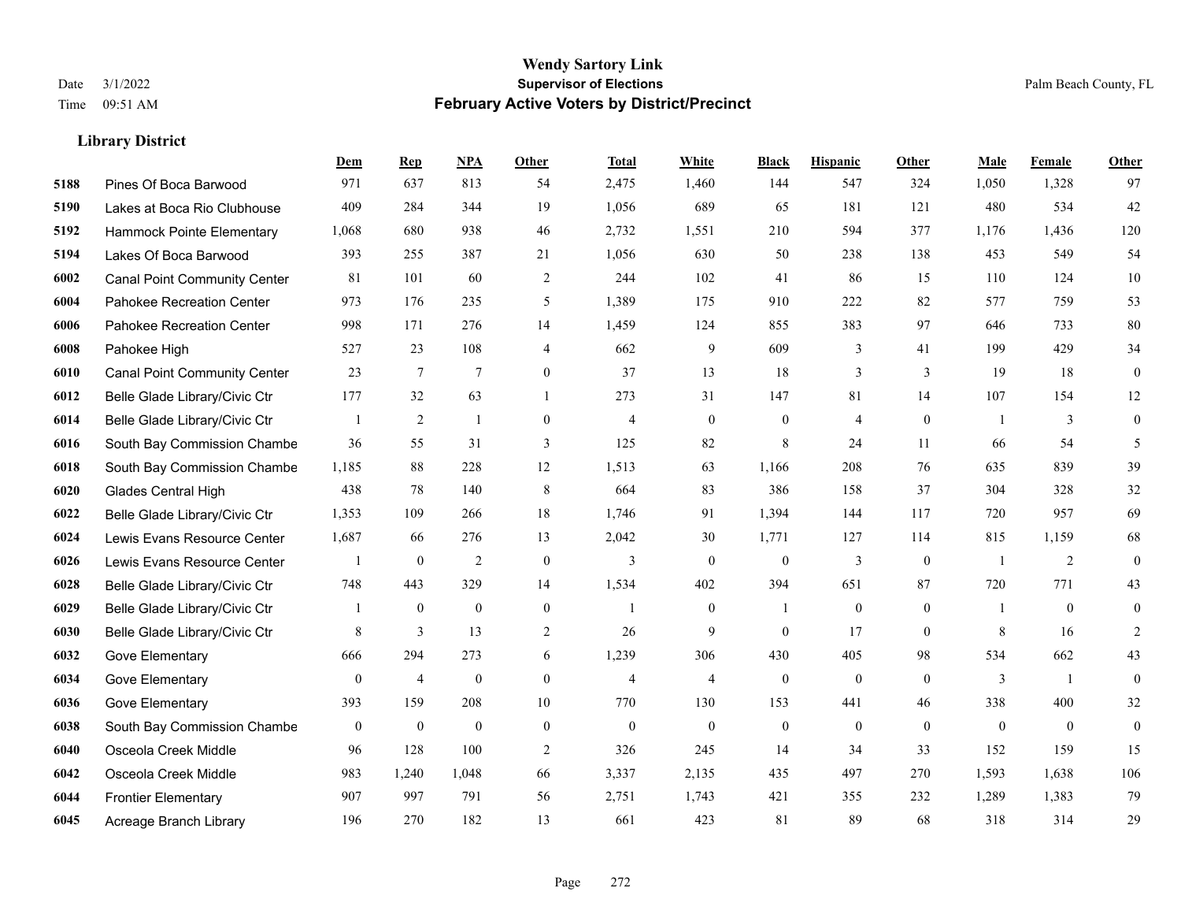# Wendy Sartory Link
## Supervisor of Elections
## February Active Voters by District/Precinct

Date 3/1/2022
Time 09:51 AM

Palm Beach County, FL

### Library District

| | | Dem | Rep | NPA | Other | Total | White | Black | Hispanic | Other | Male | Female | Other |
|---|---|---|---|---|---|---|---|---|---|---|---|---|---|
| 5188 | Pines Of Boca Barwood | 971 | 637 | 813 | 54 | 2,475 | 1,460 | 144 | 547 | 324 | 1,050 | 1,328 | 97 |
| 5190 | Lakes at Boca Rio Clubhouse | 409 | 284 | 344 | 19 | 1,056 | 689 | 65 | 181 | 121 | 480 | 534 | 42 |
| 5192 | Hammock Pointe Elementary | 1,068 | 680 | 938 | 46 | 2,732 | 1,551 | 210 | 594 | 377 | 1,176 | 1,436 | 120 |
| 5194 | Lakes Of Boca Barwood | 393 | 255 | 387 | 21 | 1,056 | 630 | 50 | 238 | 138 | 453 | 549 | 54 |
| 6002 | Canal Point Community Center | 81 | 101 | 60 | 2 | 244 | 102 | 41 | 86 | 15 | 110 | 124 | 10 |
| 6004 | Pahokee Recreation Center | 973 | 176 | 235 | 5 | 1,389 | 175 | 910 | 222 | 82 | 577 | 759 | 53 |
| 6006 | Pahokee Recreation Center | 998 | 171 | 276 | 14 | 1,459 | 124 | 855 | 383 | 97 | 646 | 733 | 80 |
| 6008 | Pahokee High | 527 | 23 | 108 | 4 | 662 | 9 | 609 | 3 | 41 | 199 | 429 | 34 |
| 6010 | Canal Point Community Center | 23 | 7 | 7 | 0 | 37 | 13 | 18 | 3 | 3 | 19 | 18 | 0 |
| 6012 | Belle Glade Library/Civic Ctr | 177 | 32 | 63 | 1 | 273 | 31 | 147 | 81 | 14 | 107 | 154 | 12 |
| 6014 | Belle Glade Library/Civic Ctr | 1 | 2 | 1 | 0 | 4 | 0 | 0 | 4 | 0 | 1 | 3 | 0 |
| 6016 | South Bay Commission Chambe | 36 | 55 | 31 | 3 | 125 | 82 | 8 | 24 | 11 | 66 | 54 | 5 |
| 6018 | South Bay Commission Chambe | 1,185 | 88 | 228 | 12 | 1,513 | 63 | 1,166 | 208 | 76 | 635 | 839 | 39 |
| 6020 | Glades Central High | 438 | 78 | 140 | 8 | 664 | 83 | 386 | 158 | 37 | 304 | 328 | 32 |
| 6022 | Belle Glade Library/Civic Ctr | 1,353 | 109 | 266 | 18 | 1,746 | 91 | 1,394 | 144 | 117 | 720 | 957 | 69 |
| 6024 | Lewis Evans Resource Center | 1,687 | 66 | 276 | 13 | 2,042 | 30 | 1,771 | 127 | 114 | 815 | 1,159 | 68 |
| 6026 | Lewis Evans Resource Center | 1 | 0 | 2 | 0 | 3 | 0 | 0 | 3 | 0 | 1 | 2 | 0 |
| 6028 | Belle Glade Library/Civic Ctr | 748 | 443 | 329 | 14 | 1,534 | 402 | 394 | 651 | 87 | 720 | 771 | 43 |
| 6029 | Belle Glade Library/Civic Ctr | 1 | 0 | 0 | 0 | 1 | 0 | 1 | 0 | 0 | 1 | 0 | 0 |
| 6030 | Belle Glade Library/Civic Ctr | 8 | 3 | 13 | 2 | 26 | 9 | 0 | 17 | 0 | 8 | 16 | 2 |
| 6032 | Gove Elementary | 666 | 294 | 273 | 6 | 1,239 | 306 | 430 | 405 | 98 | 534 | 662 | 43 |
| 6034 | Gove Elementary | 0 | 4 | 0 | 0 | 4 | 4 | 0 | 0 | 0 | 3 | 1 | 0 |
| 6036 | Gove Elementary | 393 | 159 | 208 | 10 | 770 | 130 | 153 | 441 | 46 | 338 | 400 | 32 |
| 6038 | South Bay Commission Chambe | 0 | 0 | 0 | 0 | 0 | 0 | 0 | 0 | 0 | 0 | 0 | 0 |
| 6040 | Osceola Creek Middle | 96 | 128 | 100 | 2 | 326 | 245 | 14 | 34 | 33 | 152 | 159 | 15 |
| 6042 | Osceola Creek Middle | 983 | 1,240 | 1,048 | 66 | 3,337 | 2,135 | 435 | 497 | 270 | 1,593 | 1,638 | 106 |
| 6044 | Frontier Elementary | 907 | 997 | 791 | 56 | 2,751 | 1,743 | 421 | 355 | 232 | 1,289 | 1,383 | 79 |
| 6045 | Acreage Branch Library | 196 | 270 | 182 | 13 | 661 | 423 | 81 | 89 | 68 | 318 | 314 | 29 |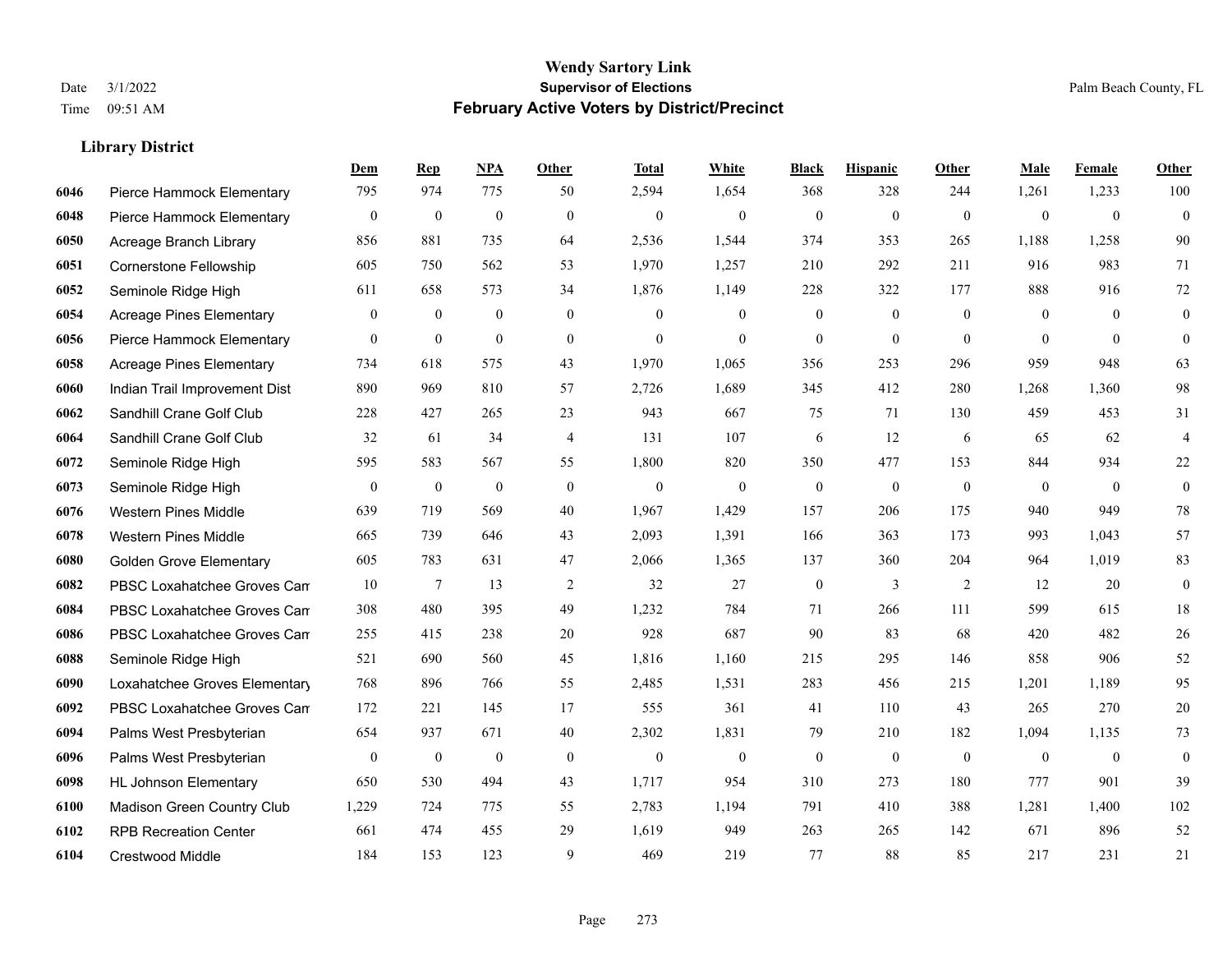Wendy Sartory Link
Date 3/1/2022 **Supervisor of Elections** Palm Beach County, FL
Time 09:51 AM **February Active Voters by District/Precinct**

## Library District

| | | Dem | Rep | NPA | Other | Total | White | Black | Hispanic | Other | Male | Female | Other |
|---|---|---|---|---|---|---|---|---|---|---|---|---|---|
| 6046 | Pierce Hammock Elementary | 795 | 974 | 775 | 50 | 2,594 | 1,654 | 368 | 328 | 244 | 1,261 | 1,233 | 100 |
| 6048 | Pierce Hammock Elementary | 0 | 0 | 0 | 0 | 0 | 0 | 0 | 0 | 0 | 0 | 0 | 0 |
| 6050 | Acreage Branch Library | 856 | 881 | 735 | 64 | 2,536 | 1,544 | 374 | 353 | 265 | 1,188 | 1,258 | 90 |
| 6051 | Cornerstone Fellowship | 605 | 750 | 562 | 53 | 1,970 | 1,257 | 210 | 292 | 211 | 916 | 983 | 71 |
| 6052 | Seminole Ridge High | 611 | 658 | 573 | 34 | 1,876 | 1,149 | 228 | 322 | 177 | 888 | 916 | 72 |
| 6054 | Acreage Pines Elementary | 0 | 0 | 0 | 0 | 0 | 0 | 0 | 0 | 0 | 0 | 0 | 0 |
| 6056 | Pierce Hammock Elementary | 0 | 0 | 0 | 0 | 0 | 0 | 0 | 0 | 0 | 0 | 0 | 0 |
| 6058 | Acreage Pines Elementary | 734 | 618 | 575 | 43 | 1,970 | 1,065 | 356 | 253 | 296 | 959 | 948 | 63 |
| 6060 | Indian Trail Improvement Dist | 890 | 969 | 810 | 57 | 2,726 | 1,689 | 345 | 412 | 280 | 1,268 | 1,360 | 98 |
| 6062 | Sandhill Crane Golf Club | 228 | 427 | 265 | 23 | 943 | 667 | 75 | 71 | 130 | 459 | 453 | 31 |
| 6064 | Sandhill Crane Golf Club | 32 | 61 | 34 | 4 | 131 | 107 | 6 | 12 | 6 | 65 | 62 | 4 |
| 6072 | Seminole Ridge High | 595 | 583 | 567 | 55 | 1,800 | 820 | 350 | 477 | 153 | 844 | 934 | 22 |
| 6073 | Seminole Ridge High | 0 | 0 | 0 | 0 | 0 | 0 | 0 | 0 | 0 | 0 | 0 | 0 |
| 6076 | Western Pines Middle | 639 | 719 | 569 | 40 | 1,967 | 1,429 | 157 | 206 | 175 | 940 | 949 | 78 |
| 6078 | Western Pines Middle | 665 | 739 | 646 | 43 | 2,093 | 1,391 | 166 | 363 | 173 | 993 | 1,043 | 57 |
| 6080 | Golden Grove Elementary | 605 | 783 | 631 | 47 | 2,066 | 1,365 | 137 | 360 | 204 | 964 | 1,019 | 83 |
| 6082 | PBSC Loxahatchee Groves Cam | 10 | 7 | 13 | 2 | 32 | 27 | 0 | 3 | 2 | 12 | 20 | 0 |
| 6084 | PBSC Loxahatchee Groves Cam | 308 | 480 | 395 | 49 | 1,232 | 784 | 71 | 266 | 111 | 599 | 615 | 18 |
| 6086 | PBSC Loxahatchee Groves Cam | 255 | 415 | 238 | 20 | 928 | 687 | 90 | 83 | 68 | 420 | 482 | 26 |
| 6088 | Seminole Ridge High | 521 | 690 | 560 | 45 | 1,816 | 1,160 | 215 | 295 | 146 | 858 | 906 | 52 |
| 6090 | Loxahatchee Groves Elementary | 768 | 896 | 766 | 55 | 2,485 | 1,531 | 283 | 456 | 215 | 1,201 | 1,189 | 95 |
| 6092 | PBSC Loxahatchee Groves Cam | 172 | 221 | 145 | 17 | 555 | 361 | 41 | 110 | 43 | 265 | 270 | 20 |
| 6094 | Palms West Presbyterian | 654 | 937 | 671 | 40 | 2,302 | 1,831 | 79 | 210 | 182 | 1,094 | 1,135 | 73 |
| 6096 | Palms West Presbyterian | 0 | 0 | 0 | 0 | 0 | 0 | 0 | 0 | 0 | 0 | 0 | 0 |
| 6098 | HL Johnson Elementary | 650 | 530 | 494 | 43 | 1,717 | 954 | 310 | 273 | 180 | 777 | 901 | 39 |
| 6100 | Madison Green Country Club | 1,229 | 724 | 775 | 55 | 2,783 | 1,194 | 791 | 410 | 388 | 1,281 | 1,400 | 102 |
| 6102 | RPB Recreation Center | 661 | 474 | 455 | 29 | 1,619 | 949 | 263 | 265 | 142 | 671 | 896 | 52 |
| 6104 | Crestwood Middle | 184 | 153 | 123 | 9 | 469 | 219 | 77 | 88 | 85 | 217 | 231 | 21 |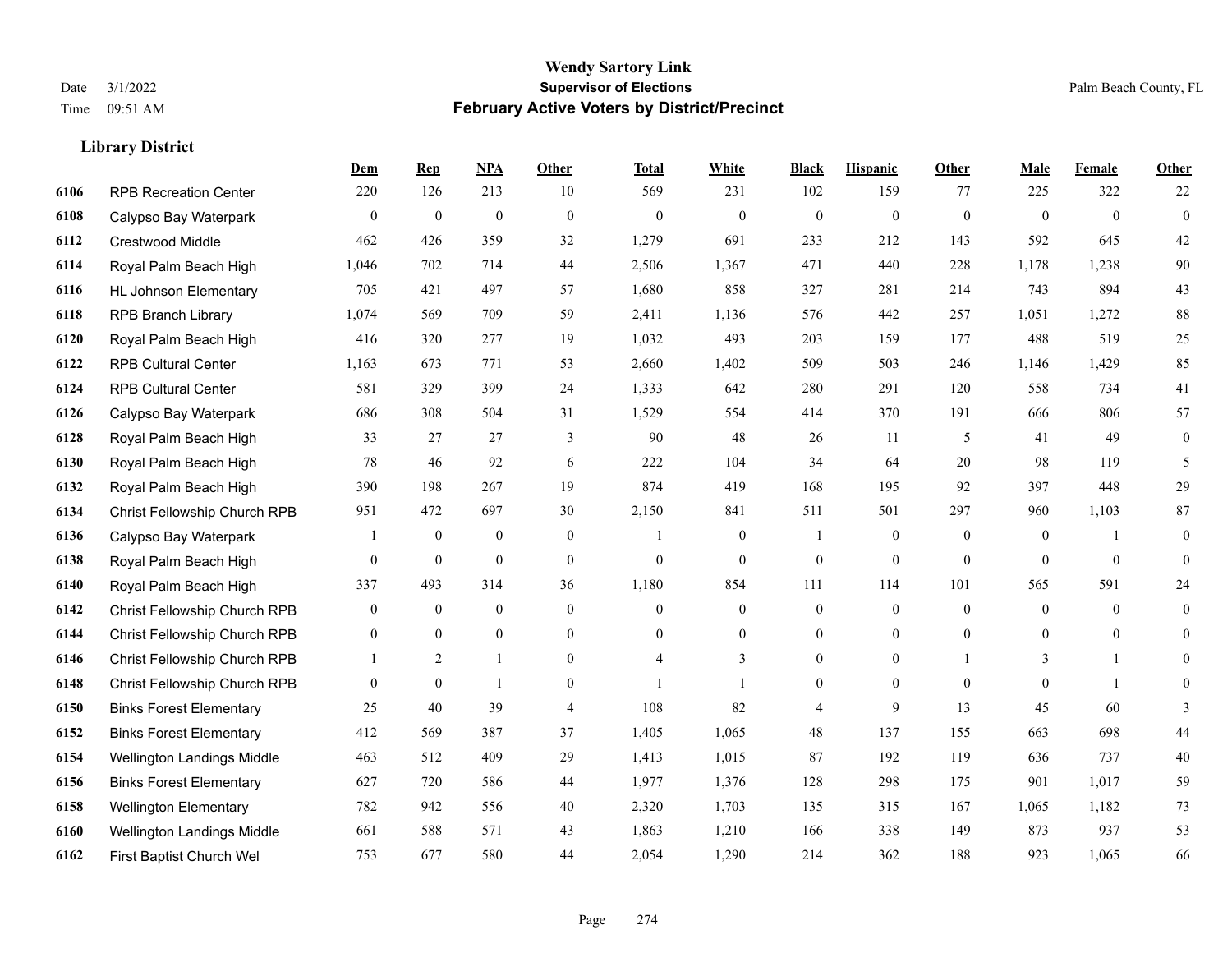# Wendy Sartory Link

**Supervisor of Elections**

**February Active Voters by District/Precinct**

Date 3/1/2022

Time 09:51 AM

Palm Beach County, FL

### Library District

| | | Dem | Rep | NPA | Other | Total | White | Black | Hispanic | Other | Male | Female | Other |
|---|---|---|---|---|---|---|---|---|---|---|---|---|---|
| 6106 | RPB Recreation Center | 220 | 126 | 213 | 10 | 569 | 231 | 102 | 159 | 77 | 225 | 322 | 22 |
| 6108 | Calypso Bay Waterpark | 0 | 0 | 0 | 0 | 0 | 0 | 0 | 0 | 0 | 0 | 0 | 0 |
| 6112 | Crestwood Middle | 462 | 426 | 359 | 32 | 1,279 | 691 | 233 | 212 | 143 | 592 | 645 | 42 |
| 6114 | Royal Palm Beach High | 1,046 | 702 | 714 | 44 | 2,506 | 1,367 | 471 | 440 | 228 | 1,178 | 1,238 | 90 |
| 6116 | HL Johnson Elementary | 705 | 421 | 497 | 57 | 1,680 | 858 | 327 | 281 | 214 | 743 | 894 | 43 |
| 6118 | RPB Branch Library | 1,074 | 569 | 709 | 59 | 2,411 | 1,136 | 576 | 442 | 257 | 1,051 | 1,272 | 88 |
| 6120 | Royal Palm Beach High | 416 | 320 | 277 | 19 | 1,032 | 493 | 203 | 159 | 177 | 488 | 519 | 25 |
| 6122 | RPB Cultural Center | 1,163 | 673 | 771 | 53 | 2,660 | 1,402 | 509 | 503 | 246 | 1,146 | 1,429 | 85 |
| 6124 | RPB Cultural Center | 581 | 329 | 399 | 24 | 1,333 | 642 | 280 | 291 | 120 | 558 | 734 | 41 |
| 6126 | Calypso Bay Waterpark | 686 | 308 | 504 | 31 | 1,529 | 554 | 414 | 370 | 191 | 666 | 806 | 57 |
| 6128 | Royal Palm Beach High | 33 | 27 | 27 | 3 | 90 | 48 | 26 | 11 | 5 | 41 | 49 | 0 |
| 6130 | Royal Palm Beach High | 78 | 46 | 92 | 6 | 222 | 104 | 34 | 64 | 20 | 98 | 119 | 5 |
| 6132 | Royal Palm Beach High | 390 | 198 | 267 | 19 | 874 | 419 | 168 | 195 | 92 | 397 | 448 | 29 |
| 6134 | Christ Fellowship Church RPB | 951 | 472 | 697 | 30 | 2,150 | 841 | 511 | 501 | 297 | 960 | 1,103 | 87 |
| 6136 | Calypso Bay Waterpark | 1 | 0 | 0 | 0 | 1 | 0 | 1 | 0 | 0 | 0 | 1 | 0 |
| 6138 | Royal Palm Beach High | 0 | 0 | 0 | 0 | 0 | 0 | 0 | 0 | 0 | 0 | 0 | 0 |
| 6140 | Royal Palm Beach High | 337 | 493 | 314 | 36 | 1,180 | 854 | 111 | 114 | 101 | 565 | 591 | 24 |
| 6142 | Christ Fellowship Church RPB | 0 | 0 | 0 | 0 | 0 | 0 | 0 | 0 | 0 | 0 | 0 | 0 |
| 6144 | Christ Fellowship Church RPB | 0 | 0 | 0 | 0 | 0 | 0 | 0 | 0 | 0 | 0 | 0 | 0 |
| 6146 | Christ Fellowship Church RPB | 1 | 2 | 1 | 0 | 4 | 3 | 0 | 0 | 1 | 3 | 1 | 0 |
| 6148 | Christ Fellowship Church RPB | 0 | 0 | 1 | 0 | 1 | 1 | 0 | 0 | 0 | 0 | 1 | 0 |
| 6150 | Binks Forest Elementary | 25 | 40 | 39 | 4 | 108 | 82 | 4 | 9 | 13 | 45 | 60 | 3 |
| 6152 | Binks Forest Elementary | 412 | 569 | 387 | 37 | 1,405 | 1,065 | 48 | 137 | 155 | 663 | 698 | 44 |
| 6154 | Wellington Landings Middle | 463 | 512 | 409 | 29 | 1,413 | 1,015 | 87 | 192 | 119 | 636 | 737 | 40 |
| 6156 | Binks Forest Elementary | 627 | 720 | 586 | 44 | 1,977 | 1,376 | 128 | 298 | 175 | 901 | 1,017 | 59 |
| 6158 | Wellington Elementary | 782 | 942 | 556 | 40 | 2,320 | 1,703 | 135 | 315 | 167 | 1,065 | 1,182 | 73 |
| 6160 | Wellington Landings Middle | 661 | 588 | 571 | 43 | 1,863 | 1,210 | 166 | 338 | 149 | 873 | 937 | 53 |
| 6162 | First Baptist Church Wel | 753 | 677 | 580 | 44 | 2,054 | 1,290 | 214 | 362 | 188 | 923 | 1,065 | 66 |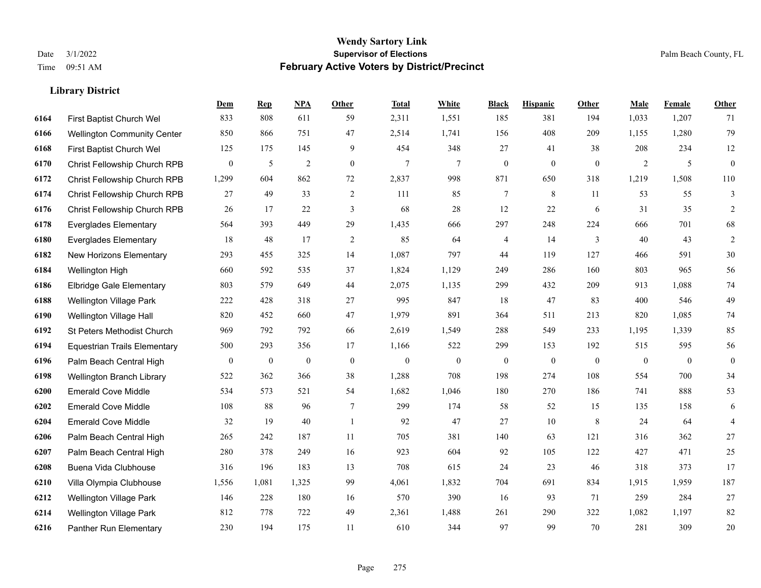# Wendy Sartory Link

**Supervisor of Elections**

**February Active Voters by District/Precinct**

Date 3/1/2022
Time 09:51 AM

Palm Beach County, FL

**Library District**

| | | Dem | Rep | NPA | Other | Total | White | Black | Hispanic | Other | Male | Female | Other |
|---|---|---|---|---|---|---|---|---|---|---|---|---|---|
| 6164 | First Baptist Church Wel | 833 | 808 | 611 | 59 | 2,311 | 1,551 | 185 | 381 | 194 | 1,033 | 1,207 | 71 |
| 6166 | Wellington Community Center | 850 | 866 | 751 | 47 | 2,514 | 1,741 | 156 | 408 | 209 | 1,155 | 1,280 | 79 |
| 6168 | First Baptist Church Wel | 125 | 175 | 145 | 9 | 454 | 348 | 27 | 41 | 38 | 208 | 234 | 12 |
| 6170 | Christ Fellowship Church RPB | 0 | 5 | 2 | 0 | 7 | 7 | 0 | 0 | 0 | 2 | 5 | 0 |
| 6172 | Christ Fellowship Church RPB | 1,299 | 604 | 862 | 72 | 2,837 | 998 | 871 | 650 | 318 | 1,219 | 1,508 | 110 |
| 6174 | Christ Fellowship Church RPB | 27 | 49 | 33 | 2 | 111 | 85 | 7 | 8 | 11 | 53 | 55 | 3 |
| 6176 | Christ Fellowship Church RPB | 26 | 17 | 22 | 3 | 68 | 28 | 12 | 22 | 6 | 31 | 35 | 2 |
| 6178 | Everglades Elementary | 564 | 393 | 449 | 29 | 1,435 | 666 | 297 | 248 | 224 | 666 | 701 | 68 |
| 6180 | Everglades Elementary | 18 | 48 | 17 | 2 | 85 | 64 | 4 | 14 | 3 | 40 | 43 | 2 |
| 6182 | New Horizons Elementary | 293 | 455 | 325 | 14 | 1,087 | 797 | 44 | 119 | 127 | 466 | 591 | 30 |
| 6184 | Wellington High | 660 | 592 | 535 | 37 | 1,824 | 1,129 | 249 | 286 | 160 | 803 | 965 | 56 |
| 6186 | Elbridge Gale Elementary | 803 | 579 | 649 | 44 | 2,075 | 1,135 | 299 | 432 | 209 | 913 | 1,088 | 74 |
| 6188 | Wellington Village Park | 222 | 428 | 318 | 27 | 995 | 847 | 18 | 47 | 83 | 400 | 546 | 49 |
| 6190 | Wellington Village Hall | 820 | 452 | 660 | 47 | 1,979 | 891 | 364 | 511 | 213 | 820 | 1,085 | 74 |
| 6192 | St Peters Methodist Church | 969 | 792 | 792 | 66 | 2,619 | 1,549 | 288 | 549 | 233 | 1,195 | 1,339 | 85 |
| 6194 | Equestrian Trails Elementary | 500 | 293 | 356 | 17 | 1,166 | 522 | 299 | 153 | 192 | 515 | 595 | 56 |
| 6196 | Palm Beach Central High | 0 | 0 | 0 | 0 | 0 | 0 | 0 | 0 | 0 | 0 | 0 | 0 |
| 6198 | Wellington Branch Library | 522 | 362 | 366 | 38 | 1,288 | 708 | 198 | 274 | 108 | 554 | 700 | 34 |
| 6200 | Emerald Cove Middle | 534 | 573 | 521 | 54 | 1,682 | 1,046 | 180 | 270 | 186 | 741 | 888 | 53 |
| 6202 | Emerald Cove Middle | 108 | 88 | 96 | 7 | 299 | 174 | 58 | 52 | 15 | 135 | 158 | 6 |
| 6204 | Emerald Cove Middle | 32 | 19 | 40 | 1 | 92 | 47 | 27 | 10 | 8 | 24 | 64 | 4 |
| 6206 | Palm Beach Central High | 265 | 242 | 187 | 11 | 705 | 381 | 140 | 63 | 121 | 316 | 362 | 27 |
| 6207 | Palm Beach Central High | 280 | 378 | 249 | 16 | 923 | 604 | 92 | 105 | 122 | 427 | 471 | 25 |
| 6208 | Buena Vida Clubhouse | 316 | 196 | 183 | 13 | 708 | 615 | 24 | 23 | 46 | 318 | 373 | 17 |
| 6210 | Villa Olympia Clubhouse | 1,556 | 1,081 | 1,325 | 99 | 4,061 | 1,832 | 704 | 691 | 834 | 1,915 | 1,959 | 187 |
| 6212 | Wellington Village Park | 146 | 228 | 180 | 16 | 570 | 390 | 16 | 93 | 71 | 259 | 284 | 27 |
| 6214 | Wellington Village Park | 812 | 778 | 722 | 49 | 2,361 | 1,488 | 261 | 290 | 322 | 1,082 | 1,197 | 82 |
| 6216 | Panther Run Elementary | 230 | 194 | 175 | 11 | 610 | 344 | 97 | 99 | 70 | 281 | 309 | 20 |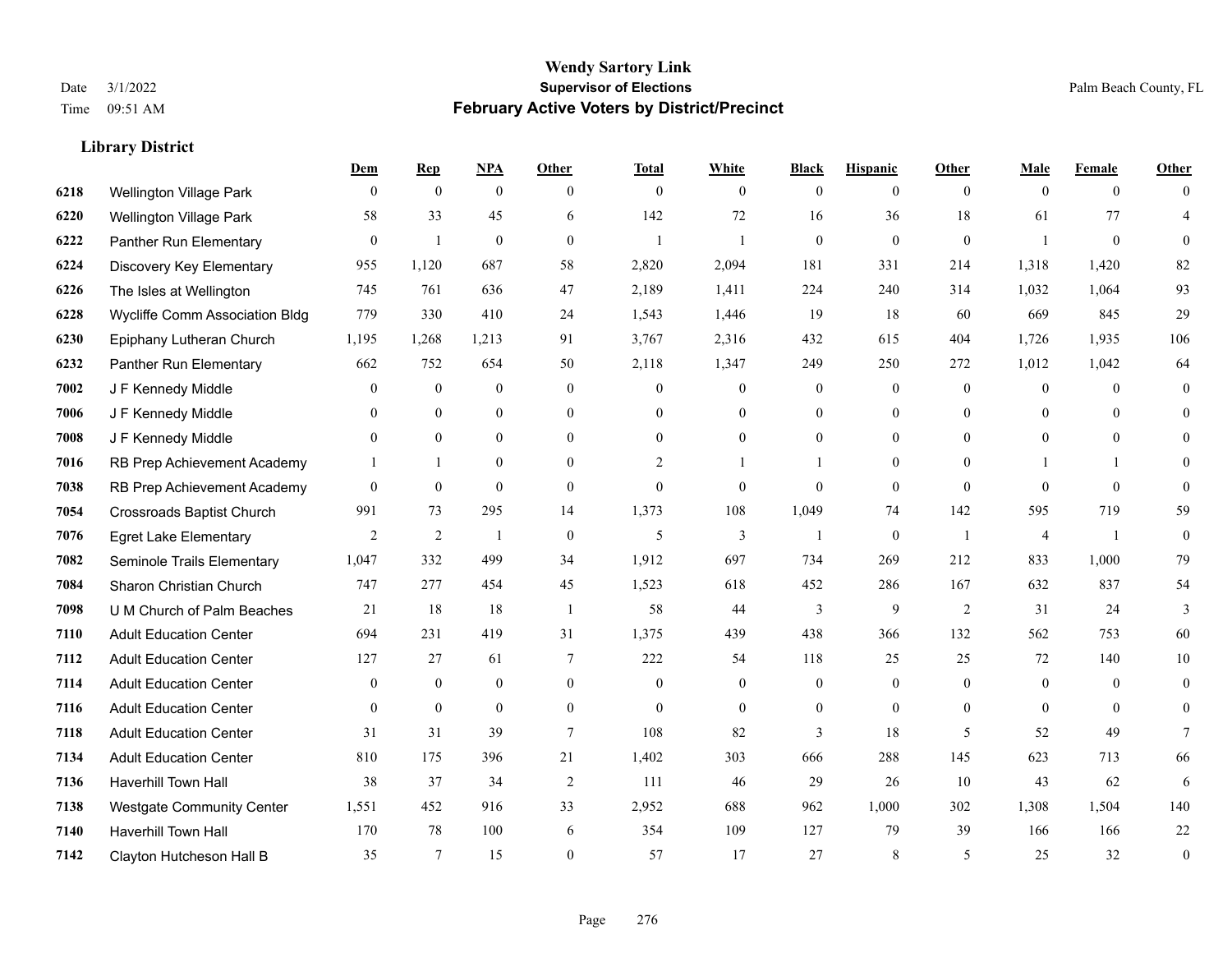# Wendy Sartory Link
## Supervisor of Elections
## February Active Voters by District/Precinct

Date 3/1/2022
Time 09:51 AM

Palm Beach County, FL

### Library District

| | | Dem | Rep | NPA | Other | Total | White | Black | Hispanic | Other | Male | Female | Other |
|---|---|---|---|---|---|---|---|---|---|---|---|---|---|
| 6218 | Wellington Village Park | 0 | 0 | 0 | 0 | 0 | 0 | 0 | 0 | 0 | 0 | 0 | 0 |
| 6220 | Wellington Village Park | 58 | 33 | 45 | 6 | 142 | 72 | 16 | 36 | 18 | 61 | 77 | 4 |
| 6222 | Panther Run Elementary | 0 | 1 | 0 | 0 | 1 | 1 | 0 | 0 | 0 | 1 | 0 | 0 |
| 6224 | Discovery Key Elementary | 955 | 1,120 | 687 | 58 | 2,820 | 2,094 | 181 | 331 | 214 | 1,318 | 1,420 | 82 |
| 6226 | The Isles at Wellington | 745 | 761 | 636 | 47 | 2,189 | 1,411 | 224 | 240 | 314 | 1,032 | 1,064 | 93 |
| 6228 | Wycliffe Comm Association Bldg | 779 | 330 | 410 | 24 | 1,543 | 1,446 | 19 | 18 | 60 | 669 | 845 | 29 |
| 6230 | Epiphany Lutheran Church | 1,195 | 1,268 | 1,213 | 91 | 3,767 | 2,316 | 432 | 615 | 404 | 1,726 | 1,935 | 106 |
| 6232 | Panther Run Elementary | 662 | 752 | 654 | 50 | 2,118 | 1,347 | 249 | 250 | 272 | 1,012 | 1,042 | 64 |
| 7002 | J F Kennedy Middle | 0 | 0 | 0 | 0 | 0 | 0 | 0 | 0 | 0 | 0 | 0 | 0 |
| 7006 | J F Kennedy Middle | 0 | 0 | 0 | 0 | 0 | 0 | 0 | 0 | 0 | 0 | 0 | 0 |
| 7008 | J F Kennedy Middle | 0 | 0 | 0 | 0 | 0 | 0 | 0 | 0 | 0 | 0 | 0 | 0 |
| 7016 | RB Prep Achievement Academy | 1 | 1 | 0 | 0 | 2 | 1 | 1 | 0 | 0 | 1 | 1 | 0 |
| 7038 | RB Prep Achievement Academy | 0 | 0 | 0 | 0 | 0 | 0 | 0 | 0 | 0 | 0 | 0 | 0 |
| 7054 | Crossroads Baptist Church | 991 | 73 | 295 | 14 | 1,373 | 108 | 1,049 | 74 | 142 | 595 | 719 | 59 |
| 7076 | Egret Lake Elementary | 2 | 2 | 1 | 0 | 5 | 3 | 1 | 0 | 1 | 4 | 1 | 0 |
| 7082 | Seminole Trails Elementary | 1,047 | 332 | 499 | 34 | 1,912 | 697 | 734 | 269 | 212 | 833 | 1,000 | 79 |
| 7084 | Sharon Christian Church | 747 | 277 | 454 | 45 | 1,523 | 618 | 452 | 286 | 167 | 632 | 837 | 54 |
| 7098 | U M Church of Palm Beaches | 21 | 18 | 18 | 1 | 58 | 44 | 3 | 9 | 2 | 31 | 24 | 3 |
| 7110 | Adult Education Center | 694 | 231 | 419 | 31 | 1,375 | 439 | 438 | 366 | 132 | 562 | 753 | 60 |
| 7112 | Adult Education Center | 127 | 27 | 61 | 7 | 222 | 54 | 118 | 25 | 25 | 72 | 140 | 10 |
| 7114 | Adult Education Center | 0 | 0 | 0 | 0 | 0 | 0 | 0 | 0 | 0 | 0 | 0 | 0 |
| 7116 | Adult Education Center | 0 | 0 | 0 | 0 | 0 | 0 | 0 | 0 | 0 | 0 | 0 | 0 |
| 7118 | Adult Education Center | 31 | 31 | 39 | 7 | 108 | 82 | 3 | 18 | 5 | 52 | 49 | 7 |
| 7134 | Adult Education Center | 810 | 175 | 396 | 21 | 1,402 | 303 | 666 | 288 | 145 | 623 | 713 | 66 |
| 7136 | Haverhill Town Hall | 38 | 37 | 34 | 2 | 111 | 46 | 29 | 26 | 10 | 43 | 62 | 6 |
| 7138 | Westgate Community Center | 1,551 | 452 | 916 | 33 | 2,952 | 688 | 962 | 1,000 | 302 | 1,308 | 1,504 | 140 |
| 7140 | Haverhill Town Hall | 170 | 78 | 100 | 6 | 354 | 109 | 127 | 79 | 39 | 166 | 166 | 22 |
| 7142 | Clayton Hutcheson Hall B | 35 | 7 | 15 | 0 | 57 | 17 | 27 | 8 | 5 | 25 | 32 | 0 |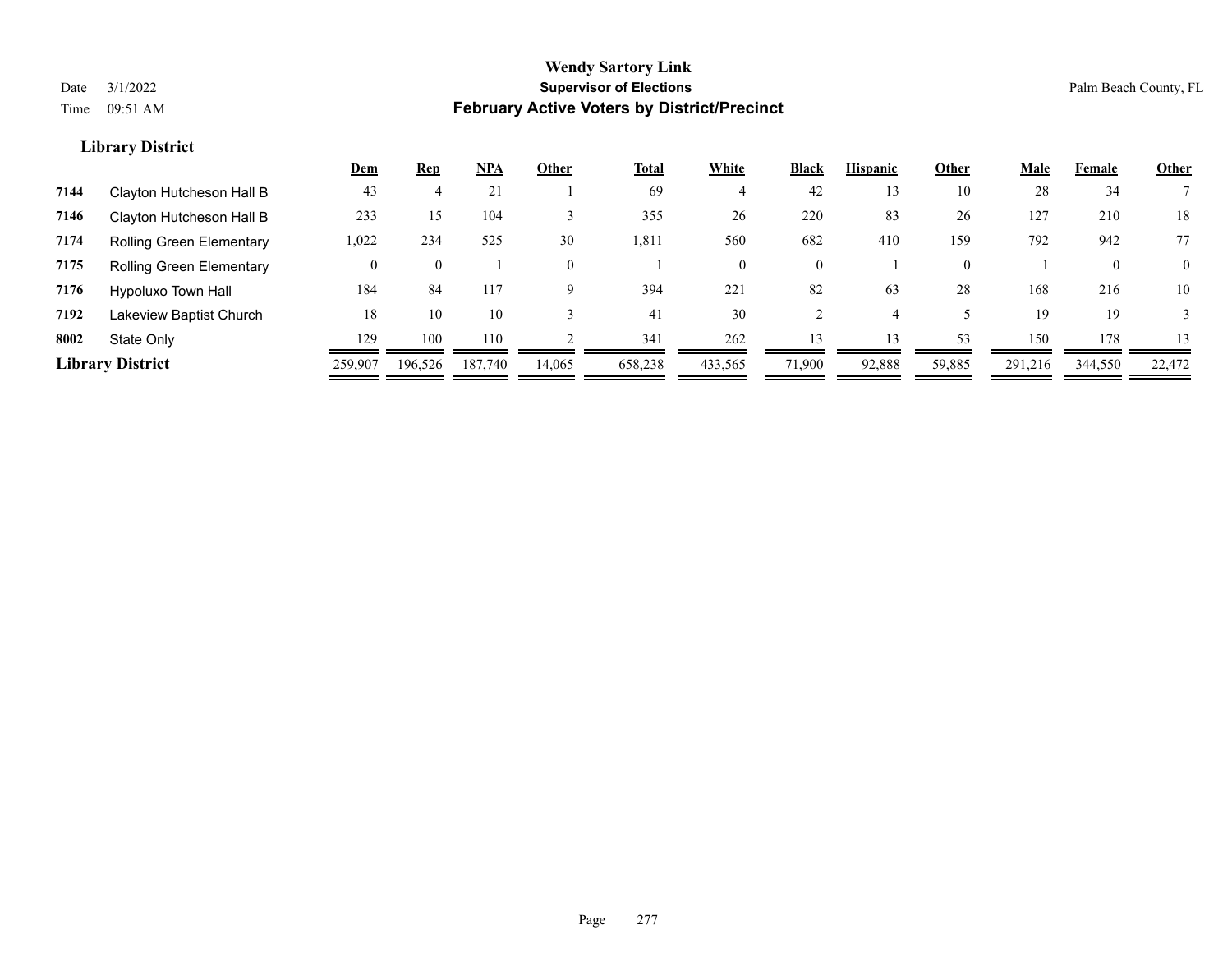**Wendy Sartory Link**
**Supervisor of Elections**
**February Active Voters by District/Precinct**

Date 3/1/2022
Time 09:51 AM

Palm Beach County, FL

## Library District

| | | Dem | Rep | NPA | Other | Total | White | Black | Hispanic | Other | Male | Female | Other |
|---|---|---|---|---|---|---|---|---|---|---|---|---|---|
| 7144 | Clayton Hutcheson Hall B | 43 | 4 | 21 | 1 | 69 | 4 | 42 | 13 | 10 | 28 | 34 | 7 |
| 7146 | Clayton Hutcheson Hall B | 233 | 15 | 104 | 3 | 355 | 26 | 220 | 83 | 26 | 127 | 210 | 18 |
| 7174 | Rolling Green Elementary | 1,022 | 234 | 525 | 30 | 1,811 | 560 | 682 | 410 | 159 | 792 | 942 | 77 |
| 7175 | Rolling Green Elementary | 0 | 0 | 1 | 0 | 1 | 0 | 0 | 1 | 0 | 1 | 0 | 0 |
| 7176 | Hypoluxo Town Hall | 184 | 84 | 117 | 9 | 394 | 221 | 82 | 63 | 28 | 168 | 216 | 10 |
| 7192 | Lakeview Baptist Church | 18 | 10 | 10 | 3 | 41 | 30 | 2 | 4 | 5 | 19 | 19 | 3 |
| 8002 | State Only | 129 | 100 | 110 | 2 | 341 | 262 | 13 | 13 | 53 | 150 | 178 | 13 |
| **Library District** | | 259,907 | 196,526 | 187,740 | 14,065 | 658,238 | 433,565 | 71,900 | 92,888 | 59,885 | 291,216 | 344,550 | 22,472 |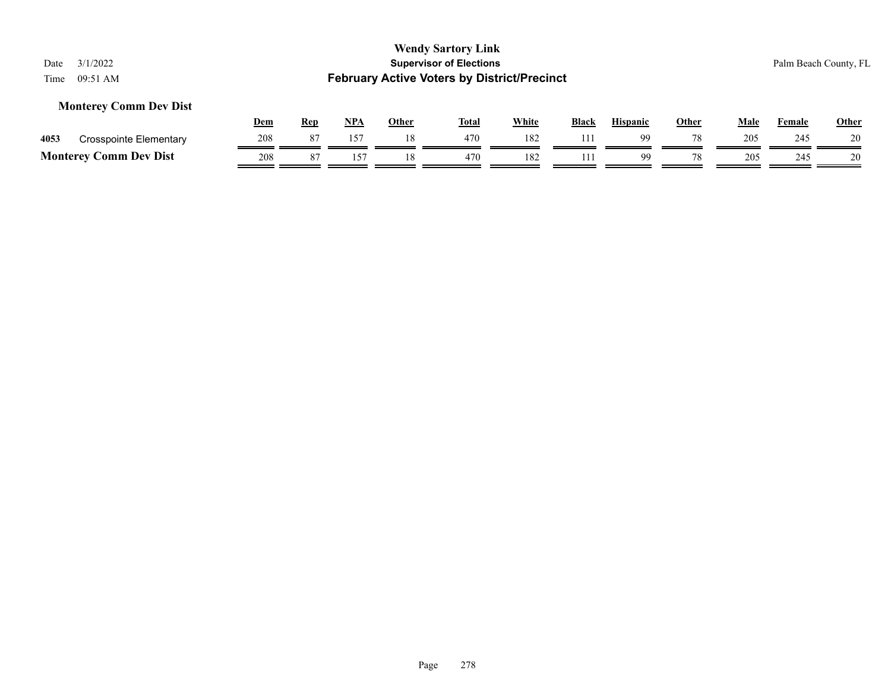**Wendy Sartory Link**
**Supervisor of Elections**
**February Active Voters by District/Precinct**

Date 3/1/2022
Time 09:51 AM

Palm Beach County, FL

### Monterey Comm Dev Dist

| | | Dem | Rep | NPA | Other | Total | White | Black | Hispanic | Other | Male | Female | Other |
|---|---|---|---|---|---|---|---|---|---|---|---|---|---|
| 4053 | Crosspointe Elementary | 208 | 87 | 157 | 18 | 470 | 182 | 111 | 99 | 78 | 205 | 245 | 20 |
| **Monterey Comm Dev Dist** | | 208 | 87 | 157 | 18 | 470 | 182 | 111 | 99 | 78 | 205 | 245 | 20 |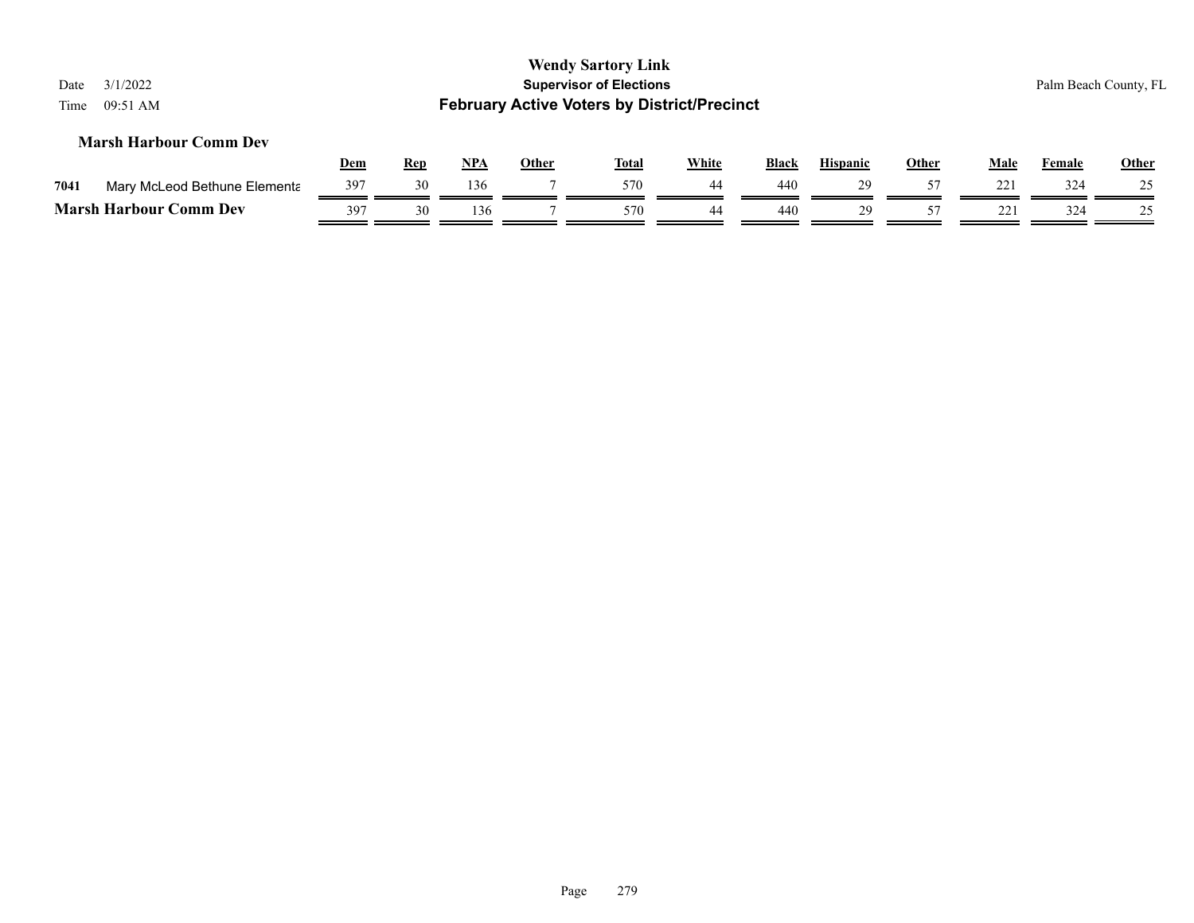**Wendy Sartory Link**

Date 3/1/2022 **Supervisor of Elections** Palm Beach County, FL

Time 09:51 AM **February Active Voters by District/Precinct**

### Marsh Harbour Comm Dev

| | | Dem | Rep | NPA | Other | Total | White | Black | Hispanic | Other | Male | Female | Other |
|---|---|---|---|---|---|---|---|---|---|---|---|---|---|
| 7041 | Mary McLeod Bethune Elementa | 397 | 30 | 136 | 7 | 570 | 44 | 440 | 29 | 57 | 221 | 324 | 25 |
| **Marsh Harbour Comm Dev** | | 397 | 30 | 136 | 7 | 570 | 44 | 440 | 29 | 57 | 221 | 324 | 25 |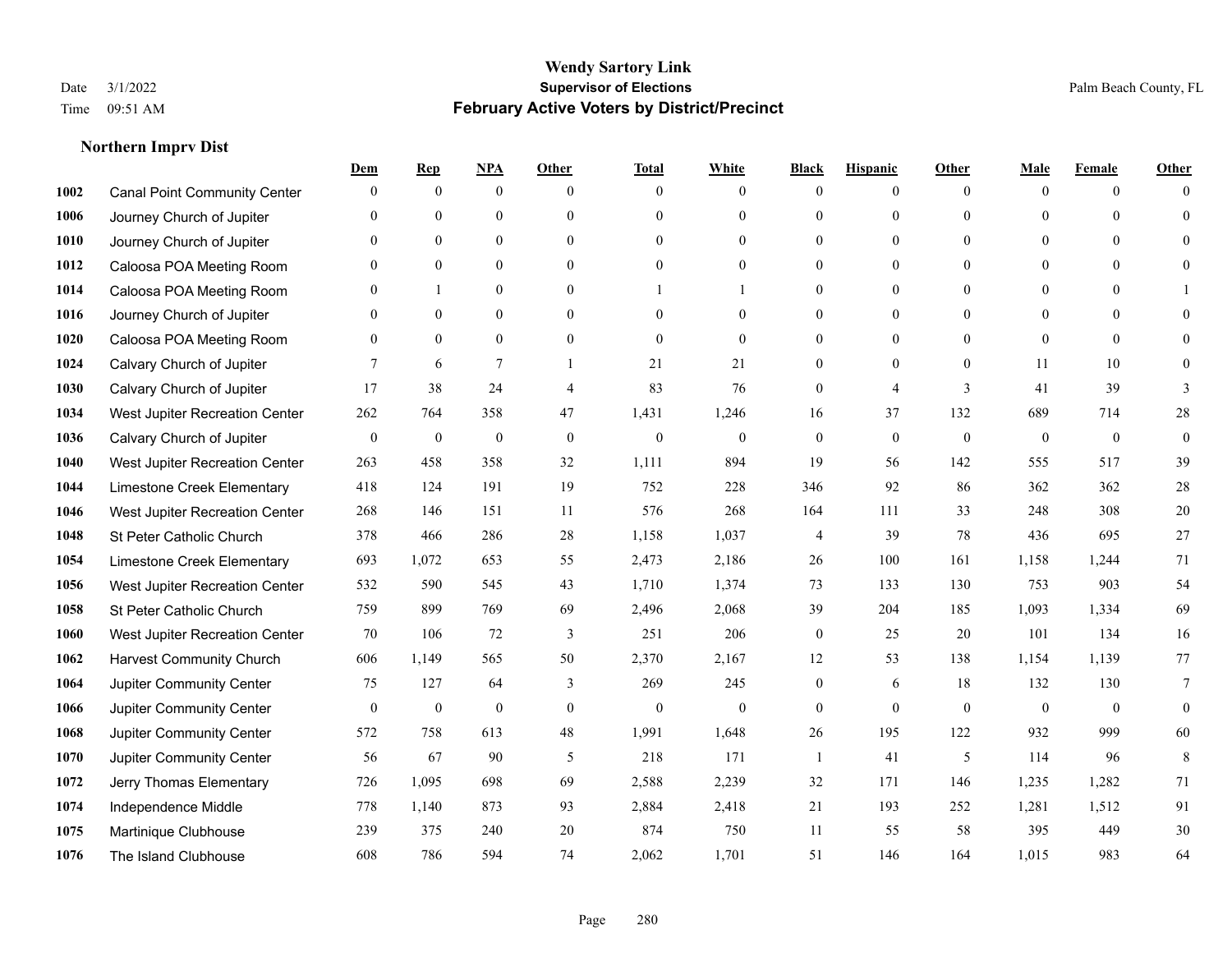## Wendy Sartory Link
### Supervisor of Elections
### February Active Voters by District/Precinct

Date 3/1/2022
Time 09:51 AM

Palm Beach County, FL

**Northern Imprv Dist**

| | | Dem | Rep | NPA | Other | Total | White | Black | Hispanic | Other | Male | Female | Other |
|---|---|---|---|---|---|---|---|---|---|---|---|---|---|
| 1002 | Canal Point Community Center | 0 | 0 | 0 | 0 | 0 | 0 | 0 | 0 | 0 | 0 | 0 | 0 |
| 1006 | Journey Church of Jupiter | 0 | 0 | 0 | 0 | 0 | 0 | 0 | 0 | 0 | 0 | 0 | 0 |
| 1010 | Journey Church of Jupiter | 0 | 0 | 0 | 0 | 0 | 0 | 0 | 0 | 0 | 0 | 0 | 0 |
| 1012 | Caloosa POA Meeting Room | 0 | 0 | 0 | 0 | 0 | 0 | 0 | 0 | 0 | 0 | 0 | 0 |
| 1014 | Caloosa POA Meeting Room | 0 | 1 | 0 | 0 | 1 | 1 | 0 | 0 | 0 | 0 | 0 | 1 |
| 1016 | Journey Church of Jupiter | 0 | 0 | 0 | 0 | 0 | 0 | 0 | 0 | 0 | 0 | 0 | 0 |
| 1020 | Caloosa POA Meeting Room | 0 | 0 | 0 | 0 | 0 | 0 | 0 | 0 | 0 | 0 | 0 | 0 |
| 1024 | Calvary Church of Jupiter | 7 | 6 | 7 | 1 | 21 | 21 | 0 | 0 | 0 | 11 | 10 | 0 |
| 1030 | Calvary Church of Jupiter | 17 | 38 | 24 | 4 | 83 | 76 | 0 | 4 | 3 | 41 | 39 | 3 |
| 1034 | West Jupiter Recreation Center | 262 | 764 | 358 | 47 | 1,431 | 1,246 | 16 | 37 | 132 | 689 | 714 | 28 |
| 1036 | Calvary Church of Jupiter | 0 | 0 | 0 | 0 | 0 | 0 | 0 | 0 | 0 | 0 | 0 | 0 |
| 1040 | West Jupiter Recreation Center | 263 | 458 | 358 | 32 | 1,111 | 894 | 19 | 56 | 142 | 555 | 517 | 39 |
| 1044 | Limestone Creek Elementary | 418 | 124 | 191 | 19 | 752 | 228 | 346 | 92 | 86 | 362 | 362 | 28 |
| 1046 | West Jupiter Recreation Center | 268 | 146 | 151 | 11 | 576 | 268 | 164 | 111 | 33 | 248 | 308 | 20 |
| 1048 | St Peter Catholic Church | 378 | 466 | 286 | 28 | 1,158 | 1,037 | 4 | 39 | 78 | 436 | 695 | 27 |
| 1054 | Limestone Creek Elementary | 693 | 1,072 | 653 | 55 | 2,473 | 2,186 | 26 | 100 | 161 | 1,158 | 1,244 | 71 |
| 1056 | West Jupiter Recreation Center | 532 | 590 | 545 | 43 | 1,710 | 1,374 | 73 | 133 | 130 | 753 | 903 | 54 |
| 1058 | St Peter Catholic Church | 759 | 899 | 769 | 69 | 2,496 | 2,068 | 39 | 204 | 185 | 1,093 | 1,334 | 69 |
| 1060 | West Jupiter Recreation Center | 70 | 106 | 72 | 3 | 251 | 206 | 0 | 25 | 20 | 101 | 134 | 16 |
| 1062 | Harvest Community Church | 606 | 1,149 | 565 | 50 | 2,370 | 2,167 | 12 | 53 | 138 | 1,154 | 1,139 | 77 |
| 1064 | Jupiter Community Center | 75 | 127 | 64 | 3 | 269 | 245 | 0 | 6 | 18 | 132 | 130 | 7 |
| 1066 | Jupiter Community Center | 0 | 0 | 0 | 0 | 0 | 0 | 0 | 0 | 0 | 0 | 0 | 0 |
| 1068 | Jupiter Community Center | 572 | 758 | 613 | 48 | 1,991 | 1,648 | 26 | 195 | 122 | 932 | 999 | 60 |
| 1070 | Jupiter Community Center | 56 | 67 | 90 | 5 | 218 | 171 | 1 | 41 | 5 | 114 | 96 | 8 |
| 1072 | Jerry Thomas Elementary | 726 | 1,095 | 698 | 69 | 2,588 | 2,239 | 32 | 171 | 146 | 1,235 | 1,282 | 71 |
| 1074 | Independence Middle | 778 | 1,140 | 873 | 93 | 2,884 | 2,418 | 21 | 193 | 252 | 1,281 | 1,512 | 91 |
| 1075 | Martinique Clubhouse | 239 | 375 | 240 | 20 | 874 | 750 | 11 | 55 | 58 | 395 | 449 | 30 |
| 1076 | The Island Clubhouse | 608 | 786 | 594 | 74 | 2,062 | 1,701 | 51 | 146 | 164 | 1,015 | 983 | 64 |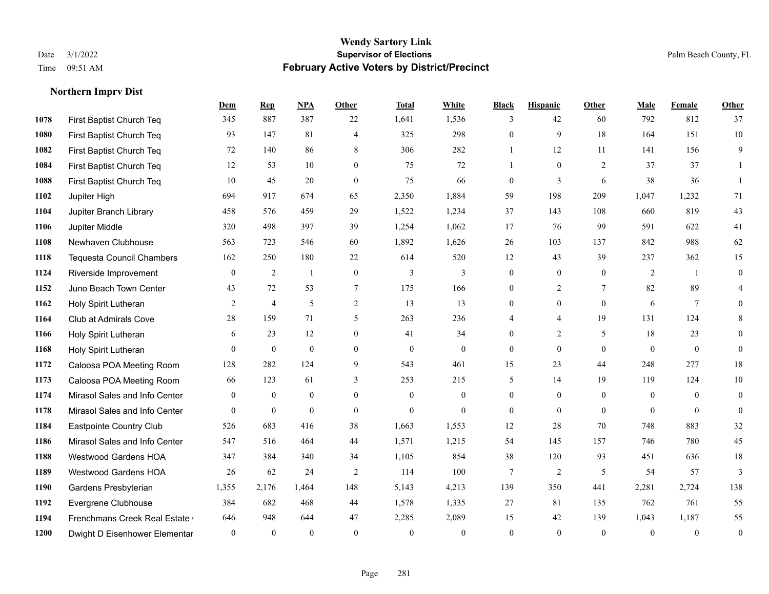# Wendy Sartory Link

**Supervisor of Elections**

**February Active Voters by District/Precinct**

Date 3/1/2022

Time 09:51 AM

Palm Beach County, FL

### Northern Imprv Dist

| | | Dem | Rep | NPA | Other | Total | White | Black | Hispanic | Other | Male | Female | Other |
|---|---|---|---|---|---|---|---|---|---|---|---|---|---|
| 1078 | First Baptist Church Teq | 345 | 887 | 387 | 22 | 1,641 | 1,536 | 3 | 42 | 60 | 792 | 812 | 37 |
| 1080 | First Baptist Church Teq | 93 | 147 | 81 | 4 | 325 | 298 | 0 | 9 | 18 | 164 | 151 | 10 |
| 1082 | First Baptist Church Teq | 72 | 140 | 86 | 8 | 306 | 282 | 1 | 12 | 11 | 141 | 156 | 9 |
| 1084 | First Baptist Church Teq | 12 | 53 | 10 | 0 | 75 | 72 | 1 | 0 | 2 | 37 | 37 | 1 |
| 1088 | First Baptist Church Teq | 10 | 45 | 20 | 0 | 75 | 66 | 0 | 3 | 6 | 38 | 36 | 1 |
| 1102 | Jupiter High | 694 | 917 | 674 | 65 | 2,350 | 1,884 | 59 | 198 | 209 | 1,047 | 1,232 | 71 |
| 1104 | Jupiter Branch Library | 458 | 576 | 459 | 29 | 1,522 | 1,234 | 37 | 143 | 108 | 660 | 819 | 43 |
| 1106 | Jupiter Middle | 320 | 498 | 397 | 39 | 1,254 | 1,062 | 17 | 76 | 99 | 591 | 622 | 41 |
| 1108 | Newhaven Clubhouse | 563 | 723 | 546 | 60 | 1,892 | 1,626 | 26 | 103 | 137 | 842 | 988 | 62 |
| 1118 | Tequesta Council Chambers | 162 | 250 | 180 | 22 | 614 | 520 | 12 | 43 | 39 | 237 | 362 | 15 |
| 1124 | Riverside Improvement | 0 | 2 | 1 | 0 | 3 | 3 | 0 | 0 | 0 | 2 | 1 | 0 |
| 1152 | Juno Beach Town Center | 43 | 72 | 53 | 7 | 175 | 166 | 0 | 2 | 7 | 82 | 89 | 4 |
| 1162 | Holy Spirit Lutheran | 2 | 4 | 5 | 2 | 13 | 13 | 0 | 0 | 0 | 6 | 7 | 0 |
| 1164 | Club at Admirals Cove | 28 | 159 | 71 | 5 | 263 | 236 | 4 | 4 | 19 | 131 | 124 | 8 |
| 1166 | Holy Spirit Lutheran | 6 | 23 | 12 | 0 | 41 | 34 | 0 | 2 | 5 | 18 | 23 | 0 |
| 1168 | Holy Spirit Lutheran | 0 | 0 | 0 | 0 | 0 | 0 | 0 | 0 | 0 | 0 | 0 | 0 |
| 1172 | Caloosa POA Meeting Room | 128 | 282 | 124 | 9 | 543 | 461 | 15 | 23 | 44 | 248 | 277 | 18 |
| 1173 | Caloosa POA Meeting Room | 66 | 123 | 61 | 3 | 253 | 215 | 5 | 14 | 19 | 119 | 124 | 10 |
| 1174 | Mirasol Sales and Info Center | 0 | 0 | 0 | 0 | 0 | 0 | 0 | 0 | 0 | 0 | 0 | 0 |
| 1178 | Mirasol Sales and Info Center | 0 | 0 | 0 | 0 | 0 | 0 | 0 | 0 | 0 | 0 | 0 | 0 |
| 1184 | Eastpointe Country Club | 526 | 683 | 416 | 38 | 1,663 | 1,553 | 12 | 28 | 70 | 748 | 883 | 32 |
| 1186 | Mirasol Sales and Info Center | 547 | 516 | 464 | 44 | 1,571 | 1,215 | 54 | 145 | 157 | 746 | 780 | 45 |
| 1188 | Westwood Gardens HOA | 347 | 384 | 340 | 34 | 1,105 | 854 | 38 | 120 | 93 | 451 | 636 | 18 |
| 1189 | Westwood Gardens HOA | 26 | 62 | 24 | 2 | 114 | 100 | 7 | 2 | 5 | 54 | 57 | 3 |
| 1190 | Gardens Presbyterian | 1,355 | 2,176 | 1,464 | 148 | 5,143 | 4,213 | 139 | 350 | 441 | 2,281 | 2,724 | 138 |
| 1192 | Evergrene Clubhouse | 384 | 682 | 468 | 44 | 1,578 | 1,335 | 27 | 81 | 135 | 762 | 761 | 55 |
| 1194 | Frenchmans Creek Real Estate ( | 646 | 948 | 644 | 47 | 2,285 | 2,089 | 15 | 42 | 139 | 1,043 | 1,187 | 55 |
| 1200 | Dwight D Eisenhower Elementar | 0 | 0 | 0 | 0 | 0 | 0 | 0 | 0 | 0 | 0 | 0 | 0 |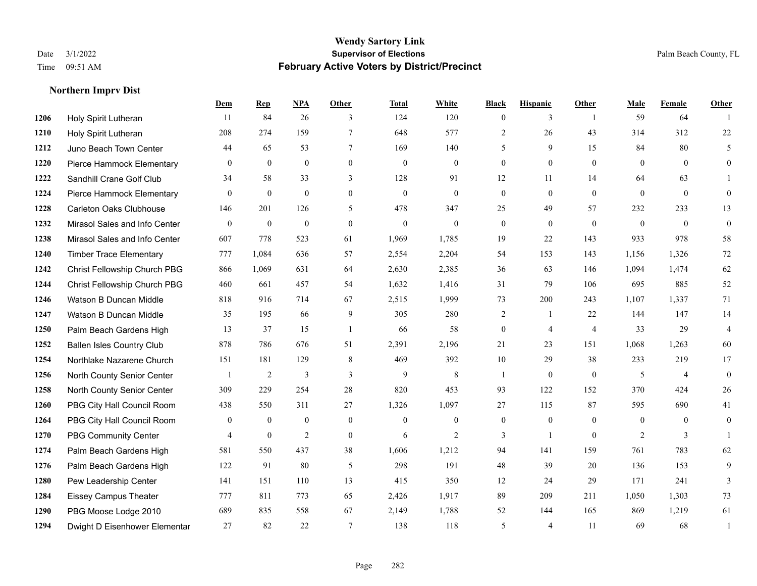# Wendy Sartory Link

**Supervisor of Elections**

**February Active Voters by District/Precinct**

Date 3/1/2022

Time 09:51 AM

Palm Beach County, FL

## Northern Imprv Dist

| | | Dem | Rep | NPA | Other | Total | White | Black | Hispanic | Other | Male | Female | Other |
|---|---|---|---|---|---|---|---|---|---|---|---|---|---|
| 1206 | Holy Spirit Lutheran | 11 | 84 | 26 | 3 | 124 | 120 | 0 | 3 | 1 | 59 | 64 | 1 |
| 1210 | Holy Spirit Lutheran | 208 | 274 | 159 | 7 | 648 | 577 | 2 | 26 | 43 | 314 | 312 | 22 |
| 1212 | Juno Beach Town Center | 44 | 65 | 53 | 7 | 169 | 140 | 5 | 9 | 15 | 84 | 80 | 5 |
| 1220 | Pierce Hammock Elementary | 0 | 0 | 0 | 0 | 0 | 0 | 0 | 0 | 0 | 0 | 0 | 0 |
| 1222 | Sandhill Crane Golf Club | 34 | 58 | 33 | 3 | 128 | 91 | 12 | 11 | 14 | 64 | 63 | 1 |
| 1224 | Pierce Hammock Elementary | 0 | 0 | 0 | 0 | 0 | 0 | 0 | 0 | 0 | 0 | 0 | 0 |
| 1228 | Carleton Oaks Clubhouse | 146 | 201 | 126 | 5 | 478 | 347 | 25 | 49 | 57 | 232 | 233 | 13 |
| 1232 | Mirasol Sales and Info Center | 0 | 0 | 0 | 0 | 0 | 0 | 0 | 0 | 0 | 0 | 0 | 0 |
| 1238 | Mirasol Sales and Info Center | 607 | 778 | 523 | 61 | 1,969 | 1,785 | 19 | 22 | 143 | 933 | 978 | 58 |
| 1240 | Timber Trace Elementary | 777 | 1,084 | 636 | 57 | 2,554 | 2,204 | 54 | 153 | 143 | 1,156 | 1,326 | 72 |
| 1242 | Christ Fellowship Church PBG | 866 | 1,069 | 631 | 64 | 2,630 | 2,385 | 36 | 63 | 146 | 1,094 | 1,474 | 62 |
| 1244 | Christ Fellowship Church PBG | 460 | 661 | 457 | 54 | 1,632 | 1,416 | 31 | 79 | 106 | 695 | 885 | 52 |
| 1246 | Watson B Duncan Middle | 818 | 916 | 714 | 67 | 2,515 | 1,999 | 73 | 200 | 243 | 1,107 | 1,337 | 71 |
| 1247 | Watson B Duncan Middle | 35 | 195 | 66 | 9 | 305 | 280 | 2 | 1 | 22 | 144 | 147 | 14 |
| 1250 | Palm Beach Gardens High | 13 | 37 | 15 | 1 | 66 | 58 | 0 | 4 | 4 | 33 | 29 | 4 |
| 1252 | Ballen Isles Country Club | 878 | 786 | 676 | 51 | 2,391 | 2,196 | 21 | 23 | 151 | 1,068 | 1,263 | 60 |
| 1254 | Northlake Nazarene Church | 151 | 181 | 129 | 8 | 469 | 392 | 10 | 29 | 38 | 233 | 219 | 17 |
| 1256 | North County Senior Center | 1 | 2 | 3 | 3 | 9 | 8 | 1 | 0 | 0 | 5 | 4 | 0 |
| 1258 | North County Senior Center | 309 | 229 | 254 | 28 | 820 | 453 | 93 | 122 | 152 | 370 | 424 | 26 |
| 1260 | PBG City Hall Council Room | 438 | 550 | 311 | 27 | 1,326 | 1,097 | 27 | 115 | 87 | 595 | 690 | 41 |
| 1264 | PBG City Hall Council Room | 0 | 0 | 0 | 0 | 0 | 0 | 0 | 0 | 0 | 0 | 0 | 0 |
| 1270 | PBG Community Center | 4 | 0 | 2 | 0 | 6 | 2 | 3 | 1 | 0 | 2 | 3 | 1 |
| 1274 | Palm Beach Gardens High | 581 | 550 | 437 | 38 | 1,606 | 1,212 | 94 | 141 | 159 | 761 | 783 | 62 |
| 1276 | Palm Beach Gardens High | 122 | 91 | 80 | 5 | 298 | 191 | 48 | 39 | 20 | 136 | 153 | 9 |
| 1280 | Pew Leadership Center | 141 | 151 | 110 | 13 | 415 | 350 | 12 | 24 | 29 | 171 | 241 | 3 |
| 1284 | Eissey Campus Theater | 777 | 811 | 773 | 65 | 2,426 | 1,917 | 89 | 209 | 211 | 1,050 | 1,303 | 73 |
| 1290 | PBG Moose Lodge 2010 | 689 | 835 | 558 | 67 | 2,149 | 1,788 | 52 | 144 | 165 | 869 | 1,219 | 61 |
| 1294 | Dwight D Eisenhower Elementar | 27 | 82 | 22 | 7 | 138 | 118 | 5 | 4 | 11 | 69 | 68 | 1 |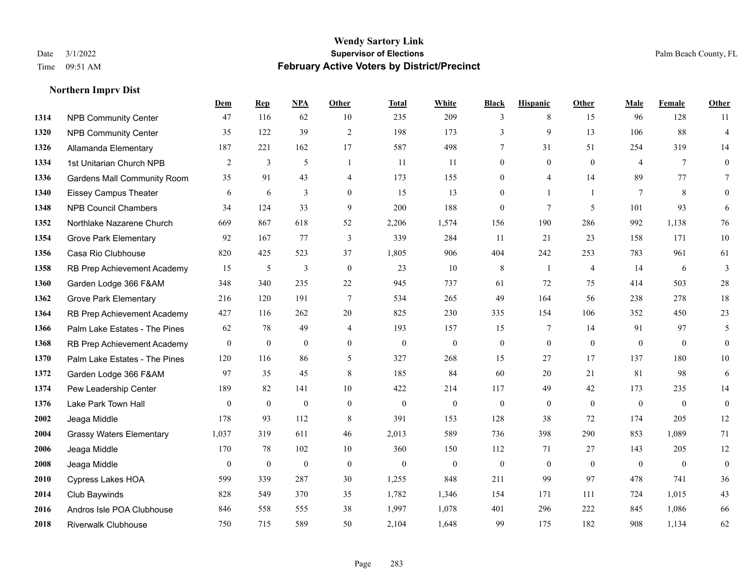**Wendy Sartory Link**
**Supervisor of Elections**
**February Active Voters by District/Precinct**

Date 3/1/2022
Time 09:51 AM
Palm Beach County, FL

### Northern Imprv Dist

| | | Dem | Rep | NPA | Other | Total | White | Black | Hispanic | Other | Male | Female | Other |
|---|---|---|---|---|---|---|---|---|---|---|---|---|---|
| 1314 | NPB Community Center | 47 | 116 | 62 | 10 | 235 | 209 | 3 | 8 | 15 | 96 | 128 | 11 |
| 1320 | NPB Community Center | 35 | 122 | 39 | 2 | 198 | 173 | 3 | 9 | 13 | 106 | 88 | 4 |
| 1326 | Allamanda Elementary | 187 | 221 | 162 | 17 | 587 | 498 | 7 | 31 | 51 | 254 | 319 | 14 |
| 1334 | 1st Unitarian Church NPB | 2 | 3 | 5 | 1 | 11 | 11 | 0 | 0 | 0 | 4 | 7 | 0 |
| 1336 | Gardens Mall Community Room | 35 | 91 | 43 | 4 | 173 | 155 | 0 | 4 | 14 | 89 | 77 | 7 |
| 1340 | Eissey Campus Theater | 6 | 6 | 3 | 0 | 15 | 13 | 0 | 1 | 1 | 7 | 8 | 0 |
| 1348 | NPB Council Chambers | 34 | 124 | 33 | 9 | 200 | 188 | 0 | 7 | 5 | 101 | 93 | 6 |
| 1352 | Northlake Nazarene Church | 669 | 867 | 618 | 52 | 2,206 | 1,574 | 156 | 190 | 286 | 992 | 1,138 | 76 |
| 1354 | Grove Park Elementary | 92 | 167 | 77 | 3 | 339 | 284 | 11 | 21 | 23 | 158 | 171 | 10 |
| 1356 | Casa Rio Clubhouse | 820 | 425 | 523 | 37 | 1,805 | 906 | 404 | 242 | 253 | 783 | 961 | 61 |
| 1358 | RB Prep Achievement Academy | 15 | 5 | 3 | 0 | 23 | 10 | 8 | 1 | 4 | 14 | 6 | 3 |
| 1360 | Garden Lodge 366 F&AM | 348 | 340 | 235 | 22 | 945 | 737 | 61 | 72 | 75 | 414 | 503 | 28 |
| 1362 | Grove Park Elementary | 216 | 120 | 191 | 7 | 534 | 265 | 49 | 164 | 56 | 238 | 278 | 18 |
| 1364 | RB Prep Achievement Academy | 427 | 116 | 262 | 20 | 825 | 230 | 335 | 154 | 106 | 352 | 450 | 23 |
| 1366 | Palm Lake Estates - The Pines | 62 | 78 | 49 | 4 | 193 | 157 | 15 | 7 | 14 | 91 | 97 | 5 |
| 1368 | RB Prep Achievement Academy | 0 | 0 | 0 | 0 | 0 | 0 | 0 | 0 | 0 | 0 | 0 | 0 |
| 1370 | Palm Lake Estates - The Pines | 120 | 116 | 86 | 5 | 327 | 268 | 15 | 27 | 17 | 137 | 180 | 10 |
| 1372 | Garden Lodge 366 F&AM | 97 | 35 | 45 | 8 | 185 | 84 | 60 | 20 | 21 | 81 | 98 | 6 |
| 1374 | Pew Leadership Center | 189 | 82 | 141 | 10 | 422 | 214 | 117 | 49 | 42 | 173 | 235 | 14 |
| 1376 | Lake Park Town Hall | 0 | 0 | 0 | 0 | 0 | 0 | 0 | 0 | 0 | 0 | 0 | 0 |
| 2002 | Jeaga Middle | 178 | 93 | 112 | 8 | 391 | 153 | 128 | 38 | 72 | 174 | 205 | 12 |
| 2004 | Grassy Waters Elementary | 1,037 | 319 | 611 | 46 | 2,013 | 589 | 736 | 398 | 290 | 853 | 1,089 | 71 |
| 2006 | Jeaga Middle | 170 | 78 | 102 | 10 | 360 | 150 | 112 | 71 | 27 | 143 | 205 | 12 |
| 2008 | Jeaga Middle | 0 | 0 | 0 | 0 | 0 | 0 | 0 | 0 | 0 | 0 | 0 | 0 |
| 2010 | Cypress Lakes HOA | 599 | 339 | 287 | 30 | 1,255 | 848 | 211 | 99 | 97 | 478 | 741 | 36 |
| 2014 | Club Baywinds | 828 | 549 | 370 | 35 | 1,782 | 1,346 | 154 | 171 | 111 | 724 | 1,015 | 43 |
| 2016 | Andros Isle POA Clubhouse | 846 | 558 | 555 | 38 | 1,997 | 1,078 | 401 | 296 | 222 | 845 | 1,086 | 66 |
| 2018 | Riverwalk Clubhouse | 750 | 715 | 589 | 50 | 2,104 | 1,648 | 99 | 175 | 182 | 908 | 1,134 | 62 |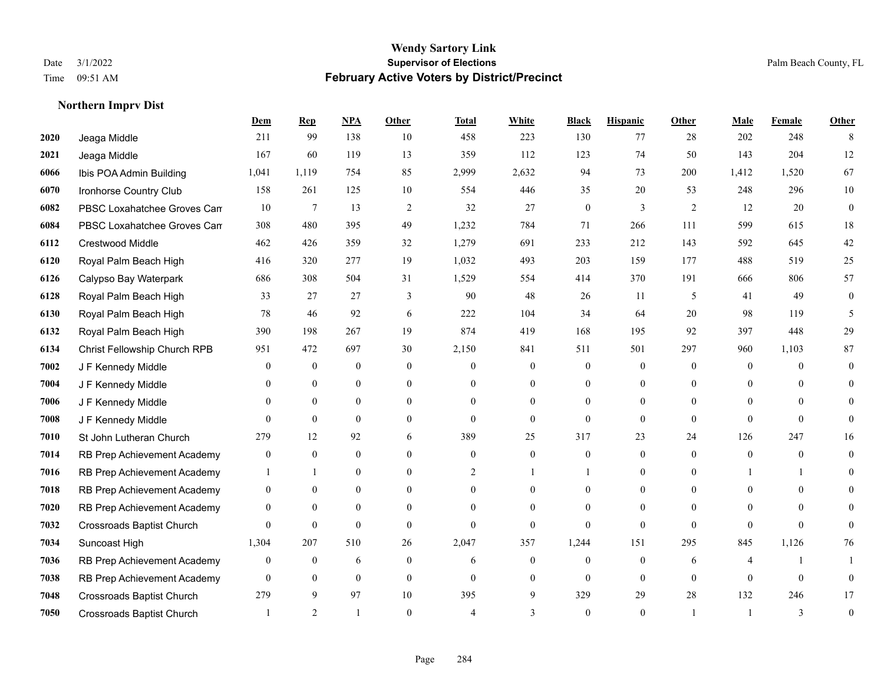# Wendy Sartory Link
## Supervisor of Elections
## February Active Voters by District/Precinct

Date 3/1/2022
Time 09:51 AM

Palm Beach County, FL

**Northern Imprv Dist**

| | | Dem | Rep | NPA | Other | Total | White | Black | Hispanic | Other | Male | Female | Other |
|---|---|---|---|---|---|---|---|---|---|---|---|---|---|
| 2020 | Jeaga Middle | 211 | 99 | 138 | 10 | 458 | 223 | 130 | 77 | 28 | 202 | 248 | 8 |
| 2021 | Jeaga Middle | 167 | 60 | 119 | 13 | 359 | 112 | 123 | 74 | 50 | 143 | 204 | 12 |
| 6066 | Ibis POA Admin Building | 1,041 | 1,119 | 754 | 85 | 2,999 | 2,632 | 94 | 73 | 200 | 1,412 | 1,520 | 67 |
| 6070 | Ironhorse Country Club | 158 | 261 | 125 | 10 | 554 | 446 | 35 | 20 | 53 | 248 | 296 | 10 |
| 6082 | PBSC Loxahatchee Groves Cam | 10 | 7 | 13 | 2 | 32 | 27 | 0 | 3 | 2 | 12 | 20 | 0 |
| 6084 | PBSC Loxahatchee Groves Cam | 308 | 480 | 395 | 49 | 1,232 | 784 | 71 | 266 | 111 | 599 | 615 | 18 |
| 6112 | Crestwood Middle | 462 | 426 | 359 | 32 | 1,279 | 691 | 233 | 212 | 143 | 592 | 645 | 42 |
| 6120 | Royal Palm Beach High | 416 | 320 | 277 | 19 | 1,032 | 493 | 203 | 159 | 177 | 488 | 519 | 25 |
| 6126 | Calypso Bay Waterpark | 686 | 308 | 504 | 31 | 1,529 | 554 | 414 | 370 | 191 | 666 | 806 | 57 |
| 6128 | Royal Palm Beach High | 33 | 27 | 27 | 3 | 90 | 48 | 26 | 11 | 5 | 41 | 49 | 0 |
| 6130 | Royal Palm Beach High | 78 | 46 | 92 | 6 | 222 | 104 | 34 | 64 | 20 | 98 | 119 | 5 |
| 6132 | Royal Palm Beach High | 390 | 198 | 267 | 19 | 874 | 419 | 168 | 195 | 92 | 397 | 448 | 29 |
| 6134 | Christ Fellowship Church RPB | 951 | 472 | 697 | 30 | 2,150 | 841 | 511 | 501 | 297 | 960 | 1,103 | 87 |
| 7002 | J F Kennedy Middle | 0 | 0 | 0 | 0 | 0 | 0 | 0 | 0 | 0 | 0 | 0 | 0 |
| 7004 | J F Kennedy Middle | 0 | 0 | 0 | 0 | 0 | 0 | 0 | 0 | 0 | 0 | 0 | 0 |
| 7006 | J F Kennedy Middle | 0 | 0 | 0 | 0 | 0 | 0 | 0 | 0 | 0 | 0 | 0 | 0 |
| 7008 | J F Kennedy Middle | 0 | 0 | 0 | 0 | 0 | 0 | 0 | 0 | 0 | 0 | 0 | 0 |
| 7010 | St John Lutheran Church | 279 | 12 | 92 | 6 | 389 | 25 | 317 | 23 | 24 | 126 | 247 | 16 |
| 7014 | RB Prep Achievement Academy | 0 | 0 | 0 | 0 | 0 | 0 | 0 | 0 | 0 | 0 | 0 | 0 |
| 7016 | RB Prep Achievement Academy | 1 | 1 | 0 | 0 | 2 | 1 | 1 | 0 | 0 | 1 | 1 | 0 |
| 7018 | RB Prep Achievement Academy | 0 | 0 | 0 | 0 | 0 | 0 | 0 | 0 | 0 | 0 | 0 | 0 |
| 7020 | RB Prep Achievement Academy | 0 | 0 | 0 | 0 | 0 | 0 | 0 | 0 | 0 | 0 | 0 | 0 |
| 7032 | Crossroads Baptist Church | 0 | 0 | 0 | 0 | 0 | 0 | 0 | 0 | 0 | 0 | 0 | 0 |
| 7034 | Suncoast High | 1,304 | 207 | 510 | 26 | 2,047 | 357 | 1,244 | 151 | 295 | 845 | 1,126 | 76 |
| 7036 | RB Prep Achievement Academy | 0 | 0 | 6 | 0 | 6 | 0 | 0 | 0 | 6 | 4 | 1 | 1 |
| 7038 | RB Prep Achievement Academy | 0 | 0 | 0 | 0 | 0 | 0 | 0 | 0 | 0 | 0 | 0 | 0 |
| 7048 | Crossroads Baptist Church | 279 | 9 | 97 | 10 | 395 | 9 | 329 | 29 | 28 | 132 | 246 | 17 |
| 7050 | Crossroads Baptist Church | 1 | 2 | 1 | 0 | 4 | 3 | 0 | 0 | 1 | 1 | 3 | 0 |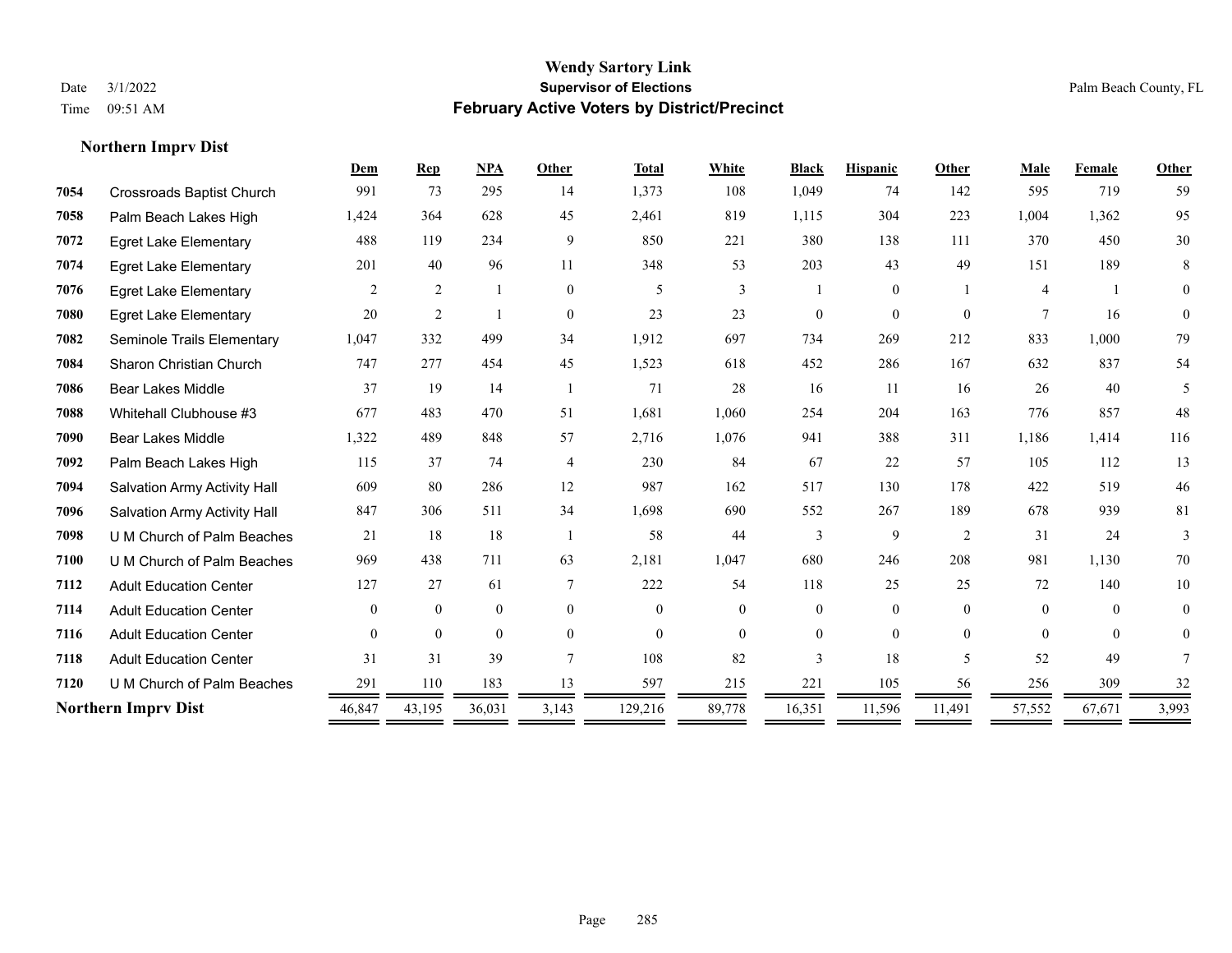# Wendy Sartory Link

**Supervisor of Elections**

**February Active Voters by District/Precinct**

Date 3/1/2022

Time 09:51 AM

Palm Beach County, FL

## Northern Imprv Dist

| | | Dem | Rep | NPA | Other | Total | White | Black | Hispanic | Other | Male | Female | Other |
|---|---|---|---|---|---|---|---|---|---|---|---|---|---|
| 7054 | Crossroads Baptist Church | 991 | 73 | 295 | 14 | 1,373 | 108 | 1,049 | 74 | 142 | 595 | 719 | 59 |
| 7058 | Palm Beach Lakes High | 1,424 | 364 | 628 | 45 | 2,461 | 819 | 1,115 | 304 | 223 | 1,004 | 1,362 | 95 |
| 7072 | Egret Lake Elementary | 488 | 119 | 234 | 9 | 850 | 221 | 380 | 138 | 111 | 370 | 450 | 30 |
| 7074 | Egret Lake Elementary | 201 | 40 | 96 | 11 | 348 | 53 | 203 | 43 | 49 | 151 | 189 | 8 |
| 7076 | Egret Lake Elementary | 2 | 2 | 1 | 0 | 5 | 3 | 1 | 0 | 1 | 4 | 1 | 0 |
| 7080 | Egret Lake Elementary | 20 | 2 | 1 | 0 | 23 | 23 | 0 | 0 | 0 | 7 | 16 | 0 |
| 7082 | Seminole Trails Elementary | 1,047 | 332 | 499 | 34 | 1,912 | 697 | 734 | 269 | 212 | 833 | 1,000 | 79 |
| 7084 | Sharon Christian Church | 747 | 277 | 454 | 45 | 1,523 | 618 | 452 | 286 | 167 | 632 | 837 | 54 |
| 7086 | Bear Lakes Middle | 37 | 19 | 14 | 1 | 71 | 28 | 16 | 11 | 16 | 26 | 40 | 5 |
| 7088 | Whitehall Clubhouse #3 | 677 | 483 | 470 | 51 | 1,681 | 1,060 | 254 | 204 | 163 | 776 | 857 | 48 |
| 7090 | Bear Lakes Middle | 1,322 | 489 | 848 | 57 | 2,716 | 1,076 | 941 | 388 | 311 | 1,186 | 1,414 | 116 |
| 7092 | Palm Beach Lakes High | 115 | 37 | 74 | 4 | 230 | 84 | 67 | 22 | 57 | 105 | 112 | 13 |
| 7094 | Salvation Army Activity Hall | 609 | 80 | 286 | 12 | 987 | 162 | 517 | 130 | 178 | 422 | 519 | 46 |
| 7096 | Salvation Army Activity Hall | 847 | 306 | 511 | 34 | 1,698 | 690 | 552 | 267 | 189 | 678 | 939 | 81 |
| 7098 | U M Church of Palm Beaches | 21 | 18 | 18 | 1 | 58 | 44 | 3 | 9 | 2 | 31 | 24 | 3 |
| 7100 | U M Church of Palm Beaches | 969 | 438 | 711 | 63 | 2,181 | 1,047 | 680 | 246 | 208 | 981 | 1,130 | 70 |
| 7112 | Adult Education Center | 127 | 27 | 61 | 7 | 222 | 54 | 118 | 25 | 25 | 72 | 140 | 10 |
| 7114 | Adult Education Center | 0 | 0 | 0 | 0 | 0 | 0 | 0 | 0 | 0 | 0 | 0 | 0 |
| 7116 | Adult Education Center | 0 | 0 | 0 | 0 | 0 | 0 | 0 | 0 | 0 | 0 | 0 | 0 |
| 7118 | Adult Education Center | 31 | 31 | 39 | 7 | 108 | 82 | 3 | 18 | 5 | 52 | 49 | 7 |
| 7120 | U M Church of Palm Beaches | 291 | 110 | 183 | 13 | 597 | 215 | 221 | 105 | 56 | 256 | 309 | 32 |
| **Northern Imprv Dist** | | 46,847 | 43,195 | 36,031 | 3,143 | 129,216 | 89,778 | 16,351 | 11,596 | 11,491 | 57,552 | 67,671 | 3,993 |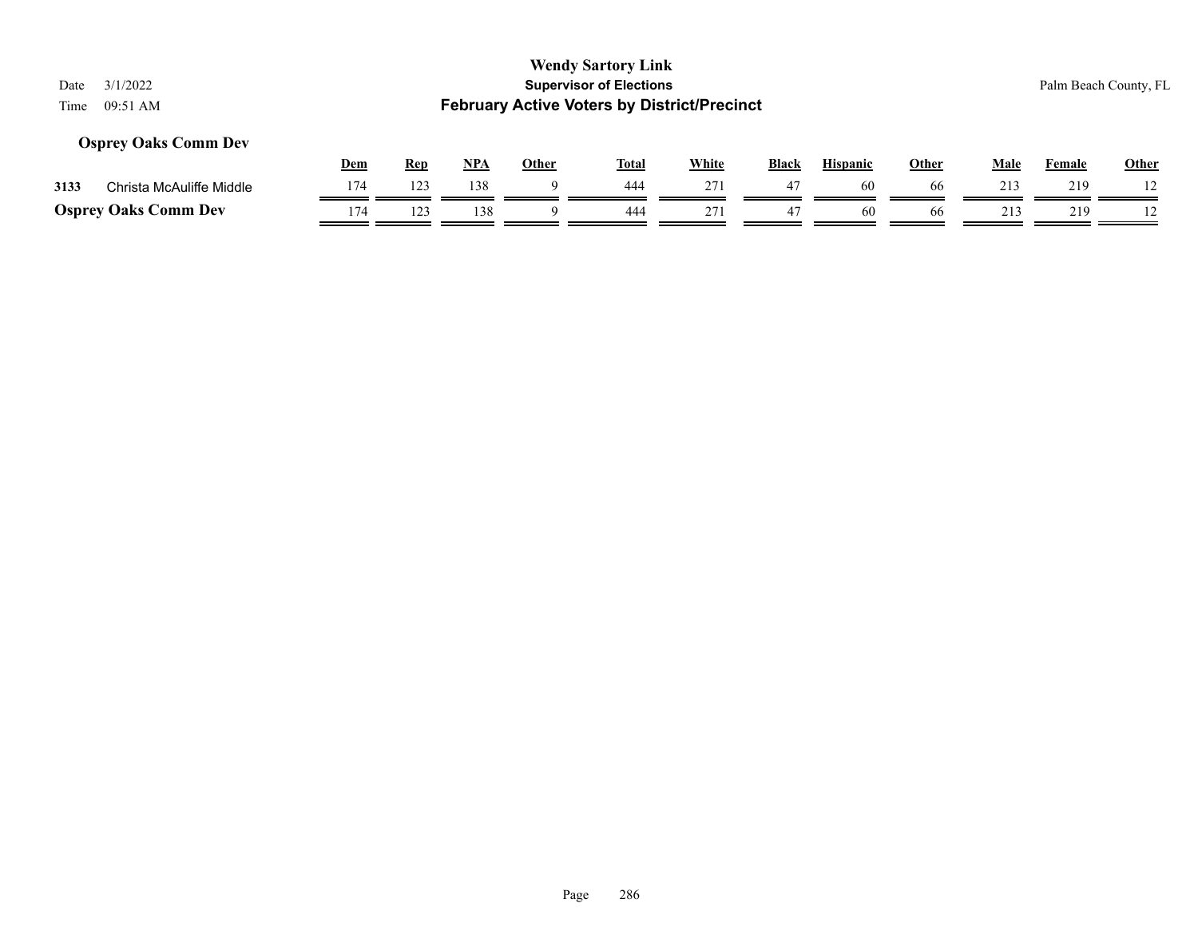**Wendy Sartory Link**

**Supervisor of Elections**

**February Active Voters by District/Precinct**

Date 3/1/2022

Time 09:51 AM

Palm Beach County, FL

### Osprey Oaks Comm Dev

| | | Dem | Rep | NPA | Other | Total | White | Black | Hispanic | Other | Male | Female | Other |
|---|---|---|---|---|---|---|---|---|---|---|---|---|---|
| 3133 | Christa McAuliffe Middle | 174 | 123 | 138 | 9 | 444 | 271 | 47 | 60 | 66 | 213 | 219 | 12 |
| **Osprey Oaks Comm Dev** | | 174 | 123 | 138 | 9 | 444 | 271 | 47 | 60 | 66 | 213 | 219 | 12 |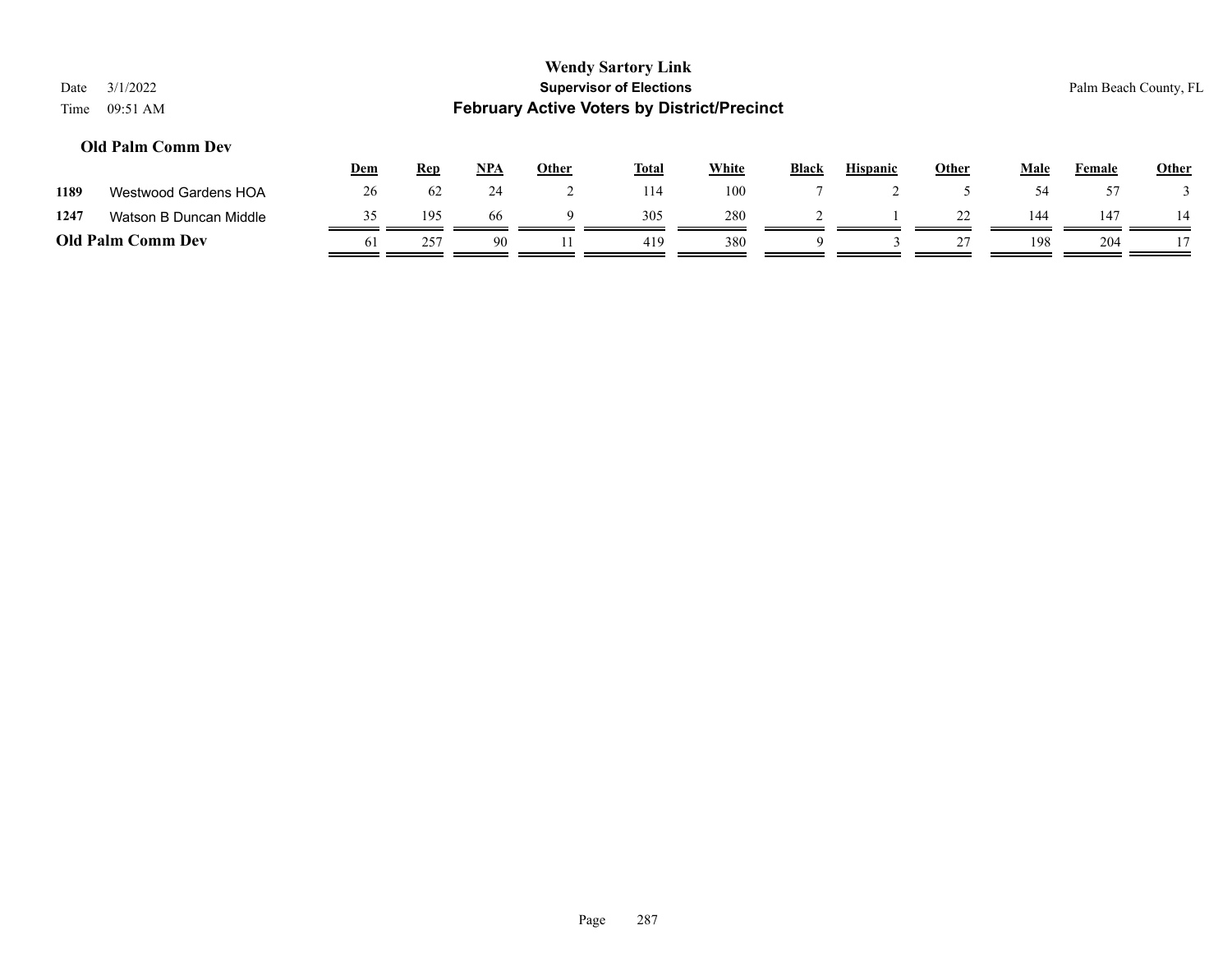**Wendy Sartory Link**
**Supervisor of Elections**
**February Active Voters by District/Precinct**

Date 3/1/2022
Time 09:51 AM

Palm Beach County, FL

### Old Palm Comm Dev

| | | Dem | Rep | NPA | Other | Total | White | Black | Hispanic | Other | Male | Female | Other |
|---|---|---|---|---|---|---|---|---|---|---|---|---|---|
| 1189 | Westwood Gardens HOA | 26 | 62 | 24 | 2 | 114 | 100 | 7 | 2 | 5 | 54 | 57 | 3 |
| 1247 | Watson B Duncan Middle | 35 | 195 | 66 | 9 | 305 | 280 | 2 | 1 | 22 | 144 | 147 | 14 |
| **Old Palm Comm Dev** | | 61 | 257 | 90 | 11 | 419 | 380 | 9 | 3 | 27 | 198 | 204 | 17 |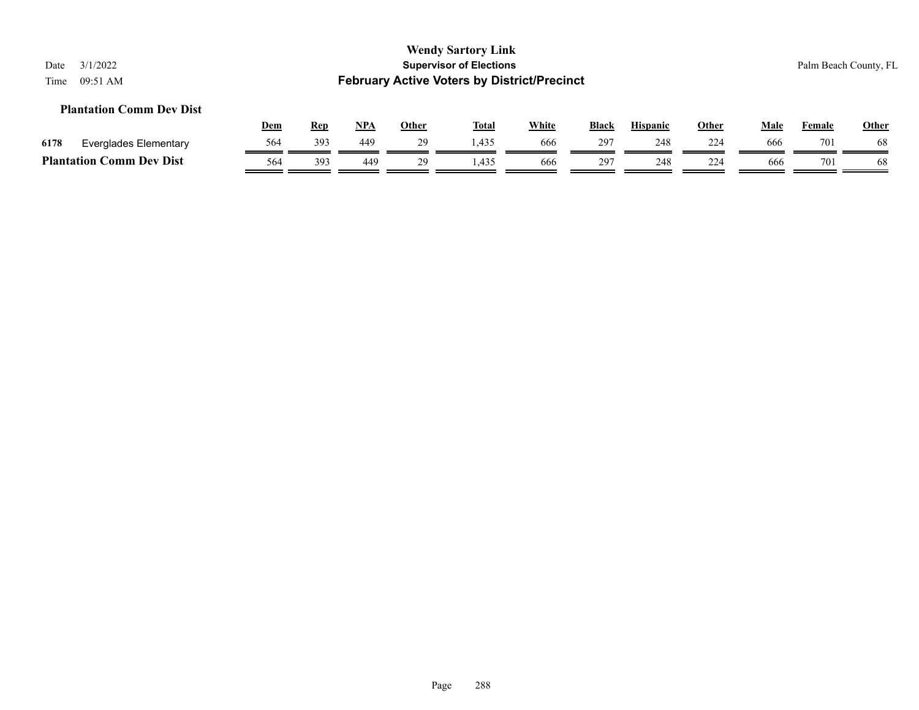# Wendy Sartory Link

## Supervisor of Elections

## February Active Voters by District/Precinct

Date 3/1/2022

Time 09:51 AM

Palm Beach County, FL

### Plantation Comm Dev Dist

| | | Dem | Rep | NPA | Other | Total | White | Black | Hispanic | Other | Male | Female | Other |
|---|---|---|---|---|---|---|---|---|---|---|---|---|---|
| 6178 | Everglades Elementary | 564 | 393 | 449 | 29 | 1,435 | 666 | 297 | 248 | 224 | 666 | 701 | 68 |
| **Plantation Comm Dev Dist** | | 564 | 393 | 449 | 29 | 1,435 | 666 | 297 | 248 | 224 | 666 | 701 | 68 |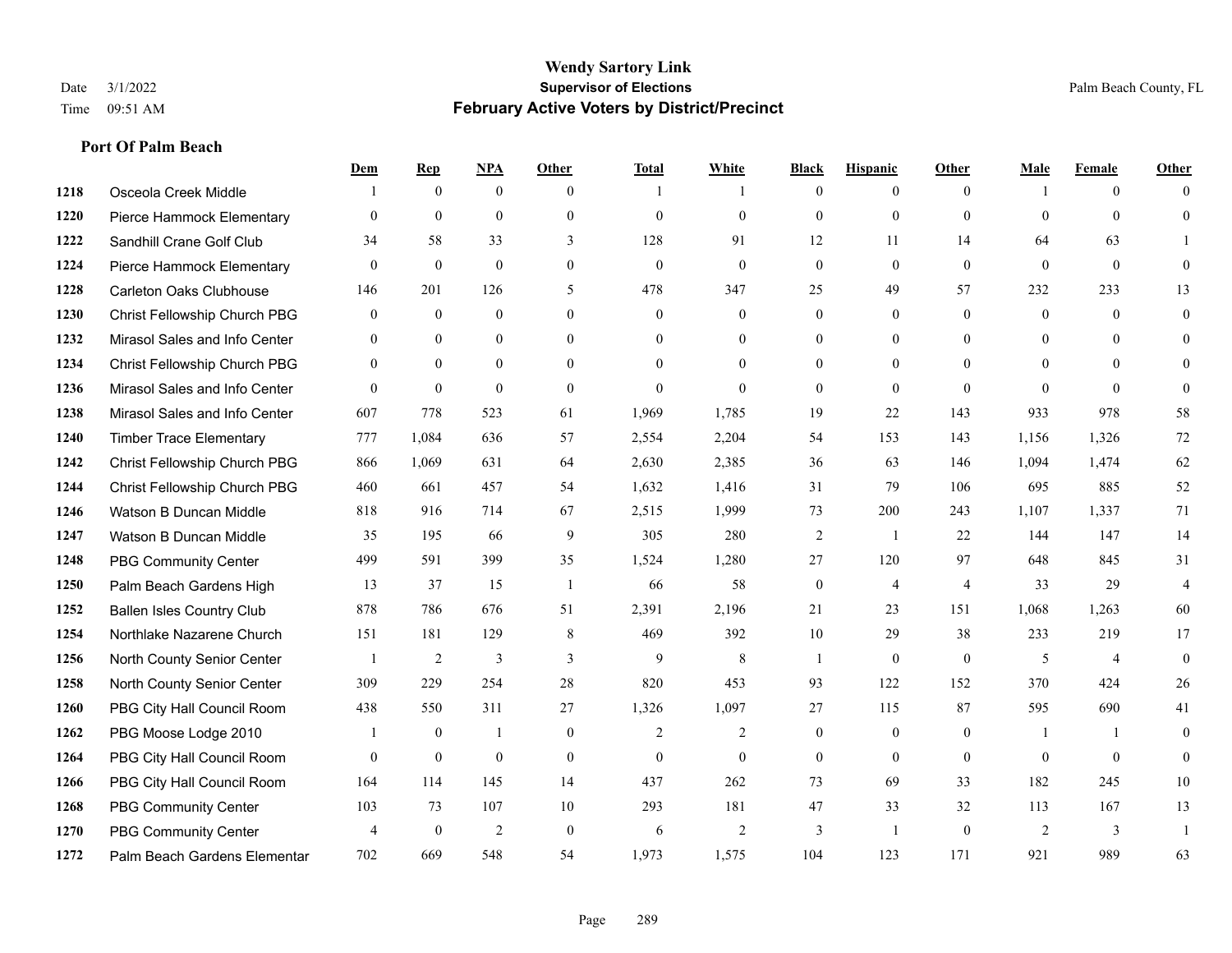**Port Of Palm Beach**

| | | Dem | Rep | NPA | Other | Total | White | Black | Hispanic | Other | Male | Female | Other |
|---|---|---|---|---|---|---|---|---|---|---|---|---|---|
| 1218 | Osceola Creek Middle | 1 | 0 | 0 | 0 | 1 | 1 | 0 | 0 | 0 | 1 | 0 | 0 |
| 1220 | Pierce Hammock Elementary | 0 | 0 | 0 | 0 | 0 | 0 | 0 | 0 | 0 | 0 | 0 | 0 |
| 1222 | Sandhill Crane Golf Club | 34 | 58 | 33 | 3 | 128 | 91 | 12 | 11 | 14 | 64 | 63 | 1 |
| 1224 | Pierce Hammock Elementary | 0 | 0 | 0 | 0 | 0 | 0 | 0 | 0 | 0 | 0 | 0 | 0 |
| 1228 | Carleton Oaks Clubhouse | 146 | 201 | 126 | 5 | 478 | 347 | 25 | 49 | 57 | 232 | 233 | 13 |
| 1230 | Christ Fellowship Church PBG | 0 | 0 | 0 | 0 | 0 | 0 | 0 | 0 | 0 | 0 | 0 | 0 |
| 1232 | Mirasol Sales and Info Center | 0 | 0 | 0 | 0 | 0 | 0 | 0 | 0 | 0 | 0 | 0 | 0 |
| 1234 | Christ Fellowship Church PBG | 0 | 0 | 0 | 0 | 0 | 0 | 0 | 0 | 0 | 0 | 0 | 0 |
| 1236 | Mirasol Sales and Info Center | 0 | 0 | 0 | 0 | 0 | 0 | 0 | 0 | 0 | 0 | 0 | 0 |
| 1238 | Mirasol Sales and Info Center | 607 | 778 | 523 | 61 | 1,969 | 1,785 | 19 | 22 | 143 | 933 | 978 | 58 |
| 1240 | Timber Trace Elementary | 777 | 1,084 | 636 | 57 | 2,554 | 2,204 | 54 | 153 | 143 | 1,156 | 1,326 | 72 |
| 1242 | Christ Fellowship Church PBG | 866 | 1,069 | 631 | 64 | 2,630 | 2,385 | 36 | 63 | 146 | 1,094 | 1,474 | 62 |
| 1244 | Christ Fellowship Church PBG | 460 | 661 | 457 | 54 | 1,632 | 1,416 | 31 | 79 | 106 | 695 | 885 | 52 |
| 1246 | Watson B Duncan Middle | 818 | 916 | 714 | 67 | 2,515 | 1,999 | 73 | 200 | 243 | 1,107 | 1,337 | 71 |
| 1247 | Watson B Duncan Middle | 35 | 195 | 66 | 9 | 305 | 280 | 2 | 1 | 22 | 144 | 147 | 14 |
| 1248 | PBG Community Center | 499 | 591 | 399 | 35 | 1,524 | 1,280 | 27 | 120 | 97 | 648 | 845 | 31 |
| 1250 | Palm Beach Gardens High | 13 | 37 | 15 | 1 | 66 | 58 | 0 | 4 | 4 | 33 | 29 | 4 |
| 1252 | Ballen Isles Country Club | 878 | 786 | 676 | 51 | 2,391 | 2,196 | 21 | 23 | 151 | 1,068 | 1,263 | 60 |
| 1254 | Northlake Nazarene Church | 151 | 181 | 129 | 8 | 469 | 392 | 10 | 29 | 38 | 233 | 219 | 17 |
| 1256 | North County Senior Center | 1 | 2 | 3 | 3 | 9 | 8 | 1 | 0 | 0 | 5 | 4 | 0 |
| 1258 | North County Senior Center | 309 | 229 | 254 | 28 | 820 | 453 | 93 | 122 | 152 | 370 | 424 | 26 |
| 1260 | PBG City Hall Council Room | 438 | 550 | 311 | 27 | 1,326 | 1,097 | 27 | 115 | 87 | 595 | 690 | 41 |
| 1262 | PBG Moose Lodge 2010 | 1 | 0 | 1 | 0 | 2 | 2 | 0 | 0 | 0 | 1 | 1 | 0 |
| 1264 | PBG City Hall Council Room | 0 | 0 | 0 | 0 | 0 | 0 | 0 | 0 | 0 | 0 | 0 | 0 |
| 1266 | PBG City Hall Council Room | 164 | 114 | 145 | 14 | 437 | 262 | 73 | 69 | 33 | 182 | 245 | 10 |
| 1268 | PBG Community Center | 103 | 73 | 107 | 10 | 293 | 181 | 47 | 33 | 32 | 113 | 167 | 13 |
| 1270 | PBG Community Center | 4 | 0 | 2 | 0 | 6 | 2 | 3 | 1 | 0 | 2 | 3 | 1 |
| 1272 | Palm Beach Gardens Elementar | 702 | 669 | 548 | 54 | 1,973 | 1,575 | 104 | 123 | 171 | 921 | 989 | 63 |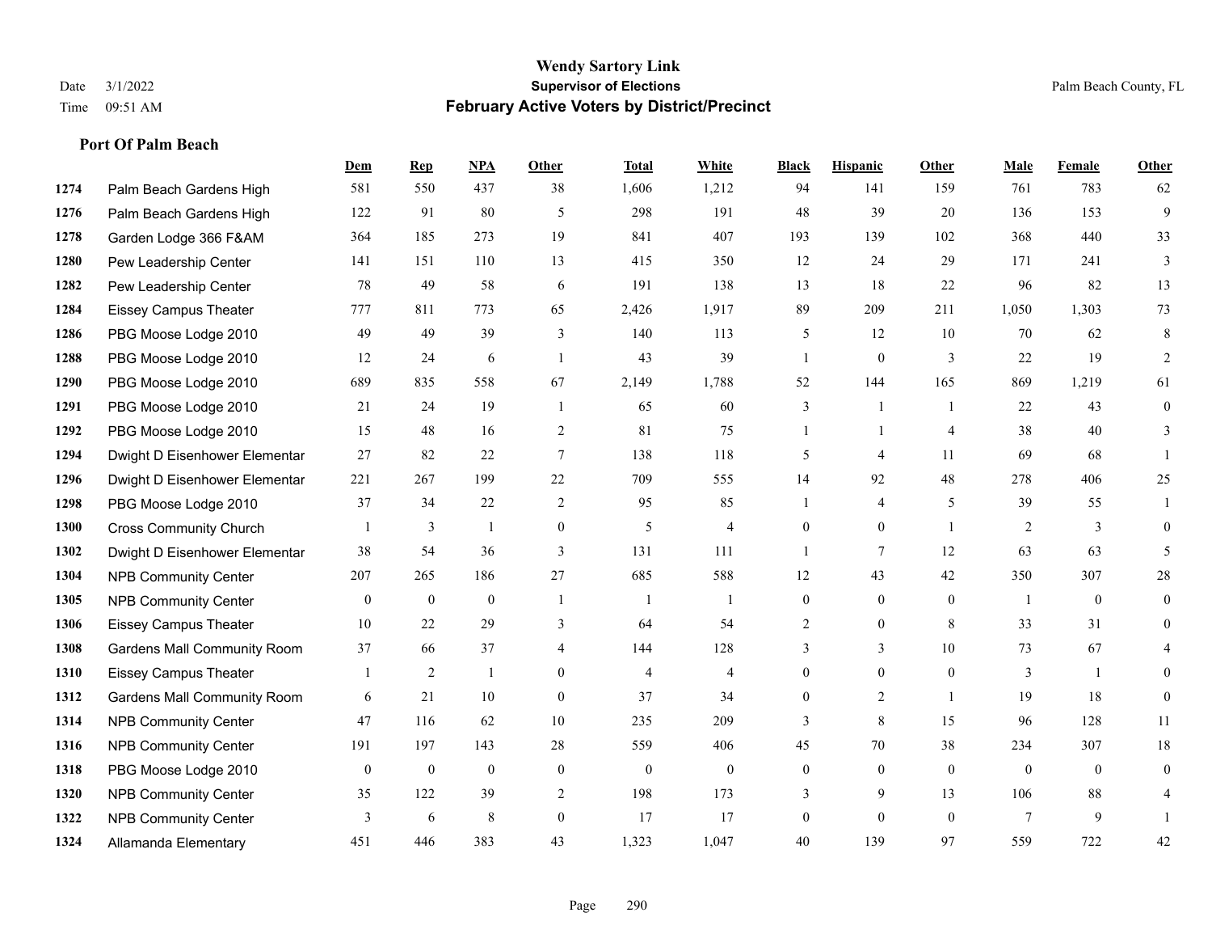# Wendy Sartory Link
## Supervisor of Elections
## February Active Voters by District/Precinct

Date 3/1/2022
Time 09:51 AM

Palm Beach County, FL

### Port Of Palm Beach

| | | Dem | Rep | NPA | Other | Total | White | Black | Hispanic | Other | Male | Female | Other |
|---|---|---|---|---|---|---|---|---|---|---|---|---|---|
| 1274 | Palm Beach Gardens High | 581 | 550 | 437 | 38 | 1,606 | 1,212 | 94 | 141 | 159 | 761 | 783 | 62 |
| 1276 | Palm Beach Gardens High | 122 | 91 | 80 | 5 | 298 | 191 | 48 | 39 | 20 | 136 | 153 | 9 |
| 1278 | Garden Lodge 366 F&AM | 364 | 185 | 273 | 19 | 841 | 407 | 193 | 139 | 102 | 368 | 440 | 33 |
| 1280 | Pew Leadership Center | 141 | 151 | 110 | 13 | 415 | 350 | 12 | 24 | 29 | 171 | 241 | 3 |
| 1282 | Pew Leadership Center | 78 | 49 | 58 | 6 | 191 | 138 | 13 | 18 | 22 | 96 | 82 | 13 |
| 1284 | Eissey Campus Theater | 777 | 811 | 773 | 65 | 2,426 | 1,917 | 89 | 209 | 211 | 1,050 | 1,303 | 73 |
| 1286 | PBG Moose Lodge 2010 | 49 | 49 | 39 | 3 | 140 | 113 | 5 | 12 | 10 | 70 | 62 | 8 |
| 1288 | PBG Moose Lodge 2010 | 12 | 24 | 6 | 1 | 43 | 39 | 1 | 0 | 3 | 22 | 19 | 2 |
| 1290 | PBG Moose Lodge 2010 | 689 | 835 | 558 | 67 | 2,149 | 1,788 | 52 | 144 | 165 | 869 | 1,219 | 61 |
| 1291 | PBG Moose Lodge 2010 | 21 | 24 | 19 | 1 | 65 | 60 | 3 | 1 | 1 | 22 | 43 | 0 |
| 1292 | PBG Moose Lodge 2010 | 15 | 48 | 16 | 2 | 81 | 75 | 1 | 1 | 4 | 38 | 40 | 3 |
| 1294 | Dwight D Eisenhower Elementar | 27 | 82 | 22 | 7 | 138 | 118 | 5 | 4 | 11 | 69 | 68 | 1 |
| 1296 | Dwight D Eisenhower Elementar | 221 | 267 | 199 | 22 | 709 | 555 | 14 | 92 | 48 | 278 | 406 | 25 |
| 1298 | PBG Moose Lodge 2010 | 37 | 34 | 22 | 2 | 95 | 85 | 1 | 4 | 5 | 39 | 55 | 1 |
| 1300 | Cross Community Church | 1 | 3 | 1 | 0 | 5 | 4 | 0 | 0 | 1 | 2 | 3 | 0 |
| 1302 | Dwight D Eisenhower Elementar | 38 | 54 | 36 | 3 | 131 | 111 | 1 | 7 | 12 | 63 | 63 | 5 |
| 1304 | NPB Community Center | 207 | 265 | 186 | 27 | 685 | 588 | 12 | 43 | 42 | 350 | 307 | 28 |
| 1305 | NPB Community Center | 0 | 0 | 0 | 1 | 1 | 1 | 0 | 0 | 0 | 1 | 0 | 0 |
| 1306 | Eissey Campus Theater | 10 | 22 | 29 | 3 | 64 | 54 | 2 | 0 | 8 | 33 | 31 | 0 |
| 1308 | Gardens Mall Community Room | 37 | 66 | 37 | 4 | 144 | 128 | 3 | 3 | 10 | 73 | 67 | 4 |
| 1310 | Eissey Campus Theater | 1 | 2 | 1 | 0 | 4 | 4 | 0 | 0 | 0 | 3 | 1 | 0 |
| 1312 | Gardens Mall Community Room | 6 | 21 | 10 | 0 | 37 | 34 | 0 | 2 | 1 | 19 | 18 | 0 |
| 1314 | NPB Community Center | 47 | 116 | 62 | 10 | 235 | 209 | 3 | 8 | 15 | 96 | 128 | 11 |
| 1316 | NPB Community Center | 191 | 197 | 143 | 28 | 559 | 406 | 45 | 70 | 38 | 234 | 307 | 18 |
| 1318 | PBG Moose Lodge 2010 | 0 | 0 | 0 | 0 | 0 | 0 | 0 | 0 | 0 | 0 | 0 | 0 |
| 1320 | NPB Community Center | 35 | 122 | 39 | 2 | 198 | 173 | 3 | 9 | 13 | 106 | 88 | 4 |
| 1322 | NPB Community Center | 3 | 6 | 8 | 0 | 17 | 17 | 0 | 0 | 0 | 7 | 9 | 1 |
| 1324 | Allamanda Elementary | 451 | 446 | 383 | 43 | 1,323 | 1,047 | 40 | 139 | 97 | 559 | 722 | 42 |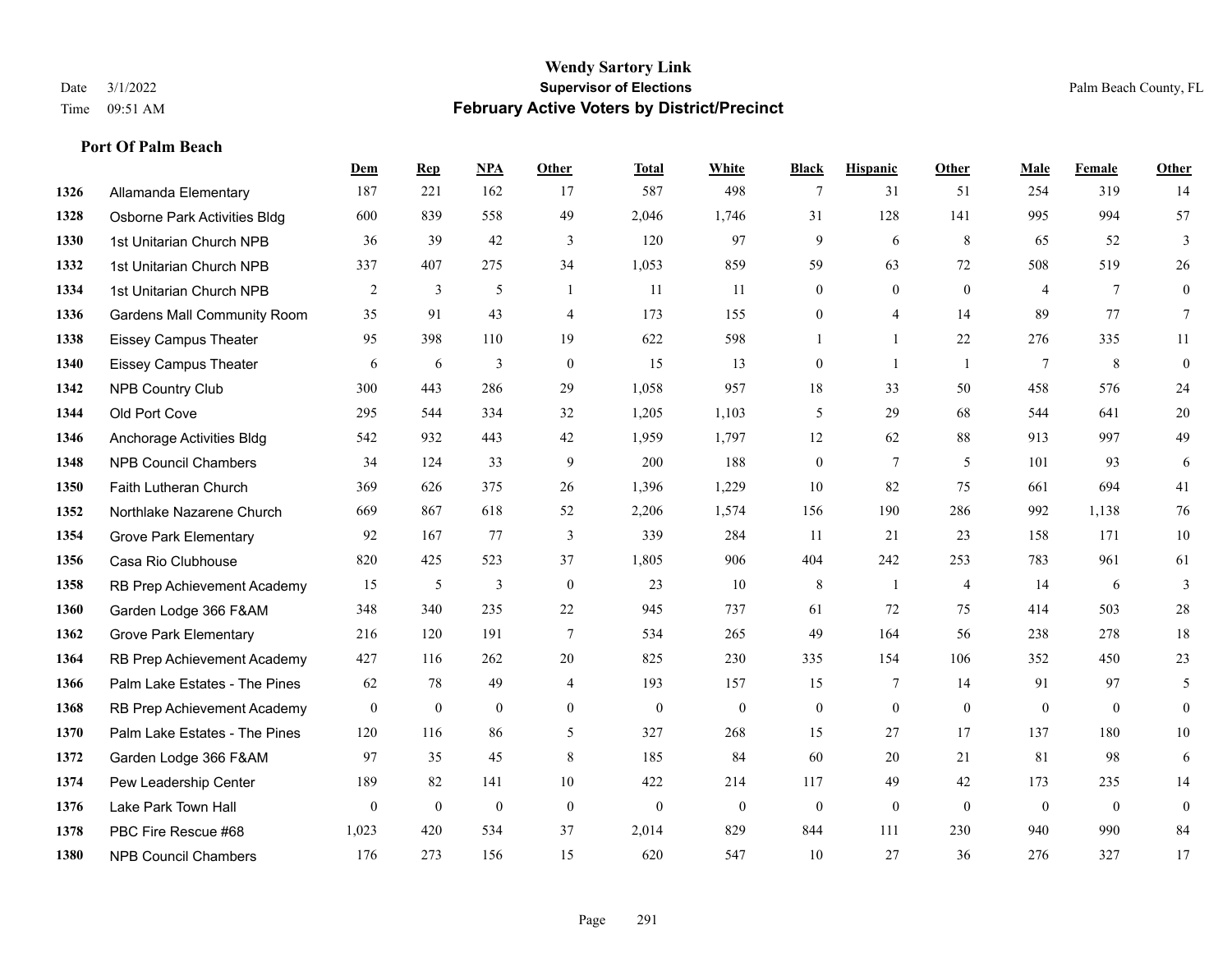# Wendy Sartory Link
## Supervisor of Elections
## February Active Voters by District/Precinct

Date 3/1/2022
Time 09:51 AM

Palm Beach County, FL

**Port Of Palm Beach**

| | | Dem | Rep | NPA | Other | Total | White | Black | Hispanic | Other | Male | Female | Other |
|---|---|---|---|---|---|---|---|---|---|---|---|---|---|
| 1326 | Allamanda Elementary | 187 | 221 | 162 | 17 | 587 | 498 | 7 | 31 | 51 | 254 | 319 | 14 |
| 1328 | Osborne Park Activities Bldg | 600 | 839 | 558 | 49 | 2,046 | 1,746 | 31 | 128 | 141 | 995 | 994 | 57 |
| 1330 | 1st Unitarian Church NPB | 36 | 39 | 42 | 3 | 120 | 97 | 9 | 6 | 8 | 65 | 52 | 3 |
| 1332 | 1st Unitarian Church NPB | 337 | 407 | 275 | 34 | 1,053 | 859 | 59 | 63 | 72 | 508 | 519 | 26 |
| 1334 | 1st Unitarian Church NPB | 2 | 3 | 5 | 1 | 11 | 11 | 0 | 0 | 0 | 4 | 7 | 0 |
| 1336 | Gardens Mall Community Room | 35 | 91 | 43 | 4 | 173 | 155 | 0 | 4 | 14 | 89 | 77 | 7 |
| 1338 | Eissey Campus Theater | 95 | 398 | 110 | 19 | 622 | 598 | 1 | 1 | 22 | 276 | 335 | 11 |
| 1340 | Eissey Campus Theater | 6 | 6 | 3 | 0 | 15 | 13 | 0 | 1 | 1 | 7 | 8 | 0 |
| 1342 | NPB Country Club | 300 | 443 | 286 | 29 | 1,058 | 957 | 18 | 33 | 50 | 458 | 576 | 24 |
| 1344 | Old Port Cove | 295 | 544 | 334 | 32 | 1,205 | 1,103 | 5 | 29 | 68 | 544 | 641 | 20 |
| 1346 | Anchorage Activities Bldg | 542 | 932 | 443 | 42 | 1,959 | 1,797 | 12 | 62 | 88 | 913 | 997 | 49 |
| 1348 | NPB Council Chambers | 34 | 124 | 33 | 9 | 200 | 188 | 0 | 7 | 5 | 101 | 93 | 6 |
| 1350 | Faith Lutheran Church | 369 | 626 | 375 | 26 | 1,396 | 1,229 | 10 | 82 | 75 | 661 | 694 | 41 |
| 1352 | Northlake Nazarene Church | 669 | 867 | 618 | 52 | 2,206 | 1,574 | 156 | 190 | 286 | 992 | 1,138 | 76 |
| 1354 | Grove Park Elementary | 92 | 167 | 77 | 3 | 339 | 284 | 11 | 21 | 23 | 158 | 171 | 10 |
| 1356 | Casa Rio Clubhouse | 820 | 425 | 523 | 37 | 1,805 | 906 | 404 | 242 | 253 | 783 | 961 | 61 |
| 1358 | RB Prep Achievement Academy | 15 | 5 | 3 | 0 | 23 | 10 | 8 | 1 | 4 | 14 | 6 | 3 |
| 1360 | Garden Lodge 366 F&AM | 348 | 340 | 235 | 22 | 945 | 737 | 61 | 72 | 75 | 414 | 503 | 28 |
| 1362 | Grove Park Elementary | 216 | 120 | 191 | 7 | 534 | 265 | 49 | 164 | 56 | 238 | 278 | 18 |
| 1364 | RB Prep Achievement Academy | 427 | 116 | 262 | 20 | 825 | 230 | 335 | 154 | 106 | 352 | 450 | 23 |
| 1366 | Palm Lake Estates - The Pines | 62 | 78 | 49 | 4 | 193 | 157 | 15 | 7 | 14 | 91 | 97 | 5 |
| 1368 | RB Prep Achievement Academy | 0 | 0 | 0 | 0 | 0 | 0 | 0 | 0 | 0 | 0 | 0 | 0 |
| 1370 | Palm Lake Estates - The Pines | 120 | 116 | 86 | 5 | 327 | 268 | 15 | 27 | 17 | 137 | 180 | 10 |
| 1372 | Garden Lodge 366 F&AM | 97 | 35 | 45 | 8 | 185 | 84 | 60 | 20 | 21 | 81 | 98 | 6 |
| 1374 | Pew Leadership Center | 189 | 82 | 141 | 10 | 422 | 214 | 117 | 49 | 42 | 173 | 235 | 14 |
| 1376 | Lake Park Town Hall | 0 | 0 | 0 | 0 | 0 | 0 | 0 | 0 | 0 | 0 | 0 | 0 |
| 1378 | PBC Fire Rescue #68 | 1,023 | 420 | 534 | 37 | 2,014 | 829 | 844 | 111 | 230 | 940 | 990 | 84 |
| 1380 | NPB Council Chambers | 176 | 273 | 156 | 15 | 620 | 547 | 10 | 27 | 36 | 276 | 327 | 17 |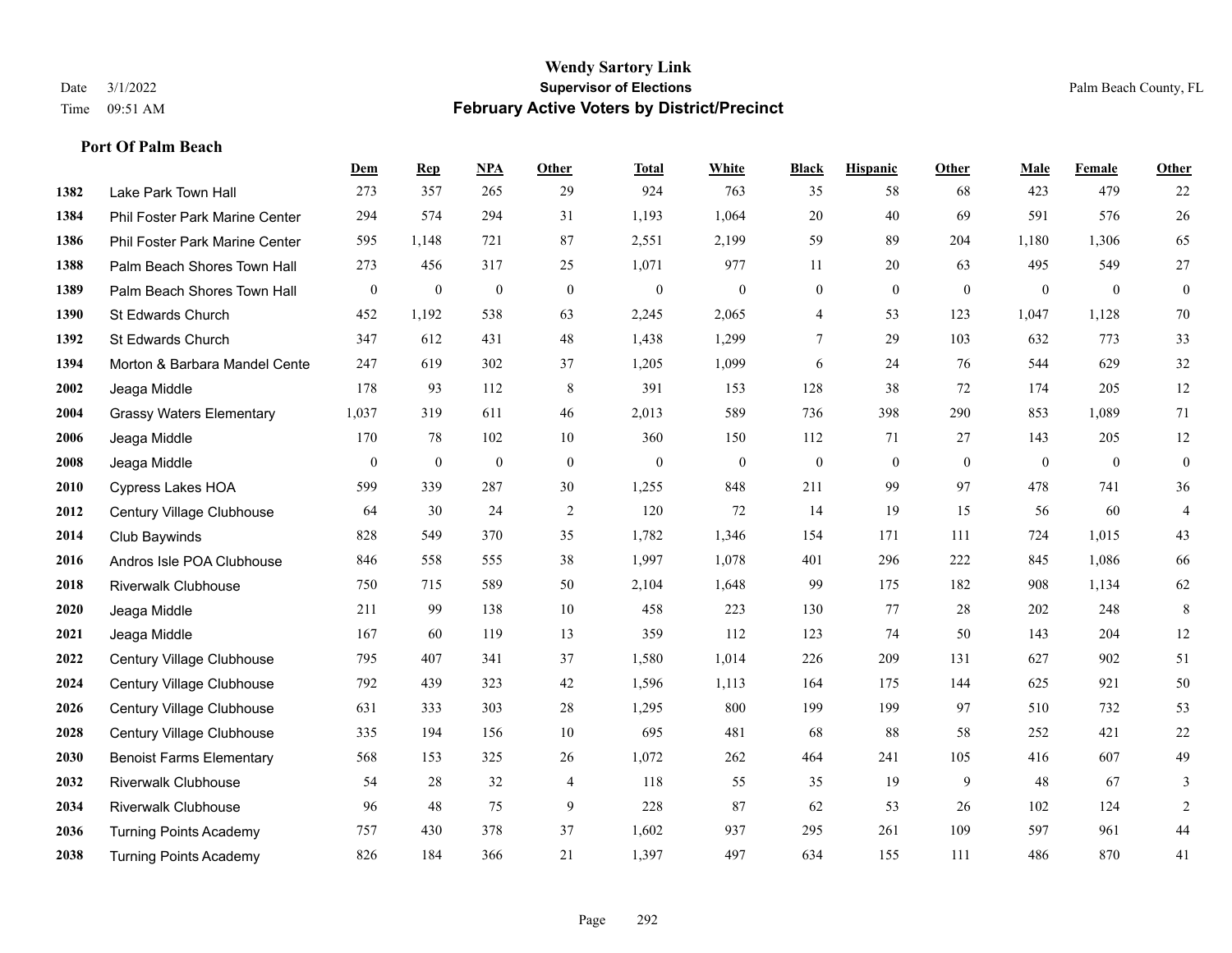# Wendy Sartory Link
## Supervisor of Elections
## February Active Voters by District/Precinct

Date 3/1/2022
Time 09:51 AM

Palm Beach County, FL

### Port Of Palm Beach

| | | Dem | Rep | NPA | Other | Total | White | Black | Hispanic | Other | Male | Female | Other |
|---|---|---|---|---|---|---|---|---|---|---|---|---|---|
| 1382 | Lake Park Town Hall | 273 | 357 | 265 | 29 | 924 | 763 | 35 | 58 | 68 | 423 | 479 | 22 |
| 1384 | Phil Foster Park Marine Center | 294 | 574 | 294 | 31 | 1,193 | 1,064 | 20 | 40 | 69 | 591 | 576 | 26 |
| 1386 | Phil Foster Park Marine Center | 595 | 1,148 | 721 | 87 | 2,551 | 2,199 | 59 | 89 | 204 | 1,180 | 1,306 | 65 |
| 1388 | Palm Beach Shores Town Hall | 273 | 456 | 317 | 25 | 1,071 | 977 | 11 | 20 | 63 | 495 | 549 | 27 |
| 1389 | Palm Beach Shores Town Hall | 0 | 0 | 0 | 0 | 0 | 0 | 0 | 0 | 0 | 0 | 0 | 0 |
| 1390 | St Edwards Church | 452 | 1,192 | 538 | 63 | 2,245 | 2,065 | 4 | 53 | 123 | 1,047 | 1,128 | 70 |
| 1392 | St Edwards Church | 347 | 612 | 431 | 48 | 1,438 | 1,299 | 7 | 29 | 103 | 632 | 773 | 33 |
| 1394 | Morton & Barbara Mandel Cente | 247 | 619 | 302 | 37 | 1,205 | 1,099 | 6 | 24 | 76 | 544 | 629 | 32 |
| 2002 | Jeaga Middle | 178 | 93 | 112 | 8 | 391 | 153 | 128 | 38 | 72 | 174 | 205 | 12 |
| 2004 | Grassy Waters Elementary | 1,037 | 319 | 611 | 46 | 2,013 | 589 | 736 | 398 | 290 | 853 | 1,089 | 71 |
| 2006 | Jeaga Middle | 170 | 78 | 102 | 10 | 360 | 150 | 112 | 71 | 27 | 143 | 205 | 12 |
| 2008 | Jeaga Middle | 0 | 0 | 0 | 0 | 0 | 0 | 0 | 0 | 0 | 0 | 0 | 0 |
| 2010 | Cypress Lakes HOA | 599 | 339 | 287 | 30 | 1,255 | 848 | 211 | 99 | 97 | 478 | 741 | 36 |
| 2012 | Century Village Clubhouse | 64 | 30 | 24 | 2 | 120 | 72 | 14 | 19 | 15 | 56 | 60 | 4 |
| 2014 | Club Baywinds | 828 | 549 | 370 | 35 | 1,782 | 1,346 | 154 | 171 | 111 | 724 | 1,015 | 43 |
| 2016 | Andros Isle POA Clubhouse | 846 | 558 | 555 | 38 | 1,997 | 1,078 | 401 | 296 | 222 | 845 | 1,086 | 66 |
| 2018 | Riverwalk Clubhouse | 750 | 715 | 589 | 50 | 2,104 | 1,648 | 99 | 175 | 182 | 908 | 1,134 | 62 |
| 2020 | Jeaga Middle | 211 | 99 | 138 | 10 | 458 | 223 | 130 | 77 | 28 | 202 | 248 | 8 |
| 2021 | Jeaga Middle | 167 | 60 | 119 | 13 | 359 | 112 | 123 | 74 | 50 | 143 | 204 | 12 |
| 2022 | Century Village Clubhouse | 795 | 407 | 341 | 37 | 1,580 | 1,014 | 226 | 209 | 131 | 627 | 902 | 51 |
| 2024 | Century Village Clubhouse | 792 | 439 | 323 | 42 | 1,596 | 1,113 | 164 | 175 | 144 | 625 | 921 | 50 |
| 2026 | Century Village Clubhouse | 631 | 333 | 303 | 28 | 1,295 | 800 | 199 | 199 | 97 | 510 | 732 | 53 |
| 2028 | Century Village Clubhouse | 335 | 194 | 156 | 10 | 695 | 481 | 68 | 88 | 58 | 252 | 421 | 22 |
| 2030 | Benoist Farms Elementary | 568 | 153 | 325 | 26 | 1,072 | 262 | 464 | 241 | 105 | 416 | 607 | 49 |
| 2032 | Riverwalk Clubhouse | 54 | 28 | 32 | 4 | 118 | 55 | 35 | 19 | 9 | 48 | 67 | 3 |
| 2034 | Riverwalk Clubhouse | 96 | 48 | 75 | 9 | 228 | 87 | 62 | 53 | 26 | 102 | 124 | 2 |
| 2036 | Turning Points Academy | 757 | 430 | 378 | 37 | 1,602 | 937 | 295 | 261 | 109 | 597 | 961 | 44 |
| 2038 | Turning Points Academy | 826 | 184 | 366 | 21 | 1,397 | 497 | 634 | 155 | 111 | 486 | 870 | 41 |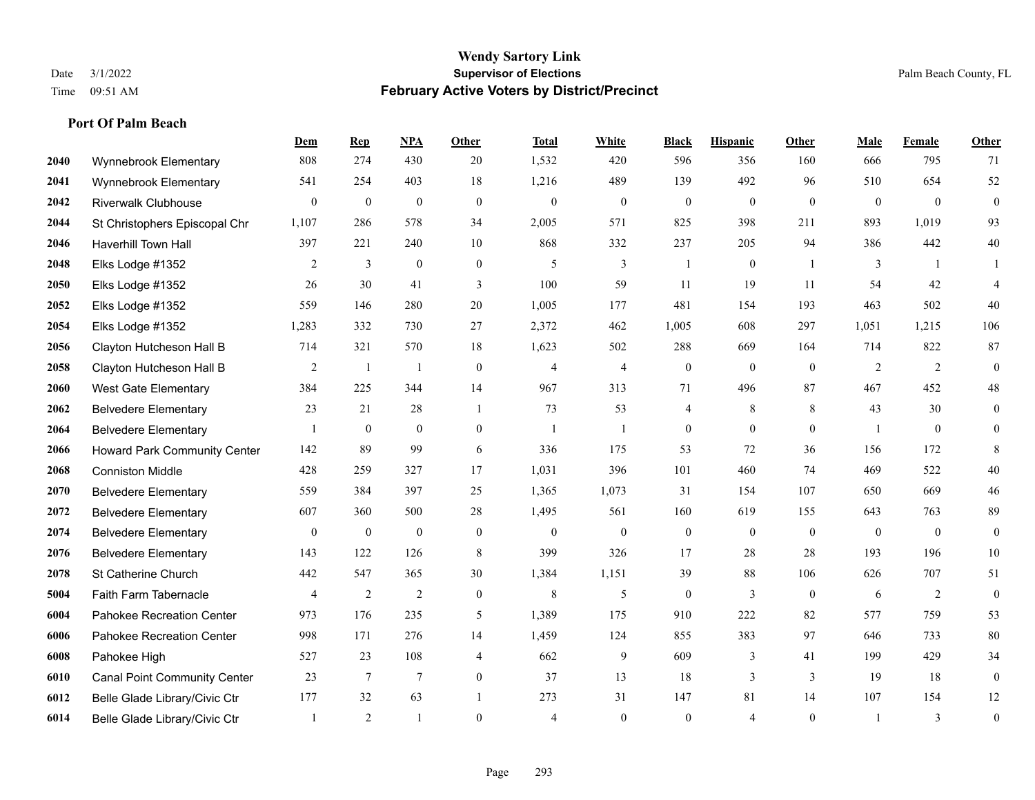# Wendy Sartory Link
## Supervisor of Elections
## February Active Voters by District/Precinct

Date 3/1/2022
Time 09:51 AM

Palm Beach County, FL

### Port Of Palm Beach

| | | Dem | Rep | NPA | Other | Total | White | Black | Hispanic | Other | Male | Female | Other |
|---|---|---|---|---|---|---|---|---|---|---|---|---|---|
| 2040 | Wynnebrook Elementary | 808 | 274 | 430 | 20 | 1,532 | 420 | 596 | 356 | 160 | 666 | 795 | 71 |
| 2041 | Wynnebrook Elementary | 541 | 254 | 403 | 18 | 1,216 | 489 | 139 | 492 | 96 | 510 | 654 | 52 |
| 2042 | Riverwalk Clubhouse | 0 | 0 | 0 | 0 | 0 | 0 | 0 | 0 | 0 | 0 | 0 | 0 |
| 2044 | St Christophers Episcopal Chr | 1,107 | 286 | 578 | 34 | 2,005 | 571 | 825 | 398 | 211 | 893 | 1,019 | 93 |
| 2046 | Haverhill Town Hall | 397 | 221 | 240 | 10 | 868 | 332 | 237 | 205 | 94 | 386 | 442 | 40 |
| 2048 | Elks Lodge #1352 | 2 | 3 | 0 | 0 | 5 | 3 | 1 | 0 | 1 | 3 | 1 | 1 |
| 2050 | Elks Lodge #1352 | 26 | 30 | 41 | 3 | 100 | 59 | 11 | 19 | 11 | 54 | 42 | 4 |
| 2052 | Elks Lodge #1352 | 559 | 146 | 280 | 20 | 1,005 | 177 | 481 | 154 | 193 | 463 | 502 | 40 |
| 2054 | Elks Lodge #1352 | 1,283 | 332 | 730 | 27 | 2,372 | 462 | 1,005 | 608 | 297 | 1,051 | 1,215 | 106 |
| 2056 | Clayton Hutcheson Hall B | 714 | 321 | 570 | 18 | 1,623 | 502 | 288 | 669 | 164 | 714 | 822 | 87 |
| 2058 | Clayton Hutcheson Hall B | 2 | 1 | 1 | 0 | 4 | 4 | 0 | 0 | 0 | 2 | 2 | 0 |
| 2060 | West Gate Elementary | 384 | 225 | 344 | 14 | 967 | 313 | 71 | 496 | 87 | 467 | 452 | 48 |
| 2062 | Belvedere Elementary | 23 | 21 | 28 | 1 | 73 | 53 | 4 | 8 | 8 | 43 | 30 | 0 |
| 2064 | Belvedere Elementary | 1 | 0 | 0 | 0 | 1 | 1 | 0 | 0 | 0 | 1 | 0 | 0 |
| 2066 | Howard Park Community Center | 142 | 89 | 99 | 6 | 336 | 175 | 53 | 72 | 36 | 156 | 172 | 8 |
| 2068 | Conniston Middle | 428 | 259 | 327 | 17 | 1,031 | 396 | 101 | 460 | 74 | 469 | 522 | 40 |
| 2070 | Belvedere Elementary | 559 | 384 | 397 | 25 | 1,365 | 1,073 | 31 | 154 | 107 | 650 | 669 | 46 |
| 2072 | Belvedere Elementary | 607 | 360 | 500 | 28 | 1,495 | 561 | 160 | 619 | 155 | 643 | 763 | 89 |
| 2074 | Belvedere Elementary | 0 | 0 | 0 | 0 | 0 | 0 | 0 | 0 | 0 | 0 | 0 | 0 |
| 2076 | Belvedere Elementary | 143 | 122 | 126 | 8 | 399 | 326 | 17 | 28 | 28 | 193 | 196 | 10 |
| 2078 | St Catherine Church | 442 | 547 | 365 | 30 | 1,384 | 1,151 | 39 | 88 | 106 | 626 | 707 | 51 |
| 5004 | Faith Farm Tabernacle | 4 | 2 | 2 | 0 | 8 | 5 | 0 | 3 | 0 | 6 | 2 | 0 |
| 6004 | Pahokee Recreation Center | 973 | 176 | 235 | 5 | 1,389 | 175 | 910 | 222 | 82 | 577 | 759 | 53 |
| 6006 | Pahokee Recreation Center | 998 | 171 | 276 | 14 | 1,459 | 124 | 855 | 383 | 97 | 646 | 733 | 80 |
| 6008 | Pahokee High | 527 | 23 | 108 | 4 | 662 | 9 | 609 | 3 | 41 | 199 | 429 | 34 |
| 6010 | Canal Point Community Center | 23 | 7 | 7 | 0 | 37 | 13 | 18 | 3 | 3 | 19 | 18 | 0 |
| 6012 | Belle Glade Library/Civic Ctr | 177 | 32 | 63 | 1 | 273 | 31 | 147 | 81 | 14 | 107 | 154 | 12 |
| 6014 | Belle Glade Library/Civic Ctr | 1 | 2 | 1 | 0 | 4 | 0 | 0 | 4 | 0 | 1 | 3 | 0 |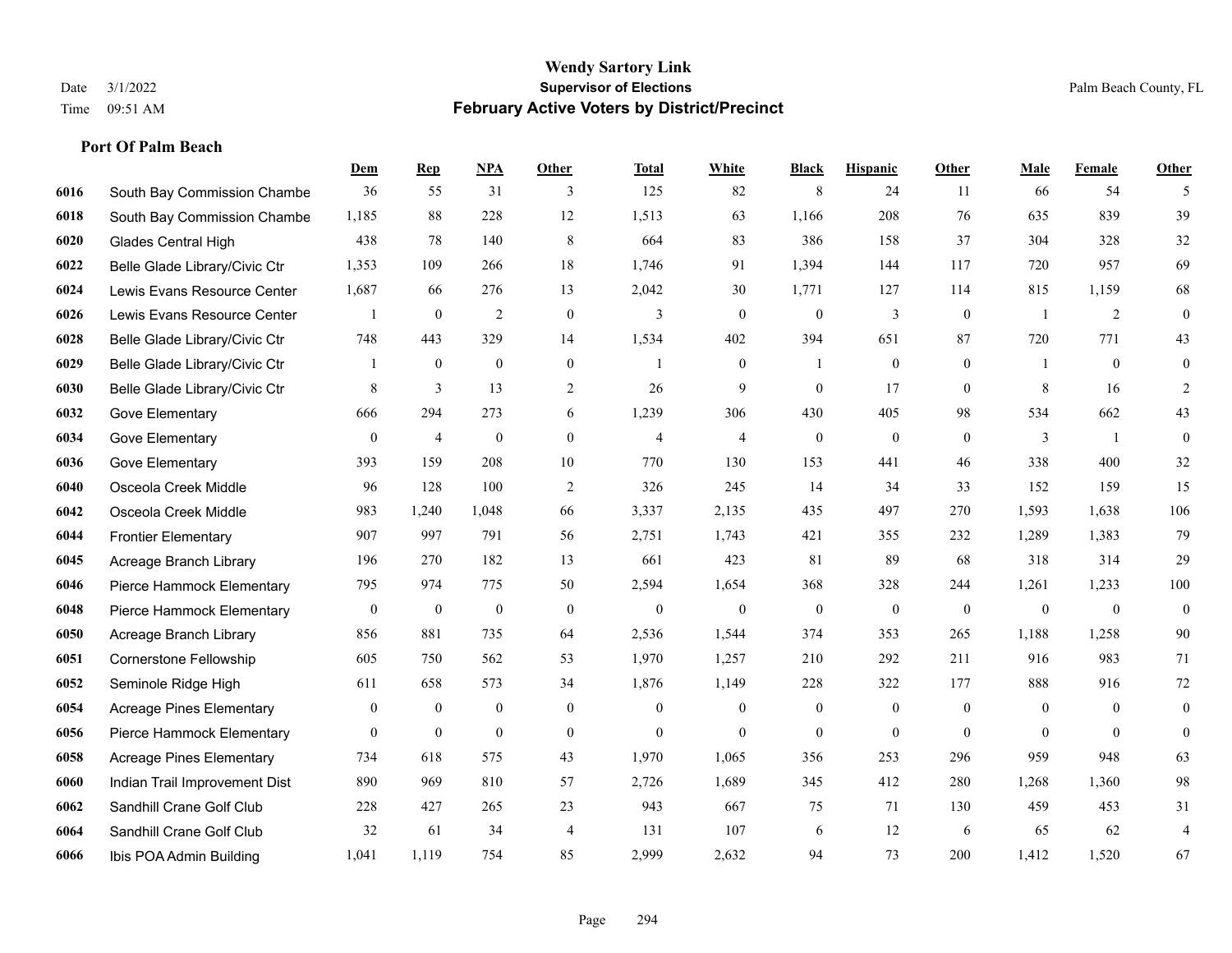# Wendy Sartory Link
## Supervisor of Elections
## February Active Voters by District/Precinct

Date 3/1/2022
Time 09:51 AM

Palm Beach County, FL

### Port Of Palm Beach

| | | Dem | Rep | NPA | Other | Total | White | Black | Hispanic | Other | Male | Female | Other |
|---|---|---|---|---|---|---|---|---|---|---|---|---|---|
| 6016 | South Bay Commission Chambe | 36 | 55 | 31 | 3 | 125 | 82 | 8 | 24 | 11 | 66 | 54 | 5 |
| 6018 | South Bay Commission Chambe | 1,185 | 88 | 228 | 12 | 1,513 | 63 | 1,166 | 208 | 76 | 635 | 839 | 39 |
| 6020 | Glades Central High | 438 | 78 | 140 | 8 | 664 | 83 | 386 | 158 | 37 | 304 | 328 | 32 |
| 6022 | Belle Glade Library/Civic Ctr | 1,353 | 109 | 266 | 18 | 1,746 | 91 | 1,394 | 144 | 117 | 720 | 957 | 69 |
| 6024 | Lewis Evans Resource Center | 1,687 | 66 | 276 | 13 | 2,042 | 30 | 1,771 | 127 | 114 | 815 | 1,159 | 68 |
| 6026 | Lewis Evans Resource Center | 1 | 0 | 2 | 0 | 3 | 0 | 0 | 3 | 0 | 1 | 2 | 0 |
| 6028 | Belle Glade Library/Civic Ctr | 748 | 443 | 329 | 14 | 1,534 | 402 | 394 | 651 | 87 | 720 | 771 | 43 |
| 6029 | Belle Glade Library/Civic Ctr | 1 | 0 | 0 | 0 | 1 | 0 | 1 | 0 | 0 | 1 | 0 | 0 |
| 6030 | Belle Glade Library/Civic Ctr | 8 | 3 | 13 | 2 | 26 | 9 | 0 | 17 | 0 | 8 | 16 | 2 |
| 6032 | Gove Elementary | 666 | 294 | 273 | 6 | 1,239 | 306 | 430 | 405 | 98 | 534 | 662 | 43 |
| 6034 | Gove Elementary | 0 | 4 | 0 | 0 | 4 | 4 | 0 | 0 | 0 | 3 | 1 | 0 |
| 6036 | Gove Elementary | 393 | 159 | 208 | 10 | 770 | 130 | 153 | 441 | 46 | 338 | 400 | 32 |
| 6040 | Osceola Creek Middle | 96 | 128 | 100 | 2 | 326 | 245 | 14 | 34 | 33 | 152 | 159 | 15 |
| 6042 | Osceola Creek Middle | 983 | 1,240 | 1,048 | 66 | 3,337 | 2,135 | 435 | 497 | 270 | 1,593 | 1,638 | 106 |
| 6044 | Frontier Elementary | 907 | 997 | 791 | 56 | 2,751 | 1,743 | 421 | 355 | 232 | 1,289 | 1,383 | 79 |
| 6045 | Acreage Branch Library | 196 | 270 | 182 | 13 | 661 | 423 | 81 | 89 | 68 | 318 | 314 | 29 |
| 6046 | Pierce Hammock Elementary | 795 | 974 | 775 | 50 | 2,594 | 1,654 | 368 | 328 | 244 | 1,261 | 1,233 | 100 |
| 6048 | Pierce Hammock Elementary | 0 | 0 | 0 | 0 | 0 | 0 | 0 | 0 | 0 | 0 | 0 | 0 |
| 6050 | Acreage Branch Library | 856 | 881 | 735 | 64 | 2,536 | 1,544 | 374 | 353 | 265 | 1,188 | 1,258 | 90 |
| 6051 | Cornerstone Fellowship | 605 | 750 | 562 | 53 | 1,970 | 1,257 | 210 | 292 | 211 | 916 | 983 | 71 |
| 6052 | Seminole Ridge High | 611 | 658 | 573 | 34 | 1,876 | 1,149 | 228 | 322 | 177 | 888 | 916 | 72 |
| 6054 | Acreage Pines Elementary | 0 | 0 | 0 | 0 | 0 | 0 | 0 | 0 | 0 | 0 | 0 | 0 |
| 6056 | Pierce Hammock Elementary | 0 | 0 | 0 | 0 | 0 | 0 | 0 | 0 | 0 | 0 | 0 | 0 |
| 6058 | Acreage Pines Elementary | 734 | 618 | 575 | 43 | 1,970 | 1,065 | 356 | 253 | 296 | 959 | 948 | 63 |
| 6060 | Indian Trail Improvement Dist | 890 | 969 | 810 | 57 | 2,726 | 1,689 | 345 | 412 | 280 | 1,268 | 1,360 | 98 |
| 6062 | Sandhill Crane Golf Club | 228 | 427 | 265 | 23 | 943 | 667 | 75 | 71 | 130 | 459 | 453 | 31 |
| 6064 | Sandhill Crane Golf Club | 32 | 61 | 34 | 4 | 131 | 107 | 6 | 12 | 6 | 65 | 62 | 4 |
| 6066 | Ibis POA Admin Building | 1,041 | 1,119 | 754 | 85 | 2,999 | 2,632 | 94 | 73 | 200 | 1,412 | 1,520 | 67 |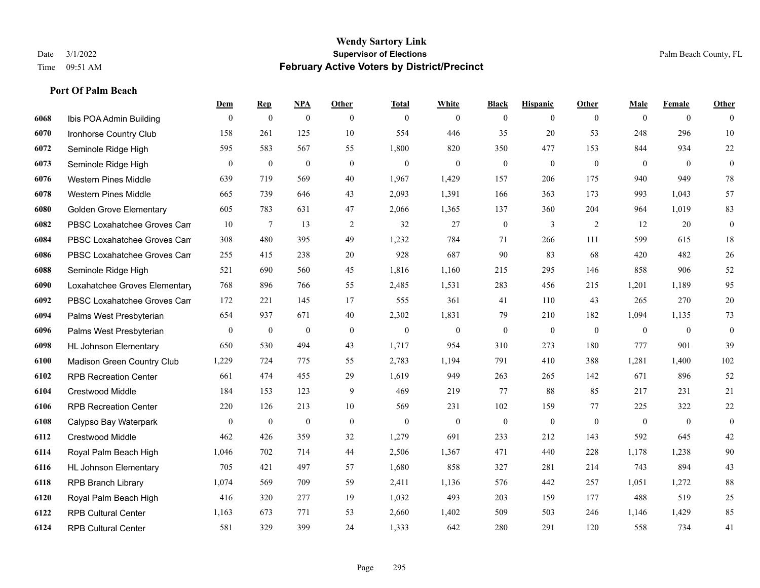# Wendy Sartory Link
## Supervisor of Elections
## February Active Voters by District/Precinct

Date 3/1/2022
Time 09:51 AM

Palm Beach County, FL

### Port Of Palm Beach

| | | Dem | Rep | NPA | Other | Total | White | Black | Hispanic | Other | Male | Female | Other |
|---|---|---|---|---|---|---|---|---|---|---|---|---|---|
| 6068 | Ibis POA Admin Building | 0 | 0 | 0 | 0 | 0 | 0 | 0 | 0 | 0 | 0 | 0 | 0 |
| 6070 | Ironhorse Country Club | 158 | 261 | 125 | 10 | 554 | 446 | 35 | 20 | 53 | 248 | 296 | 10 |
| 6072 | Seminole Ridge High | 595 | 583 | 567 | 55 | 1,800 | 820 | 350 | 477 | 153 | 844 | 934 | 22 |
| 6073 | Seminole Ridge High | 0 | 0 | 0 | 0 | 0 | 0 | 0 | 0 | 0 | 0 | 0 | 0 |
| 6076 | Western Pines Middle | 639 | 719 | 569 | 40 | 1,967 | 1,429 | 157 | 206 | 175 | 940 | 949 | 78 |
| 6078 | Western Pines Middle | 665 | 739 | 646 | 43 | 2,093 | 1,391 | 166 | 363 | 173 | 993 | 1,043 | 57 |
| 6080 | Golden Grove Elementary | 605 | 783 | 631 | 47 | 2,066 | 1,365 | 137 | 360 | 204 | 964 | 1,019 | 83 |
| 6082 | PBSC Loxahatchee Groves Can | 10 | 7 | 13 | 2 | 32 | 27 | 0 | 3 | 2 | 12 | 20 | 0 |
| 6084 | PBSC Loxahatchee Groves Can | 308 | 480 | 395 | 49 | 1,232 | 784 | 71 | 266 | 111 | 599 | 615 | 18 |
| 6086 | PBSC Loxahatchee Groves Can | 255 | 415 | 238 | 20 | 928 | 687 | 90 | 83 | 68 | 420 | 482 | 26 |
| 6088 | Seminole Ridge High | 521 | 690 | 560 | 45 | 1,816 | 1,160 | 215 | 295 | 146 | 858 | 906 | 52 |
| 6090 | Loxahatchee Groves Elementary | 768 | 896 | 766 | 55 | 2,485 | 1,531 | 283 | 456 | 215 | 1,201 | 1,189 | 95 |
| 6092 | PBSC Loxahatchee Groves Can | 172 | 221 | 145 | 17 | 555 | 361 | 41 | 110 | 43 | 265 | 270 | 20 |
| 6094 | Palms West Presbyterian | 654 | 937 | 671 | 40 | 2,302 | 1,831 | 79 | 210 | 182 | 1,094 | 1,135 | 73 |
| 6096 | Palms West Presbyterian | 0 | 0 | 0 | 0 | 0 | 0 | 0 | 0 | 0 | 0 | 0 | 0 |
| 6098 | HL Johnson Elementary | 650 | 530 | 494 | 43 | 1,717 | 954 | 310 | 273 | 180 | 777 | 901 | 39 |
| 6100 | Madison Green Country Club | 1,229 | 724 | 775 | 55 | 2,783 | 1,194 | 791 | 410 | 388 | 1,281 | 1,400 | 102 |
| 6102 | RPB Recreation Center | 661 | 474 | 455 | 29 | 1,619 | 949 | 263 | 265 | 142 | 671 | 896 | 52 |
| 6104 | Crestwood Middle | 184 | 153 | 123 | 9 | 469 | 219 | 77 | 88 | 85 | 217 | 231 | 21 |
| 6106 | RPB Recreation Center | 220 | 126 | 213 | 10 | 569 | 231 | 102 | 159 | 77 | 225 | 322 | 22 |
| 6108 | Calypso Bay Waterpark | 0 | 0 | 0 | 0 | 0 | 0 | 0 | 0 | 0 | 0 | 0 | 0 |
| 6112 | Crestwood Middle | 462 | 426 | 359 | 32 | 1,279 | 691 | 233 | 212 | 143 | 592 | 645 | 42 |
| 6114 | Royal Palm Beach High | 1,046 | 702 | 714 | 44 | 2,506 | 1,367 | 471 | 440 | 228 | 1,178 | 1,238 | 90 |
| 6116 | HL Johnson Elementary | 705 | 421 | 497 | 57 | 1,680 | 858 | 327 | 281 | 214 | 743 | 894 | 43 |
| 6118 | RPB Branch Library | 1,074 | 569 | 709 | 59 | 2,411 | 1,136 | 576 | 442 | 257 | 1,051 | 1,272 | 88 |
| 6120 | Royal Palm Beach High | 416 | 320 | 277 | 19 | 1,032 | 493 | 203 | 159 | 177 | 488 | 519 | 25 |
| 6122 | RPB Cultural Center | 1,163 | 673 | 771 | 53 | 2,660 | 1,402 | 509 | 503 | 246 | 1,146 | 1,429 | 85 |
| 6124 | RPB Cultural Center | 581 | 329 | 399 | 24 | 1,333 | 642 | 280 | 291 | 120 | 558 | 734 | 41 |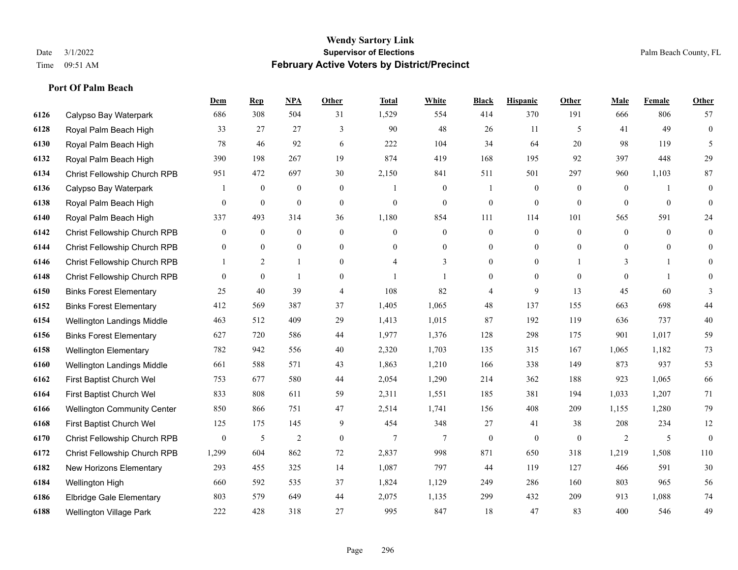# Wendy Sartory Link
## Supervisor of Elections
## February Active Voters by District/Precinct

Date 3/1/2022
Time 09:51 AM

Palm Beach County, FL

### Port Of Palm Beach

| | | Dem | Rep | NPA | Other | Total | White | Black | Hispanic | Other | Male | Female | Other |
|---|---|---|---|---|---|---|---|---|---|---|---|---|---|
| 6126 | Calypso Bay Waterpark | 686 | 308 | 504 | 31 | 1,529 | 554 | 414 | 370 | 191 | 666 | 806 | 57 |
| 6128 | Royal Palm Beach High | 33 | 27 | 27 | 3 | 90 | 48 | 26 | 11 | 5 | 41 | 49 | 0 |
| 6130 | Royal Palm Beach High | 78 | 46 | 92 | 6 | 222 | 104 | 34 | 64 | 20 | 98 | 119 | 5 |
| 6132 | Royal Palm Beach High | 390 | 198 | 267 | 19 | 874 | 419 | 168 | 195 | 92 | 397 | 448 | 29 |
| 6134 | Christ Fellowship Church RPB | 951 | 472 | 697 | 30 | 2,150 | 841 | 511 | 501 | 297 | 960 | 1,103 | 87 |
| 6136 | Calypso Bay Waterpark | 1 | 0 | 0 | 0 | 1 | 0 | 1 | 0 | 0 | 0 | 1 | 0 |
| 6138 | Royal Palm Beach High | 0 | 0 | 0 | 0 | 0 | 0 | 0 | 0 | 0 | 0 | 0 | 0 |
| 6140 | Royal Palm Beach High | 337 | 493 | 314 | 36 | 1,180 | 854 | 111 | 114 | 101 | 565 | 591 | 24 |
| 6142 | Christ Fellowship Church RPB | 0 | 0 | 0 | 0 | 0 | 0 | 0 | 0 | 0 | 0 | 0 | 0 |
| 6144 | Christ Fellowship Church RPB | 0 | 0 | 0 | 0 | 0 | 0 | 0 | 0 | 0 | 0 | 0 | 0 |
| 6146 | Christ Fellowship Church RPB | 1 | 2 | 1 | 0 | 4 | 3 | 0 | 0 | 1 | 3 | 1 | 0 |
| 6148 | Christ Fellowship Church RPB | 0 | 0 | 1 | 0 | 1 | 1 | 0 | 0 | 0 | 0 | 1 | 0 |
| 6150 | Binks Forest Elementary | 25 | 40 | 39 | 4 | 108 | 82 | 4 | 9 | 13 | 45 | 60 | 3 |
| 6152 | Binks Forest Elementary | 412 | 569 | 387 | 37 | 1,405 | 1,065 | 48 | 137 | 155 | 663 | 698 | 44 |
| 6154 | Wellington Landings Middle | 463 | 512 | 409 | 29 | 1,413 | 1,015 | 87 | 192 | 119 | 636 | 737 | 40 |
| 6156 | Binks Forest Elementary | 627 | 720 | 586 | 44 | 1,977 | 1,376 | 128 | 298 | 175 | 901 | 1,017 | 59 |
| 6158 | Wellington Elementary | 782 | 942 | 556 | 40 | 2,320 | 1,703 | 135 | 315 | 167 | 1,065 | 1,182 | 73 |
| 6160 | Wellington Landings Middle | 661 | 588 | 571 | 43 | 1,863 | 1,210 | 166 | 338 | 149 | 873 | 937 | 53 |
| 6162 | First Baptist Church Wel | 753 | 677 | 580 | 44 | 2,054 | 1,290 | 214 | 362 | 188 | 923 | 1,065 | 66 |
| 6164 | First Baptist Church Wel | 833 | 808 | 611 | 59 | 2,311 | 1,551 | 185 | 381 | 194 | 1,033 | 1,207 | 71 |
| 6166 | Wellington Community Center | 850 | 866 | 751 | 47 | 2,514 | 1,741 | 156 | 408 | 209 | 1,155 | 1,280 | 79 |
| 6168 | First Baptist Church Wel | 125 | 175 | 145 | 9 | 454 | 348 | 27 | 41 | 38 | 208 | 234 | 12 |
| 6170 | Christ Fellowship Church RPB | 0 | 5 | 2 | 0 | 7 | 7 | 0 | 0 | 0 | 2 | 5 | 0 |
| 6172 | Christ Fellowship Church RPB | 1,299 | 604 | 862 | 72 | 2,837 | 998 | 871 | 650 | 318 | 1,219 | 1,508 | 110 |
| 6182 | New Horizons Elementary | 293 | 455 | 325 | 14 | 1,087 | 797 | 44 | 119 | 127 | 466 | 591 | 30 |
| 6184 | Wellington High | 660 | 592 | 535 | 37 | 1,824 | 1,129 | 249 | 286 | 160 | 803 | 965 | 56 |
| 6186 | Elbridge Gale Elementary | 803 | 579 | 649 | 44 | 2,075 | 1,135 | 299 | 432 | 209 | 913 | 1,088 | 74 |
| 6188 | Wellington Village Park | 222 | 428 | 318 | 27 | 995 | 847 | 18 | 47 | 83 | 400 | 546 | 49 |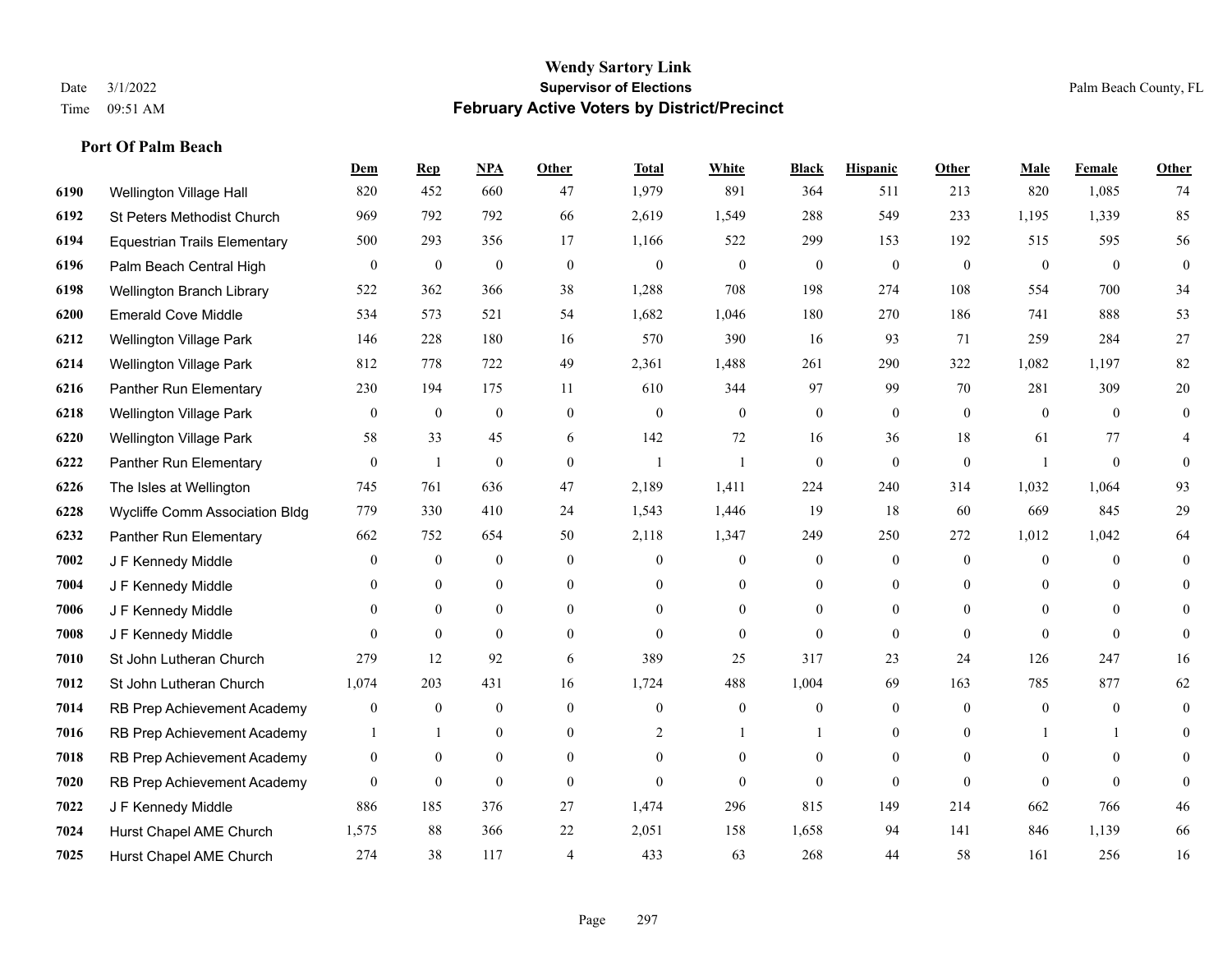# Wendy Sartory Link

**Supervisor of Elections**

**February Active Voters by District/Precinct**

Date 3/1/2022

Time 09:51 AM

Palm Beach County, FL

**Port Of Palm Beach**

| | | Dem | Rep | NPA | Other | Total | White | Black | Hispanic | Other | Male | Female | Other |
|---|---|---|---|---|---|---|---|---|---|---|---|---|---|
| 6190 | Wellington Village Hall | 820 | 452 | 660 | 47 | 1,979 | 891 | 364 | 511 | 213 | 820 | 1,085 | 74 |
| 6192 | St Peters Methodist Church | 969 | 792 | 792 | 66 | 2,619 | 1,549 | 288 | 549 | 233 | 1,195 | 1,339 | 85 |
| 6194 | Equestrian Trails Elementary | 500 | 293 | 356 | 17 | 1,166 | 522 | 299 | 153 | 192 | 515 | 595 | 56 |
| 6196 | Palm Beach Central High | 0 | 0 | 0 | 0 | 0 | 0 | 0 | 0 | 0 | 0 | 0 | 0 |
| 6198 | Wellington Branch Library | 522 | 362 | 366 | 38 | 1,288 | 708 | 198 | 274 | 108 | 554 | 700 | 34 |
| 6200 | Emerald Cove Middle | 534 | 573 | 521 | 54 | 1,682 | 1,046 | 180 | 270 | 186 | 741 | 888 | 53 |
| 6212 | Wellington Village Park | 146 | 228 | 180 | 16 | 570 | 390 | 16 | 93 | 71 | 259 | 284 | 27 |
| 6214 | Wellington Village Park | 812 | 778 | 722 | 49 | 2,361 | 1,488 | 261 | 290 | 322 | 1,082 | 1,197 | 82 |
| 6216 | Panther Run Elementary | 230 | 194 | 175 | 11 | 610 | 344 | 97 | 99 | 70 | 281 | 309 | 20 |
| 6218 | Wellington Village Park | 0 | 0 | 0 | 0 | 0 | 0 | 0 | 0 | 0 | 0 | 0 | 0 |
| 6220 | Wellington Village Park | 58 | 33 | 45 | 6 | 142 | 72 | 16 | 36 | 18 | 61 | 77 | 4 |
| 6222 | Panther Run Elementary | 0 | 1 | 0 | 0 | 1 | 1 | 0 | 0 | 0 | 1 | 0 | 0 |
| 6226 | The Isles at Wellington | 745 | 761 | 636 | 47 | 2,189 | 1,411 | 224 | 240 | 314 | 1,032 | 1,064 | 93 |
| 6228 | Wycliffe Comm Association Bldg | 779 | 330 | 410 | 24 | 1,543 | 1,446 | 19 | 18 | 60 | 669 | 845 | 29 |
| 6232 | Panther Run Elementary | 662 | 752 | 654 | 50 | 2,118 | 1,347 | 249 | 250 | 272 | 1,012 | 1,042 | 64 |
| 7002 | J F Kennedy Middle | 0 | 0 | 0 | 0 | 0 | 0 | 0 | 0 | 0 | 0 | 0 | 0 |
| 7004 | J F Kennedy Middle | 0 | 0 | 0 | 0 | 0 | 0 | 0 | 0 | 0 | 0 | 0 | 0 |
| 7006 | J F Kennedy Middle | 0 | 0 | 0 | 0 | 0 | 0 | 0 | 0 | 0 | 0 | 0 | 0 |
| 7008 | J F Kennedy Middle | 0 | 0 | 0 | 0 | 0 | 0 | 0 | 0 | 0 | 0 | 0 | 0 |
| 7010 | St John Lutheran Church | 279 | 12 | 92 | 6 | 389 | 25 | 317 | 23 | 24 | 126 | 247 | 16 |
| 7012 | St John Lutheran Church | 1,074 | 203 | 431 | 16 | 1,724 | 488 | 1,004 | 69 | 163 | 785 | 877 | 62 |
| 7014 | RB Prep Achievement Academy | 0 | 0 | 0 | 0 | 0 | 0 | 0 | 0 | 0 | 0 | 0 | 0 |
| 7016 | RB Prep Achievement Academy | 1 | 1 | 0 | 0 | 2 | 1 | 1 | 0 | 0 | 1 | 1 | 0 |
| 7018 | RB Prep Achievement Academy | 0 | 0 | 0 | 0 | 0 | 0 | 0 | 0 | 0 | 0 | 0 | 0 |
| 7020 | RB Prep Achievement Academy | 0 | 0 | 0 | 0 | 0 | 0 | 0 | 0 | 0 | 0 | 0 | 0 |
| 7022 | J F Kennedy Middle | 886 | 185 | 376 | 27 | 1,474 | 296 | 815 | 149 | 214 | 662 | 766 | 46 |
| 7024 | Hurst Chapel AME Church | 1,575 | 88 | 366 | 22 | 2,051 | 158 | 1,658 | 94 | 141 | 846 | 1,139 | 66 |
| 7025 | Hurst Chapel AME Church | 274 | 38 | 117 | 4 | 433 | 63 | 268 | 44 | 58 | 161 | 256 | 16 |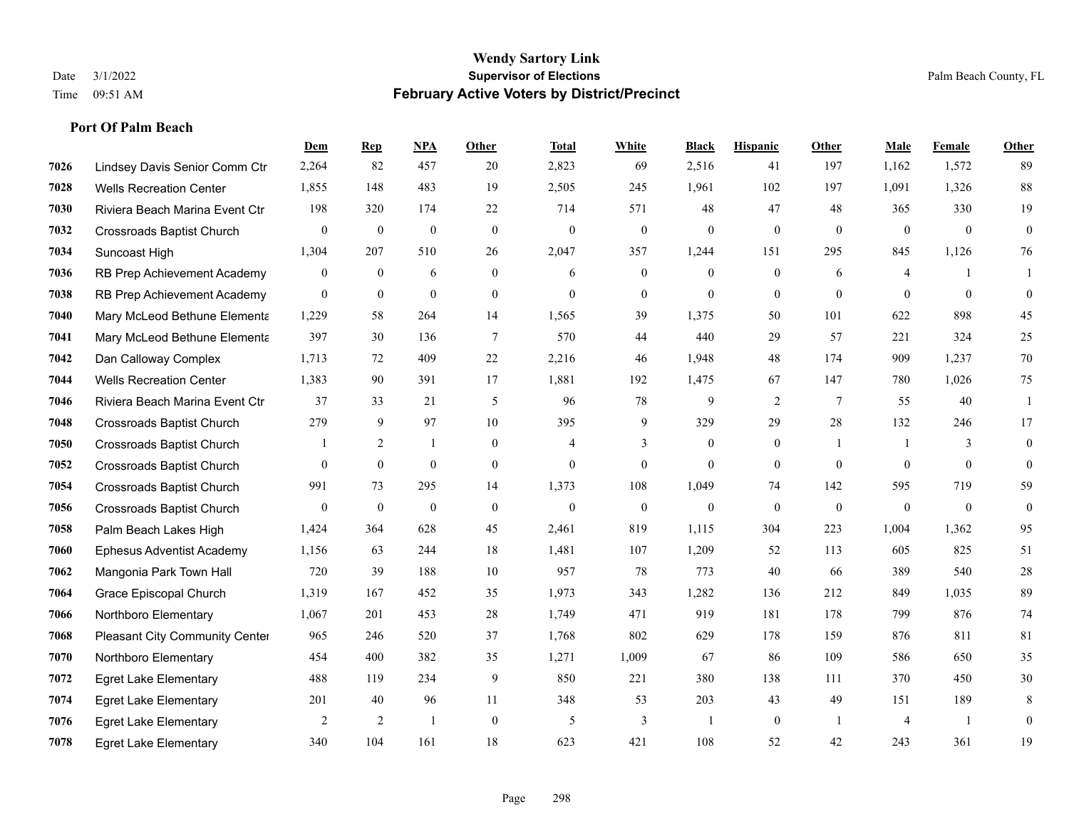# Wendy Sartory Link
**Supervisor of Elections**
**February Active Voters by District/Precinct**

Date 3/1/2022
Time 09:51 AM

Palm Beach County, FL

### Port Of Palm Beach

| | | Dem | Rep | NPA | Other | Total | White | Black | Hispanic | Other | Male | Female | Other |
|---|---|---|---|---|---|---|---|---|---|---|---|---|---|
| 7026 | Lindsey Davis Senior Comm Ctr | 2,264 | 82 | 457 | 20 | 2,823 | 69 | 2,516 | 41 | 197 | 1,162 | 1,572 | 89 |
| 7028 | Wells Recreation Center | 1,855 | 148 | 483 | 19 | 2,505 | 245 | 1,961 | 102 | 197 | 1,091 | 1,326 | 88 |
| 7030 | Riviera Beach Marina Event Ctr | 198 | 320 | 174 | 22 | 714 | 571 | 48 | 47 | 48 | 365 | 330 | 19 |
| 7032 | Crossroads Baptist Church | 0 | 0 | 0 | 0 | 0 | 0 | 0 | 0 | 0 | 0 | 0 | 0 |
| 7034 | Suncoast High | 1,304 | 207 | 510 | 26 | 2,047 | 357 | 1,244 | 151 | 295 | 845 | 1,126 | 76 |
| 7036 | RB Prep Achievement Academy | 0 | 0 | 6 | 0 | 6 | 0 | 0 | 0 | 6 | 4 | 1 | 1 |
| 7038 | RB Prep Achievement Academy | 0 | 0 | 0 | 0 | 0 | 0 | 0 | 0 | 0 | 0 | 0 | 0 |
| 7040 | Mary McLeod Bethune Elementa | 1,229 | 58 | 264 | 14 | 1,565 | 39 | 1,375 | 50 | 101 | 622 | 898 | 45 |
| 7041 | Mary McLeod Bethune Elementa | 397 | 30 | 136 | 7 | 570 | 44 | 440 | 29 | 57 | 221 | 324 | 25 |
| 7042 | Dan Calloway Complex | 1,713 | 72 | 409 | 22 | 2,216 | 46 | 1,948 | 48 | 174 | 909 | 1,237 | 70 |
| 7044 | Wells Recreation Center | 1,383 | 90 | 391 | 17 | 1,881 | 192 | 1,475 | 67 | 147 | 780 | 1,026 | 75 |
| 7046 | Riviera Beach Marina Event Ctr | 37 | 33 | 21 | 5 | 96 | 78 | 9 | 2 | 7 | 55 | 40 | 1 |
| 7048 | Crossroads Baptist Church | 279 | 9 | 97 | 10 | 395 | 9 | 329 | 29 | 28 | 132 | 246 | 17 |
| 7050 | Crossroads Baptist Church | 1 | 2 | 1 | 0 | 4 | 3 | 0 | 0 | 1 | 1 | 3 | 0 |
| 7052 | Crossroads Baptist Church | 0 | 0 | 0 | 0 | 0 | 0 | 0 | 0 | 0 | 0 | 0 | 0 |
| 7054 | Crossroads Baptist Church | 991 | 73 | 295 | 14 | 1,373 | 108 | 1,049 | 74 | 142 | 595 | 719 | 59 |
| 7056 | Crossroads Baptist Church | 0 | 0 | 0 | 0 | 0 | 0 | 0 | 0 | 0 | 0 | 0 | 0 |
| 7058 | Palm Beach Lakes High | 1,424 | 364 | 628 | 45 | 2,461 | 819 | 1,115 | 304 | 223 | 1,004 | 1,362 | 95 |
| 7060 | Ephesus Adventist Academy | 1,156 | 63 | 244 | 18 | 1,481 | 107 | 1,209 | 52 | 113 | 605 | 825 | 51 |
| 7062 | Mangonia Park Town Hall | 720 | 39 | 188 | 10 | 957 | 78 | 773 | 40 | 66 | 389 | 540 | 28 |
| 7064 | Grace Episcopal Church | 1,319 | 167 | 452 | 35 | 1,973 | 343 | 1,282 | 136 | 212 | 849 | 1,035 | 89 |
| 7066 | Northboro Elementary | 1,067 | 201 | 453 | 28 | 1,749 | 471 | 919 | 181 | 178 | 799 | 876 | 74 |
| 7068 | Pleasant City Community Center | 965 | 246 | 520 | 37 | 1,768 | 802 | 629 | 178 | 159 | 876 | 811 | 81 |
| 7070 | Northboro Elementary | 454 | 400 | 382 | 35 | 1,271 | 1,009 | 67 | 86 | 109 | 586 | 650 | 35 |
| 7072 | Egret Lake Elementary | 488 | 119 | 234 | 9 | 850 | 221 | 380 | 138 | 111 | 370 | 450 | 30 |
| 7074 | Egret Lake Elementary | 201 | 40 | 96 | 11 | 348 | 53 | 203 | 43 | 49 | 151 | 189 | 8 |
| 7076 | Egret Lake Elementary | 2 | 2 | 1 | 0 | 5 | 3 | 1 | 0 | 1 | 4 | 1 | 0 |
| 7078 | Egret Lake Elementary | 340 | 104 | 161 | 18 | 623 | 421 | 108 | 52 | 42 | 243 | 361 | 19 |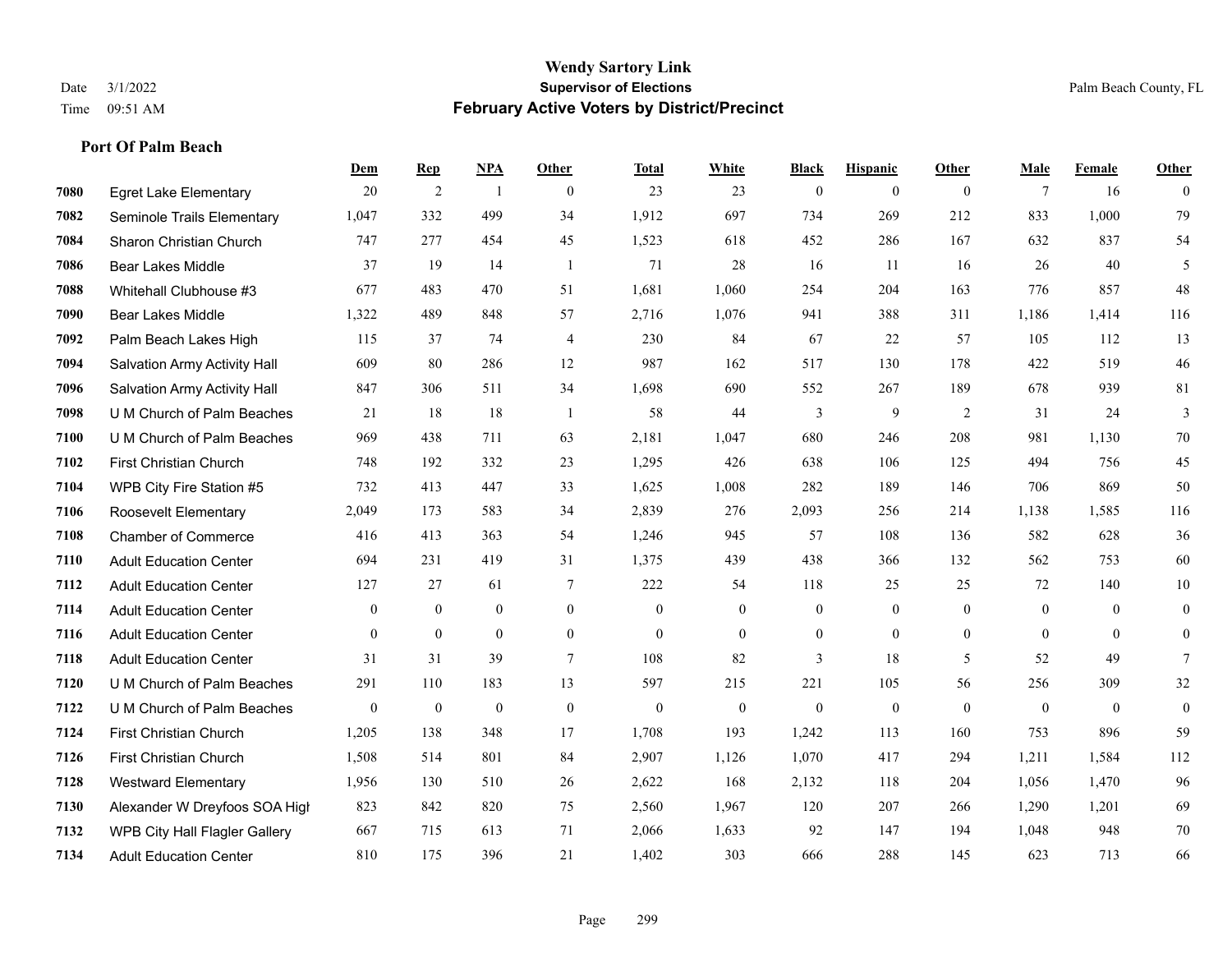# Wendy Sartory Link

**Supervisor of Elections**

**February Active Voters by District/Precinct**

Date 3/1/2022
Time 09:51 AM

Palm Beach County, FL

**Port Of Palm Beach**

| | | Dem | Rep | NPA | Other | Total | White | Black | Hispanic | Other | Male | Female | Other |
|---|---|---|---|---|---|---|---|---|---|---|---|---|---|
| 7080 | Egret Lake Elementary | 20 | 2 | 1 | 0 | 23 | 23 | 0 | 0 | 0 | 7 | 16 | 0 |
| 7082 | Seminole Trails Elementary | 1,047 | 332 | 499 | 34 | 1,912 | 697 | 734 | 269 | 212 | 833 | 1,000 | 79 |
| 7084 | Sharon Christian Church | 747 | 277 | 454 | 45 | 1,523 | 618 | 452 | 286 | 167 | 632 | 837 | 54 |
| 7086 | Bear Lakes Middle | 37 | 19 | 14 | 1 | 71 | 28 | 16 | 11 | 16 | 26 | 40 | 5 |
| 7088 | Whitehall Clubhouse #3 | 677 | 483 | 470 | 51 | 1,681 | 1,060 | 254 | 204 | 163 | 776 | 857 | 48 |
| 7090 | Bear Lakes Middle | 1,322 | 489 | 848 | 57 | 2,716 | 1,076 | 941 | 388 | 311 | 1,186 | 1,414 | 116 |
| 7092 | Palm Beach Lakes High | 115 | 37 | 74 | 4 | 230 | 84 | 67 | 22 | 57 | 105 | 112 | 13 |
| 7094 | Salvation Army Activity Hall | 609 | 80 | 286 | 12 | 987 | 162 | 517 | 130 | 178 | 422 | 519 | 46 |
| 7096 | Salvation Army Activity Hall | 847 | 306 | 511 | 34 | 1,698 | 690 | 552 | 267 | 189 | 678 | 939 | 81 |
| 7098 | U M Church of Palm Beaches | 21 | 18 | 18 | 1 | 58 | 44 | 3 | 9 | 2 | 31 | 24 | 3 |
| 7100 | U M Church of Palm Beaches | 969 | 438 | 711 | 63 | 2,181 | 1,047 | 680 | 246 | 208 | 981 | 1,130 | 70 |
| 7102 | First Christian Church | 748 | 192 | 332 | 23 | 1,295 | 426 | 638 | 106 | 125 | 494 | 756 | 45 |
| 7104 | WPB City Fire Station #5 | 732 | 413 | 447 | 33 | 1,625 | 1,008 | 282 | 189 | 146 | 706 | 869 | 50 |
| 7106 | Roosevelt Elementary | 2,049 | 173 | 583 | 34 | 2,839 | 276 | 2,093 | 256 | 214 | 1,138 | 1,585 | 116 |
| 7108 | Chamber of Commerce | 416 | 413 | 363 | 54 | 1,246 | 945 | 57 | 108 | 136 | 582 | 628 | 36 |
| 7110 | Adult Education Center | 694 | 231 | 419 | 31 | 1,375 | 439 | 438 | 366 | 132 | 562 | 753 | 60 |
| 7112 | Adult Education Center | 127 | 27 | 61 | 7 | 222 | 54 | 118 | 25 | 25 | 72 | 140 | 10 |
| 7114 | Adult Education Center | 0 | 0 | 0 | 0 | 0 | 0 | 0 | 0 | 0 | 0 | 0 | 0 |
| 7116 | Adult Education Center | 0 | 0 | 0 | 0 | 0 | 0 | 0 | 0 | 0 | 0 | 0 | 0 |
| 7118 | Adult Education Center | 31 | 31 | 39 | 7 | 108 | 82 | 3 | 18 | 5 | 52 | 49 | 7 |
| 7120 | U M Church of Palm Beaches | 291 | 110 | 183 | 13 | 597 | 215 | 221 | 105 | 56 | 256 | 309 | 32 |
| 7122 | U M Church of Palm Beaches | 0 | 0 | 0 | 0 | 0 | 0 | 0 | 0 | 0 | 0 | 0 | 0 |
| 7124 | First Christian Church | 1,205 | 138 | 348 | 17 | 1,708 | 193 | 1,242 | 113 | 160 | 753 | 896 | 59 |
| 7126 | First Christian Church | 1,508 | 514 | 801 | 84 | 2,907 | 1,126 | 1,070 | 417 | 294 | 1,211 | 1,584 | 112 |
| 7128 | Westward Elementary | 1,956 | 130 | 510 | 26 | 2,622 | 168 | 2,132 | 118 | 204 | 1,056 | 1,470 | 96 |
| 7130 | Alexander W Dreyfoos SOA High | 823 | 842 | 820 | 75 | 2,560 | 1,967 | 120 | 207 | 266 | 1,290 | 1,201 | 69 |
| 7132 | WPB City Hall Flagler Gallery | 667 | 715 | 613 | 71 | 2,066 | 1,633 | 92 | 147 | 194 | 1,048 | 948 | 70 |
| 7134 | Adult Education Center | 810 | 175 | 396 | 21 | 1,402 | 303 | 666 | 288 | 145 | 623 | 713 | 66 |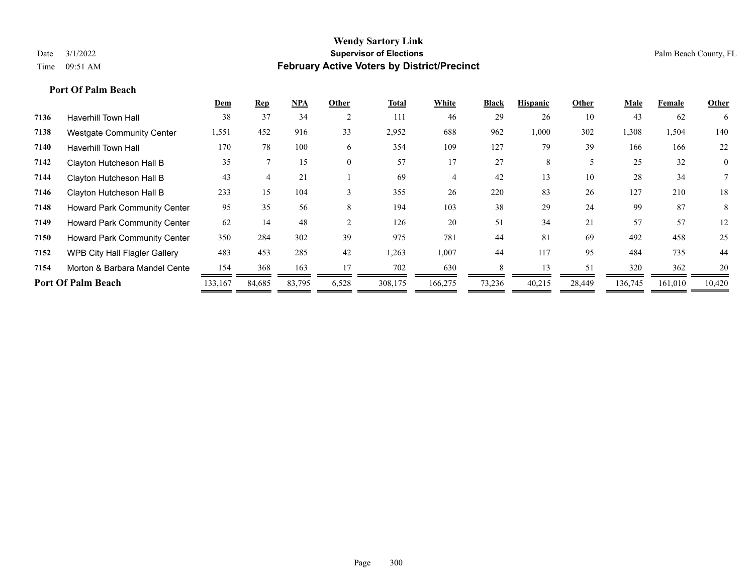**Wendy Sartory Link**
**Supervisor of Elections**
**February Active Voters by District/Precinct**

Date 3/1/2022
Time 09:51 AM

Palm Beach County, FL

### Port Of Palm Beach

| | | Dem | Rep | NPA | Other | Total | White | Black | Hispanic | Other | Male | Female | Other |
|---|---|---|---|---|---|---|---|---|---|---|---|---|---|
| 7136 | Haverhill Town Hall | 38 | 37 | 34 | 2 | 111 | 46 | 29 | 26 | 10 | 43 | 62 | 6 |
| 7138 | Westgate Community Center | 1,551 | 452 | 916 | 33 | 2,952 | 688 | 962 | 1,000 | 302 | 1,308 | 1,504 | 140 |
| 7140 | Haverhill Town Hall | 170 | 78 | 100 | 6 | 354 | 109 | 127 | 79 | 39 | 166 | 166 | 22 |
| 7142 | Clayton Hutcheson Hall B | 35 | 7 | 15 | 0 | 57 | 17 | 27 | 8 | 5 | 25 | 32 | 0 |
| 7144 | Clayton Hutcheson Hall B | 43 | 4 | 21 | 1 | 69 | 4 | 42 | 13 | 10 | 28 | 34 | 7 |
| 7146 | Clayton Hutcheson Hall B | 233 | 15 | 104 | 3 | 355 | 26 | 220 | 83 | 26 | 127 | 210 | 18 |
| 7148 | Howard Park Community Center | 95 | 35 | 56 | 8 | 194 | 103 | 38 | 29 | 24 | 99 | 87 | 8 |
| 7149 | Howard Park Community Center | 62 | 14 | 48 | 2 | 126 | 20 | 51 | 34 | 21 | 57 | 57 | 12 |
| 7150 | Howard Park Community Center | 350 | 284 | 302 | 39 | 975 | 781 | 44 | 81 | 69 | 492 | 458 | 25 |
| 7152 | WPB City Hall Flagler Gallery | 483 | 453 | 285 | 42 | 1,263 | 1,007 | 44 | 117 | 95 | 484 | 735 | 44 |
| 7154 | Morton & Barbara Mandel Cente | 154 | 368 | 163 | 17 | 702 | 630 | 8 | 13 | 51 | 320 | 362 | 20 |
| **Port Of Palm Beach** | | 133,167 | 84,685 | 83,795 | 6,528 | 308,175 | 166,275 | 73,236 | 40,215 | 28,449 | 136,745 | 161,010 | 10,420 |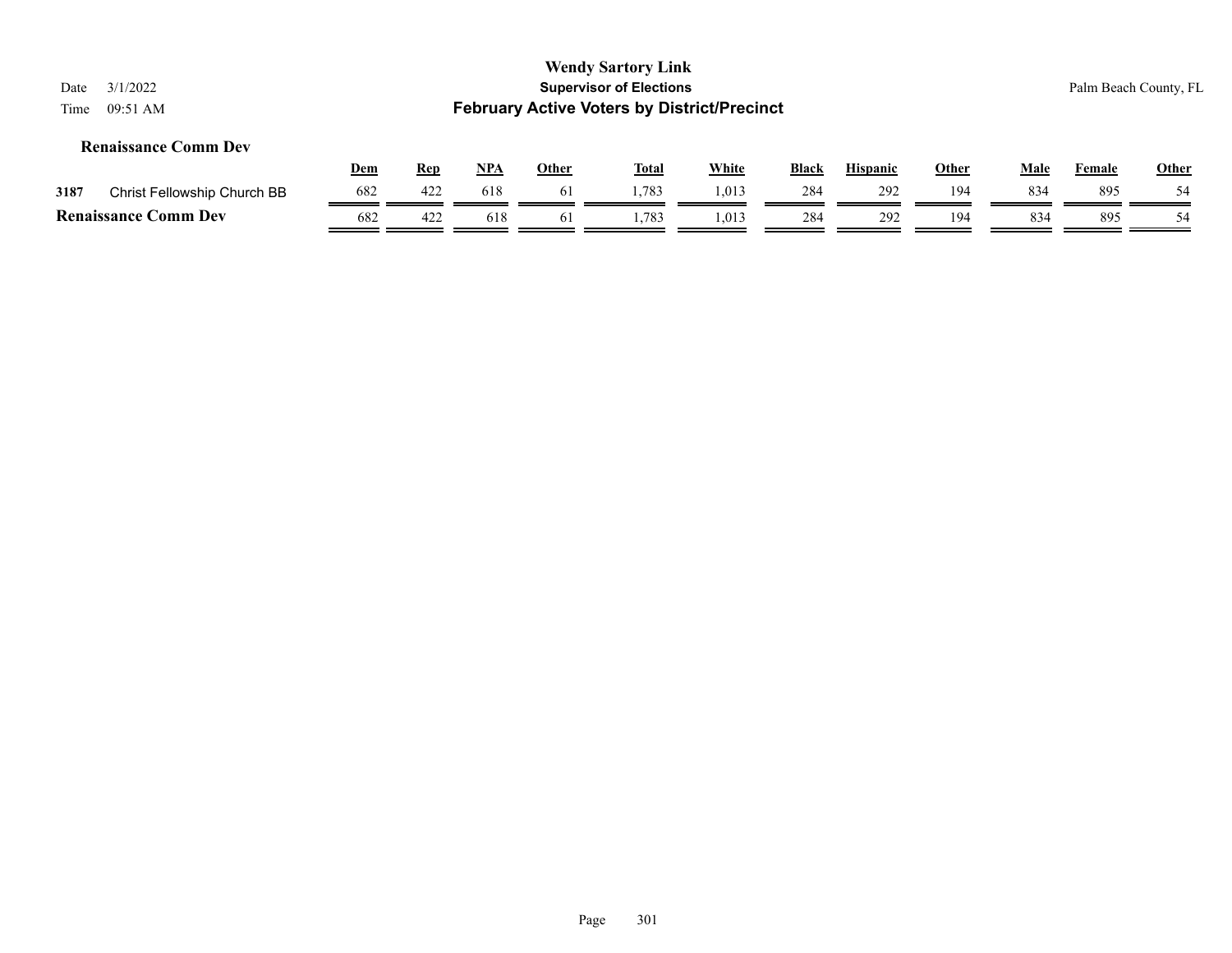**Wendy Sartory Link**
**Supervisor of Elections**
**February Active Voters by District/Precinct**

Date 3/1/2022
Time 09:51 AM

Palm Beach County, FL

### Renaissance Comm Dev

| | | Dem | Rep | NPA | Other | Total | White | Black | Hispanic | Other | Male | Female | Other |
|---|---|---|---|---|---|---|---|---|---|---|---|---|---|
| 3187 | Christ Fellowship Church BB | 682 | 422 | 618 | 61 | 1,783 | 1,013 | 284 | 292 | 194 | 834 | 895 | 54 |
| **Renaissance Comm Dev** | | 682 | 422 | 618 | 61 | 1,783 | 1,013 | 284 | 292 | 194 | 834 | 895 | 54 |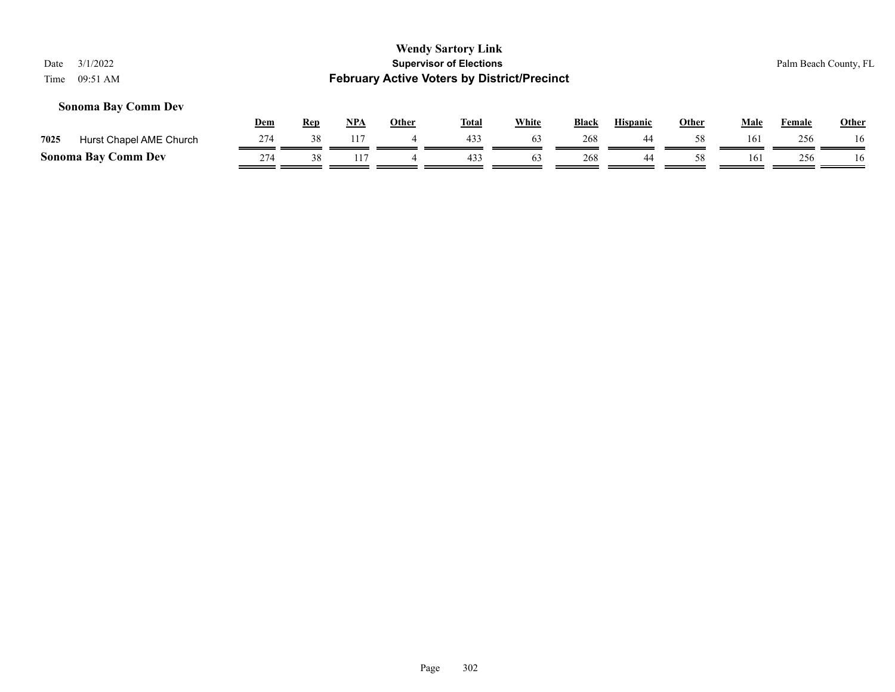# Wendy Sartory Link

**Supervisor of Elections**

**February Active Voters by District/Precinct**

Date 3/1/2022

Time 09:51 AM

Palm Beach County, FL

### Sonoma Bay Comm Dev

| | | Dem | Rep | NPA | Other | Total | White | Black | Hispanic | Other | Male | Female | Other |
|---|---|---|---|---|---|---|---|---|---|---|---|---|---|
| 7025 | Hurst Chapel AME Church | 274 | 38 | 117 | 4 | 433 | 63 | 268 | 44 | 58 | 161 | 256 | 16 |
| **Sonoma Bay Comm Dev** | | 274 | 38 | 117 | 4 | 433 | 63 | 268 | 44 | 58 | 161 | 256 | 16 |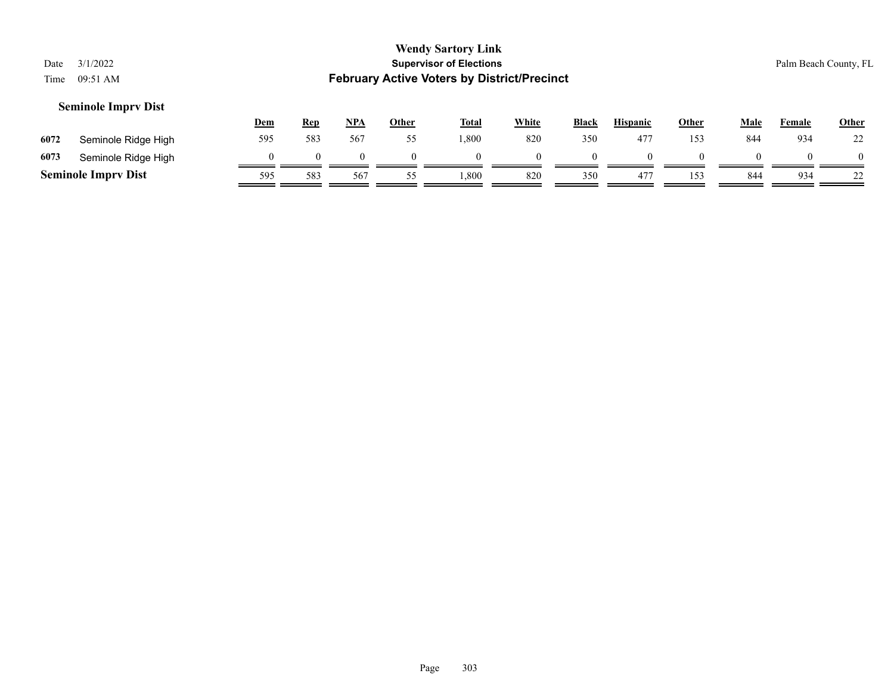# Wendy Sartory Link
## Supervisor of Elections
## February Active Voters by District/Precinct

Date 3/1/2022
Time 09:51 AM

Palm Beach County, FL

### Seminole Imprv Dist

| | | Dem | Rep | NPA | Other | Total | White | Black | Hispanic | Other | Male | Female | Other |
|---|---|---|---|---|---|---|---|---|---|---|---|---|---|
| 6072 | Seminole Ridge High | 595 | 583 | 567 | 55 | 1,800 | 820 | 350 | 477 | 153 | 844 | 934 | 22 |
| 6073 | Seminole Ridge High | 0 | 0 | 0 | 0 | 0 | 0 | 0 | 0 | 0 | 0 | 0 | 0 |
| **Seminole Imprv Dist** | | 595 | 583 | 567 | 55 | 1,800 | 820 | 350 | 477 | 153 | 844 | 934 | 22 |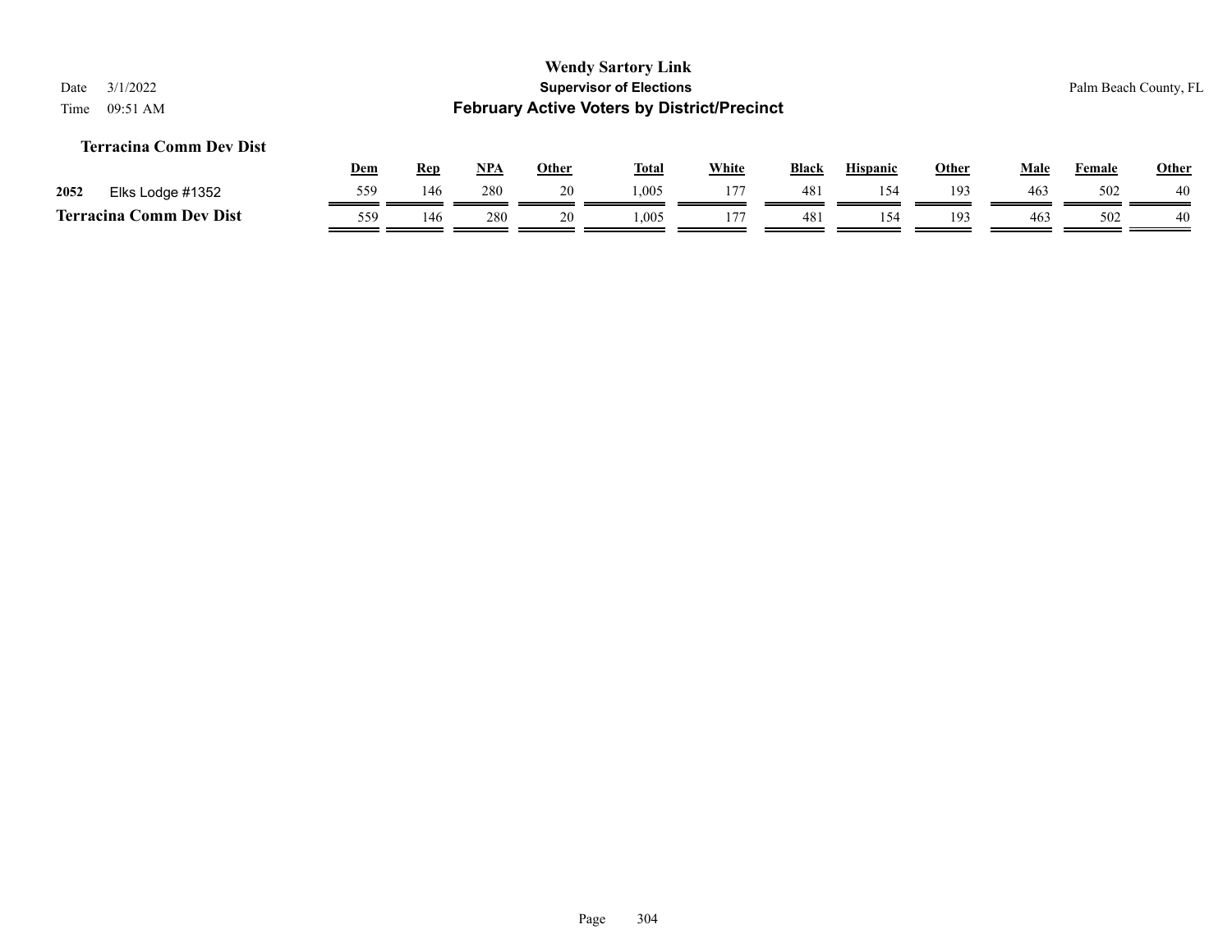# Wendy Sartory Link
## Supervisor of Elections
## February Active Voters by District/Precinct

Date 3/1/2022
Time 09:51 AM

Palm Beach County, FL

### Terracina Comm Dev Dist

| | | Dem | Rep | NPA | Other | Total | White | Black | Hispanic | Other | Male | Female | Other |
|---|---|---|---|---|---|---|---|---|---|---|---|---|---|
| 2052 | Elks Lodge #1352 | 559 | 146 | 280 | 20 | 1,005 | 177 | 481 | 154 | 193 | 463 | 502 | 40 |
| **Terracina Comm Dev Dist** | | 559 | 146 | 280 | 20 | 1,005 | 177 | 481 | 154 | 193 | 463 | 502 | 40 |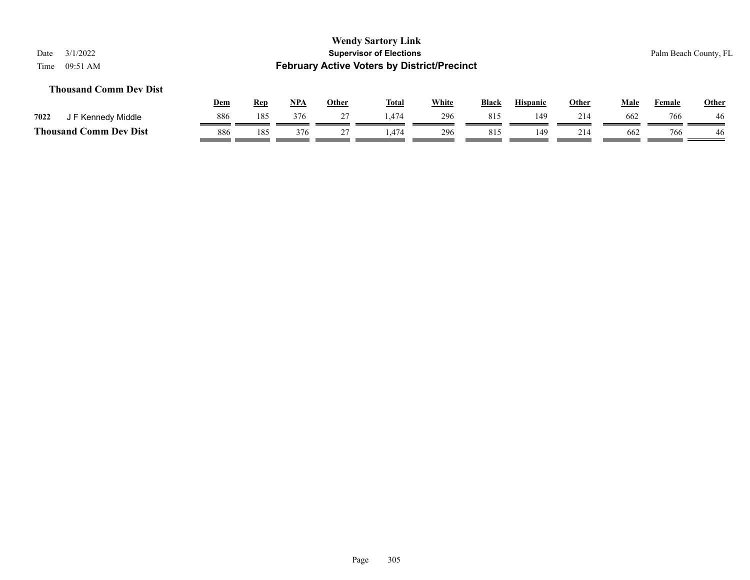**Wendy Sartory Link**
**Supervisor of Elections**
**February Active Voters by District/Precinct**

Date 3/1/2022
Time 09:51 AM

Palm Beach County, FL

### Thousand Comm Dev Dist

| | | Dem | Rep | NPA | Other | Total | White | Black | Hispanic | Other | Male | Female | Other |
|---|---|---|---|---|---|---|---|---|---|---|---|---|---|
| 7022 | J F Kennedy Middle | 886 | 185 | 376 | 27 | 1,474 | 296 | 815 | 149 | 214 | 662 | 766 | 46 |
| **Thousand Comm Dev Dist** | | 886 | 185 | 376 | 27 | 1,474 | 296 | 815 | 149 | 214 | 662 | 766 | 46 |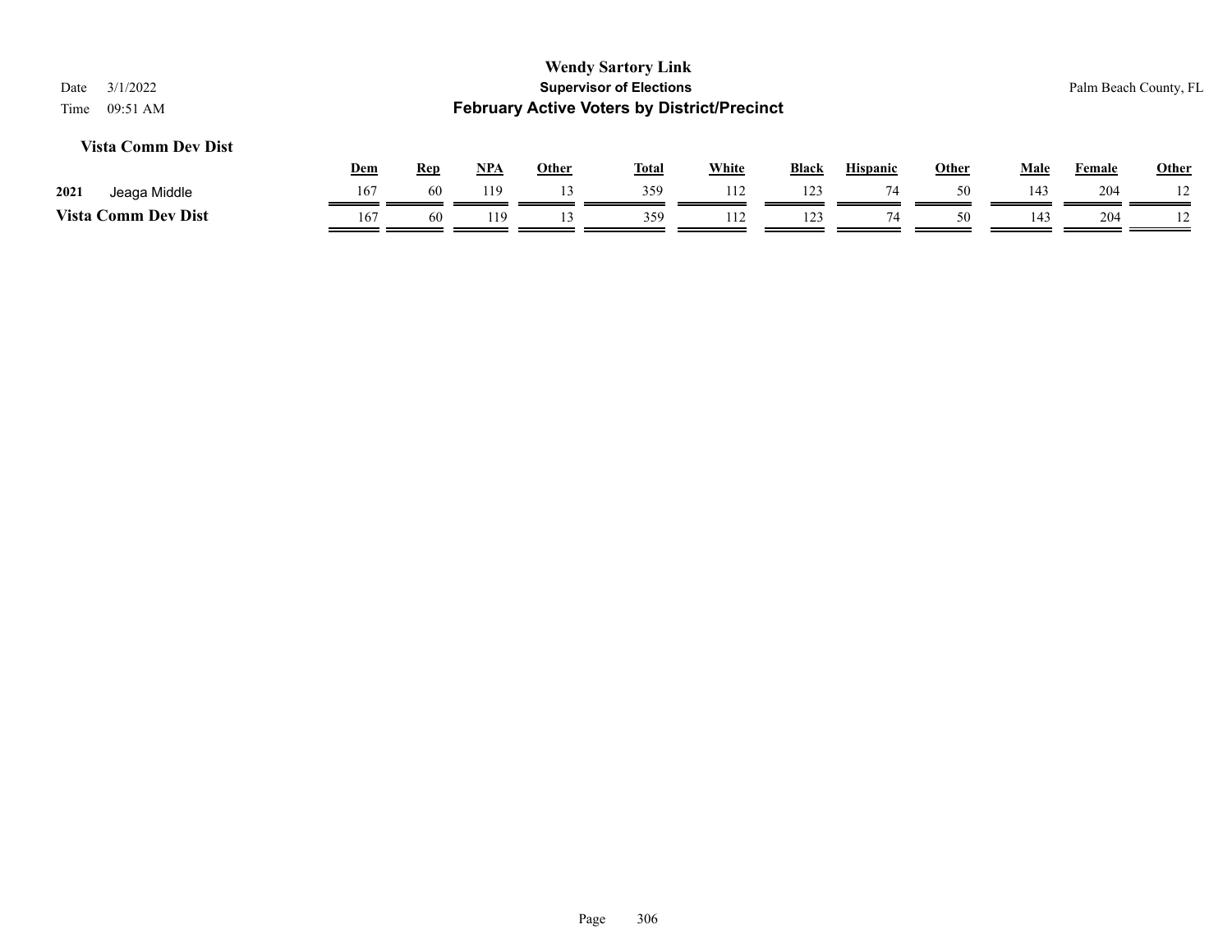**Wendy Sartory Link**
**Supervisor of Elections**
**February Active Voters by District/Precinct**

Date 3/1/2022
Time 09:51 AM

Palm Beach County, FL

### Vista Comm Dev Dist

| | | Dem | Rep | NPA | Other | Total | White | Black | Hispanic | Other | Male | Female | Other |
|---|---|---|---|---|---|---|---|---|---|---|---|---|---|
| 2021 | Jeaga Middle | 167 | 60 | 119 | 13 | 359 | 112 | 123 | 74 | 50 | 143 | 204 | 12 |
| **Vista Comm Dev Dist** | | 167 | 60 | 119 | 13 | 359 | 112 | 123 | 74 | 50 | 143 | 204 | 12 |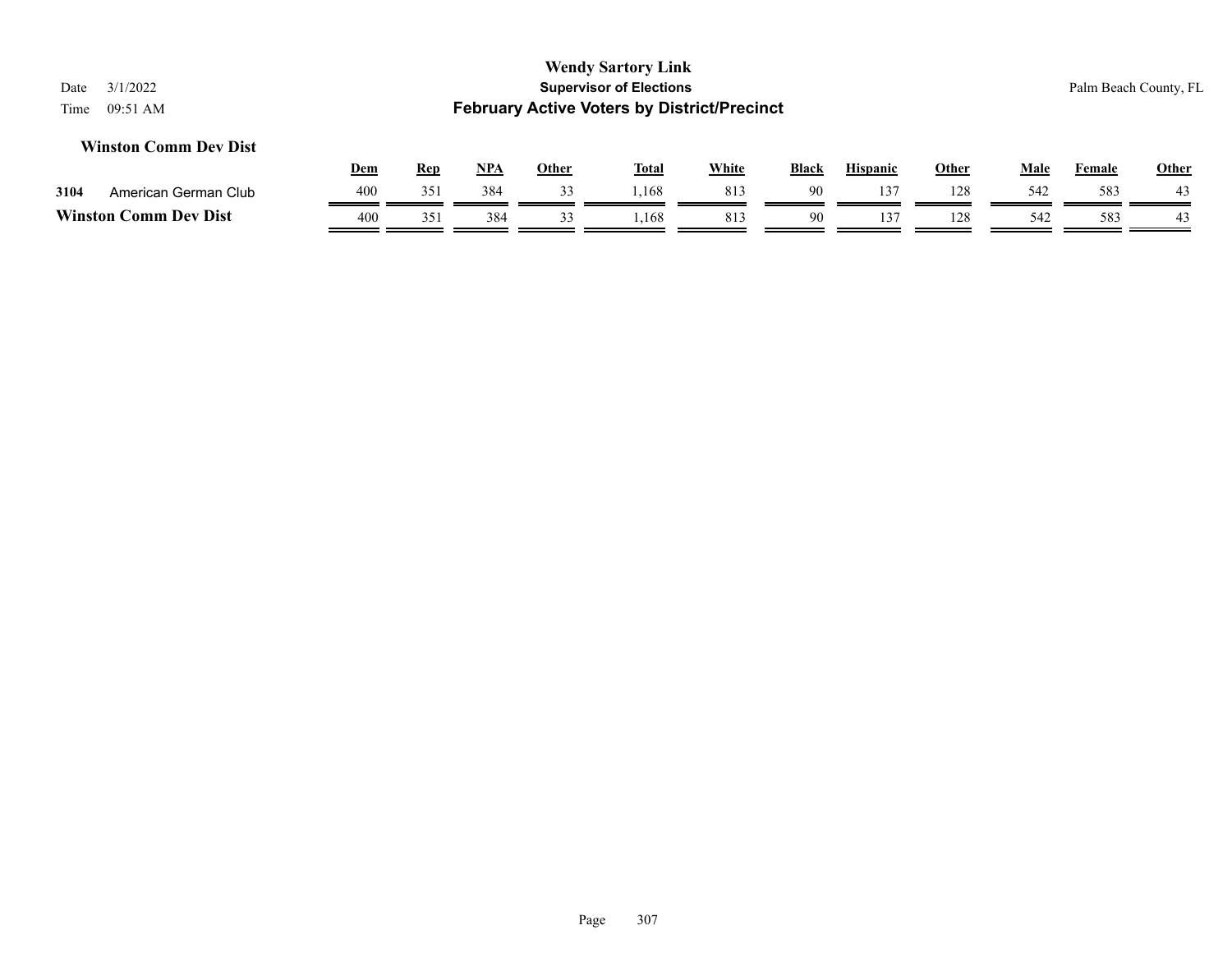**Wendy Sartory Link**
**Supervisor of Elections**
**February Active Voters by District/Precinct**

Date 3/1/2022
Time 09:51 AM

Palm Beach County, FL

### Winston Comm Dev Dist

| | | Dem | Rep | NPA | Other | Total | White | Black | Hispanic | Other | Male | Female | Other |
|---|---|---|---|---|---|---|---|---|---|---|---|---|---|
| 3104 | American German Club | 400 | 351 | 384 | 33 | 1,168 | 813 | 90 | 137 | 128 | 542 | 583 | 43 |
| **Winston Comm Dev Dist** | | 400 | 351 | 384 | 33 | 1,168 | 813 | 90 | 137 | 128 | 542 | 583 | 43 |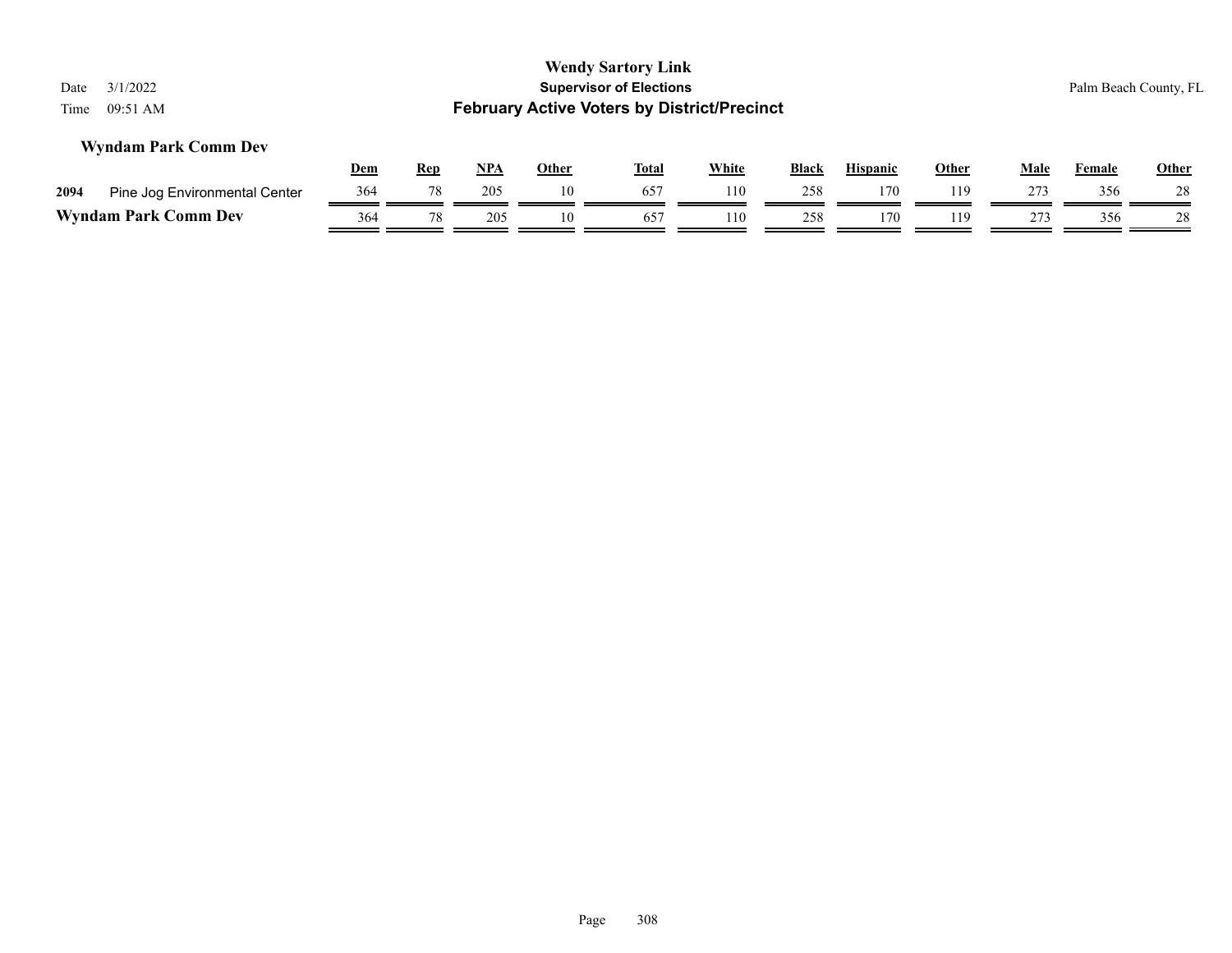**Wendy Sartory Link**
**Supervisor of Elections**
**February Active Voters by District/Precinct**

Date 3/1/2022
Time 09:51 AM

Palm Beach County, FL

### Wyndam Park Comm Dev

| | | Dem | Rep | NPA | Other | Total | White | Black | Hispanic | Other | Male | Female | Other |
|---|---|---|---|---|---|---|---|---|---|---|---|---|---|
| 2094 | Pine Jog Environmental Center | 364 | 78 | 205 | 10 | 657 | 110 | 258 | 170 | 119 | 273 | 356 | 28 |
| **Wyndam Park Comm Dev** | | 364 | 78 | 205 | 10 | 657 | 110 | 258 | 170 | 119 | 273 | 356 | 28 |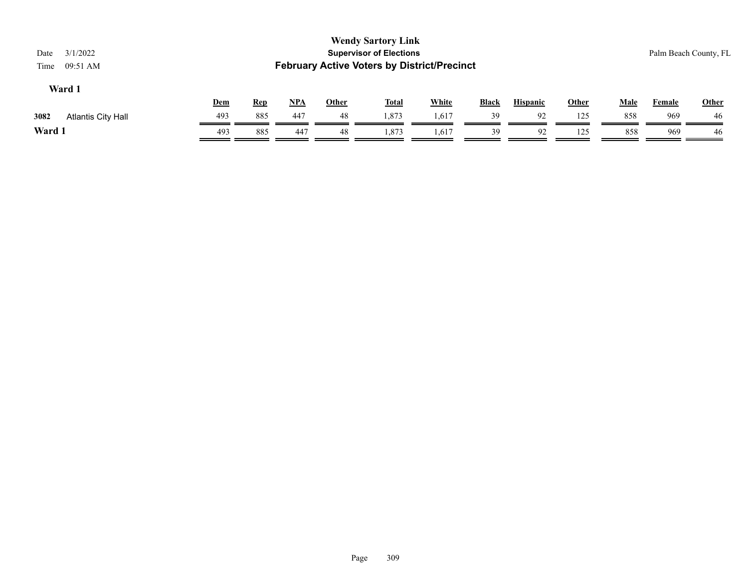**Wendy Sartory Link**
**Supervisor of Elections**
**February Active Voters by District/Precinct**

Date 3/1/2022
Time 09:51 AM

Palm Beach County, FL

### Ward 1

| | | Dem | Rep | NPA | Other | Total | White | Black | Hispanic | Other | Male | Female | Other |
|---|---|---|---|---|---|---|---|---|---|---|---|---|---|
| 3082 | Atlantis City Hall | 493 | 885 | 447 | 48 | 1,873 | 1,617 | 39 | 92 | 125 | 858 | 969 | 46 |
| **Ward 1** | | 493 | 885 | 447 | 48 | 1,873 | 1,617 | 39 | 92 | 125 | 858 | 969 | 46 |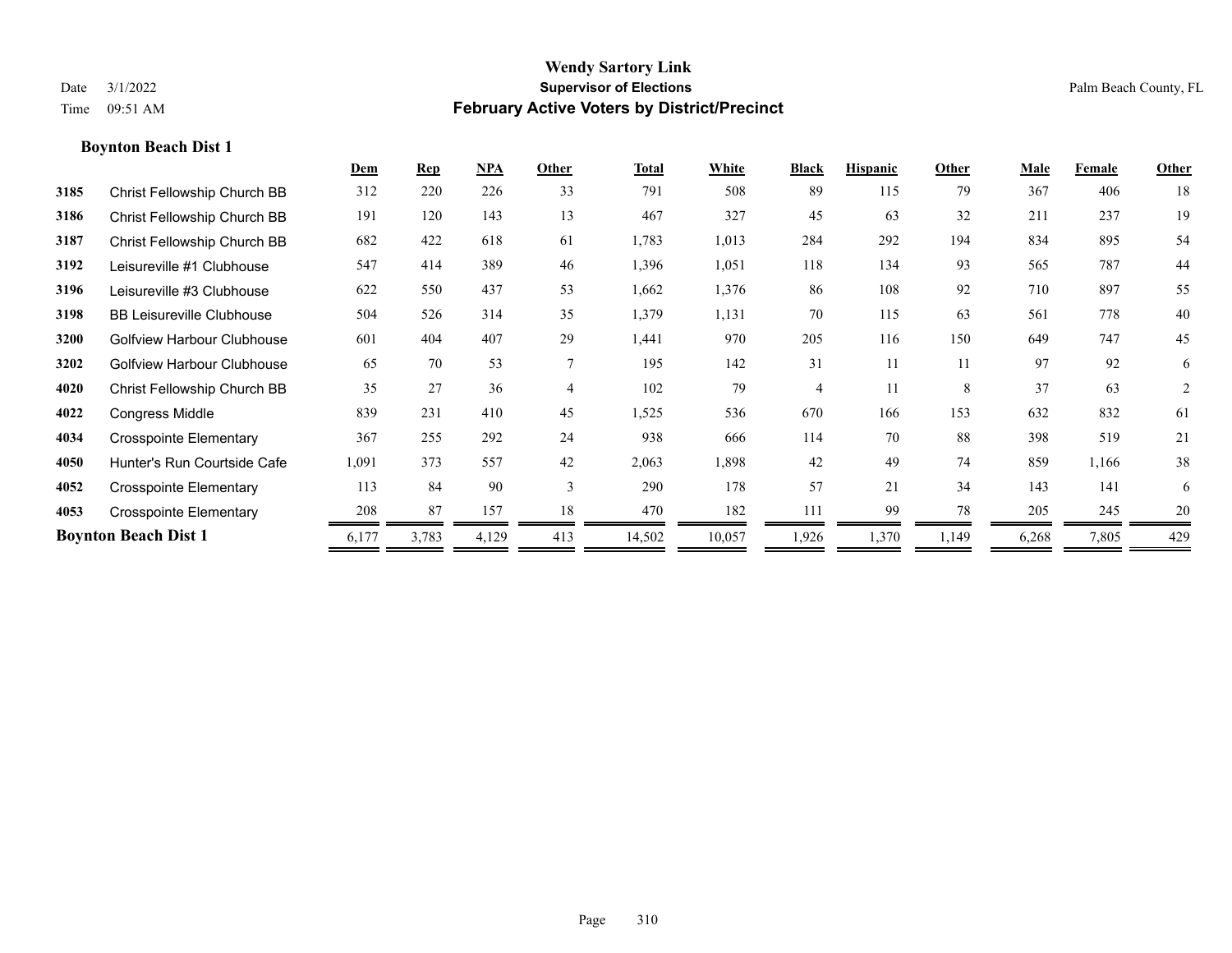# Wendy Sartory Link

## Supervisor of Elections

## February Active Voters by District/Precinct

Date 3/1/2022

Time 09:51 AM

Palm Beach County, FL

### Boynton Beach Dist 1

| | | Dem | Rep | NPA | Other | Total | White | Black | Hispanic | Other | Male | Female | Other |
|---|---|---|---|---|---|---|---|---|---|---|---|---|---|
| 3185 | Christ Fellowship Church BB | 312 | 220 | 226 | 33 | 791 | 508 | 89 | 115 | 79 | 367 | 406 | 18 |
| 3186 | Christ Fellowship Church BB | 191 | 120 | 143 | 13 | 467 | 327 | 45 | 63 | 32 | 211 | 237 | 19 |
| 3187 | Christ Fellowship Church BB | 682 | 422 | 618 | 61 | 1,783 | 1,013 | 284 | 292 | 194 | 834 | 895 | 54 |
| 3192 | Leisureville #1 Clubhouse | 547 | 414 | 389 | 46 | 1,396 | 1,051 | 118 | 134 | 93 | 565 | 787 | 44 |
| 3196 | Leisureville #3 Clubhouse | 622 | 550 | 437 | 53 | 1,662 | 1,376 | 86 | 108 | 92 | 710 | 897 | 55 |
| 3198 | BB Leisureville Clubhouse | 504 | 526 | 314 | 35 | 1,379 | 1,131 | 70 | 115 | 63 | 561 | 778 | 40 |
| 3200 | Golfview Harbour Clubhouse | 601 | 404 | 407 | 29 | 1,441 | 970 | 205 | 116 | 150 | 649 | 747 | 45 |
| 3202 | Golfview Harbour Clubhouse | 65 | 70 | 53 | 7 | 195 | 142 | 31 | 11 | 11 | 97 | 92 | 6 |
| 4020 | Christ Fellowship Church BB | 35 | 27 | 36 | 4 | 102 | 79 | 4 | 11 | 8 | 37 | 63 | 2 |
| 4022 | Congress Middle | 839 | 231 | 410 | 45 | 1,525 | 536 | 670 | 166 | 153 | 632 | 832 | 61 |
| 4034 | Crosspointe Elementary | 367 | 255 | 292 | 24 | 938 | 666 | 114 | 70 | 88 | 398 | 519 | 21 |
| 4050 | Hunter's Run Courtside Cafe | 1,091 | 373 | 557 | 42 | 2,063 | 1,898 | 42 | 49 | 74 | 859 | 1,166 | 38 |
| 4052 | Crosspointe Elementary | 113 | 84 | 90 | 3 | 290 | 178 | 57 | 21 | 34 | 143 | 141 | 6 |
| 4053 | Crosspointe Elementary | 208 | 87 | 157 | 18 | 470 | 182 | 111 | 99 | 78 | 205 | 245 | 20 |
| **Boynton Beach Dist 1** | | 6,177 | 3,783 | 4,129 | 413 | 14,502 | 10,057 | 1,926 | 1,370 | 1,149 | 6,268 | 7,805 | 429 |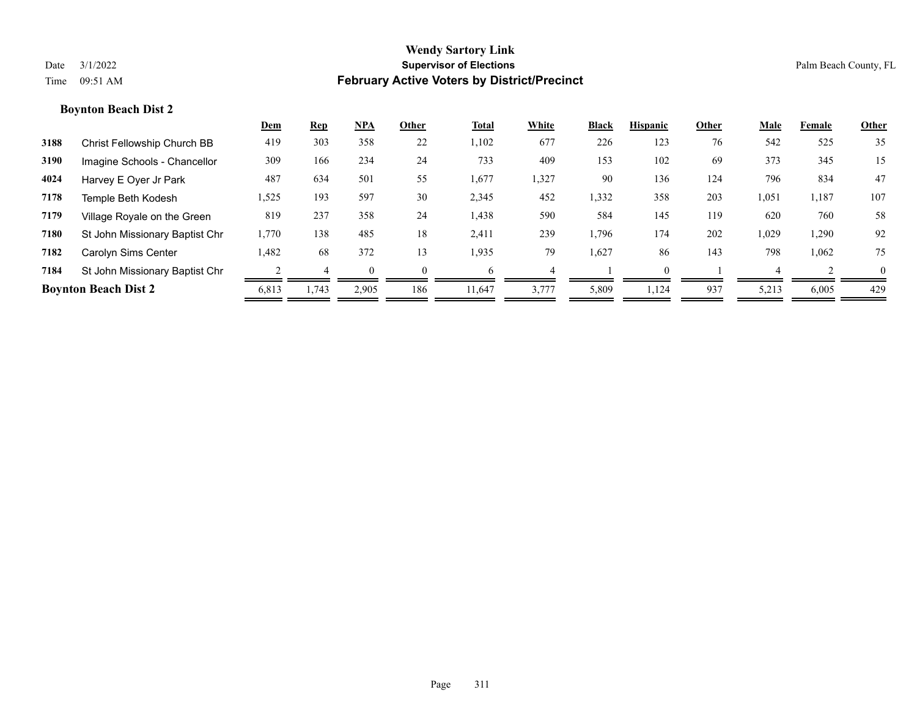**Wendy Sartory Link**
**Supervisor of Elections**
**February Active Voters by District/Precinct**

Date 3/1/2022
Time 09:51 AM

Palm Beach County, FL

### Boynton Beach Dist 2

| | | Dem | Rep | NPA | Other | Total | White | Black | Hispanic | Other | Male | Female | Other |
|---|---|---|---|---|---|---|---|---|---|---|---|---|---|
| 3188 | Christ Fellowship Church BB | 419 | 303 | 358 | 22 | 1,102 | 677 | 226 | 123 | 76 | 542 | 525 | 35 |
| 3190 | Imagine Schools - Chancellor | 309 | 166 | 234 | 24 | 733 | 409 | 153 | 102 | 69 | 373 | 345 | 15 |
| 4024 | Harvey E Oyer Jr Park | 487 | 634 | 501 | 55 | 1,677 | 1,327 | 90 | 136 | 124 | 796 | 834 | 47 |
| 7178 | Temple Beth Kodesh | 1,525 | 193 | 597 | 30 | 2,345 | 452 | 1,332 | 358 | 203 | 1,051 | 1,187 | 107 |
| 7179 | Village Royale on the Green | 819 | 237 | 358 | 24 | 1,438 | 590 | 584 | 145 | 119 | 620 | 760 | 58 |
| 7180 | St John Missionary Baptist Chr | 1,770 | 138 | 485 | 18 | 2,411 | 239 | 1,796 | 174 | 202 | 1,029 | 1,290 | 92 |
| 7182 | Carolyn Sims Center | 1,482 | 68 | 372 | 13 | 1,935 | 79 | 1,627 | 86 | 143 | 798 | 1,062 | 75 |
| 7184 | St John Missionary Baptist Chr | 2 | 4 | 0 | 0 | 6 | 4 | 1 | 0 | 1 | 4 | 2 | 0 |
| **Boynton Beach Dist 2** | | 6,813 | 1,743 | 2,905 | 186 | 11,647 | 3,777 | 5,809 | 1,124 | 937 | 5,213 | 6,005 | 429 |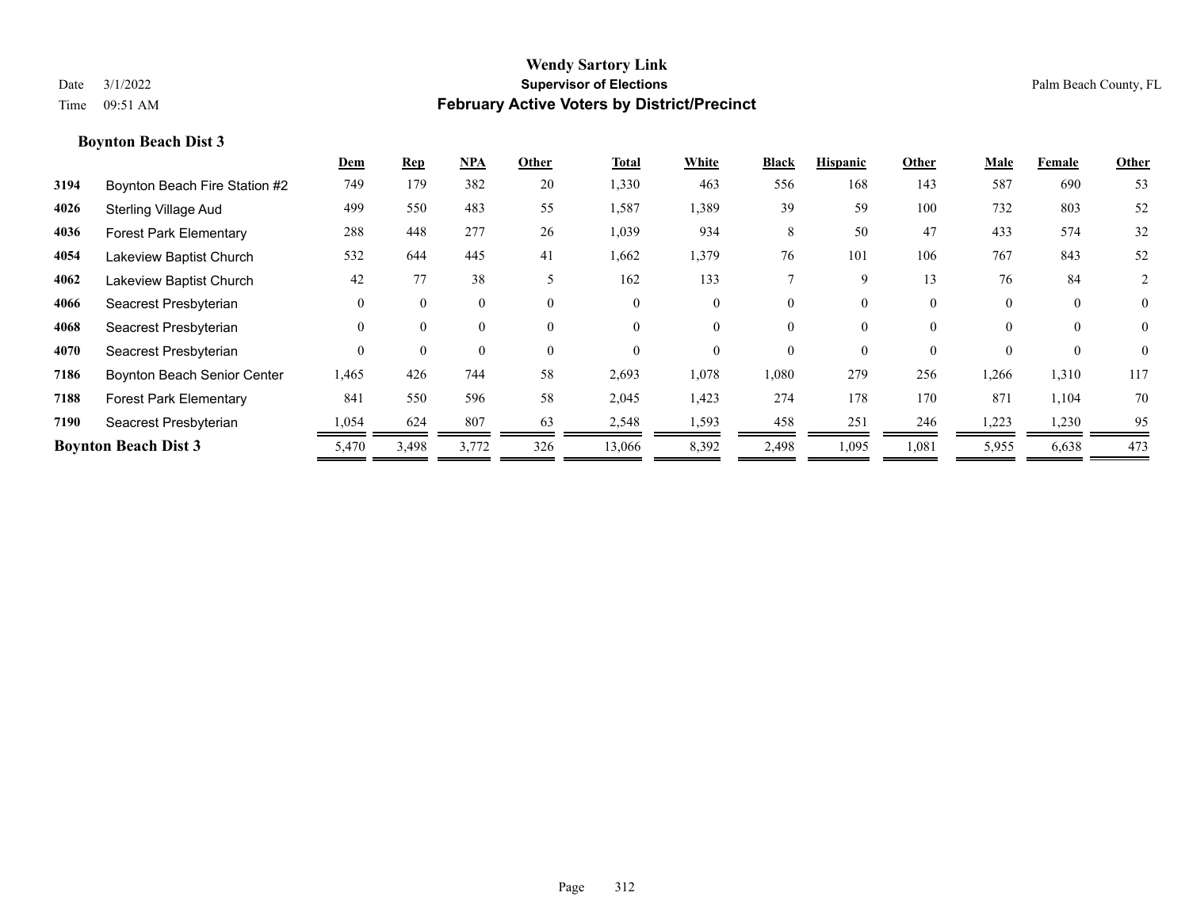# Wendy Sartory Link

## Supervisor of Elections

## February Active Voters by District/Precinct

Date 3/1/2022

Time 09:51 AM

Palm Beach County, FL

### Boynton Beach Dist 3

| | | Dem | Rep | NPA | Other | Total | White | Black | Hispanic | Other | Male | Female | Other |
|---|---|---|---|---|---|---|---|---|---|---|---|---|---|
| 3194 | Boynton Beach Fire Station #2 | 749 | 179 | 382 | 20 | 1,330 | 463 | 556 | 168 | 143 | 587 | 690 | 53 |
| 4026 | Sterling Village Aud | 499 | 550 | 483 | 55 | 1,587 | 1,389 | 39 | 59 | 100 | 732 | 803 | 52 |
| 4036 | Forest Park Elementary | 288 | 448 | 277 | 26 | 1,039 | 934 | 8 | 50 | 47 | 433 | 574 | 32 |
| 4054 | Lakeview Baptist Church | 532 | 644 | 445 | 41 | 1,662 | 1,379 | 76 | 101 | 106 | 767 | 843 | 52 |
| 4062 | Lakeview Baptist Church | 42 | 77 | 38 | 5 | 162 | 133 | 7 | 9 | 13 | 76 | 84 | 2 |
| 4066 | Seacrest Presbyterian | 0 | 0 | 0 | 0 | 0 | 0 | 0 | 0 | 0 | 0 | 0 | 0 |
| 4068 | Seacrest Presbyterian | 0 | 0 | 0 | 0 | 0 | 0 | 0 | 0 | 0 | 0 | 0 | 0 |
| 4070 | Seacrest Presbyterian | 0 | 0 | 0 | 0 | 0 | 0 | 0 | 0 | 0 | 0 | 0 | 0 |
| 7186 | Boynton Beach Senior Center | 1,465 | 426 | 744 | 58 | 2,693 | 1,078 | 1,080 | 279 | 256 | 1,266 | 1,310 | 117 |
| 7188 | Forest Park Elementary | 841 | 550 | 596 | 58 | 2,045 | 1,423 | 274 | 178 | 170 | 871 | 1,104 | 70 |
| 7190 | Seacrest Presbyterian | 1,054 | 624 | 807 | 63 | 2,548 | 1,593 | 458 | 251 | 246 | 1,223 | 1,230 | 95 |
| **Boynton Beach Dist 3** | | 5,470 | 3,498 | 3,772 | 326 | 13,066 | 8,392 | 2,498 | 1,095 | 1,081 | 5,955 | 6,638 | 473 |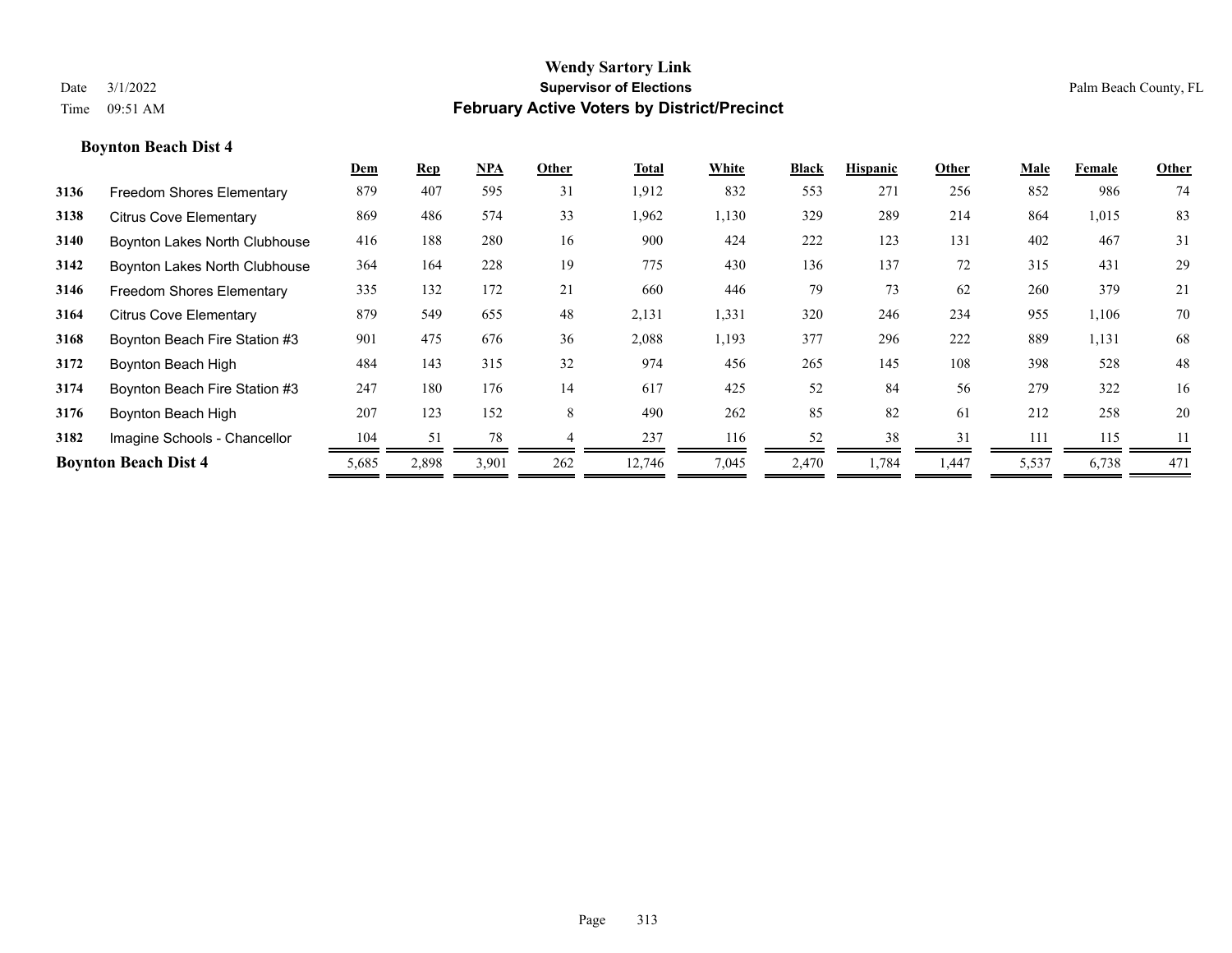**Boynton Beach Dist 4**

| | | Dem | Rep | NPA | Other | Total | White | Black | Hispanic | Other | Male | Female | Other |
|---|---|---|---|---|---|---|---|---|---|---|---|---|---|
| 3136 | Freedom Shores Elementary | 879 | 407 | 595 | 31 | 1,912 | 832 | 553 | 271 | 256 | 852 | 986 | 74 |
| 3138 | Citrus Cove Elementary | 869 | 486 | 574 | 33 | 1,962 | 1,130 | 329 | 289 | 214 | 864 | 1,015 | 83 |
| 3140 | Boynton Lakes North Clubhouse | 416 | 188 | 280 | 16 | 900 | 424 | 222 | 123 | 131 | 402 | 467 | 31 |
| 3142 | Boynton Lakes North Clubhouse | 364 | 164 | 228 | 19 | 775 | 430 | 136 | 137 | 72 | 315 | 431 | 29 |
| 3146 | Freedom Shores Elementary | 335 | 132 | 172 | 21 | 660 | 446 | 79 | 73 | 62 | 260 | 379 | 21 |
| 3164 | Citrus Cove Elementary | 879 | 549 | 655 | 48 | 2,131 | 1,331 | 320 | 246 | 234 | 955 | 1,106 | 70 |
| 3168 | Boynton Beach Fire Station #3 | 901 | 475 | 676 | 36 | 2,088 | 1,193 | 377 | 296 | 222 | 889 | 1,131 | 68 |
| 3172 | Boynton Beach High | 484 | 143 | 315 | 32 | 974 | 456 | 265 | 145 | 108 | 398 | 528 | 48 |
| 3174 | Boynton Beach Fire Station #3 | 247 | 180 | 176 | 14 | 617 | 425 | 52 | 84 | 56 | 279 | 322 | 16 |
| 3176 | Boynton Beach High | 207 | 123 | 152 | 8 | 490 | 262 | 85 | 82 | 61 | 212 | 258 | 20 |
| 3182 | Imagine Schools - Chancellor | 104 | 51 | 78 | 4 | 237 | 116 | 52 | 38 | 31 | 111 | 115 | 11 |
| **Boynton Beach Dist 4** | | 5,685 | 2,898 | 3,901 | 262 | 12,746 | 7,045 | 2,470 | 1,784 | 1,447 | 5,537 | 6,738 | 471 |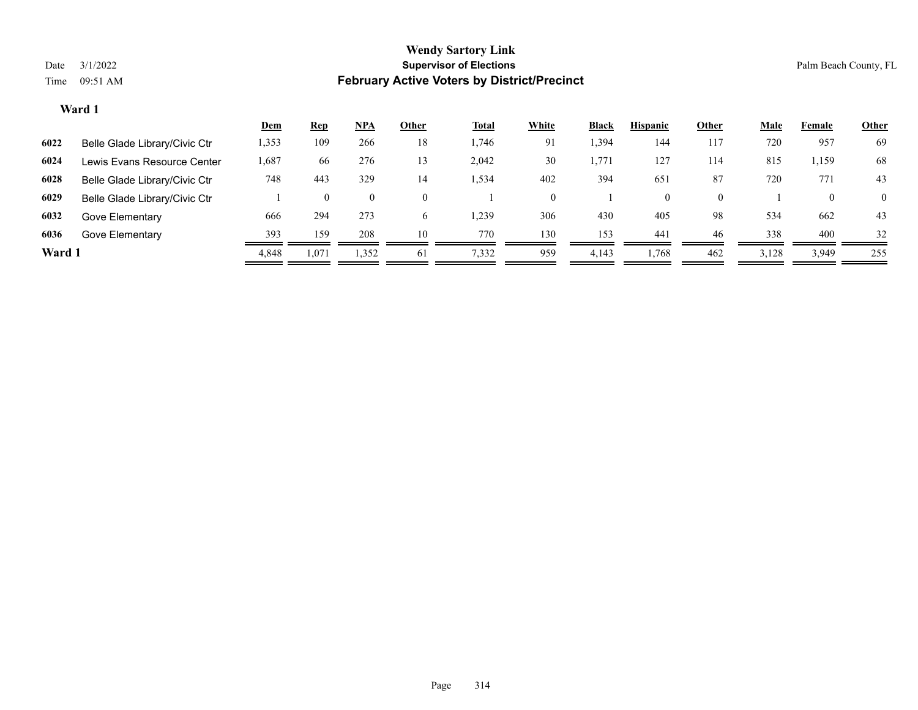# Wendy Sartory Link
## Supervisor of Elections
## February Active Voters by District/Precinct

Date 3/1/2022
Time 09:51 AM

Palm Beach County, FL

**Ward 1**

| | | Dem | Rep | NPA | Other | Total | White | Black | Hispanic | Other | Male | Female | Other |
|---|---|---|---|---|---|---|---|---|---|---|---|---|---|
| 6022 | Belle Glade Library/Civic Ctr | 1,353 | 109 | 266 | 18 | 1,746 | 91 | 1,394 | 144 | 117 | 720 | 957 | 69 |
| 6024 | Lewis Evans Resource Center | 1,687 | 66 | 276 | 13 | 2,042 | 30 | 1,771 | 127 | 114 | 815 | 1,159 | 68 |
| 6028 | Belle Glade Library/Civic Ctr | 748 | 443 | 329 | 14 | 1,534 | 402 | 394 | 651 | 87 | 720 | 771 | 43 |
| 6029 | Belle Glade Library/Civic Ctr | 1 | 0 | 0 | 0 | 1 | 0 | 1 | 0 | 0 | 1 | 0 | 0 |
| 6032 | Gove Elementary | 666 | 294 | 273 | 6 | 1,239 | 306 | 430 | 405 | 98 | 534 | 662 | 43 |
| 6036 | Gove Elementary | 393 | 159 | 208 | 10 | 770 | 130 | 153 | 441 | 46 | 338 | 400 | 32 |
| **Ward 1** | | 4,848 | 1,071 | 1,352 | 61 | 7,332 | 959 | 4,143 | 1,768 | 462 | 3,128 | 3,949 | 255 |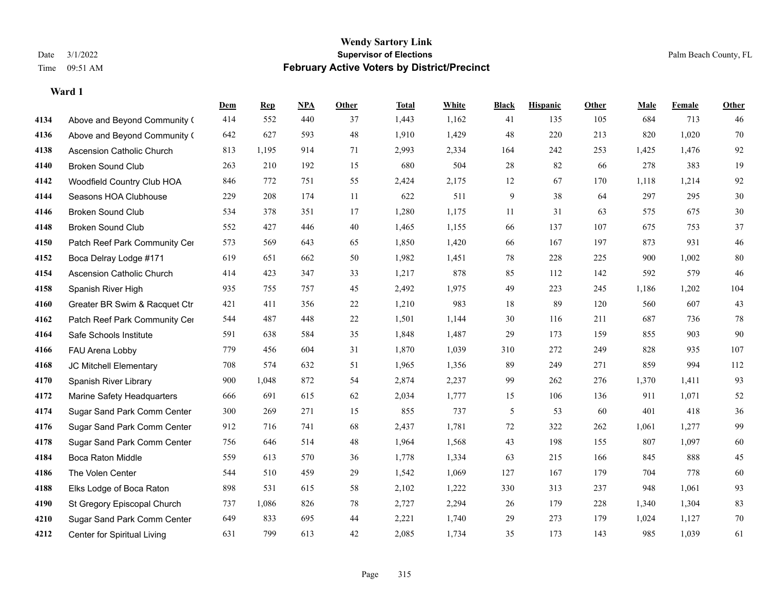# Wendy Sartory Link
## Supervisor of Elections
## February Active Voters by District/Precinct

Date 3/1/2022
Time 09:51 AM

Palm Beach County, FL

**Ward 1**

| | | Dem | Rep | NPA | Other | Total | White | Black | Hispanic | Other | Male | Female | Other |
|---|---|---|---|---|---|---|---|---|---|---|---|---|---|
| 4134 | Above and Beyond Community ( | 414 | 552 | 440 | 37 | 1,443 | 1,162 | 41 | 135 | 105 | 684 | 713 | 46 |
| 4136 | Above and Beyond Community ( | 642 | 627 | 593 | 48 | 1,910 | 1,429 | 48 | 220 | 213 | 820 | 1,020 | 70 |
| 4138 | Ascension Catholic Church | 813 | 1,195 | 914 | 71 | 2,993 | 2,334 | 164 | 242 | 253 | 1,425 | 1,476 | 92 |
| 4140 | Broken Sound Club | 263 | 210 | 192 | 15 | 680 | 504 | 28 | 82 | 66 | 278 | 383 | 19 |
| 4142 | Woodfield Country Club HOA | 846 | 772 | 751 | 55 | 2,424 | 2,175 | 12 | 67 | 170 | 1,118 | 1,214 | 92 |
| 4144 | Seasons HOA Clubhouse | 229 | 208 | 174 | 11 | 622 | 511 | 9 | 38 | 64 | 297 | 295 | 30 |
| 4146 | Broken Sound Club | 534 | 378 | 351 | 17 | 1,280 | 1,175 | 11 | 31 | 63 | 575 | 675 | 30 |
| 4148 | Broken Sound Club | 552 | 427 | 446 | 40 | 1,465 | 1,155 | 66 | 137 | 107 | 675 | 753 | 37 |
| 4150 | Patch Reef Park Community Cer | 573 | 569 | 643 | 65 | 1,850 | 1,420 | 66 | 167 | 197 | 873 | 931 | 46 |
| 4152 | Boca Delray Lodge #171 | 619 | 651 | 662 | 50 | 1,982 | 1,451 | 78 | 228 | 225 | 900 | 1,002 | 80 |
| 4154 | Ascension Catholic Church | 414 | 423 | 347 | 33 | 1,217 | 878 | 85 | 112 | 142 | 592 | 579 | 46 |
| 4158 | Spanish River High | 935 | 755 | 757 | 45 | 2,492 | 1,975 | 49 | 223 | 245 | 1,186 | 1,202 | 104 |
| 4160 | Greater BR Swim & Racquet Ctr | 421 | 411 | 356 | 22 | 1,210 | 983 | 18 | 89 | 120 | 560 | 607 | 43 |
| 4162 | Patch Reef Park Community Cer | 544 | 487 | 448 | 22 | 1,501 | 1,144 | 30 | 116 | 211 | 687 | 736 | 78 |
| 4164 | Safe Schools Institute | 591 | 638 | 584 | 35 | 1,848 | 1,487 | 29 | 173 | 159 | 855 | 903 | 90 |
| 4166 | FAU Arena Lobby | 779 | 456 | 604 | 31 | 1,870 | 1,039 | 310 | 272 | 249 | 828 | 935 | 107 |
| 4168 | JC Mitchell Elementary | 708 | 574 | 632 | 51 | 1,965 | 1,356 | 89 | 249 | 271 | 859 | 994 | 112 |
| 4170 | Spanish River Library | 900 | 1,048 | 872 | 54 | 2,874 | 2,237 | 99 | 262 | 276 | 1,370 | 1,411 | 93 |
| 4172 | Marine Safety Headquarters | 666 | 691 | 615 | 62 | 2,034 | 1,777 | 15 | 106 | 136 | 911 | 1,071 | 52 |
| 4174 | Sugar Sand Park Comm Center | 300 | 269 | 271 | 15 | 855 | 737 | 5 | 53 | 60 | 401 | 418 | 36 |
| 4176 | Sugar Sand Park Comm Center | 912 | 716 | 741 | 68 | 2,437 | 1,781 | 72 | 322 | 262 | 1,061 | 1,277 | 99 |
| 4178 | Sugar Sand Park Comm Center | 756 | 646 | 514 | 48 | 1,964 | 1,568 | 43 | 198 | 155 | 807 | 1,097 | 60 |
| 4184 | Boca Raton Middle | 559 | 613 | 570 | 36 | 1,778 | 1,334 | 63 | 215 | 166 | 845 | 888 | 45 |
| 4186 | The Volen Center | 544 | 510 | 459 | 29 | 1,542 | 1,069 | 127 | 167 | 179 | 704 | 778 | 60 |
| 4188 | Elks Lodge of Boca Raton | 898 | 531 | 615 | 58 | 2,102 | 1,222 | 330 | 313 | 237 | 948 | 1,061 | 93 |
| 4190 | St Gregory Episcopal Church | 737 | 1,086 | 826 | 78 | 2,727 | 2,294 | 26 | 179 | 228 | 1,340 | 1,304 | 83 |
| 4210 | Sugar Sand Park Comm Center | 649 | 833 | 695 | 44 | 2,221 | 1,740 | 29 | 273 | 179 | 1,024 | 1,127 | 70 |
| 4212 | Center for Spiritual Living | 631 | 799 | 613 | 42 | 2,085 | 1,734 | 35 | 173 | 143 | 985 | 1,039 | 61 |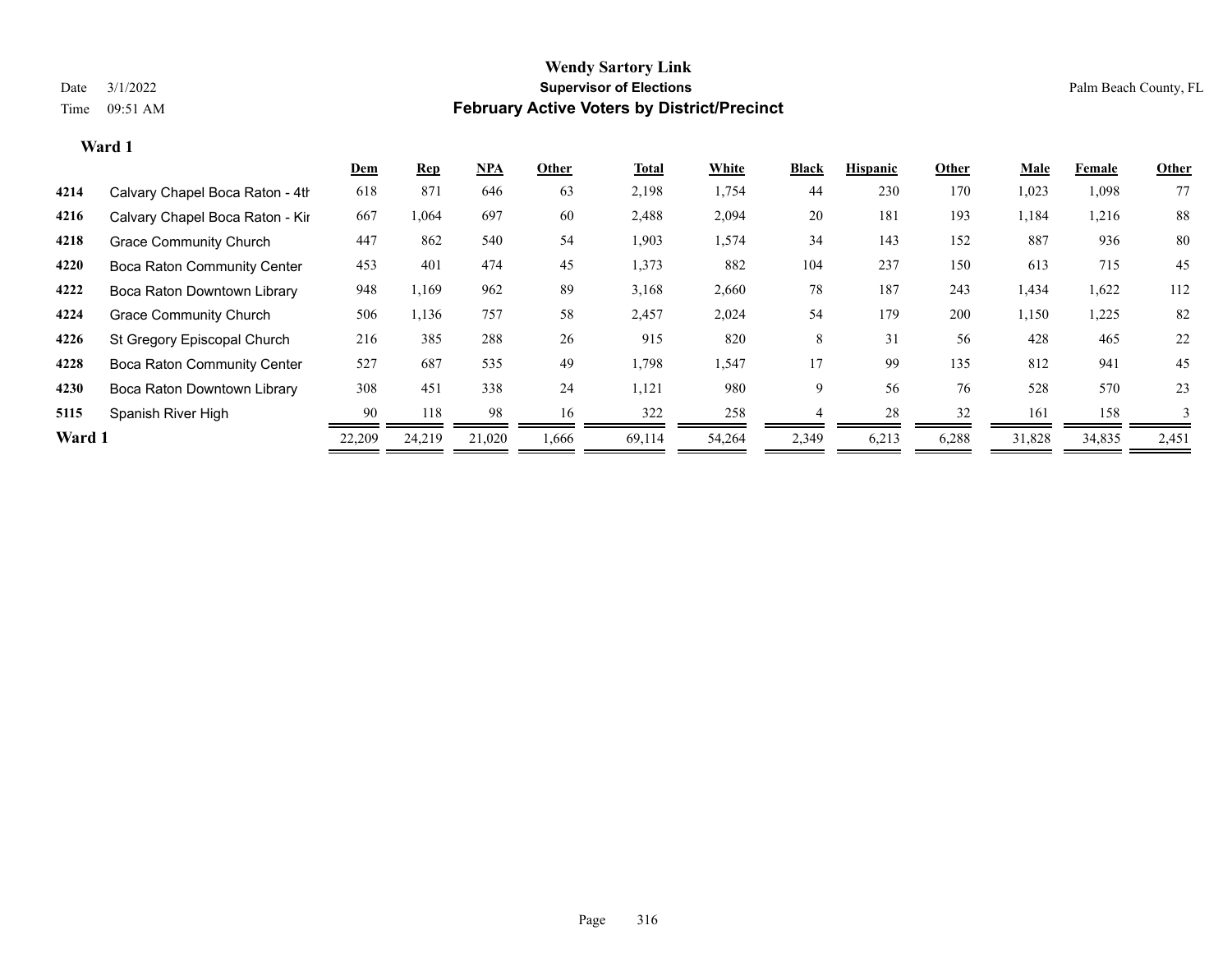# Wendy Sartory Link

## Supervisor of Elections

## February Active Voters by District/Precinct

Date 3/1/2022
Time 09:51 AM

Palm Beach County, FL

### Ward 1

| | | Dem | Rep | NPA | Other | Total | White | Black | Hispanic | Other | Male | Female | Other |
|---|---|---|---|---|---|---|---|---|---|---|---|---|---|
| 4214 | Calvary Chapel Boca Raton - 4th | 618 | 871 | 646 | 63 | 2,198 | 1,754 | 44 | 230 | 170 | 1,023 | 1,098 | 77 |
| 4216 | Calvary Chapel Boca Raton - Kir | 667 | 1,064 | 697 | 60 | 2,488 | 2,094 | 20 | 181 | 193 | 1,184 | 1,216 | 88 |
| 4218 | Grace Community Church | 447 | 862 | 540 | 54 | 1,903 | 1,574 | 34 | 143 | 152 | 887 | 936 | 80 |
| 4220 | Boca Raton Community Center | 453 | 401 | 474 | 45 | 1,373 | 882 | 104 | 237 | 150 | 613 | 715 | 45 |
| 4222 | Boca Raton Downtown Library | 948 | 1,169 | 962 | 89 | 3,168 | 2,660 | 78 | 187 | 243 | 1,434 | 1,622 | 112 |
| 4224 | Grace Community Church | 506 | 1,136 | 757 | 58 | 2,457 | 2,024 | 54 | 179 | 200 | 1,150 | 1,225 | 82 |
| 4226 | St Gregory Episcopal Church | 216 | 385 | 288 | 26 | 915 | 820 | 8 | 31 | 56 | 428 | 465 | 22 |
| 4228 | Boca Raton Community Center | 527 | 687 | 535 | 49 | 1,798 | 1,547 | 17 | 99 | 135 | 812 | 941 | 45 |
| 4230 | Boca Raton Downtown Library | 308 | 451 | 338 | 24 | 1,121 | 980 | 9 | 56 | 76 | 528 | 570 | 23 |
| 5115 | Spanish River High | 90 | 118 | 98 | 16 | 322 | 258 | 4 | 28 | 32 | 161 | 158 | 3 |
| **Ward 1** | | 22,209 | 24,219 | 21,020 | 1,666 | 69,114 | 54,264 | 2,349 | 6,213 | 6,288 | 31,828 | 34,835 | 2,451 |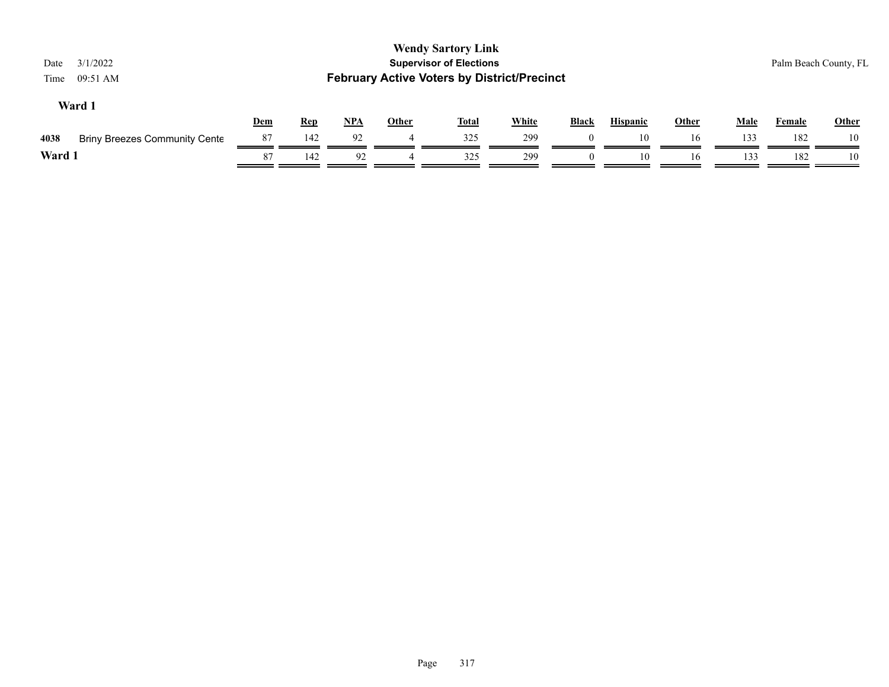**Wendy Sartory Link**

**Supervisor of Elections**

**February Active Voters by District/Precinct**

Date 3/1/2022

Time 09:51 AM

Palm Beach County, FL

### Ward 1

| | | Dem | Rep | NPA | Other | Total | White | Black | Hispanic | Other | Male | Female | Other |
|---|---|---|---|---|---|---|---|---|---|---|---|---|---|
| 4038 | Briny Breezes Community Cente | 87 | 142 | 92 | 4 | 325 | 299 | 0 | 10 | 16 | 133 | 182 | 10 |
| **Ward 1** | | 87 | 142 | 92 | 4 | 325 | 299 | 0 | 10 | 16 | 133 | 182 | 10 |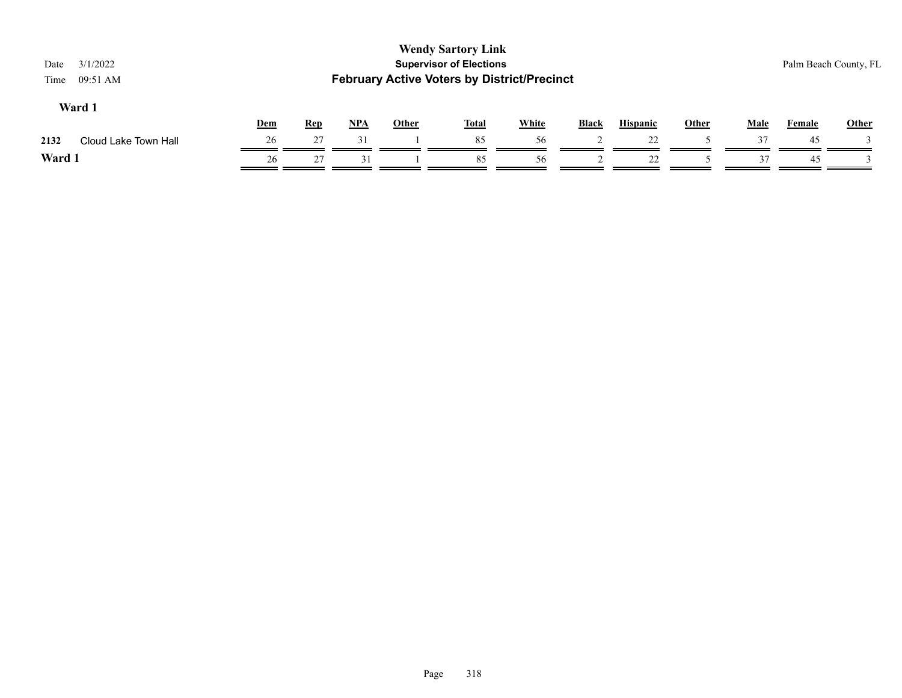**Wendy Sartory Link**

**Supervisor of Elections**

**February Active Voters by District/Precinct**

Date 3/1/2022

Time 09:51 AM

Palm Beach County, FL

**Ward 1**

| | | Dem | Rep | NPA | Other | Total | White | Black | Hispanic | Other | Male | Female | Other |
|---|---|---|---|---|---|---|---|---|---|---|---|---|---|
| 2132 | Cloud Lake Town Hall | 26 | 27 | 31 | 1 | 85 | 56 | 2 | 22 | 5 | 37 | 45 | 3 |
| **Ward 1** | | 26 | 27 | 31 | 1 | 85 | 56 | 2 | 22 | 5 | 37 | 45 | 3 |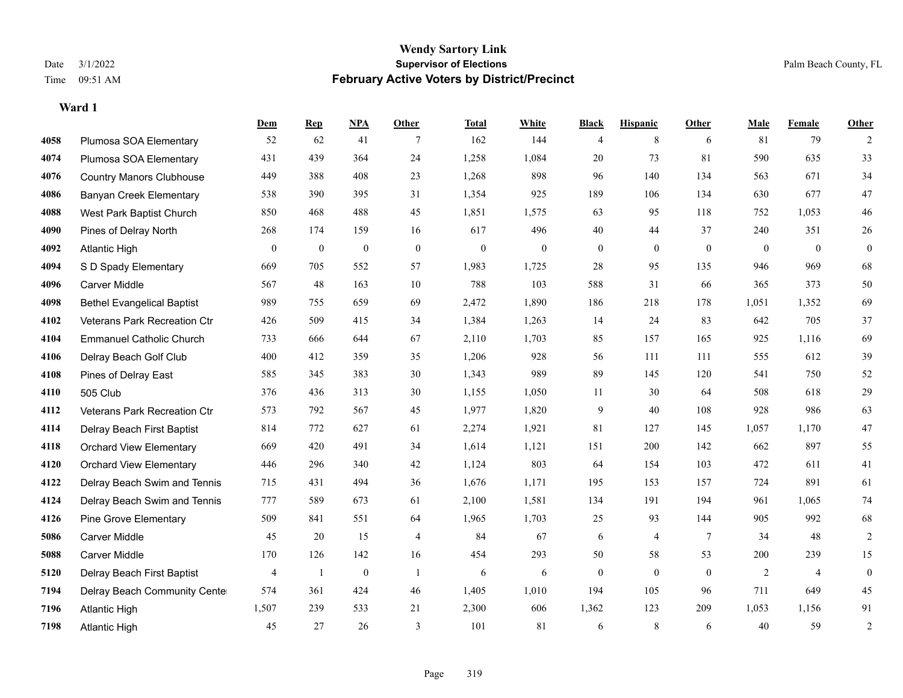# Wendy Sartory Link

## Supervisor of Elections

## February Active Voters by District/Precinct

Date 3/1/2022
Time 09:51 AM

Palm Beach County, FL

### Ward 1

| | | Dem | Rep | NPA | Other | Total | White | Black | Hispanic | Other | Male | Female | Other |
|---|---|---|---|---|---|---|---|---|---|---|---|---|---|
| 4058 | Plumosa SOA Elementary | 52 | 62 | 41 | 7 | 162 | 144 | 4 | 8 | 6 | 81 | 79 | 2 |
| 4074 | Plumosa SOA Elementary | 431 | 439 | 364 | 24 | 1,258 | 1,084 | 20 | 73 | 81 | 590 | 635 | 33 |
| 4076 | Country Manors Clubhouse | 449 | 388 | 408 | 23 | 1,268 | 898 | 96 | 140 | 134 | 563 | 671 | 34 |
| 4086 | Banyan Creek Elementary | 538 | 390 | 395 | 31 | 1,354 | 925 | 189 | 106 | 134 | 630 | 677 | 47 |
| 4088 | West Park Baptist Church | 850 | 468 | 488 | 45 | 1,851 | 1,575 | 63 | 95 | 118 | 752 | 1,053 | 46 |
| 4090 | Pines of Delray North | 268 | 174 | 159 | 16 | 617 | 496 | 40 | 44 | 37 | 240 | 351 | 26 |
| 4092 | Atlantic High | 0 | 0 | 0 | 0 | 0 | 0 | 0 | 0 | 0 | 0 | 0 | 0 |
| 4094 | S D Spady Elementary | 669 | 705 | 552 | 57 | 1,983 | 1,725 | 28 | 95 | 135 | 946 | 969 | 68 |
| 4096 | Carver Middle | 567 | 48 | 163 | 10 | 788 | 103 | 588 | 31 | 66 | 365 | 373 | 50 |
| 4098 | Bethel Evangelical Baptist | 989 | 755 | 659 | 69 | 2,472 | 1,890 | 186 | 218 | 178 | 1,051 | 1,352 | 69 |
| 4102 | Veterans Park Recreation Ctr | 426 | 509 | 415 | 34 | 1,384 | 1,263 | 14 | 24 | 83 | 642 | 705 | 37 |
| 4104 | Emmanuel Catholic Church | 733 | 666 | 644 | 67 | 2,110 | 1,703 | 85 | 157 | 165 | 925 | 1,116 | 69 |
| 4106 | Delray Beach Golf Club | 400 | 412 | 359 | 35 | 1,206 | 928 | 56 | 111 | 111 | 555 | 612 | 39 |
| 4108 | Pines of Delray East | 585 | 345 | 383 | 30 | 1,343 | 989 | 89 | 145 | 120 | 541 | 750 | 52 |
| 4110 | 505 Club | 376 | 436 | 313 | 30 | 1,155 | 1,050 | 11 | 30 | 64 | 508 | 618 | 29 |
| 4112 | Veterans Park Recreation Ctr | 573 | 792 | 567 | 45 | 1,977 | 1,820 | 9 | 40 | 108 | 928 | 986 | 63 |
| 4114 | Delray Beach First Baptist | 814 | 772 | 627 | 61 | 2,274 | 1,921 | 81 | 127 | 145 | 1,057 | 1,170 | 47 |
| 4118 | Orchard View Elementary | 669 | 420 | 491 | 34 | 1,614 | 1,121 | 151 | 200 | 142 | 662 | 897 | 55 |
| 4120 | Orchard View Elementary | 446 | 296 | 340 | 42 | 1,124 | 803 | 64 | 154 | 103 | 472 | 611 | 41 |
| 4122 | Delray Beach Swim and Tennis | 715 | 431 | 494 | 36 | 1,676 | 1,171 | 195 | 153 | 157 | 724 | 891 | 61 |
| 4124 | Delray Beach Swim and Tennis | 777 | 589 | 673 | 61 | 2,100 | 1,581 | 134 | 191 | 194 | 961 | 1,065 | 74 |
| 4126 | Pine Grove Elementary | 509 | 841 | 551 | 64 | 1,965 | 1,703 | 25 | 93 | 144 | 905 | 992 | 68 |
| 5086 | Carver Middle | 45 | 20 | 15 | 4 | 84 | 67 | 6 | 4 | 7 | 34 | 48 | 2 |
| 5088 | Carver Middle | 170 | 126 | 142 | 16 | 454 | 293 | 50 | 58 | 53 | 200 | 239 | 15 |
| 5120 | Delray Beach First Baptist | 4 | 1 | 0 | 1 | 6 | 6 | 0 | 0 | 0 | 2 | 4 | 0 |
| 7194 | Delray Beach Community Center | 574 | 361 | 424 | 46 | 1,405 | 1,010 | 194 | 105 | 96 | 711 | 649 | 45 |
| 7196 | Atlantic High | 1,507 | 239 | 533 | 21 | 2,300 | 606 | 1,362 | 123 | 209 | 1,053 | 1,156 | 91 |
| 7198 | Atlantic High | 45 | 27 | 26 | 3 | 101 | 81 | 6 | 8 | 6 | 40 | 59 | 2 |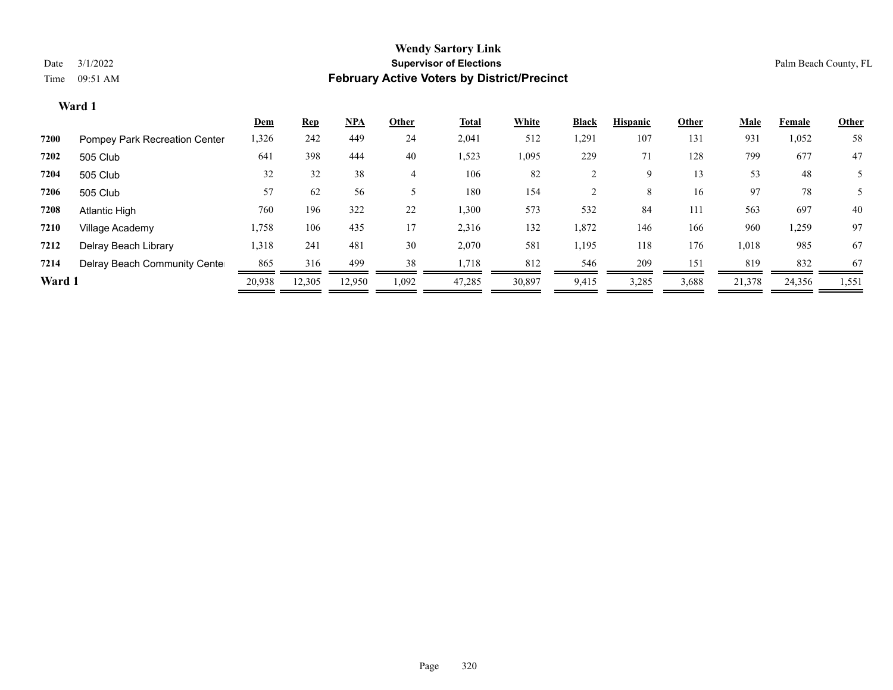**Wendy Sartory Link**

**Supervisor of Elections**

**February Active Voters by District/Precinct**

Date 3/1/2022

Time 09:51 AM

Palm Beach County, FL

**Ward 1**

| | | Dem | Rep | NPA | Other | Total | White | Black | Hispanic | Other | Male | Female | Other |
|---|---|---|---|---|---|---|---|---|---|---|---|---|---|
| **7200** | Pompey Park Recreation Center | 1,326 | 242 | 449 | 24 | 2,041 | 512 | 1,291 | 107 | 131 | 931 | 1,052 | 58 |
| **7202** | 505 Club | 641 | 398 | 444 | 40 | 1,523 | 1,095 | 229 | 71 | 128 | 799 | 677 | 47 |
| **7204** | 505 Club | 32 | 32 | 38 | 4 | 106 | 82 | 2 | 9 | 13 | 53 | 48 | 5 |
| **7206** | 505 Club | 57 | 62 | 56 | 5 | 180 | 154 | 2 | 8 | 16 | 97 | 78 | 5 |
| **7208** | Atlantic High | 760 | 196 | 322 | 22 | 1,300 | 573 | 532 | 84 | 111 | 563 | 697 | 40 |
| **7210** | Village Academy | 1,758 | 106 | 435 | 17 | 2,316 | 132 | 1,872 | 146 | 166 | 960 | 1,259 | 97 |
| **7212** | Delray Beach Library | 1,318 | 241 | 481 | 30 | 2,070 | 581 | 1,195 | 118 | 176 | 1,018 | 985 | 67 |
| **7214** | Delray Beach Community Center | 865 | 316 | 499 | 38 | 1,718 | 812 | 546 | 209 | 151 | 819 | 832 | 67 |
| **Ward 1** | | 20,938 | 12,305 | 12,950 | 1,092 | 47,285 | 30,897 | 9,415 | 3,285 | 3,688 | 21,378 | 24,356 | 1,551 |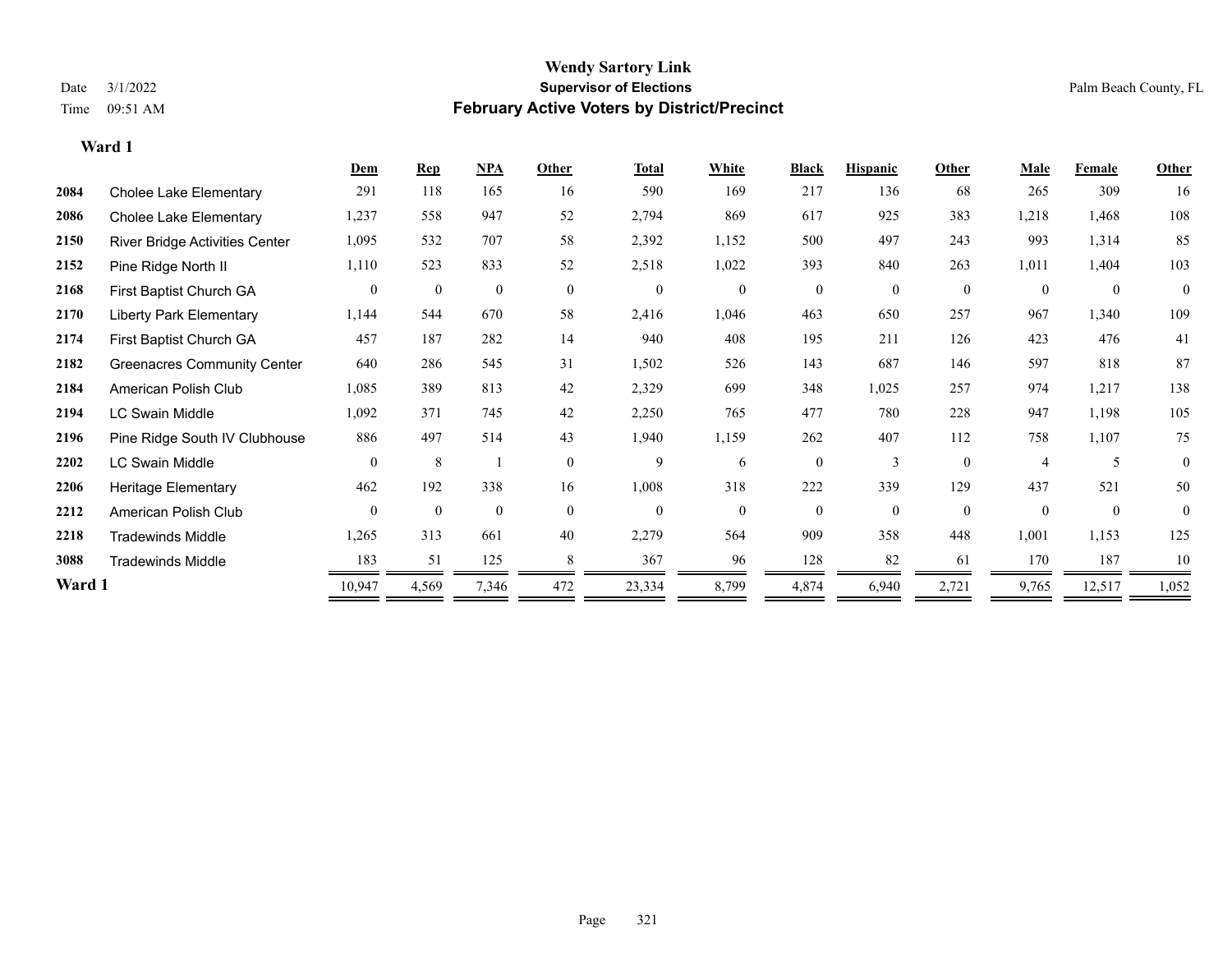# Wendy Sartory Link
## Supervisor of Elections
## February Active Voters by District/Precinct

Date 3/1/2022
Time 09:51 AM

Palm Beach County, FL

**Ward 1**

| | | Dem | Rep | NPA | Other | Total | White | Black | Hispanic | Other | Male | Female | Other |
|---|---|---|---|---|---|---|---|---|---|---|---|---|---|
| 2084 | Cholee Lake Elementary | 291 | 118 | 165 | 16 | 590 | 169 | 217 | 136 | 68 | 265 | 309 | 16 |
| 2086 | Cholee Lake Elementary | 1,237 | 558 | 947 | 52 | 2,794 | 869 | 617 | 925 | 383 | 1,218 | 1,468 | 108 |
| 2150 | River Bridge Activities Center | 1,095 | 532 | 707 | 58 | 2,392 | 1,152 | 500 | 497 | 243 | 993 | 1,314 | 85 |
| 2152 | Pine Ridge North II | 1,110 | 523 | 833 | 52 | 2,518 | 1,022 | 393 | 840 | 263 | 1,011 | 1,404 | 103 |
| 2168 | First Baptist Church GA | 0 | 0 | 0 | 0 | 0 | 0 | 0 | 0 | 0 | 0 | 0 | 0 |
| 2170 | Liberty Park Elementary | 1,144 | 544 | 670 | 58 | 2,416 | 1,046 | 463 | 650 | 257 | 967 | 1,340 | 109 |
| 2174 | First Baptist Church GA | 457 | 187 | 282 | 14 | 940 | 408 | 195 | 211 | 126 | 423 | 476 | 41 |
| 2182 | Greenacres Community Center | 640 | 286 | 545 | 31 | 1,502 | 526 | 143 | 687 | 146 | 597 | 818 | 87 |
| 2184 | American Polish Club | 1,085 | 389 | 813 | 42 | 2,329 | 699 | 348 | 1,025 | 257 | 974 | 1,217 | 138 |
| 2194 | LC Swain Middle | 1,092 | 371 | 745 | 42 | 2,250 | 765 | 477 | 780 | 228 | 947 | 1,198 | 105 |
| 2196 | Pine Ridge South IV Clubhouse | 886 | 497 | 514 | 43 | 1,940 | 1,159 | 262 | 407 | 112 | 758 | 1,107 | 75 |
| 2202 | LC Swain Middle | 0 | 8 | 1 | 0 | 9 | 6 | 0 | 3 | 0 | 4 | 5 | 0 |
| 2206 | Heritage Elementary | 462 | 192 | 338 | 16 | 1,008 | 318 | 222 | 339 | 129 | 437 | 521 | 50 |
| 2212 | American Polish Club | 0 | 0 | 0 | 0 | 0 | 0 | 0 | 0 | 0 | 0 | 0 | 0 |
| 2218 | Tradewinds Middle | 1,265 | 313 | 661 | 40 | 2,279 | 564 | 909 | 358 | 448 | 1,001 | 1,153 | 125 |
| 3088 | Tradewinds Middle | 183 | 51 | 125 | 8 | 367 | 96 | 128 | 82 | 61 | 170 | 187 | 10 |
| **Ward 1** | | 10,947 | 4,569 | 7,346 | 472 | 23,334 | 8,799 | 4,874 | 6,940 | 2,721 | 9,765 | 12,517 | 1,052 |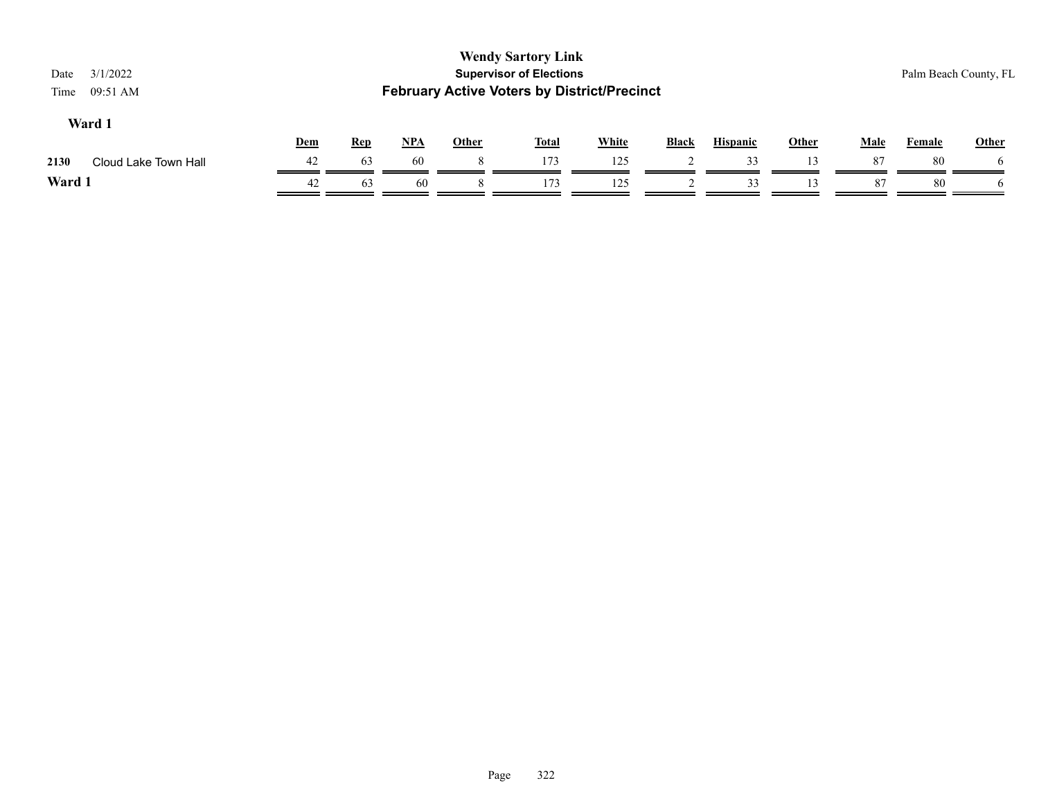# Wendy Sartory Link

## Supervisor of Elections

## February Active Voters by District/Precinct

Date 3/1/2022
Time 09:51 AM

Palm Beach County, FL

### Ward 1

| | | Dem | Rep | NPA | Other | Total | White | Black | Hispanic | Other | Male | Female | Other |
|---|---|---|---|---|---|---|---|---|---|---|---|---|---|
| 2130 | Cloud Lake Town Hall | 42 | 63 | 60 | 8 | 173 | 125 | 2 | 33 | 13 | 87 | 80 | 6 |
| **Ward 1** | | 42 | 63 | 60 | 8 | 173 | 125 | 2 | 33 | 13 | 87 | 80 | 6 |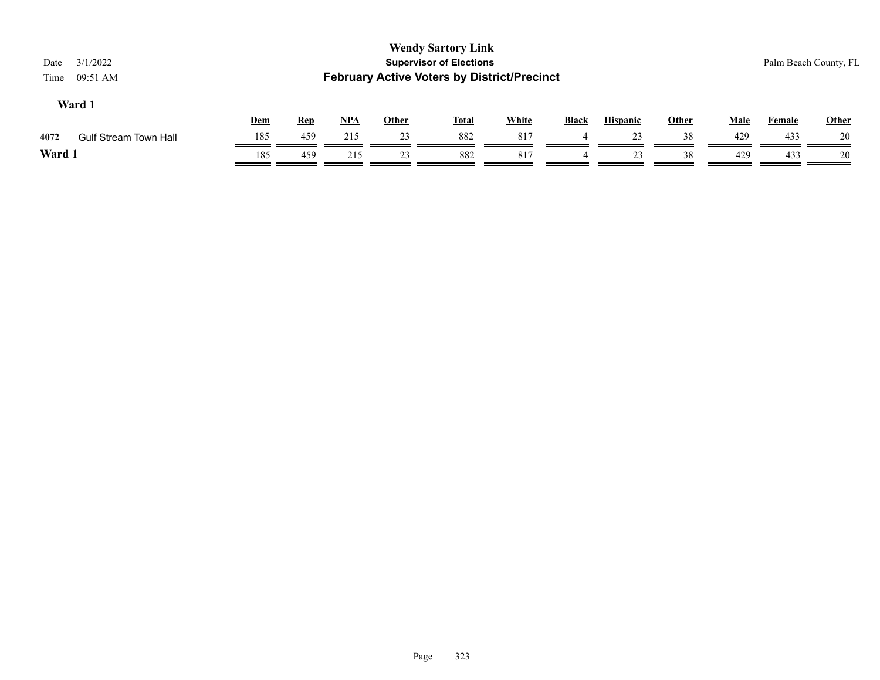**Wendy Sartory Link**
**Supervisor of Elections**
**February Active Voters by District/Precinct**

Date 3/1/2022
Time 09:51 AM

Palm Beach County, FL

## Ward 1

| | | Dem | Rep | NPA | Other | Total | White | Black | Hispanic | Other | Male | Female | Other |
|---|---|---|---|---|---|---|---|---|---|---|---|---|---|
| 4072 | Gulf Stream Town Hall | 185 | 459 | 215 | 23 | 882 | 817 | 4 | 23 | 38 | 429 | 433 | 20 |
| **Ward 1** | | 185 | 459 | 215 | 23 | 882 | 817 | 4 | 23 | 38 | 429 | 433 | 20 |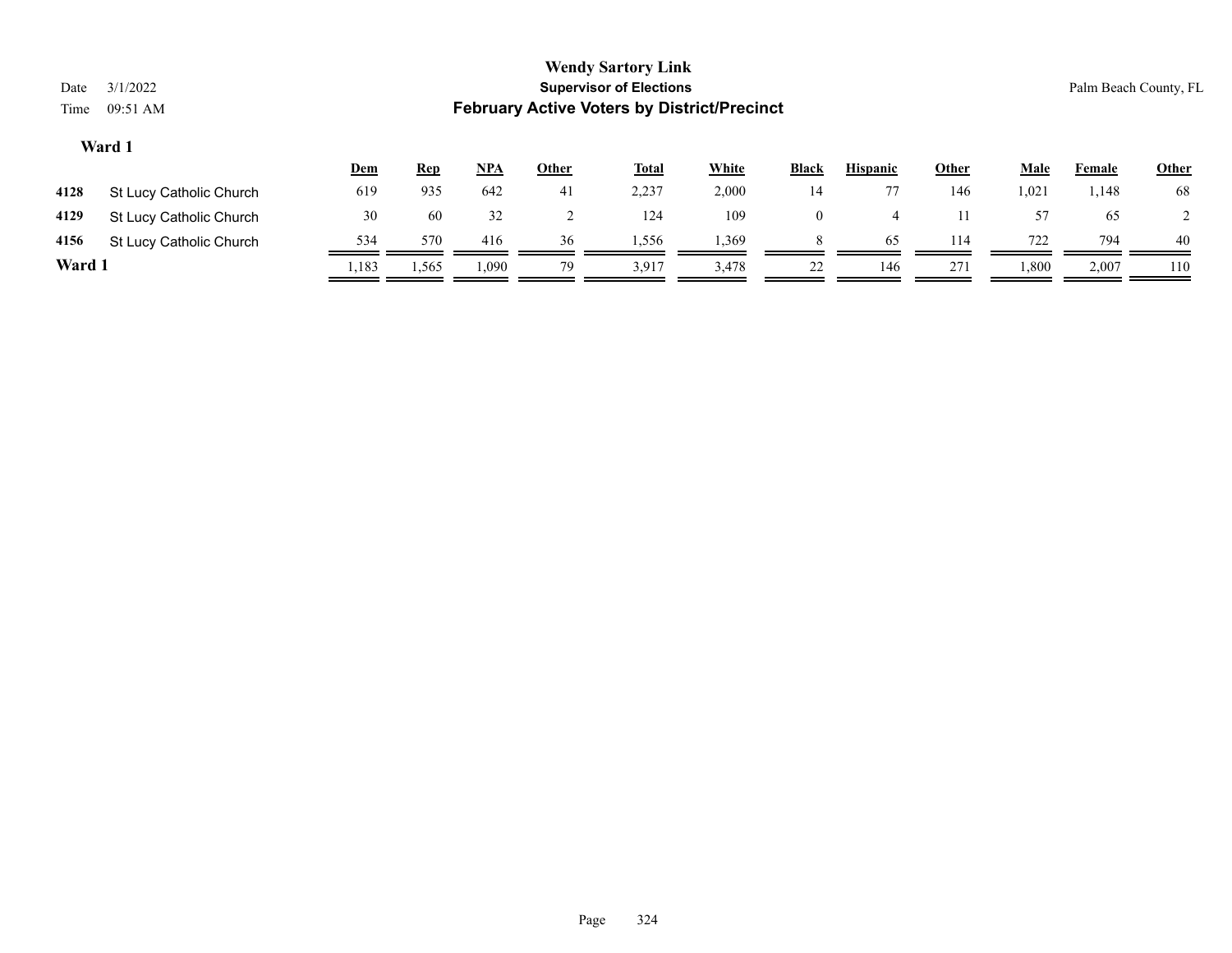**Wendy Sartory Link**
**Supervisor of Elections**
**February Active Voters by District/Precinct**

Date 3/1/2022
Time 09:51 AM
Palm Beach County, FL

## Ward 1

| | | Dem | Rep | NPA | Other | Total | White | Black | Hispanic | Other | Male | Female | Other |
|---|---|---|---|---|---|---|---|---|---|---|---|---|---|
| 4128 | St Lucy Catholic Church | 619 | 935 | 642 | 41 | 2,237 | 2,000 | 14 | 77 | 146 | 1,021 | 1,148 | 68 |
| 4129 | St Lucy Catholic Church | 30 | 60 | 32 | 2 | 124 | 109 | 0 | 4 | 11 | 57 | 65 | 2 |
| 4156 | St Lucy Catholic Church | 534 | 570 | 416 | 36 | 1,556 | 1,369 | 8 | 65 | 114 | 722 | 794 | 40 |
| **Ward 1** | | 1,183 | 1,565 | 1,090 | 79 | 3,917 | 3,478 | 22 | 146 | 271 | 1,800 | 2,007 | 110 |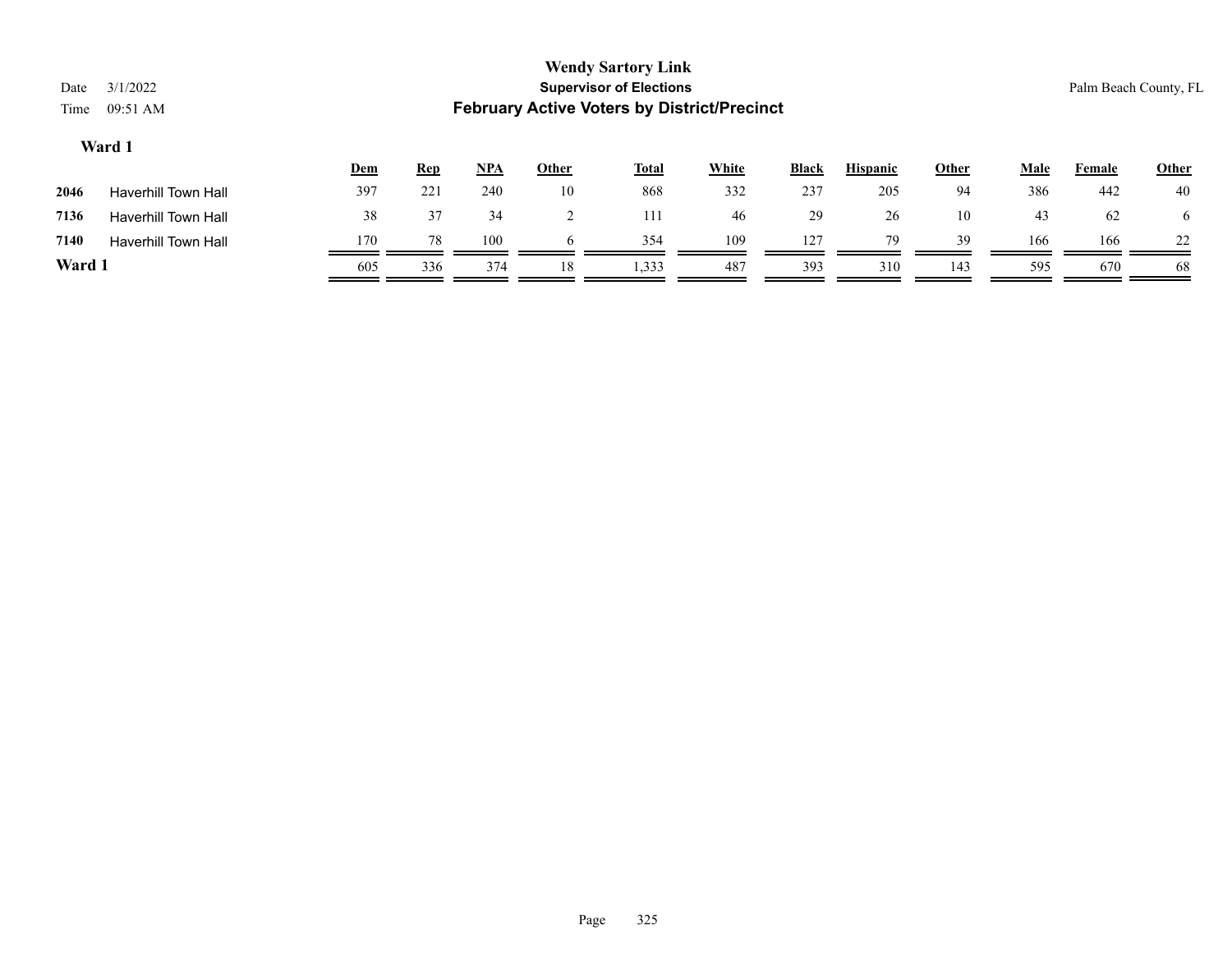**Wendy Sartory Link**

**Supervisor of Elections**

**February Active Voters by District/Precinct**

Date 3/1/2022

Time 09:51 AM

Palm Beach County, FL

## Ward 1

| | | Dem | Rep | NPA | Other | Total | White | Black | Hispanic | Other | Male | Female | Other |
|---|---|---|---|---|---|---|---|---|---|---|---|---|---|
| 2046 | Haverhill Town Hall | 397 | 221 | 240 | 10 | 868 | 332 | 237 | 205 | 94 | 386 | 442 | 40 |
| 7136 | Haverhill Town Hall | 38 | 37 | 34 | 2 | 111 | 46 | 29 | 26 | 10 | 43 | 62 | 6 |
| 7140 | Haverhill Town Hall | 170 | 78 | 100 | 6 | 354 | 109 | 127 | 79 | 39 | 166 | 166 | 22 |
| **Ward 1** | | 605 | 336 | 374 | 18 | 1,333 | 487 | 393 | 310 | 143 | 595 | 670 | 68 |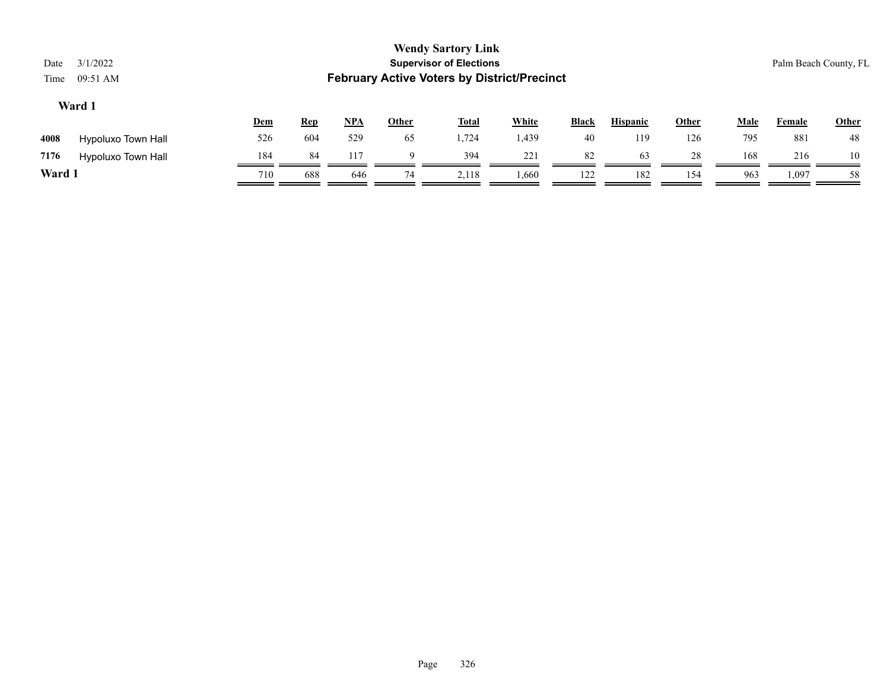Wendy Sartory Link

Supervisor of Elections

Date 3/1/2022

Time 09:51 AM

## February Active Voters by District/Precinct

Palm Beach County, FL

### Ward 1

| | | Dem | Rep | NPA | Other | Total | White | Black | Hispanic | Other | Male | Female | Other |
|---|---|---|---|---|---|---|---|---|---|---|---|---|---|
| 4008 | Hypoluxo Town Hall | 526 | 604 | 529 | 65 | 1,724 | 1,439 | 40 | 119 | 126 | 795 | 881 | 48 |
| 7176 | Hypoluxo Town Hall | 184 | 84 | 117 | 9 | 394 | 221 | 82 | 63 | 28 | 168 | 216 | 10 |
| **Ward 1** | | 710 | 688 | 646 | 74 | 2,118 | 1,660 | 122 | 182 | 154 | 963 | 1,097 | 58 |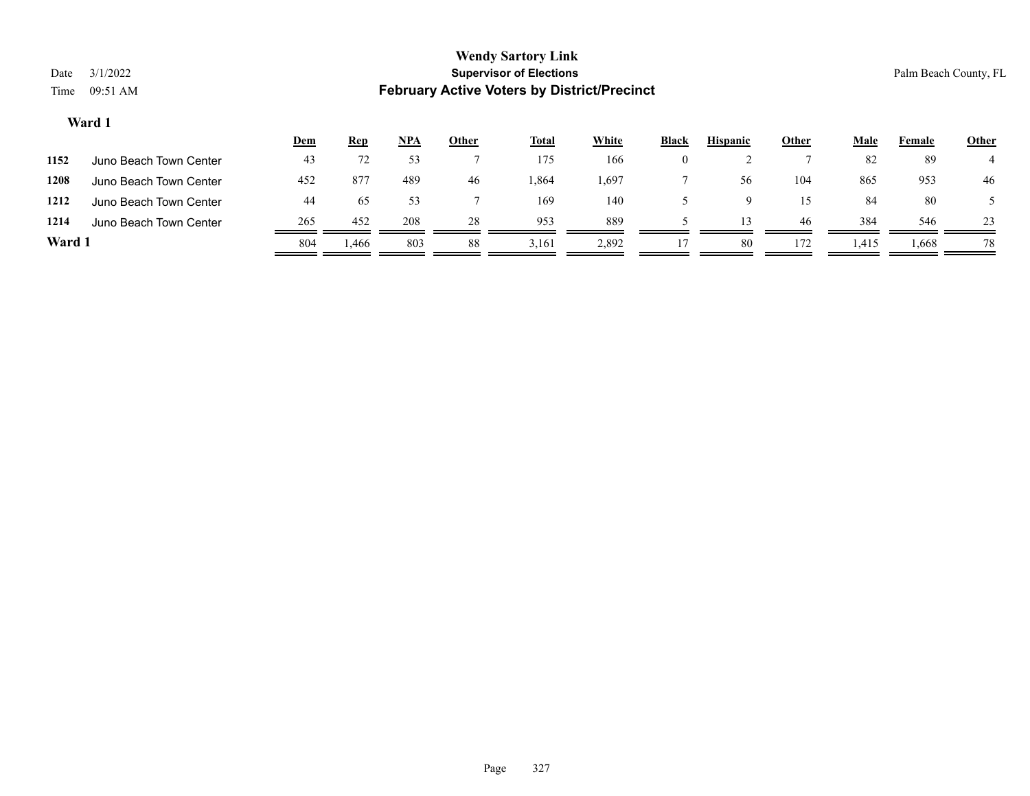# Wendy Sartory Link

## Supervisor of Elections

## February Active Voters by District/Precinct

Date 3/1/2022

Time 09:51 AM

Palm Beach County, FL

### Ward 1

| | | Dem | Rep | NPA | Other | Total | White | Black | Hispanic | Other | Male | Female | Other |
|---|---|---|---|---|---|---|---|---|---|---|---|---|---|
| 1152 | Juno Beach Town Center | 43 | 72 | 53 | 7 | 175 | 166 | 0 | 2 | 7 | 82 | 89 | 4 |
| 1208 | Juno Beach Town Center | 452 | 877 | 489 | 46 | 1,864 | 1,697 | 7 | 56 | 104 | 865 | 953 | 46 |
| 1212 | Juno Beach Town Center | 44 | 65 | 53 | 7 | 169 | 140 | 5 | 9 | 15 | 84 | 80 | 5 |
| 1214 | Juno Beach Town Center | 265 | 452 | 208 | 28 | 953 | 889 | 5 | 13 | 46 | 384 | 546 | 23 |
| **Ward 1** | | 804 | 1,466 | 803 | 88 | 3,161 | 2,892 | 17 | 80 | 172 | 1,415 | 1,668 | 78 |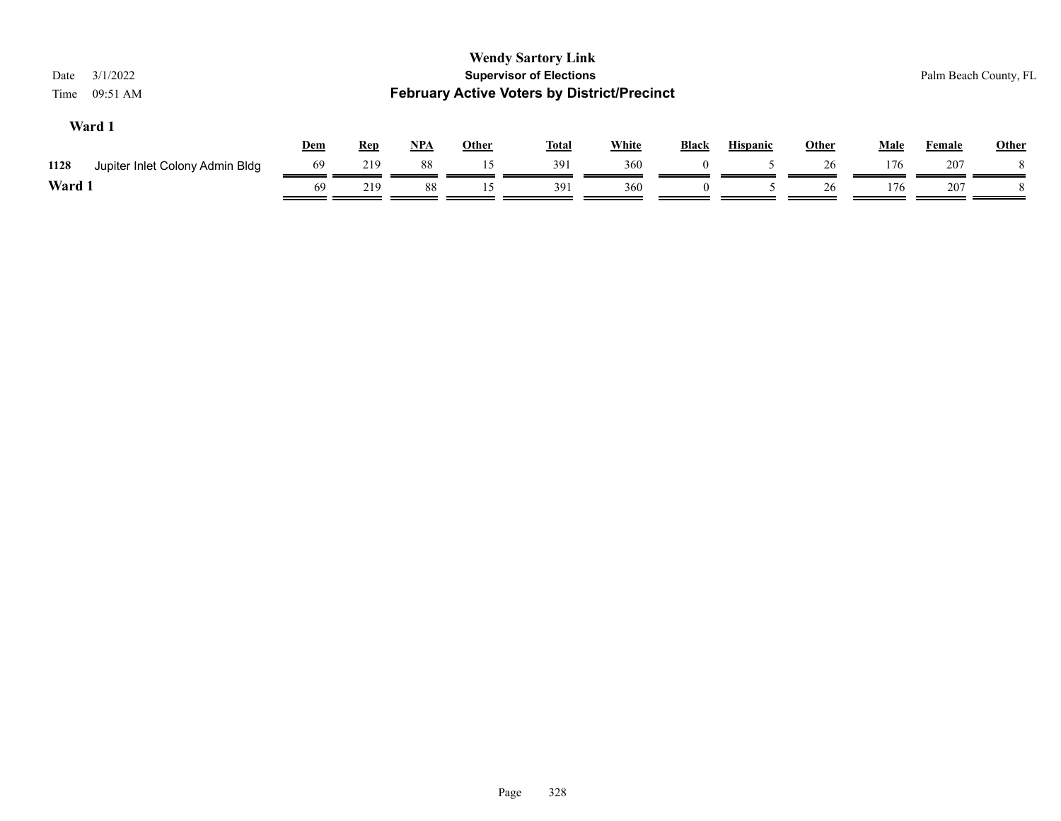# Wendy Sartory Link

## Supervisor of Elections

## February Active Voters by District/Precinct

Date 3/1/2022
Time 09:51 AM

Palm Beach County, FL

### Ward 1

| | | Dem | Rep | NPA | Other | Total | White | Black | Hispanic | Other | Male | Female | Other |
|---|---|---|---|---|---|---|---|---|---|---|---|---|---|
| 1128 | Jupiter Inlet Colony Admin Bldg | 69 | 219 | 88 | 15 | 391 | 360 | 0 | 5 | 26 | 176 | 207 | 8 |
| **Ward 1** | | 69 | 219 | 88 | 15 | 391 | 360 | 0 | 5 | 26 | 176 | 207 | 8 |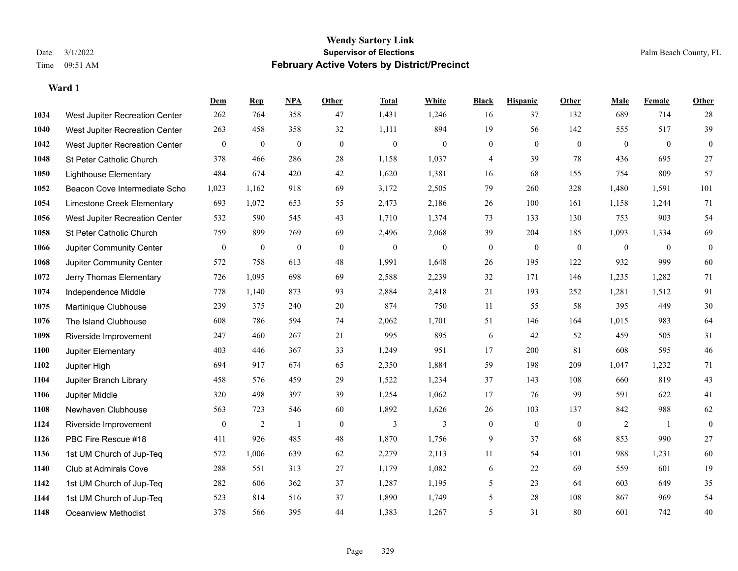# Wendy Sartory Link

**Supervisor of Elections**

**February Active Voters by District/Precinct**

Date 3/1/2022

Time 09:51 AM

Palm Beach County, FL

## Ward 1

| | | Dem | Rep | NPA | Other | Total | White | Black | Hispanic | Other | Male | Female | Other |
|---|---|---|---|---|---|---|---|---|---|---|---|---|---|
| 1034 | West Jupiter Recreation Center | 262 | 764 | 358 | 47 | 1,431 | 1,246 | 16 | 37 | 132 | 689 | 714 | 28 |
| 1040 | West Jupiter Recreation Center | 263 | 458 | 358 | 32 | 1,111 | 894 | 19 | 56 | 142 | 555 | 517 | 39 |
| 1042 | West Jupiter Recreation Center | 0 | 0 | 0 | 0 | 0 | 0 | 0 | 0 | 0 | 0 | 0 | 0 |
| 1048 | St Peter Catholic Church | 378 | 466 | 286 | 28 | 1,158 | 1,037 | 4 | 39 | 78 | 436 | 695 | 27 |
| 1050 | Lighthouse Elementary | 484 | 674 | 420 | 42 | 1,620 | 1,381 | 16 | 68 | 155 | 754 | 809 | 57 |
| 1052 | Beacon Cove Intermediate Scho | 1,023 | 1,162 | 918 | 69 | 3,172 | 2,505 | 79 | 260 | 328 | 1,480 | 1,591 | 101 |
| 1054 | Limestone Creek Elementary | 693 | 1,072 | 653 | 55 | 2,473 | 2,186 | 26 | 100 | 161 | 1,158 | 1,244 | 71 |
| 1056 | West Jupiter Recreation Center | 532 | 590 | 545 | 43 | 1,710 | 1,374 | 73 | 133 | 130 | 753 | 903 | 54 |
| 1058 | St Peter Catholic Church | 759 | 899 | 769 | 69 | 2,496 | 2,068 | 39 | 204 | 185 | 1,093 | 1,334 | 69 |
| 1066 | Jupiter Community Center | 0 | 0 | 0 | 0 | 0 | 0 | 0 | 0 | 0 | 0 | 0 | 0 |
| 1068 | Jupiter Community Center | 572 | 758 | 613 | 48 | 1,991 | 1,648 | 26 | 195 | 122 | 932 | 999 | 60 |
| 1072 | Jerry Thomas Elementary | 726 | 1,095 | 698 | 69 | 2,588 | 2,239 | 32 | 171 | 146 | 1,235 | 1,282 | 71 |
| 1074 | Independence Middle | 778 | 1,140 | 873 | 93 | 2,884 | 2,418 | 21 | 193 | 252 | 1,281 | 1,512 | 91 |
| 1075 | Martinique Clubhouse | 239 | 375 | 240 | 20 | 874 | 750 | 11 | 55 | 58 | 395 | 449 | 30 |
| 1076 | The Island Clubhouse | 608 | 786 | 594 | 74 | 2,062 | 1,701 | 51 | 146 | 164 | 1,015 | 983 | 64 |
| 1098 | Riverside Improvement | 247 | 460 | 267 | 21 | 995 | 895 | 6 | 42 | 52 | 459 | 505 | 31 |
| 1100 | Jupiter Elementary | 403 | 446 | 367 | 33 | 1,249 | 951 | 17 | 200 | 81 | 608 | 595 | 46 |
| 1102 | Jupiter High | 694 | 917 | 674 | 65 | 2,350 | 1,884 | 59 | 198 | 209 | 1,047 | 1,232 | 71 |
| 1104 | Jupiter Branch Library | 458 | 576 | 459 | 29 | 1,522 | 1,234 | 37 | 143 | 108 | 660 | 819 | 43 |
| 1106 | Jupiter Middle | 320 | 498 | 397 | 39 | 1,254 | 1,062 | 17 | 76 | 99 | 591 | 622 | 41 |
| 1108 | Newhaven Clubhouse | 563 | 723 | 546 | 60 | 1,892 | 1,626 | 26 | 103 | 137 | 842 | 988 | 62 |
| 1124 | Riverside Improvement | 0 | 2 | 1 | 0 | 3 | 3 | 0 | 0 | 0 | 2 | 1 | 0 |
| 1126 | PBC Fire Rescue #18 | 411 | 926 | 485 | 48 | 1,870 | 1,756 | 9 | 37 | 68 | 853 | 990 | 27 |
| 1136 | 1st UM Church of Jup-Teq | 572 | 1,006 | 639 | 62 | 2,279 | 2,113 | 11 | 54 | 101 | 988 | 1,231 | 60 |
| 1140 | Club at Admirals Cove | 288 | 551 | 313 | 27 | 1,179 | 1,082 | 6 | 22 | 69 | 559 | 601 | 19 |
| 1142 | 1st UM Church of Jup-Teq | 282 | 606 | 362 | 37 | 1,287 | 1,195 | 5 | 23 | 64 | 603 | 649 | 35 |
| 1144 | 1st UM Church of Jup-Teq | 523 | 814 | 516 | 37 | 1,890 | 1,749 | 5 | 28 | 108 | 867 | 969 | 54 |
| 1148 | Oceanview Methodist | 378 | 566 | 395 | 44 | 1,383 | 1,267 | 5 | 31 | 80 | 601 | 742 | 40 |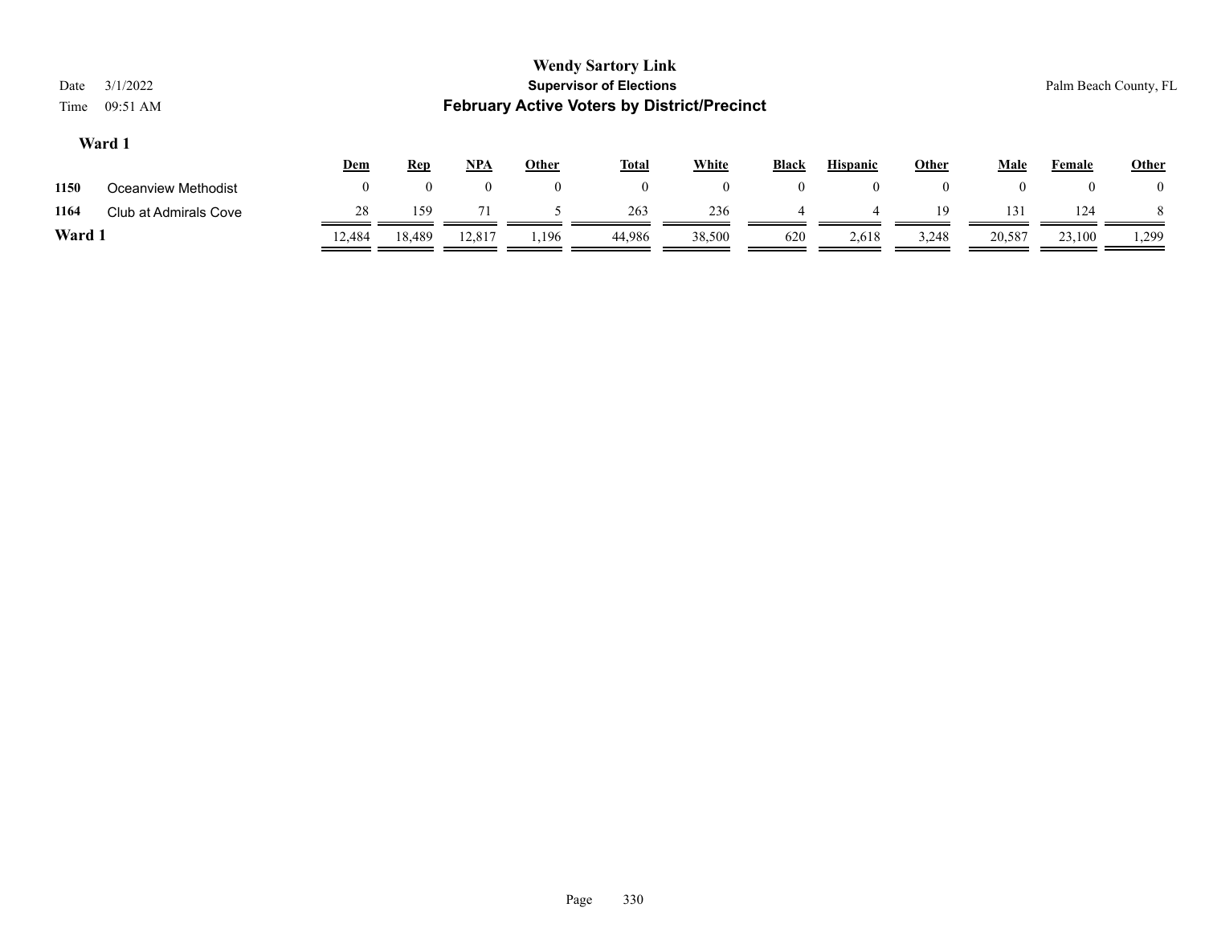# Wendy Sartory Link

**Supervisor of Elections**

**February Active Voters by District/Precinct**

Date 3/1/2022
Time 09:51 AM

Palm Beach County, FL

## Ward 1

| | | Dem | Rep | NPA | Other | Total | White | Black | Hispanic | Other | Male | Female | Other |
|---|---|---|---|---|---|---|---|---|---|---|---|---|---|
| 1150 | Oceanview Methodist | 0 | 0 | 0 | 0 | 0 | 0 | 0 | 0 | 0 | 0 | 0 | 0 |
| 1164 | Club at Admirals Cove | 28 | 159 | 71 | 5 | 263 | 236 | 4 | 4 | 19 | 131 | 124 | 8 |
| **Ward 1** | | 12,484 | 18,489 | 12,817 | 1,196 | 44,986 | 38,500 | 620 | 2,618 | 3,248 | 20,587 | 23,100 | 1,299 |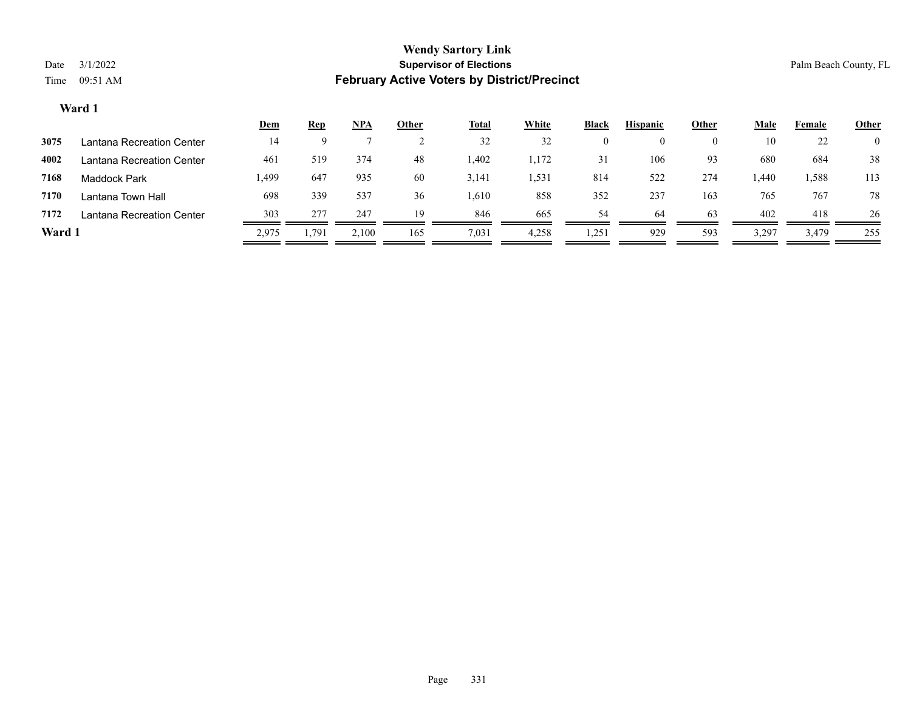**Wendy Sartory Link**

**Supervisor of Elections**

**February Active Voters by District/Precinct**

Date 3/1/2022

Time 09:51 AM

Palm Beach County, FL

**Ward 1**

| | | Dem | Rep | NPA | Other | Total | White | Black | Hispanic | Other | Male | Female | Other |
|---|---|---|---|---|---|---|---|---|---|---|---|---|---|
| 3075 | Lantana Recreation Center | 14 | 9 | 7 | 2 | 32 | 32 | 0 | 0 | 0 | 10 | 22 | 0 |
| 4002 | Lantana Recreation Center | 461 | 519 | 374 | 48 | 1,402 | 1,172 | 31 | 106 | 93 | 680 | 684 | 38 |
| 7168 | Maddock Park | 1,499 | 647 | 935 | 60 | 3,141 | 1,531 | 814 | 522 | 274 | 1,440 | 1,588 | 113 |
| 7170 | Lantana Town Hall | 698 | 339 | 537 | 36 | 1,610 | 858 | 352 | 237 | 163 | 765 | 767 | 78 |
| 7172 | Lantana Recreation Center | 303 | 277 | 247 | 19 | 846 | 665 | 54 | 64 | 63 | 402 | 418 | 26 |
| **Ward 1** | | 2,975 | 1,791 | 2,100 | 165 | 7,031 | 4,258 | 1,251 | 929 | 593 | 3,297 | 3,479 | 255 |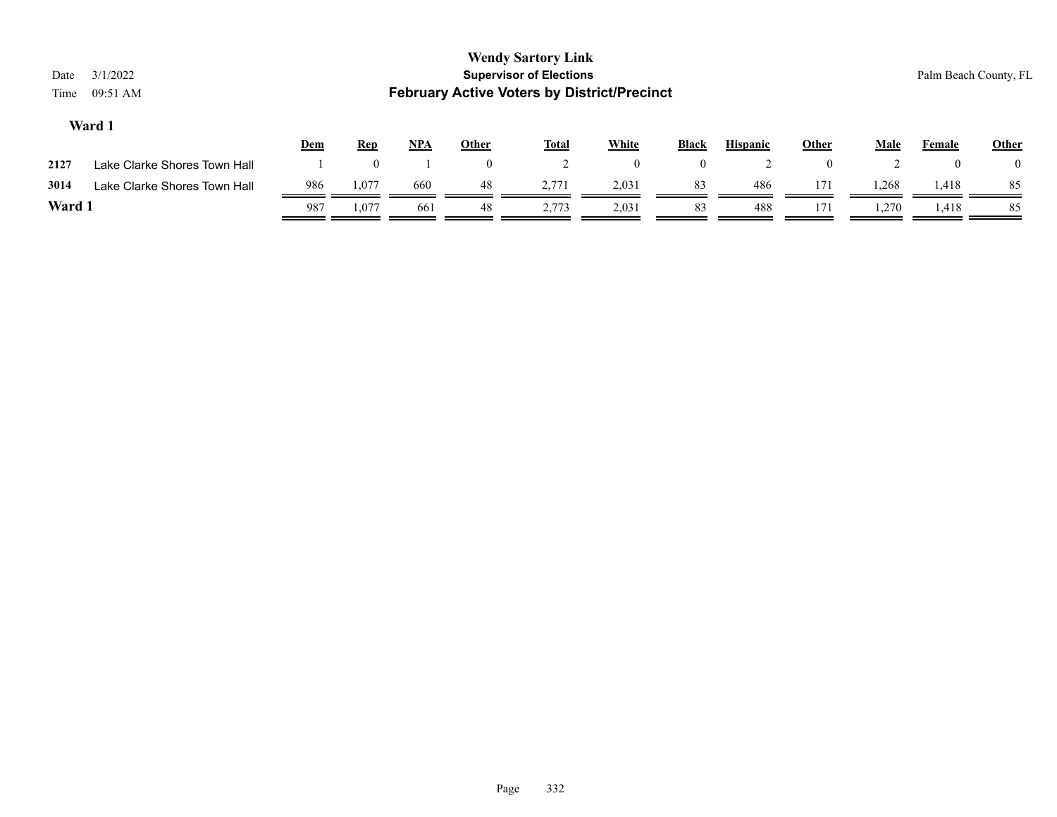# Wendy Sartory Link

**Supervisor of Elections**

**February Active Voters by District/Precinct**

Date 3/1/2022

Time 09:51 AM

Palm Beach County, FL

### Ward 1

| | | Dem | Rep | NPA | Other | Total | White | Black | Hispanic | Other | Male | Female | Other |
|---|---|---|---|---|---|---|---|---|---|---|---|---|---|
| 2127 | Lake Clarke Shores Town Hall | 1 | 0 | 1 | 0 | 2 | 0 | 0 | 2 | 0 | 2 | 0 | 0 |
| 3014 | Lake Clarke Shores Town Hall | 986 | 1,077 | 660 | 48 | 2,771 | 2,031 | 83 | 486 | 171 | 1,268 | 1,418 | 85 |
| **Ward 1** | | 987 | 1,077 | 661 | 48 | 2,773 | 2,031 | 83 | 488 | 171 | 1,270 | 1,418 | 85 |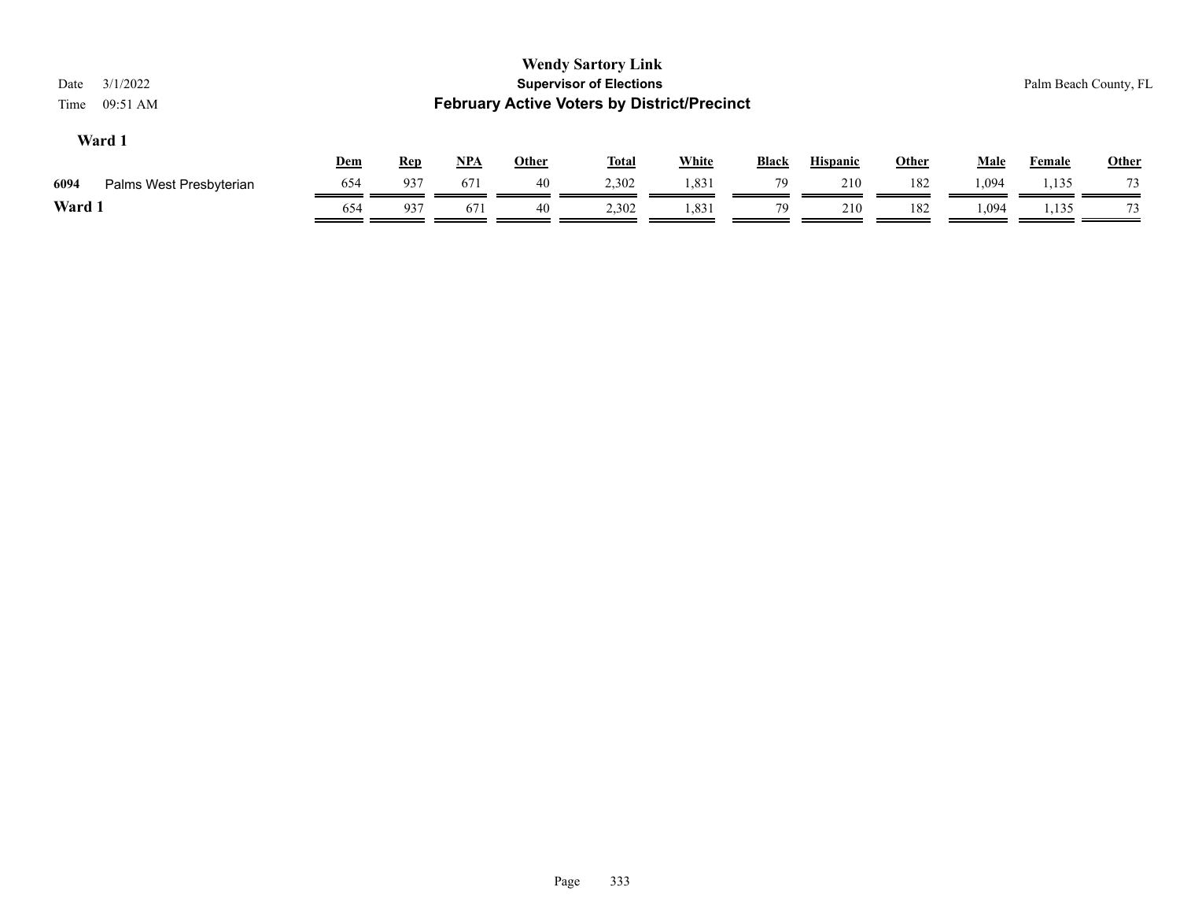# Wendy Sartory Link

## Supervisor of Elections

## February Active Voters by District/Precinct

Date 3/1/2022

Time 09:51 AM

Palm Beach County, FL

### Ward 1

| | | Dem | Rep | NPA | Other | Total | White | Black | Hispanic | Other | Male | Female | Other |
|---|---|---|---|---|---|---|---|---|---|---|---|---|---|
| 6094 | Palms West Presbyterian | 654 | 937 | 671 | 40 | 2,302 | 1,831 | 79 | 210 | 182 | 1,094 | 1,135 | 73 |
| **Ward 1** | | 654 | 937 | 671 | 40 | 2,302 | 1,831 | 79 | 210 | 182 | 1,094 | 1,135 | 73 |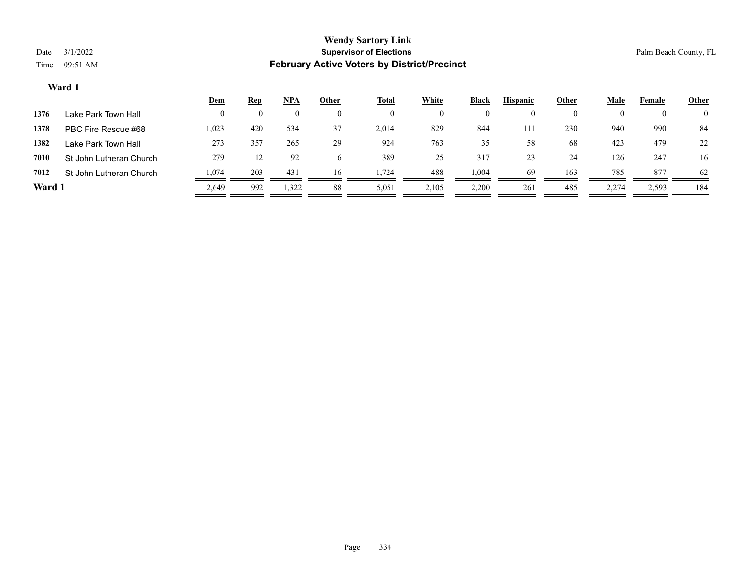# Wendy Sartory Link

## Supervisor of Elections

## February Active Voters by District/Precinct

Date 3/1/2022

Time 09:51 AM

Palm Beach County, FL

### Ward 1

| | | Dem | Rep | NPA | Other | Total | White | Black | Hispanic | Other | Male | Female | Other |
|---|---|---|---|---|---|---|---|---|---|---|---|---|---|
| 1376 | Lake Park Town Hall | 0 | 0 | 0 | 0 | 0 | 0 | 0 | 0 | 0 | 0 | 0 | 0 |
| 1378 | PBC Fire Rescue #68 | 1,023 | 420 | 534 | 37 | 2,014 | 829 | 844 | 111 | 230 | 940 | 990 | 84 |
| 1382 | Lake Park Town Hall | 273 | 357 | 265 | 29 | 924 | 763 | 35 | 58 | 68 | 423 | 479 | 22 |
| 7010 | St John Lutheran Church | 279 | 12 | 92 | 6 | 389 | 25 | 317 | 23 | 24 | 126 | 247 | 16 |
| 7012 | St John Lutheran Church | 1,074 | 203 | 431 | 16 | 1,724 | 488 | 1,004 | 69 | 163 | 785 | 877 | 62 |
| **Ward 1** | | 2,649 | 992 | 1,322 | 88 | 5,051 | 2,105 | 2,200 | 261 | 485 | 2,274 | 2,593 | 184 |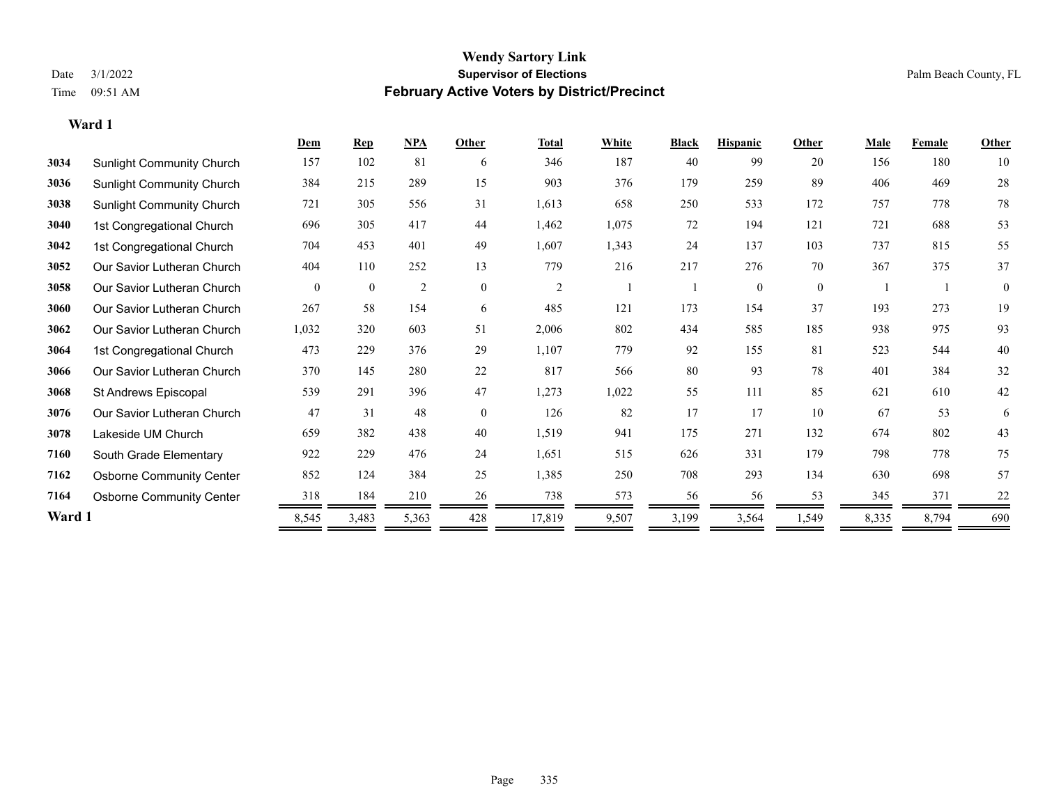# Wendy Sartory Link

## Supervisor of Elections

## February Active Voters by District/Precinct

Date 3/1/2022
Time 09:51 AM

Palm Beach County, FL

### Ward 1

| | | Dem | Rep | NPA | Other | Total | White | Black | Hispanic | Other | Male | Female | Other |
|---|---|---|---|---|---|---|---|---|---|---|---|---|---|
| 3034 | Sunlight Community Church | 157 | 102 | 81 | 6 | 346 | 187 | 40 | 99 | 20 | 156 | 180 | 10 |
| 3036 | Sunlight Community Church | 384 | 215 | 289 | 15 | 903 | 376 | 179 | 259 | 89 | 406 | 469 | 28 |
| 3038 | Sunlight Community Church | 721 | 305 | 556 | 31 | 1,613 | 658 | 250 | 533 | 172 | 757 | 778 | 78 |
| 3040 | 1st Congregational Church | 696 | 305 | 417 | 44 | 1,462 | 1,075 | 72 | 194 | 121 | 721 | 688 | 53 |
| 3042 | 1st Congregational Church | 704 | 453 | 401 | 49 | 1,607 | 1,343 | 24 | 137 | 103 | 737 | 815 | 55 |
| 3052 | Our Savior Lutheran Church | 404 | 110 | 252 | 13 | 779 | 216 | 217 | 276 | 70 | 367 | 375 | 37 |
| 3058 | Our Savior Lutheran Church | 0 | 0 | 2 | 0 | 2 | 1 | 1 | 0 | 0 | 1 | 1 | 0 |
| 3060 | Our Savior Lutheran Church | 267 | 58 | 154 | 6 | 485 | 121 | 173 | 154 | 37 | 193 | 273 | 19 |
| 3062 | Our Savior Lutheran Church | 1,032 | 320 | 603 | 51 | 2,006 | 802 | 434 | 585 | 185 | 938 | 975 | 93 |
| 3064 | 1st Congregational Church | 473 | 229 | 376 | 29 | 1,107 | 779 | 92 | 155 | 81 | 523 | 544 | 40 |
| 3066 | Our Savior Lutheran Church | 370 | 145 | 280 | 22 | 817 | 566 | 80 | 93 | 78 | 401 | 384 | 32 |
| 3068 | St Andrews Episcopal | 539 | 291 | 396 | 47 | 1,273 | 1,022 | 55 | 111 | 85 | 621 | 610 | 42 |
| 3076 | Our Savior Lutheran Church | 47 | 31 | 48 | 0 | 126 | 82 | 17 | 17 | 10 | 67 | 53 | 6 |
| 3078 | Lakeside UM Church | 659 | 382 | 438 | 40 | 1,519 | 941 | 175 | 271 | 132 | 674 | 802 | 43 |
| 7160 | South Grade Elementary | 922 | 229 | 476 | 24 | 1,651 | 515 | 626 | 331 | 179 | 798 | 778 | 75 |
| 7162 | Osborne Community Center | 852 | 124 | 384 | 25 | 1,385 | 250 | 708 | 293 | 134 | 630 | 698 | 57 |
| 7164 | Osborne Community Center | 318 | 184 | 210 | 26 | 738 | 573 | 56 | 56 | 53 | 345 | 371 | 22 |
| **Ward 1** | | 8,545 | 3,483 | 5,363 | 428 | 17,819 | 9,507 | 3,199 | 3,564 | 1,549 | 8,335 | 8,794 | 690 |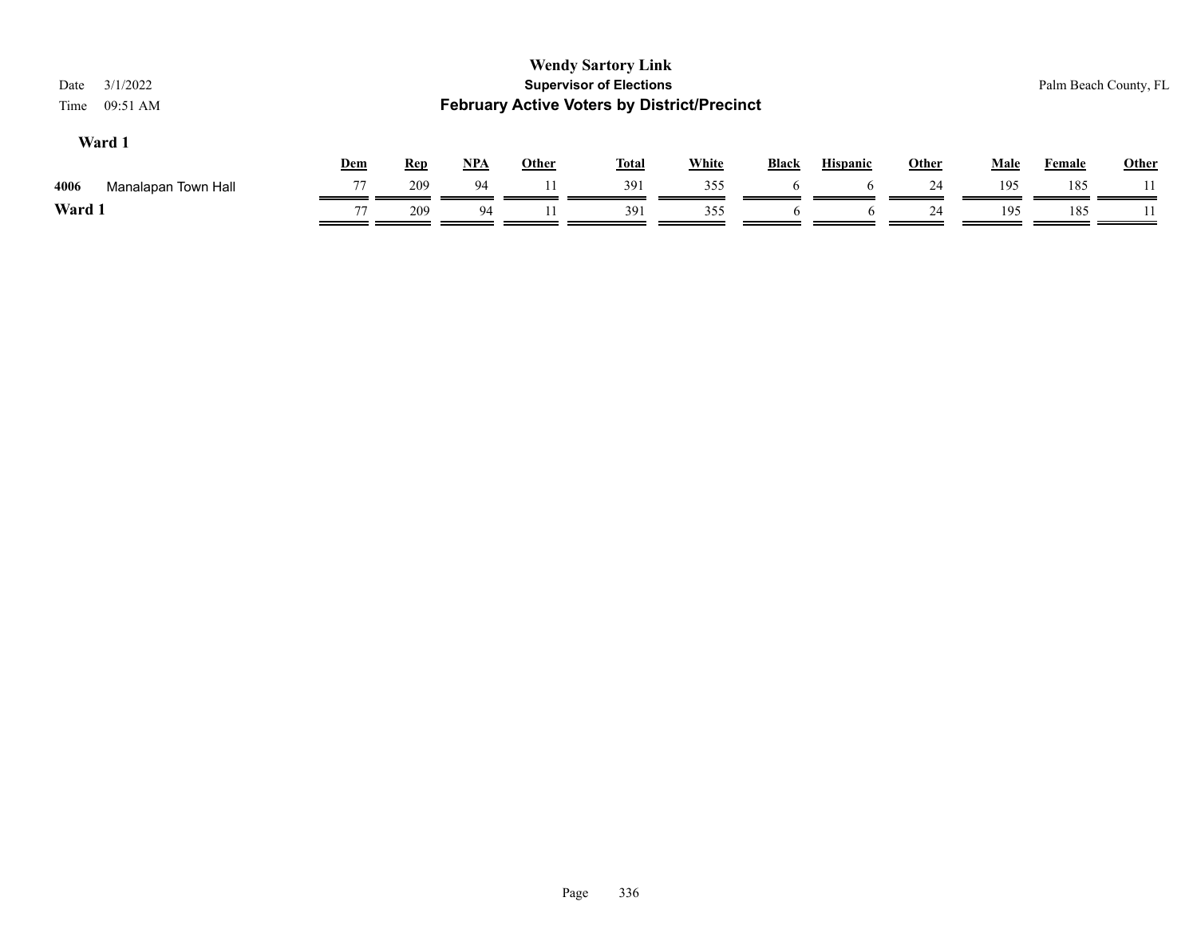**Wendy Sartory Link**
**Supervisor of Elections**
**February Active Voters by District/Precinct**

Date 3/1/2022
Time 09:51 AM

Palm Beach County, FL

### Ward 1

| | | Dem | Rep | NPA | Other | Total | White | Black | Hispanic | Other | Male | Female | Other |
|---|---|---|---|---|---|---|---|---|---|---|---|---|---|
| 4006 | Manalapan Town Hall | 77 | 209 | 94 | 11 | 391 | 355 | 6 | 6 | 24 | 195 | 185 | 11 |
| **Ward 1** | | 77 | 209 | 94 | 11 | 391 | 355 | 6 | 6 | 24 | 195 | 185 | 11 |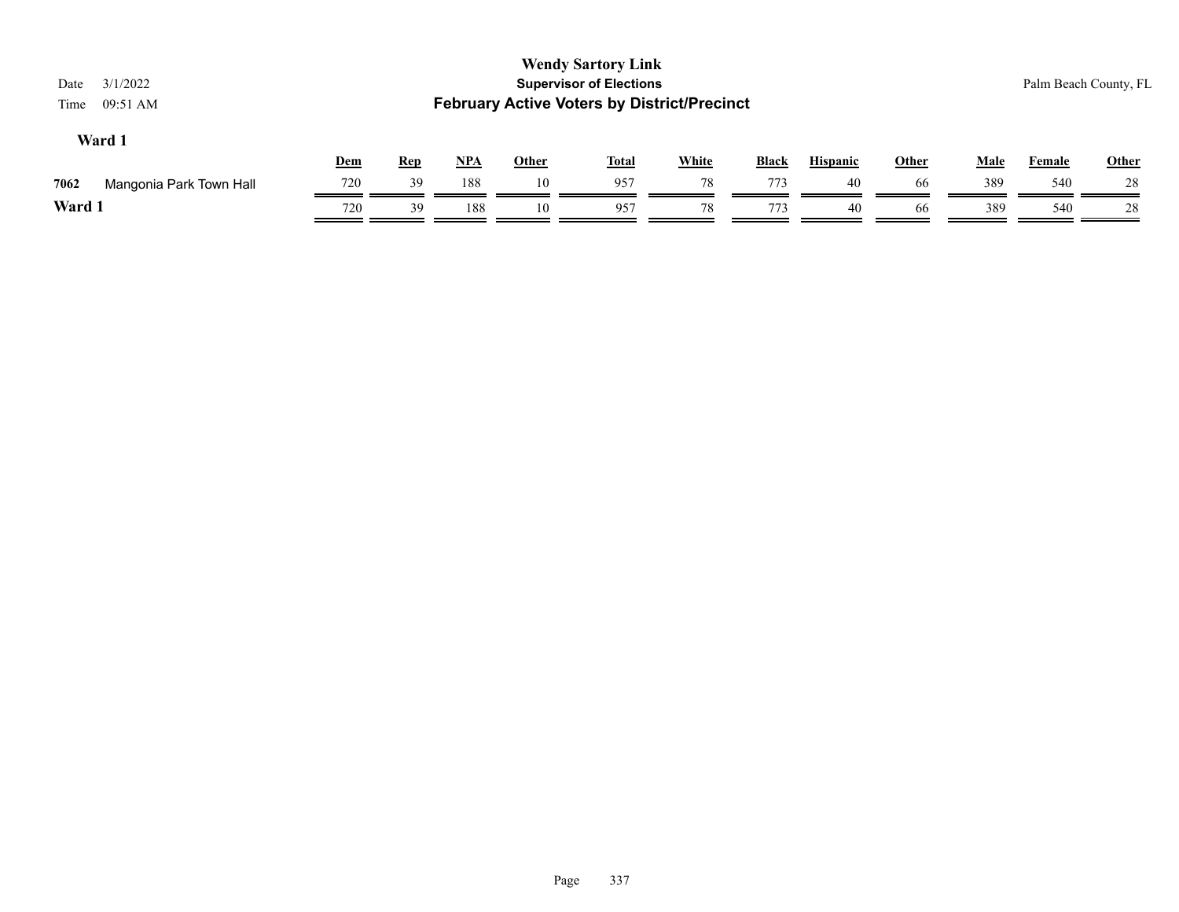# Wendy Sartory Link
## Supervisor of Elections
## February Active Voters by District/Precinct

Date 3/1/2022
Time 09:51 AM

Palm Beach County, FL

### Ward 1

| | | Dem | Rep | NPA | Other | Total | White | Black | Hispanic | Other | Male | Female | Other |
|---|---|---|---|---|---|---|---|---|---|---|---|---|---|
| 7062 | Mangonia Park Town Hall | 720 | 39 | 188 | 10 | 957 | 78 | 773 | 40 | 66 | 389 | 540 | 28 |
| **Ward 1** | | 720 | 39 | 188 | 10 | 957 | 78 | 773 | 40 | 66 | 389 | 540 | 28 |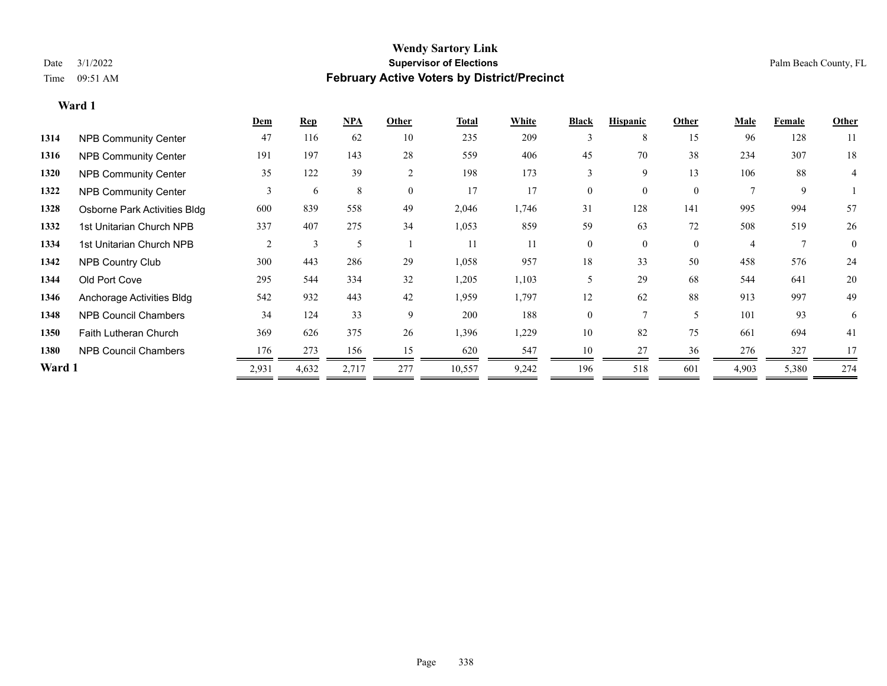# Wendy Sartory Link

## Supervisor of Elections

## February Active Voters by District/Precinct

Date 3/1/2022
Time 09:51 AM

Palm Beach County, FL

**Ward 1**

| | | Dem | Rep | NPA | Other | Total | White | Black | Hispanic | Other | Male | Female | Other |
|---|---|---|---|---|---|---|---|---|---|---|---|---|---|
| 1314 | NPB Community Center | 47 | 116 | 62 | 10 | 235 | 209 | 3 | 8 | 15 | 96 | 128 | 11 |
| 1316 | NPB Community Center | 191 | 197 | 143 | 28 | 559 | 406 | 45 | 70 | 38 | 234 | 307 | 18 |
| 1320 | NPB Community Center | 35 | 122 | 39 | 2 | 198 | 173 | 3 | 9 | 13 | 106 | 88 | 4 |
| 1322 | NPB Community Center | 3 | 6 | 8 | 0 | 17 | 17 | 0 | 0 | 0 | 7 | 9 | 1 |
| 1328 | Osborne Park Activities Bldg | 600 | 839 | 558 | 49 | 2,046 | 1,746 | 31 | 128 | 141 | 995 | 994 | 57 |
| 1332 | 1st Unitarian Church NPB | 337 | 407 | 275 | 34 | 1,053 | 859 | 59 | 63 | 72 | 508 | 519 | 26 |
| 1334 | 1st Unitarian Church NPB | 2 | 3 | 5 | 1 | 11 | 11 | 0 | 0 | 0 | 4 | 7 | 0 |
| 1342 | NPB Country Club | 300 | 443 | 286 | 29 | 1,058 | 957 | 18 | 33 | 50 | 458 | 576 | 24 |
| 1344 | Old Port Cove | 295 | 544 | 334 | 32 | 1,205 | 1,103 | 5 | 29 | 68 | 544 | 641 | 20 |
| 1346 | Anchorage Activities Bldg | 542 | 932 | 443 | 42 | 1,959 | 1,797 | 12 | 62 | 88 | 913 | 997 | 49 |
| 1348 | NPB Council Chambers | 34 | 124 | 33 | 9 | 200 | 188 | 0 | 7 | 5 | 101 | 93 | 6 |
| 1350 | Faith Lutheran Church | 369 | 626 | 375 | 26 | 1,396 | 1,229 | 10 | 82 | 75 | 661 | 694 | 41 |
| 1380 | NPB Council Chambers | 176 | 273 | 156 | 15 | 620 | 547 | 10 | 27 | 36 | 276 | 327 | 17 |
| **Ward 1** | | 2,931 | 4,632 | 2,717 | 277 | 10,557 | 9,242 | 196 | 518 | 601 | 4,903 | 5,380 | 274 |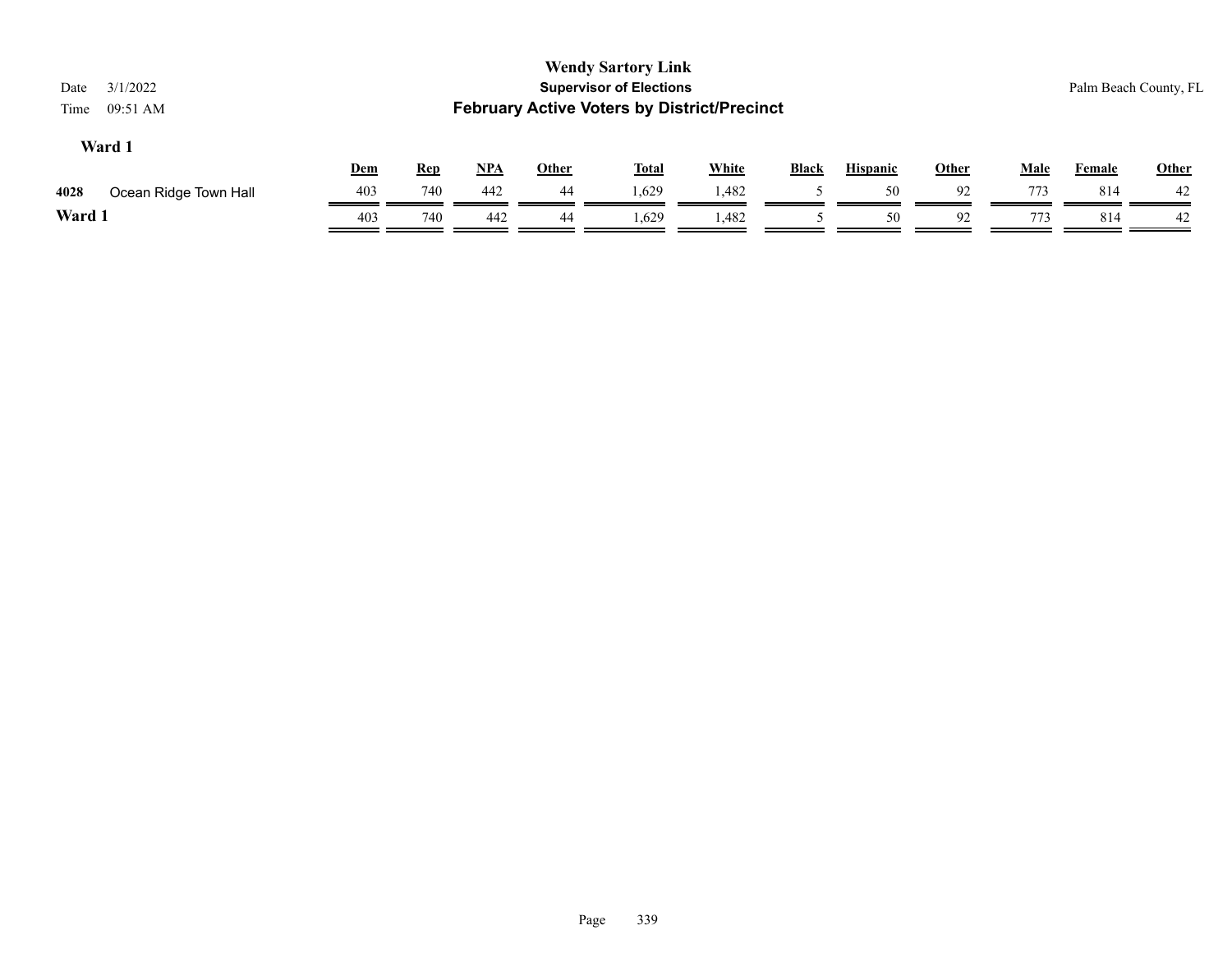# Wendy Sartory Link

## Supervisor of Elections

## February Active Voters by District/Precinct

Date 3/1/2022

Time 09:51 AM

Palm Beach County, FL

### Ward 1

| | | Dem | Rep | NPA | Other | Total | White | Black | Hispanic | Other | Male | Female | Other |
|---|---|---|---|---|---|---|---|---|---|---|---|---|---|
| 4028 | Ocean Ridge Town Hall | 403 | 740 | 442 | 44 | 1,629 | 1,482 | 5 | 50 | 92 | 773 | 814 | 42 |
| **Ward 1** | | 403 | 740 | 442 | 44 | 1,629 | 1,482 | 5 | 50 | 92 | 773 | 814 | 42 |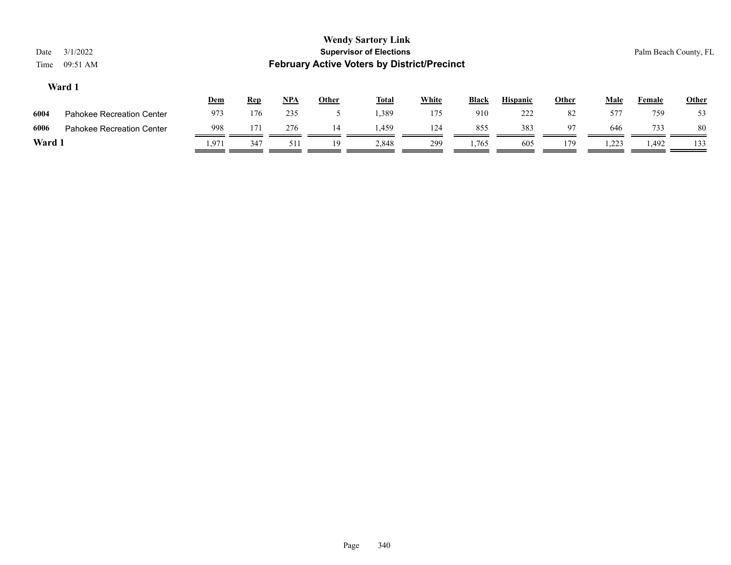# Wendy Sartory Link

**Supervisor of Elections**

**February Active Voters by District/Precinct**

Date 3/1/2022

Time 09:51 AM

Palm Beach County, FL

## Ward 1

| | | Dem | Rep | NPA | Other | Total | White | Black | Hispanic | Other | Male | Female | Other |
|---|---|---|---|---|---|---|---|---|---|---|---|---|---|
| 6004 | Pahokee Recreation Center | 973 | 176 | 235 | 5 | 1,389 | 175 | 910 | 222 | 82 | 577 | 759 | 53 |
| 6006 | Pahokee Recreation Center | 998 | 171 | 276 | 14 | 1,459 | 124 | 855 | 383 | 97 | 646 | 733 | 80 |
| **Ward 1** | | 1,971 | 347 | 511 | 19 | 2,848 | 299 | 1,765 | 605 | 179 | 1,223 | 1,492 | 133 |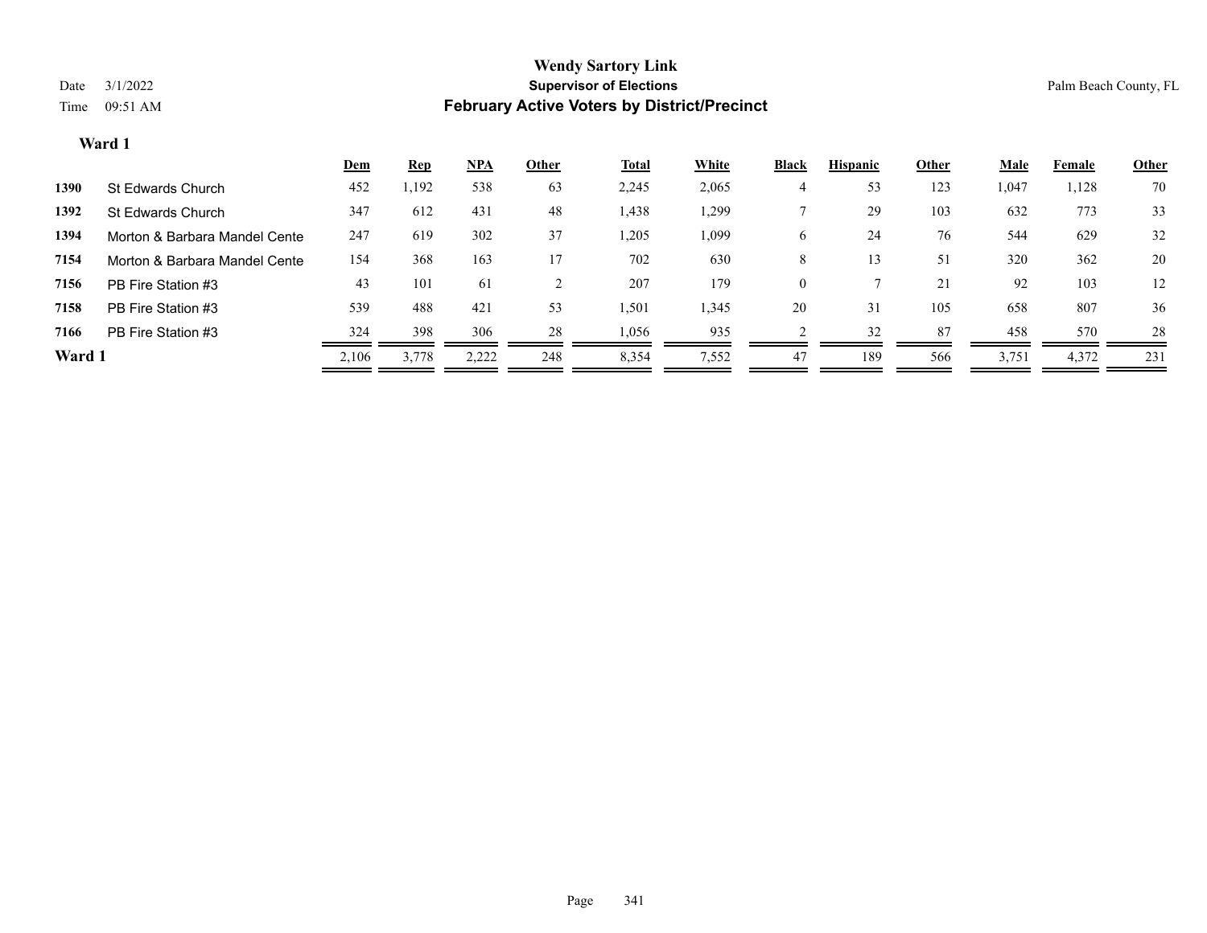# Wendy Sartory Link

**Supervisor of Elections**

**February Active Voters by District/Precinct**

Date 3/1/2022

Time 09:51 AM

Palm Beach County, FL

**Ward 1**

| | | Dem | Rep | NPA | Other | Total | White | Black | Hispanic | Other | Male | Female | Other |
|---|---|---|---|---|---|---|---|---|---|---|---|---|---|
| 1390 | St Edwards Church | 452 | 1,192 | 538 | 63 | 2,245 | 2,065 | 4 | 53 | 123 | 1,047 | 1,128 | 70 |
| 1392 | St Edwards Church | 347 | 612 | 431 | 48 | 1,438 | 1,299 | 7 | 29 | 103 | 632 | 773 | 33 |
| 1394 | Morton & Barbara Mandel Cente | 247 | 619 | 302 | 37 | 1,205 | 1,099 | 6 | 24 | 76 | 544 | 629 | 32 |
| 7154 | Morton & Barbara Mandel Cente | 154 | 368 | 163 | 17 | 702 | 630 | 8 | 13 | 51 | 320 | 362 | 20 |
| 7156 | PB Fire Station #3 | 43 | 101 | 61 | 2 | 207 | 179 | 0 | 7 | 21 | 92 | 103 | 12 |
| 7158 | PB Fire Station #3 | 539 | 488 | 421 | 53 | 1,501 | 1,345 | 20 | 31 | 105 | 658 | 807 | 36 |
| 7166 | PB Fire Station #3 | 324 | 398 | 306 | 28 | 1,056 | 935 | 2 | 32 | 87 | 458 | 570 | 28 |
| **Ward 1** | | 2,106 | 3,778 | 2,222 | 248 | 8,354 | 7,552 | 47 | 189 | 566 | 3,751 | 4,372 | 231 |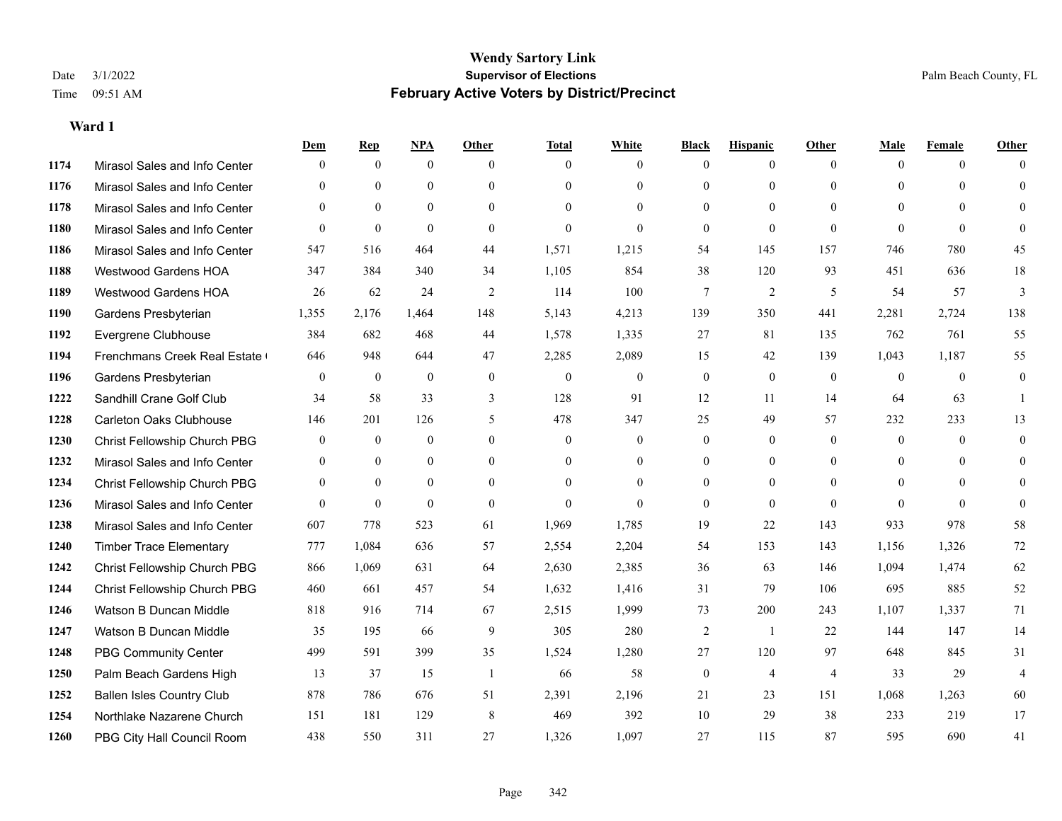**Wendy Sartory Link**
**Supervisor of Elections**
**February Active Voters by District/Precinct**

Date 3/1/2022
Time 09:51 AM

Palm Beach County, FL

## Ward 1

| | | Dem | Rep | NPA | Other | Total | White | Black | Hispanic | Other | Male | Female | Other |
|---|---|---|---|---|---|---|---|---|---|---|---|---|---|
| 1174 | Mirasol Sales and Info Center | 0 | 0 | 0 | 0 | 0 | 0 | 0 | 0 | 0 | 0 | 0 | 0 |
| 1176 | Mirasol Sales and Info Center | 0 | 0 | 0 | 0 | 0 | 0 | 0 | 0 | 0 | 0 | 0 | 0 |
| 1178 | Mirasol Sales and Info Center | 0 | 0 | 0 | 0 | 0 | 0 | 0 | 0 | 0 | 0 | 0 | 0 |
| 1180 | Mirasol Sales and Info Center | 0 | 0 | 0 | 0 | 0 | 0 | 0 | 0 | 0 | 0 | 0 | 0 |
| 1186 | Mirasol Sales and Info Center | 547 | 516 | 464 | 44 | 1,571 | 1,215 | 54 | 145 | 157 | 746 | 780 | 45 |
| 1188 | Westwood Gardens HOA | 347 | 384 | 340 | 34 | 1,105 | 854 | 38 | 120 | 93 | 451 | 636 | 18 |
| 1189 | Westwood Gardens HOA | 26 | 62 | 24 | 2 | 114 | 100 | 7 | 2 | 5 | 54 | 57 | 3 |
| 1190 | Gardens Presbyterian | 1,355 | 2,176 | 1,464 | 148 | 5,143 | 4,213 | 139 | 350 | 441 | 2,281 | 2,724 | 138 |
| 1192 | Evergrene Clubhouse | 384 | 682 | 468 | 44 | 1,578 | 1,335 | 27 | 81 | 135 | 762 | 761 | 55 |
| 1194 | Frenchmans Creek Real Estate ( | 646 | 948 | 644 | 47 | 2,285 | 2,089 | 15 | 42 | 139 | 1,043 | 1,187 | 55 |
| 1196 | Gardens Presbyterian | 0 | 0 | 0 | 0 | 0 | 0 | 0 | 0 | 0 | 0 | 0 | 0 |
| 1222 | Sandhill Crane Golf Club | 34 | 58 | 33 | 3 | 128 | 91 | 12 | 11 | 14 | 64 | 63 | 1 |
| 1228 | Carleton Oaks Clubhouse | 146 | 201 | 126 | 5 | 478 | 347 | 25 | 49 | 57 | 232 | 233 | 13 |
| 1230 | Christ Fellowship Church PBG | 0 | 0 | 0 | 0 | 0 | 0 | 0 | 0 | 0 | 0 | 0 | 0 |
| 1232 | Mirasol Sales and Info Center | 0 | 0 | 0 | 0 | 0 | 0 | 0 | 0 | 0 | 0 | 0 | 0 |
| 1234 | Christ Fellowship Church PBG | 0 | 0 | 0 | 0 | 0 | 0 | 0 | 0 | 0 | 0 | 0 | 0 |
| 1236 | Mirasol Sales and Info Center | 0 | 0 | 0 | 0 | 0 | 0 | 0 | 0 | 0 | 0 | 0 | 0 |
| 1238 | Mirasol Sales and Info Center | 607 | 778 | 523 | 61 | 1,969 | 1,785 | 19 | 22 | 143 | 933 | 978 | 58 |
| 1240 | Timber Trace Elementary | 777 | 1,084 | 636 | 57 | 2,554 | 2,204 | 54 | 153 | 143 | 1,156 | 1,326 | 72 |
| 1242 | Christ Fellowship Church PBG | 866 | 1,069 | 631 | 64 | 2,630 | 2,385 | 36 | 63 | 146 | 1,094 | 1,474 | 62 |
| 1244 | Christ Fellowship Church PBG | 460 | 661 | 457 | 54 | 1,632 | 1,416 | 31 | 79 | 106 | 695 | 885 | 52 |
| 1246 | Watson B Duncan Middle | 818 | 916 | 714 | 67 | 2,515 | 1,999 | 73 | 200 | 243 | 1,107 | 1,337 | 71 |
| 1247 | Watson B Duncan Middle | 35 | 195 | 66 | 9 | 305 | 280 | 2 | 1 | 22 | 144 | 147 | 14 |
| 1248 | PBG Community Center | 499 | 591 | 399 | 35 | 1,524 | 1,280 | 27 | 120 | 97 | 648 | 845 | 31 |
| 1250 | Palm Beach Gardens High | 13 | 37 | 15 | 1 | 66 | 58 | 0 | 4 | 4 | 33 | 29 | 4 |
| 1252 | Ballen Isles Country Club | 878 | 786 | 676 | 51 | 2,391 | 2,196 | 21 | 23 | 151 | 1,068 | 1,263 | 60 |
| 1254 | Northlake Nazarene Church | 151 | 181 | 129 | 8 | 469 | 392 | 10 | 29 | 38 | 233 | 219 | 17 |
| 1260 | PBG City Hall Council Room | 438 | 550 | 311 | 27 | 1,326 | 1,097 | 27 | 115 | 87 | 595 | 690 | 41 |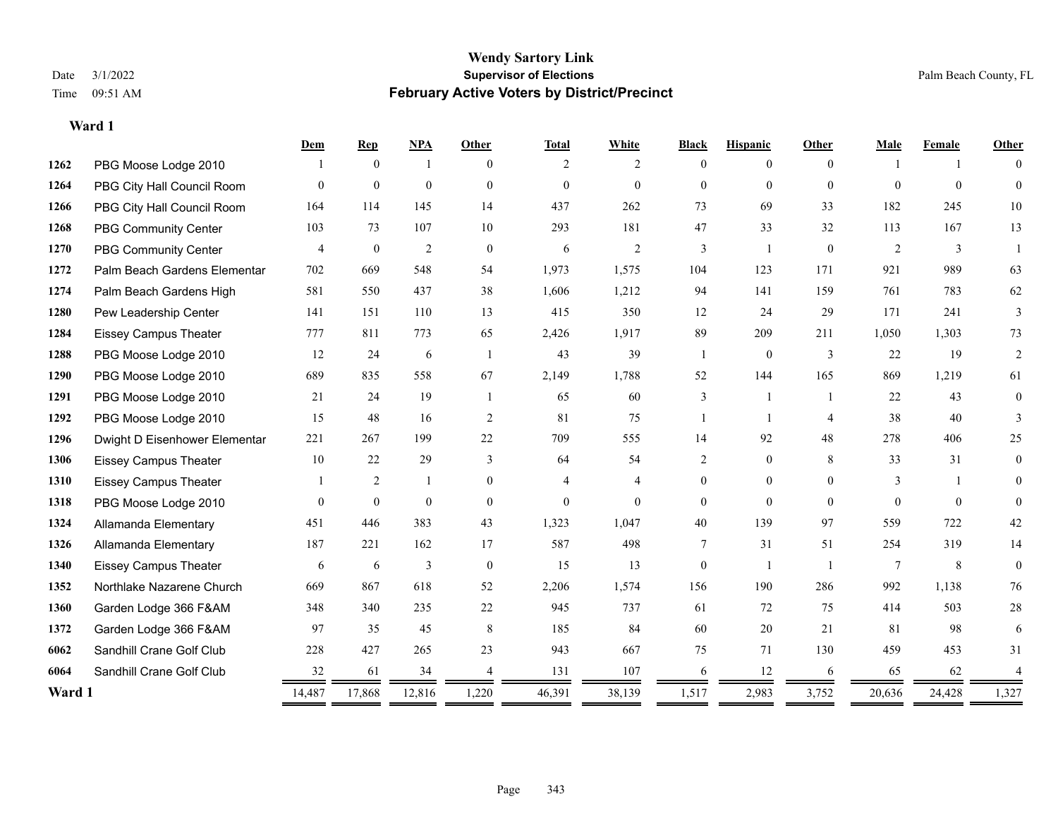# Wendy Sartory Link
## Supervisor of Elections
## February Active Voters by District/Precinct

Date 3/1/2022 Palm Beach County, FL
Time 09:51 AM

**Ward 1**

| | | Dem | Rep | NPA | Other | Total | White | Black | Hispanic | Other | Male | Female | Other |
|---|---|---|---|---|---|---|---|---|---|---|---|---|---|
| 1262 | PBG Moose Lodge 2010 | 1 | 0 | 1 | 0 | 2 | 2 | 0 | 0 | 0 | 1 | 1 | 0 |
| 1264 | PBG City Hall Council Room | 0 | 0 | 0 | 0 | 0 | 0 | 0 | 0 | 0 | 0 | 0 | 0 |
| 1266 | PBG City Hall Council Room | 164 | 114 | 145 | 14 | 437 | 262 | 73 | 69 | 33 | 182 | 245 | 10 |
| 1268 | PBG Community Center | 103 | 73 | 107 | 10 | 293 | 181 | 47 | 33 | 32 | 113 | 167 | 13 |
| 1270 | PBG Community Center | 4 | 0 | 2 | 0 | 6 | 2 | 3 | 1 | 0 | 2 | 3 | 1 |
| 1272 | Palm Beach Gardens Elementar | 702 | 669 | 548 | 54 | 1,973 | 1,575 | 104 | 123 | 171 | 921 | 989 | 63 |
| 1274 | Palm Beach Gardens High | 581 | 550 | 437 | 38 | 1,606 | 1,212 | 94 | 141 | 159 | 761 | 783 | 62 |
| 1280 | Pew Leadership Center | 141 | 151 | 110 | 13 | 415 | 350 | 12 | 24 | 29 | 171 | 241 | 3 |
| 1284 | Eissey Campus Theater | 777 | 811 | 773 | 65 | 2,426 | 1,917 | 89 | 209 | 211 | 1,050 | 1,303 | 73 |
| 1288 | PBG Moose Lodge 2010 | 12 | 24 | 6 | 1 | 43 | 39 | 1 | 0 | 3 | 22 | 19 | 2 |
| 1290 | PBG Moose Lodge 2010 | 689 | 835 | 558 | 67 | 2,149 | 1,788 | 52 | 144 | 165 | 869 | 1,219 | 61 |
| 1291 | PBG Moose Lodge 2010 | 21 | 24 | 19 | 1 | 65 | 60 | 3 | 1 | 1 | 22 | 43 | 0 |
| 1292 | PBG Moose Lodge 2010 | 15 | 48 | 16 | 2 | 81 | 75 | 1 | 1 | 4 | 38 | 40 | 3 |
| 1296 | Dwight D Eisenhower Elementar | 221 | 267 | 199 | 22 | 709 | 555 | 14 | 92 | 48 | 278 | 406 | 25 |
| 1306 | Eissey Campus Theater | 10 | 22 | 29 | 3 | 64 | 54 | 2 | 0 | 8 | 33 | 31 | 0 |
| 1310 | Eissey Campus Theater | 1 | 2 | 1 | 0 | 4 | 4 | 0 | 0 | 0 | 3 | 1 | 0 |
| 1318 | PBG Moose Lodge 2010 | 0 | 0 | 0 | 0 | 0 | 0 | 0 | 0 | 0 | 0 | 0 | 0 |
| 1324 | Allamanda Elementary | 451 | 446 | 383 | 43 | 1,323 | 1,047 | 40 | 139 | 97 | 559 | 722 | 42 |
| 1326 | Allamanda Elementary | 187 | 221 | 162 | 17 | 587 | 498 | 7 | 31 | 51 | 254 | 319 | 14 |
| 1340 | Eissey Campus Theater | 6 | 6 | 3 | 0 | 15 | 13 | 0 | 1 | 1 | 7 | 8 | 0 |
| 1352 | Northlake Nazarene Church | 669 | 867 | 618 | 52 | 2,206 | 1,574 | 156 | 190 | 286 | 992 | 1,138 | 76 |
| 1360 | Garden Lodge 366 F&AM | 348 | 340 | 235 | 22 | 945 | 737 | 61 | 72 | 75 | 414 | 503 | 28 |
| 1372 | Garden Lodge 366 F&AM | 97 | 35 | 45 | 8 | 185 | 84 | 60 | 20 | 21 | 81 | 98 | 6 |
| 6062 | Sandhill Crane Golf Club | 228 | 427 | 265 | 23 | 943 | 667 | 75 | 71 | 130 | 459 | 453 | 31 |
| 6064 | Sandhill Crane Golf Club | 32 | 61 | 34 | 4 | 131 | 107 | 6 | 12 | 6 | 65 | 62 | 4 |
| **Ward 1** | | 14,487 | 17,868 | 12,816 | 1,220 | 46,391 | 38,139 | 1,517 | 2,983 | 3,752 | 20,636 | 24,428 | 1,327 |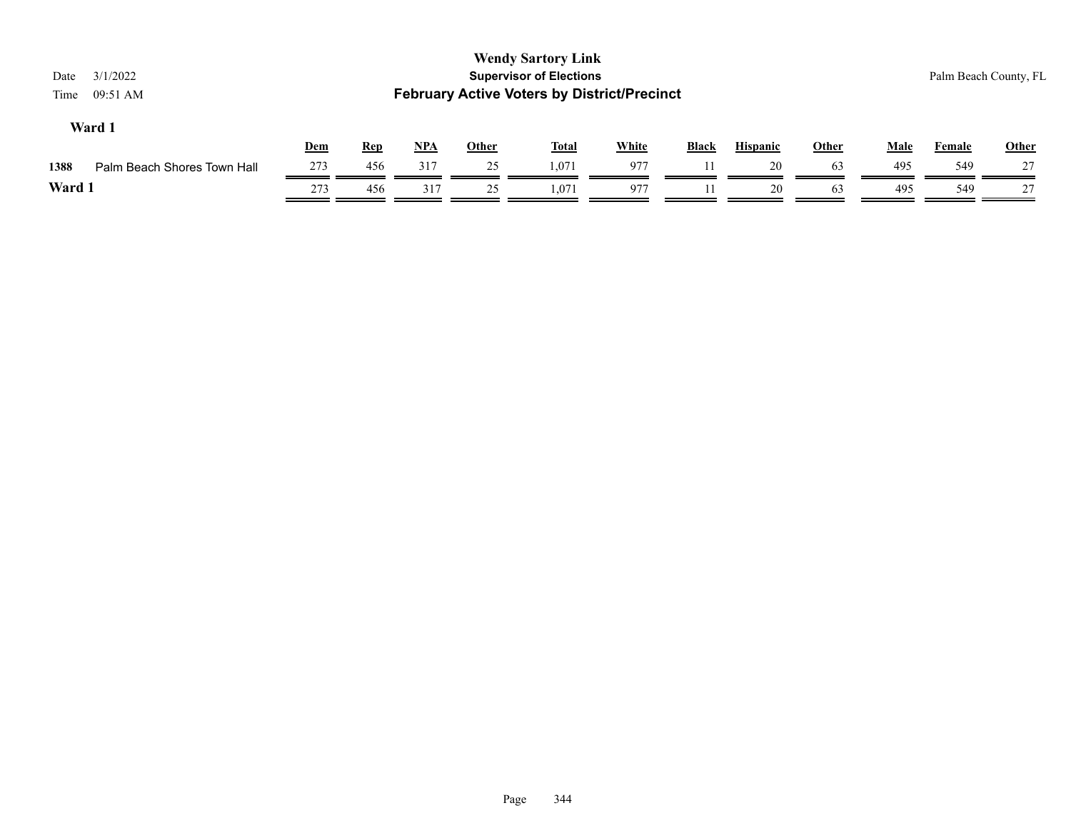# Wendy Sartory Link

## Supervisor of Elections

## February Active Voters by District/Precinct

Date 3/1/2022

Time 09:51 AM

Palm Beach County, FL

### Ward 1

| | | Dem | Rep | NPA | Other | Total | White | Black | Hispanic | Other | Male | Female | Other |
|---|---|---|---|---|---|---|---|---|---|---|---|---|---|
| 1388 | Palm Beach Shores Town Hall | 273 | 456 | 317 | 25 | 1,071 | 977 | 11 | 20 | 63 | 495 | 549 | 27 |
| **Ward 1** | | 273 | 456 | 317 | 25 | 1,071 | 977 | 11 | 20 | 63 | 495 | 549 | 27 |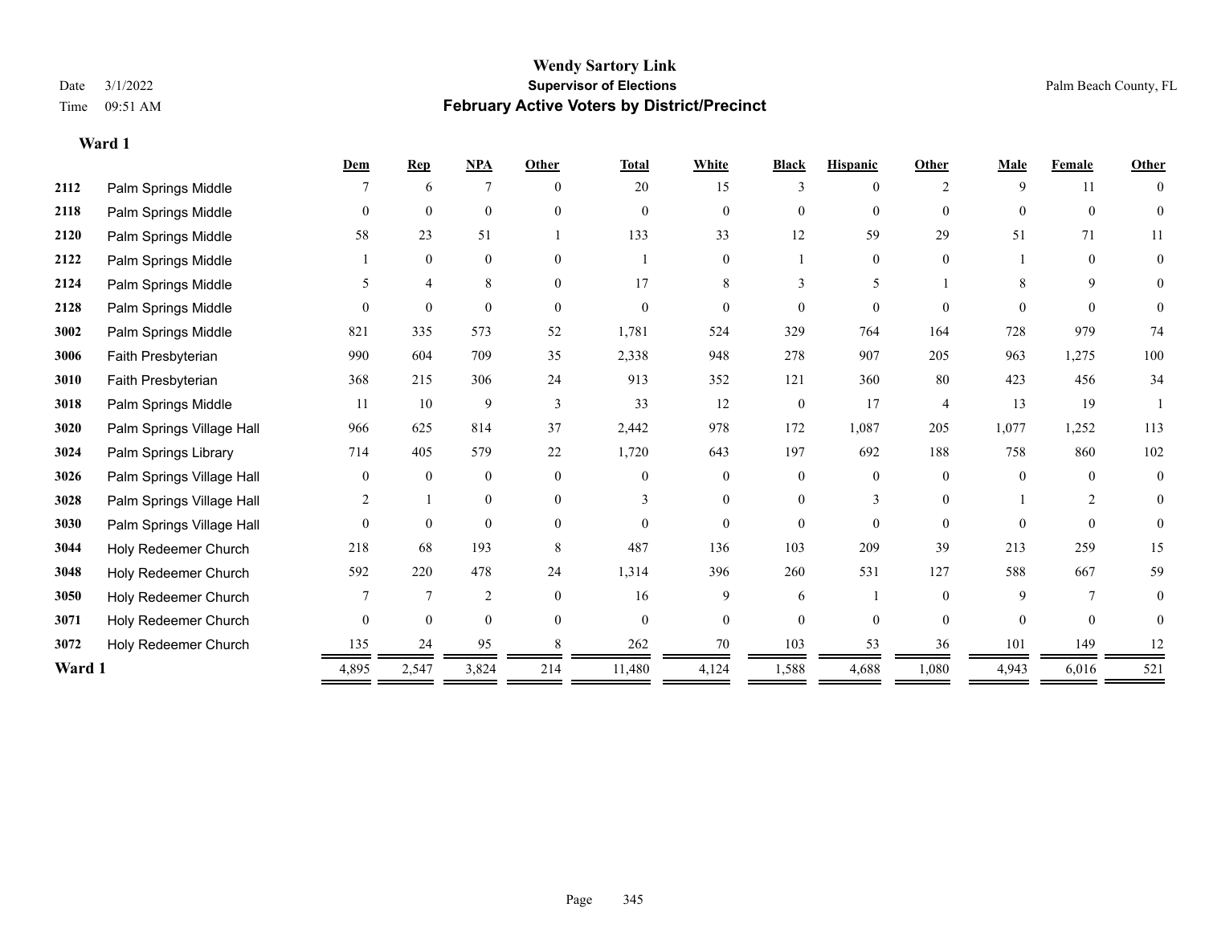**Wendy Sartory Link**
**Supervisor of Elections**
**February Active Voters by District/Precinct**

Date 3/1/2022
Time 09:51 AM

Palm Beach County, FL

## Ward 1

| | | Dem | Rep | NPA | Other | Total | White | Black | Hispanic | Other | Male | Female | Other |
|---|---|---|---|---|---|---|---|---|---|---|---|---|---|
| 2112 | Palm Springs Middle | 7 | 6 | 7 | 0 | 20 | 15 | 3 | 0 | 2 | 9 | 11 | 0 |
| 2118 | Palm Springs Middle | 0 | 0 | 0 | 0 | 0 | 0 | 0 | 0 | 0 | 0 | 0 | 0 |
| 2120 | Palm Springs Middle | 58 | 23 | 51 | 1 | 133 | 33 | 12 | 59 | 29 | 51 | 71 | 11 |
| 2122 | Palm Springs Middle | 1 | 0 | 0 | 0 | 1 | 0 | 1 | 0 | 0 | 1 | 0 | 0 |
| 2124 | Palm Springs Middle | 5 | 4 | 8 | 0 | 17 | 8 | 3 | 5 | 1 | 8 | 9 | 0 |
| 2128 | Palm Springs Middle | 0 | 0 | 0 | 0 | 0 | 0 | 0 | 0 | 0 | 0 | 0 | 0 |
| 3002 | Palm Springs Middle | 821 | 335 | 573 | 52 | 1,781 | 524 | 329 | 764 | 164 | 728 | 979 | 74 |
| 3006 | Faith Presbyterian | 990 | 604 | 709 | 35 | 2,338 | 948 | 278 | 907 | 205 | 963 | 1,275 | 100 |
| 3010 | Faith Presbyterian | 368 | 215 | 306 | 24 | 913 | 352 | 121 | 360 | 80 | 423 | 456 | 34 |
| 3018 | Palm Springs Middle | 11 | 10 | 9 | 3 | 33 | 12 | 0 | 17 | 4 | 13 | 19 | 1 |
| 3020 | Palm Springs Village Hall | 966 | 625 | 814 | 37 | 2,442 | 978 | 172 | 1,087 | 205 | 1,077 | 1,252 | 113 |
| 3024 | Palm Springs Library | 714 | 405 | 579 | 22 | 1,720 | 643 | 197 | 692 | 188 | 758 | 860 | 102 |
| 3026 | Palm Springs Village Hall | 0 | 0 | 0 | 0 | 0 | 0 | 0 | 0 | 0 | 0 | 0 | 0 |
| 3028 | Palm Springs Village Hall | 2 | 1 | 0 | 0 | 3 | 0 | 0 | 3 | 0 | 1 | 2 | 0 |
| 3030 | Palm Springs Village Hall | 0 | 0 | 0 | 0 | 0 | 0 | 0 | 0 | 0 | 0 | 0 | 0 |
| 3044 | Holy Redeemer Church | 218 | 68 | 193 | 8 | 487 | 136 | 103 | 209 | 39 | 213 | 259 | 15 |
| 3048 | Holy Redeemer Church | 592 | 220 | 478 | 24 | 1,314 | 396 | 260 | 531 | 127 | 588 | 667 | 59 |
| 3050 | Holy Redeemer Church | 7 | 7 | 2 | 0 | 16 | 9 | 6 | 1 | 0 | 9 | 7 | 0 |
| 3071 | Holy Redeemer Church | 0 | 0 | 0 | 0 | 0 | 0 | 0 | 0 | 0 | 0 | 0 | 0 |
| 3072 | Holy Redeemer Church | 135 | 24 | 95 | 8 | 262 | 70 | 103 | 53 | 36 | 101 | 149 | 12 |
| **Ward 1** | | 4,895 | 2,547 | 3,824 | 214 | 11,480 | 4,124 | 1,588 | 4,688 | 1,080 | 4,943 | 6,016 | 521 |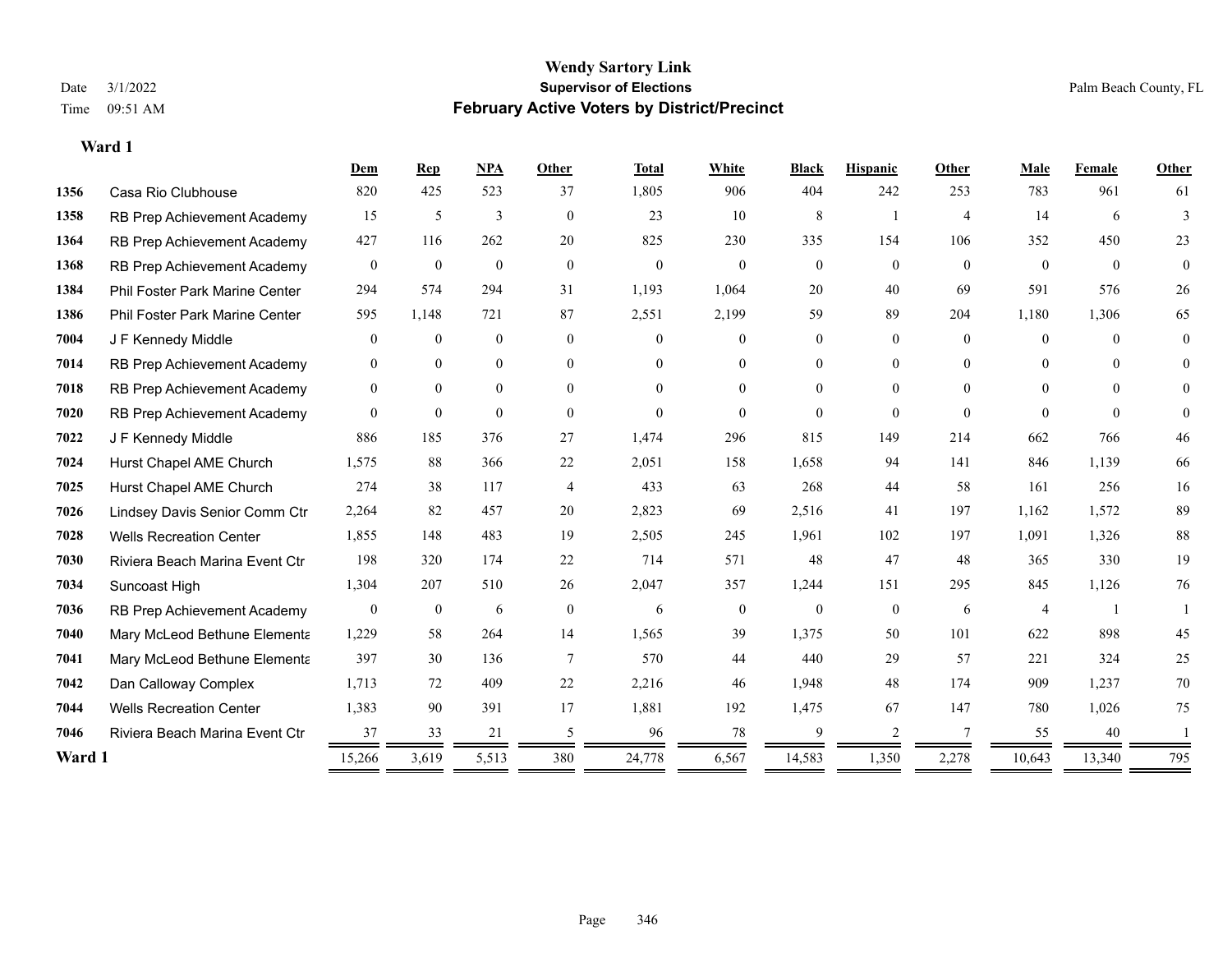# Wendy Sartory Link
## Supervisor of Elections
## February Active Voters by District/Precinct

Date 3/1/2022
Time 09:51 AM

Palm Beach County, FL

**Ward 1**

| | | Dem | Rep | NPA | Other | Total | White | Black | Hispanic | Other | Male | Female | Other |
|---|---|---|---|---|---|---|---|---|---|---|---|---|---|
| 1356 | Casa Rio Clubhouse | 820 | 425 | 523 | 37 | 1,805 | 906 | 404 | 242 | 253 | 783 | 961 | 61 |
| 1358 | RB Prep Achievement Academy | 15 | 5 | 3 | 0 | 23 | 10 | 8 | 1 | 4 | 14 | 6 | 3 |
| 1364 | RB Prep Achievement Academy | 427 | 116 | 262 | 20 | 825 | 230 | 335 | 154 | 106 | 352 | 450 | 23 |
| 1368 | RB Prep Achievement Academy | 0 | 0 | 0 | 0 | 0 | 0 | 0 | 0 | 0 | 0 | 0 | 0 |
| 1384 | Phil Foster Park Marine Center | 294 | 574 | 294 | 31 | 1,193 | 1,064 | 20 | 40 | 69 | 591 | 576 | 26 |
| 1386 | Phil Foster Park Marine Center | 595 | 1,148 | 721 | 87 | 2,551 | 2,199 | 59 | 89 | 204 | 1,180 | 1,306 | 65 |
| 7004 | J F Kennedy Middle | 0 | 0 | 0 | 0 | 0 | 0 | 0 | 0 | 0 | 0 | 0 | 0 |
| 7014 | RB Prep Achievement Academy | 0 | 0 | 0 | 0 | 0 | 0 | 0 | 0 | 0 | 0 | 0 | 0 |
| 7018 | RB Prep Achievement Academy | 0 | 0 | 0 | 0 | 0 | 0 | 0 | 0 | 0 | 0 | 0 | 0 |
| 7020 | RB Prep Achievement Academy | 0 | 0 | 0 | 0 | 0 | 0 | 0 | 0 | 0 | 0 | 0 | 0 |
| 7022 | J F Kennedy Middle | 886 | 185 | 376 | 27 | 1,474 | 296 | 815 | 149 | 214 | 662 | 766 | 46 |
| 7024 | Hurst Chapel AME Church | 1,575 | 88 | 366 | 22 | 2,051 | 158 | 1,658 | 94 | 141 | 846 | 1,139 | 66 |
| 7025 | Hurst Chapel AME Church | 274 | 38 | 117 | 4 | 433 | 63 | 268 | 44 | 58 | 161 | 256 | 16 |
| 7026 | Lindsey Davis Senior Comm Ctr | 2,264 | 82 | 457 | 20 | 2,823 | 69 | 2,516 | 41 | 197 | 1,162 | 1,572 | 89 |
| 7028 | Wells Recreation Center | 1,855 | 148 | 483 | 19 | 2,505 | 245 | 1,961 | 102 | 197 | 1,091 | 1,326 | 88 |
| 7030 | Riviera Beach Marina Event Ctr | 198 | 320 | 174 | 22 | 714 | 571 | 48 | 47 | 48 | 365 | 330 | 19 |
| 7034 | Suncoast High | 1,304 | 207 | 510 | 26 | 2,047 | 357 | 1,244 | 151 | 295 | 845 | 1,126 | 76 |
| 7036 | RB Prep Achievement Academy | 0 | 0 | 6 | 0 | 6 | 0 | 0 | 0 | 6 | 4 | 1 | 1 |
| 7040 | Mary McLeod Bethune Elementa | 1,229 | 58 | 264 | 14 | 1,565 | 39 | 1,375 | 50 | 101 | 622 | 898 | 45 |
| 7041 | Mary McLeod Bethune Elementa | 397 | 30 | 136 | 7 | 570 | 44 | 440 | 29 | 57 | 221 | 324 | 25 |
| 7042 | Dan Calloway Complex | 1,713 | 72 | 409 | 22 | 2,216 | 46 | 1,948 | 48 | 174 | 909 | 1,237 | 70 |
| 7044 | Wells Recreation Center | 1,383 | 90 | 391 | 17 | 1,881 | 192 | 1,475 | 67 | 147 | 780 | 1,026 | 75 |
| 7046 | Riviera Beach Marina Event Ctr | 37 | 33 | 21 | 5 | 96 | 78 | 9 | 2 | 7 | 55 | 40 | 1 |
| **Ward 1** | | 15,266 | 3,619 | 5,513 | 380 | 24,778 | 6,567 | 14,583 | 1,350 | 2,278 | 10,643 | 13,340 | 795 |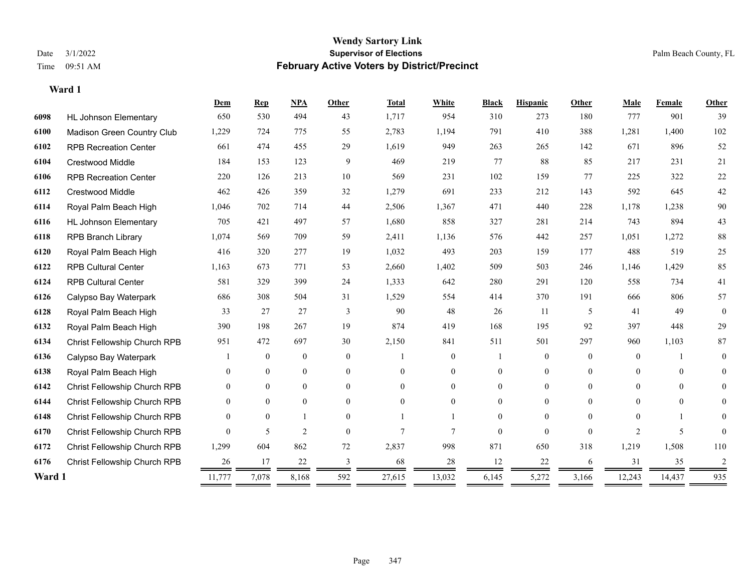# Wendy Sartory Link
## Supervisor of Elections
## February Active Voters by District/Precinct

Date 3/1/2022
Time 09:51 AM

Palm Beach County, FL

**Ward 1**

| | | Dem | Rep | NPA | Other | Total | White | Black | Hispanic | Other | Male | Female | Other |
|---|---|---|---|---|---|---|---|---|---|---|---|---|---|
| 6098 | HL Johnson Elementary | 650 | 530 | 494 | 43 | 1,717 | 954 | 310 | 273 | 180 | 777 | 901 | 39 |
| 6100 | Madison Green Country Club | 1,229 | 724 | 775 | 55 | 2,783 | 1,194 | 791 | 410 | 388 | 1,281 | 1,400 | 102 |
| 6102 | RPB Recreation Center | 661 | 474 | 455 | 29 | 1,619 | 949 | 263 | 265 | 142 | 671 | 896 | 52 |
| 6104 | Crestwood Middle | 184 | 153 | 123 | 9 | 469 | 219 | 77 | 88 | 85 | 217 | 231 | 21 |
| 6106 | RPB Recreation Center | 220 | 126 | 213 | 10 | 569 | 231 | 102 | 159 | 77 | 225 | 322 | 22 |
| 6112 | Crestwood Middle | 462 | 426 | 359 | 32 | 1,279 | 691 | 233 | 212 | 143 | 592 | 645 | 42 |
| 6114 | Royal Palm Beach High | 1,046 | 702 | 714 | 44 | 2,506 | 1,367 | 471 | 440 | 228 | 1,178 | 1,238 | 90 |
| 6116 | HL Johnson Elementary | 705 | 421 | 497 | 57 | 1,680 | 858 | 327 | 281 | 214 | 743 | 894 | 43 |
| 6118 | RPB Branch Library | 1,074 | 569 | 709 | 59 | 2,411 | 1,136 | 576 | 442 | 257 | 1,051 | 1,272 | 88 |
| 6120 | Royal Palm Beach High | 416 | 320 | 277 | 19 | 1,032 | 493 | 203 | 159 | 177 | 488 | 519 | 25 |
| 6122 | RPB Cultural Center | 1,163 | 673 | 771 | 53 | 2,660 | 1,402 | 509 | 503 | 246 | 1,146 | 1,429 | 85 |
| 6124 | RPB Cultural Center | 581 | 329 | 399 | 24 | 1,333 | 642 | 280 | 291 | 120 | 558 | 734 | 41 |
| 6126 | Calypso Bay Waterpark | 686 | 308 | 504 | 31 | 1,529 | 554 | 414 | 370 | 191 | 666 | 806 | 57 |
| 6128 | Royal Palm Beach High | 33 | 27 | 27 | 3 | 90 | 48 | 26 | 11 | 5 | 41 | 49 | 0 |
| 6132 | Royal Palm Beach High | 390 | 198 | 267 | 19 | 874 | 419 | 168 | 195 | 92 | 397 | 448 | 29 |
| 6134 | Christ Fellowship Church RPB | 951 | 472 | 697 | 30 | 2,150 | 841 | 511 | 501 | 297 | 960 | 1,103 | 87 |
| 6136 | Calypso Bay Waterpark | 1 | 0 | 0 | 0 | 1 | 0 | 1 | 0 | 0 | 0 | 1 | 0 |
| 6138 | Royal Palm Beach High | 0 | 0 | 0 | 0 | 0 | 0 | 0 | 0 | 0 | 0 | 0 | 0 |
| 6142 | Christ Fellowship Church RPB | 0 | 0 | 0 | 0 | 0 | 0 | 0 | 0 | 0 | 0 | 0 | 0 |
| 6144 | Christ Fellowship Church RPB | 0 | 0 | 0 | 0 | 0 | 0 | 0 | 0 | 0 | 0 | 0 | 0 |
| 6148 | Christ Fellowship Church RPB | 0 | 0 | 1 | 0 | 1 | 1 | 0 | 0 | 0 | 0 | 1 | 0 |
| 6170 | Christ Fellowship Church RPB | 0 | 5 | 2 | 0 | 7 | 7 | 0 | 0 | 0 | 2 | 5 | 0 |
| 6172 | Christ Fellowship Church RPB | 1,299 | 604 | 862 | 72 | 2,837 | 998 | 871 | 650 | 318 | 1,219 | 1,508 | 110 |
| 6176 | Christ Fellowship Church RPB | 26 | 17 | 22 | 3 | 68 | 28 | 12 | 22 | 6 | 31 | 35 | 2 |
| **Ward 1** | | 11,777 | 7,078 | 8,168 | 592 | 27,615 | 13,032 | 6,145 | 5,272 | 3,166 | 12,243 | 14,437 | 935 |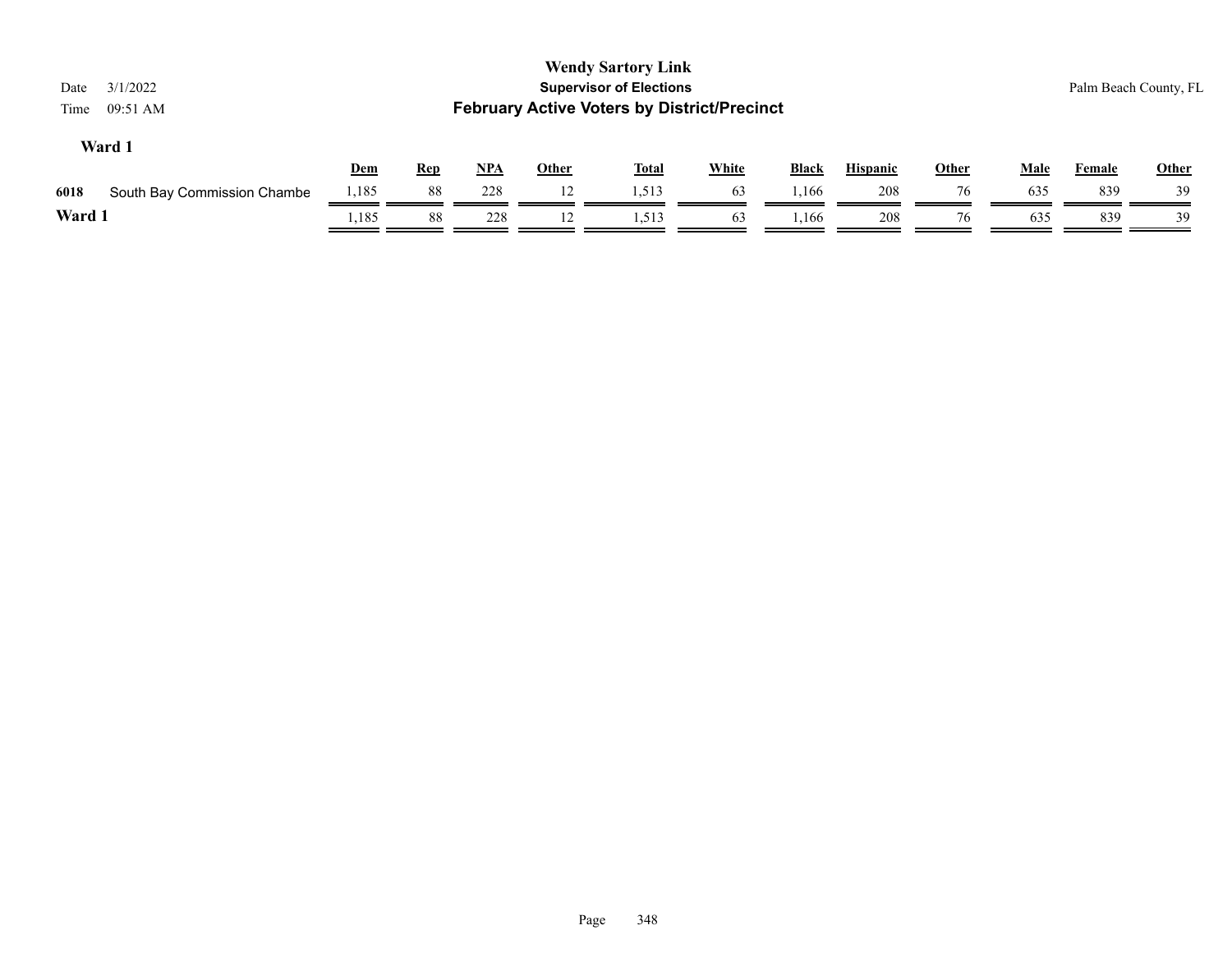**Wendy Sartory Link**

**Supervisor of Elections**

**February Active Voters by District/Precinct**

Date 3/1/2022

Time 09:51 AM

Palm Beach County, FL

### Ward 1

| | | Dem | Rep | NPA | Other | Total | White | Black | Hispanic | Other | Male | Female | Other |
|---|---|---|---|---|---|---|---|---|---|---|---|---|---|
| 6018 | South Bay Commission Chambe | 1,185 | 88 | 228 | 12 | 1,513 | 63 | 1,166 | 208 | 76 | 635 | 839 | 39 |
| **Ward 1** | | 1,185 | 88 | 228 | 12 | 1,513 | 63 | 1,166 | 208 | 76 | 635 | 839 | 39 |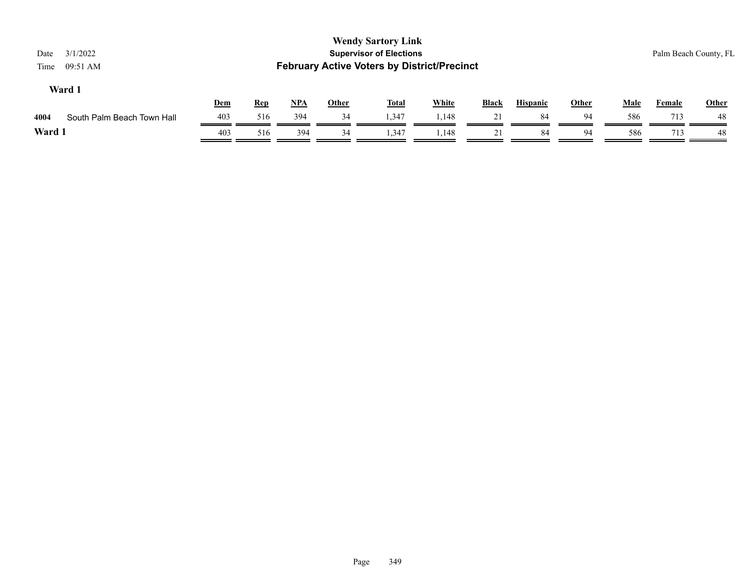**Wendy Sartory Link**

**Supervisor of Elections**

**February Active Voters by District/Precinct**

Date 3/1/2022

Time 09:51 AM

Palm Beach County, FL

### Ward 1

| | | Dem | Rep | NPA | Other | Total | White | Black | Hispanic | Other | Male | Female | Other |
|---|---|---|---|---|---|---|---|---|---|---|---|---|---|
| 4004 | South Palm Beach Town Hall | 403 | 516 | 394 | 34 | 1,347 | 1,148 | 21 | 84 | 94 | 586 | 713 | 48 |
| **Ward 1** | | 403 | 516 | 394 | 34 | 1,347 | 1,148 | 21 | 84 | 94 | 586 | 713 | 48 |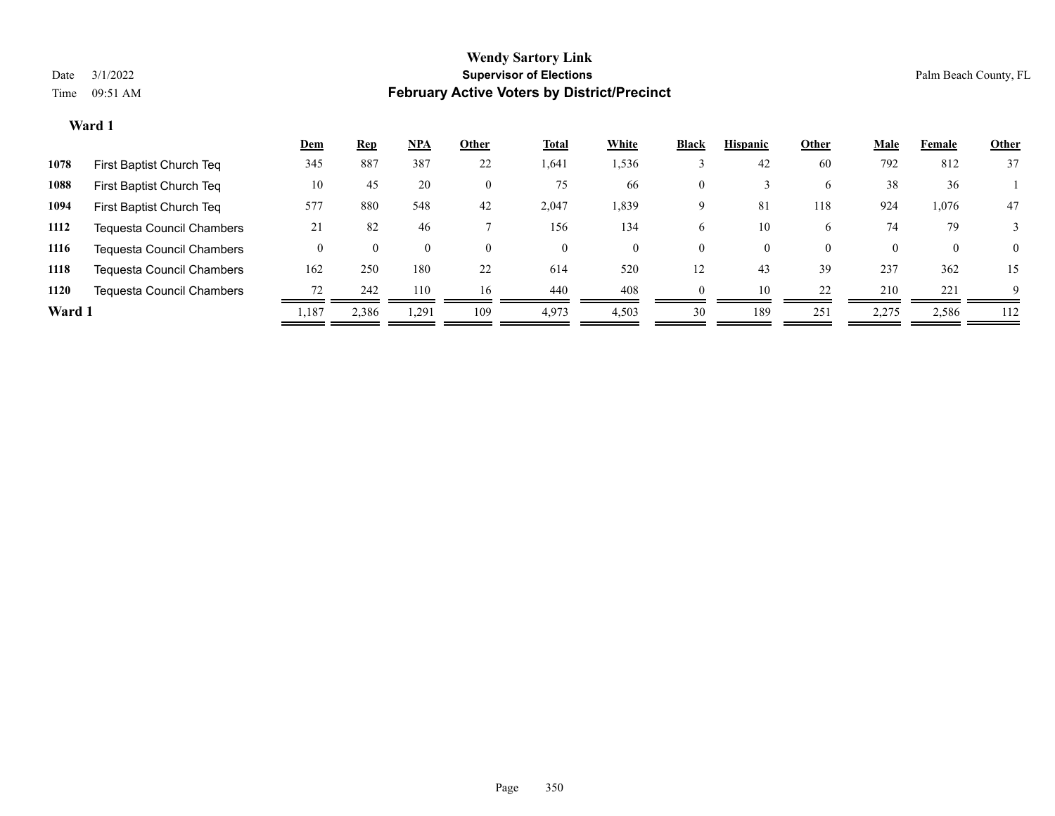# Wendy Sartory Link

**Supervisor of Elections**

**February Active Voters by District/Precinct**

Date 3/1/2022

Time 09:51 AM

Palm Beach County, FL

## Ward 1

| | | Dem | Rep | NPA | Other | Total | White | Black | Hispanic | Other | Male | Female | Other |
|---|---|---|---|---|---|---|---|---|---|---|---|---|---|
| 1078 | First Baptist Church Teq | 345 | 887 | 387 | 22 | 1,641 | 1,536 | 3 | 42 | 60 | 792 | 812 | 37 |
| 1088 | First Baptist Church Teq | 10 | 45 | 20 | 0 | 75 | 66 | 0 | 3 | 6 | 38 | 36 | 1 |
| 1094 | First Baptist Church Teq | 577 | 880 | 548 | 42 | 2,047 | 1,839 | 9 | 81 | 118 | 924 | 1,076 | 47 |
| 1112 | Tequesta Council Chambers | 21 | 82 | 46 | 7 | 156 | 134 | 6 | 10 | 6 | 74 | 79 | 3 |
| 1116 | Tequesta Council Chambers | 0 | 0 | 0 | 0 | 0 | 0 | 0 | 0 | 0 | 0 | 0 | 0 |
| 1118 | Tequesta Council Chambers | 162 | 250 | 180 | 22 | 614 | 520 | 12 | 43 | 39 | 237 | 362 | 15 |
| 1120 | Tequesta Council Chambers | 72 | 242 | 110 | 16 | 440 | 408 | 0 | 10 | 22 | 210 | 221 | 9 |
| **Ward 1** | | 1,187 | 2,386 | 1,291 | 109 | 4,973 | 4,503 | 30 | 189 | 251 | 2,275 | 2,586 | 112 |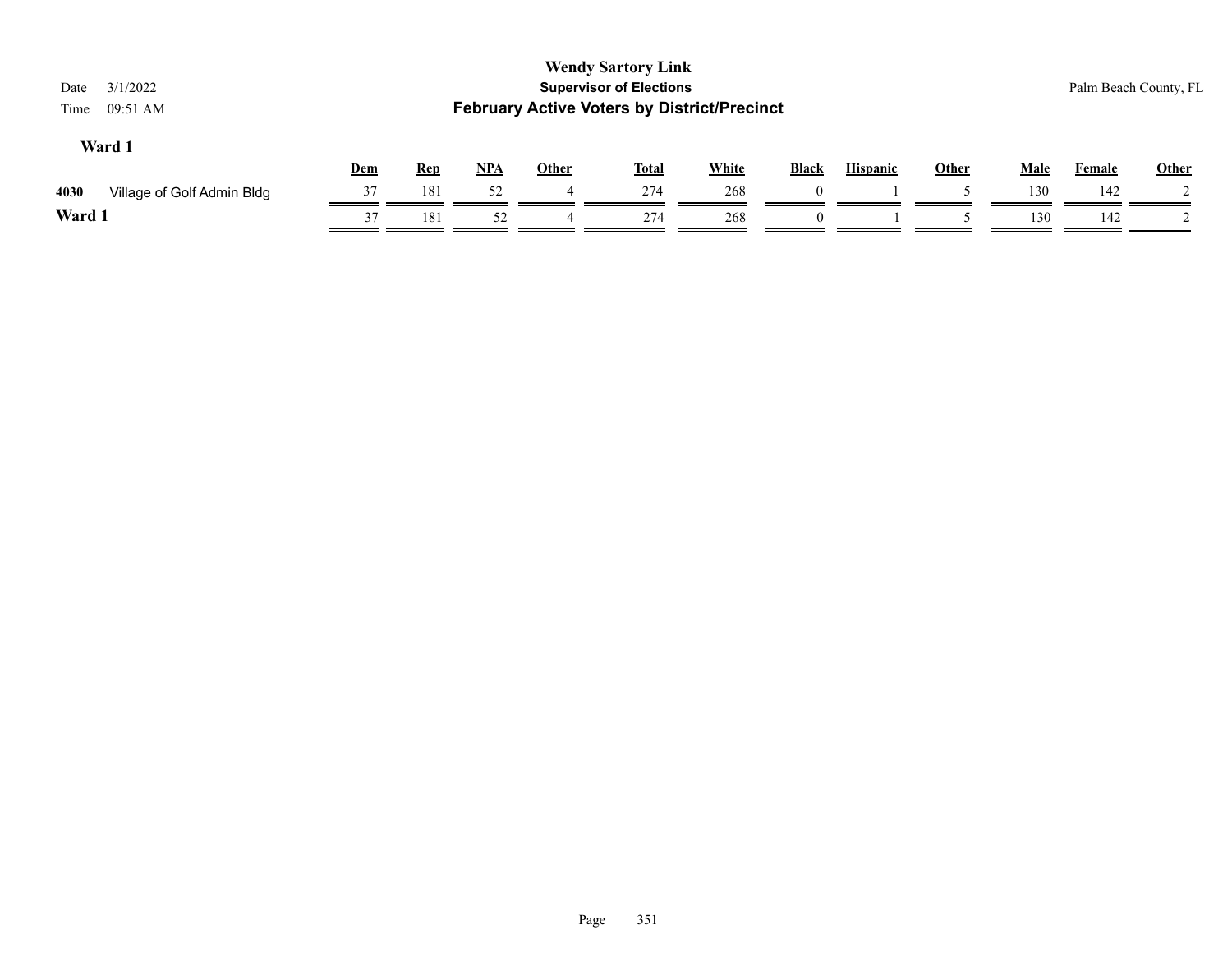**Wendy Sartory Link**
**Supervisor of Elections**
**February Active Voters by District/Precinct**

Date 3/1/2022
Time 09:51 AM

Palm Beach County, FL

## Ward 1

| | | Dem | Rep | NPA | Other | Total | White | Black | Hispanic | Other | Male | Female | Other |
|---|---|---|---|---|---|---|---|---|---|---|---|---|---|
| 4030 | Village of Golf Admin Bldg | 37 | 181 | 52 | 4 | 274 | 268 | 0 | 1 | 5 | 130 | 142 | 2 |
| **Ward 1** | | 37 | 181 | 52 | 4 | 274 | 268 | 0 | 1 | 5 | 130 | 142 | 2 |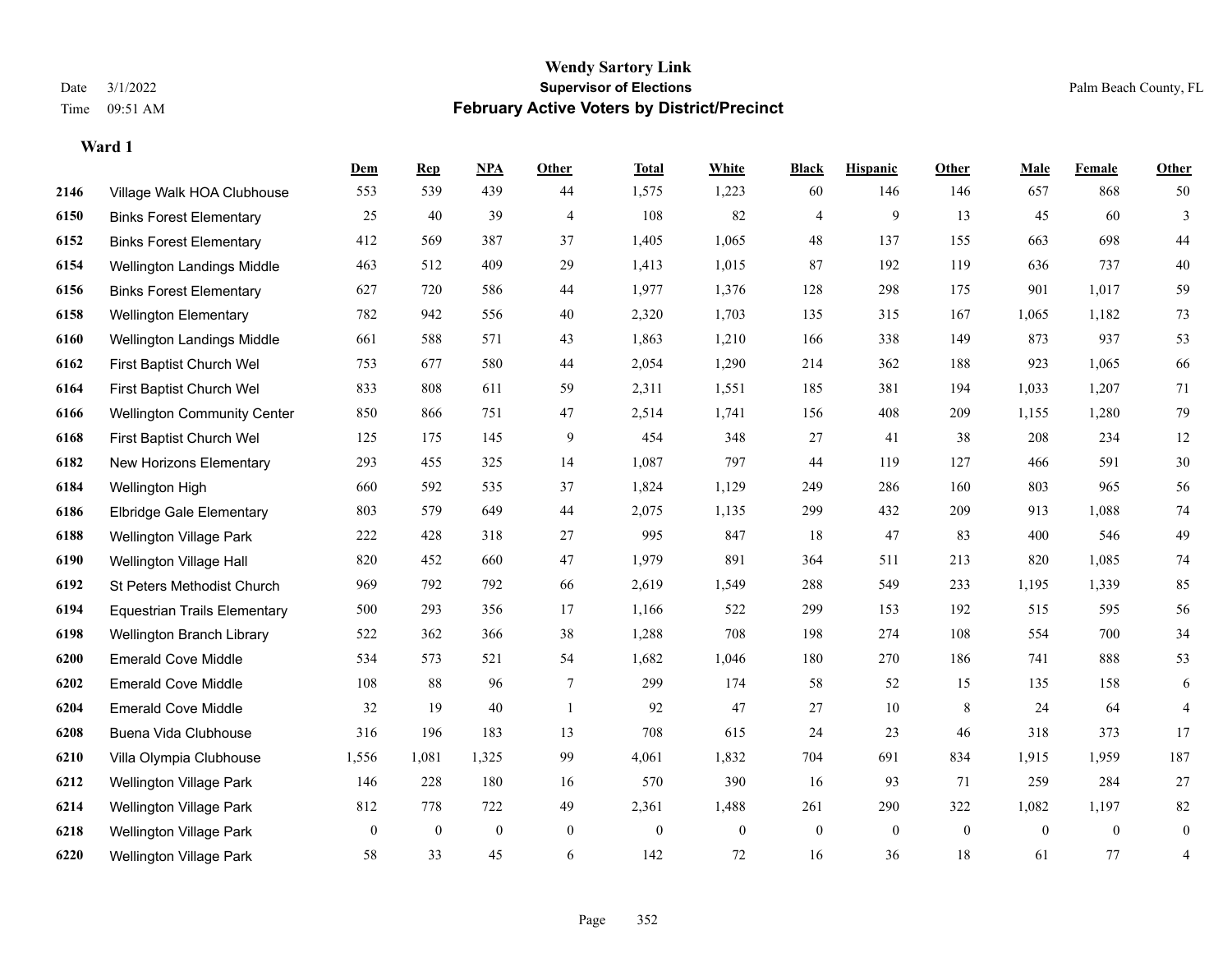# Wendy Sartory Link

## Supervisor of Elections

## February Active Voters by District/Precinct

Date 3/1/2022
Time 09:51 AM

Palm Beach County, FL

**Ward 1**

| | | Dem | Rep | NPA | Other | Total | White | Black | Hispanic | Other | Male | Female | Other |
|---|---|---|---|---|---|---|---|---|---|---|---|---|---|
| 2146 | Village Walk HOA Clubhouse | 553 | 539 | 439 | 44 | 1,575 | 1,223 | 60 | 146 | 146 | 657 | 868 | 50 |
| 6150 | Binks Forest Elementary | 25 | 40 | 39 | 4 | 108 | 82 | 4 | 9 | 13 | 45 | 60 | 3 |
| 6152 | Binks Forest Elementary | 412 | 569 | 387 | 37 | 1,405 | 1,065 | 48 | 137 | 155 | 663 | 698 | 44 |
| 6154 | Wellington Landings Middle | 463 | 512 | 409 | 29 | 1,413 | 1,015 | 87 | 192 | 119 | 636 | 737 | 40 |
| 6156 | Binks Forest Elementary | 627 | 720 | 586 | 44 | 1,977 | 1,376 | 128 | 298 | 175 | 901 | 1,017 | 59 |
| 6158 | Wellington Elementary | 782 | 942 | 556 | 40 | 2,320 | 1,703 | 135 | 315 | 167 | 1,065 | 1,182 | 73 |
| 6160 | Wellington Landings Middle | 661 | 588 | 571 | 43 | 1,863 | 1,210 | 166 | 338 | 149 | 873 | 937 | 53 |
| 6162 | First Baptist Church Wel | 753 | 677 | 580 | 44 | 2,054 | 1,290 | 214 | 362 | 188 | 923 | 1,065 | 66 |
| 6164 | First Baptist Church Wel | 833 | 808 | 611 | 59 | 2,311 | 1,551 | 185 | 381 | 194 | 1,033 | 1,207 | 71 |
| 6166 | Wellington Community Center | 850 | 866 | 751 | 47 | 2,514 | 1,741 | 156 | 408 | 209 | 1,155 | 1,280 | 79 |
| 6168 | First Baptist Church Wel | 125 | 175 | 145 | 9 | 454 | 348 | 27 | 41 | 38 | 208 | 234 | 12 |
| 6182 | New Horizons Elementary | 293 | 455 | 325 | 14 | 1,087 | 797 | 44 | 119 | 127 | 466 | 591 | 30 |
| 6184 | Wellington High | 660 | 592 | 535 | 37 | 1,824 | 1,129 | 249 | 286 | 160 | 803 | 965 | 56 |
| 6186 | Elbridge Gale Elementary | 803 | 579 | 649 | 44 | 2,075 | 1,135 | 299 | 432 | 209 | 913 | 1,088 | 74 |
| 6188 | Wellington Village Park | 222 | 428 | 318 | 27 | 995 | 847 | 18 | 47 | 83 | 400 | 546 | 49 |
| 6190 | Wellington Village Hall | 820 | 452 | 660 | 47 | 1,979 | 891 | 364 | 511 | 213 | 820 | 1,085 | 74 |
| 6192 | St Peters Methodist Church | 969 | 792 | 792 | 66 | 2,619 | 1,549 | 288 | 549 | 233 | 1,195 | 1,339 | 85 |
| 6194 | Equestrian Trails Elementary | 500 | 293 | 356 | 17 | 1,166 | 522 | 299 | 153 | 192 | 515 | 595 | 56 |
| 6198 | Wellington Branch Library | 522 | 362 | 366 | 38 | 1,288 | 708 | 198 | 274 | 108 | 554 | 700 | 34 |
| 6200 | Emerald Cove Middle | 534 | 573 | 521 | 54 | 1,682 | 1,046 | 180 | 270 | 186 | 741 | 888 | 53 |
| 6202 | Emerald Cove Middle | 108 | 88 | 96 | 7 | 299 | 174 | 58 | 52 | 15 | 135 | 158 | 6 |
| 6204 | Emerald Cove Middle | 32 | 19 | 40 | 1 | 92 | 47 | 27 | 10 | 8 | 24 | 64 | 4 |
| 6208 | Buena Vida Clubhouse | 316 | 196 | 183 | 13 | 708 | 615 | 24 | 23 | 46 | 318 | 373 | 17 |
| 6210 | Villa Olympia Clubhouse | 1,556 | 1,081 | 1,325 | 99 | 4,061 | 1,832 | 704 | 691 | 834 | 1,915 | 1,959 | 187 |
| 6212 | Wellington Village Park | 146 | 228 | 180 | 16 | 570 | 390 | 16 | 93 | 71 | 259 | 284 | 27 |
| 6214 | Wellington Village Park | 812 | 778 | 722 | 49 | 2,361 | 1,488 | 261 | 290 | 322 | 1,082 | 1,197 | 82 |
| 6218 | Wellington Village Park | 0 | 0 | 0 | 0 | 0 | 0 | 0 | 0 | 0 | 0 | 0 | 0 |
| 6220 | Wellington Village Park | 58 | 33 | 45 | 6 | 142 | 72 | 16 | 36 | 18 | 61 | 77 | 4 |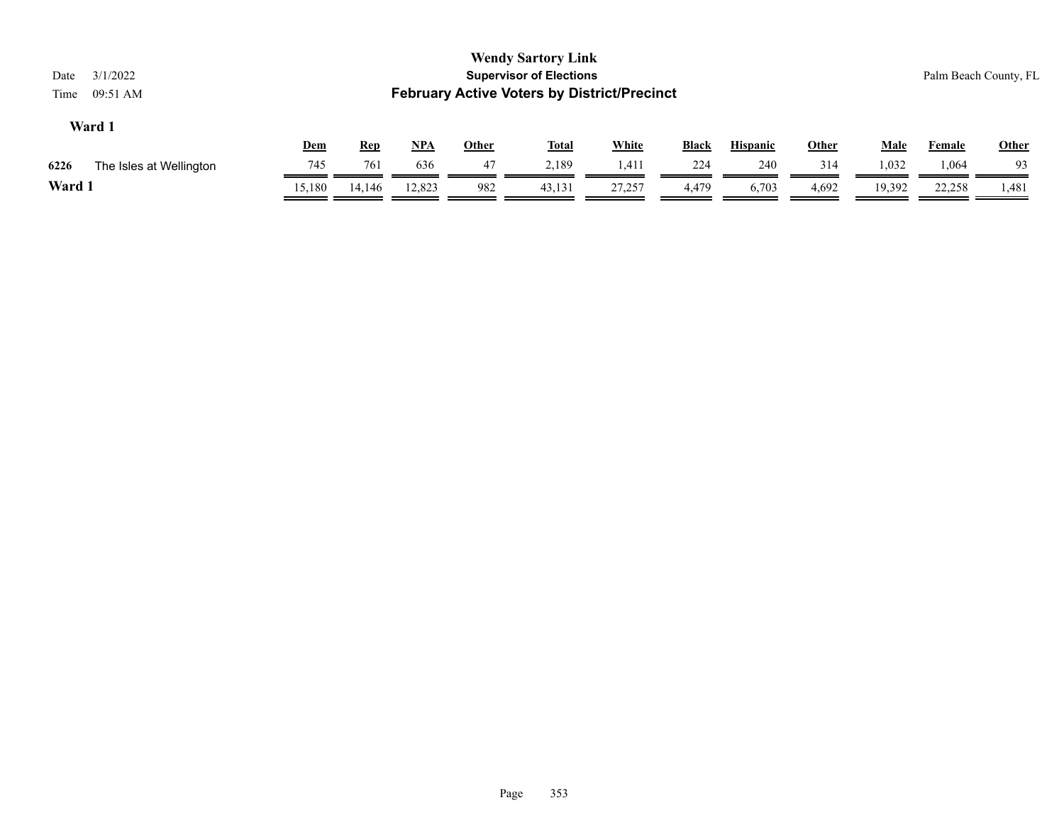# Wendy Sartory Link

## Supervisor of Elections

## February Active Voters by District/Precinct

Date 3/1/2022
Time 09:51 AM

Palm Beach County, FL

### Ward 1

| | | Dem | Rep | NPA | Other | Total | White | Black | Hispanic | Other | Male | Female | Other |
|---|---|---|---|---|---|---|---|---|---|---|---|---|---|
| 6226 | The Isles at Wellington | 745 | 761 | 636 | 47 | 2,189 | 1,411 | 224 | 240 | 314 | 1,032 | 1,064 | 93 |
| **Ward 1** | | 15,180 | 14,146 | 12,823 | 982 | 43,131 | 27,257 | 4,479 | 6,703 | 4,692 | 19,392 | 22,258 | 1,481 |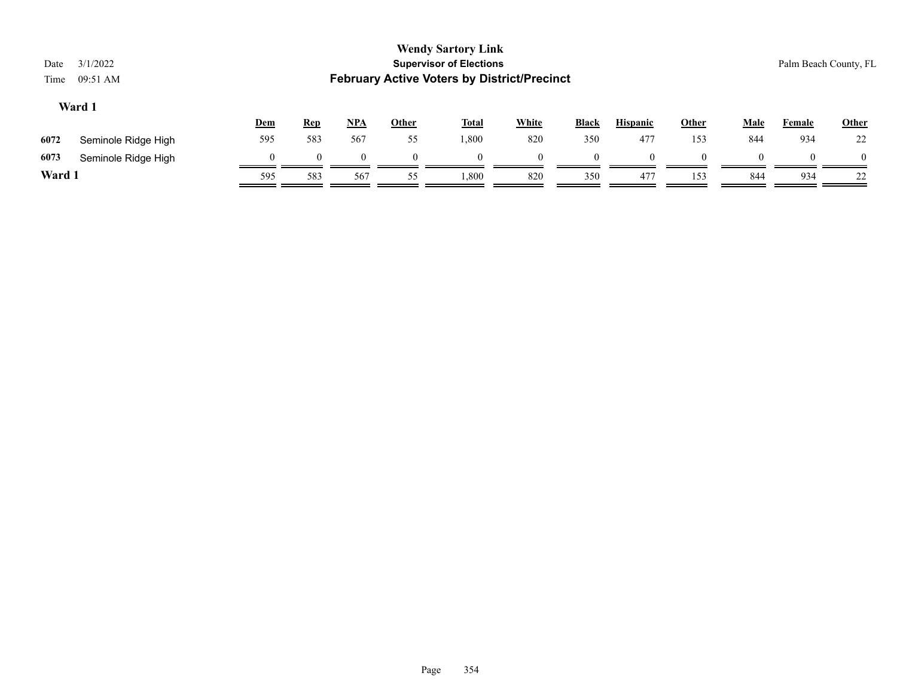**Wendy Sartory Link**

**Supervisor of Elections**

**February Active Voters by District/Precinct**

Date 3/1/2022

Time 09:51 AM

Palm Beach County, FL

### Ward 1

| | | Dem | Rep | NPA | Other | Total | White | Black | Hispanic | Other | Male | Female | Other |
|---|---|---|---|---|---|---|---|---|---|---|---|---|---|
| 6072 | Seminole Ridge High | 595 | 583 | 567 | 55 | 1,800 | 820 | 350 | 477 | 153 | 844 | 934 | 22 |
| 6073 | Seminole Ridge High | 0 | 0 | 0 | 0 | 0 | 0 | 0 | 0 | 0 | 0 | 0 | 0 |
| **Ward 1** | | 595 | 583 | 567 | 55 | 1,800 | 820 | 350 | 477 | 153 | 844 | 934 | 22 |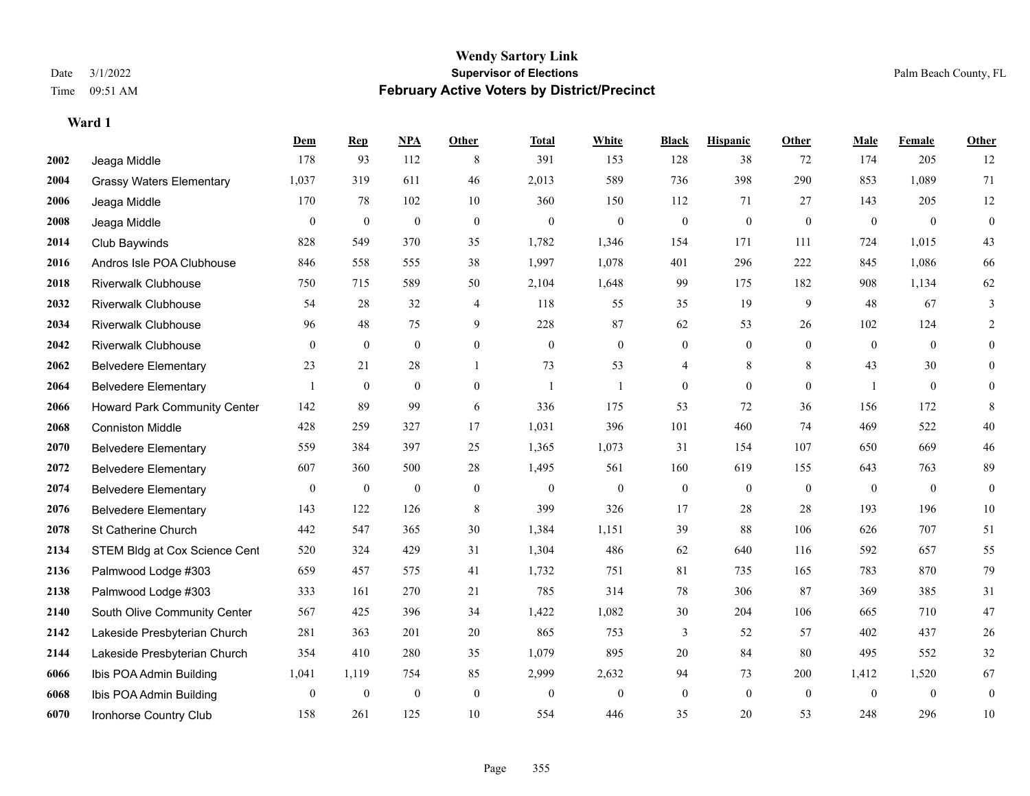# Wendy Sartory Link
## Supervisor of Elections
## February Active Voters by District/Precinct

Date 3/1/2022
Time 09:51 AM

Palm Beach County, FL

### Ward 1

| | | Dem | Rep | NPA | Other | Total | White | Black | Hispanic | Other | Male | Female | Other |
|---|---|---|---|---|---|---|---|---|---|---|---|---|---|
| 2002 | Jeaga Middle | 178 | 93 | 112 | 8 | 391 | 153 | 128 | 38 | 72 | 174 | 205 | 12 |
| 2004 | Grassy Waters Elementary | 1,037 | 319 | 611 | 46 | 2,013 | 589 | 736 | 398 | 290 | 853 | 1,089 | 71 |
| 2006 | Jeaga Middle | 170 | 78 | 102 | 10 | 360 | 150 | 112 | 71 | 27 | 143 | 205 | 12 |
| 2008 | Jeaga Middle | 0 | 0 | 0 | 0 | 0 | 0 | 0 | 0 | 0 | 0 | 0 | 0 |
| 2014 | Club Baywinds | 828 | 549 | 370 | 35 | 1,782 | 1,346 | 154 | 171 | 111 | 724 | 1,015 | 43 |
| 2016 | Andros Isle POA Clubhouse | 846 | 558 | 555 | 38 | 1,997 | 1,078 | 401 | 296 | 222 | 845 | 1,086 | 66 |
| 2018 | Riverwalk Clubhouse | 750 | 715 | 589 | 50 | 2,104 | 1,648 | 99 | 175 | 182 | 908 | 1,134 | 62 |
| 2032 | Riverwalk Clubhouse | 54 | 28 | 32 | 4 | 118 | 55 | 35 | 19 | 9 | 48 | 67 | 3 |
| 2034 | Riverwalk Clubhouse | 96 | 48 | 75 | 9 | 228 | 87 | 62 | 53 | 26 | 102 | 124 | 2 |
| 2042 | Riverwalk Clubhouse | 0 | 0 | 0 | 0 | 0 | 0 | 0 | 0 | 0 | 0 | 0 | 0 |
| 2062 | Belvedere Elementary | 23 | 21 | 28 | 1 | 73 | 53 | 4 | 8 | 8 | 43 | 30 | 0 |
| 2064 | Belvedere Elementary | 1 | 0 | 0 | 0 | 1 | 1 | 0 | 0 | 0 | 1 | 0 | 0 |
| 2066 | Howard Park Community Center | 142 | 89 | 99 | 6 | 336 | 175 | 53 | 72 | 36 | 156 | 172 | 8 |
| 2068 | Conniston Middle | 428 | 259 | 327 | 17 | 1,031 | 396 | 101 | 460 | 74 | 469 | 522 | 40 |
| 2070 | Belvedere Elementary | 559 | 384 | 397 | 25 | 1,365 | 1,073 | 31 | 154 | 107 | 650 | 669 | 46 |
| 2072 | Belvedere Elementary | 607 | 360 | 500 | 28 | 1,495 | 561 | 160 | 619 | 155 | 643 | 763 | 89 |
| 2074 | Belvedere Elementary | 0 | 0 | 0 | 0 | 0 | 0 | 0 | 0 | 0 | 0 | 0 | 0 |
| 2076 | Belvedere Elementary | 143 | 122 | 126 | 8 | 399 | 326 | 17 | 28 | 28 | 193 | 196 | 10 |
| 2078 | St Catherine Church | 442 | 547 | 365 | 30 | 1,384 | 1,151 | 39 | 88 | 106 | 626 | 707 | 51 |
| 2134 | STEM Bldg at Cox Science Cent | 520 | 324 | 429 | 31 | 1,304 | 486 | 62 | 640 | 116 | 592 | 657 | 55 |
| 2136 | Palmwood Lodge #303 | 659 | 457 | 575 | 41 | 1,732 | 751 | 81 | 735 | 165 | 783 | 870 | 79 |
| 2138 | Palmwood Lodge #303 | 333 | 161 | 270 | 21 | 785 | 314 | 78 | 306 | 87 | 369 | 385 | 31 |
| 2140 | South Olive Community Center | 567 | 425 | 396 | 34 | 1,422 | 1,082 | 30 | 204 | 106 | 665 | 710 | 47 |
| 2142 | Lakeside Presbyterian Church | 281 | 363 | 201 | 20 | 865 | 753 | 3 | 52 | 57 | 402 | 437 | 26 |
| 2144 | Lakeside Presbyterian Church | 354 | 410 | 280 | 35 | 1,079 | 895 | 20 | 84 | 80 | 495 | 552 | 32 |
| 6066 | Ibis POA Admin Building | 1,041 | 1,119 | 754 | 85 | 2,999 | 2,632 | 94 | 73 | 200 | 1,412 | 1,520 | 67 |
| 6068 | Ibis POA Admin Building | 0 | 0 | 0 | 0 | 0 | 0 | 0 | 0 | 0 | 0 | 0 | 0 |
| 6070 | Ironhorse Country Club | 158 | 261 | 125 | 10 | 554 | 446 | 35 | 20 | 53 | 248 | 296 | 10 |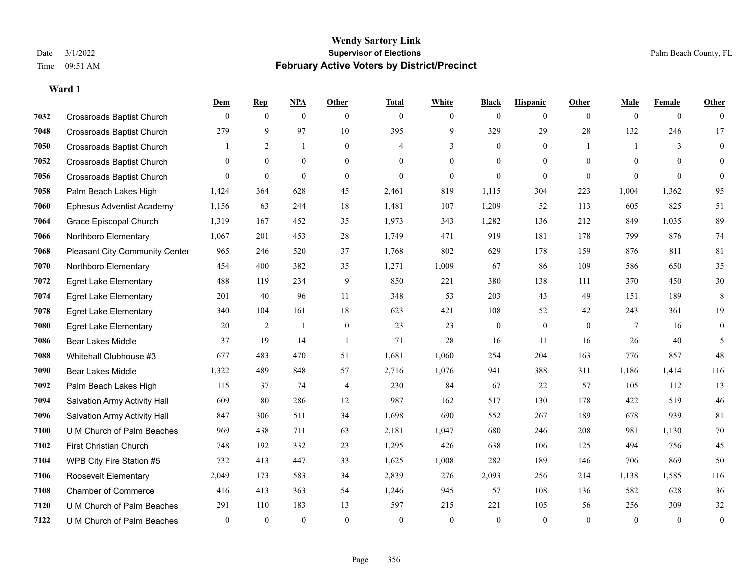**Wendy Sartory Link**

**Supervisor of Elections**

**February Active Voters by District/Precinct**

Date 3/1/2022
Time 09:51 AM

Palm Beach County, FL

**Ward 1**

| | | Dem | Rep | NPA | Other | Total | White | Black | Hispanic | Other | Male | Female | Other |
|---|---|---|---|---|---|---|---|---|---|---|---|---|---|
| 7032 | Crossroads Baptist Church | 0 | 0 | 0 | 0 | 0 | 0 | 0 | 0 | 0 | 0 | 0 | 0 |
| 7048 | Crossroads Baptist Church | 279 | 9 | 97 | 10 | 395 | 9 | 329 | 29 | 28 | 132 | 246 | 17 |
| 7050 | Crossroads Baptist Church | 1 | 2 | 1 | 0 | 4 | 3 | 0 | 0 | 1 | 1 | 3 | 0 |
| 7052 | Crossroads Baptist Church | 0 | 0 | 0 | 0 | 0 | 0 | 0 | 0 | 0 | 0 | 0 | 0 |
| 7056 | Crossroads Baptist Church | 0 | 0 | 0 | 0 | 0 | 0 | 0 | 0 | 0 | 0 | 0 | 0 |
| 7058 | Palm Beach Lakes High | 1,424 | 364 | 628 | 45 | 2,461 | 819 | 1,115 | 304 | 223 | 1,004 | 1,362 | 95 |
| 7060 | Ephesus Adventist Academy | 1,156 | 63 | 244 | 18 | 1,481 | 107 | 1,209 | 52 | 113 | 605 | 825 | 51 |
| 7064 | Grace Episcopal Church | 1,319 | 167 | 452 | 35 | 1,973 | 343 | 1,282 | 136 | 212 | 849 | 1,035 | 89 |
| 7066 | Northboro Elementary | 1,067 | 201 | 453 | 28 | 1,749 | 471 | 919 | 181 | 178 | 799 | 876 | 74 |
| 7068 | Pleasant City Community Center | 965 | 246 | 520 | 37 | 1,768 | 802 | 629 | 178 | 159 | 876 | 811 | 81 |
| 7070 | Northboro Elementary | 454 | 400 | 382 | 35 | 1,271 | 1,009 | 67 | 86 | 109 | 586 | 650 | 35 |
| 7072 | Egret Lake Elementary | 488 | 119 | 234 | 9 | 850 | 221 | 380 | 138 | 111 | 370 | 450 | 30 |
| 7074 | Egret Lake Elementary | 201 | 40 | 96 | 11 | 348 | 53 | 203 | 43 | 49 | 151 | 189 | 8 |
| 7078 | Egret Lake Elementary | 340 | 104 | 161 | 18 | 623 | 421 | 108 | 52 | 42 | 243 | 361 | 19 |
| 7080 | Egret Lake Elementary | 20 | 2 | 1 | 0 | 23 | 23 | 0 | 0 | 0 | 7 | 16 | 0 |
| 7086 | Bear Lakes Middle | 37 | 19 | 14 | 1 | 71 | 28 | 16 | 11 | 16 | 26 | 40 | 5 |
| 7088 | Whitehall Clubhouse #3 | 677 | 483 | 470 | 51 | 1,681 | 1,060 | 254 | 204 | 163 | 776 | 857 | 48 |
| 7090 | Bear Lakes Middle | 1,322 | 489 | 848 | 57 | 2,716 | 1,076 | 941 | 388 | 311 | 1,186 | 1,414 | 116 |
| 7092 | Palm Beach Lakes High | 115 | 37 | 74 | 4 | 230 | 84 | 67 | 22 | 57 | 105 | 112 | 13 |
| 7094 | Salvation Army Activity Hall | 609 | 80 | 286 | 12 | 987 | 162 | 517 | 130 | 178 | 422 | 519 | 46 |
| 7096 | Salvation Army Activity Hall | 847 | 306 | 511 | 34 | 1,698 | 690 | 552 | 267 | 189 | 678 | 939 | 81 |
| 7100 | U M Church of Palm Beaches | 969 | 438 | 711 | 63 | 2,181 | 1,047 | 680 | 246 | 208 | 981 | 1,130 | 70 |
| 7102 | First Christian Church | 748 | 192 | 332 | 23 | 1,295 | 426 | 638 | 106 | 125 | 494 | 756 | 45 |
| 7104 | WPB City Fire Station #5 | 732 | 413 | 447 | 33 | 1,625 | 1,008 | 282 | 189 | 146 | 706 | 869 | 50 |
| 7106 | Roosevelt Elementary | 2,049 | 173 | 583 | 34 | 2,839 | 276 | 2,093 | 256 | 214 | 1,138 | 1,585 | 116 |
| 7108 | Chamber of Commerce | 416 | 413 | 363 | 54 | 1,246 | 945 | 57 | 108 | 136 | 582 | 628 | 36 |
| 7120 | U M Church of Palm Beaches | 291 | 110 | 183 | 13 | 597 | 215 | 221 | 105 | 56 | 256 | 309 | 32 |
| 7122 | U M Church of Palm Beaches | 0 | 0 | 0 | 0 | 0 | 0 | 0 | 0 | 0 | 0 | 0 | 0 |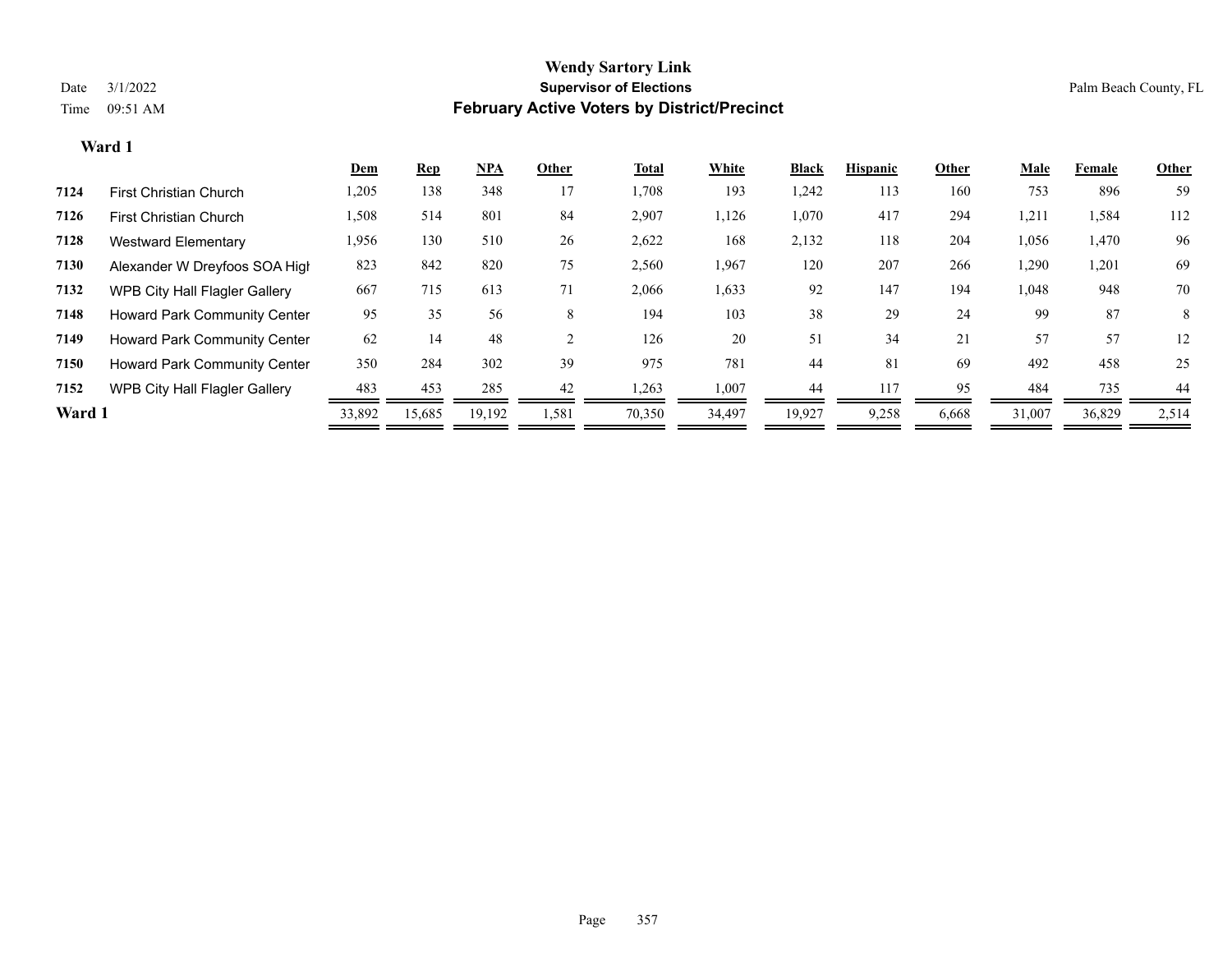**Wendy Sartory Link**

**Supervisor of Elections**

**February Active Voters by District/Precinct**

Date 3/1/2022

Time 09:51 AM

Palm Beach County, FL

### Ward 1

| | | Dem | Rep | NPA | Other | Total | White | Black | Hispanic | Other | Male | Female | Other |
|---|---|---|---|---|---|---|---|---|---|---|---|---|---|
| 7124 | First Christian Church | 1,205 | 138 | 348 | 17 | 1,708 | 193 | 1,242 | 113 | 160 | 753 | 896 | 59 |
| 7126 | First Christian Church | 1,508 | 514 | 801 | 84 | 2,907 | 1,126 | 1,070 | 417 | 294 | 1,211 | 1,584 | 112 |
| 7128 | Westward Elementary | 1,956 | 130 | 510 | 26 | 2,622 | 168 | 2,132 | 118 | 204 | 1,056 | 1,470 | 96 |
| 7130 | Alexander W Dreyfoos SOA High | 823 | 842 | 820 | 75 | 2,560 | 1,967 | 120 | 207 | 266 | 1,290 | 1,201 | 69 |
| 7132 | WPB City Hall Flagler Gallery | 667 | 715 | 613 | 71 | 2,066 | 1,633 | 92 | 147 | 194 | 1,048 | 948 | 70 |
| 7148 | Howard Park Community Center | 95 | 35 | 56 | 8 | 194 | 103 | 38 | 29 | 24 | 99 | 87 | 8 |
| 7149 | Howard Park Community Center | 62 | 14 | 48 | 2 | 126 | 20 | 51 | 34 | 21 | 57 | 57 | 12 |
| 7150 | Howard Park Community Center | 350 | 284 | 302 | 39 | 975 | 781 | 44 | 81 | 69 | 492 | 458 | 25 |
| 7152 | WPB City Hall Flagler Gallery | 483 | 453 | 285 | 42 | 1,263 | 1,007 | 44 | 117 | 95 | 484 | 735 | 44 |
| **Ward 1** | | 33,892 | 15,685 | 19,192 | 1,581 | 70,350 | 34,497 | 19,927 | 9,258 | 6,668 | 31,007 | 36,829 | 2,514 |